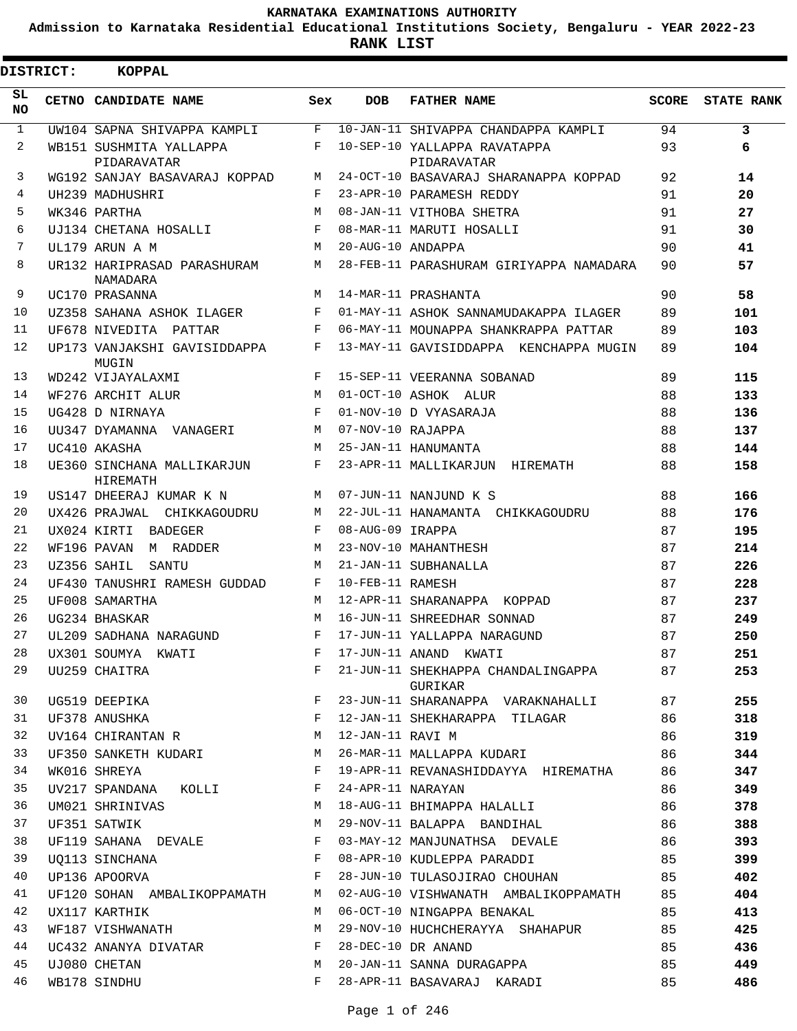# KARNATAKA EXAMINATIONS AUTHORITY

## Admission to Karnataka Residential Educational Institutions Society, Bengaluru - YEAR 2022-23

## RANK LIST

**DISTRICT: KOPPAL**

| SL NO | CETNO | CANDIDATE NAME | Sex | DOB | FATHER NAME | SCORE | STATE RANK |
|---|---|---|---|---|---|---|---|
| 1 | UW104 | SAPNA SHIVAPPA KAMPLI | F | 10-JAN-11 | SHIVAPPA CHANDAPPA KAMPLI | 94 | **3** |
| 2 | WB151 | SUSHMITA YALLAPPA PIDARAVATAR | F | 10-SEP-10 | YALLAPPA RAVATAPPA PIDARAVATAR | 93 | **6** |
| 3 | WG192 | SANJAY BASAVARAJ KOPPAD | M | 24-OCT-10 | BASAVARAJ SHARANAPPA KOPPAD | 92 | **14** |
| 4 | UH239 | MADHUSHRI | F | 23-APR-10 | PARAMESH REDDY | 91 | **20** |
| 5 | WK346 | PARTHA | M | 08-JAN-11 | VITHOBA SHETRA | 91 | **27** |
| 6 | UJ134 | CHETANA HOSALLI | F | 08-MAR-11 | MARUTI HOSALLI | 91 | **30** |
| 7 | UL179 | ARUN A M | M | 20-AUG-10 | ANDAPPA | 90 | **41** |
| 8 | UR132 | HARIPRASAD PARASHURAM NAMADARA | M | 28-FEB-11 | PARASHURAM GIRIYAPPA NAMADARA | 90 | **57** |
| 9 | UC170 | PRASANNA | M | 14-MAR-11 | PRASHANTA | 90 | **58** |
| 10 | UZ358 | SAHANA ASHOK ILAGER | F | 01-MAY-11 | ASHOK SANNAMUDAKAPPA ILAGER | 89 | **101** |
| 11 | UF678 | NIVEDITA PATTAR | F | 06-MAY-11 | MOUNAPPA SHANKRAPPA PATTAR | 89 | **103** |
| 12 | UP173 | VANJAKSHI GAVISIDDAPPA MUGIN | F | 13-MAY-11 | GAVISIDDAPPA KENCHAPPA MUGIN | 89 | **104** |
| 13 | WD242 | VIJAYALAXMI | F | 15-SEP-11 | VEERANNA SOBANAD | 89 | **115** |
| 14 | WF276 | ARCHIT ALUR | M | 01-OCT-10 | ASHOK ALUR | 88 | **133** |
| 15 | UG428 | D NIRNAYA | F | 01-NOV-10 | D VYASARAJA | 88 | **136** |
| 16 | UU347 | DYAMANNA VANAGERI | M | 07-NOV-10 | RAJAPPA | 88 | **137** |
| 17 | UC410 | AKASHA | M | 25-JAN-11 | HANUMANTA | 88 | **144** |
| 18 | UE360 | SINCHANA MALLIKARJUN HIREMATH | F | 23-APR-11 | MALLIKARJUN HIREMATH | 88 | **158** |
| 19 | US147 | DHEERAJ KUMAR K N | M | 07-JUN-11 | NANJUND K S | 88 | **166** |
| 20 | UX426 | PRAJWAL CHIKKAGOUDRU | M | 22-JUL-11 | HANAMANTA CHIKKAGOUDRU | 88 | **176** |
| 21 | UX024 | KIRTI BADEGER | F | 08-AUG-09 | IRAPPA | 87 | **195** |
| 22 | WF196 | PAVAN M RADDER | M | 23-NOV-10 | MAHANTHESH | 87 | **214** |
| 23 | UZ356 | SAHIL SANTU | M | 21-JAN-11 | SUBHANALLA | 87 | **226** |
| 24 | UF430 | TANUSHRI RAMESH GUDDAD | F | 10-FEB-11 | RAMESH | 87 | **228** |
| 25 | UF008 | SAMARTHA | M | 12-APR-11 | SHARANAPPA KOPPAD | 87 | **237** |
| 26 | UG234 | BHASKAR | M | 16-JUN-11 | SHREEDHAR SONNAD | 87 | **249** |
| 27 | UL209 | SADHANA NARAGUND | F | 17-JUN-11 | YALLAPPA NARAGUND | 87 | **250** |
| 28 | UX301 | SOUMYA KWATI | F | 17-JUN-11 | ANAND KWATI | 87 | **251** |
| 29 | UU259 | CHAITRA | F | 21-JUN-11 | SHEKHAPPA CHANDALINGAPPA GURIKAR | 87 | **253** |
| 30 | UG519 | DEEPIKA | F | 23-JUN-11 | SHARANAPPA VARAKNAHALLI | 87 | **255** |
| 31 | UF378 | ANUSHKA | F | 12-JAN-11 | SHEKHARAPPA TILAGAR | 86 | **318** |
| 32 | UV164 | CHIRANTAN R | M | 12-JAN-11 | RAVI M | 86 | **319** |
| 33 | UF350 | SANKETH KUDARI | M | 26-MAR-11 | MALLAPPA KUDARI | 86 | **344** |
| 34 | WK016 | SHREYA | F | 19-APR-11 | REVANASHIDDAYYA HIREMATHA | 86 | **347** |
| 35 | UV217 | SPANDANA KOLLI | F | 24-APR-11 | NARAYAN | 86 | **349** |
| 36 | UM021 | SHRINIVAS | M | 18-AUG-11 | BHIMAPPA HALALLI | 86 | **378** |
| 37 | UF351 | SATWIK | M | 29-NOV-11 | BALAPPA BANDIHAL | 86 | **388** |
| 38 | UF119 | SAHANA DEVALE | F | 03-MAY-12 | MANJUNATHSA DEVALE | 86 | **393** |
| 39 | UQ113 | SINCHANA | F | 08-APR-10 | KUDLEPPA PARADDI | 85 | **399** |
| 40 | UP136 | APOORVA | F | 28-JUN-10 | TULASOJIRAO CHOUHAN | 85 | **402** |
| 41 | UF120 | SOHAN AMBALIKOPPAMATH | M | 02-AUG-10 | VISHWANATH AMBALIKOPPAMATH | 85 | **404** |
| 42 | UX117 | KARTHIK | M | 06-OCT-10 | NINGAPPA BENAKAL | 85 | **413** |
| 43 | WF187 | VISHWANATH | M | 29-NOV-10 | HUCHCHERAYYA SHAHAPUR | 85 | **425** |
| 44 | UC432 | ANANYA DIVATAR | F | 28-DEC-10 | DR ANAND | 85 | **436** |
| 45 | UJ080 | CHETAN | M | 20-JAN-11 | SANNA DURAGAPPA | 85 | **449** |
| 46 | WB178 | SINDHU | F | 28-APR-11 | BASAVARAJ KARADI | 85 | **486** |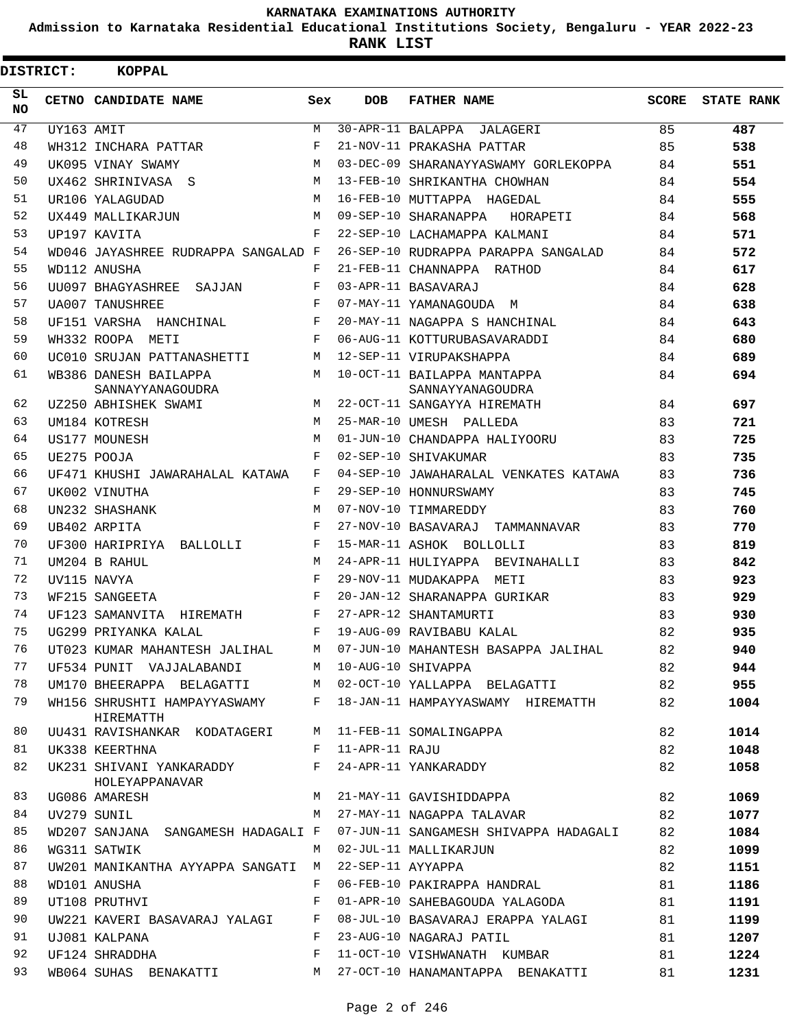KARNATAKA EXAMINATIONS AUTHORITY

Admission to Karnataka Residential Educational Institutions Society, Bengaluru - YEAR 2022-23

**RANK LIST**

**DISTRICT: KOPPAL**

| SL NO | CETNO | CANDIDATE NAME | Sex | DOB | FATHER NAME | SCORE | STATE RANK |
|---|---|---|---|---|---|---|---|
| 47 | UY163 | AMIT | M | 30-APR-11 | BALAPPA JALAGERI | 85 | **487** |
| 48 | WH312 | INCHARA PATTAR | F | 21-NOV-11 | PRAKASHA PATTAR | 85 | **538** |
| 49 | UK095 | VINAY SWAMY | M | 03-DEC-09 | SHARANAYYASWAMY GORLEKOPPA | 84 | **551** |
| 50 | UX462 | SHRINIVASA S | M | 13-FEB-10 | SHRIKANTHA CHOWHAN | 84 | **554** |
| 51 | UR106 | YALAGUDAD | M | 16-FEB-10 | MUTTAPPA HAGEDAL | 84 | **555** |
| 52 | UX449 | MALLIKARJUN | M | 09-SEP-10 | SHARANAPPA HORAPETI | 84 | **568** |
| 53 | UP197 | KAVITA | F | 22-SEP-10 | LACHAMAPPA KALMANI | 84 | **571** |
| 54 | WD046 | JAYASHREE RUDRAPPA SANGALAD | F | 26-SEP-10 | RUDRAPPA PARAPPA SANGALAD | 84 | **572** |
| 55 | WD112 | ANUSHA | F | 21-FEB-11 | CHANNAPPA RATHOD | 84 | **617** |
| 56 | UU097 | BHAGYASHREE SAJJAN | F | 03-APR-11 | BASAVARAJ | 84 | **628** |
| 57 | UA007 | TANUSHREE | F | 07-MAY-11 | YAMANAGOUDA M | 84 | **638** |
| 58 | UF151 | VARSHA HANCHINAL | F | 20-MAY-11 | NAGAPPA S HANCHINAL | 84 | **643** |
| 59 | WH332 | ROOPA METI | F | 06-AUG-11 | KOTTURUBASAVARADDI | 84 | **680** |
| 60 | UC010 | SRUJAN PATTANASHETTI | M | 12-SEP-11 | VIRUPAKSHAPPA | 84 | **689** |
| 61 | WB386 | DANESH BAILAPPA SANNAYYANAGOUDRA | M | 10-OCT-11 | BAILAPPA MANTAPPA SANNAYYANAGOUDRA | 84 | **694** |
| 62 | UZ250 | ABHISHEK SWAMI | M | 22-OCT-11 | SANGAYYA HIREMATH | 84 | **697** |
| 63 | UM184 | KOTRESH | M | 25-MAR-10 | UMESH PALLEDA | 83 | **721** |
| 64 | US177 | MOUNESH | M | 01-JUN-10 | CHANDAPPA HALIYOORU | 83 | **725** |
| 65 | UE275 | POOJA | F | 02-SEP-10 | SHIVAKUMAR | 83 | **735** |
| 66 | UF471 | KHUSHI JAWARAHALAL KATAWA | F | 04-SEP-10 | JAWAHARALAL VENKATES KATAWA | 83 | **736** |
| 67 | UK002 | VINUTHA | F | 29-SEP-10 | HONNURSWAMY | 83 | **745** |
| 68 | UN232 | SHASHANK | M | 07-NOV-10 | TIMMAREDDY | 83 | **760** |
| 69 | UB402 | ARPITA | F | 27-NOV-10 | BASAVARAJ TAMMANNAVAR | 83 | **770** |
| 70 | UF300 | HARIPRIYA BALLOLLI | F | 15-MAR-11 | ASHOK BOLLOLLI | 83 | **819** |
| 71 | UM204 | B RAHUL | M | 24-APR-11 | HULIYAPPA BEVINAHALLI | 83 | **842** |
| 72 | UV115 | NAVYA | F | 29-NOV-11 | MUDAKAPPA METI | 83 | **923** |
| 73 | WF215 | SANGEETA | F | 20-JAN-12 | SHARANAPPA GURIKAR | 83 | **929** |
| 74 | UF123 | SAMANVITA HIREMATH | F | 27-APR-12 | SHANTAMURTI | 83 | **930** |
| 75 | UG299 | PRIYANKA KALAL | F | 19-AUG-09 | RAVIBABU KALAL | 82 | **935** |
| 76 | UT023 | KUMAR MAHANTESH JALIHAL | M | 07-JUN-10 | MAHANTESH BASAPPA JALIHAL | 82 | **940** |
| 77 | UF534 | PUNIT VAJJALABANDI | M | 10-AUG-10 | SHIVAPPA | 82 | **944** |
| 78 | UM170 | BHEERAPPA BELAGATTI | M | 02-OCT-10 | YALLAPPA BELAGATTI | 82 | **955** |
| 79 | WH156 | SHRUSHTI HAMPAYYASWAMY HIREMATTH | F | 18-JAN-11 | HAMPAYYASWAMY HIREMATTH | 82 | **1004** |
| 80 | UU431 | RAVISHANKAR KODATAGERI | M | 11-FEB-11 | SOMALINGAPPA | 82 | **1014** |
| 81 | UK338 | KEERTHNA | F | 11-APR-11 | RAJU | 82 | **1048** |
| 82 | UK231 | SHIVANI YANKARADDY HOLEYAPPANAVAR | F | 24-APR-11 | YANKARADDY | 82 | **1058** |
| 83 | UG086 | AMARESH | M | 21-MAY-11 | GAVISHIDDAPPA | 82 | **1069** |
| 84 | UV279 | SUNIL | M | 27-MAY-11 | NAGAPPA TALAVAR | 82 | **1077** |
| 85 | WD207 | SANJANA SANGAMESH HADAGALI | F | 07-JUN-11 | SANGAMESH SHIVAPPA HADAGALI | 82 | **1084** |
| 86 | WG311 | SATWIK | M | 02-JUL-11 | MALLIKARJUN | 82 | **1099** |
| 87 | UW201 | MANIKANTHA AYYAPPA SANGATI | M | 22-SEP-11 | AYYAPPA | 82 | **1151** |
| 88 | WD101 | ANUSHA | F | 06-FEB-10 | PAKIRAPPA HANDRAL | 81 | **1186** |
| 89 | UT108 | PRUTHVI | F | 01-APR-10 | SAHEBAGOUDA YALAGODA | 81 | **1191** |
| 90 | UW221 | KAVERI BASAVARAJ YALAGI | F | 08-JUL-10 | BASAVARAJ ERAPPA YALAGI | 81 | **1199** |
| 91 | UJ081 | KALPANA | F | 23-AUG-10 | NAGARAJ PATIL | 81 | **1207** |
| 92 | UF124 | SHRADDHA | F | 11-OCT-10 | VISHWANATH KUMBAR | 81 | **1224** |
| 93 | WB064 | SUHAS BENAKATTI | M | 27-OCT-10 | HANAMANTAPPA BENAKATTI | 81 | **1231** |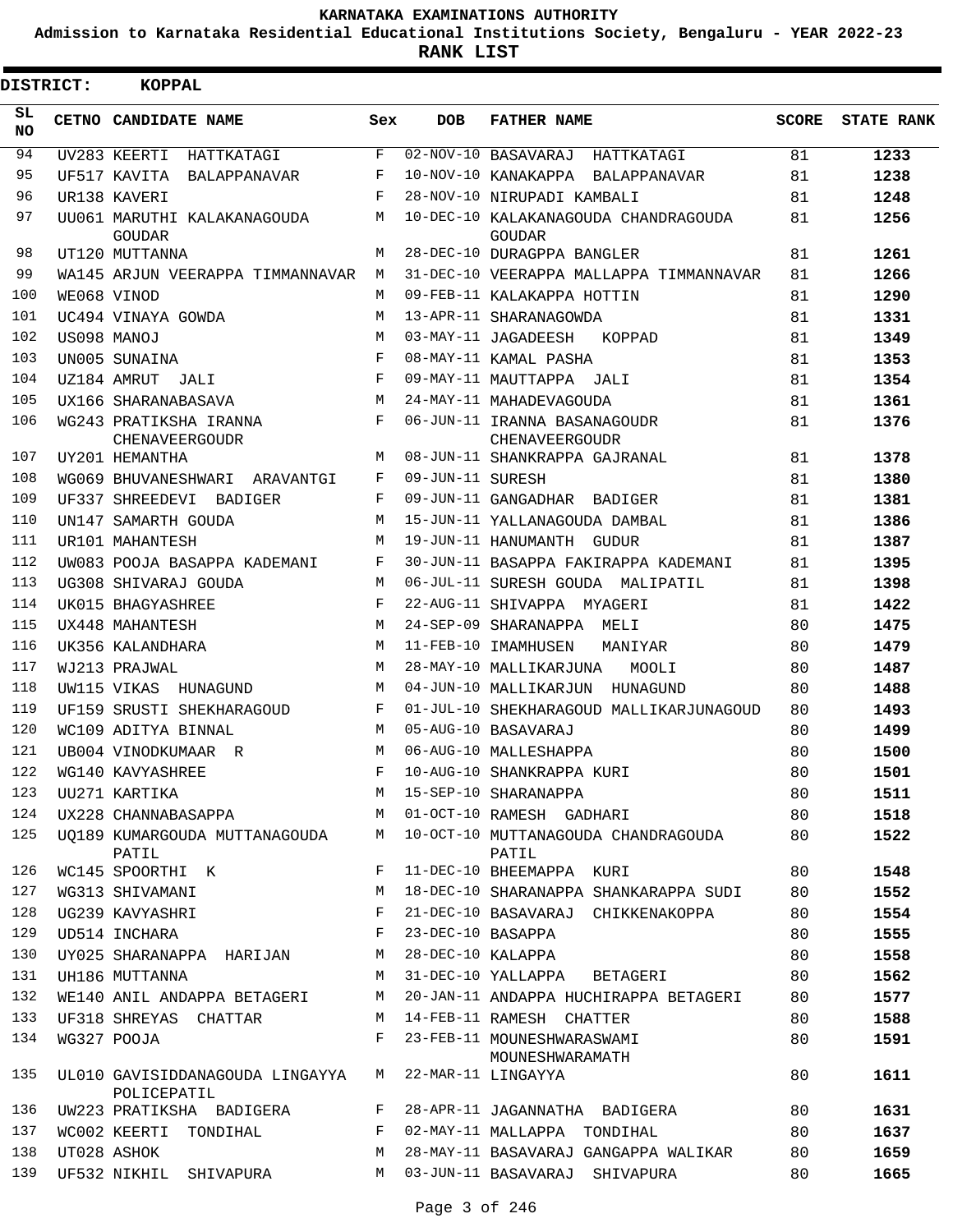# KARNATAKA EXAMINATIONS AUTHORITY

**Admission to Karnataka Residential Educational Institutions Society, Bengaluru - YEAR 2022-23**

**RANK LIST**

**DISTRICT: KOPPAL**

| SL NO | CETNO | CANDIDATE NAME | Sex | DOB | FATHER NAME | SCORE | STATE RANK |
|---|---|---|---|---|---|---|---|
| 94 | UV283 | KEERTI HATTKATAGI | F | 02-NOV-10 | BASAVARAJ HATTKATAGI | 81 | 1233 |
| 95 | UF517 | KAVITA BALAPPANAVAR | F | 10-NOV-10 | KANAKAPPA BALAPPANAVAR | 81 | 1238 |
| 96 | UR138 | KAVERI | F | 28-NOV-10 | NIRUPADI KAMBALI | 81 | 1248 |
| 97 | UU061 | MARUTHI KALAKANAGOUDA GOUDAR | M | 10-DEC-10 | KALAKANAGOUDA CHANDRAGOUDA GOUDAR | 81 | 1256 |
| 98 | UT120 | MUTTANNA | M | 28-DEC-10 | DURAGPPA BANGLER | 81 | 1261 |
| 99 | WA145 | ARJUN VEERAPPA TIMMANNAVAR | M | 31-DEC-10 | VEERAPPA MALLAPPA TIMMANNAVAR | 81 | 1266 |
| 100 | WE068 | VINOD | M | 09-FEB-11 | KALAKAPPA HOTTIN | 81 | 1290 |
| 101 | UC494 | VINAYA GOWDA | M | 13-APR-11 | SHARANAGOWDA | 81 | 1331 |
| 102 | US098 | MANOJ | M | 03-MAY-11 | JAGADEESH KOPPAD | 81 | 1349 |
| 103 | UN005 | SUNAINA | F | 08-MAY-11 | KAMAL PASHA | 81 | 1353 |
| 104 | UZ184 | AMRUT JALI | F | 09-MAY-11 | MAUTTAPPA JALI | 81 | 1354 |
| 105 | UX166 | SHARANABASAVA | M | 24-MAY-11 | MAHADEVAGOUDA | 81 | 1361 |
| 106 | WG243 | PRATIKSHA IRANNA CHENAVEERGOUDR | F | 06-JUN-11 | IRANNA BASANAGOUDR CHENAVEERGOUDR | 81 | 1376 |
| 107 | UY201 | HEMANTHA | M | 08-JUN-11 | SHANKRAPPA GAJRANAL | 81 | 1378 |
| 108 | WG069 | BHUVANESHWARI ARAVANTGI | F | 09-JUN-11 | SURESH | 81 | 1380 |
| 109 | UF337 | SHREEDEVI BADIGER | F | 09-JUN-11 | GANGADHAR BADIGER | 81 | 1381 |
| 110 | UN147 | SAMARTH GOUDA | M | 15-JUN-11 | YALLANAGOUDA DAMBAL | 81 | 1386 |
| 111 | UR101 | MAHANTESH | M | 19-JUN-11 | HANUMANTH GUDUR | 81 | 1387 |
| 112 | UW083 | POOJA BASAPPA KADEMANI | F | 30-JUN-11 | BASAPPA FAKIRAPPA KADEMANI | 81 | 1395 |
| 113 | UG308 | SHIVARAJ GOUDA | M | 06-JUL-11 | SURESH GOUDA MALIPATIL | 81 | 1398 |
| 114 | UK015 | BHAGYASHREE | F | 22-AUG-11 | SHIVAPPA MYAGERI | 81 | 1422 |
| 115 | UX448 | MAHANTESH | M | 24-SEP-09 | SHARANAPPA MELI | 80 | 1475 |
| 116 | UK356 | KALANDHARA | M | 11-FEB-10 | IMAMHUSEN MANIYAR | 80 | 1479 |
| 117 | WJ213 | PRAJWAL | M | 28-MAY-10 | MALLIKARJUNA MOOLI | 80 | 1487 |
| 118 | UW115 | VIKAS HUNAGUND | M | 04-JUN-10 | MALLIKARJUN HUNAGUND | 80 | 1488 |
| 119 | UF159 | SRUSTI SHEKHARAGOUD | F | 01-JUL-10 | SHEKHARAGOUD MALLIKARJUNAGOUD | 80 | 1493 |
| 120 | WC109 | ADITYA BINNAL | M | 05-AUG-10 | BASAVARAJ | 80 | 1499 |
| 121 | UB004 | VINODKUMAAR R | M | 06-AUG-10 | MALLESHAPPA | 80 | 1500 |
| 122 | WG140 | KAVYASHREE | F | 10-AUG-10 | SHANKRAPPA KURI | 80 | 1501 |
| 123 | UU271 | KARTIKA | M | 15-SEP-10 | SHARANAPPA | 80 | 1511 |
| 124 | UX228 | CHANNABASAPPA | M | 01-OCT-10 | RAMESH GADHARI | 80 | 1518 |
| 125 | UQ189 | KUMARGOUDA MUTTANAGOUDA PATIL | M | 10-OCT-10 | MUTTANAGOUDA CHANDRAGOUDA PATIL | 80 | 1522 |
| 126 | WC145 | SPOORTHI K | F | 11-DEC-10 | BHEEMAPPA KURI | 80 | 1548 |
| 127 | WG313 | SHIVAMANI | M | 18-DEC-10 | SHARANAPPA SHANKARAPPA SUDI | 80 | 1552 |
| 128 | UG239 | KAVYASHRI | F | 21-DEC-10 | BASAVARAJ CHIKKENAKOPPA | 80 | 1554 |
| 129 | UD514 | INCHARA | F | 23-DEC-10 | BASAPPA | 80 | 1555 |
| 130 | UY025 | SHARANAPPA HARIJAN | M | 28-DEC-10 | KALAPPA | 80 | 1558 |
| 131 | UH186 | MUTTANNA | M | 31-DEC-10 | YALLAPPA BETAGERI | 80 | 1562 |
| 132 | WE140 | ANIL ANDAPPA BETAGERI | M | 20-JAN-11 | ANDAPPA HUCHIRAPPA BETAGERI | 80 | 1577 |
| 133 | UF318 | SHREYAS CHATTAR | M | 14-FEB-11 | RAMESH CHATTER | 80 | 1588 |
| 134 | WG327 | POOJA | F | 23-FEB-11 | MOUNESHWARASWAMI MOUNESHWARAMATH | 80 | 1591 |
| 135 | UL010 | GAVISIDDANAGOUDA LINGAYYA POLICEPATIL | M | 22-MAR-11 | LINGAYYA | 80 | 1611 |
| 136 | UW223 | PRATIKSHA BADIGERA | F | 28-APR-11 | JAGANNATHA BADIGERA | 80 | 1631 |
| 137 | WC002 | KEERTI TONDIHAL | F | 02-MAY-11 | MALLAPPA TONDIHAL | 80 | 1637 |
| 138 | UT028 | ASHOK | M | 28-MAY-11 | BASAVARAJ GANGAPPA WALIKAR | 80 | 1659 |
| 139 | UF532 | NIKHIL SHIVAPURA | M | 03-JUN-11 | BASAVARAJ SHIVAPURA | 80 | 1665 |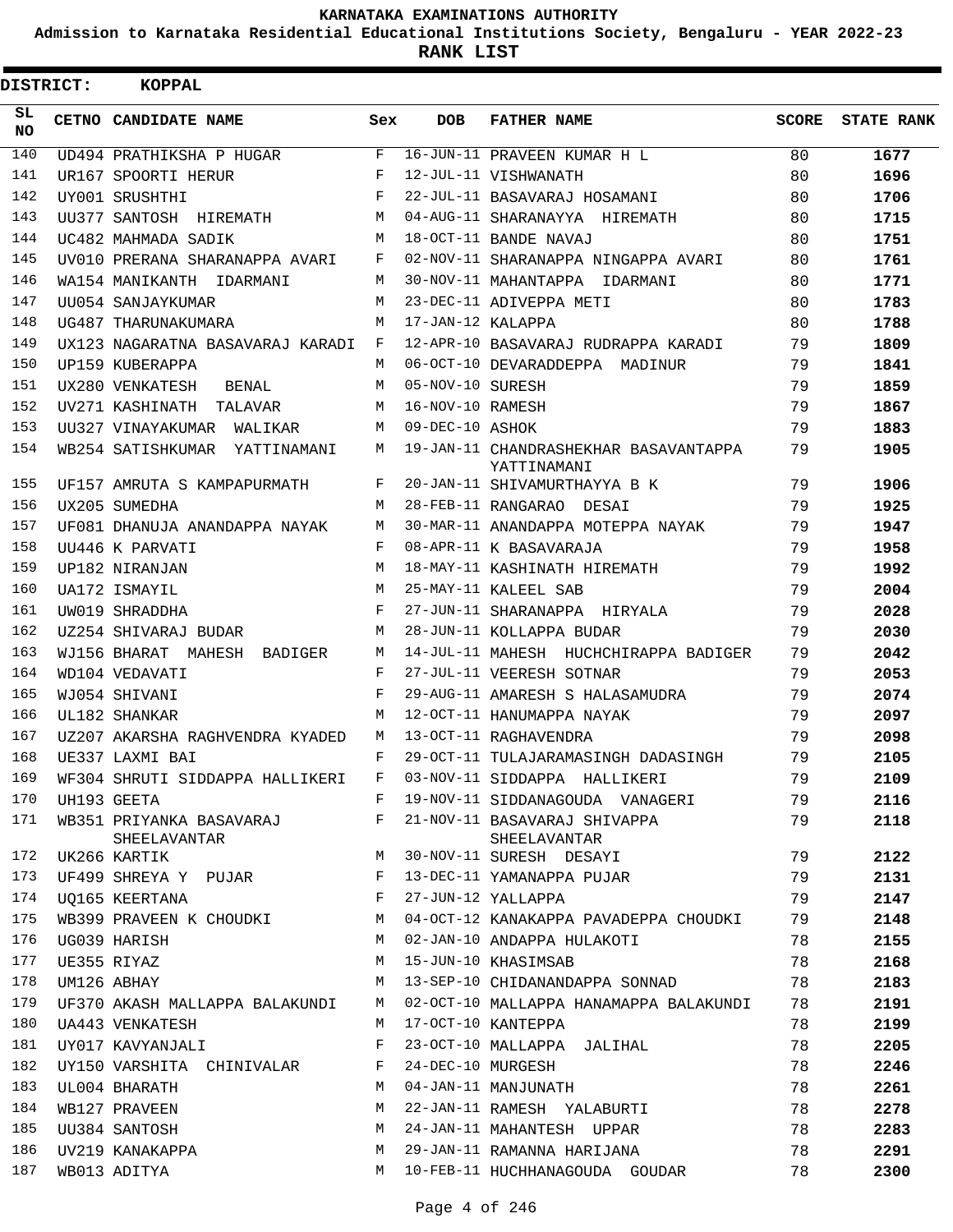# KARNATAKA EXAMINATIONS AUTHORITY

**Admission to Karnataka Residential Educational Institutions Society, Bengaluru - YEAR 2022-23**

**RANK LIST**

**DISTRICT: KOPPAL**

| SL NO | CETNO | CANDIDATE NAME | Sex | DOB | FATHER NAME | SCORE | STATE RANK |
|---|---|---|---|---|---|---|---|
| 140 | UD494 | PRATHIKSHA P HUGAR | F | 16-JUN-11 | PRAVEEN KUMAR H L | 80 | 1677 |
| 141 | UR167 | SPOORTI HERUR | F | 12-JUL-11 | VISHWANATH | 80 | 1696 |
| 142 | UY001 | SRUSHTHI | F | 22-JUL-11 | BASAVARAJ HOSAMANI | 80 | 1706 |
| 143 | UU377 | SANTOSH HIREMATH | M | 04-AUG-11 | SHARANAYYA HIREMATH | 80 | 1715 |
| 144 | UC482 | MAHMADA SADIK | M | 18-OCT-11 | BANDE NAVAJ | 80 | 1751 |
| 145 | UV010 | PRERANA SHARANAPPA AVARI | F | 02-NOV-11 | SHARANAPPA NINGAPPA AVARI | 80 | 1761 |
| 146 | WA154 | MANIKANTH IDARMANI | M | 30-NOV-11 | MAHANTAPPA IDARMANI | 80 | 1771 |
| 147 | UU054 | SANJAYKUMAR | M | 23-DEC-11 | ADIVEPPA METI | 80 | 1783 |
| 148 | UG487 | THARUNAKUMARA | M | 17-JAN-12 | KALAPPA | 80 | 1788 |
| 149 | UX123 | NAGARATNA BASAVARAJ KARADI | F | 12-APR-10 | BASAVARAJ RUDRAPPA KARADI | 79 | 1809 |
| 150 | UP159 | KUBERAPPA | M | 06-OCT-10 | DEVARADDEPPA MADINUR | 79 | 1841 |
| 151 | UX280 | VENKATESH BENAL | M | 05-NOV-10 | SURESH | 79 | 1859 |
| 152 | UV271 | KASHINATH TALAVAR | M | 16-NOV-10 | RAMESH | 79 | 1867 |
| 153 | UU327 | VINAYAKUMAR WALIKAR | M | 09-DEC-10 | ASHOK | 79 | 1883 |
| 154 | WB254 | SATISHKUMAR YATTINAMANI | M | 19-JAN-11 | CHANDRASHEKHAR BASAVANTAPPA YATTINAMANI | 79 | 1905 |
| 155 | UF157 | AMRUTA S KAMPAPURMATH | F | 20-JAN-11 | SHIVAMURTHAYYA B K | 79 | 1906 |
| 156 | UX205 | SUMEDHA | M | 28-FEB-11 | RANGARAO DESAI | 79 | 1925 |
| 157 | UF081 | DHANUJA ANANDAPPA NAYAK | M | 30-MAR-11 | ANANDAPPA MOTEPPA NAYAK | 79 | 1947 |
| 158 | UU446 | K PARVATI | F | 08-APR-11 | K BASAVARAJA | 79 | 1958 |
| 159 | UP182 | NIRANJAN | M | 18-MAY-11 | KASHINATH HIREMATH | 79 | 1992 |
| 160 | UA172 | ISMAYIL | M | 25-MAY-11 | KALEEL SAB | 79 | 2004 |
| 161 | UW019 | SHRADDHA | F | 27-JUN-11 | SHARANAPPA HIRYALA | 79 | 2028 |
| 162 | UZ254 | SHIVARAJ BUDAR | M | 28-JUN-11 | KOLLAPPA BUDAR | 79 | 2030 |
| 163 | WJ156 | BHARAT MAHESH BADIGER | M | 14-JUL-11 | MAHESH HUCHCHIRAPPA BADIGER | 79 | 2042 |
| 164 | WD104 | VEDAVATI | F | 27-JUL-11 | VEERESH SOTNAR | 79 | 2053 |
| 165 | WJ054 | SHIVANI | F | 29-AUG-11 | AMARESH S HALASAMUDRA | 79 | 2074 |
| 166 | UL182 | SHANKAR | M | 12-OCT-11 | HANUMAPPA NAYAK | 79 | 2097 |
| 167 | UZ207 | AKARSHA RAGHVENDRA KYADED | M | 13-OCT-11 | RAGHAVENDRA | 79 | 2098 |
| 168 | UE337 | LAXMI BAI | F | 29-OCT-11 | TULAJARAMASINGH DADASINGH | 79 | 2105 |
| 169 | WF304 | SHRUTI SIDDAPPA HALLIKERI | F | 03-NOV-11 | SIDDAPPA HALLIKERI | 79 | 2109 |
| 170 | UH193 | GEETA | F | 19-NOV-11 | SIDDANAGOUDA VANAGERI | 79 | 2116 |
| 171 | WB351 | PRIYANKA BASAVARAJ SHEELAVANTAR | F | 21-NOV-11 | BASAVARAJ SHIVAPPA SHEELAVANTAR | 79 | 2118 |
| 172 | UK266 | KARTIK | M | 30-NOV-11 | SURESH DESAYI | 79 | 2122 |
| 173 | UF499 | SHREYA Y PUJAR | F | 13-DEC-11 | YAMANAPPA PUJAR | 79 | 2131 |
| 174 | UQ165 | KEERTANA | F | 27-JUN-12 | YALLAPPA | 79 | 2147 |
| 175 | WB399 | PRAVEEN K CHOUDKI | M | 04-OCT-12 | KANAKAPPA PAVADEPPA CHOUDKI | 79 | 2148 |
| 176 | UG039 | HARISH | M | 02-JAN-10 | ANDAPPA HULAKOTI | 78 | 2155 |
| 177 | UE355 | RIYAZ | M | 15-JUN-10 | KHASIMSAB | 78 | 2168 |
| 178 | UM126 | ABHAY | M | 13-SEP-10 | CHIDANANDAPPA SONNAD | 78 | 2183 |
| 179 | UF370 | AKASH MALLAPPA BALAKUNDI | M | 02-OCT-10 | MALLAPPA HANAMAPPA BALAKUNDI | 78 | 2191 |
| 180 | UA443 | VENKATESH | M | 17-OCT-10 | KANTEPPA | 78 | 2199 |
| 181 | UY017 | KAVYANJALI | F | 23-OCT-10 | MALLAPPA JALIHAL | 78 | 2205 |
| 182 | UY150 | VARSHITA CHINIVALAR | F | 24-DEC-10 | MURGESH | 78 | 2246 |
| 183 | UL004 | BHARATH | M | 04-JAN-11 | MANJUNATH | 78 | 2261 |
| 184 | WB127 | PRAVEEN | M | 22-JAN-11 | RAMESH YALABURTI | 78 | 2278 |
| 185 | UU384 | SANTOSH | M | 24-JAN-11 | MAHANTESH UPPAR | 78 | 2283 |
| 186 | UV219 | KANAKAPPA | M | 29-JAN-11 | RAMANNA HARIJANA | 78 | 2291 |
| 187 | WB013 | ADITYA | M | 10-FEB-11 | HUCHHANAGOUDA GOUDAR | 78 | 2300 |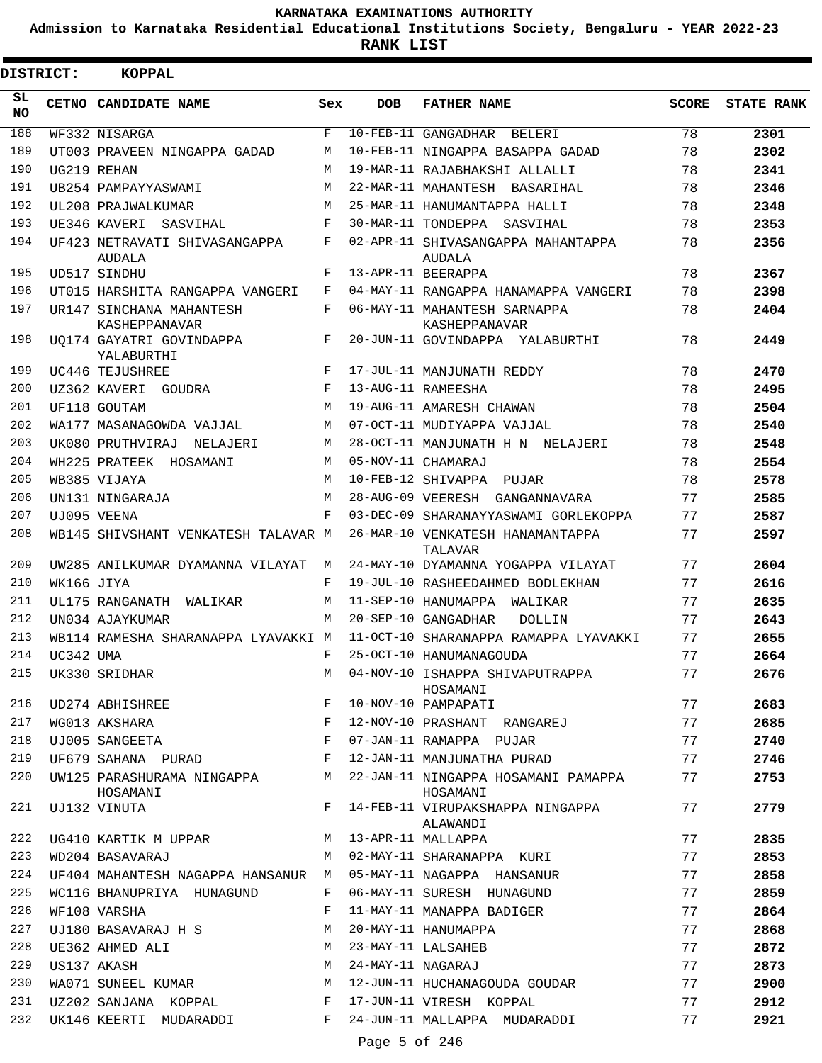# KARNATAKA EXAMINATIONS AUTHORITY

**Admission to Karnataka Residential Educational Institutions Society, Bengaluru - YEAR 2022-23**

**RANK LIST**

**DISTRICT: KOPPAL**

| SL NO | CETNO | CANDIDATE NAME | Sex | DOB | FATHER NAME | SCORE | STATE RANK |
|---|---|---|---|---|---|---|---|
| 188 | WF332 | NISARGA | F | 10-FEB-11 | GANGADHAR BELERI | 78 | 2301 |
| 189 | UT003 | PRAVEEN NINGAPPA GADAD | M | 10-FEB-11 | NINGAPPA BASAPPA GADAD | 78 | 2302 |
| 190 | UG219 | REHAN | M | 19-MAR-11 | RAJABHAKSHI ALLALLI | 78 | 2341 |
| 191 | UB254 | PAMPAYYASWAMI | M | 22-MAR-11 | MAHANTESH BASARIHAL | 78 | 2346 |
| 192 | UL208 | PRAJWALKUMAR | M | 25-MAR-11 | HANUMANTAPPA HALLI | 78 | 2348 |
| 193 | UE346 | KAVERI SASVIHAL | F | 30-MAR-11 | TONDEPPA SASVIHAL | 78 | 2353 |
| 194 | UF423 | NETRAVATI SHIVASANGAPPA AUDALA | F | 02-APR-11 | SHIVASANGAPPA MAHANTAPPA AUDALA | 78 | 2356 |
| 195 | UD517 | SINDHU | F | 13-APR-11 | BEERAPPA | 78 | 2367 |
| 196 | UT015 | HARSHITA RANGAPPA VANGERI | F | 04-MAY-11 | RANGAPPA HANAMAPPA VANGERI | 78 | 2398 |
| 197 | UR147 | SINCHANA MAHANTESH KASHEPPANAVAR | F | 06-MAY-11 | MAHANTESH SARNAPPA KASHEPPANAVAR | 78 | 2404 |
| 198 | UQ174 | GAYATRI GOVINDAPPA YALABURTHI | F | 20-JUN-11 | GOVINDAPPA YALABURTHI | 78 | 2449 |
| 199 | UC446 | TEJUSHREE | F | 17-JUL-11 | MANJUNATH REDDY | 78 | 2470 |
| 200 | UZ362 | KAVERI GOUDRA | F | 13-AUG-11 | RAMEESHA | 78 | 2495 |
| 201 | UF118 | GOUTAM | M | 19-AUG-11 | AMARESH CHAWAN | 78 | 2504 |
| 202 | WA177 | MASANAGOWDA VAJJAL | M | 07-OCT-11 | MUDIYAPPA VAJJAL | 78 | 2540 |
| 203 | UK080 | PRUTHVIRAJ NELAJERI | M | 28-OCT-11 | MANJUNATH H N NELAJERI | 78 | 2548 |
| 204 | WH225 | PRATEEK HOSAMANI | M | 05-NOV-11 | CHAMARAJ | 78 | 2554 |
| 205 | WB385 | VIJAYA | M | 10-FEB-12 | SHIVAPPA PUJAR | 78 | 2578 |
| 206 | UN131 | NINGARAJA | M | 28-AUG-09 | VEERESH GANGANNAVARA | 77 | 2585 |
| 207 | UJ095 | VEENA | F | 03-DEC-09 | SHARANAYYASWAMI GORLEKOPPA | 77 | 2587 |
| 208 | WB145 | SHIVSHANT VENKATESH TALAVAR | M | 26-MAR-10 | VENKATESH HANAMANTAPPA TALAVAR | 77 | 2597 |
| 209 | UW285 | ANILKUMAR DYAMANNA VILAYAT | M | 24-MAY-10 | DYAMANNA YOGAPPA VILAYAT | 77 | 2604 |
| 210 | WK166 | JIYA | F | 19-JUL-10 | RASHEEDAHMED BODLEKHAN | 77 | 2616 |
| 211 | UL175 | RANGANATH WALIKAR | M | 11-SEP-10 | HANUMAPPA WALIKAR | 77 | 2635 |
| 212 | UN034 | AJAYKUMAR | M | 20-SEP-10 | GANGADHAR DOLLIN | 77 | 2643 |
| 213 | WB114 | RAMESHA SHARANAPPA LYAVAKKI | M | 11-OCT-10 | SHARANAPPA RAMAPPA LYAVAKKI | 77 | 2655 |
| 214 | UC342 | UMA | F | 25-OCT-10 | HANUMANAGOUDA | 77 | 2664 |
| 215 | UK330 | SRIDHAR | M | 04-NOV-10 | ISHAPPA SHIVAPUTRAPPA HOSAMANI | 77 | 2676 |
| 216 | UD274 | ABHISHREE | F | 10-NOV-10 | PAMPAPATI | 77 | 2683 |
| 217 | WG013 | AKSHARA | F | 12-NOV-10 | PRASHANT RANGAREJ | 77 | 2685 |
| 218 | UJ005 | SANGEETA | F | 07-JAN-11 | RAMAPPA PUJAR | 77 | 2740 |
| 219 | UF679 | SAHANA PURAD | F | 12-JAN-11 | MANJUNATHA PURAD | 77 | 2746 |
| 220 | UW125 | PARASHURAMA NINGAPPA HOSAMANI | M | 22-JAN-11 | NINGAPPA HOSAMANI PAMAPPA HOSAMANI | 77 | 2753 |
| 221 | UJ132 | VINUTA | F | 14-FEB-11 | VIRUPAKSHAPPA NINGAPPA ALAWANDI | 77 | 2779 |
| 222 | UG410 | KARTIK M UPPAR | M | 13-APR-11 | MALLAPPA | 77 | 2835 |
| 223 | WD204 | BASAVARAJ | M | 02-MAY-11 | SHARANAPPA KURI | 77 | 2853 |
| 224 | UF404 | MAHANTESH NAGAPPA HANSANUR | M | 05-MAY-11 | NAGAPPA HANSANUR | 77 | 2858 |
| 225 | WC116 | BHANUPRIYA HUNAGUND | F | 06-MAY-11 | SURESH HUNAGUND | 77 | 2859 |
| 226 | WF108 | VARSHA | F | 11-MAY-11 | MANAPPA BADIGER | 77 | 2864 |
| 227 | UJ180 | BASAVARAJ H S | M | 20-MAY-11 | HANUMAPPA | 77 | 2868 |
| 228 | UE362 | AHMED ALI | M | 23-MAY-11 | LALSAHEB | 77 | 2872 |
| 229 | US137 | AKASH | M | 24-MAY-11 | NAGARAJ | 77 | 2873 |
| 230 | WA071 | SUNEEL KUMAR | M | 12-JUN-11 | HUCHANAGOUDA GOUDAR | 77 | 2900 |
| 231 | UZ202 | SANJANA KOPPAL | F | 17-JUN-11 | VIRESH KOPPAL | 77 | 2912 |
| 232 | UK146 | KEERTI MUDARADDI | F | 24-JUN-11 | MALLAPPA MUDARADDI | 77 | 2921 |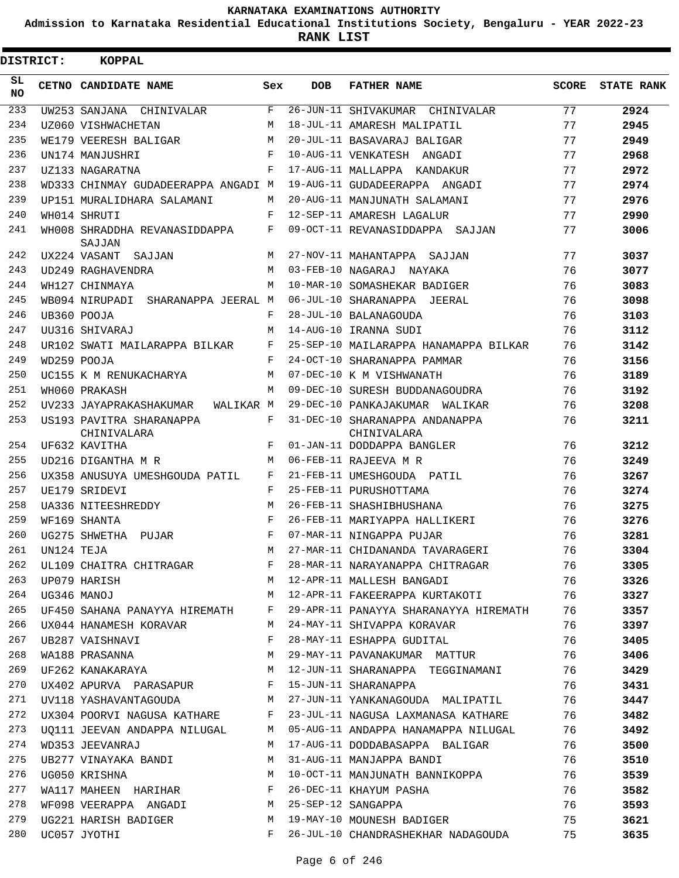**KARNATAKA EXAMINATIONS AUTHORITY**

**Admission to Karnataka Residential Educational Institutions Society, Bengaluru - YEAR 2022-23**

**RANK LIST**

**DISTRICT: KOPPAL**

| SL NO | CETNO | CANDIDATE NAME | Sex | DOB | FATHER NAME | SCORE | STATE RANK |
|---|---|---|---|---|---|---|---|
| 233 | UW253 | SANJANA CHINIVALAR | F | 26-JUN-11 | SHIVAKUMAR CHINIVALAR | 77 | **2924** |
| 234 | UZ060 | VISHWACHETAN | M | 18-JUL-11 | AMARESH MALIPATIL | 77 | **2945** |
| 235 | WE179 | VEERESH BALIGAR | M | 20-JUL-11 | BASAVARAJ BALIGAR | 77 | **2949** |
| 236 | UN174 | MANJUSHRI | F | 10-AUG-11 | VENKATESH ANGADI | 77 | **2968** |
| 237 | UZ133 | NAGARATNA | F | 17-AUG-11 | MALLAPPA KANDAKUR | 77 | **2972** |
| 238 | WD333 | CHINMAY GUDADEERAPPA ANGADI | M | 19-AUG-11 | GUDADEERAPPA ANGADI | 77 | **2974** |
| 239 | UP151 | MURALIDHARA SALAMANI | M | 20-AUG-11 | MANJUNATH SALAMANI | 77 | **2976** |
| 240 | WH014 | SHRUTI | F | 12-SEP-11 | AMARESH LAGALUR | 77 | **2990** |
| 241 | WH008 | SHRADDHA REVANASIDDAPPA SAJJAN | F | 09-OCT-11 | REVANASIDDAPPA SAJJAN | 77 | **3006** |
| 242 | UX224 | VASANT SAJJAN | M | 27-NOV-11 | MAHANTAPPA SAJJAN | 77 | **3037** |
| 243 | UD249 | RAGHAVENDRA | M | 03-FEB-10 | NAGARAJ NAYAKA | 76 | **3077** |
| 244 | WH127 | CHINMAYA | M | 10-MAR-10 | SOMASHEKAR BADIGER | 76 | **3083** |
| 245 | WB094 | NIRUPADI SHARANAPPA JEERAL | M | 06-JUL-10 | SHARANAPPA JEERAL | 76 | **3098** |
| 246 | UB360 | POOJA | F | 28-JUL-10 | BALANAGOUDA | 76 | **3103** |
| 247 | UU316 | SHIVARAJ | M | 14-AUG-10 | IRANNA SUDI | 76 | **3112** |
| 248 | UR102 | SWATI MAILARAPPA BILKAR | F | 25-SEP-10 | MAILARAPPA HANAMAPPA BILKAR | 76 | **3142** |
| 249 | WD259 | POOJA | F | 24-OCT-10 | SHARANAPPA PAMMAR | 76 | **3156** |
| 250 | UC155 | K M RENUKACHARYA | M | 07-DEC-10 | K M VISHWANATH | 76 | **3189** |
| 251 | WH060 | PRAKASH | M | 09-DEC-10 | SURESH BUDDANAGOUDRA | 76 | **3192** |
| 252 | UV233 | JAYAPRAKASHAKUMAR WALIKAR | M | 29-DEC-10 | PANKAJAKUMAR WALIKAR | 76 | **3208** |
| 253 | US193 | PAVITRA SHARANAPPA CHINIVALARA | F | 31-DEC-10 | SHARANAPPA ANDANAPPA CHINIVALARA | 76 | **3211** |
| 254 | UF632 | KAVITHA | F | 01-JAN-11 | DODDAPPA BANGLER | 76 | **3212** |
| 255 | UD216 | DIGANTHA M R | M | 06-FEB-11 | RAJEEVA M R | 76 | **3249** |
| 256 | UX358 | ANUSUYA UMESHGOUDA PATIL | F | 21-FEB-11 | UMESHGOUDA PATIL | 76 | **3267** |
| 257 | UE179 | SRIDEVI | F | 25-FEB-11 | PURUSHOTTAMA | 76 | **3274** |
| 258 | UA336 | NITEESHREDDY | M | 26-FEB-11 | SHASHIBHUSHANA | 76 | **3275** |
| 259 | WF169 | SHANTA | F | 26-FEB-11 | MARIYAPPA HALLIKERI | 76 | **3276** |
| 260 | UG275 | SHWETHA PUJAR | F | 07-MAR-11 | NINGAPPA PUJAR | 76 | **3281** |
| 261 | UN124 | TEJA | M | 27-MAR-11 | CHIDANANDA TAVARAGERI | 76 | **3304** |
| 262 | UL109 | CHAITRA CHITRAGAR | F | 28-MAR-11 | NARAYANAPPA CHITRAGAR | 76 | **3305** |
| 263 | UP079 | HARISH | M | 12-APR-11 | MALLESH BANGADI | 76 | **3326** |
| 264 | UG346 | MANOJ | M | 12-APR-11 | FAKEERAPPA KURTAKOTI | 76 | **3327** |
| 265 | UF450 | SAHANA PANAYYA HIREMATH | F | 29-APR-11 | PANAYYA SHARANAYYA HIREMATH | 76 | **3357** |
| 266 | UX044 | HANAMESH KORAVAR | M | 24-MAY-11 | SHIVAPPA KORAVAR | 76 | **3397** |
| 267 | UB287 | VAISHNAVI | F | 28-MAY-11 | ESHAPPA GUDITAL | 76 | **3405** |
| 268 | WA188 | PRASANNA | M | 29-MAY-11 | PAVANAKUMAR MATTUR | 76 | **3406** |
| 269 | UF262 | KANAKARAYA | M | 12-JUN-11 | SHARANAPPA TEGGINAMANI | 76 | **3429** |
| 270 | UX402 | APURVA PARASAPUR | F | 15-JUN-11 | SHARANAPPA | 76 | **3431** |
| 271 | UV118 | YASHAVANTAGOUDA | M | 27-JUN-11 | YANKANAGOUDA MALIPATIL | 76 | **3447** |
| 272 | UX304 | POORVI NAGUSA KATHARE | F | 23-JUL-11 | NAGUSA LAXMANASA KATHARE | 76 | **3482** |
| 273 | UQ111 | JEEVAN ANDAPPA NILUGAL | M | 05-AUG-11 | ANDAPPA HANAMAPPA NILUGAL | 76 | **3492** |
| 274 | WD353 | JEEVANRAJ | M | 17-AUG-11 | DODDABASAPPA BALIGAR | 76 | **3500** |
| 275 | UB277 | VINAYAKA BANDI | M | 31-AUG-11 | MANJAPPA BANDI | 76 | **3510** |
| 276 | UG050 | KRISHNA | M | 10-OCT-11 | MANJUNATH BANNIKOPPA | 76 | **3539** |
| 277 | WA117 | MAHEEN HARIHAR | F | 26-DEC-11 | KHAYUM PASHA | 76 | **3582** |
| 278 | WF098 | VEERAPPA ANGADI | M | 25-SEP-12 | SANGAPPA | 76 | **3593** |
| 279 | UG221 | HARISH BADIGER | M | 19-MAY-10 | MOUNESH BADIGER | 75 | **3621** |
| 280 | UC057 | JYOTHI | F | 26-JUL-10 | CHANDRASHEKHAR NADAGOUDA | 75 | **3635** |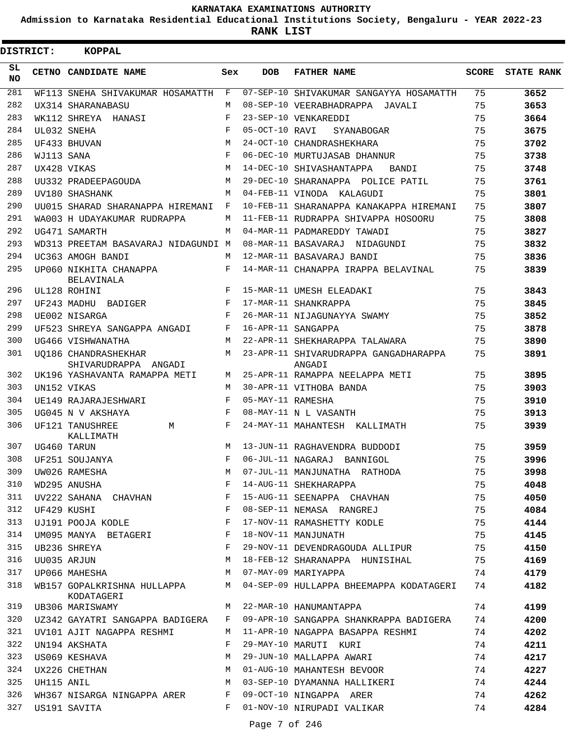KARNATAKA EXAMINATIONS AUTHORITY

Admission to Karnataka Residential Educational Institutions Society, Bengaluru - YEAR 2022-23

**RANK LIST**

**DISTRICT: KOPPAL**

| SL NO | CETNO | CANDIDATE NAME | Sex | DOB | FATHER NAME | SCORE | STATE RANK |
|---|---|---|---|---|---|---|---|
| 281 | WF113 | SNEHA SHIVAKUMAR HOSAMATTH | F | 07-SEP-10 | SHIVAKUMAR SANGAYYA HOSAMATTH | 75 | 3652 |
| 282 | UX314 | SHARANABASU | M | 08-SEP-10 | VEERABHADRAPPA JAVALI | 75 | 3653 |
| 283 | WK112 | SHREYA HANASI | F | 23-SEP-10 | VENKAREDDI | 75 | 3664 |
| 284 | UL032 | SNEHA | F | 05-OCT-10 | RAVI SYANABOGAR | 75 | 3675 |
| 285 | UF433 | BHUVAN | M | 24-OCT-10 | CHANDRASHEKHARA | 75 | 3702 |
| 286 | WJ113 | SANA | F | 06-DEC-10 | MURTUJASAB DHANNUR | 75 | 3738 |
| 287 | UX428 | VIKAS | M | 14-DEC-10 | SHIVASHANTAPPA BANDI | 75 | 3748 |
| 288 | UU332 | PRADEEPAGOUDA | M | 29-DEC-10 | SHARANAPPA POLICE PATIL | 75 | 3761 |
| 289 | UV180 | SHASHANK | M | 04-FEB-11 | VINODA KALAGUDI | 75 | 3801 |
| 290 | UU015 | SHARAD SHARANAPPA HIREMANI | F | 10-FEB-11 | SHARANAPPA KANAKAPPA HIREMANI | 75 | 3807 |
| 291 | WA003 | H UDAYAKUMAR RUDRAPPA | M | 11-FEB-11 | RUDRAPPA SHIVAPPA HOSOORU | 75 | 3808 |
| 292 | UG471 | SAMARTH | M | 04-MAR-11 | PADMAREDDY TAWADI | 75 | 3827 |
| 293 | WD313 | PREETAM BASAVARAJ NIDAGUNDI | M | 08-MAR-11 | BASAVARAJ NIDAGUNDI | 75 | 3832 |
| 294 | UC363 | AMOGH BANDI | M | 12-MAR-11 | BASAVARAJ BANDI | 75 | 3836 |
| 295 | UP060 | NIKHITA CHANAPPA BELAVINALA | F | 14-MAR-11 | CHANAPPA IRAPPA BELAVINAL | 75 | 3839 |
| 296 | UL128 | ROHINI | F | 15-MAR-11 | UMESH ELEADAKI | 75 | 3843 |
| 297 | UF243 | MADHU BADIGER | F | 17-MAR-11 | SHANKRAPPA | 75 | 3845 |
| 298 | UE002 | NISARGA | F | 26-MAR-11 | NIJAGUNAYYA SWAMY | 75 | 3852 |
| 299 | UF523 | SHREYA SANGAPPA ANGADI | F | 16-APR-11 | SANGAPPA | 75 | 3878 |
| 300 | UG466 | VISHWANATHA | M | 22-APR-11 | SHEKHARAPPA TALAWARA | 75 | 3890 |
| 301 | UQ186 | CHANDRASHEKHAR SHIVARUDRAPPA ANGADI | M | 23-APR-11 | SHIVARUDRAPPA GANGADHARAPPA ANGADI | 75 | 3891 |
| 302 | UK196 | YASHAVANTA RAMAPPA METI | M | 25-APR-11 | RAMAPPA NEELAPPA METI | 75 | 3895 |
| 303 | UN152 | VIKAS | M | 30-APR-11 | VITHOBA BANDA | 75 | 3903 |
| 304 | UE149 | RAJARAJESHWARI | F | 05-MAY-11 | RAMESHA | 75 | 3910 |
| 305 | UG045 | N V AKSHAYA | F | 08-MAY-11 | N L VASANTH | 75 | 3913 |
| 306 | UF121 | TANUSHREE M KALLIMATH | F | 24-MAY-11 | MAHANTESH KALLIMATH | 75 | 3939 |
| 307 | UG460 | TARUN | M | 13-JUN-11 | RAGHAVENDRA BUDDODI | 75 | 3959 |
| 308 | UF251 | SOUJANYA | F | 06-JUL-11 | NAGARAJ BANNIGOL | 75 | 3996 |
| 309 | UW026 | RAMESHA | M | 07-JUL-11 | MANJUNATHA RATHODA | 75 | 3998 |
| 310 | WD295 | ANUSHA | F | 14-AUG-11 | SHEKHARAPPA | 75 | 4048 |
| 311 | UV222 | SAHANA CHAVHAN | F | 15-AUG-11 | SEENAPPA CHAVHAN | 75 | 4050 |
| 312 | UF429 | KUSHI | F | 08-SEP-11 | NEMASA RANGREJ | 75 | 4084 |
| 313 | UJ191 | POOJA KODLE | F | 17-NOV-11 | RAMASHETTY KODLE | 75 | 4144 |
| 314 | UM095 | MANYA BETAGERI | F | 18-NOV-11 | MANJUNATH | 75 | 4145 |
| 315 | UB236 | SHREYA | F | 29-NOV-11 | DEVENDRAGOUDA ALLIPUR | 75 | 4150 |
| 316 | UU035 | ARJUN | M | 18-FEB-12 | SHARANAPPA HUNISIHAL | 75 | 4169 |
| 317 | UP066 | MAHESHA | M | 07-MAY-09 | MARIYAPPA | 74 | 4179 |
| 318 | WB157 | GOPALKRISHNA HULLAPPA KODATAGERI | M | 04-SEP-09 | HULLAPPA BHEEMAPPA KODATAGERI | 74 | 4182 |
| 319 | UB306 | MARISWAMY | M | 22-MAR-10 | HANUMANTAPPA | 74 | 4199 |
| 320 | UZ342 | GAYATRI SANGAPPA BADIGERA | F | 09-APR-10 | SANGAPPA SHANKRAPPA BADIGERA | 74 | 4200 |
| 321 | UV101 | AJIT NAGAPPA RESHMI | M | 11-APR-10 | NAGAPPA BASAPPA RESHMI | 74 | 4202 |
| 322 | UN194 | AKSHATA | F | 29-MAY-10 | MARUTI KURI | 74 | 4211 |
| 323 | US069 | KESHAVA | M | 29-JUN-10 | MALLAPPA AWARI | 74 | 4217 |
| 324 | UX226 | CHETHAN | M | 01-AUG-10 | MAHANTESH BEVOOR | 74 | 4227 |
| 325 | UH115 | ANIL | M | 03-SEP-10 | DYAMANNA HALLIKERI | 74 | 4244 |
| 326 | WH367 | NISARGA NINGAPPA ARER | F | 09-OCT-10 | NINGAPPA ARER | 74 | 4262 |
| 327 | US191 | SAVITA | F | 01-NOV-10 | NIRUPADI VALIKAR | 74 | 4284 |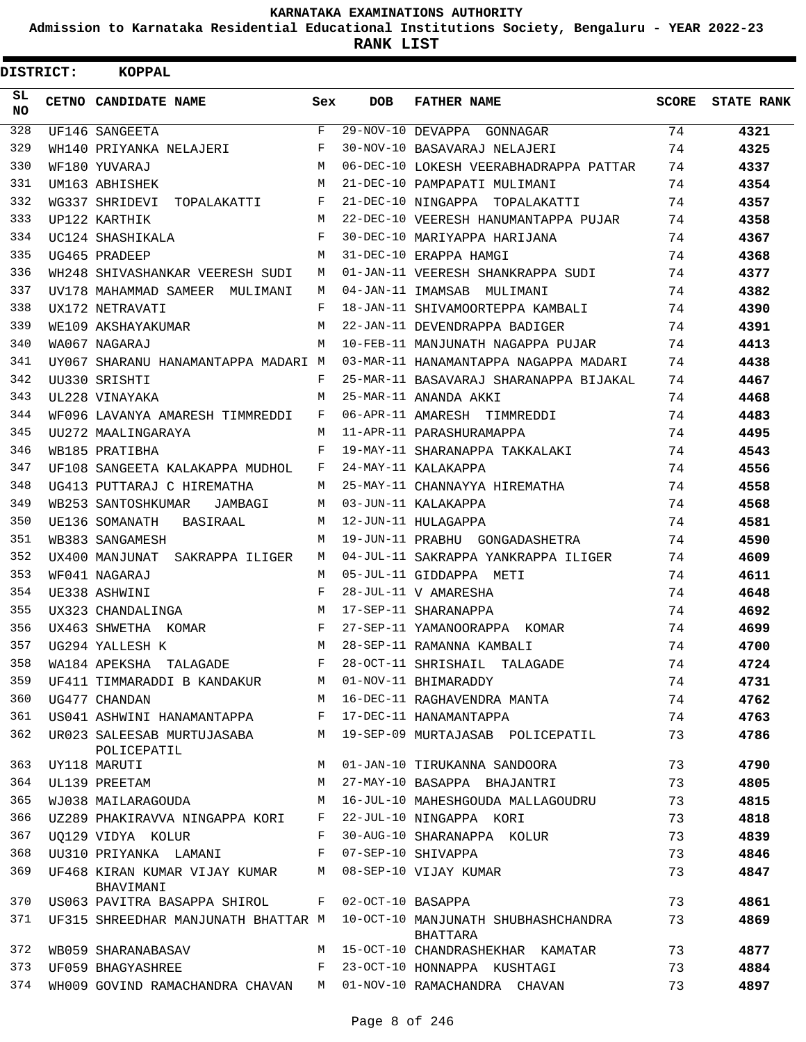KARNATAKA EXAMINATIONS AUTHORITY

Admission to Karnataka Residential Educational Institutions Society, Bengaluru - YEAR 2022-23

**RANK LIST**

**DISTRICT: KOPPAL**

| SL NO | CETNO | CANDIDATE NAME | Sex | DOB | FATHER NAME | SCORE | STATE RANK |
|---|---|---|---|---|---|---|---|
| 328 | UF146 | SANGEETA | F | 29-NOV-10 | DEVAPPA GONNAGAR | 74 | **4321** |
| 329 | WH140 | PRIYANKA NELAJERI | F | 30-NOV-10 | BASAVARAJ NELAJERI | 74 | **4325** |
| 330 | WF180 | YUVARAJ | M | 06-DEC-10 | LOKESH VEERABHADRAPPA PATTAR | 74 | **4337** |
| 331 | UM163 | ABHISHEK | M | 21-DEC-10 | PAMPAPATI MULIMANI | 74 | **4354** |
| 332 | WG337 | SHRIDEVI TOPALAKATTI | F | 21-DEC-10 | NINGAPPA TOPALAKATTI | 74 | **4357** |
| 333 | UP122 | KARTHIK | M | 22-DEC-10 | VEERESH HANUMANTAPPA PUJAR | 74 | **4358** |
| 334 | UC124 | SHASHIKALA | F | 30-DEC-10 | MARIYAPPA HARIJANA | 74 | **4367** |
| 335 | UG465 | PRADEEP | M | 31-DEC-10 | ERAPPA HAMGI | 74 | **4368** |
| 336 | WH248 | SHIVASHANKAR VEERESH SUDI | M | 01-JAN-11 | VEERESH SHANKRAPPA SUDI | 74 | **4377** |
| 337 | UV178 | MAHAMMAD SAMEER MULIMANI | M | 04-JAN-11 | IMAMSAB MULIMANI | 74 | **4382** |
| 338 | UX172 | NETRAVATI | F | 18-JAN-11 | SHIVAMOORTEPPA KAMBALI | 74 | **4390** |
| 339 | WE109 | AKSHAYAKUMAR | M | 22-JAN-11 | DEVENDRAPPA BADIGER | 74 | **4391** |
| 340 | WA067 | NAGARAJ | M | 10-FEB-11 | MANJUNATH NAGAPPA PUJAR | 74 | **4413** |
| 341 | UY067 | SHARANU HANAMANTAPPA MADARI | M | 03-MAR-11 | HANAMANTAPPA NAGAPPA MADARI | 74 | **4438** |
| 342 | UU330 | SRISHTI | F | 25-MAR-11 | BASAVARAJ SHARANAPPA BIJAKAL | 74 | **4467** |
| 343 | UL228 | VINAYAKA | M | 25-MAR-11 | ANANDA AKKI | 74 | **4468** |
| 344 | WF096 | LAVANYA AMARESH TIMMREDDI | F | 06-APR-11 | AMARESH TIMMREDDI | 74 | **4483** |
| 345 | UU272 | MAALINGARAYA | M | 11-APR-11 | PARASHURAMAPPA | 74 | **4495** |
| 346 | WB185 | PRATIBHA | F | 19-MAY-11 | SHARANAPPA TAKKALAKI | 74 | **4543** |
| 347 | UF108 | SANGEETA KALAKAPPA MUDHOL | F | 24-MAY-11 | KALAKAPPA | 74 | **4556** |
| 348 | UG413 | PUTTARAJ C HIREMATHA | M | 25-MAY-11 | CHANNAYYA HIREMATHA | 74 | **4558** |
| 349 | WB253 | SANTOSHKUMAR JAMBAGI | M | 03-JUN-11 | KALAKAPPA | 74 | **4568** |
| 350 | UE136 | SOMANATH BASIRAAL | M | 12-JUN-11 | HULAGAPPA | 74 | **4581** |
| 351 | WB383 | SANGAMESH | M | 19-JUN-11 | PRABHU GONGADASHETRA | 74 | **4590** |
| 352 | UX400 | MANJUNAT SAKRAPPA ILIGER | M | 04-JUL-11 | SAKRAPPA YANKRAPPA ILIGER | 74 | **4609** |
| 353 | WF041 | NAGARAJ | M | 05-JUL-11 | GIDDAPPA METI | 74 | **4611** |
| 354 | UE338 | ASHWINI | F | 28-JUL-11 | V AMARESHA | 74 | **4648** |
| 355 | UX323 | CHANDALINGA | M | 17-SEP-11 | SHARANAPPA | 74 | **4692** |
| 356 | UX463 | SHWETHA KOMAR | F | 27-SEP-11 | YAMANOORAPPA KOMAR | 74 | **4699** |
| 357 | UG294 | YALLESH K | M | 28-SEP-11 | RAMANNA KAMBALI | 74 | **4700** |
| 358 | WA184 | APEKSHA TALAGADE | F | 28-OCT-11 | SHRISHAIL TALAGADE | 74 | **4724** |
| 359 | UF411 | TIMMARADDI B KANDAKUR | M | 01-NOV-11 | BHIMARADDY | 74 | **4731** |
| 360 | UG477 | CHANDAN | M | 16-DEC-11 | RAGHAVENDRA MANTA | 74 | **4762** |
| 361 | US041 | ASHWINI HANAMANTAPPA | F | 17-DEC-11 | HANAMANTAPPA | 74 | **4763** |
| 362 | UR023 | SALEESAB MURTUJASABA POLICEPATIL | M | 19-SEP-09 | MURTAJASAB POLICEPATIL | 73 | **4786** |
| 363 | UY118 | MARUTI | M | 01-JAN-10 | TIRUKANNA SANDOORA | 73 | **4790** |
| 364 | UL139 | PREETAM | M | 27-MAY-10 | BASAPPA BHAJANTRI | 73 | **4805** |
| 365 | WJ038 | MAILARAGOUDA | M | 16-JUL-10 | MAHESHGOUDA MALLAGOUDRU | 73 | **4815** |
| 366 | UZ289 | PHAKIRAVVA NINGAPPA KORI | F | 22-JUL-10 | NINGAPPA KORI | 73 | **4818** |
| 367 | UQ129 | VIDYA KOLUR | F | 30-AUG-10 | SHARANAPPA KOLUR | 73 | **4839** |
| 368 | UU310 | PRIYANKA LAMANI | F | 07-SEP-10 | SHIVAPPA | 73 | **4846** |
| 369 | UF468 | KIRAN KUMAR VIJAY KUMAR BHAVIMANI | M | 08-SEP-10 | VIJAY KUMAR | 73 | **4847** |
| 370 | US063 | PAVITRA BASAPPA SHIROL | F | 02-OCT-10 | BASAPPA | 73 | **4861** |
| 371 | UF315 | SHREEDHAR MANJUNATH BHATTAR | M | 10-OCT-10 | MANJUNATH SHUBHASHCHANDRA BHATTARA | 73 | **4869** |
| 372 | WB059 | SHARANABASAV | M | 15-OCT-10 | CHANDRASHEKHAR KAMATAR | 73 | **4877** |
| 373 | UF059 | BHAGYASHREE | F | 23-OCT-10 | HONNAPPA KUSHTAGI | 73 | **4884** |
| 374 | WH009 | GOVIND RAMACHANDRA CHAVAN | M | 01-NOV-10 | RAMACHANDRA CHAVAN | 73 | **4897** |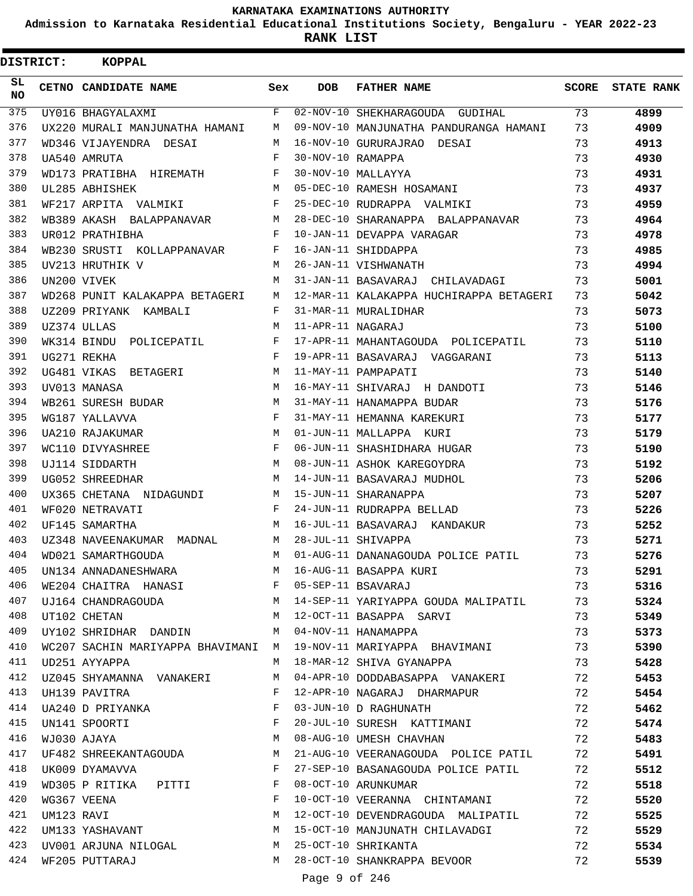# KARNATAKA EXAMINATIONS AUTHORITY

**Admission to Karnataka Residential Educational Institutions Society, Bengaluru - YEAR 2022-23**

**RANK LIST**

**DISTRICT: KOPPAL**

| SL NO | CETNO | CANDIDATE NAME | Sex | DOB | FATHER NAME | SCORE | STATE RANK |
|---|---|---|---|---|---|---|---|
| 375 | UY016 | BHAGYALAXMI | F | 02-NOV-10 | SHEKHARAGOUDA GUDIHAL | 73 | **4899** |
| 376 | UX220 | MURALI MANJUNATHA HAMANI | M | 09-NOV-10 | MANJUNATHA PANDURANGA HAMANI | 73 | **4909** |
| 377 | WD346 | VIJAYENDRA DESAI | M | 16-NOV-10 | GURURAJRAO DESAI | 73 | **4913** |
| 378 | UA540 | AMRUTA | F | 30-NOV-10 | RAMAPPA | 73 | **4930** |
| 379 | WD173 | PRATIBHA HIREMATH | F | 30-NOV-10 | MALLAYYA | 73 | **4931** |
| 380 | UL285 | ABHISHEK | M | 05-DEC-10 | RAMESH HOSAMANI | 73 | **4937** |
| 381 | WF217 | ARPITA VALMIKI | F | 25-DEC-10 | RUDRAPPA VALMIKI | 73 | **4959** |
| 382 | WB389 | AKASH BALAPPANAVAR | M | 28-DEC-10 | SHARANAPPA BALAPPANAVAR | 73 | **4964** |
| 383 | UR012 | PRATHIBHA | F | 10-JAN-11 | DEVAPPA VARAGAR | 73 | **4978** |
| 384 | WB230 | SRUSTI KOLLAPPANAVAR | F | 16-JAN-11 | SHIDDAPPA | 73 | **4985** |
| 385 | UV213 | HRUTHIK V | M | 26-JAN-11 | VISHWANATH | 73 | **4994** |
| 386 | UN200 | VIVEK | M | 31-JAN-11 | BASAVARAJ CHILAVADAGI | 73 | **5001** |
| 387 | WD268 | PUNIT KALAKAPPA BETAGERI | M | 12-MAR-11 | KALAKAPPA HUCHIRAPPA BETAGERI | 73 | **5042** |
| 388 | UZ209 | PRIYANK KAMBALI | F | 31-MAR-11 | MURALIDHAR | 73 | **5073** |
| 389 | UZ374 | ULLAS | M | 11-APR-11 | NAGARAJ | 73 | **5100** |
| 390 | WK314 | BINDU POLICEPATIL | F | 17-APR-11 | MAHANTAGOUDA POLICEPATIL | 73 | **5110** |
| 391 | UG271 | REKHA | F | 19-APR-11 | BASAVARAJ VAGGARANI | 73 | **5113** |
| 392 | UG481 | VIKAS BETAGERI | M | 11-MAY-11 | PAMPAPATI | 73 | **5140** |
| 393 | UV013 | MANASA | M | 16-MAY-11 | SHIVARAJ H DANDOTI | 73 | **5146** |
| 394 | WB261 | SURESH BUDAR | M | 31-MAY-11 | HANAMAPPA BUDAR | 73 | **5176** |
| 395 | WG187 | YALLAVVA | F | 31-MAY-11 | HEMANNA KAREKURI | 73 | **5177** |
| 396 | UA210 | RAJAKUMAR | M | 01-JUN-11 | MALLAPPA KURI | 73 | **5179** |
| 397 | WC110 | DIVYASHREE | F | 06-JUN-11 | SHASHIDHARA HUGAR | 73 | **5190** |
| 398 | UJ114 | SIDDARTH | M | 08-JUN-11 | ASHOK KAREGOYDRA | 73 | **5192** |
| 399 | UG052 | SHREEDHAR | M | 14-JUN-11 | BASAVARAJ MUDHOL | 73 | **5206** |
| 400 | UX365 | CHETANA NIDAGUNDI | M | 15-JUN-11 | SHARANAPPA | 73 | **5207** |
| 401 | WF020 | NETRAVATI | F | 24-JUN-11 | RUDRAPPA BELLAD | 73 | **5226** |
| 402 | UF145 | SAMARTHA | M | 16-JUL-11 | BASAVARAJ KANDAKUR | 73 | **5252** |
| 403 | UZ348 | NAVEENAKUMAR MADNAL | M | 28-JUL-11 | SHIVAPPA | 73 | **5271** |
| 404 | WD021 | SAMARTHGOUDA | M | 01-AUG-11 | DANANAGOUDA POLICE PATIL | 73 | **5276** |
| 405 | UN134 | ANNADANESHWARA | M | 16-AUG-11 | BASAPPA KURI | 73 | **5291** |
| 406 | WE204 | CHAITRA HANASI | F | 05-SEP-11 | BSAVARAJ | 73 | **5316** |
| 407 | UJ164 | CHANDRAGOUDA | M | 14-SEP-11 | YARIYAPPA GOUDA MALIPATIL | 73 | **5324** |
| 408 | UT102 | CHETAN | M | 12-OCT-11 | BASAPPA SARVI | 73 | **5349** |
| 409 | UY102 | SHRIDHAR DANDIN | M | 04-NOV-11 | HANAMAPPA | 73 | **5373** |
| 410 | WC207 | SACHIN MARIYAPPA BHAVIMANI | M | 19-NOV-11 | MARIYAPPA BHAVIMANI | 73 | **5390** |
| 411 | UD251 | AYYAPPA | M | 18-MAR-12 | SHIVA GYANAPPA | 73 | **5428** |
| 412 | UZ045 | SHYAMANNA VANAKERI | M | 04-APR-10 | DODDABASAPPA VANAKERI | 72 | **5453** |
| 413 | UH139 | PAVITRA | F | 12-APR-10 | NAGARAJ DHARMAPUR | 72 | **5454** |
| 414 | UA240 | D PRIYANKA | F | 03-JUN-10 | D RAGHUNATH | 72 | **5462** |
| 415 | UN141 | SPOORTI | F | 20-JUL-10 | SURESH KATTIMANI | 72 | **5474** |
| 416 | WJ030 | AJAYA | M | 08-AUG-10 | UMESH CHAVHAN | 72 | **5483** |
| 417 | UF482 | SHREEKANTAGOUDA | M | 21-AUG-10 | VEERANAGOUDA POLICE PATIL | 72 | **5491** |
| 418 | UK009 | DYAMAVVA | F | 27-SEP-10 | BASANAGOUDA POLICE PATIL | 72 | **5512** |
| 419 | WD305 | P RITIKA PITTI | F | 08-OCT-10 | ARUNKUMAR | 72 | **5518** |
| 420 | WG367 | VEENA | F | 10-OCT-10 | VEERANNA CHINTAMANI | 72 | **5520** |
| 421 | UM123 | RAVI | M | 12-OCT-10 | DEVENDRAGOUDA MALIPATIL | 72 | **5525** |
| 422 | UM133 | YASHAVANT | M | 15-OCT-10 | MANJUNATH CHILAVADGI | 72 | **5529** |
| 423 | UV001 | ARJUNA NILOGAL | M | 25-OCT-10 | SHRIKANTA | 72 | **5534** |
| 424 | WF205 | PUTTARAJ | M | 28-OCT-10 | SHANKRAPPA BEVOOR | 72 | **5539** |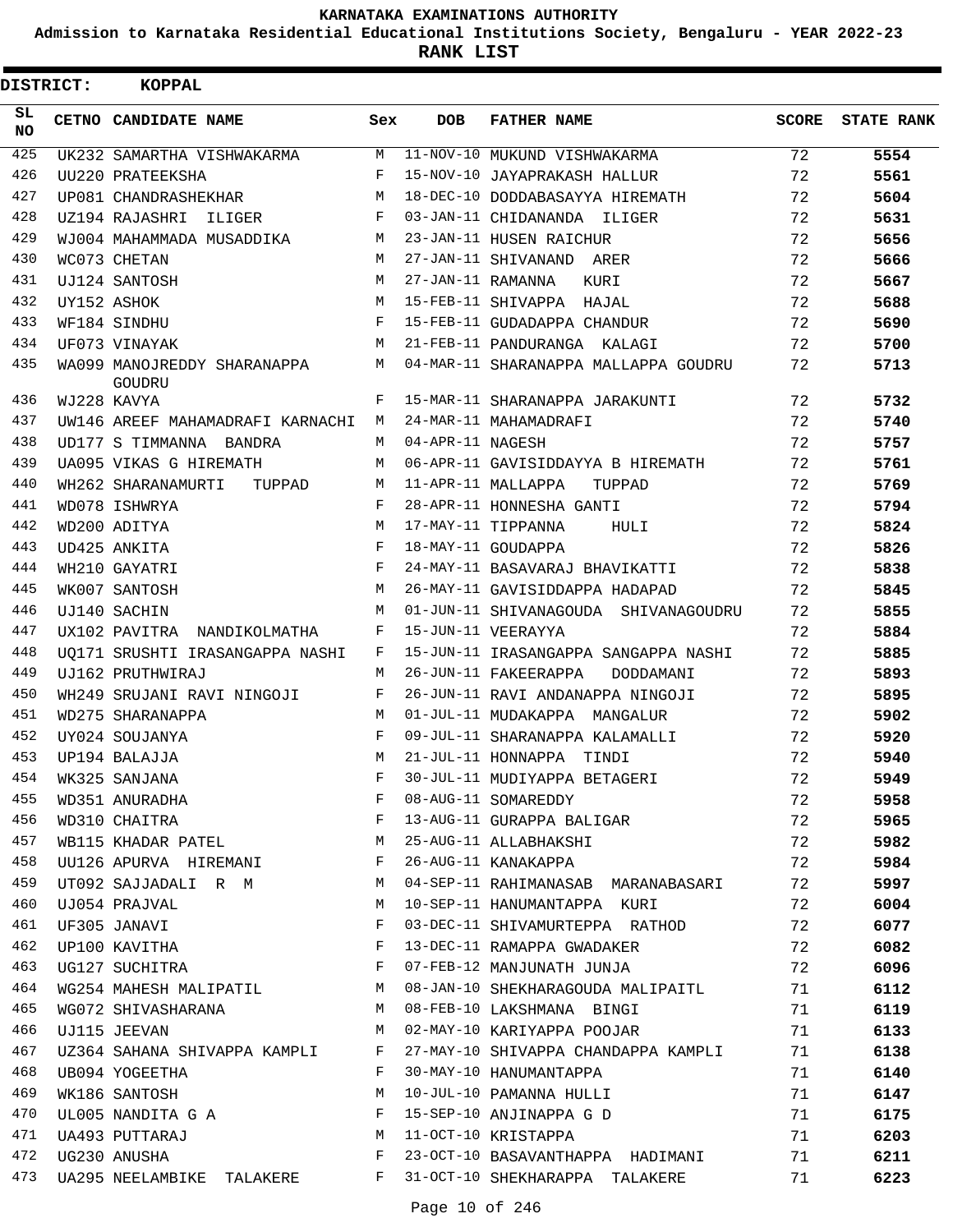KARNATAKA EXAMINATIONS AUTHORITY

Admission to Karnataka Residential Educational Institutions Society, Bengaluru - YEAR 2022-23

**RANK LIST**

**DISTRICT: KOPPAL**

| SL NO | CETNO | CANDIDATE NAME | Sex | DOB | FATHER NAME | SCORE | STATE RANK |
|---|---|---|---|---|---|---|---|
| 425 | UK232 | SAMARTHA VISHWAKARMA | M | 11-NOV-10 | MUKUND VISHWAKARMA | 72 | **5554** |
| 426 | UU220 | PRATEEKSHA | F | 15-NOV-10 | JAYAPRAKASH HALLUR | 72 | **5561** |
| 427 | UP081 | CHANDRASHEKHAR | M | 18-DEC-10 | DODDABASAYYA HIREMATH | 72 | **5604** |
| 428 | UZ194 | RAJASHRI ILIGER | F | 03-JAN-11 | CHIDANANDA ILIGER | 72 | **5631** |
| 429 | WJ004 | MAHAMMADA MUSADDIKA | M | 23-JAN-11 | HUSEN RAICHUR | 72 | **5656** |
| 430 | WC073 | CHETAN | M | 27-JAN-11 | SHIVANAND ARER | 72 | **5666** |
| 431 | UJ124 | SANTOSH | M | 27-JAN-11 | RAMANNA KURI | 72 | **5667** |
| 432 | UY152 | ASHOK | M | 15-FEB-11 | SHIVAPPA HAJAL | 72 | **5688** |
| 433 | WF184 | SINDHU | F | 15-FEB-11 | GUDADAPPA CHANDUR | 72 | **5690** |
| 434 | UF073 | VINAYAK | M | 21-FEB-11 | PANDURANGA KALAGI | 72 | **5700** |
| 435 | WA099 | MANOJREDDY SHARANAPPA GOUDRU | M | 04-MAR-11 | SHARANAPPA MALLAPPA GOUDRU | 72 | **5713** |
| 436 | WJ228 | KAVYA | F | 15-MAR-11 | SHARANAPPA JARAKUNTI | 72 | **5732** |
| 437 | UW146 | AREEF MAHAMADRAFI KARNACHI | M | 24-MAR-11 | MAHAMADRAFI | 72 | **5740** |
| 438 | UD177 | S TIMMANNA BANDRA | M | 04-APR-11 | NAGESH | 72 | **5757** |
| 439 | UA095 | VIKAS G HIREMATH | M | 06-APR-11 | GAVISIDDAYYA B HIREMATH | 72 | **5761** |
| 440 | WH262 | SHARANAMURTI TUPPAD | M | 11-APR-11 | MALLAPPA TUPPAD | 72 | **5769** |
| 441 | WD078 | ISHWRYA | F | 28-APR-11 | HONNESHA GANTI | 72 | **5794** |
| 442 | WD200 | ADITYA | M | 17-MAY-11 | TIPPANNA HULI | 72 | **5824** |
| 443 | UD425 | ANKITA | F | 18-MAY-11 | GOUDAPPA | 72 | **5826** |
| 444 | WH210 | GAYATRI | F | 24-MAY-11 | BASAVARAJ BHAVIKATTI | 72 | **5838** |
| 445 | WK007 | SANTOSH | M | 26-MAY-11 | GAVISIDDAPPA HADAPAD | 72 | **5845** |
| 446 | UJ140 | SACHIN | M | 01-JUN-11 | SHIVANAGOUDA SHIVANAGOUDRU | 72 | **5855** |
| 447 | UX102 | PAVITRA NANDIKOLMATHA | F | 15-JUN-11 | VEERAYYA | 72 | **5884** |
| 448 | UQ171 | SRUSHTI IRASANGAPPA NASHI | F | 15-JUN-11 | IRASANGAPPA SANGAPPA NASHI | 72 | **5885** |
| 449 | UJ162 | PRUTHWIRAJ | M | 26-JUN-11 | FAKEERAPPA DODDAMANI | 72 | **5893** |
| 450 | WH249 | SRUJANI RAVI NINGOJI | F | 26-JUN-11 | RAVI ANDANAPPA NINGOJI | 72 | **5895** |
| 451 | WD275 | SHARANAPPA | M | 01-JUL-11 | MUDAKAPPA MANGALUR | 72 | **5902** |
| 452 | UY024 | SOUJANYA | F | 09-JUL-11 | SHARANAPPA KALAMALLI | 72 | **5920** |
| 453 | UP194 | BALAJJA | M | 21-JUL-11 | HONNAPPA TINDI | 72 | **5940** |
| 454 | WK325 | SANJANA | F | 30-JUL-11 | MUDIYAPPA BETAGERI | 72 | **5949** |
| 455 | WD351 | ANURADHA | F | 08-AUG-11 | SOMAREDDY | 72 | **5958** |
| 456 | WD310 | CHAITRA | F | 13-AUG-11 | GURAPPA BALIGAR | 72 | **5965** |
| 457 | WB115 | KHADAR PATEL | M | 25-AUG-11 | ALLABHAKSHI | 72 | **5982** |
| 458 | UU126 | APURVA HIREMANI | F | 26-AUG-11 | KANAKAPPA | 72 | **5984** |
| 459 | UT092 | SAJJADALI R M | M | 04-SEP-11 | RAHIMANASAB MARANABASARI | 72 | **5997** |
| 460 | UJ054 | PRAJVAL | M | 10-SEP-11 | HANUMANTAPPA KURI | 72 | **6004** |
| 461 | UF305 | JANAVI | F | 03-DEC-11 | SHIVAMURTEPPA RATHOD | 72 | **6077** |
| 462 | UP100 | KAVITHA | F | 13-DEC-11 | RAMAPPA GWADAKER | 72 | **6082** |
| 463 | UG127 | SUCHITRA | F | 07-FEB-12 | MANJUNATH JUNJA | 72 | **6096** |
| 464 | WG254 | MAHESH MALIPATIL | M | 08-JAN-10 | SHEKHARAGOUDA MALIPAITL | 71 | **6112** |
| 465 | WG072 | SHIVASHARANA | M | 08-FEB-10 | LAKSHMANA BINGI | 71 | **6119** |
| 466 | UJ115 | JEEVAN | M | 02-MAY-10 | KARIYAPPA POOJAR | 71 | **6133** |
| 467 | UZ364 | SAHANA SHIVAPPA KAMPLI | F | 27-MAY-10 | SHIVAPPA CHANDAPPA KAMPLI | 71 | **6138** |
| 468 | UB094 | YOGEETHA | F | 30-MAY-10 | HANUMANTAPPA | 71 | **6140** |
| 469 | WK186 | SANTOSH | M | 10-JUL-10 | PAMANNA HULLI | 71 | **6147** |
| 470 | UL005 | NANDITA G A | F | 15-SEP-10 | ANJINAPPA G D | 71 | **6175** |
| 471 | UA493 | PUTTARAJ | M | 11-OCT-10 | KRISTAPPA | 71 | **6203** |
| 472 | UG230 | ANUSHA | F | 23-OCT-10 | BASAVANTHAPPA HADIMANI | 71 | **6211** |
| 473 | UA295 | NEELAMBIKE TALAKERE | F | 31-OCT-10 | SHEKHARAPPA TALAKERE | 71 | **6223** |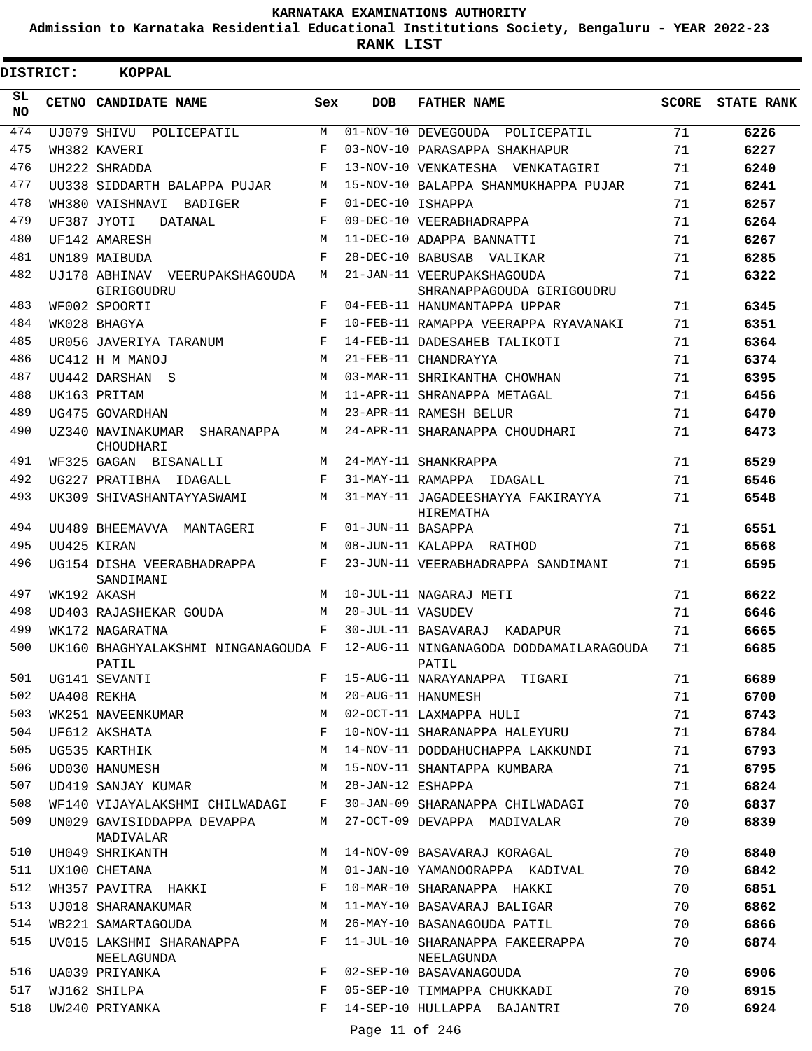# KARNATAKA EXAMINATIONS AUTHORITY

**Admission to Karnataka Residential Educational Institutions Society, Bengaluru - YEAR 2022-23**

**RANK LIST**

**DISTRICT: KOPPAL**

| SL NO | CETNO | CANDIDATE NAME | Sex | DOB | FATHER NAME | SCORE | STATE RANK |
|---|---|---|---|---|---|---|---|
| 474 | UJ079 | SHIVU POLICEPATIL | M | 01-NOV-10 | DEVEGOUDA POLICEPATIL | 71 | 6226 |
| 475 | WH382 | KAVERI | F | 03-NOV-10 | PARASAPPA SHAKHAPUR | 71 | 6227 |
| 476 | UH222 | SHRADDA | F | 13-NOV-10 | VENKATESHA VENKATAGIRI | 71 | 6240 |
| 477 | UU338 | SIDDARTH BALAPPA PUJAR | M | 15-NOV-10 | BALAPPA SHANMUKHAPPA PUJAR | 71 | 6241 |
| 478 | WH380 | VAISHNAVI BADIGER | F | 01-DEC-10 | ISHAPPA | 71 | 6257 |
| 479 | UF387 | JYOTI DATANAL | F | 09-DEC-10 | VEERABHADRAPPA | 71 | 6264 |
| 480 | UF142 | AMARESH | M | 11-DEC-10 | ADAPPA BANNATTI | 71 | 6267 |
| 481 | UN189 | MAIBUDA | F | 28-DEC-10 | BABUSAB VALIKAR | 71 | 6285 |
| 482 | UJ178 | ABHINAV VEERUPAKSHAGOUDA GIRIGOUDRU | M | 21-JAN-11 | VEERUPAKSHAGOUDA SHRANAPPAGOUDA GIRIGOUDRU | 71 | 6322 |
| 483 | WF002 | SPOORTI | F | 04-FEB-11 | HANUMANTAPPA UPPAR | 71 | 6345 |
| 484 | WK028 | BHAGYA | F | 10-FEB-11 | RAMAPPA VEERAPPA RYAVANAKI | 71 | 6351 |
| 485 | UR056 | JAVERIYA TARANUM | F | 14-FEB-11 | DADESAHEB TALIKOTI | 71 | 6364 |
| 486 | UC412 | H M MANOJ | M | 21-FEB-11 | CHANDRAYYA | 71 | 6374 |
| 487 | UU442 | DARSHAN S | M | 03-MAR-11 | SHRIKANTHA CHOWHAN | 71 | 6395 |
| 488 | UK163 | PRITAM | M | 11-APR-11 | SHRANAPPA METAGAL | 71 | 6456 |
| 489 | UG475 | GOVARDHAN | M | 23-APR-11 | RAMESH BELUR | 71 | 6470 |
| 490 | UZ340 | NAVINAKUMAR SHARANAPPA CHOUDHARI | M | 24-APR-11 | SHARANAPPA CHOUDHARI | 71 | 6473 |
| 491 | WF325 | GAGAN BISANALLI | M | 24-MAY-11 | SHANKRAPPA | 71 | 6529 |
| 492 | UG227 | PRATIBHA IDAGALL | F | 31-MAY-11 | RAMAPPA IDAGALL | 71 | 6546 |
| 493 | UK309 | SHIVASHANTAYYASWAMI | M | 31-MAY-11 | JAGADEESHAYYA FAKIRAYYA HIREMATHA | 71 | 6548 |
| 494 | UU489 | BHEEMAVVA MANTAGERI | F | 01-JUN-11 | BASAPPA | 71 | 6551 |
| 495 | UU425 | KIRAN | M | 08-JUN-11 | KALAPPA RATHOD | 71 | 6568 |
| 496 | UG154 | DISHA VEERABHADRAPPA SANDIMANI | F | 23-JUN-11 | VEERABHADRAPPA SANDIMANI | 71 | 6595 |
| 497 | WK192 | AKASH | M | 10-JUL-11 | NAGARAJ METI | 71 | 6622 |
| 498 | UD403 | RAJASHEKAR GOUDA | M | 20-JUL-11 | VASUDEV | 71 | 6646 |
| 499 | WK172 | NAGARATNA | F | 30-JUL-11 | BASAVARAJ KADAPUR | 71 | 6665 |
| 500 | UK160 | BHAGHYALAKSHMI NINGANAGOUDA PATIL | F | 12-AUG-11 | NINGANAGODA DODDAMAILARAGOUDA PATIL | 71 | 6685 |
| 501 | UG141 | SEVANTI | F | 15-AUG-11 | NARAYANAPPA TIGARI | 71 | 6689 |
| 502 | UA408 | REKHA | M | 20-AUG-11 | HANUMESH | 71 | 6700 |
| 503 | WK251 | NAVEENKUMAR | M | 02-OCT-11 | LAXMAPPA HULI | 71 | 6743 |
| 504 | UF612 | AKSHATA | F | 10-NOV-11 | SHARANAPPA HALEYURU | 71 | 6784 |
| 505 | UG535 | KARTHIK | M | 14-NOV-11 | DODDAHUCHAPPA LAKKUNDI | 71 | 6793 |
| 506 | UD030 | HANUMESH | M | 15-NOV-11 | SHANTAPPA KUMBARA | 71 | 6795 |
| 507 | UD419 | SANJAY KUMAR | M | 28-JAN-12 | ESHAPPA | 71 | 6824 |
| 508 | WF140 | VIJAYALAKSHMI CHILWADAGI | F | 30-JAN-09 | SHARANAPPA CHILWADAGI | 70 | 6837 |
| 509 | UN029 | GAVISIDDAPPA DEVAPPA MADIVALAR | M | 27-OCT-09 | DEVAPPA MADIVALAR | 70 | 6839 |
| 510 | UH049 | SHRIKANTH | M | 14-NOV-09 | BASAVARAJ KORAGAL | 70 | 6840 |
| 511 | UX100 | CHETANA | M | 01-JAN-10 | YAMANOORAPPA KADIVAL | 70 | 6842 |
| 512 | WH357 | PAVITRA HAKKI | F | 10-MAR-10 | SHARANAPPA HAKKI | 70 | 6851 |
| 513 | UJ018 | SHARANAKUMAR | M | 11-MAY-10 | BASAVARAJ BALIGAR | 70 | 6862 |
| 514 | WB221 | SAMARTAGOUDA | M | 26-MAY-10 | BASANAGOUDA PATIL | 70 | 6866 |
| 515 | UV015 | LAKSHMI SHARANAPPA NEELAGUNDA | F | 11-JUL-10 | SHARANAPPA FAKEERAPPA NEELAGUNDA | 70 | 6874 |
| 516 | UA039 | PRIYANKA | F | 02-SEP-10 | BASAVANAGOUDA | 70 | 6906 |
| 517 | WJ162 | SHILPA | F | 05-SEP-10 | TIMMAPPA CHUKKADI | 70 | 6915 |
| 518 | UW240 | PRIYANKA | F | 14-SEP-10 | HULLAPPA BAJANTRI | 70 | 6924 |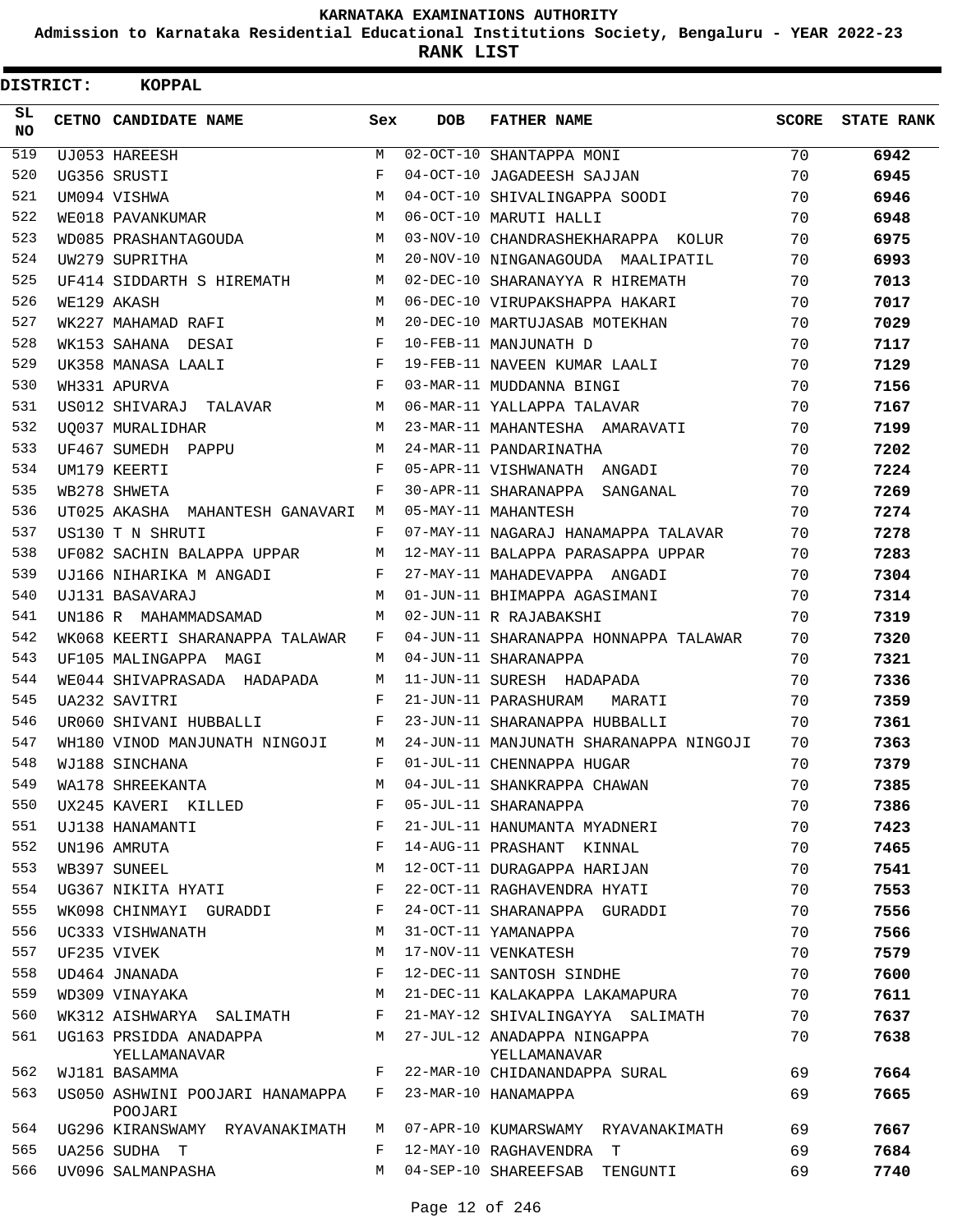KARNATAKA EXAMINATIONS AUTHORITY

Admission to Karnataka Residential Educational Institutions Society, Bengaluru - YEAR 2022-23

**RANK LIST**

**DISTRICT: KOPPAL**

| SL NO | CETNO | CANDIDATE NAME | Sex | DOB | FATHER NAME | SCORE | STATE RANK |
|---|---|---|---|---|---|---|---|
| 519 | UJ053 | HAREESH | M | 02-OCT-10 | SHANTAPPA MONI | 70 | 6942 |
| 520 | UG356 | SRUSTI | F | 04-OCT-10 | JAGADEESH SAJJAN | 70 | 6945 |
| 521 | UM094 | VISHWA | M | 04-OCT-10 | SHIVALINGAPPA SOODI | 70 | 6946 |
| 522 | WE018 | PAVANKUMAR | M | 06-OCT-10 | MARUTI HALLI | 70 | 6948 |
| 523 | WD085 | PRASHANTAGOUDA | M | 03-NOV-10 | CHANDRASHEKHARAPPA KOLUR | 70 | 6975 |
| 524 | UW279 | SUPRITHA | M | 20-NOV-10 | NINGANAGOUDA MAALIPATIL | 70 | 6993 |
| 525 | UF414 | SIDDARTH S HIREMATH | M | 02-DEC-10 | SHARANAYYA R HIREMATH | 70 | 7013 |
| 526 | WE129 | AKASH | M | 06-DEC-10 | VIRUPAKSHAPPA HAKARI | 70 | 7017 |
| 527 | WK227 | MAHAMAD RAFI | M | 20-DEC-10 | MARTUJASAB MOTEKHAN | 70 | 7029 |
| 528 | WK153 | SAHANA DESAI | F | 10-FEB-11 | MANJUNATH D | 70 | 7117 |
| 529 | UK358 | MANASA LAALI | F | 19-FEB-11 | NAVEEN KUMAR LAALI | 70 | 7129 |
| 530 | WH331 | APURVA | F | 03-MAR-11 | MUDDANNA BINGI | 70 | 7156 |
| 531 | US012 | SHIVARAJ TALAVAR | M | 06-MAR-11 | YALLAPPA TALAVAR | 70 | 7167 |
| 532 | UQ037 | MURALIDHAR | M | 23-MAR-11 | MAHANTESHA AMARAVATI | 70 | 7199 |
| 533 | UF467 | SUMEDH PAPPU | M | 24-MAR-11 | PANDARINATHA | 70 | 7202 |
| 534 | UM179 | KEERTI | F | 05-APR-11 | VISHWANATH ANGADI | 70 | 7224 |
| 535 | WB278 | SHWETA | F | 30-APR-11 | SHARANAPPA SANGANAL | 70 | 7269 |
| 536 | UT025 | AKASHA MAHANTESH GANAVARI | M | 05-MAY-11 | MAHANTESH | 70 | 7274 |
| 537 | US130 | T N SHRUTI | F | 07-MAY-11 | NAGARAJ HANAMAPPA TALAVAR | 70 | 7278 |
| 538 | UF082 | SACHIN BALAPPA UPPAR | M | 12-MAY-11 | BALAPPA PARASAPPA UPPAR | 70 | 7283 |
| 539 | UJ166 | NIHARIKA M ANGADI | F | 27-MAY-11 | MAHADEVAPPA ANGADI | 70 | 7304 |
| 540 | UJ131 | BASAVARAJ | M | 01-JUN-11 | BHIMAPPA AGASIMANI | 70 | 7314 |
| 541 | UN186 | R MAHAMMADSAMAD | M | 02-JUN-11 | R RAJABAKSHI | 70 | 7319 |
| 542 | WK068 | KEERTI SHARANAPPA TALAWAR | F | 04-JUN-11 | SHARANAPPA HONNAPPA TALAWAR | 70 | 7320 |
| 543 | UF105 | MALINGAPPA MAGI | M | 04-JUN-11 | SHARANAPPA | 70 | 7321 |
| 544 | WE044 | SHIVAPRASADA HADAPADA | M | 11-JUN-11 | SURESH HADAPADA | 70 | 7336 |
| 545 | UA232 | SAVITRI | F | 21-JUN-11 | PARASHURAM MARATI | 70 | 7359 |
| 546 | UR060 | SHIVANI HUBBALLI | F | 23-JUN-11 | SHARANAPPA HUBBALLI | 70 | 7361 |
| 547 | WH180 | VINOD MANJUNATH NINGOJI | M | 24-JUN-11 | MANJUNATH SHARANAPPA NINGOJI | 70 | 7363 |
| 548 | WJ188 | SINCHANA | F | 01-JUL-11 | CHENNAPPA HUGAR | 70 | 7379 |
| 549 | WA178 | SHREEKANTA | M | 04-JUL-11 | SHANKRAPPA CHAWAN | 70 | 7385 |
| 550 | UX245 | KAVERI KILLED | F | 05-JUL-11 | SHARANAPPA | 70 | 7386 |
| 551 | UJ138 | HANAMANTI | F | 21-JUL-11 | HANUMANTA MYADNERI | 70 | 7423 |
| 552 | UN196 | AMRUTA | F | 14-AUG-11 | PRASHANT KINNAL | 70 | 7465 |
| 553 | WB397 | SUNEEL | M | 12-OCT-11 | DURAGAPPA HARIJAN | 70 | 7541 |
| 554 | UG367 | NIKITA HYATI | F | 22-OCT-11 | RAGHAVENDRA HYATI | 70 | 7553 |
| 555 | WK098 | CHINMAYI GURADDI | F | 24-OCT-11 | SHARANAPPA GURADDI | 70 | 7556 |
| 556 | UC333 | VISHWANATH | M | 31-OCT-11 | YAMANAPPA | 70 | 7566 |
| 557 | UF235 | VIVEK | M | 17-NOV-11 | VENKATESH | 70 | 7579 |
| 558 | UD464 | JNANADA | F | 12-DEC-11 | SANTOSH SINDHE | 70 | 7600 |
| 559 | WD309 | VINAYAKA | M | 21-DEC-11 | KALAKAPPA LAKAMAPURA | 70 | 7611 |
| 560 | WK312 | AISHWARYA SALIMATH | F | 21-MAY-12 | SHIVALINGAYYA SALIMATH | 70 | 7637 |
| 561 | UG163 | PRSIDDA ANADAPPA YELLAMANAVAR | M | 27-JUL-12 | ANADAPPA NINGAPPA YELLAMANAVAR | 70 | 7638 |
| 562 | WJ181 | BASAMMA | F | 22-MAR-10 | CHIDANANDAPPA SURAL | 69 | 7664 |
| 563 | US050 | ASHWINI POOJARI HANAMAPPA POOJARI | F | 23-MAR-10 | HANAMAPPA | 69 | 7665 |
| 564 | UG296 | KIRANSWAMY RYAVANAKIMATH | M | 07-APR-10 | KUMARSWAMY RYAVANAKIMATH | 69 | 7667 |
| 565 | UA256 | SUDHA T | F | 12-MAY-10 | RAGHAVENDRA T | 69 | 7684 |
| 566 | UV096 | SALMANPASHA | M | 04-SEP-10 | SHAREEFSAB TENGUNTI | 69 | 7740 |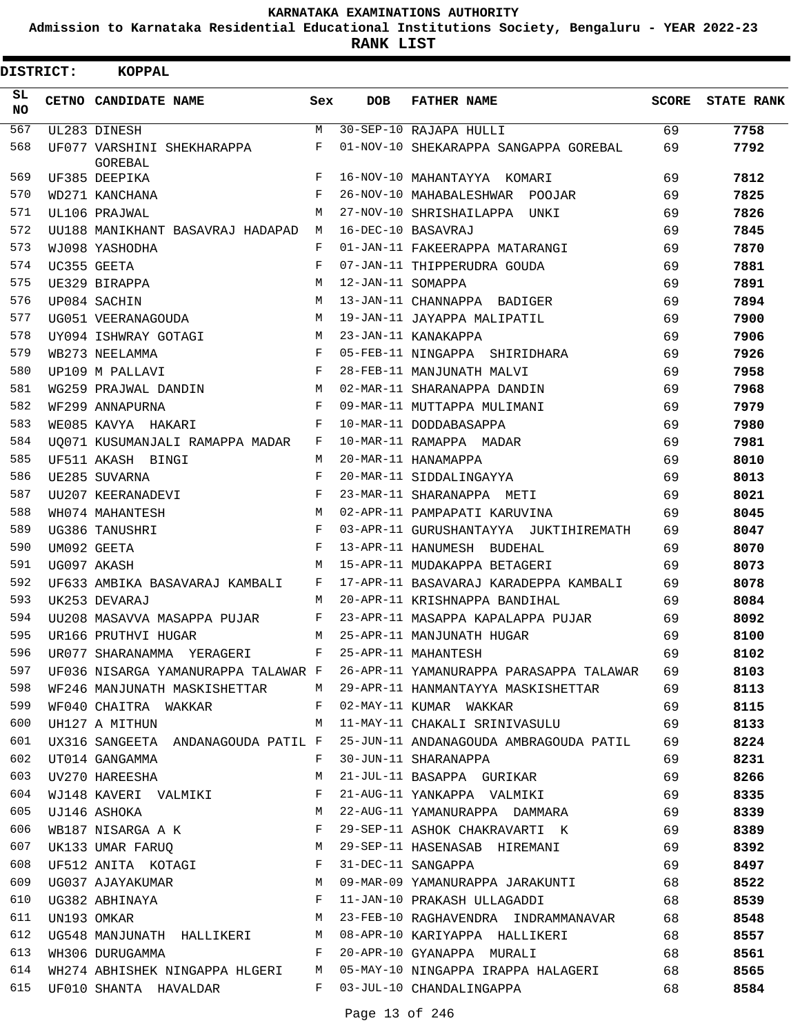KARNATAKA EXAMINATIONS AUTHORITY

Admission to Karnataka Residential Educational Institutions Society, Bengaluru - YEAR 2022-23

**RANK LIST**

**DISTRICT: KOPPAL**

| SL NO | CETNO | CANDIDATE NAME | Sex | DOB | FATHER NAME | SCORE | STATE RANK |
|---|---|---|---|---|---|---|---|
| 567 | UL283 | DINESH | M | 30-SEP-10 | RAJAPA HULLI | 69 | **7758** |
| 568 | UF077 | VARSHINI SHEKHARAPPA GOREBAL | F | 01-NOV-10 | SHEKARAPPA SANGAPPA GOREBAL | 69 | **7792** |
| 569 | UF385 | DEEPIKA | F | 16-NOV-10 | MAHANTAYYA KOMARI | 69 | **7812** |
| 570 | WD271 | KANCHANA | F | 26-NOV-10 | MAHABALESHWAR POOJAR | 69 | **7825** |
| 571 | UL106 | PRAJWAL | M | 27-NOV-10 | SHRISHAILAPPA UNKI | 69 | **7826** |
| 572 | UU188 | MANIKHANT BASAVRAJ HADAPAD | M | 16-DEC-10 | BASAVRAJ | 69 | **7845** |
| 573 | WJ098 | YASHODHA | F | 01-JAN-11 | FAKEERAPPA MATARANGI | 69 | **7870** |
| 574 | UC355 | GEETA | F | 07-JAN-11 | THIPPERUDRA GOUDA | 69 | **7881** |
| 575 | UE329 | BIRAPPA | M | 12-JAN-11 | SOMAPPA | 69 | **7891** |
| 576 | UP084 | SACHIN | M | 13-JAN-11 | CHANNAPPA BADIGER | 69 | **7894** |
| 577 | UG051 | VEERANAGOUDA | M | 19-JAN-11 | JAYAPPA MALIPATIL | 69 | **7900** |
| 578 | UY094 | ISHWRAY GOTAGI | M | 23-JAN-11 | KANAKAPPA | 69 | **7906** |
| 579 | WB273 | NEELAMMA | F | 05-FEB-11 | NINGAPPA SHIRIDHARA | 69 | **7926** |
| 580 | UP109 | M PALLAVI | F | 28-FEB-11 | MANJUNATH MALVI | 69 | **7958** |
| 581 | WG259 | PRAJWAL DANDIN | M | 02-MAR-11 | SHARANAPPA DANDIN | 69 | **7968** |
| 582 | WF299 | ANNAPURNA | F | 09-MAR-11 | MUTTAPPA MULIMANI | 69 | **7979** |
| 583 | WE085 | KAVYA HAKARI | F | 10-MAR-11 | DODDABASAPPA | 69 | **7980** |
| 584 | UQ071 | KUSUMANJALI RAMAPPA MADAR | F | 10-MAR-11 | RAMAPPA MADAR | 69 | **7981** |
| 585 | UF511 | AKASH BINGI | M | 20-MAR-11 | HANAMAPPA | 69 | **8010** |
| 586 | UE285 | SUVARNA | F | 20-MAR-11 | SIDDALINGAYYA | 69 | **8013** |
| 587 | UU207 | KEERANADEVI | F | 23-MAR-11 | SHARANAPPA METI | 69 | **8021** |
| 588 | WH074 | MAHANTESH | M | 02-APR-11 | PAMPAPATI KARUVINA | 69 | **8045** |
| 589 | UG386 | TANUSHRI | F | 03-APR-11 | GURUSHANTAYYA JUKTIHIREMATH | 69 | **8047** |
| 590 | UM092 | GEETA | F | 13-APR-11 | HANUMESH BUDEHAL | 69 | **8070** |
| 591 | UG097 | AKASH | M | 15-APR-11 | MUDAKAPPA BETAGERI | 69 | **8073** |
| 592 | UF633 | AMBIKA BASAVARAJ KAMBALI | F | 17-APR-11 | BASAVARAJ KARADEPPA KAMBALI | 69 | **8078** |
| 593 | UK253 | DEVARAJ | M | 20-APR-11 | KRISHNAPPA BANDIHAL | 69 | **8084** |
| 594 | UU208 | MASAVVA MASAPPA PUJAR | F | 23-APR-11 | MASAPPA KAPALAPPA PUJAR | 69 | **8092** |
| 595 | UR166 | PRUTHVI HUGAR | M | 25-APR-11 | MANJUNATH HUGAR | 69 | **8100** |
| 596 | UR077 | SHARANAMMA YERAGERI | F | 25-APR-11 | MAHANTESH | 69 | **8102** |
| 597 | UF036 | NISARGA YAMANURAPPA TALAWAR | F | 26-APR-11 | YAMANURAPPA PARASAPPA TALAWAR | 69 | **8103** |
| 598 | WF246 | MANJUNATH MASKISHETTAR | M | 29-APR-11 | HANMANTAYYA MASKISHETTAR | 69 | **8113** |
| 599 | WF040 | CHAITRA WAKKAR | F | 02-MAY-11 | KUMAR WAKKAR | 69 | **8115** |
| 600 | UH127 | A MITHUN | M | 11-MAY-11 | CHAKALI SRINIVASULU | 69 | **8133** |
| 601 | UX316 | SANGEETA ANDANAGOUDA PATIL | F | 25-JUN-11 | ANDANAGOUDA AMBRAGOUDA PATIL | 69 | **8224** |
| 602 | UT014 | GANGAMMA | F | 30-JUN-11 | SHARANAPPA | 69 | **8231** |
| 603 | UV270 | HAREESHA | M | 21-JUL-11 | BASAPPA GURIKAR | 69 | **8266** |
| 604 | WJ148 | KAVERI VALMIKI | F | 21-AUG-11 | YANKAPPA VALMIKI | 69 | **8335** |
| 605 | UJ146 | ASHOKA | M | 22-AUG-11 | YAMANURAPPA DAMMARA | 69 | **8339** |
| 606 | WB187 | NISARGA A K | F | 29-SEP-11 | ASHOK CHAKRAVARTI K | 69 | **8389** |
| 607 | UK133 | UMAR FARUQ | M | 29-SEP-11 | HASENASAB HIREMANI | 69 | **8392** |
| 608 | UF512 | ANITA KOTAGI | F | 31-DEC-11 | SANGAPPA | 69 | **8497** |
| 609 | UG037 | AJAYAKUMAR | M | 09-MAR-09 | YAMANURAPPA JARAKUNTI | 68 | **8522** |
| 610 | UG382 | ABHINAYA | F | 11-JAN-10 | PRAKASH ULLAGADDI | 68 | **8539** |
| 611 | UN193 | OMKAR | M | 23-FEB-10 | RAGHAVENDRA INDRAMMANAVAR | 68 | **8548** |
| 612 | UG548 | MANJUNATH HALLIKERI | M | 08-APR-10 | KARIYAPPA HALLIKERI | 68 | **8557** |
| 613 | WH306 | DURUGAMMA | F | 20-APR-10 | GYANAPPA MURALI | 68 | **8561** |
| 614 | WH274 | ABHISHEK NINGAPPA HLGERI | M | 05-MAY-10 | NINGAPPA IRAPPA HALAGERI | 68 | **8565** |
| 615 | UF010 | SHANTA HAVALDAR | F | 03-JUL-10 | CHANDALINGAPPA | 68 | **8584** |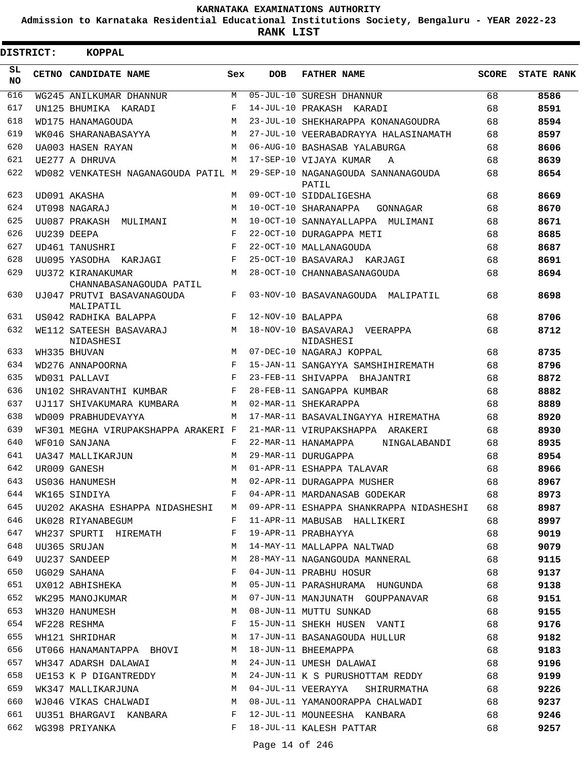# KARNATAKA EXAMINATIONS AUTHORITY

**Admission to Karnataka Residential Educational Institutions Society, Bengaluru - YEAR 2022-23**

**RANK LIST**

**DISTRICT: KOPPAL**

| SL NO | CETNO | CANDIDATE NAME | Sex | DOB | FATHER NAME | SCORE | STATE RANK |
|---|---|---|---|---|---|---|---|
| 616 | WG245 | ANILKUMAR DHANNUR | M | 05-JUL-10 | SURESH DHANNUR | 68 | 8586 |
| 617 | UN125 | BHUMIKA KARADI | F | 14-JUL-10 | PRAKASH KARADI | 68 | 8591 |
| 618 | WD175 | HANAMAGOUDA | M | 23-JUL-10 | SHEKHARAPPA KONANAGOUDRA | 68 | 8594 |
| 619 | WK046 | SHARANABASAYYA | M | 27-JUL-10 | VEERABADRAYYA HALASINAMATH | 68 | 8597 |
| 620 | UA003 | HASEN RAYAN | M | 06-AUG-10 | BASHASAB YALABURGA | 68 | 8606 |
| 621 | UE277 | A DHRUVA | M | 17-SEP-10 | VIJAYA KUMAR A | 68 | 8639 |
| 622 | WD082 | VENKATESH NAGANAGOUDA PATIL | M | 29-SEP-10 | NAGANAGOUDA SANNANAGOUDA PATIL | 68 | 8654 |
| 623 | UD091 | AKASHA | M | 09-OCT-10 | SIDDALIGESHA | 68 | 8669 |
| 624 | UT098 | NAGARAJ | M | 10-OCT-10 | SHARANAPPA GONNAGAR | 68 | 8670 |
| 625 | UU087 | PRAKASH MULIMANI | M | 10-OCT-10 | SANNAYALLAPPA MULIMANI | 68 | 8671 |
| 626 | UU239 | DEEPA | F | 22-OCT-10 | DURAGAPPA METI | 68 | 8685 |
| 627 | UD461 | TANUSHRI | F | 22-OCT-10 | MALLANAGOUDA | 68 | 8687 |
| 628 | UU095 | YASODHA KARJAGI | F | 25-OCT-10 | BASAVARAJ KARJAGI | 68 | 8691 |
| 629 | UU372 | KIRANAKUMAR CHANNABASANAGOUDA PATIL | M | 28-OCT-10 | CHANNABASANAGOUDA | 68 | 8694 |
| 630 | UJ047 | PRUTVI BASAVANAGOUDA MALIPATIL | F | 03-NOV-10 | BASAVANAGOUDA MALIPATIL | 68 | 8698 |
| 631 | US042 | RADHIKA BALAPPA | F | 12-NOV-10 | BALAPPA | 68 | 8706 |
| 632 | WE112 | SATEESH BASAVARAJ NIDASHESI | M | 18-NOV-10 | BASAVARAJ VEERAPPA NIDASHESI | 68 | 8712 |
| 633 | WH335 | BHUVAN | M | 07-DEC-10 | NAGARAJ KOPPAL | 68 | 8735 |
| 634 | WD276 | ANNAPOORNA | F | 15-JAN-11 | SANGAYYA SAMSHIHIREMATH | 68 | 8796 |
| 635 | WD031 | PALLAVI | F | 23-FEB-11 | SHIVAPPA BHAJANTRI | 68 | 8872 |
| 636 | UN102 | SHRAVANTHI KUMBAR | F | 28-FEB-11 | SANGAPPA KUMBAR | 68 | 8882 |
| 637 | UJ117 | SHIVAKUMARA KUMBARA | M | 02-MAR-11 | SHEKARAPPA | 68 | 8889 |
| 638 | WD009 | PRABHUDEVAYYA | M | 17-MAR-11 | BASAVALINGAYYA HIREMATHA | 68 | 8920 |
| 639 | WF301 | MEGHA VIRUPAKSHAPPA ARAKERI | F | 21-MAR-11 | VIRUPAKSHAPPA ARAKERI | 68 | 8930 |
| 640 | WF010 | SANJANA | F | 22-MAR-11 | HANAMAPPA NINGALABANDI | 68 | 8935 |
| 641 | UA347 | MALLIKARJUN | M | 29-MAR-11 | DURUGAPPA | 68 | 8954 |
| 642 | UR009 | GANESH | M | 01-APR-11 | ESHAPPA TALAVAR | 68 | 8966 |
| 643 | US036 | HANUMESH | M | 02-APR-11 | DURAGAPPA MUSHER | 68 | 8967 |
| 644 | WK165 | SINDIYA | F | 04-APR-11 | MARDANASAB GODEKAR | 68 | 8973 |
| 645 | UU202 | AKASHA ESHAPPA NIDASHESHI | M | 09-APR-11 | ESHAPPA SHANKRAPPA NIDASHESHI | 68 | 8987 |
| 646 | UK028 | RIYANABEGUM | F | 11-APR-11 | MABUSAB HALLIKERI | 68 | 8997 |
| 647 | WH237 | SPURTI HIREMATH | F | 19-APR-11 | PRABHAYYA | 68 | 9019 |
| 648 | UU365 | SRUJAN | M | 14-MAY-11 | MALLAPPA NALTWAD | 68 | 9079 |
| 649 | UU237 | SANDEEP | M | 28-MAY-11 | NAGANGOUDA MANNERAL | 68 | 9115 |
| 650 | UG029 | SAHANA | F | 04-JUN-11 | PRABHU HOSUR | 68 | 9137 |
| 651 | UX012 | ABHISHEKA | M | 05-JUN-11 | PARASHURAMA HUNGUNDA | 68 | 9138 |
| 652 | WK295 | MANOJKUMAR | M | 07-JUN-11 | MANJUNATH GOUPPANAVAR | 68 | 9151 |
| 653 | WH320 | HANUMESH | M | 08-JUN-11 | MUTTU SUNKAD | 68 | 9155 |
| 654 | WF228 | RESHMA | F | 15-JUN-11 | SHEKH HUSEN VANTI | 68 | 9176 |
| 655 | WH121 | SHRIDHAR | M | 17-JUN-11 | BASANAGOUDA HULLUR | 68 | 9182 |
| 656 | UT066 | HANAMANTAPPA BHOVI | M | 18-JUN-11 | BHEEMAPPA | 68 | 9183 |
| 657 | WH347 | ADARSH DALAWAI | M | 24-JUN-11 | UMESH DALAWAI | 68 | 9196 |
| 658 | UE153 | K P DIGANTREDDY | M | 24-JUN-11 | K S PURUSHOTTAM REDDY | 68 | 9199 |
| 659 | WK347 | MALLIKARJUNA | M | 04-JUL-11 | VEERAYYA SHIRURMATHA | 68 | 9226 |
| 660 | WJ046 | VIKAS CHALWADI | M | 08-JUL-11 | YAMANOORAPPA CHALWADI | 68 | 9237 |
| 661 | UU351 | BHARGAVI KANBARA | F | 12-JUL-11 | MOUNEESHA KANBARA | 68 | 9246 |
| 662 | WG398 | PRIYANKA | F | 18-JUL-11 | KALESH PATTAR | 68 | 9257 |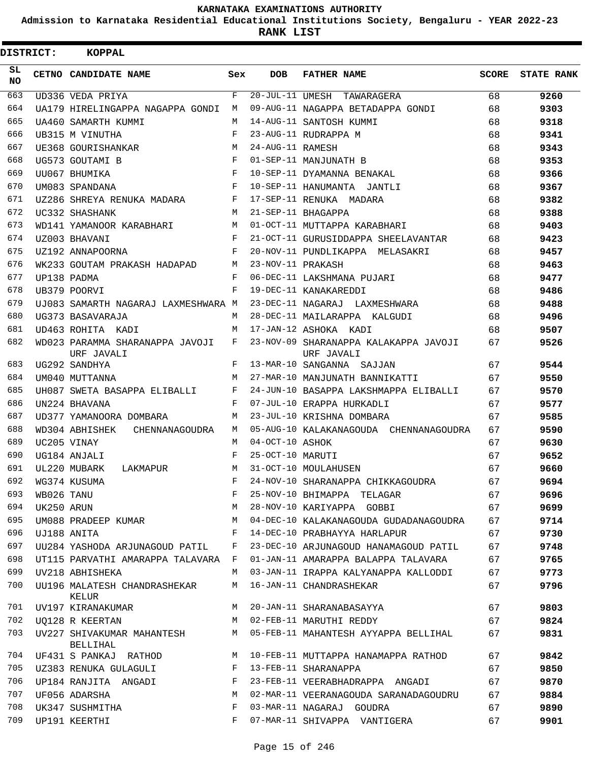# KARNATAKA EXAMINATIONS AUTHORITY

**Admission to Karnataka Residential Educational Institutions Society, Bengaluru - YEAR 2022-23**

**RANK LIST**

**DISTRICT: KOPPAL**

| SL NO | CETNO | CANDIDATE NAME | Sex | DOB | FATHER NAME | SCORE | STATE RANK |
|---|---|---|---|---|---|---|---|
| 663 | UD336 | VEDA PRIYA | F | 20-JUL-11 | UMESH TAWARAGERA | 68 | 9260 |
| 664 | UA179 | HIRELINGAPPA NAGAPPA GONDI | M | 09-AUG-11 | NAGAPPA BETADAPPA GONDI | 68 | 9303 |
| 665 | UA460 | SAMARTH KUMMI | M | 14-AUG-11 | SANTOSH KUMMI | 68 | 9318 |
| 666 | UB315 | M VINUTHA | F | 23-AUG-11 | RUDRAPPA M | 68 | 9341 |
| 667 | UE368 | GOURISHANKAR | M | 24-AUG-11 | RAMESH | 68 | 9343 |
| 668 | UG573 | GOUTAMI B | F | 01-SEP-11 | MANJUNATH B | 68 | 9353 |
| 669 | UU067 | BHUMIKA | F | 10-SEP-11 | DYAMANNA BENAKAL | 68 | 9366 |
| 670 | UM083 | SPANDANA | F | 10-SEP-11 | HANUMANTA JANTLI | 68 | 9367 |
| 671 | UZ286 | SHREYA RENUKA MADARA | F | 17-SEP-11 | RENUKA MADARA | 68 | 9382 |
| 672 | UC332 | SHASHANK | M | 21-SEP-11 | BHAGAPPA | 68 | 9388 |
| 673 | WD141 | YAMANOOR KARABHARI | M | 01-OCT-11 | MUTTAPPA KARABHARI | 68 | 9403 |
| 674 | UZ003 | BHAVANI | F | 21-OCT-11 | GURUSIDDAPPA SHEELAVANTAR | 68 | 9423 |
| 675 | UZ192 | ANNAPOORNA | F | 20-NOV-11 | PUNDLIKAPPA MELASAKRI | 68 | 9457 |
| 676 | WK233 | GOUTAM PRAKASH HADAPAD | M | 23-NOV-11 | PRAKASH | 68 | 9463 |
| 677 | UP138 | PADMA | F | 06-DEC-11 | LAKSHMANA PUJARI | 68 | 9477 |
| 678 | UB379 | POORVI | F | 19-DEC-11 | KANAKAREDDI | 68 | 9486 |
| 679 | UJ083 | SAMARTH NAGARAJ LAXMESHWARA | M | 23-DEC-11 | NAGARAJ LAXMESHWARA | 68 | 9488 |
| 680 | UG373 | BASAVARAJA | M | 28-DEC-11 | MAILARAPPA KALGUDI | 68 | 9496 |
| 681 | UD463 | ROHITA KADI | M | 17-JAN-12 | ASHOKA KADI | 68 | 9507 |
| 682 | WD023 | PARAMMA SHARANAPPA JAVOJI URF JAVALI | F | 23-NOV-09 | SHARANAPPA KALAKAPPA JAVOJI URF JAVALI | 67 | 9526 |
| 683 | UG292 | SANDHYA | F | 13-MAR-10 | SANGANNA SAJJAN | 67 | 9544 |
| 684 | UM040 | MUTTANNA | M | 27-MAR-10 | MANJUNATH BANNIKATTI | 67 | 9550 |
| 685 | UH087 | SWETA BASAPPA ELIBALLI | F | 24-JUN-10 | BASAPPA LAKSHMAPPA ELIBALLI | 67 | 9570 |
| 686 | UN224 | BHAVANA | F | 07-JUL-10 | ERAPPA HURKADLI | 67 | 9577 |
| 687 | UD377 | YAMANOORA DOMBARA | M | 23-JUL-10 | KRISHNA DOMBARA | 67 | 9585 |
| 688 | WD304 | ABHISHEK CHENNANAGOUDRA | M | 05-AUG-10 | KALAKANAGOUDA CHENNANAGOUDRA | 67 | 9590 |
| 689 | UC205 | VINAY | M | 04-OCT-10 | ASHOK | 67 | 9630 |
| 690 | UG184 | ANJALI | F | 25-OCT-10 | MARUTI | 67 | 9652 |
| 691 | UL220 | MUBARK LAKMAPUR | M | 31-OCT-10 | MOULAHUSEN | 67 | 9660 |
| 692 | WG374 | KUSUMA | F | 24-NOV-10 | SHARANAPPA CHIKKAGOUDRA | 67 | 9694 |
| 693 | WB026 | TANU | F | 25-NOV-10 | BHIMAPPA TELAGAR | 67 | 9696 |
| 694 | UK250 | ARUN | M | 28-NOV-10 | KARIYAPPA GOBBI | 67 | 9699 |
| 695 | UM088 | PRADEEP KUMAR | M | 04-DEC-10 | KALAKANAGOUDA GUDADANAGOUDRA | 67 | 9714 |
| 696 | UJ188 | ANITA | F | 14-DEC-10 | PRABHAYYA HARLAPUR | 67 | 9730 |
| 697 | UU284 | YASHODA ARJUNAGOUD PATIL | F | 23-DEC-10 | ARJUNAGOUD HANAMAGOUD PATIL | 67 | 9748 |
| 698 | UT115 | PARVATHI AMARAPPA TALAVARA | F | 01-JAN-11 | AMARAPPA BALAPPA TALAVARA | 67 | 9765 |
| 699 | UV218 | ABHISHEKA | M | 03-JAN-11 | IRAPPA KALYANAPPA KALLODDI | 67 | 9773 |
| 700 | UU196 | MALATESH CHANDRASHEKAR KELUR | M | 16-JAN-11 | CHANDRASHEKAR | 67 | 9796 |
| 701 | UV197 | KIRANAKUMAR | M | 20-JAN-11 | SHARANABASAYYA | 67 | 9803 |
| 702 | UQ128 | R KEERTAN | M | 02-FEB-11 | MARUTHI REDDY | 67 | 9824 |
| 703 | UV227 | SHIVAKUMAR MAHANTESH BELLIHAL | M | 05-FEB-11 | MAHANTESH AYYAPPA BELLIHAL | 67 | 9831 |
| 704 | UF431 | S PANKAJ RATHOD | M | 10-FEB-11 | MUTTAPPA HANAMAPPA RATHOD | 67 | 9842 |
| 705 | UZ383 | RENUKA GULAGULI | F | 13-FEB-11 | SHARANAPPA | 67 | 9850 |
| 706 | UP184 | RANJITA ANGADI | F | 23-FEB-11 | VEERABHADRAPPA ANGADI | 67 | 9870 |
| 707 | UF056 | ADARSHA | M | 02-MAR-11 | VEERANAGOUDA SARANADAGOUDRU | 67 | 9884 |
| 708 | UK347 | SUSHMITHA | F | 03-MAR-11 | NAGARAJ GOUDRA | 67 | 9890 |
| 709 | UP191 | KEERTHI | F | 07-MAR-11 | SHIVAPPA VANTIGERA | 67 | 9901 |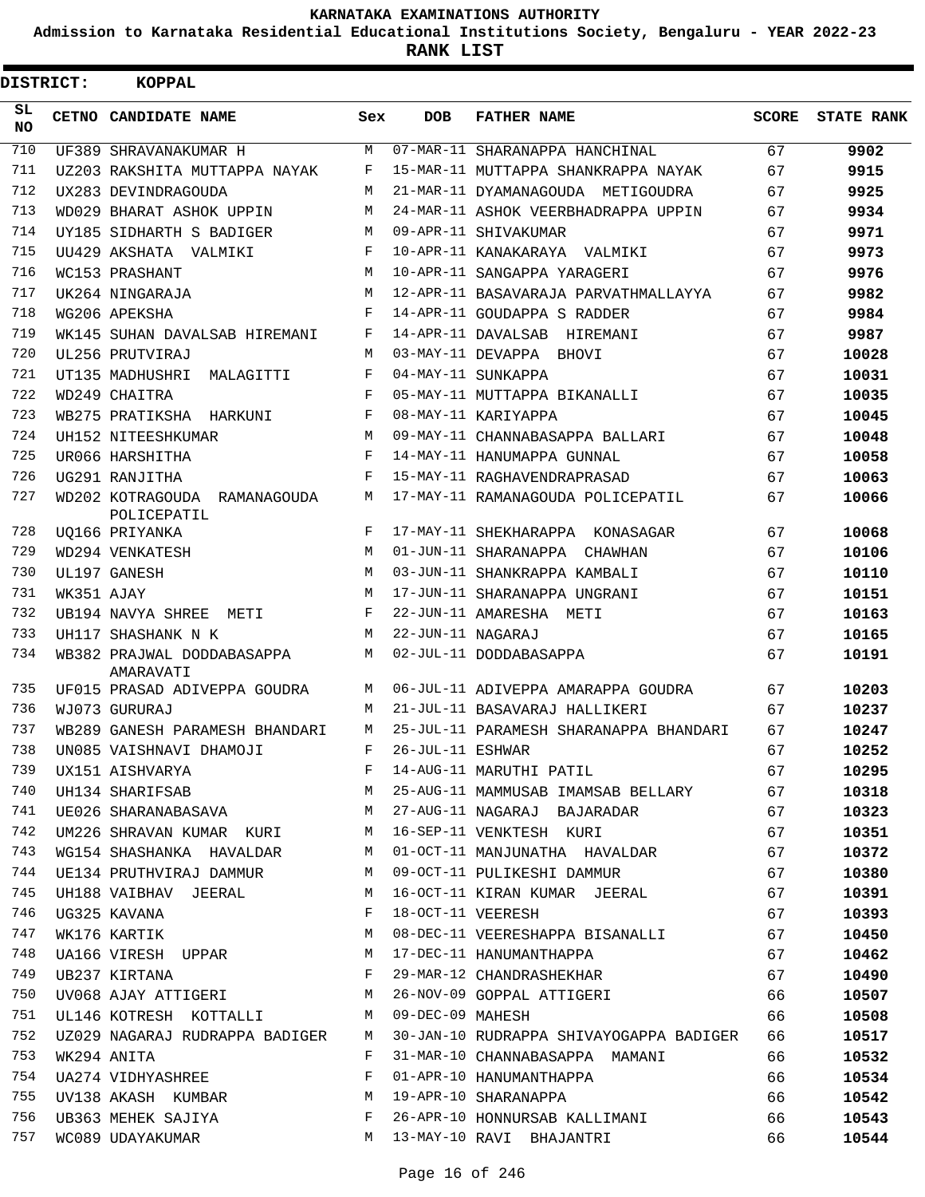# KARNATAKA EXAMINATIONS AUTHORITY

**Admission to Karnataka Residential Educational Institutions Society, Bengaluru - YEAR 2022-23**

**RANK LIST**

**DISTRICT: KOPPAL**

| SL NO | CETNO | CANDIDATE NAME | Sex | DOB | FATHER NAME | SCORE | STATE RANK |
|---|---|---|---|---|---|---|---|
| 710 | UF389 | SHRAVANAKUMAR H | M | 07-MAR-11 | SHARANAPPA HANCHINAL | 67 | 9902 |
| 711 | UZ203 | RAKSHITA MUTTAPPA NAYAK | F | 15-MAR-11 | MUTTAPPA SHANKRAPPA NAYAK | 67 | 9915 |
| 712 | UX283 | DEVINDRAGOUDA | M | 21-MAR-11 | DYAMANAGOUDA METIGOUDRA | 67 | 9925 |
| 713 | WD029 | BHARAT ASHOK UPPIN | M | 24-MAR-11 | ASHOK VEERBHADRAPPA UPPIN | 67 | 9934 |
| 714 | UY185 | SIDHARTH S BADIGER | M | 09-APR-11 | SHIVAKUMAR | 67 | 9971 |
| 715 | UU429 | AKSHATA VALMIKI | F | 10-APR-11 | KANAKARAYA VALMIKI | 67 | 9973 |
| 716 | WC153 | PRASHANT | M | 10-APR-11 | SANGAPPA YARAGERI | 67 | 9976 |
| 717 | UK264 | NINGARAJA | M | 12-APR-11 | BASAVARAJA PARVATHMALLAYYA | 67 | 9982 |
| 718 | WG206 | APEKSHA | F | 14-APR-11 | GOUDAPPA S RADDER | 67 | 9984 |
| 719 | WK145 | SUHAN DAVALSAB HIREMANI | F | 14-APR-11 | DAVALSAB HIREMANI | 67 | 9987 |
| 720 | UL256 | PRUTVIRAJ | M | 03-MAY-11 | DEVAPPA BHOVI | 67 | 10028 |
| 721 | UT135 | MADHUSHRI MALAGITTI | F | 04-MAY-11 | SUNKAPPA | 67 | 10031 |
| 722 | WD249 | CHAITRA | F | 05-MAY-11 | MUTTAPPA BIKANALLI | 67 | 10035 |
| 723 | WB275 | PRATIKSHA HARKUNI | F | 08-MAY-11 | KARIYAPPA | 67 | 10045 |
| 724 | UH152 | NITEESHKUMAR | M | 09-MAY-11 | CHANNABASAPPA BALLARI | 67 | 10048 |
| 725 | UR066 | HARSHITHA | F | 14-MAY-11 | HANUMAPPA GUNNAL | 67 | 10058 |
| 726 | UG291 | RANJITHA | F | 15-MAY-11 | RAGHAVENDRAPRASAD | 67 | 10063 |
| 727 | WD202 | KOTRAGOUDA RAMANAGOUDA POLICEPATIL | M | 17-MAY-11 | RAMANAGOUDA POLICEPATIL | 67 | 10066 |
| 728 | UQ166 | PRIYANKA | F | 17-MAY-11 | SHEKHARAPPA KONASAGAR | 67 | 10068 |
| 729 | WD294 | VENKATESH | M | 01-JUN-11 | SHARANAPPA CHAWHAN | 67 | 10106 |
| 730 | UL197 | GANESH | M | 03-JUN-11 | SHANKRAPPA KAMBALI | 67 | 10110 |
| 731 | WK351 | AJAY | M | 17-JUN-11 | SHARANAPPA UNGRANI | 67 | 10151 |
| 732 | UB194 | NAVYA SHREE METI | F | 22-JUN-11 | AMARESHA METI | 67 | 10163 |
| 733 | UH117 | SHASHANK N K | M | 22-JUN-11 | NAGARAJ | 67 | 10165 |
| 734 | WB382 | PRAJWAL DODDABASAPPA AMARAVATI | M | 02-JUL-11 | DODDABASAPPA | 67 | 10191 |
| 735 | UF015 | PRASAD ADIVEPPA GOUDRA | M | 06-JUL-11 | ADIVEPPA AMARAPPA GOUDRA | 67 | 10203 |
| 736 | WJ073 | GURURAJ | M | 21-JUL-11 | BASAVARAJ HALLIKERI | 67 | 10237 |
| 737 | WB289 | GANESH PARAMESH BHANDARI | M | 25-JUL-11 | PARAMESH SHARANAPPA BHANDARI | 67 | 10247 |
| 738 | UN085 | VAISHNAVI DHAMOJI | F | 26-JUL-11 | ESHWAR | 67 | 10252 |
| 739 | UX151 | AISHVARYA | F | 14-AUG-11 | MARUTHI PATIL | 67 | 10295 |
| 740 | UH134 | SHARIFSAB | M | 25-AUG-11 | MAMMUSAB IMAMSAB BELLARY | 67 | 10318 |
| 741 | UE026 | SHARANABASAVA | M | 27-AUG-11 | NAGARAJ BAJARADAR | 67 | 10323 |
| 742 | UM226 | SHRAVAN KUMAR KURI | M | 16-SEP-11 | VENKTESH KURI | 67 | 10351 |
| 743 | WG154 | SHASHANKA HAVALDAR | M | 01-OCT-11 | MANJUNATHA HAVALDAR | 67 | 10372 |
| 744 | UE134 | PRUTHVIRAJ DAMMUR | M | 09-OCT-11 | PULIKESHI DAMMUR | 67 | 10380 |
| 745 | UH188 | VAIBHAV JEERAL | M | 16-OCT-11 | KIRAN KUMAR JEERAL | 67 | 10391 |
| 746 | UG325 | KAVANA | F | 18-OCT-11 | VEERESH | 67 | 10393 |
| 747 | WK176 | KARTIK | M | 08-DEC-11 | VEERESHAPPA BISANALLI | 67 | 10450 |
| 748 | UA166 | VIRESH UPPAR | M | 17-DEC-11 | HANUMANTHAPPA | 67 | 10462 |
| 749 | UB237 | KIRTANA | F | 29-MAR-12 | CHANDRASHEKHAR | 67 | 10490 |
| 750 | UV068 | AJAY ATTIGERI | M | 26-NOV-09 | GOPPAL ATTIGERI | 66 | 10507 |
| 751 | UL146 | KOTRESH KOTTALLI | M | 09-DEC-09 | MAHESH | 66 | 10508 |
| 752 | UZ029 | NAGARAJ RUDRAPPA BADIGER | M | 30-JAN-10 | RUDRAPPA SHIVAYOGAPPA BADIGER | 66 | 10517 |
| 753 | WK294 | ANITA | F | 31-MAR-10 | CHANNABASAPPA MAMANI | 66 | 10532 |
| 754 | UA274 | VIDHYASHREE | F | 01-APR-10 | HANUMANTHAPPA | 66 | 10534 |
| 755 | UV138 | AKASH KUMBAR | M | 19-APR-10 | SHARANAPPA | 66 | 10542 |
| 756 | UB363 | MEHEK SAJIYA | F | 26-APR-10 | HONNURSAB KALLIMANI | 66 | 10543 |
| 757 | WC089 | UDAYAKUMAR | M | 13-MAY-10 | RAVI BHAJANTRI | 66 | 10544 |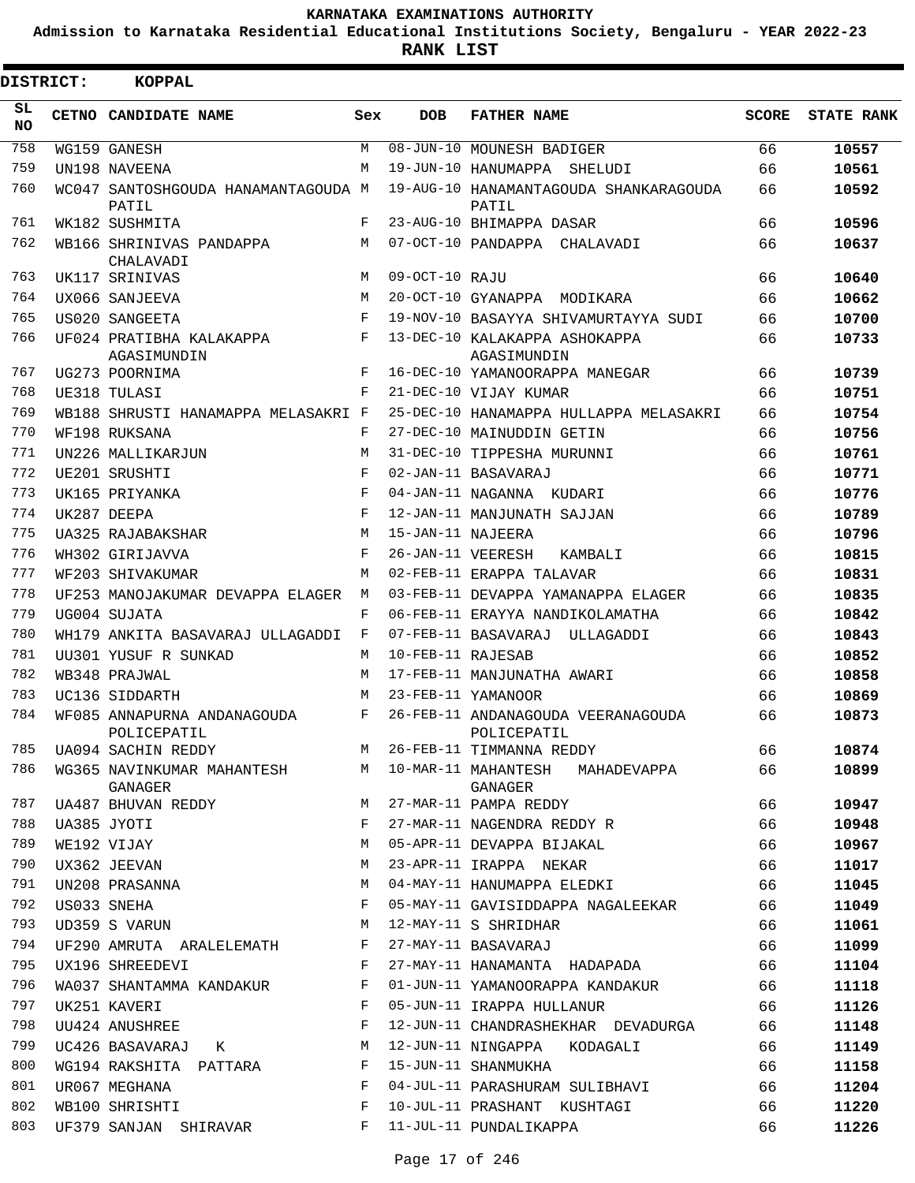**KARNATAKA EXAMINATIONS AUTHORITY**

**Admission to Karnataka Residential Educational Institutions Society, Bengaluru - YEAR 2022-23**

**RANK LIST**

**DISTRICT: KOPPAL**

| SL NO | CETNO | CANDIDATE NAME | Sex | DOB | FATHER NAME | SCORE | STATE RANK |
|---|---|---|---|---|---|---|---|
| 758 | WG159 | GANESH | M | 08-JUN-10 | MOUNESH BADIGER | 66 | 10557 |
| 759 | UN198 | NAVEENA | M | 19-JUN-10 | HANUMAPPA SHELUDI | 66 | 10561 |
| 760 | WC047 | SANTOSHGOUDA HANAMANTAGOUDA PATIL | M | 19-AUG-10 | HANAMANTAGOUDA SHANKARAGOUDA PATIL | 66 | 10592 |
| 761 | WK182 | SUSHMITA | F | 23-AUG-10 | BHIMAPPA DASAR | 66 | 10596 |
| 762 | WB166 | SHRINIVAS PANDAPPA CHALAVADI | M | 07-OCT-10 | PANDAPPA CHALAVADI | 66 | 10637 |
| 763 | UK117 | SRINIVAS | M | 09-OCT-10 | RAJU | 66 | 10640 |
| 764 | UX066 | SANJEEVA | M | 20-OCT-10 | GYANAPPA MODIKARA | 66 | 10662 |
| 765 | US020 | SANGEETA | F | 19-NOV-10 | BASAYYA SHIVAMURTAYYA SUDI | 66 | 10700 |
| 766 | UF024 | PRATIBHA KALAKAPPA AGASIMUNDIN | F | 13-DEC-10 | KALAKAPPA ASHOKAPPA AGASIMUNDIN | 66 | 10733 |
| 767 | UG273 | POORNIMA | F | 16-DEC-10 | YAMANOORAPPA MANEGAR | 66 | 10739 |
| 768 | UE318 | TULASI | F | 21-DEC-10 | VIJAY KUMAR | 66 | 10751 |
| 769 | WB188 | SHRUSTI HANAMAPPA MELASAKRI | F | 25-DEC-10 | HANAMAPPA HULLAPPA MELASAKRI | 66 | 10754 |
| 770 | WF198 | RUKSANA | F | 27-DEC-10 | MAINUDDIN GETIN | 66 | 10756 |
| 771 | UN226 | MALLIKARJUN | M | 31-DEC-10 | TIPPESHA MURUNNI | 66 | 10761 |
| 772 | UE201 | SRUSHTI | F | 02-JAN-11 | BASAVARAJ | 66 | 10771 |
| 773 | UK165 | PRIYANKA | F | 04-JAN-11 | NAGANNA KUDARI | 66 | 10776 |
| 774 | UK287 | DEEPA | F | 12-JAN-11 | MANJUNATH SAJJAN | 66 | 10789 |
| 775 | UA325 | RAJABAKSHAR | M | 15-JAN-11 | NAJEERA | 66 | 10796 |
| 776 | WH302 | GIRIJAVVA | F | 26-JAN-11 | VEERESH KAMBALI | 66 | 10815 |
| 777 | WF203 | SHIVAKUMAR | M | 02-FEB-11 | ERAPPA TALAVAR | 66 | 10831 |
| 778 | UF253 | MANOJAKUMAR DEVAPPA ELAGER | M | 03-FEB-11 | DEVAPPA YAMANAPPA ELAGER | 66 | 10835 |
| 779 | UG004 | SUJATA | F | 06-FEB-11 | ERAYYA NANDIKOLAMATHA | 66 | 10842 |
| 780 | WH179 | ANKITA BASAVARAJ ULLAGADDI | F | 07-FEB-11 | BASAVARAJ ULLAGADDI | 66 | 10843 |
| 781 | UU301 | YUSUF R SUNKAD | M | 10-FEB-11 | RAJESAB | 66 | 10852 |
| 782 | WB348 | PRAJWAL | M | 17-FEB-11 | MANJUNATHA AWARI | 66 | 10858 |
| 783 | UC136 | SIDDARTH | M | 23-FEB-11 | YAMANOOR | 66 | 10869 |
| 784 | WF085 | ANNAPURNA ANDANAGOUDA POLICEPATIL | F | 26-FEB-11 | ANDANAGOUDA VEERANAGOUDA POLICEPATIL | 66 | 10873 |
| 785 | UA094 | SACHIN REDDY | M | 26-FEB-11 | TIMMANNA REDDY | 66 | 10874 |
| 786 | WG365 | NAVINKUMAR MAHANTESH GANAGER | M | 10-MAR-11 | MAHANTESH MAHADEVAPPA GANAGER | 66 | 10899 |
| 787 | UA487 | BHUVAN REDDY | M | 27-MAR-11 | PAMPA REDDY | 66 | 10947 |
| 788 | UA385 | JYOTI | F | 27-MAR-11 | NAGENDRA REDDY R | 66 | 10948 |
| 789 | WE192 | VIJAY | M | 05-APR-11 | DEVAPPA BIJAKAL | 66 | 10967 |
| 790 | UX362 | JEEVAN | M | 23-APR-11 | IRAPPA NEKAR | 66 | 11017 |
| 791 | UN208 | PRASANNA | M | 04-MAY-11 | HANUMAPPA ELEDKI | 66 | 11045 |
| 792 | US033 | SNEHA | F | 05-MAY-11 | GAVISIDDAPPA NAGALEEKAR | 66 | 11049 |
| 793 | UD359 | S VARUN | M | 12-MAY-11 | S SHRIDHAR | 66 | 11061 |
| 794 | UF290 | AMRUTA ARALELEMATH | F | 27-MAY-11 | BASAVARAJ | 66 | 11099 |
| 795 | UX196 | SHREEDEVI | F | 27-MAY-11 | HANAMANTA HADAPADA | 66 | 11104 |
| 796 | WA037 | SHANTAMMA KANDAKUR | F | 01-JUN-11 | YAMANOORAPPA KANDAKUR | 66 | 11118 |
| 797 | UK251 | KAVERI | F | 05-JUN-11 | IRAPPA HULLANUR | 66 | 11126 |
| 798 | UU424 | ANUSHREE | F | 12-JUN-11 | CHANDRASHEKHAR DEVADURGA | 66 | 11148 |
| 799 | UC426 | BASAVARAJ K | M | 12-JUN-11 | NINGAPPA KODAGALI | 66 | 11149 |
| 800 | WG194 | RAKSHITA PATTARA | F | 15-JUN-11 | SHANMUKHA | 66 | 11158 |
| 801 | UR067 | MEGHANA | F | 04-JUL-11 | PARASHURAM SULIBHAVI | 66 | 11204 |
| 802 | WB100 | SHRISHTI | F | 10-JUL-11 | PRASHANT KUSHTAGI | 66 | 11220 |
| 803 | UF379 | SANJAN SHIRAVAR | F | 11-JUL-11 | PUNDALIKAPPA | 66 | 11226 |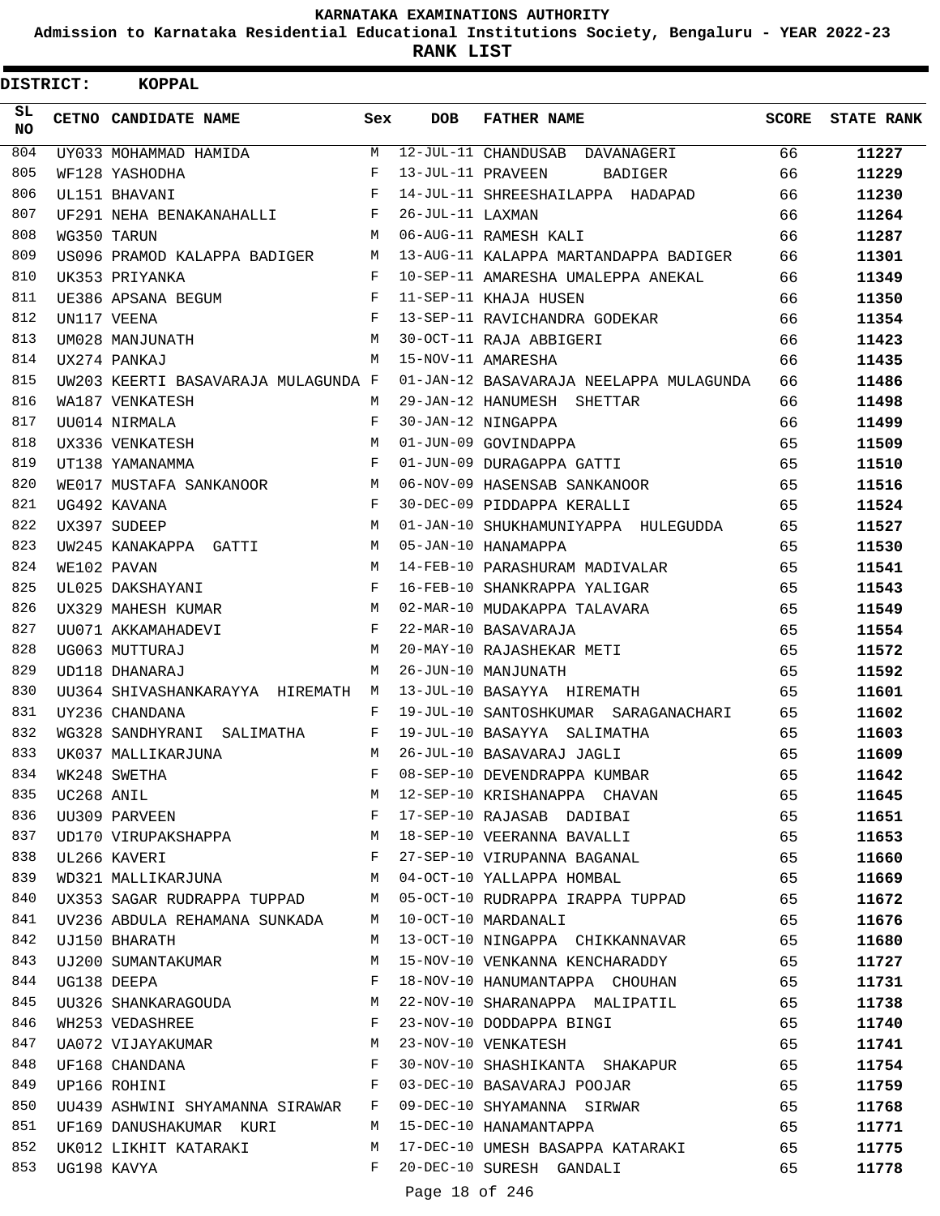KARNATAKA EXAMINATIONS AUTHORITY

Admission to Karnataka Residential Educational Institutions Society, Bengaluru - YEAR 2022-23

**RANK LIST**

**DISTRICT: KOPPAL**

| SL NO | CETNO | CANDIDATE NAME | Sex | DOB | FATHER NAME | SCORE | STATE RANK |
|---|---|---|---|---|---|---|---|
| 804 | UY033 | MOHAMMAD HAMIDA | M | 12-JUL-11 | CHANDUSAB DAVANAGERI | 66 | **11227** |
| 805 | WF128 | YASHODHA | F | 13-JUL-11 | PRAVEEN BADIGER | 66 | **11229** |
| 806 | UL151 | BHAVANI | F | 14-JUL-11 | SHREESHAILAPPA HADAPAD | 66 | **11230** |
| 807 | UF291 | NEHA BENAKANAHALLI | F | 26-JUL-11 | LAXMAN | 66 | **11264** |
| 808 | WG350 | TARUN | M | 06-AUG-11 | RAMESH KALI | 66 | **11287** |
| 809 | US096 | PRAMOD KALAPPA BADIGER | M | 13-AUG-11 | KALAPPA MARTANDAPPA BADIGER | 66 | **11301** |
| 810 | UK353 | PRIYANKA | F | 10-SEP-11 | AMARESHA UMALEPPA ANEKAL | 66 | **11349** |
| 811 | UE386 | APSANA BEGUM | F | 11-SEP-11 | KHAJA HUSEN | 66 | **11350** |
| 812 | UN117 | VEENA | F | 13-SEP-11 | RAVICHANDRA GODEKAR | 66 | **11354** |
| 813 | UM028 | MANJUNATH | M | 30-OCT-11 | RAJA ABBIGERI | 66 | **11423** |
| 814 | UX274 | PANKAJ | M | 15-NOV-11 | AMARESHA | 66 | **11435** |
| 815 | UW203 | KEERTI BASAVARAJA MULAGUNDA | F | 01-JAN-12 | BASAVARAJA NEELAPPA MULAGUNDA | 66 | **11486** |
| 816 | WA187 | VENKATESH | M | 29-JAN-12 | HANUMESH SHETTAR | 66 | **11498** |
| 817 | UU014 | NIRMALA | F | 30-JAN-12 | NINGAPPA | 66 | **11499** |
| 818 | UX336 | VENKATESH | M | 01-JUN-09 | GOVINDAPPA | 65 | **11509** |
| 819 | UT138 | YAMANAMMA | F | 01-JUN-09 | DURAGAPPA GATTI | 65 | **11510** |
| 820 | WE017 | MUSTAFA SANKANOOR | M | 06-NOV-09 | HASENSAB SANKANOOR | 65 | **11516** |
| 821 | UG492 | KAVANA | F | 30-DEC-09 | PIDDAPPA KERALLI | 65 | **11524** |
| 822 | UX397 | SUDEEP | M | 01-JAN-10 | SHUKHAMUNIYAPPA HULEGUDDA | 65 | **11527** |
| 823 | UW245 | KANAKAPPA GATTI | M | 05-JAN-10 | HANAMAPPA | 65 | **11530** |
| 824 | WE102 | PAVAN | M | 14-FEB-10 | PARASHURAM MADIVALAR | 65 | **11541** |
| 825 | UL025 | DAKSHAYANI | F | 16-FEB-10 | SHANKRAPPA YALIGAR | 65 | **11543** |
| 826 | UX329 | MAHESH KUMAR | M | 02-MAR-10 | MUDAKAPPA TALAVARA | 65 | **11549** |
| 827 | UU071 | AKKAMAHADEVI | F | 22-MAR-10 | BASAVARAJA | 65 | **11554** |
| 828 | UG063 | MUTTURAJ | M | 20-MAY-10 | RAJASHEKAR METI | 65 | **11572** |
| 829 | UD118 | DHANARAJ | M | 26-JUN-10 | MANJUNATH | 65 | **11592** |
| 830 | UU364 | SHIVASHANKARAYYA HIREMATH | M | 13-JUL-10 | BASAYYA HIREMATH | 65 | **11601** |
| 831 | UY236 | CHANDANA | F | 19-JUL-10 | SANTOSHKUMAR SARAGANACHARI | 65 | **11602** |
| 832 | WG328 | SANDHYRANI SALIMATHA | F | 19-JUL-10 | BASAYYA SALIMATHA | 65 | **11603** |
| 833 | UK037 | MALLIKARJUNA | M | 26-JUL-10 | BASAVARAJ JAGLI | 65 | **11609** |
| 834 | WK248 | SWETHA | F | 08-SEP-10 | DEVENDRAPPA KUMBAR | 65 | **11642** |
| 835 | UC268 | ANIL | M | 12-SEP-10 | KRISHANAPPA CHAVAN | 65 | **11645** |
| 836 | UU309 | PARVEEN | F | 17-SEP-10 | RAJASAB DADIBAI | 65 | **11651** |
| 837 | UD170 | VIRUPAKSHAPPA | M | 18-SEP-10 | VEERANNA BAVALLI | 65 | **11653** |
| 838 | UL266 | KAVERI | F | 27-SEP-10 | VIRUPANNA BAGANAL | 65 | **11660** |
| 839 | WD321 | MALLIKARJUNA | M | 04-OCT-10 | YALLAPPA HOMBAL | 65 | **11669** |
| 840 | UX353 | SAGAR RUDRAPPA TUPPAD | M | 05-OCT-10 | RUDRAPPA IRAPPA TUPPAD | 65 | **11672** |
| 841 | UV236 | ABDULA REHAMANA SUNKADA | M | 10-OCT-10 | MARDANALI | 65 | **11676** |
| 842 | UJ150 | BHARATH | M | 13-OCT-10 | NINGAPPA CHIKKANNAVAR | 65 | **11680** |
| 843 | UJ200 | SUMANTAKUMAR | M | 15-NOV-10 | VENKANNA KENCHARADDY | 65 | **11727** |
| 844 | UG138 | DEEPA | F | 18-NOV-10 | HANUMANTAPPA CHOUHAN | 65 | **11731** |
| 845 | UU326 | SHANKARAGOUDA | M | 22-NOV-10 | SHARANAPPA MALIPATIL | 65 | **11738** |
| 846 | WH253 | VEDASHREE | F | 23-NOV-10 | DODDAPPA BINGI | 65 | **11740** |
| 847 | UA072 | VIJAYAKUMAR | M | 23-NOV-10 | VENKATESH | 65 | **11741** |
| 848 | UF168 | CHANDANA | F | 30-NOV-10 | SHASHIKANTA SHAKAPUR | 65 | **11754** |
| 849 | UP166 | ROHINI | F | 03-DEC-10 | BASAVARAJ POOJAR | 65 | **11759** |
| 850 | UU439 | ASHWINI SHYAMANNA SIRAWAR | F | 09-DEC-10 | SHYAMANNA SIRWAR | 65 | **11768** |
| 851 | UF169 | DANUSHAKUMAR KURI | M | 15-DEC-10 | HANAMANTAPPA | 65 | **11771** |
| 852 | UK012 | LIKHIT KATARAKI | M | 17-DEC-10 | UMESH BASAPPA KATARAKI | 65 | **11775** |
| 853 | UG198 | KAVYA | F | 20-DEC-10 | SURESH GANDALI | 65 | **11778** |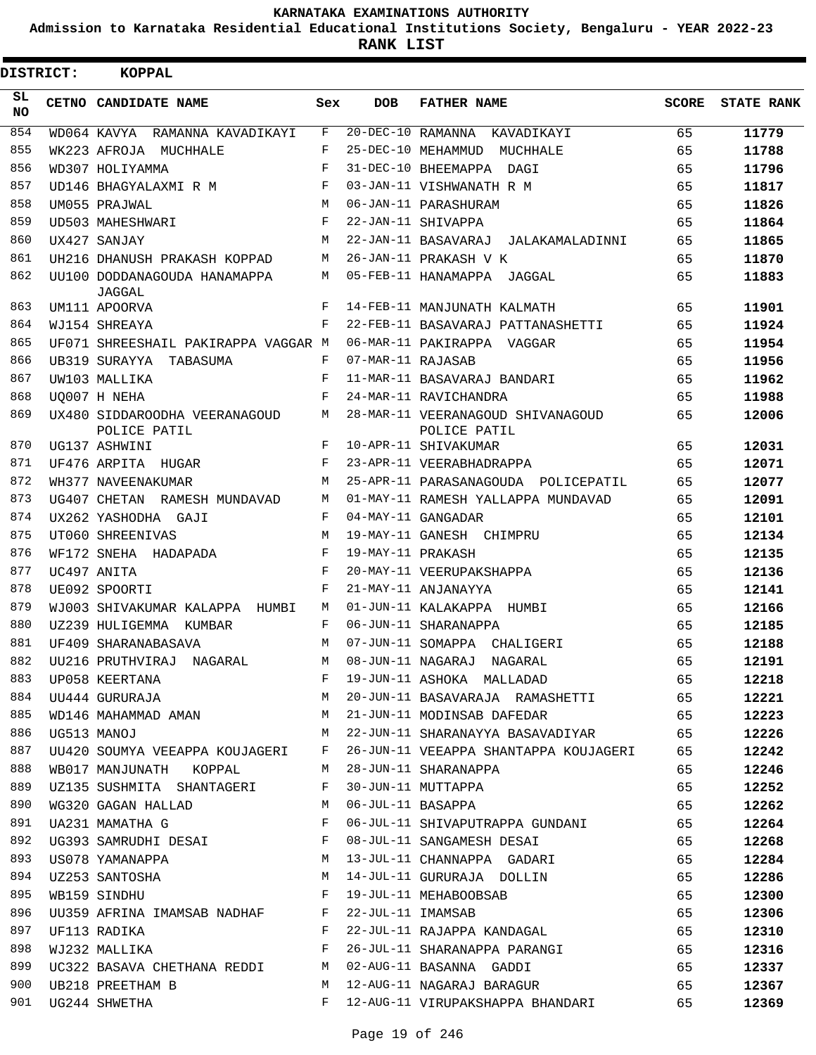# KARNATAKA EXAMINATIONS AUTHORITY

**Admission to Karnataka Residential Educational Institutions Society, Bengaluru - YEAR 2022-23**

**RANK LIST**

**DISTRICT: KOPPAL**

| SL NO | CETNO | CANDIDATE NAME | Sex | DOB | FATHER NAME | SCORE | STATE RANK |
|---|---|---|---|---|---|---|---|
| 854 | WD064 | KAVYA RAMANNA KAVADIKAYI | F | 20-DEC-10 | RAMANNA KAVADIKAYI | 65 | 11779 |
| 855 | WK223 | AFROJA MUCHHALE | F | 25-DEC-10 | MEHAMMUD MUCHHALE | 65 | 11788 |
| 856 | WD307 | HOLIYAMMA | F | 31-DEC-10 | BHEEMAPPA DAGI | 65 | 11796 |
| 857 | UD146 | BHAGYALAXMI R M | F | 03-JAN-11 | VISHWANATH R M | 65 | 11817 |
| 858 | UM055 | PRAJWAL | M | 06-JAN-11 | PARASHURAM | 65 | 11826 |
| 859 | UD503 | MAHESHWARI | F | 22-JAN-11 | SHIVAPPA | 65 | 11864 |
| 860 | UX427 | SANJAY | M | 22-JAN-11 | BASAVARAJ JALAKAMALADINNI | 65 | 11865 |
| 861 | UH216 | DHANUSH PRAKASH KOPPAD | M | 26-JAN-11 | PRAKASH V K | 65 | 11870 |
| 862 | UU100 | DODDANAGOUDA HANAMAPPA JAGGAL | M | 05-FEB-11 | HANAMAPPA JAGGAL | 65 | 11883 |
| 863 | UM111 | APOORVA | F | 14-FEB-11 | MANJUNATH KALMATH | 65 | 11901 |
| 864 | WJ154 | SHREAYA | F | 22-FEB-11 | BASAVARAJ PATTANASHETTI | 65 | 11924 |
| 865 | UF071 | SHREESHAIL PAKIRAPPA VAGGAR | M | 06-MAR-11 | PAKIRAPPA VAGGAR | 65 | 11954 |
| 866 | UB319 | SURAYYA TABASUMA | F | 07-MAR-11 | RAJASAB | 65 | 11956 |
| 867 | UW103 | MALLIKA | F | 11-MAR-11 | BASAVARAJ BANDARI | 65 | 11962 |
| 868 | UQ007 | H NEHA | F | 24-MAR-11 | RAVICHANDRA | 65 | 11988 |
| 869 | UX480 | SIDDAROODHA VEERANAGOUD POLICE PATIL | M | 28-MAR-11 | VEERANAGOUD SHIVANAGOUD POLICE PATIL | 65 | 12006 |
| 870 | UG137 | ASHWINI | F | 10-APR-11 | SHIVAKUMAR | 65 | 12031 |
| 871 | UF476 | ARPITA HUGAR | F | 23-APR-11 | VEERABHADRAPPA | 65 | 12071 |
| 872 | WH377 | NAVEENAKUMAR | M | 25-APR-11 | PARASANAGOUDA POLICEPATIL | 65 | 12077 |
| 873 | UG407 | CHETAN RAMESH MUNDAVAD | M | 01-MAY-11 | RAMESH YALLAPPA MUNDAVAD | 65 | 12091 |
| 874 | UX262 | YASHODHA GAJI | F | 04-MAY-11 | GANGADAR | 65 | 12101 |
| 875 | UT060 | SHREENIVAS | M | 19-MAY-11 | GANESH CHIMPRU | 65 | 12134 |
| 876 | WF172 | SNEHA HADAPADA | F | 19-MAY-11 | PRAKASH | 65 | 12135 |
| 877 | UC497 | ANITA | F | 20-MAY-11 | VEERUPAKSHAPPA | 65 | 12136 |
| 878 | UE092 | SPOORTI | F | 21-MAY-11 | ANJANAYYA | 65 | 12141 |
| 879 | WJ003 | SHIVAKUMAR KALAPPA HUMBI | M | 01-JUN-11 | KALAKAPPA HUMBI | 65 | 12166 |
| 880 | UZ239 | HULIGEMMA KUMBAR | F | 06-JUN-11 | SHARANAPPA | 65 | 12185 |
| 881 | UF409 | SHARANABASAVA | M | 07-JUN-11 | SOMAPPA CHALIGERI | 65 | 12188 |
| 882 | UU216 | PRUTHVIRAJ NAGARAL | M | 08-JUN-11 | NAGARAJ NAGARAL | 65 | 12191 |
| 883 | UP058 | KEERTANA | F | 19-JUN-11 | ASHOKA MALLADAD | 65 | 12218 |
| 884 | UU444 | GURURAJA | M | 20-JUN-11 | BASAVARAJA RAMASHETTI | 65 | 12221 |
| 885 | WD146 | MAHAMMAD AMAN | M | 21-JUN-11 | MODINSAB DAFEDAR | 65 | 12223 |
| 886 | UG513 | MANOJ | M | 22-JUN-11 | SHARANAYYA BASAVADIYAR | 65 | 12226 |
| 887 | UU420 | SOUMYA VEEAPPA KOUJAGERI | F | 26-JUN-11 | VEEAPPA SHANTAPPA KOUJAGERI | 65 | 12242 |
| 888 | WB017 | MANJUNATH KOPPAL | M | 28-JUN-11 | SHARANAPPA | 65 | 12246 |
| 889 | UZ135 | SUSHMITA SHANTAGERI | F | 30-JUN-11 | MUTTAPPA | 65 | 12252 |
| 890 | WG320 | GAGAN HALLAD | M | 06-JUL-11 | BASAPPA | 65 | 12262 |
| 891 | UA231 | MAMATHA G | F | 06-JUL-11 | SHIVAPUTRAPPA GUNDANI | 65 | 12264 |
| 892 | UG393 | SAMRUDHI DESAI | F | 08-JUL-11 | SANGAMESH DESAI | 65 | 12268 |
| 893 | US078 | YAMANAPPA | M | 13-JUL-11 | CHANNAPPA GADARI | 65 | 12284 |
| 894 | UZ253 | SANTOSHA | M | 14-JUL-11 | GURURAJA DOLLIN | 65 | 12286 |
| 895 | WB159 | SINDHU | F | 19-JUL-11 | MEHABOOBSAB | 65 | 12300 |
| 896 | UU359 | AFRINA IMAMSAB NADHAF | F | 22-JUL-11 | IMAMSAB | 65 | 12306 |
| 897 | UF113 | RADIKA | F | 22-JUL-11 | RAJAPPA KANDAGAL | 65 | 12310 |
| 898 | WJ232 | MALLIKA | F | 26-JUL-11 | SHARANAPPA PARANGI | 65 | 12316 |
| 899 | UC322 | BASAVA CHETHANA REDDI | M | 02-AUG-11 | BASANNA GADDI | 65 | 12337 |
| 900 | UB218 | PREETHAM B | M | 12-AUG-11 | NAGARAJ BARAGUR | 65 | 12367 |
| 901 | UG244 | SHWETHA | F | 12-AUG-11 | VIRUPAKSHAPPA BHANDARI | 65 | 12369 |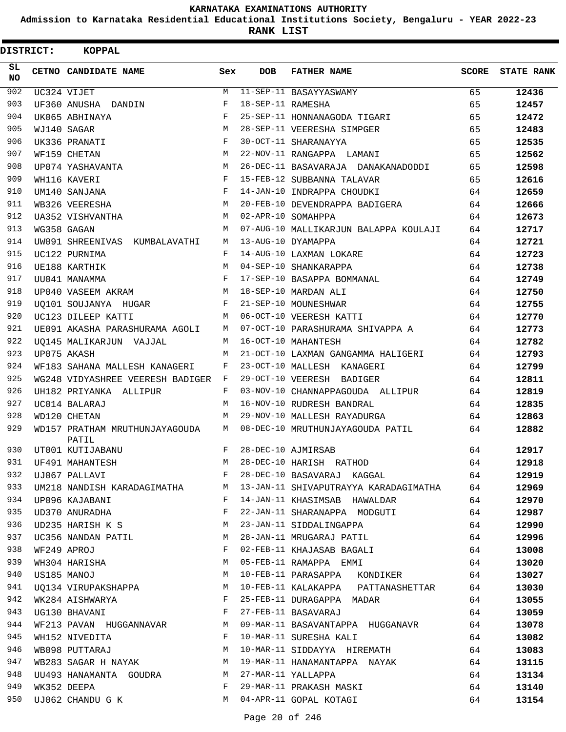# KARNATAKA EXAMINATIONS AUTHORITY

**Admission to Karnataka Residential Educational Institutions Society, Bengaluru - YEAR 2022-23**

**RANK LIST**

**DISTRICT: KOPPAL**

| SL NO | CETNO | CANDIDATE NAME | Sex | DOB | FATHER NAME | SCORE | STATE RANK |
|---|---|---|---|---|---|---|---|
| 902 | UC324 | VIJET | M | 11-SEP-11 | BASAYYASWAMY | 65 | 12436 |
| 903 | UF360 | ANUSHA DANDIN | F | 18-SEP-11 | RAMESHA | 65 | 12457 |
| 904 | UK065 | ABHINAYA | F | 25-SEP-11 | HONNANAGODA TIGARI | 65 | 12472 |
| 905 | WJ140 | SAGAR | M | 28-SEP-11 | VEERESHA SIMPGER | 65 | 12483 |
| 906 | UK336 | PRANATI | F | 30-OCT-11 | SHARANAYYA | 65 | 12535 |
| 907 | WF159 | CHETAN | M | 22-NOV-11 | RANGAPPA LAMANI | 65 | 12562 |
| 908 | UP074 | YASHAVANTA | M | 26-DEC-11 | BASAVARAJA DANAKANADODDI | 65 | 12598 |
| 909 | WH116 | KAVERI | F | 15-FEB-12 | SUBBANNA TALAVAR | 65 | 12616 |
| 910 | UM140 | SANJANA | F | 14-JAN-10 | INDRAPPA CHOUDKI | 64 | 12659 |
| 911 | WB326 | VEERESHA | M | 20-FEB-10 | DEVENDRAPPA BADIGERA | 64 | 12666 |
| 912 | UA352 | VISHVANTHA | M | 02-APR-10 | SOMAHPPA | 64 | 12673 |
| 913 | WG358 | GAGAN | M | 07-AUG-10 | MALLIKARJUN BALAPPA KOULAJI | 64 | 12717 |
| 914 | UW091 | SHREENIVAS KUMBALAVATHI | M | 13-AUG-10 | DYAMAPPA | 64 | 12721 |
| 915 | UC122 | PURNIMA | F | 14-AUG-10 | LAXMAN LOKARE | 64 | 12723 |
| 916 | UE188 | KARTHIK | M | 04-SEP-10 | SHANKARAPPA | 64 | 12738 |
| 917 | UU041 | MANAMMA | F | 17-SEP-10 | BASAPPA BOMMANAL | 64 | 12749 |
| 918 | UP040 | VASEEM AKRAM | M | 18-SEP-10 | MARDAN ALI | 64 | 12750 |
| 919 | UQ101 | SOUJANYA HUGAR | F | 21-SEP-10 | MOUNESHWAR | 64 | 12755 |
| 920 | UC123 | DILEEP KATTI | M | 06-OCT-10 | VEERESH KATTI | 64 | 12770 |
| 921 | UE091 | AKASHA PARASHURAMA AGOLI | M | 07-OCT-10 | PARASHURAMA SHIVAPPA A | 64 | 12773 |
| 922 | UQ145 | MALIKARJUN VAJJAL | M | 16-OCT-10 | MAHANTESH | 64 | 12782 |
| 923 | UP075 | AKASH | M | 21-OCT-10 | LAXMAN GANGAMMA HALIGERI | 64 | 12793 |
| 924 | WF183 | SAHANA MALLESH KANAGERI | F | 23-OCT-10 | MALLESH KANAGERI | 64 | 12799 |
| 925 | WG248 | VIDYASHREE VEERESH BADIGER | F | 29-OCT-10 | VEERESH BADIGER | 64 | 12811 |
| 926 | UH182 | PRIYANKA ALLIPUR | F | 03-NOV-10 | CHANNAPPAGOUDA ALLIPUR | 64 | 12819 |
| 927 | UC014 | BALARAJ | M | 16-NOV-10 | RUDRESH BANDRAL | 64 | 12835 |
| 928 | WD120 | CHETAN | M | 29-NOV-10 | MALLESH RAYADURGA | 64 | 12863 |
| 929 | WD157 | PRATHAM MRUTHUNJAYAGOUDA PATIL | M | 08-DEC-10 | MRUTHUNJAYAGOUDA PATIL | 64 | 12882 |
| 930 | UT001 | KUTIJABANU | F | 28-DEC-10 | AJMIRSAB | 64 | 12917 |
| 931 | UF491 | MAHANTESH | M | 28-DEC-10 | HARISH RATHOD | 64 | 12918 |
| 932 | UJ067 | PALLAVI | F | 28-DEC-10 | BASAVARAJ KAGGAL | 64 | 12919 |
| 933 | UM218 | NANDISH KARADAGIMATHA | M | 13-JAN-11 | SHIVAPUTRAYYA KARADAGIMATHA | 64 | 12969 |
| 934 | UP096 | KAJABANI | F | 14-JAN-11 | KHASIMSAB HAWALDAR | 64 | 12970 |
| 935 | UD370 | ANURADHA | F | 22-JAN-11 | SHARANAPPA MODGUTI | 64 | 12987 |
| 936 | UD235 | HARISH K S | M | 23-JAN-11 | SIDDALINGAPPA | 64 | 12990 |
| 937 | UC356 | NANDAN PATIL | M | 28-JAN-11 | MRUGARAJ PATIL | 64 | 12996 |
| 938 | WF249 | APROJ | F | 02-FEB-11 | KHAJASAB BAGALI | 64 | 13008 |
| 939 | WH304 | HARISHA | M | 05-FEB-11 | RAMAPPA EMMI | 64 | 13020 |
| 940 | US185 | MANOJ | M | 10-FEB-11 | PARASAPPA KONDIKER | 64 | 13027 |
| 941 | UQ134 | VIRUPAKSHAPPA | M | 10-FEB-11 | KALAKAPPA PATTANASHETTAR | 64 | 13030 |
| 942 | WK284 | AISHWARYA | F | 25-FEB-11 | DURAGAPPA MADAR | 64 | 13055 |
| 943 | UG130 | BHAVANI | F | 27-FEB-11 | BASAVARAJ | 64 | 13059 |
| 944 | WF213 | PAVAN HUGGANNAVAR | M | 09-MAR-11 | BASAVANTAPPA HUGGANAVR | 64 | 13078 |
| 945 | WH152 | NIVEDITA | F | 10-MAR-11 | SURESHA KALI | 64 | 13082 |
| 946 | WB098 | PUTTARAJ | M | 10-MAR-11 | SIDDAYYA HIREMATH | 64 | 13083 |
| 947 | WB283 | SAGAR H NAYAK | M | 19-MAR-11 | HANAMANTAPPA NAYAK | 64 | 13115 |
| 948 | UU493 | HANAMANTA GOUDRA | M | 27-MAR-11 | YALLAPPA | 64 | 13134 |
| 949 | WK352 | DEEPA | F | 29-MAR-11 | PRAKASH MASKI | 64 | 13140 |
| 950 | UJ062 | CHANDU G K | M | 04-APR-11 | GOPAL KOTAGI | 64 | 13154 |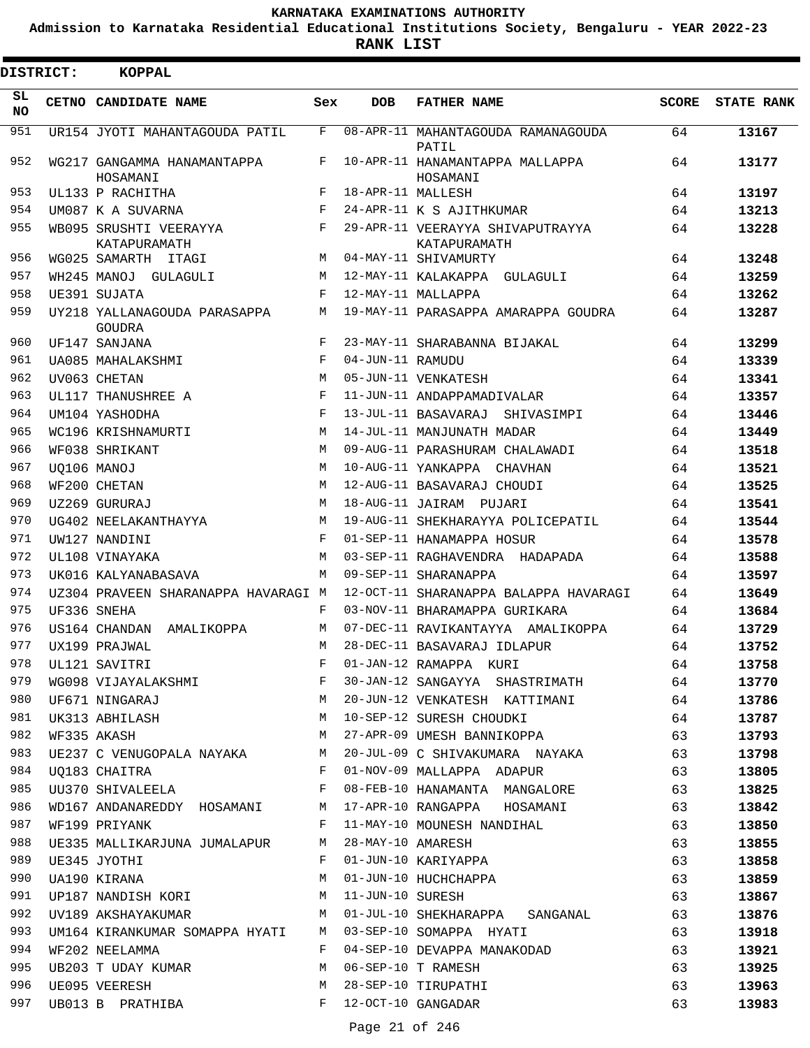**KARNATAKA EXAMINATIONS AUTHORITY**

**Admission to Karnataka Residential Educational Institutions Society, Bengaluru - YEAR 2022-23**

**RANK LIST**

**DISTRICT: KOPPAL**

| SL NO | CETNO | CANDIDATE NAME | Sex | DOB | FATHER NAME | SCORE | STATE RANK |
|---|---|---|---|---|---|---|---|
| 951 | UR154 | JYOTI MAHANTAGOUDA PATIL | F | 08-APR-11 | MAHANTAGOUDA RAMANAGOUDA PATIL | 64 | 13167 |
| 952 | WG217 | GANGAMMA HANAMANTAPPA HOSAMANI | F | 10-APR-11 | HANAMANTAPPA MALLAPPA HOSAMANI | 64 | 13177 |
| 953 | UL133 | P RACHITHA | F | 18-APR-11 | MALLESH | 64 | 13197 |
| 954 | UM087 | K A SUVARNA | F | 24-APR-11 | K S AJITHKUMAR | 64 | 13213 |
| 955 | WB095 | SRUSHTI VEERAYYA KATAPURAMATH | F | 29-APR-11 | VEERAYYA SHIVAPUTRAYYA KATAPURAMATH | 64 | 13228 |
| 956 | WG025 | SAMARTH ITAGI | M | 04-MAY-11 | SHIVAMURTY | 64 | 13248 |
| 957 | WH245 | MANOJ GULAGULI | M | 12-MAY-11 | KALAKAPPA GULAGULI | 64 | 13259 |
| 958 | UE391 | SUJATA | F | 12-MAY-11 | MALLAPPA | 64 | 13262 |
| 959 | UY218 | YALLANAGOUDA PARASAPPA GOUDRA | M | 19-MAY-11 | PARASAPPA AMARAPPA GOUDRA | 64 | 13287 |
| 960 | UF147 | SANJANA | F | 23-MAY-11 | SHARABANNA BIJAKAL | 64 | 13299 |
| 961 | UA085 | MAHALAKSHMI | F | 04-JUN-11 | RAMUDU | 64 | 13339 |
| 962 | UV063 | CHETAN | M | 05-JUN-11 | VENKATESH | 64 | 13341 |
| 963 | UL117 | THANUSHREE A | F | 11-JUN-11 | ANDAPPAMADIVALAR | 64 | 13357 |
| 964 | UM104 | YASHODHA | F | 13-JUL-11 | BASAVARAJ SHIVASIMPI | 64 | 13446 |
| 965 | WC196 | KRISHNAMURTI | M | 14-JUL-11 | MANJUNATH MADAR | 64 | 13449 |
| 966 | WF038 | SHRIKANT | M | 09-AUG-11 | PARASHURAM CHALAWADI | 64 | 13518 |
| 967 | UQ106 | MANOJ | M | 10-AUG-11 | YANKAPPA CHAVHAN | 64 | 13521 |
| 968 | WF200 | CHETAN | M | 12-AUG-11 | BASAVARAJ CHOUDI | 64 | 13525 |
| 969 | UZ269 | GURURAJ | M | 18-AUG-11 | JAIRAM PUJARI | 64 | 13541 |
| 970 | UG402 | NEELAKANTHAYYA | M | 19-AUG-11 | SHEKHARAYYA POLICEPATIL | 64 | 13544 |
| 971 | UW127 | NANDINI | F | 01-SEP-11 | HANAMAPPA HOSUR | 64 | 13578 |
| 972 | UL108 | VINAYAKA | M | 03-SEP-11 | RAGHAVENDRA HADAPADA | 64 | 13588 |
| 973 | UK016 | KALYANABASAVA | M | 09-SEP-11 | SHARANAPPA | 64 | 13597 |
| 974 | UZ304 | PRAVEEN SHARANAPPA HAVARAGI | M | 12-OCT-11 | SHARANAPPA BALAPPA HAVARAGI | 64 | 13649 |
| 975 | UF336 | SNEHA | F | 03-NOV-11 | BHARAMAPPA GURIKARA | 64 | 13684 |
| 976 | US164 | CHANDAN AMALIKOPPA | M | 07-DEC-11 | RAVIKANTAYYA AMALIKOPPA | 64 | 13729 |
| 977 | UX199 | PRAJWAL | M | 28-DEC-11 | BASAVARAJ IDLAPUR | 64 | 13752 |
| 978 | UL121 | SAVITRI | F | 01-JAN-12 | RAMAPPA KURI | 64 | 13758 |
| 979 | WG098 | VIJAYALAKSHMI | F | 30-JAN-12 | SANGAYYA SHASTRIMATH | 64 | 13770 |
| 980 | UF671 | NINGARAJ | M | 20-JUN-12 | VENKATESH KATTIMANI | 64 | 13786 |
| 981 | UK313 | ABHILASH | M | 10-SEP-12 | SURESH CHOUDKI | 64 | 13787 |
| 982 | WF335 | AKASH | M | 27-APR-09 | UMESH BANNIKOPPA | 63 | 13793 |
| 983 | UE237 | C VENUGOPALA NAYAKA | M | 20-JUL-09 | C SHIVAKUMARA NAYAKA | 63 | 13798 |
| 984 | UQ183 | CHAITRA | F | 01-NOV-09 | MALLAPPA ADAPUR | 63 | 13805 |
| 985 | UU370 | SHIVALEELA | F | 08-FEB-10 | HANAMANTA MANGALORE | 63 | 13825 |
| 986 | WD167 | ANDANAREDDY HOSAMANI | M | 17-APR-10 | RANGAPPA HOSAMANI | 63 | 13842 |
| 987 | WF199 | PRIYANK | F | 11-MAY-10 | MOUNESH NANDIHAL | 63 | 13850 |
| 988 | UE335 | MALLIKARJUNA JUMALAPUR | M | 28-MAY-10 | AMARESH | 63 | 13855 |
| 989 | UE345 | JYOTHI | F | 01-JUN-10 | KARIYAPPA | 63 | 13858 |
| 990 | UA190 | KIRANA | M | 01-JUN-10 | HUCHCHAPPA | 63 | 13859 |
| 991 | UP187 | NANDISH KORI | M | 11-JUN-10 | SURESH | 63 | 13867 |
| 992 | UV189 | AKSHAYAKUMAR | M | 01-JUL-10 | SHEKHARAPPA SANGANAL | 63 | 13876 |
| 993 | UM164 | KIRANKUMAR SOMAPPA HYATI | M | 03-SEP-10 | SOMAPPA HYATI | 63 | 13918 |
| 994 | WF202 | NEELAMMA | F | 04-SEP-10 | DEVAPPA MANAKODAD | 63 | 13921 |
| 995 | UB203 | T UDAY KUMAR | M | 06-SEP-10 | T RAMESH | 63 | 13925 |
| 996 | UE095 | VEERESH | M | 28-SEP-10 | TIRUPATHI | 63 | 13963 |
| 997 | UB013 | B PRATHIBA | F | 12-OCT-10 | GANGADAR | 63 | 13983 |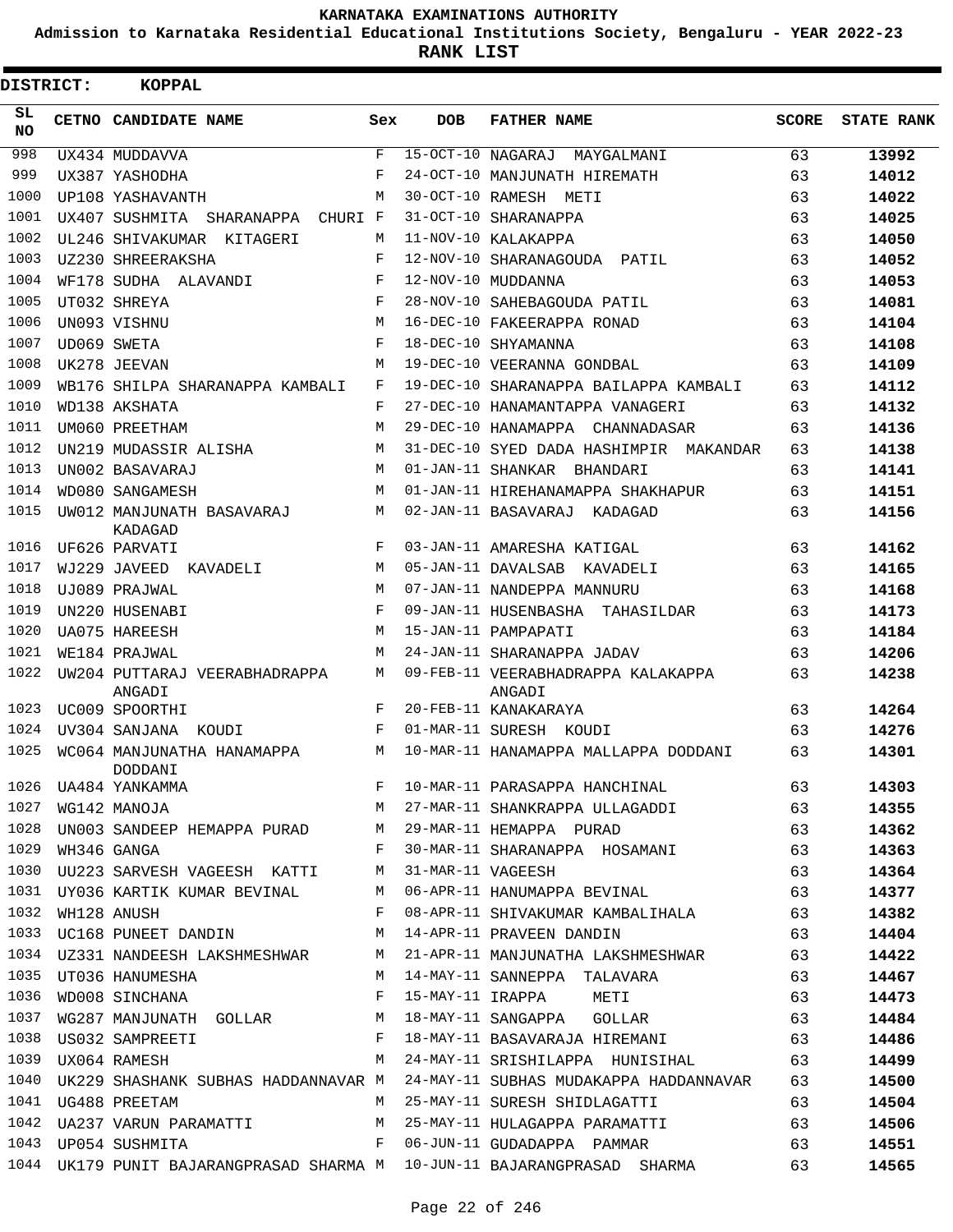# KARNATAKA EXAMINATIONS AUTHORITY

**Admission to Karnataka Residential Educational Institutions Society, Bengaluru - YEAR 2022-23**

**RANK LIST**

**DISTRICT: KOPPAL**

| SL NO | CETNO | CANDIDATE NAME | Sex | DOB | FATHER NAME | SCORE | STATE RANK |
|---|---|---|---|---|---|---|---|
| 998 | UX434 | MUDDAVVA | F | 15-OCT-10 | NAGARAJ MAYGALMANI | 63 | 13992 |
| 999 | UX387 | YASHODHA | F | 24-OCT-10 | MANJUNATH HIREMATH | 63 | 14012 |
| 1000 | UP108 | YASHAVANTH | M | 30-OCT-10 | RAMESH METI | 63 | 14022 |
| 1001 | UX407 | SUSHMITA SHARANAPPA CHURI | F | 31-OCT-10 | SHARANAPPA | 63 | 14025 |
| 1002 | UL246 | SHIVAKUMAR KITAGERI | M | 11-NOV-10 | KALAKAPPA | 63 | 14050 |
| 1003 | UZ230 | SHREERAKSHA | F | 12-NOV-10 | SHARANAGOUDA PATIL | 63 | 14052 |
| 1004 | WF178 | SUDHA ALAVANDI | F | 12-NOV-10 | MUDDANNA | 63 | 14053 |
| 1005 | UT032 | SHREYA | F | 28-NOV-10 | SAHEBAGOUDA PATIL | 63 | 14081 |
| 1006 | UN093 | VISHNU | M | 16-DEC-10 | FAKEERAPPA RONAD | 63 | 14104 |
| 1007 | UD069 | SWETA | F | 18-DEC-10 | SHYAMANNA | 63 | 14108 |
| 1008 | UK278 | JEEVAN | M | 19-DEC-10 | VEERANNA GONDBAL | 63 | 14109 |
| 1009 | WB176 | SHILPA SHARANAPPA KAMBALI | F | 19-DEC-10 | SHARANAPPA BAILAPPA KAMBALI | 63 | 14112 |
| 1010 | WD138 | AKSHATA | F | 27-DEC-10 | HANAMANTAPPA VANAGERI | 63 | 14132 |
| 1011 | UM060 | PREETHAM | M | 29-DEC-10 | HANAMAPPA CHANNADASAR | 63 | 14136 |
| 1012 | UN219 | MUDASSIR ALISHA | M | 31-DEC-10 | SYED DADA HASHIMPIR MAKANDAR | 63 | 14138 |
| 1013 | UN002 | BASAVARAJ | M | 01-JAN-11 | SHANKAR BHANDARI | 63 | 14141 |
| 1014 | WD080 | SANGAMESH | M | 01-JAN-11 | HIREHANAMAPPA SHAKHAPUR | 63 | 14151 |
| 1015 | UW012 | MANJUNATH BASAVARAJ KADAGAD | M | 02-JAN-11 | BASAVARAJ KADAGAD | 63 | 14156 |
| 1016 | UF626 | PARVATI | F | 03-JAN-11 | AMARESHA KATIGAL | 63 | 14162 |
| 1017 | WJ229 | JAVEED KAVADELI | M | 05-JAN-11 | DAVALSAB KAVADELI | 63 | 14165 |
| 1018 | UJ089 | PRAJWAL | M | 07-JAN-11 | NANDEPPA MANNURU | 63 | 14168 |
| 1019 | UN220 | HUSENABI | F | 09-JAN-11 | HUSENBASHA TAHASILDAR | 63 | 14173 |
| 1020 | UA075 | HAREESH | M | 15-JAN-11 | PAMPAPATI | 63 | 14184 |
| 1021 | WE184 | PRAJWAL | M | 24-JAN-11 | SHARANAPPA JADAV | 63 | 14206 |
| 1022 | UW204 | PUTTARAJ VEERABHADRAPPA ANGADI | M | 09-FEB-11 | VEERABHADRAPPA KALAKAPPA ANGADI | 63 | 14238 |
| 1023 | UC009 | SPOORTHI | F | 20-FEB-11 | KANAKARAYA | 63 | 14264 |
| 1024 | UV304 | SANJANA KOUDI | F | 01-MAR-11 | SURESH KOUDI | 63 | 14276 |
| 1025 | WC064 | MANJUNATHA HANAMAPPA DODDANI | M | 10-MAR-11 | HANAMAPPA MALLAPPA DODDANI | 63 | 14301 |
| 1026 | UA484 | YANKAMMA | F | 10-MAR-11 | PARASAPPA HANCHINAL | 63 | 14303 |
| 1027 | WG142 | MANOJA | M | 27-MAR-11 | SHANKRAPPA ULLAGADDI | 63 | 14355 |
| 1028 | UN003 | SANDEEP HEMAPPA PURAD | M | 29-MAR-11 | HEMAPPA PURAD | 63 | 14362 |
| 1029 | WH346 | GANGA | F | 30-MAR-11 | SHARANAPPA HOSAMANI | 63 | 14363 |
| 1030 | UU223 | SARVESH VAGEESH KATTI | M | 31-MAR-11 | VAGEESH | 63 | 14364 |
| 1031 | UY036 | KARTIK KUMAR BEVINAL | M | 06-APR-11 | HANUMAPPA BEVINAL | 63 | 14377 |
| 1032 | WH128 | ANUSH | F | 08-APR-11 | SHIVAKUMAR KAMBALIHALA | 63 | 14382 |
| 1033 | UC168 | PUNEET DANDIN | M | 14-APR-11 | PRAVEEN DANDIN | 63 | 14404 |
| 1034 | UZ331 | NANDEESH LAKSHMESHWAR | M | 21-APR-11 | MANJUNATHA LAKSHMESHWAR | 63 | 14422 |
| 1035 | UT036 | HANUMESHA | M | 14-MAY-11 | SANNEPPA TALAVARA | 63 | 14467 |
| 1036 | WD008 | SINCHANA | F | 15-MAY-11 | IRAPPA METI | 63 | 14473 |
| 1037 | WG287 | MANJUNATH GOLLAR | M | 18-MAY-11 | SANGAPPA GOLLAR | 63 | 14484 |
| 1038 | US032 | SAMPREETI | F | 18-MAY-11 | BASAVARAJA HIREMANI | 63 | 14486 |
| 1039 | UX064 | RAMESH | M | 24-MAY-11 | SRISHILAPPA HUNISIHAL | 63 | 14499 |
| 1040 | UK229 | SHASHANK SUBHAS HADDANNAVAR | M | 24-MAY-11 | SUBHAS MUDAKAPPA HADDANNAVAR | 63 | 14500 |
| 1041 | UG488 | PREETAM | M | 25-MAY-11 | SURESH SHIDLAGATTI | 63 | 14504 |
| 1042 | UA237 | VARUN PARAMATTI | M | 25-MAY-11 | HULAGAPPA PARAMATTI | 63 | 14506 |
| 1043 | UP054 | SUSHMITA | F | 06-JUN-11 | GUDADAPPA PAMMAR | 63 | 14551 |
| 1044 | UK179 | PUNIT BAJARANGPRASAD SHARMA | M | 10-JUN-11 | BAJARANGPRASAD SHARMA | 63 | 14565 |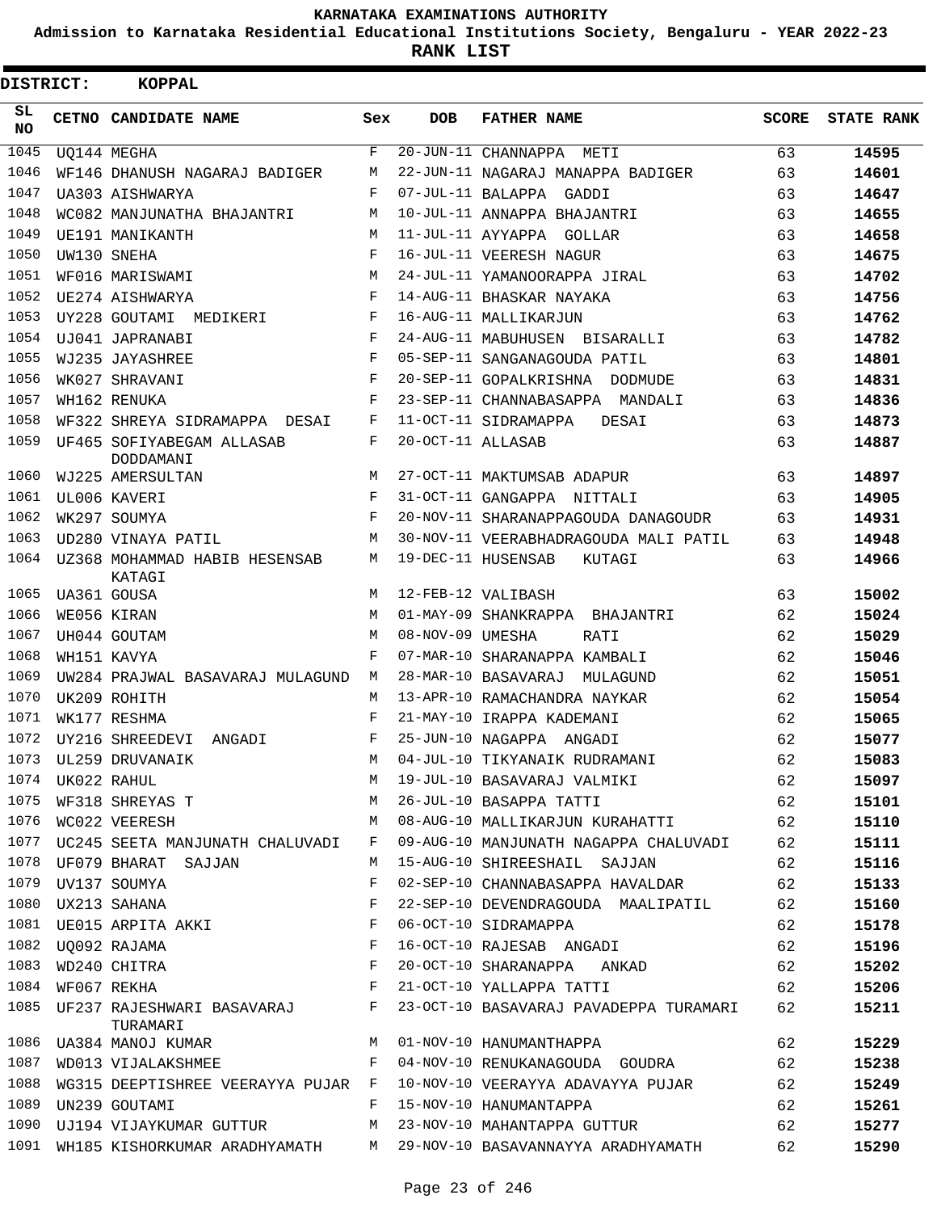# KARNATAKA EXAMINATIONS AUTHORITY

**Admission to Karnataka Residential Educational Institutions Society, Bengaluru - YEAR 2022-23**

**RANK LIST**

**DISTRICT: KOPPAL**

| SL NO | CETNO | CANDIDATE NAME | Sex | DOB | FATHER NAME | SCORE | STATE RANK |
|---|---|---|---|---|---|---|---|
| 1045 | UQ144 | MEGHA | F | 20-JUN-11 | CHANNAPPA METI | 63 | 14595 |
| 1046 | WF146 | DHANUSH NAGARAJ BADIGER | M | 22-JUN-11 | NAGARAJ MANAPPA BADIGER | 63 | 14601 |
| 1047 | UA303 | AISHWARYA | F | 07-JUL-11 | BALAPPA GADDI | 63 | 14647 |
| 1048 | WC082 | MANJUNATHA BHAJANTRI | M | 10-JUL-11 | ANNAPPA BHAJANTRI | 63 | 14655 |
| 1049 | UE191 | MANIKANTH | M | 11-JUL-11 | AYYAPPA GOLLAR | 63 | 14658 |
| 1050 | UW130 | SNEHA | F | 16-JUL-11 | VEERESH NAGUR | 63 | 14675 |
| 1051 | WF016 | MARISWAMI | M | 24-JUL-11 | YAMANOORAPPA JIRAL | 63 | 14702 |
| 1052 | UE274 | AISHWARYA | F | 14-AUG-11 | BHASKAR NAYAKA | 63 | 14756 |
| 1053 | UY228 | GOUTAMI MEDIKERI | F | 16-AUG-11 | MALLIKARJUN | 63 | 14762 |
| 1054 | UJ041 | JAPRANABI | F | 24-AUG-11 | MABUHUSEN BISARALLI | 63 | 14782 |
| 1055 | WJ235 | JAYASHREE | F | 05-SEP-11 | SANGANAGOUDA PATIL | 63 | 14801 |
| 1056 | WK027 | SHRAVANI | F | 20-SEP-11 | GOPALKRISHNA DODMUDE | 63 | 14831 |
| 1057 | WH162 | RENUKA | F | 23-SEP-11 | CHANNABASAPPA MANDALI | 63 | 14836 |
| 1058 | WF322 | SHREYA SIDRAMAPPA DESAI | F | 11-OCT-11 | SIDRAMAPPA DESAI | 63 | 14873 |
| 1059 | UF465 | SOFIYABEGAM ALLASAB DODDAMANI | F | 20-OCT-11 | ALLASAB | 63 | 14887 |
| 1060 | WJ225 | AMERSULTAN | M | 27-OCT-11 | MAKTUMSAB ADAPUR | 63 | 14897 |
| 1061 | UL006 | KAVERI | F | 31-OCT-11 | GANGAPPA NITTALI | 63 | 14905 |
| 1062 | WK297 | SOUMYA | F | 20-NOV-11 | SHARANAPPAGOUDA DANAGOUDR | 63 | 14931 |
| 1063 | UD280 | VINAYA PATIL | M | 30-NOV-11 | VEERABHADRAGOUDA MALI PATIL | 63 | 14948 |
| 1064 | UZ368 | MOHAMMAD HABIB HESENSAB KATAGI | M | 19-DEC-11 | HUSENSAB KUTAGI | 63 | 14966 |
| 1065 | UA361 | GOUSA | M | 12-FEB-12 | VALIBASH | 63 | 15002 |
| 1066 | WE056 | KIRAN | M | 01-MAY-09 | SHANKRAPPA BHAJANTRI | 62 | 15024 |
| 1067 | UH044 | GOUTAM | M | 08-NOV-09 | UMESHA RATI | 62 | 15029 |
| 1068 | WH151 | KAVYA | F | 07-MAR-10 | SHARANAPPA KAMBALI | 62 | 15046 |
| 1069 | UW284 | PRAJWAL BASAVARAJ MULAGUND | M | 28-MAR-10 | BASAVARAJ MULAGUND | 62 | 15051 |
| 1070 | UK209 | ROHITH | M | 13-APR-10 | RAMACHANDRA NAYKAR | 62 | 15054 |
| 1071 | WK177 | RESHMA | F | 21-MAY-10 | IRAPPA KADEMANI | 62 | 15065 |
| 1072 | UY216 | SHREEDEVI ANGADI | F | 25-JUN-10 | NAGAPPA ANGADI | 62 | 15077 |
| 1073 | UL259 | DRUVANAIK | M | 04-JUL-10 | TIKYANAIK RUDRAMANI | 62 | 15083 |
| 1074 | UK022 | RAHUL | M | 19-JUL-10 | BASAVARAJ VALMIKI | 62 | 15097 |
| 1075 | WF318 | SHREYAS T | M | 26-JUL-10 | BASAPPA TATTI | 62 | 15101 |
| 1076 | WC022 | VEERESH | M | 08-AUG-10 | MALLIKARJUN KURAHATTI | 62 | 15110 |
| 1077 | UC245 | SEETA MANJUNATH CHALUVADI | F | 09-AUG-10 | MANJUNATH NAGAPPA CHALUVADI | 62 | 15111 |
| 1078 | UF079 | BHARAT SAJJAN | M | 15-AUG-10 | SHIREESHAIL SAJJAN | 62 | 15116 |
| 1079 | UV137 | SOUMYA | F | 02-SEP-10 | CHANNABASAPPA HAVALDAR | 62 | 15133 |
| 1080 | UX213 | SAHANA | F | 22-SEP-10 | DEVENDRAGOUDA MAALIPATIL | 62 | 15160 |
| 1081 | UE015 | ARPITA AKKI | F | 06-OCT-10 | SIDRAMAPPA | 62 | 15178 |
| 1082 | UQ092 | RAJAMA | F | 16-OCT-10 | RAJESAB ANGADI | 62 | 15196 |
| 1083 | WD240 | CHITRA | F | 20-OCT-10 | SHARANAPPA ANKAD | 62 | 15202 |
| 1084 | WF067 | REKHA | F | 21-OCT-10 | YALLAPPA TATTI | 62 | 15206 |
| 1085 | UF237 | RAJESHWARI BASAVARAJ TURAMARI | F | 23-OCT-10 | BASAVARAJ PAVADEPPA TURAMARI | 62 | 15211 |
| 1086 | UA384 | MANOJ KUMAR | M | 01-NOV-10 | HANUMANTHAPPA | 62 | 15229 |
| 1087 | WD013 | VIJALAKSHMEE | F | 04-NOV-10 | RENUKANAGOUDA GOUDRA | 62 | 15238 |
| 1088 | WG315 | DEEPTISHREE VEERAYYA PUJAR | F | 10-NOV-10 | VEERAYYA ADAVAYYA PUJAR | 62 | 15249 |
| 1089 | UN239 | GOUTAMI | F | 15-NOV-10 | HANUMANTAPPA | 62 | 15261 |
| 1090 | UJ194 | VIJAYKUMAR GUTTUR | M | 23-NOV-10 | MAHANTAPPA GUTTUR | 62 | 15277 |
| 1091 | WH185 | KISHORKUMAR ARADHYAMATH | M | 29-NOV-10 | BASAVANNAYYA ARADHYAMATH | 62 | 15290 |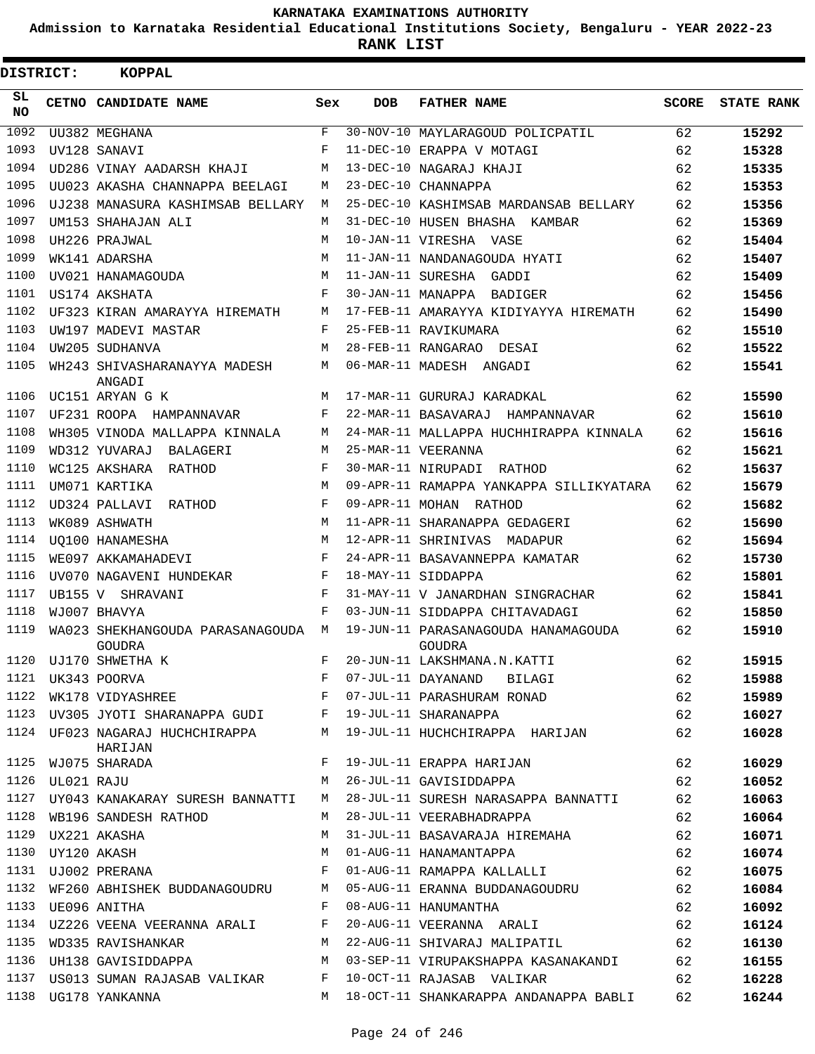KARNATAKA EXAMINATIONS AUTHORITY

Admission to Karnataka Residential Educational Institutions Society, Bengaluru - YEAR 2022-23

**RANK LIST**

**DISTRICT: KOPPAL**

| SL NO | CETNO | CANDIDATE NAME | Sex | DOB | FATHER NAME | SCORE | STATE RANK |
|---|---|---|---|---|---|---|---|
| 1092 | UU382 | MEGHANA | F | 30-NOV-10 | MAYLARAGOUD POLICPATIL | 62 | 15292 |
| 1093 | UV128 | SANAVI | F | 11-DEC-10 | ERAPPA V MOTAGI | 62 | 15328 |
| 1094 | UD286 | VINAY AADARSH KHAJI | M | 13-DEC-10 | NAGARAJ KHAJI | 62 | 15335 |
| 1095 | UU023 | AKASHA CHANNAPPA BEELAGI | M | 23-DEC-10 | CHANNAPPA | 62 | 15353 |
| 1096 | UJ238 | MANASURA KASHIMSAB BELLARY | M | 25-DEC-10 | KASHIMSAB MARDANSAB BELLARY | 62 | 15356 |
| 1097 | UM153 | SHAHAJAN ALI | M | 31-DEC-10 | HUSEN BHASHA KAMBAR | 62 | 15369 |
| 1098 | UH226 | PRAJWAL | M | 10-JAN-11 | VIRESHA VASE | 62 | 15404 |
| 1099 | WK141 | ADARSHA | M | 11-JAN-11 | NANDANAGOUDA HYATI | 62 | 15407 |
| 1100 | UV021 | HANAMAGOUDA | M | 11-JAN-11 | SURESHA GADDI | 62 | 15409 |
| 1101 | US174 | AKSHATA | F | 30-JAN-11 | MANAPPA BADIGER | 62 | 15456 |
| 1102 | UF323 | KIRAN AMARAYYA HIREMATH | M | 17-FEB-11 | AMARAYYA KIDIYAYYA HIREMATH | 62 | 15490 |
| 1103 | UW197 | MADEVI MASTAR | F | 25-FEB-11 | RAVIKUMARA | 62 | 15510 |
| 1104 | UW205 | SUDHANVA | M | 28-FEB-11 | RANGARAO DESAI | 62 | 15522 |
| 1105 | WH243 | SHIVASHARANAYYA MADESH ANGADI | M | 06-MAR-11 | MADESH ANGADI | 62 | 15541 |
| 1106 | UC151 | ARYAN G K | M | 17-MAR-11 | GURURAJ KARADKAL | 62 | 15590 |
| 1107 | UF231 | ROOPA HAMPANNAVAR | F | 22-MAR-11 | BASAVARAJ HAMPANNAVAR | 62 | 15610 |
| 1108 | WH305 | VINODA MALLAPPA KINNALA | M | 24-MAR-11 | MALLAPPA HUCHHIRAPPA KINNALA | 62 | 15616 |
| 1109 | WD312 | YUVARAJ BALAGERI | M | 25-MAR-11 | VEERANNA | 62 | 15621 |
| 1110 | WC125 | AKSHARA RATHOD | F | 30-MAR-11 | NIRUPADI RATHOD | 62 | 15637 |
| 1111 | UM071 | KARTIKA | M | 09-APR-11 | RAMAPPA YANKAPPA SILLIKYATARA | 62 | 15679 |
| 1112 | UD324 | PALLAVI RATHOD | F | 09-APR-11 | MOHAN RATHOD | 62 | 15682 |
| 1113 | WK089 | ASHWATH | M | 11-APR-11 | SHARANAPPA GEDAGERI | 62 | 15690 |
| 1114 | UQ100 | HANAMESHA | M | 12-APR-11 | SHRINIVAS MADAPUR | 62 | 15694 |
| 1115 | WE097 | AKKAMAHADEVI | F | 24-APR-11 | BASAVANNEPPA KAMATAR | 62 | 15730 |
| 1116 | UV070 | NAGAVENI HUNDEKAR | F | 18-MAY-11 | SIDDAPPA | 62 | 15801 |
| 1117 | UB155 | V SHRAVANI | F | 31-MAY-11 | V JANARDHAN SINGRACHAR | 62 | 15841 |
| 1118 | WJ007 | BHAVYA | F | 03-JUN-11 | SIDDAPPA CHITAVADAGI | 62 | 15850 |
| 1119 | WA023 | SHEKHANGOUDA PARASANAGOUDA GOUDRA | M | 19-JUN-11 | PARASANAGOUDA HANAMAGOUDA GOUDRA | 62 | 15910 |
| 1120 | UJ170 | SHWETHA K | F | 20-JUN-11 | LAKSHMANA.N.KATTI | 62 | 15915 |
| 1121 | UK343 | POORVA | F | 07-JUL-11 | DAYANAND BILAGI | 62 | 15988 |
| 1122 | WK178 | VIDYASHREE | F | 07-JUL-11 | PARASHURAM RONAD | 62 | 15989 |
| 1123 | UV305 | JYOTI SHARANAPPA GUDI | F | 19-JUL-11 | SHARANAPPA | 62 | 16027 |
| 1124 | UF023 | NAGARAJ HUCHCHIRAPPA HARIJAN | M | 19-JUL-11 | HUCHCHIRAPPA HARIJAN | 62 | 16028 |
| 1125 | WJ075 | SHARADA | F | 19-JUL-11 | ERAPPA HARIJAN | 62 | 16029 |
| 1126 | UL021 | RAJU | M | 26-JUL-11 | GAVISIDDAPPA | 62 | 16052 |
| 1127 | UY043 | KANAKARAY SURESH BANNATTI | M | 28-JUL-11 | SURESH NARASAPPA BANNATTI | 62 | 16063 |
| 1128 | WB196 | SANDESH RATHOD | M | 28-JUL-11 | VEERABHADRAPPA | 62 | 16064 |
| 1129 | UX221 | AKASHA | M | 31-JUL-11 | BASAVARAJA HIREMAHA | 62 | 16071 |
| 1130 | UY120 | AKASH | M | 01-AUG-11 | HANAMANTAPPA | 62 | 16074 |
| 1131 | UJ002 | PRERANA | F | 01-AUG-11 | RAMAPPA KALLALLI | 62 | 16075 |
| 1132 | WF260 | ABHISHEK BUDDANAGOUDRU | M | 05-AUG-11 | ERANNA BUDDANAGOUDRU | 62 | 16084 |
| 1133 | UE096 | ANITHA | F | 08-AUG-11 | HANUMANTHA | 62 | 16092 |
| 1134 | UZ226 | VEENA VEERANNA ARALI | F | 20-AUG-11 | VEERANNA ARALI | 62 | 16124 |
| 1135 | WD335 | RAVISHANKAR | M | 22-AUG-11 | SHIVARAJ MALIPATIL | 62 | 16130 |
| 1136 | UH138 | GAVISIDDAPPA | M | 03-SEP-11 | VIRUPAKSHAPPA KASANAKANDI | 62 | 16155 |
| 1137 | US013 | SUMAN RAJASAB VALIKAR | F | 10-OCT-11 | RAJASAB VALIKAR | 62 | 16228 |
| 1138 | UG178 | YANKANNA | M | 18-OCT-11 | SHANKARAPPA ANDANAPPA BABLI | 62 | 16244 |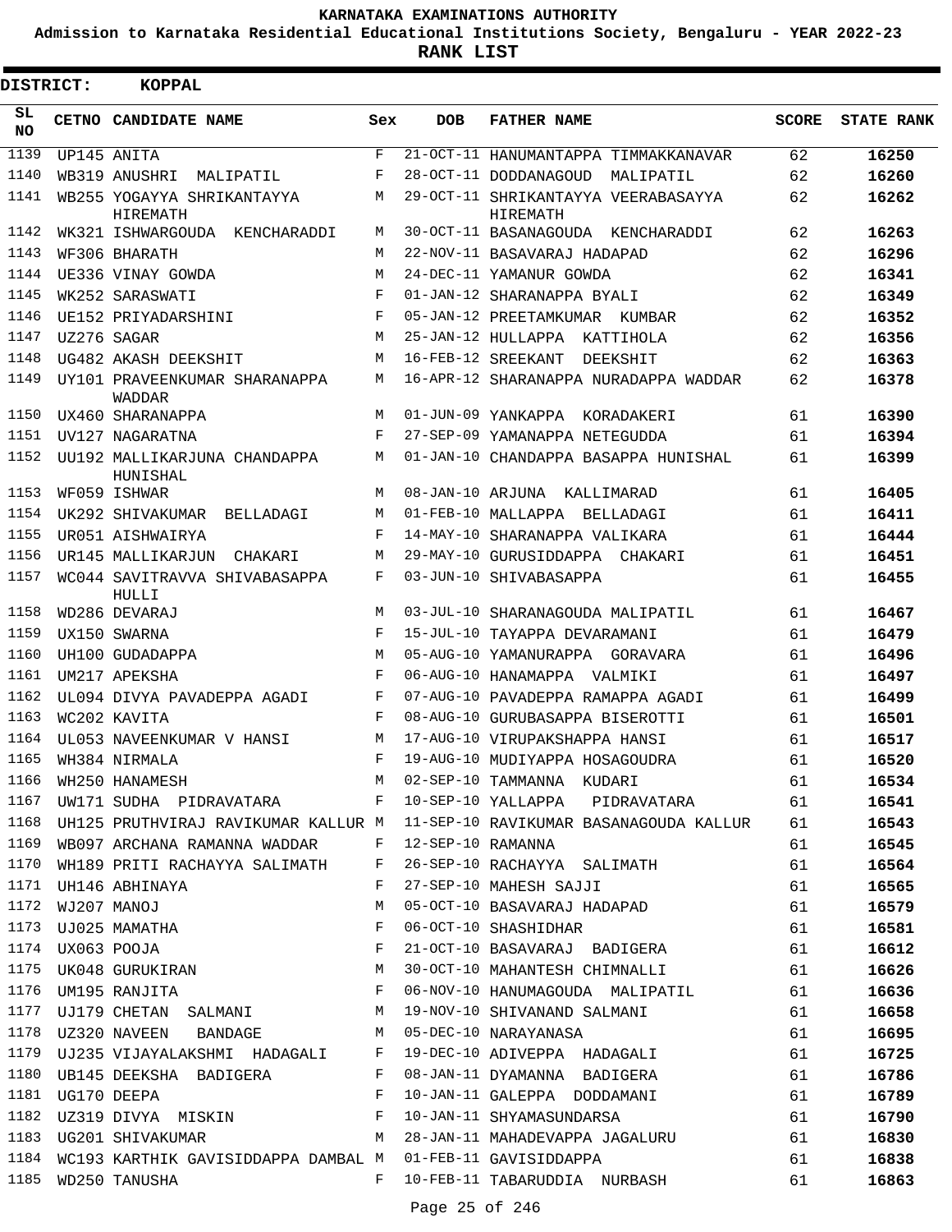KARNATAKA EXAMINATIONS AUTHORITY

Admission to Karnataka Residential Educational Institutions Society, Bengaluru - YEAR 2022-23

**RANK LIST**

**DISTRICT: KOPPAL**

| SL NO | CETNO | CANDIDATE NAME | Sex | DOB | FATHER NAME | SCORE | STATE RANK |
|---|---|---|---|---|---|---|---|
| 1139 | UP145 | ANITA | F | 21-OCT-11 | HANUMANTAPPA TIMMAKKANAVAR | 62 | 16250 |
| 1140 | WB319 | ANUSHRI MALIPATIL | F | 28-OCT-11 | DODDANAGOUD MALIPATIL | 62 | 16260 |
| 1141 | WB255 | YOGAYYA SHRIKANTAYYA HIREMATH | M | 29-OCT-11 | SHRIKANTAYYA VEERABASAYYA HIREMATH | 62 | 16262 |
| 1142 | WK321 | ISHWARGOUDA KENCHARADDI | M | 30-OCT-11 | BASANAGOUDA KENCHARADDI | 62 | 16263 |
| 1143 | WF306 | BHARATH | M | 22-NOV-11 | BASAVARAJ HADAPAD | 62 | 16296 |
| 1144 | UE336 | VINAY GOWDA | M | 24-DEC-11 | YAMANUR GOWDA | 62 | 16341 |
| 1145 | WK252 | SARASWATI | F | 01-JAN-12 | SHARANAPPA BYALI | 62 | 16349 |
| 1146 | UE152 | PRIYADARSHINI | F | 05-JAN-12 | PREETAMKUMAR KUMBAR | 62 | 16352 |
| 1147 | UZ276 | SAGAR | M | 25-JAN-12 | HULLAPPA KATTIHOLA | 62 | 16356 |
| 1148 | UG482 | AKASH DEEKSHIT | M | 16-FEB-12 | SREEKANT DEEKSHIT | 62 | 16363 |
| 1149 | UY101 | PRAVEENKUMAR SHARANAPPA WADDAR | M | 16-APR-12 | SHARANAPPA NURADAPPA WADDAR | 62 | 16378 |
| 1150 | UX460 | SHARANAPPA | M | 01-JUN-09 | YANKAPPA KORADAKERI | 61 | 16390 |
| 1151 | UV127 | NAGARATNA | F | 27-SEP-09 | YAMANAPPA NETEGUDDA | 61 | 16394 |
| 1152 | UU192 | MALLIKARJUNA CHANDAPPA HUNISHAL | M | 01-JAN-10 | CHANDAPPA BASAPPA HUNISHAL | 61 | 16399 |
| 1153 | WF059 | ISHWAR | M | 08-JAN-10 | ARJUNA KALLIMARAD | 61 | 16405 |
| 1154 | UK292 | SHIVAKUMAR BELLADAGI | M | 01-FEB-10 | MALLAPPA BELLADAGI | 61 | 16411 |
| 1155 | UR051 | AISHWAIRYA | F | 14-MAY-10 | SHARANAPPA VALIKARA | 61 | 16444 |
| 1156 | UR145 | MALLIKARJUN CHAKARI | M | 29-MAY-10 | GURUSIDDAPPA CHAKARI | 61 | 16451 |
| 1157 | WC044 | SAVITRAVVA SHIVABASAPPA HULLI | F | 03-JUN-10 | SHIVABASAPPA | 61 | 16455 |
| 1158 | WD286 | DEVARAJ | M | 03-JUL-10 | SHARANAGOUDA MALIPATIL | 61 | 16467 |
| 1159 | UX150 | SWARNA | F | 15-JUL-10 | TAYAPPA DEVARAMANI | 61 | 16479 |
| 1160 | UH100 | GUDADAPPA | M | 05-AUG-10 | YAMANURAPPA GORAVARA | 61 | 16496 |
| 1161 | UM217 | APEKSHA | F | 06-AUG-10 | HANAMAPPA VALMIKI | 61 | 16497 |
| 1162 | UL094 | DIVYA PAVADEPPA AGADI | F | 07-AUG-10 | PAVADEPPA RAMAPPA AGADI | 61 | 16499 |
| 1163 | WC202 | KAVITA | F | 08-AUG-10 | GURUBASAPPA BISEROTTI | 61 | 16501 |
| 1164 | UL053 | NAVEENKUMAR V HANSI | M | 17-AUG-10 | VIRUPAKSHAPPA HANSI | 61 | 16517 |
| 1165 | WH384 | NIRMALA | F | 19-AUG-10 | MUDIYAPPA HOSAGOUDRA | 61 | 16520 |
| 1166 | WH250 | HANAMESH | M | 02-SEP-10 | TAMMANNA KUDARI | 61 | 16534 |
| 1167 | UW171 | SUDHA PIDRAVATARA | F | 10-SEP-10 | YALLAPPA PIDRAVATARA | 61 | 16541 |
| 1168 | UH125 | PRUTHVIRAJ RAVIKUMAR KALLUR | M | 11-SEP-10 | RAVIKUMAR BASANAGOUDA KALLUR | 61 | 16543 |
| 1169 | WB097 | ARCHANA RAMANNA WADDAR | F | 12-SEP-10 | RAMANNA | 61 | 16545 |
| 1170 | WH189 | PRITI RACHAYYA SALIMATH | F | 26-SEP-10 | RACHAYYA SALIMATH | 61 | 16564 |
| 1171 | UH146 | ABHINAYA | F | 27-SEP-10 | MAHESH SAJJI | 61 | 16565 |
| 1172 | WJ207 | MANOJ | M | 05-OCT-10 | BASAVARAJ HADAPAD | 61 | 16579 |
| 1173 | UJ025 | MAMATHA | F | 06-OCT-10 | SHASHIDHAR | 61 | 16581 |
| 1174 | UX063 | POOJA | F | 21-OCT-10 | BASAVARAJ BADIGERA | 61 | 16612 |
| 1175 | UK048 | GURUKIRAN | M | 30-OCT-10 | MAHANTESH CHIMNALLI | 61 | 16626 |
| 1176 | UM195 | RANJITA | F | 06-NOV-10 | HANUMAGOUDA MALIPATIL | 61 | 16636 |
| 1177 | UJ179 | CHETAN SALMANI | M | 19-NOV-10 | SHIVANAND SALMANI | 61 | 16658 |
| 1178 | UZ320 | NAVEEN BANDAGE | M | 05-DEC-10 | NARAYANASA | 61 | 16695 |
| 1179 | UJ235 | VIJAYALAKSHMI HADAGALI | F | 19-DEC-10 | ADIVEPPA HADAGALI | 61 | 16725 |
| 1180 | UB145 | DEEKSHA BADIGERA | F | 08-JAN-11 | DYAMANNA BADIGERA | 61 | 16786 |
| 1181 | UG170 | DEEPA | F | 10-JAN-11 | GALEPPA DODDAMANI | 61 | 16789 |
| 1182 | UZ319 | DIVYA MISKIN | F | 10-JAN-11 | SHYAMASUNDARSA | 61 | 16790 |
| 1183 | UG201 | SHIVAKUMAR | M | 28-JAN-11 | MAHADEVAPPA JAGALURU | 61 | 16830 |
| 1184 | WC193 | KARTHIK GAVISIDDAPPA DAMBAL | M | 01-FEB-11 | GAVISIDDAPPA | 61 | 16838 |
| 1185 | WD250 | TANUSHA | F | 10-FEB-11 | TABARUDDIA NURBASH | 61 | 16863 |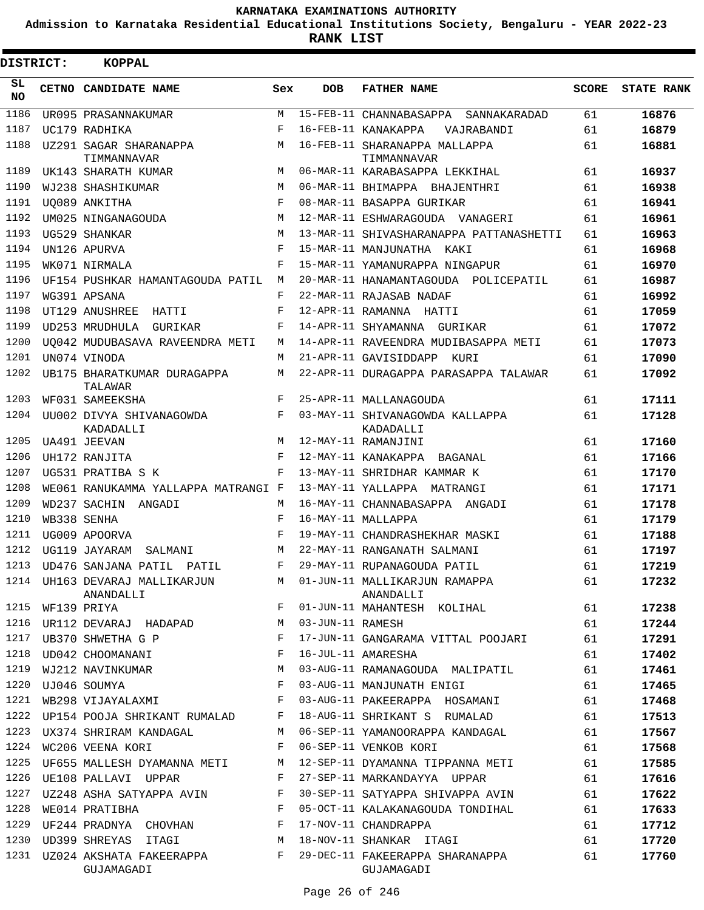# KARNATAKA EXAMINATIONS AUTHORITY

**Admission to Karnataka Residential Educational Institutions Society, Bengaluru - YEAR 2022-23**

**RANK LIST**

**DISTRICT: KOPPAL**

| SL NO | CETNO | CANDIDATE NAME | Sex | DOB | FATHER NAME | SCORE | STATE RANK |
|---|---|---|---|---|---|---|---|
| 1186 | UR095 | PRASANNAKUMAR | M | 15-FEB-11 | CHANNABASAPPA SANNAKARADAD | 61 | 16876 |
| 1187 | UC179 | RADHIKA | F | 16-FEB-11 | KANAKAPPA VAJRABANDI | 61 | 16879 |
| 1188 | UZ291 | SAGAR SHARANAPPA TIMMANNAVAR | M | 16-FEB-11 | SHARANAPPA MALLAPPA TIMMANNAVAR | 61 | 16881 |
| 1189 | UK143 | SHARATH KUMAR | M | 06-MAR-11 | KARABASAPPA LEKKIHAL | 61 | 16937 |
| 1190 | WJ238 | SHASHIKUMAR | M | 06-MAR-11 | BHIMAPPA BHAJENTHRI | 61 | 16938 |
| 1191 | UQ089 | ANKITHA | F | 08-MAR-11 | BASAPPA GURIKAR | 61 | 16941 |
| 1192 | UM025 | NINGANAGOUDA | M | 12-MAR-11 | ESHWARAGOUDA VANAGERI | 61 | 16961 |
| 1193 | UG529 | SHANKAR | M | 13-MAR-11 | SHIVASHARANAPPA PATTANASHETTI | 61 | 16963 |
| 1194 | UN126 | APURVA | F | 15-MAR-11 | MANJUNATHA KAKI | 61 | 16968 |
| 1195 | WK071 | NIRMALA | F | 15-MAR-11 | YAMANURAPPA NINGAPUR | 61 | 16970 |
| 1196 | UF154 | PUSHKAR HAMANTAGOUDA PATIL | M | 20-MAR-11 | HANAMANTAGOUDA POLICEPATIL | 61 | 16987 |
| 1197 | WG391 | APSANA | F | 22-MAR-11 | RAJASAB NADAF | 61 | 16992 |
| 1198 | UT129 | ANUSHREE HATTI | F | 12-APR-11 | RAMANNA HATTI | 61 | 17059 |
| 1199 | UD253 | MRUDHULA GURIKAR | F | 14-APR-11 | SHYAMANNA GURIKAR | 61 | 17072 |
| 1200 | UQ042 | MUDUBASAVA RAVEENDRA METI | M | 14-APR-11 | RAVEENDRA MUDIBASAPPA METI | 61 | 17073 |
| 1201 | UN074 | VINODA | M | 21-APR-11 | GAVISIDDAPP KURI | 61 | 17090 |
| 1202 | UB175 | BHARATKUMAR DURAGAPPA TALAWAR | M | 22-APR-11 | DURAGAPPA PARASAPPA TALAWAR | 61 | 17092 |
| 1203 | WF031 | SAMEEKSHA | F | 25-APR-11 | MALLANAGOUDA | 61 | 17111 |
| 1204 | UU002 | DIVYA SHIVANAGOWDA KADADALLI | F | 03-MAY-11 | SHIVANAGOWDA KALLAPPA KADADALLI | 61 | 17128 |
| 1205 | UA491 | JEEVAN | M | 12-MAY-11 | RAMANJINI | 61 | 17160 |
| 1206 | UH172 | RANJITA | F | 12-MAY-11 | KANAKAPPA BAGANAL | 61 | 17166 |
| 1207 | UG531 | PRATIBA S K | F | 13-MAY-11 | SHRIDHAR KAMMAR K | 61 | 17170 |
| 1208 | WE061 | RANUKAMMA YALLAPPA MATRANGI | F | 13-MAY-11 | YALLAPPA MATRANGI | 61 | 17171 |
| 1209 | WD237 | SACHIN ANGADI | M | 16-MAY-11 | CHANNABASAPPA ANGADI | 61 | 17178 |
| 1210 | WB338 | SENHA | F | 16-MAY-11 | MALLAPPA | 61 | 17179 |
| 1211 | UG009 | APOORVA | F | 19-MAY-11 | CHANDRASHEKHAR MASKI | 61 | 17188 |
| 1212 | UG119 | JAYARAM SALMANI | M | 22-MAY-11 | RANGANATH SALMANI | 61 | 17197 |
| 1213 | UD476 | SANJANA PATIL PATIL | F | 29-MAY-11 | RUPANAGOUDA PATIL | 61 | 17219 |
| 1214 | UH163 | DEVARAJ MALLIKARJUN ANANDALLI | M | 01-JUN-11 | MALLIKARJUN RAMAPPA ANANDALLI | 61 | 17232 |
| 1215 | WF139 | PRIYA | F | 01-JUN-11 | MAHANTESH KOLIHAL | 61 | 17238 |
| 1216 | UR112 | DEVARAJ HADAPAD | M | 03-JUN-11 | RAMESH | 61 | 17244 |
| 1217 | UB370 | SHWETHA G P | F | 17-JUN-11 | GANGARAMA VITTAL POOJARI | 61 | 17291 |
| 1218 | UD042 | CHOOMANANI | F | 16-JUL-11 | AMARESHA | 61 | 17402 |
| 1219 | WJ212 | NAVINKUMAR | M | 03-AUG-11 | RAMANAGOUDA MALIPATIL | 61 | 17461 |
| 1220 | UJ046 | SOUMYA | F | 03-AUG-11 | MANJUNATH ENIGI | 61 | 17465 |
| 1221 | WB298 | VIJAYALAXMI | F | 03-AUG-11 | PAKEERAPPA HOSAMANI | 61 | 17468 |
| 1222 | UP154 | POOJA SHRIKANT RUMALAD | F | 18-AUG-11 | SHRIKANT S RUMALAD | 61 | 17513 |
| 1223 | UX374 | SHRIRAM KANDAGAL | M | 06-SEP-11 | YAMANOORAPPA KANDAGAL | 61 | 17567 |
| 1224 | WC206 | VEENA KORI | F | 06-SEP-11 | VENKOB KORI | 61 | 17568 |
| 1225 | UF655 | MALLESH DYAMANNA METI | M | 12-SEP-11 | DYAMANNA TIPPANNA METI | 61 | 17585 |
| 1226 | UE108 | PALLAVI UPPAR | F | 27-SEP-11 | MARKANDAYYA UPPAR | 61 | 17616 |
| 1227 | UZ248 | ASHA SATYAPPA AVIN | F | 30-SEP-11 | SATYAPPA SHIVAPPA AVIN | 61 | 17622 |
| 1228 | WE014 | PRATIBHA | F | 05-OCT-11 | KALAKANAGOUDA TONDIHAL | 61 | 17633 |
| 1229 | UF244 | PRADNYA CHOVHAN | F | 17-NOV-11 | CHANDRAPPA | 61 | 17712 |
| 1230 | UD399 | SHREYAS ITAGI | M | 18-NOV-11 | SHANKAR ITAGI | 61 | 17720 |
| 1231 | UZ024 | AKSHATA FAKEERAPPA GUJAMAGADI | F | 29-DEC-11 | FAKEERAPPA SHARANAPPA GUJAMAGADI | 61 | 17760 |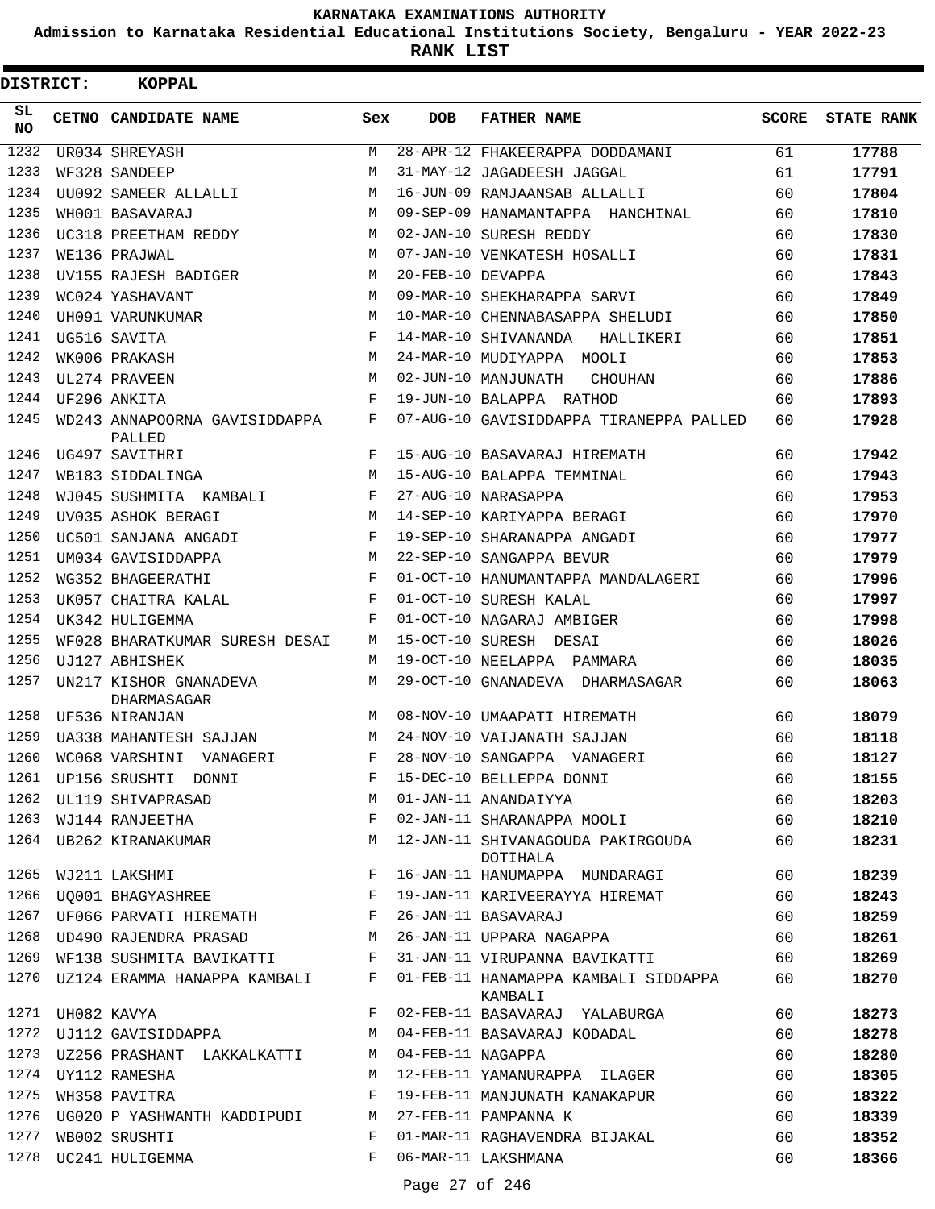KARNATAKA EXAMINATIONS AUTHORITY

Admission to Karnataka Residential Educational Institutions Society, Bengaluru - YEAR 2022-23

**RANK LIST**

**DISTRICT: KOPPAL**

| SL NO | CETNO | CANDIDATE NAME | Sex | DOB | FATHER NAME | SCORE | STATE RANK |
|---|---|---|---|---|---|---|---|
| 1232 | UR034 | SHREYASH | M | 28-APR-12 | FHAKEERAPPA DODDAMANI | 61 | 17788 |
| 1233 | WF328 | SANDEEP | M | 31-MAY-12 | JAGADEESH JAGGAL | 61 | 17791 |
| 1234 | UU092 | SAMEER ALLALLI | M | 16-JUN-09 | RAMJAANSAB ALLALLI | 60 | 17804 |
| 1235 | WH001 | BASAVARAJ | M | 09-SEP-09 | HANAMANTAPPA HANCHINAL | 60 | 17810 |
| 1236 | UC318 | PREETHAM REDDY | M | 02-JAN-10 | SURESH REDDY | 60 | 17830 |
| 1237 | WE136 | PRAJWAL | M | 07-JAN-10 | VENKATESH HOSALLI | 60 | 17831 |
| 1238 | UV155 | RAJESH BADIGER | M | 20-FEB-10 | DEVAPPA | 60 | 17843 |
| 1239 | WC024 | YASHAVANT | M | 09-MAR-10 | SHEKHARAPPA SARVI | 60 | 17849 |
| 1240 | UH091 | VARUNKUMAR | M | 10-MAR-10 | CHENNABASAPPA SHELUDI | 60 | 17850 |
| 1241 | UG516 | SAVITA | F | 14-MAR-10 | SHIVANANDA HALLIKERI | 60 | 17851 |
| 1242 | WK006 | PRAKASH | M | 24-MAR-10 | MUDIYAPPA MOOLI | 60 | 17853 |
| 1243 | UL274 | PRAVEEN | M | 02-JUN-10 | MANJUNATH CHOUHAN | 60 | 17886 |
| 1244 | UF296 | ANKITA | F | 19-JUN-10 | BALAPPA RATHOD | 60 | 17893 |
| 1245 | WD243 | ANNAPOORNA GAVISIDDAPPA PALLED | F | 07-AUG-10 | GAVISIDDAPPA TIRANEPPA PALLED | 60 | 17928 |
| 1246 | UG497 | SAVITHRI | F | 15-AUG-10 | BASAVARAJ HIREMATH | 60 | 17942 |
| 1247 | WB183 | SIDDALINGA | M | 15-AUG-10 | BALAPPA TEMMINAL | 60 | 17943 |
| 1248 | WJ045 | SUSHMITA KAMBALI | F | 27-AUG-10 | NARASAPPA | 60 | 17953 |
| 1249 | UV035 | ASHOK BERAGI | M | 14-SEP-10 | KARIYAPPA BERAGI | 60 | 17970 |
| 1250 | UC501 | SANJANA ANGADI | F | 19-SEP-10 | SHARANAPPA ANGADI | 60 | 17977 |
| 1251 | UM034 | GAVISIDDAPPA | M | 22-SEP-10 | SANGAPPA BEVUR | 60 | 17979 |
| 1252 | WG352 | BHAGEERATHI | F | 01-OCT-10 | HANUMANTAPPA MANDALAGERI | 60 | 17996 |
| 1253 | UK057 | CHAITRA KALAL | F | 01-OCT-10 | SURESH KALAL | 60 | 17997 |
| 1254 | UK342 | HULIGEMMA | F | 01-OCT-10 | NAGARAJ AMBIGER | 60 | 17998 |
| 1255 | WF028 | BHARATKUMAR SURESH DESAI | M | 15-OCT-10 | SURESH DESAI | 60 | 18026 |
| 1256 | UJ127 | ABHISHEK | M | 19-OCT-10 | NEELAPPA PAMMARA | 60 | 18035 |
| 1257 | UN217 | KISHOR GNANADEVA DHARMASAGAR | M | 29-OCT-10 | GNANADEVA DHARMASAGAR | 60 | 18063 |
| 1258 | UF536 | NIRANJAN | M | 08-NOV-10 | UMAAPATI HIREMATH | 60 | 18079 |
| 1259 | UA338 | MAHANTESH SAJJAN | M | 24-NOV-10 | VAIJANATH SAJJAN | 60 | 18118 |
| 1260 | WC068 | VARSHINI VANAGERI | F | 28-NOV-10 | SANGAPPA VANAGERI | 60 | 18127 |
| 1261 | UP156 | SRUSHTI DONNI | F | 15-DEC-10 | BELLEPPA DONNI | 60 | 18155 |
| 1262 | UL119 | SHIVAPRASAD | M | 01-JAN-11 | ANANDAIYYA | 60 | 18203 |
| 1263 | WJ144 | RANJEETHA | F | 02-JAN-11 | SHARANAPPA MOOLI | 60 | 18210 |
| 1264 | UB262 | KIRANAKUMAR | M | 12-JAN-11 | SHIVANAGOUDA PAKIRGOUDA DOTIHALA | 60 | 18231 |
| 1265 | WJ211 | LAKSHMI | F | 16-JAN-11 | HANUMAPPA MUNDARAGI | 60 | 18239 |
| 1266 | UQ001 | BHAGYASHREE | F | 19-JAN-11 | KARIVEERAYYA HIREMAT | 60 | 18243 |
| 1267 | UF066 | PARVATI HIREMATH | F | 26-JAN-11 | BASAVARAJ | 60 | 18259 |
| 1268 | UD490 | RAJENDRA PRASAD | M | 26-JAN-11 | UPPARA NAGAPPA | 60 | 18261 |
| 1269 | WF138 | SUSHMITA BAVIKATTI | F | 31-JAN-11 | VIRUPANNA BAVIKATTI | 60 | 18269 |
| 1270 | UZ124 | ERAMMA HANAPPA KAMBALI | F | 01-FEB-11 | HANAMAPPA KAMBALI SIDDAPPA KAMBALI | 60 | 18270 |
| 1271 | UH082 | KAVYA | F | 02-FEB-11 | BASAVARAJ YALABURGA | 60 | 18273 |
| 1272 | UJ112 | GAVISIDDAPPA | M | 04-FEB-11 | BASAVARAJ KODADAL | 60 | 18278 |
| 1273 | UZ256 | PRASHANT LAKKALKATTI | M | 04-FEB-11 | NAGAPPA | 60 | 18280 |
| 1274 | UY112 | RAMESHA | M | 12-FEB-11 | YAMANURAPPA ILAGER | 60 | 18305 |
| 1275 | WH358 | PAVITRA | F | 19-FEB-11 | MANJUNATH KANAKAPUR | 60 | 18322 |
| 1276 | UG020 | P YASHWANTH KADDIPUDI | M | 27-FEB-11 | PAMPANNA K | 60 | 18339 |
| 1277 | WB002 | SRUSHTI | F | 01-MAR-11 | RAGHAVENDRA BIJAKAL | 60 | 18352 |
| 1278 | UC241 | HULIGEMMA | F | 06-MAR-11 | LAKSHMANA | 60 | 18366 |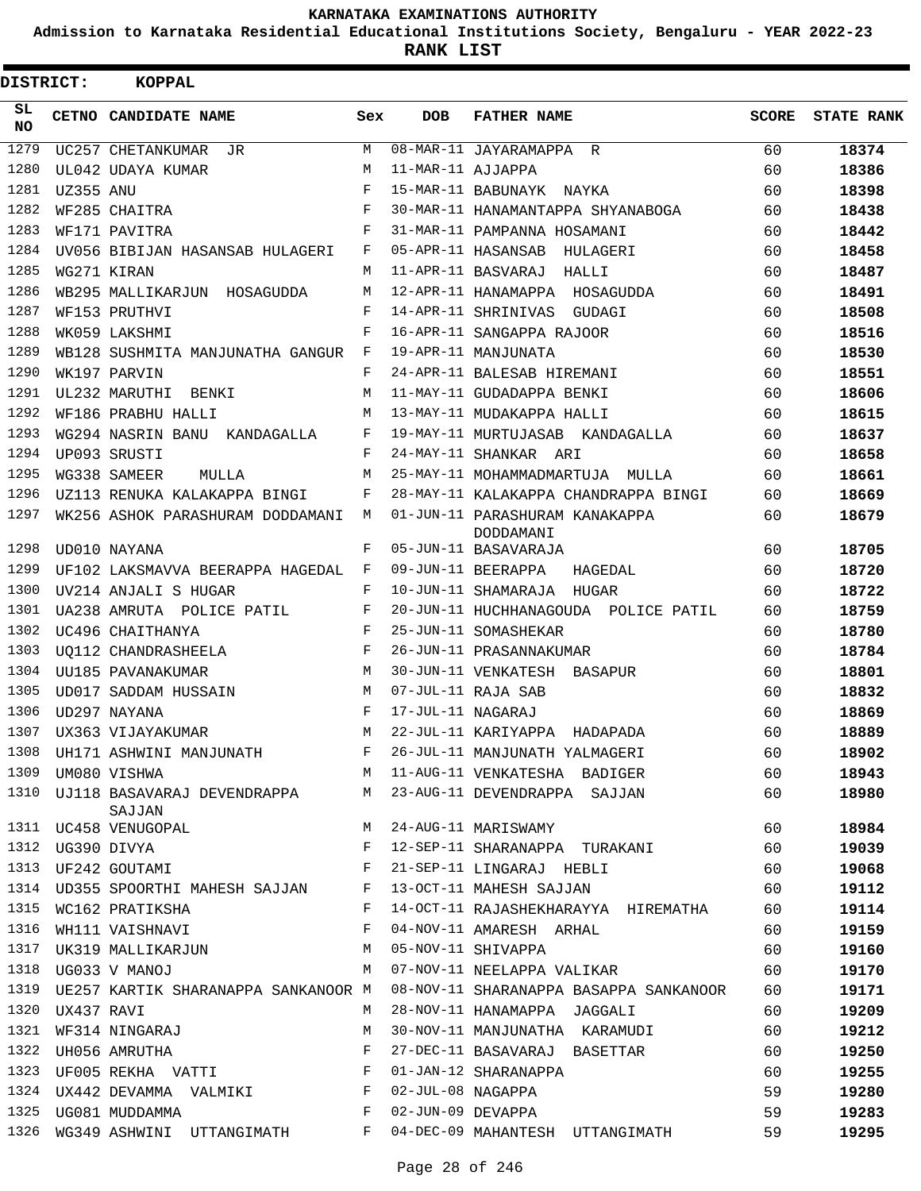# KARNATAKA EXAMINATIONS AUTHORITY

**Admission to Karnataka Residential Educational Institutions Society, Bengaluru - YEAR 2022-23**

**RANK LIST**

**DISTRICT: KOPPAL**

| SL NO | CETNO | CANDIDATE NAME | Sex | DOB | FATHER NAME | SCORE | STATE RANK |
|---|---|---|---|---|---|---|---|
| 1279 | UC257 | CHETANKUMAR JR | M | 08-MAR-11 | JAYARAMAPPA R | 60 | 18374 |
| 1280 | UL042 | UDAYA KUMAR | M | 11-MAR-11 | AJJAPPA | 60 | 18386 |
| 1281 | UZ355 | ANU | F | 15-MAR-11 | BABUNAYK NAYKA | 60 | 18398 |
| 1282 | WF285 | CHAITRA | F | 30-MAR-11 | HANAMANTAPPA SHYANABOGA | 60 | 18438 |
| 1283 | WF171 | PAVITRA | F | 31-MAR-11 | PAMPANNA HOSAMANI | 60 | 18442 |
| 1284 | UV056 | BIBIJAN HASANSAB HULAGERI | F | 05-APR-11 | HASANSAB HULAGERI | 60 | 18458 |
| 1285 | WG271 | KIRAN | M | 11-APR-11 | BASVARAJ HALLI | 60 | 18487 |
| 1286 | WB295 | MALLIKARJUN HOSAGUDDA | M | 12-APR-11 | HANAMAPPA HOSAGUDDA | 60 | 18491 |
| 1287 | WF153 | PRUTHVI | F | 14-APR-11 | SHRINIVAS GUDAGI | 60 | 18508 |
| 1288 | WK059 | LAKSHMI | F | 16-APR-11 | SANGAPPA RAJOOR | 60 | 18516 |
| 1289 | WB128 | SUSHMITA MANJUNATHA GANGUR | F | 19-APR-11 | MANJUNATA | 60 | 18530 |
| 1290 | WK197 | PARVIN | F | 24-APR-11 | BALESAB HIREMANI | 60 | 18551 |
| 1291 | UL232 | MARUTHI BENKI | M | 11-MAY-11 | GUDADAPPA BENKI | 60 | 18606 |
| 1292 | WF186 | PRABHU HALLI | M | 13-MAY-11 | MUDAKAPPA HALLI | 60 | 18615 |
| 1293 | WG294 | NASRIN BANU KANDAGALLA | F | 19-MAY-11 | MURTUJASAB KANDAGALLA | 60 | 18637 |
| 1294 | UP093 | SRUSTI | F | 24-MAY-11 | SHANKAR ARI | 60 | 18658 |
| 1295 | WG338 | SAMEER MULLA | M | 25-MAY-11 | MOHAMMADMARTUJA MULLA | 60 | 18661 |
| 1296 | UZ113 | RENUKA KALAKAPPA BINGI | F | 28-MAY-11 | KALAKAPPA CHANDRAPPA BINGI | 60 | 18669 |
| 1297 | WK256 | ASHOK PARASHURAM DODDAMANI | M | 01-JUN-11 | PARASHURAM KANAKAPPA DODDAMANI | 60 | 18679 |
| 1298 | UD010 | NAYANA | F | 05-JUN-11 | BASAVARAJA | 60 | 18705 |
| 1299 | UF102 | LAKSMAVVA BEERAPPA HAGEDAL | F | 09-JUN-11 | BEERAPPA HAGEDAL | 60 | 18720 |
| 1300 | UV214 | ANJALI S HUGAR | F | 10-JUN-11 | SHAMARAJA HUGAR | 60 | 18722 |
| 1301 | UA238 | AMRUTA POLICE PATIL | F | 20-JUN-11 | HUCHHANAGOUDA POLICE PATIL | 60 | 18759 |
| 1302 | UC496 | CHAITHANYA | F | 25-JUN-11 | SOMASHEKAR | 60 | 18780 |
| 1303 | UQ112 | CHANDRASHEELA | F | 26-JUN-11 | PRASANNAKUMAR | 60 | 18784 |
| 1304 | UU185 | PAVANAKUMAR | M | 30-JUN-11 | VENKATESH BASAPUR | 60 | 18801 |
| 1305 | UD017 | SADDAM HUSSAIN | M | 07-JUL-11 | RAJA SAB | 60 | 18832 |
| 1306 | UD297 | NAYANA | F | 17-JUL-11 | NAGARAJ | 60 | 18869 |
| 1307 | UX363 | VIJAYAKUMAR | M | 22-JUL-11 | KARIYAPPA HADAPADA | 60 | 18889 |
| 1308 | UH171 | ASHWINI MANJUNATH | F | 26-JUL-11 | MANJUNATH YALMAGERI | 60 | 18902 |
| 1309 | UM080 | VISHWA | M | 11-AUG-11 | VENKATESHA BADIGER | 60 | 18943 |
| 1310 | UJ118 | BASAVARAJ DEVENDRAPPA SAJJAN | M | 23-AUG-11 | DEVENDRAPPA SAJJAN | 60 | 18980 |
| 1311 | UC458 | VENUGOPAL | M | 24-AUG-11 | MARISWAMY | 60 | 18984 |
| 1312 | UG390 | DIVYA | F | 12-SEP-11 | SHARANAPPA TURAKANI | 60 | 19039 |
| 1313 | UF242 | GOUTAMI | F | 21-SEP-11 | LINGARAJ HEBLI | 60 | 19068 |
| 1314 | UD355 | SPOORTHI MAHESH SAJJAN | F | 13-OCT-11 | MAHESH SAJJAN | 60 | 19112 |
| 1315 | WC162 | PRATIKSHA | F | 14-OCT-11 | RAJASHEKHARAYYA HIREMATHA | 60 | 19114 |
| 1316 | WH111 | VAISHNAVI | F | 04-NOV-11 | AMARESH ARHAL | 60 | 19159 |
| 1317 | UK319 | MALLIKARJUN | M | 05-NOV-11 | SHIVAPPA | 60 | 19160 |
| 1318 | UG033 | V MANOJ | M | 07-NOV-11 | NEELAPPA VALIKAR | 60 | 19170 |
| 1319 | UE257 | KARTIK SHARANAPPA SANKANOOR | M | 08-NOV-11 | SHARANAPPA BASAPPA SANKANOOR | 60 | 19171 |
| 1320 | UX437 | RAVI | M | 28-NOV-11 | HANAMAPPA JAGGALI | 60 | 19209 |
| 1321 | WF314 | NINGARAJ | M | 30-NOV-11 | MANJUNATHA KARAMUDI | 60 | 19212 |
| 1322 | UH056 | AMRUTHA | F | 27-DEC-11 | BASAVARAJ BASETTAR | 60 | 19250 |
| 1323 | UF005 | REKHA VATTI | F | 01-JAN-12 | SHARANAPPA | 60 | 19255 |
| 1324 | UX442 | DEVAMMA VALMIKI | F | 02-JUL-08 | NAGAPPA | 59 | 19280 |
| 1325 | UG081 | MUDDAMMA | F | 02-JUN-09 | DEVAPPA | 59 | 19283 |
| 1326 | WG349 | ASHWINI UTTANGIMATH | F | 04-DEC-09 | MAHANTESH UTTANGIMATH | 59 | 19295 |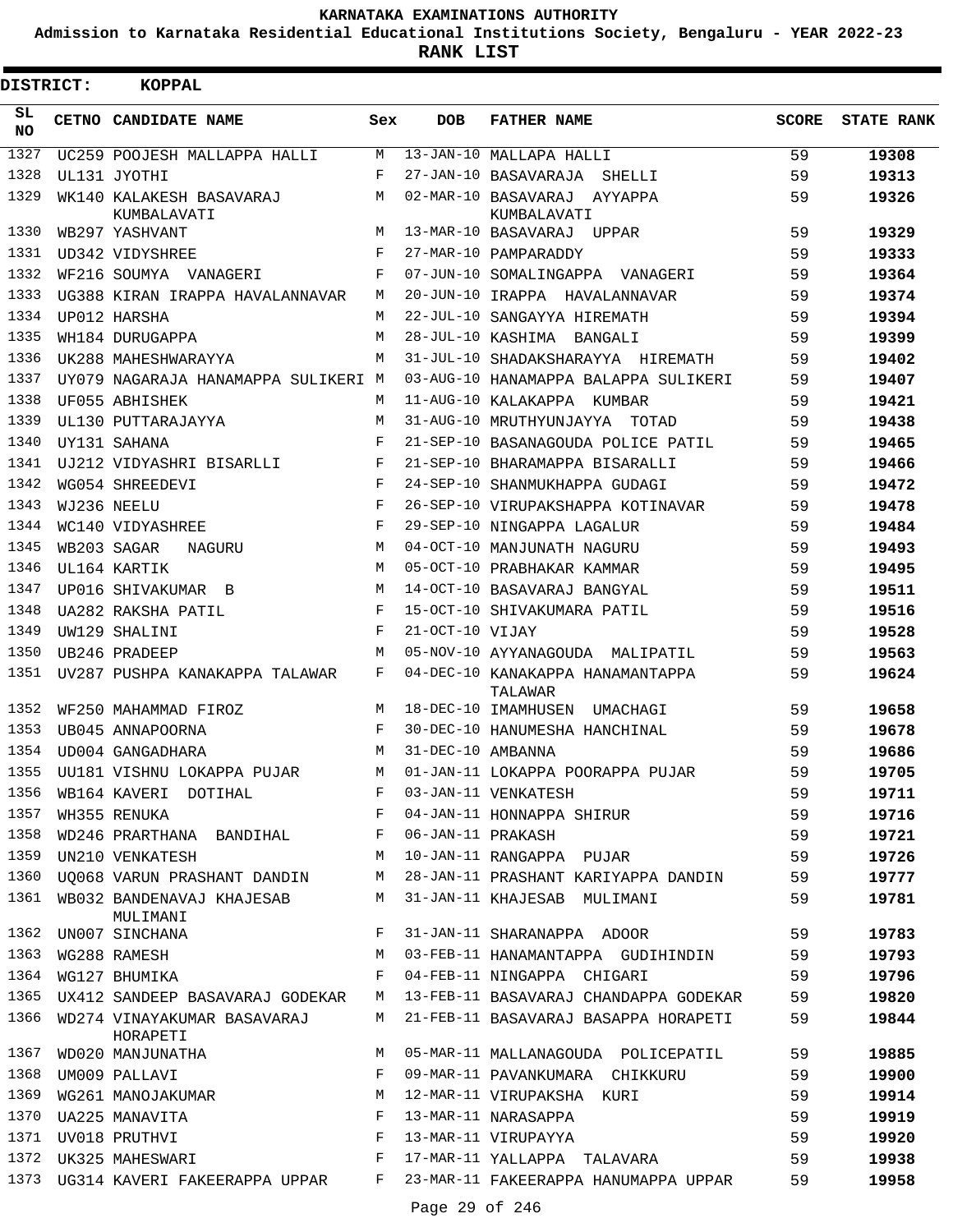**KARNATAKA EXAMINATIONS AUTHORITY**

**Admission to Karnataka Residential Educational Institutions Society, Bengaluru - YEAR 2022-23**

**RANK LIST**

**DISTRICT: KOPPAL**

| SL NO | CETNO | CANDIDATE NAME | Sex | DOB | FATHER NAME | SCORE | STATE RANK |
|---|---|---|---|---|---|---|---|
| 1327 | UC259 | POOJESH MALLAPPA HALLI | M | 13-JAN-10 | MALLAPA HALLI | 59 | 19308 |
| 1328 | UL131 | JYOTHI | F | 27-JAN-10 | BASAVARAJA SHELLI | 59 | 19313 |
| 1329 | WK140 | KALAKESH BASAVARAJ KUMBALAVATI | M | 02-MAR-10 | BASAVARAJ AYYAPPA KUMBALAVATI | 59 | 19326 |
| 1330 | WB297 | YASHVANT | M | 13-MAR-10 | BASAVARAJ UPPAR | 59 | 19329 |
| 1331 | UD342 | VIDYSHREE | F | 27-MAR-10 | PAMPARADDY | 59 | 19333 |
| 1332 | WF216 | SOUMYA VANAGERI | F | 07-JUN-10 | SOMALINGAPPA VANAGERI | 59 | 19364 |
| 1333 | UG388 | KIRAN IRAPPA HAVALANNAVAR | M | 20-JUN-10 | IRAPPA HAVALANNAVAR | 59 | 19374 |
| 1334 | UP012 | HARSHA | M | 22-JUL-10 | SANGAYYA HIREMATH | 59 | 19394 |
| 1335 | WH184 | DURUGAPPA | M | 28-JUL-10 | KASHIMA BANGALI | 59 | 19399 |
| 1336 | UK288 | MAHESHWARAYYA | M | 31-JUL-10 | SHADAKSHARAYYA HIREMATH | 59 | 19402 |
| 1337 | UY079 | NAGARAJA HANAMAPPA SULIKERI | M | 03-AUG-10 | HANAMAPPA BALAPPA SULIKERI | 59 | 19407 |
| 1338 | UF055 | ABHISHEK | M | 11-AUG-10 | KALAKAPPA KUMBAR | 59 | 19421 |
| 1339 | UL130 | PUTTARAJAYYA | M | 31-AUG-10 | MRUTHYUNJAYYA TOTAD | 59 | 19438 |
| 1340 | UY131 | SAHANA | F | 21-SEP-10 | BASANAGOUDA POLICE PATIL | 59 | 19465 |
| 1341 | UJ212 | VIDYASHRI BISARLLI | F | 21-SEP-10 | BHARAMAPPA BISARALLI | 59 | 19466 |
| 1342 | WG054 | SHREEDEVI | F | 24-SEP-10 | SHANMUKHAPPA GUDAGI | 59 | 19472 |
| 1343 | WJ236 | NEELU | F | 26-SEP-10 | VIRUPAKSHAPPA KOTINAVAR | 59 | 19478 |
| 1344 | WC140 | VIDYASHREE | F | 29-SEP-10 | NINGAPPA LAGALUR | 59 | 19484 |
| 1345 | WB203 | SAGAR NAGURU | M | 04-OCT-10 | MANJUNATH NAGURU | 59 | 19493 |
| 1346 | UL164 | KARTIK | M | 05-OCT-10 | PRABHAKAR KAMMAR | 59 | 19495 |
| 1347 | UP016 | SHIVAKUMAR B | M | 14-OCT-10 | BASAVARAJ BANGYAL | 59 | 19511 |
| 1348 | UA282 | RAKSHA PATIL | F | 15-OCT-10 | SHIVAKUMARA PATIL | 59 | 19516 |
| 1349 | UW129 | SHALINI | F | 21-OCT-10 | VIJAY | 59 | 19528 |
| 1350 | UB246 | PRADEEP | M | 05-NOV-10 | AYYANAGOUDA MALIPATIL | 59 | 19563 |
| 1351 | UV287 | PUSHPA KANAKAPPA TALAWAR | F | 04-DEC-10 | KANAKAPPA HANAMANTAPPA TALAWAR | 59 | 19624 |
| 1352 | WF250 | MAHAMMAD FIROZ | M | 18-DEC-10 | IMAMHUSEN UMACHAGI | 59 | 19658 |
| 1353 | UB045 | ANNAPOORNA | F | 30-DEC-10 | HANUMESHA HANCHINAL | 59 | 19678 |
| 1354 | UD004 | GANGADHARA | M | 31-DEC-10 | AMBANNA | 59 | 19686 |
| 1355 | UU181 | VISHNU LOKAPPA PUJAR | M | 01-JAN-11 | LOKAPPA POORAPPA PUJAR | 59 | 19705 |
| 1356 | WB164 | KAVERI DOTIHAL | F | 03-JAN-11 | VENKATESH | 59 | 19711 |
| 1357 | WH355 | RENUKA | F | 04-JAN-11 | HONNAPPA SHIRUR | 59 | 19716 |
| 1358 | WD246 | PRARTHANA BANDIHAL | F | 06-JAN-11 | PRAKASH | 59 | 19721 |
| 1359 | UN210 | VENKATESH | M | 10-JAN-11 | RANGAPPA PUJAR | 59 | 19726 |
| 1360 | UQ068 | VARUN PRASHANT DANDIN | M | 28-JAN-11 | PRASHANT KARIYAPPA DANDIN | 59 | 19777 |
| 1361 | WB032 | BANDENAVAJ KHAJESAB MULIMANI | M | 31-JAN-11 | KHAJESAB MULIMANI | 59 | 19781 |
| 1362 | UN007 | SINCHANA | F | 31-JAN-11 | SHARANAPPA ADOOR | 59 | 19783 |
| 1363 | WG288 | RAMESH | M | 03-FEB-11 | HANAMANTAPPA GUDIHINDIN | 59 | 19793 |
| 1364 | WG127 | BHUMIKA | F | 04-FEB-11 | NINGAPPA CHIGARI | 59 | 19796 |
| 1365 | UX412 | SANDEEP BASAVARAJ GODEKAR | M | 13-FEB-11 | BASAVARAJ CHANDAPPA GODEKAR | 59 | 19820 |
| 1366 | WD274 | VINAYAKUMAR BASAVARAJ HORAPETI | M | 21-FEB-11 | BASAVARAJ BASAPPA HORAPETI | 59 | 19844 |
| 1367 | WD020 | MANJUNATHA | M | 05-MAR-11 | MALLANAGOUDA POLICEPATIL | 59 | 19885 |
| 1368 | UM009 | PALLAVI | F | 09-MAR-11 | PAVANKUMARA CHIKKURU | 59 | 19900 |
| 1369 | WG261 | MANOJAKUMAR | M | 12-MAR-11 | VIRUPAKSHA KURI | 59 | 19914 |
| 1370 | UA225 | MANAVITA | F | 13-MAR-11 | NARASAPPA | 59 | 19919 |
| 1371 | UV018 | PRUTHVI | F | 13-MAR-11 | VIRUPAYYA | 59 | 19920 |
| 1372 | UK325 | MAHESWARI | F | 17-MAR-11 | YALLAPPA TALAVARA | 59 | 19938 |
| 1373 | UG314 | KAVERI FAKEERAPPA UPPAR | F | 23-MAR-11 | FAKEERAPPA HANUMAPPA UPPAR | 59 | 19958 |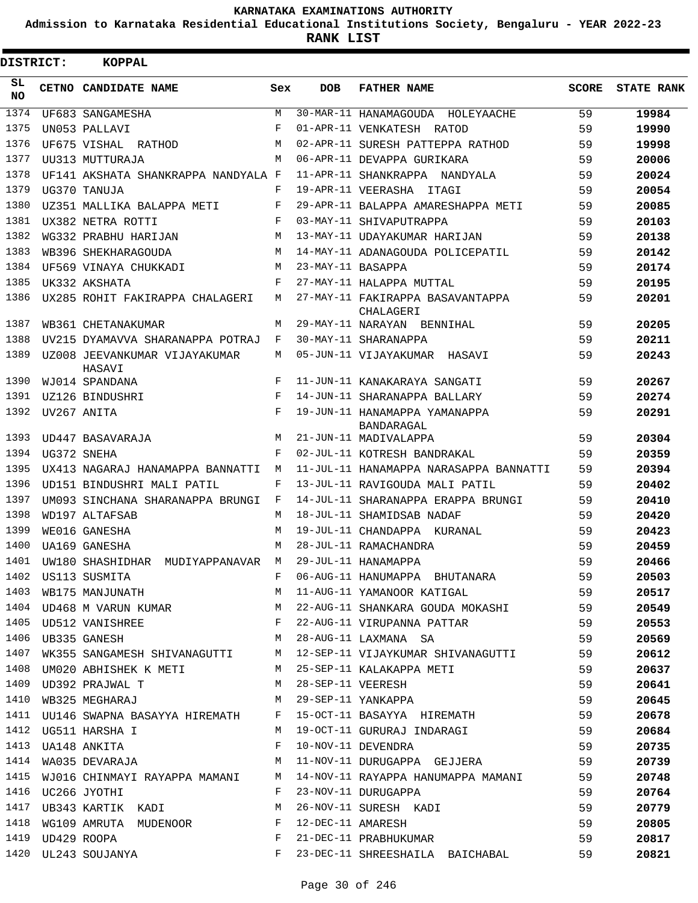# KARNATAKA EXAMINATIONS AUTHORITY

**Admission to Karnataka Residential Educational Institutions Society, Bengaluru - YEAR 2022-23**

**RANK LIST**

**DISTRICT: KOPPAL**

| SL NO | CETNO | CANDIDATE NAME | Sex | DOB | FATHER NAME | SCORE | STATE RANK |
|---|---|---|---|---|---|---|---|
| 1374 | UF683 | SANGAMESHA | M | 30-MAR-11 | HANAMAGOUDA HOLEYAACHE | 59 | 19984 |
| 1375 | UN053 | PALLAVI | F | 01-APR-11 | VENKATESH RATOD | 59 | 19990 |
| 1376 | UF675 | VISHAL RATHOD | M | 02-APR-11 | SURESH PATTEPPA RATHOD | 59 | 19998 |
| 1377 | UU313 | MUTTURAJA | M | 06-APR-11 | DEVAPPA GURIKARA | 59 | 20006 |
| 1378 | UF141 | AKSHATA SHANKRAPPA NANDYALA | F | 11-APR-11 | SHANKRAPPA NANDYALA | 59 | 20024 |
| 1379 | UG370 | TANUJA | F | 19-APR-11 | VEERASHA ITAGI | 59 | 20054 |
| 1380 | UZ351 | MALLIKA BALAPPA METI | F | 29-APR-11 | BALAPPA AMARESHAPPA METI | 59 | 20085 |
| 1381 | UX382 | NETRA ROTTI | F | 03-MAY-11 | SHIVAPUTRAPPA | 59 | 20103 |
| 1382 | WG332 | PRABHU HARIJAN | M | 13-MAY-11 | UDAYAKUMAR HARIJAN | 59 | 20138 |
| 1383 | WB396 | SHEKHARAGOUDA | M | 14-MAY-11 | ADANAGOUDA POLICEPATIL | 59 | 20142 |
| 1384 | UF569 | VINAYA CHUKKADI | M | 23-MAY-11 | BASAPPA | 59 | 20174 |
| 1385 | UK332 | AKSHATA | F | 27-MAY-11 | HALAPPA MUTTAL | 59 | 20195 |
| 1386 | UX285 | ROHIT FAKIRAPPA CHALAGERI | M | 27-MAY-11 | FAKIRAPPA BASAVANTAPPA CHALAGERI | 59 | 20201 |
| 1387 | WB361 | CHETANAKUMAR | M | 29-MAY-11 | NARAYAN BENNIHAL | 59 | 20205 |
| 1388 | UV215 | DYAMAVVA SHARANAPPA POTRAJ | F | 30-MAY-11 | SHARANAPPA | 59 | 20211 |
| 1389 | UZ008 | JEEVANKUMAR VIJAYAKUMAR HASAVI | M | 05-JUN-11 | VIJAYAKUMAR HASAVI | 59 | 20243 |
| 1390 | WJ014 | SPANDANA | F | 11-JUN-11 | KANAKARAYA SANGATI | 59 | 20267 |
| 1391 | UZ126 | BINDUSHRI | F | 14-JUN-11 | SHARANAPPA BALLARY | 59 | 20274 |
| 1392 | UV267 | ANITA | F | 19-JUN-11 | HANAMAPPA YAMANAPPA BANDARAGAL | 59 | 20291 |
| 1393 | UD447 | BASAVARAJA | M | 21-JUN-11 | MADIVALAPPA | 59 | 20304 |
| 1394 | UG372 | SNEHA | F | 02-JUL-11 | KOTRESH BANDRAKAL | 59 | 20359 |
| 1395 | UX413 | NAGARAJ HANAMAPPA BANNATTI | M | 11-JUL-11 | HANAMAPPA NARASAPPA BANNATTI | 59 | 20394 |
| 1396 | UD151 | BINDUSHRI MALI PATIL | F | 13-JUL-11 | RAVIGOUDA MALI PATIL | 59 | 20402 |
| 1397 | UM093 | SINCHANA SHARANAPPA BRUNGI | F | 14-JUL-11 | SHARANAPPA ERAPPA BRUNGI | 59 | 20410 |
| 1398 | WD197 | ALTAFSAB | M | 18-JUL-11 | SHAMIDSAB NADAF | 59 | 20420 |
| 1399 | WE016 | GANESHA | M | 19-JUL-11 | CHANDAPPA KURANAL | 59 | 20423 |
| 1400 | UA169 | GANESHA | M | 28-JUL-11 | RAMACHANDRA | 59 | 20459 |
| 1401 | UW180 | SHASHIDHAR MUDIYAPPANAVAR | M | 29-JUL-11 | HANAMAPPA | 59 | 20466 |
| 1402 | US113 | SUSMITA | F | 06-AUG-11 | HANUMAPPA BHUTANARA | 59 | 20503 |
| 1403 | WB175 | MANJUNATH | M | 11-AUG-11 | YAMANOOR KATIGAL | 59 | 20517 |
| 1404 | UD468 | M VARUN KUMAR | M | 22-AUG-11 | SHANKARA GOUDA MOKASHI | 59 | 20549 |
| 1405 | UD512 | VANISHREE | F | 22-AUG-11 | VIRUPANNA PATTAR | 59 | 20553 |
| 1406 | UB335 | GANESH | M | 28-AUG-11 | LAXMANA SA | 59 | 20569 |
| 1407 | WK355 | SANGAMESH SHIVANAGUTTI | M | 12-SEP-11 | VIJAYKUMAR SHIVANAGUTTI | 59 | 20612 |
| 1408 | UM020 | ABHISHEK K METI | M | 25-SEP-11 | KALAKAPPA METI | 59 | 20637 |
| 1409 | UD392 | PRAJWAL T | M | 28-SEP-11 | VEERESH | 59 | 20641 |
| 1410 | WB325 | MEGHARAJ | M | 29-SEP-11 | YANKAPPA | 59 | 20645 |
| 1411 | UU146 | SWAPNA BASAYYA HIREMATH | F | 15-OCT-11 | BASAYYA HIREMATH | 59 | 20678 |
| 1412 | UG511 | HARSHA I | M | 19-OCT-11 | GURURAJ INDARAGI | 59 | 20684 |
| 1413 | UA148 | ANKITA | F | 10-NOV-11 | DEVENDRA | 59 | 20735 |
| 1414 | WA035 | DEVARAJA | M | 11-NOV-11 | DURUGAPPA GEJJERA | 59 | 20739 |
| 1415 | WJ016 | CHINMAYI RAYAPPA MAMANI | M | 14-NOV-11 | RAYAPPA HANUMAPPA MAMANI | 59 | 20748 |
| 1416 | UC266 | JYOTHI | F | 23-NOV-11 | DURUGAPPA | 59 | 20764 |
| 1417 | UB343 | KARTIK KADI | M | 26-NOV-11 | SURESH KADI | 59 | 20779 |
| 1418 | WG109 | AMRUTA MUDENOOR | F | 12-DEC-11 | AMARESH | 59 | 20805 |
| 1419 | UD429 | ROOPA | F | 21-DEC-11 | PRABHUKUMAR | 59 | 20817 |
| 1420 | UL243 | SOUJANYA | F | 23-DEC-11 | SHREESHAILA BAICHABAL | 59 | 20821 |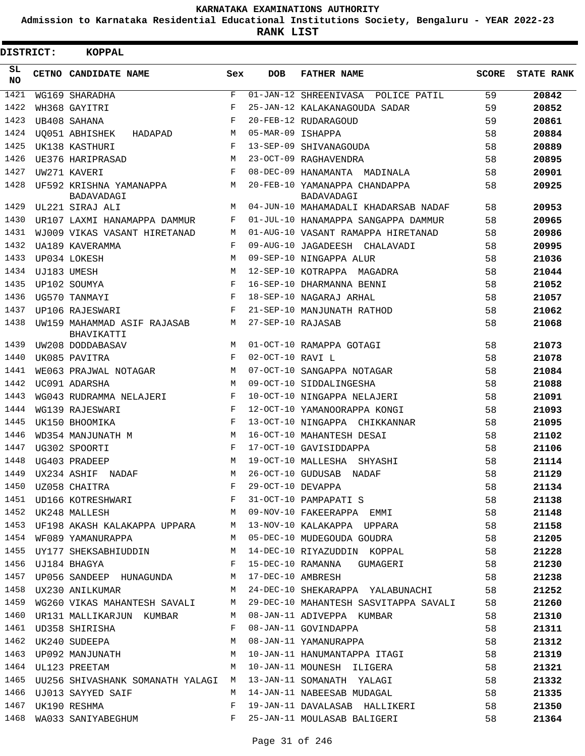# KARNATAKA EXAMINATIONS AUTHORITY

**Admission to Karnataka Residential Educational Institutions Society, Bengaluru - YEAR 2022-23**

**RANK LIST**

**DISTRICT: KOPPAL**

| SL NO | CETNO | CANDIDATE NAME | Sex | DOB | FATHER NAME | SCORE | STATE RANK |
|---|---|---|---|---|---|---|---|
| 1421 | WG169 | SHARADHA | F | 01-JAN-12 | SHREENIVASA POLICE PATIL | 59 | 20842 |
| 1422 | WH368 | GAYITRI | F | 25-JAN-12 | KALAKANAGOUDA SADAR | 59 | 20852 |
| 1423 | UB408 | SAHANA | F | 20-FEB-12 | RUDARAGOUD | 59 | 20861 |
| 1424 | UQ051 | ABHISHEK HADAPAD | M | 05-MAR-09 | ISHAPPA | 58 | 20884 |
| 1425 | UK138 | KASTHURI | F | 13-SEP-09 | SHIVANAGOUDA | 58 | 20889 |
| 1426 | UE376 | HARIPRASAD | M | 23-OCT-09 | RAGHAVENDRA | 58 | 20895 |
| 1427 | UW271 | KAVERI | F | 08-DEC-09 | HANAMANTA MADINALA | 58 | 20901 |
| 1428 | UF592 | KRISHNA YAMANAPPA BADAVADAGI | M | 20-FEB-10 | YAMANAPPA CHANDAPPA BADAVADAGI | 58 | 20925 |
| 1429 | UL221 | SIRAJ ALI | M | 04-JUN-10 | MAHAMADALI KHADARSAB NADAF | 58 | 20953 |
| 1430 | UR107 | LAXMI HANAMAPPA DAMMUR | F | 01-JUL-10 | HANAMAPPA SANGAPPA DAMMUR | 58 | 20965 |
| 1431 | WJ009 | VIKAS VASANT HIRETANAD | M | 01-AUG-10 | VASANT RAMAPPA HIRETANAD | 58 | 20986 |
| 1432 | UA189 | KAVERAMMA | F | 09-AUG-10 | JAGADEESH CHALAVADI | 58 | 20995 |
| 1433 | UP034 | LOKESH | M | 09-SEP-10 | NINGAPPA ALUR | 58 | 21036 |
| 1434 | UJ183 | UMESH | M | 12-SEP-10 | KOTRAPPA MAGADRA | 58 | 21044 |
| 1435 | UP102 | SOUMYA | F | 16-SEP-10 | DHARMANNA BENNI | 58 | 21052 |
| 1436 | UG570 | TANMAYI | F | 18-SEP-10 | NAGARAJ ARHAL | 58 | 21057 |
| 1437 | UP106 | RAJESWARI | F | 21-SEP-10 | MANJUNATH RATHOD | 58 | 21062 |
| 1438 | UW159 | MAHAMMAD ASIF RAJASAB BHAVIKATTI | M | 27-SEP-10 | RAJASAB | 58 | 21068 |
| 1439 | UW208 | DODDABASAV | M | 01-OCT-10 | RAMAPPA GOTAGI | 58 | 21073 |
| 1440 | UK085 | PAVITRA | F | 02-OCT-10 | RAVI L | 58 | 21078 |
| 1441 | WE063 | PRAJWAL NOTAGAR | M | 07-OCT-10 | SANGAPPA NOTAGAR | 58 | 21084 |
| 1442 | UC091 | ADARSHA | M | 09-OCT-10 | SIDDALINGESHA | 58 | 21088 |
| 1443 | WG043 | RUDRAMMA NELAJERI | F | 10-OCT-10 | NINGAPPA NELAJERI | 58 | 21091 |
| 1444 | WG139 | RAJESWARI | F | 12-OCT-10 | YAMANOORAPPA KONGI | 58 | 21093 |
| 1445 | UK150 | BHOOMIKA | F | 13-OCT-10 | NINGAPPA CHIKKANNAR | 58 | 21095 |
| 1446 | WD354 | MANJUNATH M | M | 16-OCT-10 | MAHANTESH DESAI | 58 | 21102 |
| 1447 | UG302 | SPOORTI | F | 17-OCT-10 | GAVISIDDAPPA | 58 | 21106 |
| 1448 | UG403 | PRADEEP | M | 19-OCT-10 | MALLESHA SHYASHI | 58 | 21114 |
| 1449 | UX234 | ASHIF NADAF | M | 26-OCT-10 | GUDUSAB NADAF | 58 | 21129 |
| 1450 | UZ058 | CHAITRA | F | 29-OCT-10 | DEVAPPA | 58 | 21134 |
| 1451 | UD166 | KOTRESHWARI | F | 31-OCT-10 | PAMPAPATI S | 58 | 21138 |
| 1452 | UK248 | MALLESH | M | 09-NOV-10 | FAKEERAPPA EMMI | 58 | 21148 |
| 1453 | UF198 | AKASH KALAKAPPA UPPARA | M | 13-NOV-10 | KALAKAPPA UPPARA | 58 | 21158 |
| 1454 | WF089 | YAMANURAPPA | M | 05-DEC-10 | MUDEGOUDA GOUDRA | 58 | 21205 |
| 1455 | UY177 | SHEKSABHIUDDIN | M | 14-DEC-10 | RIYAZUDDIN KOPPAL | 58 | 21228 |
| 1456 | UJ184 | BHAGYA | F | 15-DEC-10 | RAMANNA GUMAGERI | 58 | 21230 |
| 1457 | UP056 | SANDEEP HUNAGUNDA | M | 17-DEC-10 | AMBRESH | 58 | 21238 |
| 1458 | UX230 | ANILKUMAR | M | 24-DEC-10 | SHEKARAPPA YALABUNACHI | 58 | 21252 |
| 1459 | WG260 | VIKAS MAHANTESH SAVALI | M | 29-DEC-10 | MAHANTESH SASVITAPPA SAVALI | 58 | 21260 |
| 1460 | UR131 | MALLIKARJUN KUMBAR | M | 08-JAN-11 | ADIVEPPA KUMBAR | 58 | 21310 |
| 1461 | UD358 | SHIRISHA | F | 08-JAN-11 | GOVINDAPPA | 58 | 21311 |
| 1462 | UK240 | SUDEEPA | M | 08-JAN-11 | YAMANURAPPA | 58 | 21312 |
| 1463 | UP092 | MANJUNATH | M | 10-JAN-11 | HANUMANTAPPA ITAGI | 58 | 21319 |
| 1464 | UL123 | PREETAM | M | 10-JAN-11 | MOUNESH ILIGERA | 58 | 21321 |
| 1465 | UU256 | SHIVASHANK SOMANATH YALAGI | M | 13-JAN-11 | SOMANATH YALAGI | 58 | 21332 |
| 1466 | UJ013 | SAYYED SAIF | M | 14-JAN-11 | NABEESAB MUDAGAL | 58 | 21335 |
| 1467 | UK190 | RESHMA | F | 19-JAN-11 | DAVALASAB HALLIKERI | 58 | 21350 |
| 1468 | WA033 | SANIYABEGHUM | F | 25-JAN-11 | MOULASAB BALIGERI | 58 | 21364 |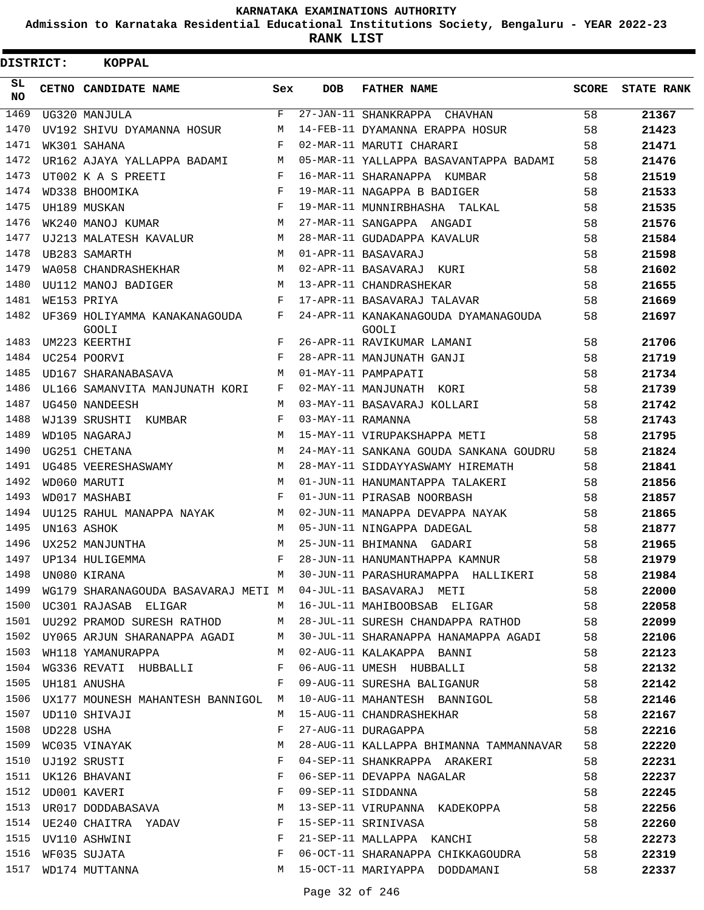KARNATAKA EXAMINATIONS AUTHORITY

Admission to Karnataka Residential Educational Institutions Society, Bengaluru - YEAR 2022-23

**RANK LIST**

**DISTRICT: KOPPAL**

| SL NO | CETNO | CANDIDATE NAME | Sex | DOB | FATHER NAME | SCORE | STATE RANK |
|---|---|---|---|---|---|---|---|
| 1469 | UG320 | MANJULA | F | 27-JAN-11 | SHANKRAPPA CHAVHAN | 58 | **21367** |
| 1470 | UV192 | SHIVU DYAMANNA HOSUR | M | 14-FEB-11 | DYAMANNA ERAPPA HOSUR | 58 | **21423** |
| 1471 | WK301 | SAHANA | F | 02-MAR-11 | MARUTI CHARARI | 58 | **21471** |
| 1472 | UR162 | AJAYA YALLAPPA BADAMI | M | 05-MAR-11 | YALLAPPA BASAVANTAPPA BADAMI | 58 | **21476** |
| 1473 | UT002 | K A S PREETI | F | 16-MAR-11 | SHARANAPPA KUMBAR | 58 | **21519** |
| 1474 | WD338 | BHOOMIKA | F | 19-MAR-11 | NAGAPPA B BADIGER | 58 | **21533** |
| 1475 | UH189 | MUSKAN | F | 19-MAR-11 | MUNNIRBHASHA TALKAL | 58 | **21535** |
| 1476 | WK240 | MANOJ KUMAR | M | 27-MAR-11 | SANGAPPA ANGADI | 58 | **21576** |
| 1477 | UJ213 | MALATESH KAVALUR | M | 28-MAR-11 | GUDADAPPA KAVALUR | 58 | **21584** |
| 1478 | UB283 | SAMARTH | M | 01-APR-11 | BASAVARAJ | 58 | **21598** |
| 1479 | WA058 | CHANDRASHEKHAR | M | 02-APR-11 | BASAVARAJ KURI | 58 | **21602** |
| 1480 | UU112 | MANOJ BADIGER | M | 13-APR-11 | CHANDRASHEKAR | 58 | **21655** |
| 1481 | WE153 | PRIYA | F | 17-APR-11 | BASAVARAJ TALAVAR | 58 | **21669** |
| 1482 | UF369 | HOLIYAMMA KANAKANAGOUDA GOOLI | F | 24-APR-11 | KANAKANAGOUDA DYAMANAGOUDA GOOLI | 58 | **21697** |
| 1483 | UM223 | KEERTHI | F | 26-APR-11 | RAVIKUMAR LAMANI | 58 | **21706** |
| 1484 | UC254 | POORVI | F | 28-APR-11 | MANJUNATH GANJI | 58 | **21719** |
| 1485 | UD167 | SHARANABASAVA | M | 01-MAY-11 | PAMPAPATI | 58 | **21734** |
| 1486 | UL166 | SAMANVITA MANJUNATH KORI | F | 02-MAY-11 | MANJUNATH KORI | 58 | **21739** |
| 1487 | UG450 | NANDEESH | M | 03-MAY-11 | BASAVARAJ KOLLARI | 58 | **21742** |
| 1488 | WJ139 | SRUSHTI KUMBAR | F | 03-MAY-11 | RAMANNA | 58 | **21743** |
| 1489 | WD105 | NAGARAJ | M | 15-MAY-11 | VIRUPAKSHAPPA METI | 58 | **21795** |
| 1490 | UG251 | CHETANA | M | 24-MAY-11 | SANKANA GOUDA SANKANA GOUDRU | 58 | **21824** |
| 1491 | UG485 | VEERESHASWAMY | M | 28-MAY-11 | SIDDAYYASWAMY HIREMATH | 58 | **21841** |
| 1492 | WD060 | MARUTI | M | 01-JUN-11 | HANUMANTAPPA TALAKERI | 58 | **21856** |
| 1493 | WD017 | MASHABI | F | 01-JUN-11 | PIRASAB NOORBASH | 58 | **21857** |
| 1494 | UU125 | RAHUL MANAPPA NAYAK | M | 02-JUN-11 | MANAPPA DEVAPPA NAYAK | 58 | **21865** |
| 1495 | UN163 | ASHOK | M | 05-JUN-11 | NINGAPPA DADEGAL | 58 | **21877** |
| 1496 | UX252 | MANJUNTHA | M | 25-JUN-11 | BHIMANNA GADARI | 58 | **21965** |
| 1497 | UP134 | HULIGEMMA | F | 28-JUN-11 | HANUMANTHAPPA KAMNUR | 58 | **21979** |
| 1498 | UN080 | KIRANA | M | 30-JUN-11 | PARASHURAMAPPA HALLIKERI | 58 | **21984** |
| 1499 | WG179 | SHARANAGOUDA BASAVARAJ METI | M | 04-JUL-11 | BASAVARAJ METI | 58 | **22000** |
| 1500 | UC301 | RAJASAB ELIGAR | M | 16-JUL-11 | MAHIBOOBSAB ELIGAR | 58 | **22058** |
| 1501 | UU292 | PRAMOD SURESH RATHOD | M | 28-JUL-11 | SURESH CHANDAPPA RATHOD | 58 | **22099** |
| 1502 | UY065 | ARJUN SHARANAPPA AGADI | M | 30-JUL-11 | SHARANAPPA HANAMAPPA AGADI | 58 | **22106** |
| 1503 | WH118 | YAMANURAPPA | M | 02-AUG-11 | KALAKAPPA BANNI | 58 | **22123** |
| 1504 | WG336 | REVATI HUBBALLI | F | 06-AUG-11 | UMESH HUBBALLI | 58 | **22132** |
| 1505 | UH181 | ANUSHA | F | 09-AUG-11 | SURESHA BALIGANUR | 58 | **22142** |
| 1506 | UX177 | MOUNESH MAHANTESH BANNIGOL | M | 10-AUG-11 | MAHANTESH BANNIGOL | 58 | **22146** |
| 1507 | UD110 | SHIVAJI | M | 15-AUG-11 | CHANDRASHEKHAR | 58 | **22167** |
| 1508 | UD228 | USHA | F | 27-AUG-11 | DURAGAPPA | 58 | **22216** |
| 1509 | WC035 | VINAYAK | M | 28-AUG-11 | KALLAPPA BHIMANNA TAMMANNAVAR | 58 | **22220** |
| 1510 | UJ192 | SRUSTI | F | 04-SEP-11 | SHANKRAPPA ARAKERI | 58 | **22231** |
| 1511 | UK126 | BHAVANI | F | 06-SEP-11 | DEVAPPA NAGALAR | 58 | **22237** |
| 1512 | UD001 | KAVERI | F | 09-SEP-11 | SIDDANNA | 58 | **22245** |
| 1513 | UR017 | DODDABASAVA | M | 13-SEP-11 | VIRUPANNA KADEKOPPA | 58 | **22256** |
| 1514 | UE240 | CHAITRA YADAV | F | 15-SEP-11 | SRINIVASA | 58 | **22260** |
| 1515 | UV110 | ASHWINI | F | 21-SEP-11 | MALLAPPA KANCHI | 58 | **22273** |
| 1516 | WF035 | SUJATA | F | 06-OCT-11 | SHARANAPPA CHIKKAGOUDRA | 58 | **22319** |
| 1517 | WD174 | MUTTANNA | M | 15-OCT-11 | MARIYAPPA DODDAMANI | 58 | **22337** |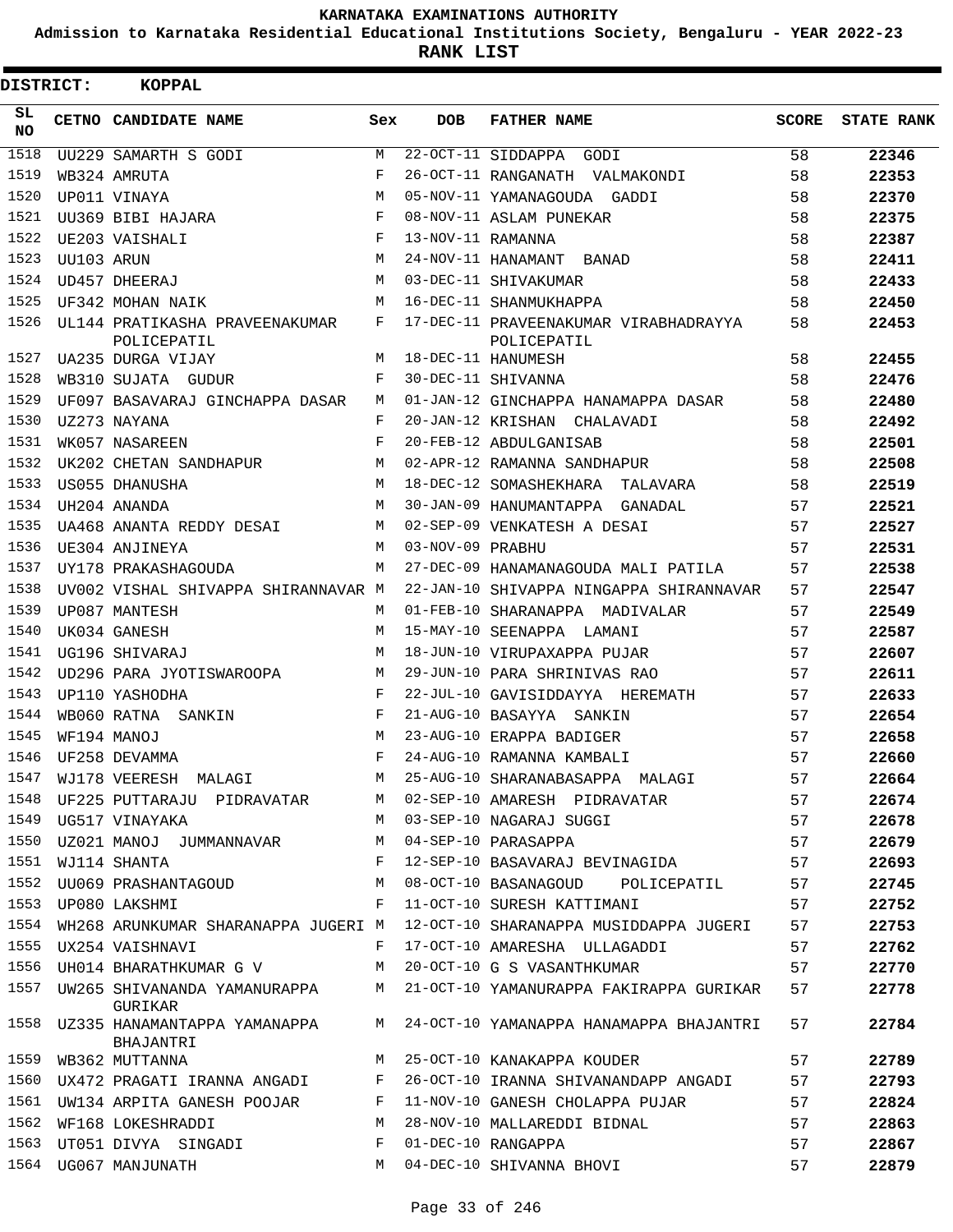# KARNATAKA EXAMINATIONS AUTHORITY

**Admission to Karnataka Residential Educational Institutions Society, Bengaluru - YEAR 2022-23**

**RANK LIST**

**DISTRICT: KOPPAL**

| SL NO | CETNO | CANDIDATE NAME | Sex | DOB | FATHER NAME | SCORE | STATE RANK |
|---|---|---|---|---|---|---|---|
| 1518 | UU229 | SAMARTH S GODI | M | 22-OCT-11 | SIDDAPPA GODI | 58 | 22346 |
| 1519 | WB324 | AMRUTA | F | 26-OCT-11 | RANGANATH VALMAKONDI | 58 | 22353 |
| 1520 | UP011 | VINAYA | M | 05-NOV-11 | YAMANAGOUDA GADDI | 58 | 22370 |
| 1521 | UU369 | BIBI HAJARA | F | 08-NOV-11 | ASLAM PUNEKAR | 58 | 22375 |
| 1522 | UE203 | VAISHALI | F | 13-NOV-11 | RAMANNA | 58 | 22387 |
| 1523 | UU103 | ARUN | M | 24-NOV-11 | HANAMANT BANAD | 58 | 22411 |
| 1524 | UD457 | DHEERAJ | M | 03-DEC-11 | SHIVAKUMAR | 58 | 22433 |
| 1525 | UF342 | MOHAN NAIK | M | 16-DEC-11 | SHANMUKHAPPA | 58 | 22450 |
| 1526 | UL144 | PRATIKASHA PRAVEENAKUMAR POLICEPATIL | F | 17-DEC-11 | PRAVEENAKUMAR VIRABHADRAYYA POLICEPATIL | 58 | 22453 |
| 1527 | UA235 | DURGA VIJAY | M | 18-DEC-11 | HANUMESH | 58 | 22455 |
| 1528 | WB310 | SUJATA GUDUR | F | 30-DEC-11 | SHIVANNA | 58 | 22476 |
| 1529 | UF097 | BASAVARAJ GINCHAPPA DASAR | M | 01-JAN-12 | GINCHAPPA HANAMAPPA DASAR | 58 | 22480 |
| 1530 | UZ273 | NAYANA | F | 20-JAN-12 | KRISHAN CHALAVADI | 58 | 22492 |
| 1531 | WK057 | NASAREEN | F | 20-FEB-12 | ABDULGANISAB | 58 | 22501 |
| 1532 | UK202 | CHETAN SANDHAPUR | M | 02-APR-12 | RAMANNA SANDHAPUR | 58 | 22508 |
| 1533 | US055 | DHANUSHA | M | 18-DEC-12 | SOMASHEKHARA TALAVARA | 58 | 22519 |
| 1534 | UH204 | ANANDA | M | 30-JAN-09 | HANUMANTAPPA GANADAL | 57 | 22521 |
| 1535 | UA468 | ANANTA REDDY DESAI | M | 02-SEP-09 | VENKATESH A DESAI | 57 | 22527 |
| 1536 | UE304 | ANJINEYA | M | 03-NOV-09 | PRABHU | 57 | 22531 |
| 1537 | UY178 | PRAKASHAGOUDA | M | 27-DEC-09 | HANAMANAGOUDA MALI PATILA | 57 | 22538 |
| 1538 | UV002 | VISHAL SHIVAPPA SHIRANNAVAR | M | 22-JAN-10 | SHIVAPPA NINGAPPA SHIRANNAVAR | 57 | 22547 |
| 1539 | UP087 | MANTESH | M | 01-FEB-10 | SHARANAPPA MADIVALAR | 57 | 22549 |
| 1540 | UK034 | GANESH | M | 15-MAY-10 | SEENAPPA LAMANI | 57 | 22587 |
| 1541 | UG196 | SHIVARAJ | M | 18-JUN-10 | VIRUPAXAPPA PUJAR | 57 | 22607 |
| 1542 | UD296 | PARA JYOTISWAROOPA | M | 29-JUN-10 | PARA SHRINIVAS RAO | 57 | 22611 |
| 1543 | UP110 | YASHODHA | F | 22-JUL-10 | GAVISIDDAYYA HEREMATH | 57 | 22633 |
| 1544 | WB060 | RATNA SANKIN | F | 21-AUG-10 | BASAYYA SANKIN | 57 | 22654 |
| 1545 | WF194 | MANOJ | M | 23-AUG-10 | ERAPPA BADIGER | 57 | 22658 |
| 1546 | UF258 | DEVAMMA | F | 24-AUG-10 | RAMANNA KAMBALI | 57 | 22660 |
| 1547 | WJ178 | VEERESH MALAGI | M | 25-AUG-10 | SHARANABASAPPA MALAGI | 57 | 22664 |
| 1548 | UF225 | PUTTARAJU PIDRAVATAR | M | 02-SEP-10 | AMARESH PIDRAVATAR | 57 | 22674 |
| 1549 | UG517 | VINAYAKA | M | 03-SEP-10 | NAGARAJ SUGGI | 57 | 22678 |
| 1550 | UZ021 | MANOJ JUMMANNAVAR | M | 04-SEP-10 | PARASAPPA | 57 | 22679 |
| 1551 | WJ114 | SHANTA | F | 12-SEP-10 | BASAVARAJ BEVINAGIDA | 57 | 22693 |
| 1552 | UU069 | PRASHANTAGOUD | M | 08-OCT-10 | BASANAGOUD POLICEPATIL | 57 | 22745 |
| 1553 | UP080 | LAKSHMI | F | 11-OCT-10 | SURESH KATTIMANI | 57 | 22752 |
| 1554 | WH268 | ARUNKUMAR SHARANAPPA JUGERI | M | 12-OCT-10 | SHARANAPPA MUSIDDAPPA JUGERI | 57 | 22753 |
| 1555 | UX254 | VAISHNAVI | F | 17-OCT-10 | AMARESHA ULLAGADDI | 57 | 22762 |
| 1556 | UH014 | BHARATHKUMAR G V | M | 20-OCT-10 | G S VASANTHKUMAR | 57 | 22770 |
| 1557 | UW265 | SHIVANANDA YAMANURAPPA GURIKAR | M | 21-OCT-10 | YAMANURAPPA FAKIRAPPA GURIKAR | 57 | 22778 |
| 1558 | UZ335 | HANAMANTAPPA YAMANAPPA BHAJANTRI | M | 24-OCT-10 | YAMANAPPA HANAMAPPA BHAJANTRI | 57 | 22784 |
| 1559 | WB362 | MUTTANNA | M | 25-OCT-10 | KANAKAPPA KOUDER | 57 | 22789 |
| 1560 | UX472 | PRAGATI IRANNA ANGADI | F | 26-OCT-10 | IRANNA SHIVANANDAPP ANGADI | 57 | 22793 |
| 1561 | UW134 | ARPITA GANESH POOJAR | F | 11-NOV-10 | GANESH CHOLAPPA PUJAR | 57 | 22824 |
| 1562 | WF168 | LOKESHRADDI | M | 28-NOV-10 | MALLAREDDI BIDNAL | 57 | 22863 |
| 1563 | UT051 | DIVYA SINGADI | F | 01-DEC-10 | RANGAPPA | 57 | 22867 |
| 1564 | UG067 | MANJUNATH | M | 04-DEC-10 | SHIVANNA BHOVI | 57 | 22879 |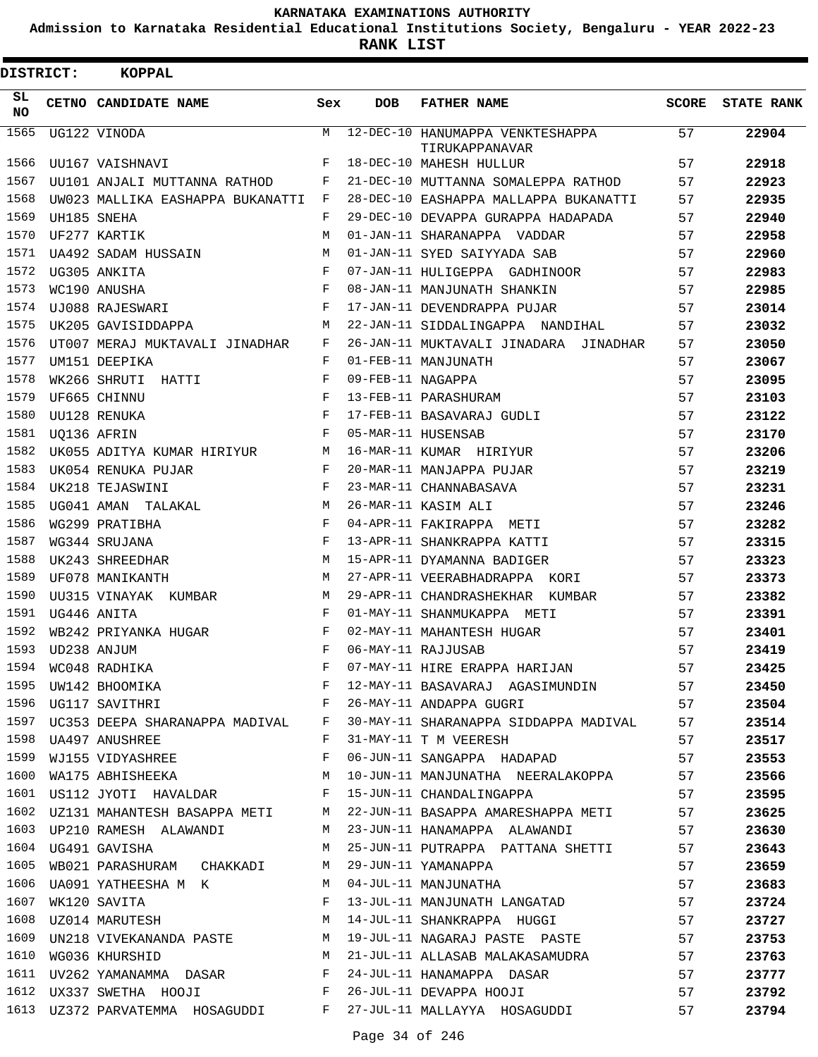KARNATAKA EXAMINATIONS AUTHORITY

Admission to Karnataka Residential Educational Institutions Society, Bengaluru - YEAR 2022-23

**RANK LIST**

**DISTRICT: KOPPAL**

| SL NO | CETNO | CANDIDATE NAME | Sex | DOB | FATHER NAME | SCORE | STATE RANK |
|---|---|---|---|---|---|---|---|
| 1565 | UG122 | VINODA | M | 12-DEC-10 | HANUMAPPA VENKTESHAPPA TIRUKAPPANAVAR | 57 | 22904 |
| 1566 | UU167 | VAISHNAVI | F | 18-DEC-10 | MAHESH HULLUR | 57 | 22918 |
| 1567 | UU101 | ANJALI MUTTANNA RATHOD | F | 21-DEC-10 | MUTTANNA SOMALEPPA RATHOD | 57 | 22923 |
| 1568 | UW023 | MALLIKA EASHAPPA BUKANATTI | F | 28-DEC-10 | EASHAPPA MALLAPPA BUKANATTI | 57 | 22935 |
| 1569 | UH185 | SNEHA | F | 29-DEC-10 | DEVAPPA GURAPPA HADAPADA | 57 | 22940 |
| 1570 | UF277 | KARTIK | M | 01-JAN-11 | SHARANAPPA VADDAR | 57 | 22958 |
| 1571 | UA492 | SADAM HUSSAIN | M | 01-JAN-11 | SYED SAIYYADA SAB | 57 | 22960 |
| 1572 | UG305 | ANKITA | F | 07-JAN-11 | HULIGEPPA GADHINOOR | 57 | 22983 |
| 1573 | WC190 | ANUSHA | F | 08-JAN-11 | MANJUNATH SHANKIN | 57 | 22985 |
| 1574 | UJ088 | RAJESWARI | F | 17-JAN-11 | DEVENDRAPPA PUJAR | 57 | 23014 |
| 1575 | UK205 | GAVISIDDAPPA | M | 22-JAN-11 | SIDDALINGAPPA NANDIHAL | 57 | 23032 |
| 1576 | UT007 | MERAJ MUKTAVALI JINADHAR | F | 26-JAN-11 | MUKTAVALI JINADARA JINADHAR | 57 | 23050 |
| 1577 | UM151 | DEEPIKA | F | 01-FEB-11 | MANJUNATH | 57 | 23067 |
| 1578 | WK266 | SHRUTI HATTI | F | 09-FEB-11 | NAGAPPA | 57 | 23095 |
| 1579 | UF665 | CHINNU | F | 13-FEB-11 | PARASHURAM | 57 | 23103 |
| 1580 | UU128 | RENUKA | F | 17-FEB-11 | BASAVARAJ GUDLI | 57 | 23122 |
| 1581 | UQ136 | AFRIN | F | 05-MAR-11 | HUSENSAB | 57 | 23170 |
| 1582 | UK055 | ADITYA KUMAR HIRIYUR | M | 16-MAR-11 | KUMAR HIRIYUR | 57 | 23206 |
| 1583 | UK054 | RENUKA PUJAR | F | 20-MAR-11 | MANJAPPA PUJAR | 57 | 23219 |
| 1584 | UK218 | TEJASWINI | F | 23-MAR-11 | CHANNABASAVA | 57 | 23231 |
| 1585 | UG041 | AMAN TALAKAL | M | 26-MAR-11 | KASIM ALI | 57 | 23246 |
| 1586 | WG299 | PRATIBHA | F | 04-APR-11 | FAKIRAPPA METI | 57 | 23282 |
| 1587 | WG344 | SRUJANA | F | 13-APR-11 | SHANKRAPPA KATTI | 57 | 23315 |
| 1588 | UK243 | SHREEDHAR | M | 15-APR-11 | DYAMANNA BADIGER | 57 | 23323 |
| 1589 | UF078 | MANIKANTH | M | 27-APR-11 | VEERABHADRAPPA KORI | 57 | 23373 |
| 1590 | UU315 | VINAYAK KUMBAR | M | 29-APR-11 | CHANDRASHEKHAR KUMBAR | 57 | 23382 |
| 1591 | UG446 | ANITA | F | 01-MAY-11 | SHANMUKAPPA METI | 57 | 23391 |
| 1592 | WB242 | PRIYANKA HUGAR | F | 02-MAY-11 | MAHANTESH HUGAR | 57 | 23401 |
| 1593 | UD238 | ANJUM | F | 06-MAY-11 | RAJJUSAB | 57 | 23419 |
| 1594 | WC048 | RADHIKA | F | 07-MAY-11 | HIRE ERAPPA HARIJAN | 57 | 23425 |
| 1595 | UW142 | BHOOMIKA | F | 12-MAY-11 | BASAVARAJ AGASIMUNDIN | 57 | 23450 |
| 1596 | UG117 | SAVITHRI | F | 26-MAY-11 | ANDAPPA GUGRI | 57 | 23504 |
| 1597 | UC353 | DEEPA SHARANAPPA MADIVAL | F | 30-MAY-11 | SHARANAPPA SIDDAPPA MADIVAL | 57 | 23514 |
| 1598 | UA497 | ANUSHREE | F | 31-MAY-11 | T M VEERESH | 57 | 23517 |
| 1599 | WJ155 | VIDYASHREE | F | 06-JUN-11 | SANGAPPA HADAPAD | 57 | 23553 |
| 1600 | WA175 | ABHISHEEKA | M | 10-JUN-11 | MANJUNATHA NEERALAKOPPA | 57 | 23566 |
| 1601 | US112 | JYOTI HAVALDAR | F | 15-JUN-11 | CHANDALINGAPPA | 57 | 23595 |
| 1602 | UZ131 | MAHANTESH BASAPPA METI | M | 22-JUN-11 | BASAPPA AMARESHAPPA METI | 57 | 23625 |
| 1603 | UP210 | RAMESH ALAWANDI | M | 23-JUN-11 | HANAMAPPA ALAWANDI | 57 | 23630 |
| 1604 | UG491 | GAVISHA | M | 25-JUN-11 | PUTRAPPA PATTANA SHETTI | 57 | 23643 |
| 1605 | WB021 | PARASHURAM CHAKKADI | M | 29-JUN-11 | YAMANAPPA | 57 | 23659 |
| 1606 | UA091 | YATHEESHA M K | M | 04-JUL-11 | MANJUNATHA | 57 | 23683 |
| 1607 | WK120 | SAVITA | F | 13-JUL-11 | MANJUNATH LANGATAD | 57 | 23724 |
| 1608 | UZ014 | MARUTESH | M | 14-JUL-11 | SHANKRAPPA HUGGI | 57 | 23727 |
| 1609 | UN218 | VIVEKANANDA PASTE | M | 19-JUL-11 | NAGARAJ PASTE PASTE | 57 | 23753 |
| 1610 | WG036 | KHURSHID | M | 21-JUL-11 | ALLASAB MALAKASAMUDRA | 57 | 23763 |
| 1611 | UV262 | YAMANAMMA DASAR | F | 24-JUL-11 | HANAMAPPA DASAR | 57 | 23777 |
| 1612 | UX337 | SWETHA HOOJI | F | 26-JUL-11 | DEVAPPA HOOJI | 57 | 23792 |
| 1613 | UZ372 | PARVATEMMA HOSAGUDDI | F | 27-JUL-11 | MALLAYYA HOSAGUDDI | 57 | 23794 |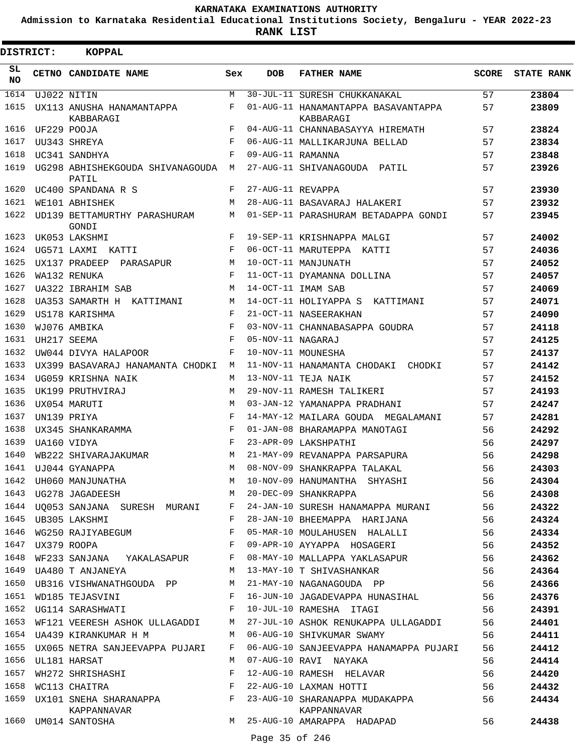KARNATAKA EXAMINATIONS AUTHORITY

Admission to Karnataka Residential Educational Institutions Society, Bengaluru - YEAR 2022-23

**RANK LIST**

**DISTRICT: KOPPAL**

| SL NO | CETNO | CANDIDATE NAME | Sex | DOB | FATHER NAME | SCORE | STATE RANK |
|---|---|---|---|---|---|---|---|
| 1614 | UJ022 | NITIN | M | 30-JUL-11 | SURESH CHUKKANAKAL | 57 | **23804** |
| 1615 | UX113 | ANUSHA HANAMANTAPPA KABBARAGI | F | 01-AUG-11 | HANAMANTAPPA BASAVANTAPPA KABBARAGI | 57 | **23809** |
| 1616 | UF229 | POOJA | F | 04-AUG-11 | CHANNABASAYYA HIREMATH | 57 | **23824** |
| 1617 | UU343 | SHREYA | F | 06-AUG-11 | MALLIKARJUNA BELLAD | 57 | **23834** |
| 1618 | UC341 | SANDHYA | F | 09-AUG-11 | RAMANNA | 57 | **23848** |
| 1619 | UG298 | ABHISHEKGOUDA SHIVANAGOUDA PATIL | M | 27-AUG-11 | SHIVANAGOUDA PATIL | 57 | **23926** |
| 1620 | UC400 | SPANDANA R S | F | 27-AUG-11 | REVAPPA | 57 | **23930** |
| 1621 | WE101 | ABHISHEK | M | 28-AUG-11 | BASAVARAJ HALAKERI | 57 | **23932** |
| 1622 | UD139 | BETTAMURTHY PARASHURAM GONDI | M | 01-SEP-11 | PARASHURAM BETADAPPA GONDI | 57 | **23945** |
| 1623 | UK053 | LAKSHMI | F | 19-SEP-11 | KRISHNAPPA MALGI | 57 | **24002** |
| 1624 | UG571 | LAXMI KATTI | F | 06-OCT-11 | MARUTEPPA KATTI | 57 | **24036** |
| 1625 | UX137 | PRADEEP PARASAPUR | M | 10-OCT-11 | MANJUNATH | 57 | **24052** |
| 1626 | WA132 | RENUKA | F | 11-OCT-11 | DYAMANNA DOLLINA | 57 | **24057** |
| 1627 | UA322 | IBRAHIM SAB | M | 14-OCT-11 | IMAM SAB | 57 | **24069** |
| 1628 | UA353 | SAMARTH H KATTIMANI | M | 14-OCT-11 | HOLIYAPPA S KATTIMANI | 57 | **24071** |
| 1629 | US178 | KARISHMA | F | 21-OCT-11 | NASEERAKHAN | 57 | **24090** |
| 1630 | WJ076 | AMBIKA | F | 03-NOV-11 | CHANNABASAPPA GOUDRA | 57 | **24118** |
| 1631 | UH217 | SEEMA | F | 05-NOV-11 | NAGARAJ | 57 | **24125** |
| 1632 | UW044 | DIVYA HALAPOOR | F | 10-NOV-11 | MOUNESHA | 57 | **24137** |
| 1633 | UX399 | BASAVARAJ HANAMANTA CHODKI | M | 11-NOV-11 | HANAMANTA CHODAKI CHODKI | 57 | **24142** |
| 1634 | UG059 | KRISHNA NAIK | M | 13-NOV-11 | TEJA NAIK | 57 | **24152** |
| 1635 | UK199 | PRUTHVIRAJ | M | 29-NOV-11 | RAMESH TALIKERI | 57 | **24193** |
| 1636 | UX054 | MARUTI | M | 03-JAN-12 | YAMANAPPA PRADHANI | 57 | **24247** |
| 1637 | UN139 | PRIYA | F | 14-MAY-12 | MAILARA GOUDA MEGALAMANI | 57 | **24281** |
| 1638 | UX345 | SHANKARAMMA | F | 01-JAN-08 | BHARAMAPPA MANOTAGI | 56 | **24292** |
| 1639 | UA160 | VIDYA | F | 23-APR-09 | LAKSHPATHI | 56 | **24297** |
| 1640 | WB222 | SHIVARAJAKUMAR | M | 21-MAY-09 | REVANAPPA PARSAPURA | 56 | **24298** |
| 1641 | UJ044 | GYANAPPA | M | 08-NOV-09 | SHANKRAPPA TALAKAL | 56 | **24303** |
| 1642 | UH060 | MANJUNATHA | M | 10-NOV-09 | HANUMANTHA SHYASHI | 56 | **24304** |
| 1643 | UG278 | JAGADEESH | M | 20-DEC-09 | SHANKRAPPA | 56 | **24308** |
| 1644 | UQ053 | SANJANA SURESH MURANI | F | 24-JAN-10 | SURESH HANAMAPPA MURANI | 56 | **24322** |
| 1645 | UB305 | LAKSHMI | F | 28-JAN-10 | BHEEMAPPA HARIJANA | 56 | **24324** |
| 1646 | WG250 | RAJIYABEGUM | F | 05-MAR-10 | MOULAHUSEN HALALLI | 56 | **24334** |
| 1647 | UX379 | ROOPA | F | 09-APR-10 | AYYAPPA HOSAGERI | 56 | **24352** |
| 1648 | WF233 | SANJANA YAKALASAPUR | F | 08-MAY-10 | MALLAPPA YAKLASAPUR | 56 | **24362** |
| 1649 | UA480 | T ANJANEYA | M | 13-MAY-10 | T SHIVASHANKAR | 56 | **24364** |
| 1650 | UB316 | VISHWANATHGOUDA PP | M | 21-MAY-10 | NAGANAGOUDA PP | 56 | **24366** |
| 1651 | WD185 | TEJASVINI | F | 16-JUN-10 | JAGADEVAPPA HUNASIHAL | 56 | **24376** |
| 1652 | UG114 | SARASHWATI | F | 10-JUL-10 | RAMESHA ITAGI | 56 | **24391** |
| 1653 | WF121 | VEERESH ASHOK ULLAGADDI | M | 27-JUL-10 | ASHOK RENUKAPPA ULLAGADDI | 56 | **24401** |
| 1654 | UA439 | KIRANKUMAR H M | M | 06-AUG-10 | SHIVKUMAR SWAMY | 56 | **24411** |
| 1655 | UX065 | NETRA SANJEEVAPPA PUJARI | F | 06-AUG-10 | SANJEEVAPPA HANAMAPPA PUJARI | 56 | **24412** |
| 1656 | UL181 | HARSAT | M | 07-AUG-10 | RAVI NAYAKA | 56 | **24414** |
| 1657 | WH272 | SHRISHASHI | F | 12-AUG-10 | RAMESH HELAVAR | 56 | **24420** |
| 1658 | WC113 | CHAITRA | F | 22-AUG-10 | LAXMAN HOTTI | 56 | **24432** |
| 1659 | UX101 | SNEHA SHARANAPPA KAPPANNAVAR | F | 23-AUG-10 | SHARANAPPA MUDAKAPPA KAPPANNAVAR | 56 | **24434** |
| 1660 | UM014 | SANTOSHA | M | 25-AUG-10 | AMARAPPA HADAPAD | 56 | **24438** |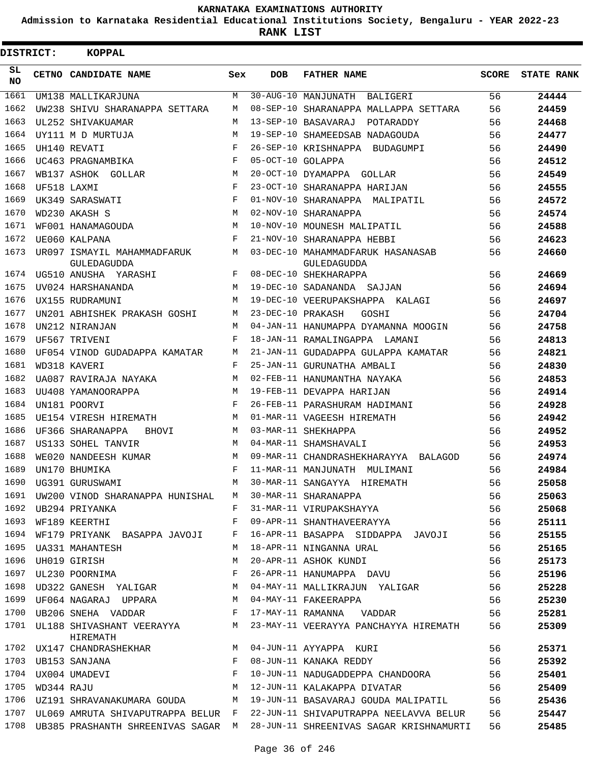# KARNATAKA EXAMINATIONS AUTHORITY

**Admission to Karnataka Residential Educational Institutions Society, Bengaluru - YEAR 2022-23**

**RANK LIST**

**DISTRICT: KOPPAL**

| SL NO | CETNO | CANDIDATE NAME | Sex | DOB | FATHER NAME | SCORE | STATE RANK |
|---|---|---|---|---|---|---|---|
| 1661 | UM138 | MALLIKARJUNA | M | 30-AUG-10 | MANJUNATH BALIGERI | 56 | 24444 |
| 1662 | UW238 | SHIVU SHARANAPPA SETTARA | M | 08-SEP-10 | SHARANAPPA MALLAPPA SETTARA | 56 | 24459 |
| 1663 | UL252 | SHIVAKUAMAR | M | 13-SEP-10 | BASAVARAJ POTARADDY | 56 | 24468 |
| 1664 | UY111 | M D MURTUJA | M | 19-SEP-10 | SHAMEEDSAB NADAGOUDA | 56 | 24477 |
| 1665 | UH140 | REVATI | F | 26-SEP-10 | KRISHNAPPA BUDAGUMPI | 56 | 24490 |
| 1666 | UC463 | PRAGNAMBIKA | F | 05-OCT-10 | GOLAPPA | 56 | 24512 |
| 1667 | WB137 | ASHOK GOLLAR | M | 20-OCT-10 | DYAMAPPA GOLLAR | 56 | 24549 |
| 1668 | UF518 | LAXMI | F | 23-OCT-10 | SHARANAPPA HARIJAN | 56 | 24555 |
| 1669 | UK349 | SARASWATI | F | 01-NOV-10 | SHARANAPPA MALIPATIL | 56 | 24572 |
| 1670 | WD230 | AKASH S | M | 02-NOV-10 | SHARANAPPA | 56 | 24574 |
| 1671 | WF001 | HANAMAGOUDA | M | 10-NOV-10 | MOUNESH MALIPATIL | 56 | 24588 |
| 1672 | UE060 | KALPANA | F | 21-NOV-10 | SHARANAPPA HEBBI | 56 | 24623 |
| 1673 | UR097 | ISMAYIL MAHAMMADFARUK GULEDAGUDDA | M | 03-DEC-10 | MAHAMMADFARUK HASANASAB GULEDAGUDDA | 56 | 24660 |
| 1674 | UG510 | ANUSHA YARASHI | F | 08-DEC-10 | SHEKHARAPPA | 56 | 24669 |
| 1675 | UV024 | HARSHANANDA | M | 19-DEC-10 | SADANANDA SAJJAN | 56 | 24694 |
| 1676 | UX155 | RUDRAMUNI | M | 19-DEC-10 | VEERUPAKSHAPPA KALAGI | 56 | 24697 |
| 1677 | UN201 | ABHISHEK PRAKASH GOSHI | M | 23-DEC-10 | PRAKASH GOSHI | 56 | 24704 |
| 1678 | UN212 | NIRANJAN | M | 04-JAN-11 | HANUMAPPA DYAMANNA MOOGIN | 56 | 24758 |
| 1679 | UF567 | TRIVENI | F | 18-JAN-11 | RAMALINGAPPA LAMANI | 56 | 24813 |
| 1680 | UF054 | VINOD GUDADAPPA KAMATAR | M | 21-JAN-11 | GUDADAPPA GULAPPA KAMATAR | 56 | 24821 |
| 1681 | WD318 | KAVERI | F | 25-JAN-11 | GURUNATHA AMBALI | 56 | 24830 |
| 1682 | UA087 | RAVIRAJA NAYAKA | M | 02-FEB-11 | HANUMANTHA NAYAKA | 56 | 24853 |
| 1683 | UU408 | YAMANOORAPPA | M | 19-FEB-11 | DEVAPPA HARIJAN | 56 | 24914 |
| 1684 | UN181 | POORVI | F | 26-FEB-11 | PARASHURAM HADIMANI | 56 | 24928 |
| 1685 | UE154 | VIRESH HIREMATH | M | 01-MAR-11 | VAGEESH HIREMATH | 56 | 24942 |
| 1686 | UF366 | SHARANAPPA BHOVI | M | 03-MAR-11 | SHEKHAPPA | 56 | 24952 |
| 1687 | US133 | SOHEL TANVIR | M | 04-MAR-11 | SHAMSHAVALI | 56 | 24953 |
| 1688 | WE020 | NANDEESH KUMAR | M | 09-MAR-11 | CHANDRASHEKHARAYYA BALAGOD | 56 | 24974 |
| 1689 | UN170 | BHUMIKA | F | 11-MAR-11 | MANJUNATH MULIMANI | 56 | 24984 |
| 1690 | UG391 | GURUSWAMI | M | 30-MAR-11 | SANGAYYA HIREMATH | 56 | 25058 |
| 1691 | UW200 | VINOD SHARANAPPA HUNISHAL | M | 30-MAR-11 | SHARANAPPA | 56 | 25063 |
| 1692 | UB294 | PRIYANKA | F | 31-MAR-11 | VIRUPAKSHAYYA | 56 | 25068 |
| 1693 | WF189 | KEERTHI | F | 09-APR-11 | SHANTHAVEERAYYA | 56 | 25111 |
| 1694 | WF179 | PRIYANK BASAPPA JAVOJI | F | 16-APR-11 | BASAPPA SIDDAPPA JAVOJI | 56 | 25155 |
| 1695 | UA331 | MAHANTESH | M | 18-APR-11 | NINGANNA URAL | 56 | 25165 |
| 1696 | UH019 | GIRISH | M | 20-APR-11 | ASHOK KUNDI | 56 | 25173 |
| 1697 | UL230 | POORNIMA | F | 26-APR-11 | HANUMAPPA DAVU | 56 | 25196 |
| 1698 | UD322 | GANESH YALIGAR | M | 04-MAY-11 | MALLIKRAJUN YALIGAR | 56 | 25228 |
| 1699 | UF064 | NAGARAJ UPPARA | M | 04-MAY-11 | FAKEERAPPA | 56 | 25230 |
| 1700 | UB206 | SNEHA VADDAR | F | 17-MAY-11 | RAMANNA VADDAR | 56 | 25281 |
| 1701 | UL188 | SHIVASHANT VEERAYYA HIREMATH | M | 23-MAY-11 | VEERAYYA PANCHAYYA HIREMATH | 56 | 25309 |
| 1702 | UX147 | CHANDRASHEKHAR | M | 04-JUN-11 | AYYAPPA KURI | 56 | 25371 |
| 1703 | UB153 | SANJANA | F | 08-JUN-11 | KANAKA REDDY | 56 | 25392 |
| 1704 | UX004 | UMADEVI | F | 10-JUN-11 | NADUGADDEPPA CHANDOORA | 56 | 25401 |
| 1705 | WD344 | RAJU | M | 12-JUN-11 | KALAKAPPA DIVATAR | 56 | 25409 |
| 1706 | UZ191 | SHRAVANAKUMARA GOUDA | M | 19-JUN-11 | BASAVARAJ GOUDA MALIPATIL | 56 | 25436 |
| 1707 | UL069 | AMRUTA SHIVAPUTRAPPA BELUR | F | 22-JUN-11 | SHIVAPUTRAPPA NEELAVVA BELUR | 56 | 25447 |
| 1708 | UB385 | PRASHANTH SHREENIVAS SAGAR | M | 28-JUN-11 | SHREENIVAS SAGAR KRISHNAMURTI | 56 | 25485 |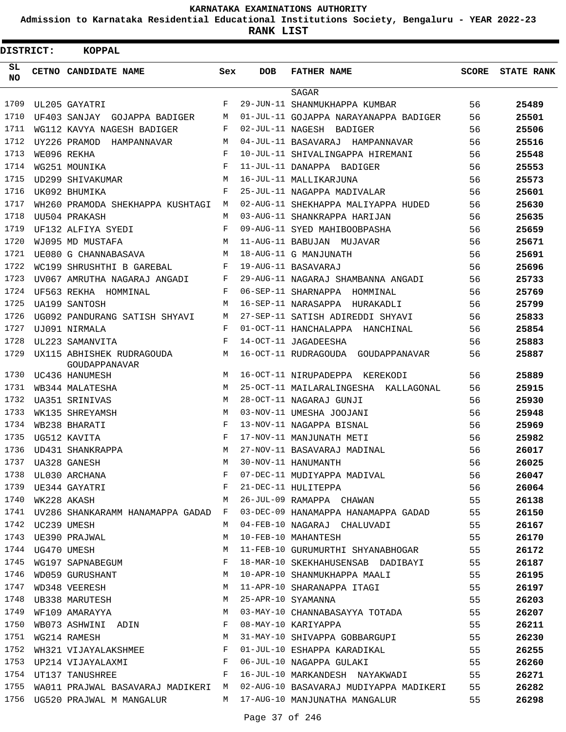KARNATAKA EXAMINATIONS AUTHORITY

Admission to Karnataka Residential Educational Institutions Society, Bengaluru - YEAR 2022-23

**RANK LIST**

**DISTRICT: KOPPAL**

| SL NO | CETNO | CANDIDATE NAME | Sex | DOB | FATHER NAME | SCORE | STATE RANK |
|---|---|---|---|---|---|---|---|
| | | | | | SAGAR | | |
| 1709 | UL205 | GAYATRI | F | 29-JUN-11 | SHANMUKHAPPA KUMBAR | 56 | 25489 |
| 1710 | UF403 | SANJAY GOJAPPA BADIGER | M | 01-JUL-11 | GOJAPPA NARAYANAPPA BADIGER | 56 | 25501 |
| 1711 | WG112 | KAVYA NAGESH BADIGER | F | 02-JUL-11 | NAGESH BADIGER | 56 | 25506 |
| 1712 | UY226 | PRAMOD HAMPANNAVAR | M | 04-JUL-11 | BASAVARAJ HAMPANNAVAR | 56 | 25516 |
| 1713 | WE096 | REKHA | F | 10-JUL-11 | SHIVALINGAPPA HIREMANI | 56 | 25548 |
| 1714 | WG251 | MOUNIKA | F | 11-JUL-11 | DANAPPA BADIGER | 56 | 25553 |
| 1715 | UD299 | SHIVAKUMAR | M | 16-JUL-11 | MALLIKARJUNA | 56 | 25573 |
| 1716 | UK092 | BHUMIKA | F | 25-JUL-11 | NAGAPPA MADIVALAR | 56 | 25601 |
| 1717 | WH260 | PRAMODA SHEKHAPPA KUSHTAGI | M | 02-AUG-11 | SHEKHAPPA MALIYAPPA HUDED | 56 | 25630 |
| 1718 | UU504 | PRAKASH | M | 03-AUG-11 | SHANKRAPPA HARIJAN | 56 | 25635 |
| 1719 | UF132 | ALFIYA SYEDI | F | 09-AUG-11 | SYED MAHIBOOBPASHA | 56 | 25659 |
| 1720 | WJ095 | MD MUSTAFA | M | 11-AUG-11 | BABUJAN MUJAVAR | 56 | 25671 |
| 1721 | UE080 | G CHANNABASAVA | M | 18-AUG-11 | G MANJUNATH | 56 | 25691 |
| 1722 | WC199 | SHRUSHTHI B GAREBAL | F | 19-AUG-11 | BASAVARAJ | 56 | 25696 |
| 1723 | UV067 | AMRUTHA NAGARAJ ANGADI | F | 29-AUG-11 | NAGARAJ SHAMBANNA ANGADI | 56 | 25733 |
| 1724 | UF563 | REKHA HOMMINAL | F | 06-SEP-11 | SHARNAPPA HOMMINAL | 56 | 25769 |
| 1725 | UA199 | SANTOSH | M | 16-SEP-11 | NARASAPPA HURAKADLI | 56 | 25799 |
| 1726 | UG092 | PANDURANG SATISH SHYAVI | M | 27-SEP-11 | SATISH ADIREDDI SHYAVI | 56 | 25833 |
| 1727 | UJ091 | NIRMALA | F | 01-OCT-11 | HANCHALAPPA HANCHINAL | 56 | 25854 |
| 1728 | UL223 | SAMANVITA | F | 14-OCT-11 | JAGADEESHA | 56 | 25883 |
| 1729 | UX115 | ABHISHEK RUDRAGOUDA GOUDAPPANAVAR | M | 16-OCT-11 | RUDRAGOUDA GOUDAPPANAVAR | 56 | 25887 |
| 1730 | UC436 | HANUMESH | M | 16-OCT-11 | NIRUPADEPPA KEREKODI | 56 | 25889 |
| 1731 | WB344 | MALATESHA | M | 25-OCT-11 | MAILARALINGESHA KALLAGONAL | 56 | 25915 |
| 1732 | UA351 | SRINIVAS | M | 28-OCT-11 | NAGARAJ GUNJI | 56 | 25930 |
| 1733 | WK135 | SHREYAMSH | M | 03-NOV-11 | UMESHA JOOJANI | 56 | 25948 |
| 1734 | WB238 | BHARATI | F | 13-NOV-11 | NAGAPPA BISNAL | 56 | 25969 |
| 1735 | UG512 | KAVITA | F | 17-NOV-11 | MANJUNATH METI | 56 | 25982 |
| 1736 | UD431 | SHANKRAPPA | M | 27-NOV-11 | BASAVARAJ MADINAL | 56 | 26017 |
| 1737 | UA328 | GANESH | M | 30-NOV-11 | HANUMANTH | 56 | 26025 |
| 1738 | UL030 | ARCHANA | F | 07-DEC-11 | MUDIYAPPA MADIVAL | 56 | 26047 |
| 1739 | UE344 | GAYATRI | F | 21-DEC-11 | HULITEPPA | 56 | 26064 |
| 1740 | WK228 | AKASH | M | 26-JUL-09 | RAMAPPA CHAWAN | 55 | 26138 |
| 1741 | UV286 | SHANKARAMM HANAMAPPA GADAD | F | 03-DEC-09 | HANAMAPPA HANAMAPPA GADAD | 55 | 26150 |
| 1742 | UC239 | UMESH | M | 04-FEB-10 | NAGARAJ CHALUVADI | 55 | 26167 |
| 1743 | UE390 | PRAJWAL | M | 10-FEB-10 | MAHANTESH | 55 | 26170 |
| 1744 | UG470 | UMESH | M | 11-FEB-10 | GURUMURTHI SHYANABHOGAR | 55 | 26172 |
| 1745 | WG197 | SAPNABEGUM | F | 18-MAR-10 | SKEKHAHUSENSAB DADIBAYI | 55 | 26187 |
| 1746 | WD059 | GURUSHANT | M | 10-APR-10 | SHANMUKHAPPA MAALI | 55 | 26195 |
| 1747 | WD348 | VEERESH | M | 11-APR-10 | SHARANAPPA ITAGI | 55 | 26197 |
| 1748 | UB338 | MARUTESH | M | 25-APR-10 | SYAMANNA | 55 | 26203 |
| 1749 | WF109 | AMARAYYA | M | 03-MAY-10 | CHANNABASAYYA TOTADA | 55 | 26207 |
| 1750 | WB073 | ASHWINI ADIN | F | 08-MAY-10 | KARIYAPPA | 55 | 26211 |
| 1751 | WG214 | RAMESH | M | 31-MAY-10 | SHIVAPPA GOBBARGUPI | 55 | 26230 |
| 1752 | WH321 | VIJAYALAKSHMEE | F | 01-JUL-10 | ESHAPPA KARADIKAL | 55 | 26255 |
| 1753 | UP214 | VIJAYALAXMI | F | 06-JUL-10 | NAGAPPA GULAKI | 55 | 26260 |
| 1754 | UT137 | TANUSHREE | F | 16-JUL-10 | MARKANDESH NAYAKWADI | 55 | 26271 |
| 1755 | WA011 | PRAJWAL BASAVARAJ MADIKERI | M | 02-AUG-10 | BASAVARAJ MUDIYAPPA MADIKERI | 55 | 26282 |
| 1756 | UG520 | PRAJWAL M MANGALUR | M | 17-AUG-10 | MANJUNATHA MANGALUR | 55 | 26298 |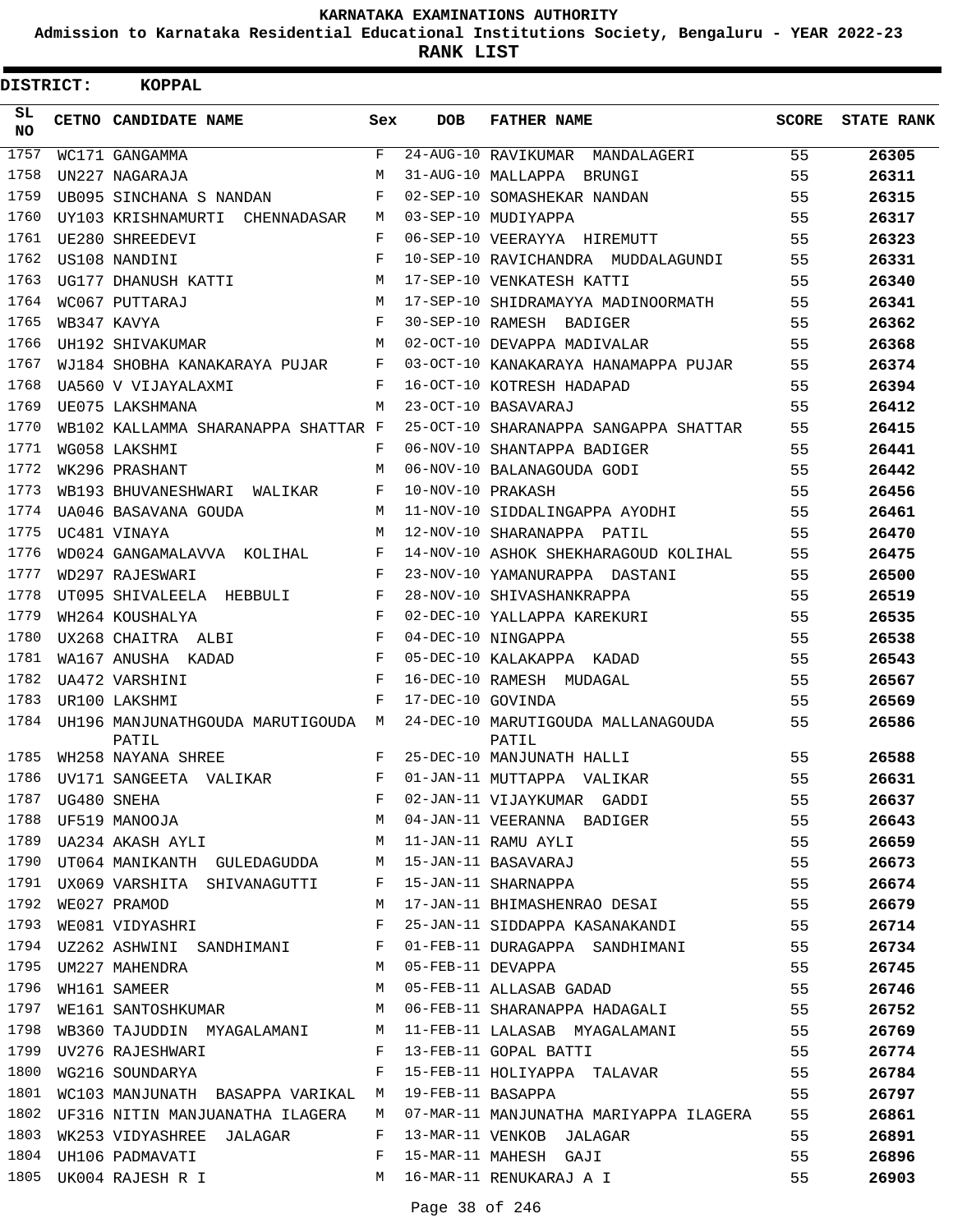# KARNATAKA EXAMINATIONS AUTHORITY

**Admission to Karnataka Residential Educational Institutions Society, Bengaluru - YEAR 2022-23**

**RANK LIST**

**DISTRICT: KOPPAL**

| SL NO | CETNO | CANDIDATE NAME | Sex | DOB | FATHER NAME | SCORE | STATE RANK |
|---|---|---|---|---|---|---|---|
| 1757 | WC171 | GANGAMMA | F | 24-AUG-10 | RAVIKUMAR MANDALAGERI | 55 | 26305 |
| 1758 | UN227 | NAGARAJA | M | 31-AUG-10 | MALLAPPA BRUNGI | 55 | 26311 |
| 1759 | UB095 | SINCHANA S NANDAN | F | 02-SEP-10 | SOMASHEKAR NANDAN | 55 | 26315 |
| 1760 | UY103 | KRISHNAMURTI CHENNADASAR | M | 03-SEP-10 | MUDIYAPPA | 55 | 26317 |
| 1761 | UE280 | SHREEDEVI | F | 06-SEP-10 | VEERAYYA HIREMUTT | 55 | 26323 |
| 1762 | US108 | NANDINI | F | 10-SEP-10 | RAVICHANDRA MUDDALAGUNDI | 55 | 26331 |
| 1763 | UG177 | DHANUSH KATTI | M | 17-SEP-10 | VENKATESH KATTI | 55 | 26340 |
| 1764 | WC067 | PUTTARAJ | M | 17-SEP-10 | SHIDRAMAYYA MADINOORMATH | 55 | 26341 |
| 1765 | WB347 | KAVYA | F | 30-SEP-10 | RAMESH BADIGER | 55 | 26362 |
| 1766 | UH192 | SHIVAKUMAR | M | 02-OCT-10 | DEVAPPA MADIVALAR | 55 | 26368 |
| 1767 | WJ184 | SHOBHA KANAKARAYA PUJAR | F | 03-OCT-10 | KANAKARAYA HANAMAPPA PUJAR | 55 | 26374 |
| 1768 | UA560 | V VIJAYALAXMI | F | 16-OCT-10 | KOTRESH HADAPAD | 55 | 26394 |
| 1769 | UE075 | LAKSHMANA | M | 23-OCT-10 | BASAVARAJ | 55 | 26412 |
| 1770 | WB102 | KALLAMMA SHARANAPPA SHATTAR | F | 25-OCT-10 | SHARANAPPA SANGAPPA SHATTAR | 55 | 26415 |
| 1771 | WG058 | LAKSHMI | F | 06-NOV-10 | SHANTAPPA BADIGER | 55 | 26441 |
| 1772 | WK296 | PRASHANT | M | 06-NOV-10 | BALANAGOUDA GODI | 55 | 26442 |
| 1773 | WB193 | BHUVANESHWARI WALIKAR | F | 10-NOV-10 | PRAKASH | 55 | 26456 |
| 1774 | UA046 | BASAVANA GOUDA | M | 11-NOV-10 | SIDDALINGAPPA AYODHI | 55 | 26461 |
| 1775 | UC481 | VINAYA | M | 12-NOV-10 | SHARANAPPA PATIL | 55 | 26470 |
| 1776 | WD024 | GANGAMALAVVA KOLIHAL | F | 14-NOV-10 | ASHOK SHEKHARAGOUD KOLIHAL | 55 | 26475 |
| 1777 | WD297 | RAJESWARI | F | 23-NOV-10 | YAMANURAPPA DASTANI | 55 | 26500 |
| 1778 | UT095 | SHIVALEELA HEBBULI | F | 28-NOV-10 | SHIVASHANKRAPPA | 55 | 26519 |
| 1779 | WH264 | KOUSHALYA | F | 02-DEC-10 | YALLAPPA KAREKURI | 55 | 26535 |
| 1780 | UX268 | CHAITRA ALBI | F | 04-DEC-10 | NINGAPPA | 55 | 26538 |
| 1781 | WA167 | ANUSHA KADAD | F | 05-DEC-10 | KALAKAPPA KADAD | 55 | 26543 |
| 1782 | UA472 | VARSHINI | F | 16-DEC-10 | RAMESH MUDAGAL | 55 | 26567 |
| 1783 | UR100 | LAKSHMI | F | 17-DEC-10 | GOVINDA | 55 | 26569 |
| 1784 | UH196 | MANJUNATHGOUDA MARUTIGOUDA PATIL | M | 24-DEC-10 | MARUTIGOUDA MALLANAGOUDA PATIL | 55 | 26586 |
| 1785 | WH258 | NAYANA SHREE | F | 25-DEC-10 | MANJUNATH HALLI | 55 | 26588 |
| 1786 | UV171 | SANGEETA VALIKAR | F | 01-JAN-11 | MUTTAPPA VALIKAR | 55 | 26631 |
| 1787 | UG480 | SNEHA | F | 02-JAN-11 | VIJAYKUMAR GADDI | 55 | 26637 |
| 1788 | UF519 | MANOOJA | M | 04-JAN-11 | VEERANNA BADIGER | 55 | 26643 |
| 1789 | UA234 | AKASH AYLI | M | 11-JAN-11 | RAMU AYLI | 55 | 26659 |
| 1790 | UT064 | MANIKANTH GULEDAGUDDA | M | 15-JAN-11 | BASAVARAJ | 55 | 26673 |
| 1791 | UX069 | VARSHITA SHIVANAGUTTI | F | 15-JAN-11 | SHARNAPPA | 55 | 26674 |
| 1792 | WE027 | PRAMOD | M | 17-JAN-11 | BHIMASHENRAO DESAI | 55 | 26679 |
| 1793 | WE081 | VIDYASHRI | F | 25-JAN-11 | SIDDAPPA KASANAKANDI | 55 | 26714 |
| 1794 | UZ262 | ASHWINI SANDHIMANI | F | 01-FEB-11 | DURAGAPPA SANDHIMANI | 55 | 26734 |
| 1795 | UM227 | MAHENDRA | M | 05-FEB-11 | DEVAPPA | 55 | 26745 |
| 1796 | WH161 | SAMEER | M | 05-FEB-11 | ALLASAB GADAD | 55 | 26746 |
| 1797 | WE161 | SANTOSHKUMAR | M | 06-FEB-11 | SHARANAPPA HADAGALI | 55 | 26752 |
| 1798 | WB360 | TAJUDDIN MYAGALAMANI | M | 11-FEB-11 | LALASAB MYAGALAMANI | 55 | 26769 |
| 1799 | UV276 | RAJESHWARI | F | 13-FEB-11 | GOPAL BATTI | 55 | 26774 |
| 1800 | WG216 | SOUNDARYA | F | 15-FEB-11 | HOLIYAPPA TALAVAR | 55 | 26784 |
| 1801 | WC103 | MANJUNATH BASAPPA VARIKAL | M | 19-FEB-11 | BASAPPA | 55 | 26797 |
| 1802 | UF316 | NITIN MANJUANATHA ILAGERA | M | 07-MAR-11 | MANJUNATHA MARIYAPPA ILAGERA | 55 | 26861 |
| 1803 | WK253 | VIDYASHREE JALAGAR | F | 13-MAR-11 | VENKOB JALAGAR | 55 | 26891 |
| 1804 | UH106 | PADMAVATI | F | 15-MAR-11 | MAHESH GAJI | 55 | 26896 |
| 1805 | UK004 | RAJESH R I | M | 16-MAR-11 | RENUKARAJ A I | 55 | 26903 |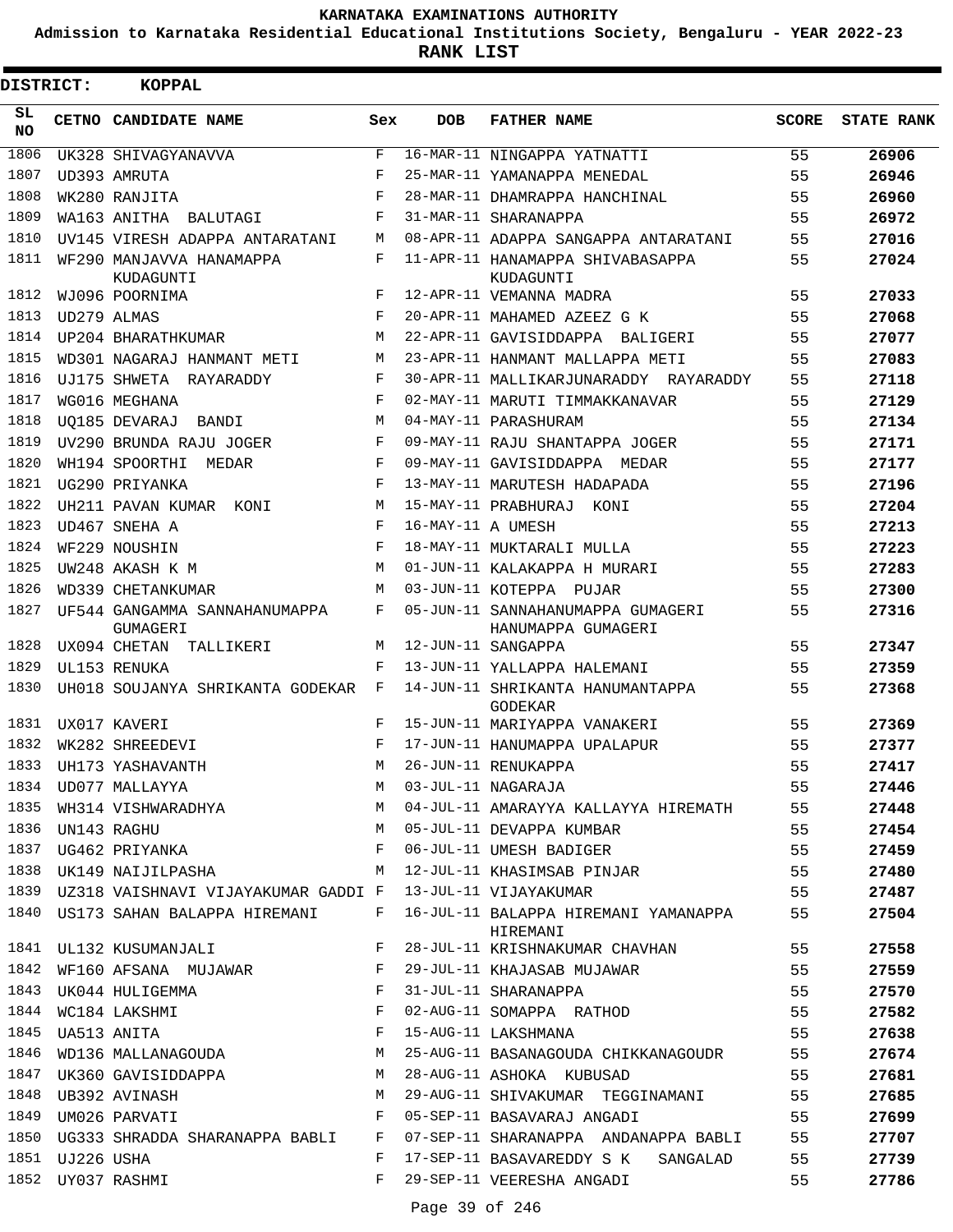KARNATAKA EXAMINATIONS AUTHORITY

Admission to Karnataka Residential Educational Institutions Society, Bengaluru - YEAR 2022-23

**RANK LIST**

**DISTRICT: KOPPAL**

| SL NO | CETNO | CANDIDATE NAME | Sex | DOB | FATHER NAME | SCORE | STATE RANK |
|---|---|---|---|---|---|---|---|
| 1806 | UK328 | SHIVAGYANAVVA | F | 16-MAR-11 | NINGAPPA YATNATTI | 55 | 26906 |
| 1807 | UD393 | AMRUTA | F | 25-MAR-11 | YAMANAPPA MENEDAL | 55 | 26946 |
| 1808 | WK280 | RANJITA | F | 28-MAR-11 | DHAMRAPPA HANCHINAL | 55 | 26960 |
| 1809 | WA163 | ANITHA BALUTAGI | F | 31-MAR-11 | SHARANAPPA | 55 | 26972 |
| 1810 | UV145 | VIRESH ADAPPA ANTARATANI | M | 08-APR-11 | ADAPPA SANGAPPA ANTARATANI | 55 | 27016 |
| 1811 | WF290 | MANJAVVA HANAMAPPA KUDAGUNTI | F | 11-APR-11 | HANAMAPPA SHIVABASAPPA KUDAGUNTI | 55 | 27024 |
| 1812 | WJ096 | POORNIMA | F | 12-APR-11 | VEMANNA MADRA | 55 | 27033 |
| 1813 | UD279 | ALMAS | F | 20-APR-11 | MAHAMED AZEEZ G K | 55 | 27068 |
| 1814 | UP204 | BHARATHKUMAR | M | 22-APR-11 | GAVISIDDAPPA BALIGERI | 55 | 27077 |
| 1815 | WD301 | NAGARAJ HANMANT METI | M | 23-APR-11 | HANMANT MALLAPPA METI | 55 | 27083 |
| 1816 | UJ175 | SHWETA RAYARADDY | F | 30-APR-11 | MALLIKARJUNARADDY RAYARADDY | 55 | 27118 |
| 1817 | WG016 | MEGHANA | F | 02-MAY-11 | MARUTI TIMMAKKANAVAR | 55 | 27129 |
| 1818 | UQ185 | DEVARAJ BANDI | M | 04-MAY-11 | PARASHURAM | 55 | 27134 |
| 1819 | UV290 | BRUNDA RAJU JOGER | F | 09-MAY-11 | RAJU SHANTAPPA JOGER | 55 | 27171 |
| 1820 | WH194 | SPOORTHI MEDAR | F | 09-MAY-11 | GAVISIDDAPPA MEDAR | 55 | 27177 |
| 1821 | UG290 | PRIYANKA | F | 13-MAY-11 | MARUTESH HADAPADA | 55 | 27196 |
| 1822 | UH211 | PAVAN KUMAR KONI | M | 15-MAY-11 | PRABHURAJ KONI | 55 | 27204 |
| 1823 | UD467 | SNEHA A | F | 16-MAY-11 | A UMESH | 55 | 27213 |
| 1824 | WF229 | NOUSHIN | F | 18-MAY-11 | MUKTARALI MULLA | 55 | 27223 |
| 1825 | UW248 | AKASH K M | M | 01-JUN-11 | KALAKAPPA H MURARI | 55 | 27283 |
| 1826 | WD339 | CHETANKUMAR | M | 03-JUN-11 | KOTEPPA PUJAR | 55 | 27300 |
| 1827 | UF544 | GANGAMMA SANNAHANUMAPPA GUMAGERI | F | 05-JUN-11 | SANNAHANUMAPPA GUMAGERI HANUMAPPA GUMAGERI | 55 | 27316 |
| 1828 | UX094 | CHETAN TALLIKERI | M | 12-JUN-11 | SANGAPPA | 55 | 27347 |
| 1829 | UL153 | RENUKA | F | 13-JUN-11 | YALLAPPA HALEMANI | 55 | 27359 |
| 1830 | UH018 | SOUJANYA SHRIKANTA GODEKAR | F | 14-JUN-11 | SHRIKANTA HANUMANTAPPA GODEKAR | 55 | 27368 |
| 1831 | UX017 | KAVERI | F | 15-JUN-11 | MARIYAPPA VANAKERI | 55 | 27369 |
| 1832 | WK282 | SHREEDEVI | F | 17-JUN-11 | HANUMAPPA UPALAPUR | 55 | 27377 |
| 1833 | UH173 | YASHAVANTH | M | 26-JUN-11 | RENUKAPPA | 55 | 27417 |
| 1834 | UD077 | MALLAYYA | M | 03-JUL-11 | NAGARAJA | 55 | 27446 |
| 1835 | WH314 | VISHWARADHYA | M | 04-JUL-11 | AMARAYYA KALLAYYA HIREMATH | 55 | 27448 |
| 1836 | UN143 | RAGHU | M | 05-JUL-11 | DEVAPPA KUMBAR | 55 | 27454 |
| 1837 | UG462 | PRIYANKA | F | 06-JUL-11 | UMESH BADIGER | 55 | 27459 |
| 1838 | UK149 | NAIJILPASHA | M | 12-JUL-11 | KHASIMSAB PINJAR | 55 | 27480 |
| 1839 | UZ318 | VAISHNAVI VIJAYAKUMAR GADDI | F | 13-JUL-11 | VIJAYAKUMAR | 55 | 27487 |
| 1840 | US173 | SAHAN BALAPPA HIREMANI | F | 16-JUL-11 | BALAPPA HIREMANI YAMANAPPA HIREMANI | 55 | 27504 |
| 1841 | UL132 | KUSUMANJALI | F | 28-JUL-11 | KRISHNAKUMAR CHAVHAN | 55 | 27558 |
| 1842 | WF160 | AFSANA MUJAWAR | F | 29-JUL-11 | KHAJASAB MUJAWAR | 55 | 27559 |
| 1843 | UK044 | HULIGEMMA | F | 31-JUL-11 | SHARANAPPA | 55 | 27570 |
| 1844 | WC184 | LAKSHMI | F | 02-AUG-11 | SOMAPPA RATHOD | 55 | 27582 |
| 1845 | UA513 | ANITA | F | 15-AUG-11 | LAKSHMANA | 55 | 27638 |
| 1846 | WD136 | MALLANAGOUDA | M | 25-AUG-11 | BASANAGOUDA CHIKKANAGOUDR | 55 | 27674 |
| 1847 | UK360 | GAVISIDDAPPA | M | 28-AUG-11 | ASHOKA KUBUSAD | 55 | 27681 |
| 1848 | UB392 | AVINASH | M | 29-AUG-11 | SHIVAKUMAR TEGGINAMANI | 55 | 27685 |
| 1849 | UM026 | PARVATI | F | 05-SEP-11 | BASAVARAJ ANGADI | 55 | 27699 |
| 1850 | UG333 | SHRADDA SHARANAPPA BABLI | F | 07-SEP-11 | SHARANAPPA ANDANAPPA BABLI | 55 | 27707 |
| 1851 | UJ226 | USHA | F | 17-SEP-11 | BASAVAREDDY S K SANGALAD | 55 | 27739 |
| 1852 | UY037 | RASHMI | F | 29-SEP-11 | VEERESHA ANGADI | 55 | 27786 |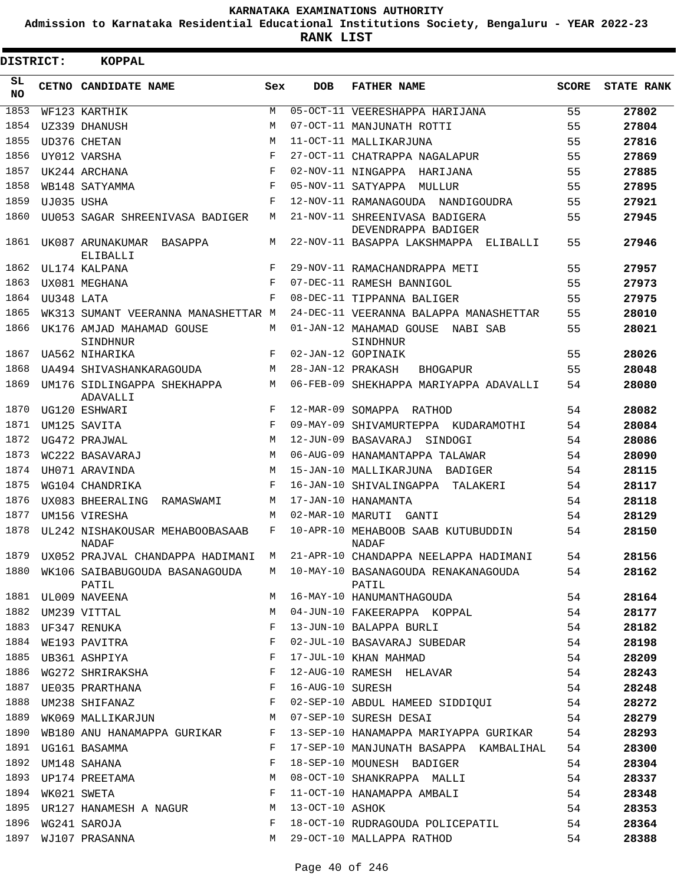# KARNATAKA EXAMINATIONS AUTHORITY

**Admission to Karnataka Residential Educational Institutions Society, Bengaluru - YEAR 2022-23**

**RANK LIST**

**DISTRICT: KOPPAL**

| SL NO | CETNO | CANDIDATE NAME | Sex | DOB | FATHER NAME | SCORE | STATE RANK |
|---|---|---|---|---|---|---|---|
| 1853 | WF123 | KARTHIK | M | 05-OCT-11 | VEERESHAPPA HARIJANA | 55 | 27802 |
| 1854 | UZ339 | DHANUSH | M | 07-OCT-11 | MANJUNATH ROTTI | 55 | 27804 |
| 1855 | UD376 | CHETAN | M | 11-OCT-11 | MALLIKARJUNA | 55 | 27816 |
| 1856 | UY012 | VARSHA | F | 27-OCT-11 | CHATRAPPA NAGALAPUR | 55 | 27869 |
| 1857 | UK244 | ARCHANA | F | 02-NOV-11 | NINGAPPA HARIJANA | 55 | 27885 |
| 1858 | WB148 | SATYAMMA | F | 05-NOV-11 | SATYAPPA MULLUR | 55 | 27895 |
| 1859 | UJ035 | USHA | F | 12-NOV-11 | RAMANAGOUDA NANDIGOUDRA | 55 | 27921 |
| 1860 | UU053 | SAGAR SHREENIVASA BADIGER | M | 21-NOV-11 | SHREENIVASA BADIGERA DEVENDRAPPA BADIGER | 55 | 27945 |
| 1861 | UK087 | ARUNAKUMAR BASAPPA ELIBALLI | M | 22-NOV-11 | BASAPPA LAKSHMAPPA ELIBALLI | 55 | 27946 |
| 1862 | UL174 | KALPANA | F | 29-NOV-11 | RAMACHANDRAPPA METI | 55 | 27957 |
| 1863 | UX081 | MEGHANA | F | 07-DEC-11 | RAMESH BANNIGOL | 55 | 27973 |
| 1864 | UU348 | LATA | F | 08-DEC-11 | TIPPANNA BALIGER | 55 | 27975 |
| 1865 | WK313 | SUMANT VEERANNA MANASHETTAR | M | 24-DEC-11 | VEERANNA BALAPPA MANASHETTAR | 55 | 28010 |
| 1866 | UK176 | AMJAD MAHAMAD GOUSE SINDHNUR | M | 01-JAN-12 | MAHAMAD GOUSE NABI SAB SINDHNUR | 55 | 28021 |
| 1867 | UA562 | NIHARIKA | F | 02-JAN-12 | GOPINAIK | 55 | 28026 |
| 1868 | UA494 | SHIVASHANKARAGOUDA | M | 28-JAN-12 | PRAKASH BHOGAPUR | 55 | 28048 |
| 1869 | UM176 | SIDLINGAPPA SHEKHAPPA ADAVALLI | M | 06-FEB-09 | SHEKHAPPA MARIYAPPA ADAVALLI | 54 | 28080 |
| 1870 | UG120 | ESHWARI | F | 12-MAR-09 | SOMAPPA RATHOD | 54 | 28082 |
| 1871 | UM125 | SAVITA | F | 09-MAY-09 | SHIVAMURTEPPA KUDARAMOTHI | 54 | 28084 |
| 1872 | UG472 | PRAJWAL | M | 12-JUN-09 | BASAVARAJ SINDOGI | 54 | 28086 |
| 1873 | WC222 | BASAVARAJ | M | 06-AUG-09 | HANAMANTAPPA TALAWAR | 54 | 28090 |
| 1874 | UH071 | ARAVINDA | M | 15-JAN-10 | MALLIKARJUNA BADIGER | 54 | 28115 |
| 1875 | WG104 | CHANDRIKA | F | 16-JAN-10 | SHIVALINGAPPA TALAKERI | 54 | 28117 |
| 1876 | UX083 | BHEERALING RAMASWAMI | M | 17-JAN-10 | HANAMANTA | 54 | 28118 |
| 1877 | UM156 | VIRESHA | M | 02-MAR-10 | MARUTI GANTI | 54 | 28129 |
| 1878 | UL242 | NISHAKOUSAR MEHABOOBASAAB NADAF | F | 10-APR-10 | MEHABOOB SAAB KUTUBUDDIN NADAF | 54 | 28150 |
| 1879 | UX052 | PRAJVAL CHANDAPPA HADIMANI | M | 21-APR-10 | CHANDAPPA NEELAPPA HADIMANI | 54 | 28156 |
| 1880 | WK106 | SAIBABUGOUDA BASANAGOUDA PATIL | M | 10-MAY-10 | BASANAGOUDA RENAKANAGOUDA PATIL | 54 | 28162 |
| 1881 | UL009 | NAVEENA | M | 16-MAY-10 | HANUMANTHAGOUDA | 54 | 28164 |
| 1882 | UM239 | VITTAL | M | 04-JUN-10 | FAKEERAPPA KOPPAL | 54 | 28177 |
| 1883 | UF347 | RENUKA | F | 13-JUN-10 | BALAPPA BURLI | 54 | 28182 |
| 1884 | WE193 | PAVITRA | F | 02-JUL-10 | BASAVARAJ SUBEDAR | 54 | 28198 |
| 1885 | UB361 | ASHPIYA | F | 17-JUL-10 | KHAN MAHMAD | 54 | 28209 |
| 1886 | WG272 | SHRIRAKSHA | F | 12-AUG-10 | RAMESH HELAVAR | 54 | 28243 |
| 1887 | UE035 | PRARTHANA | F | 16-AUG-10 | SURESH | 54 | 28248 |
| 1888 | UM238 | SHIFANAZ | F | 02-SEP-10 | ABDUL HAMEED SIDDIQUI | 54 | 28272 |
| 1889 | WK069 | MALLIKARJUN | M | 07-SEP-10 | SURESH DESAI | 54 | 28279 |
| 1890 | WB180 | ANU HANAMAPPA GURIKAR | F | 13-SEP-10 | HANAMAPPA MARIYAPPA GURIKAR | 54 | 28293 |
| 1891 | UG161 | BASAMMA | F | 17-SEP-10 | MANJUNATH BASAPPA KAMBALIHAL | 54 | 28300 |
| 1892 | UM148 | SAHANA | F | 18-SEP-10 | MOUNESH BADIGER | 54 | 28304 |
| 1893 | UP174 | PREETAMA | M | 08-OCT-10 | SHANKRAPPA MALLI | 54 | 28337 |
| 1894 | WK021 | SWETA | F | 11-OCT-10 | HANAMAPPA AMBALI | 54 | 28348 |
| 1895 | UR127 | HANAMESH A NAGUR | M | 13-OCT-10 | ASHOK | 54 | 28353 |
| 1896 | WG241 | SAROJA | F | 18-OCT-10 | RUDRAGOUDA POLICEPATIL | 54 | 28364 |
| 1897 | WJ107 | PRASANNA | M | 29-OCT-10 | MALLAPPA RATHOD | 54 | 28388 |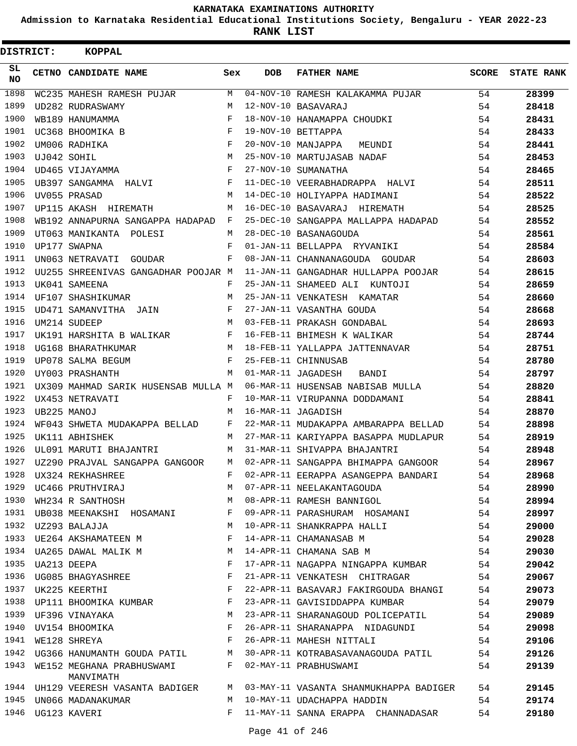**KARNATAKA EXAMINATIONS AUTHORITY**

**Admission to Karnataka Residential Educational Institutions Society, Bengaluru - YEAR 2022-23**

**RANK LIST**

**DISTRICT: KOPPAL**

| SL NO | CETNO | CANDIDATE NAME | Sex | DOB | FATHER NAME | SCORE | STATE RANK |
|---|---|---|---|---|---|---|---|
| 1898 | WC235 | MAHESH RAMESH PUJAR | M | 04-NOV-10 | RAMESH KALAKAMMA PUJAR | 54 | 28399 |
| 1899 | UD282 | RUDRASWAMY | M | 12-NOV-10 | BASAVARAJ | 54 | 28418 |
| 1900 | WB189 | HANUMAMMA | F | 18-NOV-10 | HANAMAPPA CHOUDKI | 54 | 28431 |
| 1901 | UC368 | BHOOMIKA B | F | 19-NOV-10 | BETTAPPA | 54 | 28433 |
| 1902 | UM006 | RADHIKA | F | 20-NOV-10 | MANJAPPA MEUNDI | 54 | 28441 |
| 1903 | UJ042 | SOHIL | M | 25-NOV-10 | MARTUJASAB NADAF | 54 | 28453 |
| 1904 | UD465 | VIJAYAMMA | F | 27-NOV-10 | SUMANATHA | 54 | 28465 |
| 1905 | UB397 | SANGAMMA HALVI | F | 11-DEC-10 | VEERABHADRAPPA HALVI | 54 | 28511 |
| 1906 | UV055 | PRASAD | M | 14-DEC-10 | HOLIYAPPA HADIMANI | 54 | 28522 |
| 1907 | UP115 | AKASH HIREMATH | M | 16-DEC-10 | BASAVARAJ HIREMATH | 54 | 28525 |
| 1908 | WB192 | ANNAPURNA SANGAPPA HADAPAD | F | 25-DEC-10 | SANGAPPA MALLAPPA HADAPAD | 54 | 28552 |
| 1909 | UT063 | MANIKANTA POLESI | M | 28-DEC-10 | BASANAGOUDA | 54 | 28561 |
| 1910 | UP177 | SWAPNA | F | 01-JAN-11 | BELLAPPA RYVANIKI | 54 | 28584 |
| 1911 | UN063 | NETRAVATI GOUDAR | F | 08-JAN-11 | CHANNANAGOUDA GOUDAR | 54 | 28603 |
| 1912 | UU255 | SHREENIVAS GANGADHAR POOJAR | M | 11-JAN-11 | GANGADHAR HULLAPPA POOJAR | 54 | 28615 |
| 1913 | UK041 | SAMEENA | F | 25-JAN-11 | SHAMEED ALI KUNTOJI | 54 | 28659 |
| 1914 | UF107 | SHASHIKUMAR | M | 25-JAN-11 | VENKATESH KAMATAR | 54 | 28660 |
| 1915 | UD471 | SAMANVITHA JAIN | F | 27-JAN-11 | VASANTHA GOUDA | 54 | 28668 |
| 1916 | UM214 | SUDEEP | M | 03-FEB-11 | PRAKASH GONDABAL | 54 | 28693 |
| 1917 | UK191 | HARSHITA B WALIKAR | F | 16-FEB-11 | BHIMESH K WALIKAR | 54 | 28744 |
| 1918 | UG168 | BHARATHKUMAR | M | 18-FEB-11 | YALLAPPA JATTENNAVAR | 54 | 28751 |
| 1919 | UP078 | SALMA BEGUM | F | 25-FEB-11 | CHINNUSAB | 54 | 28780 |
| 1920 | UY003 | PRASHANTH | M | 01-MAR-11 | JAGADESH BANDI | 54 | 28797 |
| 1921 | UX309 | MAHMAD SARIK HUSENSAB MULLA | M | 06-MAR-11 | HUSENSAB NABISAB MULLA | 54 | 28820 |
| 1922 | UX453 | NETRAVATI | F | 10-MAR-11 | VIRUPANNA DODDAMANI | 54 | 28841 |
| 1923 | UB225 | MANOJ | M | 16-MAR-11 | JAGADISH | 54 | 28870 |
| 1924 | WF043 | SHWETA MUDAKAPPA BELLAD | F | 22-MAR-11 | MUDAKAPPA AMBARAPPA BELLAD | 54 | 28898 |
| 1925 | UK111 | ABHISHEK | M | 27-MAR-11 | KARIYAPPA BASAPPA MUDLAPUR | 54 | 28919 |
| 1926 | UL091 | MARUTI BHAJANTRI | M | 31-MAR-11 | SHIVAPPA BHAJANTRI | 54 | 28948 |
| 1927 | UZ290 | PRAJVAL SANGAPPA GANGOOR | M | 02-APR-11 | SANGAPPA BHIMAPPA GANGOOR | 54 | 28967 |
| 1928 | UX324 | REKHASHREE | F | 02-APR-11 | EERAPPA ASANGEPPA BANDARI | 54 | 28968 |
| 1929 | UC466 | PRUTHVIRAJ | M | 07-APR-11 | NEELAKANTAGOUDA | 54 | 28990 |
| 1930 | WH234 | R SANTHOSH | M | 08-APR-11 | RAMESH BANNIGOL | 54 | 28994 |
| 1931 | UB038 | MEENAKSHI HOSAMANI | F | 09-APR-11 | PARASHURAM HOSAMANI | 54 | 28997 |
| 1932 | UZ293 | BALAJJA | M | 10-APR-11 | SHANKRAPPA HALLI | 54 | 29000 |
| 1933 | UE264 | AKSHAMATEEN M | F | 14-APR-11 | CHAMANASAB M | 54 | 29028 |
| 1934 | UA265 | DAWAL MALIK M | M | 14-APR-11 | CHAMANA SAB M | 54 | 29030 |
| 1935 | UA213 | DEEPA | F | 17-APR-11 | NAGAPPA NINGAPPA KUMBAR | 54 | 29042 |
| 1936 | UG085 | BHAGYASHREE | F | 21-APR-11 | VENKATESH CHITRAGAR | 54 | 29067 |
| 1937 | UK225 | KEERTHI | F | 22-APR-11 | BASAVARJ FAKIRGOUDA BHANGI | 54 | 29073 |
| 1938 | UP111 | BHOOMIKA KUMBAR | F | 23-APR-11 | GAVISIDDAPPA KUMBAR | 54 | 29079 |
| 1939 | UF396 | VINAYAKA | M | 23-APR-11 | SHARANAGOUD POLICEPATIL | 54 | 29089 |
| 1940 | UV154 | BHOOMIKA | F | 26-APR-11 | SHARANAPPA NIDAGUNDI | 54 | 29098 |
| 1941 | WE128 | SHREYA | F | 26-APR-11 | MAHESH NITTALI | 54 | 29106 |
| 1942 | UG366 | HANUMANTH GOUDA PATIL | M | 30-APR-11 | KOTRABASAVANAGOUDA PATIL | 54 | 29126 |
| 1943 | WE152 | MEGHANA PRABHUSWAMI MANVIMATH | F | 02-MAY-11 | PRABHUSWAMI | 54 | 29139 |
| 1944 | UH129 | VEERESH VASANTA BADIGER | M | 03-MAY-11 | VASANTA SHANMUKHAPPA BADIGER | 54 | 29145 |
| 1945 | UN066 | MADANAKUMAR | M | 10-MAY-11 | UDACHAPPA HADDIN | 54 | 29174 |
| 1946 | UG123 | KAVERI | F | 11-MAY-11 | SANNA ERAPPA CHANNADASAR | 54 | 29180 |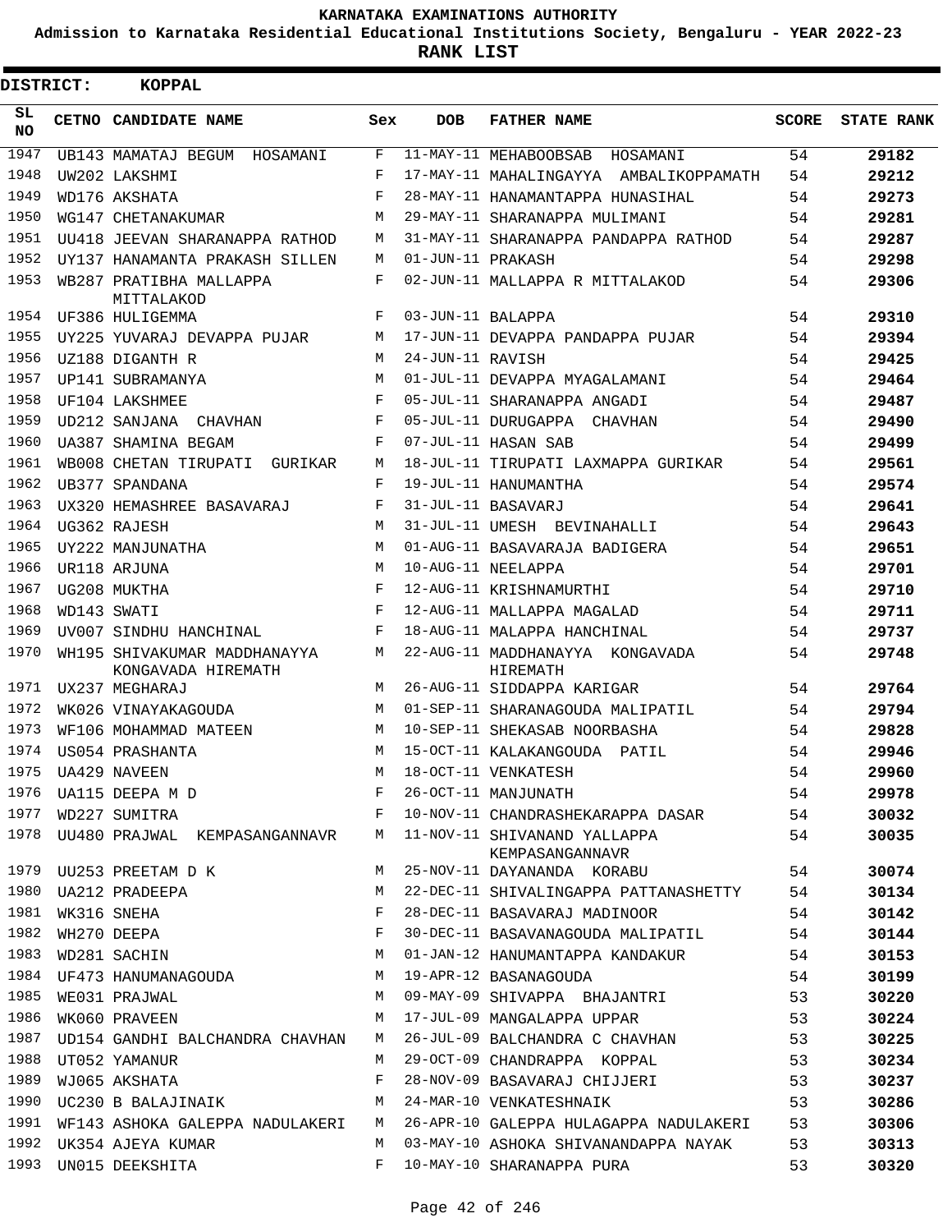**KARNATAKA EXAMINATIONS AUTHORITY**

**Admission to Karnataka Residential Educational Institutions Society, Bengaluru - YEAR 2022-23**

**RANK LIST**

**DISTRICT: KOPPAL**

| SL NO | CETNO | CANDIDATE NAME | Sex | DOB | FATHER NAME | SCORE | STATE RANK |
|---|---|---|---|---|---|---|---|
| 1947 | UB143 | MAMATAJ BEGUM HOSAMANI | F | 11-MAY-11 | MEHABOOBSAB HOSAMANI | 54 | 29182 |
| 1948 | UW202 | LAKSHMI | F | 17-MAY-11 | MAHALINGAYYA AMBALIKOPPAMATH | 54 | 29212 |
| 1949 | WD176 | AKSHATA | F | 28-MAY-11 | HANAMANTAPPA HUNASIHAL | 54 | 29273 |
| 1950 | WG147 | CHETANAKUMAR | M | 29-MAY-11 | SHARANAPPA MULIMANI | 54 | 29281 |
| 1951 | UU418 | JEEVAN SHARANAPPA RATHOD | M | 31-MAY-11 | SHARANAPPA PANDAPPA RATHOD | 54 | 29287 |
| 1952 | UY137 | HANAMANTA PRAKASH SILLEN | M | 01-JUN-11 | PRAKASH | 54 | 29298 |
| 1953 | WB287 | PRATIBHA MALLAPPA MITTALAKOD | F | 02-JUN-11 | MALLAPPA R MITTALAKOD | 54 | 29306 |
| 1954 | UF386 | HULIGEMMA | F | 03-JUN-11 | BALAPPA | 54 | 29310 |
| 1955 | UY225 | YUVARAJ DEVAPPA PUJAR | M | 17-JUN-11 | DEVAPPA PANDAPPA PUJAR | 54 | 29394 |
| 1956 | UZ188 | DIGANTH R | M | 24-JUN-11 | RAVISH | 54 | 29425 |
| 1957 | UP141 | SUBRAMANYA | M | 01-JUL-11 | DEVAPPA MYAGALAMANI | 54 | 29464 |
| 1958 | UF104 | LAKSHMEE | F | 05-JUL-11 | SHARANAPPA ANGADI | 54 | 29487 |
| 1959 | UD212 | SANJANA CHAVHAN | F | 05-JUL-11 | DURUGAPPA CHAVHAN | 54 | 29490 |
| 1960 | UA387 | SHAMINA BEGAM | F | 07-JUL-11 | HASAN SAB | 54 | 29499 |
| 1961 | WB008 | CHETAN TIRUPATI GURIKAR | M | 18-JUL-11 | TIRUPATI LAXMAPPA GURIKAR | 54 | 29561 |
| 1962 | UB377 | SPANDANA | F | 19-JUL-11 | HANUMANTHA | 54 | 29574 |
| 1963 | UX320 | HEMASHREE BASAVARAJ | F | 31-JUL-11 | BASAVARJ | 54 | 29641 |
| 1964 | UG362 | RAJESH | M | 31-JUL-11 | UMESH BEVINAHALLI | 54 | 29643 |
| 1965 | UY222 | MANJUNATHA | M | 01-AUG-11 | BASAVARAJA BADIGERA | 54 | 29651 |
| 1966 | UR118 | ARJUNA | M | 10-AUG-11 | NEELAPPA | 54 | 29701 |
| 1967 | UG208 | MUKTHA | F | 12-AUG-11 | KRISHNAMURTHI | 54 | 29710 |
| 1968 | WD143 | SWATI | F | 12-AUG-11 | MALLAPPA MAGALAD | 54 | 29711 |
| 1969 | UV007 | SINDHU HANCHINAL | F | 18-AUG-11 | MALAPPA HANCHINAL | 54 | 29737 |
| 1970 | WH195 | SHIVAKUMAR MADDHANAYYA KONGAVADA HIREMATH | M | 22-AUG-11 | MADDHANAYYA KONGAVADA HIREMATH | 54 | 29748 |
| 1971 | UX237 | MEGHARAJ | M | 26-AUG-11 | SIDDAPPA KARIGAR | 54 | 29764 |
| 1972 | WK026 | VINAYAKAGOUDA | M | 01-SEP-11 | SHARANAGOUDA MALIPATIL | 54 | 29794 |
| 1973 | WF106 | MOHAMMAD MATEEN | M | 10-SEP-11 | SHEKASAB NOORBASHA | 54 | 29828 |
| 1974 | US054 | PRASHANTA | M | 15-OCT-11 | KALAKANGOUDA PATIL | 54 | 29946 |
| 1975 | UA429 | NAVEEN | M | 18-OCT-11 | VENKATESH | 54 | 29960 |
| 1976 | UA115 | DEEPA M D | F | 26-OCT-11 | MANJUNATH | 54 | 29978 |
| 1977 | WD227 | SUMITRA | F | 10-NOV-11 | CHANDRASHEKARAPPA DASAR | 54 | 30032 |
| 1978 | UU480 | PRAJWAL KEMPASANGANNAVR | M | 11-NOV-11 | SHIVANAND YALLAPPA KEMPASANGANNAVR | 54 | 30035 |
| 1979 | UU253 | PREETAM D K | M | 25-NOV-11 | DAYANANDA KORABU | 54 | 30074 |
| 1980 | UA212 | PRADEEPA | M | 22-DEC-11 | SHIVALINGAPPA PATTANASHETTY | 54 | 30134 |
| 1981 | WK316 | SNEHA | F | 28-DEC-11 | BASAVARAJ MADINOOR | 54 | 30142 |
| 1982 | WH270 | DEEPA | F | 30-DEC-11 | BASAVANAGOUDA MALIPATIL | 54 | 30144 |
| 1983 | WD281 | SACHIN | M | 01-JAN-12 | HANUMANTAPPA KANDAKUR | 54 | 30153 |
| 1984 | UF473 | HANUMANAGOUDA | M | 19-APR-12 | BASANAGOUDA | 54 | 30199 |
| 1985 | WE031 | PRAJWAL | M | 09-MAY-09 | SHIVAPPA BHAJANTRI | 53 | 30220 |
| 1986 | WK060 | PRAVEEN | M | 17-JUL-09 | MANGALAPPA UPPAR | 53 | 30224 |
| 1987 | UD154 | GANDHI BALCHANDRA CHAVHAN | M | 26-JUL-09 | BALCHANDRA C CHAVHAN | 53 | 30225 |
| 1988 | UT052 | YAMANUR | M | 29-OCT-09 | CHANDRAPPA KOPPAL | 53 | 30234 |
| 1989 | WJ065 | AKSHATA | F | 28-NOV-09 | BASAVARAJ CHIJJERI | 53 | 30237 |
| 1990 | UC230 | B BALAJINAIK | M | 24-MAR-10 | VENKATESHNAIK | 53 | 30286 |
| 1991 | WF143 | ASHOKA GALEPPA NADULAKERI | M | 26-APR-10 | GALEPPA HULAGAPPA NADULAKERI | 53 | 30306 |
| 1992 | UK354 | AJEYA KUMAR | M | 03-MAY-10 | ASHOKA SHIVANANDAPPA NAYAK | 53 | 30313 |
| 1993 | UN015 | DEEKSHITA | F | 10-MAY-10 | SHARANAPPA PURA | 53 | 30320 |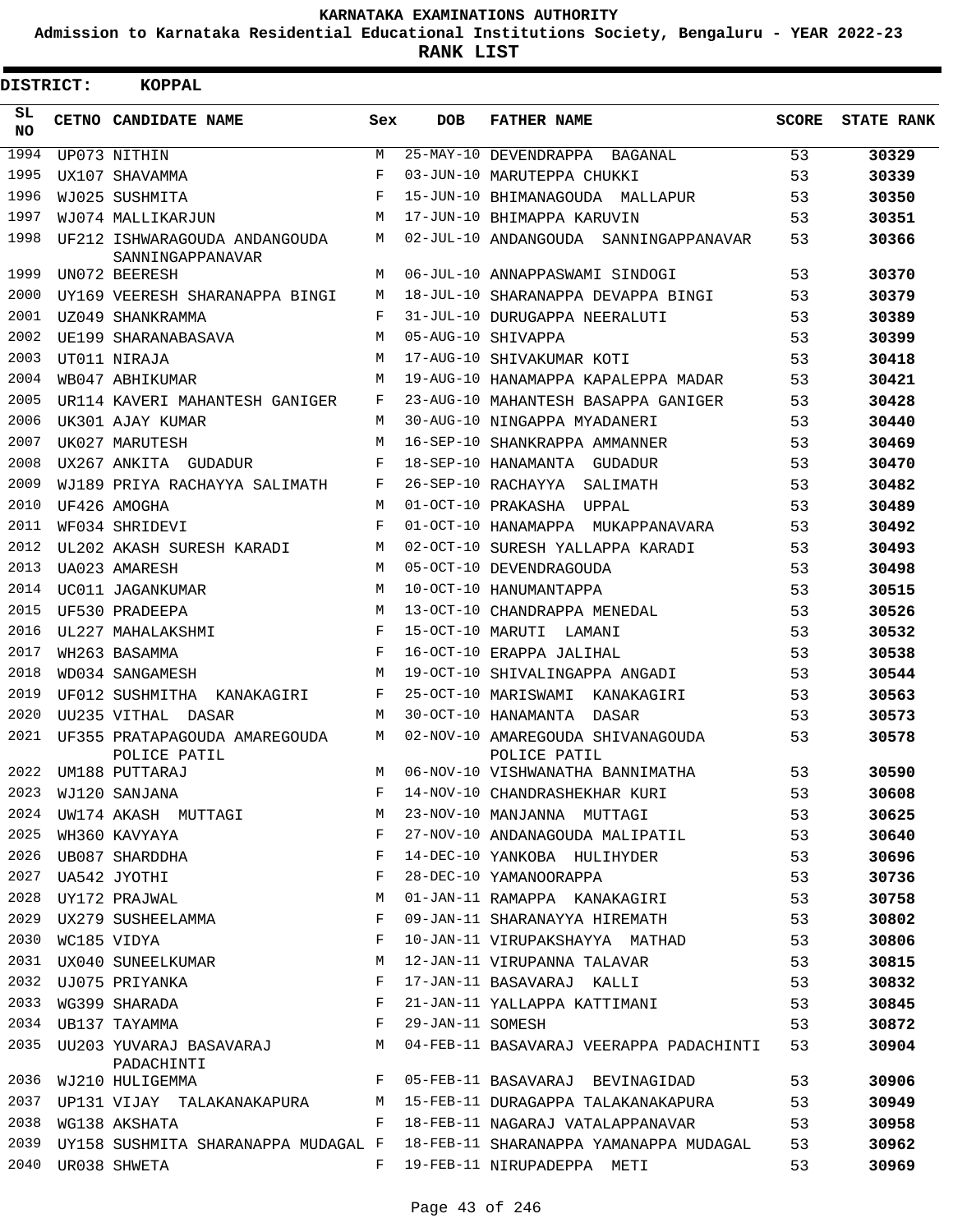KARNATAKA EXAMINATIONS AUTHORITY

Admission to Karnataka Residential Educational Institutions Society, Bengaluru - YEAR 2022-23

**RANK LIST**

**DISTRICT: KOPPAL**

| SL NO | CETNO | CANDIDATE NAME | Sex | DOB | FATHER NAME | SCORE | STATE RANK |
|---|---|---|---|---|---|---|---|
| 1994 | UP073 | NITHIN | M | 25-MAY-10 | DEVENDRAPPA BAGANAL | 53 | 30329 |
| 1995 | UX107 | SHAVAMMA | F | 03-JUN-10 | MARUTEPPA CHUKKI | 53 | 30339 |
| 1996 | WJ025 | SUSHMITA | F | 15-JUN-10 | BHIMANAGOUDA MALLAPUR | 53 | 30350 |
| 1997 | WJ074 | MALLIKARJUN | M | 17-JUN-10 | BHIMAPPA KARUVIN | 53 | 30351 |
| 1998 | UF212 | ISHWARAGOUDA ANDANGOUDA SANNINGAPPANAVAR | M | 02-JUL-10 | ANDANGOUDA SANNINGAPPANAVAR | 53 | 30366 |
| 1999 | UN072 | BEERESH | M | 06-JUL-10 | ANNAPPASWAMI SINDOGI | 53 | 30370 |
| 2000 | UY169 | VEERESH SHARANAPPA BINGI | M | 18-JUL-10 | SHARANAPPA DEVAPPA BINGI | 53 | 30379 |
| 2001 | UZ049 | SHANKRAMMA | F | 31-JUL-10 | DURUGAPPA NEERALUTI | 53 | 30389 |
| 2002 | UE199 | SHARANABASAVA | M | 05-AUG-10 | SHIVAPPA | 53 | 30399 |
| 2003 | UT011 | NIRAJA | M | 17-AUG-10 | SHIVAKUMAR KOTI | 53 | 30418 |
| 2004 | WB047 | ABHIKUMAR | M | 19-AUG-10 | HANAMAPPA KAPALEPPA MADAR | 53 | 30421 |
| 2005 | UR114 | KAVERI MAHANTESH GANIGER | F | 23-AUG-10 | MAHANTESH BASAPPA GANIGER | 53 | 30428 |
| 2006 | UK301 | AJAY KUMAR | M | 30-AUG-10 | NINGAPPA MYADANERI | 53 | 30440 |
| 2007 | UK027 | MARUTESH | M | 16-SEP-10 | SHANKRAPPA AMMANNER | 53 | 30469 |
| 2008 | UX267 | ANKITA GUDADUR | F | 18-SEP-10 | HANAMANTA GUDADUR | 53 | 30470 |
| 2009 | WJ189 | PRIYA RACHAYYA SALIMATH | F | 26-SEP-10 | RACHAYYA SALIMATH | 53 | 30482 |
| 2010 | UF426 | AMOGHA | M | 01-OCT-10 | PRAKASHA UPPAL | 53 | 30489 |
| 2011 | WF034 | SHRIDEVI | F | 01-OCT-10 | HANAMAPPA MUKAPPANAVARA | 53 | 30492 |
| 2012 | UL202 | AKASH SURESH KARADI | M | 02-OCT-10 | SURESH YALLAPPA KARADI | 53 | 30493 |
| 2013 | UA023 | AMARESH | M | 05-OCT-10 | DEVENDRAGOUDA | 53 | 30498 |
| 2014 | UC011 | JAGANKUMAR | M | 10-OCT-10 | HANUMANTAPPA | 53 | 30515 |
| 2015 | UF530 | PRADEEPA | M | 13-OCT-10 | CHANDRAPPA MENEDAL | 53 | 30526 |
| 2016 | UL227 | MAHALAKSHMI | F | 15-OCT-10 | MARUTI LAMANI | 53 | 30532 |
| 2017 | WH263 | BASAMMA | F | 16-OCT-10 | ERAPPA JALIHAL | 53 | 30538 |
| 2018 | WD034 | SANGAMESH | M | 19-OCT-10 | SHIVALINGAPPA ANGADI | 53 | 30544 |
| 2019 | UF012 | SUSHMITHA KANAKAGIRI | F | 25-OCT-10 | MARISWAMI KANAKAGIRI | 53 | 30563 |
| 2020 | UU235 | VITHAL DASAR | M | 30-OCT-10 | HANAMANTA DASAR | 53 | 30573 |
| 2021 | UF355 | PRATAPAGOUDA AMAREGOUDA POLICE PATIL | M | 02-NOV-10 | AMAREGOUDA SHIVANAGOUDA POLICE PATIL | 53 | 30578 |
| 2022 | UM188 | PUTTARAJ | M | 06-NOV-10 | VISHWANATHA BANNIMATHA | 53 | 30590 |
| 2023 | WJ120 | SANJANA | F | 14-NOV-10 | CHANDRASHEKHAR KURI | 53 | 30608 |
| 2024 | UW174 | AKASH MUTTAGI | M | 23-NOV-10 | MANJANNA MUTTAGI | 53 | 30625 |
| 2025 | WH360 | KAVYAYA | F | 27-NOV-10 | ANDANAGOUDA MALIPATIL | 53 | 30640 |
| 2026 | UB087 | SHARDDHA | F | 14-DEC-10 | YANKOBA HULIHYDER | 53 | 30696 |
| 2027 | UA542 | JYOTHI | F | 28-DEC-10 | YAMANOORAPPA | 53 | 30736 |
| 2028 | UY172 | PRAJWAL | M | 01-JAN-11 | RAMAPPA KANAKAGIRI | 53 | 30758 |
| 2029 | UX279 | SUSHEELAMMA | F | 09-JAN-11 | SHARANAYYA HIREMATH | 53 | 30802 |
| 2030 | WC185 | VIDYA | F | 10-JAN-11 | VIRUPAKSHAYYA MATHAD | 53 | 30806 |
| 2031 | UX040 | SUNEELKUMAR | M | 12-JAN-11 | VIRUPANNA TALAVAR | 53 | 30815 |
| 2032 | UJ075 | PRIYANKA | F | 17-JAN-11 | BASAVARAJ KALLI | 53 | 30832 |
| 2033 | WG399 | SHARADA | F | 21-JAN-11 | YALLAPPA KATTIMANI | 53 | 30845 |
| 2034 | UB137 | TAYAMMA | F | 29-JAN-11 | SOMESH | 53 | 30872 |
| 2035 | UU203 | YUVARAJ BASAVARAJ PADACHINTI | M | 04-FEB-11 | BASAVARAJ VEERAPPA PADACHINTI | 53 | 30904 |
| 2036 | WJ210 | HULIGEMMA | F | 05-FEB-11 | BASAVARAJ BEVINAGIDAD | 53 | 30906 |
| 2037 | UP131 | VIJAY TALAKANAKAPURA | M | 15-FEB-11 | DURAGAPPA TALAKANAKAPURA | 53 | 30949 |
| 2038 | WG138 | AKSHATA | F | 18-FEB-11 | NAGARAJ VATALAPPANAVAR | 53 | 30958 |
| 2039 | UY158 | SUSHMITA SHARANAPPA MUDAGAL | F | 18-FEB-11 | SHARANAPPA YAMANAPPA MUDAGAL | 53 | 30962 |
| 2040 | UR038 | SHWETA | F | 19-FEB-11 | NIRUPADEPPA METI | 53 | 30969 |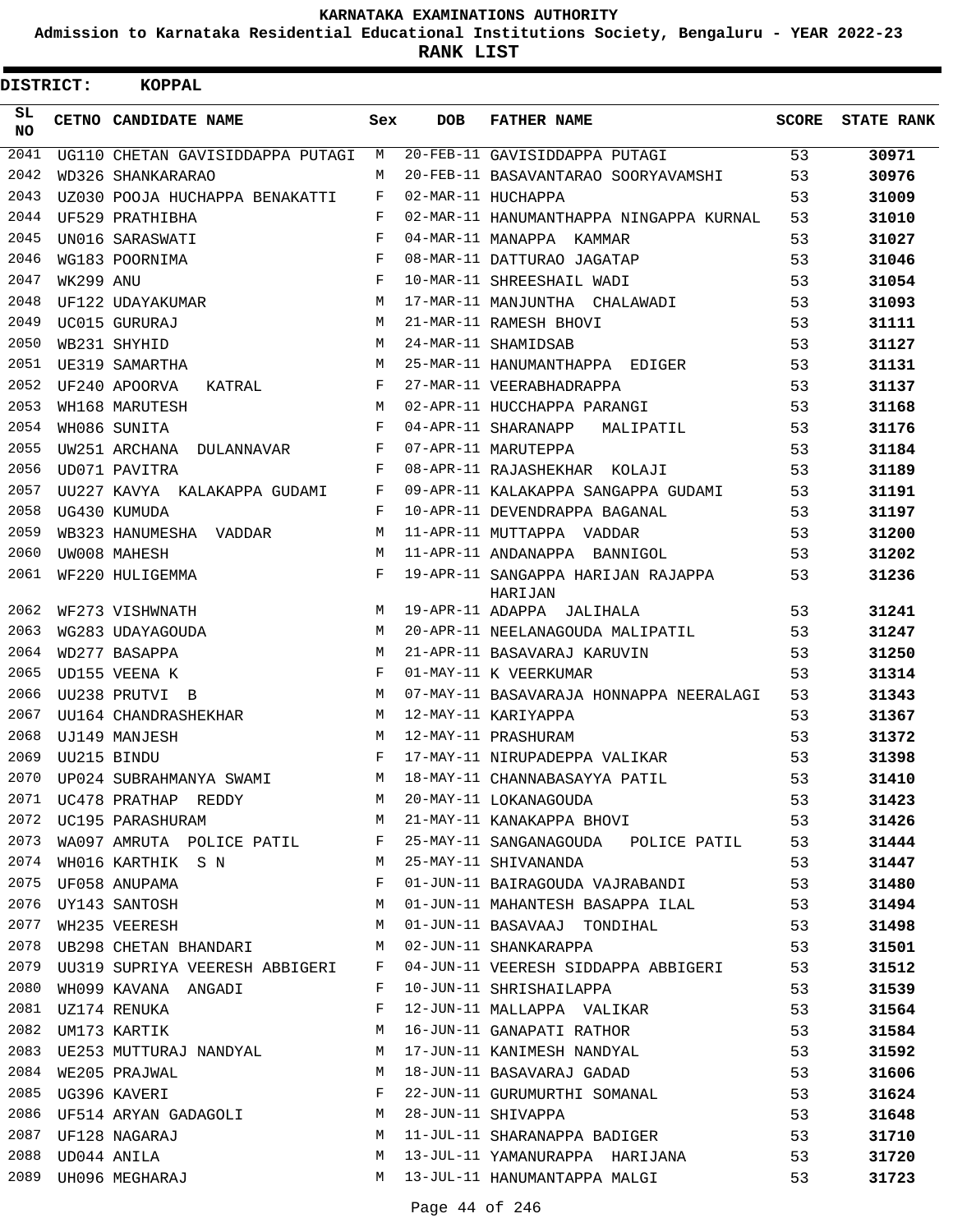# KARNATAKA EXAMINATIONS AUTHORITY

**Admission to Karnataka Residential Educational Institutions Society, Bengaluru - YEAR 2022-23**

**RANK LIST**

**DISTRICT: KOPPAL**

| SL NO | CETNO | CANDIDATE NAME | Sex | DOB | FATHER NAME | SCORE | STATE RANK |
|---|---|---|---|---|---|---|---|
| 2041 | UG110 | CHETAN GAVISIDDAPPA PUTAGI | M | 20-FEB-11 | GAVISIDDAPPA PUTAGI | 53 | 30971 |
| 2042 | WD326 | SHANKARARAO | M | 20-FEB-11 | BASAVANTARAO SOORYAVAMSHI | 53 | 30976 |
| 2043 | UZ030 | POOJA HUCHAPPA BENAKATTI | F | 02-MAR-11 | HUCHAPPA | 53 | 31009 |
| 2044 | UF529 | PRATHIBHA | F | 02-MAR-11 | HANUMANTHAPPA NINGAPPA KURNAL | 53 | 31010 |
| 2045 | UN016 | SARASWATI | F | 04-MAR-11 | MANAPPA KAMMAR | 53 | 31027 |
| 2046 | WG183 | POORNIMA | F | 08-MAR-11 | DATTURAO JAGATAP | 53 | 31046 |
| 2047 | WK299 | ANU | F | 10-MAR-11 | SHREESHAIL WADI | 53 | 31054 |
| 2048 | UF122 | UDAYAKUMAR | M | 17-MAR-11 | MANJUNTHA CHALAWADI | 53 | 31093 |
| 2049 | UC015 | GURURAJ | M | 21-MAR-11 | RAMESH BHOVI | 53 | 31111 |
| 2050 | WB231 | SHYHID | M | 24-MAR-11 | SHAMIDSAB | 53 | 31127 |
| 2051 | UE319 | SAMARTHA | M | 25-MAR-11 | HANUMANTHAPPA EDIGER | 53 | 31131 |
| 2052 | UF240 | APOORVA KATRAL | F | 27-MAR-11 | VEERABHADRAPPA | 53 | 31137 |
| 2053 | WH168 | MARUTESH | M | 02-APR-11 | HUCCHAPPA PARANGI | 53 | 31168 |
| 2054 | WH086 | SUNITA | F | 04-APR-11 | SHARANAPP MALIPATIL | 53 | 31176 |
| 2055 | UW251 | ARCHANA DULANNAVAR | F | 07-APR-11 | MARUTEPPA | 53 | 31184 |
| 2056 | UD071 | PAVITRA | F | 08-APR-11 | RAJASHEKHAR KOLAJI | 53 | 31189 |
| 2057 | UU227 | KAVYA KALAKAPPA GUDAMI | F | 09-APR-11 | KALAKAPPA SANGAPPA GUDAMI | 53 | 31191 |
| 2058 | UG430 | KUMUDA | F | 10-APR-11 | DEVENDRAPPA BAGANAL | 53 | 31197 |
| 2059 | WB323 | HANUMESHA VADDAR | M | 11-APR-11 | MUTTAPPA VADDAR | 53 | 31200 |
| 2060 | UW008 | MAHESH | M | 11-APR-11 | ANDANAPPA BANNIGOL | 53 | 31202 |
| 2061 | WF220 | HULIGEMMA | F | 19-APR-11 | SANGAPPA HARIJAN RAJAPPA HARIJAN | 53 | 31236 |
| 2062 | WF273 | VISHWNATH | M | 19-APR-11 | ADAPPA JALIHALA | 53 | 31241 |
| 2063 | WG283 | UDAYAGOUDA | M | 20-APR-11 | NEELANAGOUDA MALIPATIL | 53 | 31247 |
| 2064 | WD277 | BASAPPA | M | 21-APR-11 | BASAVARAJ KARUVIN | 53 | 31250 |
| 2065 | UD155 | VEENA K | F | 01-MAY-11 | K VEERKUMAR | 53 | 31314 |
| 2066 | UU238 | PRUTVI B | M | 07-MAY-11 | BASAVARAJA HONNAPPA NEERALAGI | 53 | 31343 |
| 2067 | UU164 | CHANDRASHEKHAR | M | 12-MAY-11 | KARIYAPPA | 53 | 31367 |
| 2068 | UJ149 | MANJESH | M | 12-MAY-11 | PRASHURAM | 53 | 31372 |
| 2069 | UU215 | BINDU | F | 17-MAY-11 | NIRUPADEPPA VALIKAR | 53 | 31398 |
| 2070 | UP024 | SUBRAHMANYA SWAMI | M | 18-MAY-11 | CHANNABASAYYA PATIL | 53 | 31410 |
| 2071 | UC478 | PRATHAP REDDY | M | 20-MAY-11 | LOKANAGOUDA | 53 | 31423 |
| 2072 | UC195 | PARASHURAM | M | 21-MAY-11 | KANAKAPPA BHOVI | 53 | 31426 |
| 2073 | WA097 | AMRUTA POLICE PATIL | F | 25-MAY-11 | SANGANAGOUDA POLICE PATIL | 53 | 31444 |
| 2074 | WH016 | KARTHIK S N | M | 25-MAY-11 | SHIVANANDA | 53 | 31447 |
| 2075 | UF058 | ANUPAMA | F | 01-JUN-11 | BAIRAGOUDA VAJRABANDI | 53 | 31480 |
| 2076 | UY143 | SANTOSH | M | 01-JUN-11 | MAHANTESH BASAPPA ILAL | 53 | 31494 |
| 2077 | WH235 | VEERESH | M | 01-JUN-11 | BASAVAAJ TONDIHAL | 53 | 31498 |
| 2078 | UB298 | CHETAN BHANDARI | M | 02-JUN-11 | SHANKARAPPA | 53 | 31501 |
| 2079 | UU319 | SUPRIYA VEERESH ABBIGERI | F | 04-JUN-11 | VEERESH SIDDAPPA ABBIGERI | 53 | 31512 |
| 2080 | WH099 | KAVANA ANGADI | F | 10-JUN-11 | SHRISHAILAPPA | 53 | 31539 |
| 2081 | UZ174 | RENUKA | F | 12-JUN-11 | MALLAPPA VALIKAR | 53 | 31564 |
| 2082 | UM173 | KARTIK | M | 16-JUN-11 | GANAPATI RATHOR | 53 | 31584 |
| 2083 | UE253 | MUTTURAJ NANDYAL | M | 17-JUN-11 | KANIMESH NANDYAL | 53 | 31592 |
| 2084 | WE205 | PRAJWAL | M | 18-JUN-11 | BASAVARAJ GADAD | 53 | 31606 |
| 2085 | UG396 | KAVERI | F | 22-JUN-11 | GURUMURTHI SOMANAL | 53 | 31624 |
| 2086 | UF514 | ARYAN GADAGOLI | M | 28-JUN-11 | SHIVAPPA | 53 | 31648 |
| 2087 | UF128 | NAGARAJ | M | 11-JUL-11 | SHARANAPPA BADIGER | 53 | 31710 |
| 2088 | UD044 | ANILA | M | 13-JUL-11 | YAMANURAPPA HARIJANA | 53 | 31720 |
| 2089 | UH096 | MEGHARAJ | M | 13-JUL-11 | HANUMANTAPPA MALGI | 53 | 31723 |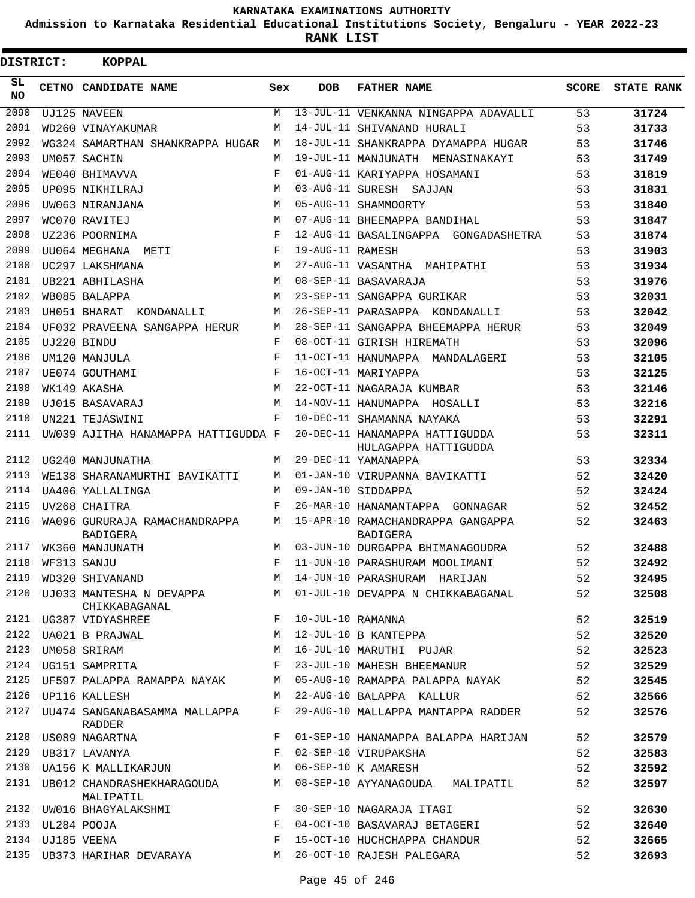# KARNATAKA EXAMINATIONS AUTHORITY

**Admission to Karnataka Residential Educational Institutions Society, Bengaluru - YEAR 2022-23**

**RANK LIST**

**DISTRICT: KOPPAL**

| SL NO | CETNO | CANDIDATE NAME | Sex | DOB | FATHER NAME | SCORE | STATE RANK |
|---|---|---|---|---|---|---|---|
| 2090 | UJ125 | NAVEEN | M | 13-JUL-11 | VENKANNA NINGAPPA ADAVALLI | 53 | 31724 |
| 2091 | WD260 | VINAYAKUMAR | M | 14-JUL-11 | SHIVANAND HURALI | 53 | 31733 |
| 2092 | WG324 | SAMARTHAN SHANKRAPPA HUGAR | M | 18-JUL-11 | SHANKRAPPA DYAMAPPA HUGAR | 53 | 31746 |
| 2093 | UM057 | SACHIN | M | 19-JUL-11 | MANJUNATH MENASINAKAYI | 53 | 31749 |
| 2094 | WE040 | BHIMAVVA | F | 01-AUG-11 | KARIYAPPA HOSAMANI | 53 | 31819 |
| 2095 | UP095 | NIKHILRAJ | M | 03-AUG-11 | SURESH SAJJAN | 53 | 31831 |
| 2096 | UW063 | NIRANJANA | M | 05-AUG-11 | SHAMMOORTY | 53 | 31840 |
| 2097 | WC070 | RAVITEJ | M | 07-AUG-11 | BHEEMAPPA BANDIHAL | 53 | 31847 |
| 2098 | UZ236 | POORNIMA | F | 12-AUG-11 | BASALINGAPPA GONGADASHETRA | 53 | 31874 |
| 2099 | UU064 | MEGHANA METI | F | 19-AUG-11 | RAMESH | 53 | 31903 |
| 2100 | UC297 | LAKSHMANA | M | 27-AUG-11 | VASANTHA MAHIPATHI | 53 | 31934 |
| 2101 | UB221 | ABHILASHA | M | 08-SEP-11 | BASAVARAJA | 53 | 31976 |
| 2102 | WB085 | BALAPPA | M | 23-SEP-11 | SANGAPPA GURIKAR | 53 | 32031 |
| 2103 | UH051 | BHARAT KONDANALLI | M | 26-SEP-11 | PARASAPPA KONDANALLI | 53 | 32042 |
| 2104 | UF032 | PRAVEENA SANGAPPA HERUR | M | 28-SEP-11 | SANGAPPA BHEEMAPPA HERUR | 53 | 32049 |
| 2105 | UJ220 | BINDU | F | 08-OCT-11 | GIRISH HIREMATH | 53 | 32096 |
| 2106 | UM120 | MANJULA | F | 11-OCT-11 | HANUMAPPA MANDALAGERI | 53 | 32105 |
| 2107 | UE074 | GOUTHAMI | F | 16-OCT-11 | MARIYAPPA | 53 | 32125 |
| 2108 | WK149 | AKASHA | M | 22-OCT-11 | NAGARAJA KUMBAR | 53 | 32146 |
| 2109 | UJ015 | BASAVARAJ | M | 14-NOV-11 | HANUMAPPA HOSALLI | 53 | 32216 |
| 2110 | UN221 | TEJASWINI | F | 10-DEC-11 | SHAMANNA NAYAKA | 53 | 32291 |
| 2111 | UW039 | AJITHA HANAMAPPA HATTIGUDDA | F | 20-DEC-11 | HANAMAPPA HATTIGUDDA HULAGAPPA HATTIGUDDA | 53 | 32311 |
| 2112 | UG240 | MANJUNATHA | M | 29-DEC-11 | YAMANAPPA | 53 | 32334 |
| 2113 | WE138 | SHARANAMURTHI BAVIKATTI | M | 01-JAN-10 | VIRUPANNA BAVIKATTI | 52 | 32420 |
| 2114 | UA406 | YALLALINGA | M | 09-JAN-10 | SIDDAPPA | 52 | 32424 |
| 2115 | UV268 | CHAITRA | F | 26-MAR-10 | HANAMANTAPPA GONNAGAR | 52 | 32452 |
| 2116 | WA096 | GURURAJA RAMACHANDRAPPA BADIGERA | M | 15-APR-10 | RAMACHANDRAPPA GANGAPPA BADIGERA | 52 | 32463 |
| 2117 | WK360 | MANJUNATH | M | 03-JUN-10 | DURGAPPA BHIMANAGOUDRA | 52 | 32488 |
| 2118 | WF313 | SANJU | F | 11-JUN-10 | PARASHURAM MOOLIMANI | 52 | 32492 |
| 2119 | WD320 | SHIVANAND | M | 14-JUN-10 | PARASHURAM HARIJAN | 52 | 32495 |
| 2120 | UJ033 | MANTESHA N DEVAPPA CHIKKABAGANAL | M | 01-JUL-10 | DEVAPPA N CHIKKABAGANAL | 52 | 32508 |
| 2121 | UG387 | VIDYASHREE | F | 10-JUL-10 | RAMANNA | 52 | 32519 |
| 2122 | UA021 | B PRAJWAL | M | 12-JUL-10 | B KANTEPPA | 52 | 32520 |
| 2123 | UM058 | SRIRAM | M | 16-JUL-10 | MARUTHI PUJAR | 52 | 32523 |
| 2124 | UG151 | SAMPRITA | F | 23-JUL-10 | MAHESH BHEEMANUR | 52 | 32529 |
| 2125 | UF597 | PALAPPA RAMAPPA NAYAK | M | 05-AUG-10 | RAMAPPA PALAPPA NAYAK | 52 | 32545 |
| 2126 | UP116 | KALLESH | M | 22-AUG-10 | BALAPPA KALLUR | 52 | 32566 |
| 2127 | UU474 | SANGANABASAMMA MALLAPPA RADDER | F | 29-AUG-10 | MALLAPPA MANTAPPA RADDER | 52 | 32576 |
| 2128 | US089 | NAGARTNA | F | 01-SEP-10 | HANAMAPPA BALAPPA HARIJAN | 52 | 32579 |
| 2129 | UB317 | LAVANYA | F | 02-SEP-10 | VIRUPAKSHA | 52 | 32583 |
| 2130 | UA156 | K MALLIKARJUN | M | 06-SEP-10 | K AMARESH | 52 | 32592 |
| 2131 | UB012 | CHANDRASHEKHARAGOUDA MALIPATIL | M | 08-SEP-10 | AYYANAGOUDA MALIPATIL | 52 | 32597 |
| 2132 | UW016 | BHAGYALAKSHMI | F | 30-SEP-10 | NAGARAJA ITAGI | 52 | 32630 |
| 2133 | UL284 | POOJA | F | 04-OCT-10 | BASAVARAJ BETAGERI | 52 | 32640 |
| 2134 | UJ185 | VEENA | F | 15-OCT-10 | HUCHCHAPPA CHANDUR | 52 | 32665 |
| 2135 | UB373 | HARIHAR DEVARAYA | M | 26-OCT-10 | RAJESH PALEGARA | 52 | 32693 |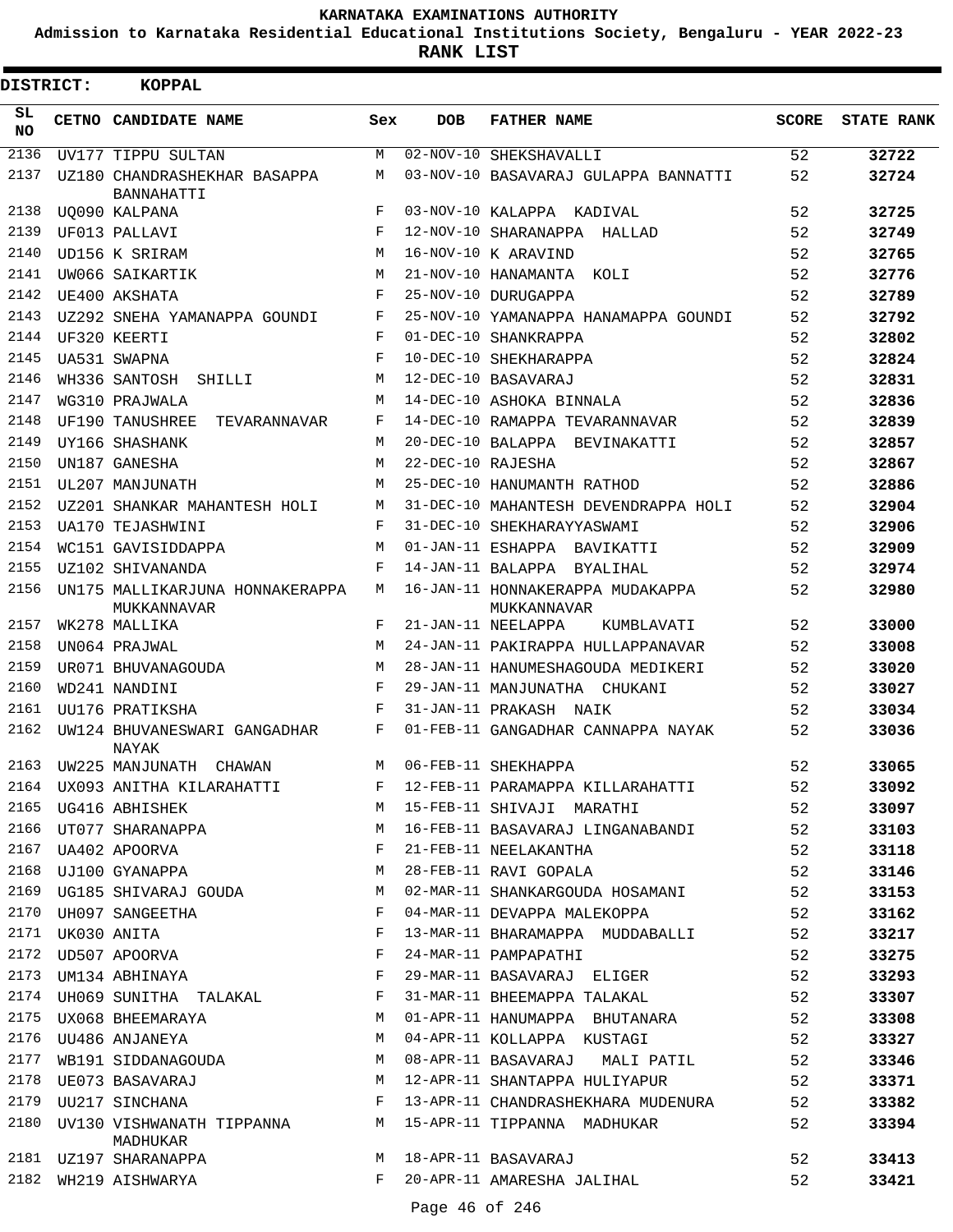**KARNATAKA EXAMINATIONS AUTHORITY**

**Admission to Karnataka Residential Educational Institutions Society, Bengaluru - YEAR 2022-23**

**RANK LIST**

**DISTRICT: KOPPAL**

| SL NO | CETNO | CANDIDATE NAME | Sex | DOB | FATHER NAME | SCORE | STATE RANK |
|---|---|---|---|---|---|---|---|
| 2136 | UV177 | TIPPU SULTAN | M | 02-NOV-10 | SHEKSHAVALLI | 52 | 32722 |
| 2137 | UZ180 | CHANDRASHEKHAR BASAPPA BANNAHATTI | M | 03-NOV-10 | BASAVARAJ GULAPPA BANNATTI | 52 | 32724 |
| 2138 | UQ090 | KALPANA | F | 03-NOV-10 | KALAPPA KADIVAL | 52 | 32725 |
| 2139 | UF013 | PALLAVI | F | 12-NOV-10 | SHARANAPPA HALLAD | 52 | 32749 |
| 2140 | UD156 | K SRIRAM | M | 16-NOV-10 | K ARAVIND | 52 | 32765 |
| 2141 | UW066 | SAIKARTIK | M | 21-NOV-10 | HANAMANTA KOLI | 52 | 32776 |
| 2142 | UE400 | AKSHATA | F | 25-NOV-10 | DURUGAPPA | 52 | 32789 |
| 2143 | UZ292 | SNEHA YAMANAPPA GOUNDI | F | 25-NOV-10 | YAMANAPPA HANAMAPPA GOUNDI | 52 | 32792 |
| 2144 | UF320 | KEERTI | F | 01-DEC-10 | SHANKRAPPA | 52 | 32802 |
| 2145 | UA531 | SWAPNA | F | 10-DEC-10 | SHEKHARAPPA | 52 | 32824 |
| 2146 | WH336 | SANTOSH SHILLI | M | 12-DEC-10 | BASAVARAJ | 52 | 32831 |
| 2147 | WG310 | PRAJWALA | M | 14-DEC-10 | ASHOKA BINNALA | 52 | 32836 |
| 2148 | UF190 | TANUSHREE TEVARANNAVAR | F | 14-DEC-10 | RAMAPPA TEVARANNAVAR | 52 | 32839 |
| 2149 | UY166 | SHASHANK | M | 20-DEC-10 | BALAPPA BEVINAKATTI | 52 | 32857 |
| 2150 | UN187 | GANESHA | M | 22-DEC-10 | RAJESHA | 52 | 32867 |
| 2151 | UL207 | MANJUNATH | M | 25-DEC-10 | HANUMANTH RATHOD | 52 | 32886 |
| 2152 | UZ201 | SHANKAR MAHANTESH HOLI | M | 31-DEC-10 | MAHANTESH DEVENDRAPPA HOLI | 52 | 32904 |
| 2153 | UA170 | TEJASHWINI | F | 31-DEC-10 | SHEKHARAYYASWAMI | 52 | 32906 |
| 2154 | WC151 | GAVISIDDAPPA | M | 01-JAN-11 | ESHAPPA BAVIKATTI | 52 | 32909 |
| 2155 | UZ102 | SHIVANANDA | F | 14-JAN-11 | BALAPPA BYALIHAL | 52 | 32974 |
| 2156 | UN175 | MALLIKARJUNA HONNAKERAPPA MUKKANNAVAR | M | 16-JAN-11 | HONNAKERAPPA MUDAKAPPA MUKKANNAVAR | 52 | 32980 |
| 2157 | WK278 | MALLIKA | F | 21-JAN-11 | NEELAPPA KUMBLAVATI | 52 | 33000 |
| 2158 | UN064 | PRAJWAL | M | 24-JAN-11 | PAKIRAPPA HULLAPPANAVAR | 52 | 33008 |
| 2159 | UR071 | BHUVANAGOUDA | M | 28-JAN-11 | HANUMESHAGOUDA MEDIKERI | 52 | 33020 |
| 2160 | WD241 | NANDINI | F | 29-JAN-11 | MANJUNATHA CHUKANI | 52 | 33027 |
| 2161 | UU176 | PRATIKSHA | F | 31-JAN-11 | PRAKASH NAIK | 52 | 33034 |
| 2162 | UW124 | BHUVANESWARI GANGADHAR NAYAK | F | 01-FEB-11 | GANGADHAR CANNAPPA NAYAK | 52 | 33036 |
| 2163 | UW225 | MANJUNATH CHAWAN | M | 06-FEB-11 | SHEKHAPPA | 52 | 33065 |
| 2164 | UX093 | ANITHA KILARAHATTI | F | 12-FEB-11 | PARAMAPPA KILLARAHATTI | 52 | 33092 |
| 2165 | UG416 | ABHISHEK | M | 15-FEB-11 | SHIVAJI MARATHI | 52 | 33097 |
| 2166 | UT077 | SHARANAPPA | M | 16-FEB-11 | BASAVARAJ LINGANABANDI | 52 | 33103 |
| 2167 | UA402 | APOORVA | F | 21-FEB-11 | NEELAKANTHA | 52 | 33118 |
| 2168 | UJ100 | GYANAPPA | M | 28-FEB-11 | RAVI GOPALA | 52 | 33146 |
| 2169 | UG185 | SHIVARAJ GOUDA | M | 02-MAR-11 | SHANKARGOUDA HOSAMANI | 52 | 33153 |
| 2170 | UH097 | SANGEETHA | F | 04-MAR-11 | DEVAPPA MALEKOPPA | 52 | 33162 |
| 2171 | UK030 | ANITA | F | 13-MAR-11 | BHARAMAPPA MUDDABALLI | 52 | 33217 |
| 2172 | UD507 | APOORVA | F | 24-MAR-11 | PAMPAPATHI | 52 | 33275 |
| 2173 | UM134 | ABHINAYA | F | 29-MAR-11 | BASAVARAJ ELIGER | 52 | 33293 |
| 2174 | UH069 | SUNITHA TALAKAL | F | 31-MAR-11 | BHEEMAPPA TALAKAL | 52 | 33307 |
| 2175 | UX068 | BHEEMARAYA | M | 01-APR-11 | HANUMAPPA BHUTANARA | 52 | 33308 |
| 2176 | UU486 | ANJANEYA | M | 04-APR-11 | KOLLAPPA KUSTAGI | 52 | 33327 |
| 2177 | WB191 | SIDDANAGOUDA | M | 08-APR-11 | BASAVARAJ MALI PATIL | 52 | 33346 |
| 2178 | UE073 | BASAVARAJ | M | 12-APR-11 | SHANTAPPA HULIYAPUR | 52 | 33371 |
| 2179 | UU217 | SINCHANA | F | 13-APR-11 | CHANDRASHEKHARA MUDENURA | 52 | 33382 |
| 2180 | UV130 | VISHWANATH TIPPANNA MADHUKAR | M | 15-APR-11 | TIPPANNA MADHUKAR | 52 | 33394 |
| 2181 | UZ197 | SHARANAPPA | M | 18-APR-11 | BASAVARAJ | 52 | 33413 |
| 2182 | WH219 | AISHWARYA | F | 20-APR-11 | AMARESHA JALIHAL | 52 | 33421 |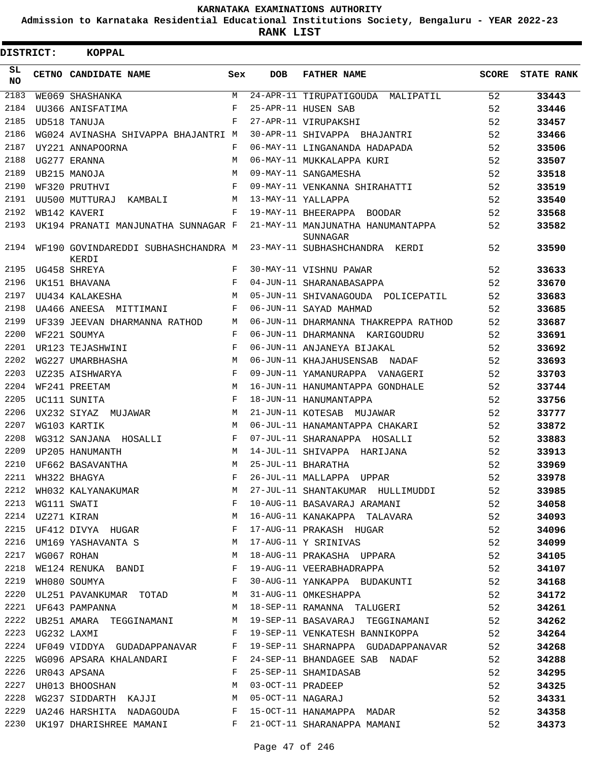# KARNATAKA EXAMINATIONS AUTHORITY

**Admission to Karnataka Residential Educational Institutions Society, Bengaluru - YEAR 2022-23**

**RANK LIST**

**DISTRICT: KOPPAL**

| SL NO | CETNO | CANDIDATE NAME | Sex | DOB | FATHER NAME | SCORE | STATE RANK |
|---|---|---|---|---|---|---|---|
| 2183 | WE069 | SHASHANKA | M | 24-APR-11 | TIRUPATIGOUDA MALIPATIL | 52 | 33443 |
| 2184 | UU366 | ANISFATIMA | F | 25-APR-11 | HUSEN SAB | 52 | 33446 |
| 2185 | UD518 | TANUJA | F | 27-APR-11 | VIRUPAKSHI | 52 | 33457 |
| 2186 | WG024 | AVINASHA SHIVAPPA BHAJANTRI | M | 30-APR-11 | SHIVAPPA BHAJANTRI | 52 | 33466 |
| 2187 | UY221 | ANNAPOORNA | F | 06-MAY-11 | LINGANANDA HADAPADA | 52 | 33506 |
| 2188 | UG277 | ERANNA | M | 06-MAY-11 | MUKKALAPPA KURI | 52 | 33507 |
| 2189 | UB215 | MANOJA | M | 09-MAY-11 | SANGAMESHA | 52 | 33518 |
| 2190 | WF320 | PRUTHVI | F | 09-MAY-11 | VENKANNA SHIRAHATTI | 52 | 33519 |
| 2191 | UU500 | MUTTURAJ KAMBALI | M | 13-MAY-11 | YALLAPPA | 52 | 33540 |
| 2192 | WB142 | KAVERI | F | 19-MAY-11 | BHEERAPPA BOODAR | 52 | 33568 |
| 2193 | UK194 | PRANATI MANJUNATHA SUNNAGAR | F | 21-MAY-11 | MANJUNATHA HANUMANTAPPA SUNNAGAR | 52 | 33582 |
| 2194 | WF190 | GOVINDAREDDI SUBHASHCHANDRA KERDI | M | 23-MAY-11 | SUBHASHCHANDRA KERDI | 52 | 33590 |
| 2195 | UG458 | SHREYA | F | 30-MAY-11 | VISHNU PAWAR | 52 | 33633 |
| 2196 | UK151 | BHAVANA | F | 04-JUN-11 | SHARANABASAPPA | 52 | 33670 |
| 2197 | UU434 | KALAKESHA | M | 05-JUN-11 | SHIVANAGOUDA POLICEPATIL | 52 | 33683 |
| 2198 | UA466 | ANEESA MITTIMANI | F | 06-JUN-11 | SAYAD MAHMAD | 52 | 33685 |
| 2199 | UF339 | JEEVAN DHARMANNA RATHOD | M | 06-JUN-11 | DHARMANNA THAKREPPA RATHOD | 52 | 33687 |
| 2200 | WF221 | SOUMYA | F | 06-JUN-11 | DHARMANNA KARIGOUDRU | 52 | 33691 |
| 2201 | UR123 | TEJASHWINI | F | 06-JUN-11 | ANJANEYA BIJAKAL | 52 | 33692 |
| 2202 | WG227 | UMARBHASHA | M | 06-JUN-11 | KHAJAHUSENSAB NADAF | 52 | 33693 |
| 2203 | UZ235 | AISHWARYA | F | 09-JUN-11 | YAMANURAPPA VANAGERI | 52 | 33703 |
| 2204 | WF241 | PREETAM | M | 16-JUN-11 | HANUMANTAPPA GONDHALE | 52 | 33744 |
| 2205 | UC111 | SUNITA | F | 18-JUN-11 | HANUMANTAPPA | 52 | 33756 |
| 2206 | UX232 | SIYAZ MUJAWAR | M | 21-JUN-11 | KOTESAB MUJAWAR | 52 | 33777 |
| 2207 | WG103 | KARTIK | M | 06-JUL-11 | HANAMANTAPPA CHAKARI | 52 | 33872 |
| 2208 | WG312 | SANJANA HOSALLI | F | 07-JUL-11 | SHARANAPPA HOSALLI | 52 | 33883 |
| 2209 | UP205 | HANUMANTH | M | 14-JUL-11 | SHIVAPPA HARIJANA | 52 | 33913 |
| 2210 | UF662 | BASAVANTHA | M | 25-JUL-11 | BHARATHA | 52 | 33969 |
| 2211 | WH322 | BHAGYA | F | 26-JUL-11 | MALLAPPA UPPAR | 52 | 33978 |
| 2212 | WH032 | KALYANAKUMAR | M | 27-JUL-11 | SHANTAKUMAR HULLIMUDDI | 52 | 33985 |
| 2213 | WG111 | SWATI | F | 10-AUG-11 | BASAVARAJ ARAMANI | 52 | 34058 |
| 2214 | UZ271 | KIRAN | M | 16-AUG-11 | KANAKAPPA TALAVARA | 52 | 34093 |
| 2215 | UF412 | DIVYA HUGAR | F | 17-AUG-11 | PRAKASH HUGAR | 52 | 34096 |
| 2216 | UM169 | YASHAVANTA S | M | 17-AUG-11 | Y SRINIVAS | 52 | 34099 |
| 2217 | WG067 | ROHAN | M | 18-AUG-11 | PRAKASHA UPPARA | 52 | 34105 |
| 2218 | WE124 | RENUKA BANDI | F | 19-AUG-11 | VEERABHADRAPPA | 52 | 34107 |
| 2219 | WH080 | SOUMYA | F | 30-AUG-11 | YANKAPPA BUDAKUNTI | 52 | 34168 |
| 2220 | UL251 | PAVANKUMAR TOTAD | M | 31-AUG-11 | OMKESHAPPA | 52 | 34172 |
| 2221 | UF643 | PAMPANNA | M | 18-SEP-11 | RAMANNA TALUGERI | 52 | 34261 |
| 2222 | UB251 | AMARA TEGGINAMANI | M | 19-SEP-11 | BASAVARAJ TEGGINAMANI | 52 | 34262 |
| 2223 | UG232 | LAXMI | F | 19-SEP-11 | VENKATESH BANNIKOPPA | 52 | 34264 |
| 2224 | UF049 | VIDDYA GUDADAPPANAVAR | F | 19-SEP-11 | SHARNAPPA GUDADAPPANAVAR | 52 | 34268 |
| 2225 | WG096 | APSARA KHALANDARI | F | 24-SEP-11 | BHANDAGEE SAB NADAF | 52 | 34288 |
| 2226 | UR043 | APSANA | F | 25-SEP-11 | SHAMIDASAB | 52 | 34295 |
| 2227 | UH013 | BHOOSHAN | M | 03-OCT-11 | PRADEEP | 52 | 34325 |
| 2228 | WG237 | SIDDARTH KAJJI | M | 05-OCT-11 | NAGARAJ | 52 | 34331 |
| 2229 | UA246 | HARSHITA NADAGOUDA | F | 15-OCT-11 | HANAMAPPA MADAR | 52 | 34358 |
| 2230 | UK197 | DHARISHREE MAMANI | F | 21-OCT-11 | SHARANAPPA MAMANI | 52 | 34373 |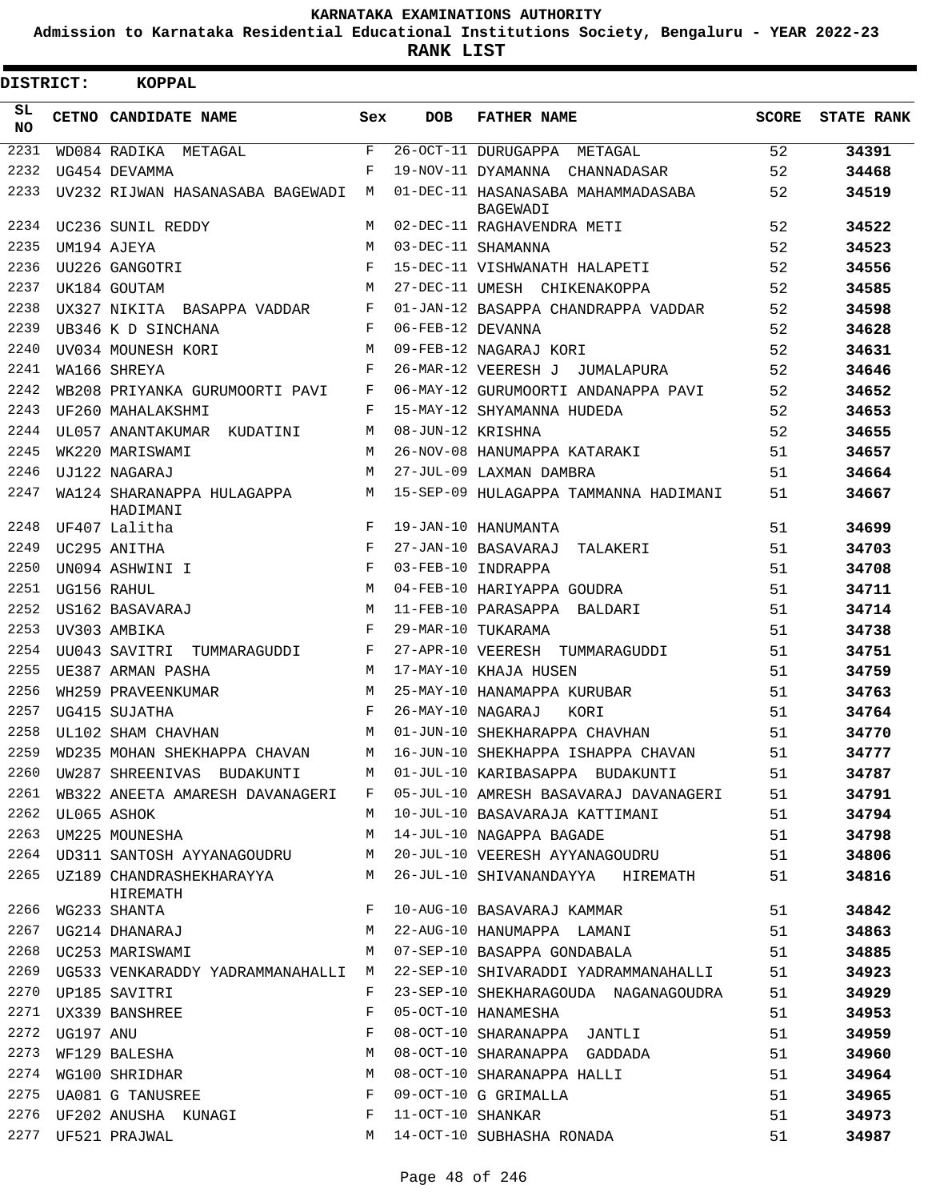KARNATAKA EXAMINATIONS AUTHORITY

Admission to Karnataka Residential Educational Institutions Society, Bengaluru - YEAR 2022-23

**RANK LIST**

**DISTRICT: KOPPAL**

| SL NO | CETNO | CANDIDATE NAME | Sex | DOB | FATHER NAME | SCORE | STATE RANK |
|---|---|---|---|---|---|---|---|
| 2231 | WD084 | RADIKA METAGAL | F | 26-OCT-11 | DURUGAPPA METAGAL | 52 | 34391 |
| 2232 | UG454 | DEVAMMA | F | 19-NOV-11 | DYAMANNA CHANNADASAR | 52 | 34468 |
| 2233 | UV232 | RIJWAN HASANASABA BAGEWADI | M | 01-DEC-11 | HASANASABA MAHAMMADASABA BAGEWADI | 52 | 34519 |
| 2234 | UC236 | SUNIL REDDY | M | 02-DEC-11 | RAGHAVENDRA METI | 52 | 34522 |
| 2235 | UM194 | AJEYA | M | 03-DEC-11 | SHAMANNA | 52 | 34523 |
| 2236 | UU226 | GANGOTRI | F | 15-DEC-11 | VISHWANATH HALAPETI | 52 | 34556 |
| 2237 | UK184 | GOUTAM | M | 27-DEC-11 | UMESH CHIKENAKOPPA | 52 | 34585 |
| 2238 | UX327 | NIKITA BASAPPA VADDAR | F | 01-JAN-12 | BASAPPA CHANDRAPPA VADDAR | 52 | 34598 |
| 2239 | UB346 | K D SINCHANA | F | 06-FEB-12 | DEVANNA | 52 | 34628 |
| 2240 | UV034 | MOUNESH KORI | M | 09-FEB-12 | NAGARAJ KORI | 52 | 34631 |
| 2241 | WA166 | SHREYA | F | 26-MAR-12 | VEERESH J JUMALAPURA | 52 | 34646 |
| 2242 | WB208 | PRIYANKA GURUMOORTI PAVI | F | 06-MAY-12 | GURUMOORTI ANDANAPPA PAVI | 52 | 34652 |
| 2243 | UF260 | MAHALAKSHMI | F | 15-MAY-12 | SHYAMANNA HUDEDA | 52 | 34653 |
| 2244 | UL057 | ANANTAKUMAR KUDATINI | M | 08-JUN-12 | KRISHNA | 52 | 34655 |
| 2245 | WK220 | MARISWAMI | M | 26-NOV-08 | HANUMAPPA KATARAKI | 51 | 34657 |
| 2246 | UJ122 | NAGARAJ | M | 27-JUL-09 | LAXMAN DAMBRA | 51 | 34664 |
| 2247 | WA124 | SHARANAPPA HULAGAPPA HADIMANI | M | 15-SEP-09 | HULAGAPPA TAMMANNA HADIMANI | 51 | 34667 |
| 2248 | UF407 | Lalitha | F | 19-JAN-10 | HANUMANTA | 51 | 34699 |
| 2249 | UC295 | ANITHA | F | 27-JAN-10 | BASAVARAJ TALAKERI | 51 | 34703 |
| 2250 | UN094 | ASHWINI I | F | 03-FEB-10 | INDRAPPA | 51 | 34708 |
| 2251 | UG156 | RAHUL | M | 04-FEB-10 | HARIYAPPA GOUDRA | 51 | 34711 |
| 2252 | US162 | BASAVARAJ | M | 11-FEB-10 | PARASAPPA BALDARI | 51 | 34714 |
| 2253 | UV303 | AMBIKA | F | 29-MAR-10 | TUKARAMA | 51 | 34738 |
| 2254 | UU043 | SAVITRI TUMMARAGUDDI | F | 27-APR-10 | VEERESH TUMMARAGUDDI | 51 | 34751 |
| 2255 | UE387 | ARMAN PASHA | M | 17-MAY-10 | KHAJA HUSEN | 51 | 34759 |
| 2256 | WH259 | PRAVEENKUMAR | M | 25-MAY-10 | HANAMAPPA KURUBAR | 51 | 34763 |
| 2257 | UG415 | SUJATHA | F | 26-MAY-10 | NAGARAJ KORI | 51 | 34764 |
| 2258 | UL102 | SHAM CHAVHAN | M | 01-JUN-10 | SHEKHARAPPA CHAVHAN | 51 | 34770 |
| 2259 | WD235 | MOHAN SHEKHAPPA CHAVAN | M | 16-JUN-10 | SHEKHAPPA ISHAPPA CHAVAN | 51 | 34777 |
| 2260 | UW287 | SHREENIVAS BUDAKUNTI | M | 01-JUL-10 | KARIBASAPPA BUDAKUNTI | 51 | 34787 |
| 2261 | WB322 | ANEETA AMARESH DAVANAGERI | F | 05-JUL-10 | AMRESH BASAVARAJ DAVANAGERI | 51 | 34791 |
| 2262 | UL065 | ASHOK | M | 10-JUL-10 | BASAVARAJA KATTIMANI | 51 | 34794 |
| 2263 | UM225 | MOUNESHA | M | 14-JUL-10 | NAGAPPA BAGADE | 51 | 34798 |
| 2264 | UD311 | SANTOSH AYYANAGOUDRU | M | 20-JUL-10 | VEERESH AYYANAGOUDRU | 51 | 34806 |
| 2265 | UZ189 | CHANDRASHEKHARAYYA HIREMATH | M | 26-JUL-10 | SHIVANANDAYYA HIREMATH | 51 | 34816 |
| 2266 | WG233 | SHANTA | F | 10-AUG-10 | BASAVARAJ KAMMAR | 51 | 34842 |
| 2267 | UG214 | DHANARAJ | M | 22-AUG-10 | HANUMAPPA LAMANI | 51 | 34863 |
| 2268 | UC253 | MARISWAMI | M | 07-SEP-10 | BASAPPA GONDABALA | 51 | 34885 |
| 2269 | UG533 | VENKARADDY YADRAMMANAHALLI | M | 22-SEP-10 | SHIVARADDI YADRAMMANAHALLI | 51 | 34923 |
| 2270 | UP185 | SAVITRI | F | 23-SEP-10 | SHEKHARAGOUDA NAGANAGOUDRA | 51 | 34929 |
| 2271 | UX339 | BANSHREE | F | 05-OCT-10 | HANAMESHA | 51 | 34953 |
| 2272 | UG197 | ANU | F | 08-OCT-10 | SHARANAPPA JANTLI | 51 | 34959 |
| 2273 | WF129 | BALESHA | M | 08-OCT-10 | SHARANAPPA GADDADA | 51 | 34960 |
| 2274 | WG100 | SHRIDHAR | M | 08-OCT-10 | SHARANAPPA HALLI | 51 | 34964 |
| 2275 | UA081 | G TANUSREE | F | 09-OCT-10 | G GRIMALLA | 51 | 34965 |
| 2276 | UF202 | ANUSHA KUNAGI | F | 11-OCT-10 | SHANKAR | 51 | 34973 |
| 2277 | UF521 | PRAJWAL | M | 14-OCT-10 | SUBHASHA RONADA | 51 | 34987 |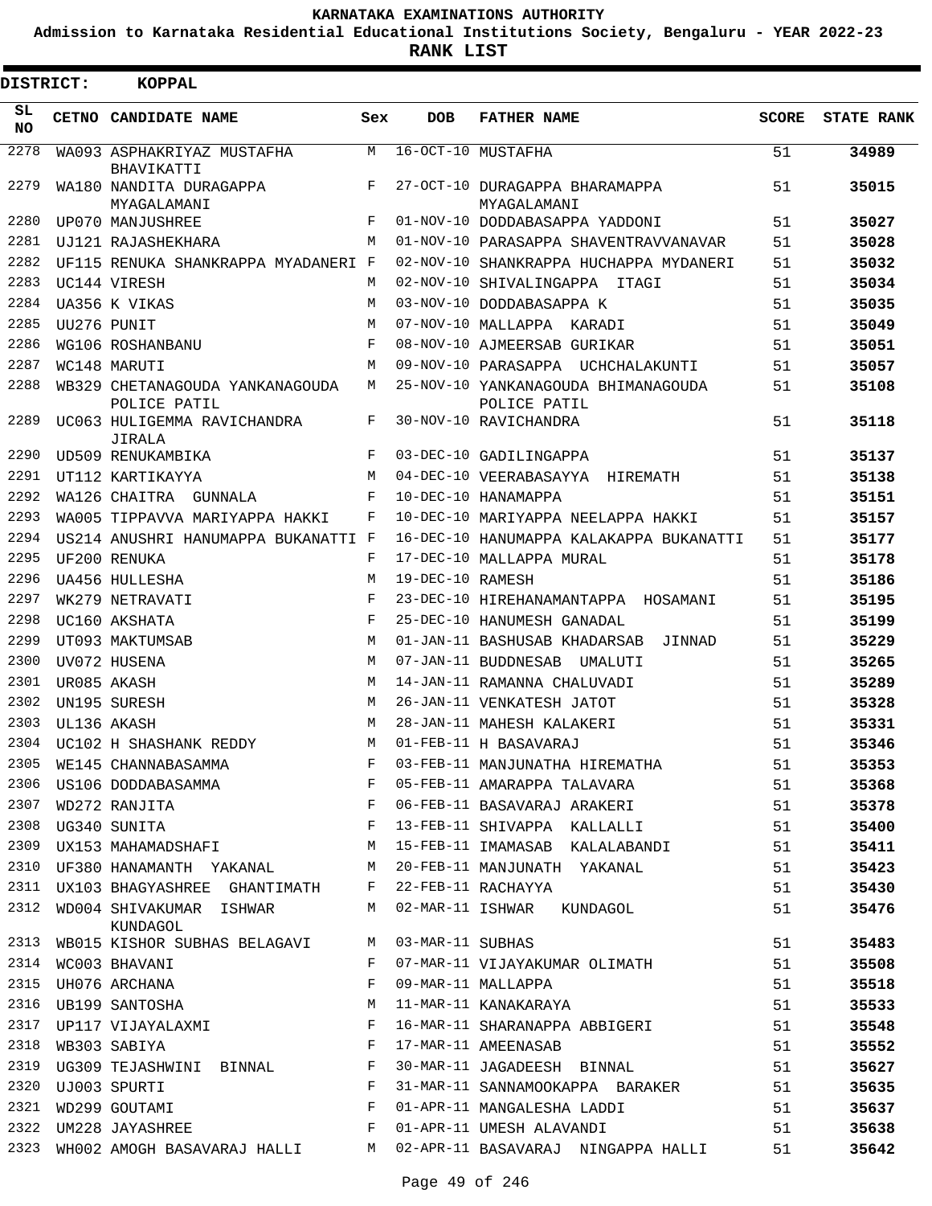KARNATAKA EXAMINATIONS AUTHORITY

Admission to Karnataka Residential Educational Institutions Society, Bengaluru - YEAR 2022-23

**RANK LIST**

**DISTRICT: KOPPAL**

| SL NO | CETNO | CANDIDATE NAME | Sex | DOB | FATHER NAME | SCORE | STATE RANK |
|---|---|---|---|---|---|---|---|
| 2278 | WA093 | ASPHAKRIYAZ MUSTAFHA BHAVIKATTI | M | 16-OCT-10 | MUSTAFHA | 51 | 34989 |
| 2279 | WA180 | NANDITA DURAGAPPA MYAGALAMANI | F | 27-OCT-10 | DURAGAPPA BHARAMAPPA MYAGALAMANI | 51 | 35015 |
| 2280 | UP070 | MANJUSHREE | F | 01-NOV-10 | DODDABASAPPA YADDONI | 51 | 35027 |
| 2281 | UJ121 | RAJASHEKHARA | M | 01-NOV-10 | PARASAPPA SHAVENTRAVVANAVAR | 51 | 35028 |
| 2282 | UF115 | RENUKA SHANKRAPPA MYADANERI | F | 02-NOV-10 | SHANKRAPPA HUCHAPPA MYDANERI | 51 | 35032 |
| 2283 | UC144 | VIRESH | M | 02-NOV-10 | SHIVALINGAPPA ITAGI | 51 | 35034 |
| 2284 | UA356 | K VIKAS | M | 03-NOV-10 | DODDABASAPPA K | 51 | 35035 |
| 2285 | UU276 | PUNIT | M | 07-NOV-10 | MALLAPPA KARADI | 51 | 35049 |
| 2286 | WG106 | ROSHANBANU | F | 08-NOV-10 | AJMEERSAB GURIKAR | 51 | 35051 |
| 2287 | WC148 | MARUTI | M | 09-NOV-10 | PARASAPPA UCHCHALAKUNTI | 51 | 35057 |
| 2288 | WB329 | CHETANAGOUDA YANKANAGOUDA POLICE PATIL | M | 25-NOV-10 | YANKANAGOUDA BHIMANAGOUDA POLICE PATIL | 51 | 35108 |
| 2289 | UC063 | HULIGEMMA RAVICHANDRA JIRALA | F | 30-NOV-10 | RAVICHANDRA | 51 | 35118 |
| 2290 | UD509 | RENUKAMBIKA | F | 03-DEC-10 | GADILINGAPPA | 51 | 35137 |
| 2291 | UT112 | KARTIKAYYA | M | 04-DEC-10 | VEERABASAYYA HIREMATH | 51 | 35138 |
| 2292 | WA126 | CHAITRA GUNNALA | F | 10-DEC-10 | HANAMAPPA | 51 | 35151 |
| 2293 | WA005 | TIPPAVVA MARIYAPPA HAKKI | F | 10-DEC-10 | MARIYAPPA NEELAPPA HAKKI | 51 | 35157 |
| 2294 | US214 | ANUSHRI HANUMAPPA BUKANATTI | F | 16-DEC-10 | HANUMAPPA KALAKAPPA BUKANATTI | 51 | 35177 |
| 2295 | UF200 | RENUKA | F | 17-DEC-10 | MALLAPPA MURAL | 51 | 35178 |
| 2296 | UA456 | HULLESHA | M | 19-DEC-10 | RAMESH | 51 | 35186 |
| 2297 | WK279 | NETRAVATI | F | 23-DEC-10 | HIREHANAMANTAPPA HOSAMANI | 51 | 35195 |
| 2298 | UC160 | AKSHATA | F | 25-DEC-10 | HANUMESH GANADAL | 51 | 35199 |
| 2299 | UT093 | MAKTUMSAB | M | 01-JAN-11 | BASHUSAB KHADARSAB JINNAD | 51 | 35229 |
| 2300 | UV072 | HUSENA | M | 07-JAN-11 | BUDDNESAB UMALUTI | 51 | 35265 |
| 2301 | UR085 | AKASH | M | 14-JAN-11 | RAMANNA CHALUVADI | 51 | 35289 |
| 2302 | UN195 | SURESH | M | 26-JAN-11 | VENKATESH JATOT | 51 | 35328 |
| 2303 | UL136 | AKASH | M | 28-JAN-11 | MAHESH KALAKERI | 51 | 35331 |
| 2304 | UC102 | H SHASHANK REDDY | M | 01-FEB-11 | H BASAVARAJ | 51 | 35346 |
| 2305 | WE145 | CHANNABASAMMA | F | 03-FEB-11 | MANJUNATHA HIREMATHA | 51 | 35353 |
| 2306 | US106 | DODDABASAMMA | F | 05-FEB-11 | AMARAPPA TALAVARA | 51 | 35368 |
| 2307 | WD272 | RANJITA | F | 06-FEB-11 | BASAVARAJ ARAKERI | 51 | 35378 |
| 2308 | UG340 | SUNITA | F | 13-FEB-11 | SHIVAPPA KALLALLI | 51 | 35400 |
| 2309 | UX153 | MAHAMADSHAFI | M | 15-FEB-11 | IMAMASAB KALALABANDI | 51 | 35411 |
| 2310 | UF380 | HANAMANTH YAKANAL | M | 20-FEB-11 | MANJUNATH YAKANAL | 51 | 35423 |
| 2311 | UX103 | BHAGYASHREE GHANTIMATH | F | 22-FEB-11 | RACHAYYA | 51 | 35430 |
| 2312 | WD004 | SHIVAKUMAR ISHWAR KUNDAGOL | M | 02-MAR-11 | ISHWAR KUNDAGOL | 51 | 35476 |
| 2313 | WB015 | KISHOR SUBHAS BELAGAVI | M | 03-MAR-11 | SUBHAS | 51 | 35483 |
| 2314 | WC003 | BHAVANI | F | 07-MAR-11 | VIJAYAKUMAR OLIMATH | 51 | 35508 |
| 2315 | UH076 | ARCHANA | F | 09-MAR-11 | MALLAPPA | 51 | 35518 |
| 2316 | UB199 | SANTOSHA | M | 11-MAR-11 | KANAKARAYA | 51 | 35533 |
| 2317 | UP117 | VIJAYALAXMI | F | 16-MAR-11 | SHARANAPPA ABBIGERI | 51 | 35548 |
| 2318 | WB303 | SABIYA | F | 17-MAR-11 | AMEENASAB | 51 | 35552 |
| 2319 | UG309 | TEJASHWINI BINNAL | F | 30-MAR-11 | JAGADEESH BINNAL | 51 | 35627 |
| 2320 | UJ003 | SPURTI | F | 31-MAR-11 | SANNAMOOKAPPA BARAKER | 51 | 35635 |
| 2321 | WD299 | GOUTAMI | F | 01-APR-11 | MANGALESHA LADDI | 51 | 35637 |
| 2322 | UM228 | JAYASHREE | F | 01-APR-11 | UMESH ALAVANDI | 51 | 35638 |
| 2323 | WH002 | AMOGH BASAVARAJ HALLI | M | 02-APR-11 | BASAVARAJ NINGAPPA HALLI | 51 | 35642 |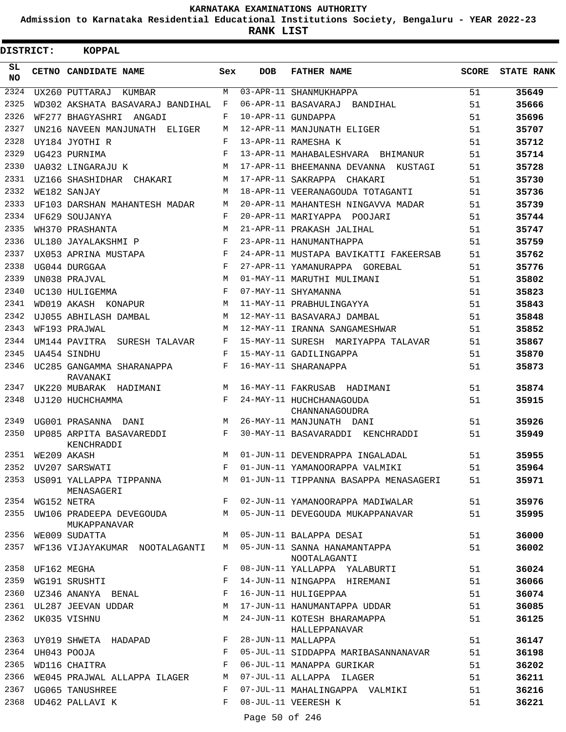**KARNATAKA EXAMINATIONS AUTHORITY**

**Admission to Karnataka Residential Educational Institutions Society, Bengaluru - YEAR 2022-23**

**RANK LIST**

**DISTRICT: KOPPAL**

| SL NO | CETNO | CANDIDATE NAME | Sex | DOB | FATHER NAME | SCORE | STATE RANK |
|---|---|---|---|---|---|---|---|
| 2324 | UX260 | PUTTARAJ KUMBAR | M | 03-APR-11 | SHANMUKHAPPA | 51 | 35649 |
| 2325 | WD302 | AKSHATA BASAVARAJ BANDIHAL | F | 06-APR-11 | BASAVARAJ BANDIHAL | 51 | 35666 |
| 2326 | WF277 | BHAGYASHRI ANGADI | F | 10-APR-11 | GUNDAPPA | 51 | 35696 |
| 2327 | UN216 | NAVEEN MANJUNATH ELIGER | M | 12-APR-11 | MANJUNATH ELIGER | 51 | 35707 |
| 2328 | UY184 | JYOTHI R | F | 13-APR-11 | RAMESHA K | 51 | 35712 |
| 2329 | UG423 | PURNIMA | F | 13-APR-11 | MAHABALESHVARA BHIMANUR | 51 | 35714 |
| 2330 | UA032 | LINGARAJU K | M | 17-APR-11 | BHEEMANNA DEVANNA KUSTAGI | 51 | 35728 |
| 2331 | UZ166 | SHASHIDHAR CHAKARI | M | 17-APR-11 | SAKRAPPA CHAKARI | 51 | 35730 |
| 2332 | WE182 | SANJAY | M | 18-APR-11 | VEERANAGOUDA TOTAGANTI | 51 | 35736 |
| 2333 | UF103 | DARSHAN MAHANTESH MADAR | M | 20-APR-11 | MAHANTESH NINGAVVA MADAR | 51 | 35739 |
| 2334 | UF629 | SOUJANYA | F | 20-APR-11 | MARIYAPPA POOJARI | 51 | 35744 |
| 2335 | WH370 | PRASHANTA | M | 21-APR-11 | PRAKASH JALIHAL | 51 | 35747 |
| 2336 | UL180 | JAYALAKSHMI P | F | 23-APR-11 | HANUMANTHAPPA | 51 | 35759 |
| 2337 | UX053 | APRINA MUSTAPA | F | 24-APR-11 | MUSTAPA BAVIKATTI FAKEERSAB | 51 | 35762 |
| 2338 | UG044 | DURGGAA | F | 27-APR-11 | YAMANURAPPA GOREBAL | 51 | 35776 |
| 2339 | UN038 | PRAJVAL | M | 01-MAY-11 | MARUTHI MULIMANI | 51 | 35802 |
| 2340 | UC130 | HULIGEMMA | F | 07-MAY-11 | SHYAMANNA | 51 | 35823 |
| 2341 | WD019 | AKASH KONAPUR | M | 11-MAY-11 | PRABHULINGAYYA | 51 | 35843 |
| 2342 | UJ055 | ABHILASH DAMBAL | M | 12-MAY-11 | BASAVARAJ DAMBAL | 51 | 35848 |
| 2343 | WF193 | PRAJWAL | M | 12-MAY-11 | IRANNA SANGAMESHWAR | 51 | 35852 |
| 2344 | UM144 | PAVITRA SURESH TALAVAR | F | 15-MAY-11 | SURESH MARIYAPPA TALAVAR | 51 | 35867 |
| 2345 | UA454 | SINDHU | F | 15-MAY-11 | GADILINGAPPA | 51 | 35870 |
| 2346 | UC285 | GANGAMMA SHARANAPPA RAVANAKI | F | 16-MAY-11 | SHARANAPPA | 51 | 35873 |
| 2347 | UK220 | MUBARAK HADIMANI | M | 16-MAY-11 | FAKRUSAB HADIMANI | 51 | 35874 |
| 2348 | UJ120 | HUCHCHAMMA | F | 24-MAY-11 | HUCHCHANAGOUDA CHANNANAGOUDRA | 51 | 35915 |
| 2349 | UG001 | PRASANNA DANI | M | 26-MAY-11 | MANJUNATH DANI | 51 | 35926 |
| 2350 | UP085 | ARPITA BASAVAREDDI KENCHRADDI | F | 30-MAY-11 | BASAVARADDI KENCHRADDI | 51 | 35949 |
| 2351 | WE209 | AKASH | M | 01-JUN-11 | DEVENDRAPPA INGALADAL | 51 | 35955 |
| 2352 | UV207 | SARSWATI | F | 01-JUN-11 | YAMANOORAPPA VALMIKI | 51 | 35964 |
| 2353 | US091 | YALLAPPA TIPPANNA MENASAGERI | M | 01-JUN-11 | TIPPANNA BASAPPA MENASAGERI | 51 | 35971 |
| 2354 | WG152 | NETRA | F | 02-JUN-11 | YAMANOORAPPA MADIWALAR | 51 | 35976 |
| 2355 | UW106 | PRADEEPA DEVEGOUDA MUKAPPANAVAR | M | 05-JUN-11 | DEVEGOUDA MUKAPPANAVAR | 51 | 35995 |
| 2356 | WE009 | SUDATTA | M | 05-JUN-11 | BALAPPA DESAI | 51 | 36000 |
| 2357 | WF136 | VIJAYAKUMAR NOOTALAGANTI | M | 05-JUN-11 | SANNA HANAMANTAPPA NOOTALAGANTI | 51 | 36002 |
| 2358 | UF162 | MEGHA | F | 08-JUN-11 | YALLAPPA YALABURTI | 51 | 36024 |
| 2359 | WG191 | SRUSHTI | F | 14-JUN-11 | NINGAPPA HIREMANI | 51 | 36066 |
| 2360 | UZ346 | ANANYA BENAL | F | 16-JUN-11 | HULIGEPPAA | 51 | 36074 |
| 2361 | UL287 | JEEVAN UDDAR | M | 17-JUN-11 | HANUMANTAPPA UDDAR | 51 | 36085 |
| 2362 | UK035 | VISHNU | M | 24-JUN-11 | KOTESH BHARAMAPPA HALLEPPANAVAR | 51 | 36125 |
| 2363 | UY019 | SHWETA HADAPAD | F | 28-JUN-11 | MALLAPPA | 51 | 36147 |
| 2364 | UH043 | POOJA | F | 05-JUL-11 | SIDDAPPA MARIBASANNANAVAR | 51 | 36198 |
| 2365 | WD116 | CHAITRA | F | 06-JUL-11 | MANAPPA GURIKAR | 51 | 36202 |
| 2366 | WE045 | PRAJWAL ALLAPPA ILAGER | M | 07-JUL-11 | ALLAPPA ILAGER | 51 | 36211 |
| 2367 | UG065 | TANUSHREE | F | 07-JUL-11 | MAHALINGAPPA VALMIKI | 51 | 36216 |
| 2368 | UD462 | PALLAVI K | F | 08-JUL-11 | VEERESH K | 51 | 36221 |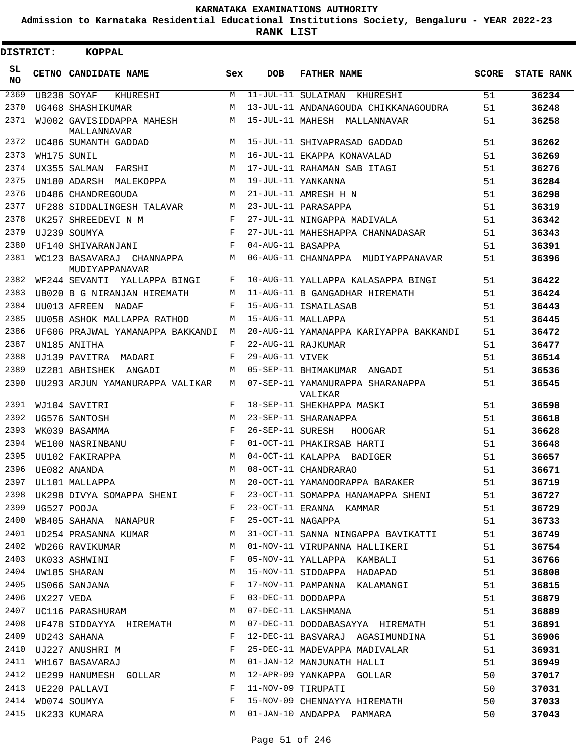KARNATAKA EXAMINATIONS AUTHORITY

Admission to Karnataka Residential Educational Institutions Society, Bengaluru - YEAR 2022-23

**RANK LIST**

**DISTRICT: KOPPAL**

| SL NO | CETNO | CANDIDATE NAME | Sex | DOB | FATHER NAME | SCORE | STATE RANK |
|---|---|---|---|---|---|---|---|
| 2369 | UB238 | SOYAF KHURESHI | M | 11-JUL-11 | SULAIMAN KHURESHI | 51 | **36234** |
| 2370 | UG468 | SHASHIKUMAR | M | 13-JUL-11 | ANDANAGOUDA CHIKKANAGOUDRA | 51 | **36248** |
| 2371 | WJ002 | GAVISIDDAPPA MAHESH MALLANNAVAR | M | 15-JUL-11 | MAHESH MALLANNAVAR | 51 | **36258** |
| 2372 | UC486 | SUMANTH GADDAD | M | 15-JUL-11 | SHIVAPRASAD GADDAD | 51 | **36262** |
| 2373 | WH175 | SUNIL | M | 16-JUL-11 | EKAPPA KONAVALAD | 51 | **36269** |
| 2374 | UX355 | SALMAN FARSHI | M | 17-JUL-11 | RAHAMAN SAB ITAGI | 51 | **36276** |
| 2375 | UN180 | ADARSH MALEKOPPA | M | 19-JUL-11 | YANKANNA | 51 | **36284** |
| 2376 | UD486 | CHANDREGOUDA | M | 21-JUL-11 | AMRESH H N | 51 | **36298** |
| 2377 | UF288 | SIDDALINGESH TALAVAR | M | 23-JUL-11 | PARASAPPA | 51 | **36319** |
| 2378 | UK257 | SHREEDEVI N M | F | 27-JUL-11 | NINGAPPA MADIVALA | 51 | **36342** |
| 2379 | UJ239 | SOUMYA | F | 27-JUL-11 | MAHESHAPPA CHANNADASAR | 51 | **36343** |
| 2380 | UF140 | SHIVARANJANI | F | 04-AUG-11 | BASAPPA | 51 | **36391** |
| 2381 | WC123 | BASAVARAJ CHANNAPPA MUDIYAPPANAVAR | M | 06-AUG-11 | CHANNAPPA MUDIYAPPANAVAR | 51 | **36396** |
| 2382 | WF244 | SEVANTI YALLAPPA BINGI | F | 10-AUG-11 | YALLAPPA KALASAPPA BINGI | 51 | **36422** |
| 2383 | UB020 | B G NIRANJAN HIREMATH | M | 11-AUG-11 | B GANGADHAR HIREMATH | 51 | **36424** |
| 2384 | UU013 | AFREEN NADAF | F | 15-AUG-11 | ISMAILASAB | 51 | **36443** |
| 2385 | UU058 | ASHOK MALLAPPA RATHOD | M | 15-AUG-11 | MALLAPPA | 51 | **36445** |
| 2386 | UF606 | PRAJWAL YAMANAPPA BAKKANDI | M | 20-AUG-11 | YAMANAPPA KARIYAPPA BAKKANDI | 51 | **36472** |
| 2387 | UN185 | ANITHA | F | 22-AUG-11 | RAJKUMAR | 51 | **36477** |
| 2388 | UJ139 | PAVITRA MADARI | F | 29-AUG-11 | VIVEK | 51 | **36514** |
| 2389 | UZ281 | ABHISHEK ANGADI | M | 05-SEP-11 | BHIMAKUMAR ANGADI | 51 | **36536** |
| 2390 | UU293 | ARJUN YAMANURAPPA VALIKAR | M | 07-SEP-11 | YAMANURAPPA SHARANAPPA VALIKAR | 51 | **36545** |
| 2391 | WJ104 | SAVITRI | F | 18-SEP-11 | SHEKHAPPA MASKI | 51 | **36598** |
| 2392 | UG576 | SANTOSH | M | 23-SEP-11 | SHARANAPPA | 51 | **36618** |
| 2393 | WK039 | BASAMMA | F | 26-SEP-11 | SURESH HOOGAR | 51 | **36628** |
| 2394 | WE100 | NASRINBANU | F | 01-OCT-11 | PHAKIRSAB HARTI | 51 | **36648** |
| 2395 | UU102 | FAKIRAPPA | M | 04-OCT-11 | KALAPPA BADIGER | 51 | **36657** |
| 2396 | UE082 | ANANDA | M | 08-OCT-11 | CHANDRARAO | 51 | **36671** |
| 2397 | UL101 | MALLAPPA | M | 20-OCT-11 | YAMANOORAPPA BARAKER | 51 | **36719** |
| 2398 | UK298 | DIVYA SOMAPPA SHENI | F | 23-OCT-11 | SOMAPPA HANAMAPPA SHENI | 51 | **36727** |
| 2399 | UG527 | POOJA | F | 23-OCT-11 | ERANNA KAMMAR | 51 | **36729** |
| 2400 | WB405 | SAHANA NANAPUR | F | 25-OCT-11 | NAGAPPA | 51 | **36733** |
| 2401 | UD254 | PRASANNA KUMAR | M | 31-OCT-11 | SANNA NINGAPPA BAVIKATTI | 51 | **36749** |
| 2402 | WD266 | RAVIKUMAR | M | 01-NOV-11 | VIRUPANNA HALLIKERI | 51 | **36754** |
| 2403 | UK033 | ASHWINI | F | 05-NOV-11 | YALLAPPA KAMBALI | 51 | **36766** |
| 2404 | UW185 | SHARAN | M | 15-NOV-11 | SIDDAPPA HADAPAD | 51 | **36808** |
| 2405 | US066 | SANJANA | F | 17-NOV-11 | PAMPANNA KALAMANGI | 51 | **36815** |
| 2406 | UX227 | VEDA | F | 03-DEC-11 | DODDAPPA | 51 | **36879** |
| 2407 | UC116 | PARASHURAM | M | 07-DEC-11 | LAKSHMANA | 51 | **36889** |
| 2408 | UF478 | SIDDAYYA HIREMATH | M | 07-DEC-11 | DODDABASAYYA HIREMATH | 51 | **36891** |
| 2409 | UD243 | SAHANA | F | 12-DEC-11 | BASVARAJ AGASIMUNDINA | 51 | **36906** |
| 2410 | UJ227 | ANUSHRI M | F | 25-DEC-11 | MADEVAPPA MADIVALAR | 51 | **36931** |
| 2411 | WH167 | BASAVARAJ | M | 01-JAN-12 | MANJUNATH HALLI | 51 | **36949** |
| 2412 | UE299 | HANUMESH GOLLAR | M | 12-APR-09 | YANKAPPA GOLLAR | 50 | **37017** |
| 2413 | UE220 | PALLAVI | F | 11-NOV-09 | TIRUPATI | 50 | **37031** |
| 2414 | WD074 | SOUMYA | F | 15-NOV-09 | CHENNAYYA HIREMATH | 50 | **37033** |
| 2415 | UK233 | KUMARA | M | 01-JAN-10 | ANDAPPA PAMMARA | 50 | **37043** |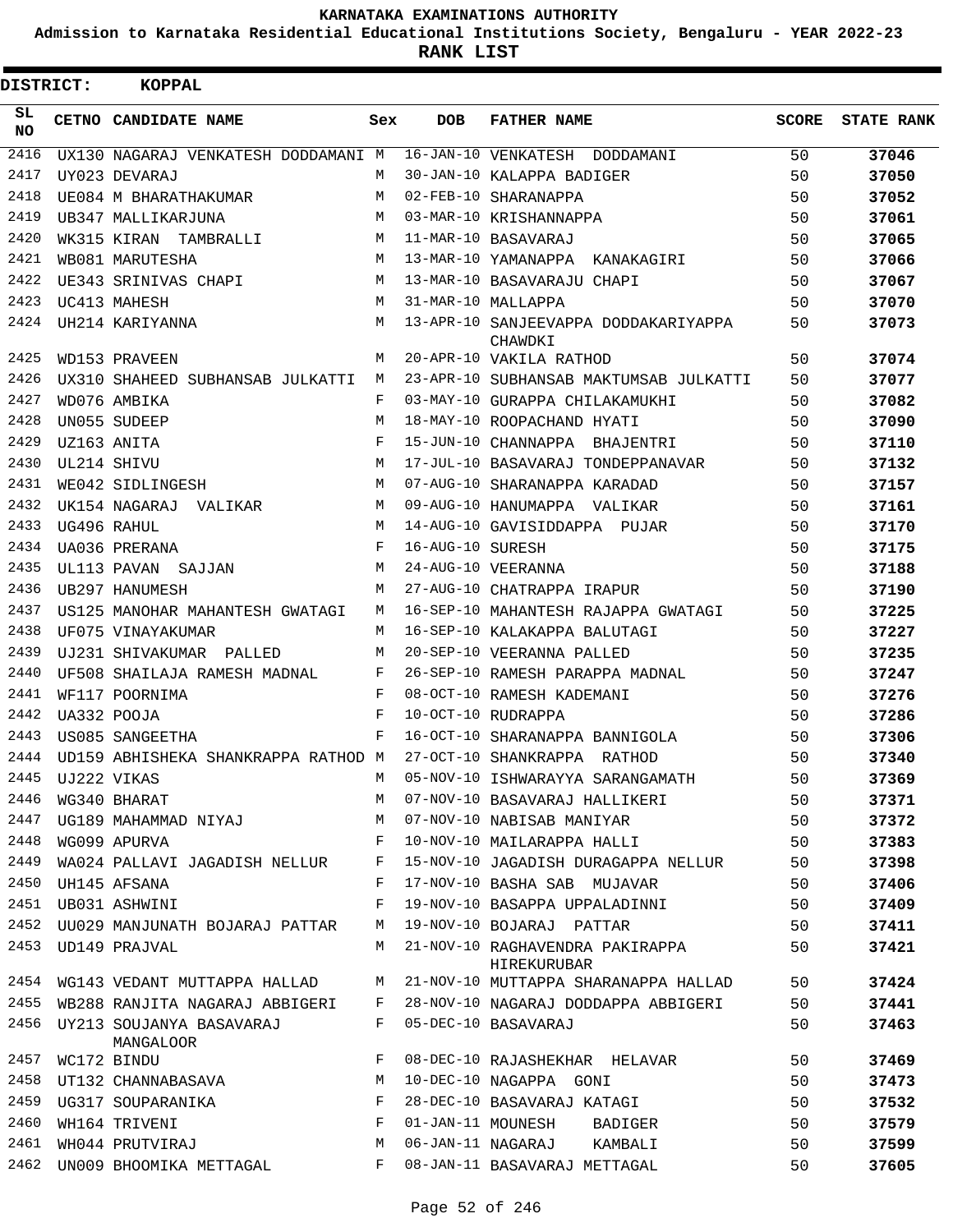KARNATAKA EXAMINATIONS AUTHORITY

Admission to Karnataka Residential Educational Institutions Society, Bengaluru - YEAR 2022-23

**RANK LIST**

**DISTRICT: KOPPAL**

| SL NO | CETNO | CANDIDATE NAME | Sex | DOB | FATHER NAME | SCORE | STATE RANK |
|---|---|---|---|---|---|---|---|
| 2416 | UX130 | NAGARAJ VENKATESH DODDAMANI | M | 16-JAN-10 | VENKATESH DODDAMANI | 50 | 37046 |
| 2417 | UY023 | DEVARAJ | M | 30-JAN-10 | KALAPPA BADIGER | 50 | 37050 |
| 2418 | UE084 | M BHARATHAKUMAR | M | 02-FEB-10 | SHARANAPPA | 50 | 37052 |
| 2419 | UB347 | MALLIKARJUNA | M | 03-MAR-10 | KRISHANNAPPA | 50 | 37061 |
| 2420 | WK315 | KIRAN TAMBRALLI | M | 11-MAR-10 | BASAVARAJ | 50 | 37065 |
| 2421 | WB081 | MARUTESHA | M | 13-MAR-10 | YAMANAPPA KANAKAGIRI | 50 | 37066 |
| 2422 | UE343 | SRINIVAS CHAPI | M | 13-MAR-10 | BASAVARAJU CHAPI | 50 | 37067 |
| 2423 | UC413 | MAHESH | M | 31-MAR-10 | MALLAPPA | 50 | 37070 |
| 2424 | UH214 | KARIYANNA | M | 13-APR-10 | SANJEEVAPPA DODDAKARIYAPPA CHAWDKI | 50 | 37073 |
| 2425 | WD153 | PRAVEEN | M | 20-APR-10 | VAKILA RATHOD | 50 | 37074 |
| 2426 | UX310 | SHAHEED SUBHANSAB JULKATTI | M | 23-APR-10 | SUBHANSAB MAKTUMSAB JULKATTI | 50 | 37077 |
| 2427 | WD076 | AMBIKA | F | 03-MAY-10 | GURAPPA CHILAKAMUKHI | 50 | 37082 |
| 2428 | UN055 | SUDEEP | M | 18-MAY-10 | ROOPACHAND HYATI | 50 | 37090 |
| 2429 | UZ163 | ANITA | F | 15-JUN-10 | CHANNAPPA BHAJENTRI | 50 | 37110 |
| 2430 | UL214 | SHIVU | M | 17-JUL-10 | BASAVARAJ TONDEPPANAVAR | 50 | 37132 |
| 2431 | WE042 | SIDLINGESH | M | 07-AUG-10 | SHARANAPPA KARADAD | 50 | 37157 |
| 2432 | UK154 | NAGARAJ VALIKAR | M | 09-AUG-10 | HANUMAPPA VALIKAR | 50 | 37161 |
| 2433 | UG496 | RAHUL | M | 14-AUG-10 | GAVISIDDAPPA PUJAR | 50 | 37170 |
| 2434 | UA036 | PRERANA | F | 16-AUG-10 | SURESH | 50 | 37175 |
| 2435 | UL113 | PAVAN SAJJAN | M | 24-AUG-10 | VEERANNA | 50 | 37188 |
| 2436 | UB297 | HANUMESH | M | 27-AUG-10 | CHATRAPPA IRAPUR | 50 | 37190 |
| 2437 | US125 | MANOHAR MAHANTESH GWATAGI | M | 16-SEP-10 | MAHANTESH RAJAPPA GWATAGI | 50 | 37225 |
| 2438 | UF075 | VINAYAKUMAR | M | 16-SEP-10 | KALAKAPPA BALUTAGI | 50 | 37227 |
| 2439 | UJ231 | SHIVAKUMAR PALLED | M | 20-SEP-10 | VEERANNA PALLED | 50 | 37235 |
| 2440 | UF508 | SHAILAJA RAMESH MADNAL | F | 26-SEP-10 | RAMESH PARAPPA MADNAL | 50 | 37247 |
| 2441 | WF117 | POORNIMA | F | 08-OCT-10 | RAMESH KADEMANI | 50 | 37276 |
| 2442 | UA332 | POOJA | F | 10-OCT-10 | RUDRAPPA | 50 | 37286 |
| 2443 | US085 | SANGEETHA | F | 16-OCT-10 | SHARANAPPA BANNIGOLA | 50 | 37306 |
| 2444 | UD159 | ABHISHEKA SHANKRAPPA RATHOD | M | 27-OCT-10 | SHANKRAPPA RATHOD | 50 | 37340 |
| 2445 | UJ222 | VIKAS | M | 05-NOV-10 | ISHWARAYYA SARANGAMATH | 50 | 37369 |
| 2446 | WG340 | BHARAT | M | 07-NOV-10 | BASAVARAJ HALLIKERI | 50 | 37371 |
| 2447 | UG189 | MAHAMMAD NIYAJ | M | 07-NOV-10 | NABISAB MANIYAR | 50 | 37372 |
| 2448 | WG099 | APURVA | F | 10-NOV-10 | MAILARAPPA HALLI | 50 | 37383 |
| 2449 | WA024 | PALLAVI JAGADISH NELLUR | F | 15-NOV-10 | JAGADISH DURAGAPPA NELLUR | 50 | 37398 |
| 2450 | UH145 | AFSANA | F | 17-NOV-10 | BASHA SAB MUJAVAR | 50 | 37406 |
| 2451 | UB031 | ASHWINI | F | 19-NOV-10 | BASAPPA UPPALADINNI | 50 | 37409 |
| 2452 | UU029 | MANJUNATH BOJARAJ PATTAR | M | 19-NOV-10 | BOJARAJ PATTAR | 50 | 37411 |
| 2453 | UD149 | PRAJVAL | M | 21-NOV-10 | RAGHAVENDRA PAKIRAPPA HIREKURUBAR | 50 | 37421 |
| 2454 | WG143 | VEDANT MUTTAPPA HALLAD | M | 21-NOV-10 | MUTTAPPA SHARANAPPA HALLAD | 50 | 37424 |
| 2455 | WB288 | RANJITA NAGARAJ ABBIGERI | F | 28-NOV-10 | NAGARAJ DODDAPPA ABBIGERI | 50 | 37441 |
| 2456 | UY213 | SOUJANYA BASAVARAJ MANGALOOR | F | 05-DEC-10 | BASAVARAJ | 50 | 37463 |
| 2457 | WC172 | BINDU | F | 08-DEC-10 | RAJASHEKHAR HELAVAR | 50 | 37469 |
| 2458 | UT132 | CHANNABASAVA | M | 10-DEC-10 | NAGAPPA GONI | 50 | 37473 |
| 2459 | UG317 | SOUPARANIKA | F | 28-DEC-10 | BASAVARAJ KATAGI | 50 | 37532 |
| 2460 | WH164 | TRIVENI | F | 01-JAN-11 | MOUNESH BADIGER | 50 | 37579 |
| 2461 | WH044 | PRUTVIRAJ | M | 06-JAN-11 | NAGARAJ KAMBALI | 50 | 37599 |
| 2462 | UN009 | BHOOMIKA METTAGAL | F | 08-JAN-11 | BASAVARAJ METTAGAL | 50 | 37605 |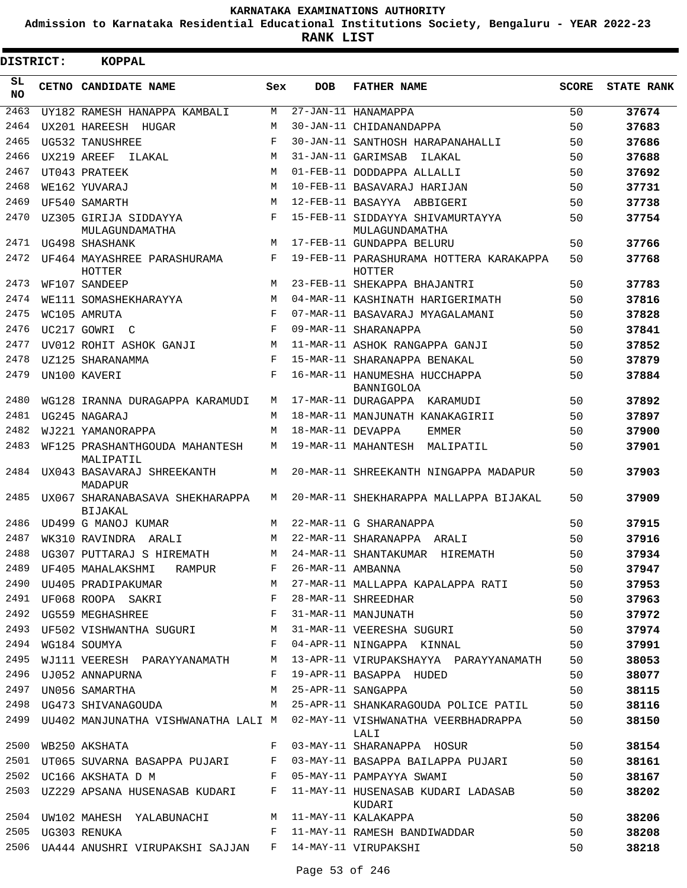# KARNATAKA EXAMINATIONS AUTHORITY

**Admission to Karnataka Residential Educational Institutions Society, Bengaluru - YEAR 2022-23**

**RANK LIST**

**DISTRICT: KOPPAL**

| SL NO | CETNO | CANDIDATE NAME | Sex | DOB | FATHER NAME | SCORE | STATE RANK |
|---|---|---|---|---|---|---|---|
| 2463 | UY182 | RAMESH HANAPPA KAMBALI | M | 27-JAN-11 | HANAMAPPA | 50 | 37674 |
| 2464 | UX201 | HAREESH HUGAR | M | 30-JAN-11 | CHIDANANDAPPA | 50 | 37683 |
| 2465 | UG532 | TANUSHREE | F | 30-JAN-11 | SANTHOSH HARAPANAHALLI | 50 | 37686 |
| 2466 | UX219 | AREEF ILAKAL | M | 31-JAN-11 | GARIMSAB ILAKAL | 50 | 37688 |
| 2467 | UT043 | PRATEEK | M | 01-FEB-11 | DODDAPPA ALLALLI | 50 | 37692 |
| 2468 | WE162 | YUVARAJ | M | 10-FEB-11 | BASAVARAJ HARIJAN | 50 | 37731 |
| 2469 | UF540 | SAMARTH | M | 12-FEB-11 | BASAYYA ABBIGERI | 50 | 37738 |
| 2470 | UZ305 | GIRIJA SIDDAYYA MULAGUNDAMATHA | F | 15-FEB-11 | SIDDAYYA SHIVAMURTAYYA MULAGUNDAMATHA | 50 | 37754 |
| 2471 | UG498 | SHASHANK | M | 17-FEB-11 | GUNDAPPA BELURU | 50 | 37766 |
| 2472 | UF464 | MAYASHREE PARASHURAMA HOTTER | F | 19-FEB-11 | PARASHURAMA HOTTERA KARAKAPPA HOTTER | 50 | 37768 |
| 2473 | WF107 | SANDEEP | M | 23-FEB-11 | SHEKAPPA BHAJANTRI | 50 | 37783 |
| 2474 | WE111 | SOMASHEKHARAYYA | M | 04-MAR-11 | KASHINATH HARIGERIMATH | 50 | 37816 |
| 2475 | WC105 | AMRUTA | F | 07-MAR-11 | BASAVARAJ MYAGALAMANI | 50 | 37828 |
| 2476 | UC217 | GOWRI C | F | 09-MAR-11 | SHARANAPPA | 50 | 37841 |
| 2477 | UV012 | ROHIT ASHOK GANJI | M | 11-MAR-11 | ASHOK RANGAPPA GANJI | 50 | 37852 |
| 2478 | UZ125 | SHARANAMMA | F | 15-MAR-11 | SHARANAPPA BENAKAL | 50 | 37879 |
| 2479 | UN100 | KAVERI | F | 16-MAR-11 | HANUMESHA HUCCHAPPA BANNIGOLOA | 50 | 37884 |
| 2480 | WG128 | IRANNA DURAGAPPA KARAMUDI | M | 17-MAR-11 | DURAGAPPA KARAMUDI | 50 | 37892 |
| 2481 | UG245 | NAGARAJ | M | 18-MAR-11 | MANJUNATH KANAKAGIRII | 50 | 37897 |
| 2482 | WJ221 | YAMANORAPPA | M | 18-MAR-11 | DEVAPPA EMMER | 50 | 37900 |
| 2483 | WF125 | PRASHANTHGOUDA MAHANTESH MALIPATIL | M | 19-MAR-11 | MAHANTESH MALIPATIL | 50 | 37901 |
| 2484 | UX043 | BASAVARAJ SHREEKANTH MADAPUR | M | 20-MAR-11 | SHREEKANTH NINGAPPA MADAPUR | 50 | 37903 |
| 2485 | UX067 | SHARANABASAVA SHEKHARAPPA BIJAKAL | M | 20-MAR-11 | SHEKHARAPPA MALLAPPA BIJAKAL | 50 | 37909 |
| 2486 | UD499 | G MANOJ KUMAR | M | 22-MAR-11 | G SHARANAPPA | 50 | 37915 |
| 2487 | WK310 | RAVINDRA ARALI | M | 22-MAR-11 | SHARANAPPA ARALI | 50 | 37916 |
| 2488 | UG307 | PUTTARAJ S HIREMATH | M | 24-MAR-11 | SHANTAKUMAR HIREMATH | 50 | 37934 |
| 2489 | UF405 | MAHALAKSHMI RAMPUR | F | 26-MAR-11 | AMBANNA | 50 | 37947 |
| 2490 | UU405 | PRADIPAKUMAR | M | 27-MAR-11 | MALLAPPA KAPALAPPA RATI | 50 | 37953 |
| 2491 | UF068 | ROOPA SAKRI | F | 28-MAR-11 | SHREEDHAR | 50 | 37963 |
| 2492 | UG559 | MEGHASHREE | F | 31-MAR-11 | MANJUNATH | 50 | 37972 |
| 2493 | UF502 | VISHWANTHA SUGURI | M | 31-MAR-11 | VEERESHA SUGURI | 50 | 37974 |
| 2494 | WG184 | SOUMYA | F | 04-APR-11 | NINGAPPA KINNAL | 50 | 37991 |
| 2495 | WJ111 | VEERESH PARAYYANAMATH | M | 13-APR-11 | VIRUPAKSHAYYA PARAYYANAMATH | 50 | 38053 |
| 2496 | UJ052 | ANNAPURNA | F | 19-APR-11 | BASAPPA HUDED | 50 | 38077 |
| 2497 | UN056 | SAMARTHA | M | 25-APR-11 | SANGAPPA | 50 | 38115 |
| 2498 | UG473 | SHIVANAGOUDA | M | 25-APR-11 | SHANKARAGOUDA POLICE PATIL | 50 | 38116 |
| 2499 | UU402 | MANJUNATHA VISHWANATHA LALI | M | 02-MAY-11 | VISHWANATHA VEERBHADRAPPA LALI | 50 | 38150 |
| 2500 | WB250 | AKSHATA | F | 03-MAY-11 | SHARANAPPA HOSUR | 50 | 38154 |
| 2501 | UT065 | SUVARNA BASAPPA PUJARI | F | 03-MAY-11 | BASAPPA BAILAPPA PUJARI | 50 | 38161 |
| 2502 | UC166 | AKSHATA D M | F | 05-MAY-11 | PAMPAYYA SWAMI | 50 | 38167 |
| 2503 | UZ229 | APSANA HUSENASAB KUDARI | F | 11-MAY-11 | HUSENASAB KUDARI LADASAB KUDARI | 50 | 38202 |
| 2504 | UW102 | MAHESH YALABUNACHI | M | 11-MAY-11 | KALAKAPPA | 50 | 38206 |
| 2505 | UG303 | RENUKA | F | 11-MAY-11 | RAMESH BANDIWADDAR | 50 | 38208 |
| 2506 | UA444 | ANUSHRI VIRUPAKSHI SAJJAN | F | 14-MAY-11 | VIRUPAKSHI | 50 | 38218 |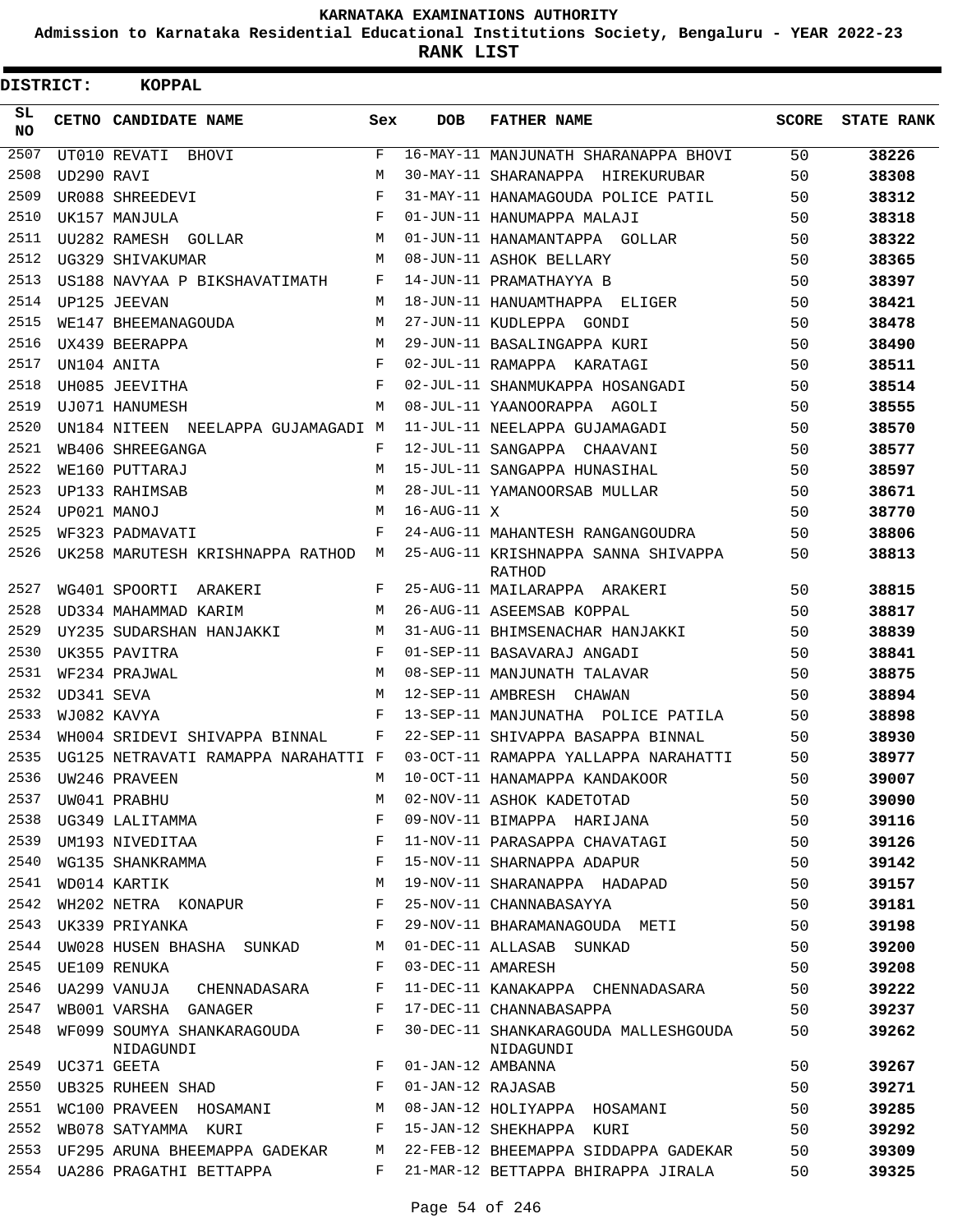# KARNATAKA EXAMINATIONS AUTHORITY

**Admission to Karnataka Residential Educational Institutions Society, Bengaluru - YEAR 2022-23**

**RANK LIST**

**DISTRICT: KOPPAL**

| SL NO | CETNO | CANDIDATE NAME | Sex | DOB | FATHER NAME | SCORE | STATE RANK |
|---|---|---|---|---|---|---|---|
| 2507 | UT010 | REVATI BHOVI | F | 16-MAY-11 | MANJUNATH SHARANAPPA BHOVI | 50 | 38226 |
| 2508 | UD290 | RAVI | M | 30-MAY-11 | SHARANAPPA HIREKURUBAR | 50 | 38308 |
| 2509 | UR088 | SHREEDEVI | F | 31-MAY-11 | HANAMAGOUDA POLICE PATIL | 50 | 38312 |
| 2510 | UK157 | MANJULA | F | 01-JUN-11 | HANUMAPPA MALAJI | 50 | 38318 |
| 2511 | UU282 | RAMESH GOLLAR | M | 01-JUN-11 | HANAMANTAPPA GOLLAR | 50 | 38322 |
| 2512 | UG329 | SHIVAKUMAR | M | 08-JUN-11 | ASHOK BELLARY | 50 | 38365 |
| 2513 | US188 | NAVYAA P BIKSHAVATIMATH | F | 14-JUN-11 | PRAMATHAYYA B | 50 | 38397 |
| 2514 | UP125 | JEEVAN | M | 18-JUN-11 | HANUAMTHAPPA ELIGER | 50 | 38421 |
| 2515 | WE147 | BHEEMANAGOUDA | M | 27-JUN-11 | KUDLEPPA GONDI | 50 | 38478 |
| 2516 | UX439 | BEERAPPA | M | 29-JUN-11 | BASALINGAPPA KURI | 50 | 38490 |
| 2517 | UN104 | ANITA | F | 02-JUL-11 | RAMAPPA KARATAGI | 50 | 38511 |
| 2518 | UH085 | JEEVITHA | F | 02-JUL-11 | SHANMUKAPPA HOSANGADI | 50 | 38514 |
| 2519 | UJ071 | HANUMESH | M | 08-JUL-11 | YAANOORAPPA AGOLI | 50 | 38555 |
| 2520 | UN184 | NITEEN NEELAPPA GUJAMAGADI | M | 11-JUL-11 | NEELAPPA GUJAMAGADI | 50 | 38570 |
| 2521 | WB406 | SHREEGANGA | F | 12-JUL-11 | SANGAPPA CHAAVANI | 50 | 38577 |
| 2522 | WE160 | PUTTARAJ | M | 15-JUL-11 | SANGAPPA HUNASIHAL | 50 | 38597 |
| 2523 | UP133 | RAHIMSAB | M | 28-JUL-11 | YAMANOORSAB MULLAR | 50 | 38671 |
| 2524 | UP021 | MANOJ | M | 16-AUG-11 | X | 50 | 38770 |
| 2525 | WF323 | PADMAVATI | F | 24-AUG-11 | MAHANTESH RANGANGOUDRA | 50 | 38806 |
| 2526 | UK258 | MARUTESH KRISHNAPPA RATHOD | M | 25-AUG-11 | KRISHNAPPA SANNA SHIVAPPA RATHOD | 50 | 38813 |
| 2527 | WG401 | SPOORTI ARAKERI | F | 25-AUG-11 | MAILARAPPA ARAKERI | 50 | 38815 |
| 2528 | UD334 | MAHAMMAD KARIM | M | 26-AUG-11 | ASEEMSAB KOPPAL | 50 | 38817 |
| 2529 | UY235 | SUDARSHAN HANJAKKI | M | 31-AUG-11 | BHIMSENACHAR HANJAKKI | 50 | 38839 |
| 2530 | UK355 | PAVITRA | F | 01-SEP-11 | BASAVARAJ ANGADI | 50 | 38841 |
| 2531 | WF234 | PRAJWAL | M | 08-SEP-11 | MANJUNATH TALAVAR | 50 | 38875 |
| 2532 | UD341 | SEVA | M | 12-SEP-11 | AMBRESH CHAWAN | 50 | 38894 |
| 2533 | WJ082 | KAVYA | F | 13-SEP-11 | MANJUNATHA POLICE PATILA | 50 | 38898 |
| 2534 | WH004 | SRIDEVI SHIVAPPA BINNAL | F | 22-SEP-11 | SHIVAPPA BASAPPA BINNAL | 50 | 38930 |
| 2535 | UG125 | NETRAVATI RAMAPPA NARAHATTI | F | 03-OCT-11 | RAMAPPA YALLAPPA NARAHATTI | 50 | 38977 |
| 2536 | UW246 | PRAVEEN | M | 10-OCT-11 | HANAMAPPA KANDAKOOR | 50 | 39007 |
| 2537 | UW041 | PRABHU | M | 02-NOV-11 | ASHOK KADETOTAD | 50 | 39090 |
| 2538 | UG349 | LALITAMMA | F | 09-NOV-11 | BIMAPPA HARIJANA | 50 | 39116 |
| 2539 | UM193 | NIVEDITAA | F | 11-NOV-11 | PARASAPPA CHAVATAGI | 50 | 39126 |
| 2540 | WG135 | SHANKRAMMA | F | 15-NOV-11 | SHARNAPPA ADAPUR | 50 | 39142 |
| 2541 | WD014 | KARTIK | M | 19-NOV-11 | SHARANAPPA HADAPAD | 50 | 39157 |
| 2542 | WH202 | NETRA KONAPUR | F | 25-NOV-11 | CHANNABASAYYA | 50 | 39181 |
| 2543 | UK339 | PRIYANKA | F | 29-NOV-11 | BHARAMANAGOUDA METI | 50 | 39198 |
| 2544 | UW028 | HUSEN BHASHA SUNKAD | M | 01-DEC-11 | ALLASAB SUNKAD | 50 | 39200 |
| 2545 | UE109 | RENUKA | F | 03-DEC-11 | AMARESH | 50 | 39208 |
| 2546 | UA299 | VANUJA CHENNADASARA | F | 11-DEC-11 | KANAKAPPA CHENNADASARA | 50 | 39222 |
| 2547 | WB001 | VARSHA GANAGER | F | 17-DEC-11 | CHANNABASAPPA | 50 | 39237 |
| 2548 | WF099 | SOUMYA SHANKARAGOUDA NIDAGUNDI | F | 30-DEC-11 | SHANKARAGOUDA MALLESHGOUDA NIDAGUNDI | 50 | 39262 |
| 2549 | UC371 | GEETA | F | 01-JAN-12 | AMBANNA | 50 | 39267 |
| 2550 | UB325 | RUHEEN SHAD | F | 01-JAN-12 | RAJASAB | 50 | 39271 |
| 2551 | WC100 | PRAVEEN HOSAMANI | M | 08-JAN-12 | HOLIYAPPA HOSAMANI | 50 | 39285 |
| 2552 | WB078 | SATYAMMA KURI | F | 15-JAN-12 | SHEKHAPPA KURI | 50 | 39292 |
| 2553 | UF295 | ARUNA BHEEMAPPA GADEKAR | M | 22-FEB-12 | BHEEMAPPA SIDDAPPA GADEKAR | 50 | 39309 |
| 2554 | UA286 | PRAGATHI BETTAPPA | F | 21-MAR-12 | BETTAPPA BHIRAPPA JIRALA | 50 | 39325 |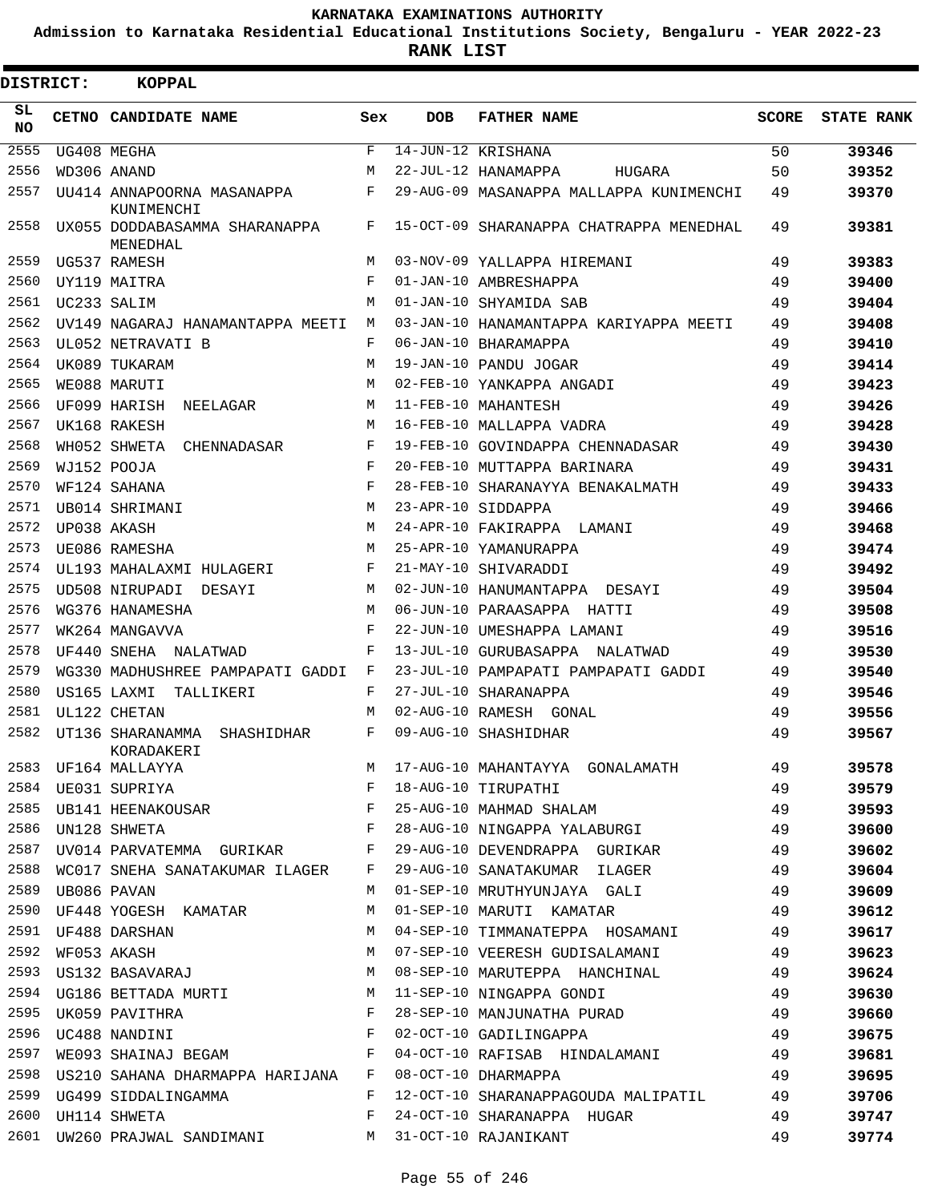# KARNATAKA EXAMINATIONS AUTHORITY

**Admission to Karnataka Residential Educational Institutions Society, Bengaluru - YEAR 2022-23**

**RANK LIST**

**DISTRICT: KOPPAL**

| SL NO | CETNO | CANDIDATE NAME | Sex | DOB | FATHER NAME | SCORE | STATE RANK |
|---|---|---|---|---|---|---|---|
| 2555 | UG408 | MEGHA | F | 14-JUN-12 | KRISHANA | 50 | 39346 |
| 2556 | WD306 | ANAND | M | 22-JUL-12 | HANAMAPPA HUGARA | 50 | 39352 |
| 2557 | UU414 | ANNAPOORNA MASANAPPA KUNIMENCHI | F | 29-AUG-09 | MASANAPPA MALLAPPA KUNIMENCHI | 49 | 39370 |
| 2558 | UX055 | DODDABASAMMA SHARANAPPA MENEDHAL | F | 15-OCT-09 | SHARANAPPA CHATRAPPA MENEDHAL | 49 | 39381 |
| 2559 | UG537 | RAMESH | M | 03-NOV-09 | YALLAPPA HIREMANI | 49 | 39383 |
| 2560 | UY119 | MAITRA | F | 01-JAN-10 | AMBRESHAPPA | 49 | 39400 |
| 2561 | UC233 | SALIM | M | 01-JAN-10 | SHYAMIDA SAB | 49 | 39404 |
| 2562 | UV149 | NAGARAJ HANAMANTAPPA MEETI | M | 03-JAN-10 | HANAMANTAPPA KARIYAPPA MEETI | 49 | 39408 |
| 2563 | UL052 | NETRAVATI B | F | 06-JAN-10 | BHARAMAPPA | 49 | 39410 |
| 2564 | UK089 | TUKARAM | M | 19-JAN-10 | PANDU JOGAR | 49 | 39414 |
| 2565 | WE088 | MARUTI | M | 02-FEB-10 | YANKAPPA ANGADI | 49 | 39423 |
| 2566 | UF099 | HARISH NEELAGAR | M | 11-FEB-10 | MAHANTESH | 49 | 39426 |
| 2567 | UK168 | RAKESH | M | 16-FEB-10 | MALLAPPA VADRA | 49 | 39428 |
| 2568 | WH052 | SHWETA CHENNADASAR | F | 19-FEB-10 | GOVINDAPPA CHENNADASAR | 49 | 39430 |
| 2569 | WJ152 | POOJA | F | 20-FEB-10 | MUTTAPPA BARINARA | 49 | 39431 |
| 2570 | WF124 | SAHANA | F | 28-FEB-10 | SHARANAYYA BENAKALMATH | 49 | 39433 |
| 2571 | UB014 | SHRIMANI | M | 23-APR-10 | SIDDAPPA | 49 | 39466 |
| 2572 | UP038 | AKASH | M | 24-APR-10 | FAKIRAPPA LAMANI | 49 | 39468 |
| 2573 | UE086 | RAMESHA | M | 25-APR-10 | YAMANURAPPA | 49 | 39474 |
| 2574 | UL193 | MAHALAXMI HULAGERI | F | 21-MAY-10 | SHIVARADDI | 49 | 39492 |
| 2575 | UD508 | NIRUPADI DESAYI | M | 02-JUN-10 | HANUMANTAPPA DESAYI | 49 | 39504 |
| 2576 | WG376 | HANAMESHA | M | 06-JUN-10 | PARAASAPPA HATTI | 49 | 39508 |
| 2577 | WK264 | MANGAVVA | F | 22-JUN-10 | UMESHAPPA LAMANI | 49 | 39516 |
| 2578 | UF440 | SNEHA NALATWAD | F | 13-JUL-10 | GURUBASAPPA NALATWAD | 49 | 39530 |
| 2579 | WG330 | MADHUSHREE PAMPAPATI GADDI | F | 23-JUL-10 | PAMPAPATI PAMPAPATI GADDI | 49 | 39540 |
| 2580 | US165 | LAXMI TALLIKERI | F | 27-JUL-10 | SHARANAPPA | 49 | 39546 |
| 2581 | UL122 | CHETAN | M | 02-AUG-10 | RAMESH GONAL | 49 | 39556 |
| 2582 | UT136 | SHARANAMMA SHASHIDHAR KORADAKERI | F | 09-AUG-10 | SHASHIDHAR | 49 | 39567 |
| 2583 | UF164 | MALLAYYA | M | 17-AUG-10 | MAHANTAYYA GONALAMATH | 49 | 39578 |
| 2584 | UE031 | SUPRIYA | F | 18-AUG-10 | TIRUPATHI | 49 | 39579 |
| 2585 | UB141 | HEENAKOUSAR | F | 25-AUG-10 | MAHMAD SHALAM | 49 | 39593 |
| 2586 | UN128 | SHWETA | F | 28-AUG-10 | NINGAPPA YALABURGI | 49 | 39600 |
| 2587 | UV014 | PARVATEMMA GURIKAR | F | 29-AUG-10 | DEVENDRAPPA GURIKAR | 49 | 39602 |
| 2588 | WC017 | SNEHA SANATAKUMAR ILAGER | F | 29-AUG-10 | SANATAKUMAR ILAGER | 49 | 39604 |
| 2589 | UB086 | PAVAN | M | 01-SEP-10 | MRUTHYUNJAYA GALI | 49 | 39609 |
| 2590 | UF448 | YOGESH KAMATAR | M | 01-SEP-10 | MARUTI KAMATAR | 49 | 39612 |
| 2591 | UF488 | DARSHAN | M | 04-SEP-10 | TIMMANATEPPA HOSAMANI | 49 | 39617 |
| 2592 | WF053 | AKASH | M | 07-SEP-10 | VEERESH GUDISALAMANI | 49 | 39623 |
| 2593 | US132 | BASAVARAJ | M | 08-SEP-10 | MARUTEPPA HANCHINAL | 49 | 39624 |
| 2594 | UG186 | BETTADA MURTI | M | 11-SEP-10 | NINGAPPA GONDI | 49 | 39630 |
| 2595 | UK059 | PAVITHRA | F | 28-SEP-10 | MANJUNATHA PURAD | 49 | 39660 |
| 2596 | UC488 | NANDINI | F | 02-OCT-10 | GADILINGAPPA | 49 | 39675 |
| 2597 | WE093 | SHAINAJ BEGAM | F | 04-OCT-10 | RAFISAB HINDALAMANI | 49 | 39681 |
| 2598 | US210 | SAHANA DHARMAPPA HARIJANA | F | 08-OCT-10 | DHARMAPPA | 49 | 39695 |
| 2599 | UG499 | SIDDALINGAMMA | F | 12-OCT-10 | SHARANAPPAGOUDA MALIPATIL | 49 | 39706 |
| 2600 | UH114 | SHWETA | F | 24-OCT-10 | SHARANAPPA HUGAR | 49 | 39747 |
| 2601 | UW260 | PRAJWAL SANDIMANI | M | 31-OCT-10 | RAJANIKANT | 49 | 39774 |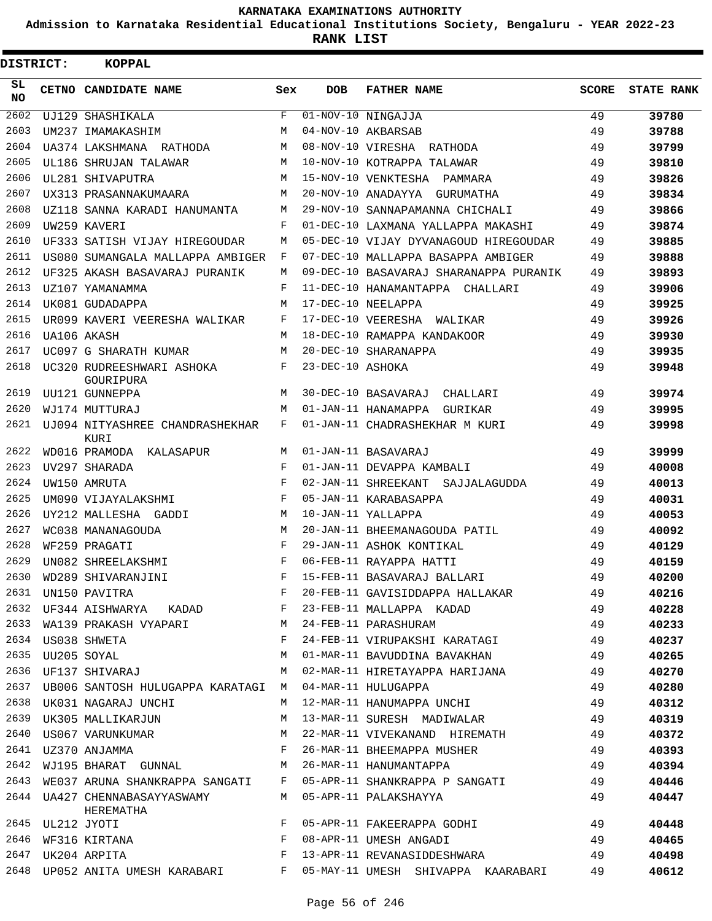KARNATAKA EXAMINATIONS AUTHORITY

Admission to Karnataka Residential Educational Institutions Society, Bengaluru - YEAR 2022-23

**RANK LIST**

**DISTRICT: KOPPAL**

| SL NO | CETNO | CANDIDATE NAME | Sex | DOB | FATHER NAME | SCORE | STATE RANK |
|---|---|---|---|---|---|---|---|
| 2602 | UJ129 | SHASHIKALA | F | 01-NOV-10 | NINGAJJA | 49 | 39780 |
| 2603 | UM237 | IMAMAKASHIM | M | 04-NOV-10 | AKBARSAB | 49 | 39788 |
| 2604 | UA374 | LAKSHMANA RATHODA | M | 08-NOV-10 | VIRESHA RATHODA | 49 | 39799 |
| 2605 | UL186 | SHRUJAN TALAWAR | M | 10-NOV-10 | KOTRAPPA TALAWAR | 49 | 39810 |
| 2606 | UL281 | SHIVAPUTRA | M | 15-NOV-10 | VENKTESHA PAMMARA | 49 | 39826 |
| 2607 | UX313 | PRASANNAKUMAARA | M | 20-NOV-10 | ANADAYYA GURUMATHA | 49 | 39834 |
| 2608 | UZ118 | SANNA KARADI HANUMANTA | M | 29-NOV-10 | SANNAPAMANNA CHICHALI | 49 | 39866 |
| 2609 | UW259 | KAVERI | F | 01-DEC-10 | LAXMANA YALLAPPA MAKASHI | 49 | 39874 |
| 2610 | UF333 | SATISH VIJAY HIREGOUDAR | M | 05-DEC-10 | VIJAY DYVANAGOUD HIREGOUDAR | 49 | 39885 |
| 2611 | US080 | SUMANGALA MALLAPPA AMBIGER | F | 07-DEC-10 | MALLAPPA BASAPPA AMBIGER | 49 | 39888 |
| 2612 | UF325 | AKASH BASAVARAJ PURANIK | M | 09-DEC-10 | BASAVARAJ SHARANAPPA PURANIK | 49 | 39893 |
| 2613 | UZ107 | YAMANAMMA | F | 11-DEC-10 | HANAMANTAPPA CHALLARI | 49 | 39906 |
| 2614 | UK081 | GUDADAPPA | M | 17-DEC-10 | NEELAPPA | 49 | 39925 |
| 2615 | UR099 | KAVERI VEERESHA WALIKAR | F | 17-DEC-10 | VEERESHA WALIKAR | 49 | 39926 |
| 2616 | UA106 | AKASH | M | 18-DEC-10 | RAMAPPA KANDAKOOR | 49 | 39930 |
| 2617 | UC097 | G SHARATH KUMAR | M | 20-DEC-10 | SHARANAPPA | 49 | 39935 |
| 2618 | UC320 | RUDREESHWARI ASHOKA GOURIPURA | F | 23-DEC-10 | ASHOKA | 49 | 39948 |
| 2619 | UU121 | GUNNEPPA | M | 30-DEC-10 | BASAVARAJ CHALLARI | 49 | 39974 |
| 2620 | WJ174 | MUTTURAJ | M | 01-JAN-11 | HANAMAPPA GURIKAR | 49 | 39995 |
| 2621 | UJ094 | NITYASHREE CHANDRASHEKHAR KURI | F | 01-JAN-11 | CHADRASHEKHAR M KURI | 49 | 39998 |
| 2622 | WD016 | PRAMODA KALASAPUR | M | 01-JAN-11 | BASAVARAJ | 49 | 39999 |
| 2623 | UV297 | SHARADA | F | 01-JAN-11 | DEVAPPA KAMBALI | 49 | 40008 |
| 2624 | UW150 | AMRUTA | F | 02-JAN-11 | SHREEKANT SAJJALAGUDDA | 49 | 40013 |
| 2625 | UM090 | VIJAYALAKSHMI | F | 05-JAN-11 | KARABASAPPA | 49 | 40031 |
| 2626 | UY212 | MALLESHA GADDI | M | 10-JAN-11 | YALLAPPA | 49 | 40053 |
| 2627 | WC038 | MANANAGOUDA | M | 20-JAN-11 | BHEEMANAGOUDA PATIL | 49 | 40092 |
| 2628 | WF259 | PRAGATI | F | 29-JAN-11 | ASHOK KONTIKAL | 49 | 40129 |
| 2629 | UN082 | SHREELAKSHMI | F | 06-FEB-11 | RAYAPPA HATTI | 49 | 40159 |
| 2630 | WD289 | SHIVARANJINI | F | 15-FEB-11 | BASAVARAJ BALLARI | 49 | 40200 |
| 2631 | UN150 | PAVITRA | F | 20-FEB-11 | GAVISIDDAPPA HALLAKAR | 49 | 40216 |
| 2632 | UF344 | AISHWARYA KADAD | F | 23-FEB-11 | MALLAPPA KADAD | 49 | 40228 |
| 2633 | WA139 | PRAKASH VYAPARI | M | 24-FEB-11 | PARASHURAM | 49 | 40233 |
| 2634 | US038 | SHWETA | F | 24-FEB-11 | VIRUPAKSHI KARATAGI | 49 | 40237 |
| 2635 | UU205 | SOYAL | M | 01-MAR-11 | BAVUDDINA BAVAKHAN | 49 | 40265 |
| 2636 | UF137 | SHIVARAJ | M | 02-MAR-11 | HIRETAYAPPA HARIJANA | 49 | 40270 |
| 2637 | UB006 | SANTOSH HULUGAPPA KARATAGI | M | 04-MAR-11 | HULUGAPPA | 49 | 40280 |
| 2638 | UK031 | NAGARAJ UNCHI | M | 12-MAR-11 | HANUMAPPA UNCHI | 49 | 40312 |
| 2639 | UK305 | MALLIKARJUN | M | 13-MAR-11 | SURESH MADIWALAR | 49 | 40319 |
| 2640 | US067 | VARUNKUMAR | M | 22-MAR-11 | VIVEKANAND HIREMATH | 49 | 40372 |
| 2641 | UZ370 | ANJAMMA | F | 26-MAR-11 | BHEEMAPPA MUSHER | 49 | 40393 |
| 2642 | WJ195 | BHARAT GUNNAL | M | 26-MAR-11 | HANUMANTAPPA | 49 | 40394 |
| 2643 | WE037 | ARUNA SHANKRAPPA SANGATI | F | 05-APR-11 | SHANKRAPPA P SANGATI | 49 | 40446 |
| 2644 | UA427 | CHENNABASAYYASWAMY HEREMATHA | M | 05-APR-11 | PALAKSHAYYA | 49 | 40447 |
| 2645 | UL212 | JYOTI | F | 05-APR-11 | FAKEERAPPA GODHI | 49 | 40448 |
| 2646 | WF316 | KIRTANA | F | 08-APR-11 | UMESH ANGADI | 49 | 40465 |
| 2647 | UK204 | ARPITA | F | 13-APR-11 | REVANASIDDESHWARA | 49 | 40498 |
| 2648 | UP052 | ANITA UMESH KARABARI | F | 05-MAY-11 | UMESH SHIVAPPA KAARABARI | 49 | 40612 |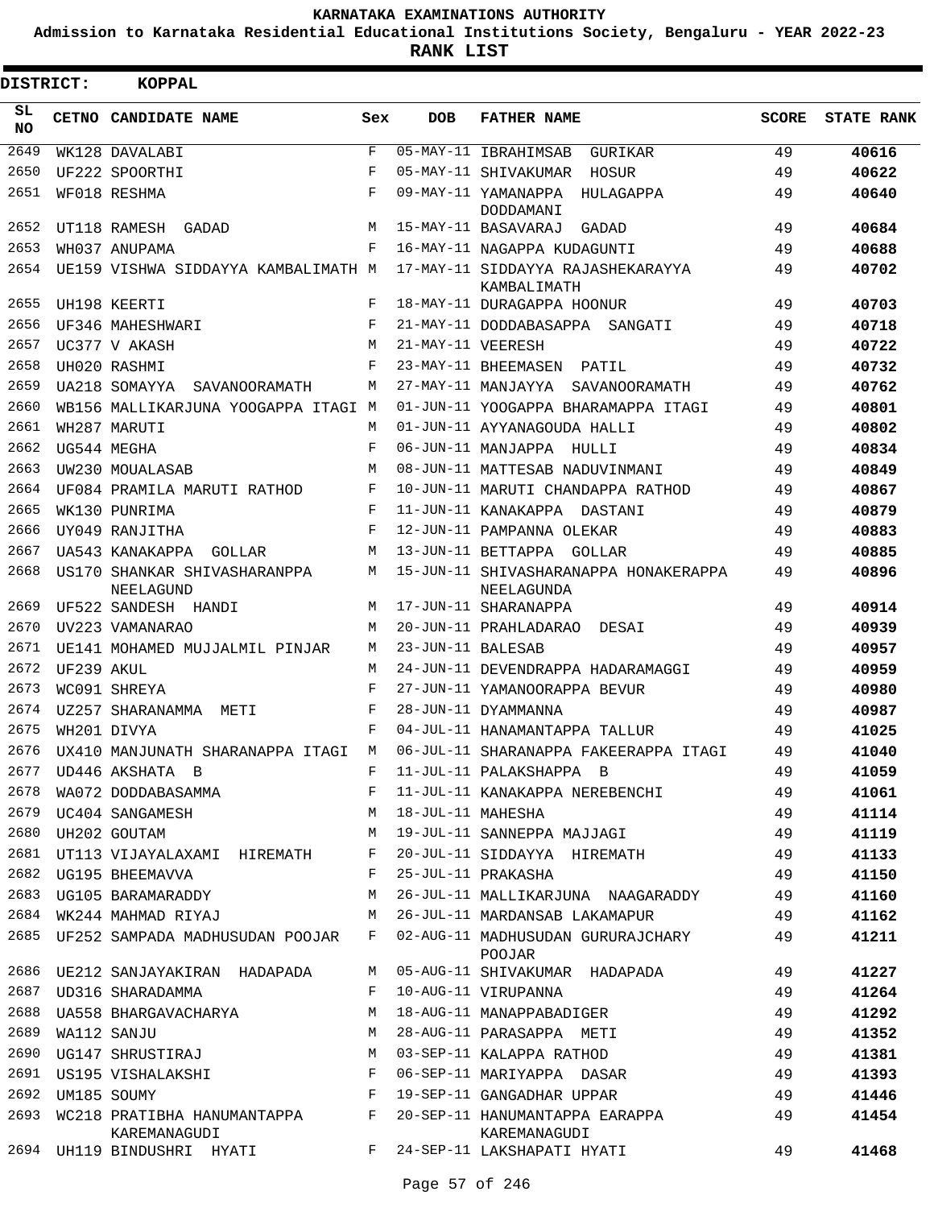KARNATAKA EXAMINATIONS AUTHORITY

Admission to Karnataka Residential Educational Institutions Society, Bengaluru - YEAR 2022-23

**RANK LIST**

**DISTRICT: KOPPAL**

| SL NO | CETNO | CANDIDATE NAME | Sex | DOB | FATHER NAME | SCORE | STATE RANK |
|---|---|---|---|---|---|---|---|
| 2649 | WK128 | DAVALABI | F | 05-MAY-11 | IBRAHIMSAB GURIKAR | 49 | 40616 |
| 2650 | UF222 | SPOORTHI | F | 05-MAY-11 | SHIVAKUMAR HOSUR | 49 | 40622 |
| 2651 | WF018 | RESHMA | F | 09-MAY-11 | YAMANAPPA HULAGAPPA DODDAMANI | 49 | 40640 |
| 2652 | UT118 | RAMESH GADAD | M | 15-MAY-11 | BASAVARAJ GADAD | 49 | 40684 |
| 2653 | WH037 | ANUPAMA | F | 16-MAY-11 | NAGAPPA KUDAGUNTI | 49 | 40688 |
| 2654 | UE159 | VISHWA SIDDAYYA KAMBALIMATH | M | 17-MAY-11 | SIDDAYYA RAJASHEKARAYYA KAMBALIMATH | 49 | 40702 |
| 2655 | UH198 | KEERTI | F | 18-MAY-11 | DURAGAPPA HOONUR | 49 | 40703 |
| 2656 | UF346 | MAHESHWARI | F | 21-MAY-11 | DODDABASAPPA SANGATI | 49 | 40718 |
| 2657 | UC377 | V AKASH | M | 21-MAY-11 | VEERESH | 49 | 40722 |
| 2658 | UH020 | RASHMI | F | 23-MAY-11 | BHEEMASEN PATIL | 49 | 40732 |
| 2659 | UA218 | SOMAYYA SAVANOORAMATH | M | 27-MAY-11 | MANJAYYA SAVANOORAMATH | 49 | 40762 |
| 2660 | WB156 | MALLIKARJUNA YOOGAPPA ITAGI | M | 01-JUN-11 | YOOGAPPA BHARAMAPPA ITAGI | 49 | 40801 |
| 2661 | WH287 | MARUTI | M | 01-JUN-11 | AYYANAGOUDA HALLI | 49 | 40802 |
| 2662 | UG544 | MEGHA | F | 06-JUN-11 | MANJAPPA HULLI | 49 | 40834 |
| 2663 | UW230 | MOUALASAB | M | 08-JUN-11 | MATTESAB NADUVINMANI | 49 | 40849 |
| 2664 | UF084 | PRAMILA MARUTI RATHOD | F | 10-JUN-11 | MARUTI CHANDAPPA RATHOD | 49 | 40867 |
| 2665 | WK130 | PUNRIMA | F | 11-JUN-11 | KANAKAPPA DASTANI | 49 | 40879 |
| 2666 | UY049 | RANJITHA | F | 12-JUN-11 | PAMPANNA OLEKAR | 49 | 40883 |
| 2667 | UA543 | KANAKAPPA GOLLAR | M | 13-JUN-11 | BETTAPPA GOLLAR | 49 | 40885 |
| 2668 | US170 | SHANKAR SHIVASHARANPPA NEELAGUND | M | 15-JUN-11 | SHIVASHARANAPPA HONAKERAPPA NEELAGUNDA | 49 | 40896 |
| 2669 | UF522 | SANDESH HANDI | M | 17-JUN-11 | SHARANAPPA | 49 | 40914 |
| 2670 | UV223 | VAMANARAO | M | 20-JUN-11 | PRAHLADARAO DESAI | 49 | 40939 |
| 2671 | UE141 | MOHAMED MUJJALMIL PINJAR | M | 23-JUN-11 | BALESAB | 49 | 40957 |
| 2672 | UF239 | AKUL | M | 24-JUN-11 | DEVENDRAPPA HADARAMAGGI | 49 | 40959 |
| 2673 | WC091 | SHREYA | F | 27-JUN-11 | YAMANOORAPPA BEVUR | 49 | 40980 |
| 2674 | UZ257 | SHARANAMMA METI | F | 28-JUN-11 | DYAMMANNA | 49 | 40987 |
| 2675 | WH201 | DIVYA | F | 04-JUL-11 | HANAMANTAPPA TALLUR | 49 | 41025 |
| 2676 | UX410 | MANJUNATH SHARANAPPA ITAGI | M | 06-JUL-11 | SHARANAPPA FAKEERAPPA ITAGI | 49 | 41040 |
| 2677 | UD446 | AKSHATA B | F | 11-JUL-11 | PALAKSHAPPA B | 49 | 41059 |
| 2678 | WA072 | DODDABASAMMA | F | 11-JUL-11 | KANAKAPPA NEREBENCHI | 49 | 41061 |
| 2679 | UC404 | SANGAMESH | M | 18-JUL-11 | MAHESHA | 49 | 41114 |
| 2680 | UH202 | GOUTAM | M | 19-JUL-11 | SANNEPPA MAJJAGI | 49 | 41119 |
| 2681 | UT113 | VIJAYALAXAMI HIREMATH | F | 20-JUL-11 | SIDDAYYA HIREMATH | 49 | 41133 |
| 2682 | UG195 | BHEEMAVVA | F | 25-JUL-11 | PRAKASHA | 49 | 41150 |
| 2683 | UG105 | BARAMARADDY | M | 26-JUL-11 | MALLIKARJUNA NAAGARADDY | 49 | 41160 |
| 2684 | WK244 | MAHMAD RIYAJ | M | 26-JUL-11 | MARDANSAB LAKAMAPUR | 49 | 41162 |
| 2685 | UF252 | SAMPADA MADHUSUDAN POOJAR | F | 02-AUG-11 | MADHUSUDAN GURURAJCHARY POOJAR | 49 | 41211 |
| 2686 | UE212 | SANJAYAKIRAN HADAPADA | M | 05-AUG-11 | SHIVAKUMAR HADAPADA | 49 | 41227 |
| 2687 | UD316 | SHARADAMMA | F | 10-AUG-11 | VIRUPANNA | 49 | 41264 |
| 2688 | UA558 | BHARGAVACHARYA | M | 18-AUG-11 | MANAPPABADIGER | 49 | 41292 |
| 2689 | WA112 | SANJU | M | 28-AUG-11 | PARASAPPA METI | 49 | 41352 |
| 2690 | UG147 | SHRUSTIRAJ | M | 03-SEP-11 | KALAPPA RATHOD | 49 | 41381 |
| 2691 | US195 | VISHALAKSHI | F | 06-SEP-11 | MARIYAPPA DASAR | 49 | 41393 |
| 2692 | UM185 | SOUMY | F | 19-SEP-11 | GANGADHAR UPPAR | 49 | 41446 |
| 2693 | WC218 | PRATIBHA HANUMANTAPPA KAREMANAGUDI | F | 20-SEP-11 | HANUMANTAPPA EARAPPA KAREMANAGUDI | 49 | 41454 |
| 2694 | UH119 | BINDUSHRI HYATI | F | 24-SEP-11 | LAKSHAPATI HYATI | 49 | 41468 |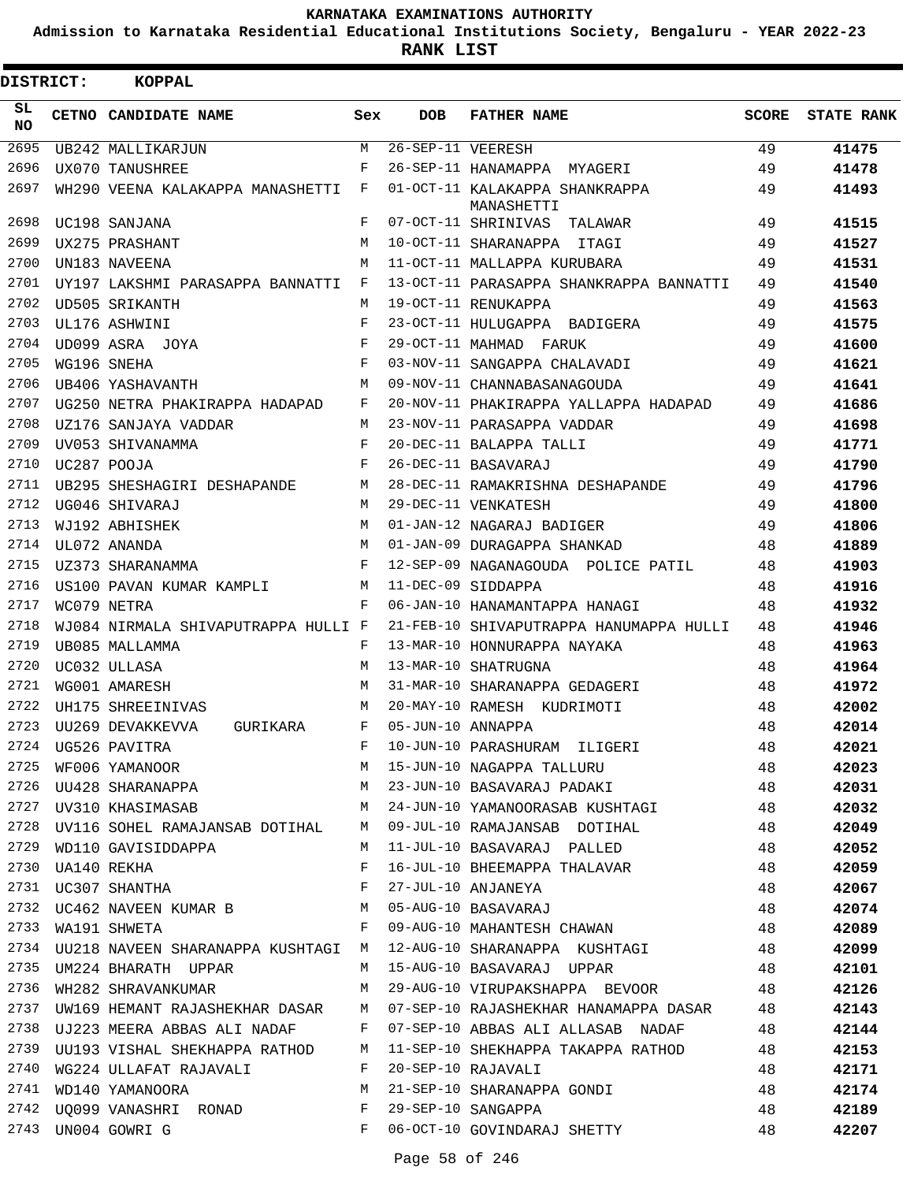# KARNATAKA EXAMINATIONS AUTHORITY

**Admission to Karnataka Residential Educational Institutions Society, Bengaluru - YEAR 2022-23**

**RANK LIST**

**DISTRICT: KOPPAL**

| SL NO | CETNO | CANDIDATE NAME | Sex | DOB | FATHER NAME | SCORE | STATE RANK |
|---|---|---|---|---|---|---|---|
| 2695 | UB242 | MALLIKARJUN | M | 26-SEP-11 | VEERESH | 49 | 41475 |
| 2696 | UX070 | TANUSHREE | F | 26-SEP-11 | HANAMAPPA MYAGERI | 49 | 41478 |
| 2697 | WH290 | VEENA KALAKAPPA MANASHETTI | F | 01-OCT-11 | KALAKAPPA SHANKRAPPA MANASHETTI | 49 | 41493 |
| 2698 | UC198 | SANJANA | F | 07-OCT-11 | SHRINIVAS TALAWAR | 49 | 41515 |
| 2699 | UX275 | PRASHANT | M | 10-OCT-11 | SHARANAPPA ITAGI | 49 | 41527 |
| 2700 | UN183 | NAVEENA | M | 11-OCT-11 | MALLAPPA KURUBARA | 49 | 41531 |
| 2701 | UY197 | LAKSHMI PARASAPPA BANNATTI | F | 13-OCT-11 | PARASAPPA SHANKRAPPA BANNATTI | 49 | 41540 |
| 2702 | UD505 | SRIKANTH | M | 19-OCT-11 | RENUKAPPA | 49 | 41563 |
| 2703 | UL176 | ASHWINI | F | 23-OCT-11 | HULUGAPPA BADIGERA | 49 | 41575 |
| 2704 | UD099 | ASRA JOYA | F | 29-OCT-11 | MAHMAD FARUK | 49 | 41600 |
| 2705 | WG196 | SNEHA | F | 03-NOV-11 | SANGAPPA CHALAVADI | 49 | 41621 |
| 2706 | UB406 | YASHAVANTH | M | 09-NOV-11 | CHANNABASANAGOUDA | 49 | 41641 |
| 2707 | UG250 | NETRA PHAKIRAPPA HADAPAD | F | 20-NOV-11 | PHAKIRAPPA YALLAPPA HADAPAD | 49 | 41686 |
| 2708 | UZ176 | SANJAYA VADDAR | M | 23-NOV-11 | PARASAPPA VADDAR | 49 | 41698 |
| 2709 | UV053 | SHIVANAMMA | F | 20-DEC-11 | BALAPPA TALLI | 49 | 41771 |
| 2710 | UC287 | POOJA | F | 26-DEC-11 | BASAVARAJ | 49 | 41790 |
| 2711 | UB295 | SHESHAGIRI DESHAPANDE | M | 28-DEC-11 | RAMAKRISHNA DESHAPANDE | 49 | 41796 |
| 2712 | UG046 | SHIVARAJ | M | 29-DEC-11 | VENKATESH | 49 | 41800 |
| 2713 | WJ192 | ABHISHEK | M | 01-JAN-12 | NAGARAJ BADIGER | 49 | 41806 |
| 2714 | UL072 | ANANDA | M | 01-JAN-09 | DURAGAPPA SHANKAD | 48 | 41889 |
| 2715 | UZ373 | SHARANAMMA | F | 12-SEP-09 | NAGANAGOUDA POLICE PATIL | 48 | 41903 |
| 2716 | US100 | PAVAN KUMAR KAMPLI | M | 11-DEC-09 | SIDDAPPA | 48 | 41916 |
| 2717 | WC079 | NETRA | F | 06-JAN-10 | HANAMANTAPPA HANAGI | 48 | 41932 |
| 2718 | WJ084 | NIRMALA SHIVAPUTRAPPA HULLI | F | 21-FEB-10 | SHIVAPUTRAPPA HANUMAPPA HULLI | 48 | 41946 |
| 2719 | UB085 | MALLAMMA | F | 13-MAR-10 | HONNURAPPA NAYAKA | 48 | 41963 |
| 2720 | UC032 | ULLASA | M | 13-MAR-10 | SHATRUGNA | 48 | 41964 |
| 2721 | WG001 | AMARESH | M | 31-MAR-10 | SHARANAPPA GEDAGERI | 48 | 41972 |
| 2722 | UH175 | SHREEINIVAS | M | 20-MAY-10 | RAMESH KUDRIMOTI | 48 | 42002 |
| 2723 | UU269 | DEVAKKEVVA GURIKARA | F | 05-JUN-10 | ANNAPPA | 48 | 42014 |
| 2724 | UG526 | PAVITRA | F | 10-JUN-10 | PARASHURAM ILIGERI | 48 | 42021 |
| 2725 | WF006 | YAMANOOR | M | 15-JUN-10 | NAGAPPA TALLURU | 48 | 42023 |
| 2726 | UU428 | SHARANAPPA | M | 23-JUN-10 | BASAVARAJ PADAKI | 48 | 42031 |
| 2727 | UV310 | KHASIMASAB | M | 24-JUN-10 | YAMANOORASAB KUSHTAGI | 48 | 42032 |
| 2728 | UV116 | SOHEL RAMAJANSAB DOTIHAL | M | 09-JUL-10 | RAMAJANSAB DOTIHAL | 48 | 42049 |
| 2729 | WD110 | GAVISIDDAPPA | M | 11-JUL-10 | BASAVARAJ PALLED | 48 | 42052 |
| 2730 | UA140 | REKHA | F | 16-JUL-10 | BHEEMAPPA THALAVAR | 48 | 42059 |
| 2731 | UC307 | SHANTHA | F | 27-JUL-10 | ANJANEYA | 48 | 42067 |
| 2732 | UC462 | NAVEEN KUMAR B | M | 05-AUG-10 | BASAVARAJ | 48 | 42074 |
| 2733 | WA191 | SHWETA | F | 09-AUG-10 | MAHANTESH CHAWAN | 48 | 42089 |
| 2734 | UU218 | NAVEEN SHARANAPPA KUSHTAGI | M | 12-AUG-10 | SHARANAPPA KUSHTAGI | 48 | 42099 |
| 2735 | UM224 | BHARATH UPPAR | M | 15-AUG-10 | BASAVARAJ UPPAR | 48 | 42101 |
| 2736 | WH282 | SHRAVANKUMAR | M | 29-AUG-10 | VIRUPAKSHAPPA BEVOOR | 48 | 42126 |
| 2737 | UW169 | HEMANT RAJASHEKHAR DASAR | M | 07-SEP-10 | RAJASHEKHAR HANAMAPPA DASAR | 48 | 42143 |
| 2738 | UJ223 | MEERA ABBAS ALI NADAF | F | 07-SEP-10 | ABBAS ALI ALLASAB NADAF | 48 | 42144 |
| 2739 | UU193 | VISHAL SHEKHAPPA RATHOD | M | 11-SEP-10 | SHEKHAPPA TAKAPPA RATHOD | 48 | 42153 |
| 2740 | WG224 | ULLAFAT RAJAVALI | F | 20-SEP-10 | RAJAVALI | 48 | 42171 |
| 2741 | WD140 | YAMANOORA | M | 21-SEP-10 | SHARANAPPA GONDI | 48 | 42174 |
| 2742 | UQ099 | VANASHRI RONAD | F | 29-SEP-10 | SANGAPPA | 48 | 42189 |
| 2743 | UN004 | GOWRI G | F | 06-OCT-10 | GOVINDARAJ SHETTY | 48 | 42207 |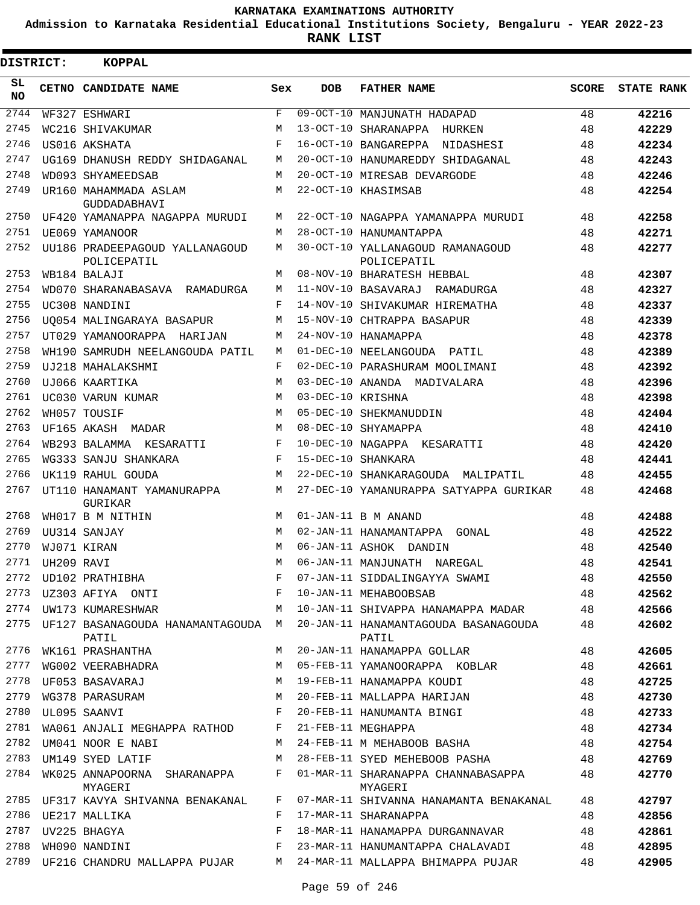**KARNATAKA EXAMINATIONS AUTHORITY**

**Admission to Karnataka Residential Educational Institutions Society, Bengaluru - YEAR 2022-23**

**RANK LIST**

**DISTRICT: KOPPAL**

| SL NO | CETNO | CANDIDATE NAME | Sex | DOB | FATHER NAME | SCORE | STATE RANK |
|---|---|---|---|---|---|---|---|
| 2744 | WF327 | ESHWARI | F | 09-OCT-10 | MANJUNATH HADAPAD | 48 | 42216 |
| 2745 | WC216 | SHIVAKUMAR | M | 13-OCT-10 | SHARANAPPA HURKEN | 48 | 42229 |
| 2746 | US016 | AKSHATA | F | 16-OCT-10 | BANGAREPPA NIDASHESI | 48 | 42234 |
| 2747 | UG169 | DHANUSH REDDY SHIDAGANAL | M | 20-OCT-10 | HANUMAREDDY SHIDAGANAL | 48 | 42243 |
| 2748 | WD093 | SHYAMEEDSAB | M | 20-OCT-10 | MIRESAB DEVARGODE | 48 | 42246 |
| 2749 | UR160 | MAHAMMADA ASLAM GUDDADABHAVI | M | 22-OCT-10 | KHASIMSAB | 48 | 42254 |
| 2750 | UF420 | YAMANAPPA NAGAPPA MURUDI | M | 22-OCT-10 | NAGAPPA YAMANAPPA MURUDI | 48 | 42258 |
| 2751 | UE069 | YAMANOOR | M | 28-OCT-10 | HANUMANTAPPA | 48 | 42271 |
| 2752 | UU186 | PRADEEPAGOUD YALLANAGOUD POLICEPATIL | M | 30-OCT-10 | YALLANAGOUD RAMANAGOUD POLICEPATIL | 48 | 42277 |
| 2753 | WB184 | BALAJI | M | 08-NOV-10 | BHARATESH HEBBAL | 48 | 42307 |
| 2754 | WD070 | SHARANABASAVA RAMADURGA | M | 11-NOV-10 | BASAVARAJ RAMADURGA | 48 | 42327 |
| 2755 | UC308 | NANDINI | F | 14-NOV-10 | SHIVAKUMAR HIREMATHA | 48 | 42337 |
| 2756 | UQ054 | MALINGARAYA BASAPUR | M | 15-NOV-10 | CHTRAPPA BASAPUR | 48 | 42339 |
| 2757 | UT029 | YAMANOORAPPA HARIJAN | M | 24-NOV-10 | HANAMAPPA | 48 | 42378 |
| 2758 | WH190 | SAMRUDH NEELANGOUDA PATIL | M | 01-DEC-10 | NEELANGOUDA PATIL | 48 | 42389 |
| 2759 | UJ218 | MAHALAKSHMI | F | 02-DEC-10 | PARASHURAM MOOLIMANI | 48 | 42392 |
| 2760 | UJ066 | KAARTIKA | M | 03-DEC-10 | ANANDA MADIVALARA | 48 | 42396 |
| 2761 | UC030 | VARUN KUMAR | M | 03-DEC-10 | KRISHNA | 48 | 42398 |
| 2762 | WH057 | TOUSIF | M | 05-DEC-10 | SHEKMANUDDIN | 48 | 42404 |
| 2763 | UF165 | AKASH MADAR | M | 08-DEC-10 | SHYAMAPPA | 48 | 42410 |
| 2764 | WB293 | BALAMMA KESARATTI | F | 10-DEC-10 | NAGAPPA KESARATTI | 48 | 42420 |
| 2765 | WG333 | SANJU SHANKARA | F | 15-DEC-10 | SHANKARA | 48 | 42441 |
| 2766 | UK119 | RAHUL GOUDA | M | 22-DEC-10 | SHANKARAGOUDA MALIPATIL | 48 | 42455 |
| 2767 | UT110 | HANAMANT YAMANURAPPA GURIKAR | M | 27-DEC-10 | YAMANURAPPA SATYAPPA GURIKAR | 48 | 42468 |
| 2768 | WH017 | B M NITHIN | M | 01-JAN-11 | B M ANAND | 48 | 42488 |
| 2769 | UU314 | SANJAY | M | 02-JAN-11 | HANAMANTAPPA GONAL | 48 | 42522 |
| 2770 | WJ071 | KIRAN | M | 06-JAN-11 | ASHOK DANDIN | 48 | 42540 |
| 2771 | UH209 | RAVI | M | 06-JAN-11 | MANJUNATH NAREGAL | 48 | 42541 |
| 2772 | UD102 | PRATHIBHA | F | 07-JAN-11 | SIDDALINGAYYA SWAMI | 48 | 42550 |
| 2773 | UZ303 | AFIYA ONTI | F | 10-JAN-11 | MEHABOOBSAB | 48 | 42562 |
| 2774 | UW173 | KUMARESHWAR | M | 10-JAN-11 | SHIVAPPA HANAMAPPA MADAR | 48 | 42566 |
| 2775 | UF127 | BASANAGOUDA HANAMANTAGOUDA PATIL | M | 20-JAN-11 | HANAMANTAGOUDA BASANAGOUDA PATIL | 48 | 42602 |
| 2776 | WK161 | PRASHANTHA | M | 20-JAN-11 | HANAMAPPA GOLLAR | 48 | 42605 |
| 2777 | WG002 | VEERABHADRA | M | 05-FEB-11 | YAMANOORAPPA KOBLAR | 48 | 42661 |
| 2778 | UF053 | BASAVARAJ | M | 19-FEB-11 | HANAMAPPA KOUDI | 48 | 42725 |
| 2779 | WG378 | PARASURAM | M | 20-FEB-11 | MALLAPPA HARIJAN | 48 | 42730 |
| 2780 | UL095 | SAANVI | F | 20-FEB-11 | HANUMANTA BINGI | 48 | 42733 |
| 2781 | WA061 | ANJALI MEGHAPPA RATHOD | F | 21-FEB-11 | MEGHAPPA | 48 | 42734 |
| 2782 | UM041 | NOOR E NABI | M | 24-FEB-11 | M MEHABOOB BASHA | 48 | 42754 |
| 2783 | UM149 | SYED LATIF | M | 28-FEB-11 | SYED MEHEBOOB PASHA | 48 | 42769 |
| 2784 | WK025 | ANNAPOORNA SHARANAPPA MYAGERI | F | 01-MAR-11 | SHARANAPPA CHANNABASAPPA MYAGERI | 48 | 42770 |
| 2785 | UF317 | KAVYA SHIVANNA BENAKANAL | F | 07-MAR-11 | SHIVANNA HANAMANTA BENAKANAL | 48 | 42797 |
| 2786 | UE217 | MALLIKA | F | 17-MAR-11 | SHARANAPPA | 48 | 42856 |
| 2787 | UV225 | BHAGYA | F | 18-MAR-11 | HANAMAPPA DURGANNAVAR | 48 | 42861 |
| 2788 | WH090 | NANDINI | F | 23-MAR-11 | HANUMANTAPPA CHALAVADI | 48 | 42895 |
| 2789 | UF216 | CHANDRU MALLAPPA PUJAR | M | 24-MAR-11 | MALLAPPA BHIMAPPA PUJAR | 48 | 42905 |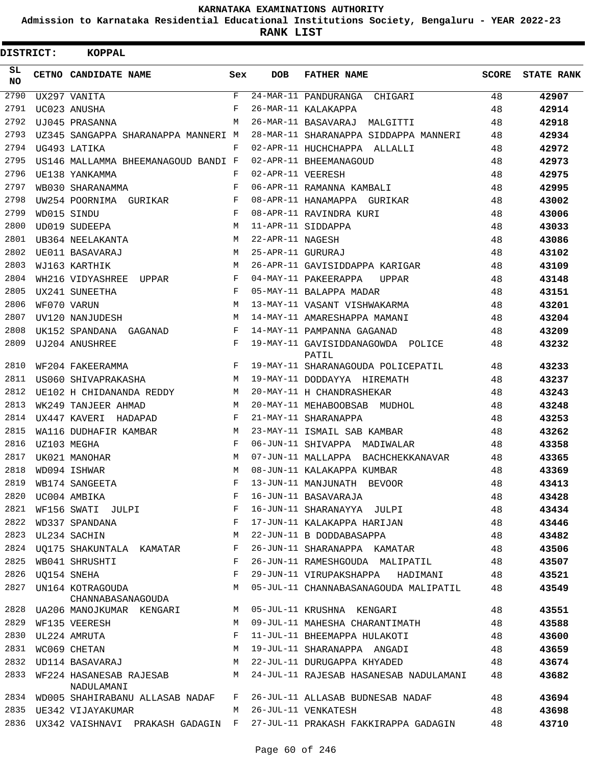# KARNATAKA EXAMINATIONS AUTHORITY

**Admission to Karnataka Residential Educational Institutions Society, Bengaluru - YEAR 2022-23**

**RANK LIST**

**DISTRICT: KOPPAL**

| SL NO | CETNO | CANDIDATE NAME | Sex | DOB | FATHER NAME | SCORE | STATE RANK |
|---|---|---|---|---|---|---|---|
| 2790 | UX297 | VANITA | F | 24-MAR-11 | PANDURANGA CHIGARI | 48 | 42907 |
| 2791 | UC023 | ANUSHA | F | 26-MAR-11 | KALAKAPPA | 48 | 42914 |
| 2792 | UJ045 | PRASANNA | M | 26-MAR-11 | BASAVARAJ MALGITTI | 48 | 42918 |
| 2793 | UZ345 | SANGAPPA SHARANAPPA MANNERI | M | 28-MAR-11 | SHARANAPPA SIDDAPPA MANNERI | 48 | 42934 |
| 2794 | UG493 | LATIKA | F | 02-APR-11 | HUCHCHAPPA ALLALLI | 48 | 42972 |
| 2795 | US146 | MALLAMMA BHEEMANAGOUD BANDI | F | 02-APR-11 | BHEEMANAGOUD | 48 | 42973 |
| 2796 | UE138 | YANKAMMA | F | 02-APR-11 | VEERESH | 48 | 42975 |
| 2797 | WB030 | SHARANAMMA | F | 06-APR-11 | RAMANNA KAMBALI | 48 | 42995 |
| 2798 | UW254 | POORNIMA GURIKAR | F | 08-APR-11 | HANAMAPPA GURIKAR | 48 | 43002 |
| 2799 | WD015 | SINDU | F | 08-APR-11 | RAVINDRA KURI | 48 | 43006 |
| 2800 | UD019 | SUDEEPA | M | 11-APR-11 | SIDDAPPA | 48 | 43033 |
| 2801 | UB364 | NEELAKANTA | M | 22-APR-11 | NAGESH | 48 | 43086 |
| 2802 | UE011 | BASAVARAJ | M | 25-APR-11 | GURURAJ | 48 | 43102 |
| 2803 | WJ163 | KARTHIK | M | 26-APR-11 | GAVISIDDAPPA KARIGAR | 48 | 43109 |
| 2804 | WH216 | VIDYASHREE UPPAR | F | 04-MAY-11 | PAKEERAPPA UPPAR | 48 | 43148 |
| 2805 | UX241 | SUNEETHA | F | 05-MAY-11 | BALAPPA MADAR | 48 | 43151 |
| 2806 | WF070 | VARUN | M | 13-MAY-11 | VASANT VISHWAKARMA | 48 | 43201 |
| 2807 | UV120 | NANJUDESH | M | 14-MAY-11 | AMARESHAPPA MAMANI | 48 | 43204 |
| 2808 | UK152 | SPANDANA GAGANAD | F | 14-MAY-11 | PAMPANNA GAGANAD | 48 | 43209 |
| 2809 | UJ204 | ANUSHREE | F | 19-MAY-11 | GAVISIDDANAGOWDA POLICE PATIL | 48 | 43232 |
| 2810 | WF204 | FAKEERAMMA | F | 19-MAY-11 | SHARANAGOUDA POLICEPATIL | 48 | 43233 |
| 2811 | US060 | SHIVAPRAKASHA | M | 19-MAY-11 | DODDAYYA HIREMATH | 48 | 43237 |
| 2812 | UE102 | H CHIDANANDA REDDY | M | 20-MAY-11 | H CHANDRASHEKAR | 48 | 43243 |
| 2813 | WK249 | TANJEER AHMAD | M | 20-MAY-11 | MEHABOOBSAB MUDHOL | 48 | 43248 |
| 2814 | UX447 | KAVERI HADAPAD | F | 21-MAY-11 | SHARANAPPA | 48 | 43253 |
| 2815 | WA116 | DUDHAFIR KAMBAR | M | 23-MAY-11 | ISMAIL SAB KAMBAR | 48 | 43262 |
| 2816 | UZ103 | MEGHA | F | 06-JUN-11 | SHIVAPPA MADIWALAR | 48 | 43358 |
| 2817 | UK021 | MANOHAR | M | 07-JUN-11 | MALLAPPA BACHCHEKKANAVAR | 48 | 43365 |
| 2818 | WD094 | ISHWAR | M | 08-JUN-11 | KALAKAPPA KUMBAR | 48 | 43369 |
| 2819 | WB174 | SANGEETA | F | 13-JUN-11 | MANJUNATH BEVOOR | 48 | 43413 |
| 2820 | UC004 | AMBIKA | F | 16-JUN-11 | BASAVARAJA | 48 | 43428 |
| 2821 | WF156 | SWATI JULPI | F | 16-JUN-11 | SHARANAYYA JULPI | 48 | 43434 |
| 2822 | WD337 | SPANDANA | F | 17-JUN-11 | KALAKAPPA HARIJAN | 48 | 43446 |
| 2823 | UL234 | SACHIN | M | 22-JUN-11 | B DODDABASAPPA | 48 | 43482 |
| 2824 | UQ175 | SHAKUNTALA KAMATAR | F | 26-JUN-11 | SHARANAPPA KAMATAR | 48 | 43506 |
| 2825 | WB041 | SHRUSHTI | F | 26-JUN-11 | RAMESHGOUDA MALIPATIL | 48 | 43507 |
| 2826 | UQ154 | SNEHA | F | 29-JUN-11 | VIRUPAKSHAPPA HADIMANI | 48 | 43521 |
| 2827 | UN164 | KOTRAGOUDA CHANNABASANAGOUDA | M | 05-JUL-11 | CHANNABASANAGOUDA MALIPATIL | 48 | 43549 |
| 2828 | UA206 | MANOJKUMAR KENGARI | M | 05-JUL-11 | KRUSHNA KENGARI | 48 | 43551 |
| 2829 | WF135 | VEERESH | M | 09-JUL-11 | MAHESHA CHARANTIMATH | 48 | 43588 |
| 2830 | UL224 | AMRUTA | F | 11-JUL-11 | BHEEMAPPA HULAKOTI | 48 | 43600 |
| 2831 | WC069 | CHETAN | M | 19-JUL-11 | SHARANAPPA ANGADI | 48 | 43659 |
| 2832 | UD114 | BASAVARAJ | M | 22-JUL-11 | DURUGAPPA KHYADED | 48 | 43674 |
| 2833 | WF224 | HASANESAB RAJESAB NADULAMANI | M | 24-JUL-11 | RAJESAB HASANESAB NADULAMANI | 48 | 43682 |
| 2834 | WD005 | SHAHIRABANU ALLASAB NADAF | F | 26-JUL-11 | ALLASAB BUDNESAB NADAF | 48 | 43694 |
| 2835 | UE342 | VIJAYAKUMAR | M | 26-JUL-11 | VENKATESH | 48 | 43698 |
| 2836 | UX342 | VAISHNAVI PRAKASH GADAGIN | F | 27-JUL-11 | PRAKASH FAKKIRAPPA GADAGIN | 48 | 43710 |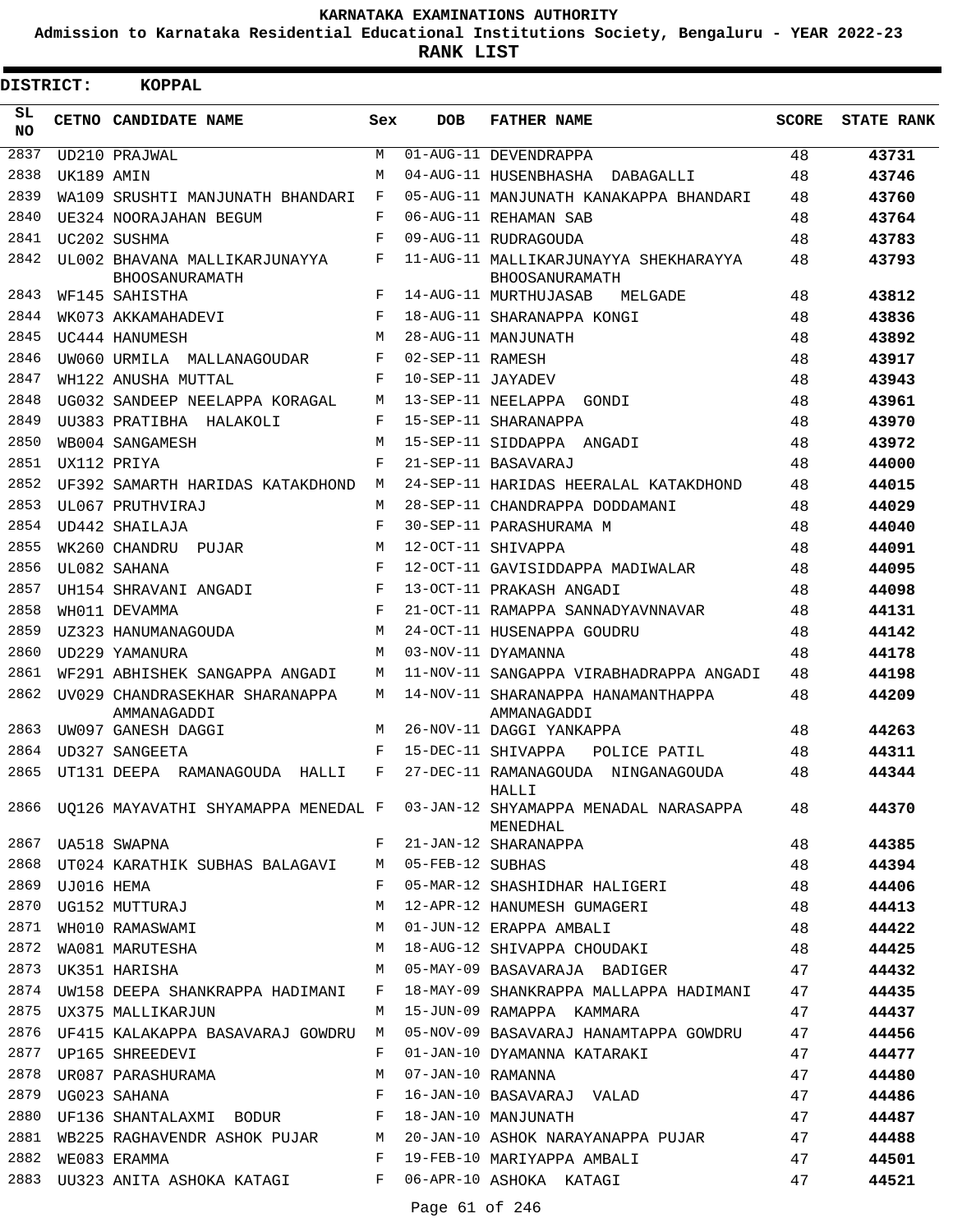KARNATAKA EXAMINATIONS AUTHORITY

Admission to Karnataka Residential Educational Institutions Society, Bengaluru - YEAR 2022-23

**RANK LIST**

**DISTRICT: KOPPAL**

| SL NO | CETNO | CANDIDATE NAME | Sex | DOB | FATHER NAME | SCORE | STATE RANK |
|---|---|---|---|---|---|---|---|
| 2837 | UD210 | PRAJWAL | M | 01-AUG-11 | DEVENDRAPPA | 48 | 43731 |
| 2838 | UK189 | AMIN | M | 04-AUG-11 | HUSENBHASHA DABAGALLI | 48 | 43746 |
| 2839 | WA109 | SRUSHTI MANJUNATH BHANDARI | F | 05-AUG-11 | MANJUNATH KANAKAPPA BHANDARI | 48 | 43760 |
| 2840 | UE324 | NOORAJAHAN BEGUM | F | 06-AUG-11 | REHAMAN SAB | 48 | 43764 |
| 2841 | UC202 | SUSHMA | F | 09-AUG-11 | RUDRAGOUDA | 48 | 43783 |
| 2842 | UL002 | BHAVANA MALLIKARJUNAYYA BHOOSANURAMATH | F | 11-AUG-11 | MALLIKARJUNAYYA SHEKHARAYYA BHOOSANURAMATH | 48 | 43793 |
| 2843 | WF145 | SAHISTHA | F | 14-AUG-11 | MURTHUJASAB MELGADE | 48 | 43812 |
| 2844 | WK073 | AKKAMAHADEVI | F | 18-AUG-11 | SHARANAPPA KONGI | 48 | 43836 |
| 2845 | UC444 | HANUMESH | M | 28-AUG-11 | MANJUNATH | 48 | 43892 |
| 2846 | UW060 | URMILA MALLANAGOUDAR | F | 02-SEP-11 | RAMESH | 48 | 43917 |
| 2847 | WH122 | ANUSHA MUTTAL | F | 10-SEP-11 | JAYADEV | 48 | 43943 |
| 2848 | UG032 | SANDEEP NEELAPPA KORAGAL | M | 13-SEP-11 | NEELAPPA GONDI | 48 | 43961 |
| 2849 | UU383 | PRATIBHA HALAKOLI | F | 15-SEP-11 | SHARANAPPA | 48 | 43970 |
| 2850 | WB004 | SANGAMESH | M | 15-SEP-11 | SIDDAPPA ANGADI | 48 | 43972 |
| 2851 | UX112 | PRIYA | F | 21-SEP-11 | BASAVARAJ | 48 | 44000 |
| 2852 | UF392 | SAMARTH HARIDAS KATAKDHOND | M | 24-SEP-11 | HARIDAS HEERALAL KATAKDHOND | 48 | 44015 |
| 2853 | UL067 | PRUTHVIRAJ | M | 28-SEP-11 | CHANDRAPPA DODDAMANI | 48 | 44029 |
| 2854 | UD442 | SHAILAJA | F | 30-SEP-11 | PARASHURAMA M | 48 | 44040 |
| 2855 | WK260 | CHANDRU PUJAR | M | 12-OCT-11 | SHIVAPPA | 48 | 44091 |
| 2856 | UL082 | SAHANA | F | 12-OCT-11 | GAVISIDDAPPA MADIWALAR | 48 | 44095 |
| 2857 | UH154 | SHRAVANI ANGADI | F | 13-OCT-11 | PRAKASH ANGADI | 48 | 44098 |
| 2858 | WH011 | DEVAMMA | F | 21-OCT-11 | RAMAPPA SANNADYAVNNAVAR | 48 | 44131 |
| 2859 | UZ323 | HANUMANAGOUDA | M | 24-OCT-11 | HUSENAPPA GOUDRU | 48 | 44142 |
| 2860 | UD229 | YAMANURA | M | 03-NOV-11 | DYAMANNA | 48 | 44178 |
| 2861 | WF291 | ABHISHEK SANGAPPA ANGADI | M | 11-NOV-11 | SANGAPPA VIRABHADRAPPA ANGADI | 48 | 44198 |
| 2862 | UV029 | CHANDRASEKHAR SHARANAPPA AMMANAGADDI | M | 14-NOV-11 | SHARANAPPA HANAMANTHAPPA AMMANAGADDI | 48 | 44209 |
| 2863 | UW097 | GANESH DAGGI | M | 26-NOV-11 | DAGGI YANKAPPA | 48 | 44263 |
| 2864 | UD327 | SANGEETA | F | 15-DEC-11 | SHIVAPPA POLICE PATIL | 48 | 44311 |
| 2865 | UT131 | DEEPA RAMANAGOUDA HALLI | F | 27-DEC-11 | RAMANAGOUDA NINGANAGOUDA HALLI | 48 | 44344 |
| 2866 | UQ126 | MAYAVATHI SHYAMAPPA MENEDAL | F | 03-JAN-12 | SHYAMAPPA MENADAL NARASAPPA MENEDHAL | 48 | 44370 |
| 2867 | UA518 | SWAPNA | F | 21-JAN-12 | SHARANAPPA | 48 | 44385 |
| 2868 | UT024 | KARATHIK SUBHAS BALAGAVI | M | 05-FEB-12 | SUBHAS | 48 | 44394 |
| 2869 | UJ016 | HEMA | F | 05-MAR-12 | SHASHIDHAR HALIGERI | 48 | 44406 |
| 2870 | UG152 | MUTTURAJ | M | 12-APR-12 | HANUMESH GUMAGERI | 48 | 44413 |
| 2871 | WH010 | RAMASWAMI | M | 01-JUN-12 | ERAPPA AMBALI | 48 | 44422 |
| 2872 | WA081 | MARUTESHA | M | 18-AUG-12 | SHIVAPPA CHOUDAKI | 48 | 44425 |
| 2873 | UK351 | HARISHA | M | 05-MAY-09 | BASAVARAJA BADIGER | 47 | 44432 |
| 2874 | UW158 | DEEPA SHANKRAPPA HADIMANI | F | 18-MAY-09 | SHANKRAPPA MALLAPPA HADIMANI | 47 | 44435 |
| 2875 | UX375 | MALLIKARJUN | M | 15-JUN-09 | RAMAPPA KAMMARA | 47 | 44437 |
| 2876 | UF415 | KALAKAPPA BASAVARAJ GOWDRU | M | 05-NOV-09 | BASAVARAJ HANAMTAPPA GOWDRU | 47 | 44456 |
| 2877 | UP165 | SHREEDEVI | F | 01-JAN-10 | DYAMANNA KATARAKI | 47 | 44477 |
| 2878 | UR087 | PARASHURAMA | M | 07-JAN-10 | RAMANNA | 47 | 44480 |
| 2879 | UG023 | SAHANA | F | 16-JAN-10 | BASAVARAJ VALAD | 47 | 44486 |
| 2880 | UF136 | SHANTALAXMI BODUR | F | 18-JAN-10 | MANJUNATH | 47 | 44487 |
| 2881 | WB225 | RAGHAVENDR ASHOK PUJAR | M | 20-JAN-10 | ASHOK NARAYANAPPA PUJAR | 47 | 44488 |
| 2882 | WE083 | ERAMMA | F | 19-FEB-10 | MARIYAPPA AMBALI | 47 | 44501 |
| 2883 | UU323 | ANITA ASHOKA KATAGI | F | 06-APR-10 | ASHOKA KATAGI | 47 | 44521 |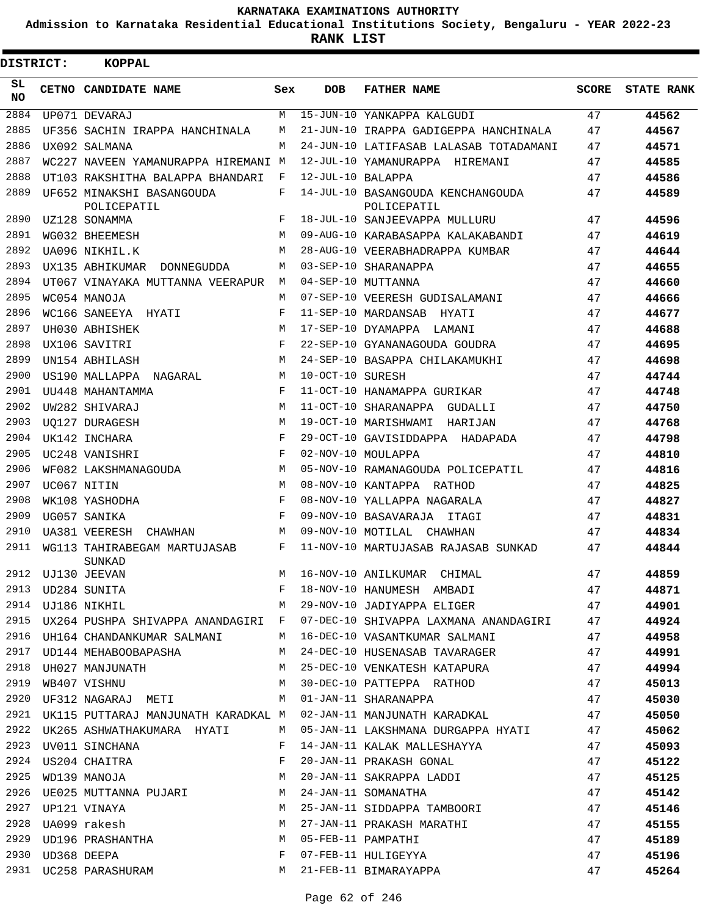KARNATAKA EXAMINATIONS AUTHORITY

Admission to Karnataka Residential Educational Institutions Society, Bengaluru - YEAR 2022-23

**RANK LIST**

**DISTRICT: KOPPAL**

| SL NO | CETNO | CANDIDATE NAME | Sex | DOB | FATHER NAME | SCORE | STATE RANK |
|---|---|---|---|---|---|---|---|
| 2884 | UP071 | DEVARAJ | M | 15-JUN-10 | YANKAPPA KALGUDI | 47 | 44562 |
| 2885 | UF356 | SACHIN IRAPPA HANCHINALA | M | 21-JUN-10 | IRAPPA GADIGEPPA HANCHINALA | 47 | 44567 |
| 2886 | UX092 | SALMANA | M | 24-JUN-10 | LATIFASAB LALASAB TOTADAMANI | 47 | 44571 |
| 2887 | WC227 | NAVEEN YAMANURAPPA HIREMANI | M | 12-JUL-10 | YAMANURAPPA HIREMANI | 47 | 44585 |
| 2888 | UT103 | RAKSHITHA BALAPPA BHANDARI | F | 12-JUL-10 | BALAPPA | 47 | 44586 |
| 2889 | UF652 | MINAKSHI BASANGOUDA POLICEPATIL | F | 14-JUL-10 | BASANGOUDA KENCHANGOUDA POLICEPATIL | 47 | 44589 |
| 2890 | UZ128 | SONAMMA | F | 18-JUL-10 | SANJEEVAPPA MULLURU | 47 | 44596 |
| 2891 | WG032 | BHEEMESH | M | 09-AUG-10 | KARABASAPPA KALAKABANDI | 47 | 44619 |
| 2892 | UA096 | NIKHIL.K | M | 28-AUG-10 | VEERABHADRAPPA KUMBAR | 47 | 44644 |
| 2893 | UX135 | ABHIKUMAR DONNEGUDDA | M | 03-SEP-10 | SHARANAPPA | 47 | 44655 |
| 2894 | UT067 | VINAYAKA MUTTANNA VEERAPUR | M | 04-SEP-10 | MUTTANNA | 47 | 44660 |
| 2895 | WC054 | MANOJA | M | 07-SEP-10 | VEERESH GUDISALAMANI | 47 | 44666 |
| 2896 | WC166 | SANEEYA HYATI | F | 11-SEP-10 | MARDANSAB HYATI | 47 | 44677 |
| 2897 | UH030 | ABHISHEK | M | 17-SEP-10 | DYAMAPPA LAMANI | 47 | 44688 |
| 2898 | UX106 | SAVITRI | F | 22-SEP-10 | GYANANAGOUDA GOUDRA | 47 | 44695 |
| 2899 | UN154 | ABHILASH | M | 24-SEP-10 | BASAPPA CHILAKAMUKHI | 47 | 44698 |
| 2900 | US190 | MALLAPPA NAGARAL | M | 10-OCT-10 | SURESH | 47 | 44744 |
| 2901 | UU448 | MAHANTAMMA | F | 11-OCT-10 | HANAMAPPA GURIKAR | 47 | 44748 |
| 2902 | UW282 | SHIVARAJ | M | 11-OCT-10 | SHARANAPPA GUDALLI | 47 | 44750 |
| 2903 | UQ127 | DURAGESH | M | 19-OCT-10 | MARISHWAMI HARIJAN | 47 | 44768 |
| 2904 | UK142 | INCHARA | F | 29-OCT-10 | GAVISIDDAPPA HADAPADA | 47 | 44798 |
| 2905 | UC248 | VANISHRI | F | 02-NOV-10 | MOULAPPA | 47 | 44810 |
| 2906 | WF082 | LAKSHMANAGOUDA | M | 05-NOV-10 | RAMANAGOUDA POLICEPATIL | 47 | 44816 |
| 2907 | UC067 | NITIN | M | 08-NOV-10 | KANTAPPA RATHOD | 47 | 44825 |
| 2908 | WK108 | YASHODHA | F | 08-NOV-10 | YALLAPPA NAGARALA | 47 | 44827 |
| 2909 | UG057 | SANIKA | F | 09-NOV-10 | BASAVARAJA ITAGI | 47 | 44831 |
| 2910 | UA381 | VEERESH CHAWHAN | M | 09-NOV-10 | MOTILAL CHAWHAN | 47 | 44834 |
| 2911 | WG113 | TAHIRABEGAM MARTUJASAB SUNKAD | F | 11-NOV-10 | MARTUJASAB RAJASAB SUNKAD | 47 | 44844 |
| 2912 | UJ130 | JEEVAN | M | 16-NOV-10 | ANILKUMAR CHIMAL | 47 | 44859 |
| 2913 | UD284 | SUNITA | F | 18-NOV-10 | HANUMESH AMBADI | 47 | 44871 |
| 2914 | UJ186 | NIKHIL | M | 29-NOV-10 | JADIYAPPA ELIGER | 47 | 44901 |
| 2915 | UX264 | PUSHPA SHIVAPPA ANANDAGIRI | F | 07-DEC-10 | SHIVAPPA LAXMANA ANANDAGIRI | 47 | 44924 |
| 2916 | UH164 | CHANDANKUMAR SALMANI | M | 16-DEC-10 | VASANTKUMAR SALMANI | 47 | 44958 |
| 2917 | UD144 | MEHABOOBAPASHA | M | 24-DEC-10 | HUSENASAB TAVARAGER | 47 | 44991 |
| 2918 | UH027 | MANJUNATH | M | 25-DEC-10 | VENKATESH KATAPURA | 47 | 44994 |
| 2919 | WB407 | VISHNU | M | 30-DEC-10 | PATTEPPA RATHOD | 47 | 45013 |
| 2920 | UF312 | NAGARAJ METI | M | 01-JAN-11 | SHARANAPPA | 47 | 45030 |
| 2921 | UK115 | PUTTARAJ MANJUNATH KARADKAL | M | 02-JAN-11 | MANJUNATH KARADKAL | 47 | 45050 |
| 2922 | UK265 | ASHWATHAKUMARA HYATI | M | 05-JAN-11 | LAKSHMANA DURGAPPA HYATI | 47 | 45062 |
| 2923 | UV011 | SINCHANA | F | 14-JAN-11 | KALAK MALLESHAYYA | 47 | 45093 |
| 2924 | US204 | CHAITRA | F | 20-JAN-11 | PRAKASH GONAL | 47 | 45122 |
| 2925 | WD139 | MANOJA | M | 20-JAN-11 | SAKRAPPA LADDI | 47 | 45125 |
| 2926 | UE025 | MUTTANNA PUJARI | M | 24-JAN-11 | SOMANATHA | 47 | 45142 |
| 2927 | UP121 | VINAYA | M | 25-JAN-11 | SIDDAPPA TAMBOORI | 47 | 45146 |
| 2928 | UA099 | rakesh | M | 27-JAN-11 | PRAKASH MARATHI | 47 | 45155 |
| 2929 | UD196 | PRASHANTHA | M | 05-FEB-11 | PAMPATHI | 47 | 45189 |
| 2930 | UD368 | DEEPA | F | 07-FEB-11 | HULIGEYYA | 47 | 45196 |
| 2931 | UC258 | PARASHURAM | M | 21-FEB-11 | BIMARAYAPPA | 47 | 45264 |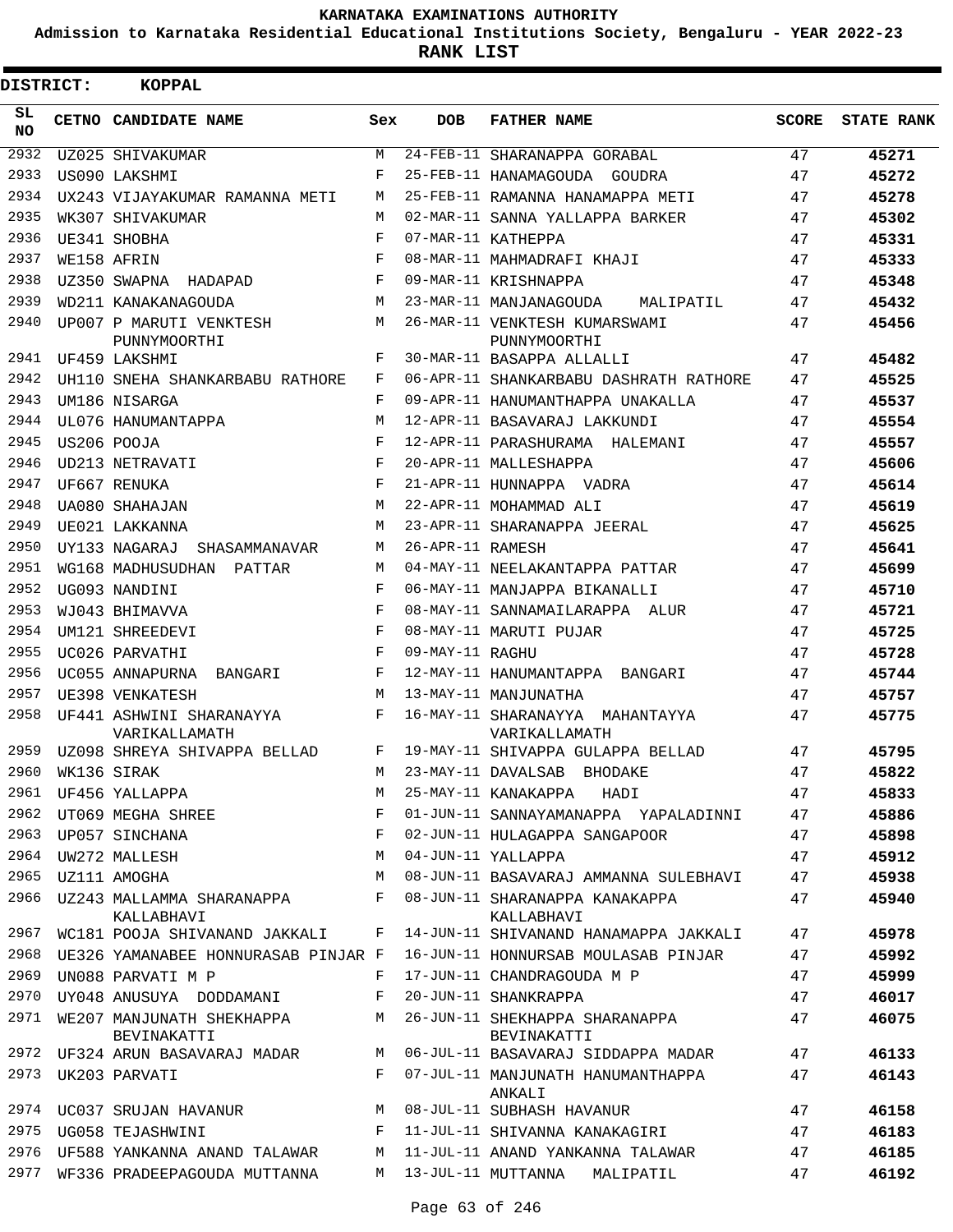KARNATAKA EXAMINATIONS AUTHORITY

Admission to Karnataka Residential Educational Institutions Society, Bengaluru - YEAR 2022-23

**RANK LIST**

**DISTRICT: KOPPAL**

| SL NO | CETNO | CANDIDATE NAME | Sex | DOB | FATHER NAME | SCORE | STATE RANK |
|---|---|---|---|---|---|---|---|
| 2932 | UZ025 | SHIVAKUMAR | M | 24-FEB-11 | SHARANAPPA GORABAL | 47 | **45271** |
| 2933 | US090 | LAKSHMI | F | 25-FEB-11 | HANAMAGOUDA GOUDRA | 47 | **45272** |
| 2934 | UX243 | VIJAYAKUMAR RAMANNA METI | M | 25-FEB-11 | RAMANNA HANAMAPPA METI | 47 | **45278** |
| 2935 | WK307 | SHIVAKUMAR | M | 02-MAR-11 | SANNA YALLAPPA BARKER | 47 | **45302** |
| 2936 | UE341 | SHOBHA | F | 07-MAR-11 | KATHEPPA | 47 | **45331** |
| 2937 | WE158 | AFRIN | F | 08-MAR-11 | MAHMADRAFI KHAJI | 47 | **45333** |
| 2938 | UZ350 | SWAPNA HADAPAD | F | 09-MAR-11 | KRISHNAPPA | 47 | **45348** |
| 2939 | WD211 | KANAKANAGOUDA | M | 23-MAR-11 | MANJANAGOUDA MALIPATIL | 47 | **45432** |
| 2940 | UP007 | P MARUTI VENKTESH PUNNYMOORTHI | M | 26-MAR-11 | VENKTESH KUMARSWAMI PUNNYMOORTHI | 47 | **45456** |
| 2941 | UF459 | LAKSHMI | F | 30-MAR-11 | BASAPPA ALLALLI | 47 | **45482** |
| 2942 | UH110 | SNEHA SHANKARBABU RATHORE | F | 06-APR-11 | SHANKARBABU DASHRATH RATHORE | 47 | **45525** |
| 2943 | UM186 | NISARGA | F | 09-APR-11 | HANUMANTHAPPA UNAKALLA | 47 | **45537** |
| 2944 | UL076 | HANUMANTAPPA | M | 12-APR-11 | BASAVARAJ LAKKUNDI | 47 | **45554** |
| 2945 | US206 | POOJA | F | 12-APR-11 | PARASHURAMA HALEMANI | 47 | **45557** |
| 2946 | UD213 | NETRAVATI | F | 20-APR-11 | MALLESHAPPA | 47 | **45606** |
| 2947 | UF667 | RENUKA | F | 21-APR-11 | HUNNAPPA VADRA | 47 | **45614** |
| 2948 | UA080 | SHAHAJAN | M | 22-APR-11 | MOHAMMAD ALI | 47 | **45619** |
| 2949 | UE021 | LAKKANNA | M | 23-APR-11 | SHARANAPPA JEERAL | 47 | **45625** |
| 2950 | UY133 | NAGARAJ SHASAMMANAVAR | M | 26-APR-11 | RAMESH | 47 | **45641** |
| 2951 | WG168 | MADHUSUDHAN PATTAR | M | 04-MAY-11 | NEELAKANTAPPA PATTAR | 47 | **45699** |
| 2952 | UG093 | NANDINI | F | 06-MAY-11 | MANJAPPA BIKANALLI | 47 | **45710** |
| 2953 | WJ043 | BHIMAVVA | F | 08-MAY-11 | SANNAMAILARAPPA ALUR | 47 | **45721** |
| 2954 | UM121 | SHREEDEVI | F | 08-MAY-11 | MARUTI PUJAR | 47 | **45725** |
| 2955 | UC026 | PARVATHI | F | 09-MAY-11 | RAGHU | 47 | **45728** |
| 2956 | UC055 | ANNAPURNA BANGARI | F | 12-MAY-11 | HANUMANTAPPA BANGARI | 47 | **45744** |
| 2957 | UE398 | VENKATESH | M | 13-MAY-11 | MANJUNATHA | 47 | **45757** |
| 2958 | UF441 | ASHWINI SHARANAYYA VARIKALLAMATH | F | 16-MAY-11 | SHARANAYYA MAHANTAYYA VARIKALLAMATH | 47 | **45775** |
| 2959 | UZ098 | SHREYA SHIVAPPA BELLAD | F | 19-MAY-11 | SHIVAPPA GULAPPA BELLAD | 47 | **45795** |
| 2960 | WK136 | SIRAK | M | 23-MAY-11 | DAVALSAB BHODAKE | 47 | **45822** |
| 2961 | UF456 | YALLAPPA | M | 25-MAY-11 | KANAKAPPA HADI | 47 | **45833** |
| 2962 | UT069 | MEGHA SHREE | F | 01-JUN-11 | SANNAYAMANAPPA YAPALADINNI | 47 | **45886** |
| 2963 | UP057 | SINCHANA | F | 02-JUN-11 | HULAGAPPA SANGAPOOR | 47 | **45898** |
| 2964 | UW272 | MALLESH | M | 04-JUN-11 | YALLAPPA | 47 | **45912** |
| 2965 | UZ111 | AMOGHA | M | 08-JUN-11 | BASAVARAJ AMMANNA SULEBHAVI | 47 | **45938** |
| 2966 | UZ243 | MALLAMMA SHARANAPPA KALLABHAVI | F | 08-JUN-11 | SHARANAPPA KANAKAPPA KALLABHAVI | 47 | **45940** |
| 2967 | WC181 | POOJA SHIVANAND JAKKALI | F | 14-JUN-11 | SHIVANAND HANAMAPPA JAKKALI | 47 | **45978** |
| 2968 | UE326 | YAMANABEE HONNURASAB PINJAR | F | 16-JUN-11 | HONNURSAB MOULASAB PINJAR | 47 | **45992** |
| 2969 | UN088 | PARVATI M P | F | 17-JUN-11 | CHANDRAGOUDA M P | 47 | **45999** |
| 2970 | UY048 | ANUSUYA DODDAMANI | F | 20-JUN-11 | SHANKRAPPA | 47 | **46017** |
| 2971 | WE207 | MANJUNATH SHEKHAPPA BEVINAKATTI | M | 26-JUN-11 | SHEKHAPPA SHARANAPPA BEVINAKATTI | 47 | **46075** |
| 2972 | UF324 | ARUN BASAVARAJ MADAR | M | 06-JUL-11 | BASAVARAJ SIDDAPPA MADAR | 47 | **46133** |
| 2973 | UK203 | PARVATI | F | 07-JUL-11 | MANJUNATH HANUMANTHAPPA ANKALI | 47 | **46143** |
| 2974 | UC037 | SRUJAN HAVANUR | M | 08-JUL-11 | SUBHASH HAVANUR | 47 | **46158** |
| 2975 | UG058 | TEJASHWINI | F | 11-JUL-11 | SHIVANNA KANAKAGIRI | 47 | **46183** |
| 2976 | UF588 | YANKANNA ANAND TALAWAR | M | 11-JUL-11 | ANAND YANKANNA TALAWAR | 47 | **46185** |
| 2977 | WF336 | PRADEEPAGOUDA MUTTANNA | M | 13-JUL-11 | MUTTANNA MALIPATIL | 47 | **46192** |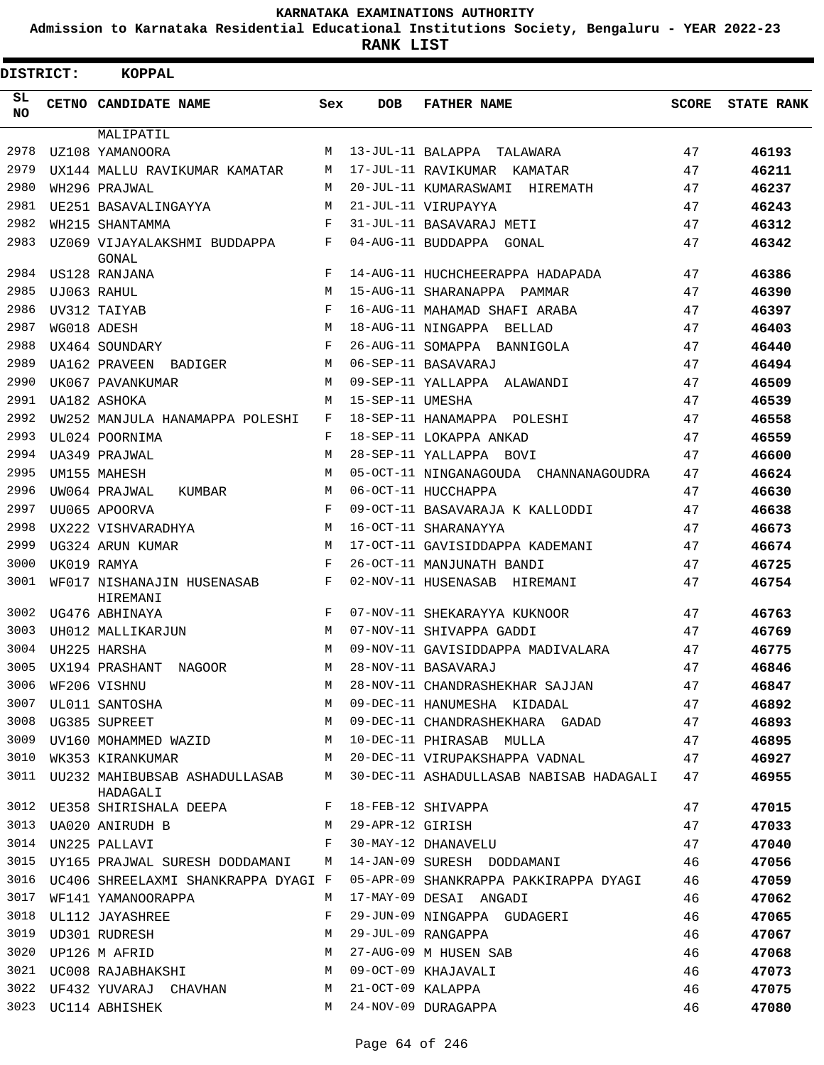KARNATAKA EXAMINATIONS AUTHORITY

Admission to Karnataka Residential Educational Institutions Society, Bengaluru - YEAR 2022-23

**RANK LIST**

**DISTRICT: KOPPAL**

| SL NO | CETNO | CANDIDATE NAME | Sex | DOB | FATHER NAME | SCORE | STATE RANK |
|---|---|---|---|---|---|---|---|
| | | MALIPATIL | | | | | |
| 2978 | UZ108 | YAMANOORA | M | 13-JUL-11 | BALAPPA TALAWARA | 47 | **46193** |
| 2979 | UX144 | MALLU RAVIKUMAR KAMATAR | M | 17-JUL-11 | RAVIKUMAR KAMATAR | 47 | **46211** |
| 2980 | WH296 | PRAJWAL | M | 20-JUL-11 | KUMARASWAMI HIREMATH | 47 | **46237** |
| 2981 | UE251 | BASAVALINGAYYA | M | 21-JUL-11 | VIRUPAYYA | 47 | **46243** |
| 2982 | WH215 | SHANTAMMA | F | 31-JUL-11 | BASAVARAJ METI | 47 | **46312** |
| 2983 | UZ069 | VIJAYALAKSHMI BUDDAPPA GONAL | F | 04-AUG-11 | BUDDAPPA GONAL | 47 | **46342** |
| 2984 | US128 | RANJANA | F | 14-AUG-11 | HUCHCHEERAPPA HADAPADA | 47 | **46386** |
| 2985 | UJ063 | RAHUL | M | 15-AUG-11 | SHARANAPPA PAMMAR | 47 | **46390** |
| 2986 | UV312 | TAIYAB | F | 16-AUG-11 | MAHAMAD SHAFI ARABA | 47 | **46397** |
| 2987 | WG018 | ADESH | M | 18-AUG-11 | NINGAPPA BELLAD | 47 | **46403** |
| 2988 | UX464 | SOUNDARY | F | 26-AUG-11 | SOMAPPA BANNIGOLA | 47 | **46440** |
| 2989 | UA162 | PRAVEEN BADIGER | M | 06-SEP-11 | BASAVARAJ | 47 | **46494** |
| 2990 | UK067 | PAVANKUMAR | M | 09-SEP-11 | YALLAPPA ALAWANDI | 47 | **46509** |
| 2991 | UA182 | ASHOKA | M | 15-SEP-11 | UMESHA | 47 | **46539** |
| 2992 | UW252 | MANJULA HANAMAPPA POLESHI | F | 18-SEP-11 | HANAMAPPA POLESHI | 47 | **46558** |
| 2993 | UL024 | POORNIMA | F | 18-SEP-11 | LOKAPPA ANKAD | 47 | **46559** |
| 2994 | UA349 | PRAJWAL | M | 28-SEP-11 | YALLAPPA BOVI | 47 | **46600** |
| 2995 | UM155 | MAHESH | M | 05-OCT-11 | NINGANAGOUDA CHANNANAGOUDRA | 47 | **46624** |
| 2996 | UW064 | PRAJWAL KUMBAR | M | 06-OCT-11 | HUCCHAPPA | 47 | **46630** |
| 2997 | UU065 | APOORVA | F | 09-OCT-11 | BASAVARAJA K KALLODDI | 47 | **46638** |
| 2998 | UX222 | VISHVARADHYA | M | 16-OCT-11 | SHARANAYYA | 47 | **46673** |
| 2999 | UG324 | ARUN KUMAR | M | 17-OCT-11 | GAVISIDDAPPA KADEMANI | 47 | **46674** |
| 3000 | UK019 | RAMYA | F | 26-OCT-11 | MANJUNATH BANDI | 47 | **46725** |
| 3001 | WF017 | NISHANAJIN HUSENASAB HIREMANI | F | 02-NOV-11 | HUSENASAB HIREMANI | 47 | **46754** |
| 3002 | UG476 | ABHINAYA | F | 07-NOV-11 | SHEKARAYYA KUKNOOR | 47 | **46763** |
| 3003 | UH012 | MALLIKARJUN | M | 07-NOV-11 | SHIVAPPA GADDI | 47 | **46769** |
| 3004 | UH225 | HARSHA | M | 09-NOV-11 | GAVISIDDAPPA MADIVALARA | 47 | **46775** |
| 3005 | UX194 | PRASHANT NAGOOR | M | 28-NOV-11 | BASAVARAJ | 47 | **46846** |
| 3006 | WF206 | VISHNU | M | 28-NOV-11 | CHANDRASHEKHAR SAJJAN | 47 | **46847** |
| 3007 | UL011 | SANTOSHA | M | 09-DEC-11 | HANUMESHA KIDADAL | 47 | **46892** |
| 3008 | UG385 | SUPREET | M | 09-DEC-11 | CHANDRASHEKHARA GADAD | 47 | **46893** |
| 3009 | UV160 | MOHAMMED WAZID | M | 10-DEC-11 | PHIRASAB MULLA | 47 | **46895** |
| 3010 | WK353 | KIRANKUMAR | M | 20-DEC-11 | VIRUPAKSHAPPA VADNAL | 47 | **46927** |
| 3011 | UU232 | MAHIBUBSAB ASHADULLASAB HADAGALI | M | 30-DEC-11 | ASHADULLASAB NABISAB HADAGALI | 47 | **46955** |
| 3012 | UE358 | SHIRISHALA DEEPA | F | 18-FEB-12 | SHIVAPPA | 47 | **47015** |
| 3013 | UA020 | ANIRUDH B | M | 29-APR-12 | GIRISH | 47 | **47033** |
| 3014 | UN225 | PALLAVI | F | 30-MAY-12 | DHANAVELU | 47 | **47040** |
| 3015 | UY165 | PRAJWAL SURESH DODDAMANI | M | 14-JAN-09 | SURESH DODDAMANI | 46 | **47056** |
| 3016 | UC406 | SHREELAXMI SHANKRAPPA DYAGI | F | 05-APR-09 | SHANKRAPPA PAKKIRAPPA DYAGI | 46 | **47059** |
| 3017 | WF141 | YAMANOORAPPA | M | 17-MAY-09 | DESAI ANGADI | 46 | **47062** |
| 3018 | UL112 | JAYASHREE | F | 29-JUN-09 | NINGAPPA GUDAGERI | 46 | **47065** |
| 3019 | UD301 | RUDRESH | M | 29-JUL-09 | RANGAPPA | 46 | **47067** |
| 3020 | UP126 | M AFRID | M | 27-AUG-09 | M HUSEN SAB | 46 | **47068** |
| 3021 | UC008 | RAJABHAKSHI | M | 09-OCT-09 | KHAJAVALI | 46 | **47073** |
| 3022 | UF432 | YUVARAJ CHAVHAN | M | 21-OCT-09 | KALAPPA | 46 | **47075** |
| 3023 | UC114 | ABHISHEK | M | 24-NOV-09 | DURAGAPPA | 46 | **47080** |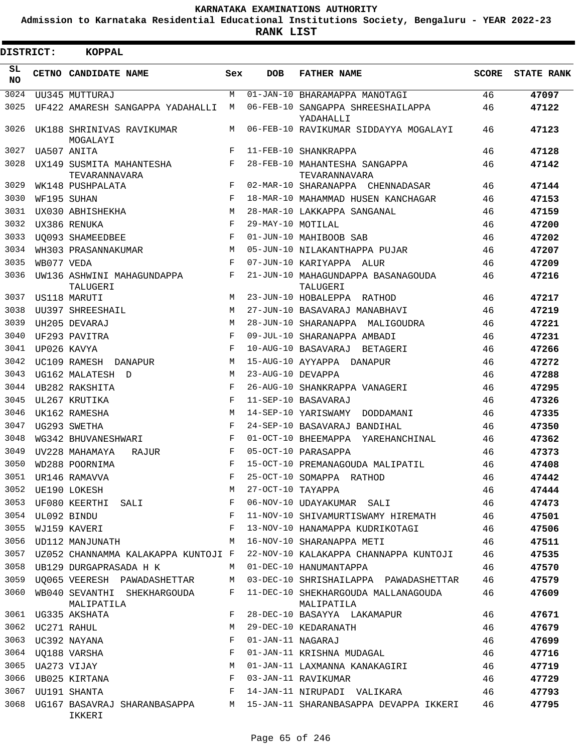# KARNATAKA EXAMINATIONS AUTHORITY

**Admission to Karnataka Residential Educational Institutions Society, Bengaluru - YEAR 2022-23**

**RANK LIST**

**DISTRICT: KOPPAL**

| SL NO | CETNO | CANDIDATE NAME | Sex | DOB | FATHER NAME | SCORE | STATE RANK |
|---|---|---|---|---|---|---|---|
| 3024 | UU345 | MUTTURAJ | M | 01-JAN-10 | BHARAMAPPA MANOTAGI | 46 | 47097 |
| 3025 | UF422 | AMARESH SANGAPPA YADAHALLI | M | 06-FEB-10 | SANGAPPA SHREESHAILAPPA YADAHALLI | 46 | 47122 |
| 3026 | UK188 | SHRINIVAS RAVIKUMAR MOGALAYI | M | 06-FEB-10 | RAVIKUMAR SIDDAYYA MOGALAYI | 46 | 47123 |
| 3027 | UA507 | ANITA | F | 11-FEB-10 | SHANKRAPPA | 46 | 47128 |
| 3028 | UX149 | SUSMITA MAHANTESHA TEVARANNAVARA | F | 28-FEB-10 | MAHANTESHA SANGAPPA TEVARANNAVARA | 46 | 47142 |
| 3029 | WK148 | PUSHPALATA | F | 02-MAR-10 | SHARANAPPA CHENNADASAR | 46 | 47144 |
| 3030 | WF195 | SUHAN | F | 18-MAR-10 | MAHAMMAD HUSEN KANCHAGAR | 46 | 47153 |
| 3031 | UX030 | ABHISHEKHA | M | 28-MAR-10 | LAKKAPPA SANGANAL | 46 | 47159 |
| 3032 | UX386 | RENUKA | F | 29-MAY-10 | MOTILAL | 46 | 47200 |
| 3033 | UQ093 | SHAMEEDBEE | F | 01-JUN-10 | MAHIBOOB SAB | 46 | 47202 |
| 3034 | WH303 | PRASANNAKUMAR | M | 05-JUN-10 | NILAKANTHAPPA PUJAR | 46 | 47207 |
| 3035 | WB077 | VEDA | F | 07-JUN-10 | KARIYAPPA ALUR | 46 | 47209 |
| 3036 | UW136 | ASHWINI MAHAGUNDAPPA TALUGERI | F | 21-JUN-10 | MAHAGUNDAPPA BASANAGOUDA TALUGERI | 46 | 47216 |
| 3037 | US118 | MARUTI | M | 23-JUN-10 | HOBALEPPA RATHOD | 46 | 47217 |
| 3038 | UU397 | SHREESHAIL | M | 27-JUN-10 | BASAVARAJ MANABHAVI | 46 | 47219 |
| 3039 | UH205 | DEVARAJ | M | 28-JUN-10 | SHARANAPPA MALIGOUDRA | 46 | 47221 |
| 3040 | UF293 | PAVITRA | F | 09-JUL-10 | SHARANAPPA AMBADI | 46 | 47231 |
| 3041 | UP026 | KAVYA | F | 10-AUG-10 | BASAVARAJ BETAGERI | 46 | 47266 |
| 3042 | UC109 | RAMESH DANAPUR | M | 15-AUG-10 | AYYAPPA DANAPUR | 46 | 47272 |
| 3043 | UG162 | MALATESH D | M | 23-AUG-10 | DEVAPPA | 46 | 47288 |
| 3044 | UB282 | RAKSHITA | F | 26-AUG-10 | SHANKRAPPA VANAGERI | 46 | 47295 |
| 3045 | UL267 | KRUTIKA | F | 11-SEP-10 | BASAVARAJ | 46 | 47326 |
| 3046 | UK162 | RAMESHA | M | 14-SEP-10 | YARISWAMY DODDAMANI | 46 | 47335 |
| 3047 | UG293 | SWETHA | F | 24-SEP-10 | BASAVARAJ BANDIHAL | 46 | 47350 |
| 3048 | WG342 | BHUVANESHWARI | F | 01-OCT-10 | BHEEMAPPA YAREHANCHINAL | 46 | 47362 |
| 3049 | UV228 | MAHAMAYA RAJUR | F | 05-OCT-10 | PARASAPPA | 46 | 47373 |
| 3050 | WD288 | POORNIMA | F | 15-OCT-10 | PREMANAGOUDA MALIPATIL | 46 | 47408 |
| 3051 | UR146 | RAMAVVA | F | 25-OCT-10 | SOMAPPA RATHOD | 46 | 47442 |
| 3052 | UE190 | LOKESH | M | 27-OCT-10 | TAYAPPA | 46 | 47444 |
| 3053 | UF080 | KEERTHI SALI | F | 06-NOV-10 | UDAYAKUMAR SALI | 46 | 47473 |
| 3054 | UL092 | BINDU | F | 11-NOV-10 | SHIVAMURTISWAMY HIREMATH | 46 | 47501 |
| 3055 | WJ159 | KAVERI | F | 13-NOV-10 | HANAMAPPA KUDRIKOTAGI | 46 | 47506 |
| 3056 | UD112 | MANJUNATH | M | 16-NOV-10 | SHARANAPPA METI | 46 | 47511 |
| 3057 | UZ052 | CHANNAMMA KALAKAPPA KUNTOJI | F | 22-NOV-10 | KALAKAPPA CHANNAPPA KUNTOJI | 46 | 47535 |
| 3058 | UB129 | DURGAPRASADA H K | M | 01-DEC-10 | HANUMANTAPPA | 46 | 47570 |
| 3059 | UQ065 | VEERESH PAWADASHETTAR | M | 03-DEC-10 | SHRISHAILAPPA PAWADASHETTAR | 46 | 47579 |
| 3060 | WB040 | SEVANTHI SHEKHARGOUDA MALIPATILA | F | 11-DEC-10 | SHEKHARGOUDA MALLANAGOUDA MALIPATILA | 46 | 47609 |
| 3061 | UG335 | AKSHATA | F | 28-DEC-10 | BASAYYA LAKAMAPUR | 46 | 47671 |
| 3062 | UC271 | RAHUL | M | 29-DEC-10 | KEDARANATH | 46 | 47679 |
| 3063 | UC392 | NAYANA | F | 01-JAN-11 | NAGARAJ | 46 | 47699 |
| 3064 | UQ188 | VARSHA | F | 01-JAN-11 | KRISHNA MUDAGAL | 46 | 47716 |
| 3065 | UA273 | VIJAY | M | 01-JAN-11 | LAXMANNA KANAKAGIRI | 46 | 47719 |
| 3066 | UB025 | KIRTANA | F | 03-JAN-11 | RAVIKUMAR | 46 | 47729 |
| 3067 | UU191 | SHANTA | F | 14-JAN-11 | NIRUPADI VALIKARA | 46 | 47793 |
| 3068 | UG167 | BASAVRAJ SHARANBASAPPA IKKERI | M | 15-JAN-11 | SHARANBASAPPA DEVAPPA IKKERI | 46 | 47795 |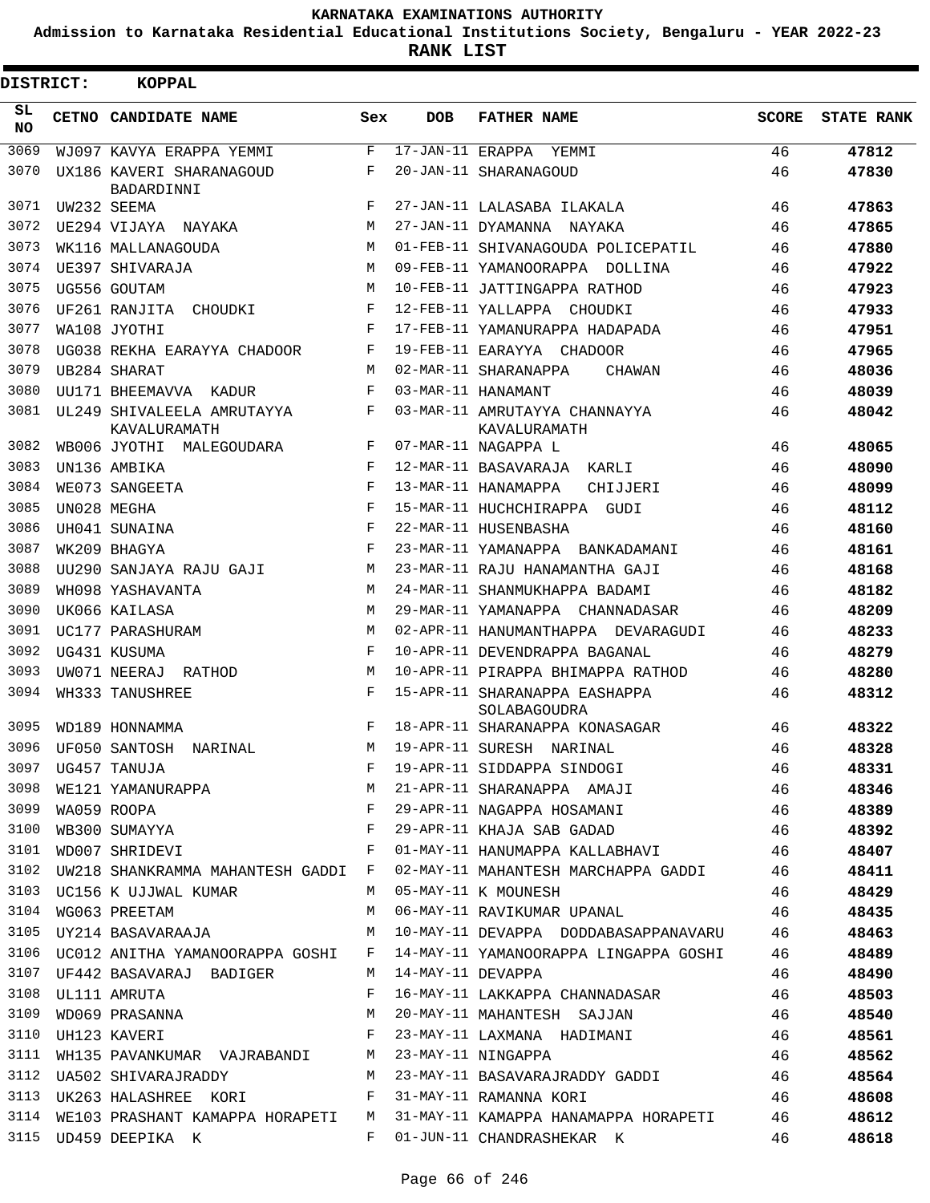# KARNATAKA EXAMINATIONS AUTHORITY

**Admission to Karnataka Residential Educational Institutions Society, Bengaluru - YEAR 2022-23**

**RANK LIST**

**DISTRICT: KOPPAL**

| SL NO | CETNO | CANDIDATE NAME | Sex | DOB | FATHER NAME | SCORE | STATE RANK |
|---|---|---|---|---|---|---|---|
| 3069 | WJ097 | KAVYA ERAPPA YEMMI | F | 17-JAN-11 | ERAPPA YEMMI | 46 | 47812 |
| 3070 | UX186 | KAVERI SHARANAGOUD BADARDINNI | F | 20-JAN-11 | SHARANAGOUD | 46 | 47830 |
| 3071 | UW232 | SEEMA | F | 27-JAN-11 | LALASABA ILAKALA | 46 | 47863 |
| 3072 | UE294 | VIJAYA NAYAKA | M | 27-JAN-11 | DYAMANNA NAYAKA | 46 | 47865 |
| 3073 | WK116 | MALLANAGOUDA | M | 01-FEB-11 | SHIVANAGOUDA POLICEPATIL | 46 | 47880 |
| 3074 | UE397 | SHIVARAJA | M | 09-FEB-11 | YAMANOORAPPA DOLLINA | 46 | 47922 |
| 3075 | UG556 | GOUTAM | M | 10-FEB-11 | JATTINGAPPA RATHOD | 46 | 47923 |
| 3076 | UF261 | RANJITA CHOUDKI | F | 12-FEB-11 | YALLAPPA CHOUDKI | 46 | 47933 |
| 3077 | WA108 | JYOTHI | F | 17-FEB-11 | YAMANURAPPA HADAPADA | 46 | 47951 |
| 3078 | UG038 | REKHA EARAYYA CHADOOR | F | 19-FEB-11 | EARAYYA CHADOOR | 46 | 47965 |
| 3079 | UB284 | SHARAT | M | 02-MAR-11 | SHARANAPPA CHAWAN | 46 | 48036 |
| 3080 | UU171 | BHEEMAVVA KADUR | F | 03-MAR-11 | HANAMANT | 46 | 48039 |
| 3081 | UL249 | SHIVALEELA AMRUTAYYA KAVALURAMATH | F | 03-MAR-11 | AMRUTAYYA CHANNAYYA KAVALURAMATH | 46 | 48042 |
| 3082 | WB006 | JYOTHI MALEGOUDARA | F | 07-MAR-11 | NAGAPPA L | 46 | 48065 |
| 3083 | UN136 | AMBIKA | F | 12-MAR-11 | BASAVARAJA KARLI | 46 | 48090 |
| 3084 | WE073 | SANGEETA | F | 13-MAR-11 | HANAMAPPA CHIJJERI | 46 | 48099 |
| 3085 | UN028 | MEGHA | F | 15-MAR-11 | HUCHCHIRAPPA GUDI | 46 | 48112 |
| 3086 | UH041 | SUNAINA | F | 22-MAR-11 | HUSENBASHA | 46 | 48160 |
| 3087 | WK209 | BHAGYA | F | 23-MAR-11 | YAMANAPPA BANKADAMANI | 46 | 48161 |
| 3088 | UU290 | SANJAYA RAJU GAJI | M | 23-MAR-11 | RAJU HANAMANTHA GAJI | 46 | 48168 |
| 3089 | WH098 | YASHAVANTA | M | 24-MAR-11 | SHANMUKHAPPA BADAMI | 46 | 48182 |
| 3090 | UK066 | KAILASA | M | 29-MAR-11 | YAMANAPPA CHANNADASAR | 46 | 48209 |
| 3091 | UC177 | PARASHURAM | M | 02-APR-11 | HANUMANTHAPPA DEVARAGUDI | 46 | 48233 |
| 3092 | UG431 | KUSUMA | F | 10-APR-11 | DEVENDRAPPA BAGANAL | 46 | 48279 |
| 3093 | UW071 | NEERAJ RATHOD | M | 10-APR-11 | PIRAPPA BHIMAPPA RATHOD | 46 | 48280 |
| 3094 | WH333 | TANUSHREE | F | 15-APR-11 | SHARANAPPA EASHAPPA SOLABAGOUDRA | 46 | 48312 |
| 3095 | WD189 | HONNAMMA | F | 18-APR-11 | SHARANAPPA KONASAGAR | 46 | 48322 |
| 3096 | UF050 | SANTOSH NARINAL | M | 19-APR-11 | SURESH NARINAL | 46 | 48328 |
| 3097 | UG457 | TANUJA | F | 19-APR-11 | SIDDAPPA SINDOGI | 46 | 48331 |
| 3098 | WE121 | YAMANURAPPA | M | 21-APR-11 | SHARANAPPA AMAJI | 46 | 48346 |
| 3099 | WA059 | ROOPA | F | 29-APR-11 | NAGAPPA HOSAMANI | 46 | 48389 |
| 3100 | WB300 | SUMAYYA | F | 29-APR-11 | KHAJA SAB GADAD | 46 | 48392 |
| 3101 | WD007 | SHRIDEVI | F | 01-MAY-11 | HANUMAPPA KALLABHAVI | 46 | 48407 |
| 3102 | UW218 | SHANKRAMMA MAHANTESH GADDI | F | 02-MAY-11 | MAHANTESH MARCHAPPA GADDI | 46 | 48411 |
| 3103 | UC156 | K UJJWAL KUMAR | M | 05-MAY-11 | K MOUNESH | 46 | 48429 |
| 3104 | WG063 | PREETAM | M | 06-MAY-11 | RAVIKUMAR UPANAL | 46 | 48435 |
| 3105 | UY214 | BASAVARAAJA | M | 10-MAY-11 | DEVAPPA DODDABASAPPANAVARU | 46 | 48463 |
| 3106 | UC012 | ANITHA YAMANOORAPPA GOSHI | F | 14-MAY-11 | YAMANOORAPPA LINGAPPA GOSHI | 46 | 48489 |
| 3107 | UF442 | BASAVARAJ BADIGER | M | 14-MAY-11 | DEVAPPA | 46 | 48490 |
| 3108 | UL111 | AMRUTA | F | 16-MAY-11 | LAKKAPPA CHANNADASAR | 46 | 48503 |
| 3109 | WD069 | PRASANNA | M | 20-MAY-11 | MAHANTESH SAJJAN | 46 | 48540 |
| 3110 | UH123 | KAVERI | F | 23-MAY-11 | LAXMANA HADIMANI | 46 | 48561 |
| 3111 | WH135 | PAVANKUMAR VAJRABANDI | M | 23-MAY-11 | NINGAPPA | 46 | 48562 |
| 3112 | UA502 | SHIVARAJRADDY | M | 23-MAY-11 | BASAVARAJRADDY GADDI | 46 | 48564 |
| 3113 | UK263 | HALASHREE KORI | F | 31-MAY-11 | RAMANNA KORI | 46 | 48608 |
| 3114 | WE103 | PRASHANT KAMAPPA HORAPETI | M | 31-MAY-11 | KAMAPPA HANAMAPPA HORAPETI | 46 | 48612 |
| 3115 | UD459 | DEEPIKA K | F | 01-JUN-11 | CHANDRASHEKAR K | 46 | 48618 |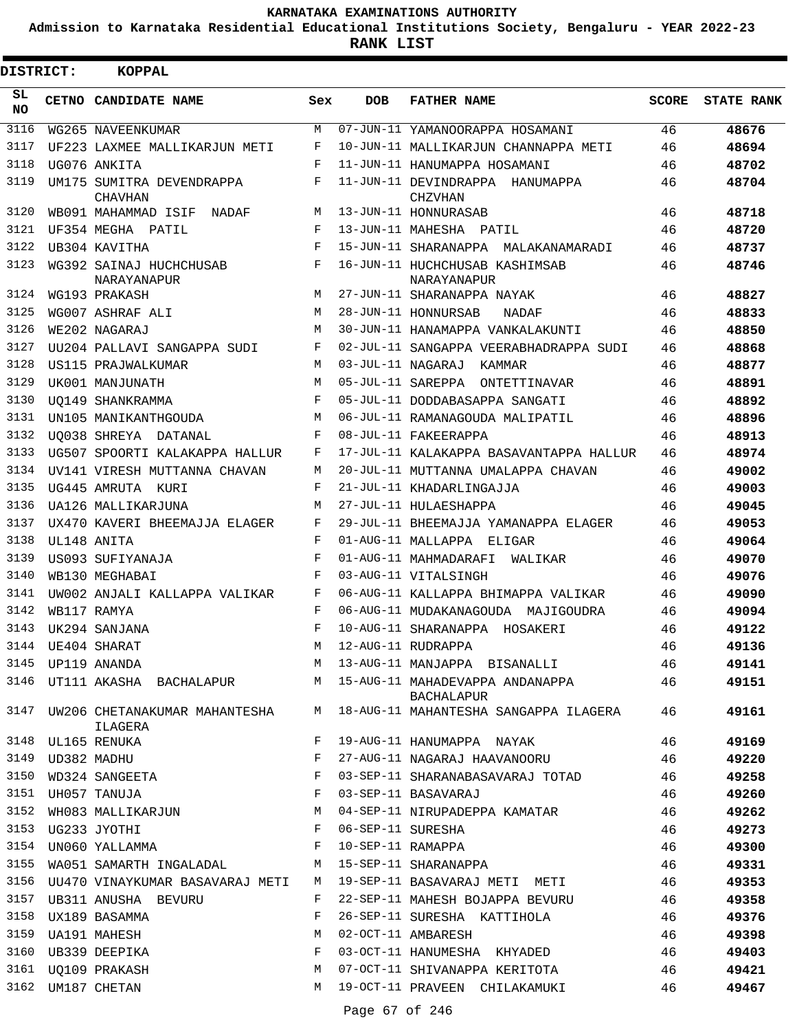# KARNATAKA EXAMINATIONS AUTHORITY

**Admission to Karnataka Residential Educational Institutions Society, Bengaluru - YEAR 2022-23**

**RANK LIST**

**DISTRICT: KOPPAL**

| SL NO | CETNO | CANDIDATE NAME | Sex | DOB | FATHER NAME | SCORE | STATE RANK |
|---|---|---|---|---|---|---|---|
| 3116 | WG265 | NAVEENKUMAR | M | 07-JUN-11 | YAMANOORAPPA HOSAMANI | 46 | **48676** |
| 3117 | UF223 | LAXMEE MALLIKARJUN METI | F | 10-JUN-11 | MALLIKARJUN CHANNAPPA METI | 46 | **48694** |
| 3118 | UG076 | ANKITA | F | 11-JUN-11 | HANUMAPPA HOSAMANI | 46 | **48702** |
| 3119 | UM175 | SUMITRA DEVENDRAPPA CHAVHAN | F | 11-JUN-11 | DEVINDRAPPA HANUMAPPA CHZVHAN | 46 | **48704** |
| 3120 | WB091 | MAHAMMAD ISIF NADAF | M | 13-JUN-11 | HONNURASAB | 46 | **48718** |
| 3121 | UF354 | MEGHA PATIL | F | 13-JUN-11 | MAHESHA PATIL | 46 | **48720** |
| 3122 | UB304 | KAVITHA | F | 15-JUN-11 | SHARANAPPA MALAKANAMARADI | 46 | **48737** |
| 3123 | WG392 | SAINAJ HUCHCHUSAB NARAYANAPUR | F | 16-JUN-11 | HUCHCHUSAB KASHIMSAB NARAYANAPUR | 46 | **48746** |
| 3124 | WG193 | PRAKASH | M | 27-JUN-11 | SHARANAPPA NAYAK | 46 | **48827** |
| 3125 | WG007 | ASHRAF ALI | M | 28-JUN-11 | HONNURSAB NADAF | 46 | **48833** |
| 3126 | WE202 | NAGARAJ | M | 30-JUN-11 | HANAMAPPA VANKALAKUNTI | 46 | **48850** |
| 3127 | UU204 | PALLAVI SANGAPPA SUDI | F | 02-JUL-11 | SANGAPPA VEERABHADRAPPA SUDI | 46 | **48868** |
| 3128 | US115 | PRAJWALKUMAR | M | 03-JUL-11 | NAGARAJ KAMMAR | 46 | **48877** |
| 3129 | UK001 | MANJUNATH | M | 05-JUL-11 | SAREPPA ONTETTINAVAR | 46 | **48891** |
| 3130 | UQ149 | SHANKRAMMA | F | 05-JUL-11 | DODDABASAPPA SANGATI | 46 | **48892** |
| 3131 | UN105 | MANIKANTHGOUDA | M | 06-JUL-11 | RAMANAGOUDA MALIPATIL | 46 | **48896** |
| 3132 | UQ038 | SHREYA DATANAL | F | 08-JUL-11 | FAKEERAPPA | 46 | **48913** |
| 3133 | UG507 | SPOORTI KALAKAPPA HALLUR | F | 17-JUL-11 | KALAKAPPA BASAVANTAPPA HALLUR | 46 | **48974** |
| 3134 | UV141 | VIRESH MUTTANNA CHAVAN | M | 20-JUL-11 | MUTTANNA UMALAPPA CHAVAN | 46 | **49002** |
| 3135 | UG445 | AMRUTA KURI | F | 21-JUL-11 | KHADARLINGAJJA | 46 | **49003** |
| 3136 | UA126 | MALLIKARJUNA | M | 27-JUL-11 | HULAESHAPPA | 46 | **49045** |
| 3137 | UX470 | KAVERI BHEEMAJJA ELAGER | F | 29-JUL-11 | BHEEMAJJA YAMANAPPA ELAGER | 46 | **49053** |
| 3138 | UL148 | ANITA | F | 01-AUG-11 | MALLAPPA ELIGAR | 46 | **49064** |
| 3139 | US093 | SUFIYANAJA | F | 01-AUG-11 | MAHMADARAFI WALIKAR | 46 | **49070** |
| 3140 | WB130 | MEGHABAI | F | 03-AUG-11 | VITALSINGH | 46 | **49076** |
| 3141 | UW002 | ANJALI KALLAPPA VALIKAR | F | 06-AUG-11 | KALLAPPA BHIMAPPA VALIKAR | 46 | **49090** |
| 3142 | WB117 | RAMYA | F | 06-AUG-11 | MUDAKANAGOUDA MAJIGOUDRA | 46 | **49094** |
| 3143 | UK294 | SANJANA | F | 10-AUG-11 | SHARANAPPA HOSAKERI | 46 | **49122** |
| 3144 | UE404 | SHARAT | M | 12-AUG-11 | RUDRAPPA | 46 | **49136** |
| 3145 | UP119 | ANANDA | M | 13-AUG-11 | MANJAPPA BISANALLI | 46 | **49141** |
| 3146 | UT111 | AKASHA BACHALAPUR | M | 15-AUG-11 | MAHADEVAPPA ANDANAPPA BACHALAPUR | 46 | **49151** |
| 3147 | UW206 | CHETANAKUMAR MAHANTESHA ILAGERA | M | 18-AUG-11 | MAHANTESHA SANGAPPA ILAGERA | 46 | **49161** |
| 3148 | UL165 | RENUKA | F | 19-AUG-11 | HANUMAPPA NAYAK | 46 | **49169** |
| 3149 | UD382 | MADHU | F | 27-AUG-11 | NAGARAJ HAAVANOORU | 46 | **49220** |
| 3150 | WD324 | SANGEETA | F | 03-SEP-11 | SHARANABASAVARAJ TOTAD | 46 | **49258** |
| 3151 | UH057 | TANUJA | F | 03-SEP-11 | BASAVARAJ | 46 | **49260** |
| 3152 | WH083 | MALLIKARJUN | M | 04-SEP-11 | NIRUPADEPPA KAMATAR | 46 | **49262** |
| 3153 | UG233 | JYOTHI | F | 06-SEP-11 | SURESHA | 46 | **49273** |
| 3154 | UN060 | YALLAMMA | F | 10-SEP-11 | RAMAPPA | 46 | **49300** |
| 3155 | WA051 | SAMARTH INGALADAL | M | 15-SEP-11 | SHARANAPPA | 46 | **49331** |
| 3156 | UU470 | VINAYKUMAR BASAVARAJ METI | M | 19-SEP-11 | BASAVARAJ METI METI | 46 | **49353** |
| 3157 | UB311 | ANUSHA BEVURU | F | 22-SEP-11 | MAHESH BOJAPPA BEVURU | 46 | **49358** |
| 3158 | UX189 | BASAMMA | F | 26-SEP-11 | SURESHA KATTIHOLA | 46 | **49376** |
| 3159 | UA191 | MAHESH | M | 02-OCT-11 | AMBARESH | 46 | **49398** |
| 3160 | UB339 | DEEPIKA | F | 03-OCT-11 | HANUMESHA KHYADED | 46 | **49403** |
| 3161 | UQ109 | PRAKASH | M | 07-OCT-11 | SHIVANAPPA KERITOTA | 46 | **49421** |
| 3162 | UM187 | CHETAN | M | 19-OCT-11 | PRAVEEN CHILAKAMUKI | 46 | **49467** |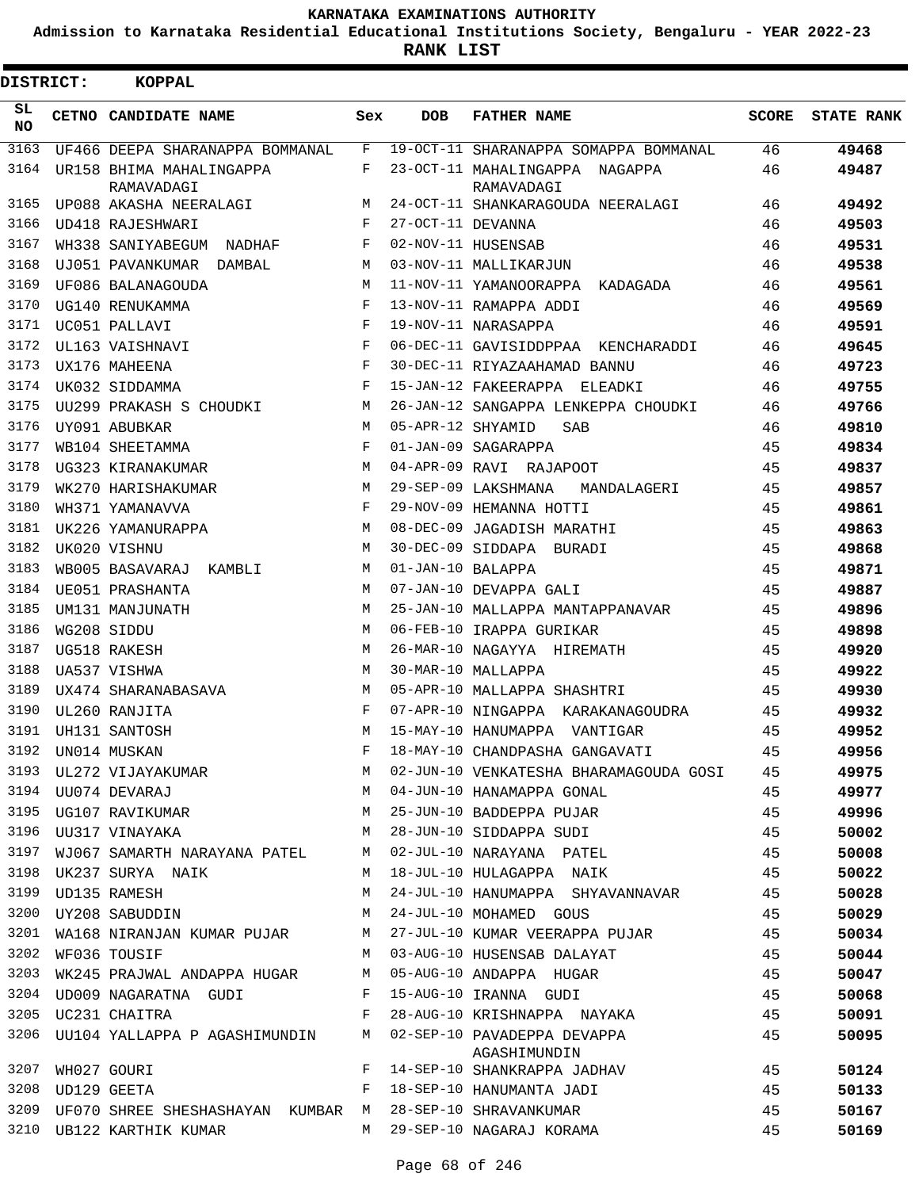**KARNATAKA EXAMINATIONS AUTHORITY**

**Admission to Karnataka Residential Educational Institutions Society, Bengaluru - YEAR 2022-23**

**RANK LIST**

**DISTRICT: KOPPAL**

| SL NO | CETNO | CANDIDATE NAME | Sex | DOB | FATHER NAME | SCORE | STATE RANK |
|---|---|---|---|---|---|---|---|
| 3163 | UF466 | DEEPA SHARANAPPA BOMMANAL | F | 19-OCT-11 | SHARANAPPA SOMAPPA BOMMANAL | 46 | 49468 |
| 3164 | UR158 | BHIMA MAHALINGAPPA RAMAVADAGI | F | 23-OCT-11 | MAHALINGAPPA NAGAPPA RAMAVADAGI | 46 | 49487 |
| 3165 | UP088 | AKASHA NEERALAGI | M | 24-OCT-11 | SHANKARAGOUDA NEERALAGI | 46 | 49492 |
| 3166 | UD418 | RAJESHWARI | F | 27-OCT-11 | DEVANNA | 46 | 49503 |
| 3167 | WH338 | SANIYABEGUM NADHAF | F | 02-NOV-11 | HUSENSAB | 46 | 49531 |
| 3168 | UJ051 | PAVANKUMAR DAMBAL | M | 03-NOV-11 | MALLIKARJUN | 46 | 49538 |
| 3169 | UF086 | BALANAGOUDA | M | 11-NOV-11 | YAMANOORAPPA KADAGADA | 46 | 49561 |
| 3170 | UG140 | RENUKAMMA | F | 13-NOV-11 | RAMAPPA ADDI | 46 | 49569 |
| 3171 | UC051 | PALLAVI | F | 19-NOV-11 | NARASAPPA | 46 | 49591 |
| 3172 | UL163 | VAISHNAVI | F | 06-DEC-11 | GAVISIDDPPAA KENCHARADDI | 46 | 49645 |
| 3173 | UX176 | MAHEENA | F | 30-DEC-11 | RIYAZAAHAMAD BANNU | 46 | 49723 |
| 3174 | UK032 | SIDDAMMA | F | 15-JAN-12 | FAKEERAPPA ELEADKI | 46 | 49755 |
| 3175 | UU299 | PRAKASH S CHOUDKI | M | 26-JAN-12 | SANGAPPA LENKEPPA CHOUDKI | 46 | 49766 |
| 3176 | UY091 | ABUBKAR | M | 05-APR-12 | SHYAMID SAB | 46 | 49810 |
| 3177 | WB104 | SHEETAMMA | F | 01-JAN-09 | SAGARAPPA | 45 | 49834 |
| 3178 | UG323 | KIRANAKUMAR | M | 04-APR-09 | RAVI RAJAPOOT | 45 | 49837 |
| 3179 | WK270 | HARISHAKUMAR | M | 29-SEP-09 | LAKSHMANA MANDALAGERI | 45 | 49857 |
| 3180 | WH371 | YAMANAVVA | F | 29-NOV-09 | HEMANNA HOTTI | 45 | 49861 |
| 3181 | UK226 | YAMANURAPPA | M | 08-DEC-09 | JAGADISH MARATHI | 45 | 49863 |
| 3182 | UK020 | VISHNU | M | 30-DEC-09 | SIDDAPA BURADI | 45 | 49868 |
| 3183 | WB005 | BASAVARAJ KAMBLI | M | 01-JAN-10 | BALAPPA | 45 | 49871 |
| 3184 | UE051 | PRASHANTA | M | 07-JAN-10 | DEVAPPA GALI | 45 | 49887 |
| 3185 | UM131 | MANJUNATH | M | 25-JAN-10 | MALLAPPA MANTAPPANAVAR | 45 | 49896 |
| 3186 | WG208 | SIDDU | M | 06-FEB-10 | IRAPPA GURIKAR | 45 | 49898 |
| 3187 | UG518 | RAKESH | M | 26-MAR-10 | NAGAYYA HIREMATH | 45 | 49920 |
| 3188 | UA537 | VISHWA | M | 30-MAR-10 | MALLAPPA | 45 | 49922 |
| 3189 | UX474 | SHARANABASAVA | M | 05-APR-10 | MALLAPPA SHASHTRI | 45 | 49930 |
| 3190 | UL260 | RANJITA | F | 07-APR-10 | NINGAPPA KARAKANAGOUDRA | 45 | 49932 |
| 3191 | UH131 | SANTOSH | M | 15-MAY-10 | HANUMAPPA VANTIGAR | 45 | 49952 |
| 3192 | UN014 | MUSKAN | F | 18-MAY-10 | CHANDPASHA GANGAVATI | 45 | 49956 |
| 3193 | UL272 | VIJAYAKUMAR | M | 02-JUN-10 | VENKATESHA BHARAMAGOUDA GOSI | 45 | 49975 |
| 3194 | UU074 | DEVARAJ | M | 04-JUN-10 | HANAMAPPA GONAL | 45 | 49977 |
| 3195 | UG107 | RAVIKUMAR | M | 25-JUN-10 | BADDEPPA PUJAR | 45 | 49996 |
| 3196 | UU317 | VINAYAKA | M | 28-JUN-10 | SIDDAPPA SUDI | 45 | 50002 |
| 3197 | WJ067 | SAMARTH NARAYANA PATEL | M | 02-JUL-10 | NARAYANA PATEL | 45 | 50008 |
| 3198 | UK237 | SURYA NAIK | M | 18-JUL-10 | HULAGAPPA NAIK | 45 | 50022 |
| 3199 | UD135 | RAMESH | M | 24-JUL-10 | HANUMAPPA SHYAVANNAVAR | 45 | 50028 |
| 3200 | UY208 | SABUDDIN | M | 24-JUL-10 | MOHAMED GOUS | 45 | 50029 |
| 3201 | WA168 | NIRANJAN KUMAR PUJAR | M | 27-JUL-10 | KUMAR VEERAPPA PUJAR | 45 | 50034 |
| 3202 | WF036 | TOUSIF | M | 03-AUG-10 | HUSENSAB DALAYAT | 45 | 50044 |
| 3203 | WK245 | PRAJWAL ANDAPPA HUGAR | M | 05-AUG-10 | ANDAPPA HUGAR | 45 | 50047 |
| 3204 | UD009 | NAGARATNA GUDI | F | 15-AUG-10 | IRANNA GUDI | 45 | 50068 |
| 3205 | UC231 | CHAITRA | F | 28-AUG-10 | KRISHNAPPA NAYAKA | 45 | 50091 |
| 3206 | UU104 | YALLAPPA P AGASHIMUNDIN | M | 02-SEP-10 | PAVADEPPA DEVAPPA AGASHIMUNDIN | 45 | 50095 |
| 3207 | WH027 | GOURI | F | 14-SEP-10 | SHANKRAPPA JADHAV | 45 | 50124 |
| 3208 | UD129 | GEETA | F | 18-SEP-10 | HANUMANTA JADI | 45 | 50133 |
| 3209 | UF070 | SHREE SHESHASHAYAN KUMBAR | M | 28-SEP-10 | SHRAVANKUMAR | 45 | 50167 |
| 3210 | UB122 | KARTHIK KUMAR | M | 29-SEP-10 | NAGARAJ KORAMA | 45 | 50169 |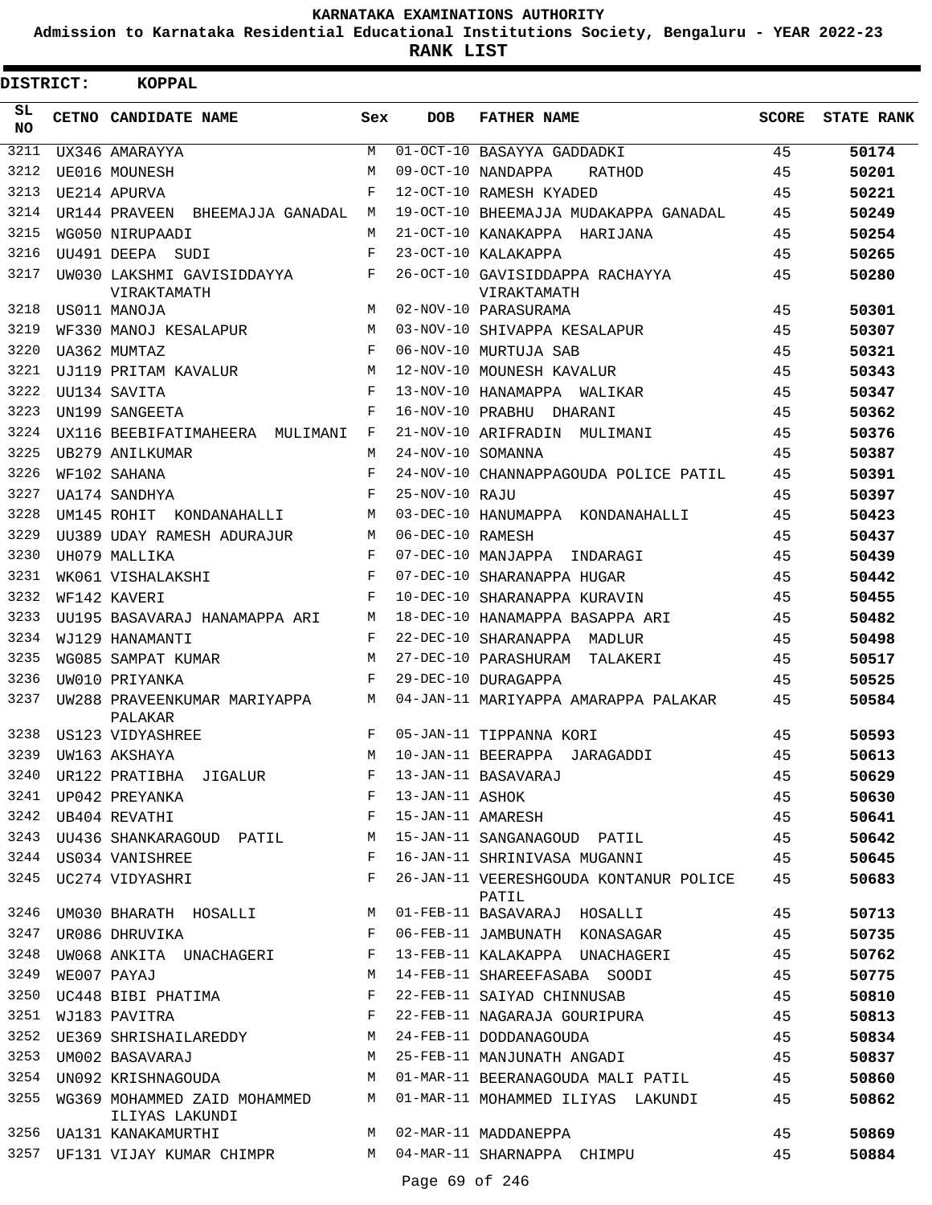# KARNATAKA EXAMINATIONS AUTHORITY

**Admission to Karnataka Residential Educational Institutions Society, Bengaluru - YEAR 2022-23**

**RANK LIST**

**DISTRICT: KOPPAL**

| SL NO | CETNO | CANDIDATE NAME | Sex | DOB | FATHER NAME | SCORE | STATE RANK |
|---|---|---|---|---|---|---|---|
| 3211 | UX346 | AMARAYYA | M | 01-OCT-10 | BASAYYA GADDADKI | 45 | 50174 |
| 3212 | UE016 | MOUNESH | M | 09-OCT-10 | NANDAPPA RATHOD | 45 | 50201 |
| 3213 | UE214 | APURVA | F | 12-OCT-10 | RAMESH KYADED | 45 | 50221 |
| 3214 | UR144 | PRAVEEN BHEEMAJJA GANADAL | M | 19-OCT-10 | BHEEMAJJA MUDAKAPPA GANADAL | 45 | 50249 |
| 3215 | WG050 | NIRUPAADI | M | 21-OCT-10 | KANAKAPPA HARIJANA | 45 | 50254 |
| 3216 | UU491 | DEEPA SUDI | F | 23-OCT-10 | KALAKAPPA | 45 | 50265 |
| 3217 | UW030 | LAKSHMI GAVISIDDAYYA VIRAKTAMATH | F | 26-OCT-10 | GAVISIDDAPPA RACHAYYA VIRAKTAMATH | 45 | 50280 |
| 3218 | US011 | MANOJA | M | 02-NOV-10 | PARASURAMA | 45 | 50301 |
| 3219 | WF330 | MANOJ KESALAPUR | M | 03-NOV-10 | SHIVAPPA KESALAPUR | 45 | 50307 |
| 3220 | UA362 | MUMTAZ | F | 06-NOV-10 | MURTUJA SAB | 45 | 50321 |
| 3221 | UJ119 | PRITAM KAVALUR | M | 12-NOV-10 | MOUNESH KAVALUR | 45 | 50343 |
| 3222 | UU134 | SAVITA | F | 13-NOV-10 | HANAMAPPA WALIKAR | 45 | 50347 |
| 3223 | UN199 | SANGEETA | F | 16-NOV-10 | PRABHU DHARANI | 45 | 50362 |
| 3224 | UX116 | BEEBIFATIMAHEERA MULIMANI | F | 21-NOV-10 | ARIFRADIN MULIMANI | 45 | 50376 |
| 3225 | UB279 | ANILKUMAR | M | 24-NOV-10 | SOMANNA | 45 | 50387 |
| 3226 | WF102 | SAHANA | F | 24-NOV-10 | CHANNAPPAGOUDA POLICE PATIL | 45 | 50391 |
| 3227 | UA174 | SANDHYA | F | 25-NOV-10 | RAJU | 45 | 50397 |
| 3228 | UM145 | ROHIT KONDANAHALLI | M | 03-DEC-10 | HANUMAPPA KONDANAHALLI | 45 | 50423 |
| 3229 | UU389 | UDAY RAMESH ADURAJUR | M | 06-DEC-10 | RAMESH | 45 | 50437 |
| 3230 | UH079 | MALLIKA | F | 07-DEC-10 | MANJAPPA INDARAGI | 45 | 50439 |
| 3231 | WK061 | VISHALAKSHI | F | 07-DEC-10 | SHARANAPPA HUGAR | 45 | 50442 |
| 3232 | WF142 | KAVERI | F | 10-DEC-10 | SHARANAPPA KURAVIN | 45 | 50455 |
| 3233 | UU195 | BASAVARAJ HANAMAPPA ARI | M | 18-DEC-10 | HANAMAPPA BASAPPA ARI | 45 | 50482 |
| 3234 | WJ129 | HANAMANTI | F | 22-DEC-10 | SHARANAPPA MADLUR | 45 | 50498 |
| 3235 | WG085 | SAMPAT KUMAR | M | 27-DEC-10 | PARASHURAM TALAKERI | 45 | 50517 |
| 3236 | UW010 | PRIYANKA | F | 29-DEC-10 | DURAGAPPA | 45 | 50525 |
| 3237 | UW288 | PRAVEENKUMAR MARIYAPPA PALAKAR | M | 04-JAN-11 | MARIYAPPA AMARAPPA PALAKAR | 45 | 50584 |
| 3238 | US123 | VIDYASHREE | F | 05-JAN-11 | TIPPANNA KORI | 45 | 50593 |
| 3239 | UW163 | AKSHAYA | M | 10-JAN-11 | BEERAPPA JARAGADDI | 45 | 50613 |
| 3240 | UR122 | PRATIBHA JIGALUR | F | 13-JAN-11 | BASAVARAJ | 45 | 50629 |
| 3241 | UP042 | PREYANKA | F | 13-JAN-11 | ASHOK | 45 | 50630 |
| 3242 | UB404 | REVATHI | F | 15-JAN-11 | AMARESH | 45 | 50641 |
| 3243 | UU436 | SHANKARAGOUD PATIL | M | 15-JAN-11 | SANGANAGOUD PATIL | 45 | 50642 |
| 3244 | US034 | VANISHREE | F | 16-JAN-11 | SHRINIVASA MUGANNI | 45 | 50645 |
| 3245 | UC274 | VIDYASHRI | F | 26-JAN-11 | VEERESHGOUDA KONTANUR POLICE PATIL | 45 | 50683 |
| 3246 | UM030 | BHARATH HOSALLI | M | 01-FEB-11 | BASAVARAJ HOSALLI | 45 | 50713 |
| 3247 | UR086 | DHRUVIKA | F | 06-FEB-11 | JAMBUNATH KONASAGAR | 45 | 50735 |
| 3248 | UW068 | ANKITA UNACHAGERI | F | 13-FEB-11 | KALAKAPPA UNACHAGERI | 45 | 50762 |
| 3249 | WE007 | PAYAJ | M | 14-FEB-11 | SHAREEFASABA SOODI | 45 | 50775 |
| 3250 | UC448 | BIBI PHATIMA | F | 22-FEB-11 | SAIYAD CHINNUSAB | 45 | 50810 |
| 3251 | WJ183 | PAVITRA | F | 22-FEB-11 | NAGARAJA GOURIPURA | 45 | 50813 |
| 3252 | UE369 | SHRISHAILAREDDY | M | 24-FEB-11 | DODDANAGOUDA | 45 | 50834 |
| 3253 | UM002 | BASAVARAJ | M | 25-FEB-11 | MANJUNATH ANGADI | 45 | 50837 |
| 3254 | UN092 | KRISHNAGOUDA | M | 01-MAR-11 | BEERANAGOUDA MALI PATIL | 45 | 50860 |
| 3255 | WG369 | MOHAMMED ZAID MOHAMMED ILIYAS LAKUNDI | M | 01-MAR-11 | MOHAMMED ILIYAS LAKUNDI | 45 | 50862 |
| 3256 | UA131 | KANAKAMURTHI | M | 02-MAR-11 | MADDANEPPA | 45 | 50869 |
| 3257 | UF131 | VIJAY KUMAR CHIMPR | M | 04-MAR-11 | SHARNAPPA CHIMPU | 45 | 50884 |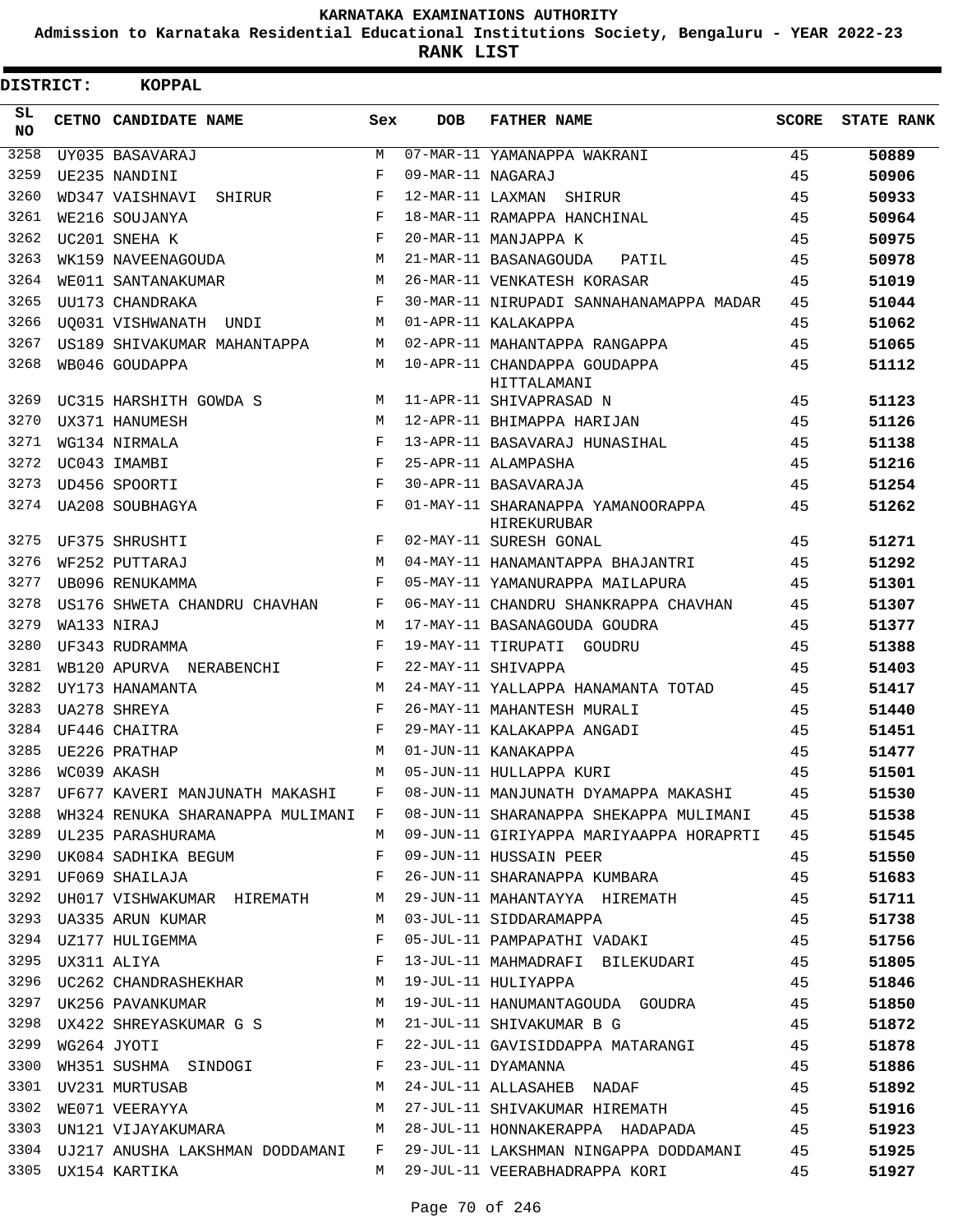# KARNATAKA EXAMINATIONS AUTHORITY

**Admission to Karnataka Residential Educational Institutions Society, Bengaluru - YEAR 2022-23**

**RANK LIST**

**DISTRICT: KOPPAL**

| SL NO | CETNO | CANDIDATE NAME | Sex | DOB | FATHER NAME | SCORE | STATE RANK |
|---|---|---|---|---|---|---|---|
| 3258 | UY035 | BASAVARAJ | M | 07-MAR-11 | YAMANAPPA WAKRANI | 45 | 50889 |
| 3259 | UE235 | NANDINI | F | 09-MAR-11 | NAGARAJ | 45 | 50906 |
| 3260 | WD347 | VAISHNAVI SHIRUR | F | 12-MAR-11 | LAXMAN SHIRUR | 45 | 50933 |
| 3261 | WE216 | SOUJANYA | F | 18-MAR-11 | RAMAPPA HANCHINAL | 45 | 50964 |
| 3262 | UC201 | SNEHA K | F | 20-MAR-11 | MANJAPPA K | 45 | 50975 |
| 3263 | WK159 | NAVEENAGOUDA | M | 21-MAR-11 | BASANAGOUDA PATIL | 45 | 50978 |
| 3264 | WE011 | SANTANAKUMAR | M | 26-MAR-11 | VENKATESH KORASAR | 45 | 51019 |
| 3265 | UU173 | CHANDRAKA | F | 30-MAR-11 | NIRUPADI SANNAHANAMAPPA MADAR | 45 | 51044 |
| 3266 | UQ031 | VISHWANATH UNDI | M | 01-APR-11 | KALAKAPPA | 45 | 51062 |
| 3267 | US189 | SHIVAKUMAR MAHANTAPPA | M | 02-APR-11 | MAHANTAPPA RANGAPPA | 45 | 51065 |
| 3268 | WB046 | GOUDAPPA | M | 10-APR-11 | CHANDAPPA GOUDAPPA HITTALAMANI | 45 | 51112 |
| 3269 | UC315 | HARSHITH GOWDA S | M | 11-APR-11 | SHIVAPRASAD N | 45 | 51123 |
| 3270 | UX371 | HANUMESH | M | 12-APR-11 | BHIMAPPA HARIJAN | 45 | 51126 |
| 3271 | WG134 | NIRMALA | F | 13-APR-11 | BASAVARAJ HUNASIHAL | 45 | 51138 |
| 3272 | UC043 | IMAMBI | F | 25-APR-11 | ALAMPASHA | 45 | 51216 |
| 3273 | UD456 | SPOORTI | F | 30-APR-11 | BASAVARAJA | 45 | 51254 |
| 3274 | UA208 | SOUBHAGYA | F | 01-MAY-11 | SHARANAPPA YAMANOORAPPA HIREKURUBAR | 45 | 51262 |
| 3275 | UF375 | SHRUSHTI | F | 02-MAY-11 | SURESH GONAL | 45 | 51271 |
| 3276 | WF252 | PUTTARAJ | M | 04-MAY-11 | HANAMANTAPPA BHAJANTRI | 45 | 51292 |
| 3277 | UB096 | RENUKAMMA | F | 05-MAY-11 | YAMANURAPPA MAILAPURA | 45 | 51301 |
| 3278 | US176 | SHWETA CHANDRU CHAVHAN | F | 06-MAY-11 | CHANDRU SHANKRAPPA CHAVHAN | 45 | 51307 |
| 3279 | WA133 | NIRAJ | M | 17-MAY-11 | BASANAGOUDA GOUDRA | 45 | 51377 |
| 3280 | UF343 | RUDRAMMA | F | 19-MAY-11 | TIRUPATI GOUDRU | 45 | 51388 |
| 3281 | WB120 | APURVA NERABENCHI | F | 22-MAY-11 | SHIVAPPA | 45 | 51403 |
| 3282 | UY173 | HANAMANTA | M | 24-MAY-11 | YALLAPPA HANAMANTA TOTAD | 45 | 51417 |
| 3283 | UA278 | SHREYA | F | 26-MAY-11 | MAHANTESH MURALI | 45 | 51440 |
| 3284 | UF446 | CHAITRA | F | 29-MAY-11 | KALAKAPPA ANGADI | 45 | 51451 |
| 3285 | UE226 | PRATHAP | M | 01-JUN-11 | KANAKAPPA | 45 | 51477 |
| 3286 | WC039 | AKASH | M | 05-JUN-11 | HULLAPPA KURI | 45 | 51501 |
| 3287 | UF677 | KAVERI MANJUNATH MAKASHI | F | 08-JUN-11 | MANJUNATH DYAMAPPA MAKASHI | 45 | 51530 |
| 3288 | WH324 | RENUKA SHARANAPPA MULIMANI | F | 08-JUN-11 | SHARANAPPA SHEKAPPA MULIMANI | 45 | 51538 |
| 3289 | UL235 | PARASHURAMA | M | 09-JUN-11 | GIRIYAPPA MARIYAAPPA HORAPRTI | 45 | 51545 |
| 3290 | UK084 | SADHIKA BEGUM | F | 09-JUN-11 | HUSSAIN PEER | 45 | 51550 |
| 3291 | UF069 | SHAILAJA | F | 26-JUN-11 | SHARANAPPA KUMBARA | 45 | 51683 |
| 3292 | UH017 | VISHWAKUMAR HIREMATH | M | 29-JUN-11 | MAHANTAYYA HIREMATH | 45 | 51711 |
| 3293 | UA335 | ARUN KUMAR | M | 03-JUL-11 | SIDDARAMAPPA | 45 | 51738 |
| 3294 | UZ177 | HULIGEMMA | F | 05-JUL-11 | PAMPAPATHI VADAKI | 45 | 51756 |
| 3295 | UX311 | ALIYA | F | 13-JUL-11 | MAHMADRAFI BILEKUDARI | 45 | 51805 |
| 3296 | UC262 | CHANDRASHEKHAR | M | 19-JUL-11 | HULIYAPPA | 45 | 51846 |
| 3297 | UK256 | PAVANKUMAR | M | 19-JUL-11 | HANUMANTAGOUDA GOUDRA | 45 | 51850 |
| 3298 | UX422 | SHREYASKUMAR G S | M | 21-JUL-11 | SHIVAKUMAR B G | 45 | 51872 |
| 3299 | WG264 | JYOTI | F | 22-JUL-11 | GAVISIDDAPPA MATARANGI | 45 | 51878 |
| 3300 | WH351 | SUSHMA SINDOGI | F | 23-JUL-11 | DYAMANNA | 45 | 51886 |
| 3301 | UV231 | MURTUSAB | M | 24-JUL-11 | ALLASAHEB NADAF | 45 | 51892 |
| 3302 | WE071 | VEERAYYA | M | 27-JUL-11 | SHIVAKUMAR HIREMATH | 45 | 51916 |
| 3303 | UN121 | VIJAYAKUMARA | M | 28-JUL-11 | HONNAKERAPPA HADAPADA | 45 | 51923 |
| 3304 | UJ217 | ANUSHA LAKSHMAN DODDAMANI | F | 29-JUL-11 | LAKSHMAN NINGAPPA DODDAMANI | 45 | 51925 |
| 3305 | UX154 | KARTIKA | M | 29-JUL-11 | VEERABHADRAPPA KORI | 45 | 51927 |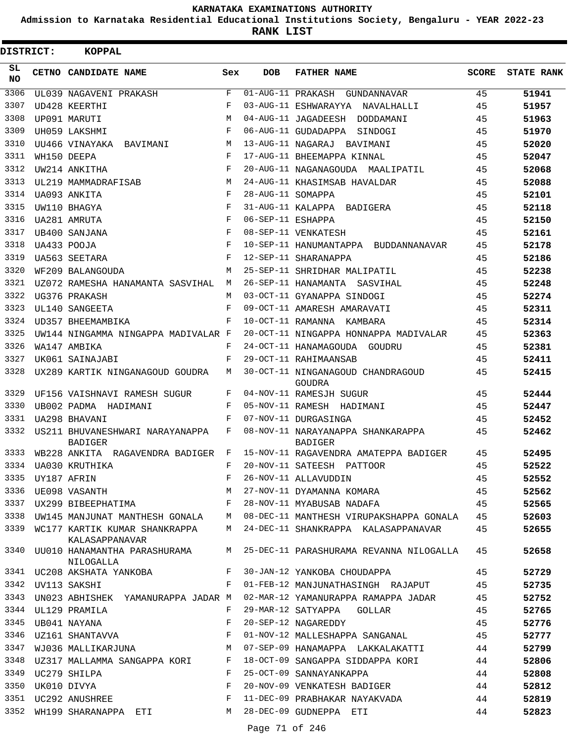KARNATAKA EXAMINATIONS AUTHORITY

Admission to Karnataka Residential Educational Institutions Society, Bengaluru - YEAR 2022-23

**RANK LIST**

**DISTRICT: KOPPAL**

| SL NO | CETNO | CANDIDATE NAME | Sex | DOB | FATHER NAME | SCORE | STATE RANK |
|---|---|---|---|---|---|---|---|
| 3306 | UL039 | NAGAVENI PRAKASH | F | 01-AUG-11 | PRAKASH GUNDANNAVAR | 45 | 51941 |
| 3307 | UD428 | KEERTHI | F | 03-AUG-11 | ESHWARAYYA NAVALHALLI | 45 | 51957 |
| 3308 | UP091 | MARUTI | M | 04-AUG-11 | JAGADEESH DODDAMANI | 45 | 51963 |
| 3309 | UH059 | LAKSHMI | F | 06-AUG-11 | GUDADAPPA SINDOGI | 45 | 51970 |
| 3310 | UU466 | VINAYAKA BAVIMANI | M | 13-AUG-11 | NAGARAJ BAVIMANI | 45 | 52020 |
| 3311 | WH150 | DEEPA | F | 17-AUG-11 | BHEEMAPPA KINNAL | 45 | 52047 |
| 3312 | UW214 | ANKITHA | F | 20-AUG-11 | NAGANAGOUDA MAALIPATIL | 45 | 52068 |
| 3313 | UL219 | MAMMADRAFISAB | M | 24-AUG-11 | KHASIMSAB HAVALDAR | 45 | 52088 |
| 3314 | UA093 | ANKITA | F | 28-AUG-11 | SOMAPPA | 45 | 52101 |
| 3315 | UW110 | BHAGYA | F | 31-AUG-11 | KALAPPA BADIGERA | 45 | 52118 |
| 3316 | UA281 | AMRUTA | F | 06-SEP-11 | ESHAPPA | 45 | 52150 |
| 3317 | UB400 | SANJANA | F | 08-SEP-11 | VENKATESH | 45 | 52161 |
| 3318 | UA433 | POOJA | F | 10-SEP-11 | HANUMANTAPPA BUDDANNANAVAR | 45 | 52178 |
| 3319 | UA563 | SEETARA | F | 12-SEP-11 | SHARANAPPA | 45 | 52186 |
| 3320 | WF209 | BALANGOUDA | M | 25-SEP-11 | SHRIDHAR MALIPATIL | 45 | 52238 |
| 3321 | UZ072 | RAMESHA HANAMANTA SASVIHAL | M | 26-SEP-11 | HANAMANTA SASVIHAL | 45 | 52248 |
| 3322 | UG376 | PRAKASH | M | 03-OCT-11 | GYANAPPA SINDOGI | 45 | 52274 |
| 3323 | UL140 | SANGEETA | F | 09-OCT-11 | AMARESH AMARAVATI | 45 | 52311 |
| 3324 | UD357 | BHEEMAMBIKA | F | 10-OCT-11 | RAMANNA KAMBARA | 45 | 52314 |
| 3325 | UW144 | NINGAMMA NINGAPPA MADIVALAR | F | 20-OCT-11 | NINGAPPA HONNAPPA MADIVALAR | 45 | 52363 |
| 3326 | WA147 | AMBIKA | F | 24-OCT-11 | HANAMAGOUDA GOUDRU | 45 | 52381 |
| 3327 | UK061 | SAINAJABI | F | 29-OCT-11 | RAHIMAANSAB | 45 | 52411 |
| 3328 | UX289 | KARTIK NINGANAGOUD GOUDRA | M | 30-OCT-11 | NINGANAGOUD CHANDRAGOUD GOUDRA | 45 | 52415 |
| 3329 | UF156 | VAISHNAVI RAMESH SUGUR | F | 04-NOV-11 | RAMESJH SUGUR | 45 | 52444 |
| 3330 | UB002 | PADMA HADIMANI | F | 05-NOV-11 | RAMESH HADIMANI | 45 | 52447 |
| 3331 | UA298 | BHAVANI | F | 07-NOV-11 | DURGASINGA | 45 | 52452 |
| 3332 | US211 | BHUVANESHWARI NARAYANAPPA BADIGER | F | 08-NOV-11 | NARAYANAPPA SHANKARAPPA BADIGER | 45 | 52462 |
| 3333 | WB228 | ANKITA RAGAVENDRA BADIGER | F | 15-NOV-11 | RAGAVENDRA AMATEPPA BADIGER | 45 | 52495 |
| 3334 | UA030 | KRUTHIKA | F | 20-NOV-11 | SATEESH PATTOOR | 45 | 52522 |
| 3335 | UY187 | AFRIN | F | 26-NOV-11 | ALLAVUDDIN | 45 | 52552 |
| 3336 | UE098 | VASANTH | M | 27-NOV-11 | DYAMANNA KOMARA | 45 | 52562 |
| 3337 | UX299 | BIBEEPHATIMA | F | 28-NOV-11 | MYABUSAB NADAFA | 45 | 52565 |
| 3338 | UW145 | MANJUNAT MANTHESH GONALA | M | 08-DEC-11 | MANTHESH VIRUPAKSHAPPA GONALA | 45 | 52603 |
| 3339 | WC177 | KARTIK KUMAR SHANKRAPPA KALASAPPANAVAR | M | 24-DEC-11 | SHANKRAPPA KALASAPPANAVAR | 45 | 52655 |
| 3340 | UU010 | HANAMANTHA PARASHURAMA NILOGALLA | M | 25-DEC-11 | PARASHURAMA REVANNA NILOGALLA | 45 | 52658 |
| 3341 | UC208 | AKSHATA YANKOBA | F | 30-JAN-12 | YANKOBA CHOUDAPPA | 45 | 52729 |
| 3342 | UV113 | SAKSHI | F | 01-FEB-12 | MANJUNATHASINGH RAJAPUT | 45 | 52735 |
| 3343 | UN023 | ABHISHEK YAMANURAPPA JADAR | M | 02-MAR-12 | YAMANURAPPA RAMAPPA JADAR | 45 | 52752 |
| 3344 | UL129 | PRAMILA | F | 29-MAR-12 | SATYAPPA GOLLAR | 45 | 52765 |
| 3345 | UB041 | NAYANA | F | 20-SEP-12 | NAGAREDDY | 45 | 52776 |
| 3346 | UZ161 | SHANTAVVA | F | 01-NOV-12 | MALLESHAPPA SANGANAL | 45 | 52777 |
| 3347 | WJ036 | MALLIKARJUNA | M | 07-SEP-09 | HANAMAPPA LAKKALAKATTI | 44 | 52799 |
| 3348 | UZ317 | MALLAMMA SANGAPPA KORI | F | 18-OCT-09 | SANGAPPA SIDDAPPA KORI | 44 | 52806 |
| 3349 | UC279 | SHILPA | F | 25-OCT-09 | SANNAYANKAPPA | 44 | 52808 |
| 3350 | UK010 | DIVYA | F | 20-NOV-09 | VENKATESH BADIGER | 44 | 52812 |
| 3351 | UC292 | ANUSHREE | F | 11-DEC-09 | PRABHAKAR NAYAKVADA | 44 | 52819 |
| 3352 | WH199 | SHARANAPPA ETI | M | 28-DEC-09 | GUDNEPPA ETI | 44 | 52823 |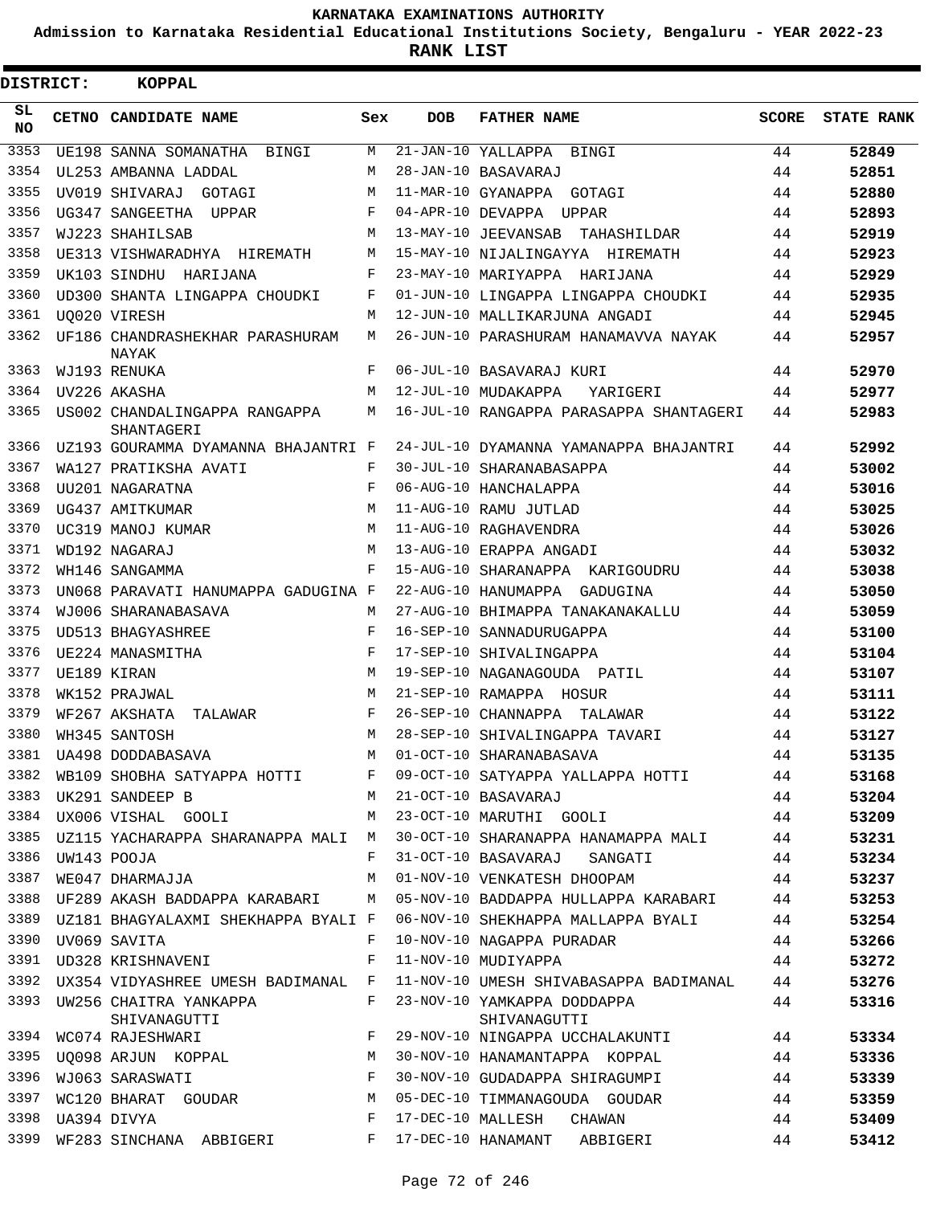# KARNATAKA EXAMINATIONS AUTHORITY

**Admission to Karnataka Residential Educational Institutions Society, Bengaluru - YEAR 2022-23**

**RANK LIST**

**DISTRICT: KOPPAL**

| SL NO | CETNO | CANDIDATE NAME | Sex | DOB | FATHER NAME | SCORE | STATE RANK |
|---|---|---|---|---|---|---|---|
| 3353 | UE198 | SANNA SOMANATHA BINGI | M | 21-JAN-10 | YALLAPPA BINGI | 44 | 52849 |
| 3354 | UL253 | AMBANNA LADDAL | M | 28-JAN-10 | BASAVARAJ | 44 | 52851 |
| 3355 | UV019 | SHIVARAJ GOTAGI | M | 11-MAR-10 | GYANAPPA GOTAGI | 44 | 52880 |
| 3356 | UG347 | SANGEETHA UPPAR | F | 04-APR-10 | DEVAPPA UPPAR | 44 | 52893 |
| 3357 | WJ223 | SHAHILSAB | M | 13-MAY-10 | JEEVANSAB TAHASHILDAR | 44 | 52919 |
| 3358 | UE313 | VISHWARADHYA HIREMATH | M | 15-MAY-10 | NIJALINGAYYA HIREMATH | 44 | 52923 |
| 3359 | UK103 | SINDHU HARIJANA | F | 23-MAY-10 | MARIYAPPA HARIJANA | 44 | 52929 |
| 3360 | UD300 | SHANTA LINGAPPA CHOUDKI | F | 01-JUN-10 | LINGAPPA LINGAPPA CHOUDKI | 44 | 52935 |
| 3361 | UQ020 | VIRESH | M | 12-JUN-10 | MALLIKARJUNA ANGADI | 44 | 52945 |
| 3362 | UF186 | CHANDRASHEKHAR PARASHURAM NAYAK | M | 26-JUN-10 | PARASHURAM HANAMAVVA NAYAK | 44 | 52957 |
| 3363 | WJ193 | RENUKA | F | 06-JUL-10 | BASAVARAJ KURI | 44 | 52970 |
| 3364 | UV226 | AKASHA | M | 12-JUL-10 | MUDAKAPPA YARIGERI | 44 | 52977 |
| 3365 | US002 | CHANDALINGAPPA RANGAPPA SHANTAGERI | M | 16-JUL-10 | RANGAPPA PARASAPPA SHANTAGERI | 44 | 52983 |
| 3366 | UZ193 | GOURAMMA DYAMANNA BHAJANTRI | F | 24-JUL-10 | DYAMANNA YAMANAPPA BHAJANTRI | 44 | 52992 |
| 3367 | WA127 | PRATIKSHA AVATI | F | 30-JUL-10 | SHARANABASAPPA | 44 | 53002 |
| 3368 | UU201 | NAGARATNA | F | 06-AUG-10 | HANCHALAPPA | 44 | 53016 |
| 3369 | UG437 | AMITKUMAR | M | 11-AUG-10 | RAMU JUTLAD | 44 | 53025 |
| 3370 | UC319 | MANOJ KUMAR | M | 11-AUG-10 | RAGHAVENDRA | 44 | 53026 |
| 3371 | WD192 | NAGARAJ | M | 13-AUG-10 | ERAPPA ANGADI | 44 | 53032 |
| 3372 | WH146 | SANGAMMA | F | 15-AUG-10 | SHARANAPPA KARIGOUDRU | 44 | 53038 |
| 3373 | UN068 | PARAVATI HANUMAPPA GADUGINA | F | 22-AUG-10 | HANUMAPPA GADUGINA | 44 | 53050 |
| 3374 | WJ006 | SHARANABASAVA | M | 27-AUG-10 | BHIMAPPA TANAKANAKALLU | 44 | 53059 |
| 3375 | UD513 | BHAGYASHREE | F | 16-SEP-10 | SANNADURUGAPPA | 44 | 53100 |
| 3376 | UE224 | MANASMITHA | F | 17-SEP-10 | SHIVALINGAPPA | 44 | 53104 |
| 3377 | UE189 | KIRAN | M | 19-SEP-10 | NAGANAGOUDA PATIL | 44 | 53107 |
| 3378 | WK152 | PRAJWAL | M | 21-SEP-10 | RAMAPPA HOSUR | 44 | 53111 |
| 3379 | WF267 | AKSHATA TALAWAR | F | 26-SEP-10 | CHANNAPPA TALAWAR | 44 | 53122 |
| 3380 | WH345 | SANTOSH | M | 28-SEP-10 | SHIVALINGAPPA TAVARI | 44 | 53127 |
| 3381 | UA498 | DODDABASAVA | M | 01-OCT-10 | SHARANABASAVA | 44 | 53135 |
| 3382 | WB109 | SHOBHA SATYAPPA HOTTI | F | 09-OCT-10 | SATYAPPA YALLAPPA HOTTI | 44 | 53168 |
| 3383 | UK291 | SANDEEP B | M | 21-OCT-10 | BASAVARAJ | 44 | 53204 |
| 3384 | UX006 | VISHAL GOOLI | M | 23-OCT-10 | MARUTHI GOOLI | 44 | 53209 |
| 3385 | UZ115 | YACHARAPPA SHARANAPPA MALI | M | 30-OCT-10 | SHARANAPPA HANAMAPPA MALI | 44 | 53231 |
| 3386 | UW143 | POOJA | F | 31-OCT-10 | BASAVARAJ SANGATI | 44 | 53234 |
| 3387 | WE047 | DHARMAJJA | M | 01-NOV-10 | VENKATESH DHOOPAM | 44 | 53237 |
| 3388 | UF289 | AKASH BADDAPPA KARABARI | M | 05-NOV-10 | BADDAPPA HULLAPPA KARABARI | 44 | 53253 |
| 3389 | UZ181 | BHAGYALAXMI SHEKHAPPA BYALI | F | 06-NOV-10 | SHEKHAPPA MALLAPPA BYALI | 44 | 53254 |
| 3390 | UV069 | SAVITA | F | 10-NOV-10 | NAGAPPA PURADAR | 44 | 53266 |
| 3391 | UD328 | KRISHNAVENI | F | 11-NOV-10 | MUDIYAPPA | 44 | 53272 |
| 3392 | UX354 | VIDYASHREE UMESH BADIMANAL | F | 11-NOV-10 | UMESH SHIVABASAPPA BADIMANAL | 44 | 53276 |
| 3393 | UW256 | CHAITRA YANKAPPA SHIVANAGUTTI | F | 23-NOV-10 | YAMKAPPA DODDAPPA SHIVANAGUTTI | 44 | 53316 |
| 3394 | WC074 | RAJESHWARI | F | 29-NOV-10 | NINGAPPA UCCHALAKUNTI | 44 | 53334 |
| 3395 | UQ098 | ARJUN KOPPAL | M | 30-NOV-10 | HANAMANTAPPA KOPPAL | 44 | 53336 |
| 3396 | WJ063 | SARASWATI | F | 30-NOV-10 | GUDADAPPA SHIRAGUMPI | 44 | 53339 |
| 3397 | WC120 | BHARAT GOUDAR | M | 05-DEC-10 | TIMMANAGOUDA GOUDAR | 44 | 53359 |
| 3398 | UA394 | DIVYA | F | 17-DEC-10 | MALLESH CHAWAN | 44 | 53409 |
| 3399 | WF283 | SINCHANA ABBIGERI | F | 17-DEC-10 | HANAMANT ABBIGERI | 44 | 53412 |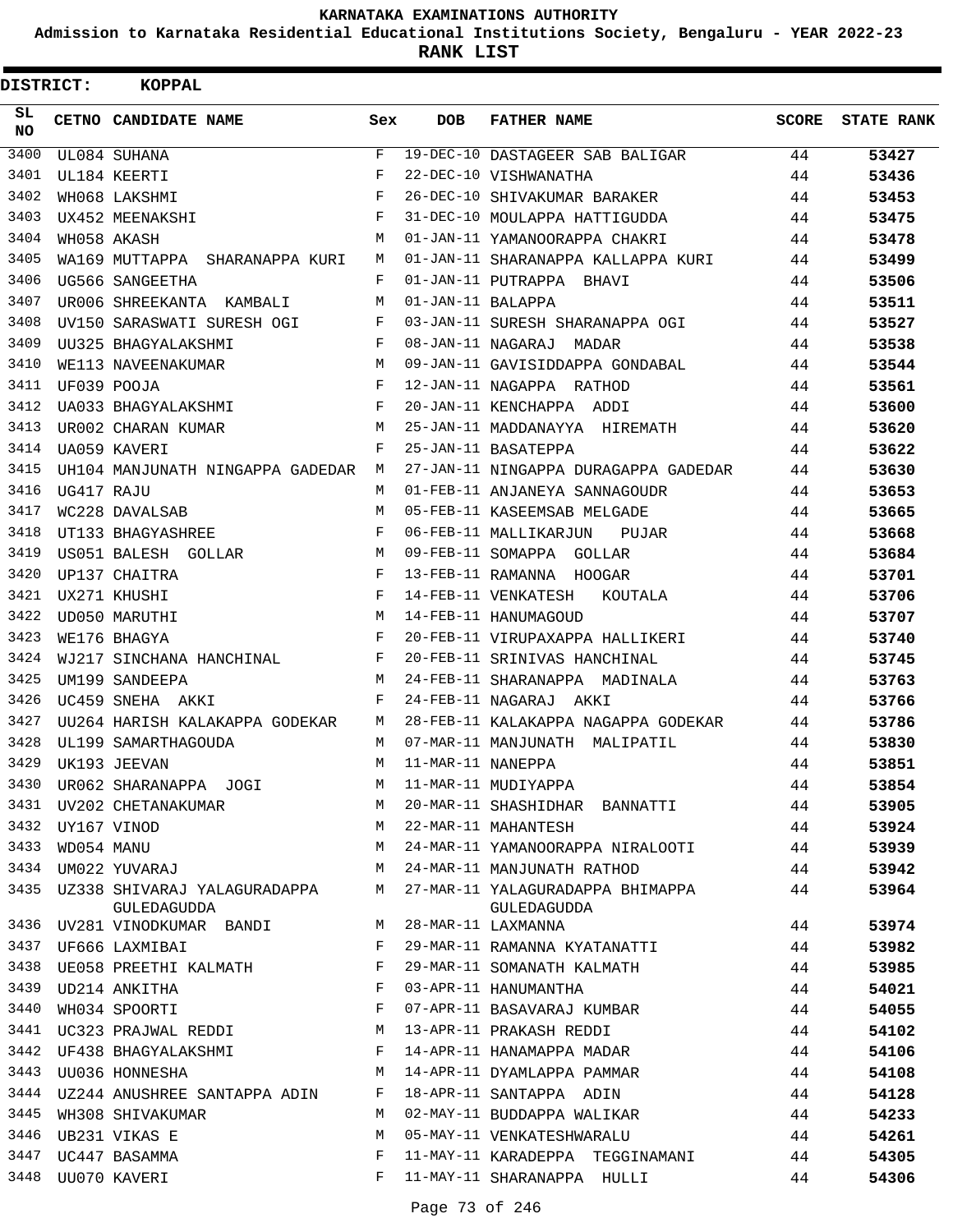# KARNATAKA EXAMINATIONS AUTHORITY

**Admission to Karnataka Residential Educational Institutions Society, Bengaluru - YEAR 2022-23**

**RANK LIST**

**DISTRICT: KOPPAL**

| SL NO | CETNO | CANDIDATE NAME | Sex | DOB | FATHER NAME | SCORE | STATE RANK |
|---|---|---|---|---|---|---|---|
| 3400 | UL084 | SUHANA | F | 19-DEC-10 | DASTAGEER SAB BALIGAR | 44 | 53427 |
| 3401 | UL184 | KEERTI | F | 22-DEC-10 | VISHWANATHA | 44 | 53436 |
| 3402 | WH068 | LAKSHMI | F | 26-DEC-10 | SHIVAKUMAR BARAKER | 44 | 53453 |
| 3403 | UX452 | MEENAKSHI | F | 31-DEC-10 | MOULAPPA HATTIGUDDA | 44 | 53475 |
| 3404 | WH058 | AKASH | M | 01-JAN-11 | YAMANOORAPPA CHAKRI | 44 | 53478 |
| 3405 | WA169 | MUTTAPPA SHARANAPPA KURI | M | 01-JAN-11 | SHARANAPPA KALLAPPA KURI | 44 | 53499 |
| 3406 | UG566 | SANGEETHA | F | 01-JAN-11 | PUTRAPPA BHAVI | 44 | 53506 |
| 3407 | UR006 | SHREEKANTA KAMBALI | M | 01-JAN-11 | BALAPPA | 44 | 53511 |
| 3408 | UV150 | SARASWATI SURESH OGI | F | 03-JAN-11 | SURESH SHARANAPPA OGI | 44 | 53527 |
| 3409 | UU325 | BHAGYALAKSHMI | F | 08-JAN-11 | NAGARAJ MADAR | 44 | 53538 |
| 3410 | WE113 | NAVEENAKUMAR | M | 09-JAN-11 | GAVISIDDAPPA GONDABAL | 44 | 53544 |
| 3411 | UF039 | POOJA | F | 12-JAN-11 | NAGAPPA RATHOD | 44 | 53561 |
| 3412 | UA033 | BHAGYALAKSHMI | F | 20-JAN-11 | KENCHAPPA ADDI | 44 | 53600 |
| 3413 | UR002 | CHARAN KUMAR | M | 25-JAN-11 | MADDANAYYA HIREMATH | 44 | 53620 |
| 3414 | UA059 | KAVERI | F | 25-JAN-11 | BASATEPPA | 44 | 53622 |
| 3415 | UH104 | MANJUNATH NINGAPPA GADEDAR | M | 27-JAN-11 | NINGAPPA DURAGAPPA GADEDAR | 44 | 53630 |
| 3416 | UG417 | RAJU | M | 01-FEB-11 | ANJANEYA SANNAGOUDR | 44 | 53653 |
| 3417 | WC228 | DAVALSAB | M | 05-FEB-11 | KASEEMSAB MELGADE | 44 | 53665 |
| 3418 | UT133 | BHAGYASHREE | F | 06-FEB-11 | MALLIKARJUN PUJAR | 44 | 53668 |
| 3419 | US051 | BALESH GOLLAR | M | 09-FEB-11 | SOMAPPA GOLLAR | 44 | 53684 |
| 3420 | UP137 | CHAITRA | F | 13-FEB-11 | RAMANNA HOOGAR | 44 | 53701 |
| 3421 | UX271 | KHUSHI | F | 14-FEB-11 | VENKATESH KOUTALA | 44 | 53706 |
| 3422 | UD050 | MARUTHI | M | 14-FEB-11 | HANUMAGOUD | 44 | 53707 |
| 3423 | WE176 | BHAGYA | F | 20-FEB-11 | VIRUPAXAPPA HALLIKERI | 44 | 53740 |
| 3424 | WJ217 | SINCHANA HANCHINAL | F | 20-FEB-11 | SRINIVAS HANCHINAL | 44 | 53745 |
| 3425 | UM199 | SANDEEPA | M | 24-FEB-11 | SHARANAPPA MADINALA | 44 | 53763 |
| 3426 | UC459 | SNEHA AKKI | F | 24-FEB-11 | NAGARAJ AKKI | 44 | 53766 |
| 3427 | UU264 | HARISH KALAKAPPA GODEKAR | M | 28-FEB-11 | KALAKAPPA NAGAPPA GODEKAR | 44 | 53786 |
| 3428 | UL199 | SAMARTHAGOUDA | M | 07-MAR-11 | MANJUNATH MALIPATIL | 44 | 53830 |
| 3429 | UK193 | JEEVAN | M | 11-MAR-11 | NANEPPA | 44 | 53851 |
| 3430 | UR062 | SHARANAPPA JOGI | M | 11-MAR-11 | MUDIYAPPA | 44 | 53854 |
| 3431 | UV202 | CHETANAKUMAR | M | 20-MAR-11 | SHASHIDHAR BANNATTI | 44 | 53905 |
| 3432 | UY167 | VINOD | M | 22-MAR-11 | MAHANTESH | 44 | 53924 |
| 3433 | WD054 | MANU | M | 24-MAR-11 | YAMANOORAPPA NIRALOOTI | 44 | 53939 |
| 3434 | UM022 | YUVARAJ | M | 24-MAR-11 | MANJUNATH RATHOD | 44 | 53942 |
| 3435 | UZ338 | SHIVARAJ YALAGURADAPPA GULEDAGUDDA | M | 27-MAR-11 | YALAGURADAPPA BHIMAPPA GULEDAGUDDA | 44 | 53964 |
| 3436 | UV281 | VINODKUMAR BANDI | M | 28-MAR-11 | LAXMANNA | 44 | 53974 |
| 3437 | UF666 | LAXMIBAI | F | 29-MAR-11 | RAMANNA KYATANATTI | 44 | 53982 |
| 3438 | UE058 | PREETHI KALMATH | F | 29-MAR-11 | SOMANATH KALMATH | 44 | 53985 |
| 3439 | UD214 | ANKITHA | F | 03-APR-11 | HANUMANTHA | 44 | 54021 |
| 3440 | WH034 | SPOORTI | F | 07-APR-11 | BASAVARAJ KUMBAR | 44 | 54055 |
| 3441 | UC323 | PRAJWAL REDDI | M | 13-APR-11 | PRAKASH REDDI | 44 | 54102 |
| 3442 | UF438 | BHAGYALAKSHMI | F | 14-APR-11 | HANAMAPPA MADAR | 44 | 54106 |
| 3443 | UU036 | HONNESHA | M | 14-APR-11 | DYAMLAPPA PAMMAR | 44 | 54108 |
| 3444 | UZ244 | ANUSHREE SANTAPPA ADIN | F | 18-APR-11 | SANTAPPA ADIN | 44 | 54128 |
| 3445 | WH308 | SHIVAKUMAR | M | 02-MAY-11 | BUDDAPPA WALIKAR | 44 | 54233 |
| 3446 | UB231 | VIKAS E | M | 05-MAY-11 | VENKATESHWARALU | 44 | 54261 |
| 3447 | UC447 | BASAMMA | F | 11-MAY-11 | KARADEPPA TEGGINAMANI | 44 | 54305 |
| 3448 | UU070 | KAVERI | F | 11-MAY-11 | SHARANAPPA HULLI | 44 | 54306 |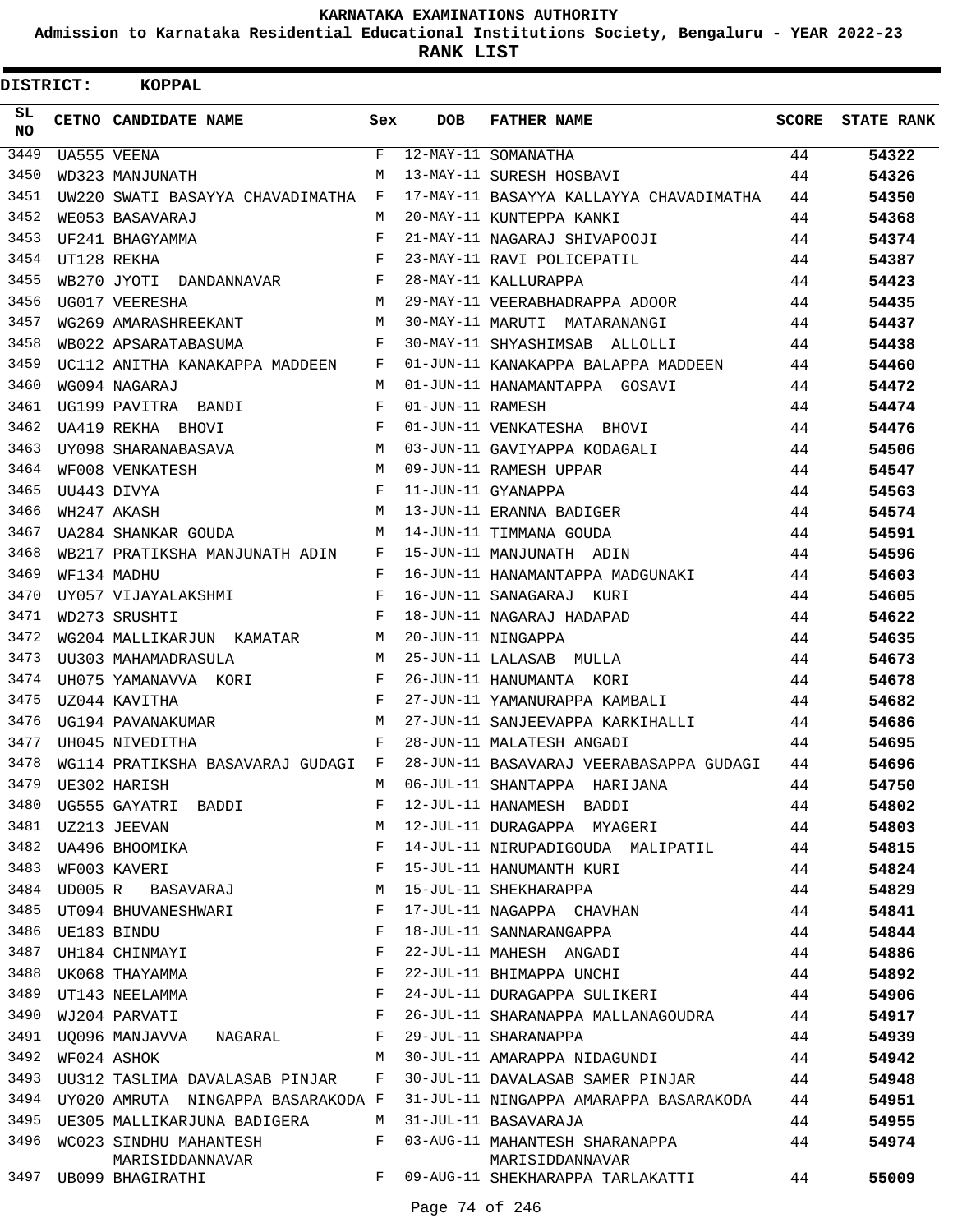# KARNATAKA EXAMINATIONS AUTHORITY

**Admission to Karnataka Residential Educational Institutions Society, Bengaluru - YEAR 2022-23**

**RANK LIST**

**DISTRICT: KOPPAL**

| SL NO | CETNO | CANDIDATE NAME | Sex | DOB | FATHER NAME | SCORE | STATE RANK |
|---|---|---|---|---|---|---|---|
| 3449 | UA555 | VEENA | F | 12-MAY-11 | SOMANATHA | 44 | 54322 |
| 3450 | WD323 | MANJUNATH | M | 13-MAY-11 | SURESH HOSBAVI | 44 | 54326 |
| 3451 | UW220 | SWATI BASAYYA CHAVADIMATHA | F | 17-MAY-11 | BASAYYA KALLAYYA CHAVADIMATHA | 44 | 54350 |
| 3452 | WE053 | BASAVARAJ | M | 20-MAY-11 | KUNTEPPA KANKI | 44 | 54368 |
| 3453 | UF241 | BHAGYAMMA | F | 21-MAY-11 | NAGARAJ SHIVAPOOJI | 44 | 54374 |
| 3454 | UT128 | REKHA | F | 23-MAY-11 | RAVI POLICEPATIL | 44 | 54387 |
| 3455 | WB270 | JYOTI DANDANNAVAR | F | 28-MAY-11 | KALLURAPPA | 44 | 54423 |
| 3456 | UG017 | VEERESHA | M | 29-MAY-11 | VEERABHADRAPPA ADOOR | 44 | 54435 |
| 3457 | WG269 | AMARASHREEKANT | M | 30-MAY-11 | MARUTI MATARANANGI | 44 | 54437 |
| 3458 | WB022 | APSARATABASUMA | F | 30-MAY-11 | SHYASHIMSAB ALLOLLI | 44 | 54438 |
| 3459 | UC112 | ANITHA KANAKAPPA MADDEEN | F | 01-JUN-11 | KANAKAPPA BALAPPA MADDEEN | 44 | 54460 |
| 3460 | WG094 | NAGARAJ | M | 01-JUN-11 | HANAMANTAPPA GOSAVI | 44 | 54472 |
| 3461 | UG199 | PAVITRA BANDI | F | 01-JUN-11 | RAMESH | 44 | 54474 |
| 3462 | UA419 | REKHA BHOVI | F | 01-JUN-11 | VENKATESHA BHOVI | 44 | 54476 |
| 3463 | UY098 | SHARANABASAVA | M | 03-JUN-11 | GAVIYAPPA KODAGALI | 44 | 54506 |
| 3464 | WF008 | VENKATESH | M | 09-JUN-11 | RAMESH UPPAR | 44 | 54547 |
| 3465 | UU443 | DIVYA | F | 11-JUN-11 | GYANAPPA | 44 | 54563 |
| 3466 | WH247 | AKASH | M | 13-JUN-11 | ERANNA BADIGER | 44 | 54574 |
| 3467 | UA284 | SHANKAR GOUDA | M | 14-JUN-11 | TIMMANA GOUDA | 44 | 54591 |
| 3468 | WB217 | PRATIKSHA MANJUNATH ADIN | F | 15-JUN-11 | MANJUNATH ADIN | 44 | 54596 |
| 3469 | WF134 | MADHU | F | 16-JUN-11 | HANAMANTAPPA MADGUNAKI | 44 | 54603 |
| 3470 | UY057 | VIJAYALAKSHMI | F | 16-JUN-11 | SANAGARAJ KURI | 44 | 54605 |
| 3471 | WD273 | SRUSHTI | F | 18-JUN-11 | NAGARAJ HADAPAD | 44 | 54622 |
| 3472 | WG204 | MALLIKARJUN KAMATAR | M | 20-JUN-11 | NINGAPPA | 44 | 54635 |
| 3473 | UU303 | MAHAMADRASULA | M | 25-JUN-11 | LALASAB MULLA | 44 | 54673 |
| 3474 | UH075 | YAMANAVVA KORI | F | 26-JUN-11 | HANUMANTA KORI | 44 | 54678 |
| 3475 | UZ044 | KAVITHA | F | 27-JUN-11 | YAMANURAPPA KAMBALI | 44 | 54682 |
| 3476 | UG194 | PAVANAKUMAR | M | 27-JUN-11 | SANJEEVAPPA KARKIHALLI | 44 | 54686 |
| 3477 | UH045 | NIVEDITHA | F | 28-JUN-11 | MALATESH ANGADI | 44 | 54695 |
| 3478 | WG114 | PRATIKSHA BASAVARAJ GUDAGI | F | 28-JUN-11 | BASAVARAJ VEERABASAPPA GUDAGI | 44 | 54696 |
| 3479 | UE302 | HARISH | M | 06-JUL-11 | SHANTAPPA HARIJANA | 44 | 54750 |
| 3480 | UG555 | GAYATRI BADDI | F | 12-JUL-11 | HANAMESH BADDI | 44 | 54802 |
| 3481 | UZ213 | JEEVAN | M | 12-JUL-11 | DURAGAPPA MYAGERI | 44 | 54803 |
| 3482 | UA496 | BHOOMIKA | F | 14-JUL-11 | NIRUPADIGOUDA MALIPATIL | 44 | 54815 |
| 3483 | WF003 | KAVERI | F | 15-JUL-11 | HANUMANTH KURI | 44 | 54824 |
| 3484 | UD005 | R BASAVARAJ | M | 15-JUL-11 | SHEKHARAPPA | 44 | 54829 |
| 3485 | UT094 | BHUVANESHWARI | F | 17-JUL-11 | NAGAPPA CHAVHAN | 44 | 54841 |
| 3486 | UE183 | BINDU | F | 18-JUL-11 | SANNARANGAPPA | 44 | 54844 |
| 3487 | UH184 | CHINMAYI | F | 22-JUL-11 | MAHESH ANGADI | 44 | 54886 |
| 3488 | UK068 | THAYAMMA | F | 22-JUL-11 | BHIMAPPA UNCHI | 44 | 54892 |
| 3489 | UT143 | NEELAMMA | F | 24-JUL-11 | DURAGAPPA SULIKERI | 44 | 54906 |
| 3490 | WJ204 | PARVATI | F | 26-JUL-11 | SHARANAPPA MALLANAGOUDRA | 44 | 54917 |
| 3491 | UQ096 | MANJAVVA NAGARAL | F | 29-JUL-11 | SHARANAPPA | 44 | 54939 |
| 3492 | WF024 | ASHOK | M | 30-JUL-11 | AMARAPPA NIDAGUNDI | 44 | 54942 |
| 3493 | UU312 | TASLIMA DAVALASAB PINJAR | F | 30-JUL-11 | DAVALASAB SAMER PINJAR | 44 | 54948 |
| 3494 | UY020 | AMRUTA NINGAPPA BASARAKODA | F | 31-JUL-11 | NINGAPPA AMARAPPA BASARAKODA | 44 | 54951 |
| 3495 | UE305 | MALLIKARJUNA BADIGERA | M | 31-JUL-11 | BASAVARAJA | 44 | 54955 |
| 3496 | WC023 | SINDHU MAHANTESH MARISIDDANNAVAR | F | 03-AUG-11 | MAHANTESH SHARANAPPA MARISIDDANNAVAR | 44 | 54974 |
| 3497 | UB099 | BHAGIRATHI | F | 09-AUG-11 | SHEKHARAPPA TARLAKATTI | 44 | 55009 |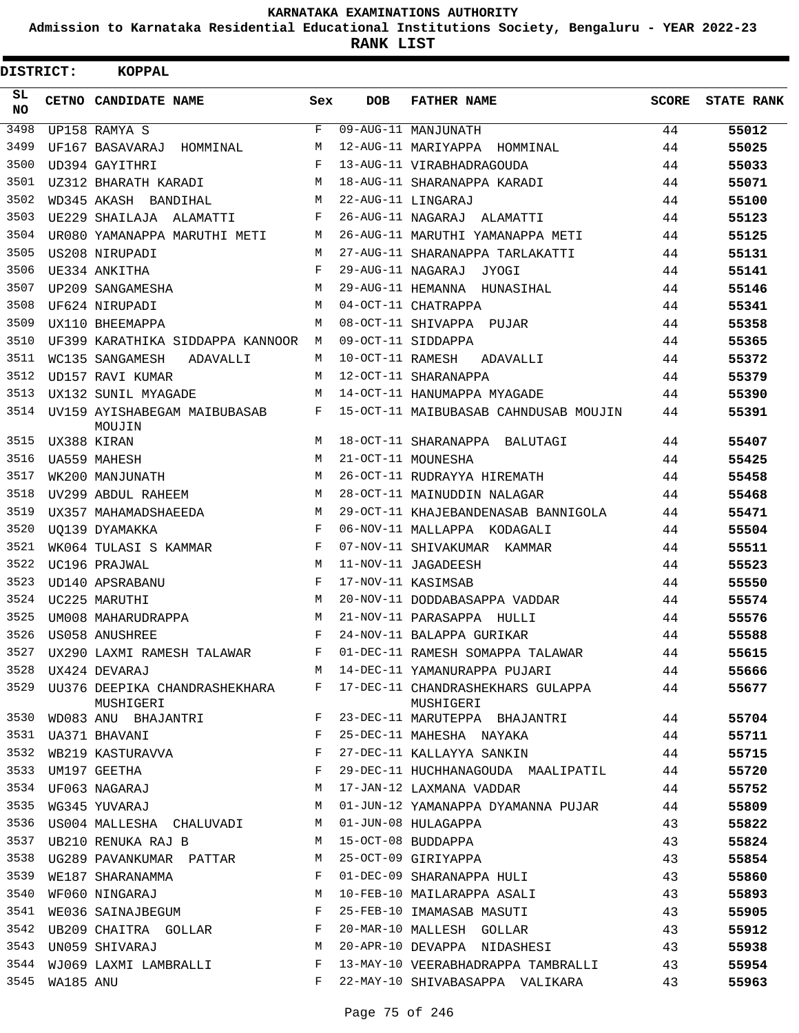KARNATAKA EXAMINATIONS AUTHORITY

Admission to Karnataka Residential Educational Institutions Society, Bengaluru - YEAR 2022-23

**RANK LIST**

**DISTRICT: KOPPAL**

| SL NO | CETNO | CANDIDATE NAME | Sex | DOB | FATHER NAME | SCORE | STATE RANK |
|---|---|---|---|---|---|---|---|
| 3498 | UP158 | RAMYA S | F | 09-AUG-11 | MANJUNATH | 44 | 55012 |
| 3499 | UF167 | BASAVARAJ HOMMINAL | M | 12-AUG-11 | MARIYAPPA HOMMINAL | 44 | 55025 |
| 3500 | UD394 | GAYITHRI | F | 13-AUG-11 | VIRABHADRAGOUDA | 44 | 55033 |
| 3501 | UZ312 | BHARATH KARADI | M | 18-AUG-11 | SHARANAPPA KARADI | 44 | 55071 |
| 3502 | WD345 | AKASH BANDIHAL | M | 22-AUG-11 | LINGARAJ | 44 | 55100 |
| 3503 | UE229 | SHAILAJA ALAMATTI | F | 26-AUG-11 | NAGARAJ ALAMATTI | 44 | 55123 |
| 3504 | UR080 | YAMANAPPA MARUTHI METI | M | 26-AUG-11 | MARUTHI YAMANAPPA METI | 44 | 55125 |
| 3505 | US208 | NIRUPADI | M | 27-AUG-11 | SHARANAPPA TARLAKATTI | 44 | 55131 |
| 3506 | UE334 | ANKITHA | F | 29-AUG-11 | NAGARAJ JYOGI | 44 | 55141 |
| 3507 | UP209 | SANGAMESHA | M | 29-AUG-11 | HEMANNA HUNASIHAL | 44 | 55146 |
| 3508 | UF624 | NIRUPADI | M | 04-OCT-11 | CHATRAPPA | 44 | 55341 |
| 3509 | UX110 | BHEEMAPPA | M | 08-OCT-11 | SHIVAPPA PUJAR | 44 | 55358 |
| 3510 | UF399 | KARATHIKA SIDDAPPA KANNOOR | M | 09-OCT-11 | SIDDAPPA | 44 | 55365 |
| 3511 | WC135 | SANGAMESH ADAVALLI | M | 10-OCT-11 | RAMESH ADAVALLI | 44 | 55372 |
| 3512 | UD157 | RAVI KUMAR | M | 12-OCT-11 | SHARANAPPA | 44 | 55379 |
| 3513 | UX132 | SUNIL MYAGADE | M | 14-OCT-11 | HANUMAPPA MYAGADE | 44 | 55390 |
| 3514 | UV159 | AYISHABEGAM MAIBUBASAB MOUJIN | F | 15-OCT-11 | MAIBUBASAB CAHNDUSAB MOUJIN | 44 | 55391 |
| 3515 | UX388 | KIRAN | M | 18-OCT-11 | SHARANAPPA BALUTAGI | 44 | 55407 |
| 3516 | UA559 | MAHESH | M | 21-OCT-11 | MOUNESHA | 44 | 55425 |
| 3517 | WK200 | MANJUNATH | M | 26-OCT-11 | RUDRAYYA HIREMATH | 44 | 55458 |
| 3518 | UV299 | ABDUL RAHEEM | M | 28-OCT-11 | MAINUDDIN NALAGAR | 44 | 55468 |
| 3519 | UX357 | MAHAMADSHAEEDA | M | 29-OCT-11 | KHAJEBANDENASAB BANNIGOLA | 44 | 55471 |
| 3520 | UQ139 | DYAMAKKA | F | 06-NOV-11 | MALLAPPA KODAGALI | 44 | 55504 |
| 3521 | WK064 | TULASI S KAMMAR | F | 07-NOV-11 | SHIVAKUMAR KAMMAR | 44 | 55511 |
| 3522 | UC196 | PRAJWAL | M | 11-NOV-11 | JAGADEESH | 44 | 55523 |
| 3523 | UD140 | APSRABANU | F | 17-NOV-11 | KASIMSAB | 44 | 55550 |
| 3524 | UC225 | MARUTHI | M | 20-NOV-11 | DODDABASAPPA VADDAR | 44 | 55574 |
| 3525 | UM008 | MAHARUDRAPPA | M | 21-NOV-11 | PARASAPPA HULLI | 44 | 55576 |
| 3526 | US058 | ANUSHREE | F | 24-NOV-11 | BALAPPA GURIKAR | 44 | 55588 |
| 3527 | UX290 | LAXMI RAMESH TALAWAR | F | 01-DEC-11 | RAMESH SOMAPPA TALAWAR | 44 | 55615 |
| 3528 | UX424 | DEVARAJ | M | 14-DEC-11 | YAMANURAPPA PUJARI | 44 | 55666 |
| 3529 | UU376 | DEEPIKA CHANDRASHEKHARA MUSHIGERI | F | 17-DEC-11 | CHANDRASHEKHARS GULAPPA MUSHIGERI | 44 | 55677 |
| 3530 | WD083 | ANU BHAJANTRI | F | 23-DEC-11 | MARUTEPPA BHAJANTRI | 44 | 55704 |
| 3531 | UA371 | BHAVANI | F | 25-DEC-11 | MAHESHA NAYAKA | 44 | 55711 |
| 3532 | WB219 | KASTURAVVA | F | 27-DEC-11 | KALLAYYA SANKIN | 44 | 55715 |
| 3533 | UM197 | GEETHA | F | 29-DEC-11 | HUCHHANAGOUDA MAALIPATIL | 44 | 55720 |
| 3534 | UF063 | NAGARAJ | M | 17-JAN-12 | LAXMANA VADDAR | 44 | 55752 |
| 3535 | WG345 | YUVARAJ | M | 01-JUN-12 | YAMANAPPA DYAMANNA PUJAR | 44 | 55809 |
| 3536 | US004 | MALLESHA CHALUVADI | M | 01-JUN-08 | HULAGAPPA | 43 | 55822 |
| 3537 | UB210 | RENUKA RAJ B | M | 15-OCT-08 | BUDDAPPA | 43 | 55824 |
| 3538 | UG289 | PAVANKUMAR PATTAR | M | 25-OCT-09 | GIRIYAPPA | 43 | 55854 |
| 3539 | WE187 | SHARANAMMA | F | 01-DEC-09 | SHARANAPPA HULI | 43 | 55860 |
| 3540 | WF060 | NINGARAJ | M | 10-FEB-10 | MAILARAPPA ASALI | 43 | 55893 |
| 3541 | WE036 | SAINAJBEGUM | F | 25-FEB-10 | IMAMASAB MASUTI | 43 | 55905 |
| 3542 | UB209 | CHAITRA GOLLAR | F | 20-MAR-10 | MALLESH GOLLAR | 43 | 55912 |
| 3543 | UN059 | SHIVARAJ | M | 20-APR-10 | DEVAPPA NIDASHESI | 43 | 55938 |
| 3544 | WJ069 | LAXMI LAMBRALLI | F | 13-MAY-10 | VEERABHADRAPPA TAMBRALLI | 43 | 55954 |
| 3545 | WA185 | ANU | F | 22-MAY-10 | SHIVABASAPPA VALIKARA | 43 | 55963 |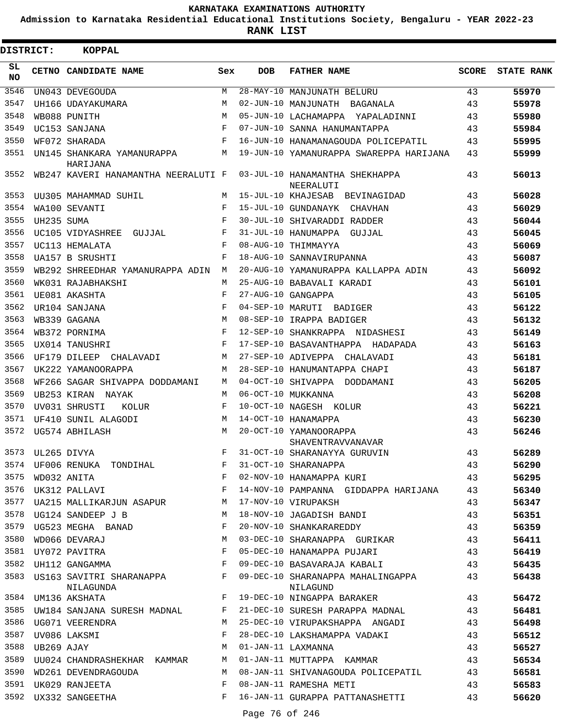# KARNATAKA EXAMINATIONS AUTHORITY

**Admission to Karnataka Residential Educational Institutions Society, Bengaluru - YEAR 2022-23**

**RANK LIST**

**DISTRICT: KOPPAL**

| SL NO | CETNO | CANDIDATE NAME | Sex | DOB | FATHER NAME | SCORE | STATE RANK |
|---|---|---|---|---|---|---|---|
| 3546 | UN043 | DEVEGOUDA | M | 28-MAY-10 | MANJUNATH BELURU | 43 | 55970 |
| 3547 | UH166 | UDAYAKUMARA | M | 02-JUN-10 | MANJUNATH BAGANALA | 43 | 55978 |
| 3548 | WB088 | PUNITH | M | 05-JUN-10 | LACHAMAPPA YAPALADINNI | 43 | 55980 |
| 3549 | UC153 | SANJANA | F | 07-JUN-10 | SANNA HANUMANTAPPA | 43 | 55984 |
| 3550 | WF072 | SHARADA | F | 16-JUN-10 | HANAMANAGOUDA POLICEPATIL | 43 | 55995 |
| 3551 | UN145 | SHANKARA YAMANURAPPA HARIJANA | M | 19-JUN-10 | YAMANURAPPA SWAREPPA HARIJANA | 43 | 55999 |
| 3552 | WB247 | KAVERI HANAMANTHA NEERALUTI | F | 03-JUL-10 | HANAMANTHA SHEKHAPPA NEERALUTI | 43 | 56013 |
| 3553 | UU305 | MAHAMMAD SUHIL | M | 15-JUL-10 | KHAJESAB BEVINAGIDAD | 43 | 56028 |
| 3554 | WA100 | SEVANTI | F | 15-JUL-10 | GUNDANAYK CHAVHAN | 43 | 56029 |
| 3555 | UH235 | SUMA | F | 30-JUL-10 | SHIVARADDI RADDER | 43 | 56044 |
| 3556 | UC105 | VIDYASHREE GUJJAL | F | 31-JUL-10 | HANUMAPPA GUJJAL | 43 | 56045 |
| 3557 | UC113 | HEMALATA | F | 08-AUG-10 | THIMMAYYA | 43 | 56069 |
| 3558 | UA157 | B SRUSHTI | F | 18-AUG-10 | SANNAVIRUPANNA | 43 | 56087 |
| 3559 | WB292 | SHREEDHAR YAMANURAPPA ADIN | M | 20-AUG-10 | YAMANURAPPA KALLAPPA ADIN | 43 | 56092 |
| 3560 | WK031 | RAJABHAKSHI | M | 25-AUG-10 | BABAVALI KARADI | 43 | 56101 |
| 3561 | UE081 | AKASHTA | F | 27-AUG-10 | GANGAPPA | 43 | 56105 |
| 3562 | UR104 | SANJANA | F | 04-SEP-10 | MARUTI BADIGER | 43 | 56122 |
| 3563 | WB339 | GAGANA | M | 08-SEP-10 | IRAPPA BADIGER | 43 | 56132 |
| 3564 | WB372 | PORNIMA | F | 12-SEP-10 | SHANKRAPPA NIDASHESI | 43 | 56149 |
| 3565 | UX014 | TANUSHRI | F | 17-SEP-10 | BASAVANTHAPPA HADAPADA | 43 | 56163 |
| 3566 | UF179 | DILEEP CHALAVADI | M | 27-SEP-10 | ADIVEPPA CHALAVADI | 43 | 56181 |
| 3567 | UK222 | YAMANOORAPPA | M | 28-SEP-10 | HANUMANTAPPA CHAPI | 43 | 56187 |
| 3568 | WF266 | SAGAR SHIVAPPA DODDAMANI | M | 04-OCT-10 | SHIVAPPA DODDAMANI | 43 | 56205 |
| 3569 | UB253 | KIRAN NAYAK | M | 06-OCT-10 | MUKKANNA | 43 | 56208 |
| 3570 | UV031 | SHRUSTI KOLUR | F | 10-OCT-10 | NAGESH KOLUR | 43 | 56221 |
| 3571 | UF410 | SUNIL ALAGODI | M | 14-OCT-10 | HANAMAPPA | 43 | 56230 |
| 3572 | UG574 | ABHILASH | M | 20-OCT-10 | YAMANOORAPPA SHAVENTRAVVANAVAR | 43 | 56246 |
| 3573 | UL265 | DIVYA | F | 31-OCT-10 | SHARANAYYA GURUVIN | 43 | 56289 |
| 3574 | UF006 | RENUKA TONDIHAL | F | 31-OCT-10 | SHARANAPPA | 43 | 56290 |
| 3575 | WD032 | ANITA | F | 02-NOV-10 | HANAMAPPA KURI | 43 | 56295 |
| 3576 | UK312 | PALLAVI | F | 14-NOV-10 | PAMPANNA GIDDAPPA HARIJANA | 43 | 56340 |
| 3577 | UA215 | MALLIKARJUN ASAPUR | M | 17-NOV-10 | VIRUPAKSH | 43 | 56347 |
| 3578 | UG124 | SANDEEP J B | M | 18-NOV-10 | JAGADISH BANDI | 43 | 56351 |
| 3579 | UG523 | MEGHA BANAD | F | 20-NOV-10 | SHANKARAREDDY | 43 | 56359 |
| 3580 | WD066 | DEVARAJ | M | 03-DEC-10 | SHARANAPPA GURIKAR | 43 | 56411 |
| 3581 | UY072 | PAVITRA | F | 05-DEC-10 | HANAMAPPA PUJARI | 43 | 56419 |
| 3582 | UH112 | GANGAMMA | F | 09-DEC-10 | BASAVARAJA KABALI | 43 | 56435 |
| 3583 | US163 | SAVITRI SHARANAPPA NILAGUNDA | F | 09-DEC-10 | SHARANAPPA MAHALINGAPPA NILAGUND | 43 | 56438 |
| 3584 | UM136 | AKSHATA | F | 19-DEC-10 | NINGAPPA BARAKER | 43 | 56472 |
| 3585 | UW184 | SANJANA SURESH MADNAL | F | 21-DEC-10 | SURESH PARAPPA MADNAL | 43 | 56481 |
| 3586 | UG071 | VEERENDRA | M | 25-DEC-10 | VIRUPAKSHAPPA ANGADI | 43 | 56498 |
| 3587 | UV086 | LAKSMI | F | 28-DEC-10 | LAKSHAMAPPA VADAKI | 43 | 56512 |
| 3588 | UB269 | AJAY | M | 01-JAN-11 | LAXMANNA | 43 | 56527 |
| 3589 | UU024 | CHANDRASHEKHAR KAMMAR | M | 01-JAN-11 | MUTTAPPA KAMMAR | 43 | 56534 |
| 3590 | WD261 | DEVENDRAGOUDA | M | 08-JAN-11 | SHIVANAGOUDA POLICEPATIL | 43 | 56581 |
| 3591 | UK029 | RANJEETA | F | 08-JAN-11 | RAMESHA METI | 43 | 56583 |
| 3592 | UX332 | SANGEETHA | F | 16-JAN-11 | GURAPPA PATTANASHETTI | 43 | 56620 |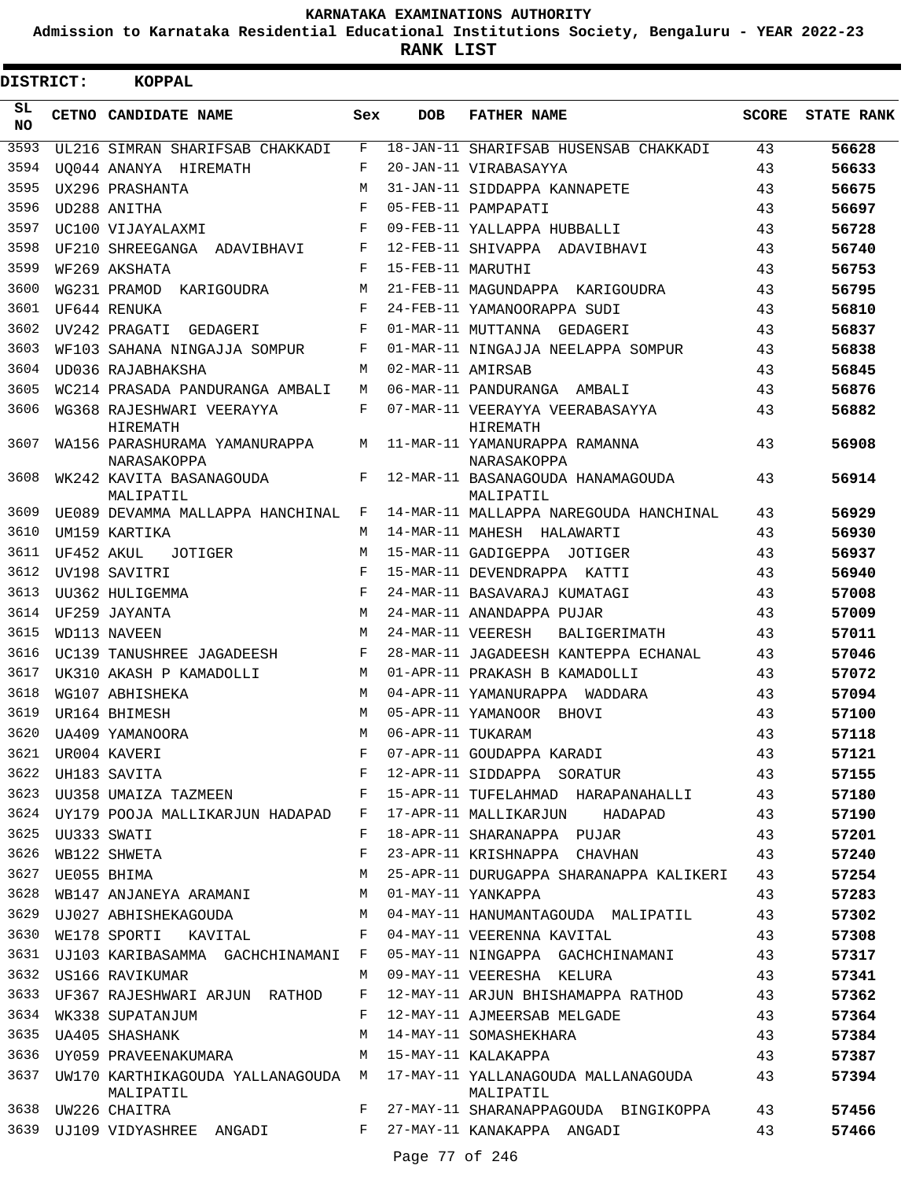**KARNATAKA EXAMINATIONS AUTHORITY**

**Admission to Karnataka Residential Educational Institutions Society, Bengaluru - YEAR 2022-23**

**RANK LIST**

**DISTRICT: KOPPAL**

| SL NO | CETNO | CANDIDATE NAME | Sex | DOB | FATHER NAME | SCORE | STATE RANK |
|---|---|---|---|---|---|---|---|
| 3593 | UL216 | SIMRAN SHARIFSAB CHAKKADI | F | 18-JAN-11 | SHARIFSAB HUSENSAB CHAKKADI | 43 | 56628 |
| 3594 | UQ044 | ANANYA HIREMATH | F | 20-JAN-11 | VIRABASAYYA | 43 | 56633 |
| 3595 | UX296 | PRASHANTA | M | 31-JAN-11 | SIDDAPPA KANNAPETE | 43 | 56675 |
| 3596 | UD288 | ANITHA | F | 05-FEB-11 | PAMPAPATI | 43 | 56697 |
| 3597 | UC100 | VIJAYALAXMI | F | 09-FEB-11 | YALLAPPA HUBBALLI | 43 | 56728 |
| 3598 | UF210 | SHREEGANGA ADAVIBHAVI | F | 12-FEB-11 | SHIVAPPA ADAVIBHAVI | 43 | 56740 |
| 3599 | WF269 | AKSHATA | F | 15-FEB-11 | MARUTHI | 43 | 56753 |
| 3600 | WG231 | PRAMOD KARIGOUDRA | M | 21-FEB-11 | MAGUNDAPPA KARIGOUDRA | 43 | 56795 |
| 3601 | UF644 | RENUKA | F | 24-FEB-11 | YAMANOORAPPA SUDI | 43 | 56810 |
| 3602 | UV242 | PRAGATI GEDAGERI | F | 01-MAR-11 | MUTTANNA GEDAGERI | 43 | 56837 |
| 3603 | WF103 | SAHANA NINGAJJA SOMPUR | F | 01-MAR-11 | NINGAJJA NEELAPPA SOMPUR | 43 | 56838 |
| 3604 | UD036 | RAJABHAKSHA | M | 02-MAR-11 | AMIRSAB | 43 | 56845 |
| 3605 | WC214 | PRASADA PANDURANGA AMBALI | M | 06-MAR-11 | PANDURANGA AMBALI | 43 | 56876 |
| 3606 | WG368 | RAJESHWARI VEERAYYA HIREMATH | F | 07-MAR-11 | VEERAYYA VEERABASAYYA HIREMATH | 43 | 56882 |
| 3607 | WA156 | PARASHURAMA YAMANURAPPA NARASAKOPPA | M | 11-MAR-11 | YAMANURAPPA RAMANNA NARASAKOPPA | 43 | 56908 |
| 3608 | WK242 | KAVITA BASANAGOUDA MALIPATIL | F | 12-MAR-11 | BASANAGOUDA HANAMAGOUDA MALIPATIL | 43 | 56914 |
| 3609 | UE089 | DEVAMMA MALLAPPA HANCHINAL | F | 14-MAR-11 | MALLAPPA NAREGOUDA HANCHINAL | 43 | 56929 |
| 3610 | UM159 | KARTIKA | M | 14-MAR-11 | MAHESH HALAWARTI | 43 | 56930 |
| 3611 | UF452 | AKUL JOTIGER | M | 15-MAR-11 | GADIGEPPA JOTIGER | 43 | 56937 |
| 3612 | UV198 | SAVITRI | F | 15-MAR-11 | DEVENDRAPPA KATTI | 43 | 56940 |
| 3613 | UU362 | HULIGEMMA | F | 24-MAR-11 | BASAVARAJ KUMATAGI | 43 | 57008 |
| 3614 | UF259 | JAYANTA | M | 24-MAR-11 | ANANDAPPA PUJAR | 43 | 57009 |
| 3615 | WD113 | NAVEEN | M | 24-MAR-11 | VEERESH BALIGERIMATH | 43 | 57011 |
| 3616 | UC139 | TANUSHREE JAGADEESH | F | 28-MAR-11 | JAGADEESH KANTEPPA ECHANAL | 43 | 57046 |
| 3617 | UK310 | AKASH P KAMADOLLI | M | 01-APR-11 | PRAKASH B KAMADOLLI | 43 | 57072 |
| 3618 | WG107 | ABHISHEKA | M | 04-APR-11 | YAMANURAPPA WADDARA | 43 | 57094 |
| 3619 | UR164 | BHIMESH | M | 05-APR-11 | YAMANOOR BHOVI | 43 | 57100 |
| 3620 | UA409 | YAMANOORA | M | 06-APR-11 | TUKARAM | 43 | 57118 |
| 3621 | UR004 | KAVERI | F | 07-APR-11 | GOUDAPPA KARADI | 43 | 57121 |
| 3622 | UH183 | SAVITA | F | 12-APR-11 | SIDDAPPA SORATUR | 43 | 57155 |
| 3623 | UU358 | UMAIZA TAZMEEN | F | 15-APR-11 | TUFELAHMAD HARAPANAHALLI | 43 | 57180 |
| 3624 | UY179 | POOJA MALLIKARJUN HADAPAD | F | 17-APR-11 | MALLIKARJUN HADAPAD | 43 | 57190 |
| 3625 | UU333 | SWATI | F | 18-APR-11 | SHARANAPPA PUJAR | 43 | 57201 |
| 3626 | WB122 | SHWETA | F | 23-APR-11 | KRISHNAPPA CHAVHAN | 43 | 57240 |
| 3627 | UE055 | BHIMA | M | 25-APR-11 | DURUGAPPA SHARANAPPA KALIKERI | 43 | 57254 |
| 3628 | WB147 | ANJANEYA ARAMANI | M | 01-MAY-11 | YANKAPPA | 43 | 57283 |
| 3629 | UJ027 | ABHISHEKAGOUDA | M | 04-MAY-11 | HANUMANTAGOUDA MALIPATIL | 43 | 57302 |
| 3630 | WE178 | SPORTI KAVITAL | F | 04-MAY-11 | VEERENNA KAVITAL | 43 | 57308 |
| 3631 | UJ103 | KARIBASAMMA GACHCHINAMANI | F | 05-MAY-11 | NINGAPPA GACHCHINAMANI | 43 | 57317 |
| 3632 | US166 | RAVIKUMAR | M | 09-MAY-11 | VEERESHA KELURA | 43 | 57341 |
| 3633 | UF367 | RAJESHWARI ARJUN RATHOD | F | 12-MAY-11 | ARJUN BHISHAMAPPA RATHOD | 43 | 57362 |
| 3634 | WK338 | SUPATANJUM | F | 12-MAY-11 | AJMEERSAB MELGADE | 43 | 57364 |
| 3635 | UA405 | SHASHANK | M | 14-MAY-11 | SOMASHEKHARA | 43 | 57384 |
| 3636 | UY059 | PRAVEENAKUMARA | M | 15-MAY-11 | KALAKAPPA | 43 | 57387 |
| 3637 | UW170 | KARTHIKAGOUDA YALLANAGOUDA MALIPATIL | M | 17-MAY-11 | YALLANAGOUDA MALLANAGOUDA MALIPATIL | 43 | 57394 |
| 3638 | UW226 | CHAITRA | F | 27-MAY-11 | SHARANAPPAGOUDA BINGIKOPPA | 43 | 57456 |
| 3639 | UJ109 | VIDYASHREE ANGADI | F | 27-MAY-11 | KANAKAPPA ANGADI | 43 | 57466 |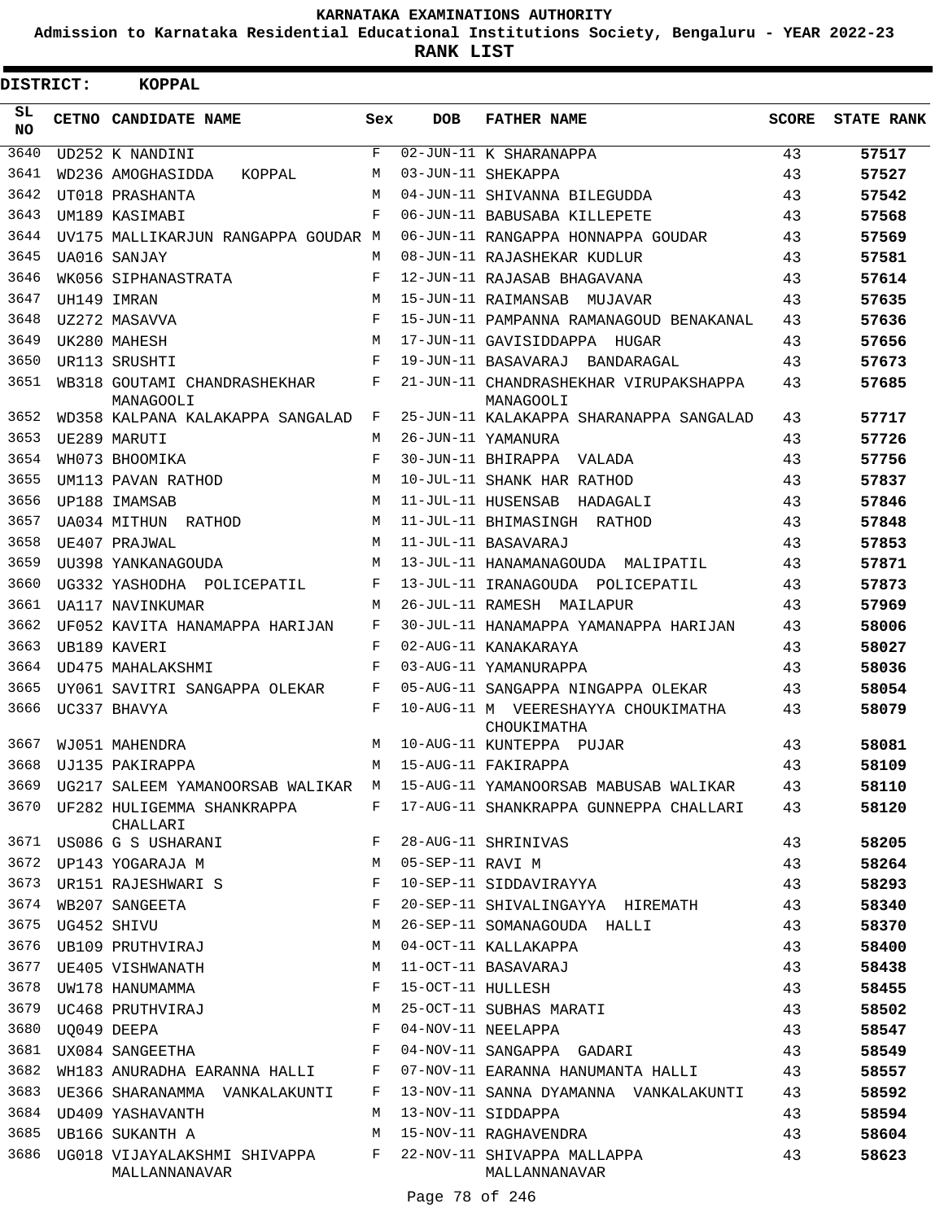# KARNATAKA EXAMINATIONS AUTHORITY

**Admission to Karnataka Residential Educational Institutions Society, Bengaluru - YEAR 2022-23**

**RANK LIST**

**DISTRICT: KOPPAL**

| SL NO | CETNO | CANDIDATE NAME | Sex | DOB | FATHER NAME | SCORE | STATE RANK |
|---|---|---|---|---|---|---|---|
| 3640 | UD252 | K NANDINI | F | 02-JUN-11 | K SHARANAPPA | 43 | 57517 |
| 3641 | WD236 | AMOGHASIDDA KOPPAL | M | 03-JUN-11 | SHEKAPPA | 43 | 57527 |
| 3642 | UT018 | PRASHANTA | M | 04-JUN-11 | SHIVANNA BILEGUDDA | 43 | 57542 |
| 3643 | UM189 | KASIMABI | F | 06-JUN-11 | BABUSABA KILLEPETE | 43 | 57568 |
| 3644 | UV175 | MALLIKARJUN RANGAPPA GOUDAR | M | 06-JUN-11 | RANGAPPA HONNAPPA GOUDAR | 43 | 57569 |
| 3645 | UA016 | SANJAY | M | 08-JUN-11 | RAJASHEKAR KUDLUR | 43 | 57581 |
| 3646 | WK056 | SIPHANASTRATA | F | 12-JUN-11 | RAJASAB BHAGAVANA | 43 | 57614 |
| 3647 | UH149 | IMRAN | M | 15-JUN-11 | RAIMANSAB MUJAVAR | 43 | 57635 |
| 3648 | UZ272 | MASAVVA | F | 15-JUN-11 | PAMPANNA RAMANAGOUD BENAKANAL | 43 | 57636 |
| 3649 | UK280 | MAHESH | M | 17-JUN-11 | GAVISIDDAPPA HUGAR | 43 | 57656 |
| 3650 | UR113 | SRUSHTI | F | 19-JUN-11 | BASAVARAJ BANDARAGAL | 43 | 57673 |
| 3651 | WB318 | GOUTAMI CHANDRASHEKHAR MANAGOOLI | F | 21-JUN-11 | CHANDRASHEKHAR VIRUPAKSHAPPA MANAGOOLI | 43 | 57685 |
| 3652 | WD358 | KALPANA KALAKAPPA SANGALAD | F | 25-JUN-11 | KALAKAPPA SHARANAPPA SANGALAD | 43 | 57717 |
| 3653 | UE289 | MARUTI | M | 26-JUN-11 | YAMANURA | 43 | 57726 |
| 3654 | WH073 | BHOOMIKA | F | 30-JUN-11 | BHIRAPPA VALADA | 43 | 57756 |
| 3655 | UM113 | PAVAN RATHOD | M | 10-JUL-11 | SHANK HAR RATHOD | 43 | 57837 |
| 3656 | UP188 | IMAMSAB | M | 11-JUL-11 | HUSENSAB HADAGALI | 43 | 57846 |
| 3657 | UA034 | MITHUN RATHOD | M | 11-JUL-11 | BHIMASINGH RATHOD | 43 | 57848 |
| 3658 | UE407 | PRAJWAL | M | 11-JUL-11 | BASAVARAJ | 43 | 57853 |
| 3659 | UU398 | YANKANAGOUDA | M | 13-JUL-11 | HANAMANAGOUDA MALIPATIL | 43 | 57871 |
| 3660 | UG332 | YASHODHA POLICEPATIL | F | 13-JUL-11 | IRANAGOUDA POLICEPATIL | 43 | 57873 |
| 3661 | UA117 | NAVINKUMAR | M | 26-JUL-11 | RAMESH MAILAPUR | 43 | 57969 |
| 3662 | UF052 | KAVITA HANAMAPPA HARIJAN | F | 30-JUL-11 | HANAMAPPA YAMANAPPA HARIJAN | 43 | 58006 |
| 3663 | UB189 | KAVERI | F | 02-AUG-11 | KANAKARAYA | 43 | 58027 |
| 3664 | UD475 | MAHALAKSHMI | F | 03-AUG-11 | YAMANURAPPA | 43 | 58036 |
| 3665 | UY061 | SAVITRI SANGAPPA OLEKAR | F | 05-AUG-11 | SANGAPPA NINGAPPA OLEKAR | 43 | 58054 |
| 3666 | UC337 | BHAVYA | F | 10-AUG-11 | M VEERESHAYYA CHOUKIMATHA CHOUKIMATHA | 43 | 58079 |
| 3667 | WJ051 | MAHENDRA | M | 10-AUG-11 | KUNTEPPA PUJAR | 43 | 58081 |
| 3668 | UJ135 | PAKIRAPPA | M | 15-AUG-11 | FAKIRAPPA | 43 | 58109 |
| 3669 | UG217 | SALEEM YAMANOORSAB WALIKAR | M | 15-AUG-11 | YAMANOORSAB MABUSAB WALIKAR | 43 | 58110 |
| 3670 | UF282 | HULIGEMMA SHANKRAPPA CHALLARI | F | 17-AUG-11 | SHANKRAPPA GUNNEPPA CHALLARI | 43 | 58120 |
| 3671 | US086 | G S USHARANI | F | 28-AUG-11 | SHRINIVAS | 43 | 58205 |
| 3672 | UP143 | YOGARAJA M | M | 05-SEP-11 | RAVI M | 43 | 58264 |
| 3673 | UR151 | RAJESHWARI S | F | 10-SEP-11 | SIDDAVIRAYYA | 43 | 58293 |
| 3674 | WB207 | SANGEETA | F | 20-SEP-11 | SHIVALINGAYYA HIREMATH | 43 | 58340 |
| 3675 | UG452 | SHIVU | M | 26-SEP-11 | SOMANAGOUDA HALLI | 43 | 58370 |
| 3676 | UB109 | PRUTHVIRAJ | M | 04-OCT-11 | KALLAKAPPA | 43 | 58400 |
| 3677 | UE405 | VISHWANATH | M | 11-OCT-11 | BASAVARAJ | 43 | 58438 |
| 3678 | UW178 | HANUMAMMA | F | 15-OCT-11 | HULLESH | 43 | 58455 |
| 3679 | UC468 | PRUTHVIRAJ | M | 25-OCT-11 | SUBHAS MARATI | 43 | 58502 |
| 3680 | UQ049 | DEEPA | F | 04-NOV-11 | NEELAPPA | 43 | 58547 |
| 3681 | UX084 | SANGEETHA | F | 04-NOV-11 | SANGAPPA GADARI | 43 | 58549 |
| 3682 | WH183 | ANURADHA EARANNA HALLI | F | 07-NOV-11 | EARANNA HANUMANTA HALLI | 43 | 58557 |
| 3683 | UE366 | SHARANAMMA VANKALAKUNTI | F | 13-NOV-11 | SANNA DYAMANNA VANKALAKUNTI | 43 | 58592 |
| 3684 | UD409 | YASHAVANTH | M | 13-NOV-11 | SIDDAPPA | 43 | 58594 |
| 3685 | UB166 | SUKANTH A | M | 15-NOV-11 | RAGHAVENDRA | 43 | 58604 |
| 3686 | UG018 | VIJAYALAKSHMI SHIVAPPA MALLANNANAVAR | F | 22-NOV-11 | SHIVAPPA MALLAPPA MALLANNANAVAR | 43 | 58623 |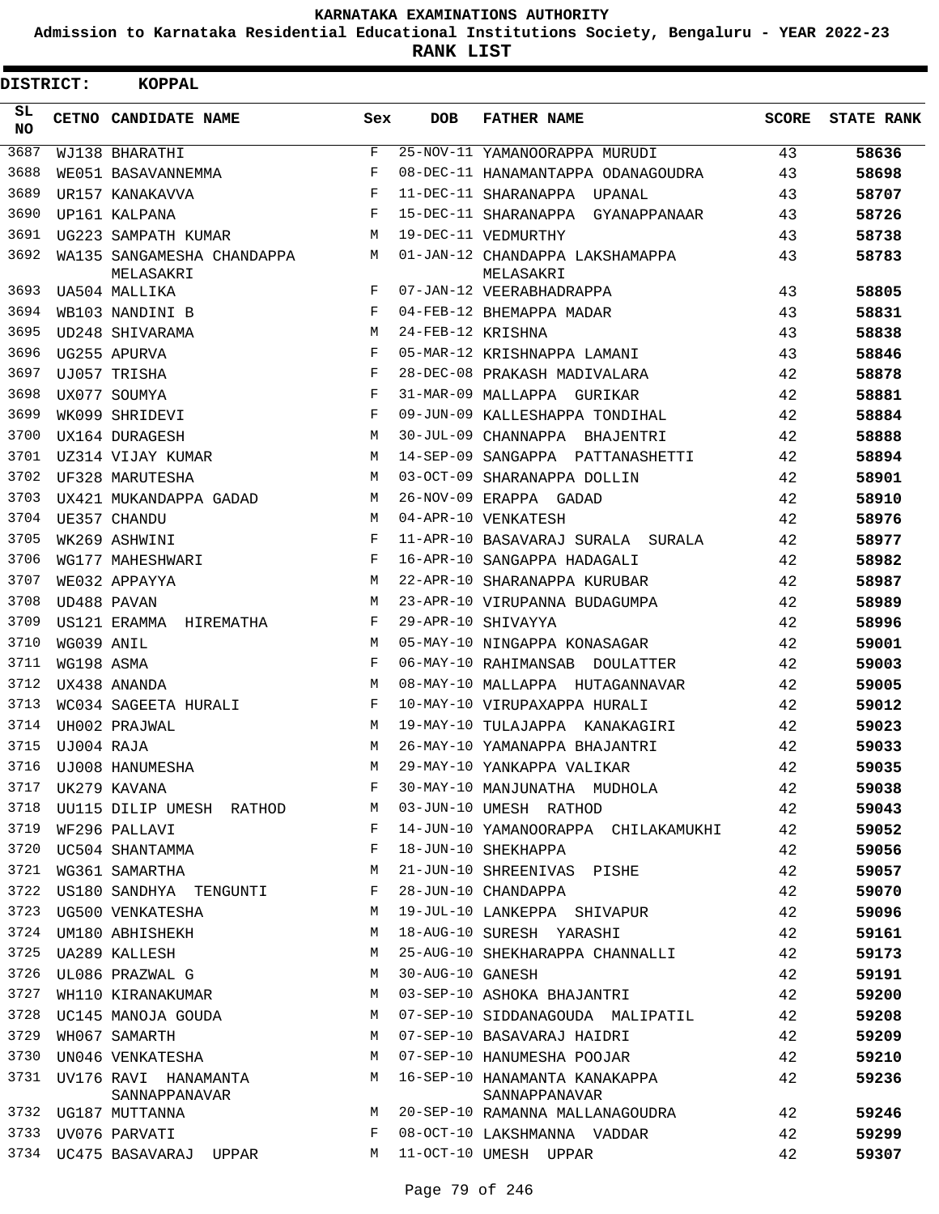**KARNATAKA EXAMINATIONS AUTHORITY**

**Admission to Karnataka Residential Educational Institutions Society, Bengaluru - YEAR 2022-23**

**RANK LIST**

**DISTRICT: KOPPAL**

| SL NO | CETNO | CANDIDATE NAME | Sex | DOB | FATHER NAME | SCORE | STATE RANK |
|---|---|---|---|---|---|---|---|
| 3687 | WJ138 | BHARATHI | F | 25-NOV-11 | YAMANOORAPPA MURUDI | 43 | 58636 |
| 3688 | WE051 | BASAVANNEMMA | F | 08-DEC-11 | HANAMANTAPPA ODANAGOUDRA | 43 | 58698 |
| 3689 | UR157 | KANAKAVVA | F | 11-DEC-11 | SHARANAPPA UPANAL | 43 | 58707 |
| 3690 | UP161 | KALPANA | F | 15-DEC-11 | SHARANAPPA GYANAPPANAAR | 43 | 58726 |
| 3691 | UG223 | SAMPATH KUMAR | M | 19-DEC-11 | VEDMURTHY | 43 | 58738 |
| 3692 | WA135 | SANGAMESHA CHANDAPPA MELASAKRI | M | 01-JAN-12 | CHANDAPPA LAKSHAMAPPA MELASAKRI | 43 | 58783 |
| 3693 | UA504 | MALLIKA | F | 07-JAN-12 | VEERABHADRAPPA | 43 | 58805 |
| 3694 | WB103 | NANDINI B | F | 04-FEB-12 | BHEMAPPA MADAR | 43 | 58831 |
| 3695 | UD248 | SHIVARAMA | M | 24-FEB-12 | KRISHNA | 43 | 58838 |
| 3696 | UG255 | APURVA | F | 05-MAR-12 | KRISHNAPPA LAMANI | 43 | 58846 |
| 3697 | UJ057 | TRISHA | F | 28-DEC-08 | PRAKASH MADIVALARA | 42 | 58878 |
| 3698 | UX077 | SOUMYA | F | 31-MAR-09 | MALLAPPA GURIKAR | 42 | 58881 |
| 3699 | WK099 | SHRIDEVI | F | 09-JUN-09 | KALLESHAPPA TONDIHAL | 42 | 58884 |
| 3700 | UX164 | DURAGESH | M | 30-JUL-09 | CHANNAPPA BHAJENTRI | 42 | 58888 |
| 3701 | UZ314 | VIJAY KUMAR | M | 14-SEP-09 | SANGAPPA PATTANASHETTI | 42 | 58894 |
| 3702 | UF328 | MARUTESHA | M | 03-OCT-09 | SHARANAPPA DOLLIN | 42 | 58901 |
| 3703 | UX421 | MUKANDAPPA GADAD | M | 26-NOV-09 | ERAPPA GADAD | 42 | 58910 |
| 3704 | UE357 | CHANDU | M | 04-APR-10 | VENKATESH | 42 | 58976 |
| 3705 | WK269 | ASHWINI | F | 11-APR-10 | BASAVARAJ SURALA SURALA | 42 | 58977 |
| 3706 | WG177 | MAHESHWARI | F | 16-APR-10 | SANGAPPA HADAGALI | 42 | 58982 |
| 3707 | WE032 | APPAYYA | M | 22-APR-10 | SHARANAPPA KURUBAR | 42 | 58987 |
| 3708 | UD488 | PAVAN | M | 23-APR-10 | VIRUPANNA BUDAGUMPA | 42 | 58989 |
| 3709 | US121 | ERAMMA HIREMATHA | F | 29-APR-10 | SHIVAYYA | 42 | 58996 |
| 3710 | WG039 | ANIL | M | 05-MAY-10 | NINGAPPA KONASAGAR | 42 | 59001 |
| 3711 | WG198 | ASMA | F | 06-MAY-10 | RAHIMANSAB DOULATTER | 42 | 59003 |
| 3712 | UX438 | ANANDA | M | 08-MAY-10 | MALLAPPA HUTAGANNAVAR | 42 | 59005 |
| 3713 | WC034 | SAGEETA HURALI | F | 10-MAY-10 | VIRUPAXAPPA HURALI | 42 | 59012 |
| 3714 | UH002 | PRAJWAL | M | 19-MAY-10 | TULAJAPPA KANAKAGIRI | 42 | 59023 |
| 3715 | UJ004 | RAJA | M | 26-MAY-10 | YAMANAPPA BHAJANTRI | 42 | 59033 |
| 3716 | UJ008 | HANUMESHA | M | 29-MAY-10 | YANKAPPA VALIKAR | 42 | 59035 |
| 3717 | UK279 | KAVANA | F | 30-MAY-10 | MANJUNATHA MUDHOLA | 42 | 59038 |
| 3718 | UU115 | DILIP UMESH RATHOD | M | 03-JUN-10 | UMESH RATHOD | 42 | 59043 |
| 3719 | WF296 | PALLAVI | F | 14-JUN-10 | YAMANOORAPPA CHILAKAMUKHI | 42 | 59052 |
| 3720 | UC504 | SHANTAMMA | F | 18-JUN-10 | SHEKHAPPA | 42 | 59056 |
| 3721 | WG361 | SAMARTHA | M | 21-JUN-10 | SHREENIVAS PISHE | 42 | 59057 |
| 3722 | US180 | SANDHYA TENGUNTI | F | 28-JUN-10 | CHANDAPPA | 42 | 59070 |
| 3723 | UG500 | VENKATESHA | M | 19-JUL-10 | LANKEPPA SHIVAPUR | 42 | 59096 |
| 3724 | UM180 | ABHISHEKH | M | 18-AUG-10 | SURESH YARASHI | 42 | 59161 |
| 3725 | UA289 | KALLESH | M | 25-AUG-10 | SHEKHARAPPA CHANNALLI | 42 | 59173 |
| 3726 | UL086 | PRAZWAL G | M | 30-AUG-10 | GANESH | 42 | 59191 |
| 3727 | WH110 | KIRANAKUMAR | M | 03-SEP-10 | ASHOKA BHAJANTRI | 42 | 59200 |
| 3728 | UC145 | MANOJA GOUDA | M | 07-SEP-10 | SIDDANAGOUDA MALIPATIL | 42 | 59208 |
| 3729 | WH067 | SAMARTH | M | 07-SEP-10 | BASAVARAJ HAIDRI | 42 | 59209 |
| 3730 | UN046 | VENKATESHA | M | 07-SEP-10 | HANUMESHA POOJAR | 42 | 59210 |
| 3731 | UV176 | RAVI HANAMANTA SANNAPPANAVAR | M | 16-SEP-10 | HANAMANTA KANAKAPPA SANNAPPANAVAR | 42 | 59236 |
| 3732 | UG187 | MUTTANNA | M | 20-SEP-10 | RAMANNA MALLANAGOUDRA | 42 | 59246 |
| 3733 | UV076 | PARVATI | F | 08-OCT-10 | LAKSHMANNA VADDAR | 42 | 59299 |
| 3734 | UC475 | BASAVARAJ UPPAR | M | 11-OCT-10 | UMESH UPPAR | 42 | 59307 |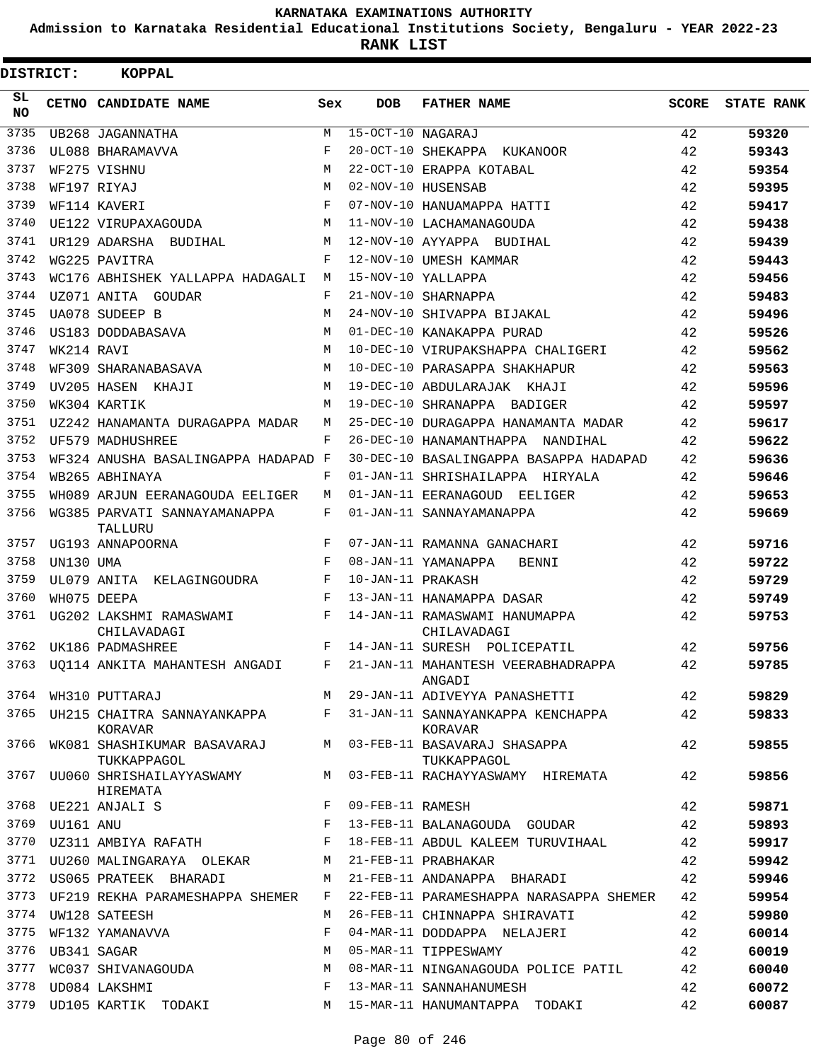KARNATAKA EXAMINATIONS AUTHORITY

Admission to Karnataka Residential Educational Institutions Society, Bengaluru - YEAR 2022-23

**RANK LIST**

**DISTRICT: KOPPAL**

| SL NO | CETNO | CANDIDATE NAME | Sex | DOB | FATHER NAME | SCORE | STATE RANK |
|---|---|---|---|---|---|---|---|
| 3735 | UB268 | JAGANNATHA | M | 15-OCT-10 | NAGARAJ | 42 | 59320 |
| 3736 | UL088 | BHARAMAVVA | F | 20-OCT-10 | SHEKAPPA KUKANOOR | 42 | 59343 |
| 3737 | WF275 | VISHNU | M | 22-OCT-10 | ERAPPA KOTABAL | 42 | 59354 |
| 3738 | WF197 | RIYAJ | M | 02-NOV-10 | HUSENSAB | 42 | 59395 |
| 3739 | WF114 | KAVERI | F | 07-NOV-10 | HANUAMAPPA HATTI | 42 | 59417 |
| 3740 | UE122 | VIRUPAXAGOUDA | M | 11-NOV-10 | LACHAMANAGOUDA | 42 | 59438 |
| 3741 | UR129 | ADARSHA BUDIHAL | M | 12-NOV-10 | AYYAPPA BUDIHAL | 42 | 59439 |
| 3742 | WG225 | PAVITRA | F | 12-NOV-10 | UMESH KAMMAR | 42 | 59443 |
| 3743 | WC176 | ABHISHEK YALLAPPA HADAGALI | M | 15-NOV-10 | YALLAPPA | 42 | 59456 |
| 3744 | UZ071 | ANITA GOUDAR | F | 21-NOV-10 | SHARNAPPA | 42 | 59483 |
| 3745 | UA078 | SUDEEP B | M | 24-NOV-10 | SHIVAPPA BIJAKAL | 42 | 59496 |
| 3746 | US183 | DODDABASAVA | M | 01-DEC-10 | KANAKAPPA PURAD | 42 | 59526 |
| 3747 | WK214 | RAVI | M | 10-DEC-10 | VIRUPAKSHAPPA CHALIGERI | 42 | 59562 |
| 3748 | WF309 | SHARANABASAVA | M | 10-DEC-10 | PARASAPPA SHAKHAPUR | 42 | 59563 |
| 3749 | UV205 | HASEN KHAJI | M | 19-DEC-10 | ABDULARAJAK KHAJI | 42 | 59596 |
| 3750 | WK304 | KARTIK | M | 19-DEC-10 | SHRANAPPA BADIGER | 42 | 59597 |
| 3751 | UZ242 | HANAMANTA DURAGAPPA MADAR | M | 25-DEC-10 | DURAGAPPA HANAMANTA MADAR | 42 | 59617 |
| 3752 | UF579 | MADHUSHREE | F | 26-DEC-10 | HANAMANTHAPPA NANDIHAL | 42 | 59622 |
| 3753 | WF324 | ANUSHA BASALINGAPPA HADAPAD | F | 30-DEC-10 | BASALINGAPPA BASAPPA HADAPAD | 42 | 59636 |
| 3754 | WB265 | ABHINAYA | F | 01-JAN-11 | SHRISHAILAPPA HIRYALA | 42 | 59646 |
| 3755 | WH089 | ARJUN EERANAGOUDA EELIGER | M | 01-JAN-11 | EERANAGOUD EELIGER | 42 | 59653 |
| 3756 | WG385 | PARVATI SANNAYAMANAPPA TALLURU | F | 01-JAN-11 | SANNAYAMANAPPA | 42 | 59669 |
| 3757 | UG193 | ANNAPOORNA | F | 07-JAN-11 | RAMANNA GANACHARI | 42 | 59716 |
| 3758 | UN130 | UMA | F | 08-JAN-11 | YAMANAPPA BENNI | 42 | 59722 |
| 3759 | UL079 | ANITA KELAGINGOUDRA | F | 10-JAN-11 | PRAKASH | 42 | 59729 |
| 3760 | WH075 | DEEPA | F | 13-JAN-11 | HANAMAPPA DASAR | 42 | 59749 |
| 3761 | UG202 | LAKSHMI RAMASWAMI CHILAVADAGI | F | 14-JAN-11 | RAMASWAMI HANUMAPPA CHILAVADAGI | 42 | 59753 |
| 3762 | UK186 | PADMASHREE | F | 14-JAN-11 | SURESH POLICEPATIL | 42 | 59756 |
| 3763 | UQ114 | ANKITA MAHANTESH ANGADI | F | 21-JAN-11 | MAHANTESH VEERABHADRAPPA ANGADI | 42 | 59785 |
| 3764 | WH310 | PUTTARAJ | M | 29-JAN-11 | ADIVEYYA PANASHETTI | 42 | 59829 |
| 3765 | UH215 | CHAITRA SANNAYANKAPPA KORAVAR | F | 31-JAN-11 | SANNAYANKAPPA KENCHAPPA KORAVAR | 42 | 59833 |
| 3766 | WK081 | SHASHIKUMAR BASAVARAJ TUKKAPPAGOL | M | 03-FEB-11 | BASAVARAJ SHASAPPA TUKKAPPAGOL | 42 | 59855 |
| 3767 | UU060 | SHRISHAILAYYASWAMY HIREMATA | M | 03-FEB-11 | RACHAYYASWAMY HIREMATA | 42 | 59856 |
| 3768 | UE221 | ANJALI S | F | 09-FEB-11 | RAMESH | 42 | 59871 |
| 3769 | UU161 | ANU | F | 13-FEB-11 | BALANAGOUDA GOUDAR | 42 | 59893 |
| 3770 | UZ311 | AMBIYA RAFATH | F | 18-FEB-11 | ABDUL KALEEM TURUVIHAAL | 42 | 59917 |
| 3771 | UU260 | MALINGARAYA OLEKAR | M | 21-FEB-11 | PRABHAKAR | 42 | 59942 |
| 3772 | US065 | PRATEEK BHARADI | M | 21-FEB-11 | ANDANAPPA BHARADI | 42 | 59946 |
| 3773 | UF219 | REKHA PARAMESHAPPA SHEMER | F | 22-FEB-11 | PARAMESHAPPA NARASAPPA SHEMER | 42 | 59954 |
| 3774 | UW128 | SATEESH | M | 26-FEB-11 | CHINNAPPA SHIRAVATI | 42 | 59980 |
| 3775 | WF132 | YAMANAVVA | F | 04-MAR-11 | DODDAPPA NELAJERI | 42 | 60014 |
| 3776 | UB341 | SAGAR | M | 05-MAR-11 | TIPPESWAMY | 42 | 60019 |
| 3777 | WC037 | SHIVANAGOUDA | M | 08-MAR-11 | NINGANAGOUDA POLICE PATIL | 42 | 60040 |
| 3778 | UD084 | LAKSHMI | F | 13-MAR-11 | SANNAHANUMESH | 42 | 60072 |
| 3779 | UD105 | KARTIK TODAKI | M | 15-MAR-11 | HANUMANTAPPA TODAKI | 42 | 60087 |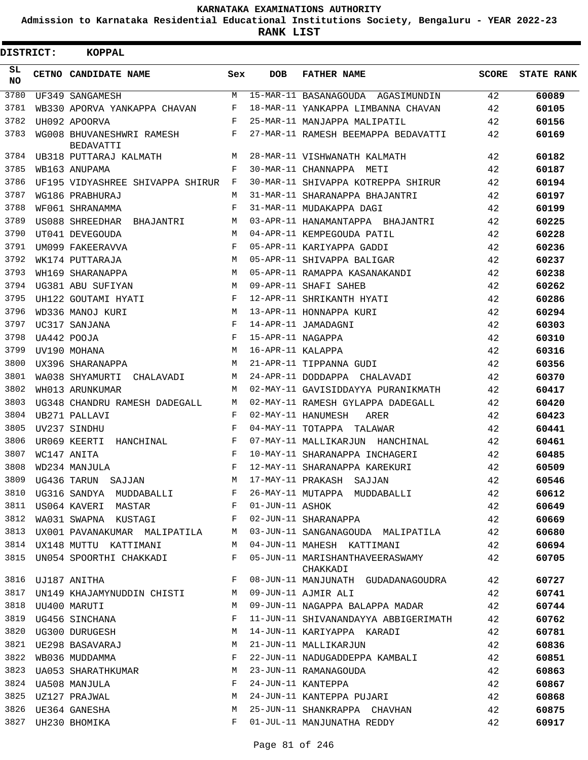# KARNATAKA EXAMINATIONS AUTHORITY

**Admission to Karnataka Residential Educational Institutions Society, Bengaluru - YEAR 2022-23**

**RANK LIST**

**DISTRICT: KOPPAL**

| SL NO | CETNO | CANDIDATE NAME | Sex | DOB | FATHER NAME | SCORE | STATE RANK |
|---|---|---|---|---|---|---|---|
| 3780 | UF349 | SANGAMESH | M | 15-MAR-11 | BASANAGOUDA AGASIMUNDIN | 42 | 60089 |
| 3781 | WB330 | APORVA YANKAPPA CHAVAN | F | 18-MAR-11 | YANKAPPA LIMBANNA CHAVAN | 42 | 60105 |
| 3782 | UH092 | APOORVA | F | 25-MAR-11 | MANJAPPA MALIPATIL | 42 | 60156 |
| 3783 | WG008 | BHUVANESHWRI RAMESH BEDAVATTI | F | 27-MAR-11 | RAMESH BEEMAPPA BEDAVATTI | 42 | 60169 |
| 3784 | UB318 | PUTTARAJ KALMATH | M | 28-MAR-11 | VISHWANATH KALMATH | 42 | 60182 |
| 3785 | WB163 | ANUPAMA | F | 30-MAR-11 | CHANNAPPA METI | 42 | 60187 |
| 3786 | UF195 | VIDYASHREE SHIVAPPA SHIRUR | F | 30-MAR-11 | SHIVAPPA KOTREPPA SHIRUR | 42 | 60194 |
| 3787 | WG186 | PRABHURAJ | M | 31-MAR-11 | SHARANAPPA BHAJANTRI | 42 | 60197 |
| 3788 | WF061 | SHRANAMMA | F | 31-MAR-11 | MUDAKAPPA DAGI | 42 | 60199 |
| 3789 | US088 | SHREEDHAR BHAJANTRI | M | 03-APR-11 | HANAMANTAPPA BHAJANTRI | 42 | 60225 |
| 3790 | UT041 | DEVEGOUDA | M | 04-APR-11 | KEMPEGOUDA PATIL | 42 | 60228 |
| 3791 | UM099 | FAKEERAVVA | F | 05-APR-11 | KARIYAPPA GADDI | 42 | 60236 |
| 3792 | WK174 | PUTTARAJA | M | 05-APR-11 | SHIVAPPA BALIGAR | 42 | 60237 |
| 3793 | WH169 | SHARANAPPA | M | 05-APR-11 | RAMAPPA KASANAKANDI | 42 | 60238 |
| 3794 | UG381 | ABU SUFIYAN | M | 09-APR-11 | SHAFI SAHEB | 42 | 60262 |
| 3795 | UH122 | GOUTAMI HYATI | F | 12-APR-11 | SHRIKANTH HYATI | 42 | 60286 |
| 3796 | WD336 | MANOJ KURI | M | 13-APR-11 | HONNAPPA KURI | 42 | 60294 |
| 3797 | UC317 | SANJANA | F | 14-APR-11 | JAMADAGNI | 42 | 60303 |
| 3798 | UA442 | POOJA | F | 15-APR-11 | NAGAPPA | 42 | 60310 |
| 3799 | UV190 | MOHANA | M | 16-APR-11 | KALAPPA | 42 | 60316 |
| 3800 | UX396 | SHARANAPPA | M | 21-APR-11 | TIPPANNA GUDI | 42 | 60356 |
| 3801 | WA038 | SHYAMURTI CHALAVADI | M | 24-APR-11 | DODDAPPA CHALAVADI | 42 | 60370 |
| 3802 | WH013 | ARUNKUMAR | M | 02-MAY-11 | GAVISIDDAYYA PURANIKMATH | 42 | 60417 |
| 3803 | UG348 | CHANDRU RAMESH DADEGALL | M | 02-MAY-11 | RAMESH GYLAPPA DADEGALL | 42 | 60420 |
| 3804 | UB271 | PALLAVI | F | 02-MAY-11 | HANUMESH ARER | 42 | 60423 |
| 3805 | UV237 | SINDHU | F | 04-MAY-11 | TOTAPPA TALAWAR | 42 | 60441 |
| 3806 | UR069 | KEERTI HANCHINAL | F | 07-MAY-11 | MALLIKARJUN HANCHINAL | 42 | 60461 |
| 3807 | WC147 | ANITA | F | 10-MAY-11 | SHARANAPPA INCHAGERI | 42 | 60485 |
| 3808 | WD234 | MANJULA | F | 12-MAY-11 | SHARANAPPA KAREKURI | 42 | 60509 |
| 3809 | UG436 | TARUN SAJJAN | M | 17-MAY-11 | PRAKASH SAJJAN | 42 | 60546 |
| 3810 | UG316 | SANDYA MUDDABALLI | F | 26-MAY-11 | MUTAPPA MUDDABALLI | 42 | 60612 |
| 3811 | US064 | KAVERI MASTAR | F | 01-JUN-11 | ASHOK | 42 | 60649 |
| 3812 | WA031 | SWAPNA KUSTAGI | F | 02-JUN-11 | SHARANAPPA | 42 | 60669 |
| 3813 | UX001 | PAVANAKUMAR MALIPATILA | M | 03-JUN-11 | SANGANAGOUDA MALIPATILA | 42 | 60680 |
| 3814 | UX148 | MUTTU KATTIMANI | M | 04-JUN-11 | MAHESH KATTIMANI | 42 | 60694 |
| 3815 | UN054 | SPOORTHI CHAKKADI | F | 05-JUN-11 | MARISHANTHAVEERASWAMY CHAKKADI | 42 | 60705 |
| 3816 | UJ187 | ANITHA | F | 08-JUN-11 | MANJUNATH GUDADANAGOUDRA | 42 | 60727 |
| 3817 | UN149 | KHAJAMYNUDDIN CHISTI | M | 09-JUN-11 | AJMIR ALI | 42 | 60741 |
| 3818 | UU400 | MARUTI | M | 09-JUN-11 | NAGAPPA BALAPPA MADAR | 42 | 60744 |
| 3819 | UG456 | SINCHANA | F | 11-JUN-11 | SHIVANANDAYYA ABBIGERIMATH | 42 | 60762 |
| 3820 | UG300 | DURUGESH | M | 14-JUN-11 | KARIYAPPA KARADI | 42 | 60781 |
| 3821 | UE298 | BASAVARAJ | M | 21-JUN-11 | MALLIKARJUN | 42 | 60836 |
| 3822 | WB036 | MUDDAMMA | F | 22-JUN-11 | NADUGADDEPPA KAMBALI | 42 | 60851 |
| 3823 | UA053 | SHARATHKUMAR | M | 23-JUN-11 | RAMANAGOUDA | 42 | 60863 |
| 3824 | UA508 | MANJULA | F | 24-JUN-11 | KANTEPPA | 42 | 60867 |
| 3825 | UZ127 | PRAJWAL | M | 24-JUN-11 | KANTEPPA PUJARI | 42 | 60868 |
| 3826 | UE364 | GANESHA | M | 25-JUN-11 | SHANKRAPPA CHAVHAN | 42 | 60875 |
| 3827 | UH230 | BHOMIKA | F | 01-JUL-11 | MANJUNATHA REDDY | 42 | 60917 |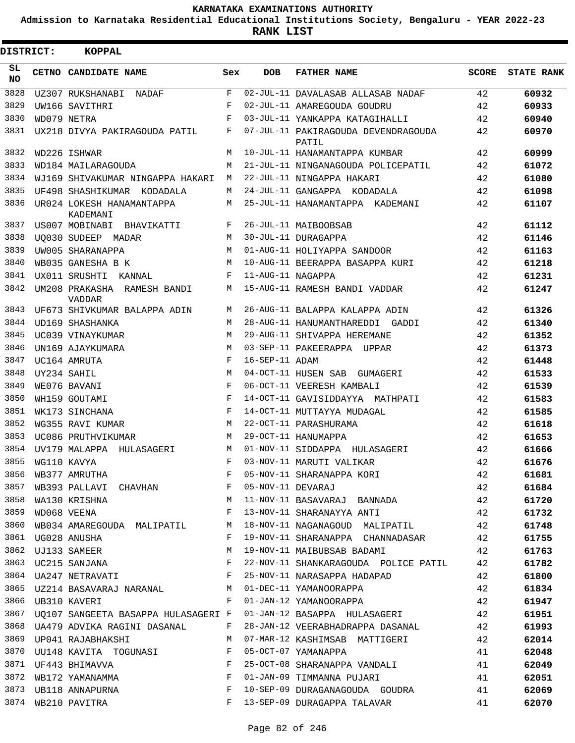KARNATAKA EXAMINATIONS AUTHORITY

Admission to Karnataka Residential Educational Institutions Society, Bengaluru - YEAR 2022-23

**RANK LIST**

**DISTRICT: KOPPAL**

| SL NO | CETNO | CANDIDATE NAME | Sex | DOB | FATHER NAME | SCORE | STATE RANK |
|---|---|---|---|---|---|---|---|
| 3828 | UZ307 | RUKSHANABI NADAF | F | 02-JUL-11 | DAVALASAB ALLASAB NADAF | 42 | **60932** |
| 3829 | UW166 | SAVITHRI | F | 02-JUL-11 | AMAREGOUDA GOUDRU | 42 | **60933** |
| 3830 | WD079 | NETRA | F | 03-JUL-11 | YANKAPPA KATAGIHALLI | 42 | **60940** |
| 3831 | UX218 | DIVYA PAKIRAGOUDA PATIL | F | 07-JUL-11 | PAKIRAGOUDA DEVENDRAGOUDA PATIL | 42 | **60970** |
| 3832 | WD226 | ISHWAR | M | 10-JUL-11 | HANAMANTAPPA KUMBAR | 42 | **60999** |
| 3833 | WD184 | MAILARAGOUDA | M | 21-JUL-11 | NINGANAGOUDA POLICEPATIL | 42 | **61072** |
| 3834 | WJ169 | SHIVAKUMAR NINGAPPA HAKARI | M | 22-JUL-11 | NINGAPPA HAKARI | 42 | **61080** |
| 3835 | UF498 | SHASHIKUMAR KODADALA | M | 24-JUL-11 | GANGAPPA KODADALA | 42 | **61098** |
| 3836 | UR024 | LOKESH HANAMANTAPPA KADEMANI | M | 25-JUL-11 | HANAMANTAPPA KADEMANI | 42 | **61107** |
| 3837 | US007 | MOBINABI BHAVIKATTI | F | 26-JUL-11 | MAIBOOBSAB | 42 | **61112** |
| 3838 | UQ030 | SUDEEP MADAR | M | 30-JUL-11 | DURAGAPPA | 42 | **61146** |
| 3839 | UW005 | SHARANAPPA | M | 01-AUG-11 | HOLIYAPPA SANDOOR | 42 | **61163** |
| 3840 | WB035 | GANESHA B K | M | 10-AUG-11 | BEERAPPA BASAPPA KURI | 42 | **61218** |
| 3841 | UX011 | SRUSHTI KANNAL | F | 11-AUG-11 | NAGAPPA | 42 | **61231** |
| 3842 | UM208 | PRAKASHA RAMESH BANDI VADDAR | M | 15-AUG-11 | RAMESH BANDI VADDAR | 42 | **61247** |
| 3843 | UF673 | SHIVKUMAR BALAPPA ADIN | M | 26-AUG-11 | BALAPPA KALAPPA ADIN | 42 | **61326** |
| 3844 | UD169 | SHASHANKA | M | 28-AUG-11 | HANUMANTHAREDDI GADDI | 42 | **61340** |
| 3845 | UC039 | VINAYKUMAR | M | 29-AUG-11 | SHIVAPPA HEREMANE | 42 | **61352** |
| 3846 | UN169 | AJAYKUMARA | M | 03-SEP-11 | PAKEERAPPA UPPAR | 42 | **61373** |
| 3847 | UC164 | AMRUTA | F | 16-SEP-11 | ADAM | 42 | **61448** |
| 3848 | UY234 | SAHIL | M | 04-OCT-11 | HUSEN SAB GUMAGERI | 42 | **61533** |
| 3849 | WE076 | BAVANI | F | 06-OCT-11 | VEERESH KAMBALI | 42 | **61539** |
| 3850 | WH159 | GOUTAMI | F | 14-OCT-11 | GAVISIDDAYYA MATHPATI | 42 | **61583** |
| 3851 | WK173 | SINCHANA | F | 14-OCT-11 | MUTTAYYA MUDAGAL | 42 | **61585** |
| 3852 | WG355 | RAVI KUMAR | M | 22-OCT-11 | PARASHURAMA | 42 | **61618** |
| 3853 | UC086 | PRUTHVIKUMAR | M | 29-OCT-11 | HANUMAPPA | 42 | **61653** |
| 3854 | UV179 | MALAPPA HULASAGERI | M | 01-NOV-11 | SIDDAPPA HULASAGERI | 42 | **61666** |
| 3855 | WG110 | KAVYA | F | 03-NOV-11 | MARUTI VALIKAR | 42 | **61676** |
| 3856 | WB377 | AMRUTHA | F | 05-NOV-11 | SHARANAPPA KORI | 42 | **61681** |
| 3857 | WB393 | PALLAVI CHAVHAN | F | 05-NOV-11 | DEVARAJ | 42 | **61684** |
| 3858 | WA130 | KRISHNA | M | 11-NOV-11 | BASAVARAJ BANNADA | 42 | **61720** |
| 3859 | WD068 | VEENA | F | 13-NOV-11 | SHARANAYYA ANTI | 42 | **61732** |
| 3860 | WB034 | AMAREGOUDA MALIPATIL | M | 18-NOV-11 | NAGANAGOUD MALIPATIL | 42 | **61748** |
| 3861 | UG028 | ANUSHA | F | 19-NOV-11 | SHARANAPPA CHANNADASAR | 42 | **61755** |
| 3862 | UJ133 | SAMEER | M | 19-NOV-11 | MAIBUBSAB BADAMI | 42 | **61763** |
| 3863 | UC215 | SANJANA | F | 22-NOV-11 | SHANKARAGOUDA POLICE PATIL | 42 | **61782** |
| 3864 | UA247 | NETRAVATI | F | 25-NOV-11 | NARASAPPA HADAPAD | 42 | **61800** |
| 3865 | UZ214 | BASAVARAJ NARANAL | M | 01-DEC-11 | YAMANOORAPPA | 42 | **61834** |
| 3866 | UB310 | KAVERI | F | 01-JAN-12 | YAMANOORAPPA | 42 | **61947** |
| 3867 | UQ107 | SANGEETA BASAPPA HULASAGERI | F | 01-JAN-12 | BASAPPA HULASAGERI | 42 | **61951** |
| 3868 | UA479 | ADVIKA RAGINI DASANAL | F | 28-JAN-12 | VEERABHADRAPPA DASANAL | 42 | **61993** |
| 3869 | UP041 | RAJABHAKSHI | M | 07-MAR-12 | KASHIMSAB MATTIGERI | 42 | **62014** |
| 3870 | UU148 | KAVITA TOGUNASI | F | 05-OCT-07 | YAMANAPPA | 41 | **62048** |
| 3871 | UF443 | BHIMAVVA | F | 25-OCT-08 | SHARANAPPA VANDALI | 41 | **62049** |
| 3872 | WB172 | YAMANAMMA | F | 01-JAN-09 | TIMMANNA PUJARI | 41 | **62051** |
| 3873 | UB118 | ANNAPURNA | F | 10-SEP-09 | DURAGANAGOUDA GOUDRA | 41 | **62069** |
| 3874 | WB210 | PAVITRA | F | 13-SEP-09 | DURAGAPPA TALAVAR | 41 | **62070** |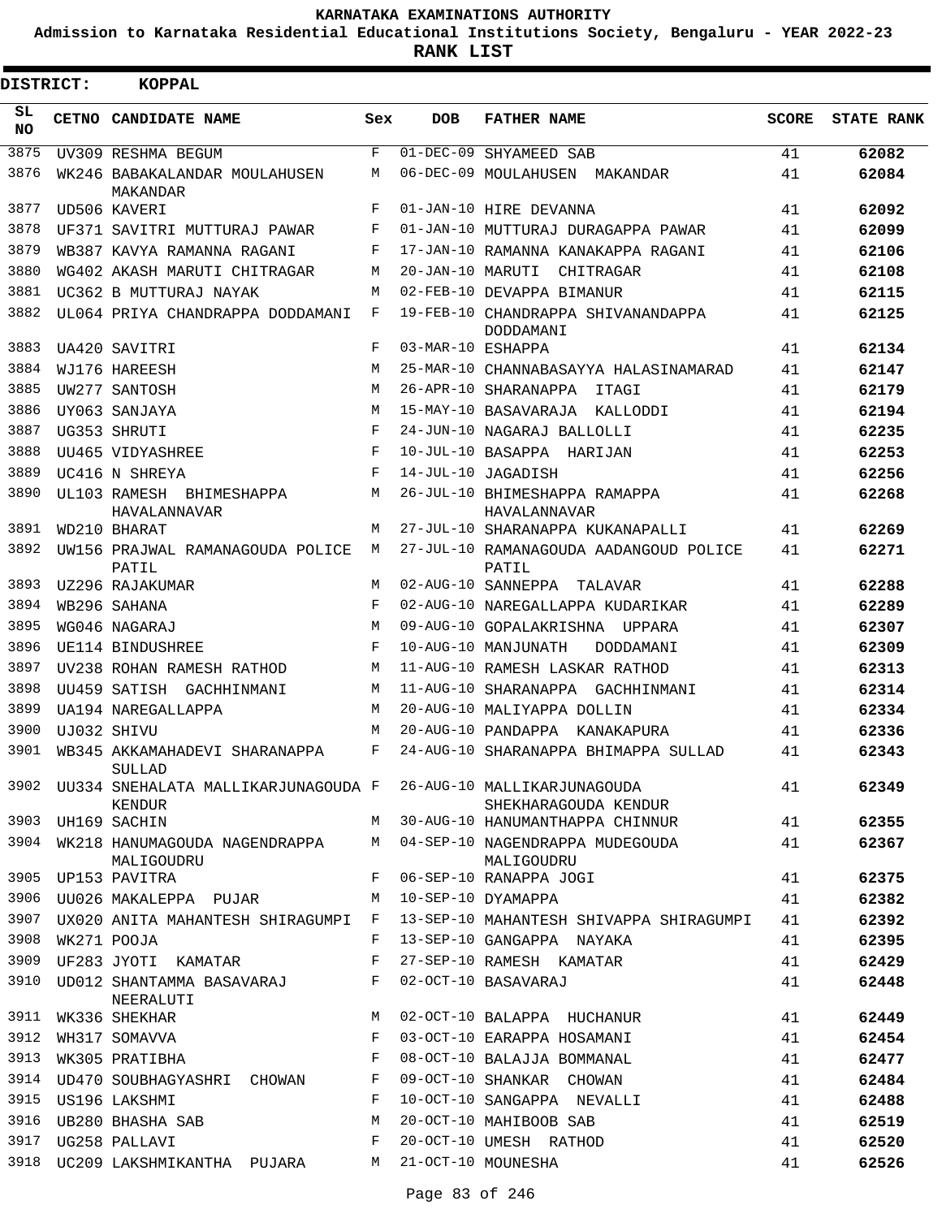KARNATAKA EXAMINATIONS AUTHORITY

Admission to Karnataka Residential Educational Institutions Society, Bengaluru - YEAR 2022-23

**RANK LIST**

**DISTRICT: KOPPAL**

| SL NO | CETNO | CANDIDATE NAME | Sex | DOB | FATHER NAME | SCORE | STATE RANK |
|---|---|---|---|---|---|---|---|
| 3875 | UV309 | RESHMA BEGUM | F | 01-DEC-09 | SHYAMEED SAB | 41 | **62082** |
| 3876 | WK246 | BABAKALANDAR MOULAHUSEN MAKANDAR | M | 06-DEC-09 | MOULAHUSEN MAKANDAR | 41 | **62084** |
| 3877 | UD506 | KAVERI | F | 01-JAN-10 | HIRE DEVANNA | 41 | **62092** |
| 3878 | UF371 | SAVITRI MUTTURAJ PAWAR | F | 01-JAN-10 | MUTTURAJ DURAGAPPA PAWAR | 41 | **62099** |
| 3879 | WB387 | KAVYA RAMANNA RAGANI | F | 17-JAN-10 | RAMANNA KANAKAPPA RAGANI | 41 | **62106** |
| 3880 | WG402 | AKASH MARUTI CHITRAGAR | M | 20-JAN-10 | MARUTI CHITRAGAR | 41 | **62108** |
| 3881 | UC362 | B MUTTURAJ NAYAK | M | 02-FEB-10 | DEVAPPA BIMANUR | 41 | **62115** |
| 3882 | UL064 | PRIYA CHANDRAPPA DODDAMANI | F | 19-FEB-10 | CHANDRAPPA SHIVANANDAPPA DODDAMANI | 41 | **62125** |
| 3883 | UA420 | SAVITRI | F | 03-MAR-10 | ESHAPPA | 41 | **62134** |
| 3884 | WJ176 | HAREESH | M | 25-MAR-10 | CHANNABASAYYA HALASINAMARAD | 41 | **62147** |
| 3885 | UW277 | SANTOSH | M | 26-APR-10 | SHARANAPPA ITAGI | 41 | **62179** |
| 3886 | UY063 | SANJAYA | M | 15-MAY-10 | BASAVARAJA KALLODDI | 41 | **62194** |
| 3887 | UG353 | SHRUTI | F | 24-JUN-10 | NAGARAJ BALLOLLI | 41 | **62235** |
| 3888 | UU465 | VIDYASHREE | F | 10-JUL-10 | BASAPPA HARIJAN | 41 | **62253** |
| 3889 | UC416 | N SHREYA | F | 14-JUL-10 | JAGADISH | 41 | **62256** |
| 3890 | UL103 | RAMESH BHIMESHAPPA HAVALANNAVAR | M | 26-JUL-10 | BHIMESHAPPA RAMAPPA HAVALANNAVAR | 41 | **62268** |
| 3891 | WD210 | BHARAT | M | 27-JUL-10 | SHARANAPPA KUKANAPALLI | 41 | **62269** |
| 3892 | UW156 | PRAJWAL RAMANAGOUDA POLICE PATIL | M | 27-JUL-10 | RAMANAGOUDA AADANGOUD POLICE PATIL | 41 | **62271** |
| 3893 | UZ296 | RAJAKUMAR | M | 02-AUG-10 | SANNEPPA TALAVAR | 41 | **62288** |
| 3894 | WB296 | SAHANA | F | 02-AUG-10 | NAREGALLAPPA KUDARIKAR | 41 | **62289** |
| 3895 | WG046 | NAGARAJ | M | 09-AUG-10 | GOPALAKRISHNA UPPARA | 41 | **62307** |
| 3896 | UE114 | BINDUSHREE | F | 10-AUG-10 | MANJUNATH DODDAMANI | 41 | **62309** |
| 3897 | UV238 | ROHAN RAMESH RATHOD | M | 11-AUG-10 | RAMESH LASKAR RATHOD | 41 | **62313** |
| 3898 | UU459 | SATISH GACHHINMANI | M | 11-AUG-10 | SHARANAPPA GACHHINMANI | 41 | **62314** |
| 3899 | UA194 | NAREGALLAPPA | M | 20-AUG-10 | MALIYAPPA DOLLIN | 41 | **62334** |
| 3900 | UJ032 | SHIVU | M | 20-AUG-10 | PANDAPPA KANAKAPURA | 41 | **62336** |
| 3901 | WB345 | AKKAMAHADEVI SHARANAPPA SULLAD | F | 24-AUG-10 | SHARANAPPA BHIMAPPA SULLAD | 41 | **62343** |
| 3902 | UU334 | SNEHALATA MALLIKARJUNAGOUDA KENDUR | F | 26-AUG-10 | MALLIKARJUNAGOUDA SHEKHARAGOUDA KENDUR | 41 | **62349** |
| 3903 | UH169 | SACHIN | M | 30-AUG-10 | HANUMANTHAPPA CHINNUR | 41 | **62355** |
| 3904 | WK218 | HANUMAGOUDA NAGENDRAPPA MALIGOUDRU | M | 04-SEP-10 | NAGENDRAPPA MUDEGOUDA MALIGOUDRU | 41 | **62367** |
| 3905 | UP153 | PAVITRA | F | 06-SEP-10 | RANAPPA JOGI | 41 | **62375** |
| 3906 | UU026 | MAKALEPPA PUJAR | M | 10-SEP-10 | DYAMAPPA | 41 | **62382** |
| 3907 | UX020 | ANITA MAHANTESH SHIRAGUMPI | F | 13-SEP-10 | MAHANTESH SHIVAPPA SHIRAGUMPI | 41 | **62392** |
| 3908 | WK271 | POOJA | F | 13-SEP-10 | GANGAPPA NAYAKA | 41 | **62395** |
| 3909 | UF283 | JYOTI KAMATAR | F | 27-SEP-10 | RAMESH KAMATAR | 41 | **62429** |
| 3910 | UD012 | SHANTAMMA BASAVARAJ NEERALUTI | F | 02-OCT-10 | BASAVARAJ | 41 | **62448** |
| 3911 | WK336 | SHEKHAR | M | 02-OCT-10 | BALAPPA HUCHANUR | 41 | **62449** |
| 3912 | WH317 | SOMAVVA | F | 03-OCT-10 | EARAPPA HOSAMANI | 41 | **62454** |
| 3913 | WK305 | PRATIBHA | F | 08-OCT-10 | BALAJJA BOMMANAL | 41 | **62477** |
| 3914 | UD470 | SOUBHAGYASHRI CHOWAN | F | 09-OCT-10 | SHANKAR CHOWAN | 41 | **62484** |
| 3915 | US196 | LAKSHMI | F | 10-OCT-10 | SANGAPPA NEVALLI | 41 | **62488** |
| 3916 | UB280 | BHASHA SAB | M | 20-OCT-10 | MAHIBOOB SAB | 41 | **62519** |
| 3917 | UG258 | PALLAVI | F | 20-OCT-10 | UMESH RATHOD | 41 | **62520** |
| 3918 | UC209 | LAKSHMIKANTHA PUJARA | M | 21-OCT-10 | MOUNESHA | 41 | **62526** |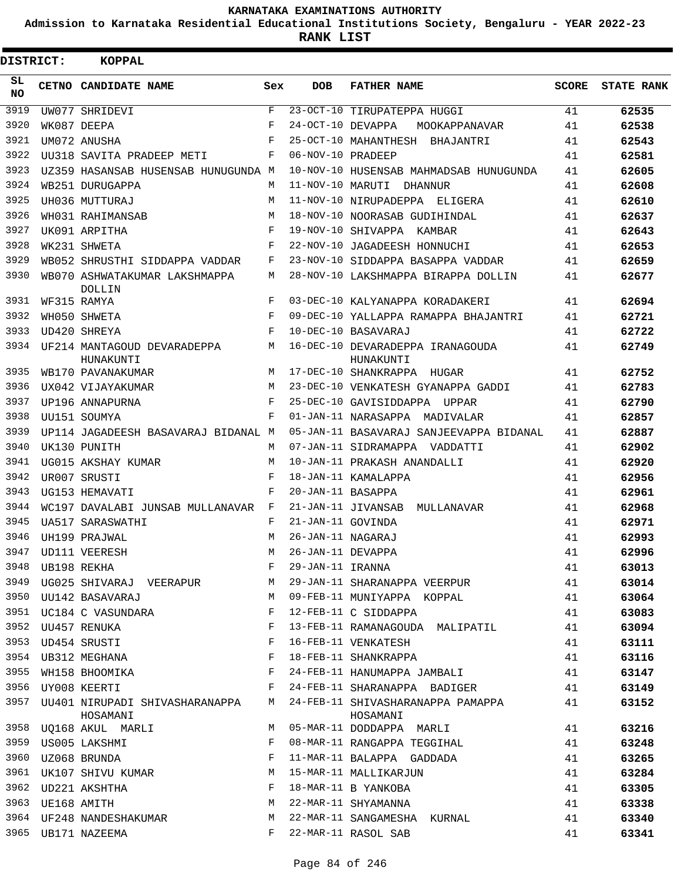# KARNATAKA EXAMINATIONS AUTHORITY

## Admission to Karnataka Residential Educational Institutions Society, Bengaluru - YEAR 2022-23

## RANK LIST

**DISTRICT: KOPPAL**

| SL NO | CETNO | CANDIDATE NAME | Sex | DOB | FATHER NAME | SCORE | STATE RANK |
|---|---|---|---|---|---|---|---|
| 3919 | UW077 | SHRIDEVI | F | 23-OCT-10 | TIRUPATEPPA HUGGI | 41 | 62535 |
| 3920 | WK087 | DEEPA | F | 24-OCT-10 | DEVAPPA MOOKAPPANAVAR | 41 | 62538 |
| 3921 | UM072 | ANUSHA | F | 25-OCT-10 | MAHANTHESH BHAJANTRI | 41 | 62543 |
| 3922 | UU318 | SAVITA PRADEEP METI | F | 06-NOV-10 | PRADEEP | 41 | 62581 |
| 3923 | UZ359 | HASANSAB HUSENSAB HUNUGUNDA | M | 10-NOV-10 | HUSENSAB MAHMADSAB HUNUGUNDA | 41 | 62605 |
| 3924 | WB251 | DURUGAPPA | M | 11-NOV-10 | MARUTI DHANNUR | 41 | 62608 |
| 3925 | UH036 | MUTTURAJ | M | 11-NOV-10 | NIRUPADEPPA ELIGERA | 41 | 62610 |
| 3926 | WH031 | RAHIMANSAB | M | 18-NOV-10 | NOORASAB GUDIHINDAL | 41 | 62637 |
| 3927 | UK091 | ARPITHA | F | 19-NOV-10 | SHIVAPPA KAMBAR | 41 | 62643 |
| 3928 | WK231 | SHWETA | F | 22-NOV-10 | JAGADEESH HONNUCHI | 41 | 62653 |
| 3929 | WB052 | SHRUSTHI SIDDAPPA VADDAR | F | 23-NOV-10 | SIDDAPPA BASAPPA VADDAR | 41 | 62659 |
| 3930 | WB070 | ASHWATAKUMAR LAKSHMAPPA DOLLIN | M | 28-NOV-10 | LAKSHMAPPA BIRAPPA DOLLIN | 41 | 62677 |
| 3931 | WF315 | RAMYA | F | 03-DEC-10 | KALYANAPPA KORADAKERI | 41 | 62694 |
| 3932 | WH050 | SHWETA | F | 09-DEC-10 | YALLAPPA RAMAPPA BHAJANTRI | 41 | 62721 |
| 3933 | UD420 | SHREYA | F | 10-DEC-10 | BASAVARAJ | 41 | 62722 |
| 3934 | UF214 | MANTAGOUD DEVARADEPPA HUNAKUNTI | M | 16-DEC-10 | DEVARADEPPA IRANAGOUDA HUNAKUNTI | 41 | 62749 |
| 3935 | WB170 | PAVANAKUMAR | M | 17-DEC-10 | SHANKRAPPA HUGAR | 41 | 62752 |
| 3936 | UX042 | VIJAYAKUMAR | M | 23-DEC-10 | VENKATESH GYANAPPA GADDI | 41 | 62783 |
| 3937 | UP196 | ANNAPURNA | F | 25-DEC-10 | GAVISIDDAPPA UPPAR | 41 | 62790 |
| 3938 | UU151 | SOUMYA | F | 01-JAN-11 | NARASAPPA MADIVALAR | 41 | 62857 |
| 3939 | UP114 | JAGADEESH BASAVARAJ BIDANAL | M | 05-JAN-11 | BASAVARAJ SANJEEVAPPA BIDANAL | 41 | 62887 |
| 3940 | UK130 | PUNITH | M | 07-JAN-11 | SIDRAMAPPA VADDATTI | 41 | 62902 |
| 3941 | UG015 | AKSHAY KUMAR | M | 10-JAN-11 | PRAKASH ANANDALLI | 41 | 62920 |
| 3942 | UR007 | SRUSTI | F | 18-JAN-11 | KAMALAPPA | 41 | 62956 |
| 3943 | UG153 | HEMAVATI | F | 20-JAN-11 | BASAPPA | 41 | 62961 |
| 3944 | WC197 | DAVALABI JUNSAB MULLANAVAR | F | 21-JAN-11 | JIVANSAB MULLANAVAR | 41 | 62968 |
| 3945 | UA517 | SARASWATHI | F | 21-JAN-11 | GOVINDA | 41 | 62971 |
| 3946 | UH199 | PRAJWAL | M | 26-JAN-11 | NAGARAJ | 41 | 62993 |
| 3947 | UD111 | VEERESH | M | 26-JAN-11 | DEVAPPA | 41 | 62996 |
| 3948 | UB198 | REKHA | F | 29-JAN-11 | IRANNA | 41 | 63013 |
| 3949 | UG025 | SHIVARAJ VEERAPUR | M | 29-JAN-11 | SHARANAPPA VEERPUR | 41 | 63014 |
| 3950 | UU142 | BASAVARAJ | M | 09-FEB-11 | MUNIYAPPA KOPPAL | 41 | 63064 |
| 3951 | UC184 | C VASUNDARA | F | 12-FEB-11 | C SIDDAPPA | 41 | 63083 |
| 3952 | UU457 | RENUKA | F | 13-FEB-11 | RAMANAGOUDA MALIPATIL | 41 | 63094 |
| 3953 | UD454 | SRUSTI | F | 16-FEB-11 | VENKATESH | 41 | 63111 |
| 3954 | UB312 | MEGHANA | F | 18-FEB-11 | SHANKRAPPA | 41 | 63116 |
| 3955 | WH158 | BHOOMIKA | F | 24-FEB-11 | HANUMAPPA JAMBALI | 41 | 63147 |
| 3956 | UY008 | KEERTI | F | 24-FEB-11 | SHARANAPPA BADIGER | 41 | 63149 |
| 3957 | UU401 | NIRUPADI SHIVASHARANAPPA HOSAMANI | M | 24-FEB-11 | SHIVASHARANAPPA PAMAPPA HOSAMANI | 41 | 63152 |
| 3958 | UQ168 | AKUL MARLI | M | 05-MAR-11 | DODDAPPA MARLI | 41 | 63216 |
| 3959 | US005 | LAKSHMI | F | 08-MAR-11 | RANGAPPA TEGGIHAL | 41 | 63248 |
| 3960 | UZ068 | BRUNDA | F | 11-MAR-11 | BALAPPA GADDADA | 41 | 63265 |
| 3961 | UK107 | SHIVU KUMAR | M | 15-MAR-11 | MALLIKARJUN | 41 | 63284 |
| 3962 | UD221 | AKSHTHA | F | 18-MAR-11 | B YANKOBA | 41 | 63305 |
| 3963 | UE168 | AMITH | M | 22-MAR-11 | SHYAMANNA | 41 | 63338 |
| 3964 | UF248 | NANDESHAKUMAR | M | 22-MAR-11 | SANGAMESHA KURNAL | 41 | 63340 |
| 3965 | UB171 | NAZEEMA | F | 22-MAR-11 | RASOL SAB | 41 | 63341 |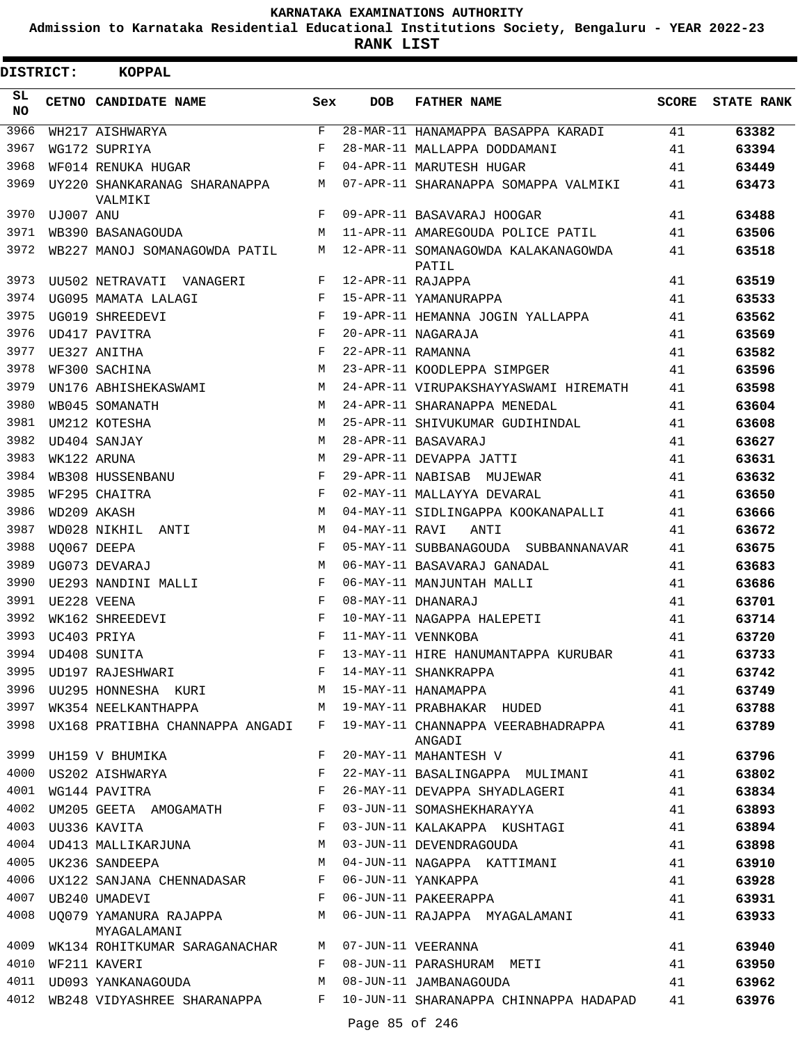# KARNATAKA EXAMINATIONS AUTHORITY

**Admission to Karnataka Residential Educational Institutions Society, Bengaluru - YEAR 2022-23**

**RANK LIST**

**DISTRICT: KOPPAL**

| SL NO | CETNO | CANDIDATE NAME | Sex | DOB | FATHER NAME | SCORE | STATE RANK |
|---|---|---|---|---|---|---|---|
| 3966 | WH217 | AISHWARYA | F | 28-MAR-11 | HANAMAPPA BASAPPA KARADI | 41 | 63382 |
| 3967 | WG172 | SUPRIYA | F | 28-MAR-11 | MALLAPPA DODDAMANI | 41 | 63394 |
| 3968 | WF014 | RENUKA HUGAR | F | 04-APR-11 | MARUTESH HUGAR | 41 | 63449 |
| 3969 | UY220 | SHANKARANAG SHARANAPPA VALMIKI | M | 07-APR-11 | SHARANAPPA SOMAPPA VALMIKI | 41 | 63473 |
| 3970 | UJ007 | ANU | F | 09-APR-11 | BASAVARAJ HOOGAR | 41 | 63488 |
| 3971 | WB390 | BASANAGOUDA | M | 11-APR-11 | AMAREGOUDA POLICE PATIL | 41 | 63506 |
| 3972 | WB227 | MANOJ SOMANAGOWDA PATIL | M | 12-APR-11 | SOMANAGOWDA KALAKANAGOWDA PATIL | 41 | 63518 |
| 3973 | UU502 | NETRAVATI VANAGERI | F | 12-APR-11 | RAJAPPA | 41 | 63519 |
| 3974 | UG095 | MAMATA LALAGI | F | 15-APR-11 | YAMANURAPPA | 41 | 63533 |
| 3975 | UG019 | SHREEDEVI | F | 19-APR-11 | HEMANNA JOGIN YALLAPPA | 41 | 63562 |
| 3976 | UD417 | PAVITRA | F | 20-APR-11 | NAGARAJA | 41 | 63569 |
| 3977 | UE327 | ANITHA | F | 22-APR-11 | RAMANNA | 41 | 63582 |
| 3978 | WF300 | SACHINA | M | 23-APR-11 | KOODLEPPA SIMPGER | 41 | 63596 |
| 3979 | UN176 | ABHISHEKASWAMI | M | 24-APR-11 | VIRUPAKSHAYYASWAMI HIREMATH | 41 | 63598 |
| 3980 | WB045 | SOMANATH | M | 24-APR-11 | SHARANAPPA MENEDAL | 41 | 63604 |
| 3981 | UM212 | KOTESHA | M | 25-APR-11 | SHIVUKUMAR GUDIHINDAL | 41 | 63608 |
| 3982 | UD404 | SANJAY | M | 28-APR-11 | BASAVARAJ | 41 | 63627 |
| 3983 | WK122 | ARUNA | M | 29-APR-11 | DEVAPPA JATTI | 41 | 63631 |
| 3984 | WB308 | HUSSENBANU | F | 29-APR-11 | NABISAB MUJEWAR | 41 | 63632 |
| 3985 | WF295 | CHAITRA | F | 02-MAY-11 | MALLAYYA DEVARAL | 41 | 63650 |
| 3986 | WD209 | AKASH | M | 04-MAY-11 | SIDLINGAPPA KOOKANAPALLI | 41 | 63666 |
| 3987 | WD028 | NIKHIL ANTI | M | 04-MAY-11 | RAVI ANTI | 41 | 63672 |
| 3988 | UQ067 | DEEPA | F | 05-MAY-11 | SUBBANAGOUDA SUBBANNANAVAR | 41 | 63675 |
| 3989 | UG073 | DEVARAJ | M | 06-MAY-11 | BASAVARAJ GANADAL | 41 | 63683 |
| 3990 | UE293 | NANDINI MALLI | F | 06-MAY-11 | MANJUNTAH MALLI | 41 | 63686 |
| 3991 | UE228 | VEENA | F | 08-MAY-11 | DHANARAJ | 41 | 63701 |
| 3992 | WK162 | SHREEDEVI | F | 10-MAY-11 | NAGAPPA HALEPETI | 41 | 63714 |
| 3993 | UC403 | PRIYA | F | 11-MAY-11 | VENNKOBA | 41 | 63720 |
| 3994 | UD408 | SUNITA | F | 13-MAY-11 | HIRE HANUMANTAPPA KURUBAR | 41 | 63733 |
| 3995 | UD197 | RAJESHWARI | F | 14-MAY-11 | SHANKRAPPA | 41 | 63742 |
| 3996 | UU295 | HONNESHA KURI | M | 15-MAY-11 | HANAMAPPA | 41 | 63749 |
| 3997 | WK354 | NEELKANTHAPPA | M | 19-MAY-11 | PRABHAKAR HUDED | 41 | 63788 |
| 3998 | UX168 | PRATIBHA CHANNAPPA ANGADI | F | 19-MAY-11 | CHANNAPPA VEERABHADRAPPA ANGADI | 41 | 63789 |
| 3999 | UH159 | V BHUMIKA | F | 20-MAY-11 | MAHANTESH V | 41 | 63796 |
| 4000 | US202 | AISHWARYA | F | 22-MAY-11 | BASALINGAPPA MULIMANI | 41 | 63802 |
| 4001 | WG144 | PAVITRA | F | 26-MAY-11 | DEVAPPA SHYADLAGERI | 41 | 63834 |
| 4002 | UM205 | GEETA AMOGAMATH | F | 03-JUN-11 | SOMASHEKHARAYYA | 41 | 63893 |
| 4003 | UU336 | KAVITA | F | 03-JUN-11 | KALAKAPPA KUSHTAGI | 41 | 63894 |
| 4004 | UD413 | MALLIKARJUNA | M | 03-JUN-11 | DEVENDRAGOUDA | 41 | 63898 |
| 4005 | UK236 | SANDEEPA | M | 04-JUN-11 | NAGAPPA KATTIMANI | 41 | 63910 |
| 4006 | UX122 | SANJANA CHENNADASAR | F | 06-JUN-11 | YANKAPPA | 41 | 63928 |
| 4007 | UB240 | UMADEVI | F | 06-JUN-11 | PAKEERAPPA | 41 | 63931 |
| 4008 | UQ079 | YAMANURA RAJAPPA MYAGALAMANI | M | 06-JUN-11 | RAJAPPA MYAGALAMANI | 41 | 63933 |
| 4009 | WK134 | ROHITKUMAR SARAGANACHAR | M | 07-JUN-11 | VEERANNA | 41 | 63940 |
| 4010 | WF211 | KAVERI | F | 08-JUN-11 | PARASHURAM METI | 41 | 63950 |
| 4011 | UD093 | YANKANAGOUDA | M | 08-JUN-11 | JAMBANAGOUDA | 41 | 63962 |
| 4012 | WB248 | VIDYASHREE SHARANAPPA | F | 10-JUN-11 | SHARANAPPA CHINNAPPA HADAPAD | 41 | 63976 |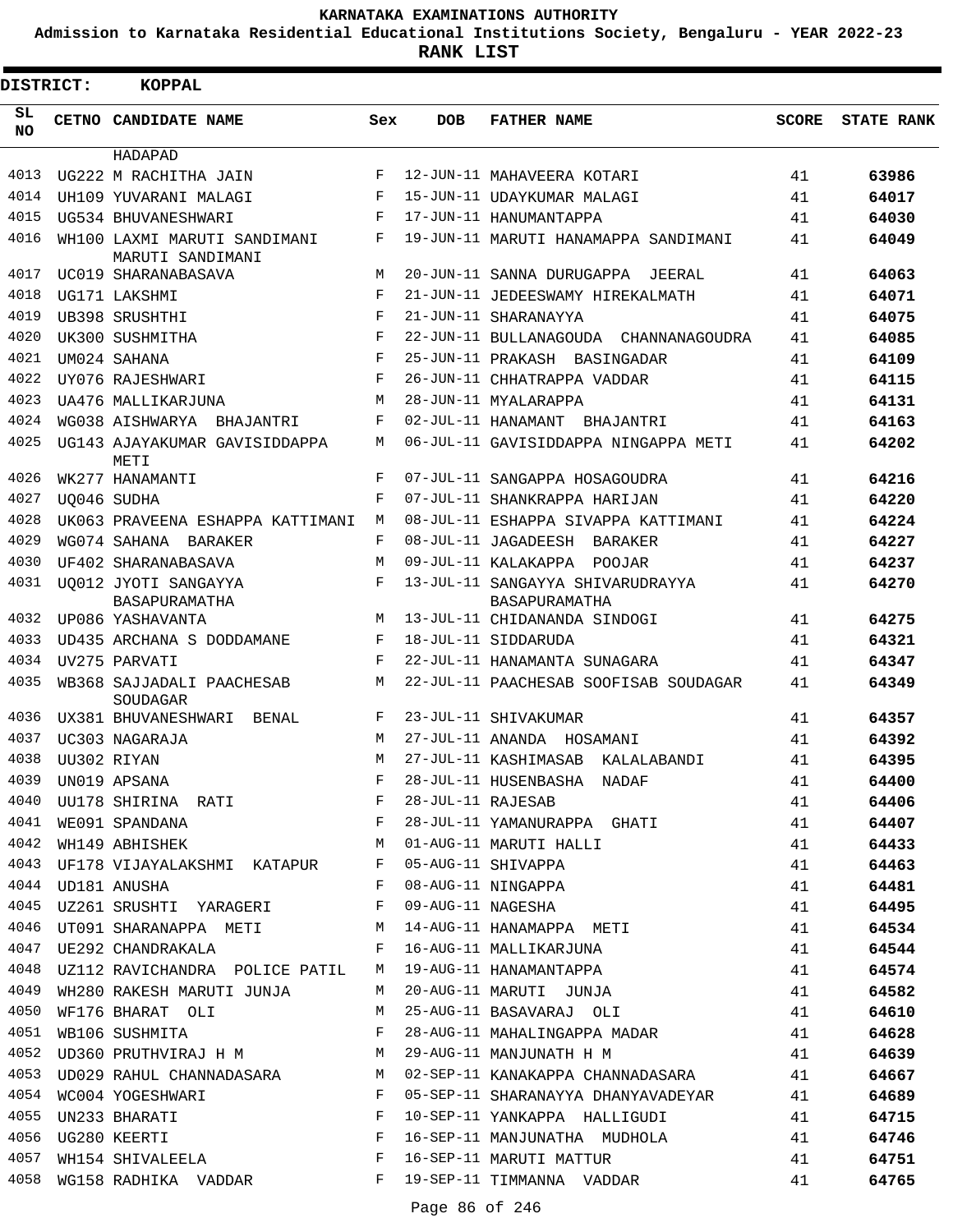# KARNATAKA EXAMINATIONS AUTHORITY

**Admission to Karnataka Residential Educational Institutions Society, Bengaluru - YEAR 2022-23**

**RANK LIST**

**DISTRICT: KOPPAL**

| SL NO | CETNO | CANDIDATE NAME | Sex | DOB | FATHER NAME | SCORE | STATE RANK |
|---|---|---|---|---|---|---|---|
| | | HADAPAD | | | | | |
| 4013 | UG222 | M RACHITHA JAIN | F | 12-JUN-11 | MAHAVEERA KOTARI | 41 | 63986 |
| 4014 | UH109 | YUVARANI MALAGI | F | 15-JUN-11 | UDAYKUMAR MALAGI | 41 | 64017 |
| 4015 | UG534 | BHUVANESHWARI | F | 17-JUN-11 | HANUMANTAPPA | 41 | 64030 |
| 4016 | WH100 | LAXMI MARUTI SANDIMANI MARUTI SANDIMANI | F | 19-JUN-11 | MARUTI HANAMAPPA SANDIMANI | 41 | 64049 |
| 4017 | UC019 | SHARANABASAVA | M | 20-JUN-11 | SANNA DURUGAPPA JEERAL | 41 | 64063 |
| 4018 | UG171 | LAKSHMI | F | 21-JUN-11 | JEDEESWAMY HIREKALMATH | 41 | 64071 |
| 4019 | UB398 | SRUSHTHI | F | 21-JUN-11 | SHARANAYYA | 41 | 64075 |
| 4020 | UK300 | SUSHMITHA | F | 22-JUN-11 | BULLANAGOUDA CHANNANAGOUDRA | 41 | 64085 |
| 4021 | UM024 | SAHANA | F | 25-JUN-11 | PRAKASH BASINGADAR | 41 | 64109 |
| 4022 | UY076 | RAJESHWARI | F | 26-JUN-11 | CHHATRAPPA VADDAR | 41 | 64115 |
| 4023 | UA476 | MALLIKARJUNA | M | 28-JUN-11 | MYALARAPPA | 41 | 64131 |
| 4024 | WG038 | AISHWARYA BHAJANTRI | F | 02-JUL-11 | HANAMANT BHAJANTRI | 41 | 64163 |
| 4025 | UG143 | AJAYAKUMAR GAVISIDDAPPA METI | M | 06-JUL-11 | GAVISIDDAPPA NINGAPPA METI | 41 | 64202 |
| 4026 | WK277 | HANAMANTI | F | 07-JUL-11 | SANGAPPA HOSAGOUDRA | 41 | 64216 |
| 4027 | UQ046 | SUDHA | F | 07-JUL-11 | SHANKRAPPA HARIJAN | 41 | 64220 |
| 4028 | UK063 | PRAVEENA ESHAPPA KATTIMANI | M | 08-JUL-11 | ESHAPPA SIVAPPA KATTIMANI | 41 | 64224 |
| 4029 | WG074 | SAHANA BARAKER | F | 08-JUL-11 | JAGADEESH BARAKER | 41 | 64227 |
| 4030 | UF402 | SHARANABASAVA | M | 09-JUL-11 | KALAKAPPA POOJAR | 41 | 64237 |
| 4031 | UQ012 | JYOTI SANGAYYA BASAPURAMATHA | F | 13-JUL-11 | SANGAYYA SHIVARUDRAYYA BASAPURAMATHA | 41 | 64270 |
| 4032 | UP086 | YASHAVANTA | M | 13-JUL-11 | CHIDANANDA SINDOGI | 41 | 64275 |
| 4033 | UD435 | ARCHANA S DODDAMANE | F | 18-JUL-11 | SIDDARUDA | 41 | 64321 |
| 4034 | UV275 | PARVATI | F | 22-JUL-11 | HANAMANTA SUNAGARA | 41 | 64347 |
| 4035 | WB368 | SAJJADALI PAACHESAB SOUDAGAR | M | 22-JUL-11 | PAACHESAB SOOFISAB SOUDAGAR | 41 | 64349 |
| 4036 | UX381 | BHUVANESHWARI BENAL | F | 23-JUL-11 | SHIVAKUMAR | 41 | 64357 |
| 4037 | UC303 | NAGARAJA | M | 27-JUL-11 | ANANDA HOSAMANI | 41 | 64392 |
| 4038 | UU302 | RIYAN | M | 27-JUL-11 | KASHIMASAB KALALABANDI | 41 | 64395 |
| 4039 | UN019 | APSANA | F | 28-JUL-11 | HUSENBASHA NADAF | 41 | 64400 |
| 4040 | UU178 | SHIRINA RATI | F | 28-JUL-11 | RAJESAB | 41 | 64406 |
| 4041 | WE091 | SPANDANA | F | 28-JUL-11 | YAMANURAPPA GHATI | 41 | 64407 |
| 4042 | WH149 | ABHISHEK | M | 01-AUG-11 | MARUTI HALLI | 41 | 64433 |
| 4043 | UF178 | VIJAYALAKSHMI KATAPUR | F | 05-AUG-11 | SHIVAPPA | 41 | 64463 |
| 4044 | UD181 | ANUSHA | F | 08-AUG-11 | NINGAPPA | 41 | 64481 |
| 4045 | UZ261 | SRUSHTI YARAGERI | F | 09-AUG-11 | NAGESHA | 41 | 64495 |
| 4046 | UT091 | SHARANAPPA METI | M | 14-AUG-11 | HANAMAPPA METI | 41 | 64534 |
| 4047 | UE292 | CHANDRAKALA | F | 16-AUG-11 | MALLIKARJUNA | 41 | 64544 |
| 4048 | UZ112 | RAVICHANDRA POLICE PATIL | M | 19-AUG-11 | HANAMANTAPPA | 41 | 64574 |
| 4049 | WH280 | RAKESH MARUTI JUNJA | M | 20-AUG-11 | MARUTI JUNJA | 41 | 64582 |
| 4050 | WF176 | BHARAT OLI | M | 25-AUG-11 | BASAVARAJ OLI | 41 | 64610 |
| 4051 | WB106 | SUSHMITA | F | 28-AUG-11 | MAHALINGAPPA MADAR | 41 | 64628 |
| 4052 | UD360 | PRUTHVIRAJ H M | M | 29-AUG-11 | MANJUNATH H M | 41 | 64639 |
| 4053 | UD029 | RAHUL CHANNADASARA | M | 02-SEP-11 | KANAKAPPA CHANNADASARA | 41 | 64667 |
| 4054 | WC004 | YOGESHWARI | F | 05-SEP-11 | SHARANAYYA DHANYAVADEYAR | 41 | 64689 |
| 4055 | UN233 | BHARATI | F | 10-SEP-11 | YANKAPPA HALLIGUDI | 41 | 64715 |
| 4056 | UG280 | KEERTI | F | 16-SEP-11 | MANJUNATHA MUDHOLA | 41 | 64746 |
| 4057 | WH154 | SHIVALEELA | F | 16-SEP-11 | MARUTI MATTUR | 41 | 64751 |
| 4058 | WG158 | RADHIKA VADDAR | F | 19-SEP-11 | TIMMANNA VADDAR | 41 | 64765 |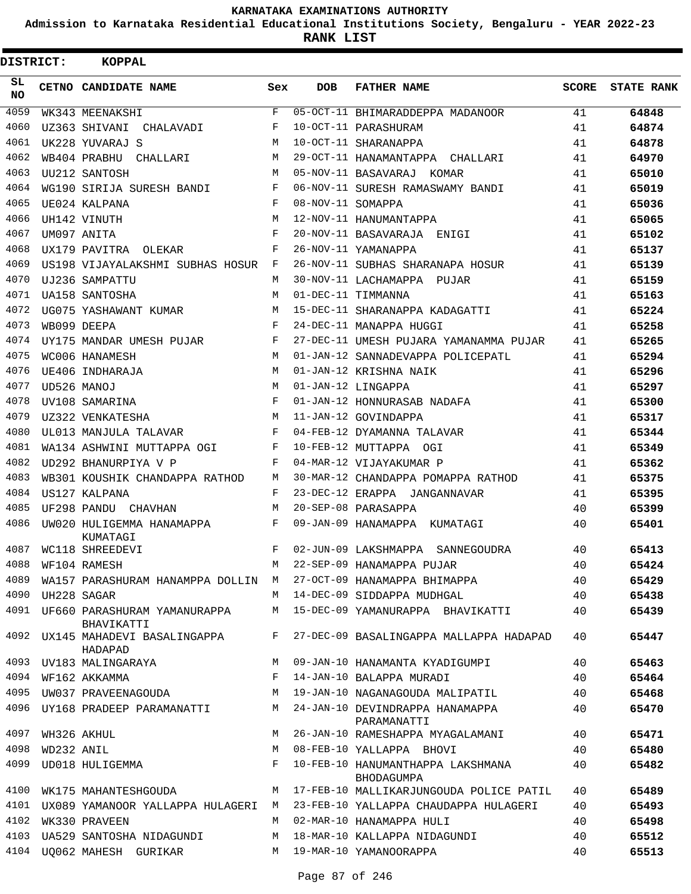# KARNATAKA EXAMINATIONS AUTHORITY

**Admission to Karnataka Residential Educational Institutions Society, Bengaluru - YEAR 2022-23**

**RANK LIST**

**DISTRICT: KOPPAL**

| SL NO | CETNO | CANDIDATE NAME | Sex | DOB | FATHER NAME | SCORE | STATE RANK |
|---|---|---|---|---|---|---|---|
| 4059 | WK343 | MEENAKSHI | F | 05-OCT-11 | BHIMARADDEPPA MADANOOR | 41 | 64848 |
| 4060 | UZ363 | SHIVANI CHALAVADI | F | 10-OCT-11 | PARASHURAM | 41 | 64874 |
| 4061 | UK228 | YUVARAJ S | M | 10-OCT-11 | SHARANAPPA | 41 | 64878 |
| 4062 | WB404 | PRABHU CHALLARI | M | 29-OCT-11 | HANAMANTAPPA CHALLARI | 41 | 64970 |
| 4063 | UU212 | SANTOSH | M | 05-NOV-11 | BASAVARAJ KOMAR | 41 | 65010 |
| 4064 | WG190 | SIRIJA SURESH BANDI | F | 06-NOV-11 | SURESH RAMASWAMY BANDI | 41 | 65019 |
| 4065 | UE024 | KALPANA | F | 08-NOV-11 | SOMAPPA | 41 | 65036 |
| 4066 | UH142 | VINUTH | M | 12-NOV-11 | HANUMANTAPPA | 41 | 65065 |
| 4067 | UM097 | ANITA | F | 20-NOV-11 | BASAVARAJA ENIGI | 41 | 65102 |
| 4068 | UX179 | PAVITRA OLEKAR | F | 26-NOV-11 | YAMANAPPA | 41 | 65137 |
| 4069 | US198 | VIJAYALAKSHMI SUBHAS HOSUR | F | 26-NOV-11 | SUBHAS SHARANAPA HOSUR | 41 | 65139 |
| 4070 | UJ236 | SAMPATTU | M | 30-NOV-11 | LACHAMAPPA PUJAR | 41 | 65159 |
| 4071 | UA158 | SANTOSHA | M | 01-DEC-11 | TIMMANNA | 41 | 65163 |
| 4072 | UG075 | YASHAWANT KUMAR | M | 15-DEC-11 | SHARANAPPA KADAGATTI | 41 | 65224 |
| 4073 | WB099 | DEEPA | F | 24-DEC-11 | MANAPPA HUGGI | 41 | 65258 |
| 4074 | UY175 | MANDAR UMESH PUJAR | F | 27-DEC-11 | UMESH PUJARA YAMANAMMA PUJAR | 41 | 65265 |
| 4075 | WC006 | HANAMESH | M | 01-JAN-12 | SANNADEVAPPA POLICEPATL | 41 | 65294 |
| 4076 | UE406 | INDHARAJA | M | 01-JAN-12 | KRISHNA NAIK | 41 | 65296 |
| 4077 | UD526 | MANOJ | M | 01-JAN-12 | LINGAPPA | 41 | 65297 |
| 4078 | UV108 | SAMARINA | F | 01-JAN-12 | HONNURASAB NADAFA | 41 | 65300 |
| 4079 | UZ322 | VENKATESHA | M | 11-JAN-12 | GOVINDAPPA | 41 | 65317 |
| 4080 | UL013 | MANJULA TALAVAR | F | 04-FEB-12 | DYAMANNA TALAVAR | 41 | 65344 |
| 4081 | WA134 | ASHWINI MUTTAPPA OGI | F | 10-FEB-12 | MUTTAPPA OGI | 41 | 65349 |
| 4082 | UD292 | BHANURPIYA V P | F | 04-MAR-12 | VIJAYAKUMAR P | 41 | 65362 |
| 4083 | WB301 | KOUSHIK CHANDAPPA RATHOD | M | 30-MAR-12 | CHANDAPPA POMAPPA RATHOD | 41 | 65375 |
| 4084 | US127 | KALPANA | F | 23-DEC-12 | ERAPPA JANGANNAVAR | 41 | 65395 |
| 4085 | UF298 | PANDU CHAVHAN | M | 20-SEP-08 | PARASAPPA | 40 | 65399 |
| 4086 | UW020 | HULIGEMMA HANAMAPPA KUMATAGI | F | 09-JAN-09 | HANAMAPPA KUMATAGI | 40 | 65401 |
| 4087 | WC118 | SHREEDEVI | F | 02-JUN-09 | LAKSHMAPPA SANNEGOUDRA | 40 | 65413 |
| 4088 | WF104 | RAMESH | M | 22-SEP-09 | HANAMAPPA PUJAR | 40 | 65424 |
| 4089 | WA157 | PARASHURAM HANAMPPA DOLLIN | M | 27-OCT-09 | HANAMAPPA BHIMAPPA | 40 | 65429 |
| 4090 | UH228 | SAGAR | M | 14-DEC-09 | SIDDAPPA MUDHGAL | 40 | 65438 |
| 4091 | UF660 | PARASHURAM YAMANURAPPA BHAVIKATTI | M | 15-DEC-09 | YAMANURAPPA BHAVIKATTI | 40 | 65439 |
| 4092 | UX145 | MAHADEVI BASALINGAPPA HADAPAD | F | 27-DEC-09 | BASALINGAPPA MALLAPPA HADAPAD | 40 | 65447 |
| 4093 | UV183 | MALINGARAYA | M | 09-JAN-10 | HANAMANTA KYADIGUMPI | 40 | 65463 |
| 4094 | WF162 | AKKAMMA | F | 14-JAN-10 | BALAPPA MURADI | 40 | 65464 |
| 4095 | UW037 | PRAVEENAGOUDA | M | 19-JAN-10 | NAGANAGOUDA MALIPATIL | 40 | 65468 |
| 4096 | UY168 | PRADEEP PARAMANATTI | M | 24-JAN-10 | DEVINDRAPPA HANAMAPPA PARAMANATTI | 40 | 65470 |
| 4097 | WH326 | AKHUL | M | 26-JAN-10 | RAMESHAPPA MYAGALAMANI | 40 | 65471 |
| 4098 | WD232 | ANIL | M | 08-FEB-10 | YALLAPPA BHOVI | 40 | 65480 |
| 4099 | UD018 | HULIGEMMA | F | 10-FEB-10 | HANUMANTHAPPA LAKSHMANA BHODAGUMPA | 40 | 65482 |
| 4100 | WK175 | MAHANTESHGOUDA | M | 17-FEB-10 | MALLIKARJUNGOUDA POLICE PATIL | 40 | 65489 |
| 4101 | UX089 | YAMANOOR YALLAPPA HULAGERI | M | 23-FEB-10 | YALLAPPA CHAUDAPPA HULAGERI | 40 | 65493 |
| 4102 | WK330 | PRAVEEN | M | 02-MAR-10 | HANAMAPPA HULI | 40 | 65498 |
| 4103 | UA529 | SANTOSHA NIDAGUNDI | M | 18-MAR-10 | KALLAPPA NIDAGUNDI | 40 | 65512 |
| 4104 | UQ062 | MAHESH GURIKAR | M | 19-MAR-10 | YAMANOORAPPA | 40 | 65513 |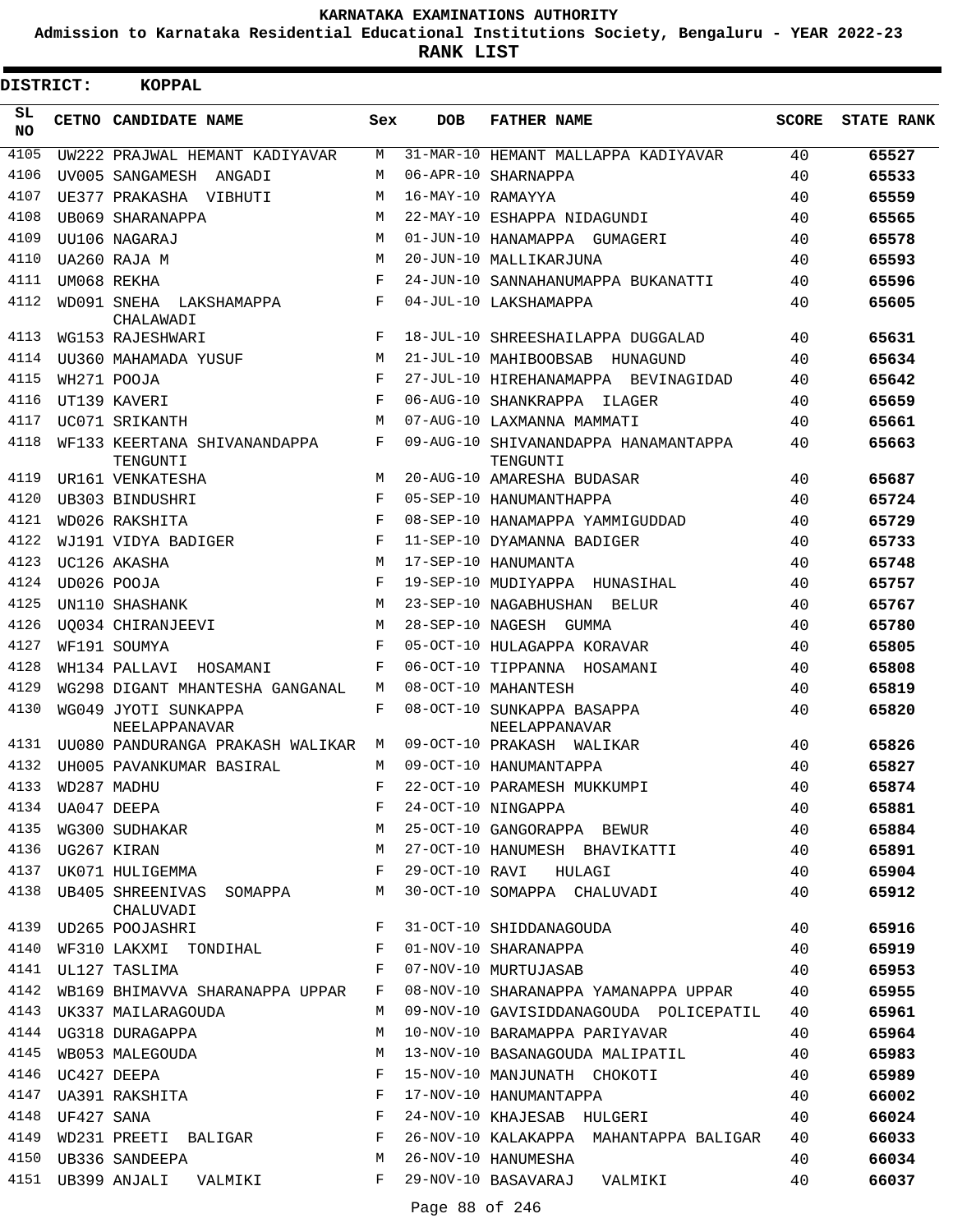KARNATAKA EXAMINATIONS AUTHORITY

Admission to Karnataka Residential Educational Institutions Society, Bengaluru - YEAR 2022-23

**RANK LIST**

**DISTRICT: KOPPAL**

| SL NO | CETNO | CANDIDATE NAME | Sex | DOB | FATHER NAME | SCORE | STATE RANK |
|---|---|---|---|---|---|---|---|
| 4105 | UW222 | PRAJWAL HEMANT KADIYAVAR | M | 31-MAR-10 | HEMANT MALLAPPA KADIYAVAR | 40 | 65527 |
| 4106 | UV005 | SANGAMESH ANGADI | M | 06-APR-10 | SHARNAPPA | 40 | 65533 |
| 4107 | UE377 | PRAKASHA VIBHUTI | M | 16-MAY-10 | RAMAYYA | 40 | 65559 |
| 4108 | UB069 | SHARANAPPA | M | 22-MAY-10 | ESHAPPA NIDAGUNDI | 40 | 65565 |
| 4109 | UU106 | NAGARAJ | M | 01-JUN-10 | HANAMAPPA GUMAGERI | 40 | 65578 |
| 4110 | UA260 | RAJA M | M | 20-JUN-10 | MALLIKARJUNA | 40 | 65593 |
| 4111 | UM068 | REKHA | F | 24-JUN-10 | SANNAHANUMAPPA BUKANATTI | 40 | 65596 |
| 4112 | WD091 | SNEHA LAKSHAMAPPA CHALAWADI | F | 04-JUL-10 | LAKSHAMAPPA | 40 | 65605 |
| 4113 | WG153 | RAJESHWARI | F | 18-JUL-10 | SHREESHAILAPPA DUGGALAD | 40 | 65631 |
| 4114 | UU360 | MAHAMADA YUSUF | M | 21-JUL-10 | MAHIBOOBSAB HUNAGUND | 40 | 65634 |
| 4115 | WH271 | POOJA | F | 27-JUL-10 | HIREHANAMAPPA BEVINAGIDAD | 40 | 65642 |
| 4116 | UT139 | KAVERI | F | 06-AUG-10 | SHANKRAPPA ILAGER | 40 | 65659 |
| 4117 | UC071 | SRIKANTH | M | 07-AUG-10 | LAXMANNA MAMMATI | 40 | 65661 |
| 4118 | WF133 | KEERTANA SHIVANANDAPPA TENGUNTI | F | 09-AUG-10 | SHIVANANDAPPA HANAMANTAPPA TENGUNTI | 40 | 65663 |
| 4119 | UR161 | VENKATESHA | M | 20-AUG-10 | AMARESHA BUDASAR | 40 | 65687 |
| 4120 | UB303 | BINDUSHRI | F | 05-SEP-10 | HANUMANTHAPPA | 40 | 65724 |
| 4121 | WD026 | RAKSHITA | F | 08-SEP-10 | HANAMAPPA YAMMIGUDDAD | 40 | 65729 |
| 4122 | WJ191 | VIDYA BADIGER | F | 11-SEP-10 | DYAMANNA BADIGER | 40 | 65733 |
| 4123 | UC126 | AKASHA | M | 17-SEP-10 | HANUMANTA | 40 | 65748 |
| 4124 | UD026 | POOJA | F | 19-SEP-10 | MUDIYAPPA HUNASIHAL | 40 | 65757 |
| 4125 | UN110 | SHASHANK | M | 23-SEP-10 | NAGABHUSHAN BELUR | 40 | 65767 |
| 4126 | UQ034 | CHIRANJEEVI | M | 28-SEP-10 | NAGESH GUMMA | 40 | 65780 |
| 4127 | WF191 | SOUMYA | F | 05-OCT-10 | HULAGAPPA KORAVAR | 40 | 65805 |
| 4128 | WH134 | PALLAVI HOSAMANI | F | 06-OCT-10 | TIPPANNA HOSAMANI | 40 | 65808 |
| 4129 | WG298 | DIGANT MHANTESHA GANGANAL | M | 08-OCT-10 | MAHANTESH | 40 | 65819 |
| 4130 | WG049 | JYOTI SUNKAPPA NEELAPPANAVAR | F | 08-OCT-10 | SUNKAPPA BASAPPA NEELAPPANAVAR | 40 | 65820 |
| 4131 | UU080 | PANDURANGA PRAKASH WALIKAR | M | 09-OCT-10 | PRAKASH WALIKAR | 40 | 65826 |
| 4132 | UH005 | PAVANKUMAR BASIRAL | M | 09-OCT-10 | HANUMANTAPPA | 40 | 65827 |
| 4133 | WD287 | MADHU | F | 22-OCT-10 | PARAMESH MUKKUMPI | 40 | 65874 |
| 4134 | UA047 | DEEPA | F | 24-OCT-10 | NINGAPPA | 40 | 65881 |
| 4135 | WG300 | SUDHAKAR | M | 25-OCT-10 | GANGORAPPA BEWUR | 40 | 65884 |
| 4136 | UG267 | KIRAN | M | 27-OCT-10 | HANUMESH BHAVIKATTI | 40 | 65891 |
| 4137 | UK071 | HULIGEMMA | F | 29-OCT-10 | RAVI HULAGI | 40 | 65904 |
| 4138 | UB405 | SHREENIVAS SOMAPPA CHALUVADI | M | 30-OCT-10 | SOMAPPA CHALUVADI | 40 | 65912 |
| 4139 | UD265 | POOJASHRI | F | 31-OCT-10 | SHIDDANAGOUDA | 40 | 65916 |
| 4140 | WF310 | LAKXMI TONDIHAL | F | 01-NOV-10 | SHARANAPPA | 40 | 65919 |
| 4141 | UL127 | TASLIMA | F | 07-NOV-10 | MURTUJASAB | 40 | 65953 |
| 4142 | WB169 | BHIMAVVA SHARANAPPA UPPAR | F | 08-NOV-10 | SHARANAPPA YAMANAPPA UPPAR | 40 | 65955 |
| 4143 | UK337 | MAILARAGOUDA | M | 09-NOV-10 | GAVISIDDANAGOUDA POLICEPATIL | 40 | 65961 |
| 4144 | UG318 | DURAGAPPA | M | 10-NOV-10 | BARAMAPPA PARIYAVAR | 40 | 65964 |
| 4145 | WB053 | MALEGOUDA | M | 13-NOV-10 | BASANAGOUDA MALIPATIL | 40 | 65983 |
| 4146 | UC427 | DEEPA | F | 15-NOV-10 | MANJUNATH CHOKOTI | 40 | 65989 |
| 4147 | UA391 | RAKSHITA | F | 17-NOV-10 | HANUMANTAPPA | 40 | 66002 |
| 4148 | UF427 | SANA | F | 24-NOV-10 | KHAJESAB HULGERI | 40 | 66024 |
| 4149 | WD231 | PREETI BALIGAR | F | 26-NOV-10 | KALAKAPPA MAHANTAPPA BALIGAR | 40 | 66033 |
| 4150 | UB336 | SANDEEPA | M | 26-NOV-10 | HANUMESHA | 40 | 66034 |
| 4151 | UB399 | ANJALI VALMIKI | F | 29-NOV-10 | BASAVARAJ VALMIKI | 40 | 66037 |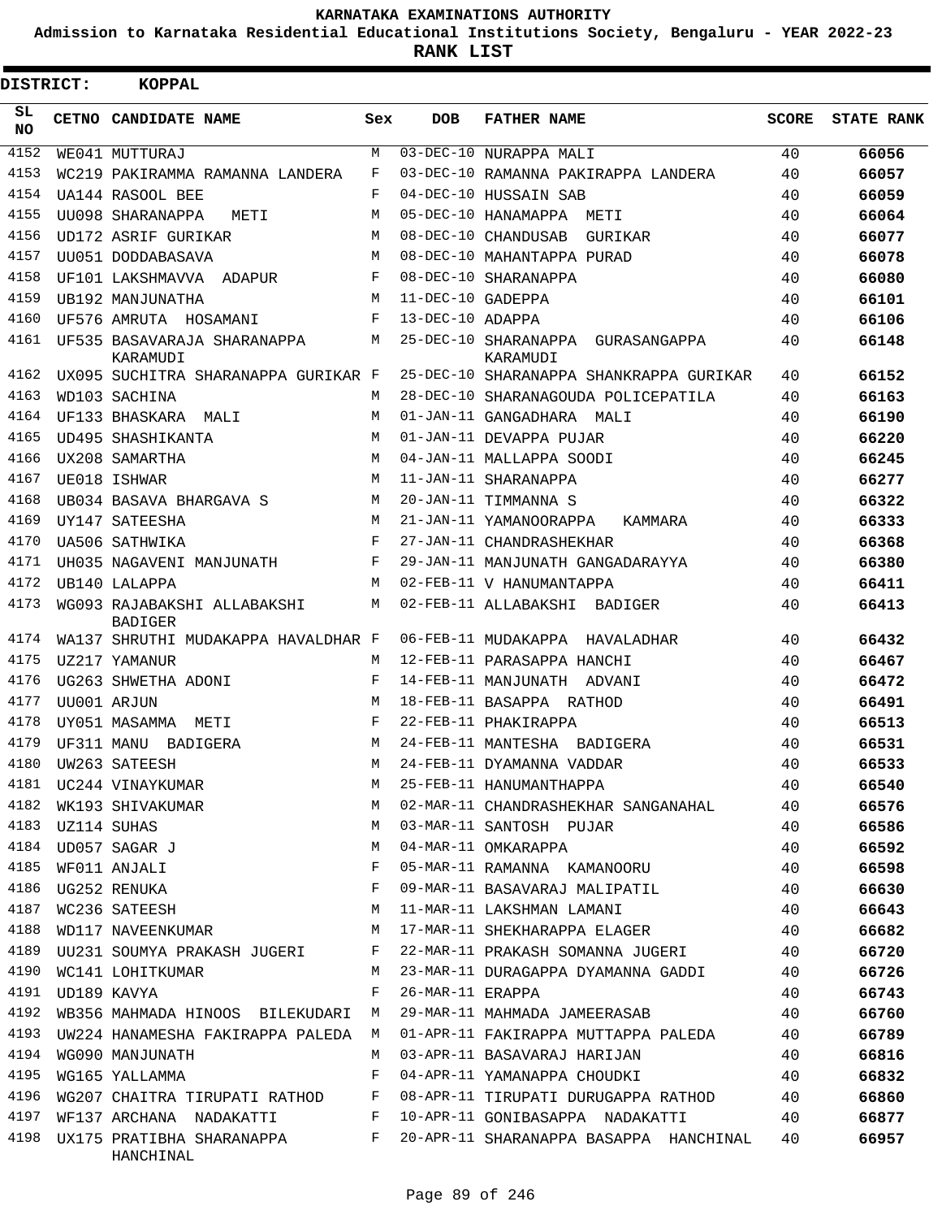**KARNATAKA EXAMINATIONS AUTHORITY**

**Admission to Karnataka Residential Educational Institutions Society, Bengaluru - YEAR 2022-23**

**RANK LIST**

**DISTRICT: KOPPAL**

| SL NO | CETNO | CANDIDATE NAME | Sex | DOB | FATHER NAME | SCORE | STATE RANK |
|---|---|---|---|---|---|---|---|
| 4152 | WE041 | MUTTURAJ | M | 03-DEC-10 | NURAPPA MALI | 40 | 66056 |
| 4153 | WC219 | PAKIRAMMA RAMANNA LANDERA | F | 03-DEC-10 | RAMANNA PAKIRAPPA LANDERA | 40 | 66057 |
| 4154 | UA144 | RASOOL BEE | F | 04-DEC-10 | HUSSAIN SAB | 40 | 66059 |
| 4155 | UU098 | SHARANAPPA METI | M | 05-DEC-10 | HANAMAPPA METI | 40 | 66064 |
| 4156 | UD172 | ASRIF GURIKAR | M | 08-DEC-10 | CHANDUSAB GURIKAR | 40 | 66077 |
| 4157 | UU051 | DODDABASAVA | M | 08-DEC-10 | MAHANTAPPA PURAD | 40 | 66078 |
| 4158 | UF101 | LAKSHMAVVA ADAPUR | F | 08-DEC-10 | SHARANAPPA | 40 | 66080 |
| 4159 | UB192 | MANJUNATHA | M | 11-DEC-10 | GADEPPA | 40 | 66101 |
| 4160 | UF576 | AMRUTA HOSAMANI | F | 13-DEC-10 | ADAPPA | 40 | 66106 |
| 4161 | UF535 | BASAVARAJA SHARANAPPA KARAMUDI | M | 25-DEC-10 | SHARANAPPA GURASANGAPPA KARAMUDI | 40 | 66148 |
| 4162 | UX095 | SUCHITRA SHARANAPPA GURIKAR | F | 25-DEC-10 | SHARANAPPA SHANKRAPPA GURIKAR | 40 | 66152 |
| 4163 | WD103 | SACHINA | M | 28-DEC-10 | SHARANAGOUDA POLICEPATILA | 40 | 66163 |
| 4164 | UF133 | BHASKARA MALI | M | 01-JAN-11 | GANGADHARA MALI | 40 | 66190 |
| 4165 | UD495 | SHASHIKANTA | M | 01-JAN-11 | DEVAPPA PUJAR | 40 | 66220 |
| 4166 | UX208 | SAMARTHA | M | 04-JAN-11 | MALLAPPA SOODI | 40 | 66245 |
| 4167 | UE018 | ISHWAR | M | 11-JAN-11 | SHARANAPPA | 40 | 66277 |
| 4168 | UB034 | BASAVA BHARGAVA S | M | 20-JAN-11 | TIMMANNA S | 40 | 66322 |
| 4169 | UY147 | SATEESHA | M | 21-JAN-11 | YAMANOORAPPA KAMMARA | 40 | 66333 |
| 4170 | UA506 | SATHWIKA | F | 27-JAN-11 | CHANDRASHEKHAR | 40 | 66368 |
| 4171 | UH035 | NAGAVENI MANJUNATH | F | 29-JAN-11 | MANJUNATH GANGADARAYYA | 40 | 66380 |
| 4172 | UB140 | LALAPPA | M | 02-FEB-11 | V HANUMANTAPPA | 40 | 66411 |
| 4173 | WG093 | RAJABAKSHI ALLABAKSHI BADIGER | M | 02-FEB-11 | ALLABAKSHI BADIGER | 40 | 66413 |
| 4174 | WA137 | SHRUTHI MUDAKAPPA HAVALDHAR | F | 06-FEB-11 | MUDAKAPPA HAVALADHAR | 40 | 66432 |
| 4175 | UZ217 | YAMANUR | M | 12-FEB-11 | PARASAPPA HANCHI | 40 | 66467 |
| 4176 | UG263 | SHWETHA ADONI | F | 14-FEB-11 | MANJUNATH ADVANI | 40 | 66472 |
| 4177 | UU001 | ARJUN | M | 18-FEB-11 | BASAPPA RATHOD | 40 | 66491 |
| 4178 | UY051 | MASAMMA METI | F | 22-FEB-11 | PHAKIRAPPA | 40 | 66513 |
| 4179 | UF311 | MANU BADIGERA | M | 24-FEB-11 | MANTESHA BADIGERA | 40 | 66531 |
| 4180 | UW263 | SATEESH | M | 24-FEB-11 | DYAMANNA VADDAR | 40 | 66533 |
| 4181 | UC244 | VINAYKUMAR | M | 25-FEB-11 | HANUMANTHAPPA | 40 | 66540 |
| 4182 | WK193 | SHIVAKUMAR | M | 02-MAR-11 | CHANDRASHEKHAR SANGANAHAL | 40 | 66576 |
| 4183 | UZ114 | SUHAS | M | 03-MAR-11 | SANTOSH PUJAR | 40 | 66586 |
| 4184 | UD057 | SAGAR J | M | 04-MAR-11 | OMKARAPPA | 40 | 66592 |
| 4185 | WF011 | ANJALI | F | 05-MAR-11 | RAMANNA KAMANOORU | 40 | 66598 |
| 4186 | UG252 | RENUKA | F | 09-MAR-11 | BASAVARAJ MALIPATIL | 40 | 66630 |
| 4187 | WC236 | SATEESH | M | 11-MAR-11 | LAKSHMAN LAMANI | 40 | 66643 |
| 4188 | WD117 | NAVEENKUMAR | M | 17-MAR-11 | SHEKHARAPPA ELAGER | 40 | 66682 |
| 4189 | UU231 | SOUMYA PRAKASH JUGERI | F | 22-MAR-11 | PRAKASH SOMANNA JUGERI | 40 | 66720 |
| 4190 | WC141 | LOHITKUMAR | M | 23-MAR-11 | DURAGAPPA DYAMANNA GADDI | 40 | 66726 |
| 4191 | UD189 | KAVYA | F | 26-MAR-11 | ERAPPA | 40 | 66743 |
| 4192 | WB356 | MAHMADA HINOOS BILEKUDARI | M | 29-MAR-11 | MAHMADA JAMEERASAB | 40 | 66760 |
| 4193 | UW224 | HANAMESHA FAKIRAPPA PALEDA | M | 01-APR-11 | FAKIRAPPA MUTTAPPA PALEDA | 40 | 66789 |
| 4194 | WG090 | MANJUNATH | M | 03-APR-11 | BASAVARAJ HARIJAN | 40 | 66816 |
| 4195 | WG165 | YALLAMMA | F | 04-APR-11 | YAMANAPPA CHOUDKI | 40 | 66832 |
| 4196 | WG207 | CHAITRA TIRUPATI RATHOD | F | 08-APR-11 | TIRUPATI DURUGAPPA RATHOD | 40 | 66860 |
| 4197 | WF137 | ARCHANA NADAKATTI | F | 10-APR-11 | GONIBASAPPA NADAKATTI | 40 | 66877 |
| 4198 | UX175 | PRATIBHA SHARANAPPA HANCHINAL | F | 20-APR-11 | SHARANAPPA BASAPPA HANCHINAL | 40 | 66957 |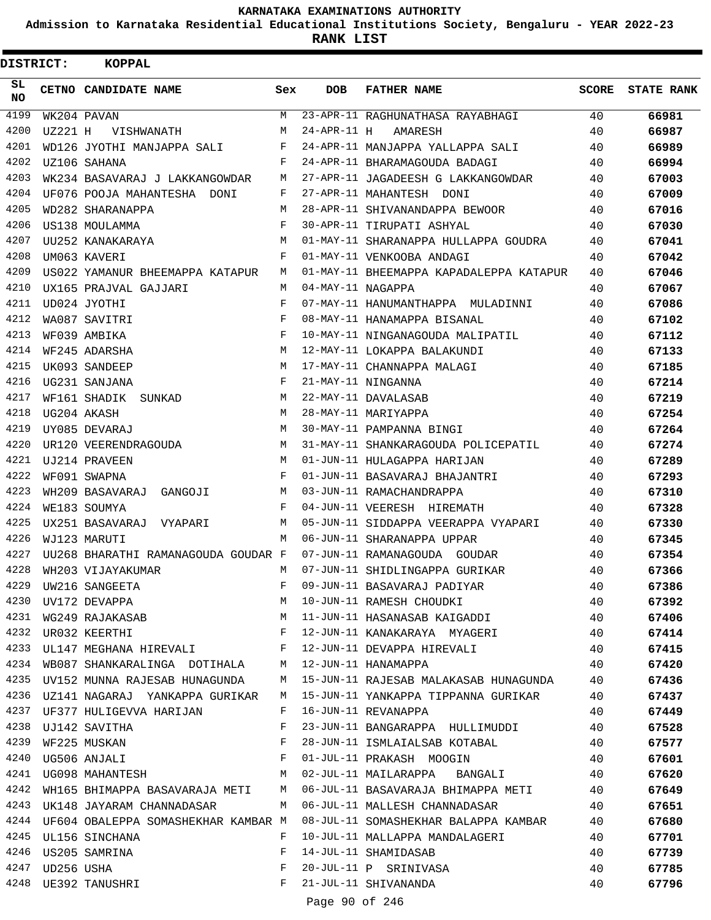KARNATAKA EXAMINATIONS AUTHORITY

Admission to Karnataka Residential Educational Institutions Society, Bengaluru - YEAR 2022-23

**RANK LIST**

**DISTRICT: KOPPAL**

| SL NO | CETNO | CANDIDATE NAME | Sex | DOB | FATHER NAME | SCORE | STATE RANK |
|---|---|---|---|---|---|---|---|
| 4199 | WK204 | PAVAN | M | 23-APR-11 | RAGHUNATHASA RAYABHAGI | 40 | 66981 |
| 4200 | UZ221 | H VISHWANATH | M | 24-APR-11 | H AMARESH | 40 | 66987 |
| 4201 | WD126 | JYOTHI MANJAPPA SALI | F | 24-APR-11 | MANJAPPA YALLAPPA SALI | 40 | 66989 |
| 4202 | UZ106 | SAHANA | F | 24-APR-11 | BHARAMAGOUDA BADAGI | 40 | 66994 |
| 4203 | WK234 | BASAVARAJ J LAKKANGOWDAR | M | 27-APR-11 | JAGADEESH G LAKKANGOWDAR | 40 | 67003 |
| 4204 | UF076 | POOJA MAHANTESHA DONI | F | 27-APR-11 | MAHANTESH DONI | 40 | 67009 |
| 4205 | WD282 | SHARANAPPA | M | 28-APR-11 | SHIVANANDAPPA BEWOOR | 40 | 67016 |
| 4206 | US138 | MOULAMMA | F | 30-APR-11 | TIRUPATI ASHYAL | 40 | 67030 |
| 4207 | UU252 | KANAKARAYA | M | 01-MAY-11 | SHARANAPPA HULLAPPA GOUDRA | 40 | 67041 |
| 4208 | UM063 | KAVERI | F | 01-MAY-11 | VENKOOBA ANDAGI | 40 | 67042 |
| 4209 | US022 | YAMANUR BHEEMAPPA KATAPUR | M | 01-MAY-11 | BHEEMAPPA KAPADALEPPA KATAPUR | 40 | 67046 |
| 4210 | UX165 | PRAJVAL GAJJARI | M | 04-MAY-11 | NAGAPPA | 40 | 67067 |
| 4211 | UD024 | JYOTHI | F | 07-MAY-11 | HANUMANTHAPPA MULADINNI | 40 | 67086 |
| 4212 | WA087 | SAVITRI | F | 08-MAY-11 | HANAMAPPA BISANAL | 40 | 67102 |
| 4213 | WF039 | AMBIKA | F | 10-MAY-11 | NINGANAGOUDA MALIPATIL | 40 | 67112 |
| 4214 | WF245 | ADARSHA | M | 12-MAY-11 | LOKAPPA BALAKUNDI | 40 | 67133 |
| 4215 | UK093 | SANDEEP | M | 17-MAY-11 | CHANNAPPA MALAGI | 40 | 67185 |
| 4216 | UG231 | SANJANA | F | 21-MAY-11 | NINGANNA | 40 | 67214 |
| 4217 | WF161 | SHADIK SUNKAD | M | 22-MAY-11 | DAVALASAB | 40 | 67219 |
| 4218 | UG204 | AKASH | M | 28-MAY-11 | MARIYAPPA | 40 | 67254 |
| 4219 | UY085 | DEVARAJ | M | 30-MAY-11 | PAMPANNA BINGI | 40 | 67264 |
| 4220 | UR120 | VEERENDRAGOUDA | M | 31-MAY-11 | SHANKARAGOUDA POLICEPATIL | 40 | 67274 |
| 4221 | UJ214 | PRAVEEN | M | 01-JUN-11 | HULAGAPPA HARIJAN | 40 | 67289 |
| 4222 | WF091 | SWAPNA | F | 01-JUN-11 | BASAVARAJ BHAJANTRI | 40 | 67293 |
| 4223 | WH209 | BASAVARAJ GANGOJI | M | 03-JUN-11 | RAMACHANDRAPPA | 40 | 67310 |
| 4224 | WE183 | SOUMYA | F | 04-JUN-11 | VEERESH HIREMATH | 40 | 67328 |
| 4225 | UX251 | BASAVARAJ VYAPARI | M | 05-JUN-11 | SIDDAPPA VEERAPPA VYAPARI | 40 | 67330 |
| 4226 | WJ123 | MARUTI | M | 06-JUN-11 | SHARANAPPA UPPAR | 40 | 67345 |
| 4227 | UU268 | BHARATHI RAMANAGOUDA GOUDAR | F | 07-JUN-11 | RAMANAGOUDA GOUDAR | 40 | 67354 |
| 4228 | WH203 | VIJAYAKUMAR | M | 07-JUN-11 | SHIDLINGAPPA GURIKAR | 40 | 67366 |
| 4229 | UW216 | SANGEETA | F | 09-JUN-11 | BASAVARAJ PADIYAR | 40 | 67386 |
| 4230 | UV172 | DEVAPPA | M | 10-JUN-11 | RAMESH CHOUDKI | 40 | 67392 |
| 4231 | WG249 | RAJAKASAB | M | 11-JUN-11 | HASANASAB KAIGADDI | 40 | 67406 |
| 4232 | UR032 | KEERTHI | F | 12-JUN-11 | KANAKARAYA MYAGERI | 40 | 67414 |
| 4233 | UL147 | MEGHANA HIREVALI | F | 12-JUN-11 | DEVAPPA HIREVALI | 40 | 67415 |
| 4234 | WB087 | SHANKARALINGA DOTIHALA | M | 12-JUN-11 | HANAMAPPA | 40 | 67420 |
| 4235 | UV152 | MUNNA RAJESAB HUNAGUNDA | M | 15-JUN-11 | RAJESAB MALAKASAB HUNAGUNDA | 40 | 67436 |
| 4236 | UZ141 | NAGARAJ YANKAPPA GURIKAR | M | 15-JUN-11 | YANKAPPA TIPPANNA GURIKAR | 40 | 67437 |
| 4237 | UF377 | HULIGEVVA HARIJAN | F | 16-JUN-11 | REVANAPPA | 40 | 67449 |
| 4238 | UJ142 | SAVITHA | F | 23-JUN-11 | BANGARAPPA HULLIMUDDI | 40 | 67528 |
| 4239 | WF225 | MUSKAN | F | 28-JUN-11 | ISMLAIALSAB KOTABAL | 40 | 67577 |
| 4240 | UG506 | ANJALI | F | 01-JUL-11 | PRAKASH MOOGIN | 40 | 67601 |
| 4241 | UG098 | MAHANTESH | M | 02-JUL-11 | MAILARAPPA BANGALI | 40 | 67620 |
| 4242 | WH165 | BHIMAPPA BASAVARAJA METI | M | 06-JUL-11 | BASAVARAJA BHIMAPPA METI | 40 | 67649 |
| 4243 | UK148 | JAYARAM CHANNADASAR | M | 06-JUL-11 | MALLESH CHANNADASAR | 40 | 67651 |
| 4244 | UF604 | OBALEPPA SOMASHEKHAR KAMBAR | M | 08-JUL-11 | SOMASHEKHAR BALAPPA KAMBAR | 40 | 67680 |
| 4245 | UL156 | SINCHANA | F | 10-JUL-11 | MALLAPPA MANDALAGERI | 40 | 67701 |
| 4246 | US205 | SAMRINA | F | 14-JUL-11 | SHAMIDASAB | 40 | 67739 |
| 4247 | UD256 | USHA | F | 20-JUL-11 | P SRINIVASA | 40 | 67785 |
| 4248 | UE392 | TANUSHRI | F | 21-JUL-11 | SHIVANANDA | 40 | 67796 |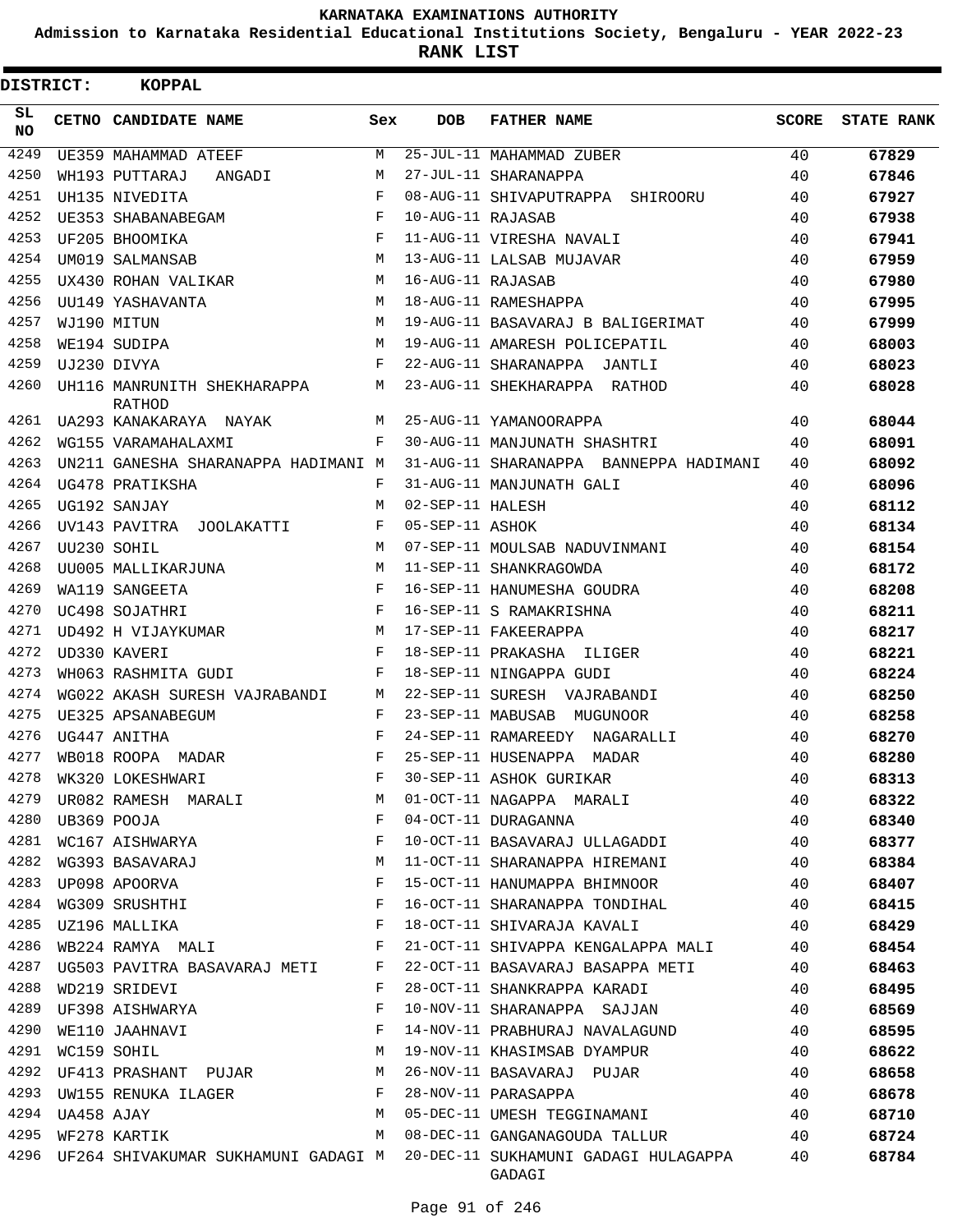KARNATAKA EXAMINATIONS AUTHORITY

Admission to Karnataka Residential Educational Institutions Society, Bengaluru - YEAR 2022-23

**RANK LIST**

**DISTRICT: KOPPAL**

| SL NO | CETNO | CANDIDATE NAME | Sex | DOB | FATHER NAME | SCORE | STATE RANK |
|---|---|---|---|---|---|---|---|
| 4249 | UE359 | MAHAMMAD ATEEF | M | 25-JUL-11 | MAHAMMAD ZUBER | 40 | 67829 |
| 4250 | WH193 | PUTTARAJ ANGADI | M | 27-JUL-11 | SHARANAPPA | 40 | 67846 |
| 4251 | UH135 | NIVEDITA | F | 08-AUG-11 | SHIVAPUTRAPPA SHIROORU | 40 | 67927 |
| 4252 | UE353 | SHABANABEGAM | F | 10-AUG-11 | RAJASAB | 40 | 67938 |
| 4253 | UF205 | BHOOMIKA | F | 11-AUG-11 | VIRESHA NAVALI | 40 | 67941 |
| 4254 | UM019 | SALMANSAB | M | 13-AUG-11 | LALSAB MUJAVAR | 40 | 67959 |
| 4255 | UX430 | ROHAN VALIKAR | M | 16-AUG-11 | RAJASAB | 40 | 67980 |
| 4256 | UU149 | YASHAVANTA | M | 18-AUG-11 | RAMESHAPPA | 40 | 67995 |
| 4257 | WJ190 | MITUN | M | 19-AUG-11 | BASAVARAJ B BALIGERIMAT | 40 | 67999 |
| 4258 | WE194 | SUDIPA | M | 19-AUG-11 | AMARESH POLICEPATIL | 40 | 68003 |
| 4259 | UJ230 | DIVYA | F | 22-AUG-11 | SHARANAPPA JANTLI | 40 | 68023 |
| 4260 | UH116 | MANRUNITH SHEKHARAPPA RATHOD | M | 23-AUG-11 | SHEKHARAPPA RATHOD | 40 | 68028 |
| 4261 | UA293 | KANAKARAYA NAYAK | M | 25-AUG-11 | YAMANOORAPPA | 40 | 68044 |
| 4262 | WG155 | VARAMAHALAXMI | F | 30-AUG-11 | MANJUNATH SHASHTRI | 40 | 68091 |
| 4263 | UN211 | GANESHA SHARANAPPA HADIMANI | M | 31-AUG-11 | SHARANAPPA BANNEPPA HADIMANI | 40 | 68092 |
| 4264 | UG478 | PRATIKSHA | F | 31-AUG-11 | MANJUNATH GALI | 40 | 68096 |
| 4265 | UG192 | SANJAY | M | 02-SEP-11 | HALESH | 40 | 68112 |
| 4266 | UV143 | PAVITRA JOOLAKATTI | F | 05-SEP-11 | ASHOK | 40 | 68134 |
| 4267 | UU230 | SOHIL | M | 07-SEP-11 | MOULSAB NADUVINMANI | 40 | 68154 |
| 4268 | UU005 | MALLIKARJUNA | M | 11-SEP-11 | SHANKRAGOWDA | 40 | 68172 |
| 4269 | WA119 | SANGEETA | F | 16-SEP-11 | HANUMESHA GOUDRA | 40 | 68208 |
| 4270 | UC498 | SOJATHRI | F | 16-SEP-11 | S RAMAKRISHNA | 40 | 68211 |
| 4271 | UD492 | H VIJAYKUMAR | M | 17-SEP-11 | FAKEERAPPA | 40 | 68217 |
| 4272 | UD330 | KAVERI | F | 18-SEP-11 | PRAKASHA ILIGER | 40 | 68221 |
| 4273 | WH063 | RASHMITA GUDI | F | 18-SEP-11 | NINGAPPA GUDI | 40 | 68224 |
| 4274 | WG022 | AKASH SURESH VAJRABANDI | M | 22-SEP-11 | SURESH VAJRABANDI | 40 | 68250 |
| 4275 | UE325 | APSANABEGUM | F | 23-SEP-11 | MABUSAB MUGUNOOR | 40 | 68258 |
| 4276 | UG447 | ANITHA | F | 24-SEP-11 | RAMAREEDY NAGARALLI | 40 | 68270 |
| 4277 | WB018 | ROOPA MADAR | F | 25-SEP-11 | HUSENAPPA MADAR | 40 | 68280 |
| 4278 | WK320 | LOKESHWARI | F | 30-SEP-11 | ASHOK GURIKAR | 40 | 68313 |
| 4279 | UR082 | RAMESH MARALI | M | 01-OCT-11 | NAGAPPA MARALI | 40 | 68322 |
| 4280 | UB369 | POOJA | F | 04-OCT-11 | DURAGANNA | 40 | 68340 |
| 4281 | WC167 | AISHWARYA | F | 10-OCT-11 | BASAVARAJ ULLAGADDI | 40 | 68377 |
| 4282 | WG393 | BASAVARAJ | M | 11-OCT-11 | SHARANAPPA HIREMANI | 40 | 68384 |
| 4283 | UP098 | APOORVA | F | 15-OCT-11 | HANUMAPPA BHIMNOOR | 40 | 68407 |
| 4284 | WG309 | SRUSHTHI | F | 16-OCT-11 | SHARANAPPA TONDIHAL | 40 | 68415 |
| 4285 | UZ196 | MALLIKA | F | 18-OCT-11 | SHIVARAJA KAVALI | 40 | 68429 |
| 4286 | WB224 | RAMYA MALI | F | 21-OCT-11 | SHIVAPPA KENGALAPPA MALI | 40 | 68454 |
| 4287 | UG503 | PAVITRA BASAVARAJ METI | F | 22-OCT-11 | BASAVARAJ BASAPPA METI | 40 | 68463 |
| 4288 | WD219 | SRIDEVI | F | 28-OCT-11 | SHANKRAPPA KARADI | 40 | 68495 |
| 4289 | UF398 | AISHWARYA | F | 10-NOV-11 | SHARANAPPA SAJJAN | 40 | 68569 |
| 4290 | WE110 | JAAHNAVI | F | 14-NOV-11 | PRABHURAJ NAVALAGUND | 40 | 68595 |
| 4291 | WC159 | SOHIL | M | 19-NOV-11 | KHASIMSAB DYAMPUR | 40 | 68622 |
| 4292 | UF413 | PRASHANT PUJAR | M | 26-NOV-11 | BASAVARAJ PUJAR | 40 | 68658 |
| 4293 | UW155 | RENUKA ILAGER | F | 28-NOV-11 | PARASAPPA | 40 | 68678 |
| 4294 | UA458 | AJAY | M | 05-DEC-11 | UMESH TEGGINAMANI | 40 | 68710 |
| 4295 | WF278 | KARTIK | M | 08-DEC-11 | GANGANAGOUDA TALLUR | 40 | 68724 |
| 4296 | UF264 | SHIVAKUMAR SUKHAMUNI GADAGI | M | 20-DEC-11 | SUKHAMUNI GADAGI HULAGAPPA GADAGI | 40 | 68784 |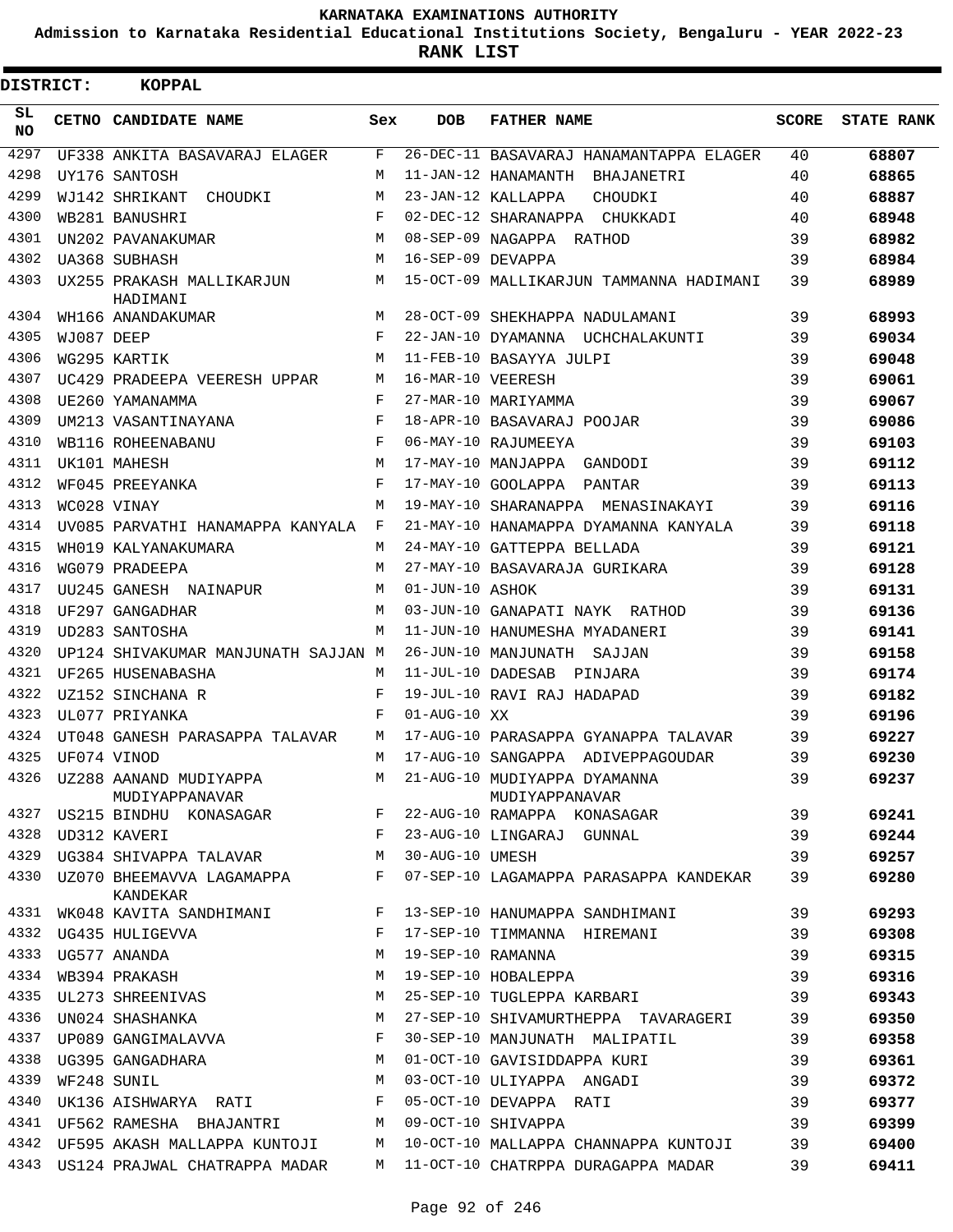# KARNATAKA EXAMINATIONS AUTHORITY

**Admission to Karnataka Residential Educational Institutions Society, Bengaluru - YEAR 2022-23**

**RANK LIST**

**DISTRICT: KOPPAL**

| SL NO | CETNO | CANDIDATE NAME | Sex | DOB | FATHER NAME | SCORE | STATE RANK |
|---|---|---|---|---|---|---|---|
| 4297 | UF338 | ANKITA BASAVARAJ ELAGER | F | 26-DEC-11 | BASAVARAJ HANAMANTAPPA ELAGER | 40 | 68807 |
| 4298 | UY176 | SANTOSH | M | 11-JAN-12 | HANAMANTH BHAJANETRI | 40 | 68865 |
| 4299 | WJ142 | SHRIKANT CHOUDKI | M | 23-JAN-12 | KALLAPPA CHOUDKI | 40 | 68887 |
| 4300 | WB281 | BANUSHRI | F | 02-DEC-12 | SHARANAPPA CHUKKADI | 40 | 68948 |
| 4301 | UN202 | PAVANAKUMAR | M | 08-SEP-09 | NAGAPPA RATHOD | 39 | 68982 |
| 4302 | UA368 | SUBHASH | M | 16-SEP-09 | DEVAPPA | 39 | 68984 |
| 4303 | UX255 | PRAKASH MALLIKARJUN HADIMANI | M | 15-OCT-09 | MALLIKARJUN TAMMANNA HADIMANI | 39 | 68989 |
| 4304 | WH166 | ANANDAKUMAR | M | 28-OCT-09 | SHEKHAPPA NADULAMANI | 39 | 68993 |
| 4305 | WJ087 | DEEP | F | 22-JAN-10 | DYAMANNA UCHCHALAKUNTI | 39 | 69034 |
| 4306 | WG295 | KARTIK | M | 11-FEB-10 | BASAYYA JULPI | 39 | 69048 |
| 4307 | UC429 | PRADEEPA VEERESH UPPAR | M | 16-MAR-10 | VEERESH | 39 | 69061 |
| 4308 | UE260 | YAMANAMMA | F | 27-MAR-10 | MARIYAMMA | 39 | 69067 |
| 4309 | UM213 | VASANTINAYANA | F | 18-APR-10 | BASAVARAJ POOJAR | 39 | 69086 |
| 4310 | WB116 | ROHEENABANU | F | 06-MAY-10 | RAJUMEEYA | 39 | 69103 |
| 4311 | UK101 | MAHESH | M | 17-MAY-10 | MANJAPPA GANDODI | 39 | 69112 |
| 4312 | WF045 | PREEYANKA | F | 17-MAY-10 | GOOLAPPA PANTAR | 39 | 69113 |
| 4313 | WC028 | VINAY | M | 19-MAY-10 | SHARANAPPA MENASINAKAYI | 39 | 69116 |
| 4314 | UV085 | PARVATHI HANAMAPPA KANYALA | F | 21-MAY-10 | HANAMAPPA DYAMANNA KANYALA | 39 | 69118 |
| 4315 | WH019 | KALYANAKUMARA | M | 24-MAY-10 | GATTEPPA BELLADA | 39 | 69121 |
| 4316 | WG079 | PRADEEPA | M | 27-MAY-10 | BASAVARAJA GURIKARA | 39 | 69128 |
| 4317 | UU245 | GANESH NAINAPUR | M | 01-JUN-10 | ASHOK | 39 | 69131 |
| 4318 | UF297 | GANGADHAR | M | 03-JUN-10 | GANAPATI NAYK RATHOD | 39 | 69136 |
| 4319 | UD283 | SANTOSHA | M | 11-JUN-10 | HANUMESHA MYADANERI | 39 | 69141 |
| 4320 | UP124 | SHIVAKUMAR MANJUNATH SAJJAN | M | 26-JUN-10 | MANJUNATH SAJJAN | 39 | 69158 |
| 4321 | UF265 | HUSENABASHA | M | 11-JUL-10 | DADESAB PINJARA | 39 | 69174 |
| 4322 | UZ152 | SINCHANA R | F | 19-JUL-10 | RAVI RAJ HADAPAD | 39 | 69182 |
| 4323 | UL077 | PRIYANKA | F | 01-AUG-10 | XX | 39 | 69196 |
| 4324 | UT048 | GANESH PARASAPPA TALAVAR | M | 17-AUG-10 | PARASAPPA GYANAPPA TALAVAR | 39 | 69227 |
| 4325 | UF074 | VINOD | M | 17-AUG-10 | SANGAPPA ADIVEPPAGOUDAR | 39 | 69230 |
| 4326 | UZ288 | AANAND MUDIYAPPA MUDIYAPPANAVAR | M | 21-AUG-10 | MUDIYAPPA DYAMANNA MUDIYAPPANAVAR | 39 | 69237 |
| 4327 | US215 | BINDHU KONASAGAR | F | 22-AUG-10 | RAMAPPA KONASAGAR | 39 | 69241 |
| 4328 | UD312 | KAVERI | F | 23-AUG-10 | LINGARAJ GUNNAL | 39 | 69244 |
| 4329 | UG384 | SHIVAPPA TALAVAR | M | 30-AUG-10 | UMESH | 39 | 69257 |
| 4330 | UZ070 | BHEEMAVVA LAGAMAPPA KANDEKAR | F | 07-SEP-10 | LAGAMAPPA PARASAPPA KANDEKAR | 39 | 69280 |
| 4331 | WK048 | KAVITA SANDHIMANI | F | 13-SEP-10 | HANUMAPPA SANDHIMANI | 39 | 69293 |
| 4332 | UG435 | HULIGEVVA | F | 17-SEP-10 | TIMMANNA HIREMANI | 39 | 69308 |
| 4333 | UG577 | ANANDA | M | 19-SEP-10 | RAMANNA | 39 | 69315 |
| 4334 | WB394 | PRAKASH | M | 19-SEP-10 | HOBALEPPA | 39 | 69316 |
| 4335 | UL273 | SHREENIVAS | M | 25-SEP-10 | TUGLEPPA KARBARI | 39 | 69343 |
| 4336 | UN024 | SHASHANKA | M | 27-SEP-10 | SHIVAMURTHEPPA TAVARAGERI | 39 | 69350 |
| 4337 | UP089 | GANGIMALAVVA | F | 30-SEP-10 | MANJUNATH MALIPATIL | 39 | 69358 |
| 4338 | UG395 | GANGADHARA | M | 01-OCT-10 | GAVISIDDAPPA KURI | 39 | 69361 |
| 4339 | WF248 | SUNIL | M | 03-OCT-10 | ULIYAPPA ANGADI | 39 | 69372 |
| 4340 | UK136 | AISHWARYA RATI | F | 05-OCT-10 | DEVAPPA RATI | 39 | 69377 |
| 4341 | UF562 | RAMESHA BHAJANTRI | M | 09-OCT-10 | SHIVAPPA | 39 | 69399 |
| 4342 | UF595 | AKASH MALLAPPA KUNTOJI | M | 10-OCT-10 | MALLAPPA CHANNAPPA KUNTOJI | 39 | 69400 |
| 4343 | US124 | PRAJWAL CHATRAPPA MADAR | M | 11-OCT-10 | CHATRPPA DURAGAPPA MADAR | 39 | 69411 |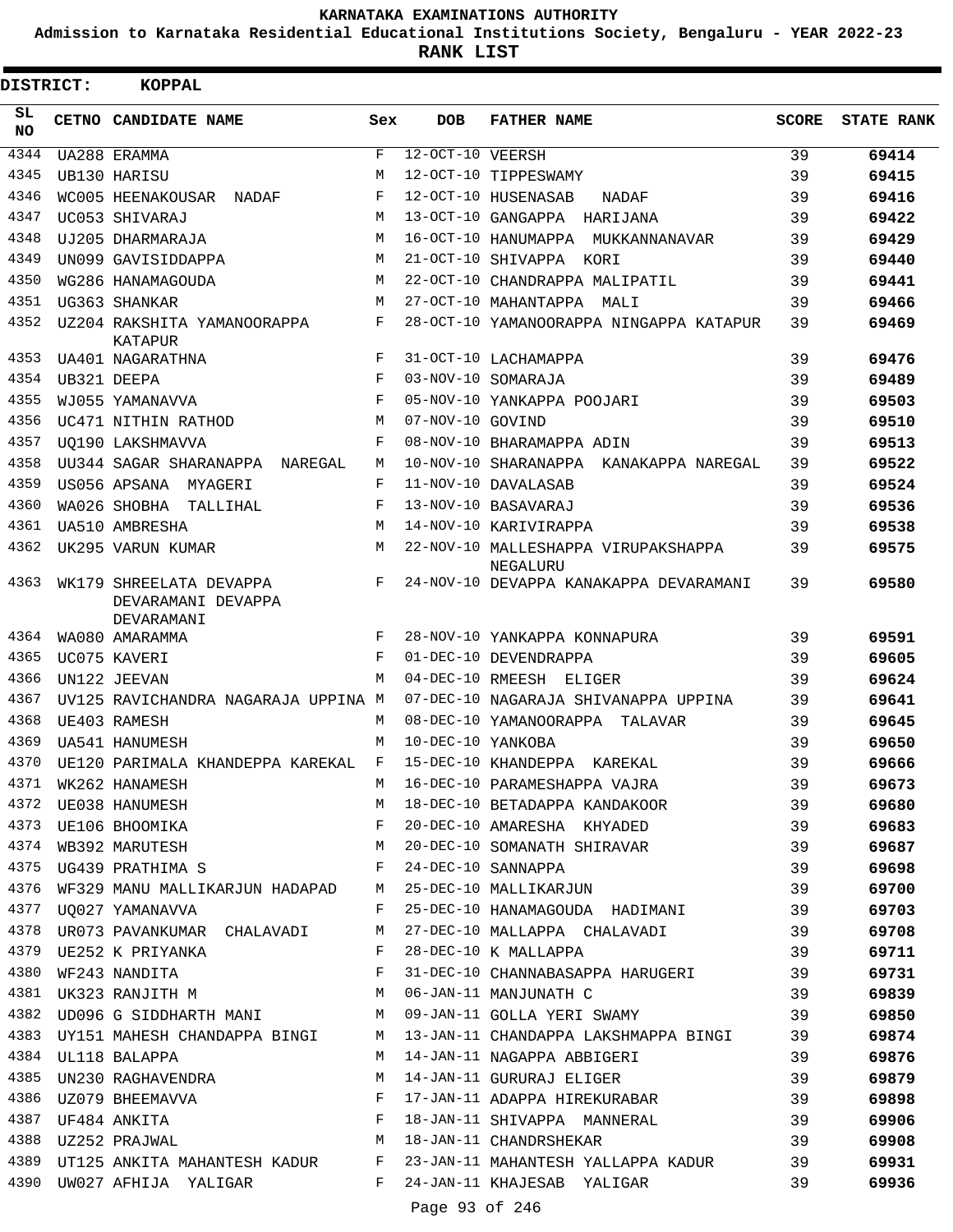KARNATAKA EXAMINATIONS AUTHORITY

Admission to Karnataka Residential Educational Institutions Society, Bengaluru - YEAR 2022-23

**RANK LIST**

**DISTRICT: KOPPAL**

| SL NO | CETNO | CANDIDATE NAME | Sex | DOB | FATHER NAME | SCORE | STATE RANK |
|---|---|---|---|---|---|---|---|
| 4344 | UA288 | ERAMMA | F | 12-OCT-10 | VEERSH | 39 | 69414 |
| 4345 | UB130 | HARISU | M | 12-OCT-10 | TIPPESWAMY | 39 | 69415 |
| 4346 | WC005 | HEENAKOUSAR NADAF | F | 12-OCT-10 | HUSENASAB NADAF | 39 | 69416 |
| 4347 | UC053 | SHIVARAJ | M | 13-OCT-10 | GANGAPPA HARIJANA | 39 | 69422 |
| 4348 | UJ205 | DHARMARAJA | M | 16-OCT-10 | HANUMAPPA MUKKANNANAVAR | 39 | 69429 |
| 4349 | UN099 | GAVISIDDAPPA | M | 21-OCT-10 | SHIVAPPA KORI | 39 | 69440 |
| 4350 | WG286 | HANAMAGOUDA | M | 22-OCT-10 | CHANDRAPPA MALIPATIL | 39 | 69441 |
| 4351 | UG363 | SHANKAR | M | 27-OCT-10 | MAHANTAPPA MALI | 39 | 69466 |
| 4352 | UZ204 | RAKSHITA YAMANOORAPPA KATAPUR | F | 28-OCT-10 | YAMANOORAPPA NINGAPPA KATAPUR | 39 | 69469 |
| 4353 | UA401 | NAGARATHNA | F | 31-OCT-10 | LACHAMAPPA | 39 | 69476 |
| 4354 | UB321 | DEEPA | F | 03-NOV-10 | SOMARAJA | 39 | 69489 |
| 4355 | WJ055 | YAMANAVVA | F | 05-NOV-10 | YANKAPPA POOJARI | 39 | 69503 |
| 4356 | UC471 | NITHIN RATHOD | M | 07-NOV-10 | GOVIND | 39 | 69510 |
| 4357 | UQ190 | LAKSHMAVVA | F | 08-NOV-10 | BHARAMAPPA ADIN | 39 | 69513 |
| 4358 | UU344 | SAGAR SHARANAPPA NAREGAL | M | 10-NOV-10 | SHARANAPPA KANAKAPPA NAREGAL | 39 | 69522 |
| 4359 | US056 | APSANA MYAGERI | F | 11-NOV-10 | DAVALASAB | 39 | 69524 |
| 4360 | WA026 | SHOBHA TALLIHAL | F | 13-NOV-10 | BASAVARAJ | 39 | 69536 |
| 4361 | UA510 | AMBRESHA | M | 14-NOV-10 | KARIVIRAPPA | 39 | 69538 |
| 4362 | UK295 | VARUN KUMAR | M | 22-NOV-10 | MALLESHAPPA VIRUPAKSHAPPA NEGALURU | 39 | 69575 |
| 4363 | WK179 | SHREELATA DEVAPPA DEVARAMANI DEVAPPA DEVARAMANI | F | 24-NOV-10 | DEVAPPA KANAKAPPA DEVARAMANI | 39 | 69580 |
| 4364 | WA080 | AMARAMMA | F | 28-NOV-10 | YANKAPPA KONNAPURA | 39 | 69591 |
| 4365 | UC075 | KAVERI | F | 01-DEC-10 | DEVENDRAPPA | 39 | 69605 |
| 4366 | UN122 | JEEVAN | M | 04-DEC-10 | RMEESH ELIGER | 39 | 69624 |
| 4367 | UV125 | RAVICHANDRA NAGARAJA UPPINA | M | 07-DEC-10 | NAGARAJA SHIVANAPPA UPPINA | 39 | 69641 |
| 4368 | UE403 | RAMESH | M | 08-DEC-10 | YAMANOORAPPA TALAVAR | 39 | 69645 |
| 4369 | UA541 | HANUMESH | M | 10-DEC-10 | YANKOBA | 39 | 69650 |
| 4370 | UE120 | PARIMALA KHANDEPPA KAREKAL | F | 15-DEC-10 | KHANDEPPA KAREKAL | 39 | 69666 |
| 4371 | WK262 | HANAMESH | M | 16-DEC-10 | PARAMESHAPPA VAJRA | 39 | 69673 |
| 4372 | UE038 | HANUMESH | M | 18-DEC-10 | BETADAPPA KANDAKOOR | 39 | 69680 |
| 4373 | UE106 | BHOOMIKA | F | 20-DEC-10 | AMARESHA KHYADED | 39 | 69683 |
| 4374 | WB392 | MARUTESH | M | 20-DEC-10 | SOMANATH SHIRAVAR | 39 | 69687 |
| 4375 | UG439 | PRATHIMA S | F | 24-DEC-10 | SANNAPPA | 39 | 69698 |
| 4376 | WF329 | MANU MALLIKARJUN HADAPAD | M | 25-DEC-10 | MALLIKARJUN | 39 | 69700 |
| 4377 | UQ027 | YAMANAVVA | F | 25-DEC-10 | HANAMAGOUDA HADIMANI | 39 | 69703 |
| 4378 | UR073 | PAVANKUMAR CHALAVADI | M | 27-DEC-10 | MALLAPPA CHALAVADI | 39 | 69708 |
| 4379 | UE252 | K PRIYANKA | F | 28-DEC-10 | K MALLAPPA | 39 | 69711 |
| 4380 | WF243 | NANDITA | F | 31-DEC-10 | CHANNABASAPPA HARUGERI | 39 | 69731 |
| 4381 | UK323 | RANJITH M | M | 06-JAN-11 | MANJUNATH C | 39 | 69839 |
| 4382 | UD096 | G SIDDHARTH MANI | M | 09-JAN-11 | GOLLA YERI SWAMY | 39 | 69850 |
| 4383 | UY151 | MAHESH CHANDAPPA BINGI | M | 13-JAN-11 | CHANDAPPA LAKSHMAPPA BINGI | 39 | 69874 |
| 4384 | UL118 | BALAPPA | M | 14-JAN-11 | NAGAPPA ABBIGERI | 39 | 69876 |
| 4385 | UN230 | RAGHAVENDRA | M | 14-JAN-11 | GURURAJ ELIGER | 39 | 69879 |
| 4386 | UZ079 | BHEEMAVVA | F | 17-JAN-11 | ADAPPA HIREKURABAR | 39 | 69898 |
| 4387 | UF484 | ANKITA | F | 18-JAN-11 | SHIVAPPA MANNERAL | 39 | 69906 |
| 4388 | UZ252 | PRAJWAL | M | 18-JAN-11 | CHANDRSHEKAR | 39 | 69908 |
| 4389 | UT125 | ANKITA MAHANTESH KADUR | F | 23-JAN-11 | MAHANTESH YALLAPPA KADUR | 39 | 69931 |
| 4390 | UW027 | AFHIJA YALIGAR | F | 24-JAN-11 | KHAJESAB YALIGAR | 39 | 69936 |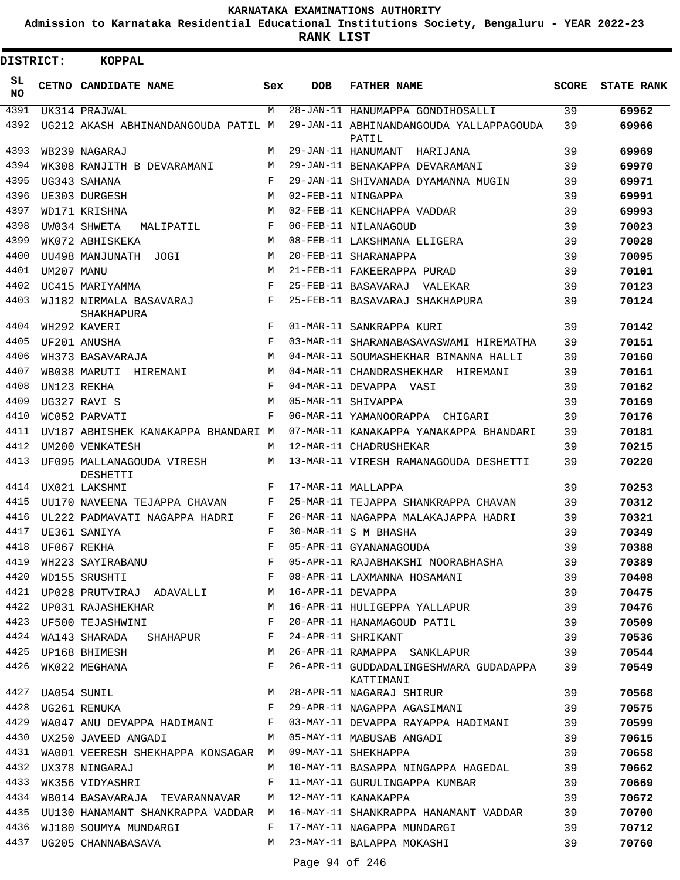# KARNATAKA EXAMINATIONS AUTHORITY

**Admission to Karnataka Residential Educational Institutions Society, Bengaluru - YEAR 2022-23**

**RANK LIST**

**DISTRICT: KOPPAL**

| SL NO | CETNO | CANDIDATE NAME | Sex | DOB | FATHER NAME | SCORE | STATE RANK |
|---|---|---|---|---|---|---|---|
| 4391 | UK314 | PRAJWAL | M | 28-JAN-11 | HANUMAPPA GONDIHOSALLI | 39 | 69962 |
| 4392 | UG212 | AKASH ABHINANDANGOUDA PATIL | M | 29-JAN-11 | ABHINANDANGOUDA YALLAPPAGOUDA PATIL | 39 | 69966 |
| 4393 | WB239 | NAGARAJ | M | 29-JAN-11 | HANUMANT HARIJANA | 39 | 69969 |
| 4394 | WK308 | RANJITH B DEVARAMANI | M | 29-JAN-11 | BENAKAPPA DEVARAMANI | 39 | 69970 |
| 4395 | UG343 | SAHANA | F | 29-JAN-11 | SHIVANADA DYAMANNA MUGIN | 39 | 69971 |
| 4396 | UE303 | DURGESH | M | 02-FEB-11 | NINGAPPA | 39 | 69991 |
| 4397 | WD171 | KRISHNA | M | 02-FEB-11 | KENCHAPPA VADDAR | 39 | 69993 |
| 4398 | UW034 | SHWETA MALIPATIL | F | 06-FEB-11 | NILANAGOUD | 39 | 70023 |
| 4399 | WK072 | ABHISKEKA | M | 08-FEB-11 | LAKSHMANA ELIGERA | 39 | 70028 |
| 4400 | UU498 | MANJUNATH JOGI | M | 20-FEB-11 | SHARANAPPA | 39 | 70095 |
| 4401 | UM207 | MANU | M | 21-FEB-11 | FAKEERAPPA PURAD | 39 | 70101 |
| 4402 | UC415 | MARIYAMMA | F | 25-FEB-11 | BASAVARAJ VALEKAR | 39 | 70123 |
| 4403 | WJ182 | NIRMALA BASAVARAJ SHAKHAPURA | F | 25-FEB-11 | BASAVARAJ SHAKHAPURA | 39 | 70124 |
| 4404 | WH292 | KAVERI | F | 01-MAR-11 | SANKRAPPA KURI | 39 | 70142 |
| 4405 | UF201 | ANUSHA | F | 03-MAR-11 | SHARANABASAVASWAMI HIREMATHA | 39 | 70151 |
| 4406 | WH373 | BASAVARAJA | M | 04-MAR-11 | SOUMASHEKHAR BIMANNA HALLI | 39 | 70160 |
| 4407 | WB038 | MARUTI HIREMANI | M | 04-MAR-11 | CHANDRASHEKHAR HIREMANI | 39 | 70161 |
| 4408 | UN123 | REKHA | F | 04-MAR-11 | DEVAPPA VASI | 39 | 70162 |
| 4409 | UG327 | RAVI S | M | 05-MAR-11 | SHIVAPPA | 39 | 70169 |
| 4410 | WC052 | PARVATI | F | 06-MAR-11 | YAMANOORAPPA CHIGARI | 39 | 70176 |
| 4411 | UV187 | ABHISHEK KANAKAPPA BHANDARI | M | 07-MAR-11 | KANAKAPPA YANAKAPPA BHANDARI | 39 | 70181 |
| 4412 | UM200 | VENKATESH | M | 12-MAR-11 | CHADRUSHEKAR | 39 | 70215 |
| 4413 | UF095 | MALLANAGOUDA VIRESH DESHETTI | M | 13-MAR-11 | VIRESH RAMANAGOUDA DESHETTI | 39 | 70220 |
| 4414 | UX021 | LAKSHMI | F | 17-MAR-11 | MALLAPPA | 39 | 70253 |
| 4415 | UU170 | NAVEENA TEJAPPA CHAVAN | F | 25-MAR-11 | TEJAPPA SHANKRAPPA CHAVAN | 39 | 70312 |
| 4416 | UL222 | PADMAVATI NAGAPPA HADRI | F | 26-MAR-11 | NAGAPPA MALAKAJAPPA HADRI | 39 | 70321 |
| 4417 | UE361 | SANIYA | F | 30-MAR-11 | S M BHASHA | 39 | 70349 |
| 4418 | UF067 | REKHA | F | 05-APR-11 | GYANANAGOUDA | 39 | 70388 |
| 4419 | WH223 | SAYIRABANU | F | 05-APR-11 | RAJABHAKSHI NOORABHASHA | 39 | 70389 |
| 4420 | WD155 | SRUSHTI | F | 08-APR-11 | LAXMANNA HOSAMANI | 39 | 70408 |
| 4421 | UP028 | PRUTVIRAJ ADAVALLI | M | 16-APR-11 | DEVAPPA | 39 | 70475 |
| 4422 | UP031 | RAJASHEKHAR | M | 16-APR-11 | HULIGEPPA YALLAPUR | 39 | 70476 |
| 4423 | UF500 | TEJASHWINI | F | 20-APR-11 | HANAMAGOUD PATIL | 39 | 70509 |
| 4424 | WA143 | SHARADA SHAHAPUR | F | 24-APR-11 | SHRIKANT | 39 | 70536 |
| 4425 | UP168 | BHIMESH | M | 26-APR-11 | RAMAPPA SANKLAPUR | 39 | 70544 |
| 4426 | WK022 | MEGHANA | F | 26-APR-11 | GUDDADALINGESHWARA GUDADAPPA KATTIMANI | 39 | 70549 |
| 4427 | UA054 | SUNIL | M | 28-APR-11 | NAGARAJ SHIRUR | 39 | 70568 |
| 4428 | UG261 | RENUKA | F | 29-APR-11 | NAGAPPA AGASIMANI | 39 | 70575 |
| 4429 | WA047 | ANU DEVAPPA HADIMANI | F | 03-MAY-11 | DEVAPPA RAYAPPA HADIMANI | 39 | 70599 |
| 4430 | UX250 | JAVEED ANGADI | M | 05-MAY-11 | MABUSAB ANGADI | 39 | 70615 |
| 4431 | WA001 | VEERESH SHEKHAPPA KONSAGAR | M | 09-MAY-11 | SHEKHAPPA | 39 | 70658 |
| 4432 | UX378 | NINGARAJ | M | 10-MAY-11 | BASAPPA NINGAPPA HAGEDAL | 39 | 70662 |
| 4433 | WK356 | VIDYASHRI | F | 11-MAY-11 | GURULINGAPPA KUMBAR | 39 | 70669 |
| 4434 | WB014 | BASAVARAJA TEVARANNAVAR | M | 12-MAY-11 | KANAKAPPA | 39 | 70672 |
| 4435 | UU130 | HANAMANT SHANKRAPPA VADDAR | M | 16-MAY-11 | SHANKRAPPA HANAMANT VADDAR | 39 | 70700 |
| 4436 | WJ180 | SOUMYA MUNDARGI | F | 17-MAY-11 | NAGAPPA MUNDARGI | 39 | 70712 |
| 4437 | UG205 | CHANNABASAVA | M | 23-MAY-11 | BALAPPA MOKASHI | 39 | 70760 |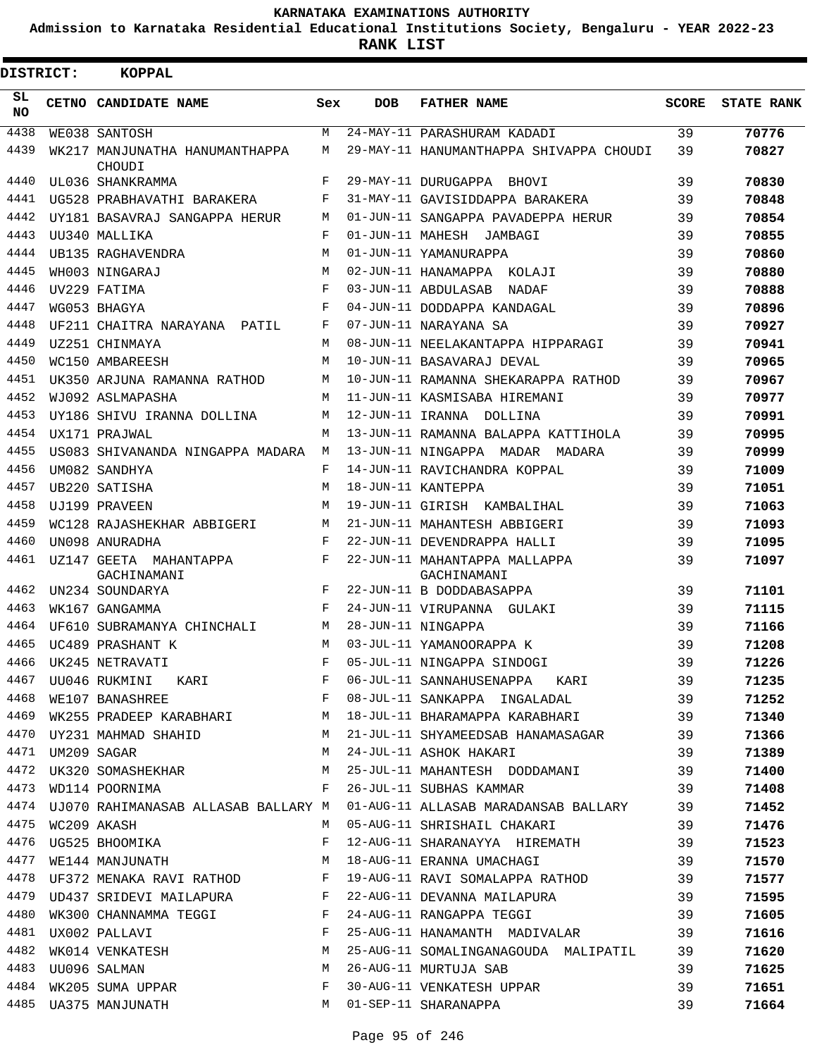KARNATAKA EXAMINATIONS AUTHORITY

Admission to Karnataka Residential Educational Institutions Society, Bengaluru - YEAR 2022-23

**RANK LIST**

**DISTRICT: KOPPAL**

| SL NO | CETNO | CANDIDATE NAME | Sex | DOB | FATHER NAME | SCORE | STATE RANK |
|---|---|---|---|---|---|---|---|
| 4438 | WE038 | SANTOSH | M | 24-MAY-11 | PARASHURAM KADADI | 39 | 70776 |
| 4439 | WK217 | MANJUNATHA HANUMANTHAPPA CHOUDI | M | 29-MAY-11 | HANUMANTHAPPA SHIVAPPA CHOUDI | 39 | 70827 |
| 4440 | UL036 | SHANKRAMMA | F | 29-MAY-11 | DURUGAPPA BHOVI | 39 | 70830 |
| 4441 | UG528 | PRABHAVATHI BARAKERA | F | 31-MAY-11 | GAVISIDDAPPA BARAKERA | 39 | 70848 |
| 4442 | UY181 | BASAVRAJ SANGAPPA HERUR | M | 01-JUN-11 | SANGAPPA PAVADEPPA HERUR | 39 | 70854 |
| 4443 | UU340 | MALLIKA | F | 01-JUN-11 | MAHESH JAMBAGI | 39 | 70855 |
| 4444 | UB135 | RAGHAVENDRA | M | 01-JUN-11 | YAMANURAPPA | 39 | 70860 |
| 4445 | WH003 | NINGARAJ | M | 02-JUN-11 | HANAMAPPA KOLAJI | 39 | 70880 |
| 4446 | UV229 | FATIMA | F | 03-JUN-11 | ABDULASAB NADAF | 39 | 70888 |
| 4447 | WG053 | BHAGYA | F | 04-JUN-11 | DODDAPPA KANDAGAL | 39 | 70896 |
| 4448 | UF211 | CHAITRA NARAYANA PATIL | F | 07-JUN-11 | NARAYANA SA | 39 | 70927 |
| 4449 | UZ251 | CHINMAYA | M | 08-JUN-11 | NEELAKANTAPPA HIPPARAGI | 39 | 70941 |
| 4450 | WC150 | AMBAREESH | M | 10-JUN-11 | BASAVARAJ DEVAL | 39 | 70965 |
| 4451 | UK350 | ARJUNA RAMANNA RATHOD | M | 10-JUN-11 | RAMANNA SHEKARAPPA RATHOD | 39 | 70967 |
| 4452 | WJ092 | ASLMAPASHA | M | 11-JUN-11 | KASMISABA HIREMANI | 39 | 70977 |
| 4453 | UY186 | SHIVU IRANNA DOLLINA | M | 12-JUN-11 | IRANNA DOLLINA | 39 | 70991 |
| 4454 | UX171 | PRAJWAL | M | 13-JUN-11 | RAMANNA BALAPPA KATTIHOLA | 39 | 70995 |
| 4455 | US083 | SHIVANANDA NINGAPPA MADARA | M | 13-JUN-11 | NINGAPPA MADAR MADARA | 39 | 70999 |
| 4456 | UM082 | SANDHYA | F | 14-JUN-11 | RAVICHANDRA KOPPAL | 39 | 71009 |
| 4457 | UB220 | SATISHA | M | 18-JUN-11 | KANTEPPA | 39 | 71051 |
| 4458 | UJ199 | PRAVEEN | M | 19-JUN-11 | GIRISH KAMBALIHAL | 39 | 71063 |
| 4459 | WC128 | RAJASHEKHAR ABBIGERI | M | 21-JUN-11 | MAHANTESH ABBIGERI | 39 | 71093 |
| 4460 | UN098 | ANURADHA | F | 22-JUN-11 | DEVENDRAPPA HALLI | 39 | 71095 |
| 4461 | UZ147 | GEETA MAHANTAPPA GACHINAMANI | F | 22-JUN-11 | MAHANTAPPA MALLAPPA GACHINAMANI | 39 | 71097 |
| 4462 | UN234 | SOUNDARYA | F | 22-JUN-11 | B DODDABASAPPA | 39 | 71101 |
| 4463 | WK167 | GANGAMMA | F | 24-JUN-11 | VIRUPANNA GULAKI | 39 | 71115 |
| 4464 | UF610 | SUBRAMANYA CHINCHALI | M | 28-JUN-11 | NINGAPPA | 39 | 71166 |
| 4465 | UC489 | PRASHANT K | M | 03-JUL-11 | YAMANOORAPPA K | 39 | 71208 |
| 4466 | UK245 | NETRAVATI | F | 05-JUL-11 | NINGAPPA SINDOGI | 39 | 71226 |
| 4467 | UU046 | RUKMINI KARI | F | 06-JUL-11 | SANNAHUSENAPPA KARI | 39 | 71235 |
| 4468 | WE107 | BANASHREE | F | 08-JUL-11 | SANKAPPA INGALADAL | 39 | 71252 |
| 4469 | WK255 | PRADEEP KARABHARI | M | 18-JUL-11 | BHARAMAPPA KARABHARI | 39 | 71340 |
| 4470 | UY231 | MAHMAD SHAHID | M | 21-JUL-11 | SHYAMEEDSAB HANAMASAGAR | 39 | 71366 |
| 4471 | UM209 | SAGAR | M | 24-JUL-11 | ASHOK HAKARI | 39 | 71389 |
| 4472 | UK320 | SOMASHEKHAR | M | 25-JUL-11 | MAHANTESH DODDAMANI | 39 | 71400 |
| 4473 | WD114 | POORNIMA | F | 26-JUL-11 | SUBHAS KAMMAR | 39 | 71408 |
| 4474 | UJ070 | RAHIMANASAB ALLASAB BALLARY | M | 01-AUG-11 | ALLASAB MARADANSAB BALLARY | 39 | 71452 |
| 4475 | WC209 | AKASH | M | 05-AUG-11 | SHRISHAIL CHAKARI | 39 | 71476 |
| 4476 | UG525 | BHOOMIKA | F | 12-AUG-11 | SHARANAYYA HIREMATH | 39 | 71523 |
| 4477 | WE144 | MANJUNATH | M | 18-AUG-11 | ERANNA UMACHAGI | 39 | 71570 |
| 4478 | UF372 | MENAKA RAVI RATHOD | F | 19-AUG-11 | RAVI SOMALAPPA RATHOD | 39 | 71577 |
| 4479 | UD437 | SRIDEVI MAILAPURA | F | 22-AUG-11 | DEVANNA MAILAPURA | 39 | 71595 |
| 4480 | WK300 | CHANNAMMA TEGGI | F | 24-AUG-11 | RANGAPPA TEGGI | 39 | 71605 |
| 4481 | UX002 | PALLAVI | F | 25-AUG-11 | HANAMANTH MADIVALAR | 39 | 71616 |
| 4482 | WK014 | VENKATESH | M | 25-AUG-11 | SOMALINGANAGOUDA MALIPATIL | 39 | 71620 |
| 4483 | UU096 | SALMAN | M | 26-AUG-11 | MURTUJA SAB | 39 | 71625 |
| 4484 | WK205 | SUMA UPPAR | F | 30-AUG-11 | VENKATESH UPPAR | 39 | 71651 |
| 4485 | UA375 | MANJUNATH | M | 01-SEP-11 | SHARANAPPA | 39 | 71664 |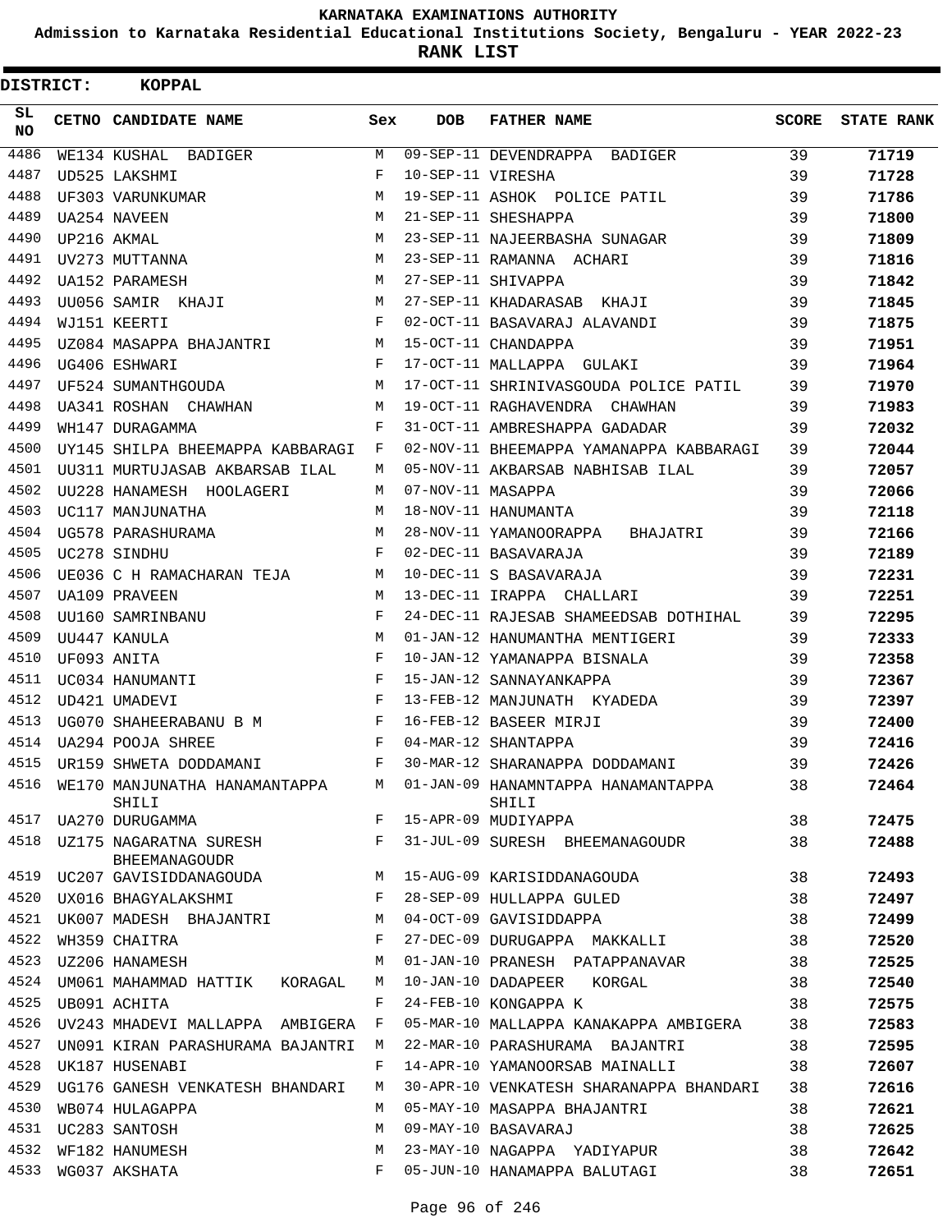**KARNATAKA EXAMINATIONS AUTHORITY**

**Admission to Karnataka Residential Educational Institutions Society, Bengaluru - YEAR 2022-23**

**RANK LIST**

**DISTRICT: KOPPAL**

| SL NO | CETNO | CANDIDATE NAME | Sex | DOB | FATHER NAME | SCORE | STATE RANK |
|---|---|---|---|---|---|---|---|
| 4486 | WE134 | KUSHAL BADIGER | M | 09-SEP-11 | DEVENDRAPPA BADIGER | 39 | 71719 |
| 4487 | UD525 | LAKSHMI | F | 10-SEP-11 | VIRESHA | 39 | 71728 |
| 4488 | UF303 | VARUNKUMAR | M | 19-SEP-11 | ASHOK POLICE PATIL | 39 | 71786 |
| 4489 | UA254 | NAVEEN | M | 21-SEP-11 | SHESHAPPA | 39 | 71800 |
| 4490 | UP216 | AKMAL | M | 23-SEP-11 | NAJEERBASHA SUNAGAR | 39 | 71809 |
| 4491 | UV273 | MUTTANNA | M | 23-SEP-11 | RAMANNA ACHARI | 39 | 71816 |
| 4492 | UA152 | PARAMESH | M | 27-SEP-11 | SHIVAPPA | 39 | 71842 |
| 4493 | UU056 | SAMIR KHAJI | M | 27-SEP-11 | KHADARASAB KHAJI | 39 | 71845 |
| 4494 | WJ151 | KEERTI | F | 02-OCT-11 | BASAVARAJ ALAVANDI | 39 | 71875 |
| 4495 | UZ084 | MASAPPA BHAJANTRI | M | 15-OCT-11 | CHANDAPPA | 39 | 71951 |
| 4496 | UG406 | ESHWARI | F | 17-OCT-11 | MALLAPPA GULAKI | 39 | 71964 |
| 4497 | UF524 | SUMANTHGOUDA | M | 17-OCT-11 | SHRINIVASGOUDA POLICE PATIL | 39 | 71970 |
| 4498 | UA341 | ROSHAN CHAWHAN | M | 19-OCT-11 | RAGHAVENDRA CHAWHAN | 39 | 71983 |
| 4499 | WH147 | DURAGAMMA | F | 31-OCT-11 | AMBRESHAPPA GADADAR | 39 | 72032 |
| 4500 | UY145 | SHILPA BHEEMAPPA KABBARAGI | F | 02-NOV-11 | BHEEMAPPA YAMANAPPA KABBARAGI | 39 | 72044 |
| 4501 | UU311 | MURTUJASAB AKBARSAB ILAL | M | 05-NOV-11 | AKBARSAB NABHISAB ILAL | 39 | 72057 |
| 4502 | UU228 | HANAMESH HOOLAGERI | M | 07-NOV-11 | MASAPPA | 39 | 72066 |
| 4503 | UC117 | MANJUNATHA | M | 18-NOV-11 | HANUMANTA | 39 | 72118 |
| 4504 | UG578 | PARASHURAMA | M | 28-NOV-11 | YAMANOORAPPA BHAJATRI | 39 | 72166 |
| 4505 | UC278 | SINDHU | F | 02-DEC-11 | BASAVARAJA | 39 | 72189 |
| 4506 | UE036 | C H RAMACHARAN TEJA | M | 10-DEC-11 | S BASAVARAJA | 39 | 72231 |
| 4507 | UA109 | PRAVEEN | M | 13-DEC-11 | IRAPPA CHALLARI | 39 | 72251 |
| 4508 | UU160 | SAMRINBANU | F | 24-DEC-11 | RAJESAB SHAMEEDSAB DOTHIHAL | 39 | 72295 |
| 4509 | UU447 | KANULA | M | 01-JAN-12 | HANUMANTHA MENTIGERI | 39 | 72333 |
| 4510 | UF093 | ANITA | F | 10-JAN-12 | YAMANAPPA BISNALA | 39 | 72358 |
| 4511 | UC034 | HANUMANTI | F | 15-JAN-12 | SANNAYANKAPPA | 39 | 72367 |
| 4512 | UD421 | UMADEVI | F | 13-FEB-12 | MANJUNATH KYADEDA | 39 | 72397 |
| 4513 | UG070 | SHAHEERABANU B M | F | 16-FEB-12 | BASEER MIRJI | 39 | 72400 |
| 4514 | UA294 | POOJA SHREE | F | 04-MAR-12 | SHANTAPPA | 39 | 72416 |
| 4515 | UR159 | SHWETA DODDAMANI | F | 30-MAR-12 | SHARANAPPA DODDAMANI | 39 | 72426 |
| 4516 | WE170 | MANJUNATHA HANAMANTAPPA SHILI | M | 01-JAN-09 | HANAMNTAPPA HANAMANTAPPA SHILI | 38 | 72464 |
| 4517 | UA270 | DURUGAMMA | F | 15-APR-09 | MUDIYAPPA | 38 | 72475 |
| 4518 | UZ175 | NAGARATNA SURESH BHEEMANAGOUDR | F | 31-JUL-09 | SURESH BHEEMANAGOUDR | 38 | 72488 |
| 4519 | UC207 | GAVISIDDANAGOUDA | M | 15-AUG-09 | KARISIDDANAGOUDA | 38 | 72493 |
| 4520 | UX016 | BHAGYALAKSHMI | F | 28-SEP-09 | HULLAPPA GULED | 38 | 72497 |
| 4521 | UK007 | MADESH BHAJANTRI | M | 04-OCT-09 | GAVISIDDAPPA | 38 | 72499 |
| 4522 | WH359 | CHAITRA | F | 27-DEC-09 | DURUGAPPA MAKKALLI | 38 | 72520 |
| 4523 | UZ206 | HANAMESH | M | 01-JAN-10 | PRANESH PATAPPANAVAR | 38 | 72525 |
| 4524 | UM061 | MAHAMMAD HATTIK KORAGAL | M | 10-JAN-10 | DADAPEER KORGAL | 38 | 72540 |
| 4525 | UB091 | ACHITA | F | 24-FEB-10 | KONGAPPA K | 38 | 72575 |
| 4526 | UV243 | MHADEVI MALLAPPA AMBIGERA | F | 05-MAR-10 | MALLAPPA KANAKAPPA AMBIGERA | 38 | 72583 |
| 4527 | UN091 | KIRAN PARASHURAMA BAJANTRI | M | 22-MAR-10 | PARASHURAMA BAJANTRI | 38 | 72595 |
| 4528 | UK187 | HUSENABI | F | 14-APR-10 | YAMANOORSAB MAINALLI | 38 | 72607 |
| 4529 | UG176 | GANESH VENKATESH BHANDARI | M | 30-APR-10 | VENKATESH SHARANAPPA BHANDARI | 38 | 72616 |
| 4530 | WB074 | HULAGAPPA | M | 05-MAY-10 | MASAPPA BHAJANTRI | 38 | 72621 |
| 4531 | UC283 | SANTOSH | M | 09-MAY-10 | BASAVARAJ | 38 | 72625 |
| 4532 | WF182 | HANUMESH | M | 23-MAY-10 | NAGAPPA YADIYAPUR | 38 | 72642 |
| 4533 | WG037 | AKSHATA | F | 05-JUN-10 | HANAMAPPA BALUTAGI | 38 | 72651 |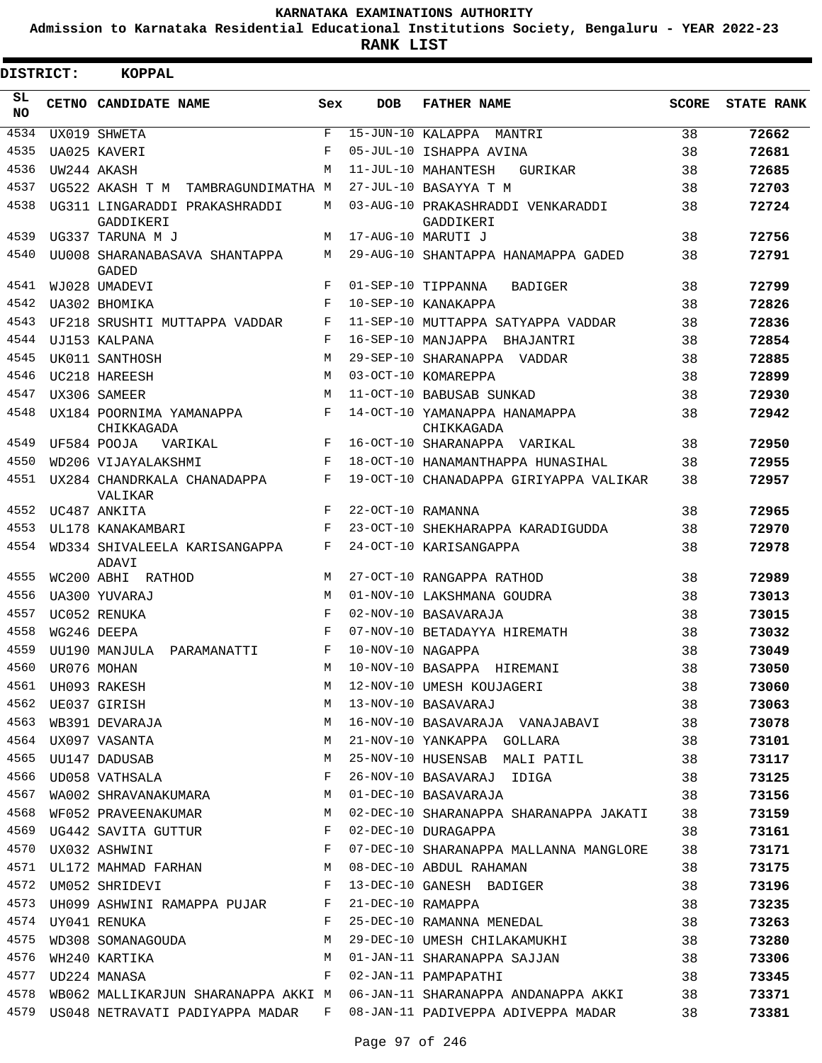# KARNATAKA EXAMINATIONS AUTHORITY

**Admission to Karnataka Residential Educational Institutions Society, Bengaluru - YEAR 2022-23**

**RANK LIST**

**DISTRICT: KOPPAL**

| SL NO | CETNO | CANDIDATE NAME | Sex | DOB | FATHER NAME | SCORE | STATE RANK |
|---|---|---|---|---|---|---|---|
| 4534 | UX019 | SHWETA | F | 15-JUN-10 | KALAPPA MANTRI | 38 | 72662 |
| 4535 | UA025 | KAVERI | F | 05-JUL-10 | ISHAPPA AVINA | 38 | 72681 |
| 4536 | UW244 | AKASH | M | 11-JUL-10 | MAHANTESH GURIKAR | 38 | 72685 |
| 4537 | UG522 | AKASH T M TAMBRAGUNDIMATHA | M | 27-JUL-10 | BASAYYA T M | 38 | 72703 |
| 4538 | UG311 | LINGARADDI PRAKASHRADDI GADDIKERI | M | 03-AUG-10 | PRAKASHRADDI VENKARADDI GADDIKERI | 38 | 72724 |
| 4539 | UG337 | TARUNA M J | M | 17-AUG-10 | MARUTI J | 38 | 72756 |
| 4540 | UU008 | SHARANABASAVA SHANTAPPA GADED | M | 29-AUG-10 | SHANTAPPA HANAMAPPA GADED | 38 | 72791 |
| 4541 | WJ028 | UMADEVI | F | 01-SEP-10 | TIPPANNA BADIGER | 38 | 72799 |
| 4542 | UA302 | BHOMIKA | F | 10-SEP-10 | KANAKAPPA | 38 | 72826 |
| 4543 | UF218 | SRUSHTI MUTTAPPA VADDAR | F | 11-SEP-10 | MUTTAPPA SATYAPPA VADDAR | 38 | 72836 |
| 4544 | UJ153 | KALPANA | F | 16-SEP-10 | MANJAPPA BHAJANTRI | 38 | 72854 |
| 4545 | UK011 | SANTHOSH | M | 29-SEP-10 | SHARANAPPA VADDAR | 38 | 72885 |
| 4546 | UC218 | HAREESH | M | 03-OCT-10 | KOMAREPPA | 38 | 72899 |
| 4547 | UX306 | SAMEER | M | 11-OCT-10 | BABUSAB SUNKAD | 38 | 72930 |
| 4548 | UX184 | POORNIMA YAMANAPPA CHIKKAGADA | F | 14-OCT-10 | YAMANAPPA HANAMAPPA CHIKKAGADA | 38 | 72942 |
| 4549 | UF584 | POOJA VARIKAL | F | 16-OCT-10 | SHARANAPPA VARIKAL | 38 | 72950 |
| 4550 | WD206 | VIJAYALAKSHMI | F | 18-OCT-10 | HANAMANTHAPPA HUNASIHAL | 38 | 72955 |
| 4551 | UX284 | CHANDRKALA CHANADAPPA VALIKAR | F | 19-OCT-10 | CHANADAPPA GIRIYAPPA VALIKAR | 38 | 72957 |
| 4552 | UC487 | ANKITA | F | 22-OCT-10 | RAMANNA | 38 | 72965 |
| 4553 | UL178 | KANAKAMBARI | F | 23-OCT-10 | SHEKHARAPPA KARADIGUDDA | 38 | 72970 |
| 4554 | WD334 | SHIVALEELA KARISANGAPPA ADAVI | F | 24-OCT-10 | KARISANGAPPA | 38 | 72978 |
| 4555 | WC200 | ABHI RATHOD | M | 27-OCT-10 | RANGAPPA RATHOD | 38 | 72989 |
| 4556 | UA300 | YUVARAJ | M | 01-NOV-10 | LAKSHMANA GOUDRA | 38 | 73013 |
| 4557 | UC052 | RENUKA | F | 02-NOV-10 | BASAVARAJA | 38 | 73015 |
| 4558 | WG246 | DEEPA | F | 07-NOV-10 | BETADAYYA HIREMATH | 38 | 73032 |
| 4559 | UU190 | MANJULA PARAMANATTI | F | 10-NOV-10 | NAGAPPA | 38 | 73049 |
| 4560 | UR076 | MOHAN | M | 10-NOV-10 | BASAPPA HIREMANI | 38 | 73050 |
| 4561 | UH093 | RAKESH | M | 12-NOV-10 | UMESH KOUJAGERI | 38 | 73060 |
| 4562 | UE037 | GIRISH | M | 13-NOV-10 | BASAVARAJ | 38 | 73063 |
| 4563 | WB391 | DEVARAJA | M | 16-NOV-10 | BASAVARAJA VANAJABAVI | 38 | 73078 |
| 4564 | UX097 | VASANTA | M | 21-NOV-10 | YANKAPPA GOLLARA | 38 | 73101 |
| 4565 | UU147 | DADUSAB | M | 25-NOV-10 | HUSENSAB MALI PATIL | 38 | 73117 |
| 4566 | UD058 | VATHSALA | F | 26-NOV-10 | BASAVARAJ IDIGA | 38 | 73125 |
| 4567 | WA002 | SHRAVANAKUMARA | M | 01-DEC-10 | BASAVARAJA | 38 | 73156 |
| 4568 | WF052 | PRAVEENAKUMAR | M | 02-DEC-10 | SHARANAPPA SHARANAPPA JAKATI | 38 | 73159 |
| 4569 | UG442 | SAVITA GUTTUR | F | 02-DEC-10 | DURAGAPPA | 38 | 73161 |
| 4570 | UX032 | ASHWINI | F | 07-DEC-10 | SHARANAPPA MALLANNA MANGLORE | 38 | 73171 |
| 4571 | UL172 | MAHMAD FARHAN | M | 08-DEC-10 | ABDUL RAHAMAN | 38 | 73175 |
| 4572 | UM052 | SHRIDEVI | F | 13-DEC-10 | GANESH BADIGER | 38 | 73196 |
| 4573 | UH099 | ASHWINI RAMAPPA PUJAR | F | 21-DEC-10 | RAMAPPA | 38 | 73235 |
| 4574 | UY041 | RENUKA | F | 25-DEC-10 | RAMANNA MENEDAL | 38 | 73263 |
| 4575 | WD308 | SOMANAGOUDA | M | 29-DEC-10 | UMESH CHILAKAMUKHI | 38 | 73280 |
| 4576 | WH240 | KARTIKA | M | 01-JAN-11 | SHARANAPPA SAJJAN | 38 | 73306 |
| 4577 | UD224 | MANASA | F | 02-JAN-11 | PAMPAPATHI | 38 | 73345 |
| 4578 | WB062 | MALLIKARJUN SHARANAPPA AKKI | M | 06-JAN-11 | SHARANAPPA ANDANAPPA AKKI | 38 | 73371 |
| 4579 | US048 | NETRAVATI PADIYAPPA MADAR | F | 08-JAN-11 | PADIVEPPA ADIVEPPA MADAR | 38 | 73381 |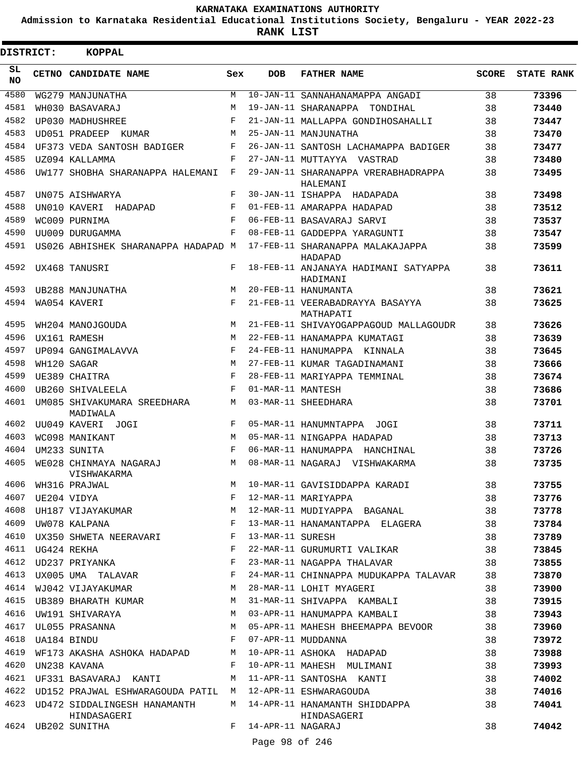# KARNATAKA EXAMINATIONS AUTHORITY

**Admission to Karnataka Residential Educational Institutions Society, Bengaluru - YEAR 2022-23**

**RANK LIST**

**DISTRICT: KOPPAL**

| SL NO | CETNO | CANDIDATE NAME | Sex | DOB | FATHER NAME | SCORE | STATE RANK |
|---|---|---|---|---|---|---|---|
| 4580 | WG279 | MANJUNATHA | M | 10-JAN-11 | SANNAHANAMAPPA ANGADI | 38 | 73396 |
| 4581 | WH030 | BASAVARAJ | M | 19-JAN-11 | SHARANAPPA TONDIHAL | 38 | 73440 |
| 4582 | UP030 | MADHUSHREE | F | 21-JAN-11 | MALLAPPA GONDIHOSAHALLI | 38 | 73447 |
| 4583 | UD051 | PRADEEP KUMAR | M | 25-JAN-11 | MANJUNATHA | 38 | 73470 |
| 4584 | UF373 | VEDA SANTOSH BADIGER | F | 26-JAN-11 | SANTOSH LACHAMAPPA BADIGER | 38 | 73477 |
| 4585 | UZ094 | KALLAMMA | F | 27-JAN-11 | MUTTAYYA VASTRAD | 38 | 73480 |
| 4586 | UW177 | SHOBHA SHARANAPPA HALEMANI | F | 29-JAN-11 | SHARANAPPA VRERABHADRAPPA HALEMANI | 38 | 73495 |
| 4587 | UN075 | AISHWARYA | F | 30-JAN-11 | ISHAPPA HADAPADA | 38 | 73498 |
| 4588 | UN010 | KAVERI HADAPAD | F | 01-FEB-11 | AMARAPPA HADAPAD | 38 | 73512 |
| 4589 | WC009 | PURNIMA | F | 06-FEB-11 | BASAVARAJ SARVI | 38 | 73537 |
| 4590 | UU009 | DURUGAMMA | F | 08-FEB-11 | GADDEPPA YARAGUNTI | 38 | 73547 |
| 4591 | US026 | ABHISHEK SHARANAPPA HADAPAD | M | 17-FEB-11 | SHARANAPPA MALAKAJAPPA HADAPAD | 38 | 73599 |
| 4592 | UX468 | TANUSRI | F | 18-FEB-11 | ANJANAYA HADIMANI SATYAPPA HADIMANI | 38 | 73611 |
| 4593 | UB288 | MANJUNATHA | M | 20-FEB-11 | HANUMANTA | 38 | 73621 |
| 4594 | WA054 | KAVERI | F | 21-FEB-11 | VEERABADRAYYA BASAYYA MATHAPATI | 38 | 73625 |
| 4595 | WH204 | MANOJGOUDA | M | 21-FEB-11 | SHIVAYOGAPPAGOUD MALLAGOUDR | 38 | 73626 |
| 4596 | UX161 | RAMESH | M | 22-FEB-11 | HANAMAPPA KUMATAGI | 38 | 73639 |
| 4597 | UP094 | GANGIMALAVVA | F | 24-FEB-11 | HANUMAPPA KINNALA | 38 | 73645 |
| 4598 | WH120 | SAGAR | M | 27-FEB-11 | KUMAR TAGADINAMANI | 38 | 73666 |
| 4599 | UE389 | CHAITRA | F | 28-FEB-11 | MARIYAPPA TEMMINAL | 38 | 73674 |
| 4600 | UB260 | SHIVALEELA | F | 01-MAR-11 | MANTESH | 38 | 73686 |
| 4601 | UM085 | SHIVAKUMARA SREEDHARA MADIWALA | M | 03-MAR-11 | SHEEDHARA | 38 | 73701 |
| 4602 | UU049 | KAVERI JOGI | F | 05-MAR-11 | HANUMNTAPPA JOGI | 38 | 73711 |
| 4603 | WC098 | MANIKANT | M | 05-MAR-11 | NINGAPPA HADAPAD | 38 | 73713 |
| 4604 | UM233 | SUNITA | F | 06-MAR-11 | HANUMAPPA HANCHINAL | 38 | 73726 |
| 4605 | WE028 | CHINMAYA NAGARAJ VISHWAKARMA | M | 08-MAR-11 | NAGARAJ VISHWAKARMA | 38 | 73735 |
| 4606 | WH316 | PRAJWAL | M | 10-MAR-11 | GAVISIDDAPPA KARADI | 38 | 73755 |
| 4607 | UE204 | VIDYA | F | 12-MAR-11 | MARIYAPPA | 38 | 73776 |
| 4608 | UH187 | VIJAYAKUMAR | M | 12-MAR-11 | MUDIYAPPA BAGANAL | 38 | 73778 |
| 4609 | UW078 | KALPANA | F | 13-MAR-11 | HANAMANTAPPA ELAGERA | 38 | 73784 |
| 4610 | UX350 | SHWETA NEERAVARI | F | 13-MAR-11 | SURESH | 38 | 73789 |
| 4611 | UG424 | REKHA | F | 22-MAR-11 | GURUMURTI VALIKAR | 38 | 73845 |
| 4612 | UD237 | PRIYANKA | F | 23-MAR-11 | NAGAPPA THALAVAR | 38 | 73855 |
| 4613 | UX005 | UMA TALAVAR | F | 24-MAR-11 | CHINNAPPA MUDUKAPPA TALAVAR | 38 | 73870 |
| 4614 | WJ042 | VIJAYAKUMAR | M | 28-MAR-11 | LOHIT MYAGERI | 38 | 73900 |
| 4615 | UB389 | BHARATH KUMAR | M | 31-MAR-11 | SHIVAPPA KAMBALI | 38 | 73915 |
| 4616 | UW191 | SHIVARAYA | M | 03-APR-11 | HANUMAPPA KAMBALI | 38 | 73943 |
| 4617 | UL055 | PRASANNA | M | 05-APR-11 | MAHESH BHEEMAPPA BEVOOR | 38 | 73960 |
| 4618 | UA184 | BINDU | F | 07-APR-11 | MUDDANNA | 38 | 73972 |
| 4619 | WF173 | AKASHA ASHOKA HADAPAD | M | 10-APR-11 | ASHOKA HADAPAD | 38 | 73988 |
| 4620 | UN238 | KAVANA | F | 10-APR-11 | MAHESH MULIMANI | 38 | 73993 |
| 4621 | UF331 | BASAVARAJ KANTI | M | 11-APR-11 | SANTOSHA KANTI | 38 | 74002 |
| 4622 | UD152 | PRAJWAL ESHWARAGOUDA PATIL | M | 12-APR-11 | ESHWARAGOUDA | 38 | 74016 |
| 4623 | UD472 | SIDDALINGESH HANAMANTH HINDASAGERI | M | 14-APR-11 | HANAMANTH SHIDDAPPA HINDASAGERI | 38 | 74041 |
| 4624 | UB202 | SUNITHA | F | 14-APR-11 | NAGARAJ | 38 | 74042 |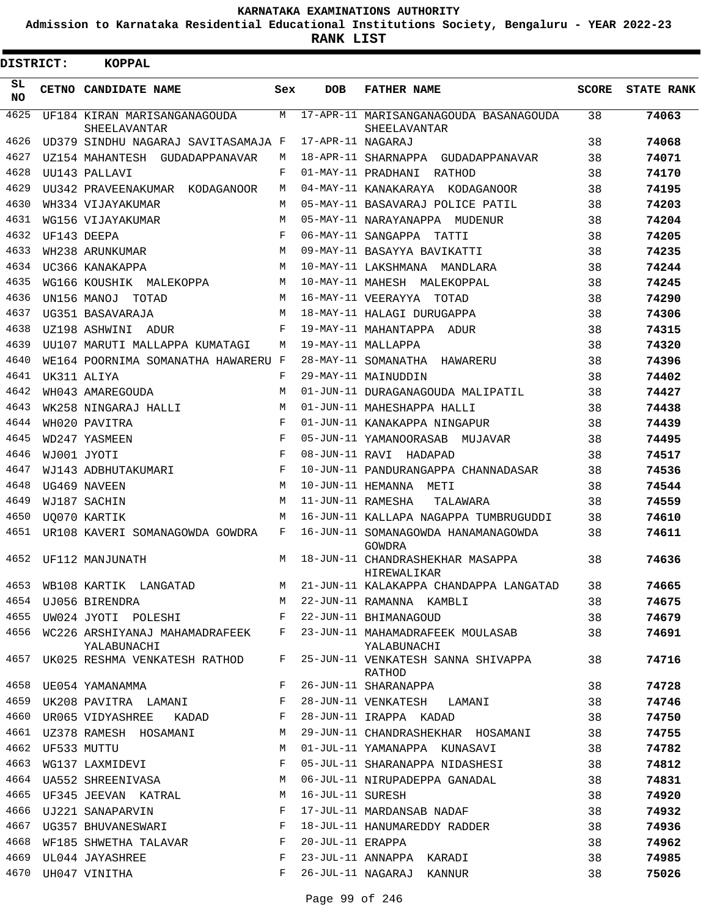# KARNATAKA EXAMINATIONS AUTHORITY

**Admission to Karnataka Residential Educational Institutions Society, Bengaluru - YEAR 2022-23**

**RANK LIST**

**DISTRICT: KOPPAL**

| SL NO | CETNO | CANDIDATE NAME | Sex | DOB | FATHER NAME | SCORE | STATE RANK |
|---|---|---|---|---|---|---|---|
| 4625 | UF184 | KIRAN MARISANGANAGOUDA SHEELAVANTAR | M | 17-APR-11 | MARISANGANAGOUDA BASANAGOUDA SHEELAVANTAR | 38 | 74063 |
| 4626 | UD379 | SINDHU NAGARAJ SAVITASAMAJA | F | 17-APR-11 | NAGARAJ | 38 | 74068 |
| 4627 | UZ154 | MAHANTESH GUDADAPPANAVAR | M | 18-APR-11 | SHARNAPPA GUDADAPPANAVAR | 38 | 74071 |
| 4628 | UU143 | PALLAVI | F | 01-MAY-11 | PRADHANI RATHOD | 38 | 74170 |
| 4629 | UU342 | PRAVEENAKUMAR KODAGANOOR | M | 04-MAY-11 | KANAKARAYA KODAGANOOR | 38 | 74195 |
| 4630 | WH334 | VIJAYAKUMAR | M | 05-MAY-11 | BASAVARAJ POLICE PATIL | 38 | 74203 |
| 4631 | WG156 | VIJAYAKUMAR | M | 05-MAY-11 | NARAYANAPPA MUDENUR | 38 | 74204 |
| 4632 | UF143 | DEEPA | F | 06-MAY-11 | SANGAPPA TATTI | 38 | 74205 |
| 4633 | WH238 | ARUNKUMAR | M | 09-MAY-11 | BASAYYA BAVIKATTI | 38 | 74235 |
| 4634 | UC366 | KANAKAPPA | M | 10-MAY-11 | LAKSHMANA MANDLARA | 38 | 74244 |
| 4635 | WG166 | KOUSHIK MALEKOPPA | M | 10-MAY-11 | MAHESH MALEKOPPAL | 38 | 74245 |
| 4636 | UN156 | MANOJ TOTAD | M | 16-MAY-11 | VEERAYYA TOTAD | 38 | 74290 |
| 4637 | UG351 | BASAVARAJA | M | 18-MAY-11 | HALAGI DURUGAPPA | 38 | 74306 |
| 4638 | UZ198 | ASHWINI ADUR | F | 19-MAY-11 | MAHANTAPPA ADUR | 38 | 74315 |
| 4639 | UU107 | MARUTI MALLAPPA KUMATAGI | M | 19-MAY-11 | MALLAPPA | 38 | 74320 |
| 4640 | WE164 | POORNIMA SOMANATHA HAWARERU | F | 28-MAY-11 | SOMANATHA HAWARERU | 38 | 74396 |
| 4641 | UK311 | ALIYA | F | 29-MAY-11 | MAINUDDIN | 38 | 74402 |
| 4642 | WH043 | AMAREGOUDA | M | 01-JUN-11 | DURAGANAGOUDA MALIPATIL | 38 | 74427 |
| 4643 | WK258 | NINGARAJ HALLI | M | 01-JUN-11 | MAHESHAPPA HALLI | 38 | 74438 |
| 4644 | WH020 | PAVITRA | F | 01-JUN-11 | KANAKAPPA NINGAPUR | 38 | 74439 |
| 4645 | WD247 | YASMEEN | F | 05-JUN-11 | YAMANOORASAB MUJAVAR | 38 | 74495 |
| 4646 | WJ001 | JYOTI | F | 08-JUN-11 | RAVI HADAPAD | 38 | 74517 |
| 4647 | WJ143 | ADBHUTAKUMARI | F | 10-JUN-11 | PANDURANGAPPA CHANNADASAR | 38 | 74536 |
| 4648 | UG469 | NAVEEN | M | 10-JUN-11 | HEMANNA METI | 38 | 74544 |
| 4649 | WJ187 | SACHIN | M | 11-JUN-11 | RAMESHA TALAWARA | 38 | 74559 |
| 4650 | UQ070 | KARTIK | M | 16-JUN-11 | KALLAPA NAGAPPA TUMBRUGUDDI | 38 | 74610 |
| 4651 | UR108 | KAVERI SOMANAGOWDA GOWDRA | F | 16-JUN-11 | SOMANAGOWDA HANAMANAGOWDA GOWDRA | 38 | 74611 |
| 4652 | UF112 | MANJUNATH | M | 18-JUN-11 | CHANDRASHEKHAR MASAPPA HIREWALIKAR | 38 | 74636 |
| 4653 | WB108 | KARTIK LANGATAD | M | 21-JUN-11 | KALAKAPPA CHANDAPPA LANGATAD | 38 | 74665 |
| 4654 | UJ056 | BIRENDRA | M | 22-JUN-11 | RAMANNA KAMBLI | 38 | 74675 |
| 4655 | UW024 | JYOTI POLESHI | F | 22-JUN-11 | BHIMANAGOUD | 38 | 74679 |
| 4656 | WC226 | ARSHIYANAJ MAHAMADRAFEEK YALABUNACHI | F | 23-JUN-11 | MAHAMADRAFEEK MOULASAB YALABUNACHI | 38 | 74691 |
| 4657 | UK025 | RESHMA VENKATESH RATHOD | F | 25-JUN-11 | VENKATESH SANNA SHIVAPPA RATHOD | 38 | 74716 |
| 4658 | UE054 | YAMANAMMA | F | 26-JUN-11 | SHARANAPPA | 38 | 74728 |
| 4659 | UK208 | PAVITRA LAMANI | F | 28-JUN-11 | VENKATESH LAMANI | 38 | 74746 |
| 4660 | UR065 | VIDYASHREE KADAD | F | 28-JUN-11 | IRAPPA KADAD | 38 | 74750 |
| 4661 | UZ378 | RAMESH HOSAMANI | M | 29-JUN-11 | CHANDRASHEKHAR HOSAMANI | 38 | 74755 |
| 4662 | UF533 | MUTTU | M | 01-JUL-11 | YAMANAPPA KUNASAVI | 38 | 74782 |
| 4663 | WG137 | LAXMIDEVI | F | 05-JUL-11 | SHARANAPPA NIDASHESI | 38 | 74812 |
| 4664 | UA552 | SHREENIVASA | M | 06-JUL-11 | NIRUPADEPPA GANADAL | 38 | 74831 |
| 4665 | UF345 | JEEVAN KATRAL | M | 16-JUL-11 | SURESH | 38 | 74920 |
| 4666 | UJ221 | SANAPARVIN | F | 17-JUL-11 | MARDANSAB NADAF | 38 | 74932 |
| 4667 | UG357 | BHUVANESWARI | F | 18-JUL-11 | HANUMAREDDY RADDER | 38 | 74936 |
| 4668 | WF185 | SHWETHA TALAVAR | F | 20-JUL-11 | ERAPPA | 38 | 74962 |
| 4669 | UL044 | JAYASHREE | F | 23-JUL-11 | ANNAPPA KARADI | 38 | 74985 |
| 4670 | UH047 | VINITHA | F | 26-JUL-11 | NAGARAJ KANNUR | 38 | 75026 |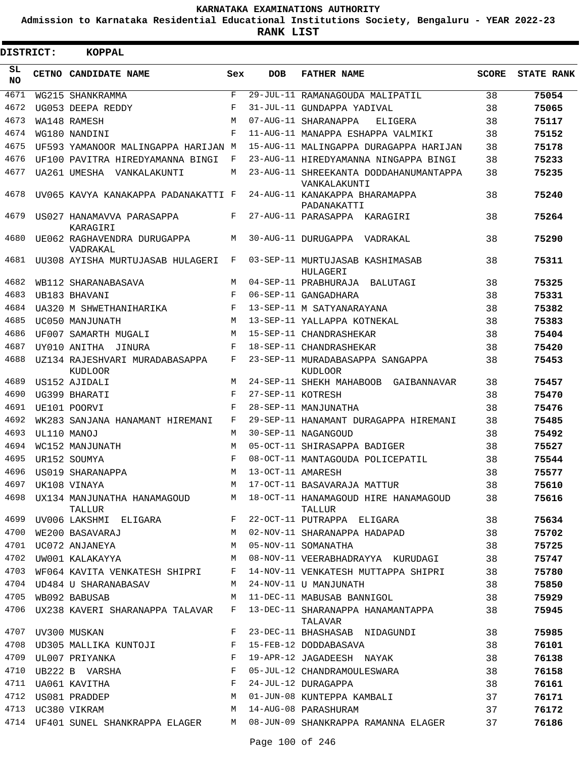KARNATAKA EXAMINATIONS AUTHORITY

Admission to Karnataka Residential Educational Institutions Society, Bengaluru - YEAR 2022-23

**RANK LIST**

**DISTRICT: KOPPAL**

| SL NO | CETNO | CANDIDATE NAME | Sex | DOB | FATHER NAME | SCORE | STATE RANK |
|---|---|---|---|---|---|---|---|
| 4671 | WG215 | SHANKRAMMA | F | 29-JUL-11 | RAMANAGOUDA MALIPATIL | 38 | 75054 |
| 4672 | UG053 | DEEPA REDDY | F | 31-JUL-11 | GUNDAPPA YADIVAL | 38 | 75065 |
| 4673 | WA148 | RAMESH | M | 07-AUG-11 | SHARANAPPA ELIGERA | 38 | 75117 |
| 4674 | WG180 | NANDINI | F | 11-AUG-11 | MANAPPA ESHAPPA VALMIKI | 38 | 75152 |
| 4675 | UF593 | YAMANOOR MALINGAPPA HARIJAN | M | 15-AUG-11 | MALINGAPPA DURAGAPPA HARIJAN | 38 | 75178 |
| 4676 | UF100 | PAVITRA HIREDYAMANNA BINGI | F | 23-AUG-11 | HIREDYAMANNA NINGAPPA BINGI | 38 | 75233 |
| 4677 | UA261 | UMESHA VANKALAKUNTI | M | 23-AUG-11 | SHREEKANTA DODDAHANUMANTAPPA VANKALAKUNTI | 38 | 75235 |
| 4678 | UV065 | KAVYA KANAKAPPA PADANAKATTI | F | 24-AUG-11 | KANAKAPPA BHARAMAPPA PADANAKATTI | 38 | 75240 |
| 4679 | US027 | HANAMAVVA PARASAPPA KARAGIRI | F | 27-AUG-11 | PARASAPPA KARAGIRI | 38 | 75264 |
| 4680 | UE062 | RAGHAVENDRA DURUGAPPA VADRAKAL | M | 30-AUG-11 | DURUGAPPA VADRAKAL | 38 | 75290 |
| 4681 | UU308 | AYISHA MURTUJASAB HULAGERI | F | 03-SEP-11 | MURTUJASAB KASHIMASAB HULAGERI | 38 | 75311 |
| 4682 | WB112 | SHARANABASAVA | M | 04-SEP-11 | PRABHURAJA BALUTAGI | 38 | 75325 |
| 4683 | UB183 | BHAVANI | F | 06-SEP-11 | GANGADHARA | 38 | 75331 |
| 4684 | UA320 | M SHWETHANIHARIKA | F | 13-SEP-11 | M SATYANARAYANA | 38 | 75382 |
| 4685 | UC050 | MANJUNATH | M | 13-SEP-11 | YALLAPPA KOTNEKAL | 38 | 75383 |
| 4686 | UF007 | SAMARTH MUGALI | M | 15-SEP-11 | CHANDRASHEKAR | 38 | 75404 |
| 4687 | UY010 | ANITHA JINURA | F | 18-SEP-11 | CHANDRASHEKAR | 38 | 75420 |
| 4688 | UZ134 | RAJESHVARI MURADABASAPPA KUDLOOR | F | 23-SEP-11 | MURADABASAPPA SANGAPPA KUDLOOR | 38 | 75453 |
| 4689 | US152 | AJIDALI | M | 24-SEP-11 | SHEKH MAHABOOB GAIBANNAVAR | 38 | 75457 |
| 4690 | UG399 | BHARATI | F | 27-SEP-11 | KOTRESH | 38 | 75470 |
| 4691 | UE101 | POORVI | F | 28-SEP-11 | MANJUNATHA | 38 | 75476 |
| 4692 | WK283 | SANJANA HANAMANT HIREMANI | F | 29-SEP-11 | HANAMANT DURAGAPPA HIREMANI | 38 | 75485 |
| 4693 | UL110 | MANOJ | M | 30-SEP-11 | NAGANGOUD | 38 | 75492 |
| 4694 | WC152 | MANJUNATH | M | 05-OCT-11 | SHIRASAPPA BADIGER | 38 | 75527 |
| 4695 | UR152 | SOUMYA | F | 08-OCT-11 | MANTAGOUDA POLICEPATIL | 38 | 75544 |
| 4696 | US019 | SHARANAPPA | M | 13-OCT-11 | AMARESH | 38 | 75577 |
| 4697 | UK108 | VINAYA | M | 17-OCT-11 | BASAVARAJA MATTUR | 38 | 75610 |
| 4698 | UX134 | MANJUNATHA HANAMAGOUD TALLUR | M | 18-OCT-11 | HANAMAGOUD HIRE HANAMAGOUD TALLUR | 38 | 75616 |
| 4699 | UV006 | LAKSHMI ELIGARA | F | 22-OCT-11 | PUTRAPPA ELIGARA | 38 | 75634 |
| 4700 | WE200 | BASAVARAJ | M | 02-NOV-11 | SHARANAPPA HADAPAD | 38 | 75702 |
| 4701 | UC072 | ANJANEYA | M | 05-NOV-11 | SOMANATHA | 38 | 75725 |
| 4702 | UW001 | KALAKAYYA | M | 08-NOV-11 | VEERABHADRAYYA KURUDAGI | 38 | 75747 |
| 4703 | WF064 | KAVITA VENKATESH SHIPRI | F | 14-NOV-11 | VENKATESH MUTTAPPA SHIPRI | 38 | 75780 |
| 4704 | UD484 | U SHARANABASAV | M | 24-NOV-11 | U MANJUNATH | 38 | 75850 |
| 4705 | WB092 | BABUSAB | M | 11-DEC-11 | MABUSAB BANNIGOL | 38 | 75929 |
| 4706 | UX238 | KAVERI SHARANAPPA TALAVAR | F | 13-DEC-11 | SHARANAPPA HANAMANTAPPA TALAVAR | 38 | 75945 |
| 4707 | UV300 | MUSKAN | F | 23-DEC-11 | BHASHASAB NIDAGUNDI | 38 | 75985 |
| 4708 | UD305 | MALLIKA KUNTOJI | F | 15-FEB-12 | DODDABASAVA | 38 | 76101 |
| 4709 | UL007 | PRIYANKA | F | 19-APR-12 | JAGADEESH NAYAK | 38 | 76138 |
| 4710 | UB222 | B VARSHA | F | 05-JUL-12 | CHANDRAMOULESWARA | 38 | 76158 |
| 4711 | UA061 | KAVITHA | F | 24-JUL-12 | DURAGAPPA | 38 | 76161 |
| 4712 | US081 | PRADDEP | M | 01-JUN-08 | KUNTEPPA KAMBALI | 37 | 76171 |
| 4713 | UC380 | VIKRAM | M | 14-AUG-08 | PARASHURAM | 37 | 76172 |
| 4714 | UF401 | SUNEL SHANKRAPPA ELAGER | M | 08-JUN-09 | SHANKRAPPA RAMANNA ELAGER | 37 | 76186 |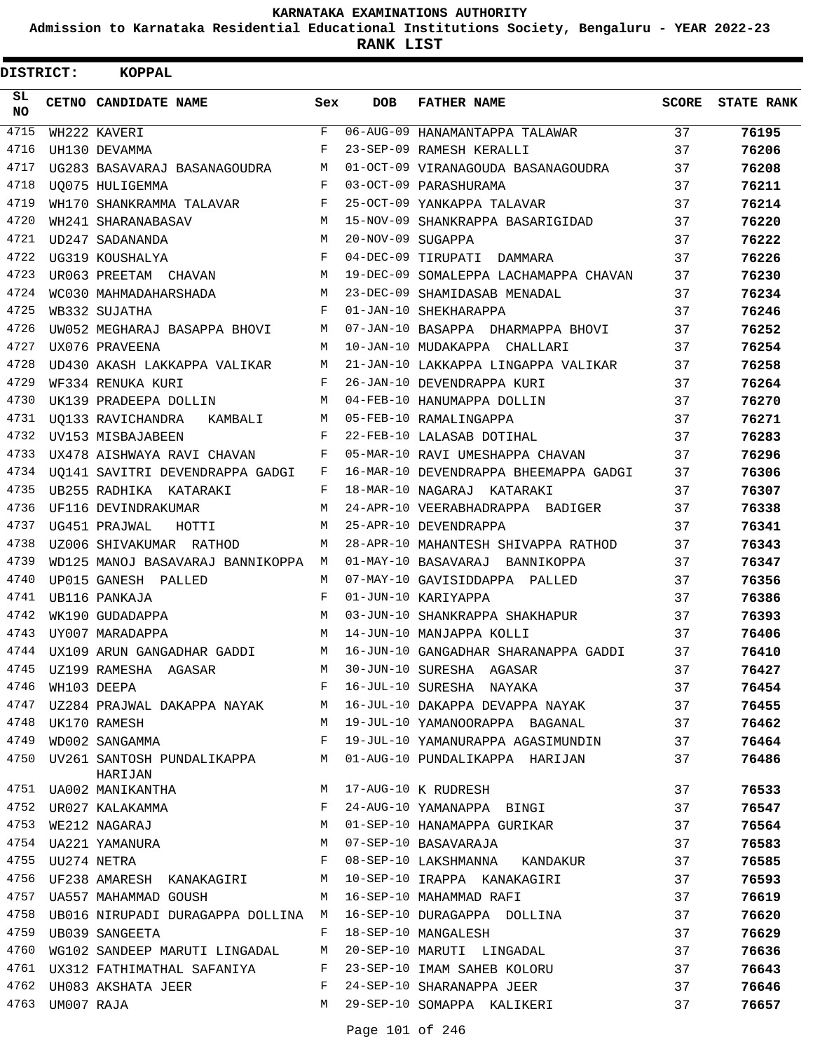**KARNATAKA EXAMINATIONS AUTHORITY**

**Admission to Karnataka Residential Educational Institutions Society, Bengaluru - YEAR 2022-23**

**RANK LIST**

**DISTRICT: KOPPAL**

| SL NO | CETNO | CANDIDATE NAME | Sex | DOB | FATHER NAME | SCORE | STATE RANK |
|---|---|---|---|---|---|---|---|
| 4715 | WH222 | KAVERI | F | 06-AUG-09 | HANAMANTAPPA TALAWAR | 37 | 76195 |
| 4716 | UH130 | DEVAMMA | F | 23-SEP-09 | RAMESH KERALLI | 37 | 76206 |
| 4717 | UG283 | BASAVARAJ BASANAGOUDRA | M | 01-OCT-09 | VIRANAGOUDA BASANAGOUDRA | 37 | 76208 |
| 4718 | UQ075 | HULIGEMMA | F | 03-OCT-09 | PARASHURAMA | 37 | 76211 |
| 4719 | WH170 | SHANKRAMMA TALAVAR | F | 25-OCT-09 | YANKAPPA TALAVAR | 37 | 76214 |
| 4720 | WH241 | SHARANABASAV | M | 15-NOV-09 | SHANKRAPPA BASARIGIDAD | 37 | 76220 |
| 4721 | UD247 | SADANANDA | M | 20-NOV-09 | SUGAPPA | 37 | 76222 |
| 4722 | UG319 | KOUSHALYA | F | 04-DEC-09 | TIRUPATI DAMMARA | 37 | 76226 |
| 4723 | UR063 | PREETAM CHAVAN | M | 19-DEC-09 | SOMALEPPA LACHAMAPPA CHAVAN | 37 | 76230 |
| 4724 | WC030 | MAHMADAHARSHADA | M | 23-DEC-09 | SHAMIDASAB MENADAL | 37 | 76234 |
| 4725 | WB332 | SUJATHA | F | 01-JAN-10 | SHEKHARAPPA | 37 | 76246 |
| 4726 | UW052 | MEGHARAJ BASAPPA BHOVI | M | 07-JAN-10 | BASAPPA DHARMAPPA BHOVI | 37 | 76252 |
| 4727 | UX076 | PRAVEENA | M | 10-JAN-10 | MUDAKAPPA CHALLARI | 37 | 76254 |
| 4728 | UD430 | AKASH LAKKAPPA VALIKAR | M | 21-JAN-10 | LAKKAPPA LINGAPPA VALIKAR | 37 | 76258 |
| 4729 | WF334 | RENUKA KURI | F | 26-JAN-10 | DEVENDRAPPA KURI | 37 | 76264 |
| 4730 | UK139 | PRADEEPA DOLLIN | M | 04-FEB-10 | HANUMAPPA DOLLIN | 37 | 76270 |
| 4731 | UQ133 | RAVICHANDRA KAMBALI | M | 05-FEB-10 | RAMALINGAPPA | 37 | 76271 |
| 4732 | UV153 | MISBAJABEEN | F | 22-FEB-10 | LALASAB DOTIHAL | 37 | 76283 |
| 4733 | UX478 | AISHWAYA RAVI CHAVAN | F | 05-MAR-10 | RAVI UMESHAPPA CHAVAN | 37 | 76296 |
| 4734 | UQ141 | SAVITRI DEVENDRAPPA GADGI | F | 16-MAR-10 | DEVENDRAPPA BHEEMAPPA GADGI | 37 | 76306 |
| 4735 | UB255 | RADHIKA KATARAKI | F | 18-MAR-10 | NAGARAJ KATARAKI | 37 | 76307 |
| 4736 | UF116 | DEVINDRAKUMAR | M | 24-APR-10 | VEERABHADRAPPA BADIGER | 37 | 76338 |
| 4737 | UG451 | PRAJWAL HOTTI | M | 25-APR-10 | DEVENDRAPPA | 37 | 76341 |
| 4738 | UZ006 | SHIVAKUMAR RATHOD | M | 28-APR-10 | MAHANTESH SHIVAPPA RATHOD | 37 | 76343 |
| 4739 | WD125 | MANOJ BASAVARAJ BANNIKOPPA | M | 01-MAY-10 | BASAVARAJ BANNIKOPPA | 37 | 76347 |
| 4740 | UP015 | GANESH PALLED | M | 07-MAY-10 | GAVISIDDAPPA PALLED | 37 | 76356 |
| 4741 | UB116 | PANKAJA | F | 01-JUN-10 | KARIYAPPA | 37 | 76386 |
| 4742 | WK190 | GUDADAPPA | M | 03-JUN-10 | SHANKRAPPA SHAKHAPUR | 37 | 76393 |
| 4743 | UY007 | MARADAPPA | M | 14-JUN-10 | MANJAPPA KOLLI | 37 | 76406 |
| 4744 | UX109 | ARUN GANGADHAR GADDI | M | 16-JUN-10 | GANGADHAR SHARANAPPA GADDI | 37 | 76410 |
| 4745 | UZ199 | RAMESHA AGASAR | M | 30-JUN-10 | SURESHA AGASAR | 37 | 76427 |
| 4746 | WH103 | DEEPA | F | 16-JUL-10 | SURESHA NAYAKA | 37 | 76454 |
| 4747 | UZ284 | PRAJWAL DAKAPPA NAYAK | M | 16-JUL-10 | DAKAPPA DEVAPPA NAYAK | 37 | 76455 |
| 4748 | UK170 | RAMESH | M | 19-JUL-10 | YAMANOORAPPA BAGANAL | 37 | 76462 |
| 4749 | WD002 | SANGAMMA | F | 19-JUL-10 | YAMANURAPPA AGASIMUNDIN | 37 | 76464 |
| 4750 | UV261 | SANTOSH PUNDALIKAPPA HARIJAN | M | 01-AUG-10 | PUNDALIKAPPA HARIJAN | 37 | 76486 |
| 4751 | UA002 | MANIKANTHA | M | 17-AUG-10 | K RUDRESH | 37 | 76533 |
| 4752 | UR027 | KALAKAMMA | F | 24-AUG-10 | YAMANAPPA BINGI | 37 | 76547 |
| 4753 | WE212 | NAGARAJ | M | 01-SEP-10 | HANAMAPPA GURIKAR | 37 | 76564 |
| 4754 | UA221 | YAMANURA | M | 07-SEP-10 | BASAVARAJA | 37 | 76583 |
| 4755 | UU274 | NETRA | F | 08-SEP-10 | LAKSHMANNA KANDAKUR | 37 | 76585 |
| 4756 | UF238 | AMARESH KANAKAGIRI | M | 10-SEP-10 | IRAPPA KANAKAGIRI | 37 | 76593 |
| 4757 | UA557 | MAHAMMAD GOUSH | M | 16-SEP-10 | MAHAMMAD RAFI | 37 | 76619 |
| 4758 | UB016 | NIRUPADI DURAGAPPA DOLLINA | M | 16-SEP-10 | DURAGAPPA DOLLINA | 37 | 76620 |
| 4759 | UB039 | SANGEETA | F | 18-SEP-10 | MANGALESH | 37 | 76629 |
| 4760 | WG102 | SANDEEP MARUTI LINGADAL | M | 20-SEP-10 | MARUTI LINGADAL | 37 | 76636 |
| 4761 | UX312 | FATHIMATHAL SAFANIYA | F | 23-SEP-10 | IMAM SAHEB KOLORU | 37 | 76643 |
| 4762 | UH083 | AKSHATA JEER | F | 24-SEP-10 | SHARANAPPA JEER | 37 | 76646 |
| 4763 | UM007 | RAJA | M | 29-SEP-10 | SOMAPPA KALIKERI | 37 | 76657 |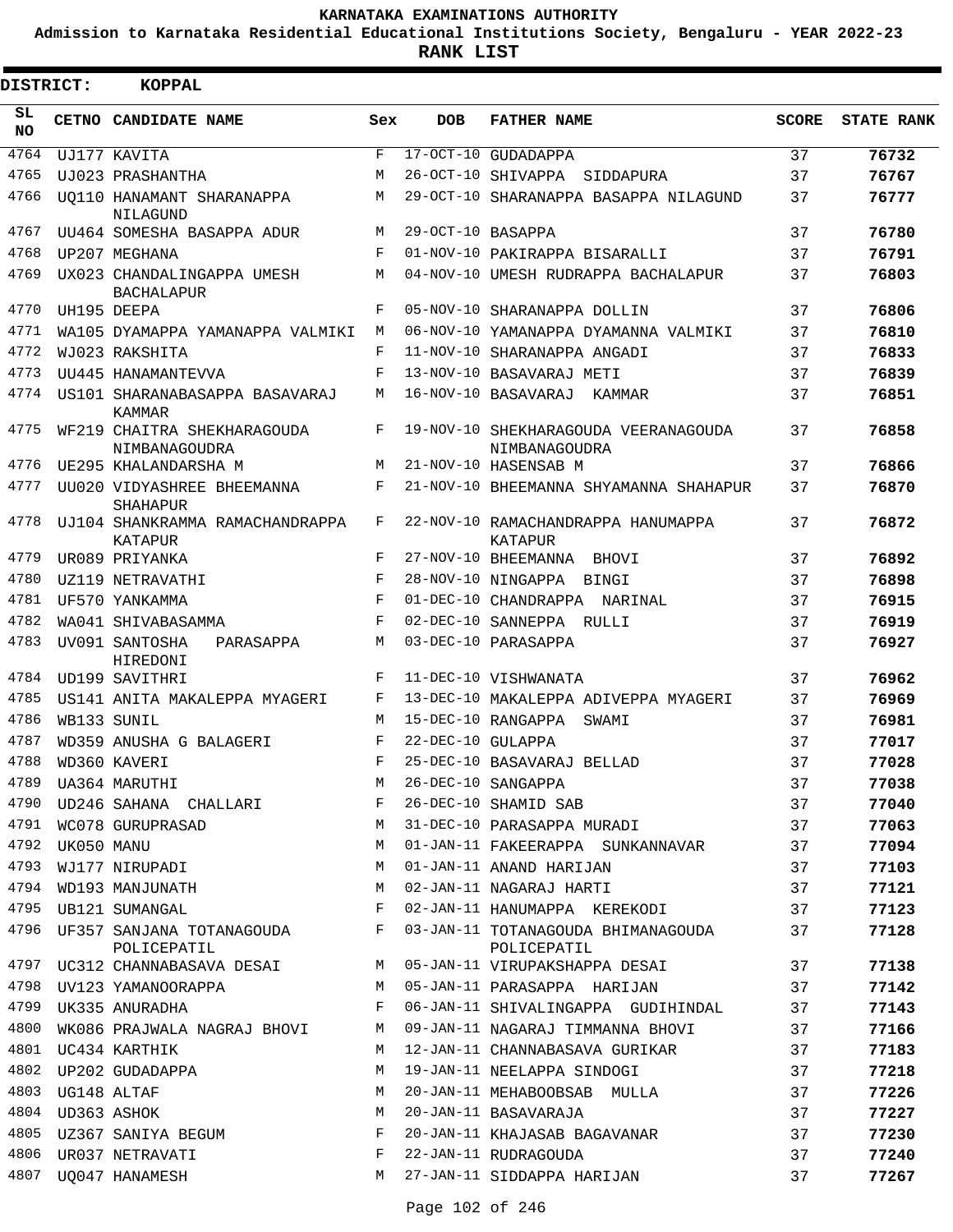# KARNATAKA EXAMINATIONS AUTHORITY

**Admission to Karnataka Residential Educational Institutions Society, Bengaluru - YEAR 2022-23**

**RANK LIST**

**DISTRICT: KOPPAL**

| SL NO | CETNO | CANDIDATE NAME | Sex | DOB | FATHER NAME | SCORE | STATE RANK |
|---|---|---|---|---|---|---|---|
| 4764 | UJ177 | KAVITA | F | 17-OCT-10 | GUDADAPPA | 37 | **76732** |
| 4765 | UJ023 | PRASHANTHA | M | 26-OCT-10 | SHIVAPPA SIDDAPURA | 37 | **76767** |
| 4766 | UQ110 | HANAMANT SHARANAPPA NILAGUND | M | 29-OCT-10 | SHARANAPPA BASAPPA NILAGUND | 37 | **76777** |
| 4767 | UU464 | SOMESHA BASAPPA ADUR | M | 29-OCT-10 | BASAPPA | 37 | **76780** |
| 4768 | UP207 | MEGHANA | F | 01-NOV-10 | PAKIRAPPA BISARALLI | 37 | **76791** |
| 4769 | UX023 | CHANDALINGAPPA UMESH BACHALAPUR | M | 04-NOV-10 | UMESH RUDRAPPA BACHALAPUR | 37 | **76803** |
| 4770 | UH195 | DEEPA | F | 05-NOV-10 | SHARANAPPA DOLLIN | 37 | **76806** |
| 4771 | WA105 | DYAMAPPA YAMANAPPA VALMIKI | M | 06-NOV-10 | YAMANAPPA DYAMANNA VALMIKI | 37 | **76810** |
| 4772 | WJ023 | RAKSHITA | F | 11-NOV-10 | SHARANAPPA ANGADI | 37 | **76833** |
| 4773 | UU445 | HANAMANTEVVA | F | 13-NOV-10 | BASAVARAJ METI | 37 | **76839** |
| 4774 | US101 | SHARANABASAPPA BASAVARAJ KAMMAR | M | 16-NOV-10 | BASAVARAJ KAMMAR | 37 | **76851** |
| 4775 | WF219 | CHAITRA SHEKHARAGOUDA NIMBANAGOUDRA | F | 19-NOV-10 | SHEKHARAGOUDA VEERANAGOUDA NIMBANAGOUDRA | 37 | **76858** |
| 4776 | UE295 | KHALANDARSHA M | M | 21-NOV-10 | HASENSAB M | 37 | **76866** |
| 4777 | UU020 | VIDYASHREE BHEEMANNA SHAHAPUR | F | 21-NOV-10 | BHEEMANNA SHYAMANNA SHAHAPUR | 37 | **76870** |
| 4778 | UJ104 | SHANKRAMMA RAMACHANDRAPPA KATAPUR | F | 22-NOV-10 | RAMACHANDRAPPA HANUMAPPA KATAPUR | 37 | **76872** |
| 4779 | UR089 | PRIYANKA | F | 27-NOV-10 | BHEEMANNA BHOVI | 37 | **76892** |
| 4780 | UZ119 | NETRAVATHI | F | 28-NOV-10 | NINGAPPA BINGI | 37 | **76898** |
| 4781 | UF570 | YANKAMMA | F | 01-DEC-10 | CHANDRAPPA NARINAL | 37 | **76915** |
| 4782 | WA041 | SHIVABASAMMA | F | 02-DEC-10 | SANNEPPA RULLI | 37 | **76919** |
| 4783 | UV091 | SANTOSHA PARASAPPA HIREDONI | M | 03-DEC-10 | PARASAPPA | 37 | **76927** |
| 4784 | UD199 | SAVITHRI | F | 11-DEC-10 | VISHWANATA | 37 | **76962** |
| 4785 | US141 | ANITA MAKALEPPA MYAGERI | F | 13-DEC-10 | MAKALEPPA ADIVEPPA MYAGERI | 37 | **76969** |
| 4786 | WB133 | SUNIL | M | 15-DEC-10 | RANGAPPA SWAMI | 37 | **76981** |
| 4787 | WD359 | ANUSHA G BALAGERI | F | 22-DEC-10 | GULAPPA | 37 | **77017** |
| 4788 | WD360 | KAVERI | F | 25-DEC-10 | BASAVARAJ BELLAD | 37 | **77028** |
| 4789 | UA364 | MARUTHI | M | 26-DEC-10 | SANGAPPA | 37 | **77038** |
| 4790 | UD246 | SAHANA CHALLARI | F | 26-DEC-10 | SHAMID SAB | 37 | **77040** |
| 4791 | WC078 | GURUPRASAD | M | 31-DEC-10 | PARASAPPA MURADI | 37 | **77063** |
| 4792 | UK050 | MANU | M | 01-JAN-11 | FAKEERAPPA SUNKANNAVAR | 37 | **77094** |
| 4793 | WJ177 | NIRUPADI | M | 01-JAN-11 | ANAND HARIJAN | 37 | **77103** |
| 4794 | WD193 | MANJUNATH | M | 02-JAN-11 | NAGARAJ HARTI | 37 | **77121** |
| 4795 | UB121 | SUMANGAL | F | 02-JAN-11 | HANUMAPPA KEREKODI | 37 | **77123** |
| 4796 | UF357 | SANJANA TOTANAGOUDA POLICEPATIL | F | 03-JAN-11 | TOTANAGOUDA BHIMANAGOUDA POLICEPATIL | 37 | **77128** |
| 4797 | UC312 | CHANNABASAVA DESAI | M | 05-JAN-11 | VIRUPAKSHAPPA DESAI | 37 | **77138** |
| 4798 | UV123 | YAMANOORAPPA | M | 05-JAN-11 | PARASAPPA HARIJAN | 37 | **77142** |
| 4799 | UK335 | ANURADHA | F | 06-JAN-11 | SHIVALINGAPPA GUDIHINDAL | 37 | **77143** |
| 4800 | WK086 | PRAJWALA NAGRAJ BHOVI | M | 09-JAN-11 | NAGARAJ TIMMANNA BHOVI | 37 | **77166** |
| 4801 | UC434 | KARTHIK | M | 12-JAN-11 | CHANNABASAVA GURIKAR | 37 | **77183** |
| 4802 | UP202 | GUDADAPPA | M | 19-JAN-11 | NEELAPPA SINDOGI | 37 | **77218** |
| 4803 | UG148 | ALTAF | M | 20-JAN-11 | MEHABOOBSAB MULLA | 37 | **77226** |
| 4804 | UD363 | ASHOK | M | 20-JAN-11 | BASAVARAJA | 37 | **77227** |
| 4805 | UZ367 | SANIYA BEGUM | F | 20-JAN-11 | KHAJASAB BAGAVANAR | 37 | **77230** |
| 4806 | UR037 | NETRAVATI | F | 22-JAN-11 | RUDRAGOUDA | 37 | **77240** |
| 4807 | UQ047 | HANAMESH | M | 27-JAN-11 | SIDDAPPA HARIJAN | 37 | **77267** |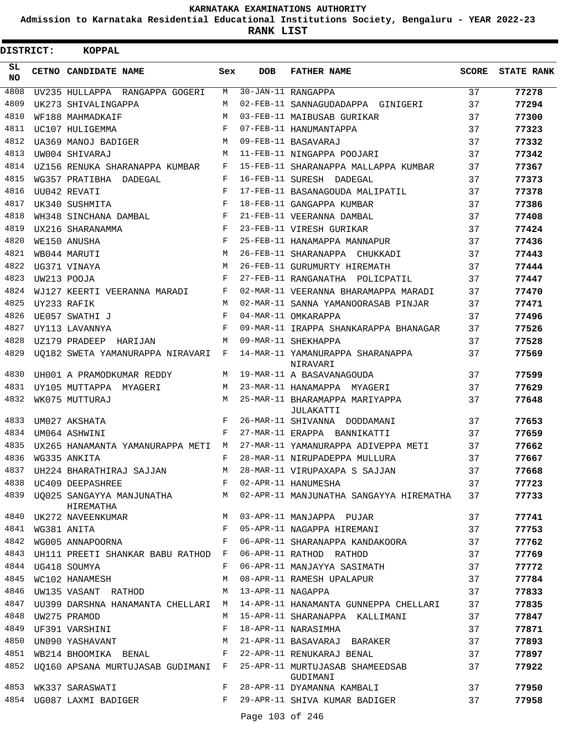# KARNATAKA EXAMINATIONS AUTHORITY

**Admission to Karnataka Residential Educational Institutions Society, Bengaluru - YEAR 2022-23**

**RANK LIST**

**DISTRICT: KOPPAL**

| SL NO | CETNO | CANDIDATE NAME | Sex | DOB | FATHER NAME | SCORE | STATE RANK |
|---|---|---|---|---|---|---|---|
| 4808 | UV235 | HULLAPPA RANGAPPA GOGERI | M | 30-JAN-11 | RANGAPPA | 37 | 77278 |
| 4809 | UK273 | SHIVALINGAPPA | M | 02-FEB-11 | SANNAGUDADAPPA GINIGERI | 37 | 77294 |
| 4810 | WF188 | MAHMADKAIF | M | 03-FEB-11 | MAIBUSAB GURIKAR | 37 | 77300 |
| 4811 | UC107 | HULIGEMMA | F | 07-FEB-11 | HANUMANTAPPA | 37 | 77323 |
| 4812 | UA369 | MANOJ BADIGER | M | 09-FEB-11 | BASAVARAJ | 37 | 77332 |
| 4813 | UW004 | SHIVARAJ | M | 11-FEB-11 | NINGAPPA POOJARI | 37 | 77342 |
| 4814 | UZ156 | RENUKA SHARANAPPA KUMBAR | F | 15-FEB-11 | SHARANAPPA MALLAPPA KUMBAR | 37 | 77367 |
| 4815 | WG357 | PRATIBHA DADEGAL | F | 16-FEB-11 | SURESH DADEGAL | 37 | 77373 |
| 4816 | UU042 | REVATI | F | 17-FEB-11 | BASANAGOUDA MALIPATIL | 37 | 77378 |
| 4817 | UK340 | SUSHMITA | F | 18-FEB-11 | GANGAPPA KUMBAR | 37 | 77386 |
| 4818 | WH348 | SINCHANA DAMBAL | F | 21-FEB-11 | VEERANNA DAMBAL | 37 | 77408 |
| 4819 | UX216 | SHARANAMMA | F | 23-FEB-11 | VIRESH GURIKAR | 37 | 77424 |
| 4820 | WE150 | ANUSHA | F | 25-FEB-11 | HANAMAPPA MANNAPUR | 37 | 77436 |
| 4821 | WB044 | MARUTI | M | 26-FEB-11 | SHARANAPPA CHUKKADI | 37 | 77443 |
| 4822 | UG371 | VINAYA | M | 26-FEB-11 | GURUMURTY HIREMATH | 37 | 77444 |
| 4823 | UW213 | POOJA | F | 27-FEB-11 | RANGANATHA POLICPATIL | 37 | 77447 |
| 4824 | WJ127 | KEERTI VEERANNA MARADI | F | 02-MAR-11 | VEERANNA BHARAMAPPA MARADI | 37 | 77470 |
| 4825 | UY233 | RAFIK | M | 02-MAR-11 | SANNA YAMANOORASAB PINJAR | 37 | 77471 |
| 4826 | UE057 | SWATHI J | F | 04-MAR-11 | OMKARAPPA | 37 | 77496 |
| 4827 | UY113 | LAVANNYA | F | 09-MAR-11 | IRAPPA SHANKARAPPA BHANAGAR | 37 | 77526 |
| 4828 | UZ179 | PRADEEP HARIJAN | M | 09-MAR-11 | SHEKHAPPA | 37 | 77528 |
| 4829 | UQ182 | SWETA YAMANURAPPA NIRAVARI | F | 14-MAR-11 | YAMANURAPPA SHARANAPPA NIRAVARI | 37 | 77569 |
| 4830 | UH001 | A PRAMODKUMAR REDDY | M | 19-MAR-11 | A BASAVANAGOUDA | 37 | 77599 |
| 4831 | UY105 | MUTTAPPA MYAGERI | M | 23-MAR-11 | HANAMAPPA MYAGERI | 37 | 77629 |
| 4832 | WK075 | MUTTURAJ | M | 25-MAR-11 | BHARAMAPPA MARIYAPPA JULAKATTI | 37 | 77648 |
| 4833 | UM027 | AKSHATA | F | 26-MAR-11 | SHIVANNA DODDAMANI | 37 | 77653 |
| 4834 | UM064 | ASHWINI | F | 27-MAR-11 | ERAPPA BANNIKATTI | 37 | 77659 |
| 4835 | UX265 | HANAMANTA YAMANURAPPA METI | M | 27-MAR-11 | YAMANURAPPA ADIVEPPA METI | 37 | 77662 |
| 4836 | WG335 | ANKITA | F | 28-MAR-11 | NIRUPADEPPA MULLURA | 37 | 77667 |
| 4837 | UH224 | BHARATHIRAJ SAJJAN | M | 28-MAR-11 | VIRUPAXAPA S SAJJAN | 37 | 77668 |
| 4838 | UC409 | DEEPASHREE | F | 02-APR-11 | HANUMESHA | 37 | 77723 |
| 4839 | UQ025 | SANGAYYA MANJUNATHA HIREMATHA | M | 02-APR-11 | MANJUNATHA SANGAYYA HIREMATHA | 37 | 77733 |
| 4840 | UK272 | NAVEENKUMAR | M | 03-APR-11 | MANJAPPA PUJAR | 37 | 77741 |
| 4841 | WG381 | ANITA | F | 05-APR-11 | NAGAPPA HIREMANI | 37 | 77753 |
| 4842 | WG005 | ANNAPOORNA | F | 06-APR-11 | SHARANAPPA KANDAKOORA | 37 | 77762 |
| 4843 | UH111 | PREETI SHANKAR BABU RATHOD | F | 06-APR-11 | RATHOD RATHOD | 37 | 77769 |
| 4844 | UG418 | SOUMYA | F | 06-APR-11 | MANJAYYA SASIMATH | 37 | 77772 |
| 4845 | WC102 | HANAMESH | M | 08-APR-11 | RAMESH UPALAPUR | 37 | 77784 |
| 4846 | UW135 | VASANT RATHOD | M | 13-APR-11 | NAGAPPA | 37 | 77833 |
| 4847 | UU399 | DARSHNA HANAMANTA CHELLARI | M | 14-APR-11 | HANAMANTA GUNNEPPA CHELLARI | 37 | 77835 |
| 4848 | UW275 | PRAMOD | M | 15-APR-11 | SHARANAPPA KALLIMANI | 37 | 77847 |
| 4849 | UF391 | VARSHINI | F | 18-APR-11 | NARASIMHA | 37 | 77871 |
| 4850 | UN090 | YASHAVANT | M | 21-APR-11 | BASAVARAJ BARAKER | 37 | 77893 |
| 4851 | WB214 | BHOOMIKA BENAL | F | 22-APR-11 | RENUKARAJ BENAL | 37 | 77897 |
| 4852 | UQ160 | APSANA MURTUJASAB GUDIMANI | F | 25-APR-11 | MURTUJASAB SHAMEEDSAB GUDIMANI | 37 | 77922 |
| 4853 | WK337 | SARASWATI | F | 28-APR-11 | DYAMANNA KAMBALI | 37 | 77950 |
| 4854 | UG087 | LAXMI BADIGER | F | 29-APR-11 | SHIVA KUMAR BADIGER | 37 | 77958 |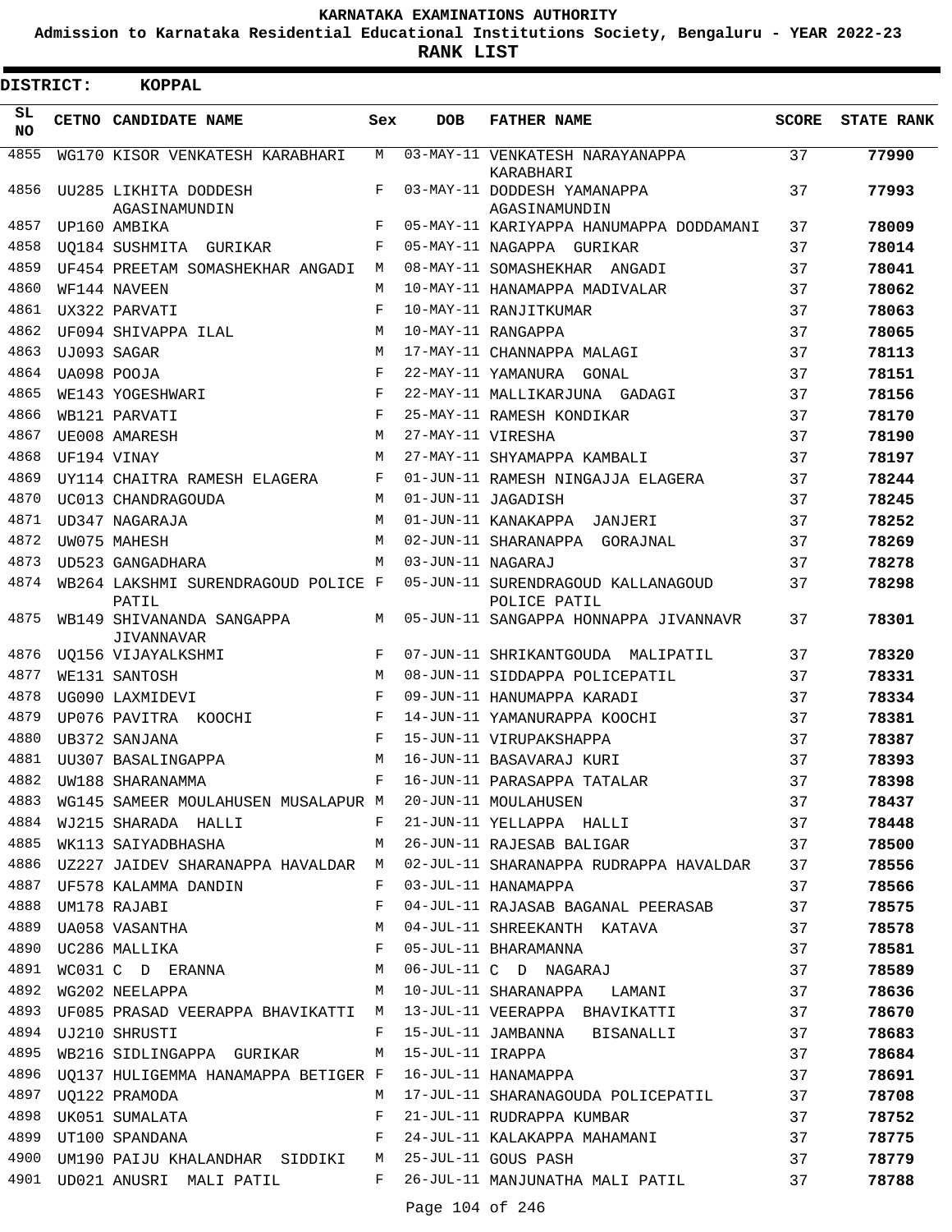# KARNATAKA EXAMINATIONS AUTHORITY

**Admission to Karnataka Residential Educational Institutions Society, Bengaluru - YEAR 2022-23**

**RANK LIST**

**DISTRICT: KOPPAL**

| SL NO | CETNO | CANDIDATE NAME | Sex | DOB | FATHER NAME | SCORE | STATE RANK |
|---|---|---|---|---|---|---|---|
| 4855 | WG170 | KISOR VENKATESH KARABHARI | M | 03-MAY-11 | VENKATESH NARAYANAPPA KARABHARI | 37 | **77990** |
| 4856 | UU285 | LIKHITA DODDESH AGASINAMUNDIN | F | 03-MAY-11 | DODDESH YAMANAPPA AGASINAMUNDIN | 37 | **77993** |
| 4857 | UP160 | AMBIKA | F | 05-MAY-11 | KARIYAPPA HANUMAPPA DODDAMANI | 37 | **78009** |
| 4858 | UQ184 | SUSHMITA GURIKAR | F | 05-MAY-11 | NAGAPPA GURIKAR | 37 | **78014** |
| 4859 | UF454 | PREETAM SOMASHEKHAR ANGADI | M | 08-MAY-11 | SOMASHEKHAR ANGADI | 37 | **78041** |
| 4860 | WF144 | NAVEEN | M | 10-MAY-11 | HANAMAPPA MADIVALAR | 37 | **78062** |
| 4861 | UX322 | PARVATI | F | 10-MAY-11 | RANJITKUMAR | 37 | **78063** |
| 4862 | UF094 | SHIVAPPA ILAL | M | 10-MAY-11 | RANGAPPA | 37 | **78065** |
| 4863 | UJ093 | SAGAR | M | 17-MAY-11 | CHANNAPPA MALAGI | 37 | **78113** |
| 4864 | UA098 | POOJA | F | 22-MAY-11 | YAMANURA GONAL | 37 | **78151** |
| 4865 | WE143 | YOGESHWARI | F | 22-MAY-11 | MALLIKARJUNA GADAGI | 37 | **78156** |
| 4866 | WB121 | PARVATI | F | 25-MAY-11 | RAMESH KONDIKAR | 37 | **78170** |
| 4867 | UE008 | AMARESH | M | 27-MAY-11 | VIRESHA | 37 | **78190** |
| 4868 | UF194 | VINAY | M | 27-MAY-11 | SHYAMAPPA KAMBALI | 37 | **78197** |
| 4869 | UY114 | CHAITRA RAMESH ELAGERA | F | 01-JUN-11 | RAMESH NINGAJJA ELAGERA | 37 | **78244** |
| 4870 | UC013 | CHANDRAGOUDA | M | 01-JUN-11 | JAGADISH | 37 | **78245** |
| 4871 | UD347 | NAGARAJA | M | 01-JUN-11 | KANAKAPPA JANJERI | 37 | **78252** |
| 4872 | UW075 | MAHESH | M | 02-JUN-11 | SHARANAPPA GORAJNAL | 37 | **78269** |
| 4873 | UD523 | GANGADHARA | M | 03-JUN-11 | NAGARAJ | 37 | **78278** |
| 4874 | WB264 | LAKSHMI SURENDRAGOUD POLICE PATIL | F | 05-JUN-11 | SURENDRAGOUD KALLANAGOUD POLICE PATIL | 37 | **78298** |
| 4875 | WB149 | SHIVANANDA SANGAPPA JIVANNAVAR | M | 05-JUN-11 | SANGAPPA HONNAPPA JIVANNAVR | 37 | **78301** |
| 4876 | UQ156 | VIJAYALKSHMI | F | 07-JUN-11 | SHRIKANTGOUDA MALIPATIL | 37 | **78320** |
| 4877 | WE131 | SANTOSH | M | 08-JUN-11 | SIDDAPPA POLICEPATIL | 37 | **78331** |
| 4878 | UG090 | LAXMIDEVI | F | 09-JUN-11 | HANUMAPPA KARADI | 37 | **78334** |
| 4879 | UP076 | PAVITRA KOOCHI | F | 14-JUN-11 | YAMANURAPPA KOOCHI | 37 | **78381** |
| 4880 | UB372 | SANJANA | F | 15-JUN-11 | VIRUPAKSHAPPA | 37 | **78387** |
| 4881 | UU307 | BASALINGAPPA | M | 16-JUN-11 | BASAVARAJ KURI | 37 | **78393** |
| 4882 | UW188 | SHARANAMMA | F | 16-JUN-11 | PARASAPPA TATALAR | 37 | **78398** |
| 4883 | WG145 | SAMEER MOULAHUSEN MUSALAPUR | M | 20-JUN-11 | MOULAHUSEN | 37 | **78437** |
| 4884 | WJ215 | SHARADA HALLI | F | 21-JUN-11 | YELLAPPA HALLI | 37 | **78448** |
| 4885 | WK113 | SAIYADBHASHA | M | 26-JUN-11 | RAJESAB BALIGAR | 37 | **78500** |
| 4886 | UZ227 | JAIDEV SHARANAPPA HAVALDAR | M | 02-JUL-11 | SHARANAPPA RUDRAPPA HAVALDAR | 37 | **78556** |
| 4887 | UF578 | KALAMMA DANDIN | F | 03-JUL-11 | HANAMAPPA | 37 | **78566** |
| 4888 | UM178 | RAJABI | F | 04-JUL-11 | RAJASAB BAGANAL PEERASAB | 37 | **78575** |
| 4889 | UA058 | VASANTHA | M | 04-JUL-11 | SHREEKANTH KATAVA | 37 | **78578** |
| 4890 | UC286 | MALLIKA | F | 05-JUL-11 | BHARAMANNA | 37 | **78581** |
| 4891 | WC031 | C D ERANNA | M | 06-JUL-11 | C D NAGARAJ | 37 | **78589** |
| 4892 | WG202 | NEELAPPA | M | 10-JUL-11 | SHARANAPPA LAMANI | 37 | **78636** |
| 4893 | UF085 | PRASAD VEERAPPA BHAVIKATTI | M | 13-JUL-11 | VEERAPPA BHAVIKATTI | 37 | **78670** |
| 4894 | UJ210 | SHRUSTI | F | 15-JUL-11 | JAMBANNA BISANALLI | 37 | **78683** |
| 4895 | WB216 | SIDLINGAPPA GURIKAR | M | 15-JUL-11 | IRAPPA | 37 | **78684** |
| 4896 | UQ137 | HULIGEMMA HANAMAPPA BETIGER | F | 16-JUL-11 | HANAMAPPA | 37 | **78691** |
| 4897 | UQ122 | PRAMODA | M | 17-JUL-11 | SHARANAGOUDA POLICEPATIL | 37 | **78708** |
| 4898 | UK051 | SUMALATA | F | 21-JUL-11 | RUDRAPPA KUMBAR | 37 | **78752** |
| 4899 | UT100 | SPANDANA | F | 24-JUL-11 | KALAKAPPA MAHAMANI | 37 | **78775** |
| 4900 | UM190 | PAIJU KHALANDHAR SIDDIKI | M | 25-JUL-11 | GOUS PASH | 37 | **78779** |
| 4901 | UD021 | ANUSRI MALI PATIL | F | 26-JUL-11 | MANJUNATHA MALI PATIL | 37 | **78788** |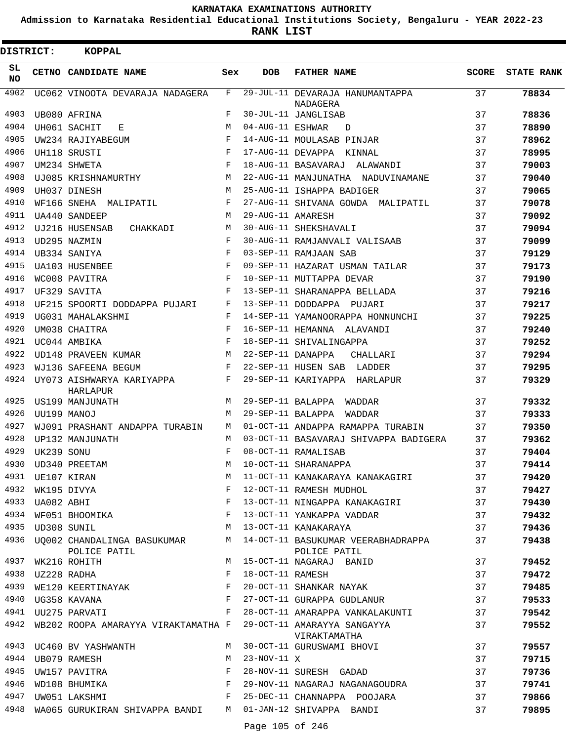# KARNATAKA EXAMINATIONS AUTHORITY

**Admission to Karnataka Residential Educational Institutions Society, Bengaluru - YEAR 2022-23**

**RANK LIST**

**DISTRICT: KOPPAL**

| SL NO | CETNO | CANDIDATE NAME | Sex | DOB | FATHER NAME | SCORE | STATE RANK |
|---|---|---|---|---|---|---|---|
| 4902 | UC062 | VINOOTA DEVARAJA NADAGERA | F | 29-JUL-11 | DEVARAJA HANUMANTAPPA NADAGERA | 37 | 78834 |
| 4903 | UB080 | AFRINA | F | 30-JUL-11 | JANGLISAB | 37 | 78836 |
| 4904 | UH061 | SACHIT E | M | 04-AUG-11 | ESHWAR D | 37 | 78890 |
| 4905 | UW234 | RAJIYABEGUM | F | 14-AUG-11 | MOULASAB PINJAR | 37 | 78962 |
| 4906 | UH118 | SRUSTI | F | 17-AUG-11 | DEVAPPA KINNAL | 37 | 78995 |
| 4907 | UM234 | SHWETA | F | 18-AUG-11 | BASAVARAJ ALAWANDI | 37 | 79003 |
| 4908 | UJ085 | KRISHNAMURTHY | M | 22-AUG-11 | MANJUNATHA NADUVINAMANE | 37 | 79040 |
| 4909 | UH037 | DINESH | M | 25-AUG-11 | ISHAPPA BADIGER | 37 | 79065 |
| 4910 | WF166 | SNEHA MALIPATIL | F | 27-AUG-11 | SHIVANA GOWDA MALIPATIL | 37 | 79078 |
| 4911 | UA440 | SANDEEP | M | 29-AUG-11 | AMARESH | 37 | 79092 |
| 4912 | UJ216 | HUSENSAB CHAKKADI | M | 30-AUG-11 | SHEKSHAVALI | 37 | 79094 |
| 4913 | UD295 | NAZMIN | F | 30-AUG-11 | RAMJANVALI VALISAAB | 37 | 79099 |
| 4914 | UB334 | SANIYA | F | 03-SEP-11 | RAMJAAN SAB | 37 | 79129 |
| 4915 | UA103 | HUSENBEE | F | 09-SEP-11 | HAZARAT USMAN TAILAR | 37 | 79173 |
| 4916 | WC008 | PAVITRA | F | 10-SEP-11 | MUTTAPPA DEVAR | 37 | 79190 |
| 4917 | UF329 | SAVITA | F | 13-SEP-11 | SHARANAPPA BELLADA | 37 | 79216 |
| 4918 | UF215 | SPOORTI DODDAPPA PUJARI | F | 13-SEP-11 | DODDAPPA PUJARI | 37 | 79217 |
| 4919 | UG031 | MAHALAKSHMI | F | 14-SEP-11 | YAMANOORAPPA HONNUNCHI | 37 | 79225 |
| 4920 | UM038 | CHAITRA | F | 16-SEP-11 | HEMANNA ALAVANDI | 37 | 79240 |
| 4921 | UC044 | AMBIKA | F | 18-SEP-11 | SHIVALINGAPPA | 37 | 79252 |
| 4922 | UD148 | PRAVEEN KUMAR | M | 22-SEP-11 | DANAPPA CHALLARI | 37 | 79294 |
| 4923 | WJ136 | SAFEENA BEGUM | F | 22-SEP-11 | HUSEN SAB LADDER | 37 | 79295 |
| 4924 | UY073 | AISHWARYA KARIYAPPA HARLAPUR | F | 29-SEP-11 | KARIYAPPA HARLAPUR | 37 | 79329 |
| 4925 | US199 | MANJUNATH | M | 29-SEP-11 | BALAPPA WADDAR | 37 | 79332 |
| 4926 | UU199 | MANOJ | M | 29-SEP-11 | BALAPPA WADDAR | 37 | 79333 |
| 4927 | WJ091 | PRASHANT ANDAPPA TURABIN | M | 01-OCT-11 | ANDAPPA RAMAPPA TURABIN | 37 | 79350 |
| 4928 | UP132 | MANJUNATH | M | 03-OCT-11 | BASAVARAJ SHIVAPPA BADIGERA | 37 | 79362 |
| 4929 | UK239 | SONU | F | 08-OCT-11 | RAMALISAB | 37 | 79404 |
| 4930 | UD340 | PREETAM | M | 10-OCT-11 | SHARANAPPA | 37 | 79414 |
| 4931 | UE107 | KIRAN | M | 11-OCT-11 | KANAKARAYA KANAKAGIRI | 37 | 79420 |
| 4932 | WK195 | DIVYA | F | 12-OCT-11 | RAMESH MUDHOL | 37 | 79427 |
| 4933 | UA082 | ABHI | F | 13-OCT-11 | NINGAPPA KANAKAGIRI | 37 | 79430 |
| 4934 | WF051 | BHOOMIKA | F | 13-OCT-11 | YANKAPPA VADDAR | 37 | 79432 |
| 4935 | UD308 | SUNIL | M | 13-OCT-11 | KANAKARAYA | 37 | 79436 |
| 4936 | UQ002 | CHANDALINGA BASUKUMAR POLICE PATIL | M | 14-OCT-11 | BASUKUMAR VEERABHADRAPPA POLICE PATIL | 37 | 79438 |
| 4937 | WK216 | ROHITH | M | 15-OCT-11 | NAGARAJ BANID | 37 | 79452 |
| 4938 | UZ228 | RADHA | F | 18-OCT-11 | RAMESH | 37 | 79472 |
| 4939 | WE120 | KEERTINAYAK | F | 20-OCT-11 | SHANKAR NAYAK | 37 | 79485 |
| 4940 | UG358 | KAVANA | F | 27-OCT-11 | GURAPPA GUDLANUR | 37 | 79533 |
| 4941 | UU275 | PARVATI | F | 28-OCT-11 | AMARAPPA VANKALAKUNTI | 37 | 79542 |
| 4942 | WB202 | ROOPA AMARAYYA VIRAKTAMATHA | F | 29-OCT-11 | AMARAYYA SANGAYYA VIRAKTAMATHA | 37 | 79552 |
| 4943 | UC460 | BV YASHWANTH | M | 30-OCT-11 | GURUSWAMI BHOVI | 37 | 79557 |
| 4944 | UB079 | RAMESH | M | 23-NOV-11 | X | 37 | 79715 |
| 4945 | UW157 | PAVITRA | F | 28-NOV-11 | SURESH GADAD | 37 | 79736 |
| 4946 | WD108 | BHUMIKA | F | 29-NOV-11 | NAGARAJ NAGANAGOUDRA | 37 | 79741 |
| 4947 | UW051 | LAKSHMI | F | 25-DEC-11 | CHANNAPPA POOJARA | 37 | 79866 |
| 4948 | WA065 | GURUKIRAN SHIVAPPA BANDI | M | 01-JAN-12 | SHIVAPPA BANDI | 37 | 79895 |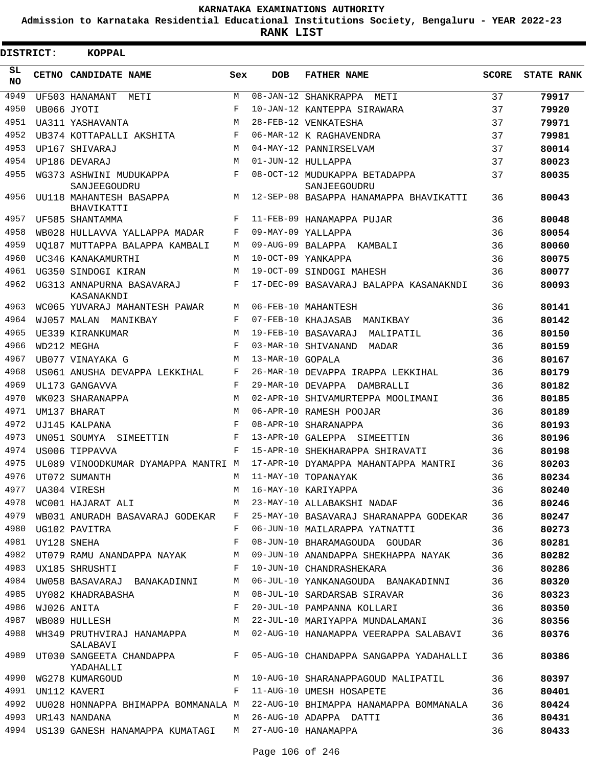KARNATAKA EXAMINATIONS AUTHORITY

Admission to Karnataka Residential Educational Institutions Society, Bengaluru - YEAR 2022-23

**RANK LIST**

**DISTRICT: KOPPAL**

| SL NO | CETNO | CANDIDATE NAME | Sex | DOB | FATHER NAME | SCORE | STATE RANK |
|---|---|---|---|---|---|---|---|
| 4949 | UF503 | HANAMANT METI | M | 08-JAN-12 | SHANKRAPPA METI | 37 | **79917** |
| 4950 | UB066 | JYOTI | F | 10-JAN-12 | KANTEPPA SIRAWARA | 37 | **79920** |
| 4951 | UA311 | YASHAVANTA | M | 28-FEB-12 | VENKATESHA | 37 | **79971** |
| 4952 | UB374 | KOTTAPALLI AKSHITA | F | 06-MAR-12 | K RAGHAVENDRA | 37 | **79981** |
| 4953 | UP167 | SHIVARAJ | M | 04-MAY-12 | PANNIRSELVAM | 37 | **80014** |
| 4954 | UP186 | DEVARAJ | M | 01-JUN-12 | HULLAPPA | 37 | **80023** |
| 4955 | WG373 | ASHWINI MUDUKAPPA SANJEEGOUDRU | F | 08-OCT-12 | MUDUKAPPA BETADAPPA SANJEEGOUDRU | 37 | **80035** |
| 4956 | UU118 | MAHANTESH BASAPPA BHAVIKATTI | M | 12-SEP-08 | BASAPPA HANAMAPPA BHAVIKATTI | 36 | **80043** |
| 4957 | UF585 | SHANTAMMA | F | 11-FEB-09 | HANAMAPPA PUJAR | 36 | **80048** |
| 4958 | WB028 | HULLAVVA YALLAPPA MADAR | F | 09-MAY-09 | YALLAPPA | 36 | **80054** |
| 4959 | UQ187 | MUTTAPPA BALAPPA KAMBALI | M | 09-AUG-09 | BALAPPA KAMBALI | 36 | **80060** |
| 4960 | UC346 | KANAKAMURTHI | M | 10-OCT-09 | YANKAPPA | 36 | **80075** |
| 4961 | UG350 | SINDOGI KIRAN | M | 19-OCT-09 | SINDOGI MAHESH | 36 | **80077** |
| 4962 | UG313 | ANNAPURNA BASAVARAJ KASANAKNDI | F | 17-DEC-09 | BASAVARAJ BALAPPA KASANAKNDI | 36 | **80093** |
| 4963 | WC065 | YUVARAJ MAHANTESH PAWAR | M | 06-FEB-10 | MAHANTESH | 36 | **80141** |
| 4964 | WJ057 | MALAN MANIKBAY | F | 07-FEB-10 | KHAJASAB MANIKBAY | 36 | **80142** |
| 4965 | UE339 | KIRANKUMAR | M | 19-FEB-10 | BASAVARAJ MALIPATIL | 36 | **80150** |
| 4966 | WD212 | MEGHA | F | 03-MAR-10 | SHIVANAND MADAR | 36 | **80159** |
| 4967 | UB077 | VINAYAKA G | M | 13-MAR-10 | GOPALA | 36 | **80167** |
| 4968 | US061 | ANUSHA DEVAPPA LEKKIHAL | F | 26-MAR-10 | DEVAPPA IRAPPA LEKKIHAL | 36 | **80179** |
| 4969 | UL173 | GANGAVVA | F | 29-MAR-10 | DEVAPPA DAMBRALLI | 36 | **80182** |
| 4970 | WK023 | SHARANAPPA | M | 02-APR-10 | SHIVAMURTEPPA MOOLIMANI | 36 | **80185** |
| 4971 | UM137 | BHARAT | M | 06-APR-10 | RAMESH POOJAR | 36 | **80189** |
| 4972 | UJ145 | KALPANA | F | 08-APR-10 | SHARANAPPA | 36 | **80193** |
| 4973 | UN051 | SOUMYA SIMEETTIN | F | 13-APR-10 | GALEPPA SIMEETTIN | 36 | **80196** |
| 4974 | US006 | TIPPAVVA | F | 15-APR-10 | SHEKHARAPPA SHIRAVATI | 36 | **80198** |
| 4975 | UL089 | VINOODKUMAR DYAMAPPA MANTRI | M | 17-APR-10 | DYAMAPPA MAHANTAPPA MANTRI | 36 | **80203** |
| 4976 | UT072 | SUMANTH | M | 11-MAY-10 | TOPANAYAK | 36 | **80234** |
| 4977 | UA304 | VIRESH | M | 16-MAY-10 | KARIYAPPA | 36 | **80240** |
| 4978 | WC001 | HAJARAT ALI | M | 23-MAY-10 | ALLABAKSHI NADAF | 36 | **80246** |
| 4979 | WB031 | ANURADH BASAVARAJ GODEKAR | F | 25-MAY-10 | BASAVARAJ SHARANAPPA GODEKAR | 36 | **80247** |
| 4980 | UG102 | PAVITRA | F | 06-JUN-10 | MAILARAPPA YATNATTI | 36 | **80273** |
| 4981 | UY128 | SNEHA | F | 08-JUN-10 | BHARAMAGOUDA GOUDAR | 36 | **80281** |
| 4982 | UT079 | RAMU ANANDAPPA NAYAK | M | 09-JUN-10 | ANANDAPPA SHEKHAPPA NAYAK | 36 | **80282** |
| 4983 | UX185 | SHRUSHTI | F | 10-JUN-10 | CHANDRASHEKARA | 36 | **80286** |
| 4984 | UW058 | BASAVARAJ BANAKADINNI | M | 06-JUL-10 | YANKANAGOUDA BANAKADINNI | 36 | **80320** |
| 4985 | UY082 | KHADRABASHA | M | 08-JUL-10 | SARDARSAB SIRAVAR | 36 | **80323** |
| 4986 | WJ026 | ANITA | F | 20-JUL-10 | PAMPANNA KOLLARI | 36 | **80350** |
| 4987 | WB089 | HULLESH | M | 22-JUL-10 | MARIYAPPA MUNDALAMANI | 36 | **80356** |
| 4988 | WH349 | PRUTHVIRAJ HANAMAPPA SALABAVI | M | 02-AUG-10 | HANAMAPPA VEERAPPA SALABAVI | 36 | **80376** |
| 4989 | UT030 | SANGEETA CHANDAPPA YADAHALLI | F | 05-AUG-10 | CHANDAPPA SANGAPPA YADAHALLI | 36 | **80386** |
| 4990 | WG278 | KUMARGOUD | M | 10-AUG-10 | SHARANAPPAGOUD MALIPATIL | 36 | **80397** |
| 4991 | UN112 | KAVERI | F | 11-AUG-10 | UMESH HOSAPETE | 36 | **80401** |
| 4992 | UU028 | HONNAPPA BHIMAPPA BOMMANALA | M | 22-AUG-10 | BHIMAPPA HANAMAPPA BOMMANALA | 36 | **80424** |
| 4993 | UR143 | NANDANA | M | 26-AUG-10 | ADAPPA DATTI | 36 | **80431** |
| 4994 | US139 | GANESH HANAMAPPA KUMATAGI | M | 27-AUG-10 | HANAMAPPA | 36 | **80433** |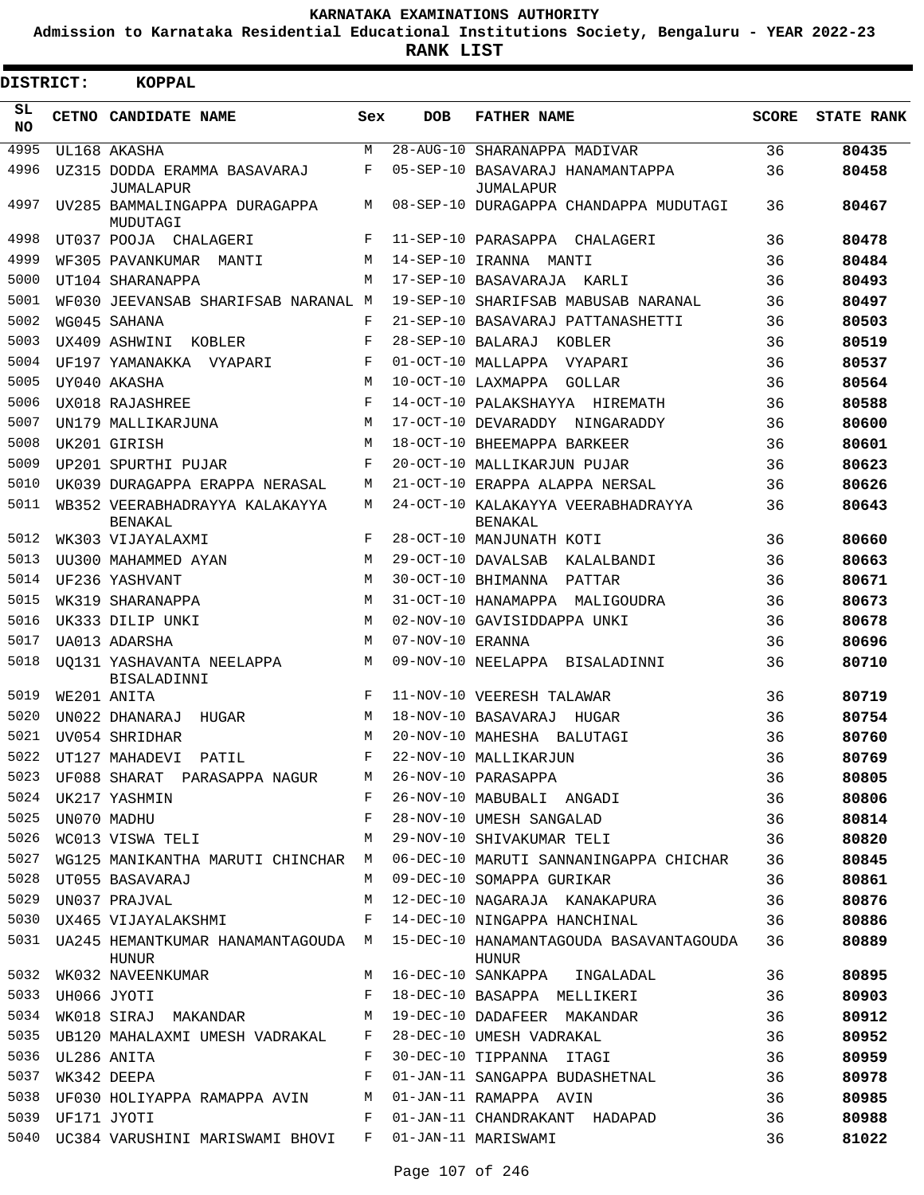# KARNATAKA EXAMINATIONS AUTHORITY

**Admission to Karnataka Residential Educational Institutions Society, Bengaluru - YEAR 2022-23**

**RANK LIST**

**DISTRICT: KOPPAL**

| SL NO | CETNO | CANDIDATE NAME | Sex | DOB | FATHER NAME | SCORE | STATE RANK |
|---|---|---|---|---|---|---|---|
| 4995 | UL168 | AKASHA | M | 28-AUG-10 | SHARANAPPA MADIVAR | 36 | 80435 |
| 4996 | UZ315 | DODDA ERAMMA BASAVARAJ JUMALAPUR | F | 05-SEP-10 | BASAVARAJ HANAMANTAPPA JUMALAPUR | 36 | 80458 |
| 4997 | UV285 | BAMMALINGAPPA DURAGAPPA MUDUTAGI | M | 08-SEP-10 | DURAGAPPA CHANDAPPA MUDUTAGI | 36 | 80467 |
| 4998 | UT037 | POOJA CHALAGERI | F | 11-SEP-10 | PARASAPPA CHALAGERI | 36 | 80478 |
| 4999 | WF305 | PAVANKUMAR MANTI | M | 14-SEP-10 | IRANNA MANTI | 36 | 80484 |
| 5000 | UT104 | SHARANAPPA | M | 17-SEP-10 | BASAVARAJA KARLI | 36 | 80493 |
| 5001 | WF030 | JEEVANSAB SHARIFSAB NARANAL | M | 19-SEP-10 | SHARIFSAB MABUSAB NARANAL | 36 | 80497 |
| 5002 | WG045 | SAHANA | F | 21-SEP-10 | BASAVARAJ PATTANASHETTI | 36 | 80503 |
| 5003 | UX409 | ASHWINI KOBLER | F | 28-SEP-10 | BALARAJ KOBLER | 36 | 80519 |
| 5004 | UF197 | YAMANAKKA VYAPARI | F | 01-OCT-10 | MALLAPPA VYAPARI | 36 | 80537 |
| 5005 | UY040 | AKASHA | M | 10-OCT-10 | LAXMAPPA GOLLAR | 36 | 80564 |
| 5006 | UX018 | RAJASHREE | F | 14-OCT-10 | PALAKSHAYYA HIREMATH | 36 | 80588 |
| 5007 | UN179 | MALLIKARJUNA | M | 17-OCT-10 | DEVARADDY NINGARADDY | 36 | 80600 |
| 5008 | UK201 | GIRISH | M | 18-OCT-10 | BHEEMAPPA BARKEER | 36 | 80601 |
| 5009 | UP201 | SPURTHI PUJAR | F | 20-OCT-10 | MALLIKARJUN PUJAR | 36 | 80623 |
| 5010 | UK039 | DURAGAPPA ERAPPA NERASAL | M | 21-OCT-10 | ERAPPA ALAPPA NERSAL | 36 | 80626 |
| 5011 | WB352 | VEERABHADRAYYA KALAKAYYA BENAKAL | M | 24-OCT-10 | KALAKAYYA VEERABHADRAYYA BENAKAL | 36 | 80643 |
| 5012 | WK303 | VIJAYALAXMI | F | 28-OCT-10 | MANJUNATH KOTI | 36 | 80660 |
| 5013 | UU300 | MAHAMMED AYAN | M | 29-OCT-10 | DAVALSAB KALALBANDI | 36 | 80663 |
| 5014 | UF236 | YASHVANT | M | 30-OCT-10 | BHIMANNA PATTAR | 36 | 80671 |
| 5015 | WK319 | SHARANAPPA | M | 31-OCT-10 | HANAMAPPA MALIGOUDRA | 36 | 80673 |
| 5016 | UK333 | DILIP UNKI | M | 02-NOV-10 | GAVISIDDAPPA UNKI | 36 | 80678 |
| 5017 | UA013 | ADARSHA | M | 07-NOV-10 | ERANNA | 36 | 80696 |
| 5018 | UQ131 | YASHAVANTA NEELAPPA BISALADINNI | M | 09-NOV-10 | NEELAPPA BISALADINNI | 36 | 80710 |
| 5019 | WE201 | ANITA | F | 11-NOV-10 | VEERESH TALAWAR | 36 | 80719 |
| 5020 | UN022 | DHANARAJ HUGAR | M | 18-NOV-10 | BASAVARAJ HUGAR | 36 | 80754 |
| 5021 | UV054 | SHRIDHAR | M | 20-NOV-10 | MAHESHA BALUTAGI | 36 | 80760 |
| 5022 | UT127 | MAHADEVI PATIL | F | 22-NOV-10 | MALLIKARJUN | 36 | 80769 |
| 5023 | UF088 | SHARAT PARASAPPA NAGUR | M | 26-NOV-10 | PARASAPPA | 36 | 80805 |
| 5024 | UK217 | YASHMIN | F | 26-NOV-10 | MABUBALI ANGADI | 36 | 80806 |
| 5025 | UN070 | MADHU | F | 28-NOV-10 | UMESH SANGALAD | 36 | 80814 |
| 5026 | WC013 | VISWA TELI | M | 29-NOV-10 | SHIVAKUMAR TELI | 36 | 80820 |
| 5027 | WG125 | MANIKANTHA MARUTI CHINCHAR | M | 06-DEC-10 | MARUTI SANNANINGAPPA CHICHAR | 36 | 80845 |
| 5028 | UT055 | BASAVARAJ | M | 09-DEC-10 | SOMAPPA GURIKAR | 36 | 80861 |
| 5029 | UN037 | PRAJVAL | M | 12-DEC-10 | NAGARAJA KANAKAPURA | 36 | 80876 |
| 5030 | UX465 | VIJAYALAKSHMI | F | 14-DEC-10 | NINGAPPA HANCHINAL | 36 | 80886 |
| 5031 | UA245 | HEMANTKUMAR HANAMANTAGOUDA HUNUR | M | 15-DEC-10 | HANAMANTAGOUDA BASAVANTAGOUDA HUNUR | 36 | 80889 |
| 5032 | WK032 | NAVEENKUMAR | M | 16-DEC-10 | SANKAPPA INGALADAL | 36 | 80895 |
| 5033 | UH066 | JYOTI | F | 18-DEC-10 | BASAPPA MELLIKERI | 36 | 80903 |
| 5034 | WK018 | SIRAJ MAKANDAR | M | 19-DEC-10 | DADAFEER MAKANDAR | 36 | 80912 |
| 5035 | UB120 | MAHALAXMI UMESH VADRAKAL | F | 28-DEC-10 | UMESH VADRAKAL | 36 | 80952 |
| 5036 | UL286 | ANITA | F | 30-DEC-10 | TIPPANNA ITAGI | 36 | 80959 |
| 5037 | WK342 | DEEPA | F | 01-JAN-11 | SANGAPPA BUDASHETNAL | 36 | 80978 |
| 5038 | UF030 | HOLIYAPPA RAMAPPA AVIN | M | 01-JAN-11 | RAMAPPA AVIN | 36 | 80985 |
| 5039 | UF171 | JYOTI | F | 01-JAN-11 | CHANDRAKANT HADAPAD | 36 | 80988 |
| 5040 | UC384 | VARUSHINI MARISWAMI BHOVI | F | 01-JAN-11 | MARISWAMI | 36 | 81022 |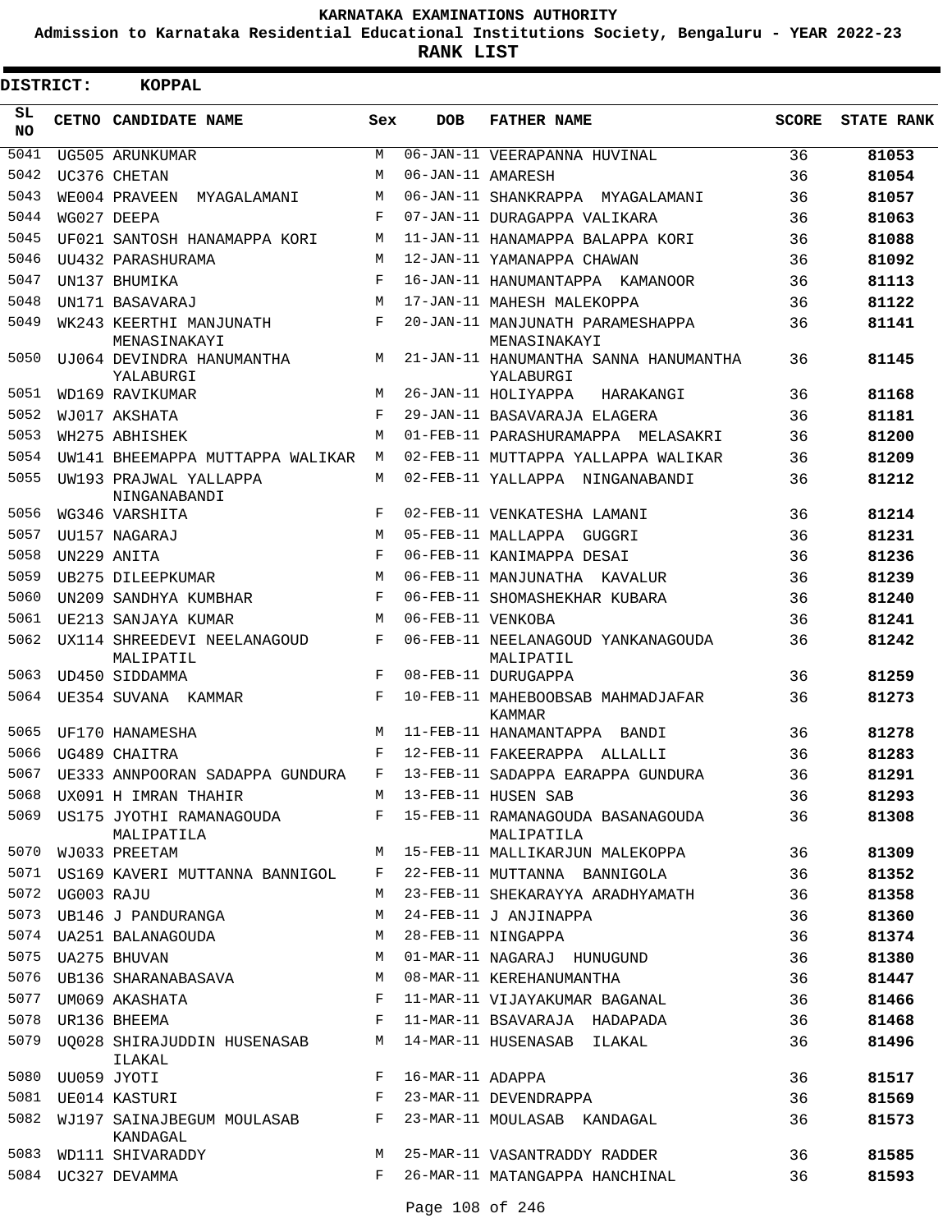KARNATAKA EXAMINATIONS AUTHORITY

Admission to Karnataka Residential Educational Institutions Society, Bengaluru - YEAR 2022-23

**RANK LIST**

**DISTRICT: KOPPAL**

| SL NO | CETNO | CANDIDATE NAME | Sex | DOB | FATHER NAME | SCORE | STATE RANK |
|---|---|---|---|---|---|---|---|
| 5041 | UG505 | ARUNKUMAR | M | 06-JAN-11 | VEERAPANNA HUVINAL | 36 | 81053 |
| 5042 | UC376 | CHETAN | M | 06-JAN-11 | AMARESH | 36 | 81054 |
| 5043 | WE004 | PRAVEEN MYAGALAMANI | M | 06-JAN-11 | SHANKRAPPA MYAGALAMANI | 36 | 81057 |
| 5044 | WG027 | DEEPA | F | 07-JAN-11 | DURAGAPPA VALIKARA | 36 | 81063 |
| 5045 | UF021 | SANTOSH HANAMAPPA KORI | M | 11-JAN-11 | HANAMAPPA BALAPPA KORI | 36 | 81088 |
| 5046 | UU432 | PARASHURAMA | M | 12-JAN-11 | YAMANAPPA CHAWAN | 36 | 81092 |
| 5047 | UN137 | BHUMIKA | F | 16-JAN-11 | HANUMANTAPPA KAMANOOR | 36 | 81113 |
| 5048 | UN171 | BASAVARAJ | M | 17-JAN-11 | MAHESH MALEKOPPA | 36 | 81122 |
| 5049 | WK243 | KEERTHI MANJUNATH MENASINAKAYI | F | 20-JAN-11 | MANJUNATH PARAMESHAPPA MENASINAKAYI | 36 | 81141 |
| 5050 | UJ064 | DEVINDRA HANUMANTHA YALABURGI | M | 21-JAN-11 | HANUMANTHA SANNA HANUMANTHA YALABURGI | 36 | 81145 |
| 5051 | WD169 | RAVIKUMAR | M | 26-JAN-11 | HOLIYAPPA HARAKANGI | 36 | 81168 |
| 5052 | WJ017 | AKSHATA | F | 29-JAN-11 | BASAVARAJA ELAGERA | 36 | 81181 |
| 5053 | WH275 | ABHISHEK | M | 01-FEB-11 | PARASHURAMAPPA MELASAKRI | 36 | 81200 |
| 5054 | UW141 | BHEEMAPPA MUTTAPPA WALIKAR | M | 02-FEB-11 | MUTTAPPA YALLAPPA WALIKAR | 36 | 81209 |
| 5055 | UW193 | PRAJWAL YALLAPPA NINGANABANDI | M | 02-FEB-11 | YALLAPPA NINGANABANDI | 36 | 81212 |
| 5056 | WG346 | VARSHITA | F | 02-FEB-11 | VENKATESHA LAMANI | 36 | 81214 |
| 5057 | UU157 | NAGARAJ | M | 05-FEB-11 | MALLAPPA GUGGRI | 36 | 81231 |
| 5058 | UN229 | ANITA | F | 06-FEB-11 | KANIMAPPA DESAI | 36 | 81236 |
| 5059 | UB275 | DILEEPKUMAR | M | 06-FEB-11 | MANJUNATHA KAVALUR | 36 | 81239 |
| 5060 | UN209 | SANDHYA KUMBHAR | F | 06-FEB-11 | SHOMASHEKHAR KUBARA | 36 | 81240 |
| 5061 | UE213 | SANJAYA KUMAR | M | 06-FEB-11 | VENKOBA | 36 | 81241 |
| 5062 | UX114 | SHREEDEVI NEELANAGOUD MALIPATIL | F | 06-FEB-11 | NEELANAGOUD YANKANAGOUDA MALIPATIL | 36 | 81242 |
| 5063 | UD450 | SIDDAMMA | F | 08-FEB-11 | DURUGAPPA | 36 | 81259 |
| 5064 | UE354 | SUVANA KAMMAR | F | 10-FEB-11 | MAHEBOOBSAB MAHMADJAFAR KAMMAR | 36 | 81273 |
| 5065 | UF170 | HANAMESHA | M | 11-FEB-11 | HANAMANTAPPA BANDI | 36 | 81278 |
| 5066 | UG489 | CHAITRA | F | 12-FEB-11 | FAKEERAPPA ALLALLI | 36 | 81283 |
| 5067 | UE333 | ANNPOORAN SADAPPA GUNDURA | F | 13-FEB-11 | SADAPPA EARAPPA GUNDURA | 36 | 81291 |
| 5068 | UX091 | H IMRAN THAHIR | M | 13-FEB-11 | HUSEN SAB | 36 | 81293 |
| 5069 | US175 | JYOTHI RAMANAGOUDA MALIPATILA | F | 15-FEB-11 | RAMANAGOUDA BASANAGOUDA MALIPATILA | 36 | 81308 |
| 5070 | WJ033 | PREETAM | M | 15-FEB-11 | MALLIKARJUN MALEKOPPA | 36 | 81309 |
| 5071 | US169 | KAVERI MUTTANNA BANNIGOL | F | 22-FEB-11 | MUTTANNA BANNIGOLA | 36 | 81352 |
| 5072 | UG003 | RAJU | M | 23-FEB-11 | SHEKARAYYA ARADHYAMATH | 36 | 81358 |
| 5073 | UB146 | J PANDURANGA | M | 24-FEB-11 | J ANJINAPPA | 36 | 81360 |
| 5074 | UA251 | BALANAGOUDA | M | 28-FEB-11 | NINGAPPA | 36 | 81374 |
| 5075 | UA275 | BHUVAN | M | 01-MAR-11 | NAGARAJ HUNUGUND | 36 | 81380 |
| 5076 | UB136 | SHARANABASAVA | M | 08-MAR-11 | KEREHANUMANTHA | 36 | 81447 |
| 5077 | UM069 | AKASHATA | F | 11-MAR-11 | VIJAYAKUMAR BAGANAL | 36 | 81466 |
| 5078 | UR136 | BHEEMA | F | 11-MAR-11 | BSAVARAJA HADAPADA | 36 | 81468 |
| 5079 | UQ028 | SHIRAJUDDIN HUSENASAB ILAKAL | M | 14-MAR-11 | HUSENASAB ILAKAL | 36 | 81496 |
| 5080 | UU059 | JYOTI | F | 16-MAR-11 | ADAPPA | 36 | 81517 |
| 5081 | UE014 | KASTURI | F | 23-MAR-11 | DEVENDRAPPA | 36 | 81569 |
| 5082 | WJ197 | SAINAJBEGUM MOULASAB KANDAGAL | F | 23-MAR-11 | MOULASAB KANDAGAL | 36 | 81573 |
| 5083 | WD111 | SHIVARADDY | M | 25-MAR-11 | VASANTRADDY RADDER | 36 | 81585 |
| 5084 | UC327 | DEVAMMA | F | 26-MAR-11 | MATANGAPPA HANCHINAL | 36 | 81593 |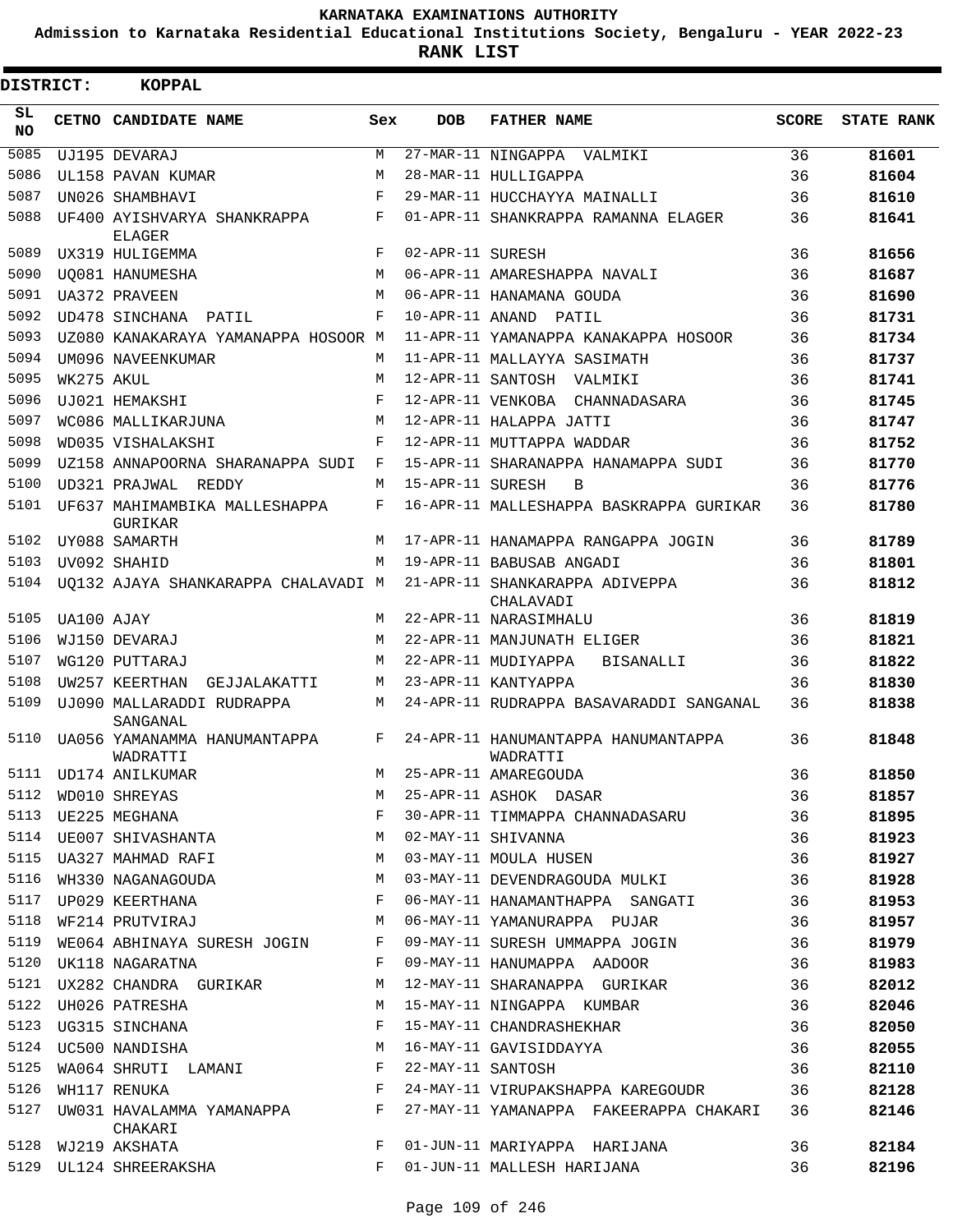KARNATAKA EXAMINATIONS AUTHORITY

Admission to Karnataka Residential Educational Institutions Society, Bengaluru - YEAR 2022-23

**RANK LIST**

**DISTRICT: KOPPAL**

| SL NO | CETNO | CANDIDATE NAME | Sex | DOB | FATHER NAME | SCORE | STATE RANK |
|---|---|---|---|---|---|---|---|
| 5085 | UJ195 | DEVARAJ | M | 27-MAR-11 | NINGAPPA VALMIKI | 36 | 81601 |
| 5086 | UL158 | PAVAN KUMAR | M | 28-MAR-11 | HULLIGAPPA | 36 | 81604 |
| 5087 | UN026 | SHAMBHAVI | F | 29-MAR-11 | HUCCHAYYA MAINALLI | 36 | 81610 |
| 5088 | UF400 | AYISHVARYA SHANKRAPPA ELAGER | F | 01-APR-11 | SHANKRAPPA RAMANNA ELAGER | 36 | 81641 |
| 5089 | UX319 | HULIGEMMA | F | 02-APR-11 | SURESH | 36 | 81656 |
| 5090 | UQ081 | HANUMESHA | M | 06-APR-11 | AMARESHAPPA NAVALI | 36 | 81687 |
| 5091 | UA372 | PRAVEEN | M | 06-APR-11 | HANAMANA GOUDA | 36 | 81690 |
| 5092 | UD478 | SINCHANA PATIL | F | 10-APR-11 | ANAND PATIL | 36 | 81731 |
| 5093 | UZ080 | KANAKARAYA YAMANAPPA HOSOOR | M | 11-APR-11 | YAMANAPPA KANAKAPPA HOSOOR | 36 | 81734 |
| 5094 | UM096 | NAVEENKUMAR | M | 11-APR-11 | MALLAYYA SASIMATH | 36 | 81737 |
| 5095 | WK275 | AKUL | M | 12-APR-11 | SANTOSH VALMIKI | 36 | 81741 |
| 5096 | UJ021 | HEMAKSHI | F | 12-APR-11 | VENKOBA CHANNADASARA | 36 | 81745 |
| 5097 | WC086 | MALLIKARJUNA | M | 12-APR-11 | HALAPPA JATTI | 36 | 81747 |
| 5098 | WD035 | VISHALAKSHI | F | 12-APR-11 | MUTTAPPA WADDAR | 36 | 81752 |
| 5099 | UZ158 | ANNAPOORNA SHARANAPPA SUDI | F | 15-APR-11 | SHARANAPPA HANAMAPPA SUDI | 36 | 81770 |
| 5100 | UD321 | PRAJWAL REDDY | M | 15-APR-11 | SURESH B | 36 | 81776 |
| 5101 | UF637 | MAHIMAMBIKA MALLESHAPPA GURIKAR | F | 16-APR-11 | MALLESHAPPA BASKRAPPA GURIKAR | 36 | 81780 |
| 5102 | UY088 | SAMARTH | M | 17-APR-11 | HANAMAPPA RANGAPPA JOGIN | 36 | 81789 |
| 5103 | UV092 | SHAHID | M | 19-APR-11 | BABUSAB ANGADI | 36 | 81801 |
| 5104 | UQ132 | AJAYA SHANKARAPPA CHALAVADI | M | 21-APR-11 | SHANKARAPPA ADIVEPPA CHALAVADI | 36 | 81812 |
| 5105 | UA100 | AJAY | M | 22-APR-11 | NARASIMHALU | 36 | 81819 |
| 5106 | WJ150 | DEVARAJ | M | 22-APR-11 | MANJUNATH ELIGER | 36 | 81821 |
| 5107 | WG120 | PUTTARAJ | M | 22-APR-11 | MUDIYAPPA BISANALLI | 36 | 81822 |
| 5108 | UW257 | KEERTHAN GEJJALAKATTI | M | 23-APR-11 | KANTYAPPA | 36 | 81830 |
| 5109 | UJ090 | MALLARADDI RUDRAPPA SANGANAL | M | 24-APR-11 | RUDRAPPA BASAVARADDI SANGANAL | 36 | 81838 |
| 5110 | UA056 | YAMANAMMA HANUMANTAPPA WADRATTI | F | 24-APR-11 | HANUMANTAPPA HANUMANTAPPA WADRATTI | 36 | 81848 |
| 5111 | UD174 | ANILKUMAR | M | 25-APR-11 | AMAREGOUDA | 36 | 81850 |
| 5112 | WD010 | SHREYAS | M | 25-APR-11 | ASHOK DASAR | 36 | 81857 |
| 5113 | UE225 | MEGHANA | F | 30-APR-11 | TIMMAPPA CHANNADASARU | 36 | 81895 |
| 5114 | UE007 | SHIVASHANTA | M | 02-MAY-11 | SHIVANNA | 36 | 81923 |
| 5115 | UA327 | MAHMAD RAFI | M | 03-MAY-11 | MOULA HUSEN | 36 | 81927 |
| 5116 | WH330 | NAGANAGOUDA | M | 03-MAY-11 | DEVENDRAGOUDA MULKI | 36 | 81928 |
| 5117 | UP029 | KEERTHANA | F | 06-MAY-11 | HANAMANTHAPPA SANGATI | 36 | 81953 |
| 5118 | WF214 | PRUTVIRAJ | M | 06-MAY-11 | YAMANURAPPA PUJAR | 36 | 81957 |
| 5119 | WE064 | ABHINAYA SURESH JOGIN | F | 09-MAY-11 | SURESH UMMAPPA JOGIN | 36 | 81979 |
| 5120 | UK118 | NAGARATNA | F | 09-MAY-11 | HANUMAPPA AADOOR | 36 | 81983 |
| 5121 | UX282 | CHANDRA GURIKAR | M | 12-MAY-11 | SHARANAPPA GURIKAR | 36 | 82012 |
| 5122 | UH026 | PATRESHA | M | 15-MAY-11 | NINGAPPA KUMBAR | 36 | 82046 |
| 5123 | UG315 | SINCHANA | F | 15-MAY-11 | CHANDRASHEKHAR | 36 | 82050 |
| 5124 | UC500 | NANDISHA | M | 16-MAY-11 | GAVISIDDAYYA | 36 | 82055 |
| 5125 | WA064 | SHRUTI LAMANI | F | 22-MAY-11 | SANTOSH | 36 | 82110 |
| 5126 | WH117 | RENUKA | F | 24-MAY-11 | VIRUPAKSHAPPA KAREGOUDR | 36 | 82128 |
| 5127 | UW031 | HAVALAMMA YAMANAPPA CHAKARI | F | 27-MAY-11 | YAMANAPPA FAKEERAPPA CHAKARI | 36 | 82146 |
| 5128 | WJ219 | AKSHATA | F | 01-JUN-11 | MARIYAPPA HARIJANA | 36 | 82184 |
| 5129 | UL124 | SHREERAKSHA | F | 01-JUN-11 | MALLESH HARIJANA | 36 | 82196 |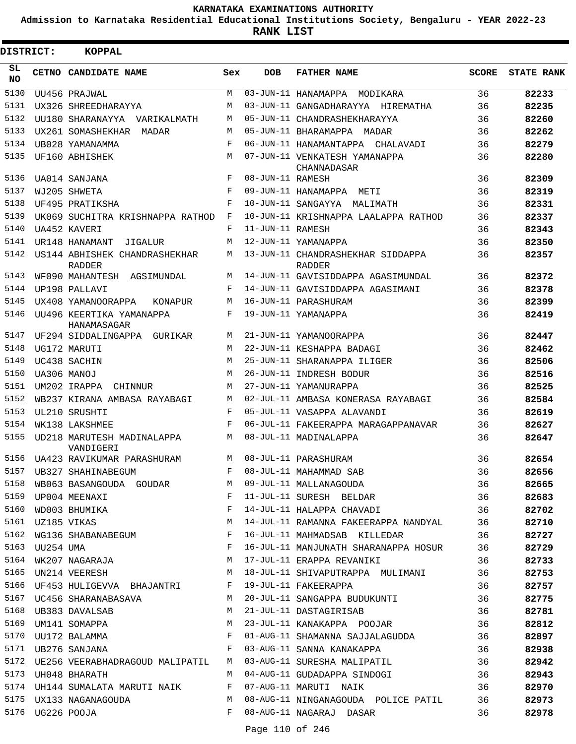**KARNATAKA EXAMINATIONS AUTHORITY**

**Admission to Karnataka Residential Educational Institutions Society, Bengaluru - YEAR 2022-23**

**RANK LIST**

**DISTRICT: KOPPAL**

| SL NO | CETNO | CANDIDATE NAME | Sex | DOB | FATHER NAME | SCORE | STATE RANK |
|---|---|---|---|---|---|---|---|
| 5130 | UU456 | PRAJWAL | M | 03-JUN-11 | HANAMAPPA MODIKARA | 36 | 82233 |
| 5131 | UX326 | SHREEDHARAYYA | M | 03-JUN-11 | GANGADHARAYYA HIREMATHA | 36 | 82235 |
| 5132 | UU180 | SHARANAYYA VARIKALMATH | M | 05-JUN-11 | CHANDRASHEKHARAYYA | 36 | 82260 |
| 5133 | UX261 | SOMASHEKHAR MADAR | M | 05-JUN-11 | BHARAMAPPA MADAR | 36 | 82262 |
| 5134 | UB028 | YAMANAMMA | F | 06-JUN-11 | HANAMANTAPPA CHALAVADI | 36 | 82279 |
| 5135 | UF160 | ABHISHEK | M | 07-JUN-11 | VENKATESH YAMANAPPA CHANNADASAR | 36 | 82280 |
| 5136 | UA014 | SANJANA | F | 08-JUN-11 | RAMESH | 36 | 82309 |
| 5137 | WJ205 | SHWETA | F | 09-JUN-11 | HANAMAPPA METI | 36 | 82319 |
| 5138 | UF495 | PRATIKSHA | F | 10-JUN-11 | SANGAYYA MALIMATH | 36 | 82331 |
| 5139 | UK069 | SUCHITRA KRISHNAPPA RATHOD | F | 10-JUN-11 | KRISHNAPPA LAALAPPA RATHOD | 36 | 82337 |
| 5140 | UA452 | KAVERI | F | 11-JUN-11 | RAMESH | 36 | 82343 |
| 5141 | UR148 | HANAMANT JIGALUR | M | 12-JUN-11 | YAMANAPPA | 36 | 82350 |
| 5142 | US144 | ABHISHEK CHANDRASHEKHAR RADDER | M | 13-JUN-11 | CHANDRASHEKHAR SIDDAPPA RADDER | 36 | 82357 |
| 5143 | WF090 | MAHANTESH AGSIMUNDAL | M | 14-JUN-11 | GAVISIDDAPPA AGASIMUNDAL | 36 | 82372 |
| 5144 | UP198 | PALLAVI | F | 14-JUN-11 | GAVISIDDAPPA AGASIMANI | 36 | 82378 |
| 5145 | UX408 | YAMANOORAPPA KONAPUR | M | 16-JUN-11 | PARASHURAM | 36 | 82399 |
| 5146 | UU496 | KEERTIKA YAMANAPPA HANAMASAGAR | F | 19-JUN-11 | YAMANAPPA | 36 | 82419 |
| 5147 | UF294 | SIDDALINGAPPA GURIKAR | M | 21-JUN-11 | YAMANOORAPPA | 36 | 82447 |
| 5148 | UG172 | MARUTI | M | 22-JUN-11 | KESHAPPA BADAGI | 36 | 82462 |
| 5149 | UC438 | SACHIN | M | 25-JUN-11 | SHARANAPPA ILIGER | 36 | 82506 |
| 5150 | UA306 | MANOJ | M | 26-JUN-11 | INDRESH BODUR | 36 | 82516 |
| 5151 | UM202 | IRAPPA CHINNUR | M | 27-JUN-11 | YAMANURAPPA | 36 | 82525 |
| 5152 | WB237 | KIRANA AMBASA RAYABAGI | M | 02-JUL-11 | AMBASA KONERASA RAYABAGI | 36 | 82584 |
| 5153 | UL210 | SRUSHTI | F | 05-JUL-11 | VASAPPA ALAVANDI | 36 | 82619 |
| 5154 | WK138 | LAKSHMEE | F | 06-JUL-11 | FAKEERAPPA MARAGAPPANAVAR | 36 | 82627 |
| 5155 | UD218 | MARUTESH MADINALAPPA VANDIGERI | M | 08-JUL-11 | MADINALAPPA | 36 | 82647 |
| 5156 | UA423 | RAVIKUMAR PARASHURAM | M | 08-JUL-11 | PARASHURAM | 36 | 82654 |
| 5157 | UB327 | SHAHINABEGUM | F | 08-JUL-11 | MAHAMMAD SAB | 36 | 82656 |
| 5158 | WB063 | BASANGOUDA GOUDAR | M | 09-JUL-11 | MALLANAGOUDA | 36 | 82665 |
| 5159 | UP004 | MEENAXI | F | 11-JUL-11 | SURESH BELDAR | 36 | 82683 |
| 5160 | WD003 | BHUMIKA | F | 14-JUL-11 | HALAPPA CHAVADI | 36 | 82702 |
| 5161 | UZ185 | VIKAS | M | 14-JUL-11 | RAMANNA FAKEERAPPA NANDYAL | 36 | 82710 |
| 5162 | WG136 | SHABANABEGUM | F | 16-JUL-11 | MAHMADSAB KILLEDAR | 36 | 82727 |
| 5163 | UU254 | UMA | F | 16-JUL-11 | MANJUNATH SHARANAPPA HOSUR | 36 | 82729 |
| 5164 | WK207 | NAGARAJA | M | 17-JUL-11 | ERAPPA REVANIKI | 36 | 82733 |
| 5165 | UN214 | VEERESH | M | 18-JUL-11 | SHIVAPUTRAPPA MULIMANI | 36 | 82753 |
| 5166 | UF453 | HULIGEVVA BHAJANTRI | F | 19-JUL-11 | FAKEERAPPA | 36 | 82757 |
| 5167 | UC456 | SHARANABASAVA | M | 20-JUL-11 | SANGAPPA BUDUKUNTI | 36 | 82775 |
| 5168 | UB383 | DAVALSAB | M | 21-JUL-11 | DASTAGIRISAB | 36 | 82781 |
| 5169 | UM141 | SOMAPPA | M | 23-JUL-11 | KANAKAPPA POOJAR | 36 | 82812 |
| 5170 | UU172 | BALAMMA | F | 01-AUG-11 | SHAMANNA SAJJALAGUDDA | 36 | 82897 |
| 5171 | UB276 | SANJANA | F | 03-AUG-11 | SANNA KANAKAPPA | 36 | 82938 |
| 5172 | UE256 | VEERABHADRAGOUD MALIPATIL | M | 03-AUG-11 | SURESHA MALIPATIL | 36 | 82942 |
| 5173 | UH048 | BHARATH | M | 04-AUG-11 | GUDADAPPA SINDOGI | 36 | 82943 |
| 5174 | UH144 | SUMALATA MARUTI NAIK | F | 07-AUG-11 | MARUTI NAIK | 36 | 82970 |
| 5175 | UX133 | NAGANAGOUDA | M | 08-AUG-11 | NINGANAGOUDA POLICE PATIL | 36 | 82973 |
| 5176 | UG226 | POOJA | F | 08-AUG-11 | NAGARAJ DASAR | 36 | 82978 |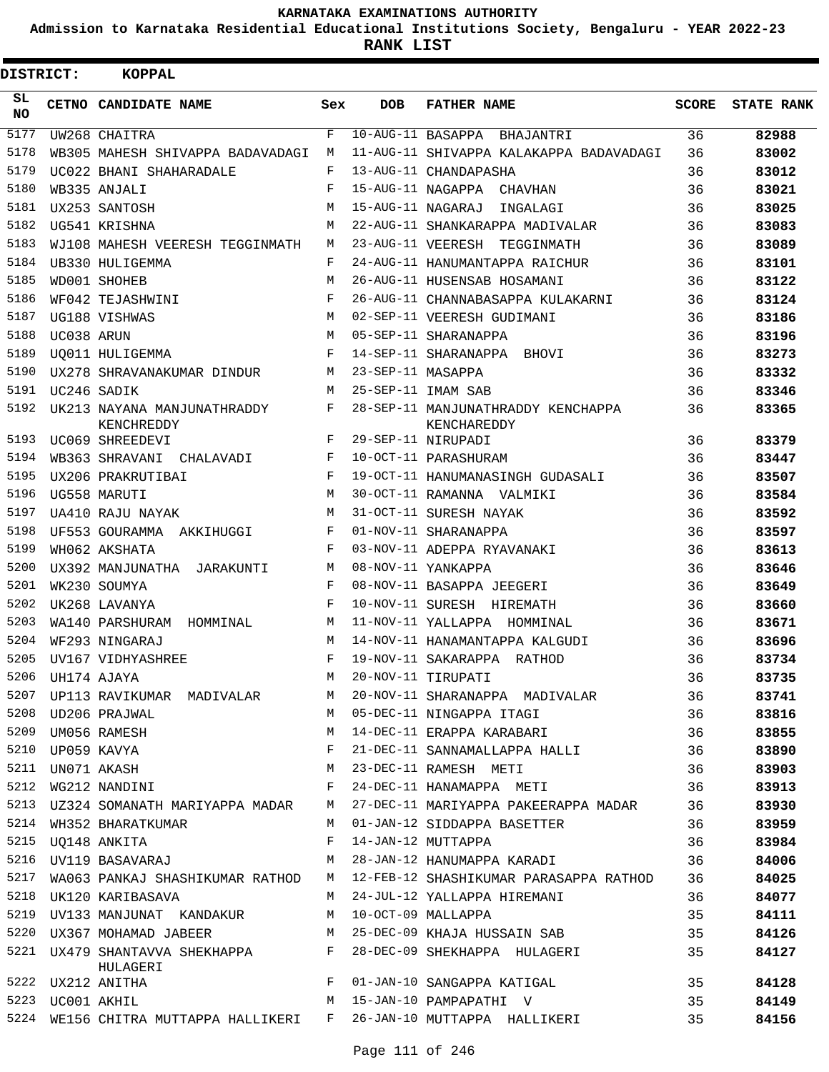KARNATAKA EXAMINATIONS AUTHORITY

Admission to Karnataka Residential Educational Institutions Society, Bengaluru - YEAR 2022-23

**RANK LIST**

**DISTRICT: KOPPAL**

| SL NO | CETNO | CANDIDATE NAME | Sex | DOB | FATHER NAME | SCORE | STATE RANK |
|---|---|---|---|---|---|---|---|
| 5177 | UW268 | CHAITRA | F | 10-AUG-11 | BASAPPA BHAJANTRI | 36 | 82988 |
| 5178 | WB305 | MAHESH SHIVAPPA BADAVADAGI | M | 11-AUG-11 | SHIVAPPA KALAKAPPA BADAVADAGI | 36 | 83002 |
| 5179 | UC022 | BHANI SHAHARADALE | F | 13-AUG-11 | CHANDAPASHA | 36 | 83012 |
| 5180 | WB335 | ANJALI | F | 15-AUG-11 | NAGAPPA CHAVHAN | 36 | 83021 |
| 5181 | UX253 | SANTOSH | M | 15-AUG-11 | NAGARAJ INGALAGI | 36 | 83025 |
| 5182 | UG541 | KRISHNA | M | 22-AUG-11 | SHANKARAPPA MADIVALAR | 36 | 83083 |
| 5183 | WJ108 | MAHESH VEERESH TEGGINMATH | M | 23-AUG-11 | VEERESH TEGGINMATH | 36 | 83089 |
| 5184 | UB330 | HULIGEMMA | F | 24-AUG-11 | HANUMANTAPPA RAICHUR | 36 | 83101 |
| 5185 | WD001 | SHOHEB | M | 26-AUG-11 | HUSENSAB HOSAMANI | 36 | 83122 |
| 5186 | WF042 | TEJASHWINI | F | 26-AUG-11 | CHANNABASAPPA KULAKARNI | 36 | 83124 |
| 5187 | UG188 | VISHWAS | M | 02-SEP-11 | VEERESH GUDIMANI | 36 | 83186 |
| 5188 | UC038 | ARUN | M | 05-SEP-11 | SHARANAPPA | 36 | 83196 |
| 5189 | UQ011 | HULIGEMMA | F | 14-SEP-11 | SHARANAPPA BHOVI | 36 | 83273 |
| 5190 | UX278 | SHRAVANAKUMAR DINDUR | M | 23-SEP-11 | MASAPPA | 36 | 83332 |
| 5191 | UC246 | SADIK | M | 25-SEP-11 | IMAM SAB | 36 | 83346 |
| 5192 | UK213 | NAYANA MANJUNATHRADDY KENCHREDDY | F | 28-SEP-11 | MANJUNATHRADDY KENCHAPPA KENCHAREDDY | 36 | 83365 |
| 5193 | UC069 | SHREEDEVI | F | 29-SEP-11 | NIRUPADI | 36 | 83379 |
| 5194 | WB363 | SHRAVANI CHALAVADI | F | 10-OCT-11 | PARASHURAM | 36 | 83447 |
| 5195 | UX206 | PRAKRUTIBAI | F | 19-OCT-11 | HANUMANASINGH GUDASALI | 36 | 83507 |
| 5196 | UG558 | MARUTI | M | 30-OCT-11 | RAMANNA VALMIKI | 36 | 83584 |
| 5197 | UA410 | RAJU NAYAK | M | 31-OCT-11 | SURESH NAYAK | 36 | 83592 |
| 5198 | UF553 | GOURAMMA AKKIHUGGI | F | 01-NOV-11 | SHARANAPPA | 36 | 83597 |
| 5199 | WH062 | AKSHATA | F | 03-NOV-11 | ADEPPA RYAVANAKI | 36 | 83613 |
| 5200 | UX392 | MANJUNATHA JARAKUNTI | M | 08-NOV-11 | YANKAPPA | 36 | 83646 |
| 5201 | WK230 | SOUMYA | F | 08-NOV-11 | BASAPPA JEEGERI | 36 | 83649 |
| 5202 | UK268 | LAVANYA | F | 10-NOV-11 | SURESH HIREMATH | 36 | 83660 |
| 5203 | WA140 | PARSHURAM HOMMINAL | M | 11-NOV-11 | YALLAPPA HOMMINAL | 36 | 83671 |
| 5204 | WF293 | NINGARAJ | M | 14-NOV-11 | HANAMANTAPPA KALGUDI | 36 | 83696 |
| 5205 | UV167 | VIDHYASHREE | F | 19-NOV-11 | SAKARAPPA RATHOD | 36 | 83734 |
| 5206 | UH174 | AJAYA | M | 20-NOV-11 | TIRUPATI | 36 | 83735 |
| 5207 | UP113 | RAVIKUMAR MADIVALAR | M | 20-NOV-11 | SHARANAPPA MADIVALAR | 36 | 83741 |
| 5208 | UD206 | PRAJWAL | M | 05-DEC-11 | NINGAPPA ITAGI | 36 | 83816 |
| 5209 | UM056 | RAMESH | M | 14-DEC-11 | ERAPPA KARABARI | 36 | 83855 |
| 5210 | UP059 | KAVYA | F | 21-DEC-11 | SANNAMALLAPPA HALLI | 36 | 83890 |
| 5211 | UN071 | AKASH | M | 23-DEC-11 | RAMESH METI | 36 | 83903 |
| 5212 | WG212 | NANDINI | F | 24-DEC-11 | HANAMAPPA METI | 36 | 83913 |
| 5213 | UZ324 | SOMANATH MARIYAPPA MADAR | M | 27-DEC-11 | MARIYAPPA PAKEERAPPA MADAR | 36 | 83930 |
| 5214 | WH352 | BHARATKUMAR | M | 01-JAN-12 | SIDDAPPA BASETTER | 36 | 83959 |
| 5215 | UQ148 | ANKITA | F | 14-JAN-12 | MUTTAPPA | 36 | 83984 |
| 5216 | UV119 | BASAVARAJ | M | 28-JAN-12 | HANUMAPPA KARADI | 36 | 84006 |
| 5217 | WA063 | PANKAJ SHASHIKUMAR RATHOD | M | 12-FEB-12 | SHASHIKUMAR PARASAPPA RATHOD | 36 | 84025 |
| 5218 | UK120 | KARIBASAVA | M | 24-JUL-12 | YALLAPPA HIREMANI | 36 | 84077 |
| 5219 | UV133 | MANJUNAT KANDAKUR | M | 10-OCT-09 | MALLAPPA | 35 | 84111 |
| 5220 | UX367 | MOHAMAD JABEER | M | 25-DEC-09 | KHAJA HUSSAIN SAB | 35 | 84126 |
| 5221 | UX479 | SHANTAVVA SHEKHAPPA HULAGERI | F | 28-DEC-09 | SHEKHAPPA HULAGERI | 35 | 84127 |
| 5222 | UX212 | ANITHA | F | 01-JAN-10 | SANGAPPA KATIGAL | 35 | 84128 |
| 5223 | UC001 | AKHIL | M | 15-JAN-10 | PAMPAPATHI V | 35 | 84149 |
| 5224 | WE156 | CHITRA MUTTAPPA HALLIKERI | F | 26-JAN-10 | MUTTAPPA HALLIKERI | 35 | 84156 |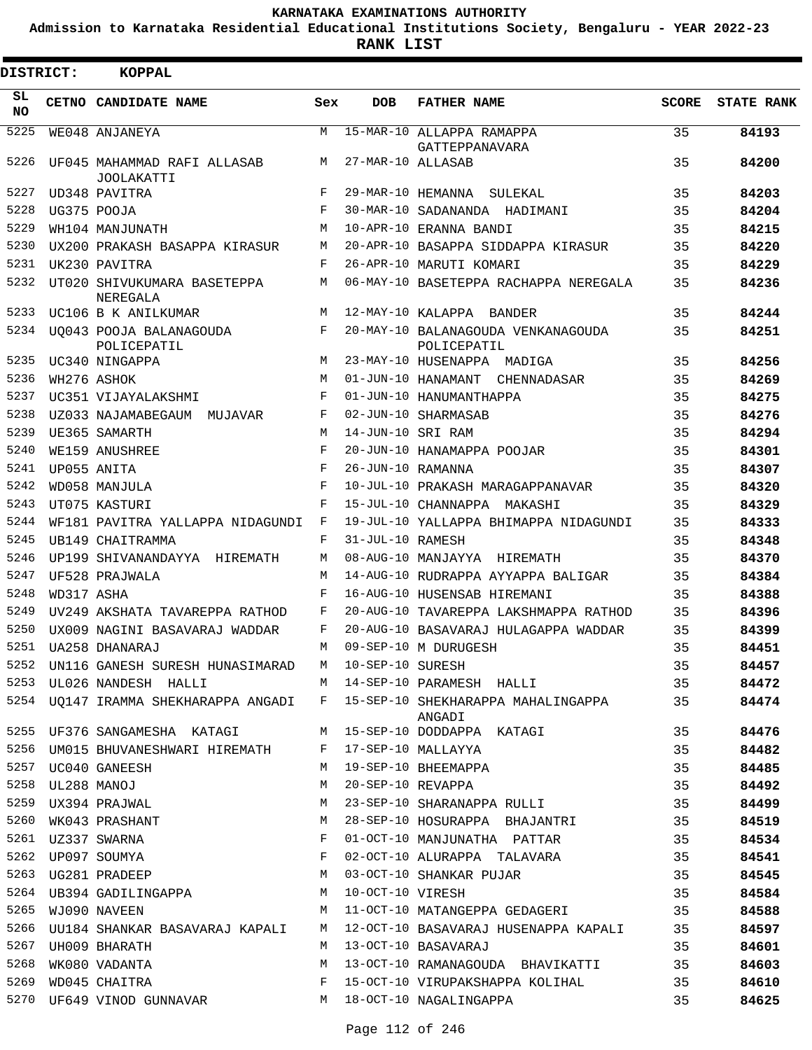# KARNATAKA EXAMINATIONS AUTHORITY

**Admission to Karnataka Residential Educational Institutions Society, Bengaluru - YEAR 2022-23**

**RANK LIST**

**DISTRICT: KOPPAL**

| SL NO | CETNO | CANDIDATE NAME | Sex | DOB | FATHER NAME | SCORE | STATE RANK |
|---|---|---|---|---|---|---|---|
| 5225 | WE048 | ANJANEYA | M | 15-MAR-10 | ALLAPPA RAMAPPA GATTEPPANAVARA | 35 | 84193 |
| 5226 | UF045 | MAHAMMAD RAFI ALLASAB JOOLAKATTI | M | 27-MAR-10 | ALLASAB | 35 | 84200 |
| 5227 | UD348 | PAVITRA | F | 29-MAR-10 | HEMANNA SULEKAL | 35 | 84203 |
| 5228 | UG375 | POOJA | F | 30-MAR-10 | SADANANDA HADIMANI | 35 | 84204 |
| 5229 | WH104 | MANJUNATH | M | 10-APR-10 | ERANNA BANDI | 35 | 84215 |
| 5230 | UX200 | PRAKASH BASAPPA KIRASUR | M | 20-APR-10 | BASAPPA SIDDAPPA KIRASUR | 35 | 84220 |
| 5231 | UK230 | PAVITRA | F | 26-APR-10 | MARUTI KOMARI | 35 | 84229 |
| 5232 | UT020 | SHIVUKUMARA BASETEPPA NEREGALA | M | 06-MAY-10 | BASETEPPA RACHAPPA NEREGALA | 35 | 84236 |
| 5233 | UC106 | B K ANILKUMAR | M | 12-MAY-10 | KALAPPA BANDER | 35 | 84244 |
| 5234 | UQ043 | POOJA BALANAGOUDA POLICEPATIL | F | 20-MAY-10 | BALANAGOUDA VENKANAGOUDA POLICEPATIL | 35 | 84251 |
| 5235 | UC340 | NINGAPPA | M | 23-MAY-10 | HUSENAPPA MADIGA | 35 | 84256 |
| 5236 | WH276 | ASHOK | M | 01-JUN-10 | HANAMANT CHENNADASAR | 35 | 84269 |
| 5237 | UC351 | VIJAYALAKSHMI | F | 01-JUN-10 | HANUMANTHAPPA | 35 | 84275 |
| 5238 | UZ033 | NAJAMABEGAUM MUJAVAR | F | 02-JUN-10 | SHARMASAB | 35 | 84276 |
| 5239 | UE365 | SAMARTH | M | 14-JUN-10 | SRI RAM | 35 | 84294 |
| 5240 | WE159 | ANUSHREE | F | 20-JUN-10 | HANAMAPPA POOJAR | 35 | 84301 |
| 5241 | UP055 | ANITA | F | 26-JUN-10 | RAMANNA | 35 | 84307 |
| 5242 | WD058 | MANJULA | F | 10-JUL-10 | PRAKASH MARAGAPPANAVAR | 35 | 84320 |
| 5243 | UT075 | KASTURI | F | 15-JUL-10 | CHANNAPPA MAKASHI | 35 | 84329 |
| 5244 | WF181 | PAVITRA YALLAPPA NIDAGUNDI | F | 19-JUL-10 | YALLAPPA BHIMAPPA NIDAGUNDI | 35 | 84333 |
| 5245 | UB149 | CHAITRAMMA | F | 31-JUL-10 | RAMESH | 35 | 84348 |
| 5246 | UP199 | SHIVANANDAYYA HIREMATH | M | 08-AUG-10 | MANJAYYA HIREMATH | 35 | 84370 |
| 5247 | UF528 | PRAJWALA | M | 14-AUG-10 | RUDRAPPA AYYAPPA BALIGAR | 35 | 84384 |
| 5248 | WD317 | ASHA | F | 16-AUG-10 | HUSENSAB HIREMANI | 35 | 84388 |
| 5249 | UV249 | AKSHATA TAVAREPPA RATHOD | F | 20-AUG-10 | TAVAREPPA LAKSHMAPPA RATHOD | 35 | 84396 |
| 5250 | UX009 | NAGINI BASAVARAJ WADDAR | F | 20-AUG-10 | BASAVARAJ HULAGAPPA WADDAR | 35 | 84399 |
| 5251 | UA258 | DHANARAJ | M | 09-SEP-10 | M DURUGESH | 35 | 84451 |
| 5252 | UN116 | GANESH SURESH HUNASIMARAD | M | 10-SEP-10 | SURESH | 35 | 84457 |
| 5253 | UL026 | NANDESH HALLI | M | 14-SEP-10 | PARAMESH HALLI | 35 | 84472 |
| 5254 | UQ147 | IRAMMA SHEKHARAPPA ANGADI | F | 15-SEP-10 | SHEKHARAPPA MAHALINGAPPA ANGADI | 35 | 84474 |
| 5255 | UF376 | SANGAMESHA KATAGI | M | 15-SEP-10 | DODDAPPA KATAGI | 35 | 84476 |
| 5256 | UM015 | BHUVANESHWARI HIREMATH | F | 17-SEP-10 | MALLAYYA | 35 | 84482 |
| 5257 | UC040 | GANEESH | M | 19-SEP-10 | BHEEMAPPA | 35 | 84485 |
| 5258 | UL288 | MANOJ | M | 20-SEP-10 | REVAPPA | 35 | 84492 |
| 5259 | UX394 | PRAJWAL | M | 23-SEP-10 | SHARANAPPA RULLI | 35 | 84499 |
| 5260 | WK043 | PRASHANT | M | 28-SEP-10 | HOSURAPPA BHAJANTRI | 35 | 84519 |
| 5261 | UZ337 | SWARNA | F | 01-OCT-10 | MANJUNATHA PATTAR | 35 | 84534 |
| 5262 | UP097 | SOUMYA | F | 02-OCT-10 | ALURAPPA TALAVARA | 35 | 84541 |
| 5263 | UG281 | PRADEEP | M | 03-OCT-10 | SHANKAR PUJAR | 35 | 84545 |
| 5264 | UB394 | GADILINGAPPA | M | 10-OCT-10 | VIRESH | 35 | 84584 |
| 5265 | WJ090 | NAVEEN | M | 11-OCT-10 | MATANGEPPA GEDAGERI | 35 | 84588 |
| 5266 | UU184 | SHANKAR BASAVARAJ KAPALI | M | 12-OCT-10 | BASAVARAJ HUSENAPPA KAPALI | 35 | 84597 |
| 5267 | UH009 | BHARATH | M | 13-OCT-10 | BASAVARAJ | 35 | 84601 |
| 5268 | WK080 | VADANTA | M | 13-OCT-10 | RAMANAGOUDA BHAVIKATTI | 35 | 84603 |
| 5269 | WD045 | CHAITRA | F | 15-OCT-10 | VIRUPAKSHAPPA KOLIHAL | 35 | 84610 |
| 5270 | UF649 | VINOD GUNNAVAR | M | 18-OCT-10 | NAGALINGAPPA | 35 | 84625 |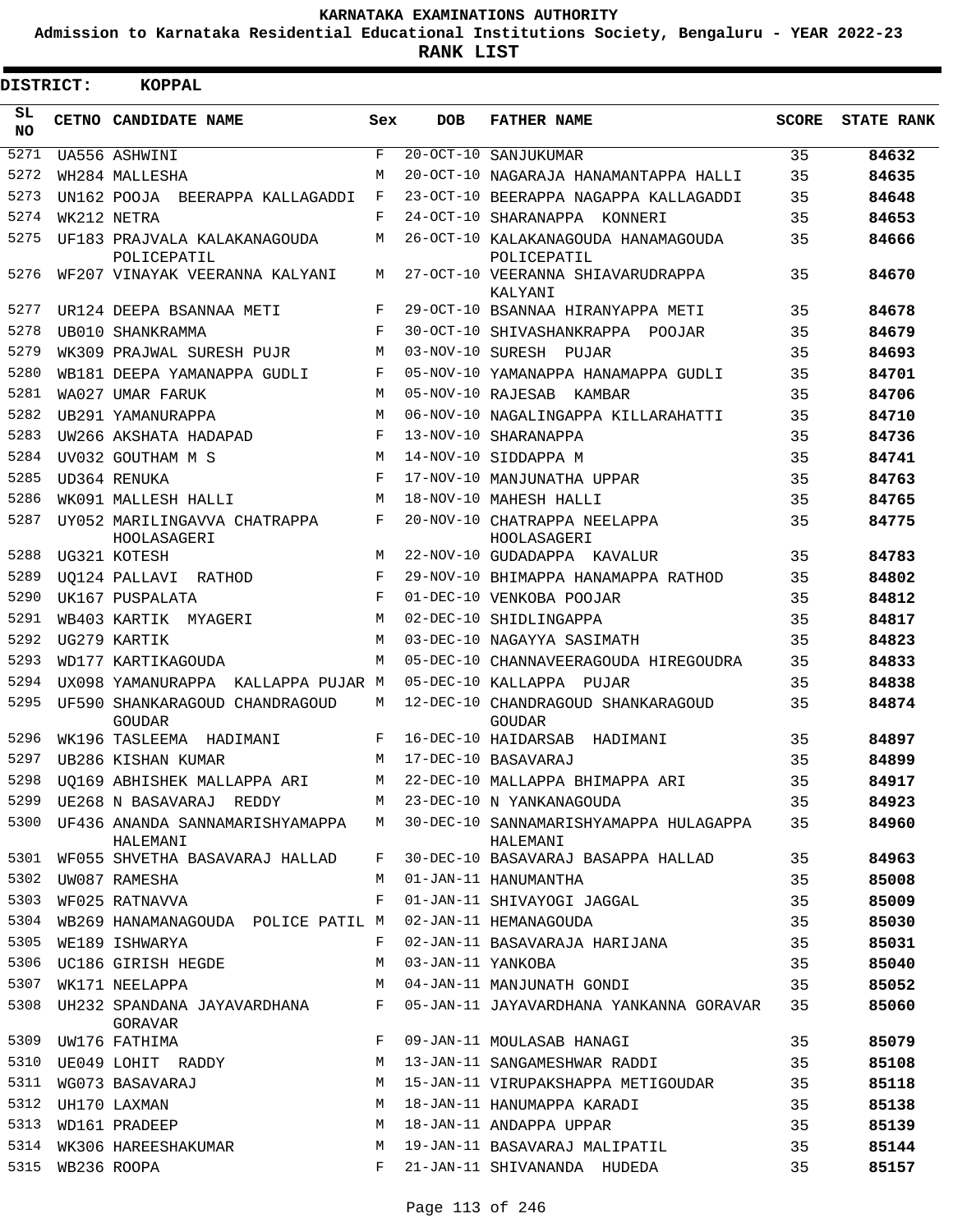KARNATAKA EXAMINATIONS AUTHORITY

Admission to Karnataka Residential Educational Institutions Society, Bengaluru - YEAR 2022-23

**RANK LIST**

**DISTRICT: KOPPAL**

| SL NO | CETNO | CANDIDATE NAME | Sex | DOB | FATHER NAME | SCORE | STATE RANK |
|---|---|---|---|---|---|---|---|
| 5271 | UA556 | ASHWINI | F | 20-OCT-10 | SANJUKUMAR | 35 | **84632** |
| 5272 | WH284 | MALLESHA | M | 20-OCT-10 | NAGARAJA HANAMANTAPPA HALLI | 35 | **84635** |
| 5273 | UN162 | POOJA BEERAPPA KALLAGADDI | F | 23-OCT-10 | BEERAPPA NAGAPPA KALLAGADDI | 35 | **84648** |
| 5274 | WK212 | NETRA | F | 24-OCT-10 | SHARANAPPA KONNERI | 35 | **84653** |
| 5275 | UF183 | PRAJVALA KALAKANAGOUDA POLICEPATIL | M | 26-OCT-10 | KALAKANAGOUDA HANAMAGOUDA POLICEPATIL | 35 | **84666** |
| 5276 | WF207 | VINAYAK VEERANNA KALYANI | M | 27-OCT-10 | VEERANNA SHIAVARUDRAPPA KALYANI | 35 | **84670** |
| 5277 | UR124 | DEEPA BSANNAA METI | F | 29-OCT-10 | BSANNAA HIRANYAPPA METI | 35 | **84678** |
| 5278 | UB010 | SHANKRAMMA | F | 30-OCT-10 | SHIVASHANKRAPPA POOJAR | 35 | **84679** |
| 5279 | WK309 | PRAJWAL SURESH PUJR | M | 03-NOV-10 | SURESH PUJAR | 35 | **84693** |
| 5280 | WB181 | DEEPA YAMANAPPA GUDLI | F | 05-NOV-10 | YAMANAPPA HANAMAPPA GUDLI | 35 | **84701** |
| 5281 | WA027 | UMAR FARUK | M | 05-NOV-10 | RAJESAB KAMBAR | 35 | **84706** |
| 5282 | UB291 | YAMANURAPPA | M | 06-NOV-10 | NAGALINGAPPA KILLARAHATTI | 35 | **84710** |
| 5283 | UW266 | AKSHATA HADAPAD | F | 13-NOV-10 | SHARANAPPA | 35 | **84736** |
| 5284 | UV032 | GOUTHAM M S | M | 14-NOV-10 | SIDDAPPA M | 35 | **84741** |
| 5285 | UD364 | RENUKA | F | 17-NOV-10 | MANJUNATHA UPPAR | 35 | **84763** |
| 5286 | WK091 | MALLESH HALLI | M | 18-NOV-10 | MAHESH HALLI | 35 | **84765** |
| 5287 | UY052 | MARILINGAVVA CHATRAPPA HOOLASAGERI | F | 20-NOV-10 | CHATRAPPA NEELAPPA HOOLASAGERI | 35 | **84775** |
| 5288 | UG321 | KOTESH | M | 22-NOV-10 | GUDADAPPA KAVALUR | 35 | **84783** |
| 5289 | UQ124 | PALLAVI RATHOD | F | 29-NOV-10 | BHIMAPPA HANAMAPPA RATHOD | 35 | **84802** |
| 5290 | UK167 | PUSPALATA | F | 01-DEC-10 | VENKOBA POOJAR | 35 | **84812** |
| 5291 | WB403 | KARTIK MYAGERI | M | 02-DEC-10 | SHIDLINGAPPA | 35 | **84817** |
| 5292 | UG279 | KARTIK | M | 03-DEC-10 | NAGAYYA SASIMATH | 35 | **84823** |
| 5293 | WD177 | KARTIKAGOUDA | M | 05-DEC-10 | CHANNAVEERAGOUDA HIREGOUDRA | 35 | **84833** |
| 5294 | UX098 | YAMANURAPPA KALLAPPA PUJAR | M | 05-DEC-10 | KALLAPPA PUJAR | 35 | **84838** |
| 5295 | UF590 | SHANKARAGOUD CHANDRAGOUD GOUDAR | M | 12-DEC-10 | CHANDRAGOUD SHANKARAGOUD GOUDAR | 35 | **84874** |
| 5296 | WK196 | TASLEEMA HADIMANI | F | 16-DEC-10 | HAIDARSAB HADIMANI | 35 | **84897** |
| 5297 | UB286 | KISHAN KUMAR | M | 17-DEC-10 | BASAVARAJ | 35 | **84899** |
| 5298 | UQ169 | ABHISHEK MALLAPPA ARI | M | 22-DEC-10 | MALLAPPA BHIMAPPA ARI | 35 | **84917** |
| 5299 | UE268 | N BASAVARAJ REDDY | M | 23-DEC-10 | N YANKANAGOUDA | 35 | **84923** |
| 5300 | UF436 | ANANDA SANNAMARISHYAMAPPA HALEMANI | M | 30-DEC-10 | SANNAMARISHYAMAPPA HULAGAPPA HALEMANI | 35 | **84960** |
| 5301 | WF055 | SHVETHA BASAVARAJ HALLAD | F | 30-DEC-10 | BASAVARAJ BASAPPA HALLAD | 35 | **84963** |
| 5302 | UW087 | RAMESHA | M | 01-JAN-11 | HANUMANTHA | 35 | **85008** |
| 5303 | WF025 | RATNAVVA | F | 01-JAN-11 | SHIVAYOGI JAGGAL | 35 | **85009** |
| 5304 | WB269 | HANAMANAGOUDA POLICE PATIL | M | 02-JAN-11 | HEMANAGOUDA | 35 | **85030** |
| 5305 | WE189 | ISHWARYA | F | 02-JAN-11 | BASAVARAJA HARIJANA | 35 | **85031** |
| 5306 | UC186 | GIRISH HEGDE | M | 03-JAN-11 | YANKOBA | 35 | **85040** |
| 5307 | WK171 | NEELAPPA | M | 04-JAN-11 | MANJUNATH GONDI | 35 | **85052** |
| 5308 | UH232 | SPANDANA JAYAVARDHANA GORAVAR | F | 05-JAN-11 | JAYAVARDHANA YANKANNA GORAVAR | 35 | **85060** |
| 5309 | UW176 | FATHIMA | F | 09-JAN-11 | MOULASAB HANAGI | 35 | **85079** |
| 5310 | UE049 | LOHIT RADDY | M | 13-JAN-11 | SANGAMESHWAR RADDI | 35 | **85108** |
| 5311 | WG073 | BASAVARAJ | M | 15-JAN-11 | VIRUPAKSHAPPA METIGOUDAR | 35 | **85118** |
| 5312 | UH170 | LAXMAN | M | 18-JAN-11 | HANUMAPPA KARADI | 35 | **85138** |
| 5313 | WD161 | PRADEEP | M | 18-JAN-11 | ANDAPPA UPPAR | 35 | **85139** |
| 5314 | WK306 | HAREESHAKUMAR | M | 19-JAN-11 | BASAVARAJ MALIPATIL | 35 | **85144** |
| 5315 | WB236 | ROOPA | F | 21-JAN-11 | SHIVANANDA HUDEDA | 35 | **85157** |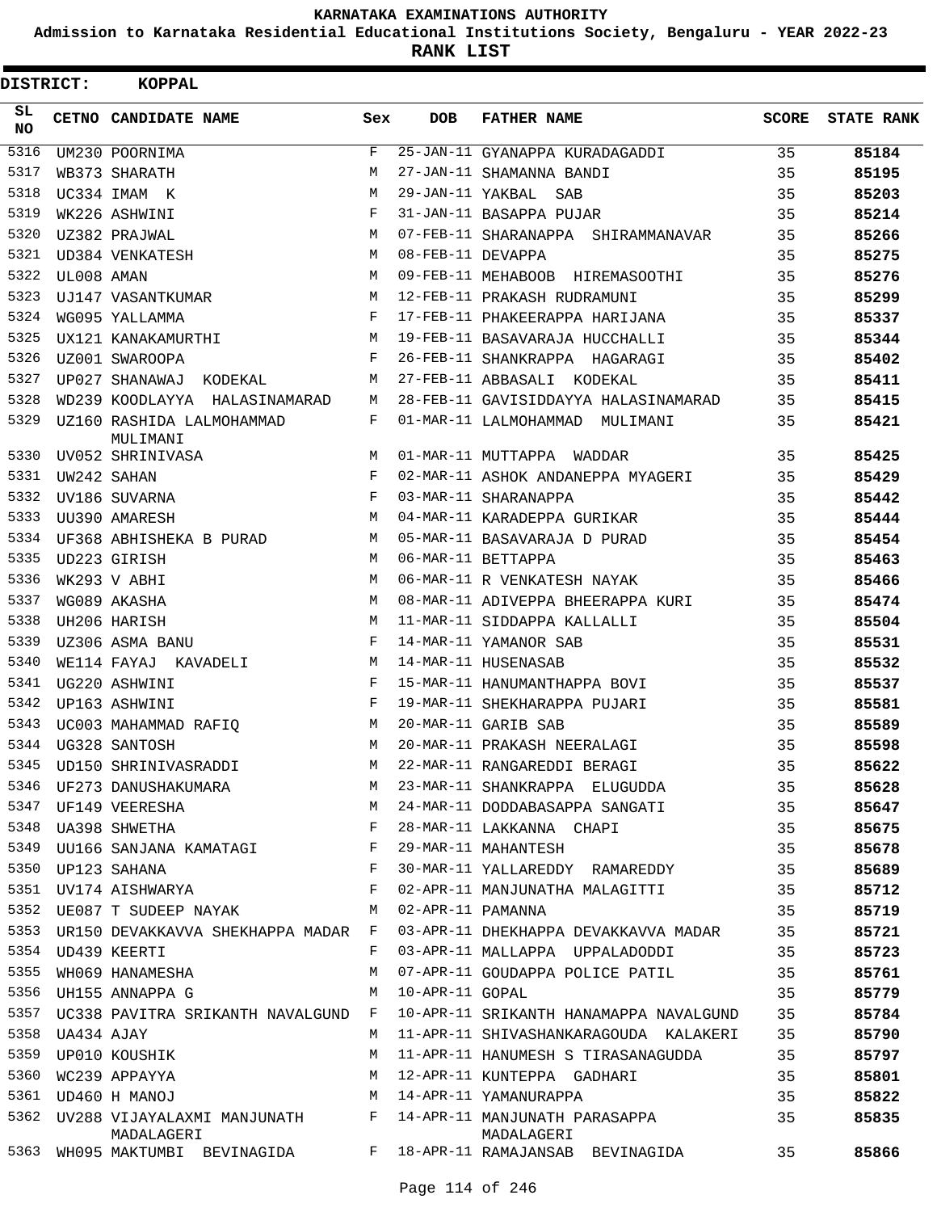**KARNATAKA EXAMINATIONS AUTHORITY**

**Admission to Karnataka Residential Educational Institutions Society, Bengaluru - YEAR 2022-23**

**RANK LIST**

**DISTRICT: KOPPAL**

| SL NO | CETNO | CANDIDATE NAME | Sex | DOB | FATHER NAME | SCORE | STATE RANK |
|---|---|---|---|---|---|---|---|
| 5316 | UM230 | POORNIMA | F | 25-JAN-11 | GYANAPPA KURADAGADDI | 35 | 85184 |
| 5317 | WB373 | SHARATH | M | 27-JAN-11 | SHAMANNA BANDI | 35 | 85195 |
| 5318 | UC334 | IMAM K | M | 29-JAN-11 | YAKBAL SAB | 35 | 85203 |
| 5319 | WK226 | ASHWINI | F | 31-JAN-11 | BASAPPA PUJAR | 35 | 85214 |
| 5320 | UZ382 | PRAJWAL | M | 07-FEB-11 | SHARANAPPA SHIRAMMANAVAR | 35 | 85266 |
| 5321 | UD384 | VENKATESH | M | 08-FEB-11 | DEVAPPA | 35 | 85275 |
| 5322 | UL008 | AMAN | M | 09-FEB-11 | MEHABOOB HIREMASOOTHI | 35 | 85276 |
| 5323 | UJ147 | VASANTKUMAR | M | 12-FEB-11 | PRAKASH RUDRAMUNI | 35 | 85299 |
| 5324 | WG095 | YALLAMMA | F | 17-FEB-11 | PHAKEERAPPA HARIJANA | 35 | 85337 |
| 5325 | UX121 | KANAKAMURTHI | M | 19-FEB-11 | BASAVARAJA HUCCHALLI | 35 | 85344 |
| 5326 | UZ001 | SWAROOPA | F | 26-FEB-11 | SHANKRAPPA HAGARAGI | 35 | 85402 |
| 5327 | UP027 | SHANAWAJ KODEKAL | M | 27-FEB-11 | ABBASALI KODEKAL | 35 | 85411 |
| 5328 | WD239 | KOODLAYYA HALASINAMARAD | M | 28-FEB-11 | GAVISIDDAYYA HALASINAMARAD | 35 | 85415 |
| 5329 | UZ160 | RASHIDA LALMOHAMMAD MULIMANI | F | 01-MAR-11 | LALMOHAMMAD MULIMANI | 35 | 85421 |
| 5330 | UV052 | SHRINIVASA | M | 01-MAR-11 | MUTTAPPA WADDAR | 35 | 85425 |
| 5331 | UW242 | SAHAN | F | 02-MAR-11 | ASHOK ANDANEPPA MYAGERI | 35 | 85429 |
| 5332 | UV186 | SUVARNA | F | 03-MAR-11 | SHARANAPPA | 35 | 85442 |
| 5333 | UU390 | AMARESH | M | 04-MAR-11 | KARADEPPA GURIKAR | 35 | 85444 |
| 5334 | UF368 | ABHISHEKA B PURAD | M | 05-MAR-11 | BASAVARAJA D PURAD | 35 | 85454 |
| 5335 | UD223 | GIRISH | M | 06-MAR-11 | BETTAPPA | 35 | 85463 |
| 5336 | WK293 | V ABHI | M | 06-MAR-11 | R VENKATESH NAYAK | 35 | 85466 |
| 5337 | WG089 | AKASHA | M | 08-MAR-11 | ADIVEPPA BHEERAPPA KURI | 35 | 85474 |
| 5338 | UH206 | HARISH | M | 11-MAR-11 | SIDDAPPA KALLALLI | 35 | 85504 |
| 5339 | UZ306 | ASMA BANU | F | 14-MAR-11 | YAMANOR SAB | 35 | 85531 |
| 5340 | WE114 | FAYAJ KAVADELI | M | 14-MAR-11 | HUSENASAB | 35 | 85532 |
| 5341 | UG220 | ASHWINI | F | 15-MAR-11 | HANUMANTHAPPA BOVI | 35 | 85537 |
| 5342 | UP163 | ASHWINI | F | 19-MAR-11 | SHEKHARAPPA PUJARI | 35 | 85581 |
| 5343 | UC003 | MAHAMMAD RAFIQ | M | 20-MAR-11 | GARIB SAB | 35 | 85589 |
| 5344 | UG328 | SANTOSH | M | 20-MAR-11 | PRAKASH NEERALAGI | 35 | 85598 |
| 5345 | UD150 | SHRINIVASRADDI | M | 22-MAR-11 | RANGAREDDI BERAGI | 35 | 85622 |
| 5346 | UF273 | DANUSHAKUMARA | M | 23-MAR-11 | SHANKRAPPA ELUGUDDA | 35 | 85628 |
| 5347 | UF149 | VEERESHA | M | 24-MAR-11 | DODDABASAPPA SANGATI | 35 | 85647 |
| 5348 | UA398 | SHWETHA | F | 28-MAR-11 | LAKKANNA CHAPI | 35 | 85675 |
| 5349 | UU166 | SANJANA KAMATAGI | F | 29-MAR-11 | MAHANTESH | 35 | 85678 |
| 5350 | UP123 | SAHANA | F | 30-MAR-11 | YALLAREDDY RAMAREDDY | 35 | 85689 |
| 5351 | UV174 | AISHWARYA | F | 02-APR-11 | MANJUNATHA MALAGITTI | 35 | 85712 |
| 5352 | UE087 | T SUDEEP NAYAK | M | 02-APR-11 | PAMANNA | 35 | 85719 |
| 5353 | UR150 | DEVAKKAVVA SHEKHAPPA MADAR | F | 03-APR-11 | DHEKHAPPA DEVAKKAVVA MADAR | 35 | 85721 |
| 5354 | UD439 | KEERTI | F | 03-APR-11 | MALLAPPA UPPALADODDI | 35 | 85723 |
| 5355 | WH069 | HANAMESHA | M | 07-APR-11 | GOUDAPPA POLICE PATIL | 35 | 85761 |
| 5356 | UH155 | ANNAPPA G | M | 10-APR-11 | GOPAL | 35 | 85779 |
| 5357 | UC338 | PAVITRA SRIKANTH NAVALGUND | F | 10-APR-11 | SRIKANTH HANAMAPPA NAVALGUND | 35 | 85784 |
| 5358 | UA434 | AJAY | M | 11-APR-11 | SHIVASHANKARAGOUDA KALAKERI | 35 | 85790 |
| 5359 | UP010 | KOUSHIK | M | 11-APR-11 | HANUMESH S TIRASANAGUDDA | 35 | 85797 |
| 5360 | WC239 | APPAYYA | M | 12-APR-11 | KUNTEPPA GADHARI | 35 | 85801 |
| 5361 | UD460 | H MANOJ | M | 14-APR-11 | YAMANURAPPA | 35 | 85822 |
| 5362 | UV288 | VIJAYALAXMI MANJUNATH MADALAGERI | F | 14-APR-11 | MANJUNATH PARASAPPA MADALAGERI | 35 | 85835 |
| 5363 | WH095 | MAKTUMBI BEVINAGIDA | F | 18-APR-11 | RAMAJANSAB BEVINAGIDA | 35 | 85866 |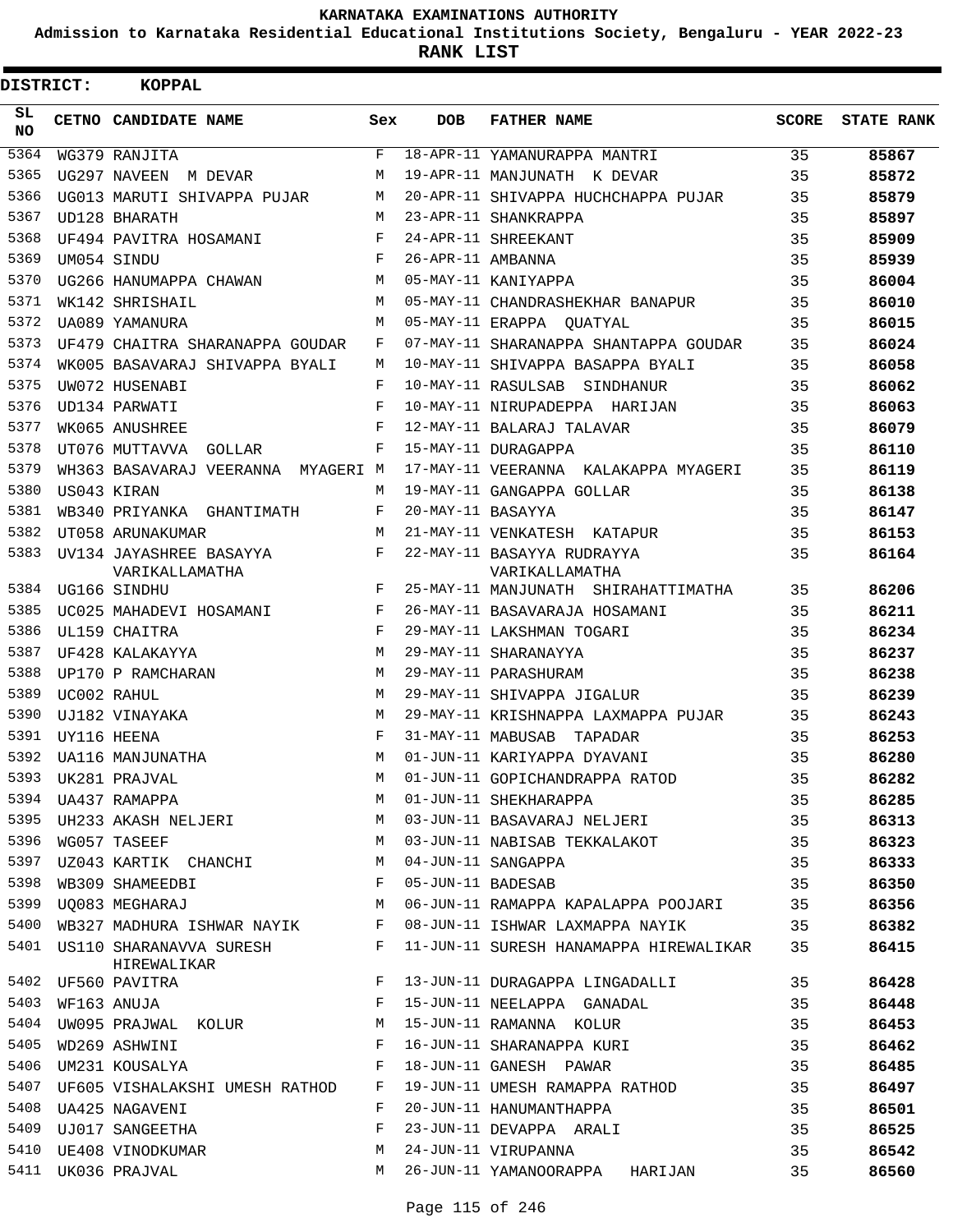KARNATAKA EXAMINATIONS AUTHORITY

Admission to Karnataka Residential Educational Institutions Society, Bengaluru - YEAR 2022-23

**RANK LIST**

**DISTRICT: KOPPAL**

| SL NO | CETNO | CANDIDATE NAME | Sex | DOB | FATHER NAME | SCORE | STATE RANK |
|---|---|---|---|---|---|---|---|
| 5364 | WG379 | RANJITA | F | 18-APR-11 | YAMANURAPPA MANTRI | 35 | 85867 |
| 5365 | UG297 | NAVEEN M DEVAR | M | 19-APR-11 | MANJUNATH K DEVAR | 35 | 85872 |
| 5366 | UG013 | MARUTI SHIVAPPA PUJAR | M | 20-APR-11 | SHIVAPPA HUCHCHAPPA PUJAR | 35 | 85879 |
| 5367 | UD128 | BHARATH | M | 23-APR-11 | SHANKRAPPA | 35 | 85897 |
| 5368 | UF494 | PAVITRA HOSAMANI | F | 24-APR-11 | SHREEKANT | 35 | 85909 |
| 5369 | UM054 | SINDU | F | 26-APR-11 | AMBANNA | 35 | 85939 |
| 5370 | UG266 | HANUMAPPA CHAWAN | M | 05-MAY-11 | KANIYAPPA | 35 | 86004 |
| 5371 | WK142 | SHRISHAIL | M | 05-MAY-11 | CHANDRASHEKHAR BANAPUR | 35 | 86010 |
| 5372 | UA089 | YAMANURA | M | 05-MAY-11 | ERAPPA QUATYAL | 35 | 86015 |
| 5373 | UF479 | CHAITRA SHARANAPPA GOUDAR | F | 07-MAY-11 | SHARANAPPA SHANTAPPA GOUDAR | 35 | 86024 |
| 5374 | WK005 | BASAVARAJ SHIVAPPA BYALI | M | 10-MAY-11 | SHIVAPPA BASAPPA BYALI | 35 | 86058 |
| 5375 | UW072 | HUSENABI | F | 10-MAY-11 | RASULSAB SINDHANUR | 35 | 86062 |
| 5376 | UD134 | PARWATI | F | 10-MAY-11 | NIRUPADEPPA HARIJAN | 35 | 86063 |
| 5377 | WK065 | ANUSHREE | F | 12-MAY-11 | BALARAJ TALAVAR | 35 | 86079 |
| 5378 | UT076 | MUTTAVVA GOLLAR | F | 15-MAY-11 | DURAGAPPA | 35 | 86110 |
| 5379 | WH363 | BASAVARAJ VEERANNA MYAGERI | M | 17-MAY-11 | VEERANNA KALAKAPPA MYAGERI | 35 | 86119 |
| 5380 | US043 | KIRAN | M | 19-MAY-11 | GANGAPPA GOLLAR | 35 | 86138 |
| 5381 | WB340 | PRIYANKA GHANTIMATH | F | 20-MAY-11 | BASAYYA | 35 | 86147 |
| 5382 | UT058 | ARUNAKUMAR | M | 21-MAY-11 | VENKATESH KATAPUR | 35 | 86153 |
| 5383 | UV134 | JAYASHREE BASAYYA VARIKALLAMATHA | F | 22-MAY-11 | BASAYYA RUDRAYYA VARIKALLAMATHA | 35 | 86164 |
| 5384 | UG166 | SINDHU | F | 25-MAY-11 | MANJUNATH SHIRAHATTIMATHA | 35 | 86206 |
| 5385 | UC025 | MAHADEVI HOSAMANI | F | 26-MAY-11 | BASAVARAJA HOSAMANI | 35 | 86211 |
| 5386 | UL159 | CHAITRA | F | 29-MAY-11 | LAKSHMAN TOGARI | 35 | 86234 |
| 5387 | UF428 | KALAKAYYA | M | 29-MAY-11 | SHARANAYYA | 35 | 86237 |
| 5388 | UP170 | P RAMCHARAN | M | 29-MAY-11 | PARASHURAM | 35 | 86238 |
| 5389 | UC002 | RAHUL | M | 29-MAY-11 | SHIVAPPA JIGALUR | 35 | 86239 |
| 5390 | UJ182 | VINAYAKA | M | 29-MAY-11 | KRISHNAPPA LAXMAPPA PUJAR | 35 | 86243 |
| 5391 | UY116 | HEENA | F | 31-MAY-11 | MABUSAB TAPADAR | 35 | 86253 |
| 5392 | UA116 | MANJUNATHA | M | 01-JUN-11 | KARIYAPPA DYAVANI | 35 | 86280 |
| 5393 | UK281 | PRAJVAL | M | 01-JUN-11 | GOPICHANDRAPPA RATOD | 35 | 86282 |
| 5394 | UA437 | RAMAPPA | M | 01-JUN-11 | SHEKHARAPPA | 35 | 86285 |
| 5395 | UH233 | AKASH NELJERI | M | 03-JUN-11 | BASAVARAJ NELJERI | 35 | 86313 |
| 5396 | WG057 | TASEEF | M | 03-JUN-11 | NABISAB TEKKALAKOT | 35 | 86323 |
| 5397 | UZ043 | KARTIK CHANCHI | M | 04-JUN-11 | SANGAPPA | 35 | 86333 |
| 5398 | WB309 | SHAMEEDBI | F | 05-JUN-11 | BADESAB | 35 | 86350 |
| 5399 | UQ083 | MEGHARAJ | M | 06-JUN-11 | RAMAPPA KAPALAPPA POOJARI | 35 | 86356 |
| 5400 | WB327 | MADHURA ISHWAR NAYIK | F | 08-JUN-11 | ISHWAR LAXMAPPA NAYIK | 35 | 86382 |
| 5401 | US110 | SHARANAVVA SURESH HIREWALIKAR | F | 11-JUN-11 | SURESH HANAMAPPA HIREWALIKAR | 35 | 86415 |
| 5402 | UF560 | PAVITRA | F | 13-JUN-11 | DURAGAPPA LINGADALLI | 35 | 86428 |
| 5403 | WF163 | ANUJA | F | 15-JUN-11 | NEELAPPA GANADAL | 35 | 86448 |
| 5404 | UW095 | PRAJWAL KOLUR | M | 15-JUN-11 | RAMANNA KOLUR | 35 | 86453 |
| 5405 | WD269 | ASHWINI | F | 16-JUN-11 | SHARANAPPA KURI | 35 | 86462 |
| 5406 | UM231 | KOUSALYA | F | 18-JUN-11 | GANESH PAWAR | 35 | 86485 |
| 5407 | UF605 | VISHALAKSHI UMESH RATHOD | F | 19-JUN-11 | UMESH RAMAPPA RATHOD | 35 | 86497 |
| 5408 | UA425 | NAGAVENI | F | 20-JUN-11 | HANUMANTHAPPA | 35 | 86501 |
| 5409 | UJ017 | SANGEETHA | F | 23-JUN-11 | DEVAPPA ARALI | 35 | 86525 |
| 5410 | UE408 | VINODKUMAR | M | 24-JUN-11 | VIRUPANNA | 35 | 86542 |
| 5411 | UK036 | PRAJVAL | M | 26-JUN-11 | YAMANOORAPPA HARIJAN | 35 | 86560 |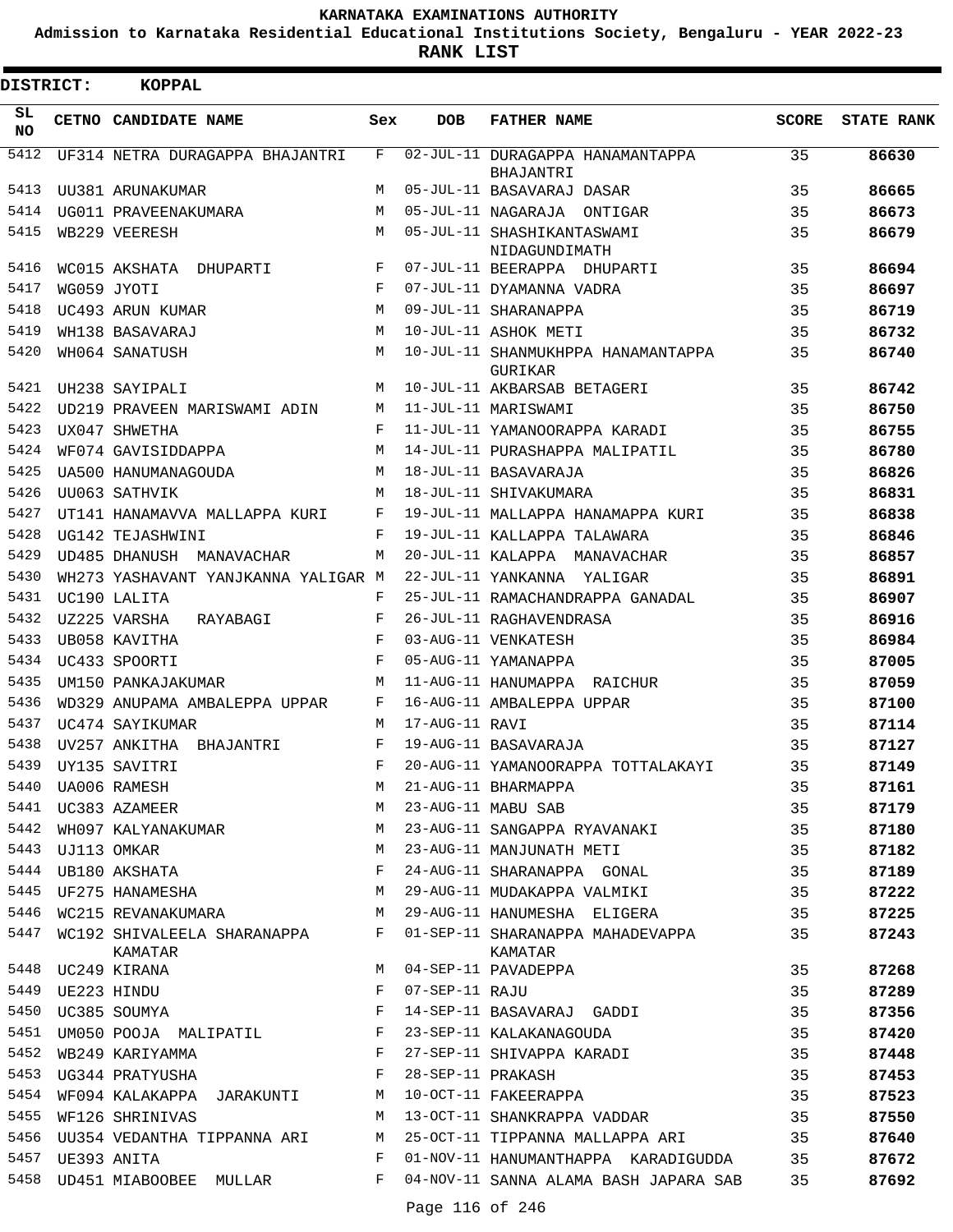KARNATAKA EXAMINATIONS AUTHORITY

Admission to Karnataka Residential Educational Institutions Society, Bengaluru - YEAR 2022-23

**RANK LIST**

**DISTRICT: KOPPAL**

| SL NO | CETNO | CANDIDATE NAME | Sex | DOB | FATHER NAME | SCORE | STATE RANK |
|---|---|---|---|---|---|---|---|
| 5412 | UF314 | NETRA DURAGAPPA BHAJANTRI | F | 02-JUL-11 | DURAGAPPA HANAMANTAPPA BHAJANTRI | 35 | **86630** |
| 5413 | UU381 | ARUNAKUMAR | M | 05-JUL-11 | BASAVARAJ DASAR | 35 | **86665** |
| 5414 | UG011 | PRAVEENAKUMARA | M | 05-JUL-11 | NAGARAJA ONTIGAR | 35 | **86673** |
| 5415 | WB229 | VEERESH | M | 05-JUL-11 | SHASHIKANTASWAMI NIDAGUNDIMATH | 35 | **86679** |
| 5416 | WC015 | AKSHATA DHUPARTI | F | 07-JUL-11 | BEERAPPA DHUPARTI | 35 | **86694** |
| 5417 | WG059 | JYOTI | F | 07-JUL-11 | DYAMANNA VADRA | 35 | **86697** |
| 5418 | UC493 | ARUN KUMAR | M | 09-JUL-11 | SHARANAPPA | 35 | **86719** |
| 5419 | WH138 | BASAVARAJ | M | 10-JUL-11 | ASHOK METI | 35 | **86732** |
| 5420 | WH064 | SANATUSH | M | 10-JUL-11 | SHANMUKHPPA HANAMANTAPPA GURIKAR | 35 | **86740** |
| 5421 | UH238 | SAYIPALI | M | 10-JUL-11 | AKBARSAB BETAGERI | 35 | **86742** |
| 5422 | UD219 | PRAVEEN MARISWAMI ADIN | M | 11-JUL-11 | MARISWAMI | 35 | **86750** |
| 5423 | UX047 | SHWETHA | F | 11-JUL-11 | YAMANOORAPPA KARADI | 35 | **86755** |
| 5424 | WF074 | GAVISIDDAPPA | M | 14-JUL-11 | PURASHAPPA MALIPATIL | 35 | **86780** |
| 5425 | UA500 | HANUMANAGOUDA | M | 18-JUL-11 | BASAVARAJA | 35 | **86826** |
| 5426 | UU063 | SATHVIK | M | 18-JUL-11 | SHIVAKUMARA | 35 | **86831** |
| 5427 | UT141 | HANAMAVVA MALLAPPA KURI | F | 19-JUL-11 | MALLAPPA HANAMAPPA KURI | 35 | **86838** |
| 5428 | UG142 | TEJASHWINI | F | 19-JUL-11 | KALLAPPA TALAWARA | 35 | **86846** |
| 5429 | UD485 | DHANUSH MANAVACHAR | M | 20-JUL-11 | KALAPPA MANAVACHAR | 35 | **86857** |
| 5430 | WH273 | YASHAVANT YANJKANNA YALIGAR | M | 22-JUL-11 | YANKANNA YALIGAR | 35 | **86891** |
| 5431 | UC190 | LALITA | F | 25-JUL-11 | RAMACHANDRAPPA GANADAL | 35 | **86907** |
| 5432 | UZ225 | VARSHA RAYABAGI | F | 26-JUL-11 | RAGHAVENDRASA | 35 | **86916** |
| 5433 | UB058 | KAVITHA | F | 03-AUG-11 | VENKATESH | 35 | **86984** |
| 5434 | UC433 | SPOORTI | F | 05-AUG-11 | YAMANAPPA | 35 | **87005** |
| 5435 | UM150 | PANKAJAKUMAR | M | 11-AUG-11 | HANUMAPPA RAICHUR | 35 | **87059** |
| 5436 | WD329 | ANUPAMA AMBALEPPA UPPAR | F | 16-AUG-11 | AMBALEPPA UPPAR | 35 | **87100** |
| 5437 | UC474 | SAYIKUMAR | M | 17-AUG-11 | RAVI | 35 | **87114** |
| 5438 | UV257 | ANKITHA BHAJANTRI | F | 19-AUG-11 | BASAVARAJA | 35 | **87127** |
| 5439 | UY135 | SAVITRI | F | 20-AUG-11 | YAMANOORAPPA TOTTALAKAYI | 35 | **87149** |
| 5440 | UA006 | RAMESH | M | 21-AUG-11 | BHARMAPPA | 35 | **87161** |
| 5441 | UC383 | AZAMEER | M | 23-AUG-11 | MABU SAB | 35 | **87179** |
| 5442 | WH097 | KALYANAKUMAR | M | 23-AUG-11 | SANGAPPA RYAVANAKI | 35 | **87180** |
| 5443 | UJ113 | OMKAR | M | 23-AUG-11 | MANJUNATH METI | 35 | **87182** |
| 5444 | UB180 | AKSHATA | F | 24-AUG-11 | SHARANAPPA GONAL | 35 | **87189** |
| 5445 | UF275 | HANAMESHA | M | 29-AUG-11 | MUDAKAPPA VALMIKI | 35 | **87222** |
| 5446 | WC215 | REVANAKUMARA | M | 29-AUG-11 | HANUMESHA ELIGERA | 35 | **87225** |
| 5447 | WC192 | SHIVALEELA SHARANAPPA KAMATAR | F | 01-SEP-11 | SHARANAPPA MAHADEVAPPA KAMATAR | 35 | **87243** |
| 5448 | UC249 | KIRANA | M | 04-SEP-11 | PAVADEPPA | 35 | **87268** |
| 5449 | UE223 | HINDU | F | 07-SEP-11 | RAJU | 35 | **87289** |
| 5450 | UC385 | SOUMYA | F | 14-SEP-11 | BASAVARAJ GADDI | 35 | **87356** |
| 5451 | UM050 | POOJA MALIPATIL | F | 23-SEP-11 | KALAKANAGOUDA | 35 | **87420** |
| 5452 | WB249 | KARIYAMMA | F | 27-SEP-11 | SHIVAPPA KARADI | 35 | **87448** |
| 5453 | UG344 | PRATYUSHA | F | 28-SEP-11 | PRAKASH | 35 | **87453** |
| 5454 | WF094 | KALAKAPPA JARAKUNTI | M | 10-OCT-11 | FAKEERAPPA | 35 | **87523** |
| 5455 | WF126 | SHRINIVAS | M | 13-OCT-11 | SHANKRAPPA VADDAR | 35 | **87550** |
| 5456 | UU354 | VEDANTHA TIPPANNA ARI | M | 25-OCT-11 | TIPPANNA MALLAPPA ARI | 35 | **87640** |
| 5457 | UE393 | ANITA | F | 01-NOV-11 | HANUMANTHAPPA KARADIGUDDA | 35 | **87672** |
| 5458 | UD451 | MIABOOBEE MULLAR | F | 04-NOV-11 | SANNA ALAMA BASH JAPARA SAB | 35 | **87692** |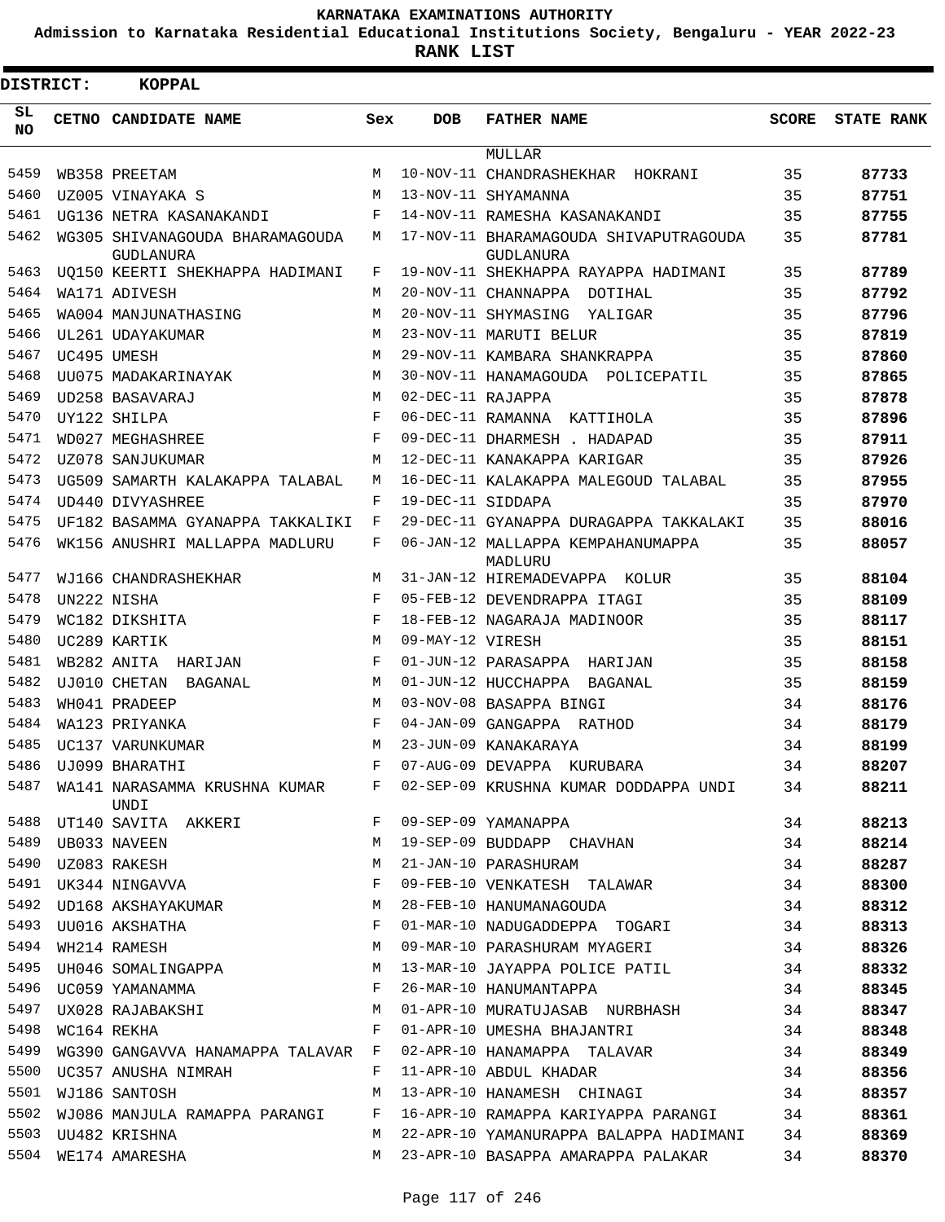# KARNATAKA EXAMINATIONS AUTHORITY

**Admission to Karnataka Residential Educational Institutions Society, Bengaluru - YEAR 2022-23**

**RANK LIST**

**DISTRICT: KOPPAL**

| SL NO | CETNO | CANDIDATE NAME | Sex | DOB | FATHER NAME | SCORE | STATE RANK |
|---|---|---|---|---|---|---|---|
| | | | | | MULLAR | | |
| 5459 | WB358 | PREETAM | M | 10-NOV-11 | CHANDRASHEKHAR HOKRANI | 35 | 87733 |
| 5460 | UZ005 | VINAYAKA S | M | 13-NOV-11 | SHYAMANNA | 35 | 87751 |
| 5461 | UG136 | NETRA KASANAKANDI | F | 14-NOV-11 | RAMESHA KASANAKANDI | 35 | 87755 |
| 5462 | WG305 | SHIVANAGOUDA BHARAMAGOUDA GUDLANURA | M | 17-NOV-11 | BHARAMAGOUDA SHIVAPUTRAGOUDA GUDLANURA | 35 | 87781 |
| 5463 | UQ150 | KEERTI SHEKHAPPA HADIMANI | F | 19-NOV-11 | SHEKHAPPA RAYAPPA HADIMANI | 35 | 87789 |
| 5464 | WA171 | ADIVESH | M | 20-NOV-11 | CHANNAPPA DOTIHAL | 35 | 87792 |
| 5465 | WA004 | MANJUNATHASING | M | 20-NOV-11 | SHYMASING YALIGAR | 35 | 87796 |
| 5466 | UL261 | UDAYAKUMAR | M | 23-NOV-11 | MARUTI BELUR | 35 | 87819 |
| 5467 | UC495 | UMESH | M | 29-NOV-11 | KAMBARA SHANKRAPPA | 35 | 87860 |
| 5468 | UU075 | MADAKARINAYAK | M | 30-NOV-11 | HANAMAGOUDA POLICEPATIL | 35 | 87865 |
| 5469 | UD258 | BASAVARAJ | M | 02-DEC-11 | RAJAPPA | 35 | 87878 |
| 5470 | UY122 | SHILPA | F | 06-DEC-11 | RAMANNA KATTIHOLA | 35 | 87896 |
| 5471 | WD027 | MEGHASHREE | F | 09-DEC-11 | DHARMESH . HADAPAD | 35 | 87911 |
| 5472 | UZ078 | SANJUKUMAR | M | 12-DEC-11 | KANAKAPPA KARIGAR | 35 | 87926 |
| 5473 | UG509 | SAMARTH KALAKAPPA TALABAL | M | 16-DEC-11 | KALAKAPPA MALEGOUD TALABAL | 35 | 87955 |
| 5474 | UD440 | DIVYASHREE | F | 19-DEC-11 | SIDDAPA | 35 | 87970 |
| 5475 | UF182 | BASAMMA GYANAPPA TAKKALIKI | F | 29-DEC-11 | GYANAPPA DURAGAPPA TAKKALAKI | 35 | 88016 |
| 5476 | WK156 | ANUSHRI MALLAPPA MADLURU | F | 06-JAN-12 | MALLAPPA KEMPAHANUMAPPA MADLURU | 35 | 88057 |
| 5477 | WJ166 | CHANDRASHEKHAR | M | 31-JAN-12 | HIREMADEVAPPA KOLUR | 35 | 88104 |
| 5478 | UN222 | NISHA | F | 05-FEB-12 | DEVENDRAPPA ITAGI | 35 | 88109 |
| 5479 | WC182 | DIKSHITA | F | 18-FEB-12 | NAGARAJA MADINOOR | 35 | 88117 |
| 5480 | UC289 | KARTIK | M | 09-MAY-12 | VIRESH | 35 | 88151 |
| 5481 | WB282 | ANITA HARIJAN | F | 01-JUN-12 | PARASAPPA HARIJAN | 35 | 88158 |
| 5482 | UJ010 | CHETAN BAGANAL | M | 01-JUN-12 | HUCCHAPPA BAGANAL | 35 | 88159 |
| 5483 | WH041 | PRADEEP | M | 03-NOV-08 | BASAPPA BINGI | 34 | 88176 |
| 5484 | WA123 | PRIYANKA | F | 04-JAN-09 | GANGAPPA RATHOD | 34 | 88179 |
| 5485 | UC137 | VARUNKUMAR | M | 23-JUN-09 | KANAKARAYA | 34 | 88199 |
| 5486 | UJ099 | BHARATHI | F | 07-AUG-09 | DEVAPPA KURUBARA | 34 | 88207 |
| 5487 | WA141 | NARASAMMA KRUSHNA KUMAR UNDI | F | 02-SEP-09 | KRUSHNA KUMAR DODDAPPA UNDI | 34 | 88211 |
| 5488 | UT140 | SAVITA AKKERI | F | 09-SEP-09 | YAMANAPPA | 34 | 88213 |
| 5489 | UB033 | NAVEEN | M | 19-SEP-09 | BUDDAPP CHAVHAN | 34 | 88214 |
| 5490 | UZ083 | RAKESH | M | 21-JAN-10 | PARASHURAM | 34 | 88287 |
| 5491 | UK344 | NINGAVVA | F | 09-FEB-10 | VENKATESH TALAWAR | 34 | 88300 |
| 5492 | UD168 | AKSHAYAKUMAR | M | 28-FEB-10 | HANUMANAGOUDA | 34 | 88312 |
| 5493 | UU016 | AKSHATHA | F | 01-MAR-10 | NADUGADDEPPA TOGARI | 34 | 88313 |
| 5494 | WH214 | RAMESH | M | 09-MAR-10 | PARASHURAM MYAGERI | 34 | 88326 |
| 5495 | UH046 | SOMALINGAPPA | M | 13-MAR-10 | JAYAPPA POLICE PATIL | 34 | 88332 |
| 5496 | UC059 | YAMANAMMA | F | 26-MAR-10 | HANUMANTAPPA | 34 | 88345 |
| 5497 | UX028 | RAJABAKSHI | M | 01-APR-10 | MURATUJASAB NURBHASH | 34 | 88347 |
| 5498 | WC164 | REKHA | F | 01-APR-10 | UMESHA BHAJANTRI | 34 | 88348 |
| 5499 | WG390 | GANGAVVA HANAMAPPA TALAVAR | F | 02-APR-10 | HANAMAPPA TALAVAR | 34 | 88349 |
| 5500 | UC357 | ANUSHA NIMRAH | F | 11-APR-10 | ABDUL KHADAR | 34 | 88356 |
| 5501 | WJ186 | SANTOSH | M | 13-APR-10 | HANAMESH CHINAGI | 34 | 88357 |
| 5502 | WJ086 | MANJULA RAMAPPA PARANGI | F | 16-APR-10 | RAMAPPA KARIYAPPA PARANGI | 34 | 88361 |
| 5503 | UU482 | KRISHNA | M | 22-APR-10 | YAMANURAPPA BALAPPA HADIMANI | 34 | 88369 |
| 5504 | WE174 | AMARESHA | M | 23-APR-10 | BASAPPA AMARAPPA PALAKAR | 34 | 88370 |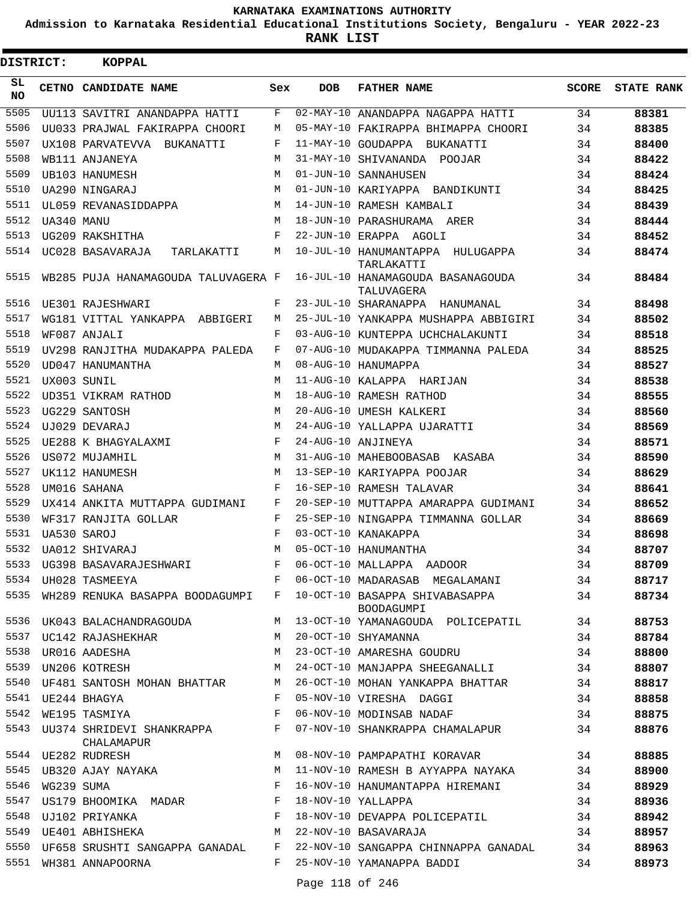# KARNATAKA EXAMINATIONS AUTHORITY

**Admission to Karnataka Residential Educational Institutions Society, Bengaluru - YEAR 2022-23**

**RANK LIST**

**DISTRICT: KOPPAL**

| SL NO | CETNO | CANDIDATE NAME | Sex | DOB | FATHER NAME | SCORE | STATE RANK |
|---|---|---|---|---|---|---|---|
| 5505 | UU113 | SAVITRI ANANDAPPA HATTI | F | 02-MAY-10 | ANANDAPPA NAGAPPA HATTI | 34 | 88381 |
| 5506 | UU033 | PRAJWAL FAKIRAPPA CHOORI | M | 05-MAY-10 | FAKIRAPPA BHIMAPPA CHOORI | 34 | 88385 |
| 5507 | UX108 | PARVATEVVA BUKANATTI | F | 11-MAY-10 | GOUDAPPA BUKANATTI | 34 | 88400 |
| 5508 | WB111 | ANJANEYA | M | 31-MAY-10 | SHIVANANDA POOJAR | 34 | 88422 |
| 5509 | UB103 | HANUMESH | M | 01-JUN-10 | SANNAHUSEN | 34 | 88424 |
| 5510 | UA290 | NINGARAJ | M | 01-JUN-10 | KARIYAPPA BANDIKUNTI | 34 | 88425 |
| 5511 | UL059 | REVANASIDDAPPA | M | 14-JUN-10 | RAMESH KAMBALI | 34 | 88439 |
| 5512 | UA340 | MANU | M | 18-JUN-10 | PARASHURAMA ARER | 34 | 88444 |
| 5513 | UG209 | RAKSHITHA | F | 22-JUN-10 | ERAPPA AGOLI | 34 | 88452 |
| 5514 | UC028 | BASAVARAJA TARLAKATTI | M | 10-JUL-10 | HANUMANTAPPA HULUGAPPA TARLAKATTI | 34 | 88474 |
| 5515 | WB285 | PUJA HANAMAGOUDA TALUVAGERA | F | 16-JUL-10 | HANAMAGOUDA BASANAGOUDA TALUVAGERA | 34 | 88484 |
| 5516 | UE301 | RAJESHWARI | F | 23-JUL-10 | SHARANAPPA HANUMANAL | 34 | 88498 |
| 5517 | WG181 | VITTAL YANKAPPA ABBIGERI | M | 25-JUL-10 | YANKAPPA MUSHAPPA ABBIGIRI | 34 | 88502 |
| 5518 | WF087 | ANJALI | F | 03-AUG-10 | KUNTEPPA UCHCHALAKUNTI | 34 | 88518 |
| 5519 | UV298 | RANJITHA MUDAKAPPA PALEDA | F | 07-AUG-10 | MUDAKAPPA TIMMANNA PALEDA | 34 | 88525 |
| 5520 | UD047 | HANUMANTHA | M | 08-AUG-10 | HANUMAPPA | 34 | 88527 |
| 5521 | UX003 | SUNIL | M | 11-AUG-10 | KALAPPA HARIJAN | 34 | 88538 |
| 5522 | UD351 | VIKRAM RATHOD | M | 18-AUG-10 | RAMESH RATHOD | 34 | 88555 |
| 5523 | UG229 | SANTOSH | M | 20-AUG-10 | UMESH KALKERI | 34 | 88560 |
| 5524 | UJ029 | DEVARAJ | M | 24-AUG-10 | YALLAPPA UJARATTI | 34 | 88569 |
| 5525 | UE288 | K BHAGYALAXMI | F | 24-AUG-10 | ANJINEYA | 34 | 88571 |
| 5526 | US072 | MUJAMHIL | M | 31-AUG-10 | MAHEBOOBASAB KASABA | 34 | 88590 |
| 5527 | UK112 | HANUMESH | M | 13-SEP-10 | KARIYAPPA POOJAR | 34 | 88629 |
| 5528 | UM016 | SAHANA | F | 16-SEP-10 | RAMESH TALAVAR | 34 | 88641 |
| 5529 | UX414 | ANKITA MUTTAPPA GUDIMANI | F | 20-SEP-10 | MUTTAPPA AMARAPPA GUDIMANI | 34 | 88652 |
| 5530 | WF317 | RANJITA GOLLAR | F | 25-SEP-10 | NINGAPPA TIMMANNA GOLLAR | 34 | 88669 |
| 5531 | UA530 | SAROJ | F | 03-OCT-10 | KANAKAPPA | 34 | 88698 |
| 5532 | UA012 | SHIVARAJ | M | 05-OCT-10 | HANUMANTHA | 34 | 88707 |
| 5533 | UG398 | BASAVARAJESHWARI | F | 06-OCT-10 | MALLAPPA AADOOR | 34 | 88709 |
| 5534 | UH028 | TASMEEYA | F | 06-OCT-10 | MADARASAB MEGALAMANI | 34 | 88717 |
| 5535 | WH289 | RENUKA BASAPPA BOODAGUMPI | F | 10-OCT-10 | BASAPPA SHIVABASAPPA BOODAGUMPI | 34 | 88734 |
| 5536 | UK043 | BALACHANDRAGOUDA | M | 13-OCT-10 | YAMANAGOUDA POLICEPATIL | 34 | 88753 |
| 5537 | UC142 | RAJASHEKHAR | M | 20-OCT-10 | SHYAMANNA | 34 | 88784 |
| 5538 | UR016 | AADESHA | M | 23-OCT-10 | AMARESHA GOUDRU | 34 | 88800 |
| 5539 | UN206 | KOTRESH | M | 24-OCT-10 | MANJAPPA SHEEGANALLI | 34 | 88807 |
| 5540 | UF481 | SANTOSH MOHAN BHATTAR | M | 26-OCT-10 | MOHAN YANKAPPA BHATTAR | 34 | 88817 |
| 5541 | UE244 | BHAGYA | F | 05-NOV-10 | VIRESHA DAGGI | 34 | 88858 |
| 5542 | WE195 | TASMIYA | F | 06-NOV-10 | MODINSAB NADAF | 34 | 88875 |
| 5543 | UU374 | SHRIDEVI SHANKRAPPA CHALAMAPUR | F | 07-NOV-10 | SHANKRAPPA CHAMALAPUR | 34 | 88876 |
| 5544 | UE282 | RUDRESH | M | 08-NOV-10 | PAMPAPATHI KORAVAR | 34 | 88885 |
| 5545 | UB320 | AJAY NAYAKA | M | 11-NOV-10 | RAMESH B AYYAPPA NAYAKA | 34 | 88900 |
| 5546 | WG239 | SUMA | F | 16-NOV-10 | HANUMANTAPPA HIREMANI | 34 | 88929 |
| 5547 | US179 | BHOOMIKA MADAR | F | 18-NOV-10 | YALLAPPA | 34 | 88936 |
| 5548 | UJ102 | PRIYANKA | F | 18-NOV-10 | DEVAPPA POLICEPATIL | 34 | 88942 |
| 5549 | UE401 | ABHISHEKA | M | 22-NOV-10 | BASAVARAJA | 34 | 88957 |
| 5550 | UF658 | SRUSHTI SANGAPPA GANADAL | F | 22-NOV-10 | SANGAPPA CHINNAPPA GANADAL | 34 | 88963 |
| 5551 | WH381 | ANNAPOORNA | F | 25-NOV-10 | YAMANAPPA BADDI | 34 | 88973 |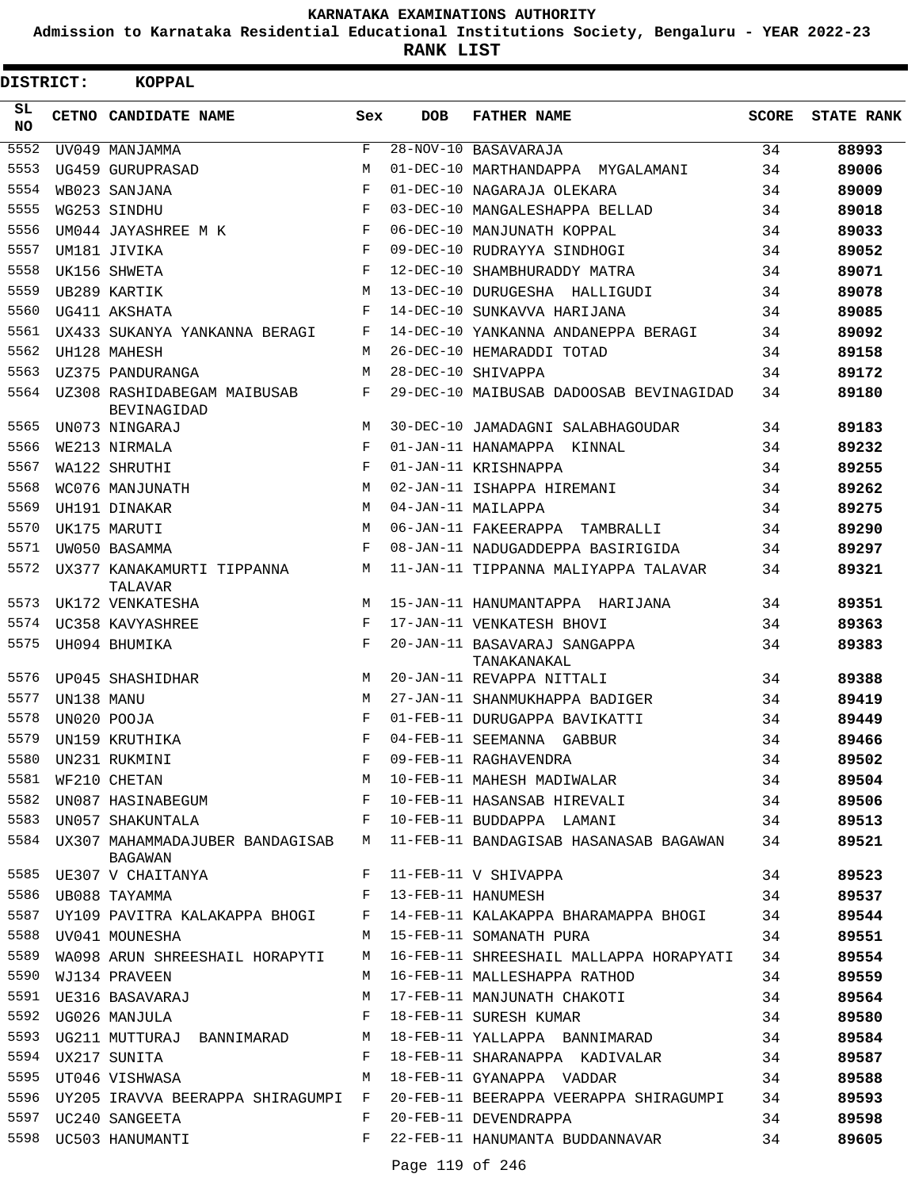KARNATAKA EXAMINATIONS AUTHORITY

Admission to Karnataka Residential Educational Institutions Society, Bengaluru - YEAR 2022-23

**RANK LIST**

**DISTRICT: KOPPAL**

| SL NO | CETNO | CANDIDATE NAME | Sex | DOB | FATHER NAME | SCORE | STATE RANK |
|---|---|---|---|---|---|---|---|
| 5552 | UV049 | MANJAMMA | F | 28-NOV-10 | BASAVARAJA | 34 | 88993 |
| 5553 | UG459 | GURUPRASAD | M | 01-DEC-10 | MARTHANDAPPA MYGALAMANI | 34 | 89006 |
| 5554 | WB023 | SANJANA | F | 01-DEC-10 | NAGARAJA OLEKARA | 34 | 89009 |
| 5555 | WG253 | SINDHU | F | 03-DEC-10 | MANGALESHAPPA BELLAD | 34 | 89018 |
| 5556 | UM044 | JAYASHREE M K | F | 06-DEC-10 | MANJUNATH KOPPAL | 34 | 89033 |
| 5557 | UM181 | JIVIKA | F | 09-DEC-10 | RUDRAYYA SINDHOGI | 34 | 89052 |
| 5558 | UK156 | SHWETA | F | 12-DEC-10 | SHAMBHURADDY MATRA | 34 | 89071 |
| 5559 | UB289 | KARTIK | M | 13-DEC-10 | DURUGESHA HALLIGUDI | 34 | 89078 |
| 5560 | UG411 | AKSHATA | F | 14-DEC-10 | SUNKAVVA HARIJANA | 34 | 89085 |
| 5561 | UX433 | SUKANYA YANKANNA BERAGI | F | 14-DEC-10 | YANKANNA ANDANEPPA BERAGI | 34 | 89092 |
| 5562 | UH128 | MAHESH | M | 26-DEC-10 | HEMARADDI TOTAD | 34 | 89158 |
| 5563 | UZ375 | PANDURANGA | M | 28-DEC-10 | SHIVAPPA | 34 | 89172 |
| 5564 | UZ308 | RASHIDABEGAM MAIBUSAB BEVINAGIDAD | F | 29-DEC-10 | MAIBUSAB DADOOSAB BEVINAGIDAD | 34 | 89180 |
| 5565 | UN073 | NINGARAJ | M | 30-DEC-10 | JAMADAGNI SALABHAGOUDAR | 34 | 89183 |
| 5566 | WE213 | NIRMALA | F | 01-JAN-11 | HANAMAPPA KINNAL | 34 | 89232 |
| 5567 | WA122 | SHRUTHI | F | 01-JAN-11 | KRISHNAPPA | 34 | 89255 |
| 5568 | WC076 | MANJUNATH | M | 02-JAN-11 | ISHAPPA HIREMANI | 34 | 89262 |
| 5569 | UH191 | DINAKAR | M | 04-JAN-11 | MAILAPPA | 34 | 89275 |
| 5570 | UK175 | MARUTI | M | 06-JAN-11 | FAKEERAPPA TAMBRALLI | 34 | 89290 |
| 5571 | UW050 | BASAMMA | F | 08-JAN-11 | NADUGADDEPPA BASIRIGIDA | 34 | 89297 |
| 5572 | UX377 | KANAKAMURTI TIPPANNA TALAVAR | M | 11-JAN-11 | TIPPANNA MALIYAPPA TALAVAR | 34 | 89321 |
| 5573 | UK172 | VENKATESHA | M | 15-JAN-11 | HANUMANTAPPA HARIJANA | 34 | 89351 |
| 5574 | UC358 | KAVYASHREE | F | 17-JAN-11 | VENKATESH BHOVI | 34 | 89363 |
| 5575 | UH094 | BHUMIKA | F | 20-JAN-11 | BASAVARAJ SANGAPPA TANAKANAKAL | 34 | 89383 |
| 5576 | UP045 | SHASHIDHAR | M | 20-JAN-11 | REVAPPA NITTALI | 34 | 89388 |
| 5577 | UN138 | MANU | M | 27-JAN-11 | SHANMUKHAPPA BADIGER | 34 | 89419 |
| 5578 | UN020 | POOJA | F | 01-FEB-11 | DURUGAPPA BAVIKATTI | 34 | 89449 |
| 5579 | UN159 | KRUTHIKA | F | 04-FEB-11 | SEEMANNA GABBUR | 34 | 89466 |
| 5580 | UN231 | RUKMINI | F | 09-FEB-11 | RAGHAVENDRA | 34 | 89502 |
| 5581 | WF210 | CHETAN | M | 10-FEB-11 | MAHESH MADIWALAR | 34 | 89504 |
| 5582 | UN087 | HASINABEGUM | F | 10-FEB-11 | HASANSAB HIREVALI | 34 | 89506 |
| 5583 | UN057 | SHAKUNTALA | F | 10-FEB-11 | BUDDAPPA LAMANI | 34 | 89513 |
| 5584 | UX307 | MAHAMMADAJUBER BANDAGISAB BAGAWAN | M | 11-FEB-11 | BANDAGISAB HASANASAB BAGAWAN | 34 | 89521 |
| 5585 | UE307 | V CHAITANYA | F | 11-FEB-11 | V SHIVAPPA | 34 | 89523 |
| 5586 | UB088 | TAYAMMA | F | 13-FEB-11 | HANUMESH | 34 | 89537 |
| 5587 | UY109 | PAVITRA KALAKAPPA BHOGI | F | 14-FEB-11 | KALAKAPPA BHARAMAPPA BHOGI | 34 | 89544 |
| 5588 | UV041 | MOUNESHA | M | 15-FEB-11 | SOMANATH PURA | 34 | 89551 |
| 5589 | WA098 | ARUN SHREESHAIL HORAPYTI | M | 16-FEB-11 | SHREESHAIL MALLAPPA HORAPYATI | 34 | 89554 |
| 5590 | WJ134 | PRAVEEN | M | 16-FEB-11 | MALLESHAPPA RATHOD | 34 | 89559 |
| 5591 | UE316 | BASAVARAJ | M | 17-FEB-11 | MANJUNATH CHAKOTI | 34 | 89564 |
| 5592 | UG026 | MANJULA | F | 18-FEB-11 | SURESH KUMAR | 34 | 89580 |
| 5593 | UG211 | MUTTURAJ BANNIMARAD | M | 18-FEB-11 | YALLAPPA BANNIMARAD | 34 | 89584 |
| 5594 | UX217 | SUNITA | F | 18-FEB-11 | SHARANAPPA KADIVALAR | 34 | 89587 |
| 5595 | UT046 | VISHWASA | M | 18-FEB-11 | GYANAPPA VADDAR | 34 | 89588 |
| 5596 | UY205 | IRAVVA BEERAPPA SHIRAGUMPI | F | 20-FEB-11 | BEERAPPA VEERAPPA SHIRAGUMPI | 34 | 89593 |
| 5597 | UC240 | SANGEETA | F | 20-FEB-11 | DEVENDRAPPA | 34 | 89598 |
| 5598 | UC503 | HANUMANTI | F | 22-FEB-11 | HANUMANTA BUDDANNAVAR | 34 | 89605 |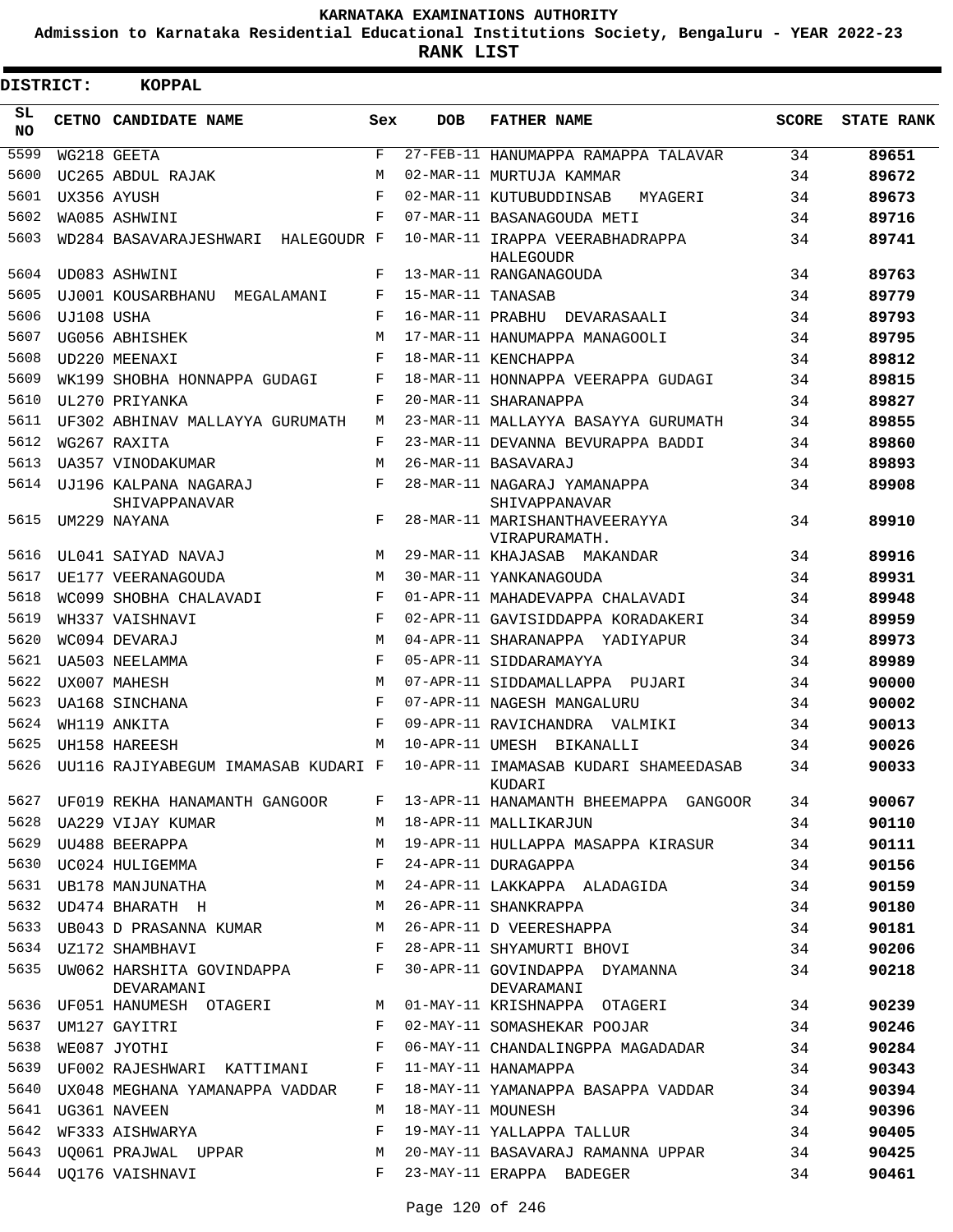KARNATAKA EXAMINATIONS AUTHORITY

Admission to Karnataka Residential Educational Institutions Society, Bengaluru - YEAR 2022-23

**RANK LIST**

**DISTRICT: KOPPAL**

| SL NO | CETNO | CANDIDATE NAME | Sex | DOB | FATHER NAME | SCORE | STATE RANK |
|---|---|---|---|---|---|---|---|
| 5599 | WG218 | GEETA | F | 27-FEB-11 | HANUMAPPA RAMAPPA TALAVAR | 34 | 89651 |
| 5600 | UC265 | ABDUL RAJAK | M | 02-MAR-11 | MURTUJA KAMMAR | 34 | 89672 |
| 5601 | UX356 | AYUSH | F | 02-MAR-11 | KUTUBUDDINSAB MYAGERI | 34 | 89673 |
| 5602 | WA085 | ASHWINI | F | 07-MAR-11 | BASANAGOUDA METI | 34 | 89716 |
| 5603 | WD284 | BASAVARAJESHWARI HALEGOUDR | F | 10-MAR-11 | IRAPPA VEERABHADRAPPA HALEGOUDR | 34 | 89741 |
| 5604 | UD083 | ASHWINI | F | 13-MAR-11 | RANGANAGOUDA | 34 | 89763 |
| 5605 | UJ001 | KOUSARBHANU MEGALAMANI | F | 15-MAR-11 | TANASAB | 34 | 89779 |
| 5606 | UJ108 | USHA | F | 16-MAR-11 | PRABHU DEVARASAALI | 34 | 89793 |
| 5607 | UG056 | ABHISHEK | M | 17-MAR-11 | HANUMAPPA MANAGOOLI | 34 | 89795 |
| 5608 | UD220 | MEENAXI | F | 18-MAR-11 | KENCHAPPA | 34 | 89812 |
| 5609 | WK199 | SHOBHA HONNAPPA GUDAGI | F | 18-MAR-11 | HONNAPPA VEERAPPA GUDAGI | 34 | 89815 |
| 5610 | UL270 | PRIYANKA | F | 20-MAR-11 | SHARANAPPA | 34 | 89827 |
| 5611 | UF302 | ABHINAV MALLAYYA GURUMATH | M | 23-MAR-11 | MALLAYYA BASAYYA GURUMATH | 34 | 89855 |
| 5612 | WG267 | RAXITA | F | 23-MAR-11 | DEVANNA BEVURAPPA BADDI | 34 | 89860 |
| 5613 | UA357 | VINODAKUMAR | M | 26-MAR-11 | BASAVARAJ | 34 | 89893 |
| 5614 | UJ196 | KALPANA NAGARAJ SHIVAPPANAVAR | F | 28-MAR-11 | NAGARAJ YAMANAPPA SHIVAPPANAVAR | 34 | 89908 |
| 5615 | UM229 | NAYANA | F | 28-MAR-11 | MARISHANTHAVEERAYYA VIRAPURAMATH. | 34 | 89910 |
| 5616 | UL041 | SAIYAD NAVAJ | M | 29-MAR-11 | KHAJASAB MAKANDAR | 34 | 89916 |
| 5617 | UE177 | VEERANAGOUDA | M | 30-MAR-11 | YANKANAGOUDA | 34 | 89931 |
| 5618 | WC099 | SHOBHA CHALAVADI | F | 01-APR-11 | MAHADEVAPPA CHALAVADI | 34 | 89948 |
| 5619 | WH337 | VAISHNAVI | F | 02-APR-11 | GAVISIDDAPPA KORADAKERI | 34 | 89959 |
| 5620 | WC094 | DEVARAJ | M | 04-APR-11 | SHARANAPPA YADIYAPUR | 34 | 89973 |
| 5621 | UA503 | NEELAMMA | F | 05-APR-11 | SIDDARAMAYYA | 34 | 89989 |
| 5622 | UX007 | MAHESH | M | 07-APR-11 | SIDDAMALLAPPA PUJARI | 34 | 90000 |
| 5623 | UA168 | SINCHANA | F | 07-APR-11 | NAGESH MANGALURU | 34 | 90002 |
| 5624 | WH119 | ANKITA | F | 09-APR-11 | RAVICHANDRA VALMIKI | 34 | 90013 |
| 5625 | UH158 | HAREESH | M | 10-APR-11 | UMESH BIKANALLI | 34 | 90026 |
| 5626 | UU116 | RAJIYABEGUM IMAMASAB KUDARI | F | 10-APR-11 | IMAMASAB KUDARI SHAMEEDASAB KUDARI | 34 | 90033 |
| 5627 | UF019 | REKHA HANAMANTH GANGOOR | F | 13-APR-11 | HANAMANTH BHEEMAPPA GANGOOR | 34 | 90067 |
| 5628 | UA229 | VIJAY KUMAR | M | 18-APR-11 | MALLIKARJUN | 34 | 90110 |
| 5629 | UU488 | BEERAPPA | M | 19-APR-11 | HULLAPPA MASAPPA KIRASUR | 34 | 90111 |
| 5630 | UC024 | HULIGEMMA | F | 24-APR-11 | DURAGAPPA | 34 | 90156 |
| 5631 | UB178 | MANJUNATHA | M | 24-APR-11 | LAKKAPPA ALADAGIDA | 34 | 90159 |
| 5632 | UD474 | BHARATH H | M | 26-APR-11 | SHANKRAPPA | 34 | 90180 |
| 5633 | UB043 | D PRASANNA KUMAR | M | 26-APR-11 | D VEERESHAPPA | 34 | 90181 |
| 5634 | UZ172 | SHAMBHAVI | F | 28-APR-11 | SHYAMURTI BHOVI | 34 | 90206 |
| 5635 | UW062 | HARSHITA GOVINDAPPA DEVARAMANI | F | 30-APR-11 | GOVINDAPPA DYAMANNA DEVARAMANI | 34 | 90218 |
| 5636 | UF051 | HANUMESH OTAGERI | M | 01-MAY-11 | KRISHNAPPA OTAGERI | 34 | 90239 |
| 5637 | UM127 | GAYITRI | F | 02-MAY-11 | SOMASHEKAR POOJAR | 34 | 90246 |
| 5638 | WE087 | JYOTHI | F | 06-MAY-11 | CHANDALINGPPA MAGADADAR | 34 | 90284 |
| 5639 | UF002 | RAJESHWARI KATTIMANI | F | 11-MAY-11 | HANAMAPPA | 34 | 90343 |
| 5640 | UX048 | MEGHANA YAMANAPPA VADDAR | F | 18-MAY-11 | YAMANAPPA BASAPPA VADDAR | 34 | 90394 |
| 5641 | UG361 | NAVEEN | M | 18-MAY-11 | MOUNESH | 34 | 90396 |
| 5642 | WF333 | AISHWARYA | F | 19-MAY-11 | YALLAPPA TALLUR | 34 | 90405 |
| 5643 | UQ061 | PRAJWAL UPPAR | M | 20-MAY-11 | BASAVARAJ RAMANNA UPPAR | 34 | 90425 |
| 5644 | UQ176 | VAISHNAVI | F | 23-MAY-11 | ERAPPA BADEGER | 34 | 90461 |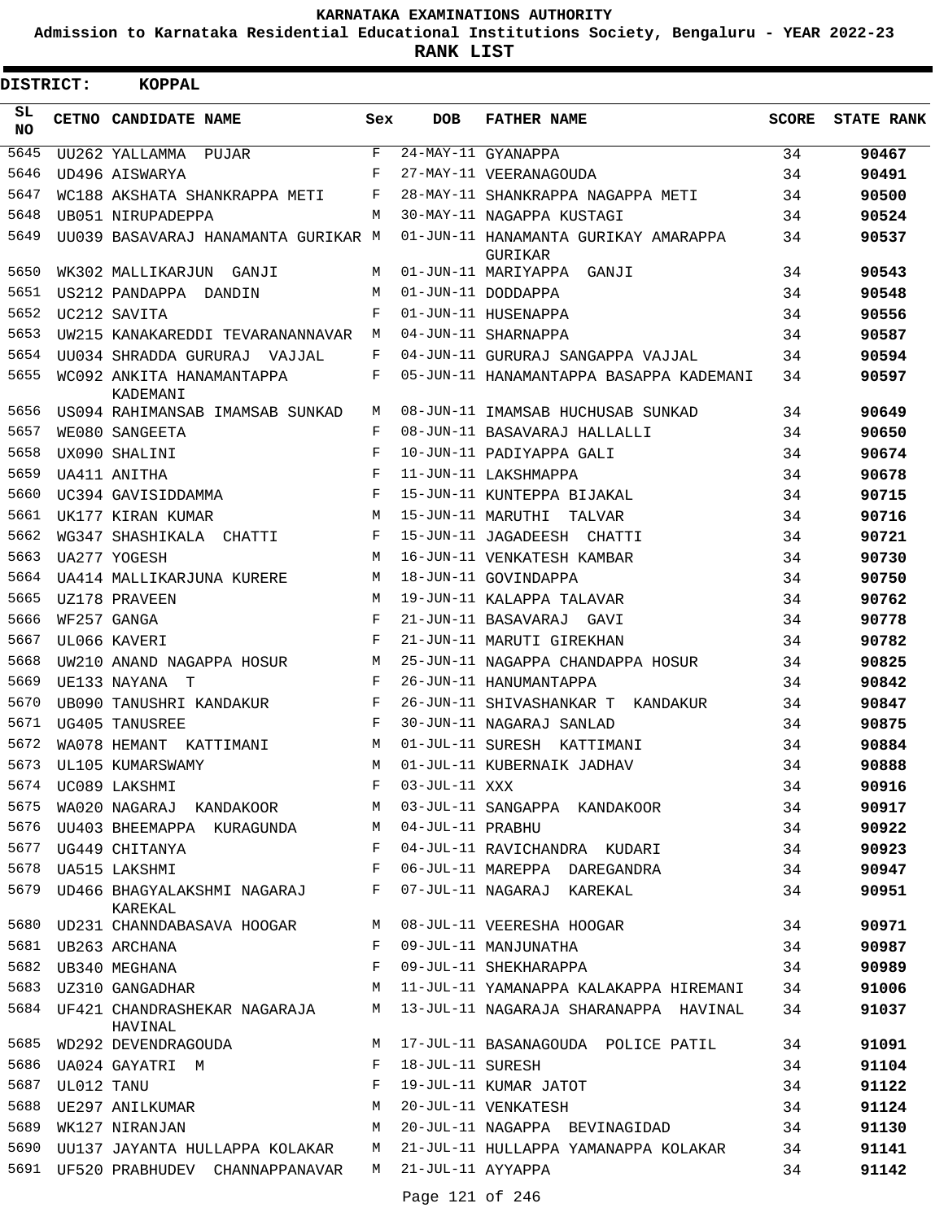KARNATAKA EXAMINATIONS AUTHORITY

Admission to Karnataka Residential Educational Institutions Society, Bengaluru - YEAR 2022-23

**RANK LIST**

**DISTRICT: KOPPAL**

| SL NO | CETNO | CANDIDATE NAME | Sex | DOB | FATHER NAME | SCORE | STATE RANK |
|---|---|---|---|---|---|---|---|
| 5645 | UU262 | YALLAMMA PUJAR | F | 24-MAY-11 | GYANAPPA | 34 | **90467** |
| 5646 | UD496 | AISWARYA | F | 27-MAY-11 | VEERANAGOUDA | 34 | **90491** |
| 5647 | WC188 | AKSHATA SHANKRAPPA METI | F | 28-MAY-11 | SHANKRAPPA NAGAPPA METI | 34 | **90500** |
| 5648 | UB051 | NIRUPADEPPA | M | 30-MAY-11 | NAGAPPA KUSTAGI | 34 | **90524** |
| 5649 | UU039 | BASAVARAJ HANAMANTA GURIKAR | M | 01-JUN-11 | HANAMANTA GURIKAY AMARAPPA GURIKAR | 34 | **90537** |
| 5650 | WK302 | MALLIKARJUN GANJI | M | 01-JUN-11 | MARIYAPPA GANJI | 34 | **90543** |
| 5651 | US212 | PANDAPPA DANDIN | M | 01-JUN-11 | DODDAPPA | 34 | **90548** |
| 5652 | UC212 | SAVITA | F | 01-JUN-11 | HUSENAPPA | 34 | **90556** |
| 5653 | UW215 | KANAKAREDDI TEVARANANNAVAR | M | 04-JUN-11 | SHARNAPPA | 34 | **90587** |
| 5654 | UU034 | SHRADDA GURURAJ VAJJAL | F | 04-JUN-11 | GURURAJ SANGAPPA VAJJAL | 34 | **90594** |
| 5655 | WC092 | ANKITA HANAMANTAPPA KADEMANI | F | 05-JUN-11 | HANAMANTAPPA BASAPPA KADEMANI | 34 | **90597** |
| 5656 | US094 | RAHIMANSAB IMAMSAB SUNKAD | M | 08-JUN-11 | IMAMSAB HUCHUSAB SUNKAD | 34 | **90649** |
| 5657 | WE080 | SANGEETA | F | 08-JUN-11 | BASAVARAJ HALLALLI | 34 | **90650** |
| 5658 | UX090 | SHALINI | F | 10-JUN-11 | PADIYAPPA GALI | 34 | **90674** |
| 5659 | UA411 | ANITHA | F | 11-JUN-11 | LAKSHMAPPA | 34 | **90678** |
| 5660 | UC394 | GAVISIDDAMMA | F | 15-JUN-11 | KUNTEPPA BIJAKAL | 34 | **90715** |
| 5661 | UK177 | KIRAN KUMAR | M | 15-JUN-11 | MARUTHI TALVAR | 34 | **90716** |
| 5662 | WG347 | SHASHIKALA CHATTI | F | 15-JUN-11 | JAGADEESH CHATTI | 34 | **90721** |
| 5663 | UA277 | YOGESH | M | 16-JUN-11 | VENKATESH KAMBAR | 34 | **90730** |
| 5664 | UA414 | MALLIKARJUNA KURERE | M | 18-JUN-11 | GOVINDAPPA | 34 | **90750** |
| 5665 | UZ178 | PRAVEEN | M | 19-JUN-11 | KALAPPA TALAVAR | 34 | **90762** |
| 5666 | WF257 | GANGA | F | 21-JUN-11 | BASAVARAJ GAVI | 34 | **90778** |
| 5667 | UL066 | KAVERI | F | 21-JUN-11 | MARUTI GIREKHAN | 34 | **90782** |
| 5668 | UW210 | ANAND NAGAPPA HOSUR | M | 25-JUN-11 | NAGAPPA CHANDAPPA HOSUR | 34 | **90825** |
| 5669 | UE133 | NAYANA T | F | 26-JUN-11 | HANUMANTAPPA | 34 | **90842** |
| 5670 | UB090 | TANUSHRI KANDAKUR | F | 26-JUN-11 | SHIVASHANKAR T KANDAKUR | 34 | **90847** |
| 5671 | UG405 | TANUSREE | F | 30-JUN-11 | NAGARAJ SANLAD | 34 | **90875** |
| 5672 | WA078 | HEMANT KATTIMANI | M | 01-JUL-11 | SURESH KATTIMANI | 34 | **90884** |
| 5673 | UL105 | KUMARSWAMY | M | 01-JUL-11 | KUBERNAIK JADHAV | 34 | **90888** |
| 5674 | UC089 | LAKSHMI | F | 03-JUL-11 | XXX | 34 | **90916** |
| 5675 | WA020 | NAGARAJ KANDAKOOR | M | 03-JUL-11 | SANGAPPA KANDAKOOR | 34 | **90917** |
| 5676 | UU403 | BHEEMAPPA KURAGUNDA | M | 04-JUL-11 | PRABHU | 34 | **90922** |
| 5677 | UG449 | CHITANYA | F | 04-JUL-11 | RAVICHANDRA KUDARI | 34 | **90923** |
| 5678 | UA515 | LAKSHMI | F | 06-JUL-11 | MAREPPA DAREGANDRA | 34 | **90947** |
| 5679 | UD466 | BHAGYALAKSHMI NAGARAJ KAREKAL | F | 07-JUL-11 | NAGARAJ KAREKAL | 34 | **90951** |
| 5680 | UD231 | CHANNDABASAVA HOOGAR | M | 08-JUL-11 | VEERESHA HOOGAR | 34 | **90971** |
| 5681 | UB263 | ARCHANA | F | 09-JUL-11 | MANJUNATHA | 34 | **90987** |
| 5682 | UB340 | MEGHANA | F | 09-JUL-11 | SHEKHARAPPA | 34 | **90989** |
| 5683 | UZ310 | GANGADHAR | M | 11-JUL-11 | YAMANAPPA KALAKAPPA HIREMANI | 34 | **91006** |
| 5684 | UF421 | CHANDRASHEKAR NAGARAJA HAVINAL | M | 13-JUL-11 | NAGARAJA SHARANAPPA HAVINAL | 34 | **91037** |
| 5685 | WD292 | DEVENDRAGOUDA | M | 17-JUL-11 | BASANAGOUDA POLICE PATIL | 34 | **91091** |
| 5686 | UA024 | GAYATRI M | F | 18-JUL-11 | SURESH | 34 | **91104** |
| 5687 | UL012 | TANU | F | 19-JUL-11 | KUMAR JATOT | 34 | **91122** |
| 5688 | UE297 | ANILKUMAR | M | 20-JUL-11 | VENKATESH | 34 | **91124** |
| 5689 | WK127 | NIRANJAN | M | 20-JUL-11 | NAGAPPA BEVINAGIDAD | 34 | **91130** |
| 5690 | UU137 | JAYANTA HULLAPPA KOLAKAR | M | 21-JUL-11 | HULLAPPA YAMANAPPA KOLAKAR | 34 | **91141** |
| 5691 | UF520 | PRABHUDEV CHANNAPPANAVAR | M | 21-JUL-11 | AYYAPPA | 34 | **91142** |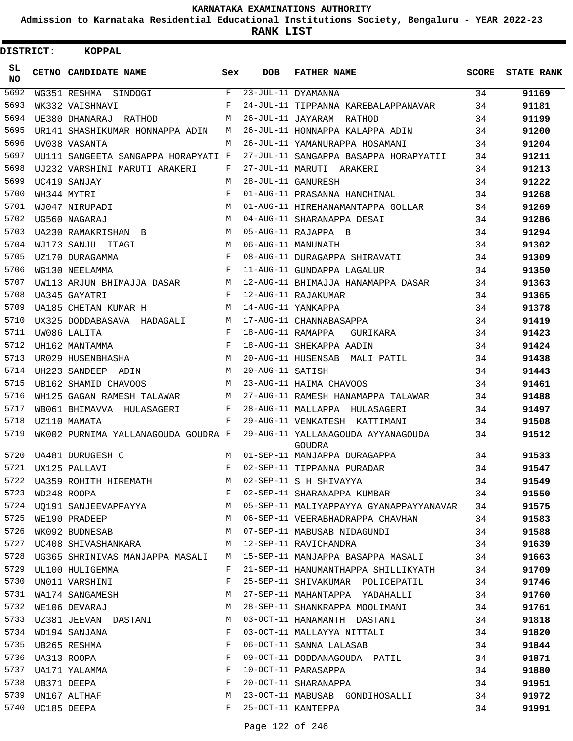# KARNATAKA EXAMINATIONS AUTHORITY

**Admission to Karnataka Residential Educational Institutions Society, Bengaluru - YEAR 2022-23**

**RANK LIST**

**DISTRICT: KOPPAL**

| SL NO | CETNO | CANDIDATE NAME | Sex | DOB | FATHER NAME | SCORE | STATE RANK |
|---|---|---|---|---|---|---|---|
| 5692 | WG351 | RESHMA SINDOGI | F | 23-JUL-11 | DYAMANNA | 34 | 91169 |
| 5693 | WK332 | VAISHNAVI | F | 24-JUL-11 | TIPPANNA KAREBALAPPANAVAR | 34 | 91181 |
| 5694 | UE380 | DHANARAJ RATHOD | M | 26-JUL-11 | JAYARAM RATHOD | 34 | 91199 |
| 5695 | UR141 | SHASHIKUMAR HONNAPPA ADIN | M | 26-JUL-11 | HONNAPPA KALAPPA ADIN | 34 | 91200 |
| 5696 | UV038 | VASANTA | M | 26-JUL-11 | YAMANURAPPA HOSAMANI | 34 | 91204 |
| 5697 | UU111 | SANGEETA SANGAPPA HORAPYATI | F | 27-JUL-11 | SANGAPPA BASAPPA HORAPYATII | 34 | 91211 |
| 5698 | UJ232 | VARSHINI MARUTI ARAKERI | F | 27-JUL-11 | MARUTI ARAKERI | 34 | 91213 |
| 5699 | UC419 | SANJAY | M | 28-JUL-11 | GANURESH | 34 | 91222 |
| 5700 | WH344 | MYTRI | F | 01-AUG-11 | PRASANNA HANCHINAL | 34 | 91268 |
| 5701 | WJ047 | NIRUPADI | M | 01-AUG-11 | HIREHANAMANTAPPA GOLLAR | 34 | 91269 |
| 5702 | UG560 | NAGARAJ | M | 04-AUG-11 | SHARANAPPA DESAI | 34 | 91286 |
| 5703 | UA230 | RAMAKRISHAN B | M | 05-AUG-11 | RAJAPPA B | 34 | 91294 |
| 5704 | WJ173 | SANJU ITAGI | M | 06-AUG-11 | MANUNATH | 34 | 91302 |
| 5705 | UZ170 | DURAGAMMA | F | 08-AUG-11 | DURAGAPPA SHIRAVATI | 34 | 91309 |
| 5706 | WG130 | NEELAMMA | F | 11-AUG-11 | GUNDAPPA LAGALUR | 34 | 91350 |
| 5707 | UW113 | ARJUN BHIMAJJA DASAR | M | 12-AUG-11 | BHIMAJJA HANAMAPPA DASAR | 34 | 91363 |
| 5708 | UA345 | GAYATRI | F | 12-AUG-11 | RAJAKUMAR | 34 | 91365 |
| 5709 | UA185 | CHETAN KUMAR H | M | 14-AUG-11 | YANKAPPA | 34 | 91378 |
| 5710 | UX325 | DODDABASAVA HADAGALI | M | 17-AUG-11 | CHANNABASAPPA | 34 | 91419 |
| 5711 | UW086 | LALITA | F | 18-AUG-11 | RAMAPPA GURIKARA | 34 | 91423 |
| 5712 | UH162 | MANTAMMA | F | 18-AUG-11 | SHEKAPPA AADIN | 34 | 91424 |
| 5713 | UR029 | HUSENBHASHA | M | 20-AUG-11 | HUSENSAB MALI PATIL | 34 | 91438 |
| 5714 | UH223 | SANDEEP ADIN | M | 20-AUG-11 | SATISH | 34 | 91443 |
| 5715 | UB162 | SHAMID CHAVOOS | M | 23-AUG-11 | HAIMA CHAVOOS | 34 | 91461 |
| 5716 | WH125 | GAGAN RAMESH TALAWAR | M | 27-AUG-11 | RAMESH HANAMAPPA TALAWAR | 34 | 91488 |
| 5717 | WB061 | BHIMAVVA HULASAGERI | F | 28-AUG-11 | MALLAPPA HULASAGERI | 34 | 91497 |
| 5718 | UZ110 | MAMATA | F | 29-AUG-11 | VENKATESH KATTIMANI | 34 | 91508 |
| 5719 | WK002 | PURNIMA YALLANAGOUDA GOUDRA | F | 29-AUG-11 | YALLANAGOUDA AYYANAGOUDA GOUDRA | 34 | 91512 |
| 5720 | UA481 | DURUGESH C | M | 01-SEP-11 | MANJAPPA DURAGAPPA | 34 | 91533 |
| 5721 | UX125 | PALLAVI | F | 02-SEP-11 | TIPPANNA PURADAR | 34 | 91547 |
| 5722 | UA359 | ROHITH HIREMATH | M | 02-SEP-11 | S H SHIVAYYA | 34 | 91549 |
| 5723 | WD248 | ROOPA | F | 02-SEP-11 | SHARANAPPA KUMBAR | 34 | 91550 |
| 5724 | UQ191 | SANJEEVAPPAYYA | M | 05-SEP-11 | MALIYAPPAYYA GYANAPPAYYANAVAR | 34 | 91575 |
| 5725 | WE190 | PRADEEP | M | 06-SEP-11 | VEERABHADRAPPA CHAVHAN | 34 | 91583 |
| 5726 | WK092 | BUDNESAB | M | 07-SEP-11 | MABUSAB NIDAGUNDI | 34 | 91588 |
| 5727 | UC408 | SHIVASHANKARA | M | 12-SEP-11 | RAVICHANDRA | 34 | 91639 |
| 5728 | UG365 | SHRINIVAS MANJAPPA MASALI | M | 15-SEP-11 | MANJAPPA BASAPPA MASALI | 34 | 91663 |
| 5729 | UL100 | HULIGEMMA | F | 21-SEP-11 | HANUMANTHAPPA SHILLIKYATH | 34 | 91709 |
| 5730 | UN011 | VARSHINI | F | 25-SEP-11 | SHIVAKUMAR POLICEPATIL | 34 | 91746 |
| 5731 | WA174 | SANGAMESH | M | 27-SEP-11 | MAHANTAPPA YADAHALLI | 34 | 91760 |
| 5732 | WE106 | DEVARAJ | M | 28-SEP-11 | SHANKRAPPA MOOLIMANI | 34 | 91761 |
| 5733 | UZ381 | JEEVAN DASTANI | M | 03-OCT-11 | HANAMANTH DASTANI | 34 | 91818 |
| 5734 | WD194 | SANJANA | F | 03-OCT-11 | MALLAYYA NITTALI | 34 | 91820 |
| 5735 | UB265 | RESHMA | F | 06-OCT-11 | SANNA LALASAB | 34 | 91844 |
| 5736 | UA313 | ROOPA | F | 09-OCT-11 | DODDANAGOUDA PATIL | 34 | 91871 |
| 5737 | UA171 | YALAMMA | F | 10-OCT-11 | PARASAPPA | 34 | 91880 |
| 5738 | UB371 | DEEPA | F | 20-OCT-11 | SHARANAPPA | 34 | 91951 |
| 5739 | UN167 | ALTHAF | M | 23-OCT-11 | MABUSAB GONDIHOSALLI | 34 | 91972 |
| 5740 | UC185 | DEEPA | F | 25-OCT-11 | KANTEPPA | 34 | 91991 |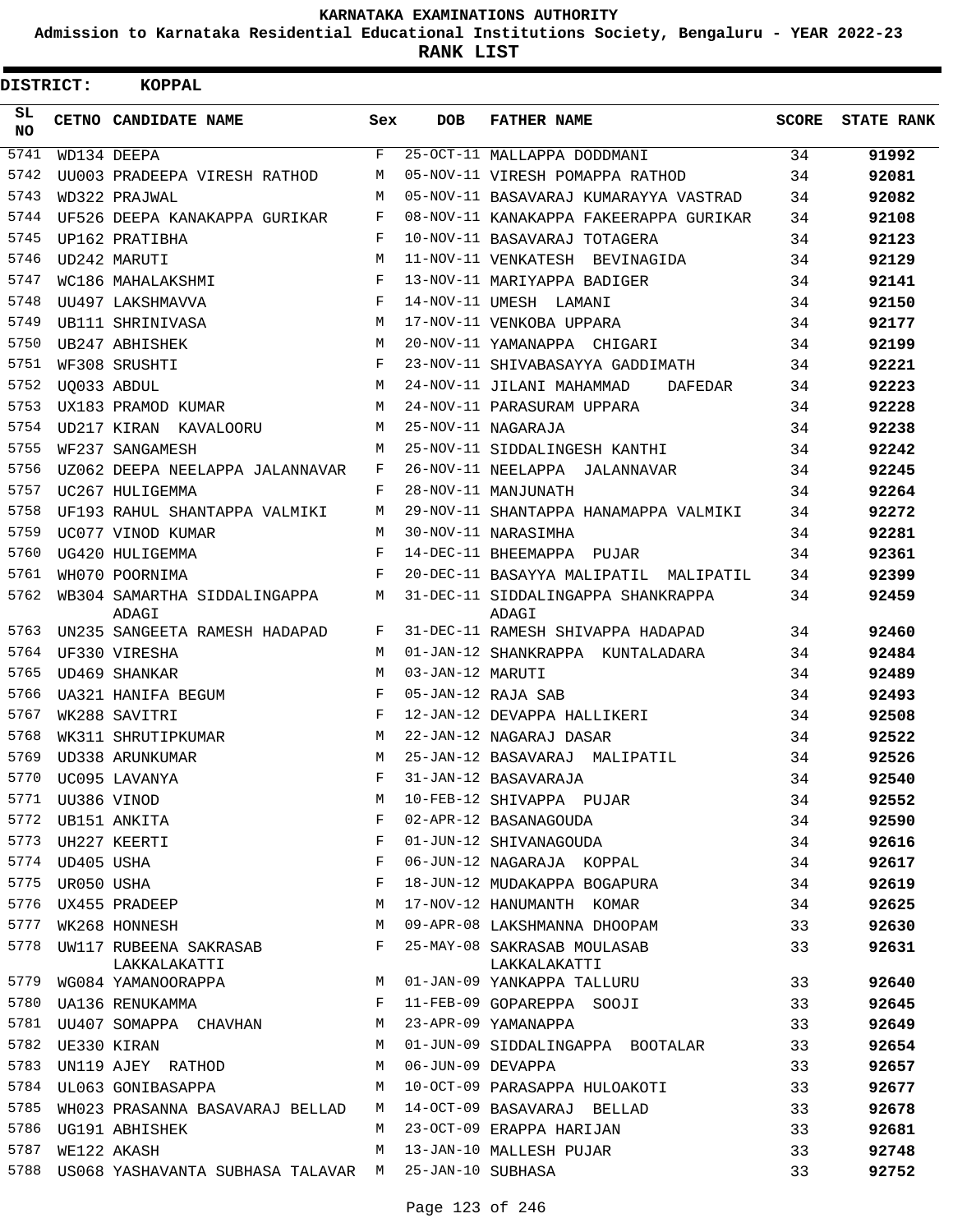# KARNATAKA EXAMINATIONS AUTHORITY

**Admission to Karnataka Residential Educational Institutions Society, Bengaluru - YEAR 2022-23**

**RANK LIST**

**DISTRICT: KOPPAL**

| SL NO | CETNO | CANDIDATE NAME | Sex | DOB | FATHER NAME | SCORE | STATE RANK |
|---|---|---|---|---|---|---|---|
| 5741 | WD134 | DEEPA | F | 25-OCT-11 | MALLAPPA DODDMANI | 34 | 91992 |
| 5742 | UU003 | PRADEEPA VIRESH RATHOD | M | 05-NOV-11 | VIRESH POMAPPA RATHOD | 34 | 92081 |
| 5743 | WD322 | PRAJWAL | M | 05-NOV-11 | BASAVARAJ KUMARAYYA VASTRAD | 34 | 92082 |
| 5744 | UF526 | DEEPA KANAKAPPA GURIKAR | F | 08-NOV-11 | KANAKAPPA FAKEERAPPA GURIKAR | 34 | 92108 |
| 5745 | UP162 | PRATIBHA | F | 10-NOV-11 | BASAVARAJ TOTAGERA | 34 | 92123 |
| 5746 | UD242 | MARUTI | M | 11-NOV-11 | VENKATESH BEVINAGIDA | 34 | 92129 |
| 5747 | WC186 | MAHALAKSHMI | F | 13-NOV-11 | MARIYAPPA BADIGER | 34 | 92141 |
| 5748 | UU497 | LAKSHMAVVA | F | 14-NOV-11 | UMESH LAMANI | 34 | 92150 |
| 5749 | UB111 | SHRINIVASA | M | 17-NOV-11 | VENKOBA UPPARA | 34 | 92177 |
| 5750 | UB247 | ABHISHEK | M | 20-NOV-11 | YAMANAPPA CHIGARI | 34 | 92199 |
| 5751 | WF308 | SRUSHTI | F | 23-NOV-11 | SHIVABASAYYA GADDIMATH | 34 | 92221 |
| 5752 | UQ033 | ABDUL | M | 24-NOV-11 | JILANI MAHAMMAD DAFEDAR | 34 | 92223 |
| 5753 | UX183 | PRAMOD KUMAR | M | 24-NOV-11 | PARASURAM UPPARA | 34 | 92228 |
| 5754 | UD217 | KIRAN KAVALOORU | M | 25-NOV-11 | NAGARAJA | 34 | 92238 |
| 5755 | WF237 | SANGAMESH | M | 25-NOV-11 | SIDDALINGESH KANTHI | 34 | 92242 |
| 5756 | UZ062 | DEEPA NEELAPPA JALANNAVAR | F | 26-NOV-11 | NEELAPPA JALANNAVAR | 34 | 92245 |
| 5757 | UC267 | HULIGEMMA | F | 28-NOV-11 | MANJUNATH | 34 | 92264 |
| 5758 | UF193 | RAHUL SHANTAPPA VALMIKI | M | 29-NOV-11 | SHANTAPPA HANAMAPPA VALMIKI | 34 | 92272 |
| 5759 | UC077 | VINOD KUMAR | M | 30-NOV-11 | NARASIMHA | 34 | 92281 |
| 5760 | UG420 | HULIGEMMA | F | 14-DEC-11 | BHEEMAPPA PUJAR | 34 | 92361 |
| 5761 | WH070 | POORNIMA | F | 20-DEC-11 | BASAYYA MALIPATIL MALIPATIL | 34 | 92399 |
| 5762 | WB304 | SAMARTHA SIDDALINGAPPA ADAGI | M | 31-DEC-11 | SIDDALINGAPPA SHANKRAPPA ADAGI | 34 | 92459 |
| 5763 | UN235 | SANGEETA RAMESH HADAPAD | F | 31-DEC-11 | RAMESH SHIVAPPA HADAPAD | 34 | 92460 |
| 5764 | UF330 | VIRESHA | M | 01-JAN-12 | SHANKRAPPA KUNTALADARA | 34 | 92484 |
| 5765 | UD469 | SHANKAR | M | 03-JAN-12 | MARUTI | 34 | 92489 |
| 5766 | UA321 | HANIFA BEGUM | F | 05-JAN-12 | RAJA SAB | 34 | 92493 |
| 5767 | WK288 | SAVITRI | F | 12-JAN-12 | DEVAPPA HALLIKERI | 34 | 92508 |
| 5768 | WK311 | SHRUTIPKUMAR | M | 22-JAN-12 | NAGARAJ DASAR | 34 | 92522 |
| 5769 | UD338 | ARUNKUMAR | M | 25-JAN-12 | BASAVARAJ MALIPATIL | 34 | 92526 |
| 5770 | UC095 | LAVANYA | F | 31-JAN-12 | BASAVARAJA | 34 | 92540 |
| 5771 | UU386 | VINOD | M | 10-FEB-12 | SHIVAPPA PUJAR | 34 | 92552 |
| 5772 | UB151 | ANKITA | F | 02-APR-12 | BASANAGOUDA | 34 | 92590 |
| 5773 | UH227 | KEERTI | F | 01-JUN-12 | SHIVANAGOUDA | 34 | 92616 |
| 5774 | UD405 | USHA | F | 06-JUN-12 | NAGARAJA KOPPAL | 34 | 92617 |
| 5775 | UR050 | USHA | F | 18-JUN-12 | MUDAKAPPA BOGAPURA | 34 | 92619 |
| 5776 | UX455 | PRADEEP | M | 17-NOV-12 | HANUMANTH KOMAR | 34 | 92625 |
| 5777 | WK268 | HONNESH | M | 09-APR-08 | LAKSHMANNA DHOOPAM | 33 | 92630 |
| 5778 | UW117 | RUBEENA SAKRASAB LAKKALAKATTI | F | 25-MAY-08 | SAKRASAB MOULASAB LAKKALAKATTI | 33 | 92631 |
| 5779 | WG084 | YAMANOORAPPA | M | 01-JAN-09 | YANKAPPA TALLURU | 33 | 92640 |
| 5780 | UA136 | RENUKAMMA | F | 11-FEB-09 | GOPAREPPA SOOJI | 33 | 92645 |
| 5781 | UU407 | SOMAPPA CHAVHAN | M | 23-APR-09 | YAMANAPPA | 33 | 92649 |
| 5782 | UE330 | KIRAN | M | 01-JUN-09 | SIDDALINGAPPA BOOTALAR | 33 | 92654 |
| 5783 | UN119 | AJEY RATHOD | M | 06-JUN-09 | DEVAPPA | 33 | 92657 |
| 5784 | UL063 | GONIBASAPPA | M | 10-OCT-09 | PARASAPPA HULOAKOTI | 33 | 92677 |
| 5785 | WH023 | PRASANNA BASAVARAJ BELLAD | M | 14-OCT-09 | BASAVARAJ BELLAD | 33 | 92678 |
| 5786 | UG191 | ABHISHEK | M | 23-OCT-09 | ERAPPA HARIJAN | 33 | 92681 |
| 5787 | WE122 | AKASH | M | 13-JAN-10 | MALLESH PUJAR | 33 | 92748 |
| 5788 | US068 | YASHAVANTA SUBHASA TALAVAR | M | 25-JAN-10 | SUBHASA | 33 | 92752 |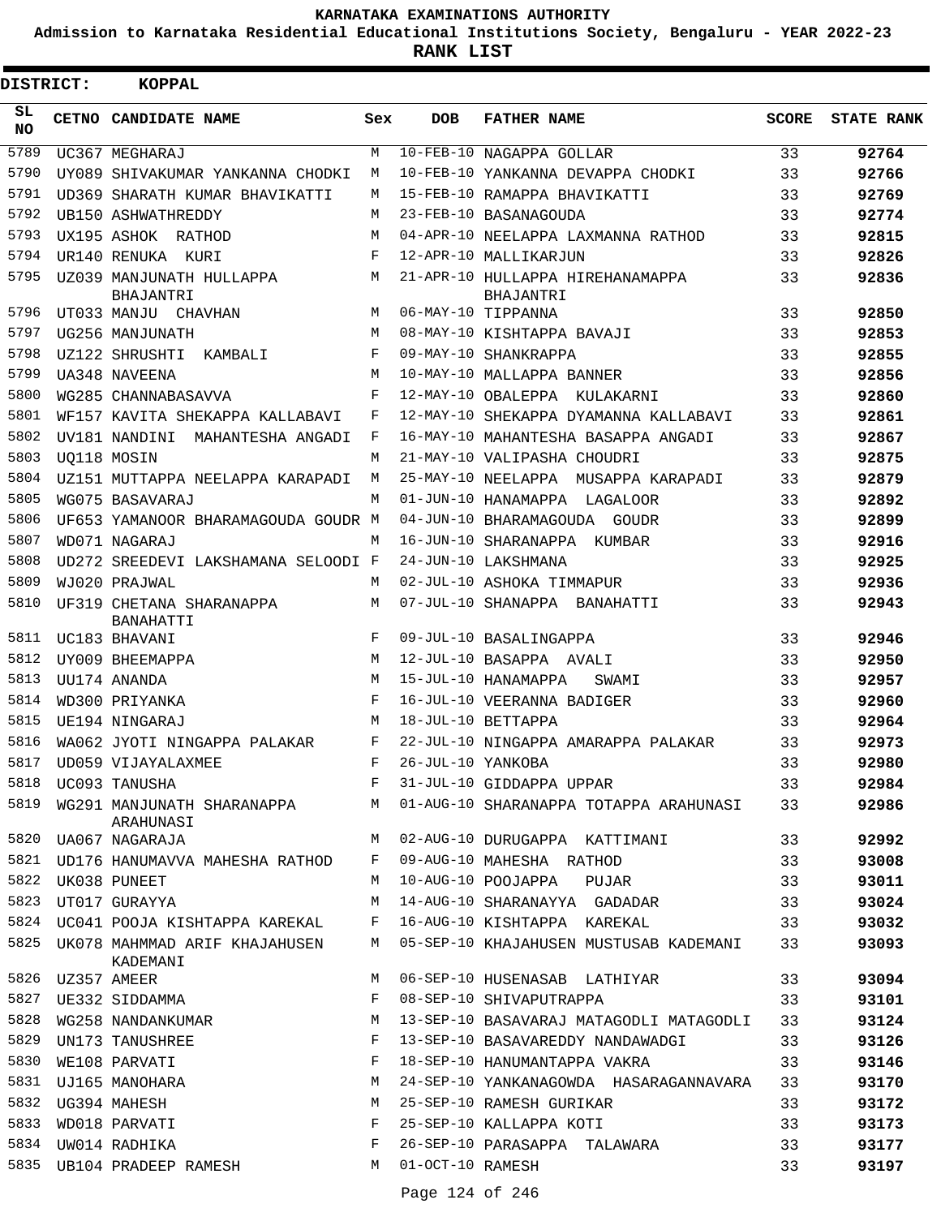**KARNATAKA EXAMINATIONS AUTHORITY**

**Admission to Karnataka Residential Educational Institutions Society, Bengaluru - YEAR 2022-23**

**RANK LIST**

**DISTRICT: KOPPAL**

| SL NO | CETNO | CANDIDATE NAME | Sex | DOB | FATHER NAME | SCORE | STATE RANK |
|---|---|---|---|---|---|---|---|
| 5789 | UC367 | MEGHARAJ | M | 10-FEB-10 | NAGAPPA GOLLAR | 33 | 92764 |
| 5790 | UY089 | SHIVAKUMAR YANKANNA CHODKI | M | 10-FEB-10 | YANKANNA DEVAPPA CHODKI | 33 | 92766 |
| 5791 | UD369 | SHARATH KUMAR BHAVIKATTI | M | 15-FEB-10 | RAMAPPA BHAVIKATTI | 33 | 92769 |
| 5792 | UB150 | ASHWATHREDDY | M | 23-FEB-10 | BASANAGOUDA | 33 | 92774 |
| 5793 | UX195 | ASHOK RATHOD | M | 04-APR-10 | NEELAPPA LAXMANNA RATHOD | 33 | 92815 |
| 5794 | UR140 | RENUKA KURI | F | 12-APR-10 | MALLIKARJUN | 33 | 92826 |
| 5795 | UZ039 | MANJUNATH HULLAPPA BHAJANTRI | M | 21-APR-10 | HULLAPPA HIREHANAMAPPA BHAJANTRI | 33 | 92836 |
| 5796 | UT033 | MANJU CHAVHAN | M | 06-MAY-10 | TIPPANNA | 33 | 92850 |
| 5797 | UG256 | MANJUNATH | M | 08-MAY-10 | KISHTAPPA BAVAJI | 33 | 92853 |
| 5798 | UZ122 | SHRUSHTI KAMBALI | F | 09-MAY-10 | SHANKRAPPA | 33 | 92855 |
| 5799 | UA348 | NAVEENA | M | 10-MAY-10 | MALLAPPA BANNER | 33 | 92856 |
| 5800 | WG285 | CHANNABASAVVA | F | 12-MAY-10 | OBALEPPA KULAKARNI | 33 | 92860 |
| 5801 | WF157 | KAVITA SHEKAPPA KALLABAVI | F | 12-MAY-10 | SHEKAPPA DYAMANNA KALLABAVI | 33 | 92861 |
| 5802 | UV181 | NANDINI MAHANTESHA ANGADI | F | 16-MAY-10 | MAHANTESHA BASAPPA ANGADI | 33 | 92867 |
| 5803 | UQ118 | MOSIN | M | 21-MAY-10 | VALIPASHA CHOUDRI | 33 | 92875 |
| 5804 | UZ151 | MUTTAPPA NEELAPPA KARAPADI | M | 25-MAY-10 | NEELAPPA MUSAPPA KARAPADI | 33 | 92879 |
| 5805 | WG075 | BASAVARAJ | M | 01-JUN-10 | HANAMAPPA LAGALOOR | 33 | 92892 |
| 5806 | UF653 | YAMANOOR BHARAMAGOUDA GOUDR | M | 04-JUN-10 | BHARAMAGOUDA GOUDR | 33 | 92899 |
| 5807 | WD071 | NAGARAJ | M | 16-JUN-10 | SHARANAPPA KUMBAR | 33 | 92916 |
| 5808 | UD272 | SREEDEVI LAKSHAMANA SELOODI | F | 24-JUN-10 | LAKSHMANA | 33 | 92925 |
| 5809 | WJ020 | PRAJWAL | M | 02-JUL-10 | ASHOKA TIMMAPUR | 33 | 92936 |
| 5810 | UF319 | CHETANA SHARANAPPA BANAHATTI | M | 07-JUL-10 | SHANAPPA BANAHATTI | 33 | 92943 |
| 5811 | UC183 | BHAVANI | F | 09-JUL-10 | BASALINGAPPA | 33 | 92946 |
| 5812 | UY009 | BHEEMAPPA | M | 12-JUL-10 | BASAPPA AVALI | 33 | 92950 |
| 5813 | UU174 | ANANDA | M | 15-JUL-10 | HANAMAPPA SWAMI | 33 | 92957 |
| 5814 | WD300 | PRIYANKA | F | 16-JUL-10 | VEERANNA BADIGER | 33 | 92960 |
| 5815 | UE194 | NINGARAJ | M | 18-JUL-10 | BETTAPPA | 33 | 92964 |
| 5816 | WA062 | JYOTI NINGAPPA PALAKAR | F | 22-JUL-10 | NINGAPPA AMARAPPA PALAKAR | 33 | 92973 |
| 5817 | UD059 | VIJAYALAXMEE | F | 26-JUL-10 | YANKOBA | 33 | 92980 |
| 5818 | UC093 | TANUSHA | F | 31-JUL-10 | GIDDAPPA UPPAR | 33 | 92984 |
| 5819 | WG291 | MANJUNATH SHARANAPPA ARAHUNASI | M | 01-AUG-10 | SHARANAPPA TOTAPPA ARAHUNASI | 33 | 92986 |
| 5820 | UA067 | NAGARAJA | M | 02-AUG-10 | DURUGAPPA KATTIMANI | 33 | 92992 |
| 5821 | UD176 | HANUMAVVA MAHESHA RATHOD | F | 09-AUG-10 | MAHESHA RATHOD | 33 | 93008 |
| 5822 | UK038 | PUNEET | M | 10-AUG-10 | POOJAPPA PUJAR | 33 | 93011 |
| 5823 | UT017 | GURAYYA | M | 14-AUG-10 | SHARANAYYA GADADAR | 33 | 93024 |
| 5824 | UC041 | POOJA KISHTAPPA KAREKAL | F | 16-AUG-10 | KISHTAPPA KAREKAL | 33 | 93032 |
| 5825 | UK078 | MAHMMAD ARIF KHAJAHUSEN KADEMANI | M | 05-SEP-10 | KHAJAHUSEN MUSTUSAB KADEMANI | 33 | 93093 |
| 5826 | UZ357 | AMEER | M | 06-SEP-10 | HUSENASAB LATHIYAR | 33 | 93094 |
| 5827 | UE332 | SIDDAMMA | F | 08-SEP-10 | SHIVAPUTRAPPA | 33 | 93101 |
| 5828 | WG258 | NANDANKUMAR | M | 13-SEP-10 | BASAVARAJ MATAGODLI MATAGODLI | 33 | 93124 |
| 5829 | UN173 | TANUSHREE | F | 13-SEP-10 | BASAVAREDDY NANDAWADGI | 33 | 93126 |
| 5830 | WE108 | PARVATI | F | 18-SEP-10 | HANUMANTAPPA VAKRA | 33 | 93146 |
| 5831 | UJ165 | MANOHARA | M | 24-SEP-10 | YANKANAGOWDA HASARAGANNAVARA | 33 | 93170 |
| 5832 | UG394 | MAHESH | M | 25-SEP-10 | RAMESH GURIKAR | 33 | 93172 |
| 5833 | WD018 | PARVATI | F | 25-SEP-10 | KALLAPPA KOTI | 33 | 93173 |
| 5834 | UW014 | RADHIKA | F | 26-SEP-10 | PARASAPPA TALAWARA | 33 | 93177 |
| 5835 | UB104 | PRADEEP RAMESH | M | 01-OCT-10 | RAMESH | 33 | 93197 |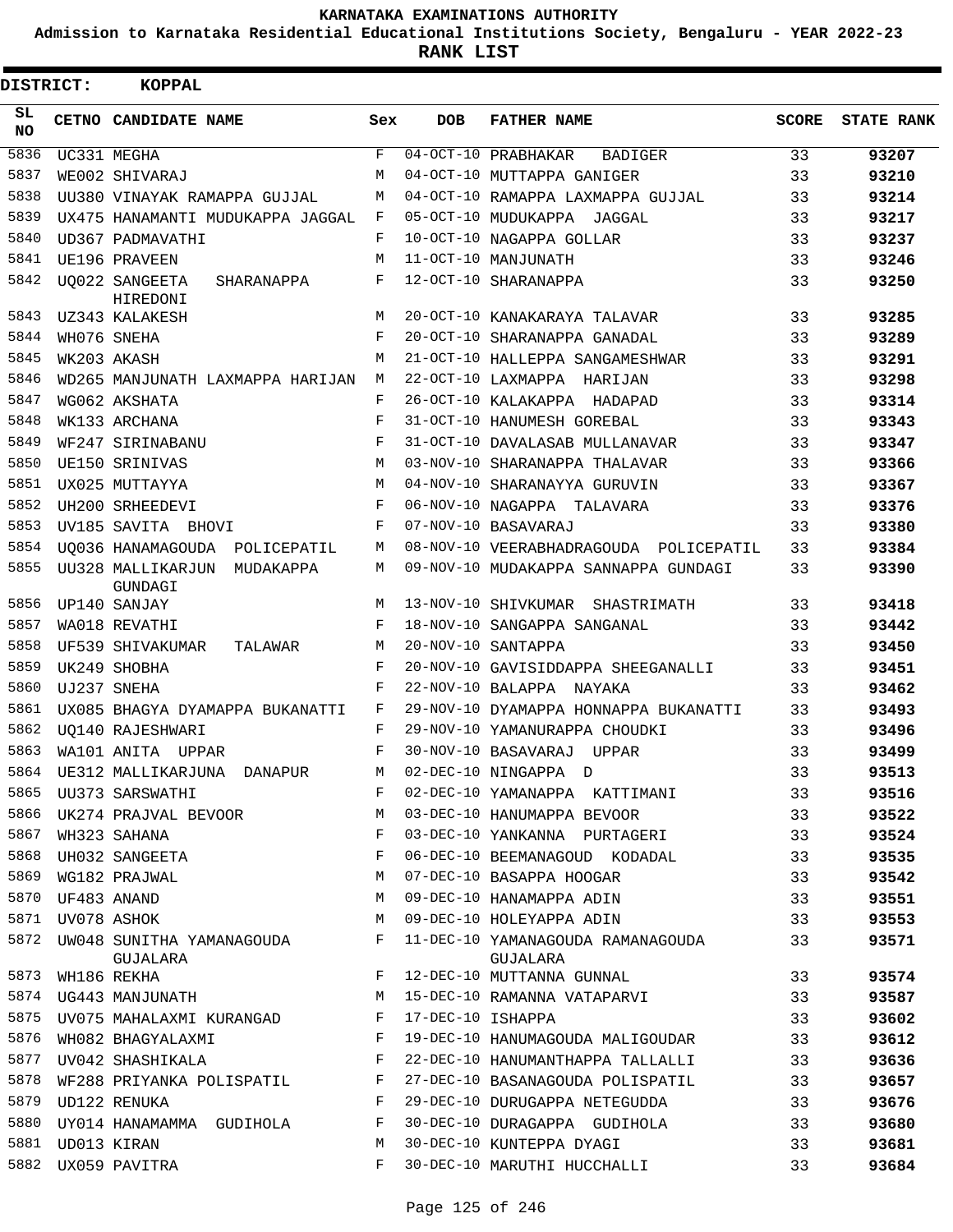**KARNATAKA EXAMINATIONS AUTHORITY**

**Admission to Karnataka Residential Educational Institutions Society, Bengaluru - YEAR 2022-23**

**RANK LIST**

**DISTRICT: KOPPAL**

| SL NO | CETNO | CANDIDATE NAME | Sex | DOB | FATHER NAME | SCORE | STATE RANK |
|---|---|---|---|---|---|---|---|
| 5836 | UC331 | MEGHA | F | 04-OCT-10 | PRABHAKAR BADIGER | 33 | 93207 |
| 5837 | WE002 | SHIVARAJ | M | 04-OCT-10 | MUTTAPPA GANIGER | 33 | 93210 |
| 5838 | UU380 | VINAYAK RAMAPPA GUJJAL | M | 04-OCT-10 | RAMAPPA LAXMAPPA GUJJAL | 33 | 93214 |
| 5839 | UX475 | HANAMANTI MUDUKAPPA JAGGAL | F | 05-OCT-10 | MUDUKAPPA JAGGAL | 33 | 93217 |
| 5840 | UD367 | PADMAVATHI | F | 10-OCT-10 | NAGAPPA GOLLAR | 33 | 93237 |
| 5841 | UE196 | PRAVEEN | M | 11-OCT-10 | MANJUNATH | 33 | 93246 |
| 5842 | UQ022 | SANGEETA SHARANAPPA HIREDONI | F | 12-OCT-10 | SHARANAPPA | 33 | 93250 |
| 5843 | UZ343 | KALAKESH | M | 20-OCT-10 | KANAKARAYA TALAVAR | 33 | 93285 |
| 5844 | WH076 | SNEHA | F | 20-OCT-10 | SHARANAPPA GANADAL | 33 | 93289 |
| 5845 | WK203 | AKASH | M | 21-OCT-10 | HALLEPPA SANGAMESHWAR | 33 | 93291 |
| 5846 | WD265 | MANJUNATH LAXMAPPA HARIJAN | M | 22-OCT-10 | LAXMAPPA HARIJAN | 33 | 93298 |
| 5847 | WG062 | AKSHATA | F | 26-OCT-10 | KALAKAPPA HADAPAD | 33 | 93314 |
| 5848 | WK133 | ARCHANA | F | 31-OCT-10 | HANUMESH GOREBAL | 33 | 93343 |
| 5849 | WF247 | SIRINABANU | F | 31-OCT-10 | DAVALASAB MULLANAVAR | 33 | 93347 |
| 5850 | UE150 | SRINIVAS | M | 03-NOV-10 | SHARANAPPA THALAVAR | 33 | 93366 |
| 5851 | UX025 | MUTTAYYA | M | 04-NOV-10 | SHARANAYYA GURUVIN | 33 | 93367 |
| 5852 | UH200 | SRHEEDEVI | F | 06-NOV-10 | NAGAPPA TALAVARA | 33 | 93376 |
| 5853 | UV185 | SAVITA BHOVI | F | 07-NOV-10 | BASAVARAJ | 33 | 93380 |
| 5854 | UQ036 | HANAMAGOUDA POLICEPATIL | M | 08-NOV-10 | VEERABHADRAGOUDA POLICEPATIL | 33 | 93384 |
| 5855 | UU328 | MALLIKARJUN MUDAKAPPA GUNDAGI | M | 09-NOV-10 | MUDAKAPPA SANNAPPA GUNDAGI | 33 | 93390 |
| 5856 | UP140 | SANJAY | M | 13-NOV-10 | SHIVKUMAR SHASTRIMATH | 33 | 93418 |
| 5857 | WA018 | REVATHI | F | 18-NOV-10 | SANGAPPA SANGANAL | 33 | 93442 |
| 5858 | UF539 | SHIVAKUMAR TALAWAR | M | 20-NOV-10 | SANTAPPA | 33 | 93450 |
| 5859 | UK249 | SHOBHA | F | 20-NOV-10 | GAVISIDDAPPA SHEEGANALLI | 33 | 93451 |
| 5860 | UJ237 | SNEHA | F | 22-NOV-10 | BALAPPA NAYAKA | 33 | 93462 |
| 5861 | UX085 | BHAGYA DYAMAPPA BUKANATTI | F | 29-NOV-10 | DYAMAPPA HONNAPPA BUKANATTI | 33 | 93493 |
| 5862 | UQ140 | RAJESHWARI | F | 29-NOV-10 | YAMANURAPPA CHOUDKI | 33 | 93496 |
| 5863 | WA101 | ANITA UPPAR | F | 30-NOV-10 | BASAVARAJ UPPAR | 33 | 93499 |
| 5864 | UE312 | MALLIKARJUNA DANAPUR | M | 02-DEC-10 | NINGAPPA D | 33 | 93513 |
| 5865 | UU373 | SARSWATHI | F | 02-DEC-10 | YAMANAPPA KATTIMANI | 33 | 93516 |
| 5866 | UK274 | PRAJVAL BEVOOR | M | 03-DEC-10 | HANUMAPPA BEVOOR | 33 | 93522 |
| 5867 | WH323 | SAHANA | F | 03-DEC-10 | YANKANNA PURTAGERI | 33 | 93524 |
| 5868 | UH032 | SANGEETA | F | 06-DEC-10 | BEEMANAGOUD KODADAL | 33 | 93535 |
| 5869 | WG182 | PRAJWAL | M | 07-DEC-10 | BASAPPA HOOGAR | 33 | 93542 |
| 5870 | UF483 | ANAND | M | 09-DEC-10 | HANAMAPPA ADIN | 33 | 93551 |
| 5871 | UV078 | ASHOK | M | 09-DEC-10 | HOLEYAPPA ADIN | 33 | 93553 |
| 5872 | UW048 | SUNITHA YAMANAGOUDA GUJALARA | F | 11-DEC-10 | YAMANAGOUDA RAMANAGOUDA GUJALARA | 33 | 93571 |
| 5873 | WH186 | REKHA | F | 12-DEC-10 | MUTTANNA GUNNAL | 33 | 93574 |
| 5874 | UG443 | MANJUNATH | M | 15-DEC-10 | RAMANNA VATAPARVI | 33 | 93587 |
| 5875 | UV075 | MAHALAXMI KURANGAD | F | 17-DEC-10 | ISHAPPA | 33 | 93602 |
| 5876 | WH082 | BHAGYALAXMI | F | 19-DEC-10 | HANUMAGOUDA MALIGOUDAR | 33 | 93612 |
| 5877 | UV042 | SHASHIKALA | F | 22-DEC-10 | HANUMANTHAPPA TALLALLI | 33 | 93636 |
| 5878 | WF288 | PRIYANKA POLISPATIL | F | 27-DEC-10 | BASANAGOUDA POLISPATIL | 33 | 93657 |
| 5879 | UD122 | RENUKA | F | 29-DEC-10 | DURUGAPPA NETEGUDDA | 33 | 93676 |
| 5880 | UY014 | HANAMAMMA GUDIHOLA | F | 30-DEC-10 | DURAGAPPA GUDIHOLA | 33 | 93680 |
| 5881 | UD013 | KIRAN | M | 30-DEC-10 | KUNTEPPA DYAGI | 33 | 93681 |
| 5882 | UX059 | PAVITRA | F | 30-DEC-10 | MARUTHI HUCCHALLI | 33 | 93684 |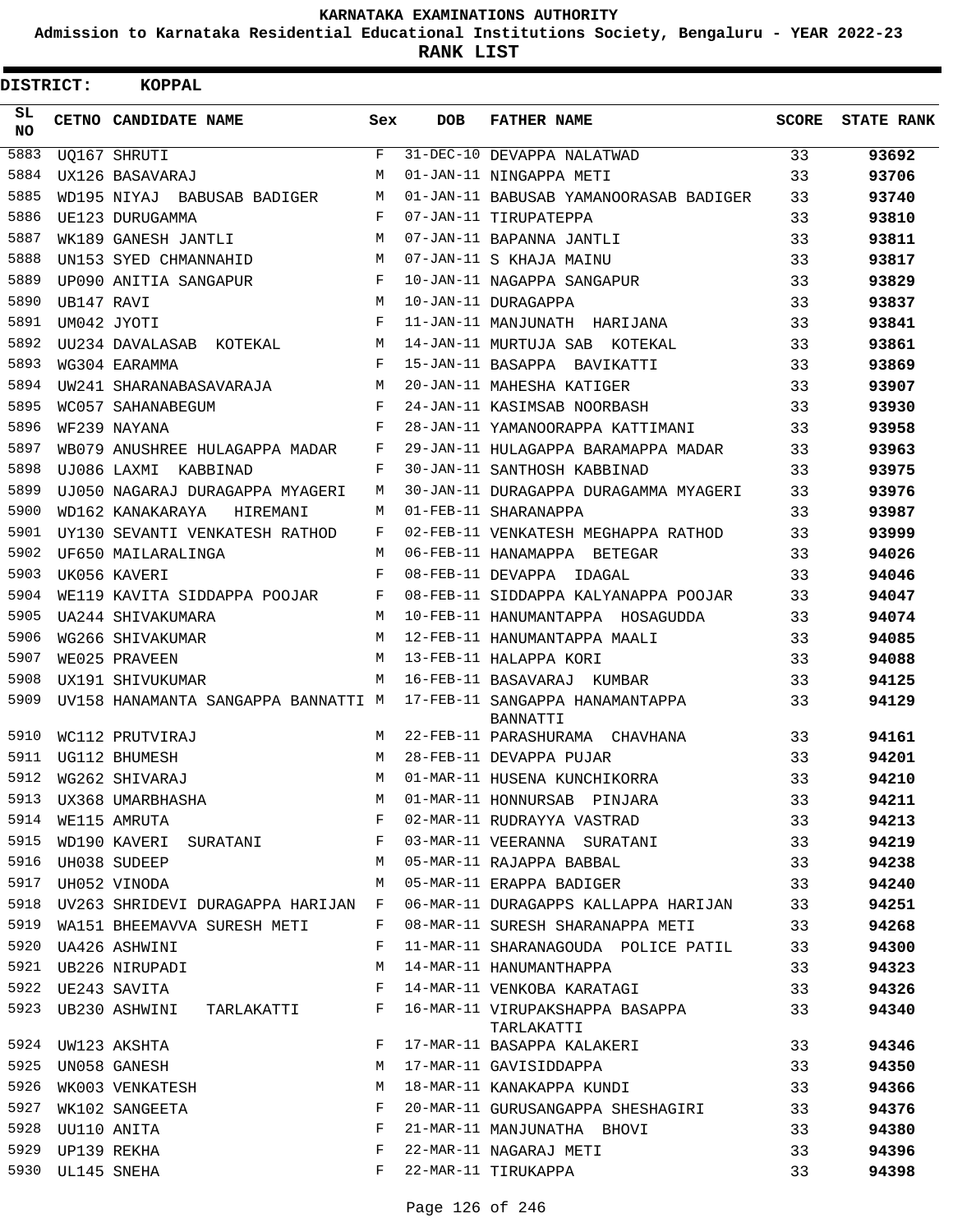# KARNATAKA EXAMINATIONS AUTHORITY

**Admission to Karnataka Residential Educational Institutions Society, Bengaluru - YEAR 2022-23**

**RANK LIST**

**DISTRICT: KOPPAL**

| SL NO | CETNO | CANDIDATE NAME | Sex | DOB | FATHER NAME | SCORE | STATE RANK |
|---|---|---|---|---|---|---|---|
| 5883 | UQ167 | SHRUTI | F | 31-DEC-10 | DEVAPPA NALATWAD | 33 | 93692 |
| 5884 | UX126 | BASAVARAJ | M | 01-JAN-11 | NINGAPPA METI | 33 | 93706 |
| 5885 | WD195 | NIYAJ BABUSAB BADIGER | M | 01-JAN-11 | BABUSAB YAMANOORASAB BADIGER | 33 | 93740 |
| 5886 | UE123 | DURUGAMMA | F | 07-JAN-11 | TIRUPATEPPA | 33 | 93810 |
| 5887 | WK189 | GANESH JANTLI | M | 07-JAN-11 | BAPANNA JANTLI | 33 | 93811 |
| 5888 | UN153 | SYED CHMANNAHID | M | 07-JAN-11 | S KHAJA MAINU | 33 | 93817 |
| 5889 | UP090 | ANITIA SANGAPUR | F | 10-JAN-11 | NAGAPPA SANGAPUR | 33 | 93829 |
| 5890 | UB147 | RAVI | M | 10-JAN-11 | DURAGAPPA | 33 | 93837 |
| 5891 | UM042 | JYOTI | F | 11-JAN-11 | MANJUNATH HARIJANA | 33 | 93841 |
| 5892 | UU234 | DAVALASAB KOTEKAL | M | 14-JAN-11 | MURTUJA SAB KOTEKAL | 33 | 93861 |
| 5893 | WG304 | EARAMMA | F | 15-JAN-11 | BASAPPA BAVIKATTI | 33 | 93869 |
| 5894 | UW241 | SHARANABASAVARAJA | M | 20-JAN-11 | MAHESHA KATIGER | 33 | 93907 |
| 5895 | WC057 | SAHANABEGUM | F | 24-JAN-11 | KASIMSAB NOORBASH | 33 | 93930 |
| 5896 | WF239 | NAYANA | F | 28-JAN-11 | YAMANOORAPPA KATTIMANI | 33 | 93958 |
| 5897 | WB079 | ANUSHREE HULAGAPPA MADAR | F | 29-JAN-11 | HULAGAPPA BARAMAPPA MADAR | 33 | 93963 |
| 5898 | UJ086 | LAXMI KABBINAD | F | 30-JAN-11 | SANTHOSH KABBINAD | 33 | 93975 |
| 5899 | UJ050 | NAGARAJ DURAGAPPA MYAGERI | M | 30-JAN-11 | DURAGAPPA DURAGAMMA MYAGERI | 33 | 93976 |
| 5900 | WD162 | KANAKARAYA HIREMANI | M | 01-FEB-11 | SHARANAPPA | 33 | 93987 |
| 5901 | UY130 | SEVANTI VENKATESH RATHOD | F | 02-FEB-11 | VENKATESH MEGHAPPA RATHOD | 33 | 93999 |
| 5902 | UF650 | MAILARALINGA | M | 06-FEB-11 | HANAMAPPA BETEGAR | 33 | 94026 |
| 5903 | UK056 | KAVERI | F | 08-FEB-11 | DEVAPPA IDAGAL | 33 | 94046 |
| 5904 | WE119 | KAVITA SIDDAPPA POOJAR | F | 08-FEB-11 | SIDDAPPA KALYANAPPA POOJAR | 33 | 94047 |
| 5905 | UA244 | SHIVAKUMARA | M | 10-FEB-11 | HANUMANTAPPA HOSAGUDDA | 33 | 94074 |
| 5906 | WG266 | SHIVAKUMAR | M | 12-FEB-11 | HANUMANTAPPA MAALI | 33 | 94085 |
| 5907 | WE025 | PRAVEEN | M | 13-FEB-11 | HALAPPA KORI | 33 | 94088 |
| 5908 | UX191 | SHIVUKUMAR | M | 16-FEB-11 | BASAVARAJ KUMBAR | 33 | 94125 |
| 5909 | UV158 | HANAMANTA SANGAPPA BANNATTI | M | 17-FEB-11 | SANGAPPA HANAMANTAPPA BANNATTI | 33 | 94129 |
| 5910 | WC112 | PRUTVIRAJ | M | 22-FEB-11 | PARASHURAMA CHAVHANA | 33 | 94161 |
| 5911 | UG112 | BHUMESH | M | 28-FEB-11 | DEVAPPA PUJAR | 33 | 94201 |
| 5912 | WG262 | SHIVARAJ | M | 01-MAR-11 | HUSENA KUNCHIKORRA | 33 | 94210 |
| 5913 | UX368 | UMARBHASHA | M | 01-MAR-11 | HONNURSAB PINJARA | 33 | 94211 |
| 5914 | WE115 | AMRUTA | F | 02-MAR-11 | RUDRAYYA VASTRAD | 33 | 94213 |
| 5915 | WD190 | KAVERI SURATANI | F | 03-MAR-11 | VEERANNA SURATANI | 33 | 94219 |
| 5916 | UH038 | SUDEEP | M | 05-MAR-11 | RAJAPPA BABBAL | 33 | 94238 |
| 5917 | UH052 | VINODA | M | 05-MAR-11 | ERAPPA BADIGER | 33 | 94240 |
| 5918 | UV263 | SHRIDEVI DURAGAPPA HARIJAN | F | 06-MAR-11 | DURAGAPPS KALLAPPA HARIJAN | 33 | 94251 |
| 5919 | WA151 | BHEEMAVVA SURESH METI | F | 08-MAR-11 | SURESH SHARANAPPA METI | 33 | 94268 |
| 5920 | UA426 | ASHWINI | F | 11-MAR-11 | SHARANAGOUDA POLICE PATIL | 33 | 94300 |
| 5921 | UB226 | NIRUPADI | M | 14-MAR-11 | HANUMANTHAPPA | 33 | 94323 |
| 5922 | UE243 | SAVITA | F | 14-MAR-11 | VENKOBA KARATAGI | 33 | 94326 |
| 5923 | UB230 | ASHWINI TARLAKATTI | F | 16-MAR-11 | VIRUPAKSHAPPA BASAPPA TARLAKATTI | 33 | 94340 |
| 5924 | UW123 | AKSHTA | F | 17-MAR-11 | BASAPPA KALAKERI | 33 | 94346 |
| 5925 | UN058 | GANESH | M | 17-MAR-11 | GAVISIDDAPPA | 33 | 94350 |
| 5926 | WK003 | VENKATESH | M | 18-MAR-11 | KANAKAPPA KUNDI | 33 | 94366 |
| 5927 | WK102 | SANGEETA | F | 20-MAR-11 | GURUSANGAPPA SHESHAGIRI | 33 | 94376 |
| 5928 | UU110 | ANITA | F | 21-MAR-11 | MANJUNATHA BHOVI | 33 | 94380 |
| 5929 | UP139 | REKHA | F | 22-MAR-11 | NAGARAJ METI | 33 | 94396 |
| 5930 | UL145 | SNEHA | F | 22-MAR-11 | TIRUKAPPA | 33 | 94398 |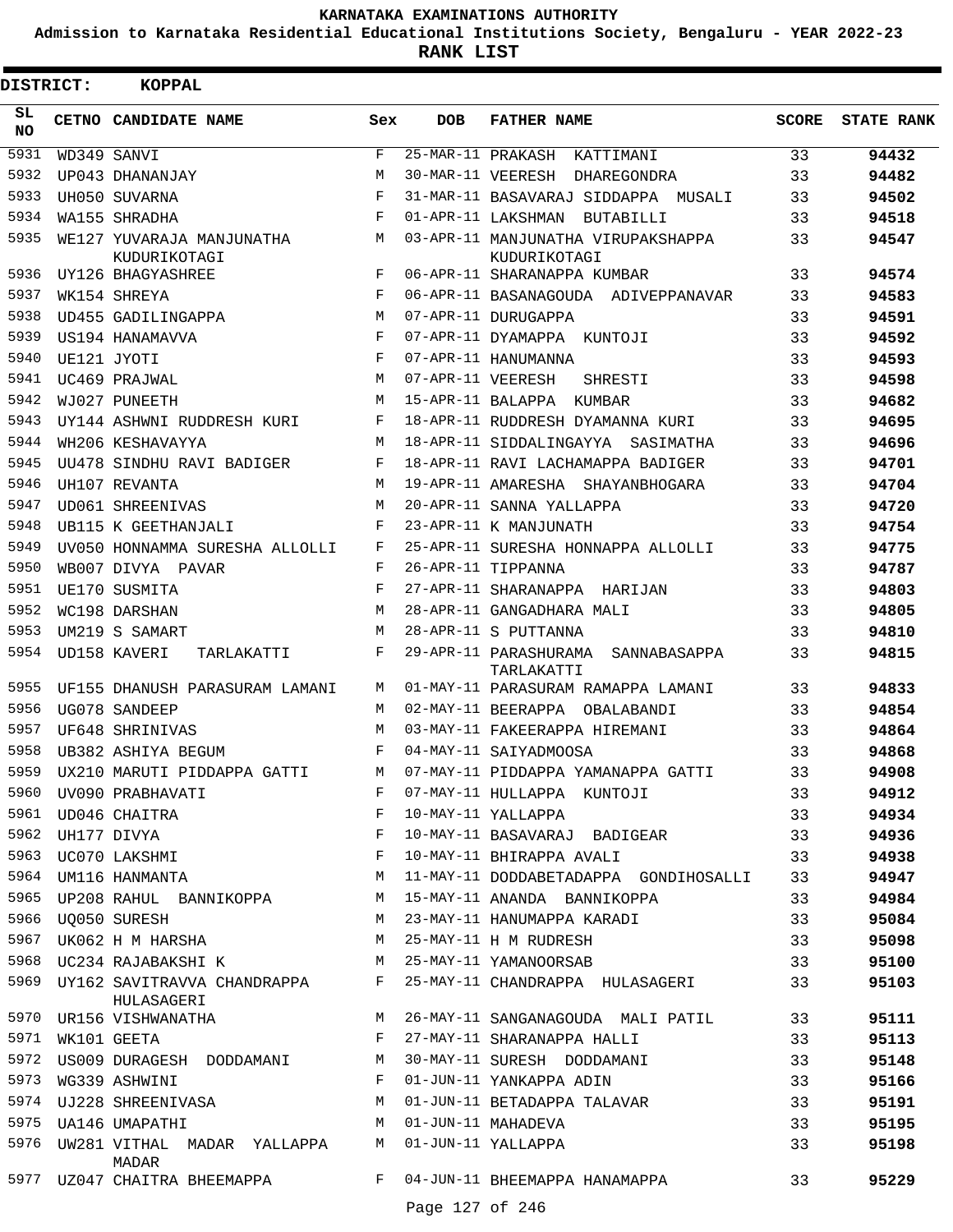# KARNATAKA EXAMINATIONS AUTHORITY

**Admission to Karnataka Residential Educational Institutions Society, Bengaluru - YEAR 2022-23**

**RANK LIST**

**DISTRICT: KOPPAL**

| SL NO | CETNO | CANDIDATE NAME | Sex | DOB | FATHER NAME | SCORE | STATE RANK |
|---|---|---|---|---|---|---|---|
| 5931 | WD349 | SANVI | F | 25-MAR-11 | PRAKASH KATTIMANI | 33 | 94432 |
| 5932 | UP043 | DHANANJAY | M | 30-MAR-11 | VEERESH DHAREGONDRA | 33 | 94482 |
| 5933 | UH050 | SUVARNA | F | 31-MAR-11 | BASAVARAJ SIDDAPPA MUSALI | 33 | 94502 |
| 5934 | WA155 | SHRADHA | F | 01-APR-11 | LAKSHMAN BUTABILLI | 33 | 94518 |
| 5935 | WE127 | YUVARAJA MANJUNATHA KUDURIKOTAGI | M | 03-APR-11 | MANJUNATHA VIRUPAKSHAPPA KUDURIKOTAGI | 33 | 94547 |
| 5936 | UY126 | BHAGYASHREE | F | 06-APR-11 | SHARANAPPA KUMBAR | 33 | 94574 |
| 5937 | WK154 | SHREYA | F | 06-APR-11 | BASANAGOUDA ADIVEPPANAVAR | 33 | 94583 |
| 5938 | UD455 | GADILINGAPPA | M | 07-APR-11 | DURUGAPPA | 33 | 94591 |
| 5939 | US194 | HANAMAVVA | F | 07-APR-11 | DYAMAPPA KUNTOJI | 33 | 94592 |
| 5940 | UE121 | JYOTI | F | 07-APR-11 | HANUMANNA | 33 | 94593 |
| 5941 | UC469 | PRAJWAL | M | 07-APR-11 | VEERESH SHRESTI | 33 | 94598 |
| 5942 | WJ027 | PUNEETH | M | 15-APR-11 | BALAPPA KUMBAR | 33 | 94682 |
| 5943 | UY144 | ASHWNI RUDDRESH KURI | F | 18-APR-11 | RUDDRESH DYAMANNA KURI | 33 | 94695 |
| 5944 | WH206 | KESHAVAYYA | M | 18-APR-11 | SIDDALINGAYYA SASIMATHA | 33 | 94696 |
| 5945 | UU478 | SINDHU RAVI BADIGER | F | 18-APR-11 | RAVI LACHAMAPPA BADIGER | 33 | 94701 |
| 5946 | UH107 | REVANTA | M | 19-APR-11 | AMARESHA SHAYANBHOGARA | 33 | 94704 |
| 5947 | UD061 | SHREENIVAS | M | 20-APR-11 | SANNA YALLAPPA | 33 | 94720 |
| 5948 | UB115 | K GEETHANJALI | F | 23-APR-11 | K MANJUNATH | 33 | 94754 |
| 5949 | UV050 | HONNAMMA SURESHA ALLOLLI | F | 25-APR-11 | SURESHA HONNAPPA ALLOLLI | 33 | 94775 |
| 5950 | WB007 | DIVYA PAVAR | F | 26-APR-11 | TIPPANNA | 33 | 94787 |
| 5951 | UE170 | SUSMITA | F | 27-APR-11 | SHARANAPPA HARIJAN | 33 | 94803 |
| 5952 | WC198 | DARSHAN | M | 28-APR-11 | GANGADHARA MALI | 33 | 94805 |
| 5953 | UM219 | S SAMART | M | 28-APR-11 | S PUTTANNA | 33 | 94810 |
| 5954 | UD158 | KAVERI TARLAKATTI | F | 29-APR-11 | PARASHURAMA SANNABASAPPA TARLAKATTI | 33 | 94815 |
| 5955 | UF155 | DHANUSH PARASURAM LAMANI | M | 01-MAY-11 | PARASURAM RAMAPPA LAMANI | 33 | 94833 |
| 5956 | UG078 | SANDEEP | M | 02-MAY-11 | BEERAPPA OBALABANDI | 33 | 94854 |
| 5957 | UF648 | SHRINIVAS | M | 03-MAY-11 | FAKEERAPPA HIREMANI | 33 | 94864 |
| 5958 | UB382 | ASHIYA BEGUM | F | 04-MAY-11 | SAIYADMOOSA | 33 | 94868 |
| 5959 | UX210 | MARUTI PIDDAPPA GATTI | M | 07-MAY-11 | PIDDAPPA YAMANAPPA GATTI | 33 | 94908 |
| 5960 | UV090 | PRABHAVATI | F | 07-MAY-11 | HULLAPPA KUNTOJI | 33 | 94912 |
| 5961 | UD046 | CHAITRA | F | 10-MAY-11 | YALLAPPA | 33 | 94934 |
| 5962 | UH177 | DIVYA | F | 10-MAY-11 | BASAVARAJ BADIGEAR | 33 | 94936 |
| 5963 | UC070 | LAKSHMI | F | 10-MAY-11 | BHIRAPPA AVALI | 33 | 94938 |
| 5964 | UM116 | HANMANTA | M | 11-MAY-11 | DODDABETADAPPA GONDIHOSALLI | 33 | 94947 |
| 5965 | UP208 | RAHUL BANNIKOPPA | M | 15-MAY-11 | ANANDA BANNIKOPPA | 33 | 94984 |
| 5966 | UQ050 | SURESH | M | 23-MAY-11 | HANUMAPPA KARADI | 33 | 95084 |
| 5967 | UK062 | H M HARSHA | M | 25-MAY-11 | H M RUDRESH | 33 | 95098 |
| 5968 | UC234 | RAJABAKSHI K | M | 25-MAY-11 | YAMANOORSAB | 33 | 95100 |
| 5969 | UY162 | SAVITRAVVA CHANDRAPPA HULASAGERI | F | 25-MAY-11 | CHANDRAPPA HULASAGERI | 33 | 95103 |
| 5970 | UR156 | VISHWANATHA | M | 26-MAY-11 | SANGANAGOUDA MALI PATIL | 33 | 95111 |
| 5971 | WK101 | GEETA | F | 27-MAY-11 | SHARANAPPA HALLI | 33 | 95113 |
| 5972 | US009 | DURAGESH DODDAMANI | M | 30-MAY-11 | SURESH DODDAMANI | 33 | 95148 |
| 5973 | WG339 | ASHWINI | F | 01-JUN-11 | YANKAPPA ADIN | 33 | 95166 |
| 5974 | UJ228 | SHREENIVASA | M | 01-JUN-11 | BETADAPPA TALAVAR | 33 | 95191 |
| 5975 | UA146 | UMAPATHI | M | 01-JUN-11 | MAHADEVA | 33 | 95195 |
| 5976 | UW281 | VITHAL MADAR YALLAPPA MADAR | M | 01-JUN-11 | YALLAPPA | 33 | 95198 |
| 5977 | UZ047 | CHAITRA BHEEMAPPA | F | 04-JUN-11 | BHEEMAPPA HANAMAPPA | 33 | 95229 |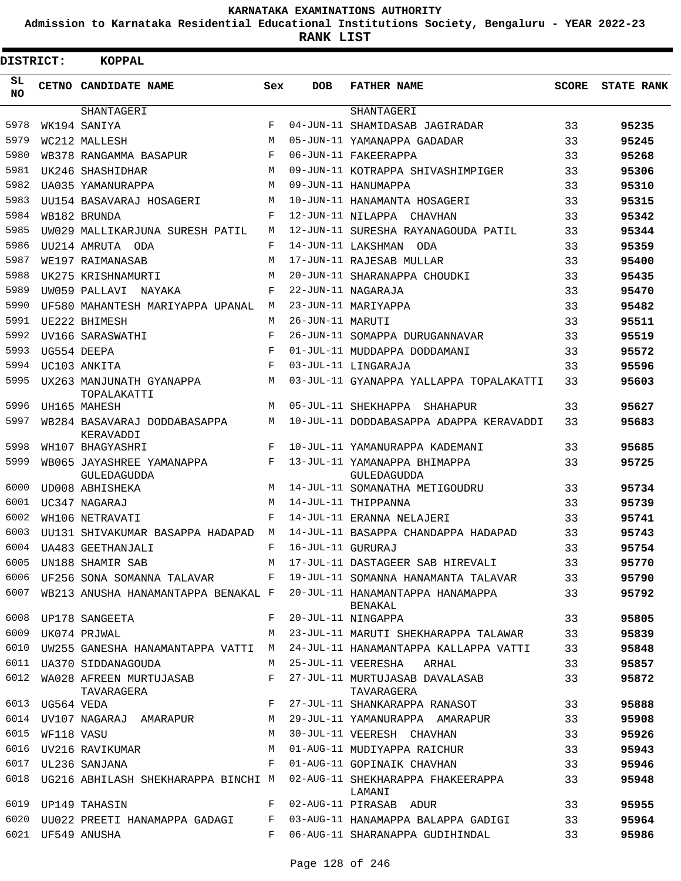KARNATAKA EXAMINATIONS AUTHORITY

Admission to Karnataka Residential Educational Institutions Society, Bengaluru - YEAR 2022-23

**RANK LIST**

**DISTRICT: KOPPAL**

| SL NO | CETNO | CANDIDATE NAME | Sex | DOB | FATHER NAME | SCORE | STATE RANK |
|---|---|---|---|---|---|---|---|
| | | SHANTAGERI | | | SHANTAGERI | | |
| 5978 | WK194 | SANIYA | F | 04-JUN-11 | SHAMIDASAB JAGIRADAR | 33 | 95235 |
| 5979 | WC212 | MALLESH | M | 05-JUN-11 | YAMANAPPA GADADAR | 33 | 95245 |
| 5980 | WB378 | RANGAMMA BASAPUR | F | 06-JUN-11 | FAKEERAPPA | 33 | 95268 |
| 5981 | UK246 | SHASHIDHAR | M | 09-JUN-11 | KOTRAPPA SHIVASHIMPIGER | 33 | 95306 |
| 5982 | UA035 | YAMANURAPPA | M | 09-JUN-11 | HANUMAPPA | 33 | 95310 |
| 5983 | UU154 | BASAVARAJ HOSAGERI | M | 10-JUN-11 | HANAMANTA HOSAGERI | 33 | 95315 |
| 5984 | WB182 | BRUNDA | F | 12-JUN-11 | NILAPPA CHAVHAN | 33 | 95342 |
| 5985 | UW029 | MALLIKARJUNA SURESH PATIL | M | 12-JUN-11 | SURESHA RAYANAGOUDA PATIL | 33 | 95344 |
| 5986 | UU214 | AMRUTA ODA | F | 14-JUN-11 | LAKSHMAN ODA | 33 | 95359 |
| 5987 | WE197 | RAIMANASAB | M | 17-JUN-11 | RAJESAB MULLAR | 33 | 95400 |
| 5988 | UK275 | KRISHNAMURTI | M | 20-JUN-11 | SHARANAPPA CHOUDKI | 33 | 95435 |
| 5989 | UW059 | PALLAVI NAYAKA | F | 22-JUN-11 | NAGARAJA | 33 | 95470 |
| 5990 | UF580 | MAHANTESH MARIYAPPA UPANAL | M | 23-JUN-11 | MARIYAPPA | 33 | 95482 |
| 5991 | UE222 | BHIMESH | M | 26-JUN-11 | MARUTI | 33 | 95511 |
| 5992 | UV166 | SARASWATHI | F | 26-JUN-11 | SOMAPPA DURUGANNAVAR | 33 | 95519 |
| 5993 | UG554 | DEEPA | F | 01-JUL-11 | MUDDAPPA DODDAMANI | 33 | 95572 |
| 5994 | UC103 | ANKITA | F | 03-JUL-11 | LINGARAJA | 33 | 95596 |
| 5995 | UX263 | MANJUNATH GYANAPPA TOPALAKATTI | M | 03-JUL-11 | GYANAPPA YALLAPPA TOPALAKATTI | 33 | 95603 |
| 5996 | UH165 | MAHESH | M | 05-JUL-11 | SHEKHAPPA SHAHAPUR | 33 | 95627 |
| 5997 | WB284 | BASAVARAJ DODDABASAPPA KERAVADDI | M | 10-JUL-11 | DODDABASAPPA ADAPPA KERAVADDI | 33 | 95683 |
| 5998 | WH107 | BHAGYASHRI | F | 10-JUL-11 | YAMANURAPPA KADEMANI | 33 | 95685 |
| 5999 | WB065 | JAYASHREE YAMANAPPA GULEDAGUDDA | F | 13-JUL-11 | YAMANAPPA BHIMAPPA GULEDAGUDDA | 33 | 95725 |
| 6000 | UD008 | ABHISHEKA | M | 14-JUL-11 | SOMANATHA METIGOUDRU | 33 | 95734 |
| 6001 | UC347 | NAGARAJ | M | 14-JUL-11 | THIPPANNA | 33 | 95739 |
| 6002 | WH106 | NETRAVATI | F | 14-JUL-11 | ERANNA NELAJERI | 33 | 95741 |
| 6003 | UU131 | SHIVAKUMAR BASAPPA HADAPAD | M | 14-JUL-11 | BASAPPA CHANDAPPA HADAPAD | 33 | 95743 |
| 6004 | UA483 | GEETHANJALI | F | 16-JUL-11 | GURURAJ | 33 | 95754 |
| 6005 | UN188 | SHAMIR SAB | M | 17-JUL-11 | DASTAGEER SAB HIREVALI | 33 | 95770 |
| 6006 | UF256 | SONA SOMANNA TALAVAR | F | 19-JUL-11 | SOMANNA HANAMANTA TALAVAR | 33 | 95790 |
| 6007 | WB213 | ANUSHA HANAMANTAPPA BENAKAL | F | 20-JUL-11 | HANAMANTAPPA HANAMAPPA BENAKAL | 33 | 95792 |
| 6008 | UP178 | SANGEETA | F | 20-JUL-11 | NINGAPPA | 33 | 95805 |
| 6009 | UK074 | PRJWAL | M | 23-JUL-11 | MARUTI SHEKHARAPPA TALAWAR | 33 | 95839 |
| 6010 | UW255 | GANESHA HANAMANTAPPA VATTI | M | 24-JUL-11 | HANAMANTAPPA KALLAPPA VATTI | 33 | 95848 |
| 6011 | UA370 | SIDDANAGOUDA | M | 25-JUL-11 | VEERESHA ARHAL | 33 | 95857 |
| 6012 | WA028 | AFREEN MURTUJASAB TAVARAGERA | F | 27-JUL-11 | MURTUJASAB DAVALASAB TAVARAGERA | 33 | 95872 |
| 6013 | UG564 | VEDA | F | 27-JUL-11 | SHANKARAPPA RANASOT | 33 | 95888 |
| 6014 | UV107 | NAGARAJ AMARAPUR | M | 29-JUL-11 | YAMANURAPPA AMARAPUR | 33 | 95908 |
| 6015 | WF118 | VASU | M | 30-JUL-11 | VEERESH CHAVHAN | 33 | 95926 |
| 6016 | UV216 | RAVIKUMAR | M | 01-AUG-11 | MUDIYAPPA RAICHUR | 33 | 95943 |
| 6017 | UL236 | SANJANA | F | 01-AUG-11 | GOPINAIK CHAVHAN | 33 | 95946 |
| 6018 | UG216 | ABHILASH SHEKHARAPPA BINCHI | M | 02-AUG-11 | SHEKHARAPPA FHAKEERAPPA LAMANI | 33 | 95948 |
| 6019 | UP149 | TAHASIN | F | 02-AUG-11 | PIRASAB ADUR | 33 | 95955 |
| 6020 | UU022 | PREETI HANAMAPPA GADAGI | F | 03-AUG-11 | HANAMAPPA BALAPPA GADIGI | 33 | 95964 |
| 6021 | UF549 | ANUSHA | F | 06-AUG-11 | SHARANAPPA GUDIHINDAL | 33 | 95986 |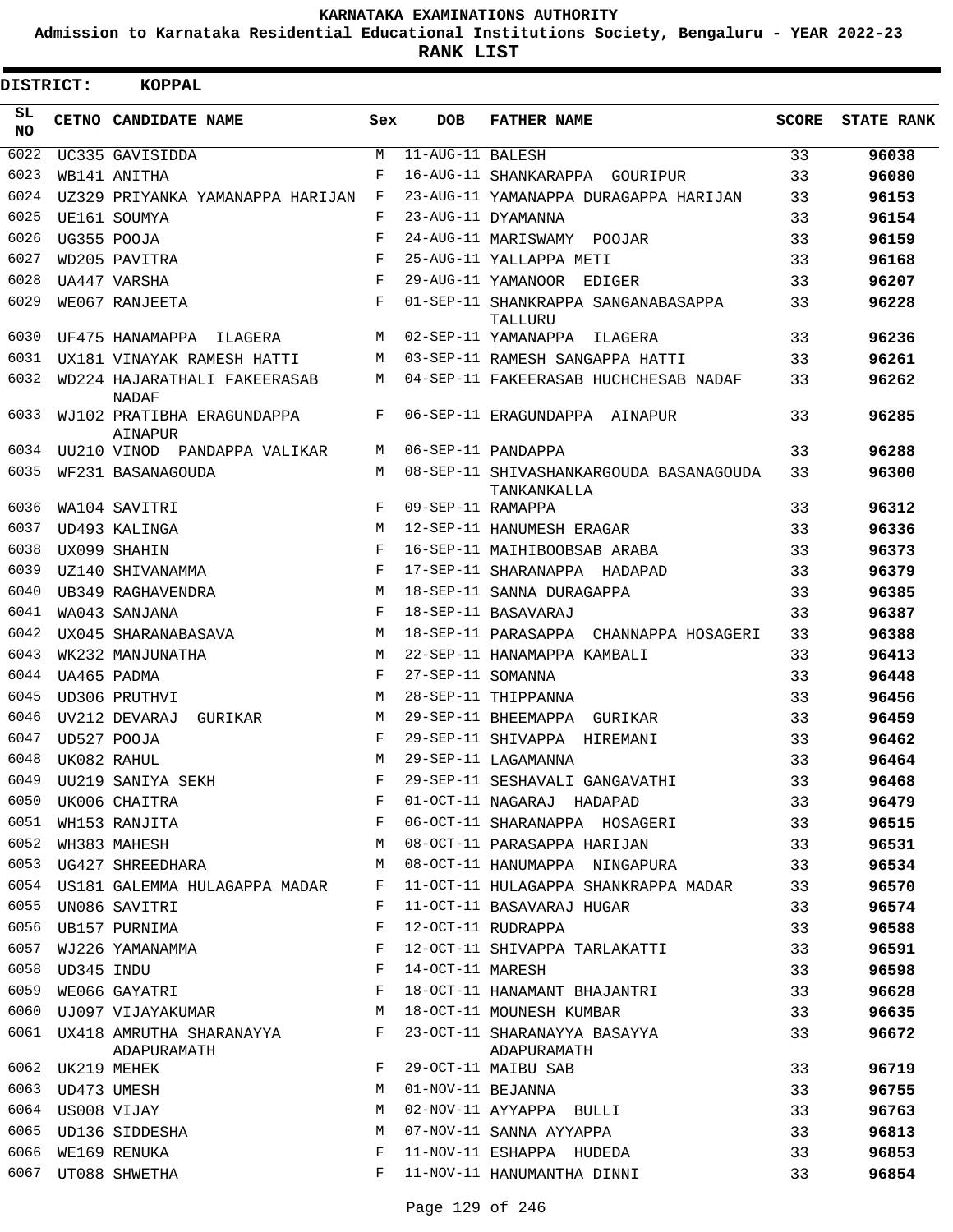KARNATAKA EXAMINATIONS AUTHORITY

Admission to Karnataka Residential Educational Institutions Society, Bengaluru - YEAR 2022-23

**RANK LIST**

**DISTRICT: KOPPAL**

| SL NO | CETNO | CANDIDATE NAME | Sex | DOB | FATHER NAME | SCORE | STATE RANK |
|---|---|---|---|---|---|---|---|
| 6022 | UC335 | GAVISIDDA | M | 11-AUG-11 | BALESH | 33 | 96038 |
| 6023 | WB141 | ANITHA | F | 16-AUG-11 | SHANKARAPPA GOURIPUR | 33 | 96080 |
| 6024 | UZ329 | PRIYANKA YAMANAPPA HARIJAN | F | 23-AUG-11 | YAMANAPPA DURAGAPPA HARIJAN | 33 | 96153 |
| 6025 | UE161 | SOUMYA | F | 23-AUG-11 | DYAMANNA | 33 | 96154 |
| 6026 | UG355 | POOJA | F | 24-AUG-11 | MARISWAMY POOJAR | 33 | 96159 |
| 6027 | WD205 | PAVITRA | F | 25-AUG-11 | YALLAPPA METI | 33 | 96168 |
| 6028 | UA447 | VARSHA | F | 29-AUG-11 | YAMANOOR EDIGER | 33 | 96207 |
| 6029 | WE067 | RANJEETA | F | 01-SEP-11 | SHANKRAPPA SANGANABASAPPA TALLURU | 33 | 96228 |
| 6030 | UF475 | HANAMAPPA ILAGERA | M | 02-SEP-11 | YAMANAPPA ILAGERA | 33 | 96236 |
| 6031 | UX181 | VINAYAK RAMESH HATTI | M | 03-SEP-11 | RAMESH SANGAPPA HATTI | 33 | 96261 |
| 6032 | WD224 | HAJARATHALI FAKEERASAB NADAF | M | 04-SEP-11 | FAKEERASAB HUCHCHESAB NADAF | 33 | 96262 |
| 6033 | WJ102 | PRATIBHA ERAGUNDAPPA AINAPUR | F | 06-SEP-11 | ERAGUNDAPPA AINAPUR | 33 | 96285 |
| 6034 | UU210 | VINOD PANDAPPA VALIKAR | M | 06-SEP-11 | PANDAPPA | 33 | 96288 |
| 6035 | WF231 | BASANAGOUDA | M | 08-SEP-11 | SHIVASHANKARGOUDA BASANAGOUDA TANKANKALLA | 33 | 96300 |
| 6036 | WA104 | SAVITRI | F | 09-SEP-11 | RAMAPPA | 33 | 96312 |
| 6037 | UD493 | KALINGA | M | 12-SEP-11 | HANUMESH ERAGAR | 33 | 96336 |
| 6038 | UX099 | SHAHIN | F | 16-SEP-11 | MAIHIBOOBSAB ARABA | 33 | 96373 |
| 6039 | UZ140 | SHIVANAMMA | F | 17-SEP-11 | SHARANAPPA HADAPAD | 33 | 96379 |
| 6040 | UB349 | RAGHAVENDRA | M | 18-SEP-11 | SANNA DURAGAPPA | 33 | 96385 |
| 6041 | WA043 | SANJANA | F | 18-SEP-11 | BASAVARAJ | 33 | 96387 |
| 6042 | UX045 | SHARANABASAVA | M | 18-SEP-11 | PARASAPPA CHANNAPPA HOSAGERI | 33 | 96388 |
| 6043 | WK232 | MANJUNATHA | M | 22-SEP-11 | HANAMAPPA KAMBALI | 33 | 96413 |
| 6044 | UA465 | PADMA | F | 27-SEP-11 | SOMANNA | 33 | 96448 |
| 6045 | UD306 | PRUTHVI | M | 28-SEP-11 | THIPPANNA | 33 | 96456 |
| 6046 | UV212 | DEVARAJ GURIKAR | M | 29-SEP-11 | BHEEMAPPA GURIKAR | 33 | 96459 |
| 6047 | UD527 | POOJA | F | 29-SEP-11 | SHIVAPPA HIREMANI | 33 | 96462 |
| 6048 | UK082 | RAHUL | M | 29-SEP-11 | LAGAMANNA | 33 | 96464 |
| 6049 | UU219 | SANIYA SEKH | F | 29-SEP-11 | SESHAVALI GANGAVATHI | 33 | 96468 |
| 6050 | UK006 | CHAITRA | F | 01-OCT-11 | NAGARAJ HADAPAD | 33 | 96479 |
| 6051 | WH153 | RANJITA | F | 06-OCT-11 | SHARANAPPA HOSAGERI | 33 | 96515 |
| 6052 | WH383 | MAHESH | M | 08-OCT-11 | PARASAPPA HARIJAN | 33 | 96531 |
| 6053 | UG427 | SHREEDHARA | M | 08-OCT-11 | HANUMAPPA NINGAPURA | 33 | 96534 |
| 6054 | US181 | GALEMMA HULAGAPPA MADAR | F | 11-OCT-11 | HULAGAPPA SHANKRAPPA MADAR | 33 | 96570 |
| 6055 | UN086 | SAVITRI | F | 11-OCT-11 | BASAVARAJ HUGAR | 33 | 96574 |
| 6056 | UB157 | PURNIMA | F | 12-OCT-11 | RUDRAPPA | 33 | 96588 |
| 6057 | WJ226 | YAMANAMMA | F | 12-OCT-11 | SHIVAPPA TARLAKATTI | 33 | 96591 |
| 6058 | UD345 | INDU | F | 14-OCT-11 | MARESH | 33 | 96598 |
| 6059 | WE066 | GAYATRI | F | 18-OCT-11 | HANAMANT BHAJANTRI | 33 | 96628 |
| 6060 | UJ097 | VIJAYAKUMAR | M | 18-OCT-11 | MOUNESH KUMBAR | 33 | 96635 |
| 6061 | UX418 | AMRUTHA SHARANAYYA ADAPURAMATH | F | 23-OCT-11 | SHARANAYYA BASAYYA ADAPURAMATH | 33 | 96672 |
| 6062 | UK219 | MEHEK | F | 29-OCT-11 | MAIBU SAB | 33 | 96719 |
| 6063 | UD473 | UMESH | M | 01-NOV-11 | BEJANNA | 33 | 96755 |
| 6064 | US008 | VIJAY | M | 02-NOV-11 | AYYAPPA BULLI | 33 | 96763 |
| 6065 | UD136 | SIDDESHA | M | 07-NOV-11 | SANNA AYYAPPA | 33 | 96813 |
| 6066 | WE169 | RENUKA | F | 11-NOV-11 | ESHAPPA HUDEDA | 33 | 96853 |
| 6067 | UT088 | SHWETHA | F | 11-NOV-11 | HANUMANTHA DINNI | 33 | 96854 |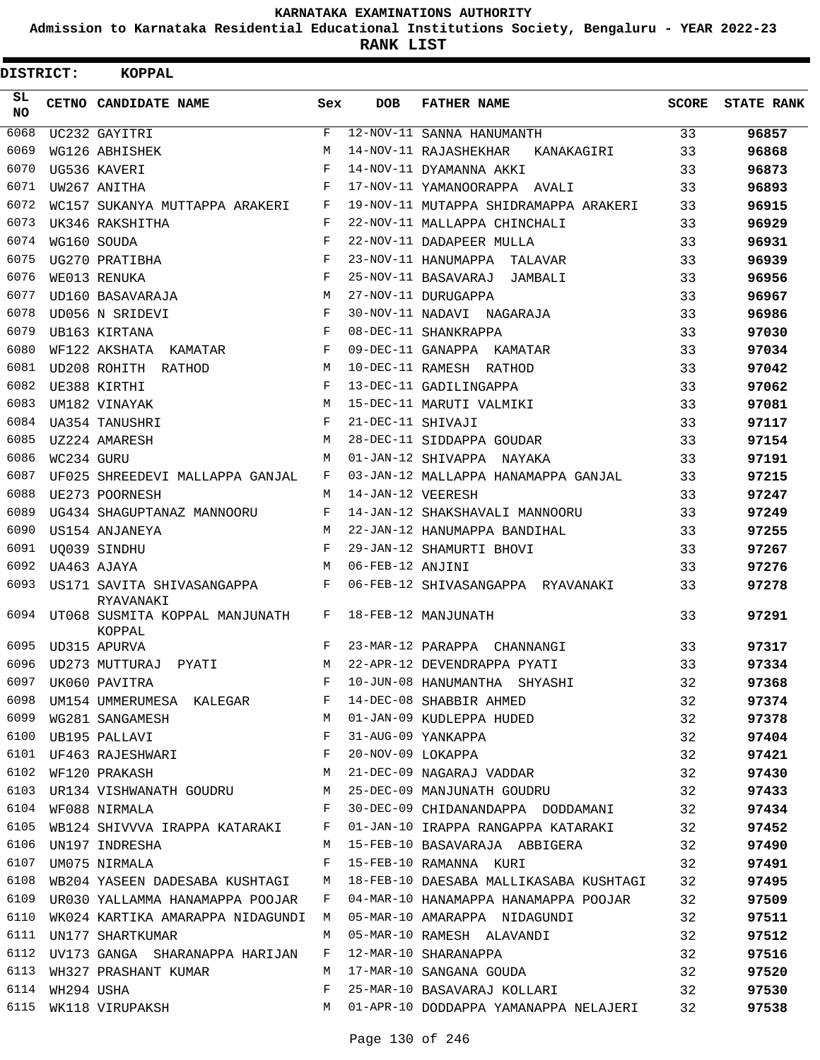KARNATAKA EXAMINATIONS AUTHORITY

Admission to Karnataka Residential Educational Institutions Society, Bengaluru - YEAR 2022-23

**RANK LIST**

**DISTRICT: KOPPAL**

| SL NO | CETNO | CANDIDATE NAME | Sex | DOB | FATHER NAME | SCORE | STATE RANK |
|---|---|---|---|---|---|---|---|
| 6068 | UC232 | GAYITRI | F | 12-NOV-11 | SANNA HANUMANTH | 33 | 96857 |
| 6069 | WG126 | ABHISHEK | M | 14-NOV-11 | RAJASHEKHAR KANAKAGIRI | 33 | 96868 |
| 6070 | UG536 | KAVERI | F | 14-NOV-11 | DYAMANNA AKKI | 33 | 96873 |
| 6071 | UW267 | ANITHA | F | 17-NOV-11 | YAMANOORAPPA AVALI | 33 | 96893 |
| 6072 | WC157 | SUKANYA MUTTAPPA ARAKERI | F | 19-NOV-11 | MUTAPPA SHIDRAMAPPA ARAKERI | 33 | 96915 |
| 6073 | UK346 | RAKSHITHA | F | 22-NOV-11 | MALLAPPA CHINCHALI | 33 | 96929 |
| 6074 | WG160 | SOUDA | F | 22-NOV-11 | DADAPEER MULLA | 33 | 96931 |
| 6075 | UG270 | PRATIBHA | F | 23-NOV-11 | HANUMAPPA TALAVAR | 33 | 96939 |
| 6076 | WE013 | RENUKA | F | 25-NOV-11 | BASAVARAJ JAMBALI | 33 | 96956 |
| 6077 | UD160 | BASAVARAJA | M | 27-NOV-11 | DURUGAPPA | 33 | 96967 |
| 6078 | UD056 | N SRIDEVI | F | 30-NOV-11 | NADAVI NAGARAJA | 33 | 96986 |
| 6079 | UB163 | KIRTANA | F | 08-DEC-11 | SHANKRAPPA | 33 | 97030 |
| 6080 | WF122 | AKSHATA KAMATAR | F | 09-DEC-11 | GANAPPA KAMATAR | 33 | 97034 |
| 6081 | UD208 | ROHITH RATHOD | M | 10-DEC-11 | RAMESH RATHOD | 33 | 97042 |
| 6082 | UE388 | KIRTHI | F | 13-DEC-11 | GADILINGAPPA | 33 | 97062 |
| 6083 | UM182 | VINAYAK | M | 15-DEC-11 | MARUTI VALMIKI | 33 | 97081 |
| 6084 | UA354 | TANUSHRI | F | 21-DEC-11 | SHIVAJI | 33 | 97117 |
| 6085 | UZ224 | AMARESH | M | 28-DEC-11 | SIDDAPPA GOUDAR | 33 | 97154 |
| 6086 | WC234 | GURU | M | 01-JAN-12 | SHIVAPPA NAYAKA | 33 | 97191 |
| 6087 | UF025 | SHREEDEVI MALLAPPA GANJAL | F | 03-JAN-12 | MALLAPPA HANAMAPPA GANJAL | 33 | 97215 |
| 6088 | UE273 | POORNESH | M | 14-JAN-12 | VEERESH | 33 | 97247 |
| 6089 | UG434 | SHAGUPTANAZ MANNOORU | F | 14-JAN-12 | SHAKSHAVALI MANNOORU | 33 | 97249 |
| 6090 | US154 | ANJANEYA | M | 22-JAN-12 | HANUMAPPA BANDIHAL | 33 | 97255 |
| 6091 | UQ039 | SINDHU | F | 29-JAN-12 | SHAMURTI BHOVI | 33 | 97267 |
| 6092 | UA463 | AJAYA | M | 06-FEB-12 | ANJINI | 33 | 97276 |
| 6093 | US171 | SAVITA SHIVASANGAPPA RYAVANAKI | F | 06-FEB-12 | SHIVASANGAPPA RYAVANAKI | 33 | 97278 |
| 6094 | UT068 | SUSMITA KOPPAL MANJUNATH KOPPAL | F | 18-FEB-12 | MANJUNATH | 33 | 97291 |
| 6095 | UD315 | APURVA | F | 23-MAR-12 | PARAPPA CHANNANGI | 33 | 97317 |
| 6096 | UD273 | MUTTURAJ PYATI | M | 22-APR-12 | DEVENDRAPPA PYATI | 33 | 97334 |
| 6097 | UK060 | PAVITRA | F | 10-JUN-08 | HANUMANTHA SHYASHI | 32 | 97368 |
| 6098 | UM154 | UMMERUMESA KALEGAR | F | 14-DEC-08 | SHABBIR AHMED | 32 | 97374 |
| 6099 | WG281 | SANGAMESH | M | 01-JAN-09 | KUDLEPPA HUDED | 32 | 97378 |
| 6100 | UB195 | PALLAVI | F | 31-AUG-09 | YANKAPPA | 32 | 97404 |
| 6101 | UF463 | RAJESHWARI | F | 20-NOV-09 | LOKAPPA | 32 | 97421 |
| 6102 | WF120 | PRAKASH | M | 21-DEC-09 | NAGARAJ VADDAR | 32 | 97430 |
| 6103 | UR134 | VISHWANATH GOUDRU | M | 25-DEC-09 | MANJUNATH GOUDRU | 32 | 97433 |
| 6104 | WF088 | NIRMALA | F | 30-DEC-09 | CHIDANANDAPPA DODDAMANI | 32 | 97434 |
| 6105 | WB124 | SHIVVVA IRAPPA KATARAKI | F | 01-JAN-10 | IRAPPA RANGAPPA KATARAKI | 32 | 97452 |
| 6106 | UN197 | INDRESHA | M | 15-FEB-10 | BASAVARAJA ABBIGERA | 32 | 97490 |
| 6107 | UM075 | NIRMALA | F | 15-FEB-10 | RAMANNA KURI | 32 | 97491 |
| 6108 | WB204 | YASEEN DADESABA KUSHTAGI | M | 18-FEB-10 | DAESABA MALLIKASABA KUSHTAGI | 32 | 97495 |
| 6109 | UR030 | YALLAMMA HANAMAPPA POOJAR | F | 04-MAR-10 | HANAMAPPA HANAMAPPA POOJAR | 32 | 97509 |
| 6110 | WK024 | KARTIKA AMARAPPA NIDAGUNDI | M | 05-MAR-10 | AMARAPPA NIDAGUNDI | 32 | 97511 |
| 6111 | UN177 | SHARTKUMAR | M | 05-MAR-10 | RAMESH ALAVANDI | 32 | 97512 |
| 6112 | UV173 | GANGA SHARANAPPA HARIJAN | F | 12-MAR-10 | SHARANAPPA | 32 | 97516 |
| 6113 | WH327 | PRASHANT KUMAR | M | 17-MAR-10 | SANGANA GOUDA | 32 | 97520 |
| 6114 | WH294 | USHA | F | 25-MAR-10 | BASAVARAJ KOLLARI | 32 | 97530 |
| 6115 | WK118 | VIRUPAKSH | M | 01-APR-10 | DODDAPPA YAMANAPPA NELAJERI | 32 | 97538 |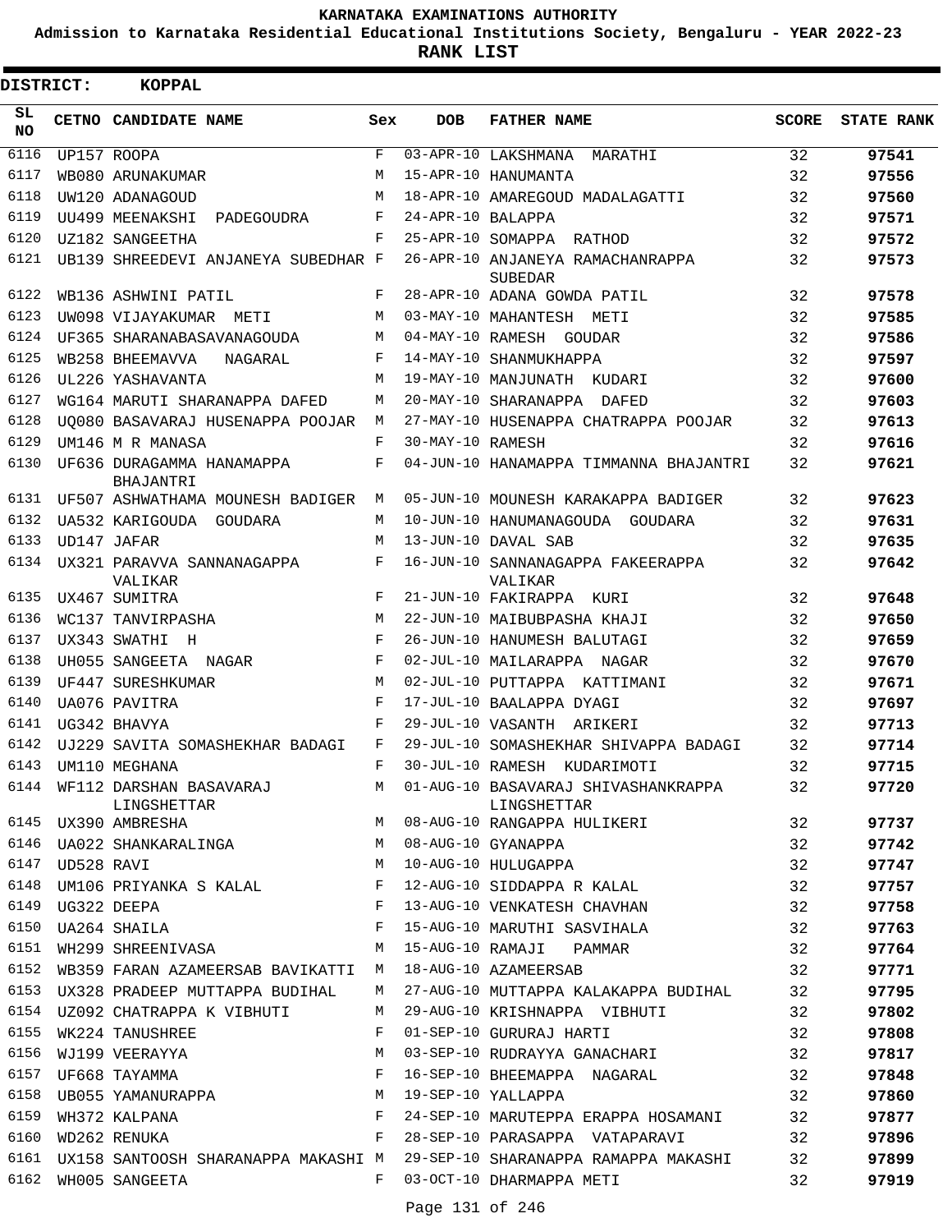# KARNATAKA EXAMINATIONS AUTHORITY

**Admission to Karnataka Residential Educational Institutions Society, Bengaluru - YEAR 2022-23**

**RANK LIST**

**DISTRICT: KOPPAL**

| SL NO | CETNO | CANDIDATE NAME | Sex | DOB | FATHER NAME | SCORE | STATE RANK |
|---|---|---|---|---|---|---|---|
| 6116 | UP157 | ROOPA | F | 03-APR-10 | LAKSHMANA MARATHI | 32 | 97541 |
| 6117 | WB080 | ARUNAKUMAR | M | 15-APR-10 | HANUMANTA | 32 | 97556 |
| 6118 | UW120 | ADANAGOUD | M | 18-APR-10 | AMAREGOUD MADALAGATTI | 32 | 97560 |
| 6119 | UU499 | MEENAKSHI PADEGOUDRA | F | 24-APR-10 | BALAPPA | 32 | 97571 |
| 6120 | UZ182 | SANGEETHA | F | 25-APR-10 | SOMAPPA RATHOD | 32 | 97572 |
| 6121 | UB139 | SHREEDEVI ANJANEYA SUBEDHAR | F | 26-APR-10 | ANJANEYA RAMACHANRAPPA SUBEDAR | 32 | 97573 |
| 6122 | WB136 | ASHWINI PATIL | F | 28-APR-10 | ADANA GOWDA PATIL | 32 | 97578 |
| 6123 | UW098 | VIJAYAKUMAR METI | M | 03-MAY-10 | MAHANTESH METI | 32 | 97585 |
| 6124 | UF365 | SHARANABASAVANAGOUDA | M | 04-MAY-10 | RAMESH GOUDAR | 32 | 97586 |
| 6125 | WB258 | BHEEMAVVA NAGARAL | F | 14-MAY-10 | SHANMUKHAPPA | 32 | 97597 |
| 6126 | UL226 | YASHAVANTA | M | 19-MAY-10 | MANJUNATH KUDARI | 32 | 97600 |
| 6127 | WG164 | MARUTI SHARANAPPA DAFED | M | 20-MAY-10 | SHARANAPPA DAFED | 32 | 97603 |
| 6128 | UQ080 | BASAVARAJ HUSENAPPA POOJAR | M | 27-MAY-10 | HUSENAPPA CHATRAPPA POOJAR | 32 | 97613 |
| 6129 | UM146 | M R MANASA | F | 30-MAY-10 | RAMESH | 32 | 97616 |
| 6130 | UF636 | DURAGAMMA HANAMAPPA BHAJANTRI | F | 04-JUN-10 | HANAMAPPA TIMMANNA BHAJANTRI | 32 | 97621 |
| 6131 | UF507 | ASHWATHAMA MOUNESH BADIGER | M | 05-JUN-10 | MOUNESH KARAKAPPA BADIGER | 32 | 97623 |
| 6132 | UA532 | KARIGOUDA GOUDARA | M | 10-JUN-10 | HANUMANAGOUDA GOUDARA | 32 | 97631 |
| 6133 | UD147 | JAFAR | M | 13-JUN-10 | DAVAL SAB | 32 | 97635 |
| 6134 | UX321 | PARAVVA SANNANAGAPPA VALIKAR | F | 16-JUN-10 | SANNANAGAPPA FAKEERAPPA VALIKAR | 32 | 97642 |
| 6135 | UX467 | SUMITRA | F | 21-JUN-10 | FAKIRAPPA KURI | 32 | 97648 |
| 6136 | WC137 | TANVIRPASHA | M | 22-JUN-10 | MAIBUBPASHA KHAJI | 32 | 97650 |
| 6137 | UX343 | SWATHI H | F | 26-JUN-10 | HANUMESH BALUTAGI | 32 | 97659 |
| 6138 | UH055 | SANGEETA NAGAR | F | 02-JUL-10 | MAILARAPPA NAGAR | 32 | 97670 |
| 6139 | UF447 | SURESHKUMAR | M | 02-JUL-10 | PUTTAPPA KATTIMANI | 32 | 97671 |
| 6140 | UA076 | PAVITRA | F | 17-JUL-10 | BAALAPPA DYAGI | 32 | 97697 |
| 6141 | UG342 | BHAVYA | F | 29-JUL-10 | VASANTH ARIKERI | 32 | 97713 |
| 6142 | UJ229 | SAVITA SOMASHEKHAR BADAGI | F | 29-JUL-10 | SOMASHEKHAR SHIVAPPA BADAGI | 32 | 97714 |
| 6143 | UM110 | MEGHANA | F | 30-JUL-10 | RAMESH KUDARIMOTI | 32 | 97715 |
| 6144 | WF112 | DARSHAN BASAVARAJ LINGSHETTAR | M | 01-AUG-10 | BASAVARAJ SHIVASHANKRAPPA LINGSHETTAR | 32 | 97720 |
| 6145 | UX390 | AMBRESHA | M | 08-AUG-10 | RANGAPPA HULIKERI | 32 | 97737 |
| 6146 | UA022 | SHANKARALINGA | M | 08-AUG-10 | GYANAPPA | 32 | 97742 |
| 6147 | UD528 | RAVI | M | 10-AUG-10 | HULUGAPPA | 32 | 97747 |
| 6148 | UM106 | PRIYANKA S KALAL | F | 12-AUG-10 | SIDDAPPA R KALAL | 32 | 97757 |
| 6149 | UG322 | DEEPA | F | 13-AUG-10 | VENKATESH CHAVHAN | 32 | 97758 |
| 6150 | UA264 | SHAILA | F | 15-AUG-10 | MARUTHI SASVIHALA | 32 | 97763 |
| 6151 | WH299 | SHREENIVASA | M | 15-AUG-10 | RAMAJI PAMMAR | 32 | 97764 |
| 6152 | WB359 | FARAN AZAMEERSAB BAVIKATTI | M | 18-AUG-10 | AZAMEERSAB | 32 | 97771 |
| 6153 | UX328 | PRADEEP MUTTAPPA BUDIHAL | M | 27-AUG-10 | MUTTAPPA KALAKAPPA BUDIHAL | 32 | 97795 |
| 6154 | UZ092 | CHATRAPPA K VIBHUTI | M | 29-AUG-10 | KRISHNAPPA VIBHUTI | 32 | 97802 |
| 6155 | WK224 | TANUSHREE | F | 01-SEP-10 | GURURAJ HARTI | 32 | 97808 |
| 6156 | WJ199 | VEERAYYA | M | 03-SEP-10 | RUDRAYYA GANACHARI | 32 | 97817 |
| 6157 | UF668 | TAYAMMA | F | 16-SEP-10 | BHEEMAPPA NAGARAL | 32 | 97848 |
| 6158 | UB055 | YAMANURAPPA | M | 19-SEP-10 | YALLAPPA | 32 | 97860 |
| 6159 | WH372 | KALPANA | F | 24-SEP-10 | MARUTEPPA ERAPPA HOSAMANI | 32 | 97877 |
| 6160 | WD262 | RENUKA | F | 28-SEP-10 | PARASAPPA VATAPARAVI | 32 | 97896 |
| 6161 | UX158 | SANTOOSH SHARANAPPA MAKASHI | M | 29-SEP-10 | SHARANAPPA RAMAPPA MAKASHI | 32 | 97899 |
| 6162 | WH005 | SANGEETA | F | 03-OCT-10 | DHARMAPPA METI | 32 | 97919 |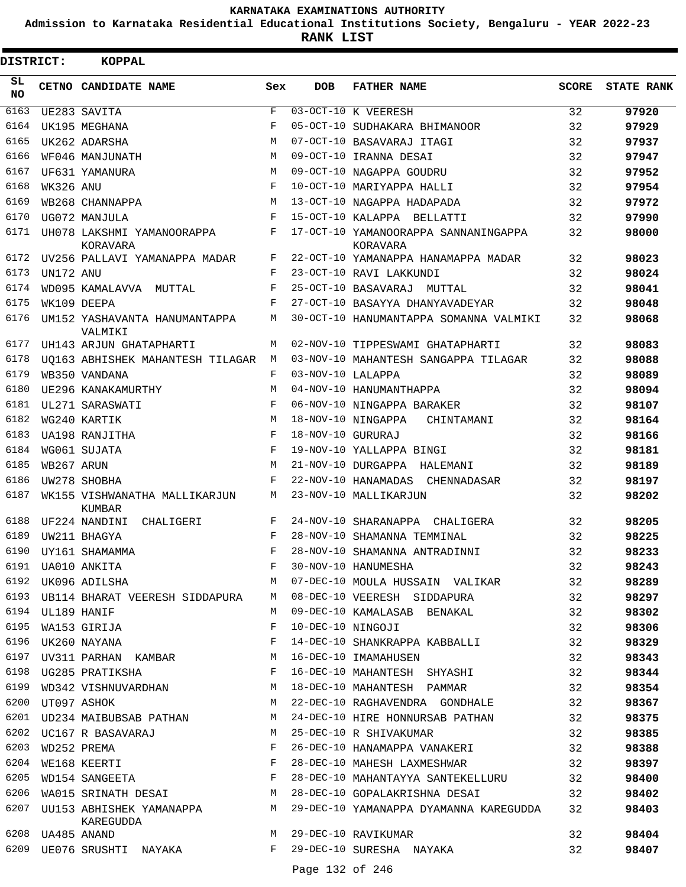KARNATAKA EXAMINATIONS AUTHORITY

Admission to Karnataka Residential Educational Institutions Society, Bengaluru - YEAR 2022-23

**RANK LIST**

**DISTRICT: KOPPAL**

| SL NO | CETNO | CANDIDATE NAME | Sex | DOB | FATHER NAME | SCORE | STATE RANK |
|---|---|---|---|---|---|---|---|
| 6163 | UE283 | SAVITA | F | 03-OCT-10 | K VEERESH | 32 | **97920** |
| 6164 | UK195 | MEGHANA | F | 05-OCT-10 | SUDHAKARA BHIMANOOR | 32 | **97929** |
| 6165 | UK262 | ADARSHA | M | 07-OCT-10 | BASAVARAJ ITAGI | 32 | **97937** |
| 6166 | WF046 | MANJUNATH | M | 09-OCT-10 | IRANNA DESAI | 32 | **97947** |
| 6167 | UF631 | YAMANURA | M | 09-OCT-10 | NAGAPPA GOUDRU | 32 | **97952** |
| 6168 | WK326 | ANU | F | 10-OCT-10 | MARIYAPPA HALLI | 32 | **97954** |
| 6169 | WB268 | CHANNAPPA | M | 13-OCT-10 | NAGAPPA HADAPADA | 32 | **97972** |
| 6170 | UG072 | MANJULA | F | 15-OCT-10 | KALAPPA BELLATTI | 32 | **97990** |
| 6171 | UH078 | LAKSHMI YAMANOORAPPA KORAVARA | F | 17-OCT-10 | YAMANOORAPPA SANNANINGAPPA KORAVARA | 32 | **98000** |
| 6172 | UV256 | PALLAVI YAMANAPPA MADAR | F | 22-OCT-10 | YAMANAPPA HANAMAPPA MADAR | 32 | **98023** |
| 6173 | UN172 | ANU | F | 23-OCT-10 | RAVI LAKKUNDI | 32 | **98024** |
| 6174 | WD095 | KAMALAVVA MUTTAL | F | 25-OCT-10 | BASAVARAJ MUTTAL | 32 | **98041** |
| 6175 | WK109 | DEEPA | F | 27-OCT-10 | BASAYYA DHANYAVADEYAR | 32 | **98048** |
| 6176 | UM152 | YASHAVANTA HANUMANTAPPA VALMIKI | M | 30-OCT-10 | HANUMANTAPPA SOMANNA VALMIKI | 32 | **98068** |
| 6177 | UH143 | ARJUN GHATAPHARTI | M | 02-NOV-10 | TIPPESWAMI GHATAPHARTI | 32 | **98083** |
| 6178 | UQ163 | ABHISHEK MAHANTESH TILAGAR | M | 03-NOV-10 | MAHANTESH SANGAPPA TILAGAR | 32 | **98088** |
| 6179 | WB350 | VANDANA | F | 03-NOV-10 | LALAPPA | 32 | **98089** |
| 6180 | UE296 | KANAKAMURTHY | M | 04-NOV-10 | HANUMANTHAPPA | 32 | **98094** |
| 6181 | UL271 | SARASWATI | F | 06-NOV-10 | NINGAPPA BARAKER | 32 | **98107** |
| 6182 | WG240 | KARTIK | M | 18-NOV-10 | NINGAPPA CHINTAMANI | 32 | **98164** |
| 6183 | UA198 | RANJITHA | F | 18-NOV-10 | GURURAJ | 32 | **98166** |
| 6184 | WG061 | SUJATA | F | 19-NOV-10 | YALLAPPA BINGI | 32 | **98181** |
| 6185 | WB267 | ARUN | M | 21-NOV-10 | DURGAPPA HALEMANI | 32 | **98189** |
| 6186 | UW278 | SHOBHA | F | 22-NOV-10 | HANAMADAS CHENNADASAR | 32 | **98197** |
| 6187 | WK155 | VISHWANATHA MALLIKARJUN KUMBAR | M | 23-NOV-10 | MALLIKARJUN | 32 | **98202** |
| 6188 | UF224 | NANDINI CHALIGERI | F | 24-NOV-10 | SHARANAPPA CHALIGERA | 32 | **98205** |
| 6189 | UW211 | BHAGYA | F | 28-NOV-10 | SHAMANNA TEMMINAL | 32 | **98225** |
| 6190 | UY161 | SHAMAMMA | F | 28-NOV-10 | SHAMANNA ANTRADINNI | 32 | **98233** |
| 6191 | UA010 | ANKITA | F | 30-NOV-10 | HANUMESHA | 32 | **98243** |
| 6192 | UK096 | ADILSHA | M | 07-DEC-10 | MOULA HUSSAIN VALIKAR | 32 | **98289** |
| 6193 | UB114 | BHARAT VEERESH SIDDAPURA | M | 08-DEC-10 | VEERESH SIDDAPURA | 32 | **98297** |
| 6194 | UL189 | HANIF | M | 09-DEC-10 | KAMALASAB BENAKAL | 32 | **98302** |
| 6195 | WA153 | GIRIJA | F | 10-DEC-10 | NINGOJI | 32 | **98306** |
| 6196 | UK260 | NAYANA | F | 14-DEC-10 | SHANKRAPPA KABBALLI | 32 | **98329** |
| 6197 | UV311 | PARHAN KAMBAR | M | 16-DEC-10 | IMAMAHUSEN | 32 | **98343** |
| 6198 | UG285 | PRATIKSHA | F | 16-DEC-10 | MAHANTESH SHYASHI | 32 | **98344** |
| 6199 | WD342 | VISHNUVARDHAN | M | 18-DEC-10 | MAHANTESH PAMMAR | 32 | **98354** |
| 6200 | UT097 | ASHOK | M | 22-DEC-10 | RAGHAVENDRA GONDHALE | 32 | **98367** |
| 6201 | UD234 | MAIBUBSAB PATHAN | M | 24-DEC-10 | HIRE HONNURSAB PATHAN | 32 | **98375** |
| 6202 | UC167 | R BASAVARAJ | M | 25-DEC-10 | R SHIVAKUMAR | 32 | **98385** |
| 6203 | WD252 | PREMA | F | 26-DEC-10 | HANAMAPPA VANAKERI | 32 | **98388** |
| 6204 | WE168 | KEERTI | F | 28-DEC-10 | MAHESH LAXMESHWAR | 32 | **98397** |
| 6205 | WD154 | SANGEETA | F | 28-DEC-10 | MAHANTAYYA SANTEKELLURU | 32 | **98400** |
| 6206 | WA015 | SRINATH DESAI | M | 28-DEC-10 | GOPALAKRISHNA DESAI | 32 | **98402** |
| 6207 | UU153 | ABHISHEK YAMANAPPA KAREGUDDA | M | 29-DEC-10 | YAMANAPPA DYAMANNA KAREGUDDA | 32 | **98403** |
| 6208 | UA485 | ANAND | M | 29-DEC-10 | RAVIKUMAR | 32 | **98404** |
| 6209 | UE076 | SRUSHTI NAYAKA | F | 29-DEC-10 | SURESHA NAYAKA | 32 | **98407** |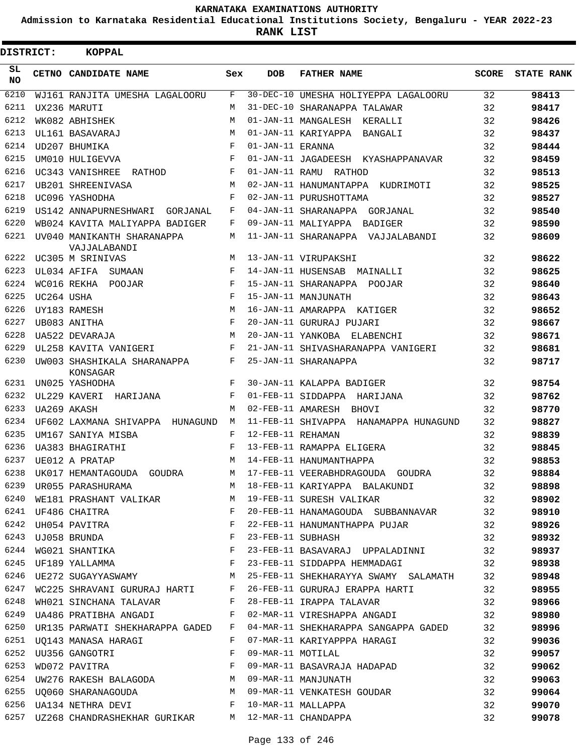**KARNATAKA EXAMINATIONS AUTHORITY**

**Admission to Karnataka Residential Educational Institutions Society, Bengaluru - YEAR 2022-23**

**RANK LIST**

**DISTRICT: KOPPAL**

| SL NO | CETNO | CANDIDATE NAME | Sex | DOB | FATHER NAME | SCORE | STATE RANK |
|---|---|---|---|---|---|---|---|
| 6210 | WJ161 | RANJITA UMESHA LAGALOORU | F | 30-DEC-10 | UMESHA HOLIYEPPA LAGALOORU | 32 | 98413 |
| 6211 | UX236 | MARUTI | M | 31-DEC-10 | SHARANAPPA TALAWAR | 32 | 98417 |
| 6212 | WK082 | ABHISHEK | M | 01-JAN-11 | MANGALESH KERALLI | 32 | 98426 |
| 6213 | UL161 | BASAVARAJ | M | 01-JAN-11 | KARIYAPPA BANGALI | 32 | 98437 |
| 6214 | UD207 | BHUMIKA | F | 01-JAN-11 | ERANNA | 32 | 98444 |
| 6215 | UM010 | HULIGEVVA | F | 01-JAN-11 | JAGADEESH KYASHAPPANAVAR | 32 | 98459 |
| 6216 | UC343 | VANISHREE RATHOD | F | 01-JAN-11 | RAMU RATHOD | 32 | 98513 |
| 6217 | UB201 | SHREENIVASA | M | 02-JAN-11 | HANUMANTAPPA KUDRIMOTI | 32 | 98525 |
| 6218 | UC096 | YASHODHA | F | 02-JAN-11 | PURUSHOTTAMA | 32 | 98527 |
| 6219 | US142 | ANNAPURNESHWARI GORJANAL | F | 04-JAN-11 | SHARANAPPA GORJANAL | 32 | 98540 |
| 6220 | WB024 | KAVITA MALIYAPPA BADIGER | F | 09-JAN-11 | MALIYAPPA BADIGER | 32 | 98590 |
| 6221 | UV040 | MANIKANTH SHARANAPPA VAJJALABANDI | M | 11-JAN-11 | SHARANAPPA VAJJALABANDI | 32 | 98609 |
| 6222 | UC305 | M SRINIVAS | M | 13-JAN-11 | VIRUPAKSHI | 32 | 98622 |
| 6223 | UL034 | AFIFA SUMAAN | F | 14-JAN-11 | HUSENSAB MAINALLI | 32 | 98625 |
| 6224 | WC016 | REKHA POOJAR | F | 15-JAN-11 | SHARANAPPA POOJAR | 32 | 98640 |
| 6225 | UC264 | USHA | F | 15-JAN-11 | MANJUNATH | 32 | 98643 |
| 6226 | UY183 | RAMESH | M | 16-JAN-11 | AMARAPPA KATIGER | 32 | 98652 |
| 6227 | UB083 | ANITHA | F | 20-JAN-11 | GURURAJ PUJARI | 32 | 98667 |
| 6228 | UA522 | DEVARAJA | M | 20-JAN-11 | YANKOBA ELABENCHI | 32 | 98671 |
| 6229 | UL258 | KAVITA VANIGERI | F | 21-JAN-11 | SHIVASHARANAPPA VANIGERI | 32 | 98681 |
| 6230 | UW003 | SHASHIKALA SHARANAPPA KONSAGAR | F | 25-JAN-11 | SHARANAPPA | 32 | 98717 |
| 6231 | UN025 | YASHODHA | F | 30-JAN-11 | KALAPPA BADIGER | 32 | 98754 |
| 6232 | UL229 | KAVERI HARIJANA | F | 01-FEB-11 | SIDDAPPA HARIJANA | 32 | 98762 |
| 6233 | UA269 | AKASH | M | 02-FEB-11 | AMARESH BHOVI | 32 | 98770 |
| 6234 | UF602 | LAXMANA SHIVAPPA HUNAGUND | M | 11-FEB-11 | SHIVAPPA HANAMAPPA HUNAGUND | 32 | 98827 |
| 6235 | UM167 | SANIYA MISBA | F | 12-FEB-11 | REHAMAN | 32 | 98839 |
| 6236 | UA383 | BHAGIRATHI | F | 13-FEB-11 | RAMAPPA ELIGERA | 32 | 98845 |
| 6237 | UE012 | A PRATAP | M | 14-FEB-11 | HANUMANTHAPPA | 32 | 98853 |
| 6238 | UK017 | HEMANTAGOUDA GOUDRA | M | 17-FEB-11 | VEERABHDRAGOUDA GOUDRA | 32 | 98884 |
| 6239 | UR055 | PARASHURAMA | M | 18-FEB-11 | KARIYAPPA BALAKUNDI | 32 | 98898 |
| 6240 | WE181 | PRASHANT VALIKAR | M | 19-FEB-11 | SURESH VALIKAR | 32 | 98902 |
| 6241 | UF486 | CHAITRA | F | 20-FEB-11 | HANAMAGOUDA SUBBANNAVAR | 32 | 98910 |
| 6242 | UH054 | PAVITRA | F | 22-FEB-11 | HANUMANTHAPPA PUJAR | 32 | 98926 |
| 6243 | UJ058 | BRUNDA | F | 23-FEB-11 | SUBHASH | 32 | 98932 |
| 6244 | WG021 | SHANTIKA | F | 23-FEB-11 | BASAVARAJ UPPALADINNI | 32 | 98937 |
| 6245 | UF189 | YALLAMMA | F | 23-FEB-11 | SIDDAPPA HEMMADAGI | 32 | 98938 |
| 6246 | UE272 | SUGAYYASWAMY | M | 25-FEB-11 | SHEKHARAYYA SWAMY SALAMATH | 32 | 98948 |
| 6247 | WC225 | SHRAVANI GURURAJ HARTI | F | 26-FEB-11 | GURURAJ ERAPPA HARTI | 32 | 98955 |
| 6248 | WH021 | SINCHANA TALAVAR | F | 28-FEB-11 | IRAPPA TALAVAR | 32 | 98966 |
| 6249 | UA486 | PRATIBHA ANGADI | F | 02-MAR-11 | VIRESHAPPA ANGADI | 32 | 98980 |
| 6250 | UR135 | PARWATI SHEKHARAPPA GADED | F | 04-MAR-11 | SHEKHARAPPA SANGAPPA GADED | 32 | 98996 |
| 6251 | UQ143 | MANASA HARAGI | F | 07-MAR-11 | KARIYAPPPA HARAGI | 32 | 99036 |
| 6252 | UU356 | GANGOTRI | F | 09-MAR-11 | MOTILAL | 32 | 99057 |
| 6253 | WD072 | PAVITRA | F | 09-MAR-11 | BASAVRAJA HADAPAD | 32 | 99062 |
| 6254 | UW276 | RAKESH BALAGODA | M | 09-MAR-11 | MANJUNATH | 32 | 99063 |
| 6255 | UQ060 | SHARANAGOUDA | M | 09-MAR-11 | VENKATESH GOUDAR | 32 | 99064 |
| 6256 | UA134 | NETHRA DEVI | F | 10-MAR-11 | MALLAPPA | 32 | 99070 |
| 6257 | UZ268 | CHANDRASHEKHAR GURIKAR | M | 12-MAR-11 | CHANDAPPA | 32 | 99078 |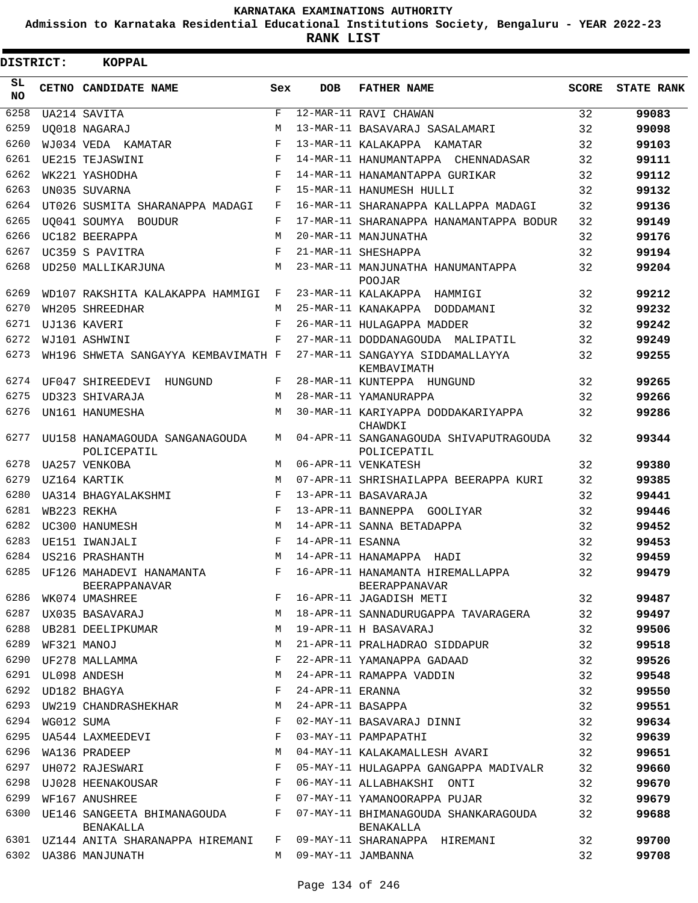KARNATAKA EXAMINATIONS AUTHORITY

Admission to Karnataka Residential Educational Institutions Society, Bengaluru - YEAR 2022-23

**RANK LIST**

**DISTRICT: KOPPAL**

| SL NO | CETNO | CANDIDATE NAME | Sex | DOB | FATHER NAME | SCORE | STATE RANK |
|---|---|---|---|---|---|---|---|
| 6258 | UA214 | SAVITA | F | 12-MAR-11 | RAVI CHAWAN | 32 | 99083 |
| 6259 | UQ018 | NAGARAJ | M | 13-MAR-11 | BASAVARAJ SASALAMARI | 32 | 99098 |
| 6260 | WJ034 | VEDA KAMATAR | F | 13-MAR-11 | KALAKAPPA KAMATAR | 32 | 99103 |
| 6261 | UE215 | TEJASWINI | F | 14-MAR-11 | HANUMANTAPPA CHENNADASAR | 32 | 99111 |
| 6262 | WK221 | YASHODHA | F | 14-MAR-11 | HANAMANTAPPA GURIKAR | 32 | 99112 |
| 6263 | UN035 | SUVARNA | F | 15-MAR-11 | HANUMESH HULLI | 32 | 99132 |
| 6264 | UT026 | SUSMITA SHARANAPPA MADAGI | F | 16-MAR-11 | SHARANAPPA KALLAPPA MADAGI | 32 | 99136 |
| 6265 | UQ041 | SOUMYA BOUDUR | F | 17-MAR-11 | SHARANAPPA HANAMANTAPPA BODUR | 32 | 99149 |
| 6266 | UC182 | BEERAPPA | M | 20-MAR-11 | MANJUNATHA | 32 | 99176 |
| 6267 | UC359 | S PAVITRA | F | 21-MAR-11 | SHESHAPPA | 32 | 99194 |
| 6268 | UD250 | MALLIKARJUNA | M | 23-MAR-11 | MANJUNATHA HANUMANTAPPA POOJAR | 32 | 99204 |
| 6269 | WD107 | RAKSHITA KALAKAPPA HAMMIGI | F | 23-MAR-11 | KALAKAPPA HAMMIGI | 32 | 99212 |
| 6270 | WH205 | SHREEDHAR | M | 25-MAR-11 | KANAKAPPA DODDAMANI | 32 | 99232 |
| 6271 | UJ136 | KAVERI | F | 26-MAR-11 | HULAGAPPA MADDER | 32 | 99242 |
| 6272 | WJ101 | ASHWINI | F | 27-MAR-11 | DODDANAGOUDA MALIPATIL | 32 | 99249 |
| 6273 | WH196 | SHWETA SANGAYYA KEMBAVIMATH | F | 27-MAR-11 | SANGAYYA SIDDAMALLAYYA KEMBAVIMATH | 32 | 99255 |
| 6274 | UF047 | SHIREEDEVI HUNGUND | F | 28-MAR-11 | KUNTEPPA HUNGUND | 32 | 99265 |
| 6275 | UD323 | SHIVARAJA | M | 28-MAR-11 | YAMANURAPPA | 32 | 99266 |
| 6276 | UN161 | HANUMESHA | M | 30-MAR-11 | KARIYAPPA DODDAKARIYAPPA CHAWDKI | 32 | 99286 |
| 6277 | UU158 | HANAMAGOUDA SANGANAGOUDA POLICEPATIL | M | 04-APR-11 | SANGANAGOUDA SHIVAPUTRAGOUDA POLICEPATIL | 32 | 99344 |
| 6278 | UA257 | VENKOBA | M | 06-APR-11 | VENKATESH | 32 | 99380 |
| 6279 | UZ164 | KARTIK | M | 07-APR-11 | SHRISHAILAPPA BEERAPPA KURI | 32 | 99385 |
| 6280 | UA314 | BHAGYALAKSHMI | F | 13-APR-11 | BASAVARAJA | 32 | 99441 |
| 6281 | WB223 | REKHA | F | 13-APR-11 | BANNEPPA GOOLIYAR | 32 | 99446 |
| 6282 | UC300 | HANUMESH | M | 14-APR-11 | SANNA BETADAPPA | 32 | 99452 |
| 6283 | UE151 | IWANJALI | F | 14-APR-11 | ESANNA | 32 | 99453 |
| 6284 | US216 | PRASHANTH | M | 14-APR-11 | HANAMAPPA HADI | 32 | 99459 |
| 6285 | UF126 | MAHADEVI HANAMANTA BEERAPPANAVAR | F | 16-APR-11 | HANAMANTA HIREMALLAPPA BEERAPPANAVAR | 32 | 99479 |
| 6286 | WK074 | UMASHREE | F | 16-APR-11 | JAGADISH METI | 32 | 99487 |
| 6287 | UX035 | BASAVARAJ | M | 18-APR-11 | SANNADURUGAPPA TAVARAGERA | 32 | 99497 |
| 6288 | UB281 | DEELIPKUMAR | M | 19-APR-11 | H BASAVARAJ | 32 | 99506 |
| 6289 | WF321 | MANOJ | M | 21-APR-11 | PRALHADRAO SIDDAPUR | 32 | 99518 |
| 6290 | UF278 | MALLAMMA | F | 22-APR-11 | YAMANAPPA GADAAD | 32 | 99526 |
| 6291 | UL098 | ANDESH | M | 24-APR-11 | RAMAPPA VADDIN | 32 | 99548 |
| 6292 | UD182 | BHAGYA | F | 24-APR-11 | ERANNA | 32 | 99550 |
| 6293 | UW219 | CHANDRASHEKHAR | M | 24-APR-11 | BASAPPA | 32 | 99551 |
| 6294 | WG012 | SUMA | F | 02-MAY-11 | BASAVARAJ DINNI | 32 | 99634 |
| 6295 | UA544 | LAXMEEDEVI | F | 03-MAY-11 | PAMPAPATHI | 32 | 99639 |
| 6296 | WA136 | PRADEEP | M | 04-MAY-11 | KALAKAMALLESH AVARI | 32 | 99651 |
| 6297 | UH072 | RAJESWARI | F | 05-MAY-11 | HULAGAPPA GANGAPPA MADIVALR | 32 | 99660 |
| 6298 | UJ028 | HEENAKOUSAR | F | 06-MAY-11 | ALLABHAKSHI ONTI | 32 | 99670 |
| 6299 | WF167 | ANUSHREE | F | 07-MAY-11 | YAMANOORAPPA PUJAR | 32 | 99679 |
| 6300 | UE146 | SANGEETA BHIMANAGOUDA BENAKALLA | F | 07-MAY-11 | BHIMANAGOUDA SHANKARAGOUDA BENAKALLA | 32 | 99688 |
| 6301 | UZ144 | ANITA SHARANAPPA HIREMANI | F | 09-MAY-11 | SHARANAPPA HIREMANI | 32 | 99700 |
| 6302 | UA386 | MANJUNATH | M | 09-MAY-11 | JAMBANNA | 32 | 99708 |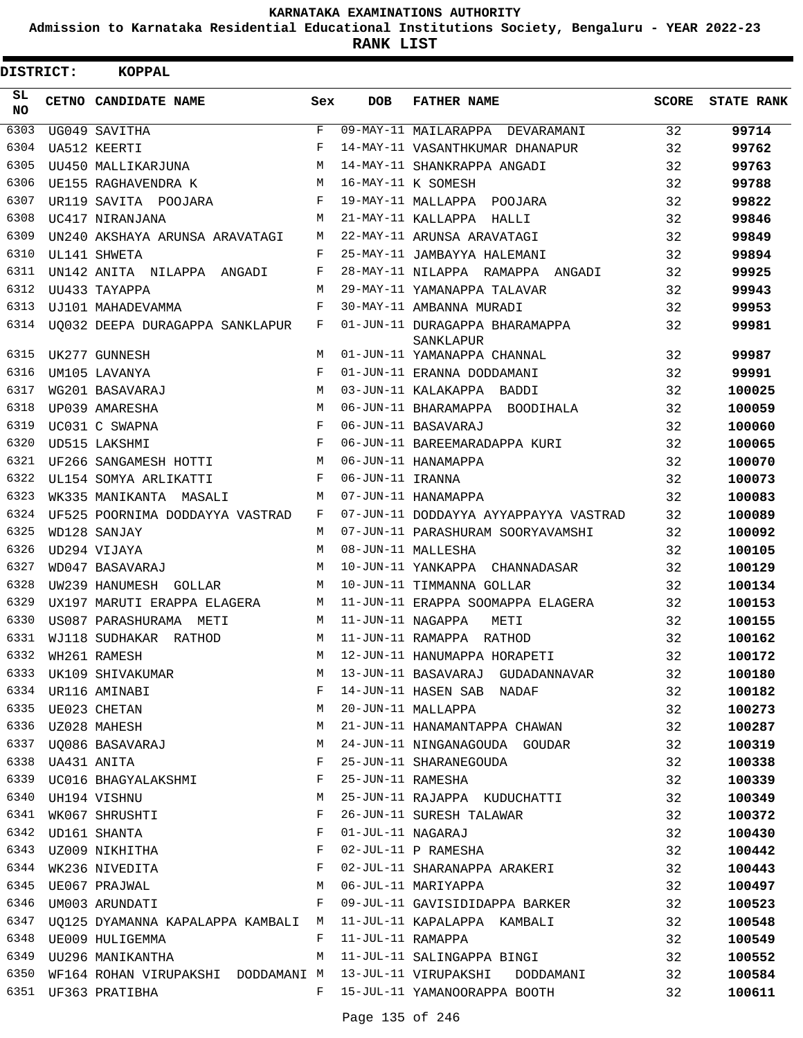# KARNATAKA EXAMINATIONS AUTHORITY

**Admission to Karnataka Residential Educational Institutions Society, Bengaluru - YEAR 2022-23**

**RANK LIST**

**DISTRICT: KOPPAL**

| SL NO | CETNO | CANDIDATE NAME | Sex | DOB | FATHER NAME | SCORE | STATE RANK |
|---|---|---|---|---|---|---|---|
| 6303 | UG049 | SAVITHA | F | 09-MAY-11 | MAILARAPPA DEVARAMANI | 32 | **99714** |
| 6304 | UA512 | KEERTI | F | 14-MAY-11 | VASANTHKUMAR DHANAPUR | 32 | **99762** |
| 6305 | UU450 | MALLIKARJUNA | M | 14-MAY-11 | SHANKRAPPA ANGADI | 32 | **99763** |
| 6306 | UE155 | RAGHAVENDRA K | M | 16-MAY-11 | K SOMESH | 32 | **99788** |
| 6307 | UR119 | SAVITA POOJARA | F | 19-MAY-11 | MALLAPPA POOJARA | 32 | **99822** |
| 6308 | UC417 | NIRANJANA | M | 21-MAY-11 | KALLAPPA HALLI | 32 | **99846** |
| 6309 | UN240 | AKSHAYA ARUNSA ARAVATAGI | M | 22-MAY-11 | ARUNSA ARAVATAGI | 32 | **99849** |
| 6310 | UL141 | SHWETA | F | 25-MAY-11 | JAMBAYYA HALEMANI | 32 | **99894** |
| 6311 | UN142 | ANITA NILAPPA ANGADI | F | 28-MAY-11 | NILAPPA RAMAPPA ANGADI | 32 | **99925** |
| 6312 | UU433 | TAYAPPA | M | 29-MAY-11 | YAMANAPPA TALAVAR | 32 | **99943** |
| 6313 | UJ101 | MAHADEVAMMA | F | 30-MAY-11 | AMBANNA MURADI | 32 | **99953** |
| 6314 | UQ032 | DEEPA DURAGAPPA SANKLAPUR | F | 01-JUN-11 | DURAGAPPA BHARAMAPPA SANKLAPUR | 32 | **99981** |
| 6315 | UK277 | GUNNESH | M | 01-JUN-11 | YAMANAPPA CHANNAL | 32 | **99987** |
| 6316 | UM105 | LAVANYA | F | 01-JUN-11 | ERANNA DODDAMANI | 32 | **99991** |
| 6317 | WG201 | BASAVARAJ | M | 03-JUN-11 | KALAKAPPA BADDI | 32 | **100025** |
| 6318 | UP039 | AMARESHA | M | 06-JUN-11 | BHARAMAPPA BOODIHALA | 32 | **100059** |
| 6319 | UC031 | C SWAPNA | F | 06-JUN-11 | BASAVARAJ | 32 | **100060** |
| 6320 | UD515 | LAKSHMI | F | 06-JUN-11 | BAREEMARADAPPA KURI | 32 | **100065** |
| 6321 | UF266 | SANGAMESH HOTTI | M | 06-JUN-11 | HANAMAPPA | 32 | **100070** |
| 6322 | UL154 | SOMYA ARLIKATTI | F | 06-JUN-11 | IRANNA | 32 | **100073** |
| 6323 | WK335 | MANIKANTA MASALI | M | 07-JUN-11 | HANAMAPPA | 32 | **100083** |
| 6324 | UF525 | POORNIMA DODDAYYA VASTRAD | F | 07-JUN-11 | DODDAYYA AYYAPPAYYA VASTRAD | 32 | **100089** |
| 6325 | WD128 | SANJAY | M | 07-JUN-11 | PARASHURAM SOORYAVAMSHI | 32 | **100092** |
| 6326 | UD294 | VIJAYA | M | 08-JUN-11 | MALLESHA | 32 | **100105** |
| 6327 | WD047 | BASAVARAJ | M | 10-JUN-11 | YANKAPPA CHANNADASAR | 32 | **100129** |
| 6328 | UW239 | HANUMESH GOLLAR | M | 10-JUN-11 | TIMMANNA GOLLAR | 32 | **100134** |
| 6329 | UX197 | MARUTI ERAPPA ELAGERA | M | 11-JUN-11 | ERAPPA SOOMAPPA ELAGERA | 32 | **100153** |
| 6330 | US087 | PARASHURAMA METI | M | 11-JUN-11 | NAGAPPA METI | 32 | **100155** |
| 6331 | WJ118 | SUDHAKAR RATHOD | M | 11-JUN-11 | RAMAPPA RATHOD | 32 | **100162** |
| 6332 | WH261 | RAMESH | M | 12-JUN-11 | HANUMAPPA HORAPETI | 32 | **100172** |
| 6333 | UK109 | SHIVAKUMAR | M | 13-JUN-11 | BASAVARAJ GUDADANNAVAR | 32 | **100180** |
| 6334 | UR116 | AMINABI | F | 14-JUN-11 | HASEN SAB NADAF | 32 | **100182** |
| 6335 | UE023 | CHETAN | M | 20-JUN-11 | MALLAPPA | 32 | **100273** |
| 6336 | UZ028 | MAHESH | M | 21-JUN-11 | HANAMANTAPPA CHAWAN | 32 | **100287** |
| 6337 | UQ086 | BASAVARAJ | M | 24-JUN-11 | NINGANAGOUDA GOUDAR | 32 | **100319** |
| 6338 | UA431 | ANITA | F | 25-JUN-11 | SHARANEGOUDA | 32 | **100338** |
| 6339 | UC016 | BHAGYALAKSHMI | F | 25-JUN-11 | RAMESHA | 32 | **100339** |
| 6340 | UH194 | VISHNU | M | 25-JUN-11 | RAJAPPA KUDUCHATTI | 32 | **100349** |
| 6341 | WK067 | SHRUSHTI | F | 26-JUN-11 | SURESH TALAWAR | 32 | **100372** |
| 6342 | UD161 | SHANTA | F | 01-JUL-11 | NAGARAJ | 32 | **100430** |
| 6343 | UZ009 | NIKHITHA | F | 02-JUL-11 | P RAMESHA | 32 | **100442** |
| 6344 | WK236 | NIVEDITA | F | 02-JUL-11 | SHARANAPPA ARAKERI | 32 | **100443** |
| 6345 | UE067 | PRAJWAL | M | 06-JUL-11 | MARIYAPPA | 32 | **100497** |
| 6346 | UM003 | ARUNDATI | F | 09-JUL-11 | GAVISIDIDAPPA BARKER | 32 | **100523** |
| 6347 | UQ125 | DYAMANNA KAPALAPPA KAMBALI | M | 11-JUL-11 | KAPALAPPA KAMBALI | 32 | **100548** |
| 6348 | UE009 | HULIGEMMA | F | 11-JUL-11 | RAMAPPA | 32 | **100549** |
| 6349 | UU296 | MANIKANTHA | M | 11-JUL-11 | SALINGAPPA BINGI | 32 | **100552** |
| 6350 | WF164 | ROHAN VIRUPAKSHI DODDAMANI | M | 13-JUL-11 | VIRUPAKSHI DODDAMANI | 32 | **100584** |
| 6351 | UF363 | PRATIBHA | F | 15-JUL-11 | YAMANOORAPPA BOOTH | 32 | **100611** |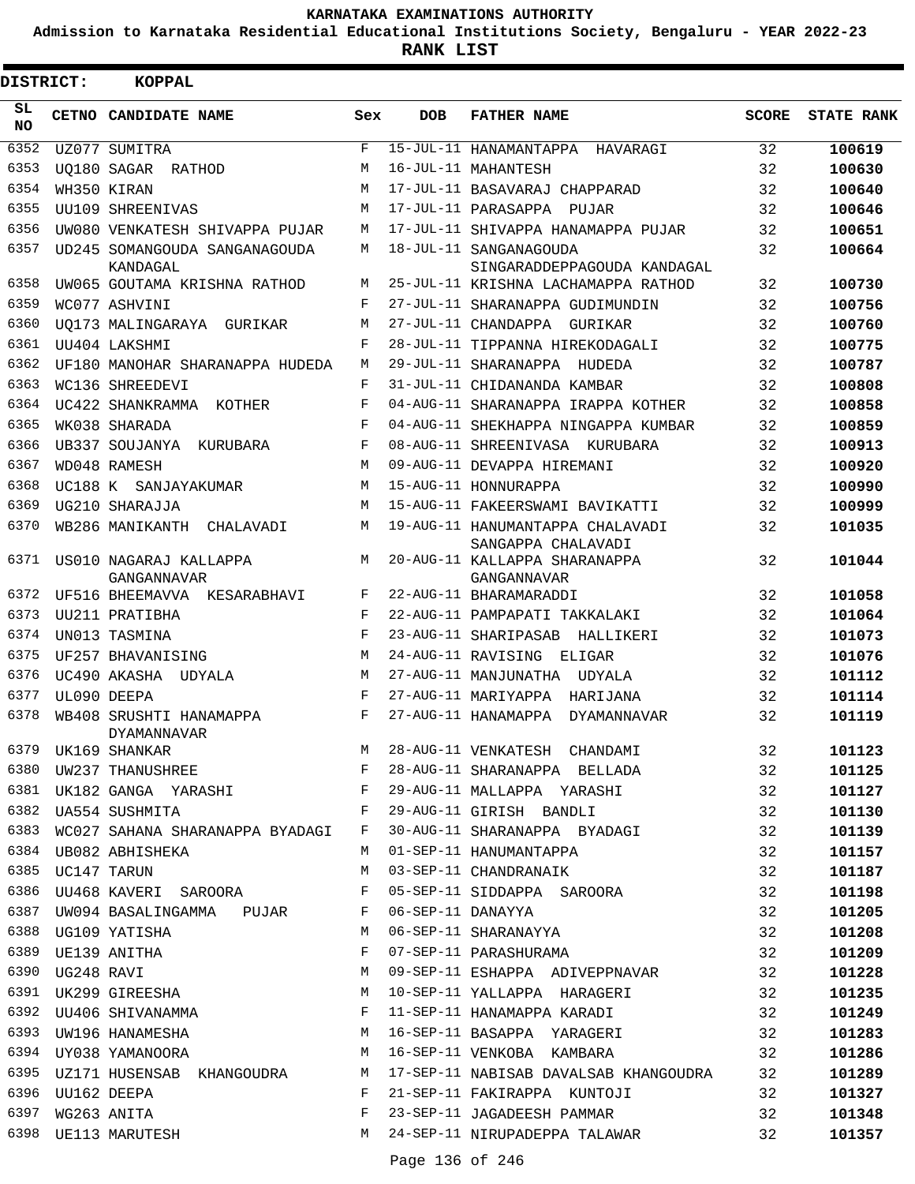KARNATAKA EXAMINATIONS AUTHORITY

Admission to Karnataka Residential Educational Institutions Society, Bengaluru - YEAR 2022-23

**RANK LIST**

**DISTRICT: KOPPAL**

| SL NO | CETNO | CANDIDATE NAME | Sex | DOB | FATHER NAME | SCORE | STATE RANK |
|---|---|---|---|---|---|---|---|
| 6352 | UZ077 | SUMITRA | F | 15-JUL-11 | HANAMANTAPPA HAVARAGI | 32 | **100619** |
| 6353 | UQ180 | SAGAR RATHOD | M | 16-JUL-11 | MAHANTESH | 32 | **100630** |
| 6354 | WH350 | KIRAN | M | 17-JUL-11 | BASAVARAJ CHAPPARAD | 32 | **100640** |
| 6355 | UU109 | SHREENIVAS | M | 17-JUL-11 | PARASAPPA PUJAR | 32 | **100646** |
| 6356 | UW080 | VENKATESH SHIVAPPA PUJAR | M | 17-JUL-11 | SHIVAPPA HANAMAPPA PUJAR | 32 | **100651** |
| 6357 | UD245 | SOMANGOUDA SANGANAGOUDA KANDAGAL | M | 18-JUL-11 | SANGANAGOUDA SINGARADDEPPAGOUDA KANDAGAL | 32 | **100664** |
| 6358 | UW065 | GOUTAMA KRISHNA RATHOD | M | 25-JUL-11 | KRISHNA LACHAMAPPA RATHOD | 32 | **100730** |
| 6359 | WC077 | ASHVINI | F | 27-JUL-11 | SHARANAPPA GUDIMUNDIN | 32 | **100756** |
| 6360 | UQ173 | MALINGARAYA GURIKAR | M | 27-JUL-11 | CHANDAPPA GURIKAR | 32 | **100760** |
| 6361 | UU404 | LAKSHMI | F | 28-JUL-11 | TIPPANNA HIREKODAGALI | 32 | **100775** |
| 6362 | UF180 | MANOHAR SHARANAPPA HUDEDA | M | 29-JUL-11 | SHARANAPPA HUDEDA | 32 | **100787** |
| 6363 | WC136 | SHREEDEVI | F | 31-JUL-11 | CHIDANANDA KAMBAR | 32 | **100808** |
| 6364 | UC422 | SHANKRAMMA KOTHER | F | 04-AUG-11 | SHARANAPPA IRAPPA KOTHER | 32 | **100858** |
| 6365 | WK038 | SHARADA | F | 04-AUG-11 | SHEKHAPPA NINGAPPA KUMBAR | 32 | **100859** |
| 6366 | UB337 | SOUJANYA KURUBARA | F | 08-AUG-11 | SHREENIVASA KURUBARA | 32 | **100913** |
| 6367 | WD048 | RAMESH | M | 09-AUG-11 | DEVAPPA HIREMANI | 32 | **100920** |
| 6368 | UC188 | K SANJAYAKUMAR | M | 15-AUG-11 | HONNURAPPA | 32 | **100990** |
| 6369 | UG210 | SHARAJJA | M | 15-AUG-11 | FAKEERSWAMI BAVIKATTI | 32 | **100999** |
| 6370 | WB286 | MANIKANTH CHALAVADI | M | 19-AUG-11 | HANUMANTAPPA CHALAVADI SANGAPPA CHALAVADI | 32 | **101035** |
| 6371 | US010 | NAGARAJ KALLAPPA GANGANNAVAR | M | 20-AUG-11 | KALLAPPA SHARANAPPA GANGANNAVAR | 32 | **101044** |
| 6372 | UF516 | BHEEMAVVA KESARABHAVI | F | 22-AUG-11 | BHARAMARADDI | 32 | **101058** |
| 6373 | UU211 | PRATIBHA | F | 22-AUG-11 | PAMPAPATI TAKKALAKI | 32 | **101064** |
| 6374 | UN013 | TASMINA | F | 23-AUG-11 | SHARIPASAB HALLIKERI | 32 | **101073** |
| 6375 | UF257 | BHAVANISING | M | 24-AUG-11 | RAVISING ELIGAR | 32 | **101076** |
| 6376 | UC490 | AKASHA UDYALA | M | 27-AUG-11 | MANJUNATHA UDYALA | 32 | **101112** |
| 6377 | UL090 | DEEPA | F | 27-AUG-11 | MARIYAPPA HARIJANA | 32 | **101114** |
| 6378 | WB408 | SRUSHTI HANAMAPPA DYAMANNAVAR | F | 27-AUG-11 | HANAMAPPA DYAMANNAVAR | 32 | **101119** |
| 6379 | UK169 | SHANKAR | M | 28-AUG-11 | VENKATESH CHANDAMI | 32 | **101123** |
| 6380 | UW237 | THANUSHREE | F | 28-AUG-11 | SHARANAPPA BELLADA | 32 | **101125** |
| 6381 | UK182 | GANGA YARASHI | F | 29-AUG-11 | MALLAPPA YARASHI | 32 | **101127** |
| 6382 | UA554 | SUSHMITA | F | 29-AUG-11 | GIRISH BANDLI | 32 | **101130** |
| 6383 | WC027 | SAHANA SHARANAPPA BYADAGI | F | 30-AUG-11 | SHARANAPPA BYADAGI | 32 | **101139** |
| 6384 | UB082 | ABHISHEKA | M | 01-SEP-11 | HANUMANTAPPA | 32 | **101157** |
| 6385 | UC147 | TARUN | M | 03-SEP-11 | CHANDRANAIK | 32 | **101187** |
| 6386 | UU468 | KAVERI SAROORA | F | 05-SEP-11 | SIDDAPPA SAROORA | 32 | **101198** |
| 6387 | UW094 | BASALINGAMMA PUJAR | F | 06-SEP-11 | DANAYYA | 32 | **101205** |
| 6388 | UG109 | YATISHA | M | 06-SEP-11 | SHARANAYYA | 32 | **101208** |
| 6389 | UE139 | ANITHA | F | 07-SEP-11 | PARASHURAMA | 32 | **101209** |
| 6390 | UG248 | RAVI | M | 09-SEP-11 | ESHAPPA ADIVEPPNAVAR | 32 | **101228** |
| 6391 | UK299 | GIREESHA | M | 10-SEP-11 | YALLAPPA HARAGERI | 32 | **101235** |
| 6392 | UU406 | SHIVANAMMA | F | 11-SEP-11 | HANAMAPPA KARADI | 32 | **101249** |
| 6393 | UW196 | HANAMESHA | M | 16-SEP-11 | BASAPPA YARAGERI | 32 | **101283** |
| 6394 | UY038 | YAMANOORA | M | 16-SEP-11 | VENKOBA KAMBARA | 32 | **101286** |
| 6395 | UZ171 | HUSENSAB KHANGOUDRA | M | 17-SEP-11 | NABISAB DAVALSAB KHANGOUDRA | 32 | **101289** |
| 6396 | UU162 | DEEPA | F | 21-SEP-11 | FAKIRAPPA KUNTOJI | 32 | **101327** |
| 6397 | WG263 | ANITA | F | 23-SEP-11 | JAGADEESH PAMMAR | 32 | **101348** |
| 6398 | UE113 | MARUTESH | M | 24-SEP-11 | NIRUPADEPPA TALAWAR | 32 | **101357** |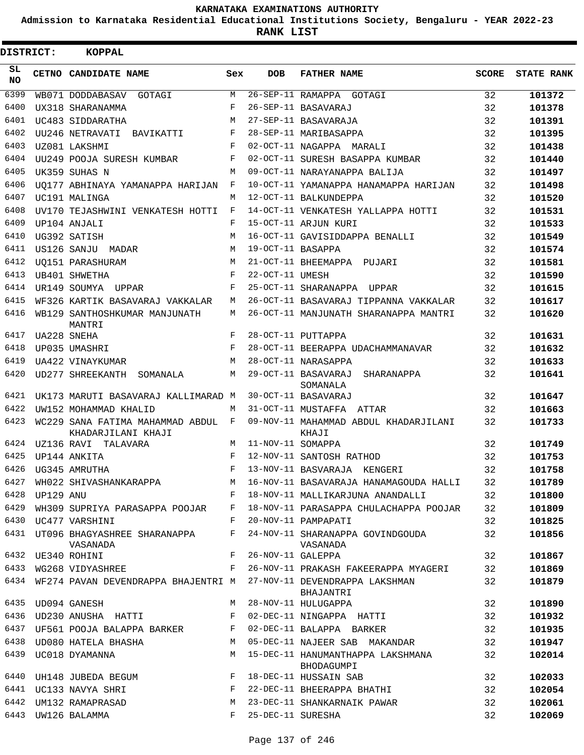# KARNATAKA EXAMINATIONS AUTHORITY

**Admission to Karnataka Residential Educational Institutions Society, Bengaluru - YEAR 2022-23**

**RANK LIST**

**DISTRICT: KOPPAL**

| SL NO | CETNO | CANDIDATE NAME | Sex | DOB | FATHER NAME | SCORE | STATE RANK |
|---|---|---|---|---|---|---|---|
| 6399 | WB071 | DODDABASAV GOTAGI | M | 26-SEP-11 | RAMAPPA GOTAGI | 32 | 101372 |
| 6400 | UX318 | SHARANAMMA | F | 26-SEP-11 | BASAVARAJ | 32 | 101378 |
| 6401 | UC483 | SIDDARATHA | M | 27-SEP-11 | BASAVARAJA | 32 | 101391 |
| 6402 | UU246 | NETRAVATI BAVIKATTI | F | 28-SEP-11 | MARIBASAPPA | 32 | 101395 |
| 6403 | UZ081 | LAKSHMI | F | 02-OCT-11 | NAGAPPA MARALI | 32 | 101438 |
| 6404 | UU249 | POOJA SURESH KUMBAR | F | 02-OCT-11 | SURESH BASAPPA KUMBAR | 32 | 101440 |
| 6405 | UK359 | SUHAS N | M | 09-OCT-11 | NARAYANAPPA BALIJA | 32 | 101497 |
| 6406 | UQ177 | ABHINAYA YAMANAPPA HARIJAN | F | 10-OCT-11 | YAMANAPPA HANAMAPPA HARIJAN | 32 | 101498 |
| 6407 | UC191 | MALINGA | M | 12-OCT-11 | BALKUNDEPPA | 32 | 101520 |
| 6408 | UV170 | TEJASHWINI VENKATESH HOTTI | F | 14-OCT-11 | VENKATESH YALLAPPA HOTTI | 32 | 101531 |
| 6409 | UP104 | ANJALI | F | 15-OCT-11 | ARJUN KURI | 32 | 101533 |
| 6410 | UG392 | SATISH | M | 16-OCT-11 | GAVISIDDAPPA BENALLI | 32 | 101549 |
| 6411 | US126 | SANJU MADAR | M | 19-OCT-11 | BASAPPA | 32 | 101574 |
| 6412 | UQ151 | PARASHURAM | M | 21-OCT-11 | BHEEMAPPA PUJARI | 32 | 101581 |
| 6413 | UB401 | SHWETHA | F | 22-OCT-11 | UMESH | 32 | 101590 |
| 6414 | UR149 | SOUMYA UPPAR | F | 25-OCT-11 | SHARANAPPA UPPAR | 32 | 101615 |
| 6415 | WF326 | KARTIK BASAVARAJ VAKKALAR | M | 26-OCT-11 | BASAVARAJ TIPPANNA VAKKALAR | 32 | 101617 |
| 6416 | WB129 | SANTHOSHKUMAR MANJUNATH MANTRI | M | 26-OCT-11 | MANJUNATH SHARANAPPA MANTRI | 32 | 101620 |
| 6417 | UA228 | SNEHA | F | 28-OCT-11 | PUTTAPPA | 32 | 101631 |
| 6418 | UP035 | UMASHRI | F | 28-OCT-11 | BEERAPPA UDACHAMMANAVAR | 32 | 101632 |
| 6419 | UA422 | VINAYKUMAR | M | 28-OCT-11 | NARASAPPA | 32 | 101633 |
| 6420 | UD277 | SHREEKANTH SOMANALA | M | 29-OCT-11 | BASAVARAJ SHARANAPPA SOMANALA | 32 | 101641 |
| 6421 | UK173 | MARUTI BASAVARAJ KALLIMARAD | M | 30-OCT-11 | BASAVARAJ | 32 | 101647 |
| 6422 | UW152 | MOHAMMAD KHALID | M | 31-OCT-11 | MUSTAFFA ATTAR | 32 | 101663 |
| 6423 | WC229 | SANA FATIMA MAHAMMAD ABDUL KHADARJILANI KHAJI | F | 09-NOV-11 | MAHAMMAD ABDUL KHADARJILANI KHAJI | 32 | 101733 |
| 6424 | UZ136 | RAVI TALAVARA | M | 11-NOV-11 | SOMAPPA | 32 | 101749 |
| 6425 | UP144 | ANKITA | F | 12-NOV-11 | SANTOSH RATHOD | 32 | 101753 |
| 6426 | UG345 | AMRUTHA | F | 13-NOV-11 | BASVARAJA KENGERI | 32 | 101758 |
| 6427 | WH022 | SHIVASHANKARAPPA | M | 16-NOV-11 | BASAVARAJA HANAMAGOUDA HALLI | 32 | 101789 |
| 6428 | UP129 | ANU | F | 18-NOV-11 | MALLIKARJUNA ANANDALLI | 32 | 101800 |
| 6429 | WH309 | SUPRIYA PARASAPPA POOJAR | F | 18-NOV-11 | PARASAPPA CHULACHAPPA POOJAR | 32 | 101809 |
| 6430 | UC477 | VARSHINI | F | 20-NOV-11 | PAMPAPATI | 32 | 101825 |
| 6431 | UT096 | BHAGYASHREE SHARANAPPA VASANADA | F | 24-NOV-11 | SHARANAPPA GOVINDGOUDA VASANADA | 32 | 101856 |
| 6432 | UE340 | ROHINI | F | 26-NOV-11 | GALEPPA | 32 | 101867 |
| 6433 | WG268 | VIDYASHREE | F | 26-NOV-11 | PRAKASH FAKEERAPPA MYAGERI | 32 | 101869 |
| 6434 | WF274 | PAVAN DEVENDRAPPA BHAJENTRI | M | 27-NOV-11 | DEVENDRAPPA LAKSHMAN BHAJANTRI | 32 | 101879 |
| 6435 | UD094 | GANESH | M | 28-NOV-11 | HULUGAPPA | 32 | 101890 |
| 6436 | UD230 | ANUSHA HATTI | F | 02-DEC-11 | NINGAPPA HATTI | 32 | 101932 |
| 6437 | UF561 | POOJA BALAPPA BARKER | F | 02-DEC-11 | BALAPPA BARKER | 32 | 101935 |
| 6438 | UD080 | HATELA BHASHA | M | 05-DEC-11 | NAJEER SAB MAKANDAR | 32 | 101947 |
| 6439 | UC018 | DYAMANNA | M | 15-DEC-11 | HANUMANTHAPPA LAKSHMANA BHODAGUMPI | 32 | 102014 |
| 6440 | UH148 | JUBEDA BEGUM | F | 18-DEC-11 | HUSSAIN SAB | 32 | 102033 |
| 6441 | UC133 | NAVYA SHRI | F | 22-DEC-11 | BHEERAPPA BHATHI | 32 | 102054 |
| 6442 | UM132 | RAMAPRASAD | M | 23-DEC-11 | SHANKARNAIK PAWAR | 32 | 102061 |
| 6443 | UW126 | BALAMMA | F | 25-DEC-11 | SURESHA | 32 | 102069 |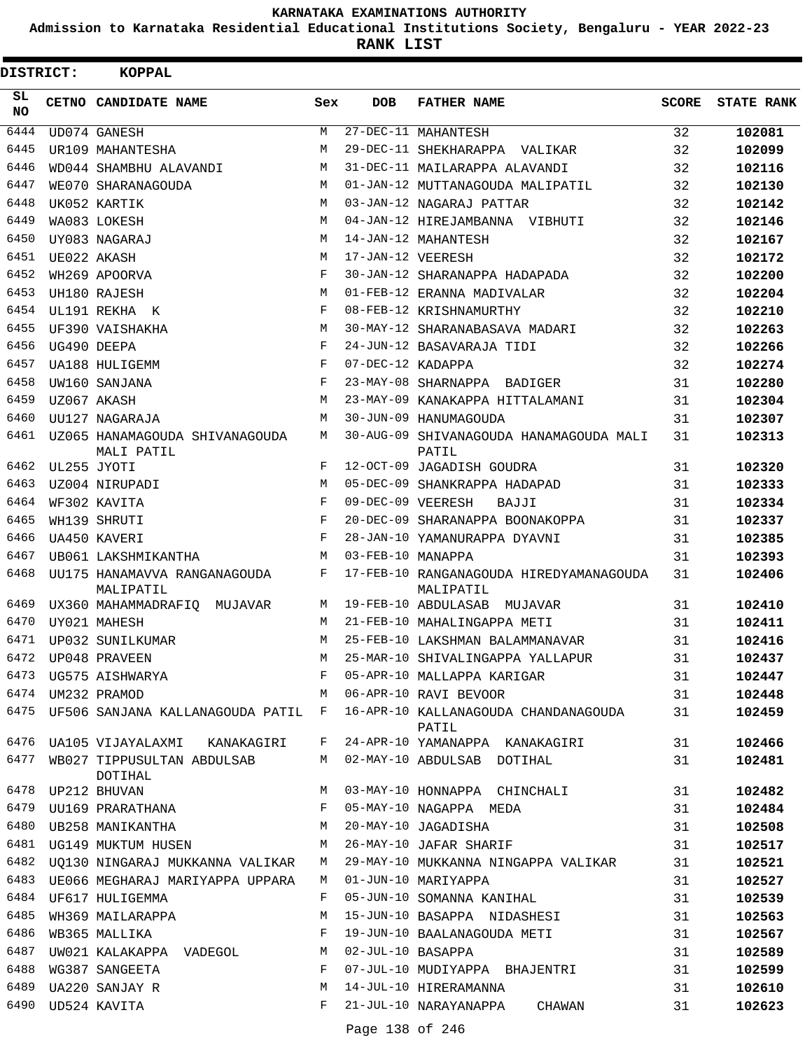# KARNATAKA EXAMINATIONS AUTHORITY

**Admission to Karnataka Residential Educational Institutions Society, Bengaluru - YEAR 2022-23**

**RANK LIST**

**DISTRICT: KOPPAL**

| SL NO | CETNO | CANDIDATE NAME | Sex | DOB | FATHER NAME | SCORE | STATE RANK |
|---|---|---|---|---|---|---|---|
| 6444 | UD074 | GANESH | M | 27-DEC-11 | MAHANTESH | 32 | 102081 |
| 6445 | UR109 | MAHANTESHA | M | 29-DEC-11 | SHEKHARAPPA VALIKAR | 32 | 102099 |
| 6446 | WD044 | SHAMBHU ALAVANDI | M | 31-DEC-11 | MAILARAPPA ALAVANDI | 32 | 102116 |
| 6447 | WE070 | SHARANAGOUDA | M | 01-JAN-12 | MUTTANAGOUDA MALIPATIL | 32 | 102130 |
| 6448 | UK052 | KARTIK | M | 03-JAN-12 | NAGARAJ PATTAR | 32 | 102142 |
| 6449 | WA083 | LOKESH | M | 04-JAN-12 | HIREJAMBANNA VIBHUTI | 32 | 102146 |
| 6450 | UY083 | NAGARAJ | M | 14-JAN-12 | MAHANTESH | 32 | 102167 |
| 6451 | UE022 | AKASH | M | 17-JAN-12 | VEERESH | 32 | 102172 |
| 6452 | WH269 | APOORVA | F | 30-JAN-12 | SHARANAPPA HADAPADA | 32 | 102200 |
| 6453 | UH180 | RAJESH | M | 01-FEB-12 | ERANNA MADIVALAR | 32 | 102204 |
| 6454 | UL191 | REKHA K | F | 08-FEB-12 | KRISHNAMURTHY | 32 | 102210 |
| 6455 | UF390 | VAISHAKHA | M | 30-MAY-12 | SHARANABASAVA MADARI | 32 | 102263 |
| 6456 | UG490 | DEEPA | F | 24-JUN-12 | BASAVARAJA TIDI | 32 | 102266 |
| 6457 | UA188 | HULIGEMM | F | 07-DEC-12 | KADAPPA | 32 | 102274 |
| 6458 | UW160 | SANJANA | F | 23-MAY-08 | SHARNAPPA BADIGER | 31 | 102280 |
| 6459 | UZ067 | AKASH | M | 23-MAY-09 | KANAKAPPA HITTALAMANI | 31 | 102304 |
| 6460 | UU127 | NAGARAJA | M | 30-JUN-09 | HANUMAGOUDA | 31 | 102307 |
| 6461 | UZ065 | HANAMAGOUDA SHIVANAGOUDA MALI PATIL | M | 30-AUG-09 | SHIVANAGOUDA HANAMAGOUDA MALI PATIL | 31 | 102313 |
| 6462 | UL255 | JYOTI | F | 12-OCT-09 | JAGADISH GOUDRA | 31 | 102320 |
| 6463 | UZ004 | NIRUPADI | M | 05-DEC-09 | SHANKRAPPA HADAPAD | 31 | 102333 |
| 6464 | WF302 | KAVITA | F | 09-DEC-09 | VEERESH BAJJI | 31 | 102334 |
| 6465 | WH139 | SHRUTI | F | 20-DEC-09 | SHARANAPPA BOONAKOPPA | 31 | 102337 |
| 6466 | UA450 | KAVERI | F | 28-JAN-10 | YAMANURAPPA DYAVNI | 31 | 102385 |
| 6467 | UB061 | LAKSHMIKANTHA | M | 03-FEB-10 | MANAPPA | 31 | 102393 |
| 6468 | UU175 | HANAMAVVA RANGANAGOUDA MALIPATIL | F | 17-FEB-10 | RANGANAGOUDA HIREDYAMANAGOUDA MALIPATIL | 31 | 102406 |
| 6469 | UX360 | MAHAMMADRAFIQ MUJAVAR | M | 19-FEB-10 | ABDULASAB MUJAVAR | 31 | 102410 |
| 6470 | UY021 | MAHESH | M | 21-FEB-10 | MAHALINGAPPA METI | 31 | 102411 |
| 6471 | UP032 | SUNILKUMAR | M | 25-FEB-10 | LAKSHMAN BALAMMANAVAR | 31 | 102416 |
| 6472 | UP048 | PRAVEEN | M | 25-MAR-10 | SHIVALINGAPPA YALLAPUR | 31 | 102437 |
| 6473 | UG575 | AISHWARYA | F | 05-APR-10 | MALLAPPA KARIGAR | 31 | 102447 |
| 6474 | UM232 | PRAMOD | M | 06-APR-10 | RAVI BEVOOR | 31 | 102448 |
| 6475 | UF506 | SANJANA KALLANAGOUDA PATIL | F | 16-APR-10 | KALLANAGOUDA CHANDANAGOUDA PATIL | 31 | 102459 |
| 6476 | UA105 | VIJAYALAXMI KANAKAGIRI | F | 24-APR-10 | YAMANAPPA KANAKAGIRI | 31 | 102466 |
| 6477 | WB027 | TIPPUSULTAN ABDULSAB DOTIHAL | M | 02-MAY-10 | ABDULSAB DOTIHAL | 31 | 102481 |
| 6478 | UP212 | BHUVAN | M | 03-MAY-10 | HONNAPPA CHINCHALI | 31 | 102482 |
| 6479 | UU169 | PRARATHANA | F | 05-MAY-10 | NAGAPPA MEDA | 31 | 102484 |
| 6480 | UB258 | MANIKANTHA | M | 20-MAY-10 | JAGADISHA | 31 | 102508 |
| 6481 | UG149 | MUKTUM HUSEN | M | 26-MAY-10 | JAFAR SHARIF | 31 | 102517 |
| 6482 | UQ130 | NINGARAJ MUKKANNA VALIKAR | M | 29-MAY-10 | MUKKANNA NINGAPPA VALIKAR | 31 | 102521 |
| 6483 | UE066 | MEGHARAJ MARIYAPPA UPPARA | M | 01-JUN-10 | MARIYAPPA | 31 | 102527 |
| 6484 | UF617 | HULIGEMMA | F | 05-JUN-10 | SOMANNA KANIHAL | 31 | 102539 |
| 6485 | WH369 | MAILARAPPA | M | 15-JUN-10 | BASAPPA NIDASHESI | 31 | 102563 |
| 6486 | WB365 | MALLIKA | F | 19-JUN-10 | BAALANAGOUDA METI | 31 | 102567 |
| 6487 | UW021 | KALAKAPPA VADEGOL | M | 02-JUL-10 | BASAPPA | 31 | 102589 |
| 6488 | WG387 | SANGEETA | F | 07-JUL-10 | MUDIYAPPA BHAJENTRI | 31 | 102599 |
| 6489 | UA220 | SANJAY R | M | 14-JUL-10 | HIRERAMANNA | 31 | 102610 |
| 6490 | UD524 | KAVITA | F | 21-JUL-10 | NARAYANAPPA CHAWAN | 31 | 102623 |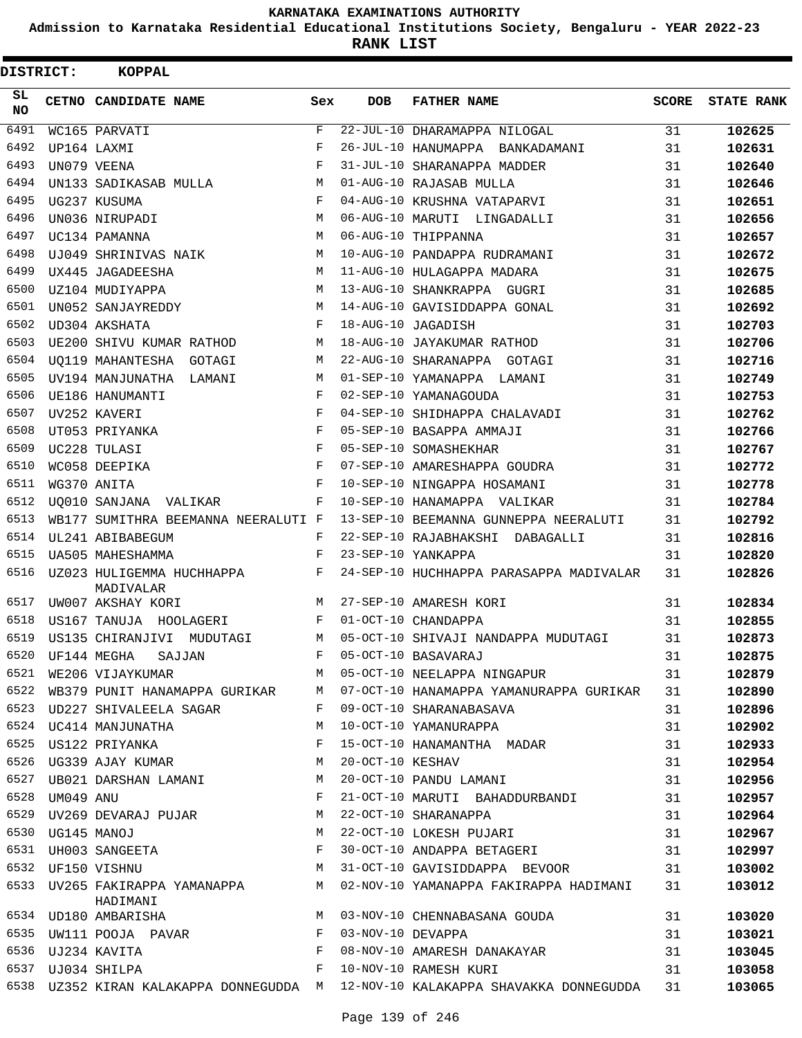KARNATAKA EXAMINATIONS AUTHORITY

Admission to Karnataka Residential Educational Institutions Society, Bengaluru - YEAR 2022-23

**RANK LIST**

**DISTRICT: KOPPAL**

| SL NO | CETNO | CANDIDATE NAME | Sex | DOB | FATHER NAME | SCORE | STATE RANK |
|---|---|---|---|---|---|---|---|
| 6491 | WC165 | PARVATI | F | 22-JUL-10 | DHARAMAPPA NILOGAL | 31 | 102625 |
| 6492 | UP164 | LAXMI | F | 26-JUL-10 | HANUMAPPA BANKADAMANI | 31 | 102631 |
| 6493 | UN079 | VEENA | F | 31-JUL-10 | SHARANAPPA MADDER | 31 | 102640 |
| 6494 | UN133 | SADIKASAB MULLA | M | 01-AUG-10 | RAJASAB MULLA | 31 | 102646 |
| 6495 | UG237 | KUSUMA | F | 04-AUG-10 | KRUSHNA VATAPARVI | 31 | 102651 |
| 6496 | UN036 | NIRUPADI | M | 06-AUG-10 | MARUTI LINGADALLI | 31 | 102656 |
| 6497 | UC134 | PAMANNA | M | 06-AUG-10 | THIPPANNA | 31 | 102657 |
| 6498 | UJ049 | SHRINIVAS NAIK | M | 10-AUG-10 | PANDAPPA RUDRAMANI | 31 | 102672 |
| 6499 | UX445 | JAGADEESHA | M | 11-AUG-10 | HULAGAPPA MADARA | 31 | 102675 |
| 6500 | UZ104 | MUDIYAPPA | M | 13-AUG-10 | SHANKRAPPA GUGRI | 31 | 102685 |
| 6501 | UN052 | SANJAYREDDY | M | 14-AUG-10 | GAVISIDDAPPA GONAL | 31 | 102692 |
| 6502 | UD304 | AKSHATA | F | 18-AUG-10 | JAGADISH | 31 | 102703 |
| 6503 | UE200 | SHIVU KUMAR RATHOD | M | 18-AUG-10 | JAYAKUMAR RATHOD | 31 | 102706 |
| 6504 | UQ119 | MAHANTESHA GOTAGI | M | 22-AUG-10 | SHARANAPPA GOTAGI | 31 | 102716 |
| 6505 | UV194 | MANJUNATHA LAMANI | M | 01-SEP-10 | YAMANAPPA LAMANI | 31 | 102749 |
| 6506 | UE186 | HANUMANTI | F | 02-SEP-10 | YAMANAGOUDA | 31 | 102753 |
| 6507 | UV252 | KAVERI | F | 04-SEP-10 | SHIDHAPPA CHALAVADI | 31 | 102762 |
| 6508 | UT053 | PRIYANKA | F | 05-SEP-10 | BASAPPA AMMAJI | 31 | 102766 |
| 6509 | UC228 | TULASI | F | 05-SEP-10 | SOMASHEKHAR | 31 | 102767 |
| 6510 | WC058 | DEEPIKA | F | 07-SEP-10 | AMARESHAPPA GOUDRA | 31 | 102772 |
| 6511 | WG370 | ANITA | F | 10-SEP-10 | NINGAPPA HOSAMANI | 31 | 102778 |
| 6512 | UQ010 | SANJANA VALIKAR | F | 10-SEP-10 | HANAMAPPA VALIKAR | 31 | 102784 |
| 6513 | WB177 | SUMITHRA BEEMANNA NEERALUTI | F | 13-SEP-10 | BEEMANNA GUNNEPPA NEERALUTI | 31 | 102792 |
| 6514 | UL241 | ABIBABEGUM | F | 22-SEP-10 | RAJABHAKSHI DABAGALLI | 31 | 102816 |
| 6515 | UA505 | MAHESHAMMA | F | 23-SEP-10 | YANKAPPA | 31 | 102820 |
| 6516 | UZ023 | HULIGEMMA HUCHHAPPA MADIVALAR | F | 24-SEP-10 | HUCHHAPPA PARASAPPA MADIVALAR | 31 | 102826 |
| 6517 | UW007 | AKSHAY KORI | M | 27-SEP-10 | AMARESH KORI | 31 | 102834 |
| 6518 | US167 | TANUJA HOOLAGERI | F | 01-OCT-10 | CHANDAPPA | 31 | 102855 |
| 6519 | US135 | CHIRANJIVI MUDUTAGI | M | 05-OCT-10 | SHIVAJI NANDAPPA MUDUTAGI | 31 | 102873 |
| 6520 | UF144 | MEGHA SAJJAN | F | 05-OCT-10 | BASAVARAJ | 31 | 102875 |
| 6521 | WE206 | VIJAYKUMAR | M | 05-OCT-10 | NEELAPPA NINGAPUR | 31 | 102879 |
| 6522 | WB379 | PUNIT HANAMAPPA GURIKAR | M | 07-OCT-10 | HANAMAPPA YAMANURAPPA GURIKAR | 31 | 102890 |
| 6523 | UD227 | SHIVALEELA SAGAR | F | 09-OCT-10 | SHARANABASAVA | 31 | 102896 |
| 6524 | UC414 | MANJUNATHA | M | 10-OCT-10 | YAMANURAPPA | 31 | 102902 |
| 6525 | US122 | PRIYANKA | F | 15-OCT-10 | HANAMANTHA MADAR | 31 | 102933 |
| 6526 | UG339 | AJAY KUMAR | M | 20-OCT-10 | KESHAV | 31 | 102954 |
| 6527 | UB021 | DARSHAN LAMANI | M | 20-OCT-10 | PANDU LAMANI | 31 | 102956 |
| 6528 | UM049 | ANU | F | 21-OCT-10 | MARUTI BAHADDURBANDI | 31 | 102957 |
| 6529 | UV269 | DEVARAJ PUJAR | M | 22-OCT-10 | SHARANAPPA | 31 | 102964 |
| 6530 | UG145 | MANOJ | M | 22-OCT-10 | LOKESH PUJARI | 31 | 102967 |
| 6531 | UH003 | SANGEETA | F | 30-OCT-10 | ANDAPPA BETAGERI | 31 | 102997 |
| 6532 | UF150 | VISHNU | M | 31-OCT-10 | GAVISIDDAPPA BEVOOR | 31 | 103002 |
| 6533 | UV265 | FAKIRAPPA YAMANAPPA HADIMANI | M | 02-NOV-10 | YAMANAPPA FAKIRAPPA HADIMANI | 31 | 103012 |
| 6534 | UD180 | AMBARISHA | M | 03-NOV-10 | CHENNABASANA GOUDA | 31 | 103020 |
| 6535 | UW111 | POOJA PAVAR | F | 03-NOV-10 | DEVAPPA | 31 | 103021 |
| 6536 | UJ234 | KAVITA | F | 08-NOV-10 | AMARESH DANAKAYAR | 31 | 103045 |
| 6537 | UJ034 | SHILPA | F | 10-NOV-10 | RAMESH KURI | 31 | 103058 |
| 6538 | UZ352 | KIRAN KALAKAPPA DONNEGUDDA | M | 12-NOV-10 | KALAKAPPA SHAVAKKA DONNEGUDDA | 31 | 103065 |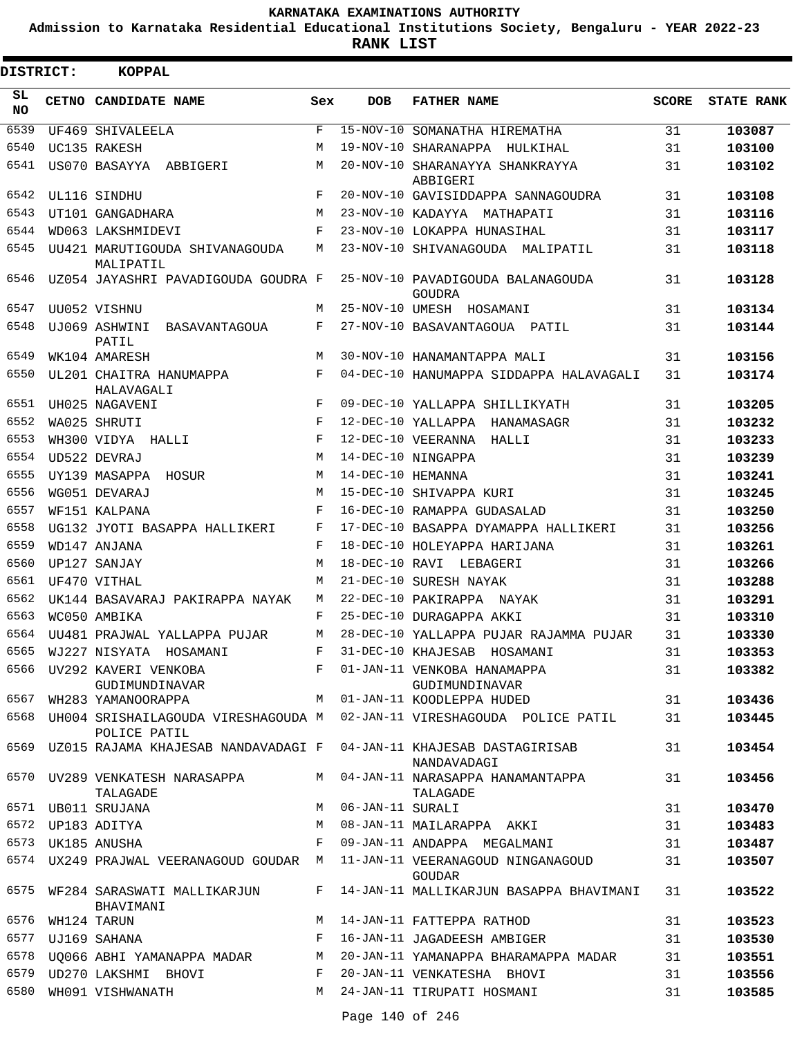# KARNATAKA EXAMINATIONS AUTHORITY

**Admission to Karnataka Residential Educational Institutions Society, Bengaluru - YEAR 2022-23**

**RANK LIST**

**DISTRICT: KOPPAL**

| SL NO | CETNO | CANDIDATE NAME | Sex | DOB | FATHER NAME | SCORE | STATE RANK |
|---|---|---|---|---|---|---|---|
| 6539 | UF469 | SHIVALEELA | F | 15-NOV-10 | SOMANATHA HIREMATHA | 31 | 103087 |
| 6540 | UC135 | RAKESH | M | 19-NOV-10 | SHARANAPPA HULKIHAL | 31 | 103100 |
| 6541 | US070 | BASAYYA ABBIGERI | M | 20-NOV-10 | SHARANAYYA SHANKRAYYA ABBIGERI | 31 | 103102 |
| 6542 | UL116 | SINDHU | F | 20-NOV-10 | GAVISIDDAPPA SANNAGOUDRA | 31 | 103108 |
| 6543 | UT101 | GANGADHARA | M | 23-NOV-10 | KADAYYA MATHAPATI | 31 | 103116 |
| 6544 | WD063 | LAKSHMIDEVI | F | 23-NOV-10 | LOKAPPA HUNASIHAL | 31 | 103117 |
| 6545 | UU421 | MARUTIGOUDA SHIVANAGOUDA MALIPATIL | M | 23-NOV-10 | SHIVANAGOUDA MALIPATIL | 31 | 103118 |
| 6546 | UZ054 | JAYASHRI PAVADIGOUDA GOUDRA | F | 25-NOV-10 | PAVADIGOUDA BALANAGOUDA GOUDRA | 31 | 103128 |
| 6547 | UU052 | VISHNU | M | 25-NOV-10 | UMESH HOSAMANI | 31 | 103134 |
| 6548 | UJ069 | ASHWINI BASAVANTAGOUA PATIL | F | 27-NOV-10 | BASAVANTAGOUA PATIL | 31 | 103144 |
| 6549 | WK104 | AMARESH | M | 30-NOV-10 | HANAMANTAPPA MALI | 31 | 103156 |
| 6550 | UL201 | CHAITRA HANUMAPPA HALAVAGALI | F | 04-DEC-10 | HANUMAPPA SIDDAPPA HALAVAGALI | 31 | 103174 |
| 6551 | UH025 | NAGAVENI | F | 09-DEC-10 | YALLAPPA SHILLIKYATH | 31 | 103205 |
| 6552 | WA025 | SHRUTI | F | 12-DEC-10 | YALLAPPA HANAMASAGR | 31 | 103232 |
| 6553 | WH300 | VIDYA HALLI | F | 12-DEC-10 | VEERANNA HALLI | 31 | 103233 |
| 6554 | UD522 | DEVRAJ | M | 14-DEC-10 | NINGAPPA | 31 | 103239 |
| 6555 | UY139 | MASAPPA HOSUR | M | 14-DEC-10 | HEMANNA | 31 | 103241 |
| 6556 | WG051 | DEVARAJ | M | 15-DEC-10 | SHIVAPPA KURI | 31 | 103245 |
| 6557 | WF151 | KALPANA | F | 16-DEC-10 | RAMAPPA GUDASALAD | 31 | 103250 |
| 6558 | UG132 | JYOTI BASAPPA HALLIKERI | F | 17-DEC-10 | BASAPPA DYAMAPPA HALLIKERI | 31 | 103256 |
| 6559 | WD147 | ANJANA | F | 18-DEC-10 | HOLEYAPPA HARIJANA | 31 | 103261 |
| 6560 | UP127 | SANJAY | M | 18-DEC-10 | RAVI LEBAGERI | 31 | 103266 |
| 6561 | UF470 | VITHAL | M | 21-DEC-10 | SURESH NAYAK | 31 | 103288 |
| 6562 | UK144 | BASAVARAJ PAKIRAPPA NAYAK | M | 22-DEC-10 | PAKIRAPPA NAYAK | 31 | 103291 |
| 6563 | WC050 | AMBIKA | F | 25-DEC-10 | DURAGAPPA AKKI | 31 | 103310 |
| 6564 | UU481 | PRAJWAL YALLAPPA PUJAR | M | 28-DEC-10 | YALLAPPA PUJAR RAJAMMA PUJAR | 31 | 103330 |
| 6565 | WJ227 | NISYATA HOSAMANI | F | 31-DEC-10 | KHAJESAB HOSAMANI | 31 | 103353 |
| 6566 | UV292 | KAVERI VENKOBA GUDIMUNDINAVAR | F | 01-JAN-11 | VENKOBA HANAMAPPA GUDIMUNDINAVAR | 31 | 103382 |
| 6567 | WH283 | YAMANOORAPPA | M | 01-JAN-11 | KOODLEPPA HUDED | 31 | 103436 |
| 6568 | UH004 | SRISHAILAGOUDA VIRESHAGOUDA POLICE PATIL | M | 02-JAN-11 | VIRESHAGOUDA POLICE PATIL | 31 | 103445 |
| 6569 | UZ015 | RAJAMA KHAJESAB NANDAVADAGI | F | 04-JAN-11 | KHAJESAB DASTAGIRISAB NANDAVADAGI | 31 | 103454 |
| 6570 | UV289 | VENKATESH NARASAPPA TALAGADE | M | 04-JAN-11 | NARASAPPA HANAMANTAPPA TALAGADE | 31 | 103456 |
| 6571 | UB011 | SRUJANA | M | 06-JAN-11 | SURALI | 31 | 103470 |
| 6572 | UP183 | ADITYA | M | 08-JAN-11 | MAILARAPPA AKKI | 31 | 103483 |
| 6573 | UK185 | ANUSHA | F | 09-JAN-11 | ANDAPPA MEGALMANI | 31 | 103487 |
| 6574 | UX249 | PRAJWAL VEERANAGOUD GOUDAR | M | 11-JAN-11 | VEERANAGOUD NINGANAGOUD GOUDAR | 31 | 103507 |
| 6575 | WF284 | SARASWATI MALLIKARJUN BHAVIMANI | F | 14-JAN-11 | MALLIKARJUN BASAPPA BHAVIMANI | 31 | 103522 |
| 6576 | WH124 | TARUN | M | 14-JAN-11 | FATTEPPA RATHOD | 31 | 103523 |
| 6577 | UJ169 | SAHANA | F | 16-JAN-11 | JAGADEESH AMBIGER | 31 | 103530 |
| 6578 | UQ066 | ABHI YAMANAPPA MADAR | M | 20-JAN-11 | YAMANAPPA BHARAMAPPA MADAR | 31 | 103551 |
| 6579 | UD270 | LAKSHMI BHOVI | F | 20-JAN-11 | VENKATESHA BHOVI | 31 | 103556 |
| 6580 | WH091 | VISHWANATH | M | 24-JAN-11 | TIRUPATI HOSMANI | 31 | 103585 |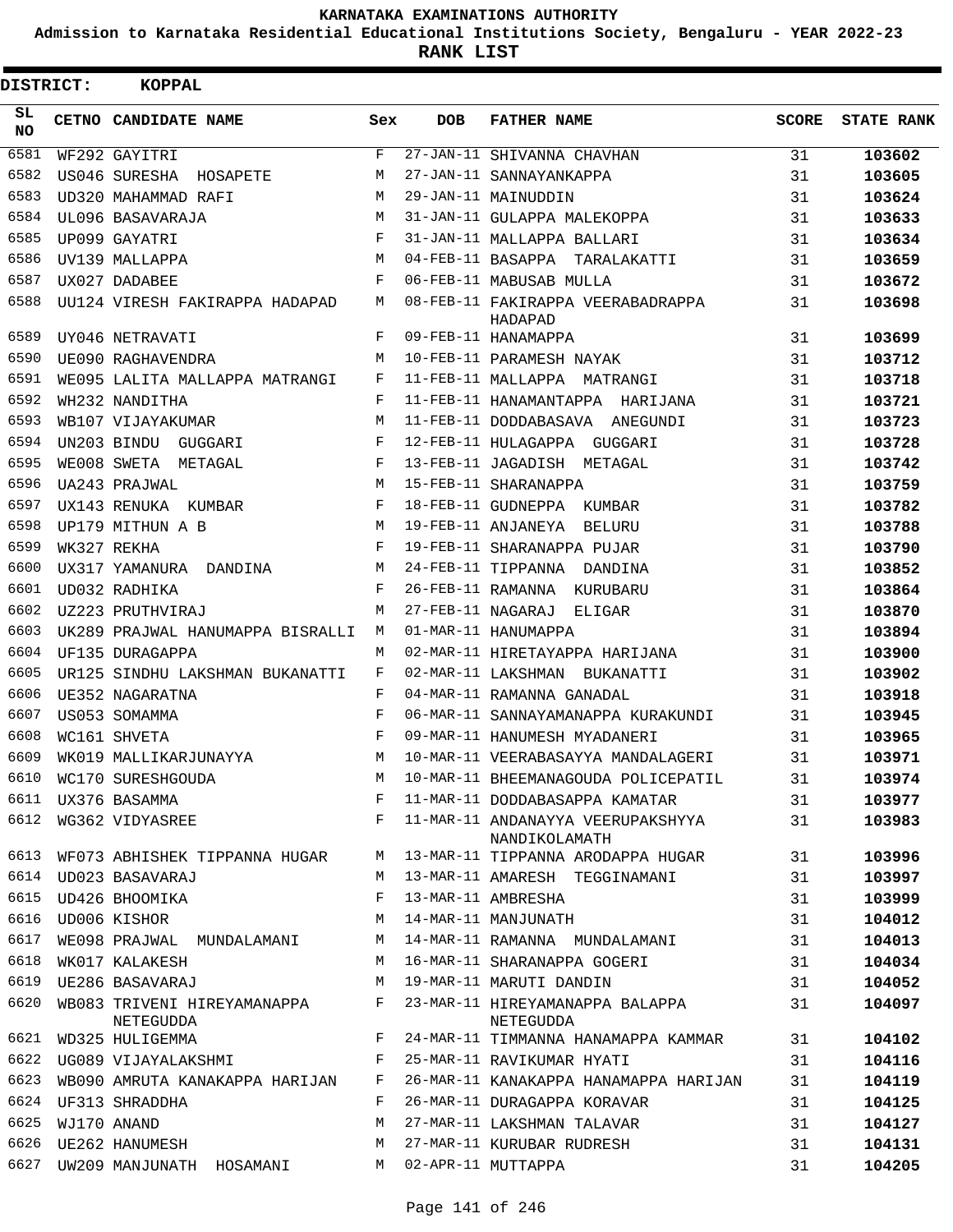# KARNATAKA EXAMINATIONS AUTHORITY

**Admission to Karnataka Residential Educational Institutions Society, Bengaluru - YEAR 2022-23**

**RANK LIST**

**DISTRICT: KOPPAL**

| SL NO | CETNO | CANDIDATE NAME | Sex | DOB | FATHER NAME | SCORE | STATE RANK |
|---|---|---|---|---|---|---|---|
| 6581 | WF292 | GAYITRI | F | 27-JAN-11 | SHIVANNA CHAVHAN | 31 | 103602 |
| 6582 | US046 | SURESHA HOSAPETE | M | 27-JAN-11 | SANNAYANKAPPA | 31 | 103605 |
| 6583 | UD320 | MAHAMMAD RAFI | M | 29-JAN-11 | MAINUDDIN | 31 | 103624 |
| 6584 | UL096 | BASAVARAJA | M | 31-JAN-11 | GULAPPA MALEKOPPA | 31 | 103633 |
| 6585 | UP099 | GAYATRI | F | 31-JAN-11 | MALLAPPA BALLARI | 31 | 103634 |
| 6586 | UV139 | MALLAPPA | M | 04-FEB-11 | BASAPPA TARALAKATTI | 31 | 103659 |
| 6587 | UX027 | DADABEE | F | 06-FEB-11 | MABUSAB MULLA | 31 | 103672 |
| 6588 | UU124 | VIRESH FAKIRAPPA HADAPAD | M | 08-FEB-11 | FAKIRAPPA VEERABADRAPPA HADAPAD | 31 | 103698 |
| 6589 | UY046 | NETRAVATI | F | 09-FEB-11 | HANAMAPPA | 31 | 103699 |
| 6590 | UE090 | RAGHAVENDRA | M | 10-FEB-11 | PARAMESH NAYAK | 31 | 103712 |
| 6591 | WE095 | LALITA MALLAPPA MATRANGI | F | 11-FEB-11 | MALLAPPA MATRANGI | 31 | 103718 |
| 6592 | WH232 | NANDITHA | F | 11-FEB-11 | HANAMANTAPPA HARIJANA | 31 | 103721 |
| 6593 | WB107 | VIJAYAKUMAR | M | 11-FEB-11 | DODDABASAVA ANEGUNDI | 31 | 103723 |
| 6594 | UN203 | BINDU GUGGARI | F | 12-FEB-11 | HULAGAPPA GUGGARI | 31 | 103728 |
| 6595 | WE008 | SWETA METAGAL | F | 13-FEB-11 | JAGADISH METAGAL | 31 | 103742 |
| 6596 | UA243 | PRAJWAL | M | 15-FEB-11 | SHARANAPPA | 31 | 103759 |
| 6597 | UX143 | RENUKA KUMBAR | F | 18-FEB-11 | GUDNEPPA KUMBAR | 31 | 103782 |
| 6598 | UP179 | MITHUN A B | M | 19-FEB-11 | ANJANEYA BELURU | 31 | 103788 |
| 6599 | WK327 | REKHA | F | 19-FEB-11 | SHARANAPPA PUJAR | 31 | 103790 |
| 6600 | UX317 | YAMANURA DANDINA | M | 24-FEB-11 | TIPPANNA DANDINA | 31 | 103852 |
| 6601 | UD032 | RADHIKA | F | 26-FEB-11 | RAMANNA KURUBARU | 31 | 103864 |
| 6602 | UZ223 | PRUTHVIRAJ | M | 27-FEB-11 | NAGARAJ ELIGAR | 31 | 103870 |
| 6603 | UK289 | PRAJWAL HANUMAPPA BISRALLI | M | 01-MAR-11 | HANUMAPPA | 31 | 103894 |
| 6604 | UF135 | DURAGAPPA | M | 02-MAR-11 | HIRETAYAPPA HARIJANA | 31 | 103900 |
| 6605 | UR125 | SINDHU LAKSHMAN BUKANATTI | F | 02-MAR-11 | LAKSHMAN BUKANATTI | 31 | 103902 |
| 6606 | UE352 | NAGARATNA | F | 04-MAR-11 | RAMANNA GANADAL | 31 | 103918 |
| 6607 | US053 | SOMAMMA | F | 06-MAR-11 | SANNAYAMANAPPA KURAKUNDI | 31 | 103945 |
| 6608 | WC161 | SHVETA | F | 09-MAR-11 | HANUMESH MYADANERI | 31 | 103965 |
| 6609 | WK019 | MALLIKARJUNAYYA | M | 10-MAR-11 | VEERABASAYYA MANDALAGERI | 31 | 103971 |
| 6610 | WC170 | SURESHGOUDA | M | 10-MAR-11 | BHEEMANAGOUDA POLICEPATIL | 31 | 103974 |
| 6611 | UX376 | BASAMMA | F | 11-MAR-11 | DODDABASAPPA KAMATAR | 31 | 103977 |
| 6612 | WG362 | VIDYASREE | F | 11-MAR-11 | ANDANAYYA VEERUPAKSHYYA NANDIKOLAMATH | 31 | 103983 |
| 6613 | WF073 | ABHISHEK TIPPANNA HUGAR | M | 13-MAR-11 | TIPPANNA ARODAPPA HUGAR | 31 | 103996 |
| 6614 | UD023 | BASAVARAJ | M | 13-MAR-11 | AMARESH TEGGINAMANI | 31 | 103997 |
| 6615 | UD426 | BHOOMIKA | F | 13-MAR-11 | AMBRESHA | 31 | 103999 |
| 6616 | UD006 | KISHOR | M | 14-MAR-11 | MANJUNATH | 31 | 104012 |
| 6617 | WE098 | PRAJWAL MUNDALAMANI | M | 14-MAR-11 | RAMANNA MUNDALAMANI | 31 | 104013 |
| 6618 | WK017 | KALAKESH | M | 16-MAR-11 | SHARANAPPA GOGERI | 31 | 104034 |
| 6619 | UE286 | BASAVARAJ | M | 19-MAR-11 | MARUTI DANDIN | 31 | 104052 |
| 6620 | WB083 | TRIVENI HIREYAMANAPPA NETEGUDDA | F | 23-MAR-11 | HIREYAMANAPPA BALAPPA NETEGUDDA | 31 | 104097 |
| 6621 | WD325 | HULIGEMMA | F | 24-MAR-11 | TIMMANNA HANAMAPPA KAMMAR | 31 | 104102 |
| 6622 | UG089 | VIJAYALAKSHMI | F | 25-MAR-11 | RAVIKUMAR HYATI | 31 | 104116 |
| 6623 | WB090 | AMRUTA KANAKAPPA HARIJAN | F | 26-MAR-11 | KANAKAPPA HANAMAPPA HARIJAN | 31 | 104119 |
| 6624 | UF313 | SHRADDHA | F | 26-MAR-11 | DURAGAPPA KORAVAR | 31 | 104125 |
| 6625 | WJ170 | ANAND | M | 27-MAR-11 | LAKSHMAN TALAVAR | 31 | 104127 |
| 6626 | UE262 | HANUMESH | M | 27-MAR-11 | KURUBAR RUDRESH | 31 | 104131 |
| 6627 | UW209 | MANJUNATH HOSAMANI | M | 02-APR-11 | MUTTAPPA | 31 | 104205 |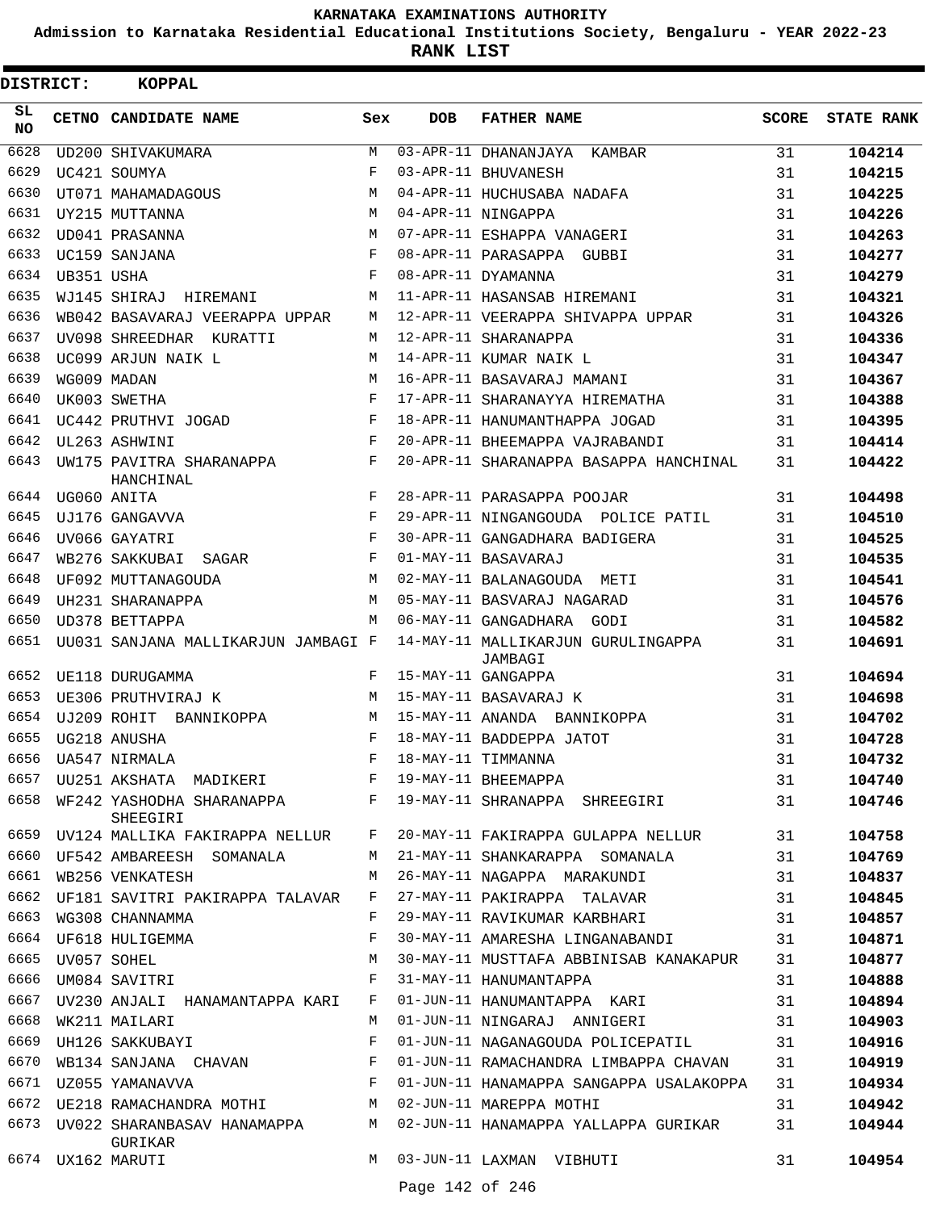# KARNATAKA EXAMINATIONS AUTHORITY

**Admission to Karnataka Residential Educational Institutions Society, Bengaluru - YEAR 2022-23**

**RANK LIST**

**DISTRICT: KOPPAL**

| SL NO | CETNO | CANDIDATE NAME | Sex | DOB | FATHER NAME | SCORE | STATE RANK |
|---|---|---|---|---|---|---|---|
| 6628 | UD200 | SHIVAKUMARA | M | 03-APR-11 | DHANANJAYA KAMBAR | 31 | 104214 |
| 6629 | UC421 | SOUMYA | F | 03-APR-11 | BHUVANESH | 31 | 104215 |
| 6630 | UT071 | MAHAMADAGOUS | M | 04-APR-11 | HUCHUSABA NADAFA | 31 | 104225 |
| 6631 | UY215 | MUTTANNA | M | 04-APR-11 | NINGAPPA | 31 | 104226 |
| 6632 | UD041 | PRASANNA | M | 07-APR-11 | ESHAPPA VANAGERI | 31 | 104263 |
| 6633 | UC159 | SANJANA | F | 08-APR-11 | PARASAPPA GUBBI | 31 | 104277 |
| 6634 | UB351 | USHA | F | 08-APR-11 | DYAMANNA | 31 | 104279 |
| 6635 | WJ145 | SHIRAJ HIREMANI | M | 11-APR-11 | HASANSAB HIREMANI | 31 | 104321 |
| 6636 | WB042 | BASAVARAJ VEERAPPA UPPAR | M | 12-APR-11 | VEERAPPA SHIVAPPA UPPAR | 31 | 104326 |
| 6637 | UV098 | SHREEDHAR KURATTI | M | 12-APR-11 | SHARANAPPA | 31 | 104336 |
| 6638 | UC099 | ARJUN NAIK L | M | 14-APR-11 | KUMAR NAIK L | 31 | 104347 |
| 6639 | WG009 | MADAN | M | 16-APR-11 | BASAVARAJ MAMANI | 31 | 104367 |
| 6640 | UK003 | SWETHA | F | 17-APR-11 | SHARANAYYA HIREMATHA | 31 | 104388 |
| 6641 | UC442 | PRUTHVI JOGAD | F | 18-APR-11 | HANUMANTHAPPA JOGAD | 31 | 104395 |
| 6642 | UL263 | ASHWINI | F | 20-APR-11 | BHEEMAPPA VAJRABANDI | 31 | 104414 |
| 6643 | UW175 | PAVITRA SHARANAPPA HANCHINAL | F | 20-APR-11 | SHARANAPPA BASAPPA HANCHINAL | 31 | 104422 |
| 6644 | UG060 | ANITA | F | 28-APR-11 | PARASAPPA POOJAR | 31 | 104498 |
| 6645 | UJ176 | GANGAVVA | F | 29-APR-11 | NINGANGOUDA POLICE PATIL | 31 | 104510 |
| 6646 | UV066 | GAYATRI | F | 30-APR-11 | GANGADHARA BADIGERA | 31 | 104525 |
| 6647 | WB276 | SAKKUBAI SAGAR | F | 01-MAY-11 | BASAVARAJ | 31 | 104535 |
| 6648 | UF092 | MUTTANAGOUDA | M | 02-MAY-11 | BALANAGOUDA METI | 31 | 104541 |
| 6649 | UH231 | SHARANAPPA | M | 05-MAY-11 | BASVARAJ NAGARAD | 31 | 104576 |
| 6650 | UD378 | BETTAPPA | M | 06-MAY-11 | GANGADHARA GODI | 31 | 104582 |
| 6651 | UU031 | SANJANA MALLIKARJUN JAMBAGI | F | 14-MAY-11 | MALLIKARJUN GURULINGAPPA JAMBAGI | 31 | 104691 |
| 6652 | UE118 | DURUGAMMA | F | 15-MAY-11 | GANGAPPA | 31 | 104694 |
| 6653 | UE306 | PRUTHVIRAJ K | M | 15-MAY-11 | BASAVARAJ K | 31 | 104698 |
| 6654 | UJ209 | ROHIT BANNIKOPPA | M | 15-MAY-11 | ANANDA BANNIKOPPA | 31 | 104702 |
| 6655 | UG218 | ANUSHA | F | 18-MAY-11 | BADDEPPA JATOT | 31 | 104728 |
| 6656 | UA547 | NIRMALA | F | 18-MAY-11 | TIMMANNA | 31 | 104732 |
| 6657 | UU251 | AKSHATA MADIKERI | F | 19-MAY-11 | BHEEMAPPA | 31 | 104740 |
| 6658 | WF242 | YASHODHA SHARANAPPA SHEEGIRI | F | 19-MAY-11 | SHRANAPPA SHREEGIRI | 31 | 104746 |
| 6659 | UV124 | MALLIKA FAKIRAPPA NELLUR | F | 20-MAY-11 | FAKIRAPPA GULAPPA NELLUR | 31 | 104758 |
| 6660 | UF542 | AMBAREESH SOMANALA | M | 21-MAY-11 | SHANKARAPPA SOMANALA | 31 | 104769 |
| 6661 | WB256 | VENKATESH | M | 26-MAY-11 | NAGAPPA MARAKUNDI | 31 | 104837 |
| 6662 | UF181 | SAVITRI PAKIRAPPA TALAVAR | F | 27-MAY-11 | PAKIRAPPA TALAVAR | 31 | 104845 |
| 6663 | WG308 | CHANNAMMA | F | 29-MAY-11 | RAVIKUMAR KARBHARI | 31 | 104857 |
| 6664 | UF618 | HULIGEMMA | F | 30-MAY-11 | AMARESHA LINGANABANDI | 31 | 104871 |
| 6665 | UV057 | SOHEL | M | 30-MAY-11 | MUSTTAFA ABBINISAB KANAKAPUR | 31 | 104877 |
| 6666 | UM084 | SAVITRI | F | 31-MAY-11 | HANUMANTAPPA | 31 | 104888 |
| 6667 | UV230 | ANJALI HANAMANTAPPA KARI | F | 01-JUN-11 | HANUMANTAPPA KARI | 31 | 104894 |
| 6668 | WK211 | MAILARI | M | 01-JUN-11 | NINGARAJ ANNIGERI | 31 | 104903 |
| 6669 | UH126 | SAKKUBAYI | F | 01-JUN-11 | NAGANAGOUDA POLICEPATIL | 31 | 104916 |
| 6670 | WB134 | SANJANA CHAVAN | F | 01-JUN-11 | RAMACHANDRA LIMBAPPA CHAVAN | 31 | 104919 |
| 6671 | UZ055 | YAMANAVVA | F | 01-JUN-11 | HANAMAPPA SANGAPPA USALAKOPPA | 31 | 104934 |
| 6672 | UE218 | RAMACHANDRA MOTHI | M | 02-JUN-11 | MAREPPA MOTHI | 31 | 104942 |
| 6673 | UV022 | SHARANBASAV HANAMAPPA GURIKAR | M | 02-JUN-11 | HANAMAPPA YALLAPPA GURIKAR | 31 | 104944 |
| 6674 | UX162 | MARUTI | M | 03-JUN-11 | LAXMAN VIBHUTI | 31 | 104954 |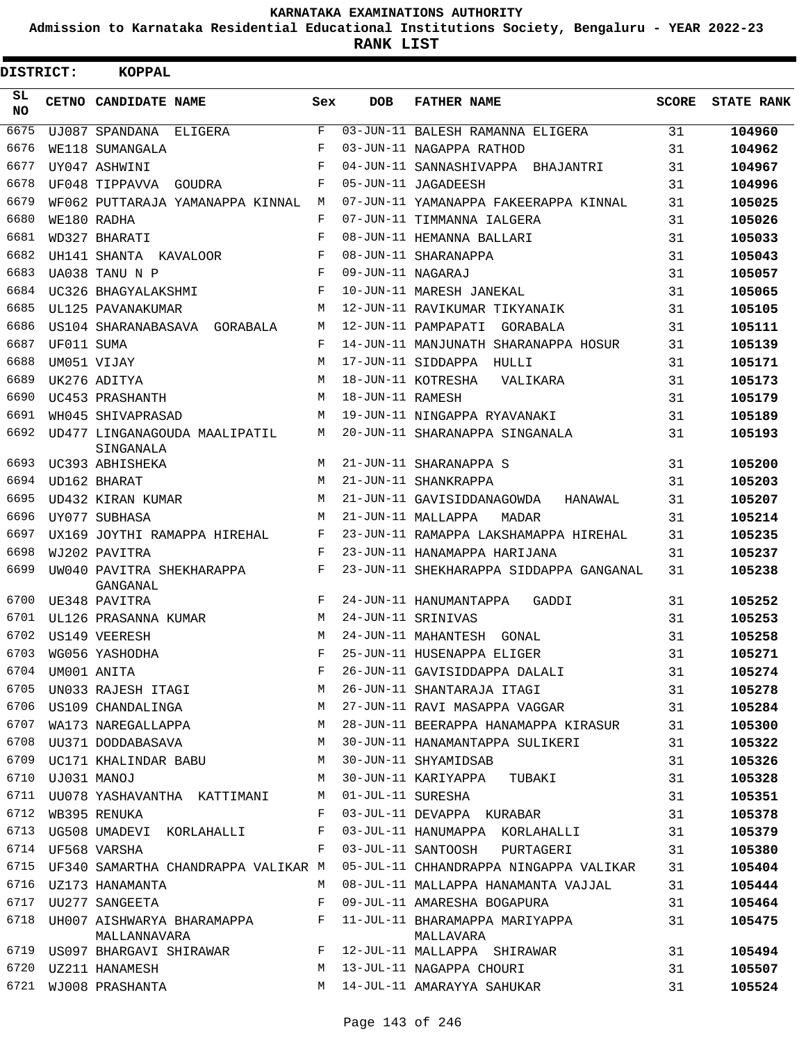# KARNATAKA EXAMINATIONS AUTHORITY

**Admission to Karnataka Residential Educational Institutions Society, Bengaluru - YEAR 2022-23**

**RANK LIST**

**DISTRICT: KOPPAL**

| SL NO | CETNO | CANDIDATE NAME | Sex | DOB | FATHER NAME | SCORE | STATE RANK |
|---|---|---|---|---|---|---|---|
| 6675 | UJ087 | SPANDANA ELIGERA | F | 03-JUN-11 | BALESH RAMANNA ELIGERA | 31 | 104960 |
| 6676 | WE118 | SUMANGALA | F | 03-JUN-11 | NAGAPPA RATHOD | 31 | 104962 |
| 6677 | UY047 | ASHWINI | F | 04-JUN-11 | SANNASHIVAPPA BHAJANTRI | 31 | 104967 |
| 6678 | UF048 | TIPPAVVA GOUDRA | F | 05-JUN-11 | JAGADEESH | 31 | 104996 |
| 6679 | WF062 | PUTTARAJA YAMANAPPA KINNAL | M | 07-JUN-11 | YAMANAPPA FAKEERAPPA KINNAL | 31 | 105025 |
| 6680 | WE180 | RADHA | F | 07-JUN-11 | TIMMANNA IALGERA | 31 | 105026 |
| 6681 | WD327 | BHARATI | F | 08-JUN-11 | HEMANNA BALLARI | 31 | 105033 |
| 6682 | UH141 | SHANTA KAVALOOR | F | 08-JUN-11 | SHARANAPPA | 31 | 105043 |
| 6683 | UA038 | TANU N P | F | 09-JUN-11 | NAGARAJ | 31 | 105057 |
| 6684 | UC326 | BHAGYALAKSHMI | F | 10-JUN-11 | MARESH JANEKAL | 31 | 105065 |
| 6685 | UL125 | PAVANAKUMAR | M | 12-JUN-11 | RAVIKUMAR TIKYANAIK | 31 | 105105 |
| 6686 | US104 | SHARANABASAVA GORABALA | M | 12-JUN-11 | PAMPAPATI GORABALA | 31 | 105111 |
| 6687 | UF011 | SUMA | F | 14-JUN-11 | MANJUNATH SHARANAPPA HOSUR | 31 | 105139 |
| 6688 | UM051 | VIJAY | M | 17-JUN-11 | SIDDAPPA HULLI | 31 | 105171 |
| 6689 | UK276 | ADITYA | M | 18-JUN-11 | KOTRESHA VALIKARA | 31 | 105173 |
| 6690 | UC453 | PRASHANTH | M | 18-JUN-11 | RAMESH | 31 | 105179 |
| 6691 | WH045 | SHIVAPRASAD | M | 19-JUN-11 | NINGAPPA RYAVANAKI | 31 | 105189 |
| 6692 | UD477 | LINGANAGOUDA MAALIPATIL SINGANALA | M | 20-JUN-11 | SHARANAPPA SINGANALA | 31 | 105193 |
| 6693 | UC393 | ABHISHEKA | M | 21-JUN-11 | SHARANAPPA S | 31 | 105200 |
| 6694 | UD162 | BHARAT | M | 21-JUN-11 | SHANKRAPPA | 31 | 105203 |
| 6695 | UD432 | KIRAN KUMAR | M | 21-JUN-11 | GAVISIDDANAGOWDA HANAWAL | 31 | 105207 |
| 6696 | UY077 | SUBHASA | M | 21-JUN-11 | MALLAPPA MADAR | 31 | 105214 |
| 6697 | UX169 | JOYTHI RAMAPPA HIREHAL | F | 23-JUN-11 | RAMAPPA LAKSHAMAPPA HIREHAL | 31 | 105235 |
| 6698 | WJ202 | PAVITRA | F | 23-JUN-11 | HANAMAPPA HARIJANA | 31 | 105237 |
| 6699 | UW040 | PAVITRA SHEKHARAPPA GANGANAL | F | 23-JUN-11 | SHEKHARAPPA SIDDAPPA GANGANAL | 31 | 105238 |
| 6700 | UE348 | PAVITRA | F | 24-JUN-11 | HANUMANTAPPA GADDI | 31 | 105252 |
| 6701 | UL126 | PRASANNA KUMAR | M | 24-JUN-11 | SRINIVAS | 31 | 105253 |
| 6702 | US149 | VEERESH | M | 24-JUN-11 | MAHANTESH GONAL | 31 | 105258 |
| 6703 | WG056 | YASHODHA | F | 25-JUN-11 | HUSENAPPA ELIGER | 31 | 105271 |
| 6704 | UM001 | ANITA | F | 26-JUN-11 | GAVISIDDAPPA DALALI | 31 | 105274 |
| 6705 | UN033 | RAJESH ITAGI | M | 26-JUN-11 | SHANTARAJA ITAGI | 31 | 105278 |
| 6706 | US109 | CHANDALINGA | M | 27-JUN-11 | RAVI MASAPPA VAGGAR | 31 | 105284 |
| 6707 | WA173 | NAREGALLAPPA | M | 28-JUN-11 | BEERAPPA HANAMAPPA KIRASUR | 31 | 105300 |
| 6708 | UU371 | DODDABASAVA | M | 30-JUN-11 | HANAMANTAPPA SULIKERI | 31 | 105322 |
| 6709 | UC171 | KHALINDAR BABU | M | 30-JUN-11 | SHYAMIDSAB | 31 | 105326 |
| 6710 | UJ031 | MANOJ | M | 30-JUN-11 | KARIYAPPA TUBAKI | 31 | 105328 |
| 6711 | UU078 | YASHAVANTHA KATTIMANI | M | 01-JUL-11 | SURESHA | 31 | 105351 |
| 6712 | WB395 | RENUKA | F | 03-JUL-11 | DEVAPPA KURABAR | 31 | 105378 |
| 6713 | UG508 | UMADEVI KORLAHALLI | F | 03-JUL-11 | HANUMAPPA KORLAHALLI | 31 | 105379 |
| 6714 | UF568 | VARSHA | F | 03-JUL-11 | SANTOOSH PURTAGERI | 31 | 105380 |
| 6715 | UF340 | SAMARTHA CHANDRAPPA VALIKAR | M | 05-JUL-11 | CHHANDRAPPA NINGAPPA VALIKAR | 31 | 105404 |
| 6716 | UZ173 | HANAMANTA | M | 08-JUL-11 | MALLAPPA HANAMANTA VAJJAL | 31 | 105444 |
| 6717 | UU277 | SANGEETA | F | 09-JUL-11 | AMARESHA BOGAPURA | 31 | 105464 |
| 6718 | UH007 | AISHWARYA BHARAMAPPA MALLANNAVARA | F | 11-JUL-11 | BHARAMAPPA MARIYAPPA MALLAVARA | 31 | 105475 |
| 6719 | US097 | BHARGAVI SHIRAWAR | F | 12-JUL-11 | MALLAPPA SHIRAWAR | 31 | 105494 |
| 6720 | UZ211 | HANAMESH | M | 13-JUL-11 | NAGAPPA CHOURI | 31 | 105507 |
| 6721 | WJ008 | PRASHANTA | M | 14-JUL-11 | AMARAYYA SAHUKAR | 31 | 105524 |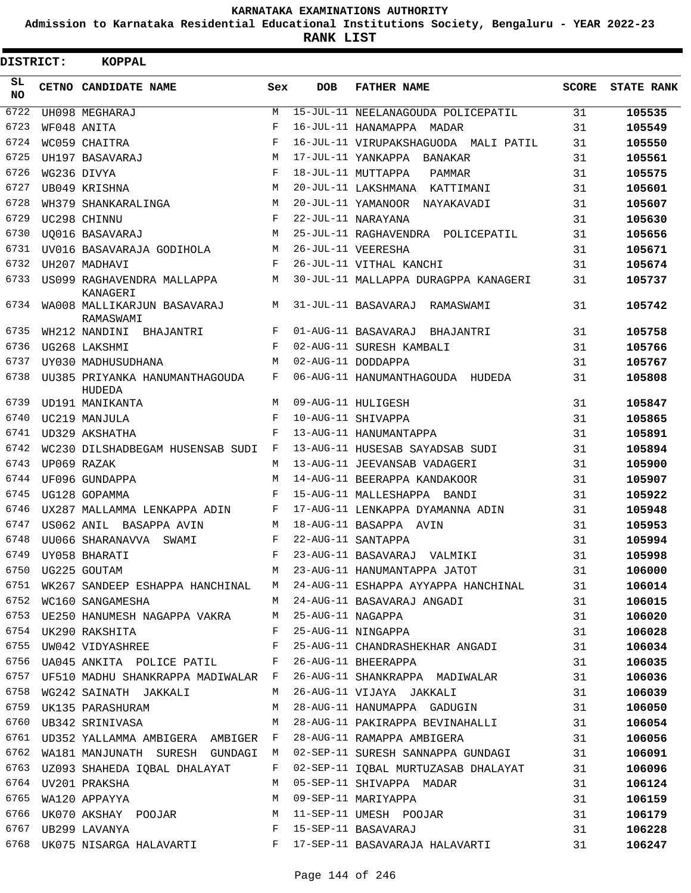KARNATAKA EXAMINATIONS AUTHORITY

Admission to Karnataka Residential Educational Institutions Society, Bengaluru - YEAR 2022-23

**RANK LIST**

**DISTRICT: KOPPAL**

| SL NO | CETNO | CANDIDATE NAME | Sex | DOB | FATHER NAME | SCORE | STATE RANK |
|---|---|---|---|---|---|---|---|
| 6722 | UH098 | MEGHARAJ | M | 15-JUL-11 | NEELANAGOUDA POLICEPATIL | 31 | 105535 |
| 6723 | WF048 | ANITA | F | 16-JUL-11 | HANAMAPPA MADAR | 31 | 105549 |
| 6724 | WC059 | CHAITRA | F | 16-JUL-11 | VIRUPAKSHAGUODA MALI PATIL | 31 | 105550 |
| 6725 | UH197 | BASAVARAJ | M | 17-JUL-11 | YANKAPPA BANAKAR | 31 | 105561 |
| 6726 | WG236 | DIVYA | F | 18-JUL-11 | MUTTAPPA PAMMAR | 31 | 105575 |
| 6727 | UB049 | KRISHNA | M | 20-JUL-11 | LAKSHMANA KATTIMANI | 31 | 105601 |
| 6728 | WH379 | SHANKARALINGA | M | 20-JUL-11 | YAMANOOR NAYAKAVADI | 31 | 105607 |
| 6729 | UC298 | CHINNU | F | 22-JUL-11 | NARAYANA | 31 | 105630 |
| 6730 | UQ016 | BASAVARAJ | M | 25-JUL-11 | RAGHAVENDRA POLICEPATIL | 31 | 105656 |
| 6731 | UV016 | BASAVARAJA GODIHOLA | M | 26-JUL-11 | VEERESHA | 31 | 105671 |
| 6732 | UH207 | MADHAVI | F | 26-JUL-11 | VITHAL KANCHI | 31 | 105674 |
| 6733 | US099 | RAGHAVENDRA MALLAPPA KANAGERI | M | 30-JUL-11 | MALLAPPA DURAGPPA KANAGERI | 31 | 105737 |
| 6734 | WA008 | MALLIKARJUN BASAVARAJ RAMASWAMI | M | 31-JUL-11 | BASAVARAJ RAMASWAMI | 31 | 105742 |
| 6735 | WH212 | NANDINI BHAJANTRI | F | 01-AUG-11 | BASAVARAJ BHAJANTRI | 31 | 105758 |
| 6736 | UG268 | LAKSHMI | F | 02-AUG-11 | SURESH KAMBALI | 31 | 105766 |
| 6737 | UY030 | MADHUSUDHANA | M | 02-AUG-11 | DODDAPPA | 31 | 105767 |
| 6738 | UU385 | PRIYANKA HANUMANTHAGOUDA HUDEDA | F | 06-AUG-11 | HANUMANTHAGOUDA HUDEDA | 31 | 105808 |
| 6739 | UD191 | MANIKANTA | M | 09-AUG-11 | HULIGESH | 31 | 105847 |
| 6740 | UC219 | MANJULA | F | 10-AUG-11 | SHIVAPPA | 31 | 105865 |
| 6741 | UD329 | AKSHATHA | F | 13-AUG-11 | HANUMANTAPPA | 31 | 105891 |
| 6742 | WC230 | DILSHADBEGAM HUSENSAB SUDI | F | 13-AUG-11 | HUSESAB SAYADSAB SUDI | 31 | 105894 |
| 6743 | UP069 | RAZAK | M | 13-AUG-11 | JEEVANSAB VADAGERI | 31 | 105900 |
| 6744 | UF096 | GUNDAPPA | M | 14-AUG-11 | BEERAPPA KANDAKOOR | 31 | 105907 |
| 6745 | UG128 | GOPAMMA | F | 15-AUG-11 | MALLESHAPPA BANDI | 31 | 105922 |
| 6746 | UX287 | MALLAMMA LENKAPPA ADIN | F | 17-AUG-11 | LENKAPPA DYAMANNA ADIN | 31 | 105948 |
| 6747 | US062 | ANIL BASAPPA AVIN | M | 18-AUG-11 | BASAPPA AVIN | 31 | 105953 |
| 6748 | UU066 | SHARANAVVA SWAMI | F | 22-AUG-11 | SANTAPPA | 31 | 105994 |
| 6749 | UY058 | BHARATI | F | 23-AUG-11 | BASAVARAJ VALMIKI | 31 | 105998 |
| 6750 | UG225 | GOUTAM | M | 23-AUG-11 | HANUMANTAPPA JATOT | 31 | 106000 |
| 6751 | WK267 | SANDEEP ESHAPPA HANCHINAL | M | 24-AUG-11 | ESHAPPA AYYAPPA HANCHINAL | 31 | 106014 |
| 6752 | WC160 | SANGAMESHA | M | 24-AUG-11 | BASAVARAJ ANGADI | 31 | 106015 |
| 6753 | UE250 | HANUMESH NAGAPPA VAKRA | M | 25-AUG-11 | NAGAPPA | 31 | 106020 |
| 6754 | UK290 | RAKSHITA | F | 25-AUG-11 | NINGAPPA | 31 | 106028 |
| 6755 | UW042 | VIDYASHREE | F | 25-AUG-11 | CHANDRASHEKHAR ANGADI | 31 | 106034 |
| 6756 | UA045 | ANKITA POLICE PATIL | F | 26-AUG-11 | BHEERAPPA | 31 | 106035 |
| 6757 | UF510 | MADHU SHANKRAPPA MADIWALAR | F | 26-AUG-11 | SHANKRAPPA MADIWALAR | 31 | 106036 |
| 6758 | WG242 | SAINATH JAKKALI | M | 26-AUG-11 | VIJAYA JAKKALI | 31 | 106039 |
| 6759 | UK135 | PARASHURAM | M | 28-AUG-11 | HANUMAPPA GADUGIN | 31 | 106050 |
| 6760 | UB342 | SRINIVASA | M | 28-AUG-11 | PAKIRAPPA BEVINAHALLI | 31 | 106054 |
| 6761 | UD352 | YALLAMMA AMBIGERA AMBIGER | F | 28-AUG-11 | RAMAPPA AMBIGERA | 31 | 106056 |
| 6762 | WA181 | MANJUNATH SURESH GUNDAGI | M | 02-SEP-11 | SURESH SANNAPPA GUNDAGI | 31 | 106091 |
| 6763 | UZ093 | SHAHEDA IQBAL DHALAYAT | F | 02-SEP-11 | IQBAL MURTUZASAB DHALAYAT | 31 | 106096 |
| 6764 | UV201 | PRAKSHA | M | 05-SEP-11 | SHIVAPPA MADAR | 31 | 106124 |
| 6765 | WA120 | APPAYYA | M | 09-SEP-11 | MARIYAPPA | 31 | 106159 |
| 6766 | UK070 | AKSHAY POOJAR | M | 11-SEP-11 | UMESH POOJAR | 31 | 106179 |
| 6767 | UB299 | LAVANYA | F | 15-SEP-11 | BASAVARAJ | 31 | 106228 |
| 6768 | UK075 | NISARGA HALAVARTI | F | 17-SEP-11 | BASAVARAJA HALAVARTI | 31 | 106247 |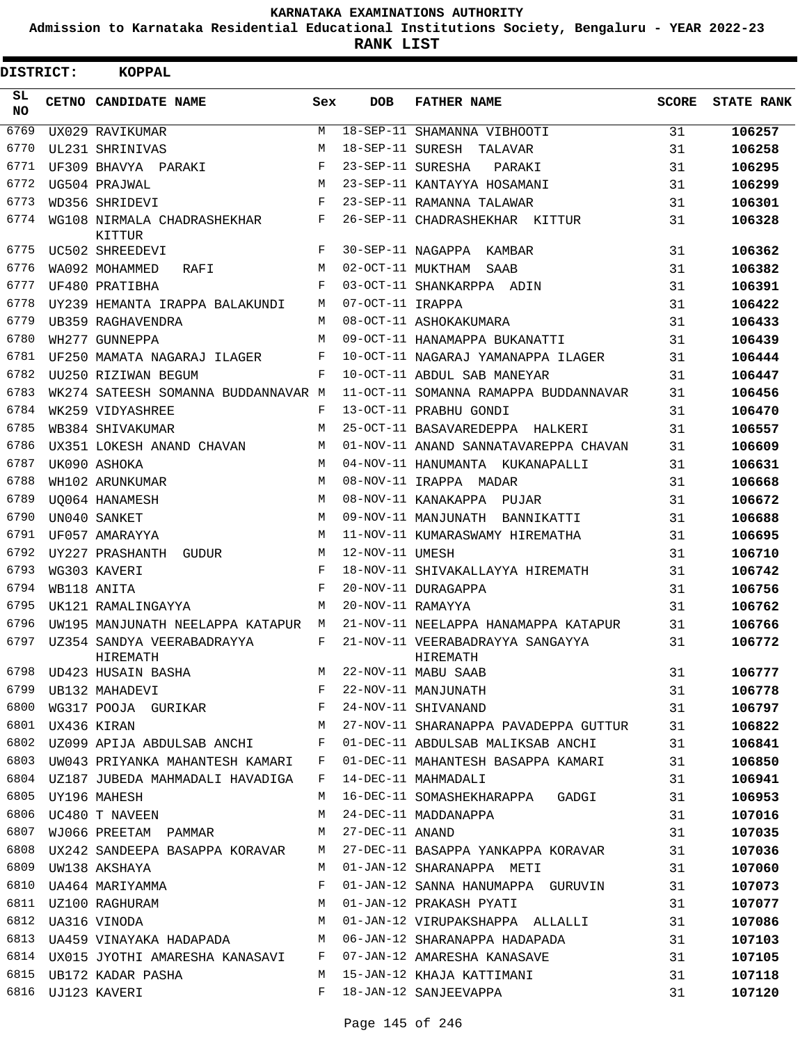**KARNATAKA EXAMINATIONS AUTHORITY**

**Admission to Karnataka Residential Educational Institutions Society, Bengaluru - YEAR 2022-23**

**RANK LIST**

**DISTRICT: KOPPAL**

| SL NO | CETNO | CANDIDATE NAME | Sex | DOB | FATHER NAME | SCORE | STATE RANK |
|---|---|---|---|---|---|---|---|
| 6769 | UX029 | RAVIKUMAR | M | 18-SEP-11 | SHAMANNA VIBHOOTI | 31 | 106257 |
| 6770 | UL231 | SHRINIVAS | M | 18-SEP-11 | SURESH TALAVAR | 31 | 106258 |
| 6771 | UF309 | BHAVYA PARAKI | F | 23-SEP-11 | SURESHA PARAKI | 31 | 106295 |
| 6772 | UG504 | PRAJWAL | M | 23-SEP-11 | KANTAYYA HOSAMANI | 31 | 106299 |
| 6773 | WD356 | SHRIDEVI | F | 23-SEP-11 | RAMANNA TALAWAR | 31 | 106301 |
| 6774 | WG108 | NIRMALA CHADRASHEKHAR KITTUR | F | 26-SEP-11 | CHADRASHEKHAR KITTUR | 31 | 106328 |
| 6775 | UC502 | SHREEDEVI | F | 30-SEP-11 | NAGAPPA KAMBAR | 31 | 106362 |
| 6776 | WA092 | MOHAMMED RAFI | M | 02-OCT-11 | MUKTHAM SAAB | 31 | 106382 |
| 6777 | UF480 | PRATIBHA | F | 03-OCT-11 | SHANKARPPA ADIN | 31 | 106391 |
| 6778 | UY239 | HEMANTA IRAPPA BALAKUNDI | M | 07-OCT-11 | IRAPPA | 31 | 106422 |
| 6779 | UB359 | RAGHAVENDRA | M | 08-OCT-11 | ASHOKAKUMARA | 31 | 106433 |
| 6780 | WH277 | GUNNEPPA | M | 09-OCT-11 | HANAMAPPA BUKANATTI | 31 | 106439 |
| 6781 | UF250 | MAMATA NAGARAJ ILAGER | F | 10-OCT-11 | NAGARAJ YAMANAPPA ILAGER | 31 | 106444 |
| 6782 | UU250 | RIZIWAN BEGUM | F | 10-OCT-11 | ABDUL SAB MANEYAR | 31 | 106447 |
| 6783 | WK274 | SATEESH SOMANNA BUDDANNAVAR | M | 11-OCT-11 | SOMANNA RAMAPPA BUDDANNAVAR | 31 | 106456 |
| 6784 | WK259 | VIDYASHREE | F | 13-OCT-11 | PRABHU GONDI | 31 | 106470 |
| 6785 | WB384 | SHIVAKUMAR | M | 25-OCT-11 | BASAVAREDEPPA HALKERI | 31 | 106557 |
| 6786 | UX351 | LOKESH ANAND CHAVAN | M | 01-NOV-11 | ANAND SANNATAVAREPPA CHAVAN | 31 | 106609 |
| 6787 | UK090 | ASHOKA | M | 04-NOV-11 | HANUMANTA KUKANAPALLI | 31 | 106631 |
| 6788 | WH102 | ARUNKUMAR | M | 08-NOV-11 | IRAPPA MADAR | 31 | 106668 |
| 6789 | UQ064 | HANAMESH | M | 08-NOV-11 | KANAKAPPA PUJAR | 31 | 106672 |
| 6790 | UN040 | SANKET | M | 09-NOV-11 | MANJUNATH BANNIKATTI | 31 | 106688 |
| 6791 | UF057 | AMARAYYA | M | 11-NOV-11 | KUMARASWAMY HIREMATHA | 31 | 106695 |
| 6792 | UY227 | PRASHANTH GUDUR | M | 12-NOV-11 | UMESH | 31 | 106710 |
| 6793 | WG303 | KAVERI | F | 18-NOV-11 | SHIVAKALLAYYA HIREMATH | 31 | 106742 |
| 6794 | WB118 | ANITA | F | 20-NOV-11 | DURAGAPPA | 31 | 106756 |
| 6795 | UK121 | RAMALINGAYYA | M | 20-NOV-11 | RAMAYYA | 31 | 106762 |
| 6796 | UW195 | MANJUNATH NEELAPPA KATAPUR | M | 21-NOV-11 | NEELAPPA HANAMAPPA KATAPUR | 31 | 106766 |
| 6797 | UZ354 | SANDYA VEERABADRAYYA HIREMATH | F | 21-NOV-11 | VEERABADRAYYA SANGAYYA HIREMATH | 31 | 106772 |
| 6798 | UD423 | HUSAIN BASHA | M | 22-NOV-11 | MABU SAAB | 31 | 106777 |
| 6799 | UB132 | MAHADEVI | F | 22-NOV-11 | MANJUNATH | 31 | 106778 |
| 6800 | WG317 | POOJA GURIKAR | F | 24-NOV-11 | SHIVANAND | 31 | 106797 |
| 6801 | UX436 | KIRAN | M | 27-NOV-11 | SHARANAPPA PAVADEPPA GUTTUR | 31 | 106822 |
| 6802 | UZ099 | APIJA ABDULSAB ANCHI | F | 01-DEC-11 | ABDULSAB MALIKSAB ANCHI | 31 | 106841 |
| 6803 | UW043 | PRIYANKA MAHANTESH KAMARI | F | 01-DEC-11 | MAHANTESH BASAPPA KAMARI | 31 | 106850 |
| 6804 | UZ187 | JUBEDA MAHMADALI HAVADIGA | F | 14-DEC-11 | MAHMADALI | 31 | 106941 |
| 6805 | UY196 | MAHESH | M | 16-DEC-11 | SOMASHEKHARAPPA GADGI | 31 | 106953 |
| 6806 | UC480 | T NAVEEN | M | 24-DEC-11 | MADDANAPPA | 31 | 107016 |
| 6807 | WJ066 | PREETAM PAMMAR | M | 27-DEC-11 | ANAND | 31 | 107035 |
| 6808 | UX242 | SANDEEPA BASAPPA KORAVAR | M | 27-DEC-11 | BASAPPA YANKAPPA KORAVAR | 31 | 107036 |
| 6809 | UW138 | AKSHAYA | M | 01-JAN-12 | SHARANAPPA METI | 31 | 107060 |
| 6810 | UA464 | MARIYAMMA | F | 01-JAN-12 | SANNA HANUMAPPA GURUVIN | 31 | 107073 |
| 6811 | UZ100 | RAGHURAM | M | 01-JAN-12 | PRAKASH PYATI | 31 | 107077 |
| 6812 | UA316 | VINODA | M | 01-JAN-12 | VIRUPAKSHAPPA ALLALLI | 31 | 107086 |
| 6813 | UA459 | VINAYAKA HADAPADA | M | 06-JAN-12 | SHARANAPPA HADAPADA | 31 | 107103 |
| 6814 | UX015 | JYOTHI AMARESHA KANASAVI | F | 07-JAN-12 | AMARESHA KANASAVE | 31 | 107105 |
| 6815 | UB172 | KADAR PASHA | M | 15-JAN-12 | KHAJA KATTIMANI | 31 | 107118 |
| 6816 | UJ123 | KAVERI | F | 18-JAN-12 | SANJEEVAPPA | 31 | 107120 |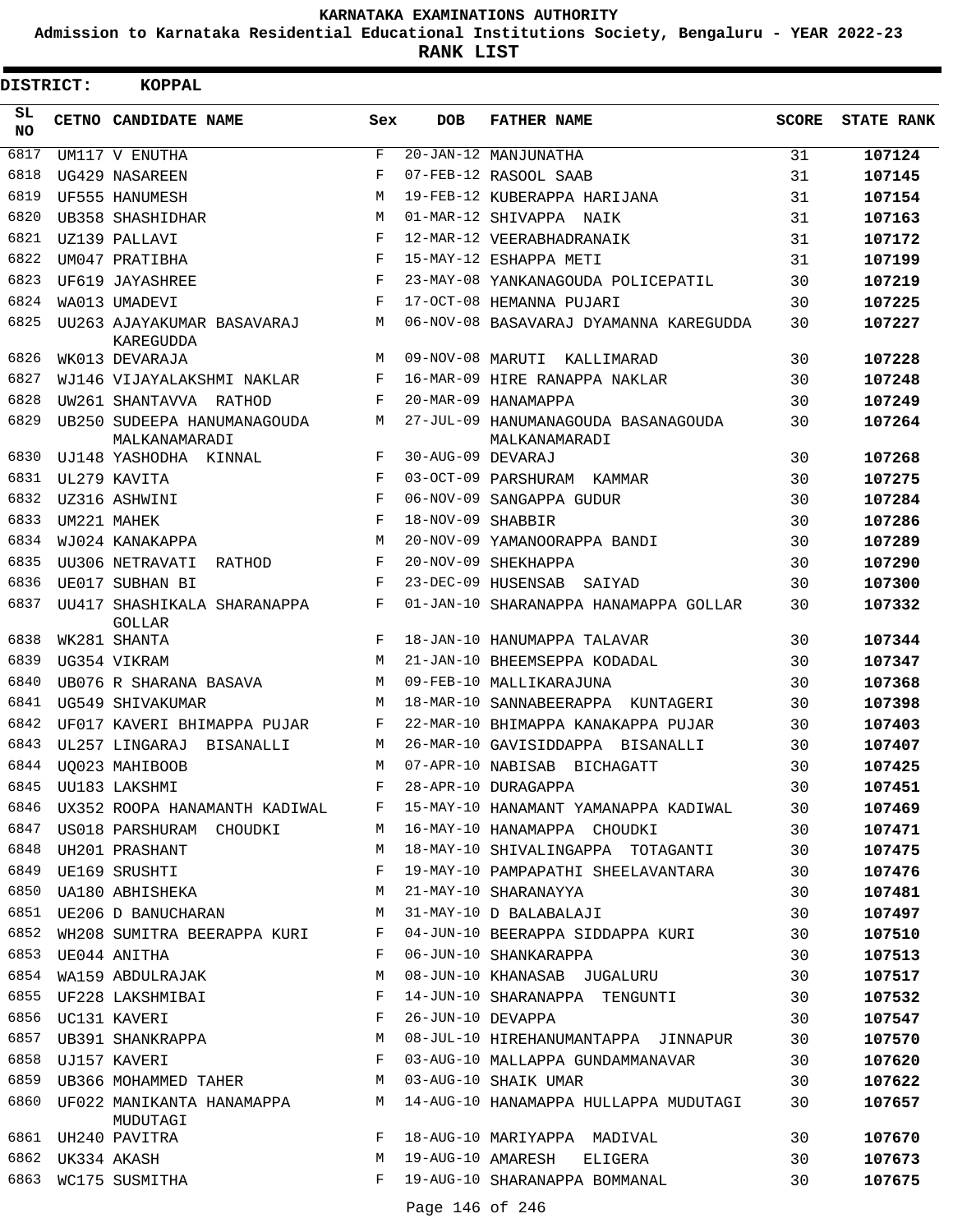KARNATAKA EXAMINATIONS AUTHORITY

Admission to Karnataka Residential Educational Institutions Society, Bengaluru - YEAR 2022-23

**RANK LIST**

**DISTRICT: KOPPAL**

| SL NO | CETNO | CANDIDATE NAME | Sex | DOB | FATHER NAME | SCORE | STATE RANK |
|---|---|---|---|---|---|---|---|
| 6817 | UM117 | V ENUTHA | F | 20-JAN-12 | MANJUNATHA | 31 | 107124 |
| 6818 | UG429 | NASAREEN | F | 07-FEB-12 | RASOOL SAAB | 31 | 107145 |
| 6819 | UF555 | HANUMESH | M | 19-FEB-12 | KUBERAPPA HARIJANA | 31 | 107154 |
| 6820 | UB358 | SHASHIDHAR | M | 01-MAR-12 | SHIVAPPA NAIK | 31 | 107163 |
| 6821 | UZ139 | PALLAVI | F | 12-MAR-12 | VEERABHADRANAIK | 31 | 107172 |
| 6822 | UM047 | PRATIBHA | F | 15-MAY-12 | ESHAPPA METI | 31 | 107199 |
| 6823 | UF619 | JAYASHREE | F | 23-MAY-08 | YANKANAGOUDA POLICEPATIL | 30 | 107219 |
| 6824 | WA013 | UMADEVI | F | 17-OCT-08 | HEMANNA PUJARI | 30 | 107225 |
| 6825 | UU263 | AJAYAKUMAR BASAVARAJ KAREGUDDA | M | 06-NOV-08 | BASAVARAJ DYAMANNA KAREGUDDA | 30 | 107227 |
| 6826 | WK013 | DEVARAJA | M | 09-NOV-08 | MARUTI KALLIMARAD | 30 | 107228 |
| 6827 | WJ146 | VIJAYALAKSHMI NAKLAR | F | 16-MAR-09 | HIRE RANAPPA NAKLAR | 30 | 107248 |
| 6828 | UW261 | SHANTAVVA RATHOD | F | 20-MAR-09 | HANAMAPPA | 30 | 107249 |
| 6829 | UB250 | SUDEEPA HANUMANAGOUDA MALKANAMARADI | M | 27-JUL-09 | HANUMANAGOUDA BASANAGOUDA MALKANAMARADI | 30 | 107264 |
| 6830 | UJ148 | YASHODHA KINNAL | F | 30-AUG-09 | DEVARAJ | 30 | 107268 |
| 6831 | UL279 | KAVITA | F | 03-OCT-09 | PARSHURAM KAMMAR | 30 | 107275 |
| 6832 | UZ316 | ASHWINI | F | 06-NOV-09 | SANGAPPA GUDUR | 30 | 107284 |
| 6833 | UM221 | MAHEK | F | 18-NOV-09 | SHABBIR | 30 | 107286 |
| 6834 | WJ024 | KANAKAPPA | M | 20-NOV-09 | YAMANOORAPPA BANDI | 30 | 107289 |
| 6835 | UU306 | NETRAVATI RATHOD | F | 20-NOV-09 | SHEKHAPPA | 30 | 107290 |
| 6836 | UE017 | SUBHAN BI | F | 23-DEC-09 | HUSENSAB SAIYAD | 30 | 107300 |
| 6837 | UU417 | SHASHIKALA SHARANAPPA GOLLAR | F | 01-JAN-10 | SHARANAPPA HANAMAPPA GOLLAR | 30 | 107332 |
| 6838 | WK281 | SHANTA | F | 18-JAN-10 | HANUMAPPA TALAVAR | 30 | 107344 |
| 6839 | UG354 | VIKRAM | M | 21-JAN-10 | BHEEMSEPPA KODADAL | 30 | 107347 |
| 6840 | UB076 | R SHARANA BASAVA | M | 09-FEB-10 | MALLIKARAJUNA | 30 | 107368 |
| 6841 | UG549 | SHIVAKUMAR | M | 18-MAR-10 | SANNABEERAPPA KUNTAGERI | 30 | 107398 |
| 6842 | UF017 | KAVERI BHIMAPPA PUJAR | F | 22-MAR-10 | BHIMAPPA KANAKAPPA PUJAR | 30 | 107403 |
| 6843 | UL257 | LINGARAJ BISANALLI | M | 26-MAR-10 | GAVISIDDAPPA BISANALLI | 30 | 107407 |
| 6844 | UQ023 | MAHIBOOB | M | 07-APR-10 | NABISAB BICHAGATT | 30 | 107425 |
| 6845 | UU183 | LAKSHMI | F | 28-APR-10 | DURAGAPPA | 30 | 107451 |
| 6846 | UX352 | ROOPA HANAMANTH KADIWAL | F | 15-MAY-10 | HANAMANT YAMANAPPA KADIWAL | 30 | 107469 |
| 6847 | US018 | PARSHURAM CHOUDKI | M | 16-MAY-10 | HANAMAPPA CHOUDKI | 30 | 107471 |
| 6848 | UH201 | PRASHANT | M | 18-MAY-10 | SHIVALINGAPPA TOTAGANTI | 30 | 107475 |
| 6849 | UE169 | SRUSHTI | F | 19-MAY-10 | PAMPAPATHI SHEELAVANTARA | 30 | 107476 |
| 6850 | UA180 | ABHISHEKA | M | 21-MAY-10 | SHARANAYYA | 30 | 107481 |
| 6851 | UE206 | D BANUCHARAN | M | 31-MAY-10 | D BALABALAJI | 30 | 107497 |
| 6852 | WH208 | SUMITRA BEERAPPA KURI | F | 04-JUN-10 | BEERAPPA SIDDAPPA KURI | 30 | 107510 |
| 6853 | UE044 | ANITHA | F | 06-JUN-10 | SHANKARAPPA | 30 | 107513 |
| 6854 | WA159 | ABDULRAJAK | M | 08-JUN-10 | KHANASAB JUGALURU | 30 | 107517 |
| 6855 | UF228 | LAKSHMIBAI | F | 14-JUN-10 | SHARANAPPA TENGUNTI | 30 | 107532 |
| 6856 | UC131 | KAVERI | F | 26-JUN-10 | DEVAPPA | 30 | 107547 |
| 6857 | UB391 | SHANKRAPPA | M | 08-JUL-10 | HIREHANUMANTAPPA JINNAPUR | 30 | 107570 |
| 6858 | UJ157 | KAVERI | F | 03-AUG-10 | MALLAPPA GUNDAMMANAVAR | 30 | 107620 |
| 6859 | UB366 | MOHAMMED TAHER | M | 03-AUG-10 | SHAIK UMAR | 30 | 107622 |
| 6860 | UF022 | MANIKANTA HANAMAPPA MUDUTAGI | M | 14-AUG-10 | HANAMAPPA HULLAPPA MUDUTAGI | 30 | 107657 |
| 6861 | UH240 | PAVITRA | F | 18-AUG-10 | MARIYAPPA MADIVAL | 30 | 107670 |
| 6862 | UK334 | AKASH | M | 19-AUG-10 | AMARESH ELIGERA | 30 | 107673 |
| 6863 | WC175 | SUSMITHA | F | 19-AUG-10 | SHARANAPPA BOMMANAL | 30 | 107675 |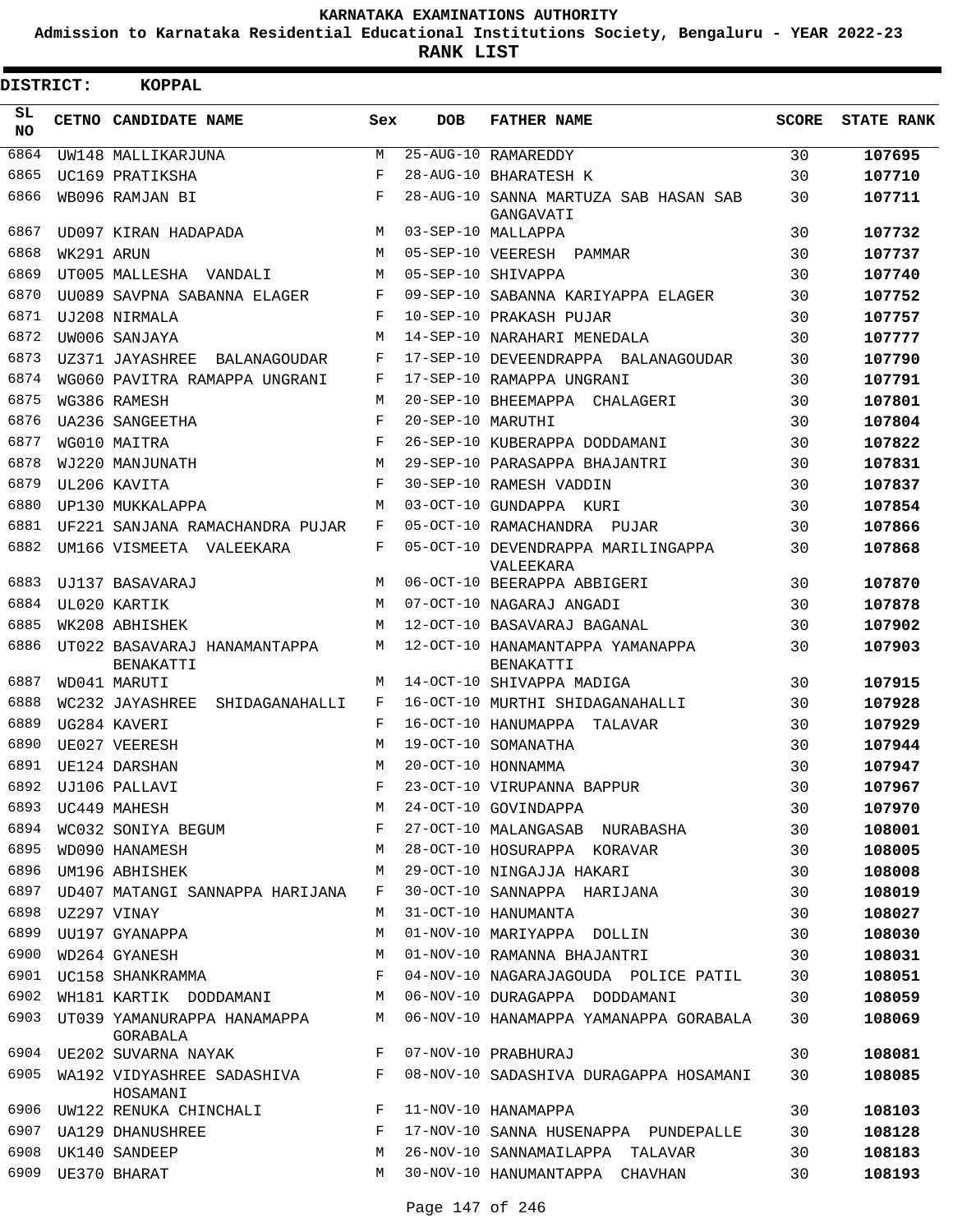KARNATAKA EXAMINATIONS AUTHORITY

Admission to Karnataka Residential Educational Institutions Society, Bengaluru - YEAR 2022-23

**RANK LIST**

**DISTRICT: KOPPAL**

| SL NO | CETNO | CANDIDATE NAME | Sex | DOB | FATHER NAME | SCORE | STATE RANK |
|---|---|---|---|---|---|---|---|
| 6864 | UW148 | MALLIKARJUNA | M | 25-AUG-10 | RAMAREDDY | 30 | 107695 |
| 6865 | UC169 | PRATIKSHA | F | 28-AUG-10 | BHARATESH K | 30 | 107710 |
| 6866 | WB096 | RAMJAN BI | F | 28-AUG-10 | SANNA MARTUZA SAB HASAN SAB GANGAVATI | 30 | 107711 |
| 6867 | UD097 | KIRAN HADAPADA | M | 03-SEP-10 | MALLAPPA | 30 | 107732 |
| 6868 | WK291 | ARUN | M | 05-SEP-10 | VEERESH PAMMAR | 30 | 107737 |
| 6869 | UT005 | MALLESHA VANDALI | M | 05-SEP-10 | SHIVAPPA | 30 | 107740 |
| 6870 | UU089 | SAVPNA SABANNA ELAGER | F | 09-SEP-10 | SABANNA KARIYAPPA ELAGER | 30 | 107752 |
| 6871 | UJ208 | NIRMALA | F | 10-SEP-10 | PRAKASH PUJAR | 30 | 107757 |
| 6872 | UW006 | SANJAYA | M | 14-SEP-10 | NARAHARI MENEDALA | 30 | 107777 |
| 6873 | UZ371 | JAYASHREE BALANAGOUDAR | F | 17-SEP-10 | DEVEENDRAPPA BALANAGOUDAR | 30 | 107790 |
| 6874 | WG060 | PAVITRA RAMAPPA UNGRANI | F | 17-SEP-10 | RAMAPPA UNGRANI | 30 | 107791 |
| 6875 | WG386 | RAMESH | M | 20-SEP-10 | BHEEMAPPA CHALAGERI | 30 | 107801 |
| 6876 | UA236 | SANGEETHA | F | 20-SEP-10 | MARUTHI | 30 | 107804 |
| 6877 | WG010 | MAITRA | F | 26-SEP-10 | KUBERAPPA DODDAMANI | 30 | 107822 |
| 6878 | WJ220 | MANJUNATH | M | 29-SEP-10 | PARASAPPA BHAJANTRI | 30 | 107831 |
| 6879 | UL206 | KAVITA | F | 30-SEP-10 | RAMESH VADDIN | 30 | 107837 |
| 6880 | UP130 | MUKKALAPPA | M | 03-OCT-10 | GUNDAPPA KURI | 30 | 107854 |
| 6881 | UF221 | SANJANA RAMACHANDRA PUJAR | F | 05-OCT-10 | RAMACHANDRA PUJAR | 30 | 107866 |
| 6882 | UM166 | VISMEETA VALEEKARA | F | 05-OCT-10 | DEVENDRAPPA MARILINGAPPA VALEEKARA | 30 | 107868 |
| 6883 | UJ137 | BASAVARAJ | M | 06-OCT-10 | BEERAPPA ABBIGERI | 30 | 107870 |
| 6884 | UL020 | KARTIK | M | 07-OCT-10 | NAGARAJ ANGADI | 30 | 107878 |
| 6885 | WK208 | ABHISHEK | M | 12-OCT-10 | BASAVARAJ BAGANAL | 30 | 107902 |
| 6886 | UT022 | BASAVARAJ HANAMANTAPPA BENAKATTI | M | 12-OCT-10 | HANAMANTAPPA YAMANAPPA BENAKATTI | 30 | 107903 |
| 6887 | WD041 | MARUTI | M | 14-OCT-10 | SHIVAPPA MADIGA | 30 | 107915 |
| 6888 | WC232 | JAYASHREE SHIDAGANAHALLI | F | 16-OCT-10 | MURTHI SHIDAGANAHALLI | 30 | 107928 |
| 6889 | UG284 | KAVERI | F | 16-OCT-10 | HANUMAPPA TALAVAR | 30 | 107929 |
| 6890 | UE027 | VEERESH | M | 19-OCT-10 | SOMANATHA | 30 | 107944 |
| 6891 | UE124 | DARSHAN | M | 20-OCT-10 | HONNAMMA | 30 | 107947 |
| 6892 | UJ106 | PALLAVI | F | 23-OCT-10 | VIRUPANNA BAPPUR | 30 | 107967 |
| 6893 | UC449 | MAHESH | M | 24-OCT-10 | GOVINDAPPA | 30 | 107970 |
| 6894 | WC032 | SONIYA BEGUM | F | 27-OCT-10 | MALANGASAB NURABASHA | 30 | 108001 |
| 6895 | WD090 | HANAMESH | M | 28-OCT-10 | HOSURAPPA KORAVAR | 30 | 108005 |
| 6896 | UM196 | ABHISHEK | M | 29-OCT-10 | NINGAJJA HAKARI | 30 | 108008 |
| 6897 | UD407 | MATANGI SANNAPPA HARIJANA | F | 30-OCT-10 | SANNAPPA HARIJANA | 30 | 108019 |
| 6898 | UZ297 | VINAY | M | 31-OCT-10 | HANUMANTA | 30 | 108027 |
| 6899 | UU197 | GYANAPPA | M | 01-NOV-10 | MARIYAPPA DOLLIN | 30 | 108030 |
| 6900 | WD264 | GYANESH | M | 01-NOV-10 | RAMANNA BHAJANTRI | 30 | 108031 |
| 6901 | UC158 | SHANKRAMMA | F | 04-NOV-10 | NAGARAJAGOUDA POLICE PATIL | 30 | 108051 |
| 6902 | WH181 | KARTIK DODDAMANI | M | 06-NOV-10 | DURAGAPPA DODDAMANI | 30 | 108059 |
| 6903 | UT039 | YAMANURAPPA HANAMAPPA GORABALA | M | 06-NOV-10 | HANAMAPPA YAMANAPPA GORABALA | 30 | 108069 |
| 6904 | UE202 | SUVARNA NAYAK | F | 07-NOV-10 | PRABHURAJ | 30 | 108081 |
| 6905 | WA192 | VIDYASHREE SADASHIVA HOSAMANI | F | 08-NOV-10 | SADASHIVA DURAGAPPA HOSAMANI | 30 | 108085 |
| 6906 | UW122 | RENUKA CHINCHALI | F | 11-NOV-10 | HANAMAPPA | 30 | 108103 |
| 6907 | UA129 | DHANUSHREE | F | 17-NOV-10 | SANNA HUSENAPPA PUNDEPALLE | 30 | 108128 |
| 6908 | UK140 | SANDEEP | M | 26-NOV-10 | SANNAMAILAPPA TALAVAR | 30 | 108183 |
| 6909 | UE370 | BHARAT | M | 30-NOV-10 | HANUMANTAPPA CHAVHAN | 30 | 108193 |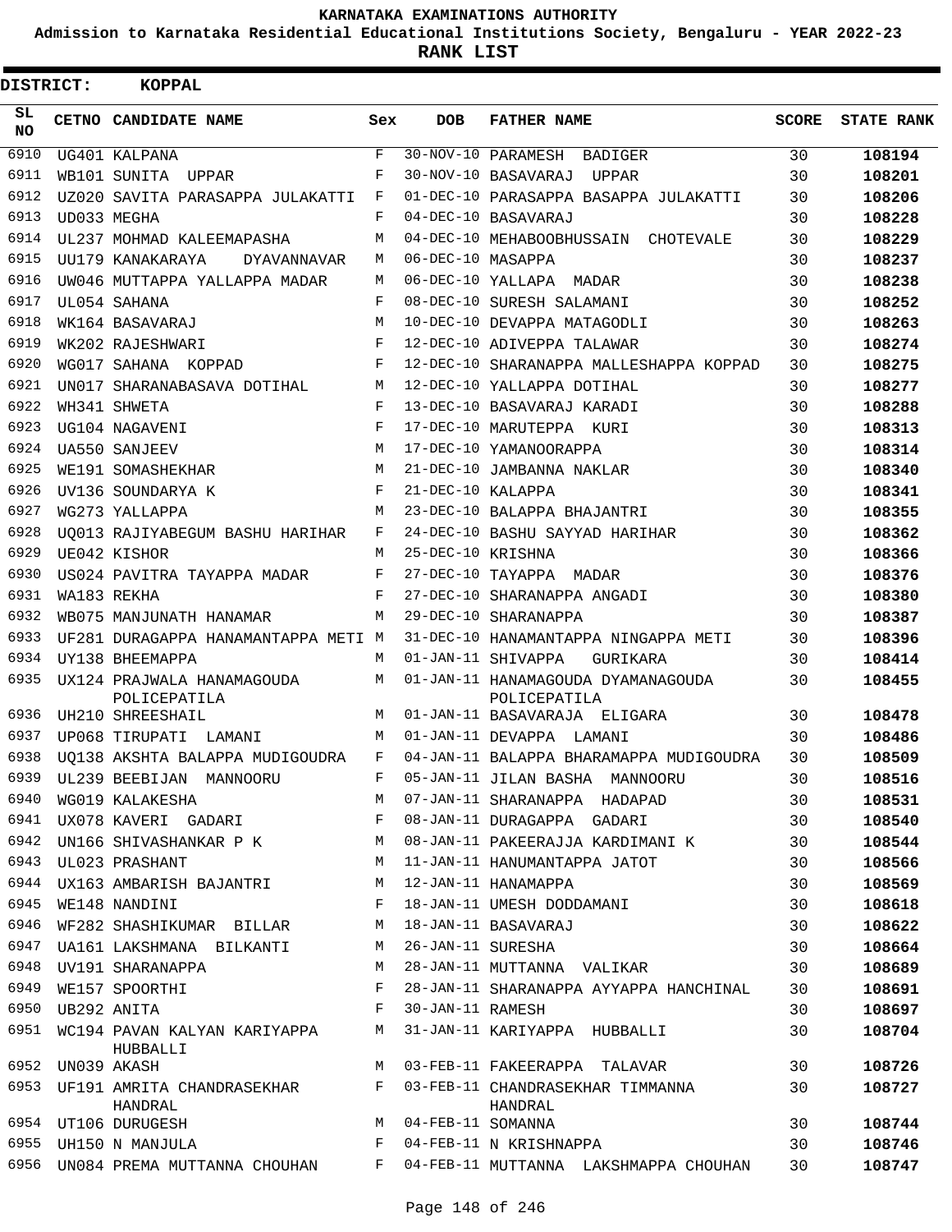KARNATAKA EXAMINATIONS AUTHORITY

Admission to Karnataka Residential Educational Institutions Society, Bengaluru - YEAR 2022-23

**RANK LIST**

**DISTRICT: KOPPAL**

| SL NO | CETNO | CANDIDATE NAME | Sex | DOB | FATHER NAME | SCORE | STATE RANK |
|---|---|---|---|---|---|---|---|
| 6910 | UG401 | KALPANA | F | 30-NOV-10 | PARAMESH BADIGER | 30 | **108194** |
| 6911 | WB101 | SUNITA UPPAR | F | 30-NOV-10 | BASAVARAJ UPPAR | 30 | **108201** |
| 6912 | UZ020 | SAVITA PARASAPPA JULAKATTI | F | 01-DEC-10 | PARASAPPA BASAPPA JULAKATTI | 30 | **108206** |
| 6913 | UD033 | MEGHA | F | 04-DEC-10 | BASAVARAJ | 30 | **108228** |
| 6914 | UL237 | MOHMAD KALEEMAPASHA | M | 04-DEC-10 | MEHABOOBHUSSAIN CHOTEVALE | 30 | **108229** |
| 6915 | UU179 | KANAKARAYA DYAVANNAVAR | M | 06-DEC-10 | MASAPPA | 30 | **108237** |
| 6916 | UW046 | MUTTAPPA YALLAPPA MADAR | M | 06-DEC-10 | YALLAPA MADAR | 30 | **108238** |
| 6917 | UL054 | SAHANA | F | 08-DEC-10 | SURESH SALAMANI | 30 | **108252** |
| 6918 | WK164 | BASAVARAJ | M | 10-DEC-10 | DEVAPPA MATAGODLI | 30 | **108263** |
| 6919 | WK202 | RAJESHWARI | F | 12-DEC-10 | ADIVEPPA TALAWAR | 30 | **108274** |
| 6920 | WG017 | SAHANA KOPPAD | F | 12-DEC-10 | SHARANAPPA MALLESHAPPA KOPPAD | 30 | **108275** |
| 6921 | UN017 | SHARANABASAVA DOTIHAL | M | 12-DEC-10 | YALLAPPA DOTIHAL | 30 | **108277** |
| 6922 | WH341 | SHWETA | F | 13-DEC-10 | BASAVARAJ KARADI | 30 | **108288** |
| 6923 | UG104 | NAGAVENI | F | 17-DEC-10 | MARUTEPPA KURI | 30 | **108313** |
| 6924 | UA550 | SANJEEV | M | 17-DEC-10 | YAMANOORAPPA | 30 | **108314** |
| 6925 | WE191 | SOMASHEKHAR | M | 21-DEC-10 | JAMBANNA NAKLAR | 30 | **108340** |
| 6926 | UV136 | SOUNDARYA K | F | 21-DEC-10 | KALAPPA | 30 | **108341** |
| 6927 | WG273 | YALLAPPA | M | 23-DEC-10 | BALAPPA BHAJANTRI | 30 | **108355** |
| 6928 | UQ013 | RAJIYABEGUM BASHU HARIHAR | F | 24-DEC-10 | BASHU SAYYAD HARIHAR | 30 | **108362** |
| 6929 | UE042 | KISHOR | M | 25-DEC-10 | KRISHNA | 30 | **108366** |
| 6930 | US024 | PAVITRA TAYAPPA MADAR | F | 27-DEC-10 | TAYAPPA MADAR | 30 | **108376** |
| 6931 | WA183 | REKHA | F | 27-DEC-10 | SHARANAPPA ANGADI | 30 | **108380** |
| 6932 | WB075 | MANJUNATH HANAMAR | M | 29-DEC-10 | SHARANAPPA | 30 | **108387** |
| 6933 | UF281 | DURAGAPPA HANAMANTAPPA METI | M | 31-DEC-10 | HANAMANTAPPA NINGAPPA METI | 30 | **108396** |
| 6934 | UY138 | BHEEMAPPA | M | 01-JAN-11 | SHIVAPPA GURIKARA | 30 | **108414** |
| 6935 | UX124 | PRAJWALA HANAMAGOUDA POLICEPATILA | M | 01-JAN-11 | HANAMAGOUDA DYAMANAGOUDA POLICEPATILA | 30 | **108455** |
| 6936 | UH210 | SHREESHAIL | M | 01-JAN-11 | BASAVARAJA ELIGARA | 30 | **108478** |
| 6937 | UP068 | TIRUPATI LAMANI | M | 01-JAN-11 | DEVAPPA LAMANI | 30 | **108486** |
| 6938 | UQ138 | AKSHTA BALAPPA MUDIGOUDRA | F | 04-JAN-11 | BALAPPA BHARAMAPPA MUDIGOUDRA | 30 | **108509** |
| 6939 | UL239 | BEEBIJAN MANNOORU | F | 05-JAN-11 | JILAN BASHA MANNOORU | 30 | **108516** |
| 6940 | WG019 | KALAKESHA | M | 07-JAN-11 | SHARANAPPA HADAPAD | 30 | **108531** |
| 6941 | UX078 | KAVERI GADARI | F | 08-JAN-11 | DURAGAPPA GADARI | 30 | **108540** |
| 6942 | UN166 | SHIVASHANKAR P K | M | 08-JAN-11 | PAKEERAJJA KARDIMANI K | 30 | **108544** |
| 6943 | UL023 | PRASHANT | M | 11-JAN-11 | HANUMANTAPPA JATOT | 30 | **108566** |
| 6944 | UX163 | AMBARISH BAJANTRI | M | 12-JAN-11 | HANAMAPPA | 30 | **108569** |
| 6945 | WE148 | NANDINI | F | 18-JAN-11 | UMESH DODDAMANI | 30 | **108618** |
| 6946 | WF282 | SHASHIKUMAR BILLAR | M | 18-JAN-11 | BASAVARAJ | 30 | **108622** |
| 6947 | UA161 | LAKSHMANA BILKANTI | M | 26-JAN-11 | SURESHA | 30 | **108664** |
| 6948 | UV191 | SHARANAPPA | M | 28-JAN-11 | MUTTANNA VALIKAR | 30 | **108689** |
| 6949 | WE157 | SPOORTHI | F | 28-JAN-11 | SHARANAPPA AYYAPPA HANCHINAL | 30 | **108691** |
| 6950 | UB292 | ANITA | F | 30-JAN-11 | RAMESH | 30 | **108697** |
| 6951 | WC194 | PAVAN KALYAN KARIYAPPA HUBBALLI | M | 31-JAN-11 | KARIYAPPA HUBBALLI | 30 | **108704** |
| 6952 | UN039 | AKASH | M | 03-FEB-11 | FAKEERAPPA TALAVAR | 30 | **108726** |
| 6953 | UF191 | AMRITA CHANDRASEKHAR HANDRAL | F | 03-FEB-11 | CHANDRASEKHAR TIMMANNA HANDRAL | 30 | **108727** |
| 6954 | UT106 | DURUGESH | M | 04-FEB-11 | SOMANNA | 30 | **108744** |
| 6955 | UH150 | N MANJULA | F | 04-FEB-11 | N KRISHNAPPA | 30 | **108746** |
| 6956 | UN084 | PREMA MUTTANNA CHOUHAN | F | 04-FEB-11 | MUTTANNA LAKSHMAPPA CHOUHAN | 30 | **108747** |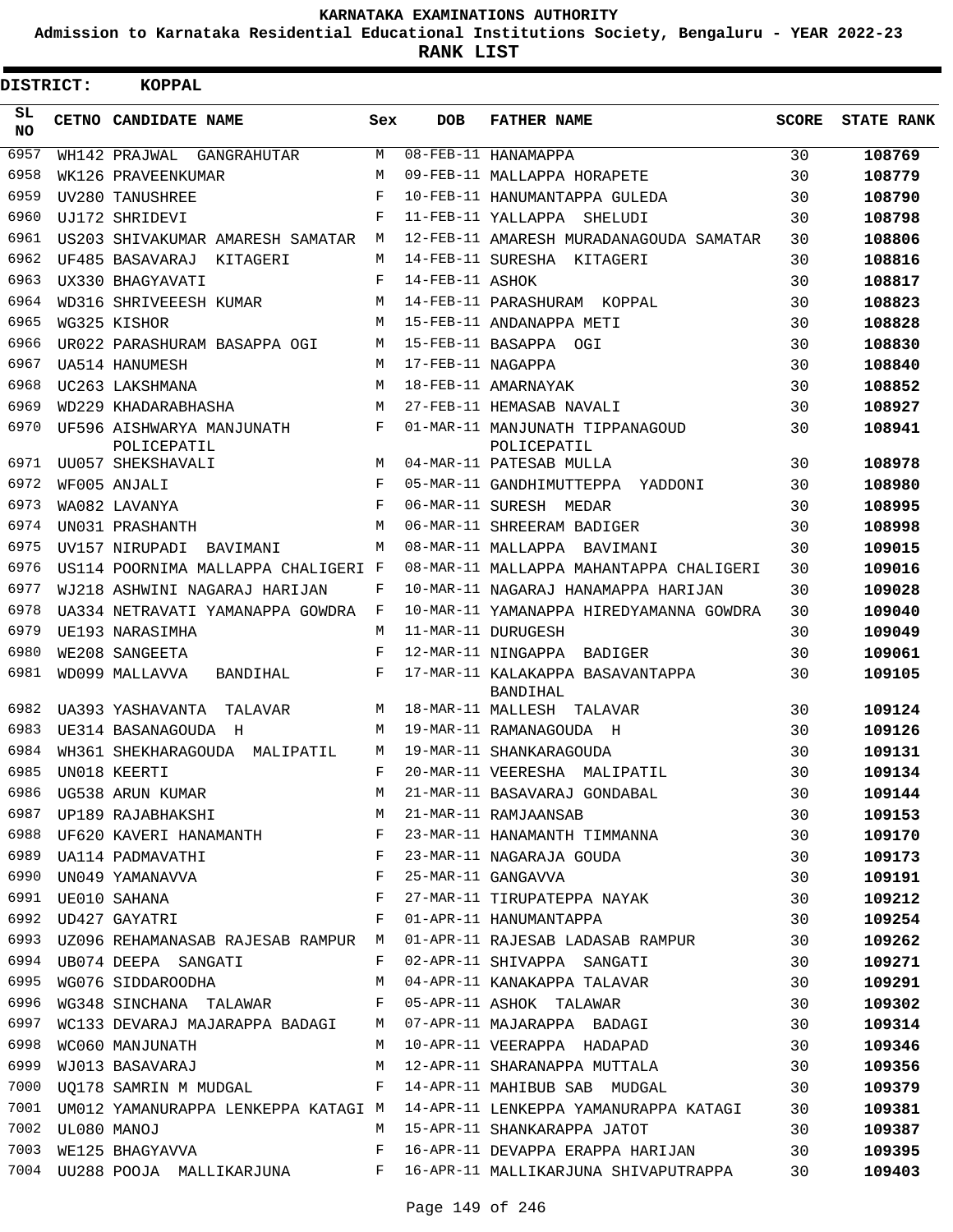# KARNATAKA EXAMINATIONS AUTHORITY

**Admission to Karnataka Residential Educational Institutions Society, Bengaluru - YEAR 2022-23**

**RANK LIST**

**DISTRICT: KOPPAL**

| SL NO | CETNO | CANDIDATE NAME | Sex | DOB | FATHER NAME | SCORE | STATE RANK |
|---|---|---|---|---|---|---|---|
| 6957 | WH142 | PRAJWAL GANGRAHUTAR | M | 08-FEB-11 | HANAMAPPA | 30 | 108769 |
| 6958 | WK126 | PRAVEENKUMAR | M | 09-FEB-11 | MALLAPPA HORAPETE | 30 | 108779 |
| 6959 | UV280 | TANUSHREE | F | 10-FEB-11 | HANUMANTAPPA GULEDA | 30 | 108790 |
| 6960 | UJ172 | SHRIDEVI | F | 11-FEB-11 | YALLAPPA SHELUDI | 30 | 108798 |
| 6961 | US203 | SHIVAKUMAR AMARESH SAMATAR | M | 12-FEB-11 | AMARESH MURADANAGOUDA SAMATAR | 30 | 108806 |
| 6962 | UF485 | BASAVARAJ KITAGERI | M | 14-FEB-11 | SURESHA KITAGERI | 30 | 108816 |
| 6963 | UX330 | BHAGYAVATI | F | 14-FEB-11 | ASHOK | 30 | 108817 |
| 6964 | WD316 | SHRIVEEESH KUMAR | M | 14-FEB-11 | PARASHURAM KOPPAL | 30 | 108823 |
| 6965 | WG325 | KISHOR | M | 15-FEB-11 | ANDANAPPA METI | 30 | 108828 |
| 6966 | UR022 | PARASHURAM BASAPPA OGI | M | 15-FEB-11 | BASAPPA OGI | 30 | 108830 |
| 6967 | UA514 | HANUMESH | M | 17-FEB-11 | NAGAPPA | 30 | 108840 |
| 6968 | UC263 | LAKSHMANA | M | 18-FEB-11 | AMARNAYAK | 30 | 108852 |
| 6969 | WD229 | KHADARABHASHA | M | 27-FEB-11 | HEMASAB NAVALI | 30 | 108927 |
| 6970 | UF596 | AISHWARYA MANJUNATH POLICEPATIL | F | 01-MAR-11 | MANJUNATH TIPPANAGOUD POLICEPATIL | 30 | 108941 |
| 6971 | UU057 | SHEKSHAVALI | M | 04-MAR-11 | PATESAB MULLA | 30 | 108978 |
| 6972 | WF005 | ANJALI | F | 05-MAR-11 | GANDHIMUTTEPPA YADDONI | 30 | 108980 |
| 6973 | WA082 | LAVANYA | F | 06-MAR-11 | SURESH MEDAR | 30 | 108995 |
| 6974 | UN031 | PRASHANTH | M | 06-MAR-11 | SHREERAM BADIGER | 30 | 108998 |
| 6975 | UV157 | NIRUPADI BAVIMANI | M | 08-MAR-11 | MALLAPPA BAVIMANI | 30 | 109015 |
| 6976 | US114 | POORNIMA MALLAPPA CHALIGERI | F | 08-MAR-11 | MALLAPPA MAHANTAPPA CHALIGERI | 30 | 109016 |
| 6977 | WJ218 | ASHWINI NAGARAJ HARIJAN | F | 10-MAR-11 | NAGARAJ HANAMAPPA HARIJAN | 30 | 109028 |
| 6978 | UA334 | NETRAVATI YAMANAPPA GOWDRA | F | 10-MAR-11 | YAMANAPPA HIREDYAMANNA GOWDRA | 30 | 109040 |
| 6979 | UE193 | NARASIMHA | M | 11-MAR-11 | DURUGESH | 30 | 109049 |
| 6980 | WE208 | SANGEETA | F | 12-MAR-11 | NINGAPPA BADIGER | 30 | 109061 |
| 6981 | WD099 | MALLAVVA BANDIHAL | F | 17-MAR-11 | KALAKAPPA BASAVANTAPPA BANDIHAL | 30 | 109105 |
| 6982 | UA393 | YASHAVANTA TALAVAR | M | 18-MAR-11 | MALLESH TALAVAR | 30 | 109124 |
| 6983 | UE314 | BASANAGOUDA H | M | 19-MAR-11 | RAMANAGOUDA H | 30 | 109126 |
| 6984 | WH361 | SHEKHARAGOUDA MALIPATIL | M | 19-MAR-11 | SHANKARAGOUDA | 30 | 109131 |
| 6985 | UN018 | KEERTI | F | 20-MAR-11 | VEERESHA MALIPATIL | 30 | 109134 |
| 6986 | UG538 | ARUN KUMAR | M | 21-MAR-11 | BASAVARAJ GONDABAL | 30 | 109144 |
| 6987 | UP189 | RAJABHAKSHI | M | 21-MAR-11 | RAMJAANSAB | 30 | 109153 |
| 6988 | UF620 | KAVERI HANAMANTH | F | 23-MAR-11 | HANAMANTH TIMMANNA | 30 | 109170 |
| 6989 | UA114 | PADMAVATHI | F | 23-MAR-11 | NAGARAJA GOUDA | 30 | 109173 |
| 6990 | UN049 | YAMANAVVA | F | 25-MAR-11 | GANGAVVA | 30 | 109191 |
| 6991 | UE010 | SAHANA | F | 27-MAR-11 | TIRUPATEPPA NAYAK | 30 | 109212 |
| 6992 | UD427 | GAYATRI | F | 01-APR-11 | HANUMANTAPPA | 30 | 109254 |
| 6993 | UZ096 | REHAMANASAB RAJESAB RAMPUR | M | 01-APR-11 | RAJESAB LADASAB RAMPUR | 30 | 109262 |
| 6994 | UB074 | DEEPA SANGATI | F | 02-APR-11 | SHIVAPPA SANGATI | 30 | 109271 |
| 6995 | WG076 | SIDDAROODHA | M | 04-APR-11 | KANAKAPPA TALAVAR | 30 | 109291 |
| 6996 | WG348 | SINCHANA TALAWAR | F | 05-APR-11 | ASHOK TALAWAR | 30 | 109302 |
| 6997 | WC133 | DEVARAJ MAJARAPPA BADAGI | M | 07-APR-11 | MAJARAPPA BADAGI | 30 | 109314 |
| 6998 | WC060 | MANJUNATH | M | 10-APR-11 | VEERAPPA HADAPAD | 30 | 109346 |
| 6999 | WJ013 | BASAVARAJ | M | 12-APR-11 | SHARANAPPA MUTTALA | 30 | 109356 |
| 7000 | UQ178 | SAMRIN M MUDGAL | F | 14-APR-11 | MAHIBUB SAB MUDGAL | 30 | 109379 |
| 7001 | UM012 | YAMANURAPPA LENKEPPA KATAGI | M | 14-APR-11 | LENKEPPA YAMANURAPPA KATAGI | 30 | 109381 |
| 7002 | UL080 | MANOJ | M | 15-APR-11 | SHANKARAPPA JATOT | 30 | 109387 |
| 7003 | WE125 | BHAGYAVVA | F | 16-APR-11 | DEVAPPA ERAPPA HARIJAN | 30 | 109395 |
| 7004 | UU288 | POOJA MALLIKARJUNA | F | 16-APR-11 | MALLIKARJUNA SHIVAPUTRAPPA | 30 | 109403 |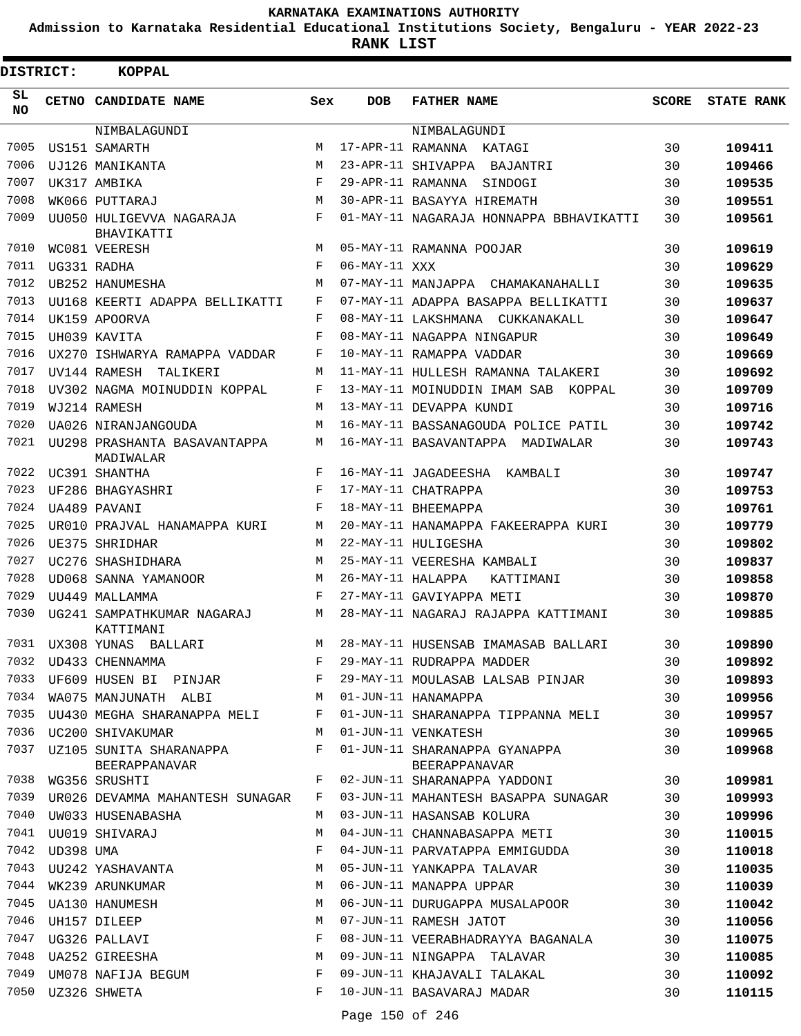**KARNATAKA EXAMINATIONS AUTHORITY**

**Admission to Karnataka Residential Educational Institutions Society, Bengaluru - YEAR 2022-23**

**RANK LIST**

**DISTRICT: KOPPAL**

| SL NO | CETNO | CANDIDATE NAME | Sex | DOB | FATHER NAME | SCORE | STATE RANK |
|---|---|---|---|---|---|---|---|
| | | NIMBALAGUNDI | | | NIMBALAGUNDI | | |
| 7005 | US151 | SAMARTH | M | 17-APR-11 | RAMANNA KATAGI | 30 | 109411 |
| 7006 | UJ126 | MANIKANTA | M | 23-APR-11 | SHIVAPPA BAJANTRI | 30 | 109466 |
| 7007 | UK317 | AMBIKA | F | 29-APR-11 | RAMANNA SINDOGI | 30 | 109535 |
| 7008 | WK066 | PUTTARAJ | M | 30-APR-11 | BASAYYA HIREMATH | 30 | 109551 |
| 7009 | UU050 | HULIGEVVA NAGARAJA BHAVIKATTI | F | 01-MAY-11 | NAGARAJA HONNAPPA BBHAVIKATTI | 30 | 109561 |
| 7010 | WC081 | VEERESH | M | 05-MAY-11 | RAMANNA POOJAR | 30 | 109619 |
| 7011 | UG331 | RADHA | F | 06-MAY-11 | XXX | 30 | 109629 |
| 7012 | UB252 | HANUMESHA | M | 07-MAY-11 | MANJAPPA CHAMAKANAHALLI | 30 | 109635 |
| 7013 | UU168 | KEERTI ADAPPA BELLIKATTI | F | 07-MAY-11 | ADAPPA BASAPPA BELLIKATTI | 30 | 109637 |
| 7014 | UK159 | APOORVA | F | 08-MAY-11 | LAKSHMANA CUKKANAKALL | 30 | 109647 |
| 7015 | UH039 | KAVITA | F | 08-MAY-11 | NAGAPPA NINGAPUR | 30 | 109649 |
| 7016 | UX270 | ISHWARYA RAMAPPA VADDAR | F | 10-MAY-11 | RAMAPPA VADDAR | 30 | 109669 |
| 7017 | UV144 | RAMESH TALIKERI | M | 11-MAY-11 | HULLESH RAMANNA TALAKERI | 30 | 109692 |
| 7018 | UV302 | NAGMA MOINUDDIN KOPPAL | F | 13-MAY-11 | MOINUDDIN IMAM SAB KOPPAL | 30 | 109709 |
| 7019 | WJ214 | RAMESH | M | 13-MAY-11 | DEVAPPA KUNDI | 30 | 109716 |
| 7020 | UA026 | NIRANJANGOUDA | M | 16-MAY-11 | BASSANAGOUDA POLICE PATIL | 30 | 109742 |
| 7021 | UU298 | PRASHANTA BASAVANTAPPA MADIWALAR | M | 16-MAY-11 | BASAVANTAPPA MADIWALAR | 30 | 109743 |
| 7022 | UC391 | SHANTHA | F | 16-MAY-11 | JAGADEESHA KAMBALI | 30 | 109747 |
| 7023 | UF286 | BHAGYASHRI | F | 17-MAY-11 | CHATRAPPA | 30 | 109753 |
| 7024 | UA489 | PAVANI | F | 18-MAY-11 | BHEEMAPPA | 30 | 109761 |
| 7025 | UR010 | PRAJVAL HANAMAPPA KURI | M | 20-MAY-11 | HANAMAPPA FAKEERAPPA KURI | 30 | 109779 |
| 7026 | UE375 | SHRIDHAR | M | 22-MAY-11 | HULIGESHA | 30 | 109802 |
| 7027 | UC276 | SHASHIDHARA | M | 25-MAY-11 | VEERESHA KAMBALI | 30 | 109837 |
| 7028 | UD068 | SANNA YAMANOOR | M | 26-MAY-11 | HALAPPA KATTIMANI | 30 | 109858 |
| 7029 | UU449 | MALLAMMA | F | 27-MAY-11 | GAVIYAPPA METI | 30 | 109870 |
| 7030 | UG241 | SAMPATHKUMAR NAGARAJ KATTIMANI | M | 28-MAY-11 | NAGARAJ RAJAPPA KATTIMANI | 30 | 109885 |
| 7031 | UX308 | YUNAS BALLARI | M | 28-MAY-11 | HUSENSAB IMAMASAB BALLARI | 30 | 109890 |
| 7032 | UD433 | CHENNAMMA | F | 29-MAY-11 | RUDRAPPA MADDER | 30 | 109892 |
| 7033 | UF609 | HUSEN BI PINJAR | F | 29-MAY-11 | MOULASAB LALSAB PINJAR | 30 | 109893 |
| 7034 | WA075 | MANJUNATH ALBI | M | 01-JUN-11 | HANAMAPPA | 30 | 109956 |
| 7035 | UU430 | MEGHA SHARANAPPA MELI | F | 01-JUN-11 | SHARANAPPA TIPPANNA MELI | 30 | 109957 |
| 7036 | UC200 | SHIVAKUMAR | M | 01-JUN-11 | VENKATESH | 30 | 109965 |
| 7037 | UZ105 | SUNITA SHARANAPPA BEERAPPANAVAR | F | 01-JUN-11 | SHARANAPPA GYANAPPA BEERAPPANAVAR | 30 | 109968 |
| 7038 | WG356 | SRUSHTI | F | 02-JUN-11 | SHARANAPPA YADDONI | 30 | 109981 |
| 7039 | UR026 | DEVAMMA MAHANTESH SUNAGAR | F | 03-JUN-11 | MAHANTESH BASAPPA SUNAGAR | 30 | 109993 |
| 7040 | UW033 | HUSENABASHA | M | 03-JUN-11 | HASANSAB KOLURA | 30 | 109996 |
| 7041 | UU019 | SHIVARAJ | M | 04-JUN-11 | CHANNABASAPPA METI | 30 | 110015 |
| 7042 | UD398 | UMA | F | 04-JUN-11 | PARVATAPPA EMMIGUDDA | 30 | 110018 |
| 7043 | UU242 | YASHAVANTA | M | 05-JUN-11 | YANKAPPA TALAVAR | 30 | 110035 |
| 7044 | WK239 | ARUNKUMAR | M | 06-JUN-11 | MANAPPA UPPAR | 30 | 110039 |
| 7045 | UA130 | HANUMESH | M | 06-JUN-11 | DURUGAPPA MUSALAPOOR | 30 | 110042 |
| 7046 | UH157 | DILEEP | M | 07-JUN-11 | RAMESH JATOT | 30 | 110056 |
| 7047 | UG326 | PALLAVI | F | 08-JUN-11 | VEERABHADRAYYA BAGANALA | 30 | 110075 |
| 7048 | UA252 | GIREESHA | M | 09-JUN-11 | NINGAPPA TALAVAR | 30 | 110085 |
| 7049 | UM078 | NAFIJA BEGUM | F | 09-JUN-11 | KHAJAVALI TALAKAL | 30 | 110092 |
| 7050 | UZ326 | SHWETA | F | 10-JUN-11 | BASAVARAJ MADAR | 30 | 110115 |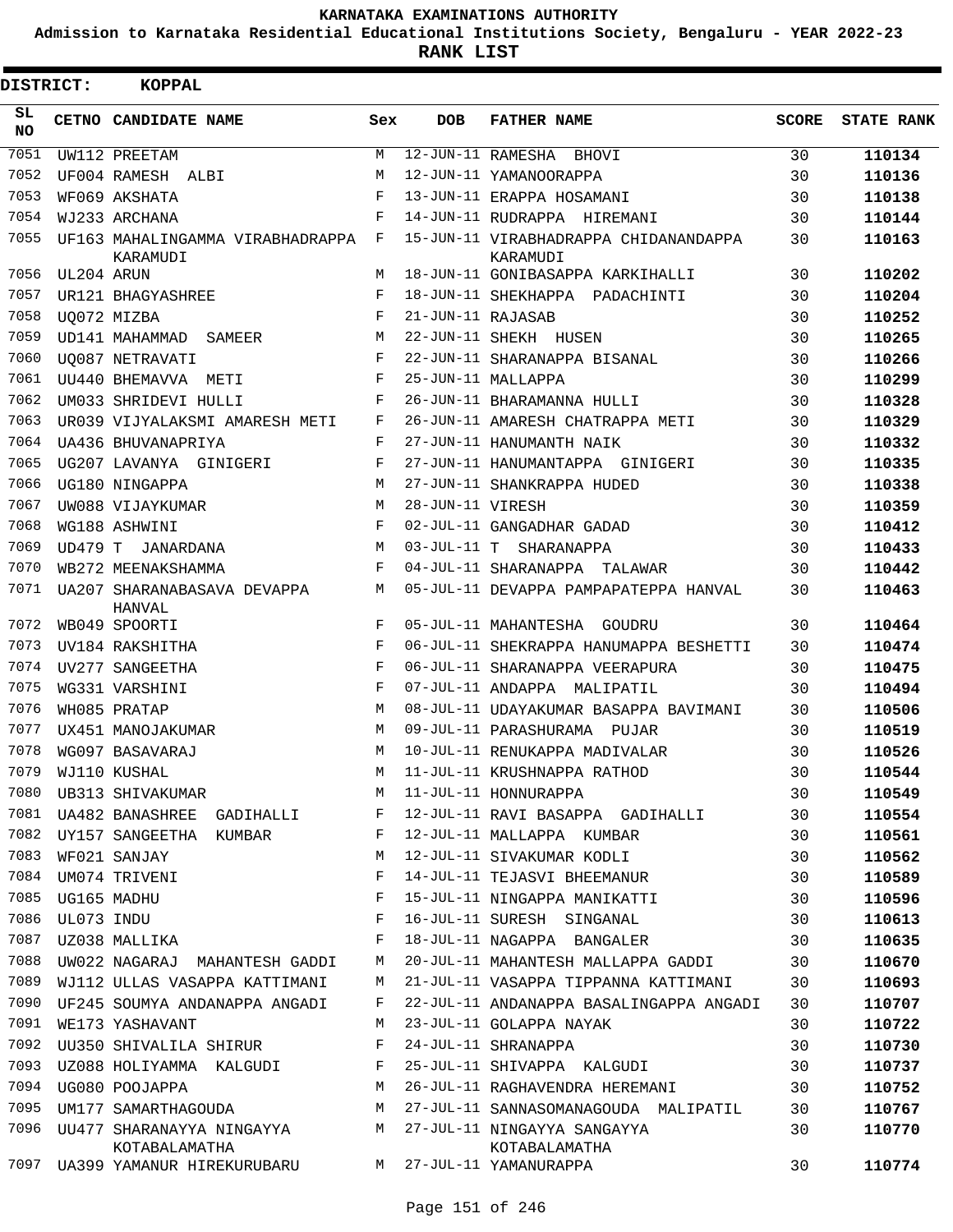KARNATAKA EXAMINATIONS AUTHORITY

Admission to Karnataka Residential Educational Institutions Society, Bengaluru - YEAR 2022-23

**RANK LIST**

**DISTRICT: KOPPAL**

| SL NO | CETNO | CANDIDATE NAME | Sex | DOB | FATHER NAME | SCORE | STATE RANK |
|---|---|---|---|---|---|---|---|
| 7051 | UW112 | PREETAM | M | 12-JUN-11 | RAMESHA BHOVI | 30 | **110134** |
| 7052 | UF004 | RAMESH ALBI | M | 12-JUN-11 | YAMANOORAPPA | 30 | **110136** |
| 7053 | WF069 | AKSHATA | F | 13-JUN-11 | ERAPPA HOSAMANI | 30 | **110138** |
| 7054 | WJ233 | ARCHANA | F | 14-JUN-11 | RUDRAPPA HIREMANI | 30 | **110144** |
| 7055 | UF163 | MAHALINGAMMA VIRABHADRAPPA KARAMUDI | F | 15-JUN-11 | VIRABHADRAPPA CHIDANANDAPPA KARAMUDI | 30 | **110163** |
| 7056 | UL204 | ARUN | M | 18-JUN-11 | GONIBASAPPA KARKIHALLI | 30 | **110202** |
| 7057 | UR121 | BHAGYASHREE | F | 18-JUN-11 | SHEKHAPPA PADACHINTI | 30 | **110204** |
| 7058 | UQ072 | MIZBA | F | 21-JUN-11 | RAJASAB | 30 | **110252** |
| 7059 | UD141 | MAHAMMAD SAMEER | M | 22-JUN-11 | SHEKH HUSEN | 30 | **110265** |
| 7060 | UQ087 | NETRAVATI | F | 22-JUN-11 | SHARANAPPA BISANAL | 30 | **110266** |
| 7061 | UU440 | BHEMAVVA METI | F | 25-JUN-11 | MALLAPPA | 30 | **110299** |
| 7062 | UM033 | SHRIDEVI HULLI | F | 26-JUN-11 | BHARAMANNA HULLI | 30 | **110328** |
| 7063 | UR039 | VIJYALAKSMI AMARESH METI | F | 26-JUN-11 | AMARESH CHATRAPPA METI | 30 | **110329** |
| 7064 | UA436 | BHUVANAPRIYA | F | 27-JUN-11 | HANUMANTH NAIK | 30 | **110332** |
| 7065 | UG207 | LAVANYA GINIGERI | F | 27-JUN-11 | HANUMANTAPPA GINIGERI | 30 | **110335** |
| 7066 | UG180 | NINGAPPA | M | 27-JUN-11 | SHANKRAPPA HUDED | 30 | **110338** |
| 7067 | UW088 | VIJAYKUMAR | M | 28-JUN-11 | VIRESH | 30 | **110359** |
| 7068 | WG188 | ASHWINI | F | 02-JUL-11 | GANGADHAR GADAD | 30 | **110412** |
| 7069 | UD479 | T JANARDANA | M | 03-JUL-11 | T SHARANAPPA | 30 | **110433** |
| 7070 | WB272 | MEENAKSHAMMA | F | 04-JUL-11 | SHARANAPPA TALAWAR | 30 | **110442** |
| 7071 | UA207 | SHARANABASAVA DEVAPPA HANVAL | M | 05-JUL-11 | DEVAPPA PAMPAPATEPPA HANVAL | 30 | **110463** |
| 7072 | WB049 | SPOORTI | F | 05-JUL-11 | MAHANTESHA GOUDRU | 30 | **110464** |
| 7073 | UV184 | RAKSHITHA | F | 06-JUL-11 | SHEKRAPPA HANUMAPPA BESHETTI | 30 | **110474** |
| 7074 | UV277 | SANGEETHA | F | 06-JUL-11 | SHARANAPPA VEERAPURA | 30 | **110475** |
| 7075 | WG331 | VARSHINI | F | 07-JUL-11 | ANDAPPA MALIPATIL | 30 | **110494** |
| 7076 | WH085 | PRATAP | M | 08-JUL-11 | UDAYAKUMAR BASAPPA BAVIMANI | 30 | **110506** |
| 7077 | UX451 | MANOJAKUMAR | M | 09-JUL-11 | PARASHURAMA PUJAR | 30 | **110519** |
| 7078 | WG097 | BASAVARAJ | M | 10-JUL-11 | RENUKAPPA MADIVALAR | 30 | **110526** |
| 7079 | WJ110 | KUSHAL | M | 11-JUL-11 | KRUSHNAPPA RATHOD | 30 | **110544** |
| 7080 | UB313 | SHIVAKUMAR | M | 11-JUL-11 | HONNURAPPA | 30 | **110549** |
| 7081 | UA482 | BANASHREE GADIHALLI | F | 12-JUL-11 | RAVI BASAPPA GADIHALLI | 30 | **110554** |
| 7082 | UY157 | SANGEETHA KUMBAR | F | 12-JUL-11 | MALLAPPA KUMBAR | 30 | **110561** |
| 7083 | WF021 | SANJAY | M | 12-JUL-11 | SIVAKUMAR KODLI | 30 | **110562** |
| 7084 | UM074 | TRIVENI | F | 14-JUL-11 | TEJASVI BHEEMANUR | 30 | **110589** |
| 7085 | UG165 | MADHU | F | 15-JUL-11 | NINGAPPA MANIKATTI | 30 | **110596** |
| 7086 | UL073 | INDU | F | 16-JUL-11 | SURESH SINGANAL | 30 | **110613** |
| 7087 | UZ038 | MALLIKA | F | 18-JUL-11 | NAGAPPA BANGALER | 30 | **110635** |
| 7088 | UW022 | NAGARAJ MAHANTESH GADDI | M | 20-JUL-11 | MAHANTESH MALLAPPA GADDI | 30 | **110670** |
| 7089 | WJ112 | ULLAS VASAPPA KATTIMANI | M | 21-JUL-11 | VASAPPA TIPPANNA KATTIMANI | 30 | **110693** |
| 7090 | UF245 | SOUMYA ANDANAPPA ANGADI | F | 22-JUL-11 | ANDANAPPA BASALINGAPPA ANGADI | 30 | **110707** |
| 7091 | WE173 | YASHAVANT | M | 23-JUL-11 | GOLAPPA NAYAK | 30 | **110722** |
| 7092 | UU350 | SHIVALILA SHIRUR | F | 24-JUL-11 | SHRANAPPA | 30 | **110730** |
| 7093 | UZ088 | HOLIYAMMA KALGUDI | F | 25-JUL-11 | SHIVAPPA KALGUDI | 30 | **110737** |
| 7094 | UG080 | POOJAPPA | M | 26-JUL-11 | RAGHAVENDRA HEREMANI | 30 | **110752** |
| 7095 | UM177 | SAMARTHAGOUDA | M | 27-JUL-11 | SANNASOMANAGOUDA MALIPATIL | 30 | **110767** |
| 7096 | UU477 | SHARANAYYA NINGAYYA KOTABALAMATHA | M | 27-JUL-11 | NINGAYYA SANGAYYA KOTABALAMATHA | 30 | **110770** |
| 7097 | UA399 | YAMANUR HIREKURUBARU | M | 27-JUL-11 | YAMANURAPPA | 30 | **110774** |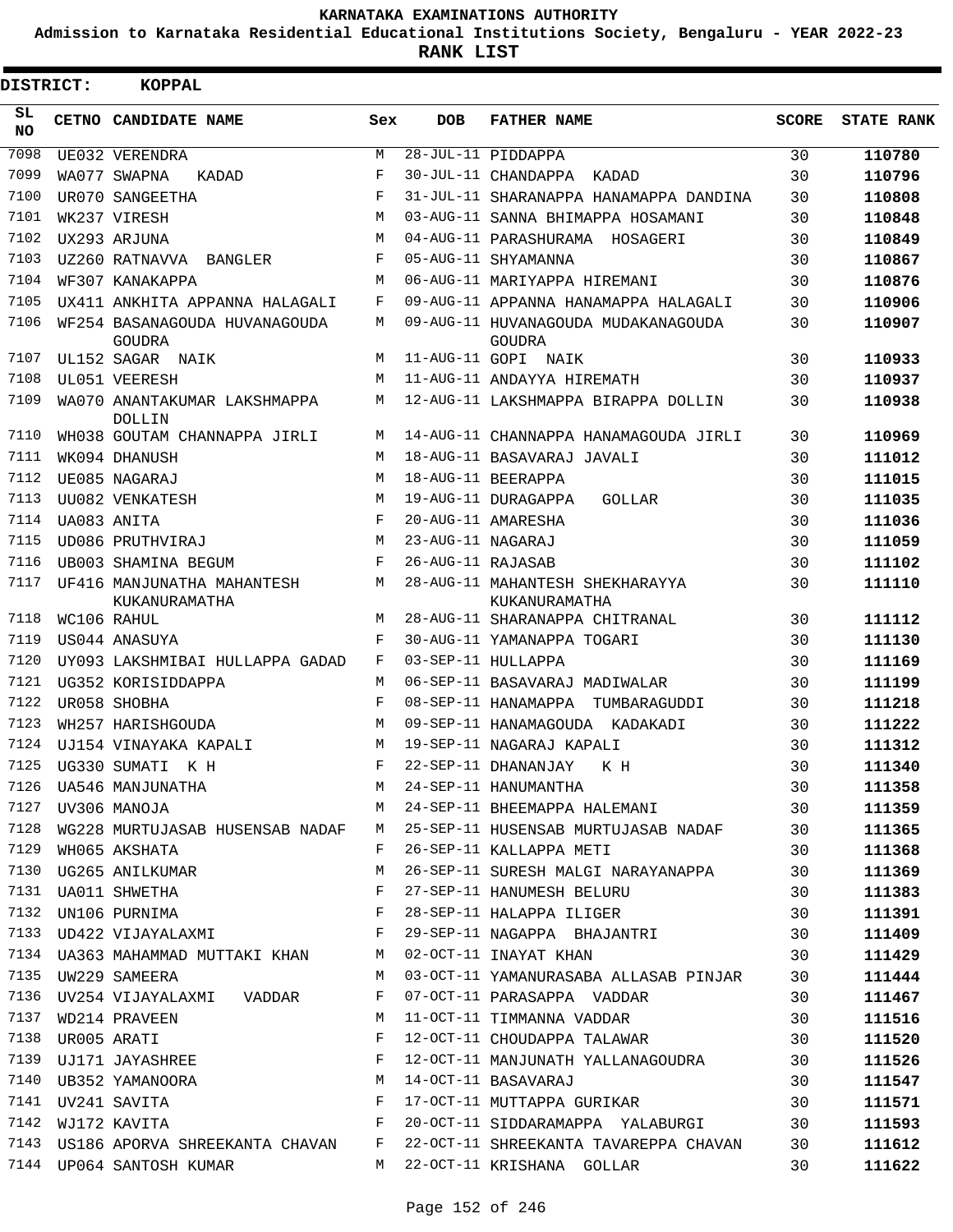KARNATAKA EXAMINATIONS AUTHORITY

Admission to Karnataka Residential Educational Institutions Society, Bengaluru - YEAR 2022-23

**RANK LIST**

**DISTRICT: KOPPAL**

| SL NO | CETNO | CANDIDATE NAME | Sex | DOB | FATHER NAME | SCORE | STATE RANK |
|---|---|---|---|---|---|---|---|
| 7098 | UE032 | VERENDRA | M | 28-JUL-11 | PIDDAPPA | 30 | **110780** |
| 7099 | WA077 | SWAPNA KADAD | F | 30-JUL-11 | CHANDAPPA KADAD | 30 | **110796** |
| 7100 | UR070 | SANGEETHA | F | 31-JUL-11 | SHARANAPPA HANAMAPPA DANDINA | 30 | **110808** |
| 7101 | WK237 | VIRESH | M | 03-AUG-11 | SANNA BHIMAPPA HOSAMANI | 30 | **110848** |
| 7102 | UX293 | ARJUNA | M | 04-AUG-11 | PARASHURAMA HOSAGERI | 30 | **110849** |
| 7103 | UZ260 | RATNAVVA BANGLER | F | 05-AUG-11 | SHYAMANNA | 30 | **110867** |
| 7104 | WF307 | KANAKAPPA | M | 06-AUG-11 | MARIYAPPA HIREMANI | 30 | **110876** |
| 7105 | UX411 | ANKHITA APPANNA HALAGALI | F | 09-AUG-11 | APPANNA HANAMAPPA HALAGALI | 30 | **110906** |
| 7106 | WF254 | BASANAGOUDA HUVANAGOUDA GOUDRA | M | 09-AUG-11 | HUVANAGOUDA MUDAKANAGOUDA GOUDRA | 30 | **110907** |
| 7107 | UL152 | SAGAR NAIK | M | 11-AUG-11 | GOPI NAIK | 30 | **110933** |
| 7108 | UL051 | VEERESH | M | 11-AUG-11 | ANDAYYA HIREMATH | 30 | **110937** |
| 7109 | WA070 | ANANTAKUMAR LAKSHMAPPA DOLLIN | M | 12-AUG-11 | LAKSHMAPPA BIRAPPA DOLLIN | 30 | **110938** |
| 7110 | WH038 | GOUTAM CHANNAPPA JIRLI | M | 14-AUG-11 | CHANNAPPA HANAMAGOUDA JIRLI | 30 | **110969** |
| 7111 | WK094 | DHANUSH | M | 18-AUG-11 | BASAVARAJ JAVALI | 30 | **111012** |
| 7112 | UE085 | NAGARAJ | M | 18-AUG-11 | BEERAPPA | 30 | **111015** |
| 7113 | UU082 | VENKATESH | M | 19-AUG-11 | DURAGAPPA GOLLAR | 30 | **111035** |
| 7114 | UA083 | ANITA | F | 20-AUG-11 | AMARESHA | 30 | **111036** |
| 7115 | UD086 | PRUTHVIRAJ | M | 23-AUG-11 | NAGARAJ | 30 | **111059** |
| 7116 | UB003 | SHAMINA BEGUM | F | 26-AUG-11 | RAJASAB | 30 | **111102** |
| 7117 | UF416 | MANJUNATHA MAHANTESH KUKANURAMATHA | M | 28-AUG-11 | MAHANTESH SHEKHARAYYA KUKANURAMATHA | 30 | **111110** |
| 7118 | WC106 | RAHUL | M | 28-AUG-11 | SHARANAPPA CHITRANAL | 30 | **111112** |
| 7119 | US044 | ANASUYA | F | 30-AUG-11 | YAMANAPPA TOGARI | 30 | **111130** |
| 7120 | UY093 | LAKSHMIBAI HULLAPPA GADAD | F | 03-SEP-11 | HULLAPPA | 30 | **111169** |
| 7121 | UG352 | KORISIDDAPPA | M | 06-SEP-11 | BASAVARAJ MADIWALAR | 30 | **111199** |
| 7122 | UR058 | SHOBHA | F | 08-SEP-11 | HANAMAPPA TUMBARAGUDDI | 30 | **111218** |
| 7123 | WH257 | HARISHGOUDA | M | 09-SEP-11 | HANAMAGOUDA KADAKADI | 30 | **111222** |
| 7124 | UJ154 | VINAYAKA KAPALI | M | 19-SEP-11 | NAGARAJ KAPALI | 30 | **111312** |
| 7125 | UG330 | SUMATI K H | F | 22-SEP-11 | DHANANJAY K H | 30 | **111340** |
| 7126 | UA546 | MANJUNATHA | M | 24-SEP-11 | HANUMANTHA | 30 | **111358** |
| 7127 | UV306 | MANOJA | M | 24-SEP-11 | BHEEMAPPA HALEMANI | 30 | **111359** |
| 7128 | WG228 | MURTUJASAB HUSENSAB NADAF | M | 25-SEP-11 | HUSENSAB MURTUJASAB NADAF | 30 | **111365** |
| 7129 | WH065 | AKSHATA | F | 26-SEP-11 | KALLAPPA METI | 30 | **111368** |
| 7130 | UG265 | ANILKUMAR | M | 26-SEP-11 | SURESH MALGI NARAYANAPPA | 30 | **111369** |
| 7131 | UA011 | SHWETHA | F | 27-SEP-11 | HANUMESH BELURU | 30 | **111383** |
| 7132 | UN106 | PURNIMA | F | 28-SEP-11 | HALAPPA ILIGER | 30 | **111391** |
| 7133 | UD422 | VIJAYALAXMI | F | 29-SEP-11 | NAGAPPA BHAJANTRI | 30 | **111409** |
| 7134 | UA363 | MAHAMMAD MUTTAKI KHAN | M | 02-OCT-11 | INAYAT KHAN | 30 | **111429** |
| 7135 | UW229 | SAMEERA | M | 03-OCT-11 | YAMANURASABA ALLASAB PINJAR | 30 | **111444** |
| 7136 | UV254 | VIJAYALAXMI VADDAR | F | 07-OCT-11 | PARASAPPA VADDAR | 30 | **111467** |
| 7137 | WD214 | PRAVEEN | M | 11-OCT-11 | TIMMANNA VADDAR | 30 | **111516** |
| 7138 | UR005 | ARATI | F | 12-OCT-11 | CHOUDAPPA TALAWAR | 30 | **111520** |
| 7139 | UJ171 | JAYASHREE | F | 12-OCT-11 | MANJUNATH YALLANAGOUDRA | 30 | **111526** |
| 7140 | UB352 | YAMANOORA | M | 14-OCT-11 | BASAVARAJ | 30 | **111547** |
| 7141 | UV241 | SAVITA | F | 17-OCT-11 | MUTTAPPA GURIKAR | 30 | **111571** |
| 7142 | WJ172 | KAVITA | F | 20-OCT-11 | SIDDARAMAPPA YALABURGI | 30 | **111593** |
| 7143 | US186 | APORVA SHREEKANTA CHAVAN | F | 22-OCT-11 | SHREEKANTA TAVAREPPA CHAVAN | 30 | **111612** |
| 7144 | UP064 | SANTOSH KUMAR | M | 22-OCT-11 | KRISHANA GOLLAR | 30 | **111622** |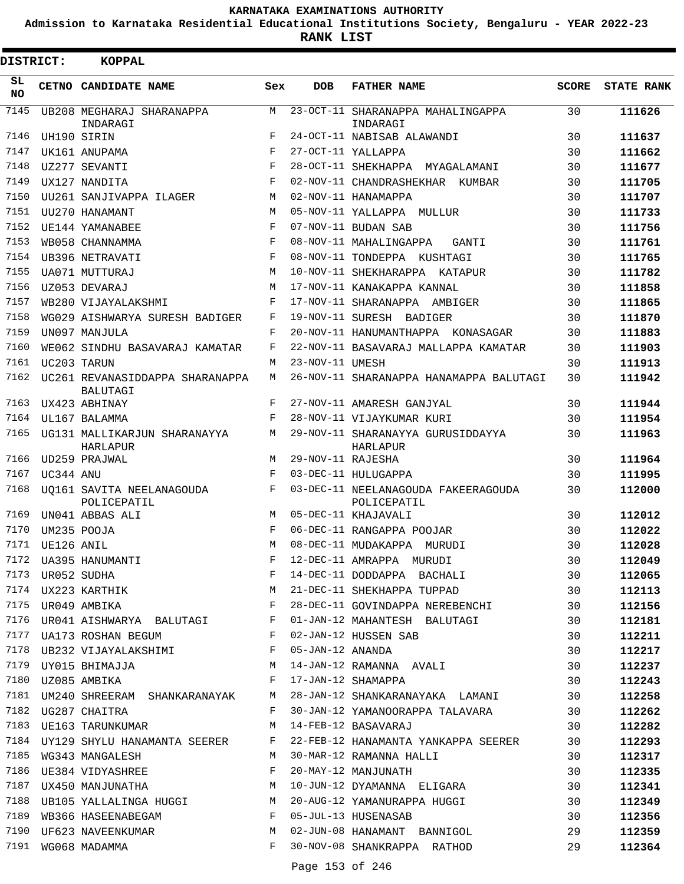KARNATAKA EXAMINATIONS AUTHORITY

Admission to Karnataka Residential Educational Institutions Society, Bengaluru - YEAR 2022-23

**RANK LIST**

**DISTRICT: KOPPAL**

| SL NO | CETNO | CANDIDATE NAME | Sex | DOB | FATHER NAME | SCORE | STATE RANK |
|---|---|---|---|---|---|---|---|
| 7145 | UB208 | MEGHARAJ SHARANAPPA INDARAGI | M | 23-OCT-11 | SHARANAPPA MAHALINGAPPA INDARAGI | 30 | **111626** |
| 7146 | UH190 | SIRIN | F | 24-OCT-11 | NABISAB ALAWANDI | 30 | **111637** |
| 7147 | UK161 | ANUPAMA | F | 27-OCT-11 | YALLAPPA | 30 | **111662** |
| 7148 | UZ277 | SEVANTI | F | 28-OCT-11 | SHEKHAPPA MYAGALAMANI | 30 | **111677** |
| 7149 | UX127 | NANDITA | F | 02-NOV-11 | CHANDRASHEKHAR KUMBAR | 30 | **111705** |
| 7150 | UU261 | SANJIVAPPA ILAGER | M | 02-NOV-11 | HANAMAPPA | 30 | **111707** |
| 7151 | UU270 | HANAMANT | M | 05-NOV-11 | YALLAPPA MULLUR | 30 | **111733** |
| 7152 | UE144 | YAMANABEE | F | 07-NOV-11 | BUDAN SAB | 30 | **111756** |
| 7153 | WB058 | CHANNAMMA | F | 08-NOV-11 | MAHALINGAPPA GANTI | 30 | **111761** |
| 7154 | UB396 | NETRAVATI | F | 08-NOV-11 | TONDEPPA KUSHTAGI | 30 | **111765** |
| 7155 | UA071 | MUTTURAJ | M | 10-NOV-11 | SHEKHARAPPA KATAPUR | 30 | **111782** |
| 7156 | UZ053 | DEVARAJ | M | 17-NOV-11 | KANAKAPPA KANNAL | 30 | **111858** |
| 7157 | WB280 | VIJAYALAKSHMI | F | 17-NOV-11 | SHARANAPPA AMBIGER | 30 | **111865** |
| 7158 | WG029 | AISHWARYA SURESH BADIGER | F | 19-NOV-11 | SURESH BADIGER | 30 | **111870** |
| 7159 | UN097 | MANJULA | F | 20-NOV-11 | HANUMANTHAPPA KONASAGAR | 30 | **111883** |
| 7160 | WE062 | SINDHU BASAVARAJ KAMATAR | F | 22-NOV-11 | BASAVARAJ MALLAPPA KAMATAR | 30 | **111903** |
| 7161 | UC203 | TARUN | M | 23-NOV-11 | UMESH | 30 | **111913** |
| 7162 | UC261 | REVANASIDDAPPA SHARANAPPA BALUTAGI | M | 26-NOV-11 | SHARANAPPA HANAMAPPA BALUTAGI | 30 | **111942** |
| 7163 | UX423 | ABHINAY | F | 27-NOV-11 | AMARESH GANJYAL | 30 | **111944** |
| 7164 | UL167 | BALAMMA | F | 28-NOV-11 | VIJAYKUMAR KURI | 30 | **111954** |
| 7165 | UG131 | MALLIKARJUN SHARANAYYA HARLAPUR | M | 29-NOV-11 | SHARANAYYA GURUSIDDAYYA HARLAPUR | 30 | **111963** |
| 7166 | UD259 | PRAJWAL | M | 29-NOV-11 | RAJESHA | 30 | **111964** |
| 7167 | UC344 | ANU | F | 03-DEC-11 | HULUGAPPA | 30 | **111995** |
| 7168 | UQ161 | SAVITA NEELANAGOUDA POLICEPATIL | F | 03-DEC-11 | NEELANAGOUDA FAKEERAGOUDA POLICEPATIL | 30 | **112000** |
| 7169 | UN041 | ABBAS ALI | M | 05-DEC-11 | KHAJAVALI | 30 | **112012** |
| 7170 | UM235 | POOJA | F | 06-DEC-11 | RANGAPPA POOJAR | 30 | **112022** |
| 7171 | UE126 | ANIL | M | 08-DEC-11 | MUDAKAPPA MURUDI | 30 | **112028** |
| 7172 | UA395 | HANUMANTI | F | 12-DEC-11 | AMRAPPA MURUDI | 30 | **112049** |
| 7173 | UR052 | SUDHA | F | 14-DEC-11 | DODDAPPA BACHALI | 30 | **112065** |
| 7174 | UX223 | KARTHIK | M | 21-DEC-11 | SHEKHAPPA TUPPAD | 30 | **112113** |
| 7175 | UR049 | AMBIKA | F | 28-DEC-11 | GOVINDAPPA NEREBENCHI | 30 | **112156** |
| 7176 | UR041 | AISHWARYA BALUTAGI | F | 01-JAN-12 | MAHANTESH BALUTAGI | 30 | **112181** |
| 7177 | UA173 | ROSHAN BEGUM | F | 02-JAN-12 | HUSSEN SAB | 30 | **112211** |
| 7178 | UB232 | VIJAYALAKSHIMI | F | 05-JAN-12 | ANANDA | 30 | **112217** |
| 7179 | UY015 | BHIMAJJA | M | 14-JAN-12 | RAMANNA AVALI | 30 | **112237** |
| 7180 | UZ085 | AMBIKA | F | 17-JAN-12 | SHAMAPPA | 30 | **112243** |
| 7181 | UM240 | SHREERAM SHANKARANAYAK | M | 28-JAN-12 | SHANKARANAYAKA LAMANI | 30 | **112258** |
| 7182 | UG287 | CHAITRA | F | 30-JAN-12 | YAMANOORAPPA TALAVARA | 30 | **112262** |
| 7183 | UE163 | TARUNKUMAR | M | 14-FEB-12 | BASAVARAJ | 30 | **112282** |
| 7184 | UY129 | SHYLU HANAMANTA SEERER | F | 22-FEB-12 | HANAMANTA YANKAPPA SEERER | 30 | **112293** |
| 7185 | WG343 | MANGALESH | M | 30-MAR-12 | RAMANNA HALLI | 30 | **112317** |
| 7186 | UE384 | VIDYASHREE | F | 20-MAY-12 | MANJUNATH | 30 | **112335** |
| 7187 | UX450 | MANJUNATHA | M | 10-JUN-12 | DYAMANNA ELIGARA | 30 | **112341** |
| 7188 | UB105 | YALLALINGA HUGGI | M | 20-AUG-12 | YAMANURAPPA HUGGI | 30 | **112349** |
| 7189 | WB366 | HASEENABEGAM | F | 05-JUL-13 | HUSENASAB | 30 | **112356** |
| 7190 | UF623 | NAVEENKUMAR | M | 02-JUN-08 | HANAMANT BANNIGOL | 29 | **112359** |
| 7191 | WG068 | MADAMMA | F | 30-NOV-08 | SHANKRAPPA RATHOD | 29 | **112364** |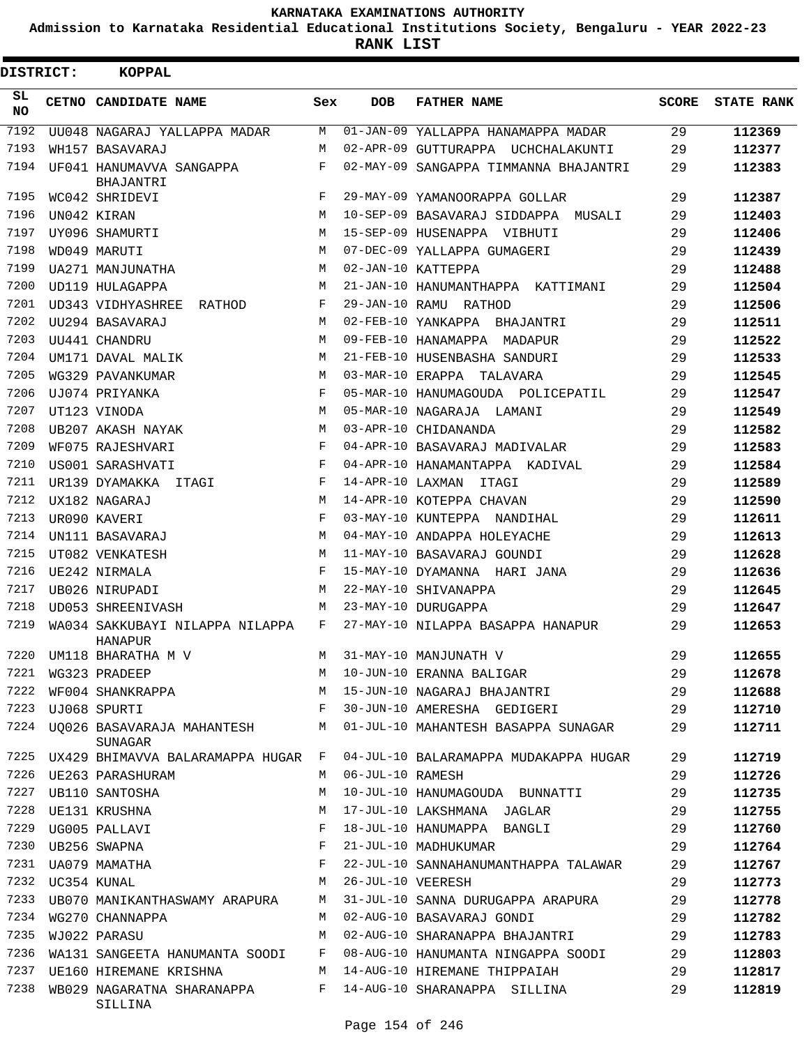# KARNATAKA EXAMINATIONS AUTHORITY

**Admission to Karnataka Residential Educational Institutions Society, Bengaluru - YEAR 2022-23**

**RANK LIST**

**DISTRICT: KOPPAL**

| SL NO | CETNO | CANDIDATE NAME | Sex | DOB | FATHER NAME | SCORE | STATE RANK |
|---|---|---|---|---|---|---|---|
| 7192 | UU048 | NAGARAJ YALLAPPA MADAR | M | 01-JAN-09 | YALLAPPA HANAMAPPA MADAR | 29 | 112369 |
| 7193 | WH157 | BASAVARAJ | M | 02-APR-09 | GUTTURAPPA UCHCHALAKUNTI | 29 | 112377 |
| 7194 | UF041 | HANUMAVVA SANGAPPA BHAJANTRI | F | 02-MAY-09 | SANGAPPA TIMMANNA BHAJANTRI | 29 | 112383 |
| 7195 | WC042 | SHRIDEVI | F | 29-MAY-09 | YAMANOORAPPA GOLLAR | 29 | 112387 |
| 7196 | UN042 | KIRAN | M | 10-SEP-09 | BASAVARAJ SIDDAPPA MUSALI | 29 | 112403 |
| 7197 | UY096 | SHAMURTI | M | 15-SEP-09 | HUSENAPPA VIBHUTI | 29 | 112406 |
| 7198 | WD049 | MARUTI | M | 07-DEC-09 | YALLAPPA GUMAGERI | 29 | 112439 |
| 7199 | UA271 | MANJUNATHA | M | 02-JAN-10 | KATTEPPA | 29 | 112488 |
| 7200 | UD119 | HULAGAPPA | M | 21-JAN-10 | HANUMANTHAPPA KATTIMANI | 29 | 112504 |
| 7201 | UD343 | VIDHYASHREE RATHOD | F | 29-JAN-10 | RAMU RATHOD | 29 | 112506 |
| 7202 | UU294 | BASAVARAJ | M | 02-FEB-10 | YANKAPPA BHAJANTRI | 29 | 112511 |
| 7203 | UU441 | CHANDRU | M | 09-FEB-10 | HANAMAPPA MADAPUR | 29 | 112522 |
| 7204 | UM171 | DAVAL MALIK | M | 21-FEB-10 | HUSENBASHA SANDURI | 29 | 112533 |
| 7205 | WG329 | PAVANKUMAR | M | 03-MAR-10 | ERAPPA TALAVARA | 29 | 112545 |
| 7206 | UJ074 | PRIYANKA | F | 05-MAR-10 | HANUMAGOUDA POLICEPATIL | 29 | 112547 |
| 7207 | UT123 | VINODA | M | 05-MAR-10 | NAGARAJA LAMANI | 29 | 112549 |
| 7208 | UB207 | AKASH NAYAK | M | 03-APR-10 | CHIDANANDA | 29 | 112582 |
| 7209 | WF075 | RAJESHVARI | F | 04-APR-10 | BASAVARAJ MADIVALAR | 29 | 112583 |
| 7210 | US001 | SARASHVATI | F | 04-APR-10 | HANAMANTAPPA KADIVAL | 29 | 112584 |
| 7211 | UR139 | DYAMAKKA ITAGI | F | 14-APR-10 | LAXMAN ITAGI | 29 | 112589 |
| 7212 | UX182 | NAGARAJ | M | 14-APR-10 | KOTEPPA CHAVAN | 29 | 112590 |
| 7213 | UR090 | KAVERI | F | 03-MAY-10 | KUNTEPPA NANDIHAL | 29 | 112611 |
| 7214 | UN111 | BASAVARAJ | M | 04-MAY-10 | ANDAPPA HOLEYACHE | 29 | 112613 |
| 7215 | UT082 | VENKATESH | M | 11-MAY-10 | BASAVARAJ GOUNDI | 29 | 112628 |
| 7216 | UE242 | NIRMALA | F | 15-MAY-10 | DYAMANNA HARI JANA | 29 | 112636 |
| 7217 | UB026 | NIRUPADI | M | 22-MAY-10 | SHIVANAPPA | 29 | 112645 |
| 7218 | UD053 | SHREENIVASH | M | 23-MAY-10 | DURUGAPPA | 29 | 112647 |
| 7219 | WA034 | SAKKUBAYI NILAPPA NILAPPA HANAPUR | F | 27-MAY-10 | NILAPPA BASAPPA HANAPUR | 29 | 112653 |
| 7220 | UM118 | BHARATHA M V | M | 31-MAY-10 | MANJUNATH V | 29 | 112655 |
| 7221 | WG323 | PRADEEP | M | 10-JUN-10 | ERANNA BALIGAR | 29 | 112678 |
| 7222 | WF004 | SHANKRAPPA | M | 15-JUN-10 | NAGARAJ BHAJANTRI | 29 | 112688 |
| 7223 | UJ068 | SPURTI | F | 30-JUN-10 | AMERESHA GEDIGERI | 29 | 112710 |
| 7224 | UQ026 | BASAVARAJA MAHANTESH SUNAGAR | M | 01-JUL-10 | MAHANTESH BASAPPA SUNAGAR | 29 | 112711 |
| 7225 | UX429 | BHIMAVVA BALARAMAPPA HUGAR | F | 04-JUL-10 | BALARAMAPPA MUDAKAPPA HUGAR | 29 | 112719 |
| 7226 | UE263 | PARASHURAM | M | 06-JUL-10 | RAMESH | 29 | 112726 |
| 7227 | UB110 | SANTOSHA | M | 10-JUL-10 | HANUMAGOUDA BUNNATTI | 29 | 112735 |
| 7228 | UE131 | KRUSHNA | M | 17-JUL-10 | LAKSHMANA JAGLAR | 29 | 112755 |
| 7229 | UG005 | PALLAVI | F | 18-JUL-10 | HANUMAPPA BANGLI | 29 | 112760 |
| 7230 | UB256 | SWAPNA | F | 21-JUL-10 | MADHUKUMAR | 29 | 112764 |
| 7231 | UA079 | MAMATHA | F | 22-JUL-10 | SANNAHANUMANTHAPPA TALAWAR | 29 | 112767 |
| 7232 | UC354 | KUNAL | M | 26-JUL-10 | VEERESH | 29 | 112773 |
| 7233 | UB070 | MANIKANTHASWAMY ARAPURA | M | 31-JUL-10 | SANNA DURUGAPPA ARAPURA | 29 | 112778 |
| 7234 | WG270 | CHANNAPPA | M | 02-AUG-10 | BASAVARAJ GONDI | 29 | 112782 |
| 7235 | WJ022 | PARASU | M | 02-AUG-10 | SHARANAPPA BHAJANTRI | 29 | 112783 |
| 7236 | WA131 | SANGEETA HANUMANTA SOODI | F | 08-AUG-10 | HANUMANTA NINGAPPA SOODI | 29 | 112803 |
| 7237 | UE160 | HIREMANE KRISHNA | M | 14-AUG-10 | HIREMANE THIPPAIAH | 29 | 112817 |
| 7238 | WB029 | NAGARATNA SHARANAPPA SILLINA | F | 14-AUG-10 | SHARANAPPA SILLINA | 29 | 112819 |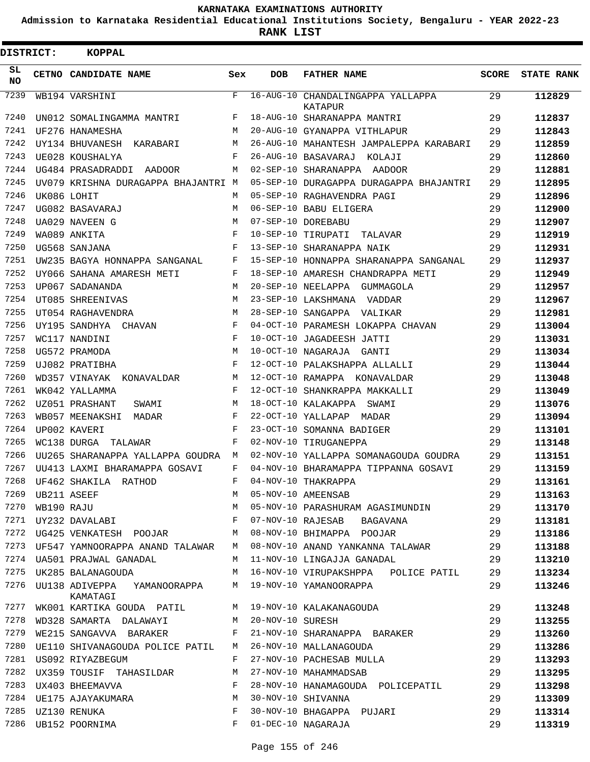# KARNATAKA EXAMINATIONS AUTHORITY

**Admission to Karnataka Residential Educational Institutions Society, Bengaluru - YEAR 2022-23**

**RANK LIST**

**DISTRICT: KOPPAL**

| SL NO | CETNO | CANDIDATE NAME | Sex | DOB | FATHER NAME | SCORE | STATE RANK |
|---|---|---|---|---|---|---|---|
| 7239 | WB194 | VARSHINI | F | 16-AUG-10 | CHANDALINGAPPA YALLAPPA KATAPUR | 29 | **112829** |
| 7240 | UN012 | SOMALINGAMMA MANTRI | F | 18-AUG-10 | SHARANAPPA MANTRI | 29 | **112837** |
| 7241 | UF276 | HANAMESHA | M | 20-AUG-10 | GYANAPPA VITHLAPUR | 29 | **112843** |
| 7242 | UY134 | BHUVANESH KARABARI | M | 26-AUG-10 | MAHANTESH JAMPALEPPA KARABARI | 29 | **112859** |
| 7243 | UE028 | KOUSHALYA | F | 26-AUG-10 | BASAVARAJ KOLAJI | 29 | **112860** |
| 7244 | UG484 | PRASADRADDI AADOOR | M | 02-SEP-10 | SHARANAPPA AADOOR | 29 | **112881** |
| 7245 | UV079 | KRISHNA DURAGAPPA BHAJANTRI | M | 05-SEP-10 | DURAGAPPA DURAGAPPA BHAJANTRI | 29 | **112895** |
| 7246 | UK086 | LOHIT | M | 05-SEP-10 | RAGHAVENDRA PAGI | 29 | **112896** |
| 7247 | UG082 | BASAVARAJ | M | 06-SEP-10 | BABU ELIGERA | 29 | **112900** |
| 7248 | UA029 | NAVEEN G | M | 07-SEP-10 | DOREBABU | 29 | **112907** |
| 7249 | WA089 | ANKITA | F | 10-SEP-10 | TIRUPATI TALAVAR | 29 | **112919** |
| 7250 | UG568 | SANJANA | F | 13-SEP-10 | SHARANAPPA NAIK | 29 | **112931** |
| 7251 | UW235 | BAGYA HONNAPPA SANGANAL | F | 15-SEP-10 | HONNAPPA SHARANAPPA SANGANAL | 29 | **112937** |
| 7252 | UY066 | SAHANA AMARESH METI | F | 18-SEP-10 | AMARESH CHANDRAPPA METI | 29 | **112949** |
| 7253 | UP067 | SADANANDA | M | 20-SEP-10 | NEELAPPA GUMMAGOLA | 29 | **112957** |
| 7254 | UT085 | SHREENIVAS | M | 23-SEP-10 | LAKSHMANA VADDAR | 29 | **112967** |
| 7255 | UT054 | RAGHAVENDRA | M | 28-SEP-10 | SANGAPPA VALIKAR | 29 | **112981** |
| 7256 | UY195 | SANDHYA CHAVAN | F | 04-OCT-10 | PARAMESH LOKAPPA CHAVAN | 29 | **113004** |
| 7257 | WC117 | NANDINI | F | 10-OCT-10 | JAGADEESH JATTI | 29 | **113031** |
| 7258 | UG572 | PRAMODA | M | 10-OCT-10 | NAGARAJA GANTI | 29 | **113034** |
| 7259 | UJ082 | PRATIBHA | F | 12-OCT-10 | PALAKSHAPPA ALLALLI | 29 | **113044** |
| 7260 | WD357 | VINAYAK KONAVALDAR | M | 12-OCT-10 | RAMAPPA KONAVALDAR | 29 | **113048** |
| 7261 | WK042 | YALLAMMA | F | 12-OCT-10 | SHANKRAPPA MAKKALLI | 29 | **113049** |
| 7262 | UZ051 | PRASHANT SWAMI | M | 18-OCT-10 | KALAKAPPA SWAMI | 29 | **113076** |
| 7263 | WB057 | MEENAKSHI MADAR | F | 22-OCT-10 | YALLAPAP MADAR | 29 | **113094** |
| 7264 | UP002 | KAVERI | F | 23-OCT-10 | SOMANNA BADIGER | 29 | **113101** |
| 7265 | WC138 | DURGA TALAWAR | F | 02-NOV-10 | TIRUGANEPPA | 29 | **113148** |
| 7266 | UU265 | SHARANAPPA YALLAPPA GOUDRA | M | 02-NOV-10 | YALLAPPA SOMANAGOUDA GOUDRA | 29 | **113151** |
| 7267 | UU413 | LAXMI BHARAMAPPA GOSAVI | F | 04-NOV-10 | BHARAMAPPA TIPPANNA GOSAVI | 29 | **113159** |
| 7268 | UF462 | SHAKILA RATHOD | F | 04-NOV-10 | THAKRAPPA | 29 | **113161** |
| 7269 | UB211 | ASEEF | M | 05-NOV-10 | AMEENSAB | 29 | **113163** |
| 7270 | WB190 | RAJU | M | 05-NOV-10 | PARASHURAM AGASIMUNDIN | 29 | **113170** |
| 7271 | UY232 | DAVALABI | F | 07-NOV-10 | RAJESAB BAGAVANA | 29 | **113181** |
| 7272 | UG425 | VENKATESH POOJAR | M | 08-NOV-10 | BHIMAPPA POOJAR | 29 | **113186** |
| 7273 | UF547 | YAMNOORAPPA ANAND TALAWAR | M | 08-NOV-10 | ANAND YANKANNA TALAWAR | 29 | **113188** |
| 7274 | UA501 | PRAJWAL GANADAL | M | 11-NOV-10 | LINGAJJA GANADAL | 29 | **113210** |
| 7275 | UK285 | BALANAGOUDA | M | 16-NOV-10 | VIRUPAKSHPPA POLICE PATIL | 29 | **113234** |
| 7276 | UU138 | ADIVEPPA YAMANOORAPPA KAMATAGI | M | 19-NOV-10 | YAMANOORAPPA | 29 | **113246** |
| 7277 | WK001 | KARTIKA GOUDA PATIL | M | 19-NOV-10 | KALAKANAGOUDA | 29 | **113248** |
| 7278 | WD328 | SAMARTA DALAWAYI | M | 20-NOV-10 | SURESH | 29 | **113255** |
| 7279 | WE215 | SANGAVVA BARAKER | F | 21-NOV-10 | SHARANAPPA BARAKER | 29 | **113260** |
| 7280 | UE110 | SHIVANAGOUDA POLICE PATIL | M | 26-NOV-10 | MALLANAGOUDA | 29 | **113286** |
| 7281 | US092 | RIYAZBEGUM | F | 27-NOV-10 | PACHESAB MULLA | 29 | **113293** |
| 7282 | UX359 | TOUSIF TAHASILDAR | M | 27-NOV-10 | MAHAMMADSAB | 29 | **113295** |
| 7283 | UX403 | BHEEMAVVA | F | 28-NOV-10 | HANAMAGOUDA POLICEPATIL | 29 | **113298** |
| 7284 | UE175 | AJAYAKUMARA | M | 30-NOV-10 | SHIVANNA | 29 | **113309** |
| 7285 | UZ130 | RENUKA | F | 30-NOV-10 | BHAGAPPA PUJARI | 29 | **113314** |
| 7286 | UB152 | POORNIMA | F | 01-DEC-10 | NAGARAJA | 29 | **113319** |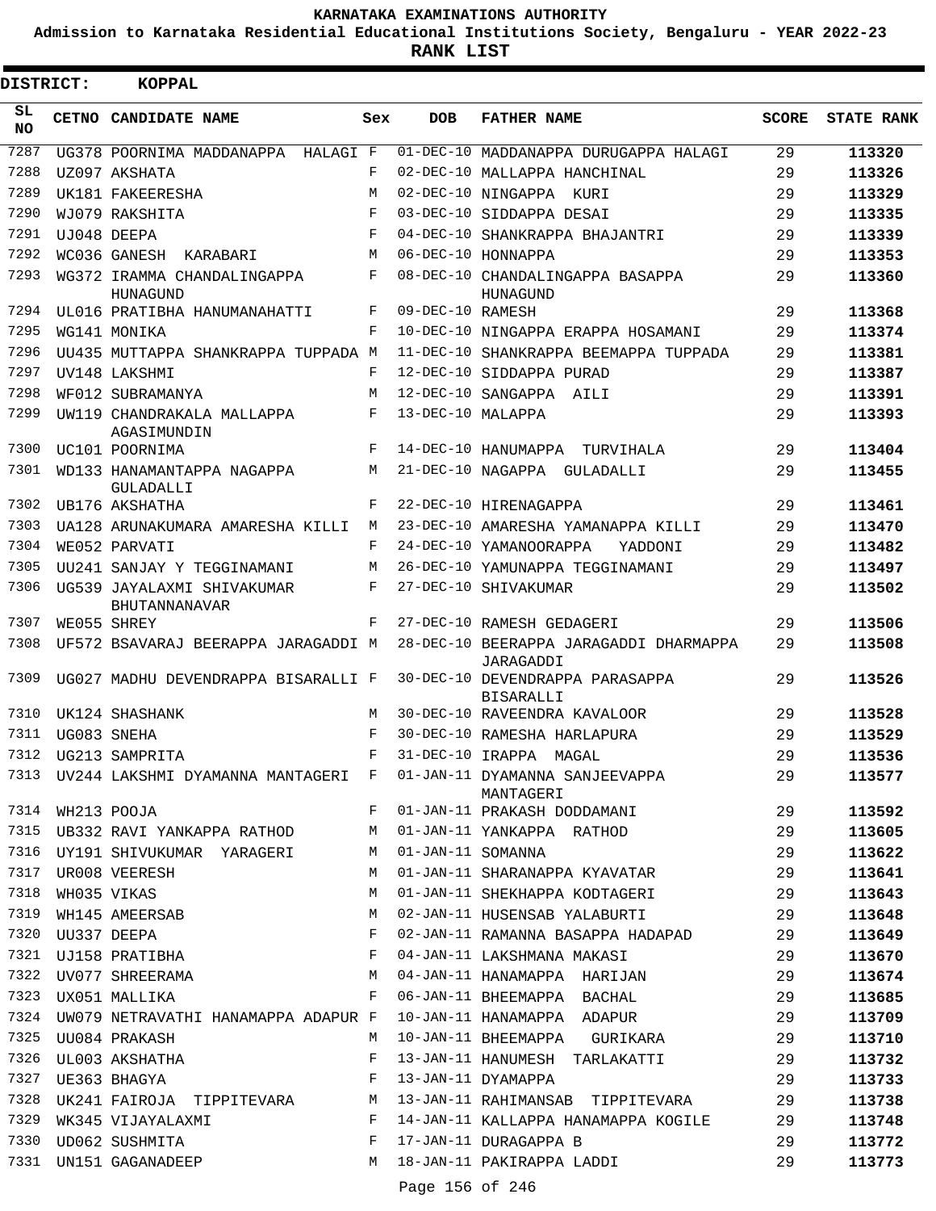# KARNATAKA EXAMINATIONS AUTHORITY

**Admission to Karnataka Residential Educational Institutions Society, Bengaluru - YEAR 2022-23**

**RANK LIST**

**DISTRICT: KOPPAL**

| SL NO | CETNO | CANDIDATE NAME | Sex | DOB | FATHER NAME | SCORE | STATE RANK |
|---|---|---|---|---|---|---|---|
| 7287 | UG378 | POORNIMA MADDANAPPA HALAGI | F | 01-DEC-10 | MADDANAPPA DURUGAPPA HALAGI | 29 | 113320 |
| 7288 | UZ097 | AKSHATA | F | 02-DEC-10 | MALLAPPA HANCHINAL | 29 | 113326 |
| 7289 | UK181 | FAKEERESHA | M | 02-DEC-10 | NINGAPPA KURI | 29 | 113329 |
| 7290 | WJ079 | RAKSHITA | F | 03-DEC-10 | SIDDAPPA DESAI | 29 | 113335 |
| 7291 | UJ048 | DEEPA | F | 04-DEC-10 | SHANKRAPPA BHAJANTRI | 29 | 113339 |
| 7292 | WC036 | GANESH KARABARI | M | 06-DEC-10 | HONNAPPA | 29 | 113353 |
| 7293 | WG372 | IRAMMA CHANDALINGAPPA HUNAGUND | F | 08-DEC-10 | CHANDALINGAPPA BASAPPA HUNAGUND | 29 | 113360 |
| 7294 | UL016 | PRATIBHA HANUMANAHATTI | F | 09-DEC-10 | RAMESH | 29 | 113368 |
| 7295 | WG141 | MONIKA | F | 10-DEC-10 | NINGAPPA ERAPPA HOSAMANI | 29 | 113374 |
| 7296 | UU435 | MUTTAPPA SHANKRAPPA TUPPADA | M | 11-DEC-10 | SHANKRAPPA BEEMAPPA TUPPADA | 29 | 113381 |
| 7297 | UV148 | LAKSHMI | F | 12-DEC-10 | SIDDAPPA PURAD | 29 | 113387 |
| 7298 | WF012 | SUBRAMANYA | M | 12-DEC-10 | SANGAPPA AILI | 29 | 113391 |
| 7299 | UW119 | CHANDRAKALA MALLAPPA AGASIMUNDIN | F | 13-DEC-10 | MALAPPA | 29 | 113393 |
| 7300 | UC101 | POORNIMA | F | 14-DEC-10 | HANUMAPPA TURVIHALA | 29 | 113404 |
| 7301 | WD133 | HANAMANTAPPA NAGAPPA GULADALLI | M | 21-DEC-10 | NAGAPPA GULADALLI | 29 | 113455 |
| 7302 | UB176 | AKSHATHA | F | 22-DEC-10 | HIRENAGAPPA | 29 | 113461 |
| 7303 | UA128 | ARUNAKUMARA AMARESHA KILLI | M | 23-DEC-10 | AMARESHA YAMANAPPA KILLI | 29 | 113470 |
| 7304 | WE052 | PARVATI | F | 24-DEC-10 | YAMANOORAPPA YADDONI | 29 | 113482 |
| 7305 | UU241 | SANJAY Y TEGGINAMANI | M | 26-DEC-10 | YAMUNAPPA TEGGINAMANI | 29 | 113497 |
| 7306 | UG539 | JAYALAXMI SHIVAKUMAR BHUTANNANAVAR | F | 27-DEC-10 | SHIVAKUMAR | 29 | 113502 |
| 7307 | WE055 | SHREY | F | 27-DEC-10 | RAMESH GEDAGERI | 29 | 113506 |
| 7308 | UF572 | BSAVARAJ BEERAPPA JARAGADDI | M | 28-DEC-10 | BEERAPPA JARAGADDI DHARMAPPA JARAGADDI | 29 | 113508 |
| 7309 | UG027 | MADHU DEVENDRAPPA BISARALLI | F | 30-DEC-10 | DEVENDRAPPA PARASAPPA BISARALLI | 29 | 113526 |
| 7310 | UK124 | SHASHANK | M | 30-DEC-10 | RAVEENDRA KAVALOOR | 29 | 113528 |
| 7311 | UG083 | SNEHA | F | 30-DEC-10 | RAMESHA HARLAPURA | 29 | 113529 |
| 7312 | UG213 | SAMPRITA | F | 31-DEC-10 | IRAPPA MAGAL | 29 | 113536 |
| 7313 | UV244 | LAKSHMI DYAMANNA MANTAGERI | F | 01-JAN-11 | DYAMANNA SANJEEVAPPA MANTAGERI | 29 | 113577 |
| 7314 | WH213 | POOJA | F | 01-JAN-11 | PRAKASH DODDAMANI | 29 | 113592 |
| 7315 | UB332 | RAVI YANKAPPA RATHOD | M | 01-JAN-11 | YANKAPPA RATHOD | 29 | 113605 |
| 7316 | UY191 | SHIVUKUMAR YARAGERI | M | 01-JAN-11 | SOMANNA | 29 | 113622 |
| 7317 | UR008 | VEERESH | M | 01-JAN-11 | SHARANAPPA KYAVATAR | 29 | 113641 |
| 7318 | WH035 | VIKAS | M | 01-JAN-11 | SHEKHAPPA KODTAGERI | 29 | 113643 |
| 7319 | WH145 | AMEERSAB | M | 02-JAN-11 | HUSENSAB YALABURTI | 29 | 113648 |
| 7320 | UU337 | DEEPA | F | 02-JAN-11 | RAMANNA BASAPPA HADAPAD | 29 | 113649 |
| 7321 | UJ158 | PRATIBHA | F | 04-JAN-11 | LAKSHMANA MAKASI | 29 | 113670 |
| 7322 | UV077 | SHREERAMA | M | 04-JAN-11 | HANAMAPPA HARIJAN | 29 | 113674 |
| 7323 | UX051 | MALLIKA | F | 06-JAN-11 | BHEEMAPPA BACHAL | 29 | 113685 |
| 7324 | UW079 | NETRAVATHI HANAMAPPA ADAPUR | F | 10-JAN-11 | HANAMAPPA ADAPUR | 29 | 113709 |
| 7325 | UU084 | PRAKASH | M | 10-JAN-11 | BHEEMAPPA GURIKARA | 29 | 113710 |
| 7326 | UL003 | AKSHATHA | F | 13-JAN-11 | HANUMESH TARLAKATTI | 29 | 113732 |
| 7327 | UE363 | BHAGYA | F | 13-JAN-11 | DYAMAPPA | 29 | 113733 |
| 7328 | UK241 | FAIROJA TIPPITEVARA | M | 13-JAN-11 | RAHIMANSAB TIPPITEVARA | 29 | 113738 |
| 7329 | WK345 | VIJAYALAXMI | F | 14-JAN-11 | KALLAPPA HANAMAPPA KOGILE | 29 | 113748 |
| 7330 | UD062 | SUSHMITA | F | 17-JAN-11 | DURAGAPPA B | 29 | 113772 |
| 7331 | UN151 | GAGANADEEP | M | 18-JAN-11 | PAKIRAPPA LADDI | 29 | 113773 |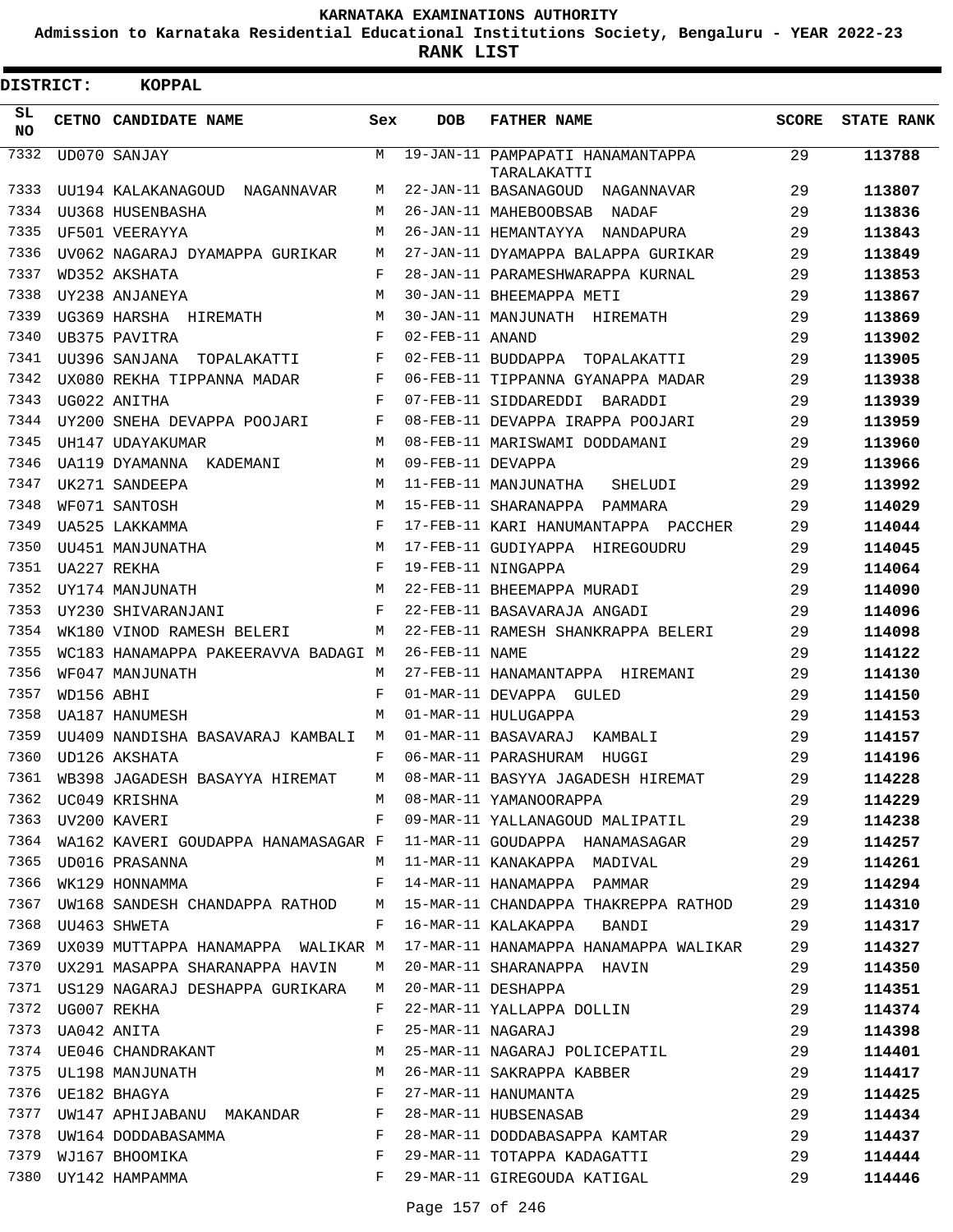# KARNATAKA EXAMINATIONS AUTHORITY

**Admission to Karnataka Residential Educational Institutions Society, Bengaluru - YEAR 2022-23**

**RANK LIST**

**DISTRICT: KOPPAL**

| SL NO | CETNO | CANDIDATE NAME | Sex | DOB | FATHER NAME | SCORE | STATE RANK |
|---|---|---|---|---|---|---|---|
| 7332 | UD070 | SANJAY | M | 19-JAN-11 | PAMPAPATI HANAMANTAPPA TARALAKATTI | 29 | 113788 |
| 7333 | UU194 | KALAKANAGOUD NAGANNAVAR | M | 22-JAN-11 | BASANAGOUD NAGANNAVAR | 29 | 113807 |
| 7334 | UU368 | HUSENBASHA | M | 26-JAN-11 | MAHEBOOBSAB NADAF | 29 | 113836 |
| 7335 | UF501 | VEERAYYA | M | 26-JAN-11 | HEMANTAYYA NANDAPURA | 29 | 113843 |
| 7336 | UV062 | NAGARAJ DYAMAPPA GURIKAR | M | 27-JAN-11 | DYAMAPPA BALAPPA GURIKAR | 29 | 113849 |
| 7337 | WD352 | AKSHATA | F | 28-JAN-11 | PARAMESHWARAPPA KURNAL | 29 | 113853 |
| 7338 | UY238 | ANJANEYA | M | 30-JAN-11 | BHEEMAPPA METI | 29 | 113867 |
| 7339 | UG369 | HARSHA HIREMATH | M | 30-JAN-11 | MANJUNATH HIREMATH | 29 | 113869 |
| 7340 | UB375 | PAVITRA | F | 02-FEB-11 | ANAND | 29 | 113902 |
| 7341 | UU396 | SANJANA TOPALAKATTI | F | 02-FEB-11 | BUDDAPPA TOPALAKATTI | 29 | 113905 |
| 7342 | UX080 | REKHA TIPPANNA MADAR | F | 06-FEB-11 | TIPPANNA GYANAPPA MADAR | 29 | 113938 |
| 7343 | UG022 | ANITHA | F | 07-FEB-11 | SIDDAREDDI BARADDI | 29 | 113939 |
| 7344 | UY200 | SNEHA DEVAPPA POOJARI | F | 08-FEB-11 | DEVAPPA IRAPPA POOJARI | 29 | 113959 |
| 7345 | UH147 | UDAYAKUMAR | M | 08-FEB-11 | MARISWAMI DODDAMANI | 29 | 113960 |
| 7346 | UA119 | DYAMANNA KADEMANI | M | 09-FEB-11 | DEVAPPA | 29 | 113966 |
| 7347 | UK271 | SANDEEPA | M | 11-FEB-11 | MANJUNATHA SHELUDI | 29 | 113992 |
| 7348 | WF071 | SANTOSH | M | 15-FEB-11 | SHARANAPPA PAMMARA | 29 | 114029 |
| 7349 | UA525 | LAKKAMMA | F | 17-FEB-11 | KARI HANUMANTAPPA PACCHER | 29 | 114044 |
| 7350 | UU451 | MANJUNATHA | M | 17-FEB-11 | GUDIYAPPA HIREGOUDRU | 29 | 114045 |
| 7351 | UA227 | REKHA | F | 19-FEB-11 | NINGAPPA | 29 | 114064 |
| 7352 | UY174 | MANJUNATH | M | 22-FEB-11 | BHEEMAPPA MURADI | 29 | 114090 |
| 7353 | UY230 | SHIVARANJANI | F | 22-FEB-11 | BASAVARAJA ANGADI | 29 | 114096 |
| 7354 | WK180 | VINOD RAMESH BELERI | M | 22-FEB-11 | RAMESH SHANKRAPPA BELERI | 29 | 114098 |
| 7355 | WC183 | HANAMAPPA PAKEERAVVA BADAGI | M | 26-FEB-11 | NAME | 29 | 114122 |
| 7356 | WF047 | MANJUNATH | M | 27-FEB-11 | HANAMANTAPPA HIREMANI | 29 | 114130 |
| 7357 | WD156 | ABHI | F | 01-MAR-11 | DEVAPPA GULED | 29 | 114150 |
| 7358 | UA187 | HANUMESH | M | 01-MAR-11 | HULUGAPPA | 29 | 114153 |
| 7359 | UU409 | NANDISHA BASAVARAJ KAMBALI | M | 01-MAR-11 | BASAVARAJ KAMBALI | 29 | 114157 |
| 7360 | UD126 | AKSHATA | F | 06-MAR-11 | PARASHURAM HUGGI | 29 | 114196 |
| 7361 | WB398 | JAGADESH BASAYYA HIREMAT | M | 08-MAR-11 | BASYYA JAGADESH HIREMAT | 29 | 114228 |
| 7362 | UC049 | KRISHNA | M | 08-MAR-11 | YAMANOORAPPA | 29 | 114229 |
| 7363 | UV200 | KAVERI | F | 09-MAR-11 | YALLANAGOUD MALIPATIL | 29 | 114238 |
| 7364 | WA162 | KAVERI GOUDAPPA HANAMASAGAR | F | 11-MAR-11 | GOUDAPPA HANAMASAGAR | 29 | 114257 |
| 7365 | UD016 | PRASANNA | M | 11-MAR-11 | KANAKAPPA MADIVAL | 29 | 114261 |
| 7366 | WK129 | HONNAMMA | F | 14-MAR-11 | HANAMAPPA PAMMAR | 29 | 114294 |
| 7367 | UW168 | SANDESH CHANDAPPA RATHOD | M | 15-MAR-11 | CHANDAPPA THAKREPPA RATHOD | 29 | 114310 |
| 7368 | UU463 | SHWETA | F | 16-MAR-11 | KALAKAPPA BANDI | 29 | 114317 |
| 7369 | UX039 | MUTTAPPA HANAMAPPA WALIKAR | M | 17-MAR-11 | HANAMAPPA HANAMAPPA WALIKAR | 29 | 114327 |
| 7370 | UX291 | MASAPPA SHARANAPPA HAVIN | M | 20-MAR-11 | SHARANAPPA HAVIN | 29 | 114350 |
| 7371 | US129 | NAGARAJ DESHAPPA GURIKARA | M | 20-MAR-11 | DESHAPPA | 29 | 114351 |
| 7372 | UG007 | REKHA | F | 22-MAR-11 | YALLAPPA DOLLIN | 29 | 114374 |
| 7373 | UA042 | ANITA | F | 25-MAR-11 | NAGARAJ | 29 | 114398 |
| 7374 | UE046 | CHANDRAKANT | M | 25-MAR-11 | NAGARAJ POLICEPATIL | 29 | 114401 |
| 7375 | UL198 | MANJUNATH | M | 26-MAR-11 | SAKRAPPA KABBER | 29 | 114417 |
| 7376 | UE182 | BHAGYA | F | 27-MAR-11 | HANUMANTA | 29 | 114425 |
| 7377 | UW147 | APHIJABANU MAKANDAR | F | 28-MAR-11 | HUBSENASAB | 29 | 114434 |
| 7378 | UW164 | DODDABASAMMA | F | 28-MAR-11 | DODDABASAPPA KAMTAR | 29 | 114437 |
| 7379 | WJ167 | BHOOMIKA | F | 29-MAR-11 | TOTAPPA KADAGATTI | 29 | 114444 |
| 7380 | UY142 | HAMPAMMA | F | 29-MAR-11 | GIREGOUDA KATIGAL | 29 | 114446 |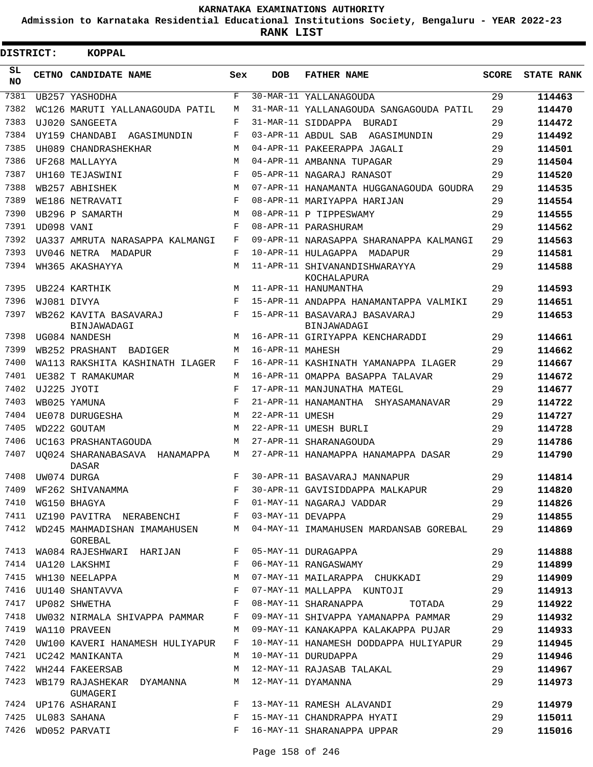KARNATAKA EXAMINATIONS AUTHORITY

Admission to Karnataka Residential Educational Institutions Society, Bengaluru - YEAR 2022-23

**RANK LIST**

**DISTRICT: KOPPAL**

| SL NO | CETNO | CANDIDATE NAME | Sex | DOB | FATHER NAME | SCORE | STATE RANK |
|---|---|---|---|---|---|---|---|
| 7381 | UB257 | YASHODHA | F | 30-MAR-11 | YALLANAGOUDA | 29 | **114463** |
| 7382 | WC126 | MARUTI YALLANAGOUDA PATIL | M | 31-MAR-11 | YALLANAGOUDA SANGAGOUDA PATIL | 29 | **114470** |
| 7383 | UJ020 | SANGEETA | F | 31-MAR-11 | SIDDAPPA BURADI | 29 | **114472** |
| 7384 | UY159 | CHANDABI AGASIMUNDIN | F | 03-APR-11 | ABDUL SAB AGASIMUNDIN | 29 | **114492** |
| 7385 | UH089 | CHANDRASHEKHAR | M | 04-APR-11 | PAKEERAPPA JAGALI | 29 | **114501** |
| 7386 | UF268 | MALLAYYA | M | 04-APR-11 | AMBANNA TUPAGAR | 29 | **114504** |
| 7387 | UH160 | TEJASWINI | F | 05-APR-11 | NAGARAJ RANASOT | 29 | **114520** |
| 7388 | WB257 | ABHISHEK | M | 07-APR-11 | HANAMANTA HUGGANAGOUDA GOUDRA | 29 | **114535** |
| 7389 | WE186 | NETRAVATI | F | 08-APR-11 | MARIYAPPA HARIJAN | 29 | **114554** |
| 7390 | UB296 | P SAMARTH | M | 08-APR-11 | P TIPPESWAMY | 29 | **114555** |
| 7391 | UD098 | VANI | F | 08-APR-11 | PARASHURAM | 29 | **114562** |
| 7392 | UA337 | AMRUTA NARASAPPA KALMANGI | F | 09-APR-11 | NARASAPPA SHARANAPPA KALMANGI | 29 | **114563** |
| 7393 | UV046 | NETRA MADAPUR | F | 10-APR-11 | HULAGAPPA MADAPUR | 29 | **114581** |
| 7394 | WH365 | AKASHAYYA | M | 11-APR-11 | SHIVANANDISHWARAYYA KOCHALAPURA | 29 | **114588** |
| 7395 | UB224 | KARTHIK | M | 11-APR-11 | HANUMANTHA | 29 | **114593** |
| 7396 | WJ081 | DIVYA | F | 15-APR-11 | ANDAPPA HANAMANTAPPA VALMIKI | 29 | **114651** |
| 7397 | WB262 | KAVITA BASAVARAJ BINJAWADAGI | F | 15-APR-11 | BASAVARAJ BASAVARAJ BINJAWADAGI | 29 | **114653** |
| 7398 | UG084 | NANDESH | M | 16-APR-11 | GIRIYAPPA KENCHARADDI | 29 | **114661** |
| 7399 | WB252 | PRASHANT BADIGER | M | 16-APR-11 | MAHESH | 29 | **114662** |
| 7400 | WA113 | RAKSHITA KASHINATH ILAGER | F | 16-APR-11 | KASHINATH YAMANAPPA ILAGER | 29 | **114667** |
| 7401 | UE382 | T RAMAKUMAR | M | 16-APR-11 | OMAPPA BASAPPA TALAVAR | 29 | **114672** |
| 7402 | UJ225 | JYOTI | F | 17-APR-11 | MANJUNATHA MATEGL | 29 | **114677** |
| 7403 | WB025 | YAMUNA | F | 21-APR-11 | HANAMANTHA SHYASAMANAVAR | 29 | **114722** |
| 7404 | UE078 | DURUGESHA | M | 22-APR-11 | UMESH | 29 | **114727** |
| 7405 | WD222 | GOUTAM | M | 22-APR-11 | UMESH BURLI | 29 | **114728** |
| 7406 | UC163 | PRASHANTAGOUDA | M | 27-APR-11 | SHARANAGOUDA | 29 | **114786** |
| 7407 | UQ024 | SHARANABASAVA HANAMAPPA DASAR | M | 27-APR-11 | HANAMAPPA HANAMAPPA DASAR | 29 | **114790** |
| 7408 | UW074 | DURGA | F | 30-APR-11 | BASAVARAJ MANNAPUR | 29 | **114814** |
| 7409 | WF262 | SHIVANAMMA | F | 30-APR-11 | GAVISIDDAPPA MALKAPUR | 29 | **114820** |
| 7410 | WG150 | BHAGYA | F | 01-MAY-11 | NAGARAJ VADDAR | 29 | **114826** |
| 7411 | UZ190 | PAVITRA NERABENCHI | F | 03-MAY-11 | DEVAPPA | 29 | **114855** |
| 7412 | WD245 | MAHMADISHAN IMAMAHUSEN GOREBAL | M | 04-MAY-11 | IMAMAHUSEN MARDANSAB GOREBAL | 29 | **114869** |
| 7413 | WA084 | RAJESHWARI HARIJAN | F | 05-MAY-11 | DURAGAPPA | 29 | **114888** |
| 7414 | UA120 | LAKSHMI | F | 06-MAY-11 | RANGASWAMY | 29 | **114899** |
| 7415 | WH130 | NEELAPPA | M | 07-MAY-11 | MAILARAPPA CHUKKADI | 29 | **114909** |
| 7416 | UU140 | SHANTAVVA | F | 07-MAY-11 | MALLAPPA KUNTOJI | 29 | **114913** |
| 7417 | UP082 | SHWETHA | F | 08-MAY-11 | SHARANAPPA TOTADA | 29 | **114922** |
| 7418 | UW032 | NIRMALA SHIVAPPA PAMMAR | F | 09-MAY-11 | SHIVAPPA YAMANAPPA PAMMAR | 29 | **114932** |
| 7419 | WA110 | PRAVEEN | M | 09-MAY-11 | KANAKAPPA KALAKAPPA PUJAR | 29 | **114933** |
| 7420 | UW100 | KAVERI HANAMESH HULIYAPUR | F | 10-MAY-11 | HANAMESH DODDAPPA HULIYAPUR | 29 | **114945** |
| 7421 | UC242 | MANIKANTA | M | 10-MAY-11 | DURUDAPPA | 29 | **114946** |
| 7422 | WH244 | FAKEERSAB | M | 12-MAY-11 | RAJASAB TALAKAL | 29 | **114967** |
| 7423 | WB179 | RAJASHEKAR DYAMANNA GUMAGERI | M | 12-MAY-11 | DYAMANNA | 29 | **114973** |
| 7424 | UP176 | ASHARANI | F | 13-MAY-11 | RAMESH ALAVANDI | 29 | **114979** |
| 7425 | UL083 | SAHANA | F | 15-MAY-11 | CHANDRAPPA HYATI | 29 | **115011** |
| 7426 | WD052 | PARVATI | F | 16-MAY-11 | SHARANAPPA UPPAR | 29 | **115016** |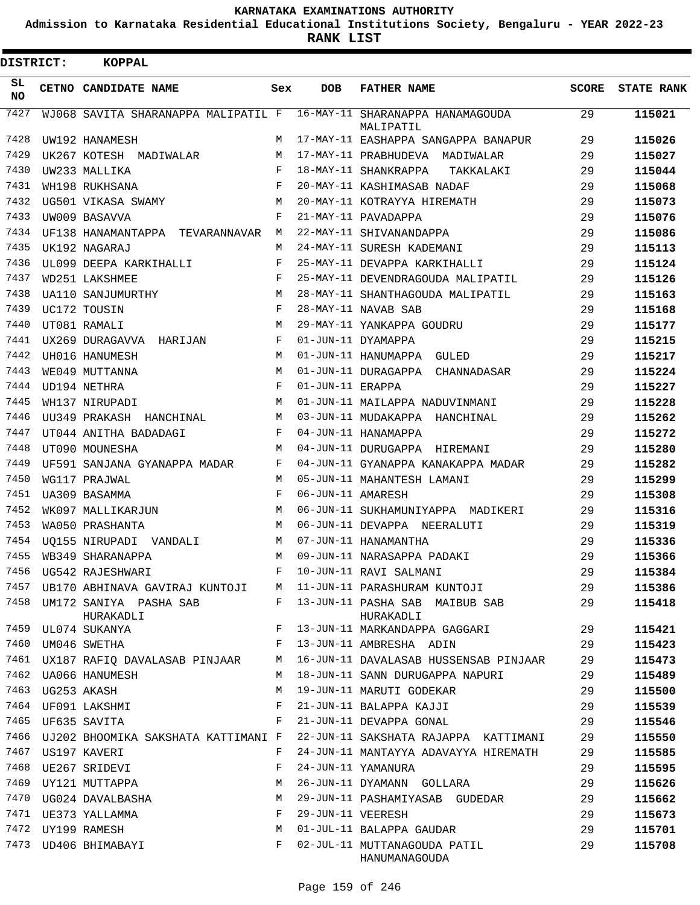# KARNATAKA EXAMINATIONS AUTHORITY

**Admission to Karnataka Residential Educational Institutions Society, Bengaluru - YEAR 2022-23**

**RANK LIST**

**DISTRICT: KOPPAL**

| SL NO | CETNO | CANDIDATE NAME | Sex | DOB | FATHER NAME | SCORE | STATE RANK |
|---|---|---|---|---|---|---|---|
| 7427 | WJ068 | SAVITA SHARANAPPA MALIPATIL | F | 16-MAY-11 | SHARANAPPA HANAMAGOUDA MALIPATIL | 29 | 115021 |
| 7428 | UW192 | HANAMESH | M | 17-MAY-11 | EASHAPPA SANGAPPA BANAPUR | 29 | 115026 |
| 7429 | UK267 | KOTESH MADIWALAR | M | 17-MAY-11 | PRABHUDEVA MADIWALAR | 29 | 115027 |
| 7430 | UW233 | MALLIKA | F | 18-MAY-11 | SHANKRAPPA TAKKALAKI | 29 | 115044 |
| 7431 | WH198 | RUKHSANA | F | 20-MAY-11 | KASHIMASAB NADAF | 29 | 115068 |
| 7432 | UG501 | VIKASA SWAMY | M | 20-MAY-11 | KOTRAYYA HIREMATH | 29 | 115073 |
| 7433 | UW009 | BASAVVA | F | 21-MAY-11 | PAVADAPPA | 29 | 115076 |
| 7434 | UF138 | HANAMANTAPPA TEVARANNAVAR | M | 22-MAY-11 | SHIVANANDAPPA | 29 | 115086 |
| 7435 | UK192 | NAGARAJ | M | 24-MAY-11 | SURESH KADEMANI | 29 | 115113 |
| 7436 | UL099 | DEEPA KARKIHALLI | F | 25-MAY-11 | DEVAPPA KARKIHALLI | 29 | 115124 |
| 7437 | WD251 | LAKSHMEE | F | 25-MAY-11 | DEVENDRAGOUDA MALIPATIL | 29 | 115126 |
| 7438 | UA110 | SANJUMURTHY | M | 28-MAY-11 | SHANTHAGOUDA MALIPATIL | 29 | 115163 |
| 7439 | UC172 | TOUSIN | F | 28-MAY-11 | NAVAB SAB | 29 | 115168 |
| 7440 | UT081 | RAMALI | M | 29-MAY-11 | YANKAPPA GOUDRU | 29 | 115177 |
| 7441 | UX269 | DURAGAVVA HARIJAN | F | 01-JUN-11 | DYAMAPPA | 29 | 115215 |
| 7442 | UH016 | HANUMESH | M | 01-JUN-11 | HANUMAPPA GULED | 29 | 115217 |
| 7443 | WE049 | MUTTANNA | M | 01-JUN-11 | DURAGAPPA CHANNADASAR | 29 | 115224 |
| 7444 | UD194 | NETHRA | F | 01-JUN-11 | ERAPPA | 29 | 115227 |
| 7445 | WH137 | NIRUPADI | M | 01-JUN-11 | MAILAPPA NADUVINMANI | 29 | 115228 |
| 7446 | UU349 | PRAKASH HANCHINAL | M | 03-JUN-11 | MUDAKAPPA HANCHINAL | 29 | 115262 |
| 7447 | UT044 | ANITHA BADADAGI | F | 04-JUN-11 | HANAMAPPA | 29 | 115272 |
| 7448 | UT090 | MOUNESHA | M | 04-JUN-11 | DURUGAPPA HIREMANI | 29 | 115280 |
| 7449 | UF591 | SANJANA GYANAPPA MADAR | F | 04-JUN-11 | GYANAPPA KANAKAPPA MADAR | 29 | 115282 |
| 7450 | WG117 | PRAJWAL | M | 05-JUN-11 | MAHANTESH LAMANI | 29 | 115299 |
| 7451 | UA309 | BASAMMA | F | 06-JUN-11 | AMARESH | 29 | 115308 |
| 7452 | WK097 | MALLIKARJUN | M | 06-JUN-11 | SUKHAMUNIYAPPA MADIKERI | 29 | 115316 |
| 7453 | WA050 | PRASHANTA | M | 06-JUN-11 | DEVAPPA NEERALUTI | 29 | 115319 |
| 7454 | UQ155 | NIRUPADI VANDALI | M | 07-JUN-11 | HANAMANTHA | 29 | 115336 |
| 7455 | WB349 | SHARANAPPA | M | 09-JUN-11 | NARASAPPA PADAKI | 29 | 115366 |
| 7456 | UG542 | RAJESHWARI | F | 10-JUN-11 | RAVI SALMANI | 29 | 115384 |
| 7457 | UB170 | ABHINAVA GAVIRAJ KUNTOJI | M | 11-JUN-11 | PARASHURAM KUNTOJI | 29 | 115386 |
| 7458 | UM172 | SANIYA PASHA SAB HURAKADLI | F | 13-JUN-11 | PASHA SAB MAIBUB SAB HURAKADLI | 29 | 115418 |
| 7459 | UL074 | SUKANYA | F | 13-JUN-11 | MARKANDAPPA GAGGARI | 29 | 115421 |
| 7460 | UM046 | SWETHA | F | 13-JUN-11 | AMBRESHA ADIN | 29 | 115423 |
| 7461 | UX187 | RAFIQ DAVALASAB PINJAAR | M | 16-JUN-11 | DAVALASAB HUSSENSAB PINJAAR | 29 | 115473 |
| 7462 | UA066 | HANUMESH | M | 18-JUN-11 | SANN DURUGAPPA NAPURI | 29 | 115489 |
| 7463 | UG253 | AKASH | M | 19-JUN-11 | MARUTI GODEKAR | 29 | 115500 |
| 7464 | UF091 | LAKSHMI | F | 21-JUN-11 | BALAPPA KAJJI | 29 | 115539 |
| 7465 | UF635 | SAVITA | F | 21-JUN-11 | DEVAPPA GONAL | 29 | 115546 |
| 7466 | UJ202 | BHOOMIKA SAKSHATA KATTIMANI | F | 22-JUN-11 | SAKSHATA RAJAPPA KATTIMANI | 29 | 115550 |
| 7467 | US197 | KAVERI | F | 24-JUN-11 | MANTAYYA ADAVAYYA HIREMATH | 29 | 115585 |
| 7468 | UE267 | SRIDEVI | F | 24-JUN-11 | YAMANURA | 29 | 115595 |
| 7469 | UY121 | MUTTAPPA | M | 26-JUN-11 | DYAMANN GOLLARA | 29 | 115626 |
| 7470 | UG024 | DAVALBASHA | M | 29-JUN-11 | PASHAMIYASAB GUDEDAR | 29 | 115662 |
| 7471 | UE373 | YALLAMMA | F | 29-JUN-11 | VEERESH | 29 | 115673 |
| 7472 | UY199 | RAMESH | M | 01-JUL-11 | BALAPPA GAUDAR | 29 | 115701 |
| 7473 | UD406 | BHIMABAYI | F | 02-JUL-11 | MUTTANAGOUDA PATIL HANUMANAGOUDA | 29 | 115708 |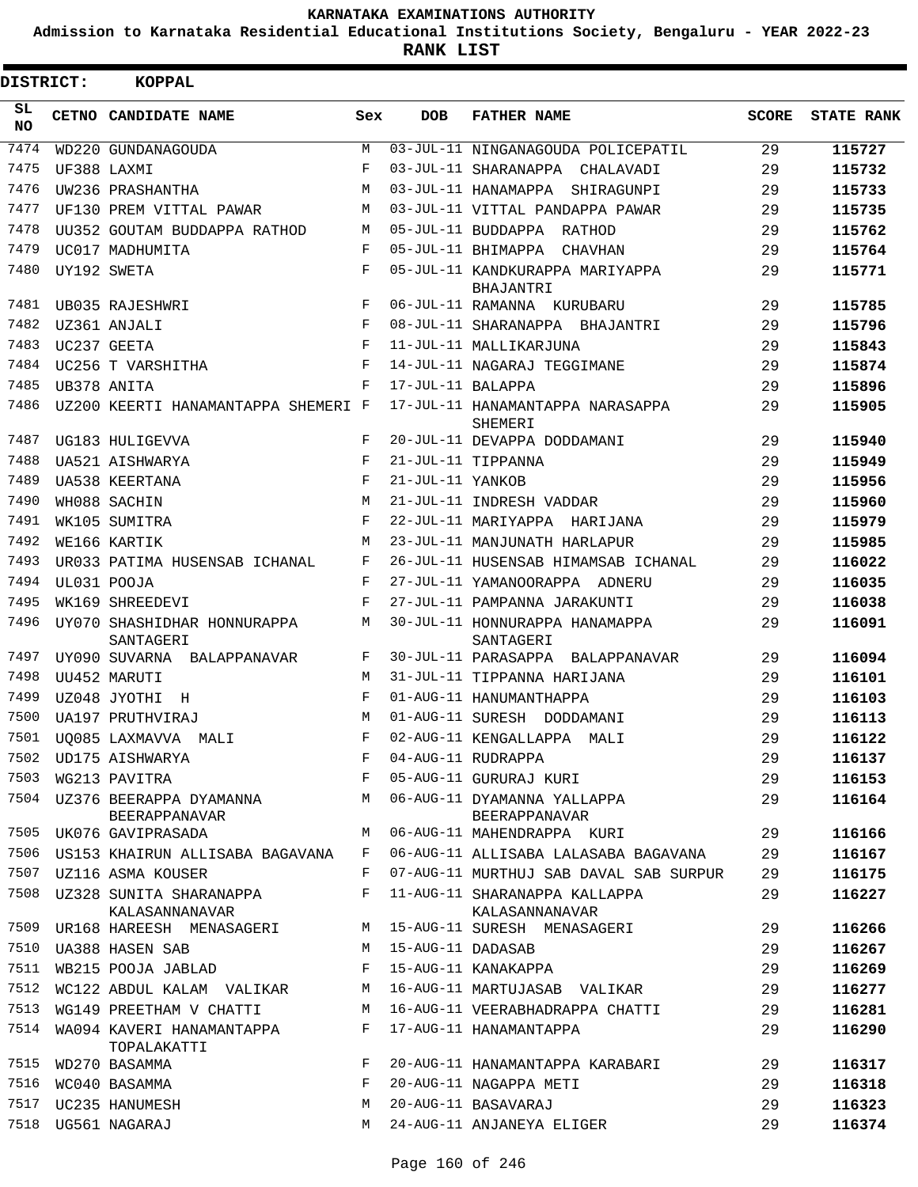KARNATAKA EXAMINATIONS AUTHORITY

Admission to Karnataka Residential Educational Institutions Society, Bengaluru - YEAR 2022-23

**RANK LIST**

**DISTRICT: KOPPAL**

| SL NO | CETNO | CANDIDATE NAME | Sex | DOB | FATHER NAME | SCORE | STATE RANK |
|---|---|---|---|---|---|---|---|
| 7474 | WD220 | GUNDANAGOUDA | M | 03-JUL-11 | NINGANAGOUDA POLICEPATIL | 29 | 115727 |
| 7475 | UF388 | LAXMI | F | 03-JUL-11 | SHARANAPPA CHALAVADI | 29 | 115732 |
| 7476 | UW236 | PRASHANTHA | M | 03-JUL-11 | HANAMAPPA SHIRAGUNPI | 29 | 115733 |
| 7477 | UF130 | PREM VITTAL PAWAR | M | 03-JUL-11 | VITTAL PANDAPPA PAWAR | 29 | 115735 |
| 7478 | UU352 | GOUTAM BUDDAPPA RATHOD | M | 05-JUL-11 | BUDDAPPA RATHOD | 29 | 115762 |
| 7479 | UC017 | MADHUMITA | F | 05-JUL-11 | BHIMAPPA CHAVHAN | 29 | 115764 |
| 7480 | UY192 | SWETA | F | 05-JUL-11 | KANDKURAPPA MARIYAPPA BHAJANTRI | 29 | 115771 |
| 7481 | UB035 | RAJESHWRI | F | 06-JUL-11 | RAMANNA KURUBARU | 29 | 115785 |
| 7482 | UZ361 | ANJALI | F | 08-JUL-11 | SHARANAPPA BHAJANTRI | 29 | 115796 |
| 7483 | UC237 | GEETA | F | 11-JUL-11 | MALLIKARJUNA | 29 | 115843 |
| 7484 | UC256 | T VARSHITHA | F | 14-JUL-11 | NAGARAJ TEGGIMANE | 29 | 115874 |
| 7485 | UB378 | ANITA | F | 17-JUL-11 | BALAPPA | 29 | 115896 |
| 7486 | UZ200 | KEERTI HANAMANTAPPA SHEMERI | F | 17-JUL-11 | HANAMANTAPPA NARASAPPA SHEMERI | 29 | 115905 |
| 7487 | UG183 | HULIGEVVA | F | 20-JUL-11 | DEVAPPA DODDAMANI | 29 | 115940 |
| 7488 | UA521 | AISHWARYA | F | 21-JUL-11 | TIPPANNA | 29 | 115949 |
| 7489 | UA538 | KEERTANA | F | 21-JUL-11 | YANKOB | 29 | 115956 |
| 7490 | WH088 | SACHIN | M | 21-JUL-11 | INDRESH VADDAR | 29 | 115960 |
| 7491 | WK105 | SUMITRA | F | 22-JUL-11 | MARIYAPPA HARIJANA | 29 | 115979 |
| 7492 | WE166 | KARTIK | M | 23-JUL-11 | MANJUNATH HARLAPUR | 29 | 115985 |
| 7493 | UR033 | PATIMA HUSENSAB ICHANAL | F | 26-JUL-11 | HUSENSAB HIMAMSAB ICHANAL | 29 | 116022 |
| 7494 | UL031 | POOJA | F | 27-JUL-11 | YAMANOORAPPA ADNERU | 29 | 116035 |
| 7495 | WK169 | SHREEDEVI | F | 27-JUL-11 | PAMPANNA JARAKUNTI | 29 | 116038 |
| 7496 | UY070 | SHASHIDHAR HONNURAPPA SANTAGERI | M | 30-JUL-11 | HONNURAPPA HANAMAPPA SANTAGERI | 29 | 116091 |
| 7497 | UY090 | SUVARNA BALAPPANAVAR | F | 30-JUL-11 | PARASAPPA BALAPPANAVAR | 29 | 116094 |
| 7498 | UU452 | MARUTI | M | 31-JUL-11 | TIPPANNA HARIJANA | 29 | 116101 |
| 7499 | UZ048 | JYOTHI H | F | 01-AUG-11 | HANUMANTHAPPA | 29 | 116103 |
| 7500 | UA197 | PRUTHVIRAJ | M | 01-AUG-11 | SURESH DODDAMANI | 29 | 116113 |
| 7501 | UQ085 | LAXMAVVA MALI | F | 02-AUG-11 | KENGALLAPPA MALI | 29 | 116122 |
| 7502 | UD175 | AISHWARYA | F | 04-AUG-11 | RUDRAPPA | 29 | 116137 |
| 7503 | WG213 | PAVITRA | F | 05-AUG-11 | GURURAJ KURI | 29 | 116153 |
| 7504 | UZ376 | BEERAPPA DYAMANNA BEERAPPANAVAR | M | 06-AUG-11 | DYAMANNA YALLAPPA BEERAPPANAVAR | 29 | 116164 |
| 7505 | UK076 | GAVIPRASADA | M | 06-AUG-11 | MAHENDRAPPA KURI | 29 | 116166 |
| 7506 | US153 | KHAIRUN ALLISABA BAGAVANA | F | 06-AUG-11 | ALLISABA LALASABA BAGAVANA | 29 | 116167 |
| 7507 | UZ116 | ASMA KOUSER | F | 07-AUG-11 | MURTHUJ SAB DAVAL SAB SURPUR | 29 | 116175 |
| 7508 | UZ328 | SUNITA SHARANAPPA KALASANNANAVAR | F | 11-AUG-11 | SHARANAPPA KALLAPPA KALASANNANAVAR | 29 | 116227 |
| 7509 | UR168 | HAREESH MENASAGERI | M | 15-AUG-11 | SURESH MENASAGERI | 29 | 116266 |
| 7510 | UA388 | HASEN SAB | M | 15-AUG-11 | DADASAB | 29 | 116267 |
| 7511 | WB215 | POOJA JABLAD | F | 15-AUG-11 | KANAKAPPA | 29 | 116269 |
| 7512 | WC122 | ABDUL KALAM VALIKAR | M | 16-AUG-11 | MARTUJASAB VALIKAR | 29 | 116277 |
| 7513 | WG149 | PREETHAM V CHATTI | M | 16-AUG-11 | VEERABHADRAPPA CHATTI | 29 | 116281 |
| 7514 | WA094 | KAVERI HANAMANTAPPA TOPALAKATTI | F | 17-AUG-11 | HANAMANTAPPA | 29 | 116290 |
| 7515 | WD270 | BASAMMA | F | 20-AUG-11 | HANAMANTAPPA KARABARI | 29 | 116317 |
| 7516 | WC040 | BASAMMA | F | 20-AUG-11 | NAGAPPA METI | 29 | 116318 |
| 7517 | UC235 | HANUMESH | M | 20-AUG-11 | BASAVARAJ | 29 | 116323 |
| 7518 | UG561 | NAGARAJ | M | 24-AUG-11 | ANJANEYA ELIGER | 29 | 116374 |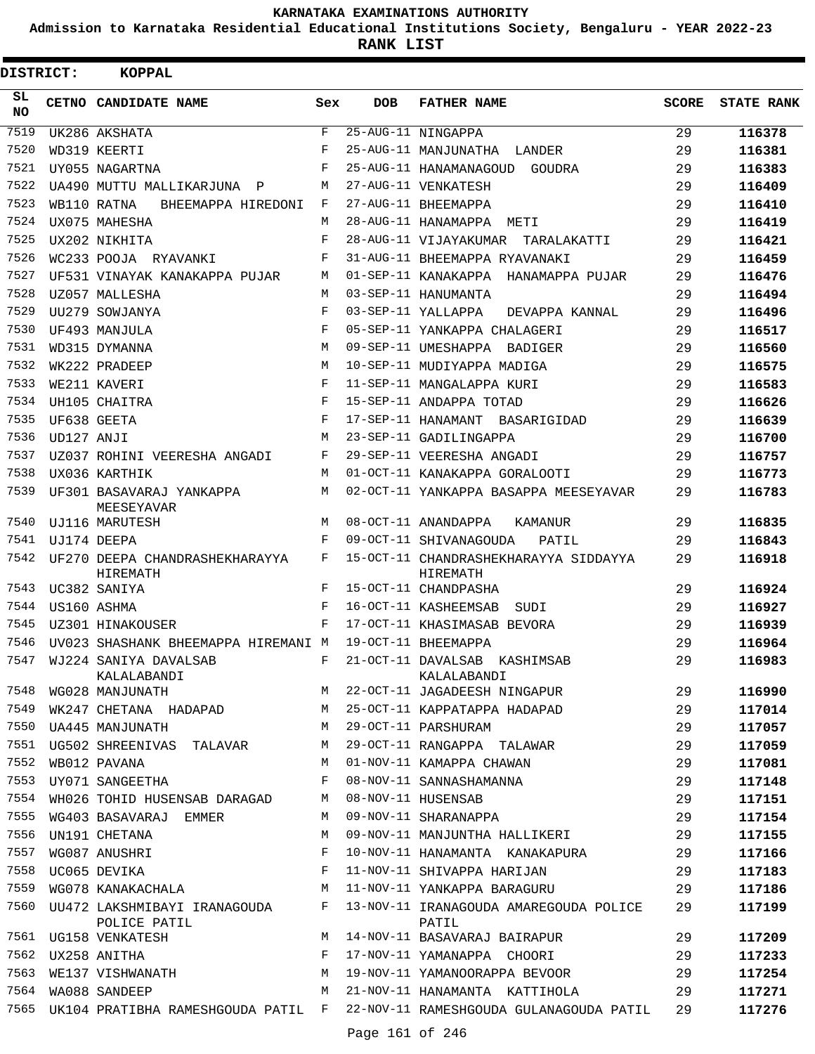# KARNATAKA EXAMINATIONS AUTHORITY

**Admission to Karnataka Residential Educational Institutions Society, Bengaluru - YEAR 2022-23**

**RANK LIST**

**DISTRICT: KOPPAL**

| SL NO | CETNO | CANDIDATE NAME | Sex | DOB | FATHER NAME | SCORE | STATE RANK |
|---|---|---|---|---|---|---|---|
| 7519 | UK286 | AKSHATA | F | 25-AUG-11 | NINGAPPA | 29 | 116378 |
| 7520 | WD319 | KEERTI | F | 25-AUG-11 | MANJUNATHA LANDER | 29 | 116381 |
| 7521 | UY055 | NAGARTNA | F | 25-AUG-11 | HANAMANAGOUD GOUDRA | 29 | 116383 |
| 7522 | UA490 | MUTTU MALLIKARJUNA P | M | 27-AUG-11 | VENKATESH | 29 | 116409 |
| 7523 | WB110 | RATNA BHEEMAPPA HIREDONI | F | 27-AUG-11 | BHEEMAPPA | 29 | 116410 |
| 7524 | UX075 | MAHESHA | M | 28-AUG-11 | HANAMAPPA METI | 29 | 116419 |
| 7525 | UX202 | NIKHITA | F | 28-AUG-11 | VIJAYAKUMAR TARALAKATTI | 29 | 116421 |
| 7526 | WC233 | POOJA RYAVANKI | F | 31-AUG-11 | BHEEMAPPA RYAVANAKI | 29 | 116459 |
| 7527 | UF531 | VINAYAK KANAKAPPA PUJAR | M | 01-SEP-11 | KANAKAPPA HANAMAPPA PUJAR | 29 | 116476 |
| 7528 | UZ057 | MALLESHA | M | 03-SEP-11 | HANUMANTA | 29 | 116494 |
| 7529 | UU279 | SOWJANYA | F | 03-SEP-11 | YALLAPPA DEVAPPA KANNAL | 29 | 116496 |
| 7530 | UF493 | MANJULA | F | 05-SEP-11 | YANKAPPA CHALAGERI | 29 | 116517 |
| 7531 | WD315 | DYMANNA | M | 09-SEP-11 | UMESHAPPA BADIGER | 29 | 116560 |
| 7532 | WK222 | PRADEEP | M | 10-SEP-11 | MUDIYAPPA MADIGA | 29 | 116575 |
| 7533 | WE211 | KAVERI | F | 11-SEP-11 | MANGALAPPA KURI | 29 | 116583 |
| 7534 | UH105 | CHAITRA | F | 15-SEP-11 | ANDAPPA TOTAD | 29 | 116626 |
| 7535 | UF638 | GEETA | F | 17-SEP-11 | HANAMANT BASARIGIDAD | 29 | 116639 |
| 7536 | UD127 | ANJI | M | 23-SEP-11 | GADILINGAPPA | 29 | 116700 |
| 7537 | UZ037 | ROHINI VEERESHA ANGADI | F | 29-SEP-11 | VEERESHA ANGADI | 29 | 116757 |
| 7538 | UX036 | KARTHIK | M | 01-OCT-11 | KANAKAPPA GORALOOTI | 29 | 116773 |
| 7539 | UF301 | BASAVARAJ YANKAPPA MEESEYAVAR | M | 02-OCT-11 | YANKAPPA BASAPPA MEESEYAVAR | 29 | 116783 |
| 7540 | UJ116 | MARUTESH | M | 08-OCT-11 | ANANDAPPA KAMANUR | 29 | 116835 |
| 7541 | UJ174 | DEEPA | F | 09-OCT-11 | SHIVANAGOUDA PATIL | 29 | 116843 |
| 7542 | UF270 | DEEPA CHANDRASHEKHARAYYA HIREMATH | F | 15-OCT-11 | CHANDRASHEKHARAYYA SIDDAYYA HIREMATH | 29 | 116918 |
| 7543 | UC382 | SANIYA | F | 15-OCT-11 | CHANDPASHA | 29 | 116924 |
| 7544 | US160 | ASHMA | F | 16-OCT-11 | KASHEEMSAB SUDI | 29 | 116927 |
| 7545 | UZ301 | HINAKOUSER | F | 17-OCT-11 | KHASIMASAB BEVORA | 29 | 116939 |
| 7546 | UV023 | SHASHANK BHEEMAPPA HIREMANI | M | 19-OCT-11 | BHEEMAPPA | 29 | 116964 |
| 7547 | WJ224 | SANIYA DAVALSAB KALALABANDI | F | 21-OCT-11 | DAVALSAB KASHIMSAB KALALABANDI | 29 | 116983 |
| 7548 | WG028 | MANJUNATH | M | 22-OCT-11 | JAGADEESH NINGAPUR | 29 | 116990 |
| 7549 | WK247 | CHETANA HADAPAD | M | 25-OCT-11 | KAPPATAPPA HADAPAD | 29 | 117014 |
| 7550 | UA445 | MANJUNATH | M | 29-OCT-11 | PARSHURAM | 29 | 117057 |
| 7551 | UG502 | SHREENIVAS TALAVAR | M | 29-OCT-11 | RANGAPPA TALAWAR | 29 | 117059 |
| 7552 | WB012 | PAVANA | M | 01-NOV-11 | KAMAPPA CHAWAN | 29 | 117081 |
| 7553 | UY071 | SANGEETHA | F | 08-NOV-11 | SANNASHAMANNA | 29 | 117148 |
| 7554 | WH026 | TOHID HUSENSAB DARAGAD | M | 08-NOV-11 | HUSENSAB | 29 | 117151 |
| 7555 | WG403 | BASAVARAJ EMMER | M | 09-NOV-11 | SHARANAPPA | 29 | 117154 |
| 7556 | UN191 | CHETANA | M | 09-NOV-11 | MANJUNTHA HALLIKERI | 29 | 117155 |
| 7557 | WG087 | ANUSHRI | F | 10-NOV-11 | HANAMANTA KANAKAPURA | 29 | 117166 |
| 7558 | UC065 | DEVIKA | F | 11-NOV-11 | SHIVAPPA HARIJAN | 29 | 117183 |
| 7559 | WG078 | KANAKACHALA | M | 11-NOV-11 | YANKAPPA BARAGURU | 29 | 117186 |
| 7560 | UU472 | LAKSHMIBAYI IRANAGOUDA POLICE PATIL | F | 13-NOV-11 | IRANAGOUDA AMAREGOUDA POLICE PATIL | 29 | 117199 |
| 7561 | UG158 | VENKATESH | M | 14-NOV-11 | BASAVARAJ BAIRAPUR | 29 | 117209 |
| 7562 | UX258 | ANITHA | F | 17-NOV-11 | YAMANAPPA CHOORI | 29 | 117233 |
| 7563 | WE137 | VISHWANATH | M | 19-NOV-11 | YAMANOORAPPA BEVOOR | 29 | 117254 |
| 7564 | WA088 | SANDEEP | M | 21-NOV-11 | HANAMANTA KATTIHOLA | 29 | 117271 |
| 7565 | UK104 | PRATIBHA RAMESHGOUDA PATIL | F | 22-NOV-11 | RAMESHGOUDA GULANAGOUDA PATIL | 29 | 117276 |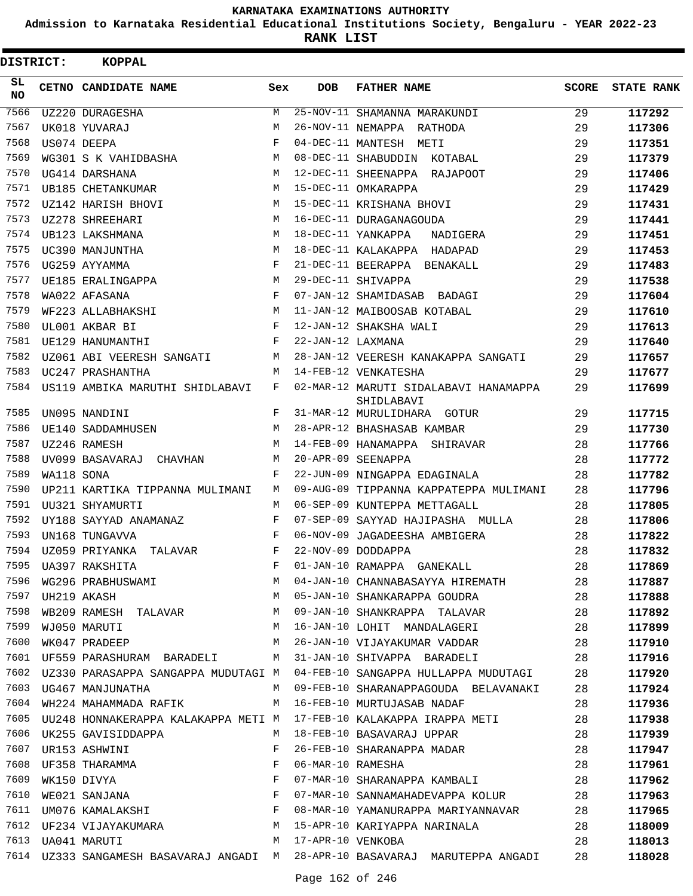KARNATAKA EXAMINATIONS AUTHORITY

Admission to Karnataka Residential Educational Institutions Society, Bengaluru - YEAR 2022-23

**RANK LIST**

**DISTRICT: KOPPAL**

| SL NO | CETNO | CANDIDATE NAME | Sex | DOB | FATHER NAME | SCORE | STATE RANK |
|---|---|---|---|---|---|---|---|
| 7566 | UZ220 | DURAGESHA | M | 25-NOV-11 | SHAMANNA MARAKUNDI | 29 | **117292** |
| 7567 | UK018 | YUVARAJ | M | 26-NOV-11 | NEMAPPA RATHODA | 29 | **117306** |
| 7568 | US074 | DEEPA | F | 04-DEC-11 | MANTESH METI | 29 | **117351** |
| 7569 | WG301 | S K VAHIDBASHA | M | 08-DEC-11 | SHABUDDIN KOTABAL | 29 | **117379** |
| 7570 | UG414 | DARSHANA | M | 12-DEC-11 | SHEENAPPA RAJAPOOT | 29 | **117406** |
| 7571 | UB185 | CHETANKUMAR | M | 15-DEC-11 | OMKARAPPA | 29 | **117429** |
| 7572 | UZ142 | HARISH BHOVI | M | 15-DEC-11 | KRISHANA BHOVI | 29 | **117431** |
| 7573 | UZ278 | SHREEHARI | M | 16-DEC-11 | DURAGANAGOUDA | 29 | **117441** |
| 7574 | UB123 | LAKSHMANA | M | 18-DEC-11 | YANKAPPA NADIGERA | 29 | **117451** |
| 7575 | UC390 | MANJUNTHA | M | 18-DEC-11 | KALAKAPPA HADAPAD | 29 | **117453** |
| 7576 | UG259 | AYYAMMA | F | 21-DEC-11 | BEERAPPA BENAKALL | 29 | **117483** |
| 7577 | UE185 | ERALINGAPPA | M | 29-DEC-11 | SHIVAPPA | 29 | **117538** |
| 7578 | WA022 | AFASANA | F | 07-JAN-12 | SHAMIDASAB BADAGI | 29 | **117604** |
| 7579 | WF223 | ALLABHAKSHI | M | 11-JAN-12 | MAIBOOSAB KOTABAL | 29 | **117610** |
| 7580 | UL001 | AKBAR BI | F | 12-JAN-12 | SHAKSHA WALI | 29 | **117613** |
| 7581 | UE129 | HANUMANTHI | F | 22-JAN-12 | LAXMANA | 29 | **117640** |
| 7582 | UZ061 | ABI VEERESH SANGATI | M | 28-JAN-12 | VEERESH KANAKAPPA SANGATI | 29 | **117657** |
| 7583 | UC247 | PRASHANTHA | M | 14-FEB-12 | VENKATESHA | 29 | **117677** |
| 7584 | US119 | AMBIKA MARUTHI SHIDLABAVI | F | 02-MAR-12 | MARUTI SIDALABAVI HANAMAPPA SHIDLABAVI | 29 | **117699** |
| 7585 | UN095 | NANDINI | F | 31-MAR-12 | MURULIDHARA GOTUR | 29 | **117715** |
| 7586 | UE140 | SADDAMHUSEN | M | 28-APR-12 | BHASHASAB KAMBAR | 29 | **117730** |
| 7587 | UZ246 | RAMESH | M | 14-FEB-09 | HANAMAPPA SHIRAVAR | 28 | **117766** |
| 7588 | UV099 | BASAVARAJ CHAVHAN | M | 20-APR-09 | SEENAPPA | 28 | **117772** |
| 7589 | WA118 | SONA | F | 22-JUN-09 | NINGAPPA EDAGINALA | 28 | **117782** |
| 7590 | UP211 | KARTIKA TIPPANNA MULIMANI | M | 09-AUG-09 | TIPPANNA KAPPATEPPA MULIMANI | 28 | **117796** |
| 7591 | UU321 | SHYAMURTI | M | 06-SEP-09 | KUNTEPPA METTAGALL | 28 | **117805** |
| 7592 | UY188 | SAYYAD ANAMANAZ | F | 07-SEP-09 | SAYYAD HAJIPASHA MULLA | 28 | **117806** |
| 7593 | UN168 | TUNGAVVA | F | 06-NOV-09 | JAGADEESHA AMBIGERA | 28 | **117822** |
| 7594 | UZ059 | PRIYANKA TALAVAR | F | 22-NOV-09 | DODDAPPA | 28 | **117832** |
| 7595 | UA397 | RAKSHITA | F | 01-JAN-10 | RAMAPPA GANEKALL | 28 | **117869** |
| 7596 | WG296 | PRABHUSWAMI | M | 04-JAN-10 | CHANNABASAYYA HIREMATH | 28 | **117887** |
| 7597 | UH219 | AKASH | M | 05-JAN-10 | SHANKARAPPA GOUDRA | 28 | **117888** |
| 7598 | WB209 | RAMESH TALAVAR | M | 09-JAN-10 | SHANKRAPPA TALAVAR | 28 | **117892** |
| 7599 | WJ050 | MARUTI | M | 16-JAN-10 | LOHIT MANDALAGERI | 28 | **117899** |
| 7600 | WK047 | PRADEEP | M | 26-JAN-10 | VIJAYAKUMAR VADDAR | 28 | **117910** |
| 7601 | UF559 | PARASHURAM BARADELI | M | 31-JAN-10 | SHIVAPPA BARADELI | 28 | **117916** |
| 7602 | UZ330 | PARASAPPA SANGAPPA MUDUTAGI | M | 04-FEB-10 | SANGAPPA HULLAPPA MUDUTAGI | 28 | **117920** |
| 7603 | UG467 | MANJUNATHA | M | 09-FEB-10 | SHARANAPPAGOUDA BELAVANAKI | 28 | **117924** |
| 7604 | WH224 | MAHAMMADA RAFIK | M | 16-FEB-10 | MURTUJASAB NADAF | 28 | **117936** |
| 7605 | UU248 | HONNAKERAPPA KALAKAPPA METI | M | 17-FEB-10 | KALAKAPPA IRAPPA METI | 28 | **117938** |
| 7606 | UK255 | GAVISIDDAPPA | M | 18-FEB-10 | BASAVARAJ UPPAR | 28 | **117939** |
| 7607 | UR153 | ASHWINI | F | 26-FEB-10 | SHARANAPPA MADAR | 28 | **117947** |
| 7608 | UF358 | THARAMMA | F | 06-MAR-10 | RAMESHA | 28 | **117961** |
| 7609 | WK150 | DIVYA | F | 07-MAR-10 | SHARANAPPA KAMBALI | 28 | **117962** |
| 7610 | WE021 | SANJANA | F | 07-MAR-10 | SANNAMAHADEVAPPA KOLUR | 28 | **117963** |
| 7611 | UM076 | KAMALAKSHI | F | 08-MAR-10 | YAMANURAPPA MARIYANNAVAR | 28 | **117965** |
| 7612 | UF234 | VIJAYAKUMARA | M | 15-APR-10 | KARIYAPPA NARINALA | 28 | **118009** |
| 7613 | UA041 | MARUTI | M | 17-APR-10 | VENKOBA | 28 | **118013** |
| 7614 | UZ333 | SANGAMESH BASAVARAJ ANGADI | M | 28-APR-10 | BASAVARAJ MARUTEPPA ANGADI | 28 | **118028** |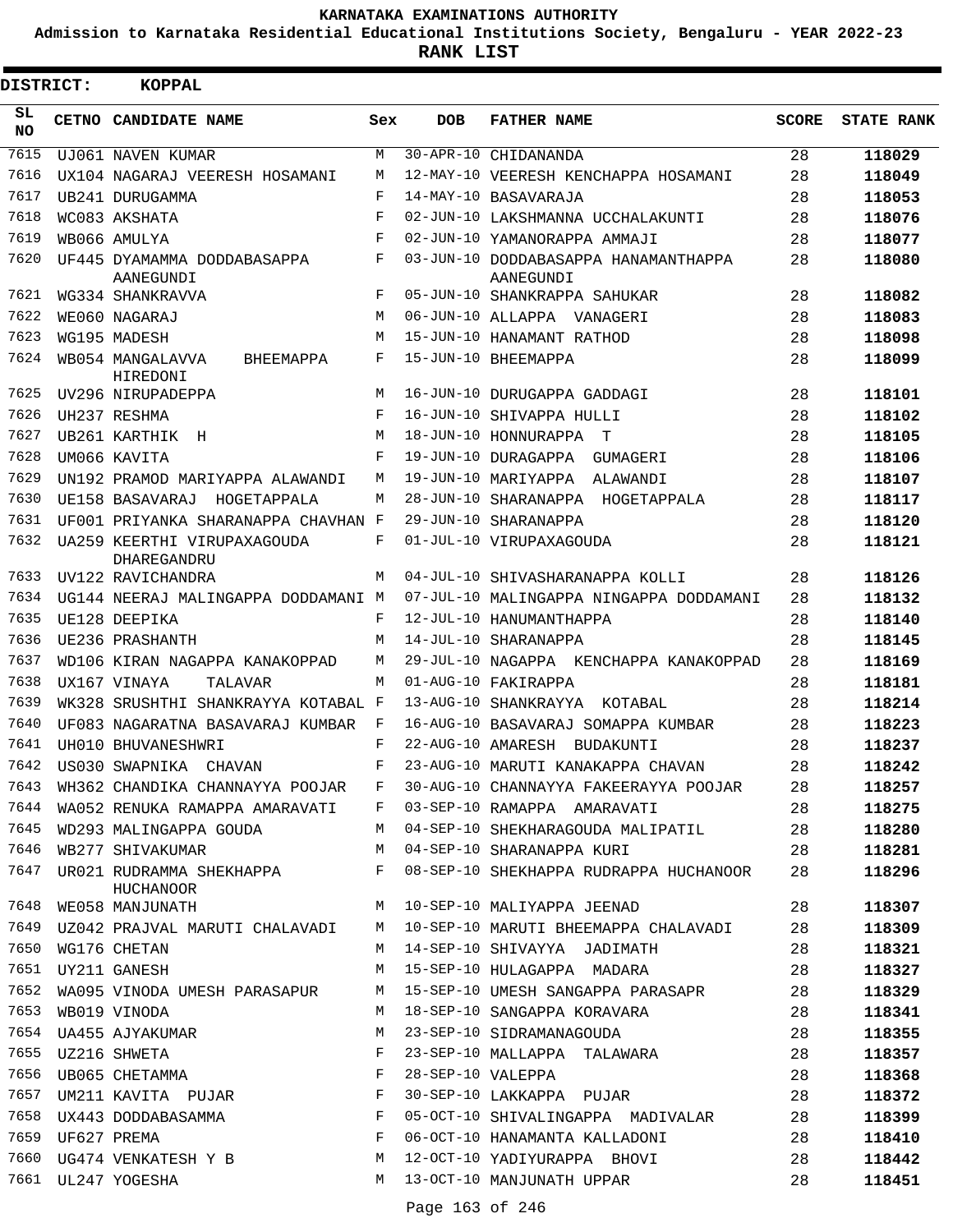# KARNATAKA EXAMINATIONS AUTHORITY

**Admission to Karnataka Residential Educational Institutions Society, Bengaluru - YEAR 2022-23**

**RANK LIST**

**DISTRICT: KOPPAL**

| SL NO | CETNO | CANDIDATE NAME | Sex | DOB | FATHER NAME | SCORE | STATE RANK |
|---|---|---|---|---|---|---|---|
| 7615 | UJ061 | NAVEN KUMAR | M | 30-APR-10 | CHIDANANDA | 28 | 118029 |
| 7616 | UX104 | NAGARAJ VEERESH HOSAMANI | M | 12-MAY-10 | VEERESH KENCHAPPA HOSAMANI | 28 | 118049 |
| 7617 | UB241 | DURUGAMMA | F | 14-MAY-10 | BASAVARAJA | 28 | 118053 |
| 7618 | WC083 | AKSHATA | F | 02-JUN-10 | LAKSHMANNA UCCHALAKUNTI | 28 | 118076 |
| 7619 | WB066 | AMULYA | F | 02-JUN-10 | YAMANORAPPA AMMAJI | 28 | 118077 |
| 7620 | UF445 | DYAMAMMA DODDABASAPPA AANEGUNDI | F | 03-JUN-10 | DODDABASAPPA HANAMANTHAPPA AANEGUNDI | 28 | 118080 |
| 7621 | WG334 | SHANKRAVVA | F | 05-JUN-10 | SHANKRAPPA SAHUKAR | 28 | 118082 |
| 7622 | WE060 | NAGARAJ | M | 06-JUN-10 | ALLAPPA VANAGERI | 28 | 118083 |
| 7623 | WG195 | MADESH | M | 15-JUN-10 | HANAMANT RATHOD | 28 | 118098 |
| 7624 | WB054 | MANGALAVVA BHEEMAPPA HIREDONI | F | 15-JUN-10 | BHEEMAPPA | 28 | 118099 |
| 7625 | UV296 | NIRUPADEPPA | M | 16-JUN-10 | DURUGAPPA GADDAGI | 28 | 118101 |
| 7626 | UH237 | RESHMA | F | 16-JUN-10 | SHIVAPPA HULLI | 28 | 118102 |
| 7627 | UB261 | KARTHIK H | M | 18-JUN-10 | HONNURAPPA T | 28 | 118105 |
| 7628 | UM066 | KAVITA | F | 19-JUN-10 | DURAGAPPA GUMAGERI | 28 | 118106 |
| 7629 | UN192 | PRAMOD MARIYAPPA ALAWANDI | M | 19-JUN-10 | MARIYAPPA ALAWANDI | 28 | 118107 |
| 7630 | UE158 | BASAVARAJ HOGETAPPALA | M | 28-JUN-10 | SHARANAPPA HOGETAPPALA | 28 | 118117 |
| 7631 | UF001 | PRIYANKA SHARANAPPA CHAVHAN | F | 29-JUN-10 | SHARANAPPA | 28 | 118120 |
| 7632 | UA259 | KEERTHI VIRUPAXAGOUDA DHAREGANDRU | F | 01-JUL-10 | VIRUPAXAGOUDA | 28 | 118121 |
| 7633 | UV122 | RAVICHANDRA | M | 04-JUL-10 | SHIVASHARANAPPA KOLLI | 28 | 118126 |
| 7634 | UG144 | NEERAJ MALINGAPPA DODDAMANI | M | 07-JUL-10 | MALINGAPPA NINGAPPA DODDAMANI | 28 | 118132 |
| 7635 | UE128 | DEEPIKA | F | 12-JUL-10 | HANUMANTHAPPA | 28 | 118140 |
| 7636 | UE236 | PRASHANTH | M | 14-JUL-10 | SHARANAPPA | 28 | 118145 |
| 7637 | WD106 | KIRAN NAGAPPA KANAKOPPAD | M | 29-JUL-10 | NAGAPPA KENCHAPPA KANAKOPPAD | 28 | 118169 |
| 7638 | UX167 | VINAYA TALAVAR | M | 01-AUG-10 | FAKIRAPPA | 28 | 118181 |
| 7639 | WK328 | SRUSHTHI SHANKRAYYA KOTABAL | F | 13-AUG-10 | SHANKRAYYA KOTABAL | 28 | 118214 |
| 7640 | UF083 | NAGARATNA BASAVARAJ KUMBAR | F | 16-AUG-10 | BASAVARAJ SOMAPPA KUMBAR | 28 | 118223 |
| 7641 | UH010 | BHUVANESHWRI | F | 22-AUG-10 | AMARESH BUDAKUNTI | 28 | 118237 |
| 7642 | US030 | SWAPNIKA CHAVAN | F | 23-AUG-10 | MARUTI KANAKAPPA CHAVAN | 28 | 118242 |
| 7643 | WH362 | CHANDIKA CHANNAYYA POOJAR | F | 30-AUG-10 | CHANNAYYA FAKEERAYYA POOJAR | 28 | 118257 |
| 7644 | WA052 | RENUKA RAMAPPA AMARAVATI | F | 03-SEP-10 | RAMAPPA AMARAVATI | 28 | 118275 |
| 7645 | WD293 | MALINGAPPA GOUDA | M | 04-SEP-10 | SHEKHARAGOUDA MALIPATIL | 28 | 118280 |
| 7646 | WB277 | SHIVAKUMAR | M | 04-SEP-10 | SHARANAPPA KURI | 28 | 118281 |
| 7647 | UR021 | RUDRAMMA SHEKHAPPA HUCHANOOR | F | 08-SEP-10 | SHEKHAPPA RUDRAPPA HUCHANOOR | 28 | 118296 |
| 7648 | WE058 | MANJUNATH | M | 10-SEP-10 | MALIYAPPA JEENAD | 28 | 118307 |
| 7649 | UZ042 | PRAJVAL MARUTI CHALAVADI | M | 10-SEP-10 | MARUTI BHEEMAPPA CHALAVADI | 28 | 118309 |
| 7650 | WG176 | CHETAN | M | 14-SEP-10 | SHIVAYYA JADIMATH | 28 | 118321 |
| 7651 | UY211 | GANESH | M | 15-SEP-10 | HULAGAPPA MADARA | 28 | 118327 |
| 7652 | WA095 | VINODA UMESH PARASAPUR | M | 15-SEP-10 | UMESH SANGAPPA PARASAPR | 28 | 118329 |
| 7653 | WB019 | VINODA | M | 18-SEP-10 | SANGAPPA KORAVARA | 28 | 118341 |
| 7654 | UA455 | AJYAKUMAR | M | 23-SEP-10 | SIDRAMANAGOUDA | 28 | 118355 |
| 7655 | UZ216 | SHWETA | F | 23-SEP-10 | MALLAPPA TALAWARA | 28 | 118357 |
| 7656 | UB065 | CHETAMMA | F | 28-SEP-10 | VALEPPA | 28 | 118368 |
| 7657 | UM211 | KAVITA PUJAR | F | 30-SEP-10 | LAKKAPPA PUJAR | 28 | 118372 |
| 7658 | UX443 | DODDABASAMMA | F | 05-OCT-10 | SHIVALINGAPPA MADIVALAR | 28 | 118399 |
| 7659 | UF627 | PREMA | F | 06-OCT-10 | HANAMANTA KALLADONI | 28 | 118410 |
| 7660 | UG474 | VENKATESH Y B | M | 12-OCT-10 | YADIYURAPPA BHOVI | 28 | 118442 |
| 7661 | UL247 | YOGESHA | M | 13-OCT-10 | MANJUNATH UPPAR | 28 | 118451 |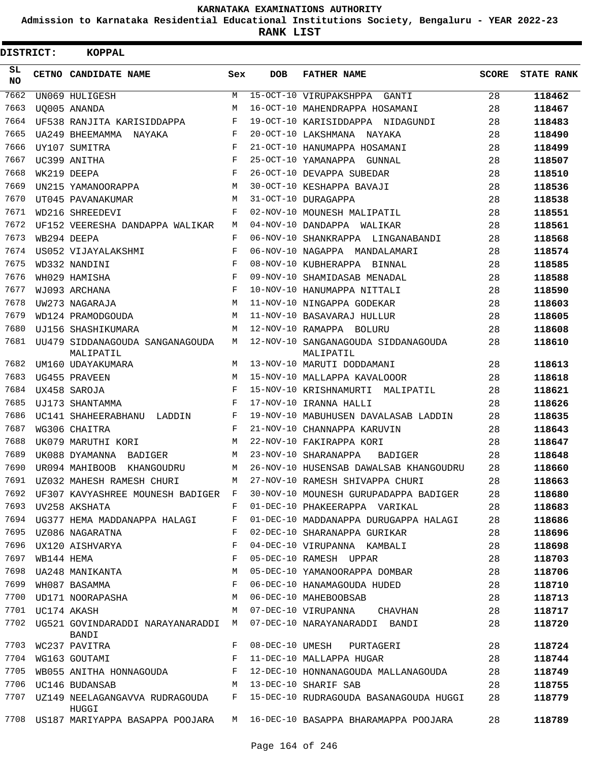# KARNATAKA EXAMINATIONS AUTHORITY

**Admission to Karnataka Residential Educational Institutions Society, Bengaluru - YEAR 2022-23**

**RANK LIST**

**DISTRICT: KOPPAL**

| SL NO | CETNO | CANDIDATE NAME | Sex | DOB | FATHER NAME | SCORE | STATE RANK |
|---|---|---|---|---|---|---|---|
| 7662 | UN069 | HULIGESH | M | 15-OCT-10 | VIRUPAKSHPPA GANTI | 28 | 118462 |
| 7663 | UQ005 | ANANDA | M | 16-OCT-10 | MAHENDRAPPA HOSAMANI | 28 | 118467 |
| 7664 | UF538 | RANJITA KARISIDDAPPA | F | 19-OCT-10 | KARISIDDAPPA NIDAGUNDI | 28 | 118483 |
| 7665 | UA249 | BHEEMAMMA NAYAKA | F | 20-OCT-10 | LAKSHMANA NAYAKA | 28 | 118490 |
| 7666 | UY107 | SUMITRA | F | 21-OCT-10 | HANUMAPPA HOSAMANI | 28 | 118499 |
| 7667 | UC399 | ANITHA | F | 25-OCT-10 | YAMANAPPA GUNNAL | 28 | 118507 |
| 7668 | WK219 | DEEPA | F | 26-OCT-10 | DEVAPPA SUBEDAR | 28 | 118510 |
| 7669 | UN215 | YAMANOORAPPA | M | 30-OCT-10 | KESHAPPA BAVAJI | 28 | 118536 |
| 7670 | UT045 | PAVANAKUMAR | M | 31-OCT-10 | DURAGAPPA | 28 | 118538 |
| 7671 | WD216 | SHREEDEVI | F | 02-NOV-10 | MOUNESH MALIPATIL | 28 | 118551 |
| 7672 | UF152 | VEERESHA DANDAPPA WALIKAR | M | 04-NOV-10 | DANDAPPA WALIKAR | 28 | 118561 |
| 7673 | WB294 | DEEPA | F | 06-NOV-10 | SHANKRAPPA LINGANABANDI | 28 | 118568 |
| 7674 | US052 | VIJAYALAKSHMI | F | 06-NOV-10 | NAGAPPA MANDALAMARI | 28 | 118574 |
| 7675 | WD332 | NANDINI | F | 08-NOV-10 | KUBHERAPPA BINNAL | 28 | 118585 |
| 7676 | WH029 | HAMISHA | F | 09-NOV-10 | SHAMIDASAB MENADAL | 28 | 118588 |
| 7677 | WJ093 | ARCHANA | F | 10-NOV-10 | HANUMAPPA NITTALI | 28 | 118590 |
| 7678 | UW273 | NAGARAJA | M | 11-NOV-10 | NINGAPPA GODEKAR | 28 | 118603 |
| 7679 | WD124 | PRAMODGOUDA | M | 11-NOV-10 | BASAVARAJ HULLUR | 28 | 118605 |
| 7680 | UJ156 | SHASHIKUMARA | M | 12-NOV-10 | RAMAPPA BOLURU | 28 | 118608 |
| 7681 | UU479 | SIDDANAGOUDA SANGANAGOUDA MALIPATIL | M | 12-NOV-10 | SANGANAGOUDA SIDDANAGOUDA MALIPATIL | 28 | 118610 |
| 7682 | UM160 | UDAYAKUMARA | M | 13-NOV-10 | MARUTI DODDAMANI | 28 | 118613 |
| 7683 | UG455 | PRAVEEN | M | 15-NOV-10 | MALLAPPA KAVALOOOR | 28 | 118618 |
| 7684 | UX458 | SAROJA | F | 15-NOV-10 | KRISHNAMURTI MALIPATIL | 28 | 118621 |
| 7685 | UJ173 | SHANTAMMA | F | 17-NOV-10 | IRANNA HALLI | 28 | 118626 |
| 7686 | UC141 | SHAHEERABHANU LADDIN | F | 19-NOV-10 | MABUHUSEN DAVALASAB LADDIN | 28 | 118635 |
| 7687 | WG306 | CHAITRA | F | 21-NOV-10 | CHANNAPPA KARUVIN | 28 | 118643 |
| 7688 | UK079 | MARUTHI KORI | M | 22-NOV-10 | FAKIRAPPA KORI | 28 | 118647 |
| 7689 | UK088 | DYAMANNA BADIGER | M | 23-NOV-10 | SHARANAPPA BADIGER | 28 | 118648 |
| 7690 | UR094 | MAHIBOOB KHANGOUDRU | M | 26-NOV-10 | HUSENSAB DAWALSAB KHANGOUDRU | 28 | 118660 |
| 7691 | UZ032 | MAHESH RAMESH CHURI | M | 27-NOV-10 | RAMESH SHIVAPPA CHURI | 28 | 118663 |
| 7692 | UF307 | KAVYASHREE MOUNESH BADIGER | F | 30-NOV-10 | MOUNESH GURUPADAPPA BADIGER | 28 | 118680 |
| 7693 | UV258 | AKSHATA | F | 01-DEC-10 | PHAKEERAPPA VARIKAL | 28 | 118683 |
| 7694 | UG377 | HEMA MADDANAPPA HALAGI | F | 01-DEC-10 | MADDANAPPA DURUGAPPA HALAGI | 28 | 118686 |
| 7695 | UZ086 | NAGARATNA | F | 02-DEC-10 | SHARANAPPA GURIKAR | 28 | 118696 |
| 7696 | UX120 | AISHVARYA | F | 04-DEC-10 | VIRUPANNA KAMBALI | 28 | 118698 |
| 7697 | WB144 | HEMA | F | 05-DEC-10 | RAMESH UPPAR | 28 | 118703 |
| 7698 | UA248 | MANIKANTA | M | 05-DEC-10 | YAMANOORAPPA DOMBAR | 28 | 118706 |
| 7699 | WH087 | BASAMMA | F | 06-DEC-10 | HANAMAGOUDA HUDED | 28 | 118710 |
| 7700 | UD171 | NOORAPASHA | M | 06-DEC-10 | MAHEBOOBSAB | 28 | 118713 |
| 7701 | UC174 | AKASH | M | 07-DEC-10 | VIRUPANNA CHAVHAN | 28 | 118717 |
| 7702 | UG521 | GOVINDARADDI NARAYANARADDI BANDI | M | 07-DEC-10 | NARAYANARADDI BANDI | 28 | 118720 |
| 7703 | WC237 | PAVITRA | F | 08-DEC-10 | UMESH PURTAGERI | 28 | 118724 |
| 7704 | WG163 | GOUTAMI | F | 11-DEC-10 | MALLAPPA HUGAR | 28 | 118744 |
| 7705 | WB055 | ANITHA HONNAGOUDA | F | 12-DEC-10 | HONNANAGOUDA MALLANAGOUDA | 28 | 118749 |
| 7706 | UC146 | BUDANSAB | M | 13-DEC-10 | SHARIF SAB | 28 | 118755 |
| 7707 | UZ149 | NEELAGANGAVVA RUDRAGOUDA HUGGI | F | 15-DEC-10 | RUDRAGOUDA BASANAGOUDA HUGGI | 28 | 118779 |
| 7708 | US187 | MARIYAPPA BASAPPA POOJARA | M | 16-DEC-10 | BASAPPA BHARAMAPPA POOJARA | 28 | 118789 |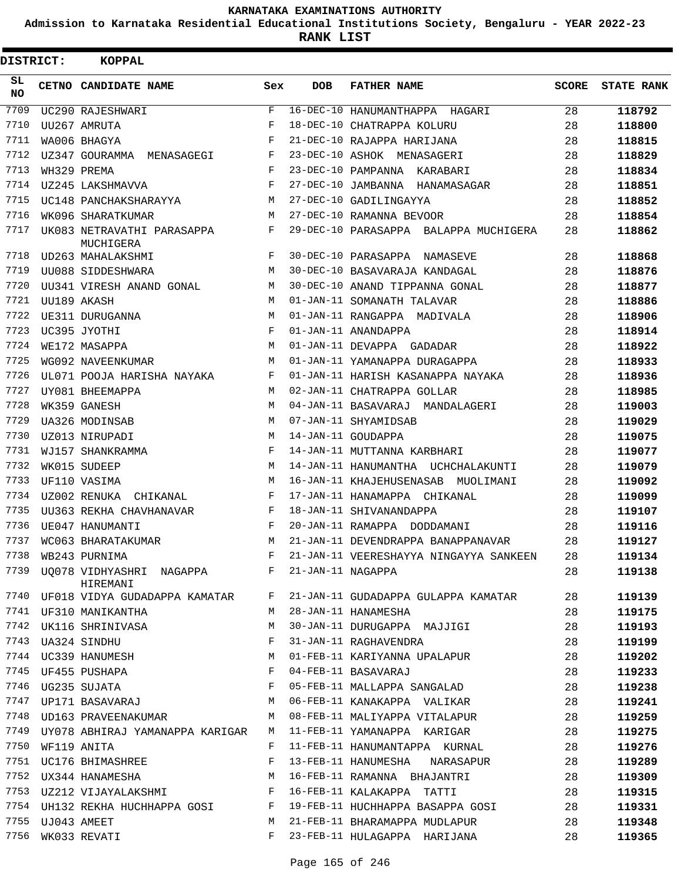KARNATAKA EXAMINATIONS AUTHORITY

Admission to Karnataka Residential Educational Institutions Society, Bengaluru - YEAR 2022-23

**RANK LIST**

**DISTRICT: KOPPAL**

| SL NO | CETNO | CANDIDATE NAME | Sex | DOB | FATHER NAME | SCORE | STATE RANK |
|---|---|---|---|---|---|---|---|
| 7709 | UC290 | RAJESHWARI | F | 16-DEC-10 | HANUMANTHAPPA HAGARI | 28 | **118792** |
| 7710 | UU267 | AMRUTA | F | 18-DEC-10 | CHATRAPPA KOLURU | 28 | **118800** |
| 7711 | WA006 | BHAGYA | F | 21-DEC-10 | RAJAPPA HARIJANA | 28 | **118815** |
| 7712 | UZ347 | GOURAMMA MENASAGEGI | F | 23-DEC-10 | ASHOK MENASAGERI | 28 | **118829** |
| 7713 | WH329 | PREMA | F | 23-DEC-10 | PAMPANNA KARABARI | 28 | **118834** |
| 7714 | UZ245 | LAKSHMAVVA | F | 27-DEC-10 | JAMBANNA HANAMASAGAR | 28 | **118851** |
| 7715 | UC148 | PANCHAKSHARAYYA | M | 27-DEC-10 | GADILINGAYYA | 28 | **118852** |
| 7716 | WK096 | SHARATKUMAR | M | 27-DEC-10 | RAMANNA BEVOOR | 28 | **118854** |
| 7717 | UK083 | NETRAVATHI PARASAPPA MUCHIGERA | F | 29-DEC-10 | PARASAPPA BALAPPA MUCHIGERA | 28 | **118862** |
| 7718 | UD263 | MAHALAKSHMI | F | 30-DEC-10 | PARASAPPA NAMASEVE | 28 | **118868** |
| 7719 | UU088 | SIDDESHWARA | M | 30-DEC-10 | BASAVARAJA KANDAGAL | 28 | **118876** |
| 7720 | UU341 | VIRESH ANAND GONAL | M | 30-DEC-10 | ANAND TIPPANNA GONAL | 28 | **118877** |
| 7721 | UU189 | AKASH | M | 01-JAN-11 | SOMANATH TALAVAR | 28 | **118886** |
| 7722 | UE311 | DURUGANNA | M | 01-JAN-11 | RANGAPPA MADIVALA | 28 | **118906** |
| 7723 | UC395 | JYOTHI | F | 01-JAN-11 | ANANDAPPA | 28 | **118914** |
| 7724 | WE172 | MASAPPA | M | 01-JAN-11 | DEVAPPA GADADAR | 28 | **118922** |
| 7725 | WG092 | NAVEENKUMAR | M | 01-JAN-11 | YAMANAPPA DURAGAPPA | 28 | **118933** |
| 7726 | UL071 | POOJA HARISHA NAYAKA | F | 01-JAN-11 | HARISH KASANAPPA NAYAKA | 28 | **118936** |
| 7727 | UY081 | BHEEMAPPA | M | 02-JAN-11 | CHATRAPPA GOLLAR | 28 | **118985** |
| 7728 | WK359 | GANESH | M | 04-JAN-11 | BASAVARAJ MANDALAGERI | 28 | **119003** |
| 7729 | UA326 | MODINSAB | M | 07-JAN-11 | SHYAMIDSAB | 28 | **119029** |
| 7730 | UZ013 | NIRUPADI | M | 14-JAN-11 | GOUDAPPA | 28 | **119075** |
| 7731 | WJ157 | SHANKRAMMA | F | 14-JAN-11 | MUTTANNA KARBHARI | 28 | **119077** |
| 7732 | WK015 | SUDEEP | M | 14-JAN-11 | HANUMANTHA UCHCHALAKUNTI | 28 | **119079** |
| 7733 | UF110 | VASIMA | M | 16-JAN-11 | KHAJEHUSENASAB MUOLIMANI | 28 | **119092** |
| 7734 | UZ002 | RENUKA CHIKANAL | F | 17-JAN-11 | HANAMAPPA CHIKANAL | 28 | **119099** |
| 7735 | UU363 | REKHA CHAVHANAVAR | F | 18-JAN-11 | SHIVANANDAPPA | 28 | **119107** |
| 7736 | UE047 | HANUMANTI | F | 20-JAN-11 | RAMAPPA DODDAMANI | 28 | **119116** |
| 7737 | WC063 | BHARATAKUMAR | M | 21-JAN-11 | DEVENDRAPPA BANAPPANAVAR | 28 | **119127** |
| 7738 | WB243 | PURNIMA | F | 21-JAN-11 | VEERESHAYYA NINGAYYA SANKEEN | 28 | **119134** |
| 7739 | UQ078 | VIDHYASHRI NAGAPPA HIREMANI | F | 21-JAN-11 | NAGAPPA | 28 | **119138** |
| 7740 | UF018 | VIDYA GUDADAPPA KAMATAR | F | 21-JAN-11 | GUDADAPPA GULAPPA KAMATAR | 28 | **119139** |
| 7741 | UF310 | MANIKANTHA | M | 28-JAN-11 | HANAMESHA | 28 | **119175** |
| 7742 | UK116 | SHRINIVASA | M | 30-JAN-11 | DURUGAPPA MAJJIGI | 28 | **119193** |
| 7743 | UA324 | SINDHU | F | 31-JAN-11 | RAGHAVENDRA | 28 | **119199** |
| 7744 | UC339 | HANUMESH | M | 01-FEB-11 | KARIYANNA UPALAPUR | 28 | **119202** |
| 7745 | UF455 | PUSHAPA | F | 04-FEB-11 | BASAVARAJ | 28 | **119233** |
| 7746 | UG235 | SUJATA | F | 05-FEB-11 | MALLAPPA SANGALAD | 28 | **119238** |
| 7747 | UP171 | BASAVARAJ | M | 06-FEB-11 | KANAKAPPA VALIKAR | 28 | **119241** |
| 7748 | UD163 | PRAVEENAKUMAR | M | 08-FEB-11 | MALIYAPPA VITALAPUR | 28 | **119259** |
| 7749 | UY078 | ABHIRAJ YAMANAPPA KARIGAR | M | 11-FEB-11 | YAMANAPPA KARIGAR | 28 | **119275** |
| 7750 | WF119 | ANITA | F | 11-FEB-11 | HANUMANTAPPA KURNAL | 28 | **119276** |
| 7751 | UC176 | BHIMASHREE | F | 13-FEB-11 | HANUMESHA NARASAPUR | 28 | **119289** |
| 7752 | UX344 | HANAMESHA | M | 16-FEB-11 | RAMANNA BHAJANTRI | 28 | **119309** |
| 7753 | UZ212 | VIJAYALAKSHMI | F | 16-FEB-11 | KALAKAPPA TATTI | 28 | **119315** |
| 7754 | UH132 | REKHA HUCHHAPPA GOSI | F | 19-FEB-11 | HUCHHAPPA BASAPPA GOSI | 28 | **119331** |
| 7755 | UJ043 | AMEET | M | 21-FEB-11 | BHARAMAPPA MUDLAPUR | 28 | **119348** |
| 7756 | WK033 | REVATI | F | 23-FEB-11 | HULAGAPPA HARIJANA | 28 | **119365** |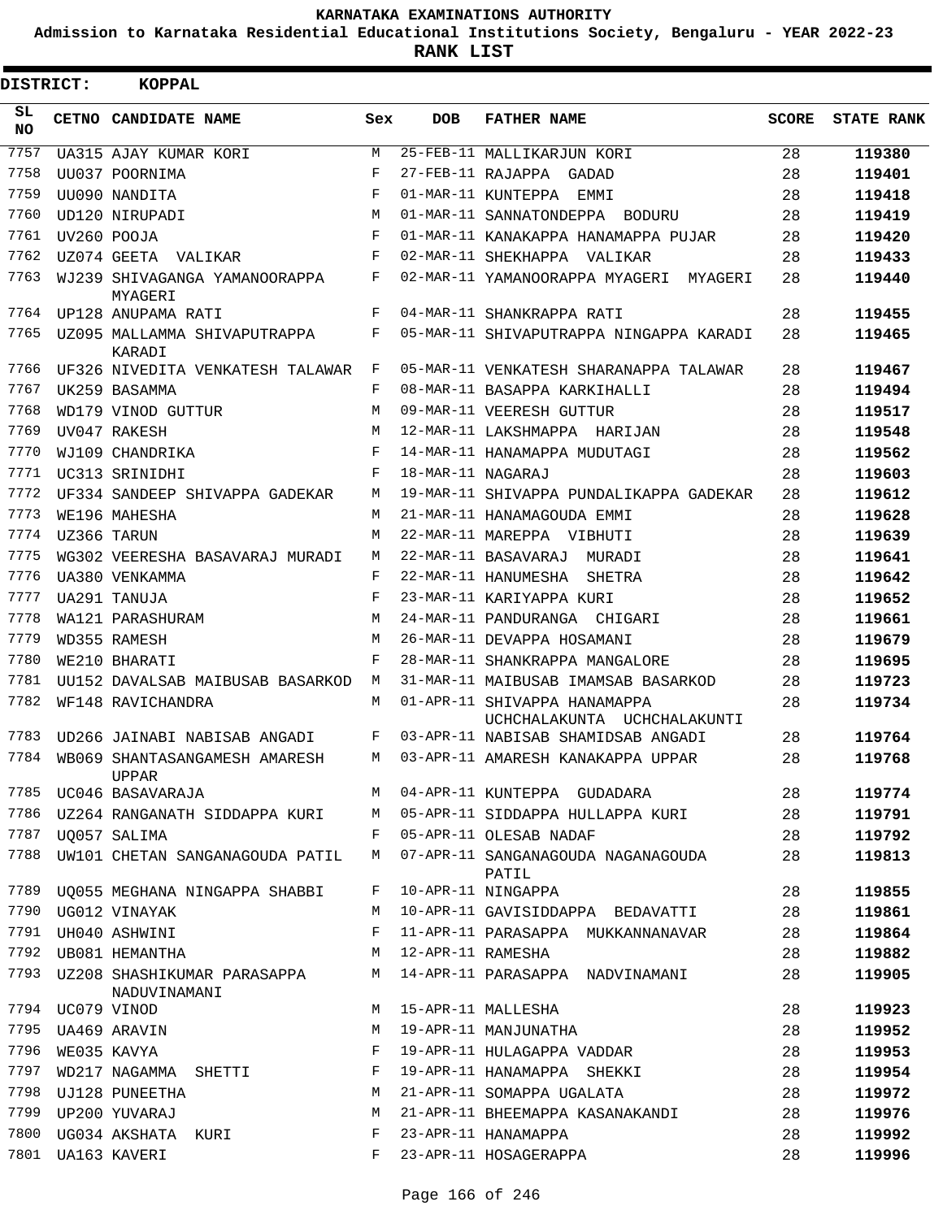**KARNATAKA EXAMINATIONS AUTHORITY**

**Admission to Karnataka Residential Educational Institutions Society, Bengaluru - YEAR 2022-23**

**RANK LIST**

**DISTRICT: KOPPAL**

| SL NO | CETNO | CANDIDATE NAME | Sex | DOB | FATHER NAME | SCORE | STATE RANK |
|---|---|---|---|---|---|---|---|
| 7757 | UA315 | AJAY KUMAR KORI | M | 25-FEB-11 | MALLIKARJUN KORI | 28 | 119380 |
| 7758 | UU037 | POORNIMA | F | 27-FEB-11 | RAJAPPA GADAD | 28 | 119401 |
| 7759 | UU090 | NANDITA | F | 01-MAR-11 | KUNTEPPA EMMI | 28 | 119418 |
| 7760 | UD120 | NIRUPADI | M | 01-MAR-11 | SANNATONDEPPA BODURU | 28 | 119419 |
| 7761 | UV260 | POOJA | F | 01-MAR-11 | KANAKAPPA HANAMAPPA PUJAR | 28 | 119420 |
| 7762 | UZ074 | GEETA VALIKAR | F | 02-MAR-11 | SHEKHAPPA VALIKAR | 28 | 119433 |
| 7763 | WJ239 | SHIVAGANGA YAMANOORAPPA MYAGERI | F | 02-MAR-11 | YAMANOORAPPA MYAGERI MYAGERI | 28 | 119440 |
| 7764 | UP128 | ANUPAMA RATI | F | 04-MAR-11 | SHANKRAPPA RATI | 28 | 119455 |
| 7765 | UZ095 | MALLAMMA SHIVAPUTRAPPA KARADI | F | 05-MAR-11 | SHIVAPUTRAPPA NINGAPPA KARADI | 28 | 119465 |
| 7766 | UF326 | NIVEDITA VENKATESH TALAWAR | F | 05-MAR-11 | VENKATESH SHARANAPPA TALAWAR | 28 | 119467 |
| 7767 | UK259 | BASAMMA | F | 08-MAR-11 | BASAPPA KARKIHALLI | 28 | 119494 |
| 7768 | WD179 | VINOD GUTTUR | M | 09-MAR-11 | VEERESH GUTTUR | 28 | 119517 |
| 7769 | UV047 | RAKESH | M | 12-MAR-11 | LAKSHMAPPA HARIJAN | 28 | 119548 |
| 7770 | WJ109 | CHANDRIKA | F | 14-MAR-11 | HANAMAPPA MUDUTAGI | 28 | 119562 |
| 7771 | UC313 | SRINIDHI | F | 18-MAR-11 | NAGARAJ | 28 | 119603 |
| 7772 | UF334 | SANDEEP SHIVAPPA GADEKAR | M | 19-MAR-11 | SHIVAPPA PUNDALIKAPPA GADEKAR | 28 | 119612 |
| 7773 | WE196 | MAHESHA | M | 21-MAR-11 | HANAMAGOUDA EMMI | 28 | 119628 |
| 7774 | UZ366 | TARUN | M | 22-MAR-11 | MAREPPA VIBHUTI | 28 | 119639 |
| 7775 | WG302 | VEERESHA BASAVARAJ MURADI | M | 22-MAR-11 | BASAVARAJ MURADI | 28 | 119641 |
| 7776 | UA380 | VENKAMMA | F | 22-MAR-11 | HANUMESHA SHETRA | 28 | 119642 |
| 7777 | UA291 | TANUJA | F | 23-MAR-11 | KARIYAPPA KURI | 28 | 119652 |
| 7778 | WA121 | PARASHURAM | M | 24-MAR-11 | PANDURANGA CHIGARI | 28 | 119661 |
| 7779 | WD355 | RAMESH | M | 26-MAR-11 | DEVAPPA HOSAMANI | 28 | 119679 |
| 7780 | WE210 | BHARATI | F | 28-MAR-11 | SHANKRAPPA MANGALORE | 28 | 119695 |
| 7781 | UU152 | DAVALSAB MAIBUSAB BASARKOD | M | 31-MAR-11 | MAIBUSAB IMAMSAB BASARKOD | 28 | 119723 |
| 7782 | WF148 | RAVICHANDRA | M | 01-APR-11 | SHIVAPPA HANAMAPPA UCHCHALAKUNTA UCHCHALAKUNTI | 28 | 119734 |
| 7783 | UD266 | JAINABI NABISAB ANGADI | F | 03-APR-11 | NABISAB SHAMIDSAB ANGADI | 28 | 119764 |
| 7784 | WB069 | SHANTASANGAMESH AMARESH UPPAR | M | 03-APR-11 | AMARESH KANAKAPPA UPPAR | 28 | 119768 |
| 7785 | UC046 | BASAVARAJA | M | 04-APR-11 | KUNTEPPA GUDADARA | 28 | 119774 |
| 7786 | UZ264 | RANGANATH SIDDAPPA KURI | M | 05-APR-11 | SIDDAPPA HULLAPPA KURI | 28 | 119791 |
| 7787 | UQ057 | SALIMA | F | 05-APR-11 | OLESAB NADAF | 28 | 119792 |
| 7788 | UW101 | CHETAN SANGANAGOUDA PATIL | M | 07-APR-11 | SANGANAGOUDA NAGANAGOUDA PATIL | 28 | 119813 |
| 7789 | UQ055 | MEGHANA NINGAPPA SHABBI | F | 10-APR-11 | NINGAPPA | 28 | 119855 |
| 7790 | UG012 | VINAYAK | M | 10-APR-11 | GAVISIDDAPPA BEDAVATTI | 28 | 119861 |
| 7791 | UH040 | ASHWINI | F | 11-APR-11 | PARASAPPA MUKKANNANAVAR | 28 | 119864 |
| 7792 | UB081 | HEMANTHA | M | 12-APR-11 | RAMESHA | 28 | 119882 |
| 7793 | UZ208 | SHASHIKUMAR PARASAPPA NADUVINAMANI | M | 14-APR-11 | PARASAPPA NADVINAMANI | 28 | 119905 |
| 7794 | UC079 | VINOD | M | 15-APR-11 | MALLESHA | 28 | 119923 |
| 7795 | UA469 | ARAVIN | M | 19-APR-11 | MANJUNATHA | 28 | 119952 |
| 7796 | WE035 | KAVYA | F | 19-APR-11 | HULAGAPPA VADDAR | 28 | 119953 |
| 7797 | WD217 | NAGAMMA SHETTI | F | 19-APR-11 | HANAMAPPA SHEKKI | 28 | 119954 |
| 7798 | UJ128 | PUNEETHA | M | 21-APR-11 | SOMAPPA UGALATA | 28 | 119972 |
| 7799 | UP200 | YUVARAJ | M | 21-APR-11 | BHEEMAPPA KASANAKANDI | 28 | 119976 |
| 7800 | UG034 | AKSHATA KURI | F | 23-APR-11 | HANAMAPPA | 28 | 119992 |
| 7801 | UA163 | KAVERI | F | 23-APR-11 | HOSAGERAPPA | 28 | 119996 |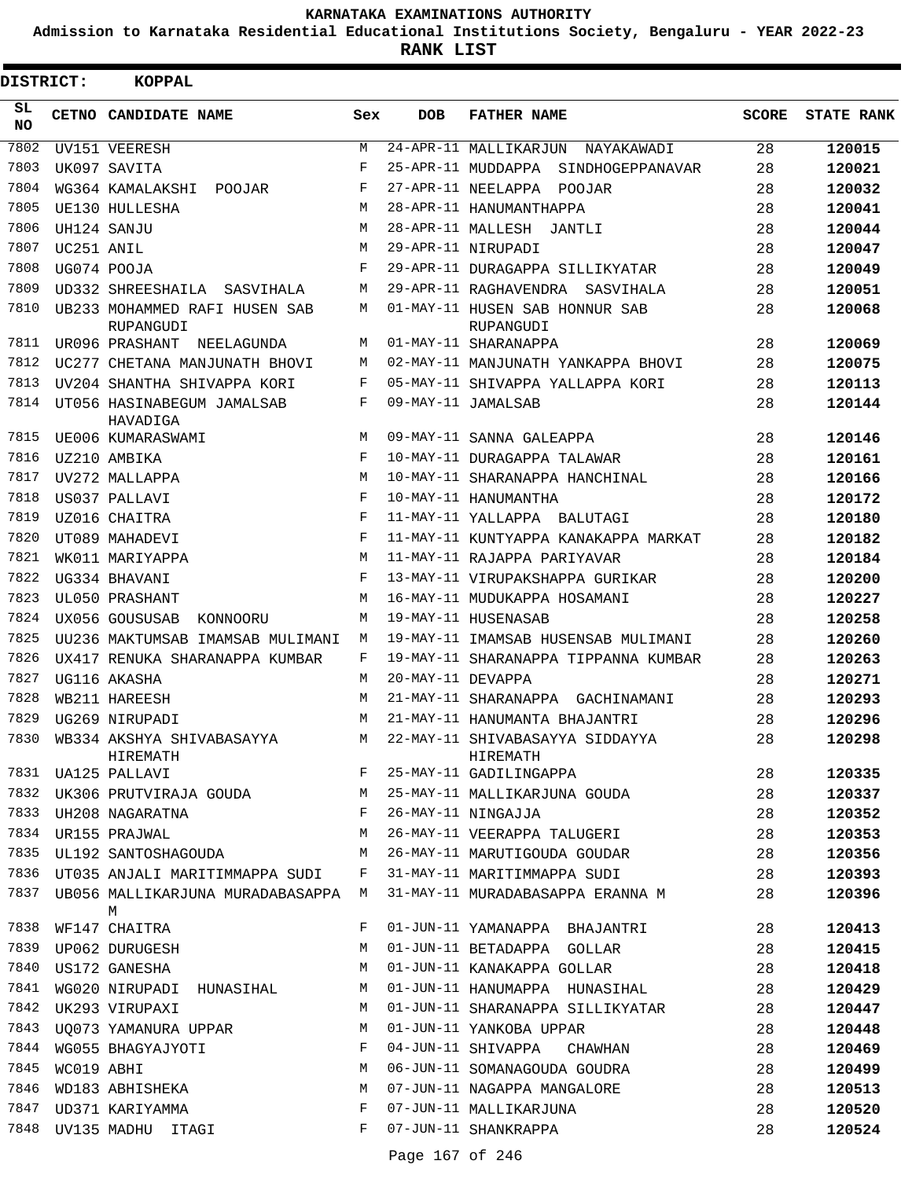# KARNATAKA EXAMINATIONS AUTHORITY

**Admission to Karnataka Residential Educational Institutions Society, Bengaluru - YEAR 2022-23**

**RANK LIST**

**DISTRICT: KOPPAL**

| SL NO | CETNO | CANDIDATE NAME | Sex | DOB | FATHER NAME | SCORE | STATE RANK |
|---|---|---|---|---|---|---|---|
| 7802 | UV151 | VEERESH | M | 24-APR-11 | MALLIKARJUN NAYAKAWADI | 28 | 120015 |
| 7803 | UK097 | SAVITA | F | 25-APR-11 | MUDDAPPA SINDHOGEPPANAVAR | 28 | 120021 |
| 7804 | WG364 | KAMALAKSHI POOJAR | F | 27-APR-11 | NEELAPPA POOJAR | 28 | 120032 |
| 7805 | UE130 | HULLESHA | M | 28-APR-11 | HANUMANTHAPPA | 28 | 120041 |
| 7806 | UH124 | SANJU | M | 28-APR-11 | MALLESH JANTLI | 28 | 120044 |
| 7807 | UC251 | ANIL | M | 29-APR-11 | NIRUPADI | 28 | 120047 |
| 7808 | UG074 | POOJA | F | 29-APR-11 | DURAGAPPA SILLIKYATAR | 28 | 120049 |
| 7809 | UD332 | SHREESHAILA SASVIHALA | M | 29-APR-11 | RAGHAVENDRA SASVIHALA | 28 | 120051 |
| 7810 | UB233 | MOHAMMED RAFI HUSEN SAB RUPANGUDI | M | 01-MAY-11 | HUSEN SAB HONNUR SAB RUPANGUDI | 28 | 120068 |
| 7811 | UR096 | PRASHANT NEELAGUNDA | M | 01-MAY-11 | SHARANAPPA | 28 | 120069 |
| 7812 | UC277 | CHETANA MANJUNATH BHOVI | M | 02-MAY-11 | MANJUNATH YANKAPPA BHOVI | 28 | 120075 |
| 7813 | UV204 | SHANTHA SHIVAPPA KORI | F | 05-MAY-11 | SHIVAPPA YALLAPPA KORI | 28 | 120113 |
| 7814 | UT056 | HASINABEGUM JAMALSAB HAVADIGA | F | 09-MAY-11 | JAMALSAB | 28 | 120144 |
| 7815 | UE006 | KUMARASWAMI | M | 09-MAY-11 | SANNA GALEAPPA | 28 | 120146 |
| 7816 | UZ210 | AMBIKA | F | 10-MAY-11 | DURAGAPPA TALAWAR | 28 | 120161 |
| 7817 | UV272 | MALLAPPA | M | 10-MAY-11 | SHARANAPPA HANCHINAL | 28 | 120166 |
| 7818 | US037 | PALLAVI | F | 10-MAY-11 | HANUMANTHA | 28 | 120172 |
| 7819 | UZ016 | CHAITRA | F | 11-MAY-11 | YALLAPPA BALUTAGI | 28 | 120180 |
| 7820 | UT089 | MAHADEVI | F | 11-MAY-11 | KUNTYAPPA KANAKAPPA MARKAT | 28 | 120182 |
| 7821 | WK011 | MARIYAPPA | M | 11-MAY-11 | RAJAPPA PARIYAVAR | 28 | 120184 |
| 7822 | UG334 | BHAVANI | F | 13-MAY-11 | VIRUPAKSHAPPA GURIKAR | 28 | 120200 |
| 7823 | UL050 | PRASHANT | M | 16-MAY-11 | MUDUKAPPA HOSAMANI | 28 | 120227 |
| 7824 | UX056 | GOUSUSAB KONNOORU | M | 19-MAY-11 | HUSENASAB | 28 | 120258 |
| 7825 | UU236 | MAKTUMSAB IMAMSAB MULIMANI | M | 19-MAY-11 | IMAMSAB HUSENSAB MULIMANI | 28 | 120260 |
| 7826 | UX417 | RENUKA SHARANAPPA KUMBAR | F | 19-MAY-11 | SHARANAPPA TIPPANNA KUMBAR | 28 | 120263 |
| 7827 | UG116 | AKASHA | M | 20-MAY-11 | DEVAPPA | 28 | 120271 |
| 7828 | WB211 | HAREESH | M | 21-MAY-11 | SHARANAPPA GACHINAMANI | 28 | 120293 |
| 7829 | UG269 | NIRUPADI | M | 21-MAY-11 | HANUMANTA BHAJANTRI | 28 | 120296 |
| 7830 | WB334 | AKSHYA SHIVABASAYYA HIREMATH | M | 22-MAY-11 | SHIVABASAYYA SIDDAYYA HIREMATH | 28 | 120298 |
| 7831 | UA125 | PALLAVI | F | 25-MAY-11 | GADILINGAPPA | 28 | 120335 |
| 7832 | UK306 | PRUTVIRAJA GOUDA | M | 25-MAY-11 | MALLIKARJUNA GOUDA | 28 | 120337 |
| 7833 | UH208 | NAGARATNA | F | 26-MAY-11 | NINGAJJA | 28 | 120352 |
| 7834 | UR155 | PRAJWAL | M | 26-MAY-11 | VEERAPPA TALUGERI | 28 | 120353 |
| 7835 | UL192 | SANTOSHAGOUDA | M | 26-MAY-11 | MARUTIGOUDA GOUDAR | 28 | 120356 |
| 7836 | UT035 | ANJALI MARITIMMAPPA SUDI | F | 31-MAY-11 | MARITIMMAPPA SUDI | 28 | 120393 |
| 7837 | UB056 | MALLIKARJUNA MURADABASAPPA M | M | 31-MAY-11 | MURADABASAPPA ERANNA M | 28 | 120396 |
| 7838 | WF147 | CHAITRA | F | 01-JUN-11 | YAMANAPPA BHAJANTRI | 28 | 120413 |
| 7839 | UP062 | DURUGESH | M | 01-JUN-11 | BETADAPPA GOLLAR | 28 | 120415 |
| 7840 | US172 | GANESHA | M | 01-JUN-11 | KANAKAPPA GOLLAR | 28 | 120418 |
| 7841 | WG020 | NIRUPADI HUNASIHAL | M | 01-JUN-11 | HANUMAPPA HUNASIHAL | 28 | 120429 |
| 7842 | UK293 | VIRUPAXI | M | 01-JUN-11 | SHARANAPPA SILLIKYATAR | 28 | 120447 |
| 7843 | UQ073 | YAMANURA UPPAR | M | 01-JUN-11 | YANKOBA UPPAR | 28 | 120448 |
| 7844 | WG055 | BHAGYAJYOTI | F | 04-JUN-11 | SHIVAPPA CHAWHAN | 28 | 120469 |
| 7845 | WC019 | ABHI | M | 06-JUN-11 | SOMANAGOUDA GOUDRA | 28 | 120499 |
| 7846 | WD183 | ABHISHEKA | M | 07-JUN-11 | NAGAPPA MANGALORE | 28 | 120513 |
| 7847 | UD371 | KARIYAMMA | F | 07-JUN-11 | MALLIKARJUNA | 28 | 120520 |
| 7848 | UV135 | MADHU ITAGI | F | 07-JUN-11 | SHANKRAPPA | 28 | 120524 |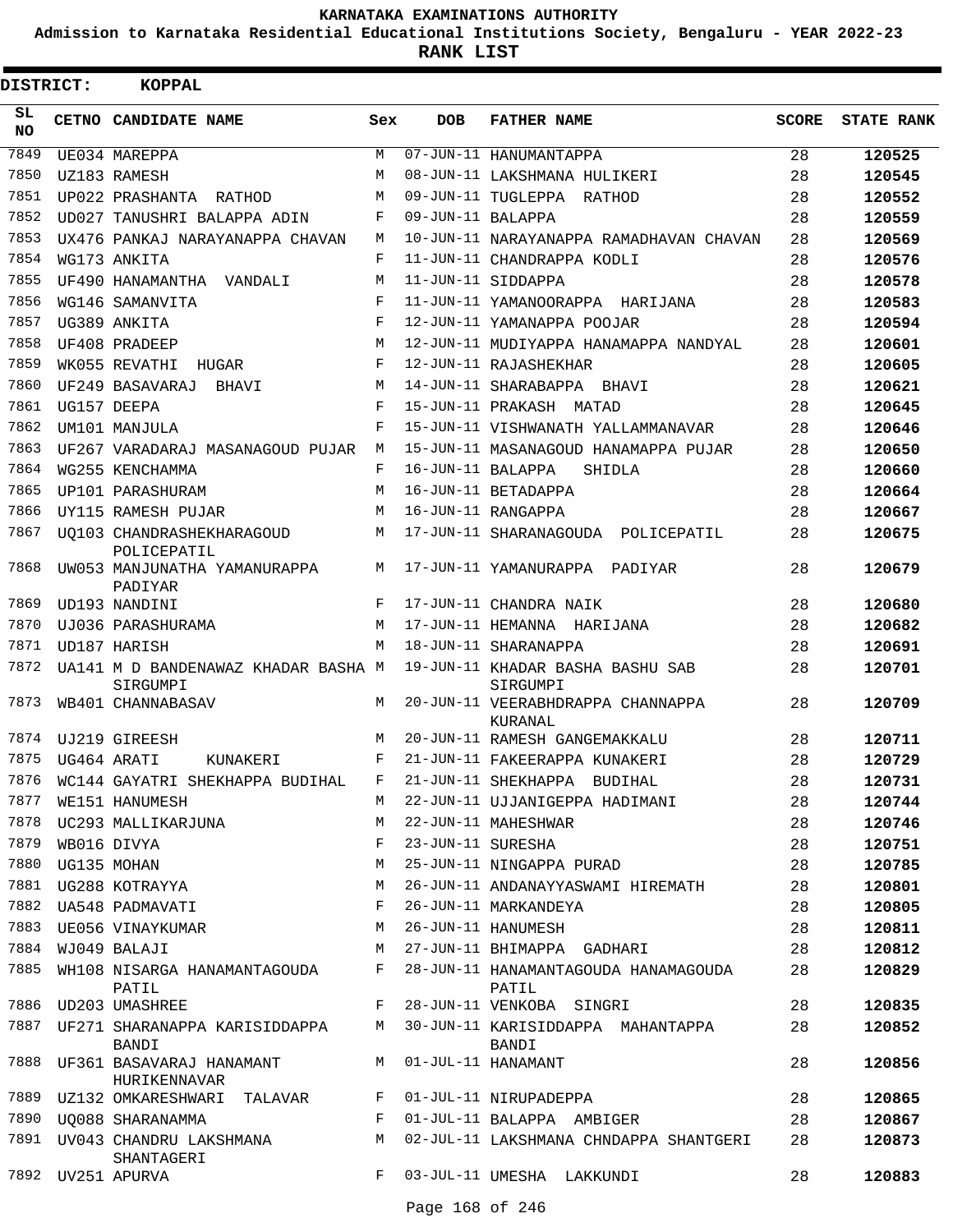KARNATAKA EXAMINATIONS AUTHORITY

Admission to Karnataka Residential Educational Institutions Society, Bengaluru - YEAR 2022-23

**RANK LIST**

**DISTRICT: KOPPAL**

| SL NO | CETNO | CANDIDATE NAME | Sex | DOB | FATHER NAME | SCORE | STATE RANK |
|---|---|---|---|---|---|---|---|
| 7849 | UE034 | MAREPPA | M | 07-JUN-11 | HANUMANTAPPA | 28 | **120525** |
| 7850 | UZ183 | RAMESH | M | 08-JUN-11 | LAKSHMANA HULIKERI | 28 | **120545** |
| 7851 | UP022 | PRASHANTA RATHOD | M | 09-JUN-11 | TUGLEPPA RATHOD | 28 | **120552** |
| 7852 | UD027 | TANUSHRI BALAPPA ADIN | F | 09-JUN-11 | BALAPPA | 28 | **120559** |
| 7853 | UX476 | PANKAJ NARAYANAPPA CHAVAN | M | 10-JUN-11 | NARAYANAPPA RAMADHAVAN CHAVAN | 28 | **120569** |
| 7854 | WG173 | ANKITA | F | 11-JUN-11 | CHANDRAPPA KODLI | 28 | **120576** |
| 7855 | UF490 | HANAMANTHA VANDALI | M | 11-JUN-11 | SIDDAPPA | 28 | **120578** |
| 7856 | WG146 | SAMANVITA | F | 11-JUN-11 | YAMANOORAPPA HARIJANA | 28 | **120583** |
| 7857 | UG389 | ANKITA | F | 12-JUN-11 | YAMANAPPA POOJAR | 28 | **120594** |
| 7858 | UF408 | PRADEEP | M | 12-JUN-11 | MUDIYAPPA HANAMAPPA NANDYAL | 28 | **120601** |
| 7859 | WK055 | REVATHI HUGAR | F | 12-JUN-11 | RAJASHEKHAR | 28 | **120605** |
| 7860 | UF249 | BASAVARAJ BHAVI | M | 14-JUN-11 | SHARABAPPA BHAVI | 28 | **120621** |
| 7861 | UG157 | DEEPA | F | 15-JUN-11 | PRAKASH MATAD | 28 | **120645** |
| 7862 | UM101 | MANJULA | F | 15-JUN-11 | VISHWANATH YALLAMMANAVAR | 28 | **120646** |
| 7863 | UF267 | VARADARAJ MASANAGOUD PUJAR | M | 15-JUN-11 | MASANAGOUD HANAMAPPA PUJAR | 28 | **120650** |
| 7864 | WG255 | KENCHAMMA | F | 16-JUN-11 | BALAPPA SHIDLA | 28 | **120660** |
| 7865 | UP101 | PARASHURAM | M | 16-JUN-11 | BETADAPPA | 28 | **120664** |
| 7866 | UY115 | RAMESH PUJAR | M | 16-JUN-11 | RANGAPPA | 28 | **120667** |
| 7867 | UQ103 | CHANDRASHEKHARAGOUD POLICEPATIL | M | 17-JUN-11 | SHARANAGOUDA POLICEPATIL | 28 | **120675** |
| 7868 | UW053 | MANJUNATHA YAMANURAPPA PADIYAR | M | 17-JUN-11 | YAMANURAPPA PADIYAR | 28 | **120679** |
| 7869 | UD193 | NANDINI | F | 17-JUN-11 | CHANDRA NAIK | 28 | **120680** |
| 7870 | UJ036 | PARASHURAMA | M | 17-JUN-11 | HEMANNA HARIJANA | 28 | **120682** |
| 7871 | UD187 | HARISH | M | 18-JUN-11 | SHARANAPPA | 28 | **120691** |
| 7872 | UA141 | M D BANDENAWAZ KHADAR BASHA SIRGUMPI | M | 19-JUN-11 | KHADAR BASHA BASHU SAB SIRGUMPI | 28 | **120701** |
| 7873 | WB401 | CHANNABASAV | M | 20-JUN-11 | VEERABHDRAPPA CHANNAPPA KURANAL | 28 | **120709** |
| 7874 | UJ219 | GIREESH | M | 20-JUN-11 | RAMESH GANGEMAKKALU | 28 | **120711** |
| 7875 | UG464 | ARATI KUNAKERI | F | 21-JUN-11 | FAKEERAPPA KUNAKERI | 28 | **120729** |
| 7876 | WC144 | GAYATRI SHEKHAPPA BUDIHAL | F | 21-JUN-11 | SHEKHAPPA BUDIHAL | 28 | **120731** |
| 7877 | WE151 | HANUMESH | M | 22-JUN-11 | UJJANIGEPPA HADIMANI | 28 | **120744** |
| 7878 | UC293 | MALLIKARJUNA | M | 22-JUN-11 | MAHESHWAR | 28 | **120746** |
| 7879 | WB016 | DIVYA | F | 23-JUN-11 | SURESHA | 28 | **120751** |
| 7880 | UG135 | MOHAN | M | 25-JUN-11 | NINGAPPA PURAD | 28 | **120785** |
| 7881 | UG288 | KOTRAYYA | M | 26-JUN-11 | ANDANAYYASWAMI HIREMATH | 28 | **120801** |
| 7882 | UA548 | PADMAVATI | F | 26-JUN-11 | MARKANDEYA | 28 | **120805** |
| 7883 | UE056 | VINAYKUMAR | M | 26-JUN-11 | HANUMESH | 28 | **120811** |
| 7884 | WJ049 | BALAJI | M | 27-JUN-11 | BHIMAPPA GADHARI | 28 | **120812** |
| 7885 | WH108 | NISARGA HANAMANTAGOUDA PATIL | F | 28-JUN-11 | HANAMANTAGOUDA HANAMAGOUDA PATIL | 28 | **120829** |
| 7886 | UD203 | UMASHREE | F | 28-JUN-11 | VENKOBA SINGRI | 28 | **120835** |
| 7887 | UF271 | SHARANAPPA KARISIDDAPPA BANDI | M | 30-JUN-11 | KARISIDDAPPA MAHANTAPPA BANDI | 28 | **120852** |
| 7888 | UF361 | BASAVARAJ HANAMANT HURIKENNAVAR | M | 01-JUL-11 | HANAMANT | 28 | **120856** |
| 7889 | UZ132 | OMKARESHWARI TALAVAR | F | 01-JUL-11 | NIRUPADEPPA | 28 | **120865** |
| 7890 | UQ088 | SHARANAMMA | F | 01-JUL-11 | BALAPPA AMBIGER | 28 | **120867** |
| 7891 | UV043 | CHANDRU LAKSHMANA SHANTAGERI | M | 02-JUL-11 | LAKSHMANA CHNDAPPA SHANTGERI | 28 | **120873** |
| 7892 | UV251 | APURVA | F | 03-JUL-11 | UMESHA LAKKUNDI | 28 | **120883** |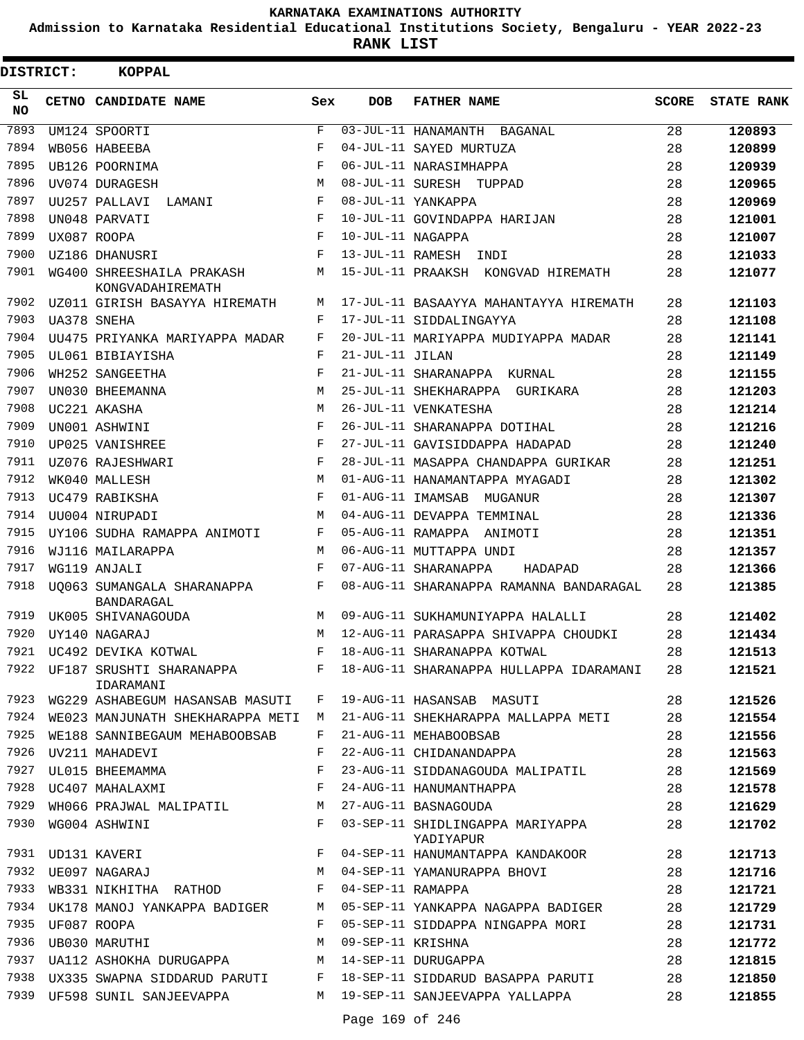KARNATAKA EXAMINATIONS AUTHORITY

Admission to Karnataka Residential Educational Institutions Society, Bengaluru - YEAR 2022-23

**RANK LIST**

**DISTRICT: KOPPAL**

| SL NO | CETNO | CANDIDATE NAME | Sex | DOB | FATHER NAME | SCORE | STATE RANK |
|---|---|---|---|---|---|---|---|
| 7893 | UM124 | SPOORTI | F | 03-JUL-11 | HANAMANTH BAGANAL | 28 | 120893 |
| 7894 | WB056 | HABEEBA | F | 04-JUL-11 | SAYED MURTUZA | 28 | 120899 |
| 7895 | UB126 | POORNIMA | F | 06-JUL-11 | NARASIMHAPPA | 28 | 120939 |
| 7896 | UV074 | DURAGESH | M | 08-JUL-11 | SURESH TUPPAD | 28 | 120965 |
| 7897 | UU257 | PALLAVI LAMANI | F | 08-JUL-11 | YANKAPPA | 28 | 120969 |
| 7898 | UN048 | PARVATI | F | 10-JUL-11 | GOVINDAPPA HARIJAN | 28 | 121001 |
| 7899 | UX087 | ROOPA | F | 10-JUL-11 | NAGAPPA | 28 | 121007 |
| 7900 | UZ186 | DHANUSRI | F | 13-JUL-11 | RAMESH INDI | 28 | 121033 |
| 7901 | WG400 | SHREESHAILA PRAKASH KONGVADAHIREMATH | M | 15-JUL-11 | PRAAKSH KONGVAD HIREMATH | 28 | 121077 |
| 7902 | UZ011 | GIRISH BASAYYA HIREMATH | M | 17-JUL-11 | BASAAYYA MAHANTAYYA HIREMATH | 28 | 121103 |
| 7903 | UA378 | SNEHA | F | 17-JUL-11 | SIDDALINGAYYA | 28 | 121108 |
| 7904 | UU475 | PRIYANKA MARIYAPPA MADAR | F | 20-JUL-11 | MARIYAPPA MUDIYAPPA MADAR | 28 | 121141 |
| 7905 | UL061 | BIBIAYISHA | F | 21-JUL-11 | JILAN | 28 | 121149 |
| 7906 | WH252 | SANGEETHA | F | 21-JUL-11 | SHARANAPPA KURNAL | 28 | 121155 |
| 7907 | UN030 | BHEEMANNA | M | 25-JUL-11 | SHEKHARAPPA GURIKARA | 28 | 121203 |
| 7908 | UC221 | AKASHA | M | 26-JUL-11 | VENKATESHA | 28 | 121214 |
| 7909 | UN001 | ASHWINI | F | 26-JUL-11 | SHARANAPPA DOTIHAL | 28 | 121216 |
| 7910 | UP025 | VANISHREE | F | 27-JUL-11 | GAVISIDDAPPA HADAPAD | 28 | 121240 |
| 7911 | UZ076 | RAJESHWARI | F | 28-JUL-11 | MASAPPA CHANDAPPA GURIKAR | 28 | 121251 |
| 7912 | WK040 | MALLESH | M | 01-AUG-11 | HANAMANTAPPA MYAGADI | 28 | 121302 |
| 7913 | UC479 | RABIKSHA | F | 01-AUG-11 | IMAMSAB MUGANUR | 28 | 121307 |
| 7914 | UU004 | NIRUPADI | M | 04-AUG-11 | DEVAPPA TEMMINAL | 28 | 121336 |
| 7915 | UY106 | SUDHA RAMAPPA ANIMOTI | F | 05-AUG-11 | RAMAPPA ANIMOTI | 28 | 121351 |
| 7916 | WJ116 | MAILARAPPA | M | 06-AUG-11 | MUTTAPPA UNDI | 28 | 121357 |
| 7917 | WG119 | ANJALI | F | 07-AUG-11 | SHARANAPPA HADAPAD | 28 | 121366 |
| 7918 | UQ063 | SUMANGALA SHARANAPPA BANDARAGAL | F | 08-AUG-11 | SHARANAPPA RAMANNA BANDARAGAL | 28 | 121385 |
| 7919 | UK005 | SHIVANAGOUDA | M | 09-AUG-11 | SUKHAMUNIYAPPA HALALLI | 28 | 121402 |
| 7920 | UY140 | NAGARAJ | M | 12-AUG-11 | PARASAPPA SHIVAPPA CHOUDKI | 28 | 121434 |
| 7921 | UC492 | DEVIKA KOTWAL | F | 18-AUG-11 | SHARANAPPA KOTWAL | 28 | 121513 |
| 7922 | UF187 | SRUSHTI SHARANAPPA IDARAMANI | F | 18-AUG-11 | SHARANAPPA HULLAPPA IDARAMANI | 28 | 121521 |
| 7923 | WG229 | ASHABEGUM HASANSAB MASUTI | F | 19-AUG-11 | HASANSAB MASUTI | 28 | 121526 |
| 7924 | WE023 | MANJUNATH SHEKHARAPPA METI | M | 21-AUG-11 | SHEKHARAPPA MALLAPPA METI | 28 | 121554 |
| 7925 | WE188 | SANNIBEGAUM MEHABOOBSAB | F | 21-AUG-11 | MEHABOOBSAB | 28 | 121556 |
| 7926 | UV211 | MAHADEVI | F | 22-AUG-11 | CHIDANANDAPPA | 28 | 121563 |
| 7927 | UL015 | BHEEMAMMA | F | 23-AUG-11 | SIDDANAGOUDA MALIPATIL | 28 | 121569 |
| 7928 | UC407 | MAHALAXMI | F | 24-AUG-11 | HANUMANTHAPPA | 28 | 121578 |
| 7929 | WH066 | PRAJWAL MALIPATIL | M | 27-AUG-11 | BASNAGOUDA | 28 | 121629 |
| 7930 | WG004 | ASHWINI | F | 03-SEP-11 | SHIDLINGAPPA MARIYAPPA YADIYAPUR | 28 | 121702 |
| 7931 | UD131 | KAVERI | F | 04-SEP-11 | HANUMANTAPPA KANDAKOOR | 28 | 121713 |
| 7932 | UE097 | NAGARAJ | M | 04-SEP-11 | YAMANURAPPA BHOVI | 28 | 121716 |
| 7933 | WB331 | NIKHITHA RATHOD | F | 04-SEP-11 | RAMAPPA | 28 | 121721 |
| 7934 | UK178 | MANOJ YANKAPPA BADIGER | M | 05-SEP-11 | YANKAPPA NAGAPPA BADIGER | 28 | 121729 |
| 7935 | UF087 | ROOPA | F | 05-SEP-11 | SIDDAPPA NINGAPPA MORI | 28 | 121731 |
| 7936 | UB030 | MARUTHI | M | 09-SEP-11 | KRISHNA | 28 | 121772 |
| 7937 | UA112 | ASHOKHA DURUGAPPA | M | 14-SEP-11 | DURUGAPPA | 28 | 121815 |
| 7938 | UX335 | SWAPNA SIDDARUD PARUTI | F | 18-SEP-11 | SIDDARUD BASAPPA PARUTI | 28 | 121850 |
| 7939 | UF598 | SUNIL SANJEEVAPPA | M | 19-SEP-11 | SANJEEVAPPA YALLAPPA | 28 | 121855 |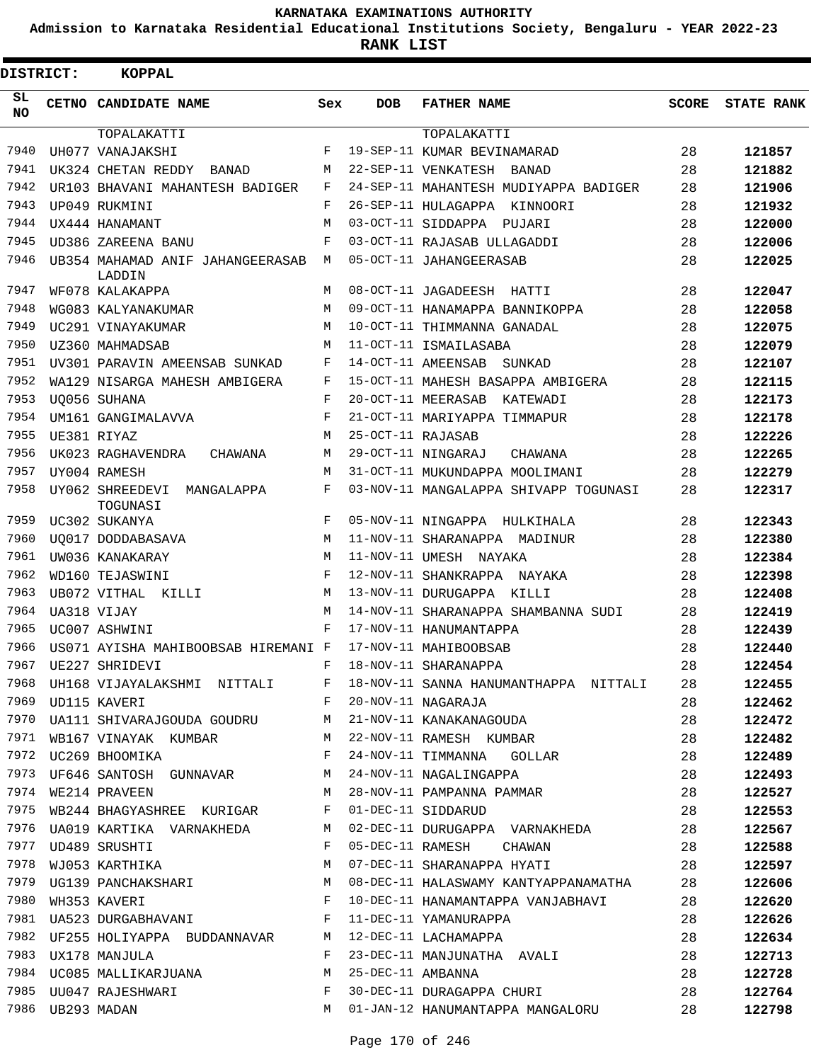**KARNATAKA EXAMINATIONS AUTHORITY**

**Admission to Karnataka Residential Educational Institutions Society, Bengaluru - YEAR 2022-23**

**RANK LIST**

**DISTRICT: KOPPAL**

| SL NO | CETNO | CANDIDATE NAME | Sex | DOB | FATHER NAME | SCORE | STATE RANK |
|---|---|---|---|---|---|---|---|
| | | TOPALAKATTI | | | TOPALAKATTI | | |
| 7940 | UH077 | VANAJAKSHI | F | 19-SEP-11 | KUMAR BEVINAMARAD | 28 | 121857 |
| 7941 | UK324 | CHETAN REDDY BANAD | M | 22-SEP-11 | VENKATESH BANAD | 28 | 121882 |
| 7942 | UR103 | BHAVANI MAHANTESH BADIGER | F | 24-SEP-11 | MAHANTESH MUDIYAPPA BADIGER | 28 | 121906 |
| 7943 | UP049 | RUKMINI | F | 26-SEP-11 | HULAGAPPA KINNOORI | 28 | 121932 |
| 7944 | UX444 | HANAMANT | M | 03-OCT-11 | SIDDAPPA PUJARI | 28 | 122000 |
| 7945 | UD386 | ZAREENA BANU | F | 03-OCT-11 | RAJASAB ULLAGADDI | 28 | 122006 |
| 7946 | UB354 | MAHAMAD ANIF JAHANGEERASAB LADDIN | M | 05-OCT-11 | JAHANGEERASAB | 28 | 122025 |
| 7947 | WF078 | KALAKAPPA | M | 08-OCT-11 | JAGADEESH HATTI | 28 | 122047 |
| 7948 | WG083 | KALYANAKUMAR | M | 09-OCT-11 | HANAMAPPA BANNIKOPPA | 28 | 122058 |
| 7949 | UC291 | VINAYAKUMAR | M | 10-OCT-11 | THIMMANNA GANADAL | 28 | 122075 |
| 7950 | UZ360 | MAHMADSAB | M | 11-OCT-11 | ISMAILASABA | 28 | 122079 |
| 7951 | UV301 | PARAVIN AMEENSAB SUNKAD | F | 14-OCT-11 | AMEENSAB SUNKAD | 28 | 122107 |
| 7952 | WA129 | NISARGA MAHESH AMBIGERA | F | 15-OCT-11 | MAHESH BASAPPA AMBIGERA | 28 | 122115 |
| 7953 | UQ056 | SUHANA | F | 20-OCT-11 | MEERASAB KATEWADI | 28 | 122173 |
| 7954 | UM161 | GANGIMALAVVA | F | 21-OCT-11 | MARIYAPPA TIMMAPUR | 28 | 122178 |
| 7955 | UE381 | RIYAZ | M | 25-OCT-11 | RAJASAB | 28 | 122226 |
| 7956 | UK023 | RAGHAVENDRA CHAWANA | M | 29-OCT-11 | NINGARAJ CHAWANA | 28 | 122265 |
| 7957 | UY004 | RAMESH | M | 31-OCT-11 | MUKUNDAPPA MOOLIMANI | 28 | 122279 |
| 7958 | UY062 | SHREEDEVI MANGALAPPA TOGUNASI | F | 03-NOV-11 | MANGALAPPA SHIVAPP TOGUNASI | 28 | 122317 |
| 7959 | UC302 | SUKANYA | F | 05-NOV-11 | NINGAPPA HULKIHALA | 28 | 122343 |
| 7960 | UQ017 | DODDABASAVA | M | 11-NOV-11 | SHARANAPPA MADINUR | 28 | 122380 |
| 7961 | UW036 | KANAKARAY | M | 11-NOV-11 | UMESH NAYAKA | 28 | 122384 |
| 7962 | WD160 | TEJASWINI | F | 12-NOV-11 | SHANKRAPPA NAYAKA | 28 | 122398 |
| 7963 | UB072 | VITHAL KILLI | M | 13-NOV-11 | DURUGAPPA KILLI | 28 | 122408 |
| 7964 | UA318 | VIJAY | M | 14-NOV-11 | SHARANAPPA SHAMBANNA SUDI | 28 | 122419 |
| 7965 | UC007 | ASHWINI | F | 17-NOV-11 | HANUMANTAPPA | 28 | 122439 |
| 7966 | US071 | AYISHA MAHIBOOBSAB HIREMANI | F | 17-NOV-11 | MAHIBOOBSAB | 28 | 122440 |
| 7967 | UE227 | SHRIDEVI | F | 18-NOV-11 | SHARANAPPA | 28 | 122454 |
| 7968 | UH168 | VIJAYALAKSHMI NITTALI | F | 18-NOV-11 | SANNA HANUMANTHAPPA NITTALI | 28 | 122455 |
| 7969 | UD115 | KAVERI | F | 20-NOV-11 | NAGARAJA | 28 | 122462 |
| 7970 | UA111 | SHIVARAJGOUDA GOUDRU | M | 21-NOV-11 | KANAKANAGOUDA | 28 | 122472 |
| 7971 | WB167 | VINAYAK KUMBAR | M | 22-NOV-11 | RAMESH KUMBAR | 28 | 122482 |
| 7972 | UC269 | BHOOMIKA | F | 24-NOV-11 | TIMMANNA GOLLAR | 28 | 122489 |
| 7973 | UF646 | SANTOSH GUNNAVAR | M | 24-NOV-11 | NAGALINGAPPA | 28 | 122493 |
| 7974 | WE214 | PRAVEEN | M | 28-NOV-11 | PAMPANNA PAMMAR | 28 | 122527 |
| 7975 | WB244 | BHAGYASHREE KURIGAR | F | 01-DEC-11 | SIDDARUD | 28 | 122553 |
| 7976 | UA019 | KARTIKA VARNAKHEDA | M | 02-DEC-11 | DURUGAPPA VARNAKHEDA | 28 | 122567 |
| 7977 | UD489 | SRUSHTI | F | 05-DEC-11 | RAMESH CHAWAN | 28 | 122588 |
| 7978 | WJ053 | KARTHIKA | M | 07-DEC-11 | SHARANAPPA HYATI | 28 | 122597 |
| 7979 | UG139 | PANCHAKSHARI | M | 08-DEC-11 | HALASWAMY KANTYAPPANAMATHA | 28 | 122606 |
| 7980 | WH353 | KAVERI | F | 10-DEC-11 | HANAMANTAPPA VANJABHAVI | 28 | 122620 |
| 7981 | UA523 | DURGABHAVANI | F | 11-DEC-11 | YAMANURAPPA | 28 | 122626 |
| 7982 | UF255 | HOLIYAPPA BUDDANNAVAR | M | 12-DEC-11 | LACHAMAPPA | 28 | 122634 |
| 7983 | UX178 | MANJULA | F | 23-DEC-11 | MANJUNATHA AVALI | 28 | 122713 |
| 7984 | UC085 | MALLIKARJUANA | M | 25-DEC-11 | AMBANNA | 28 | 122728 |
| 7985 | UU047 | RAJESHWARI | F | 30-DEC-11 | DURAGAPPA CHURI | 28 | 122764 |
| 7986 | UB293 | MADAN | M | 01-JAN-12 | HANUMANTAPPA MANGALORU | 28 | 122798 |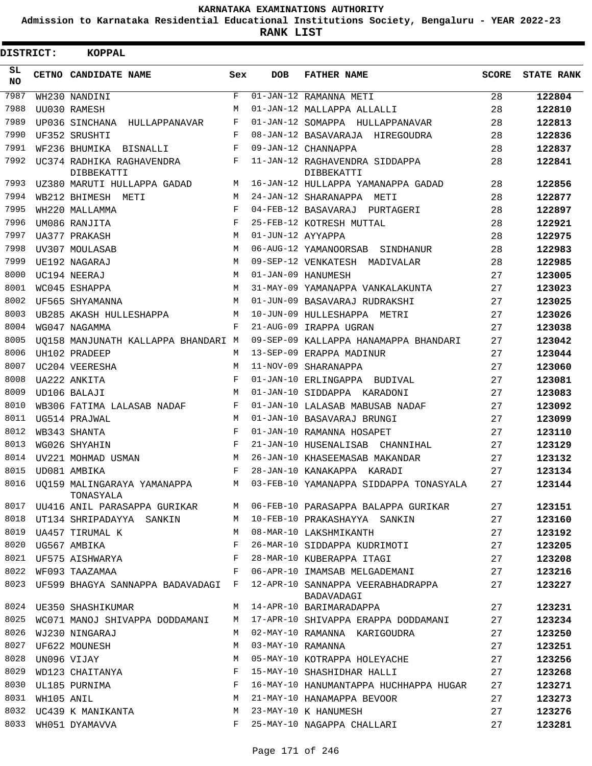# KARNATAKA EXAMINATIONS AUTHORITY

**Admission to Karnataka Residential Educational Institutions Society, Bengaluru - YEAR 2022-23**

**RANK LIST**

**DISTRICT: KOPPAL**

| SL NO | CETNO | CANDIDATE NAME | Sex | DOB | FATHER NAME | SCORE | STATE RANK |
|---|---|---|---|---|---|---|---|
| 7987 | WH230 | NANDINI | F | 01-JAN-12 | RAMANNA METI | 28 | 122804 |
| 7988 | UU030 | RAMESH | M | 01-JAN-12 | MALLAPPA ALLALLI | 28 | 122810 |
| 7989 | UP036 | SINCHANA HULLAPPANAVAR | F | 01-JAN-12 | SOMAPPA HULLAPPANAVAR | 28 | 122813 |
| 7990 | UF352 | SRUSHTI | F | 08-JAN-12 | BASAVARAJA HIREGOUDRA | 28 | 122836 |
| 7991 | WF236 | BHUMIKA BISNALLI | F | 09-JAN-12 | CHANNAPPA | 28 | 122837 |
| 7992 | UC374 | RADHIKA RAGHAVENDRA DIBBEKATTI | F | 11-JAN-12 | RAGHAVENDRA SIDDAPPA DIBBEKATTI | 28 | 122841 |
| 7993 | UZ380 | MARUTI HULLAPPA GADAD | M | 16-JAN-12 | HULLAPPA YAMANAPPA GADAD | 28 | 122856 |
| 7994 | WB212 | BHIMESH METI | M | 24-JAN-12 | SHARANAPPA METI | 28 | 122877 |
| 7995 | WH220 | MALLAMMA | F | 04-FEB-12 | BASAVARAJ PURTAGERI | 28 | 122897 |
| 7996 | UM086 | RANJITA | F | 25-FEB-12 | KOTRESH MUTTAL | 28 | 122921 |
| 7997 | UA377 | PRAKASH | M | 01-JUN-12 | AYYAPPA | 28 | 122975 |
| 7998 | UV307 | MOULASAB | M | 06-AUG-12 | YAMANOORSAB SINDHANUR | 28 | 122983 |
| 7999 | UE192 | NAGARAJ | M | 09-SEP-12 | VENKATESH MADIVALAR | 28 | 122985 |
| 8000 | UC194 | NEERAJ | M | 01-JAN-09 | HANUMESH | 27 | 123005 |
| 8001 | WC045 | ESHAPPA | M | 31-MAY-09 | YAMANAPPA VANKALAKUNTA | 27 | 123023 |
| 8002 | UF565 | SHYAMANNA | M | 01-JUN-09 | BASAVARAJ RUDRAKSHI | 27 | 123025 |
| 8003 | UB285 | AKASH HULLESHAPPA | M | 10-JUN-09 | HULLESHAPPA METRI | 27 | 123026 |
| 8004 | WG047 | NAGAMMA | F | 21-AUG-09 | IRAPPA UGRAN | 27 | 123038 |
| 8005 | UQ158 | MANJUNATH KALLAPPA BHANDARI | M | 09-SEP-09 | KALLAPPA HANAMAPPA BHANDARI | 27 | 123042 |
| 8006 | UH102 | PRADEEP | M | 13-SEP-09 | ERAPPA MADINUR | 27 | 123044 |
| 8007 | UC204 | VEERESHA | M | 11-NOV-09 | SHARANAPPA | 27 | 123060 |
| 8008 | UA222 | ANKITA | F | 01-JAN-10 | ERLINGAPPA BUDIVAL | 27 | 123081 |
| 8009 | UD106 | BALAJI | M | 01-JAN-10 | SIDDAPPA KARADONI | 27 | 123083 |
| 8010 | WB306 | FATIMA LALASAB NADAF | F | 01-JAN-10 | LALASAB MABUSAB NADAF | 27 | 123092 |
| 8011 | UG514 | PRAJWAL | M | 01-JAN-10 | BASAVARAJ BRUNGI | 27 | 123099 |
| 8012 | WB343 | SHANTA | F | 01-JAN-10 | RAMANNA HOSAPET | 27 | 123110 |
| 8013 | WG026 | SHYAHIN | F | 21-JAN-10 | HUSENALISAB CHANNIHAL | 27 | 123129 |
| 8014 | UV221 | MOHMAD USMAN | M | 26-JAN-10 | KHASEEMASAB MAKANDAR | 27 | 123132 |
| 8015 | UD081 | AMBIKA | F | 28-JAN-10 | KANAKAPPA KARADI | 27 | 123134 |
| 8016 | UQ159 | MALINGARAYA YAMANAPPA TONASYALA | M | 03-FEB-10 | YAMANAPPA SIDDAPPA TONASYALA | 27 | 123144 |
| 8017 | UU416 | ANIL PARASAPPA GURIKAR | M | 06-FEB-10 | PARASAPPA BALAPPA GURIKAR | 27 | 123151 |
| 8018 | UT134 | SHRIPADAYYA SANKIN | M | 10-FEB-10 | PRAKASHAYYA SANKIN | 27 | 123160 |
| 8019 | UA457 | TIRUMAL K | M | 08-MAR-10 | LAKSHMIKANTH | 27 | 123192 |
| 8020 | UG567 | AMBIKA | F | 26-MAR-10 | SIDDAPPA KUDRIMOTI | 27 | 123205 |
| 8021 | UF575 | AISHWARYA | F | 28-MAR-10 | KUBERAPPA ITAGI | 27 | 123208 |
| 8022 | WF093 | TAAZAMAA | F | 06-APR-10 | IMAMSAB MELGADEMANI | 27 | 123216 |
| 8023 | UF599 | BHAGYA SANNAPPA BADAVADAGI | F | 12-APR-10 | SANNAPPA VEERABHADRAPPA BADAVADAGI | 27 | 123227 |
| 8024 | UE350 | SHASHIKUMAR | M | 14-APR-10 | BARIMARADAPPA | 27 | 123231 |
| 8025 | WC071 | MANOJ SHIVAPPA DODDAMANI | M | 17-APR-10 | SHIVAPPA ERAPPA DODDAMANI | 27 | 123234 |
| 8026 | WJ230 | NINGARAJ | M | 02-MAY-10 | RAMANNA KARIGOUDRA | 27 | 123250 |
| 8027 | UF622 | MOUNESH | M | 03-MAY-10 | RAMANNA | 27 | 123251 |
| 8028 | UN096 | VIJAY | M | 05-MAY-10 | KOTRAPPA HOLEYACHE | 27 | 123256 |
| 8029 | WD123 | CHAITANYA | F | 15-MAY-10 | SHASHIDHAR HALLI | 27 | 123268 |
| 8030 | UL185 | PURNIMA | F | 16-MAY-10 | HANUMANTAPPA HUCHHAPPA HUGAR | 27 | 123271 |
| 8031 | WH105 | ANIL | M | 21-MAY-10 | HANAMAPPA BEVOOR | 27 | 123273 |
| 8032 | UC439 | K MANIKANTA | M | 23-MAY-10 | K HANUMESH | 27 | 123276 |
| 8033 | WH051 | DYAMAVVA | F | 25-MAY-10 | NAGAPPA CHALLARI | 27 | 123281 |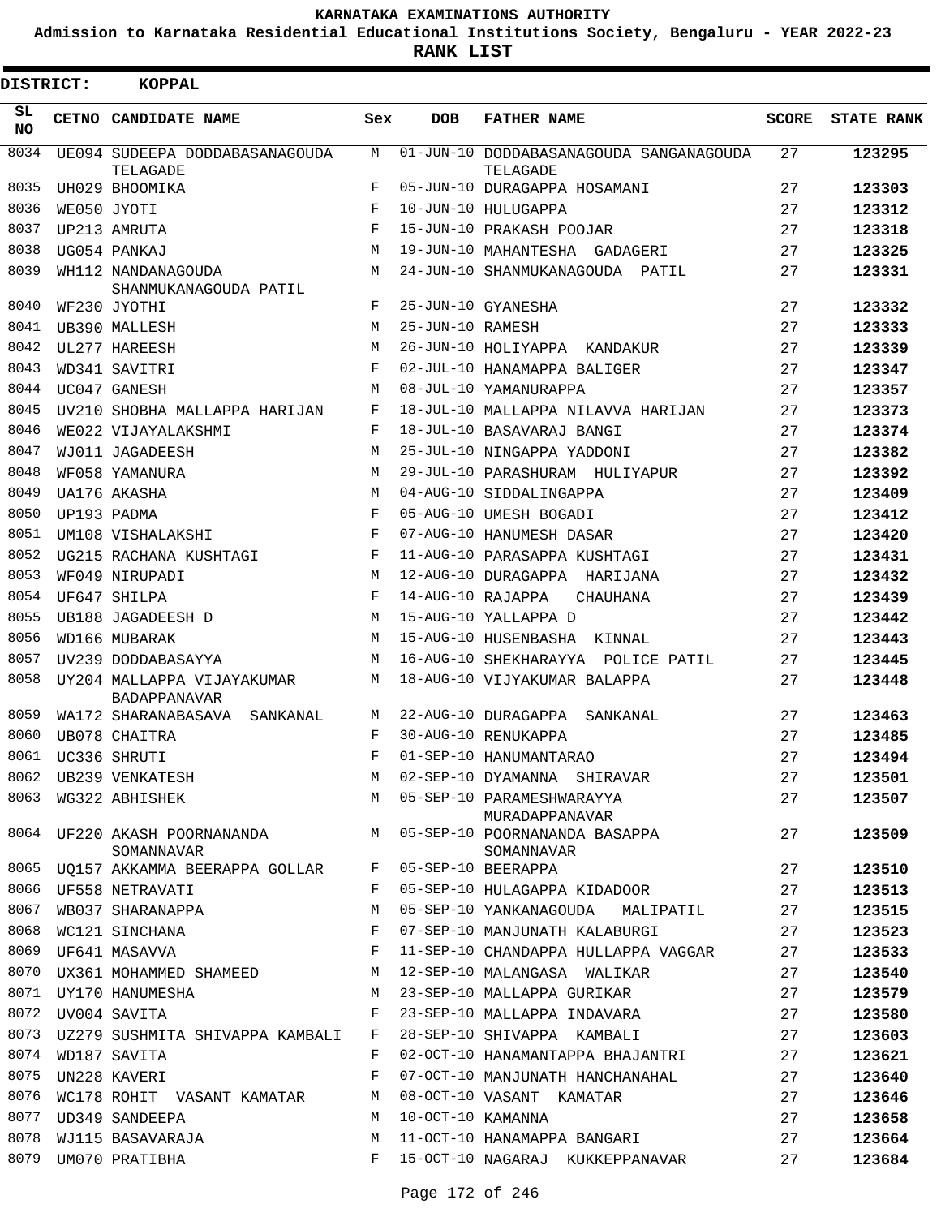KARNATAKA EXAMINATIONS AUTHORITY

Admission to Karnataka Residential Educational Institutions Society, Bengaluru - YEAR 2022-23

**RANK LIST**

**DISTRICT: KOPPAL**

| SL NO | CETNO | CANDIDATE NAME | Sex | DOB | FATHER NAME | SCORE | STATE RANK |
|---|---|---|---|---|---|---|---|
| 8034 | UE094 | SUDEEPA DODDABASANAGOUDA TELAGADE | M | 01-JUN-10 | DODDABASANAGOUDA SANGANAGOUDA TELAGADE | 27 | **123295** |
| 8035 | UH029 | BHOOMIKA | F | 05-JUN-10 | DURAGAPPA HOSAMANI | 27 | **123303** |
| 8036 | WE050 | JYOTI | F | 10-JUN-10 | HULUGAPPA | 27 | **123312** |
| 8037 | UP213 | AMRUTA | F | 15-JUN-10 | PRAKASH POOJAR | 27 | **123318** |
| 8038 | UG054 | PANKAJ | M | 19-JUN-10 | MAHANTESHA GADAGERI | 27 | **123325** |
| 8039 | WH112 | NANDANAGOUDA SHANMUKANAGOUDA PATIL | M | 24-JUN-10 | SHANMUKANAGOUDA PATIL | 27 | **123331** |
| 8040 | WF230 | JYOTHI | F | 25-JUN-10 | GYANESHA | 27 | **123332** |
| 8041 | UB390 | MALLESH | M | 25-JUN-10 | RAMESH | 27 | **123333** |
| 8042 | UL277 | HAREESH | M | 26-JUN-10 | HOLIYAPPA KANDAKUR | 27 | **123339** |
| 8043 | WD341 | SAVITRI | F | 02-JUL-10 | HANAMAPPA BALIGER | 27 | **123347** |
| 8044 | UC047 | GANESH | M | 08-JUL-10 | YAMANURAPPA | 27 | **123357** |
| 8045 | UV210 | SHOBHA MALLAPPA HARIJAN | F | 18-JUL-10 | MALLAPPA NILAVVA HARIJAN | 27 | **123373** |
| 8046 | WE022 | VIJAYALAKSHMI | F | 18-JUL-10 | BASAVARAJ BANGI | 27 | **123374** |
| 8047 | WJ011 | JAGADEESH | M | 25-JUL-10 | NINGAPPA YADDONI | 27 | **123382** |
| 8048 | WF058 | YAMANURA | M | 29-JUL-10 | PARASHURAM HULIYAPUR | 27 | **123392** |
| 8049 | UA176 | AKASHA | M | 04-AUG-10 | SIDDALINGAPPA | 27 | **123409** |
| 8050 | UP193 | PADMA | F | 05-AUG-10 | UMESH BOGADI | 27 | **123412** |
| 8051 | UM108 | VISHALAKSHI | F | 07-AUG-10 | HANUMESH DASAR | 27 | **123420** |
| 8052 | UG215 | RACHANA KUSHTAGI | F | 11-AUG-10 | PARASAPPA KUSHTAGI | 27 | **123431** |
| 8053 | WF049 | NIRUPADI | M | 12-AUG-10 | DURAGAPPA HARIJANA | 27 | **123432** |
| 8054 | UF647 | SHILPA | F | 14-AUG-10 | RAJAPPA CHAUHANA | 27 | **123439** |
| 8055 | UB188 | JAGADEESH D | M | 15-AUG-10 | YALLAPPA D | 27 | **123442** |
| 8056 | WD166 | MUBARAK | M | 15-AUG-10 | HUSENBASHA KINNAL | 27 | **123443** |
| 8057 | UV239 | DODDABASAYYA | M | 16-AUG-10 | SHEKHARAYYA POLICE PATIL | 27 | **123445** |
| 8058 | UY204 | MALLAPPA VIJAYAKUMAR BADAPPANAVAR | M | 18-AUG-10 | VIJYAKUMAR BALAPPA | 27 | **123448** |
| 8059 | WA172 | SHARANABASAVA SANKANAL | M | 22-AUG-10 | DURAGAPPA SANKANAL | 27 | **123463** |
| 8060 | UB078 | CHAITRA | F | 30-AUG-10 | RENUKAPPA | 27 | **123485** |
| 8061 | UC336 | SHRUTI | F | 01-SEP-10 | HANUMANTARAO | 27 | **123494** |
| 8062 | UB239 | VENKATESH | M | 02-SEP-10 | DYAMANNA SHIRAVAR | 27 | **123501** |
| 8063 | WG322 | ABHISHEK | M | 05-SEP-10 | PARAMESHWARAYYA MURADAPPANAVAR | 27 | **123507** |
| 8064 | UF220 | AKASH POORNANANDA SOMANNAVAR | M | 05-SEP-10 | POORNANANDA BASAPPA SOMANNAVAR | 27 | **123509** |
| 8065 | UQ157 | AKKAMMA BEERAPPA GOLLAR | F | 05-SEP-10 | BEERAPPA | 27 | **123510** |
| 8066 | UF558 | NETRAVATI | F | 05-SEP-10 | HULAGAPPA KIDADOOR | 27 | **123513** |
| 8067 | WB037 | SHARANAPPA | M | 05-SEP-10 | YANKANAGOUDA MALIPATIL | 27 | **123515** |
| 8068 | WC121 | SINCHANA | F | 07-SEP-10 | MANJUNATH KALABURGI | 27 | **123523** |
| 8069 | UF641 | MASAVVA | F | 11-SEP-10 | CHANDAPPA HULLAPPA VAGGAR | 27 | **123533** |
| 8070 | UX361 | MOHAMMED SHAMEED | M | 12-SEP-10 | MALANGASA WALIKAR | 27 | **123540** |
| 8071 | UY170 | HANUMESHA | M | 23-SEP-10 | MALLAPPA GURIKAR | 27 | **123579** |
| 8072 | UV004 | SAVITA | F | 23-SEP-10 | MALLAPPA INDAVARA | 27 | **123580** |
| 8073 | UZ279 | SUSHMITA SHIVAPPA KAMBALI | F | 28-SEP-10 | SHIVAPPA KAMBALI | 27 | **123603** |
| 8074 | WD187 | SAVITA | F | 02-OCT-10 | HANAMANTAPPA BHAJANTRI | 27 | **123621** |
| 8075 | UN228 | KAVERI | F | 07-OCT-10 | MANJUNATH HANCHANAHAL | 27 | **123640** |
| 8076 | WC178 | ROHIT VASANT KAMATAR | M | 08-OCT-10 | VASANT KAMATAR | 27 | **123646** |
| 8077 | UD349 | SANDEEPA | M | 10-OCT-10 | KAMANNA | 27 | **123658** |
| 8078 | WJ115 | BASAVARAJA | M | 11-OCT-10 | HANAMAPPA BANGARI | 27 | **123664** |
| 8079 | UM070 | PRATIBHA | F | 15-OCT-10 | NAGARAJ KUKKEPPANAVAR | 27 | **123684** |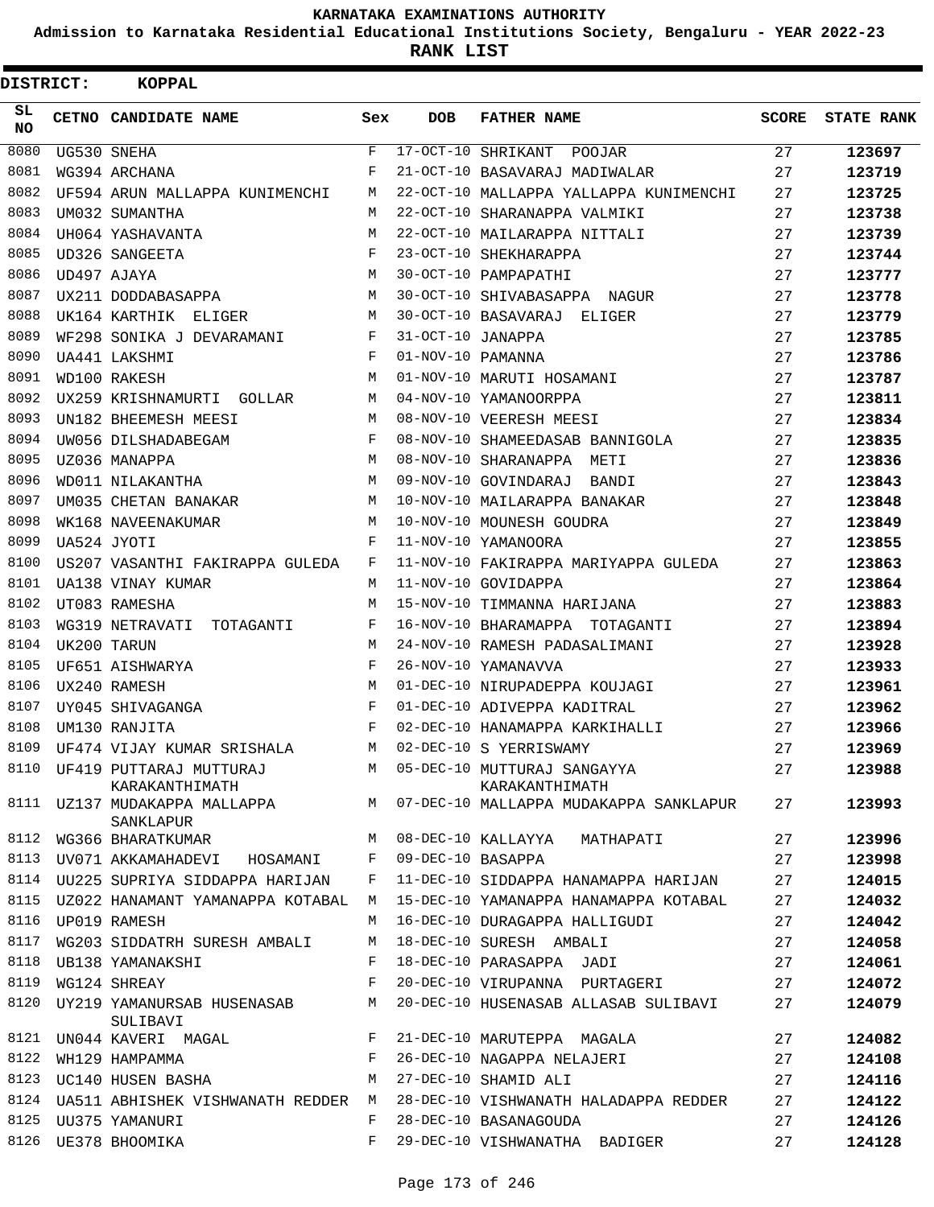# KARNATAKA EXAMINATIONS AUTHORITY

**Admission to Karnataka Residential Educational Institutions Society, Bengaluru - YEAR 2022-23**

**RANK LIST**

**DISTRICT: KOPPAL**

| SL NO | CETNO | CANDIDATE NAME | Sex | DOB | FATHER NAME | SCORE | STATE RANK |
|---|---|---|---|---|---|---|---|
| 8080 | UG530 | SNEHA | F | 17-OCT-10 | SHRIKANT POOJAR | 27 | 123697 |
| 8081 | WG394 | ARCHANA | F | 21-OCT-10 | BASAVARAJ MADIWALAR | 27 | 123719 |
| 8082 | UF594 | ARUN MALLAPPA KUNIMENCHI | M | 22-OCT-10 | MALLAPPA YALLAPPA KUNIMENCHI | 27 | 123725 |
| 8083 | UM032 | SUMANTHA | M | 22-OCT-10 | SHARANAPPA VALMIKI | 27 | 123738 |
| 8084 | UH064 | YASHAVANTA | M | 22-OCT-10 | MAILARAPPA NITTALI | 27 | 123739 |
| 8085 | UD326 | SANGEETA | F | 23-OCT-10 | SHEKHARAPPA | 27 | 123744 |
| 8086 | UD497 | AJAYA | M | 30-OCT-10 | PAMPAPATHI | 27 | 123777 |
| 8087 | UX211 | DODDABASAPPA | M | 30-OCT-10 | SHIVABASAPPA NAGUR | 27 | 123778 |
| 8088 | UK164 | KARTHIK ELIGER | M | 30-OCT-10 | BASAVARAJ ELIGER | 27 | 123779 |
| 8089 | WF298 | SONIKA J DEVARAMANI | F | 31-OCT-10 | JANAPPA | 27 | 123785 |
| 8090 | UA441 | LAKSHMI | F | 01-NOV-10 | PAMANNA | 27 | 123786 |
| 8091 | WD100 | RAKESH | M | 01-NOV-10 | MARUTI HOSAMANI | 27 | 123787 |
| 8092 | UX259 | KRISHNAMURTI GOLLAR | M | 04-NOV-10 | YAMANOORPPA | 27 | 123811 |
| 8093 | UN182 | BHEEMESH MEESI | M | 08-NOV-10 | VEERESH MEESI | 27 | 123834 |
| 8094 | UW056 | DILSHADABEGAM | F | 08-NOV-10 | SHAMEEDASAB BANNIGOLA | 27 | 123835 |
| 8095 | UZ036 | MANAPPA | M | 08-NOV-10 | SHARANAPPA METI | 27 | 123836 |
| 8096 | WD011 | NILAKANTHA | M | 09-NOV-10 | GOVINDARAJ BANDI | 27 | 123843 |
| 8097 | UM035 | CHETAN BANAKAR | M | 10-NOV-10 | MAILARAPPA BANAKAR | 27 | 123848 |
| 8098 | WK168 | NAVEENAKUMAR | M | 10-NOV-10 | MOUNESH GOUDRA | 27 | 123849 |
| 8099 | UA524 | JYOTI | F | 11-NOV-10 | YAMANOORA | 27 | 123855 |
| 8100 | US207 | VASANTHI FAKIRAPPA GULEDA | F | 11-NOV-10 | FAKIRAPPA MARIYAPPA GULEDA | 27 | 123863 |
| 8101 | UA138 | VINAY KUMAR | M | 11-NOV-10 | GOVIDAPPA | 27 | 123864 |
| 8102 | UT083 | RAMESHA | M | 15-NOV-10 | TIMMANNA HARIJANA | 27 | 123883 |
| 8103 | WG319 | NETRAVATI TOTAGANTI | F | 16-NOV-10 | BHARAMAPPA TOTAGANTI | 27 | 123894 |
| 8104 | UK200 | TARUN | M | 24-NOV-10 | RAMESH PADASALIMANI | 27 | 123928 |
| 8105 | UF651 | AISHWARYA | F | 26-NOV-10 | YAMANAVVA | 27 | 123933 |
| 8106 | UX240 | RAMESH | M | 01-DEC-10 | NIRUPADEPPA KOUJAGI | 27 | 123961 |
| 8107 | UY045 | SHIVAGANGA | F | 01-DEC-10 | ADIVEPPA KADITRAL | 27 | 123962 |
| 8108 | UM130 | RANJITA | F | 02-DEC-10 | HANAMAPPA KARKIHALLI | 27 | 123966 |
| 8109 | UF474 | VIJAY KUMAR SRISHALA | M | 02-DEC-10 | S YERRISWAMY | 27 | 123969 |
| 8110 | UF419 | PUTTARAJ MUTTURAJ KARAKANTHIMATH | M | 05-DEC-10 | MUTTURAJ SANGAYYA KARAKANTHIMATH | 27 | 123988 |
| 8111 | UZ137 | MUDAKAPPA MALLAPPA SANKLAPUR | M | 07-DEC-10 | MALLAPPA MUDAKAPPA SANKLAPUR | 27 | 123993 |
| 8112 | WG366 | BHARATKUMAR | M | 08-DEC-10 | KALLAYYA MATHAPATI | 27 | 123996 |
| 8113 | UV071 | AKKAMAHADEVI HOSAMANI | F | 09-DEC-10 | BASAPPA | 27 | 123998 |
| 8114 | UU225 | SUPRIYA SIDDAPPA HARIJAN | F | 11-DEC-10 | SIDDAPPA HANAMAPPA HARIJAN | 27 | 124015 |
| 8115 | UZ022 | HANAMANT YAMANAPPA KOTABAL | M | 15-DEC-10 | YAMANAPPA HANAMAPPA KOTABAL | 27 | 124032 |
| 8116 | UP019 | RAMESH | M | 16-DEC-10 | DURAGAPPA HALLIGUDI | 27 | 124042 |
| 8117 | WG203 | SIDDATRH SURESH AMBALI | M | 18-DEC-10 | SURESH AMBALI | 27 | 124058 |
| 8118 | UB138 | YAMANAKSHI | F | 18-DEC-10 | PARASAPPA JADI | 27 | 124061 |
| 8119 | WG124 | SHREAY | F | 20-DEC-10 | VIRUPANNA PURTAGERI | 27 | 124072 |
| 8120 | UY219 | YAMANURSAB HUSENASAB SULIBAVI | M | 20-DEC-10 | HUSENASAB ALLASAB SULIBAVI | 27 | 124079 |
| 8121 | UN044 | KAVERI MAGAL | F | 21-DEC-10 | MARUTEPPA MAGALA | 27 | 124082 |
| 8122 | WH129 | HAMPAMMA | F | 26-DEC-10 | NAGAPPA NELAJERI | 27 | 124108 |
| 8123 | UC140 | HUSEN BASHA | M | 27-DEC-10 | SHAMID ALI | 27 | 124116 |
| 8124 | UA511 | ABHISHEK VISHWANATH REDDER | M | 28-DEC-10 | VISHWANATH HALADAPPA REDDER | 27 | 124122 |
| 8125 | UU375 | YAMANURI | F | 28-DEC-10 | BASANAGOUDA | 27 | 124126 |
| 8126 | UE378 | BHOOMIKA | F | 29-DEC-10 | VISHWANATHA BADIGER | 27 | 124128 |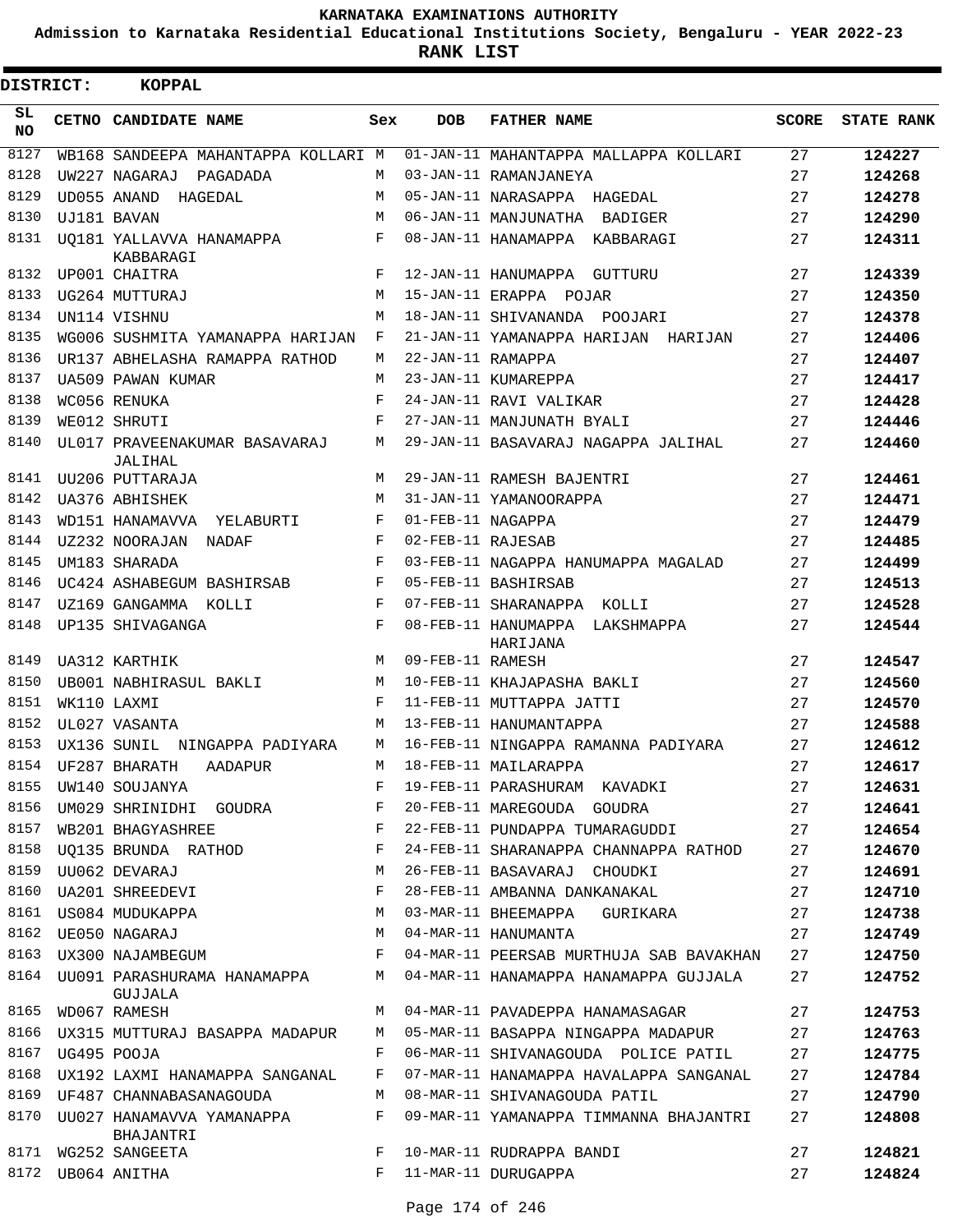KARNATAKA EXAMINATIONS AUTHORITY

Admission to Karnataka Residential Educational Institutions Society, Bengaluru - YEAR 2022-23

**RANK LIST**

**DISTRICT: KOPPAL**

| SL NO | CETNO | CANDIDATE NAME | Sex | DOB | FATHER NAME | SCORE | STATE RANK |
|---|---|---|---|---|---|---|---|
| 8127 | WB168 | SANDEEPA MAHANTAPPA KOLLARI | M | 01-JAN-11 | MAHANTAPPA MALLAPPA KOLLARI | 27 | **124227** |
| 8128 | UW227 | NAGARAJ PAGADADA | M | 03-JAN-11 | RAMANJANEYA | 27 | **124268** |
| 8129 | UD055 | ANAND HAGEDAL | M | 05-JAN-11 | NARASAPPA HAGEDAL | 27 | **124278** |
| 8130 | UJ181 | BAVAN | M | 06-JAN-11 | MANJUNATHA BADIGER | 27 | **124290** |
| 8131 | UQ181 | YALLAVVA HANAMAPPA KABBARAGI | F | 08-JAN-11 | HANAMAPPA KABBARAGI | 27 | **124311** |
| 8132 | UP001 | CHAITRA | F | 12-JAN-11 | HANUMAPPA GUTTURU | 27 | **124339** |
| 8133 | UG264 | MUTTURAJ | M | 15-JAN-11 | ERAPPA POJAR | 27 | **124350** |
| 8134 | UN114 | VISHNU | M | 18-JAN-11 | SHIVANANDA POOJARI | 27 | **124378** |
| 8135 | WG006 | SUSHMITA YAMANAPPA HARIJAN | F | 21-JAN-11 | YAMANAPPA HARIJAN HARIJAN | 27 | **124406** |
| 8136 | UR137 | ABHELASHA RAMAPPA RATHOD | M | 22-JAN-11 | RAMAPPA | 27 | **124407** |
| 8137 | UA509 | PAWAN KUMAR | M | 23-JAN-11 | KUMAREPPA | 27 | **124417** |
| 8138 | WC056 | RENUKA | F | 24-JAN-11 | RAVI VALIKAR | 27 | **124428** |
| 8139 | WE012 | SHRUTI | F | 27-JAN-11 | MANJUNATH BYALI | 27 | **124446** |
| 8140 | UL017 | PRAVEENAKUMAR BASAVARAJ JALIHAL | M | 29-JAN-11 | BASAVARAJ NAGAPPA JALIHAL | 27 | **124460** |
| 8141 | UU206 | PUTTARAJA | M | 29-JAN-11 | RAMESH BAJENTRI | 27 | **124461** |
| 8142 | UA376 | ABHISHEK | M | 31-JAN-11 | YAMANOORAPPA | 27 | **124471** |
| 8143 | WD151 | HANAMAVVA YELABURTI | F | 01-FEB-11 | NAGAPPA | 27 | **124479** |
| 8144 | UZ232 | NOORAJAN NADAF | F | 02-FEB-11 | RAJESAB | 27 | **124485** |
| 8145 | UM183 | SHARADA | F | 03-FEB-11 | NAGAPPA HANUMAPPA MAGALAD | 27 | **124499** |
| 8146 | UC424 | ASHABEGUM BASHIRSAB | F | 05-FEB-11 | BASHIRSAB | 27 | **124513** |
| 8147 | UZ169 | GANGAMMA KOLLI | F | 07-FEB-11 | SHARANAPPA KOLLI | 27 | **124528** |
| 8148 | UP135 | SHIVAGANGA | F | 08-FEB-11 | HANUMAPPA LAKSHMAPPA HARIJANA | 27 | **124544** |
| 8149 | UA312 | KARTHIK | M | 09-FEB-11 | RAMESH | 27 | **124547** |
| 8150 | UB001 | NABHIRASUL BAKLI | M | 10-FEB-11 | KHAJAPASHA BAKLI | 27 | **124560** |
| 8151 | WK110 | LAXMI | F | 11-FEB-11 | MUTTAPPA JATTI | 27 | **124570** |
| 8152 | UL027 | VASANTA | M | 13-FEB-11 | HANUMANTAPPA | 27 | **124588** |
| 8153 | UX136 | SUNIL NINGAPPA PADIYARA | M | 16-FEB-11 | NINGAPPA RAMANNA PADIYARA | 27 | **124612** |
| 8154 | UF287 | BHARATH AADAPUR | M | 18-FEB-11 | MAILARAPPA | 27 | **124617** |
| 8155 | UW140 | SOUJANYA | F | 19-FEB-11 | PARASHURAM KAVADKI | 27 | **124631** |
| 8156 | UM029 | SHRINIDHI GOUDRA | F | 20-FEB-11 | MAREGOUDA GOUDRA | 27 | **124641** |
| 8157 | WB201 | BHAGYASHREE | F | 22-FEB-11 | PUNDAPPA TUMARAGUDDI | 27 | **124654** |
| 8158 | UQ135 | BRUNDA RATHOD | F | 24-FEB-11 | SHARANAPPA CHANNAPPA RATHOD | 27 | **124670** |
| 8159 | UU062 | DEVARAJ | M | 26-FEB-11 | BASAVARAJ CHOUDKI | 27 | **124691** |
| 8160 | UA201 | SHREEDEVI | F | 28-FEB-11 | AMBANNA DANKANAKAL | 27 | **124710** |
| 8161 | US084 | MUDUKAPPA | M | 03-MAR-11 | BHEEMAPPA GURIKARA | 27 | **124738** |
| 8162 | UE050 | NAGARAJ | M | 04-MAR-11 | HANUMANTA | 27 | **124749** |
| 8163 | UX300 | NAJAMBEGUM | F | 04-MAR-11 | PEERSAB MURTHUJA SAB BAVAKHAN | 27 | **124750** |
| 8164 | UU091 | PARASHURAMA HANAMAPPA GUJJALA | M | 04-MAR-11 | HANAMAPPA HANAMAPPA GUJJALA | 27 | **124752** |
| 8165 | WD067 | RAMESH | M | 04-MAR-11 | PAVADEPPA HANAMASAGAR | 27 | **124753** |
| 8166 | UX315 | MUTTURAJ BASAPPA MADAPUR | M | 05-MAR-11 | BASAPPA NINGAPPA MADAPUR | 27 | **124763** |
| 8167 | UG495 | POOJA | F | 06-MAR-11 | SHIVANAGOUDA POLICE PATIL | 27 | **124775** |
| 8168 | UX192 | LAXMI HANAMAPPA SANGANAL | F | 07-MAR-11 | HANAMAPPA HAVALAPPA SANGANAL | 27 | **124784** |
| 8169 | UF487 | CHANNABASANAGOUDA | M | 08-MAR-11 | SHIVANAGOUDA PATIL | 27 | **124790** |
| 8170 | UU027 | HANAMAVVA YAMANAPPA BHAJANTRI | F | 09-MAR-11 | YAMANAPPA TIMMANNA BHAJANTRI | 27 | **124808** |
| 8171 | WG252 | SANGEETA | F | 10-MAR-11 | RUDRAPPA BANDI | 27 | **124821** |
| 8172 | UB064 | ANITHA | F | 11-MAR-11 | DURUGAPPA | 27 | **124824** |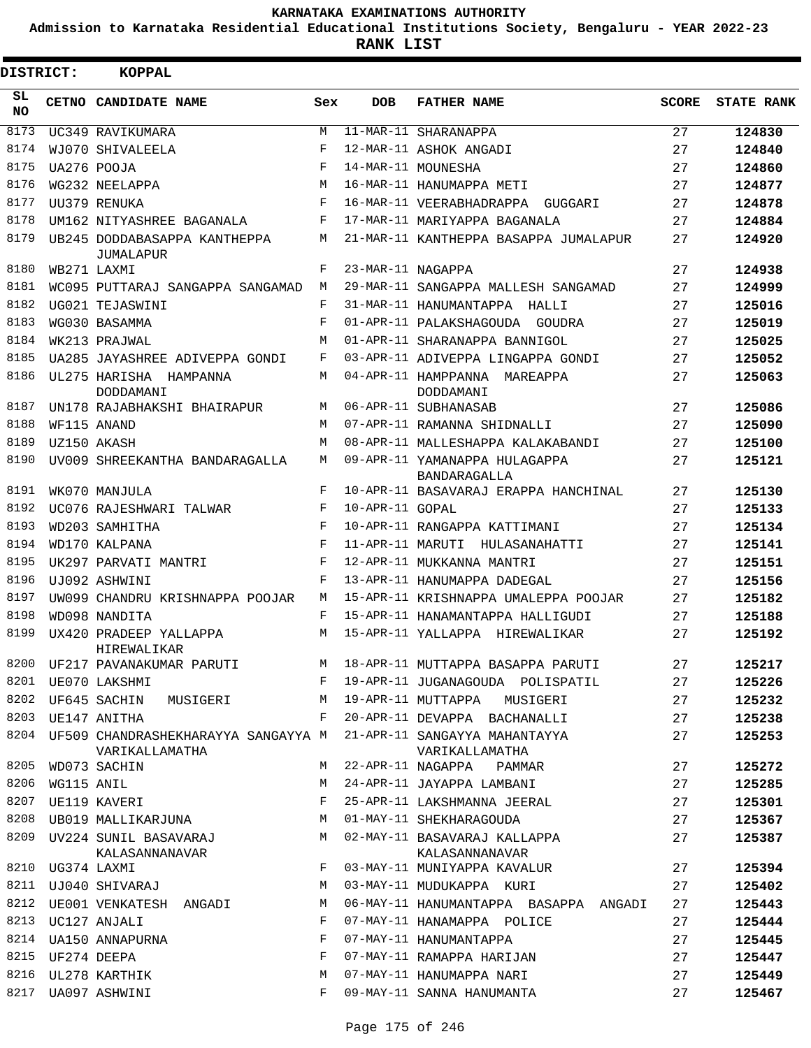# KARNATAKA EXAMINATIONS AUTHORITY

**Admission to Karnataka Residential Educational Institutions Society, Bengaluru - YEAR 2022-23**

**RANK LIST**

**DISTRICT: KOPPAL**

| SL NO | CETNO | CANDIDATE NAME | Sex | DOB | FATHER NAME | SCORE | STATE RANK |
|---|---|---|---|---|---|---|---|
| 8173 | UC349 | RAVIKUMARA | M | 11-MAR-11 | SHARANAPPA | 27 | 124830 |
| 8174 | WJ070 | SHIVALEELA | F | 12-MAR-11 | ASHOK ANGADI | 27 | 124840 |
| 8175 | UA276 | POOJA | F | 14-MAR-11 | MOUNESHA | 27 | 124860 |
| 8176 | WG232 | NEELAPPA | M | 16-MAR-11 | HANUMAPPA METI | 27 | 124877 |
| 8177 | UU379 | RENUKA | F | 16-MAR-11 | VEERABHADRAPPA GUGGARI | 27 | 124878 |
| 8178 | UM162 | NITYASHREE BAGANALA | F | 17-MAR-11 | MARIYAPPA BAGANALA | 27 | 124884 |
| 8179 | UB245 | DODDABASAPPA KANTHEPPA JUMALAPUR | M | 21-MAR-11 | KANTHEPPA BASAPPA JUMALAPUR | 27 | 124920 |
| 8180 | WB271 | LAXMI | F | 23-MAR-11 | NAGAPPA | 27 | 124938 |
| 8181 | WC095 | PUTTARAJ SANGAPPA SANGAMAD | M | 29-MAR-11 | SANGAPPA MALLESH SANGAMAD | 27 | 124999 |
| 8182 | UG021 | TEJASWINI | F | 31-MAR-11 | HANUMANTAPPA HALLI | 27 | 125016 |
| 8183 | WG030 | BASAMMA | F | 01-APR-11 | PALAKSHAGOUDA GOUDRA | 27 | 125019 |
| 8184 | WK213 | PRAJWAL | M | 01-APR-11 | SHARANAPPA BANNIGOL | 27 | 125025 |
| 8185 | UA285 | JAYASHREE ADIVEPPA GONDI | F | 03-APR-11 | ADIVEPPA LINGAPPA GONDI | 27 | 125052 |
| 8186 | UL275 | HARISHA HAMPANNA DODDAMANI | M | 04-APR-11 | HAMPPANNA MAREAPPA DODDAMANI | 27 | 125063 |
| 8187 | UN178 | RAJABHAKSHI BHAIRAPUR | M | 06-APR-11 | SUBHANASAB | 27 | 125086 |
| 8188 | WF115 | ANAND | M | 07-APR-11 | RAMANNA SHIDNALLI | 27 | 125090 |
| 8189 | UZ150 | AKASH | M | 08-APR-11 | MALLESHAPPA KALAKABANDI | 27 | 125100 |
| 8190 | UV009 | SHREEKANTHA BANDARAGALLA | M | 09-APR-11 | YAMANAPPA HULAGAPPA BANDARAGALLA | 27 | 125121 |
| 8191 | WK070 | MANJULA | F | 10-APR-11 | BASAVARAJ ERAPPA HANCHINAL | 27 | 125130 |
| 8192 | UC076 | RAJESHWARI TALWAR | F | 10-APR-11 | GOPAL | 27 | 125133 |
| 8193 | WD203 | SAMHITHA | F | 10-APR-11 | RANGAPPA KATTIMANI | 27 | 125134 |
| 8194 | WD170 | KALPANA | F | 11-APR-11 | MARUTI HULASANAHATTI | 27 | 125141 |
| 8195 | UK297 | PARVATI MANTRI | F | 12-APR-11 | MUKKANNA MANTRI | 27 | 125151 |
| 8196 | UJ092 | ASHWINI | F | 13-APR-11 | HANUMAPPA DADEGAL | 27 | 125156 |
| 8197 | UW099 | CHANDRU KRISHNAPPA POOJAR | M | 15-APR-11 | KRISHNAPPA UMALEPPA POOJAR | 27 | 125182 |
| 8198 | WD098 | NANDITA | F | 15-APR-11 | HANAMANTAPPA HALLIGUDI | 27 | 125188 |
| 8199 | UX420 | PRADEEP YALLAPPA HIREWALIKAR | M | 15-APR-11 | YALLAPPA HIREWALIKAR | 27 | 125192 |
| 8200 | UF217 | PAVANAKUMAR PARUTI | M | 18-APR-11 | MUTTAPPA BASAPPA PARUTI | 27 | 125217 |
| 8201 | UE070 | LAKSHMI | F | 19-APR-11 | JUGANAGOUDA POLISPATIL | 27 | 125226 |
| 8202 | UF645 | SACHIN MUSIGERI | M | 19-APR-11 | MUTTAPPA MUSIGERI | 27 | 125232 |
| 8203 | UE147 | ANITHA | F | 20-APR-11 | DEVAPPA BACHANALLI | 27 | 125238 |
| 8204 | UF509 | CHANDRASHEKHARAYYA SANGAYYA VARIKALLAMATHA | M | 21-APR-11 | SANGAYYA MAHANTAYYA VARIKALLAMATHA | 27 | 125253 |
| 8205 | WD073 | SACHIN | M | 22-APR-11 | NAGAPPA PAMMAR | 27 | 125272 |
| 8206 | WG115 | ANIL | M | 24-APR-11 | JAYAPPA LAMBANI | 27 | 125285 |
| 8207 | UE119 | KAVERI | F | 25-APR-11 | LAKSHMANNA JEERAL | 27 | 125301 |
| 8208 | UB019 | MALLIKARJUNA | M | 01-MAY-11 | SHEKHARAGOUDA | 27 | 125367 |
| 8209 | UV224 | SUNIL BASAVARAJ KALASANNANAVAR | M | 02-MAY-11 | BASAVARAJ KALLAPPA KALASANNANAVAR | 27 | 125387 |
| 8210 | UG374 | LAXMI | F | 03-MAY-11 | MUNIYAPPA KAVALUR | 27 | 125394 |
| 8211 | UJ040 | SHIVARAJ | M | 03-MAY-11 | MUDUKAPPA KURI | 27 | 125402 |
| 8212 | UE001 | VENKATESH ANGADI | M | 06-MAY-11 | HANUMANTAPPA BASAPPA ANGADI | 27 | 125443 |
| 8213 | UC127 | ANJALI | F | 07-MAY-11 | HANAMAPPA POLICE | 27 | 125444 |
| 8214 | UA150 | ANNAPURNA | F | 07-MAY-11 | HANUMANTAPPA | 27 | 125445 |
| 8215 | UF274 | DEEPA | F | 07-MAY-11 | RAMAPPA HARIJAN | 27 | 125447 |
| 8216 | UL278 | KARTHIK | M | 07-MAY-11 | HANUMAPPA NARI | 27 | 125449 |
| 8217 | UA097 | ASHWINI | F | 09-MAY-11 | SANNA HANUMANTA | 27 | 125467 |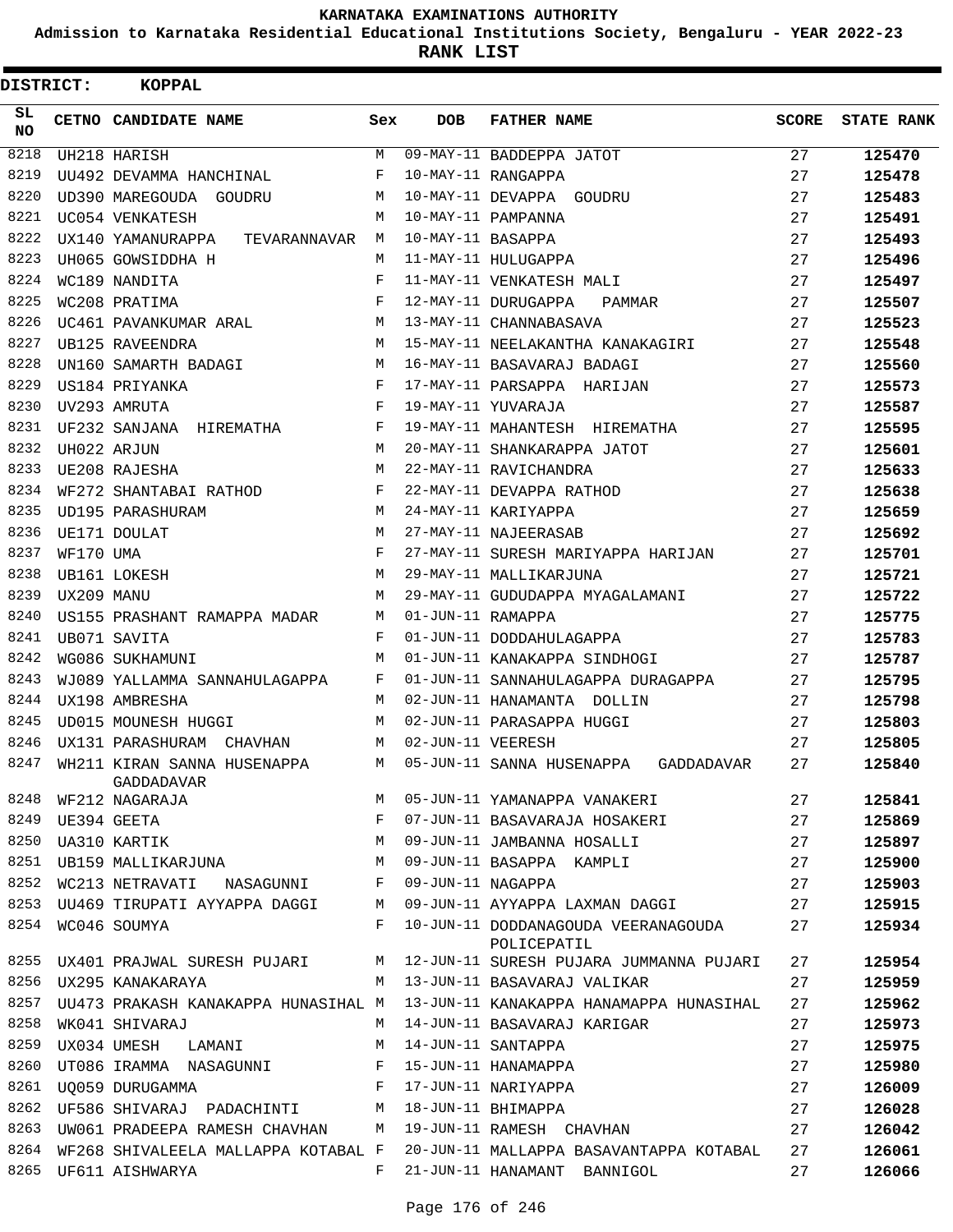# KARNATAKA EXAMINATIONS AUTHORITY

**Admission to Karnataka Residential Educational Institutions Society, Bengaluru - YEAR 2022-23**

**RANK LIST**

**DISTRICT: KOPPAL**

| SL NO | CETNO | CANDIDATE NAME | Sex | DOB | FATHER NAME | SCORE | STATE RANK |
|---|---|---|---|---|---|---|---|
| 8218 | UH218 | HARISH | M | 09-MAY-11 | BADDEPPA JATOT | 27 | 125470 |
| 8219 | UU492 | DEVAMMA HANCHINAL | F | 10-MAY-11 | RANGAPPA | 27 | 125478 |
| 8220 | UD390 | MAREGOUDA GOUDRU | M | 10-MAY-11 | DEVAPPA GOUDRU | 27 | 125483 |
| 8221 | UC054 | VENKATESH | M | 10-MAY-11 | PAMPANNA | 27 | 125491 |
| 8222 | UX140 | YAMANURAPPA TEVARANNAVAR | M | 10-MAY-11 | BASAPPA | 27 | 125493 |
| 8223 | UH065 | GOWSIDDHA H | M | 11-MAY-11 | HULUGAPPA | 27 | 125496 |
| 8224 | WC189 | NANDITA | F | 11-MAY-11 | VENKATESH MALI | 27 | 125497 |
| 8225 | WC208 | PRATIMA | F | 12-MAY-11 | DURUGAPPA PAMMAR | 27 | 125507 |
| 8226 | UC461 | PAVANKUMAR ARAL | M | 13-MAY-11 | CHANNABASAVA | 27 | 125523 |
| 8227 | UB125 | RAVEENDRA | M | 15-MAY-11 | NEELAKANTHA KANAKAGIRI | 27 | 125548 |
| 8228 | UN160 | SAMARTH BADAGI | M | 16-MAY-11 | BASAVARAJ BADAGI | 27 | 125560 |
| 8229 | US184 | PRIYANKA | F | 17-MAY-11 | PARSAPPA HARIJAN | 27 | 125573 |
| 8230 | UV293 | AMRUTA | F | 19-MAY-11 | YUVARAJA | 27 | 125587 |
| 8231 | UF232 | SANJANA HIREMATHA | F | 19-MAY-11 | MAHANTESH HIREMATHA | 27 | 125595 |
| 8232 | UH022 | ARJUN | M | 20-MAY-11 | SHANKARAPPA JATOT | 27 | 125601 |
| 8233 | UE208 | RAJESHA | M | 22-MAY-11 | RAVICHANDRA | 27 | 125633 |
| 8234 | WF272 | SHANTABAI RATHOD | F | 22-MAY-11 | DEVAPPA RATHOD | 27 | 125638 |
| 8235 | UD195 | PARASHURAM | M | 24-MAY-11 | KARIYAPPA | 27 | 125659 |
| 8236 | UE171 | DOULAT | M | 27-MAY-11 | NAJEERASAB | 27 | 125692 |
| 8237 | WF170 | UMA | F | 27-MAY-11 | SURESH MARIYAPPA HARIJAN | 27 | 125701 |
| 8238 | UB161 | LOKESH | M | 29-MAY-11 | MALLIKARJUNA | 27 | 125721 |
| 8239 | UX209 | MANU | M | 29-MAY-11 | GUDUDAPPA MYAGALAMANI | 27 | 125722 |
| 8240 | US155 | PRASHANT RAMAPPA MADAR | M | 01-JUN-11 | RAMAPPA | 27 | 125775 |
| 8241 | UB071 | SAVITA | F | 01-JUN-11 | DODDAHULAGAPPA | 27 | 125783 |
| 8242 | WG086 | SUKHAMUNI | M | 01-JUN-11 | KANAKAPPA SINDHOGI | 27 | 125787 |
| 8243 | WJ089 | YALLAMMA SANNAHULAGAPPA | F | 01-JUN-11 | SANNAHULAGAPPA DURAGAPPA | 27 | 125795 |
| 8244 | UX198 | AMBRESHA | M | 02-JUN-11 | HANAMANTA DOLLIN | 27 | 125798 |
| 8245 | UD015 | MOUNESH HUGGI | M | 02-JUN-11 | PARASAPPA HUGGI | 27 | 125803 |
| 8246 | UX131 | PARASHURAM CHAVHAN | M | 02-JUN-11 | VEERESH | 27 | 125805 |
| 8247 | WH211 | KIRAN SANNA HUSENAPPA GADDADAVAR | M | 05-JUN-11 | SANNA HUSENAPPA GADDADAVAR | 27 | 125840 |
| 8248 | WF212 | NAGARAJA | M | 05-JUN-11 | YAMANAPPA VANAKERI | 27 | 125841 |
| 8249 | UE394 | GEETA | F | 07-JUN-11 | BASAVARAJA HOSAKERI | 27 | 125869 |
| 8250 | UA310 | KARTIK | M | 09-JUN-11 | JAMBANNA HOSALLI | 27 | 125897 |
| 8251 | UB159 | MALLIKARJUNA | M | 09-JUN-11 | BASAPPA KAMPLI | 27 | 125900 |
| 8252 | WC213 | NETRAVATI NASAGUNNI | F | 09-JUN-11 | NAGAPPA | 27 | 125903 |
| 8253 | UU469 | TIRUPATI AYYAPPA DAGGI | M | 09-JUN-11 | AYYAPPA LAXMAN DAGGI | 27 | 125915 |
| 8254 | WC046 | SOUMYA | F | 10-JUN-11 | DODDANAGOUDA VEERANAGOUDA POLICEPATIL | 27 | 125934 |
| 8255 | UX401 | PRAJWAL SURESH PUJARI | M | 12-JUN-11 | SURESH PUJARA JUMMANNA PUJARI | 27 | 125954 |
| 8256 | UX295 | KANAKARAYA | M | 13-JUN-11 | BASAVARAJ VALIKAR | 27 | 125959 |
| 8257 | UU473 | PRAKASH KANAKAPPA HUNASIHAL | M | 13-JUN-11 | KANAKAPPA HANAMAPPA HUNASIHAL | 27 | 125962 |
| 8258 | WK041 | SHIVARAJ | M | 14-JUN-11 | BASAVARAJ KARIGAR | 27 | 125973 |
| 8259 | UX034 | UMESH LAMANI | M | 14-JUN-11 | SANTAPPA | 27 | 125975 |
| 8260 | UT086 | IRAMMA NASAGUNNI | F | 15-JUN-11 | HANAMAPPA | 27 | 125980 |
| 8261 | UQ059 | DURUGAMMA | F | 17-JUN-11 | NARIYAPPA | 27 | 126009 |
| 8262 | UF586 | SHIVARAJ PADACHINTI | M | 18-JUN-11 | BHIMAPPA | 27 | 126028 |
| 8263 | UW061 | PRADEEPA RAMESH CHAVHAN | M | 19-JUN-11 | RAMESH CHAVHAN | 27 | 126042 |
| 8264 | WF268 | SHIVALEELA MALLAPPA KOTABAL | F | 20-JUN-11 | MALLAPPA BASAVANTAPPA KOTABAL | 27 | 126061 |
| 8265 | UF611 | AISHWARYA | F | 21-JUN-11 | HANAMANT BANNIGOL | 27 | 126066 |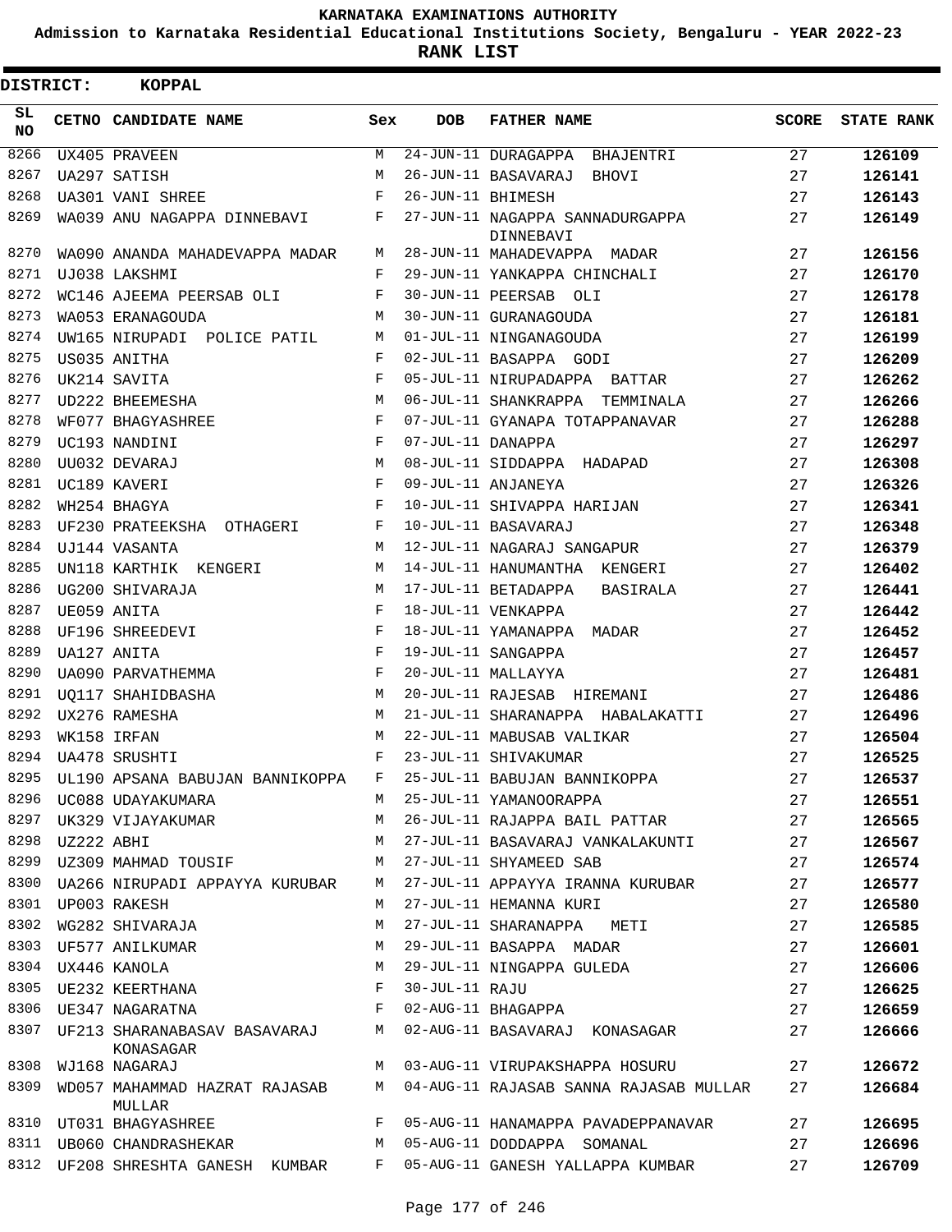**KARNATAKA EXAMINATIONS AUTHORITY**

**Admission to Karnataka Residential Educational Institutions Society, Bengaluru - YEAR 2022-23**

**RANK LIST**

**DISTRICT: KOPPAL**

| SL NO | CETNO | CANDIDATE NAME | Sex | DOB | FATHER NAME | SCORE | STATE RANK |
|---|---|---|---|---|---|---|---|
| 8266 | UX405 | PRAVEEN | M | 24-JUN-11 | DURAGAPPA BHAJENTRI | 27 | 126109 |
| 8267 | UA297 | SATISH | M | 26-JUN-11 | BASAVARAJ BHOVI | 27 | 126141 |
| 8268 | UA301 | VANI SHREE | F | 26-JUN-11 | BHIMESH | 27 | 126143 |
| 8269 | WA039 | ANU NAGAPPA DINNEBAVI | F | 27-JUN-11 | NAGAPPA SANNADURGAPPA DINNEBAVI | 27 | 126149 |
| 8270 | WA090 | ANANDA MAHADEVAPPA MADAR | M | 28-JUN-11 | MAHADEVAPPA MADAR | 27 | 126156 |
| 8271 | UJ038 | LAKSHMI | F | 29-JUN-11 | YANKAPPA CHINCHALI | 27 | 126170 |
| 8272 | WC146 | AJEEMA PEERSAB OLI | F | 30-JUN-11 | PEERSAB OLI | 27 | 126178 |
| 8273 | WA053 | ERANAGOUDA | M | 30-JUN-11 | GURANAGOUDA | 27 | 126181 |
| 8274 | UW165 | NIRUPADI POLICE PATIL | M | 01-JUL-11 | NINGANAGOUDA | 27 | 126199 |
| 8275 | US035 | ANITHA | F | 02-JUL-11 | BASAPPA GODI | 27 | 126209 |
| 8276 | UK214 | SAVITA | F | 05-JUL-11 | NIRUPADAPPA BATTAR | 27 | 126262 |
| 8277 | UD222 | BHEEMESHA | M | 06-JUL-11 | SHANKRAPPA TEMMINALA | 27 | 126266 |
| 8278 | WF077 | BHAGYASHREE | F | 07-JUL-11 | GYANAPA TOTAPPANAVAR | 27 | 126288 |
| 8279 | UC193 | NANDINI | F | 07-JUL-11 | DANAPPA | 27 | 126297 |
| 8280 | UU032 | DEVARAJ | M | 08-JUL-11 | SIDDAPPA HADAPAD | 27 | 126308 |
| 8281 | UC189 | KAVERI | F | 09-JUL-11 | ANJANEYA | 27 | 126326 |
| 8282 | WH254 | BHAGYA | F | 10-JUL-11 | SHIVAPPA HARIJAN | 27 | 126341 |
| 8283 | UF230 | PRATEEKSHA OTHAGERI | F | 10-JUL-11 | BASAVARAJ | 27 | 126348 |
| 8284 | UJ144 | VASANTA | M | 12-JUL-11 | NAGARAJ SANGAPUR | 27 | 126379 |
| 8285 | UN118 | KARTHIK KENGERI | M | 14-JUL-11 | HANUMANTHA KENGERI | 27 | 126402 |
| 8286 | UG200 | SHIVARAJA | M | 17-JUL-11 | BETADAPPA BASIRALA | 27 | 126441 |
| 8287 | UE059 | ANITA | F | 18-JUL-11 | VENKAPPA | 27 | 126442 |
| 8288 | UF196 | SHREEDEVI | F | 18-JUL-11 | YAMANAPPA MADAR | 27 | 126452 |
| 8289 | UA127 | ANITA | F | 19-JUL-11 | SANGAPPA | 27 | 126457 |
| 8290 | UA090 | PARVATHEMMA | F | 20-JUL-11 | MALLAYYA | 27 | 126481 |
| 8291 | UQ117 | SHAHIDBASHA | M | 20-JUL-11 | RAJESAB HIREMANI | 27 | 126486 |
| 8292 | UX276 | RAMESHA | M | 21-JUL-11 | SHARANAPPA HABALAKATTI | 27 | 126496 |
| 8293 | WK158 | IRFAN | M | 22-JUL-11 | MABUSAB VALIKAR | 27 | 126504 |
| 8294 | UA478 | SRUSHTI | F | 23-JUL-11 | SHIVAKUMAR | 27 | 126525 |
| 8295 | UL190 | APSANA BABUJAN BANNIKOPPA | F | 25-JUL-11 | BABUJAN BANNIKOPPA | 27 | 126537 |
| 8296 | UC088 | UDAYAKUMARA | M | 25-JUL-11 | YAMANOORAPPA | 27 | 126551 |
| 8297 | UK329 | VIJAYAKUMAR | M | 26-JUL-11 | RAJAPPA BAIL PATTAR | 27 | 126565 |
| 8298 | UZ222 | ABHI | M | 27-JUL-11 | BASAVARAJ VANKALAKUNTI | 27 | 126567 |
| 8299 | UZ309 | MAHMAD TOUSIF | M | 27-JUL-11 | SHYAMEED SAB | 27 | 126574 |
| 8300 | UA266 | NIRUPADI APPAYYA KURUBAR | M | 27-JUL-11 | APPAYYA IRANNA KURUBAR | 27 | 126577 |
| 8301 | UP003 | RAKESH | M | 27-JUL-11 | HEMANNA KURI | 27 | 126580 |
| 8302 | WG282 | SHIVARAJA | M | 27-JUL-11 | SHARANAPPA METI | 27 | 126585 |
| 8303 | UF577 | ANILKUMAR | M | 29-JUL-11 | BASAPPA MADAR | 27 | 126601 |
| 8304 | UX446 | KANOLA | M | 29-JUL-11 | NINGAPPA GULEDA | 27 | 126606 |
| 8305 | UE232 | KEERTHANA | F | 30-JUL-11 | RAJU | 27 | 126625 |
| 8306 | UE347 | NAGARATNA | F | 02-AUG-11 | BHAGAPPA | 27 | 126659 |
| 8307 | UF213 | SHARANABASAV BASAVARAJ KONASAGAR | M | 02-AUG-11 | BASAVARAJ KONASAGAR | 27 | 126666 |
| 8308 | WJ168 | NAGARAJ | M | 03-AUG-11 | VIRUPAKSHAPPA HOSURU | 27 | 126672 |
| 8309 | WD057 | MAHAMMAD HAZRAT RAJASAB MULLAR | M | 04-AUG-11 | RAJASAB SANNA RAJASAB MULLAR | 27 | 126684 |
| 8310 | UT031 | BHAGYASHREE | F | 05-AUG-11 | HANAMAPPA PAVADEPPANAVAR | 27 | 126695 |
| 8311 | UB060 | CHANDRASHEKAR | M | 05-AUG-11 | DODDAPPA SOMANAL | 27 | 126696 |
| 8312 | UF208 | SHRESHTA GANESH KUMBAR | F | 05-AUG-11 | GANESH YALLAPPA KUMBAR | 27 | 126709 |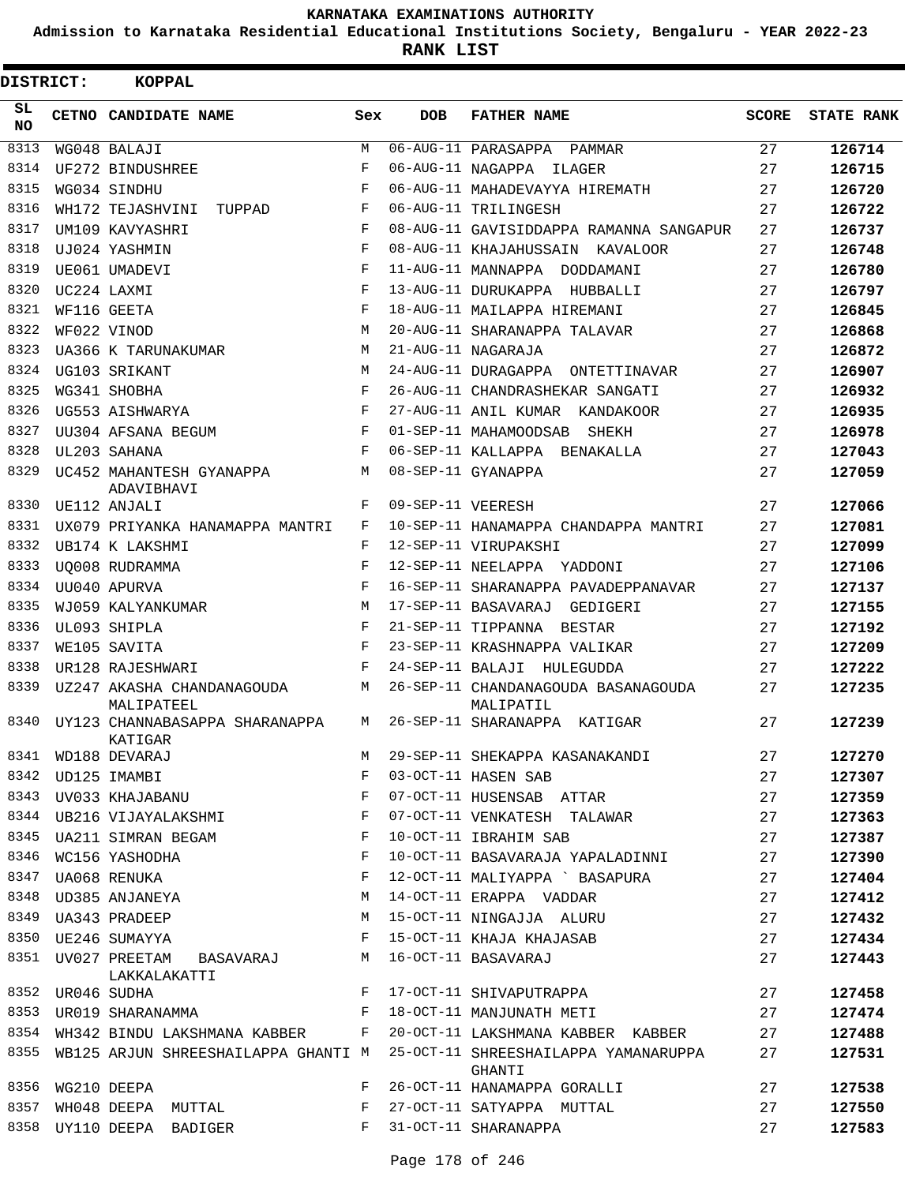# KARNATAKA EXAMINATIONS AUTHORITY

**Admission to Karnataka Residential Educational Institutions Society, Bengaluru - YEAR 2022-23**

**RANK LIST**

**DISTRICT: KOPPAL**

| SL NO | CETNO | CANDIDATE NAME | Sex | DOB | FATHER NAME | SCORE | STATE RANK |
|---|---|---|---|---|---|---|---|
| 8313 | WG048 | BALAJI | M | 06-AUG-11 | PARASAPPA PAMMAR | 27 | 126714 |
| 8314 | UF272 | BINDUSHREE | F | 06-AUG-11 | NAGAPPA ILAGER | 27 | 126715 |
| 8315 | WG034 | SINDHU | F | 06-AUG-11 | MAHADEVAYYA HIREMATH | 27 | 126720 |
| 8316 | WH172 | TEJASHVINI TUPPAD | F | 06-AUG-11 | TRILINGESH | 27 | 126722 |
| 8317 | UM109 | KAVYASHRI | F | 08-AUG-11 | GAVISIDDAPPA RAMANNA SANGAPUR | 27 | 126737 |
| 8318 | UJ024 | YASHMIN | F | 08-AUG-11 | KHAJAHUSSAIN KAVALOOR | 27 | 126748 |
| 8319 | UE061 | UMADEVI | F | 11-AUG-11 | MANNAPPA DODDAMANI | 27 | 126780 |
| 8320 | UC224 | LAXMI | F | 13-AUG-11 | DURUKAPPA HUBBALLI | 27 | 126797 |
| 8321 | WF116 | GEETA | F | 18-AUG-11 | MAILAPPA HIREMANI | 27 | 126845 |
| 8322 | WF022 | VINOD | M | 20-AUG-11 | SHARANAPPA TALAVAR | 27 | 126868 |
| 8323 | UA366 | K TARUNAKUMAR | M | 21-AUG-11 | NAGARAJA | 27 | 126872 |
| 8324 | UG103 | SRIKANT | M | 24-AUG-11 | DURAGAPPA ONTETTINAVAR | 27 | 126907 |
| 8325 | WG341 | SHOBHA | F | 26-AUG-11 | CHANDRASHEKAR SANGATI | 27 | 126932 |
| 8326 | UG553 | AISHWARYA | F | 27-AUG-11 | ANIL KUMAR KANDAKOOR | 27 | 126935 |
| 8327 | UU304 | AFSANA BEGUM | F | 01-SEP-11 | MAHAMOODSAB SHEKH | 27 | 126978 |
| 8328 | UL203 | SAHANA | F | 06-SEP-11 | KALLAPPA BENAKALLA | 27 | 127043 |
| 8329 | UC452 | MAHANTESH GYANAPPA ADAVIBHAVI | M | 08-SEP-11 | GYANAPPA | 27 | 127059 |
| 8330 | UE112 | ANJALI | F | 09-SEP-11 | VEERESH | 27 | 127066 |
| 8331 | UX079 | PRIYANKA HANAMAPPA MANTRI | F | 10-SEP-11 | HANAMAPPA CHANDAPPA MANTRI | 27 | 127081 |
| 8332 | UB174 | K LAKSHMI | F | 12-SEP-11 | VIRUPAKSHI | 27 | 127099 |
| 8333 | UQ008 | RUDRAMMA | F | 12-SEP-11 | NEELAPPA YADDONI | 27 | 127106 |
| 8334 | UU040 | APURVA | F | 16-SEP-11 | SHARANAPPA PAVADEPPANAVAR | 27 | 127137 |
| 8335 | WJ059 | KALYANKUMAR | M | 17-SEP-11 | BASAVARAJ GEDIGERI | 27 | 127155 |
| 8336 | UL093 | SHIPLA | F | 21-SEP-11 | TIPPANNA BESTAR | 27 | 127192 |
| 8337 | WE105 | SAVITA | F | 23-SEP-11 | KRASHNAPPA VALIKAR | 27 | 127209 |
| 8338 | UR128 | RAJESHWARI | F | 24-SEP-11 | BALAJI HULEGUDDA | 27 | 127222 |
| 8339 | UZ247 | AKASHA CHANDANAGOUDA MALIPATEEL | M | 26-SEP-11 | CHANDANAGOUDA BASANAGOUDA MALIPATIL | 27 | 127235 |
| 8340 | UY123 | CHANNABASAPPA SHARANAPPA KATIGAR | M | 26-SEP-11 | SHARANAPPA KATIGAR | 27 | 127239 |
| 8341 | WD188 | DEVARAJ | M | 29-SEP-11 | SHEKAPPA KASANAKANDI | 27 | 127270 |
| 8342 | UD125 | IMAMBI | F | 03-OCT-11 | HASEN SAB | 27 | 127307 |
| 8343 | UV033 | KHAJABANU | F | 07-OCT-11 | HUSENSAB ATTAR | 27 | 127359 |
| 8344 | UB216 | VIJAYALAKSHMI | F | 07-OCT-11 | VENKATESH TALAWAR | 27 | 127363 |
| 8345 | UA211 | SIMRAN BEGAM | F | 10-OCT-11 | IBRAHIM SAB | 27 | 127387 |
| 8346 | WC156 | YASHODHA | F | 10-OCT-11 | BASAVARAJA YAPALADINNI | 27 | 127390 |
| 8347 | UA068 | RENUKA | F | 12-OCT-11 | MALIYAPPA ` BASAPURA | 27 | 127404 |
| 8348 | UD385 | ANJANEYA | M | 14-OCT-11 | ERAPPA VADDAR | 27 | 127412 |
| 8349 | UA343 | PRADEEP | M | 15-OCT-11 | NINGAJJA ALURU | 27 | 127432 |
| 8350 | UE246 | SUMAYYA | F | 15-OCT-11 | KHAJA KHAJASAB | 27 | 127434 |
| 8351 | UV027 | PREETAM BASAVARAJ LAKKALAKATTI | M | 16-OCT-11 | BASAVARAJ | 27 | 127443 |
| 8352 | UR046 | SUDHA | F | 17-OCT-11 | SHIVAPUTRAPPA | 27 | 127458 |
| 8353 | UR019 | SHARANAMMA | F | 18-OCT-11 | MANJUNATH METI | 27 | 127474 |
| 8354 | WH342 | BINDU LAKSHMANA KABBER | F | 20-OCT-11 | LAKSHMANA KABBER KABBER | 27 | 127488 |
| 8355 | WB125 | ARJUN SHREESHAILAPPA GHANTI | M | 25-OCT-11 | SHREESHAILAPPA YAMANARUPPA GHANTI | 27 | 127531 |
| 8356 | WG210 | DEEPA | F | 26-OCT-11 | HANAMAPPA GORALLI | 27 | 127538 |
| 8357 | WH048 | DEEPA MUTTAL | F | 27-OCT-11 | SATYAPPA MUTTAL | 27 | 127550 |
| 8358 | UY110 | DEEPA BADIGER | F | 31-OCT-11 | SHARANAPPA | 27 | 127583 |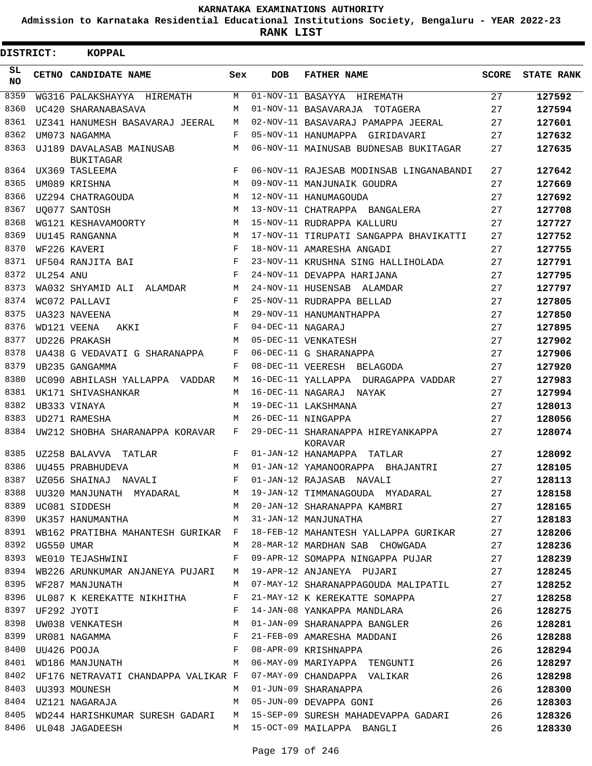# KARNATAKA EXAMINATIONS AUTHORITY

**Admission to Karnataka Residential Educational Institutions Society, Bengaluru - YEAR 2022-23**

**RANK LIST**

**DISTRICT: KOPPAL**

| SL NO | CETNO | CANDIDATE NAME | Sex | DOB | FATHER NAME | SCORE | STATE RANK |
|---|---|---|---|---|---|---|---|
| 8359 | WG316 | PALAKSHAYYA HIREMATH | M | 01-NOV-11 | BASAYYA HIREMATH | 27 | 127592 |
| 8360 | UC420 | SHARANABASAVA | M | 01-NOV-11 | BASAVARAJA TOTAGERA | 27 | 127594 |
| 8361 | UZ341 | HANUMESH BASAVARAJ JEERAL | M | 02-NOV-11 | BASAVARAJ PAMAPPA JEERAL | 27 | 127601 |
| 8362 | UM073 | NAGAMMA | F | 05-NOV-11 | HANUMAPPA GIRIDAVARI | 27 | 127632 |
| 8363 | UJ189 | DAVALASAB MAINUSAB BUKITAGAR | M | 06-NOV-11 | MAINUSAB BUDNESAB BUKITAGAR | 27 | 127635 |
| 8364 | UX369 | TASLEEMA | F | 06-NOV-11 | RAJESAB MODINSAB LINGANABANDI | 27 | 127642 |
| 8365 | UM089 | KRISHNA | M | 09-NOV-11 | MANJUNAIK GOUDRA | 27 | 127669 |
| 8366 | UZ294 | CHATRAGOUDA | M | 12-NOV-11 | HANUMAGOUDA | 27 | 127692 |
| 8367 | UQ077 | SANTOSH | M | 13-NOV-11 | CHATRAPPA BANGALERA | 27 | 127708 |
| 8368 | WG121 | KESHAVAMOORTY | M | 15-NOV-11 | RUDRAPPA KALLURU | 27 | 127727 |
| 8369 | UU145 | RANGANNA | M | 17-NOV-11 | TIRUPATI SANGAPPA BHAVIKATTI | 27 | 127752 |
| 8370 | WF226 | KAVERI | F | 18-NOV-11 | AMARESHA ANGADI | 27 | 127755 |
| 8371 | UF504 | RANJITA BAI | F | 23-NOV-11 | KRUSHNA SING HALLIHOLADA | 27 | 127791 |
| 8372 | UL254 | ANU | F | 24-NOV-11 | DEVAPPA HARIJANA | 27 | 127795 |
| 8373 | WA032 | SHYAMID ALI ALAMDAR | M | 24-NOV-11 | HUSENSAB ALAMDAR | 27 | 127797 |
| 8374 | WC072 | PALLAVI | F | 25-NOV-11 | RUDRAPPA BELLAD | 27 | 127805 |
| 8375 | UA323 | NAVEENA | M | 29-NOV-11 | HANUMANTHAPPA | 27 | 127850 |
| 8376 | WD121 | VEENA AKKI | F | 04-DEC-11 | NAGARAJ | 27 | 127895 |
| 8377 | UD226 | PRAKASH | M | 05-DEC-11 | VENKATESH | 27 | 127902 |
| 8378 | UA438 | G VEDAVATI G SHARANAPPA | F | 06-DEC-11 | G SHARANAPPA | 27 | 127906 |
| 8379 | UB235 | GANGAMMA | F | 08-DEC-11 | VEERESH BELAGODA | 27 | 127920 |
| 8380 | UC090 | ABHILASH YALLAPPA VADDAR | M | 16-DEC-11 | YALLAPPA DURAGAPPA VADDAR | 27 | 127983 |
| 8381 | UK171 | SHIVASHANKAR | M | 16-DEC-11 | NAGARAJ NAYAK | 27 | 127994 |
| 8382 | UB333 | VINAYA | M | 19-DEC-11 | LAKSHMANA | 27 | 128013 |
| 8383 | UD271 | RAMESHA | M | 26-DEC-11 | NINGAPPA | 27 | 128056 |
| 8384 | UW212 | SHOBHA SHARANAPPA KORAVAR | F | 29-DEC-11 | SHARANAPPA HIREYANKAPPA KORAVAR | 27 | 128074 |
| 8385 | UZ258 | BALAVVA TATLAR | F | 01-JAN-12 | HANAMAPPA TATLAR | 27 | 128092 |
| 8386 | UU455 | PRABHUDEVA | M | 01-JAN-12 | YAMANOORAPPA BHAJANTRI | 27 | 128105 |
| 8387 | UZ056 | SHAINAJ NAVALI | F | 01-JAN-12 | RAJASAB NAVALI | 27 | 128113 |
| 8388 | UU320 | MANJUNATH MYADARAL | M | 19-JAN-12 | TIMMANAGOUDA MYADARAL | 27 | 128158 |
| 8389 | UC081 | SIDDESH | M | 20-JAN-12 | SHARANAPPA KAMBRI | 27 | 128165 |
| 8390 | UK357 | HANUMANTHA | M | 31-JAN-12 | MANJUNATHA | 27 | 128183 |
| 8391 | WB162 | PRATIBHA MAHANTESH GURIKAR | F | 18-FEB-12 | MAHANTESH YALLAPPA GURIKAR | 27 | 128206 |
| 8392 | UG550 | UMAR | M | 28-MAR-12 | MARDHAN SAB CHOWGADA | 27 | 128236 |
| 8393 | WE010 | TEJASHWINI | F | 09-APR-12 | SOMAPPA NINGAPPA PUJAR | 27 | 128239 |
| 8394 | WB226 | ARUNKUMAR ANJANEYA PUJARI | M | 19-APR-12 | ANJANEYA PUJARI | 27 | 128245 |
| 8395 | WF287 | MANJUNATH | M | 07-MAY-12 | SHARANAPPAGOUDA MALIPATIL | 27 | 128252 |
| 8396 | UL087 | K KEREKATTE NIKHITHA | F | 21-MAY-12 | K KEREKATTE SOMAPPA | 27 | 128258 |
| 8397 | UF292 | JYOTI | F | 14-JAN-08 | YANKAPPA MANDLARA | 26 | 128275 |
| 8398 | UW038 | VENKATESH | M | 01-JAN-09 | SHARANAPPA BANGLER | 26 | 128281 |
| 8399 | UR081 | NAGAMMA | F | 21-FEB-09 | AMARESHA MADDANI | 26 | 128288 |
| 8400 | UU426 | POOJA | F | 08-APR-09 | KRISHNAPPA | 26 | 128294 |
| 8401 | WD186 | MANJUNATH | M | 06-MAY-09 | MARIYAPPA TENGUNTI | 26 | 128297 |
| 8402 | UF176 | NETRAVATI CHANDAPPA VALIKAR | F | 07-MAY-09 | CHANDAPPA VALIKAR | 26 | 128298 |
| 8403 | UU393 | MOUNESH | M | 01-JUN-09 | SHARANAPPA | 26 | 128300 |
| 8404 | UZ121 | NAGARAJA | M | 05-JUN-09 | DEVAPPA GONI | 26 | 128303 |
| 8405 | WD244 | HARISHKUMAR SURESH GADARI | M | 15-SEP-09 | SURESH MAHADEVAPPA GADARI | 26 | 128326 |
| 8406 | UL048 | JAGADEESH | M | 15-OCT-09 | MAILAPPA BANGLI | 26 | 128330 |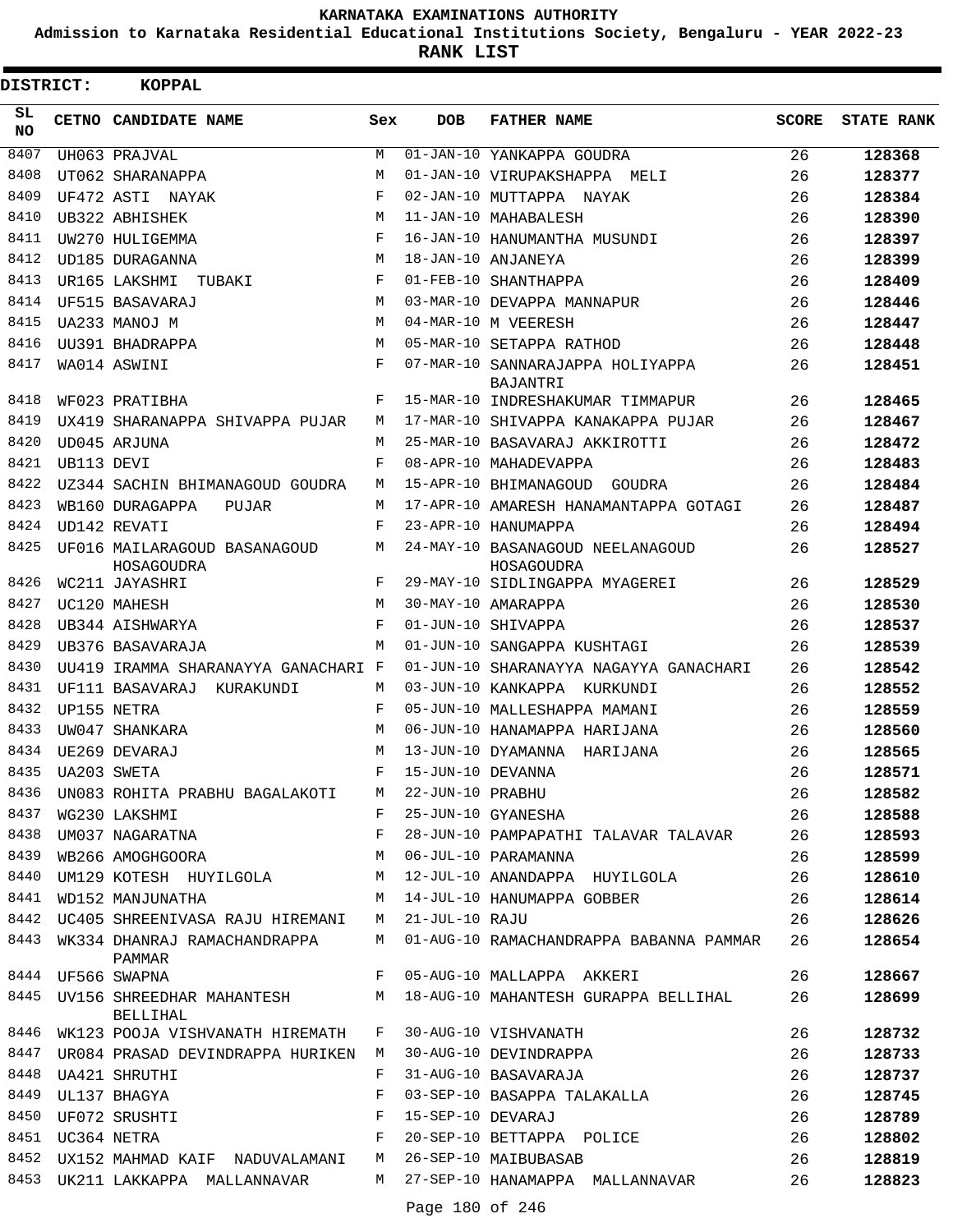**KARNATAKA EXAMINATIONS AUTHORITY**

**Admission to Karnataka Residential Educational Institutions Society, Bengaluru - YEAR 2022-23**

**RANK LIST**

**DISTRICT: KOPPAL**

| SL NO | CETNO | CANDIDATE NAME | Sex | DOB | FATHER NAME | SCORE | STATE RANK |
|---|---|---|---|---|---|---|---|
| 8407 | UH063 | PRAJVAL | M | 01-JAN-10 | YANKAPPA GOUDRA | 26 | 128368 |
| 8408 | UT062 | SHARANAPPA | M | 01-JAN-10 | VIRUPAKSHAPPA MELI | 26 | 128377 |
| 8409 | UF472 | ASTI NAYAK | F | 02-JAN-10 | MUTTAPPA NAYAK | 26 | 128384 |
| 8410 | UB322 | ABHISHEK | M | 11-JAN-10 | MAHABALESH | 26 | 128390 |
| 8411 | UW270 | HULIGEMMA | F | 16-JAN-10 | HANUMANTHA MUSUNDI | 26 | 128397 |
| 8412 | UD185 | DURAGANNA | M | 18-JAN-10 | ANJANEYA | 26 | 128399 |
| 8413 | UR165 | LAKSHMI TUBAKI | F | 01-FEB-10 | SHANTHAPPA | 26 | 128409 |
| 8414 | UF515 | BASAVARAJ | M | 03-MAR-10 | DEVAPPA MANNAPUR | 26 | 128446 |
| 8415 | UA233 | MANOJ M | M | 04-MAR-10 | M VEERESH | 26 | 128447 |
| 8416 | UU391 | BHADRAPPA | M | 05-MAR-10 | SETAPPA RATHOD | 26 | 128448 |
| 8417 | WA014 | ASWINI | F | 07-MAR-10 | SANNARAJAPPA HOLIYAPPA BAJANTRI | 26 | 128451 |
| 8418 | WF023 | PRATIBHA | F | 15-MAR-10 | INDRESHAKUMAR TIMMAPUR | 26 | 128465 |
| 8419 | UX419 | SHARANAPPA SHIVAPPA PUJAR | M | 17-MAR-10 | SHIVAPPA KANAKAPPA PUJAR | 26 | 128467 |
| 8420 | UD045 | ARJUNA | M | 25-MAR-10 | BASAVARAJ AKKIROTTI | 26 | 128472 |
| 8421 | UB113 | DEVI | F | 08-APR-10 | MAHADEVAPPA | 26 | 128483 |
| 8422 | UZ344 | SACHIN BHIMANAGOUD GOUDRA | M | 15-APR-10 | BHIMANAGOUD GOUDRA | 26 | 128484 |
| 8423 | WB160 | DURAGAPPA PUJAR | M | 17-APR-10 | AMARESH HANAMANTAPPA GOTAGI | 26 | 128487 |
| 8424 | UD142 | REVATI | F | 23-APR-10 | HANUMAPPA | 26 | 128494 |
| 8425 | UF016 | MAILARAGOUD BASANAGOUD HOSAGOUDRA | M | 24-MAY-10 | BASANAGOUD NEELANAGOUD HOSAGOUDRA | 26 | 128527 |
| 8426 | WC211 | JAYASHRI | F | 29-MAY-10 | SIDLINGAPPA MYAGEREI | 26 | 128529 |
| 8427 | UC120 | MAHESH | M | 30-MAY-10 | AMARAPPA | 26 | 128530 |
| 8428 | UB344 | AISHWARYA | F | 01-JUN-10 | SHIVAPPA | 26 | 128537 |
| 8429 | UB376 | BASAVARAJA | M | 01-JUN-10 | SANGAPPA KUSHTAGI | 26 | 128539 |
| 8430 | UU419 | IRAMMA SHARANAYYA GANACHARI | F | 01-JUN-10 | SHARANAYYA NAGAYYA GANACHARI | 26 | 128542 |
| 8431 | UF111 | BASAVARAJ KURAKUNDI | M | 03-JUN-10 | KANKAPPA KURKUNDI | 26 | 128552 |
| 8432 | UP155 | NETRA | F | 05-JUN-10 | MALLESHAPPA MAMANI | 26 | 128559 |
| 8433 | UW047 | SHANKARA | M | 06-JUN-10 | HANAMAPPA HARIJANA | 26 | 128560 |
| 8434 | UE269 | DEVARAJ | M | 13-JUN-10 | DYAMANNA HARIJANA | 26 | 128565 |
| 8435 | UA203 | SWETA | F | 15-JUN-10 | DEVANNA | 26 | 128571 |
| 8436 | UN083 | ROHITA PRABHU BAGALAKOTI | M | 22-JUN-10 | PRABHU | 26 | 128582 |
| 8437 | WG230 | LAKSHMI | F | 25-JUN-10 | GYANESHA | 26 | 128588 |
| 8438 | UM037 | NAGARATNA | F | 28-JUN-10 | PAMPAPATHI TALAVAR TALAVAR | 26 | 128593 |
| 8439 | WB266 | AMOGHGOORA | M | 06-JUL-10 | PARAMANNA | 26 | 128599 |
| 8440 | UM129 | KOTESH HUYILGOLA | M | 12-JUL-10 | ANANDAPPA HUYILGOLA | 26 | 128610 |
| 8441 | WD152 | MANJUNATHA | M | 14-JUL-10 | HANUMAPPA GOBBER | 26 | 128614 |
| 8442 | UC405 | SHREENIVASA RAJU HIREMANI | M | 21-JUL-10 | RAJU | 26 | 128626 |
| 8443 | WK334 | DHANRAJ RAMACHANDRAPPA PAMMAR | M | 01-AUG-10 | RAMACHANDRAPPA BABANNA PAMMAR | 26 | 128654 |
| 8444 | UF566 | SWAPNA | F | 05-AUG-10 | MALLAPPA AKKERI | 26 | 128667 |
| 8445 | UV156 | SHREEDHAR MAHANTESH BELLIHAL | M | 18-AUG-10 | MAHANTESH GURAPPA BELLIHAL | 26 | 128699 |
| 8446 | WK123 | POOJA VISHVANATH HIREMATH | F | 30-AUG-10 | VISHVANATH | 26 | 128732 |
| 8447 | UR084 | PRASAD DEVINDRAPPA HURIKEN | M | 30-AUG-10 | DEVINDRAPPA | 26 | 128733 |
| 8448 | UA421 | SHRUTHI | F | 31-AUG-10 | BASAVARAJA | 26 | 128737 |
| 8449 | UL137 | BHAGYA | F | 03-SEP-10 | BASAPPA TALAKALLA | 26 | 128745 |
| 8450 | UF072 | SRUSHTI | F | 15-SEP-10 | DEVARAJ | 26 | 128789 |
| 8451 | UC364 | NETRA | F | 20-SEP-10 | BETTAPPA POLICE | 26 | 128802 |
| 8452 | UX152 | MAHMAD KAIF NADUVALAMANI | M | 26-SEP-10 | MAIBUBASAB | 26 | 128819 |
| 8453 | UK211 | LAKKAPPA MALLANNAVAR | M | 27-SEP-10 | HANAMAPPA MALLANNAVAR | 26 | 128823 |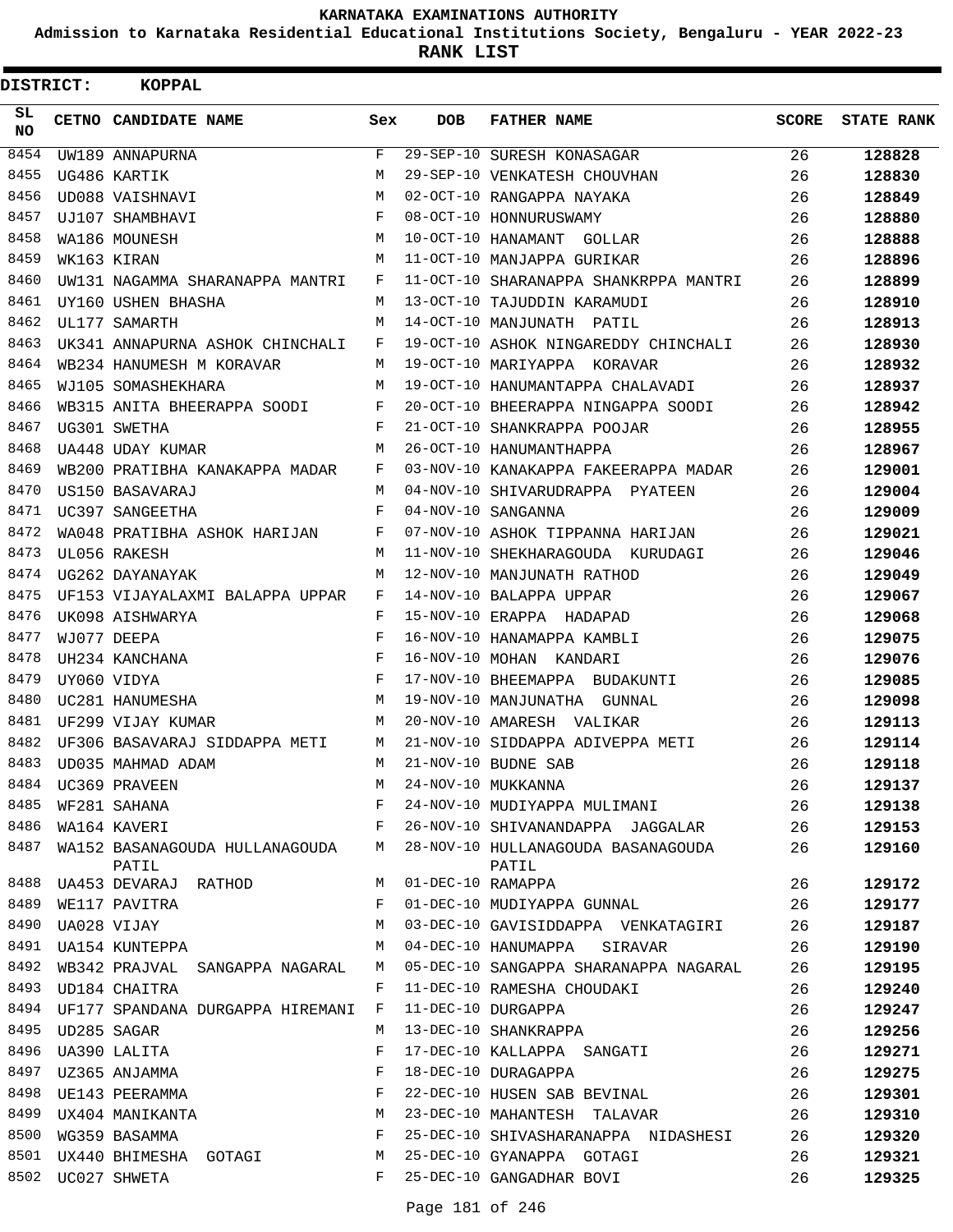# KARNATAKA EXAMINATIONS AUTHORITY

**Admission to Karnataka Residential Educational Institutions Society, Bengaluru - YEAR 2022-23**

**RANK LIST**

**DISTRICT: KOPPAL**

| SL NO | CETNO | CANDIDATE NAME | Sex | DOB | FATHER NAME | SCORE | STATE RANK |
|---|---|---|---|---|---|---|---|
| 8454 | UW189 | ANNAPURNA | F | 29-SEP-10 | SURESH KONASAGAR | 26 | 128828 |
| 8455 | UG486 | KARTIK | M | 29-SEP-10 | VENKATESH CHOUVHAN | 26 | 128830 |
| 8456 | UD088 | VAISHNAVI | M | 02-OCT-10 | RANGAPPA NAYAKA | 26 | 128849 |
| 8457 | UJ107 | SHAMBHAVI | F | 08-OCT-10 | HONNURUSWAMY | 26 | 128880 |
| 8458 | WA186 | MOUNESH | M | 10-OCT-10 | HANAMANT GOLLAR | 26 | 128888 |
| 8459 | WK163 | KIRAN | M | 11-OCT-10 | MANJAPPA GURIKAR | 26 | 128896 |
| 8460 | UW131 | NAGAMMA SHARANAPPA MANTRI | F | 11-OCT-10 | SHARANAPPA SHANKRPPA MANTRI | 26 | 128899 |
| 8461 | UY160 | USHEN BHASHA | M | 13-OCT-10 | TAJUDDIN KARAMUDI | 26 | 128910 |
| 8462 | UL177 | SAMARTH | M | 14-OCT-10 | MANJUNATH PATIL | 26 | 128913 |
| 8463 | UK341 | ANNAPURNA ASHOK CHINCHALI | F | 19-OCT-10 | ASHOK NINGAREDDY CHINCHALI | 26 | 128930 |
| 8464 | WB234 | HANUMESH M KORAVAR | M | 19-OCT-10 | MARIYAPPA KORAVAR | 26 | 128932 |
| 8465 | WJ105 | SOMASHEKHARA | M | 19-OCT-10 | HANUMANTAPPA CHALAVADI | 26 | 128937 |
| 8466 | WB315 | ANITA BHEERAPPA SOODI | F | 20-OCT-10 | BHEERAPPA NINGAPPA SOODI | 26 | 128942 |
| 8467 | UG301 | SWETHA | F | 21-OCT-10 | SHANKRAPPA POOJAR | 26 | 128955 |
| 8468 | UA448 | UDAY KUMAR | M | 26-OCT-10 | HANUMANTHAPPA | 26 | 128967 |
| 8469 | WB200 | PRATIBHA KANAKAPPA MADAR | F | 03-NOV-10 | KANAKAPPA FAKEERAPPA MADAR | 26 | 129001 |
| 8470 | US150 | BASAVARAJ | M | 04-NOV-10 | SHIVARUDRAPPA PYATEEN | 26 | 129004 |
| 8471 | UC397 | SANGEETHA | F | 04-NOV-10 | SANGANNA | 26 | 129009 |
| 8472 | WA048 | PRATIBHA ASHOK HARIJAN | F | 07-NOV-10 | ASHOK TIPPANNA HARIJAN | 26 | 129021 |
| 8473 | UL056 | RAKESH | M | 11-NOV-10 | SHEKHARAGOUDA KURUDAGI | 26 | 129046 |
| 8474 | UG262 | DAYANAYAK | M | 12-NOV-10 | MANJUNATH RATHOD | 26 | 129049 |
| 8475 | UF153 | VIJAYALAXMI BALAPPA UPPAR | F | 14-NOV-10 | BALAPPA UPPAR | 26 | 129067 |
| 8476 | UK098 | AISHWARYA | F | 15-NOV-10 | ERAPPA HADAPAD | 26 | 129068 |
| 8477 | WJ077 | DEEPA | F | 16-NOV-10 | HANAMAPPA KAMBLI | 26 | 129075 |
| 8478 | UH234 | KANCHANA | F | 16-NOV-10 | MOHAN KANDARI | 26 | 129076 |
| 8479 | UY060 | VIDYA | F | 17-NOV-10 | BHEEMAPPA BUDAKUNTI | 26 | 129085 |
| 8480 | UC281 | HANUMESHA | M | 19-NOV-10 | MANJUNATHA GUNNAL | 26 | 129098 |
| 8481 | UF299 | VIJAY KUMAR | M | 20-NOV-10 | AMARESH VALIKAR | 26 | 129113 |
| 8482 | UF306 | BASAVARAJ SIDDAPPA METI | M | 21-NOV-10 | SIDDAPPA ADIVEPPA METI | 26 | 129114 |
| 8483 | UD035 | MAHMAD ADAM | M | 21-NOV-10 | BUDNE SAB | 26 | 129118 |
| 8484 | UC369 | PRAVEEN | M | 24-NOV-10 | MUKKANNA | 26 | 129137 |
| 8485 | WF281 | SAHANA | F | 24-NOV-10 | MUDIYAPPA MULIMANI | 26 | 129138 |
| 8486 | WA164 | KAVERI | F | 26-NOV-10 | SHIVANANDAPPA JAGGALAR | 26 | 129153 |
| 8487 | WA152 | BASANAGOUDA HULLANAGOUDA PATIL | M | 28-NOV-10 | HULLANAGOUDA BASANAGOUDA PATIL | 26 | 129160 |
| 8488 | UA453 | DEVARAJ RATHOD | M | 01-DEC-10 | RAMAPPA | 26 | 129172 |
| 8489 | WE117 | PAVITRA | F | 01-DEC-10 | MUDIYAPPA GUNNAL | 26 | 129177 |
| 8490 | UA028 | VIJAY | M | 03-DEC-10 | GAVISIDDAPPA VENKATAGIRI | 26 | 129187 |
| 8491 | UA154 | KUNTEPPA | M | 04-DEC-10 | HANUMAPPA SIRAVAR | 26 | 129190 |
| 8492 | WB342 | PRAJVAL SANGAPPA NAGARAL | M | 05-DEC-10 | SANGAPPA SHARANAPPA NAGARAL | 26 | 129195 |
| 8493 | UD184 | CHAITRA | F | 11-DEC-10 | RAMESHA CHOUDAKI | 26 | 129240 |
| 8494 | UF177 | SPANDANA DURGAPPA HIREMANI | F | 11-DEC-10 | DURGAPPA | 26 | 129247 |
| 8495 | UD285 | SAGAR | M | 13-DEC-10 | SHANKRAPPA | 26 | 129256 |
| 8496 | UA390 | LALITA | F | 17-DEC-10 | KALLAPPA SANGATI | 26 | 129271 |
| 8497 | UZ365 | ANJAMMA | F | 18-DEC-10 | DURAGAPPA | 26 | 129275 |
| 8498 | UE143 | PEERAMMA | F | 22-DEC-10 | HUSEN SAB BEVINAL | 26 | 129301 |
| 8499 | UX404 | MANIKANTA | M | 23-DEC-10 | MAHANTESH TALAVAR | 26 | 129310 |
| 8500 | WG359 | BASAMMA | F | 25-DEC-10 | SHIVASHARANAPPA NIDASHESI | 26 | 129320 |
| 8501 | UX440 | BHIMESHA GOTAGI | M | 25-DEC-10 | GYANAPPA GOTAGI | 26 | 129321 |
| 8502 | UC027 | SHWETA | F | 25-DEC-10 | GANGADHAR BOVI | 26 | 129325 |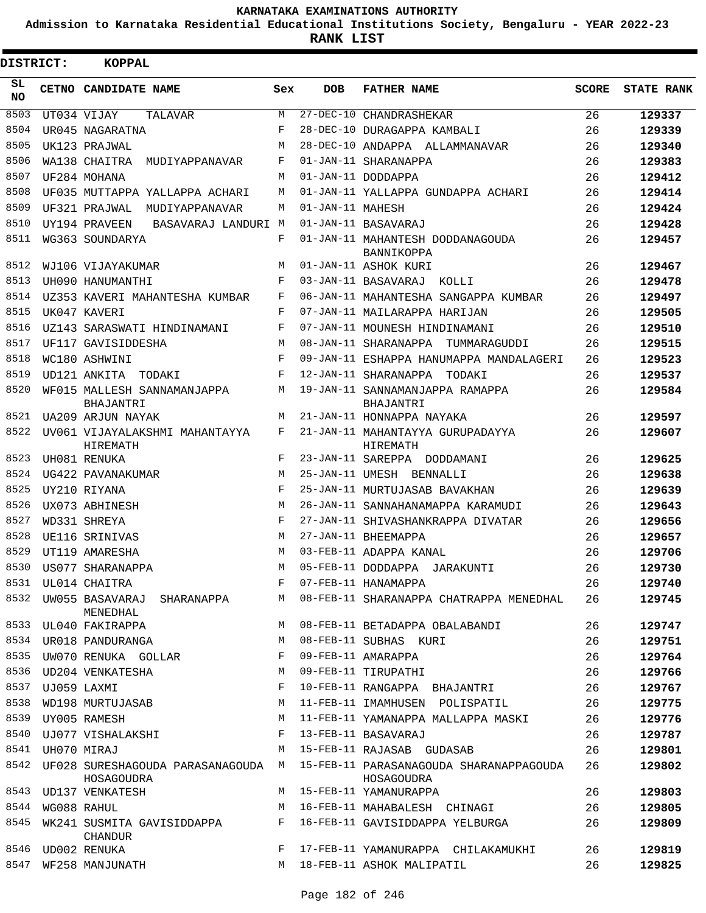# KARNATAKA EXAMINATIONS AUTHORITY

**Admission to Karnataka Residential Educational Institutions Society, Bengaluru - YEAR 2022-23**

**RANK LIST**

**DISTRICT: KOPPAL**

| SL NO | CETNO | CANDIDATE NAME | Sex | DOB | FATHER NAME | SCORE | STATE RANK |
|---|---|---|---|---|---|---|---|
| 8503 | UT034 | VIJAY TALAVAR | M | 27-DEC-10 | CHANDRASHEKAR | 26 | 129337 |
| 8504 | UR045 | NAGARATNA | F | 28-DEC-10 | DURAGAPPA KAMBALI | 26 | 129339 |
| 8505 | UK123 | PRAJWAL | M | 28-DEC-10 | ANDAPPA ALLAMMANAVAR | 26 | 129340 |
| 8506 | WA138 | CHAITRA MUDIYAPPANAVAR | F | 01-JAN-11 | SHARANAPPA | 26 | 129383 |
| 8507 | UF284 | MOHANA | M | 01-JAN-11 | DODDAPPA | 26 | 129412 |
| 8508 | UF035 | MUTTAPPA YALLAPPA ACHARI | M | 01-JAN-11 | YALLAPPA GUNDAPPA ACHARI | 26 | 129414 |
| 8509 | UF321 | PRAJWAL MUDIYAPPANAVAR | M | 01-JAN-11 | MAHESH | 26 | 129424 |
| 8510 | UY194 | PRAVEEN BASAVARAJ LANDURI | M | 01-JAN-11 | BASAVARAJ | 26 | 129428 |
| 8511 | WG363 | SOUNDARYA | F | 01-JAN-11 | MAHANTESH DODDANAGOUDA BANNIKOPPA | 26 | 129457 |
| 8512 | WJ106 | VIJAYAKUMAR | M | 01-JAN-11 | ASHOK KURI | 26 | 129467 |
| 8513 | UH090 | HANUMANTHI | F | 03-JAN-11 | BASAVARAJ KOLLI | 26 | 129478 |
| 8514 | UZ353 | KAVERI MAHANTESHA KUMBAR | F | 06-JAN-11 | MAHANTESHA SANGAPPA KUMBAR | 26 | 129497 |
| 8515 | UK047 | KAVERI | F | 07-JAN-11 | MAILARAPPA HARIJAN | 26 | 129505 |
| 8516 | UZ143 | SARASWATI HINDINAMANI | F | 07-JAN-11 | MOUNESH HINDINAMANI | 26 | 129510 |
| 8517 | UF117 | GAVISIDDESHA | M | 08-JAN-11 | SHARANAPPA TUMMARAGUDDI | 26 | 129515 |
| 8518 | WC180 | ASHWINI | F | 09-JAN-11 | ESHAPPA HANUMAPPA MANDALAGERI | 26 | 129523 |
| 8519 | UD121 | ANKITA TODAKI | F | 12-JAN-11 | SHARANAPPA TODAKI | 26 | 129537 |
| 8520 | WF015 | MALLESH SANNAMANJAPPA BHAJANTRI | M | 19-JAN-11 | SANNAMANJAPPA RAMAPPA BHAJANTRI | 26 | 129584 |
| 8521 | UA209 | ARJUN NAYAK | M | 21-JAN-11 | HONNAPPA NAYAKA | 26 | 129597 |
| 8522 | UV061 | VIJAYALAKSHMI MAHANTAYYA HIREMATH | F | 21-JAN-11 | MAHANTAYYA GURUPADAYYA HIREMATH | 26 | 129607 |
| 8523 | UH081 | RENUKA | F | 23-JAN-11 | SAREPPA DODDAMANI | 26 | 129625 |
| 8524 | UG422 | PAVANAKUMAR | M | 25-JAN-11 | UMESH BENNALLI | 26 | 129638 |
| 8525 | UY210 | RIYANA | F | 25-JAN-11 | MURTUJASAB BAVAKHAN | 26 | 129639 |
| 8526 | UX073 | ABHINESH | M | 26-JAN-11 | SANNAHANAMAPPA KARAMUDI | 26 | 129643 |
| 8527 | WD331 | SHREYA | F | 27-JAN-11 | SHIVASHANKRAPPA DIVATAR | 26 | 129656 |
| 8528 | UE116 | SRINIVAS | M | 27-JAN-11 | BHEEMAPPA | 26 | 129657 |
| 8529 | UT119 | AMARESHA | M | 03-FEB-11 | ADAPPA KANAL | 26 | 129706 |
| 8530 | US077 | SHARANAPPA | M | 05-FEB-11 | DODDAPPA JARAKUNTI | 26 | 129730 |
| 8531 | UL014 | CHAITRA | F | 07-FEB-11 | HANAMAPPA | 26 | 129740 |
| 8532 | UW055 | BASAVARAJ SHARANAPPA MENEDHAL | M | 08-FEB-11 | SHARANAPPA CHATRAPPA MENEDHAL | 26 | 129745 |
| 8533 | UL040 | FAKIRAPPA | M | 08-FEB-11 | BETADAPPA OBALABANDI | 26 | 129747 |
| 8534 | UR018 | PANDURANGA | M | 08-FEB-11 | SUBHAS KURI | 26 | 129751 |
| 8535 | UW070 | RENUKA GOLLAR | F | 09-FEB-11 | AMARAPPA | 26 | 129764 |
| 8536 | UD204 | VENKATESHA | M | 09-FEB-11 | TIRUPATHI | 26 | 129766 |
| 8537 | UJ059 | LAXMI | F | 10-FEB-11 | RANGAPPA BHAJANTRI | 26 | 129767 |
| 8538 | WD198 | MURTUJASAB | M | 11-FEB-11 | IMAMHUSEN POLISPATIL | 26 | 129775 |
| 8539 | UY005 | RAMESH | M | 11-FEB-11 | YAMANAPPA MALLAPPA MASKI | 26 | 129776 |
| 8540 | UJ077 | VISHALAKSHI | F | 13-FEB-11 | BASAVARAJ | 26 | 129787 |
| 8541 | UH070 | MIRAJ | M | 15-FEB-11 | RAJASAB GUDASAB | 26 | 129801 |
| 8542 | UF028 | SURESHAGOUDA PARASANAGOUDA HOSAGOUDRA | M | 15-FEB-11 | PARASANAGOUDA SHARANAPPAGOUDA HOSAGOUDRA | 26 | 129802 |
| 8543 | UD137 | VENKATESH | M | 15-FEB-11 | YAMANURAPPA | 26 | 129803 |
| 8544 | WG088 | RAHUL | M | 16-FEB-11 | MAHABALESH CHINAGI | 26 | 129805 |
| 8545 | WK241 | SUSMITA GAVISIDDAPPA CHANDUR | F | 16-FEB-11 | GAVISIDDAPPA YELBURGA | 26 | 129809 |
| 8546 | UD002 | RENUKA | F | 17-FEB-11 | YAMANURAPPA CHILAKAMUKHI | 26 | 129819 |
| 8547 | WF258 | MANJUNATH | M | 18-FEB-11 | ASHOK MALIPATIL | 26 | 129825 |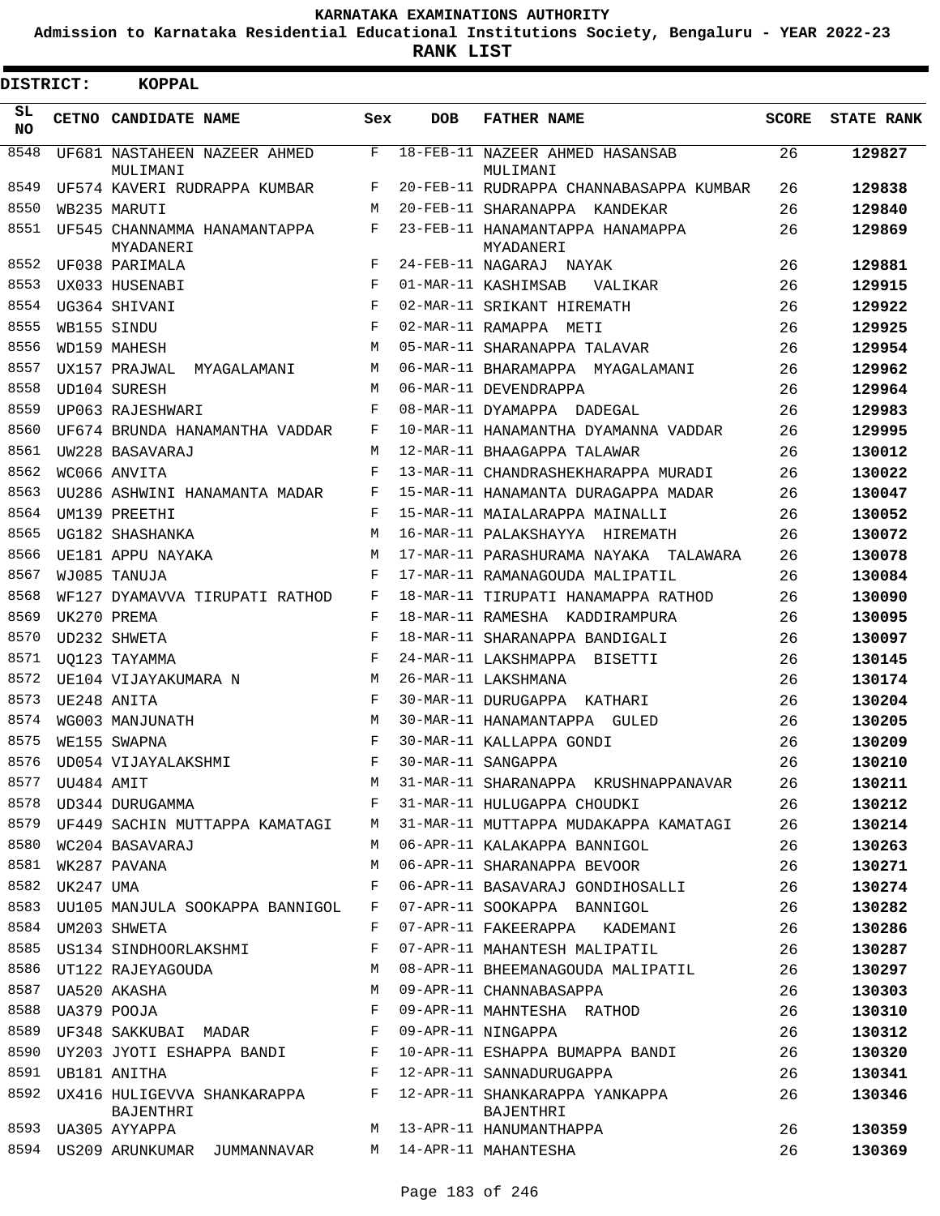# KARNATAKA EXAMINATIONS AUTHORITY

**Admission to Karnataka Residential Educational Institutions Society, Bengaluru - YEAR 2022-23**

**RANK LIST**

**DISTRICT: KOPPAL**

| SL NO | CETNO | CANDIDATE NAME | Sex | DOB | FATHER NAME | SCORE | STATE RANK |
|---|---|---|---|---|---|---|---|
| 8548 | UF681 | NASTAHEEN NAZEER AHMED MULIMANI | F | 18-FEB-11 | NAZEER AHMED HASANSAB MULIMANI | 26 | **129827** |
| 8549 | UF574 | KAVERI RUDRAPPA KUMBAR | F | 20-FEB-11 | RUDRAPPA CHANNABASAPPA KUMBAR | 26 | **129838** |
| 8550 | WB235 | MARUTI | M | 20-FEB-11 | SHARANAPPA KANDEKAR | 26 | **129840** |
| 8551 | UF545 | CHANNAMMA HANAMANTAPPA MYADANERI | F | 23-FEB-11 | HANAMANTAPPA HANAMAPPA MYADANERI | 26 | **129869** |
| 8552 | UF038 | PARIMALA | F | 24-FEB-11 | NAGARAJ NAYAK | 26 | **129881** |
| 8553 | UX033 | HUSENABI | F | 01-MAR-11 | KASHIMSAB VALIKAR | 26 | **129915** |
| 8554 | UG364 | SHIVANI | F | 02-MAR-11 | SRIKANT HIREMATH | 26 | **129922** |
| 8555 | WB155 | SINDU | F | 02-MAR-11 | RAMAPPA METI | 26 | **129925** |
| 8556 | WD159 | MAHESH | M | 05-MAR-11 | SHARANAPPA TALAVAR | 26 | **129954** |
| 8557 | UX157 | PRAJWAL MYAGALAMANI | M | 06-MAR-11 | BHARAMAPPA MYAGALAMANI | 26 | **129962** |
| 8558 | UD104 | SURESH | M | 06-MAR-11 | DEVENDRAPPA | 26 | **129964** |
| 8559 | UP063 | RAJESHWARI | F | 08-MAR-11 | DYAMAPPA DADEGAL | 26 | **129983** |
| 8560 | UF674 | BRUNDA HANAMANTHA VADDAR | F | 10-MAR-11 | HANAMANTHA DYAMANNA VADDAR | 26 | **129995** |
| 8561 | UW228 | BASAVARAJ | M | 12-MAR-11 | BHAAGAPPA TALAWAR | 26 | **130012** |
| 8562 | WC066 | ANVITA | F | 13-MAR-11 | CHANDRASHEKHARAPPA MURADI | 26 | **130022** |
| 8563 | UU286 | ASHWINI HANAMANTA MADAR | F | 15-MAR-11 | HANAMANTA DURAGAPPA MADAR | 26 | **130047** |
| 8564 | UM139 | PREETHI | F | 15-MAR-11 | MAIALARAPPA MAINALLI | 26 | **130052** |
| 8565 | UG182 | SHASHANKA | M | 16-MAR-11 | PALAKSHAYYA HIREMATH | 26 | **130072** |
| 8566 | UE181 | APPU NAYAKA | M | 17-MAR-11 | PARASHURAMA NAYAKA TALAWARA | 26 | **130078** |
| 8567 | WJ085 | TANUJA | F | 17-MAR-11 | RAMANAGOUDA MALIPATIL | 26 | **130084** |
| 8568 | WF127 | DYAMAVVA TIRUPATI RATHOD | F | 18-MAR-11 | TIRUPATI HANAMAPPA RATHOD | 26 | **130090** |
| 8569 | UK270 | PREMA | F | 18-MAR-11 | RAMESHA KADDIRAMPURA | 26 | **130095** |
| 8570 | UD232 | SHWETA | F | 18-MAR-11 | SHARANAPPA BANDIGALI | 26 | **130097** |
| 8571 | UQ123 | TAYAMMA | F | 24-MAR-11 | LAKSHMAPPA BISETTI | 26 | **130145** |
| 8572 | UE104 | VIJAYAKUMARA N | M | 26-MAR-11 | LAKSHMANA | 26 | **130174** |
| 8573 | UE248 | ANITA | F | 30-MAR-11 | DURUGAPPA KATHARI | 26 | **130204** |
| 8574 | WG003 | MANJUNATH | M | 30-MAR-11 | HANAMANTAPPA GULED | 26 | **130205** |
| 8575 | WE155 | SWAPNA | F | 30-MAR-11 | KALLAPPA GONDI | 26 | **130209** |
| 8576 | UD054 | VIJAYALAKSHMI | F | 30-MAR-11 | SANGAPPA | 26 | **130210** |
| 8577 | UU484 | AMIT | M | 31-MAR-11 | SHARANAPPA KRUSHNAPPANAVAR | 26 | **130211** |
| 8578 | UD344 | DURUGAMMA | F | 31-MAR-11 | HULUGAPPA CHOUDKI | 26 | **130212** |
| 8579 | UF449 | SACHIN MUTTAPPA KAMATAGI | M | 31-MAR-11 | MUTTAPPA MUDAKAPPA KAMATAGI | 26 | **130214** |
| 8580 | WC204 | BASAVARAJ | M | 06-APR-11 | KALAKAPPA BANNIGOL | 26 | **130263** |
| 8581 | WK287 | PAVANA | M | 06-APR-11 | SHARANAPPA BEVOOR | 26 | **130271** |
| 8582 | UK247 | UMA | F | 06-APR-11 | BASAVARAJ GONDIHOSALLI | 26 | **130274** |
| 8583 | UU105 | MANJULA SOOKAPPA BANNIGOL | F | 07-APR-11 | SOOKAPPA BANNIGOL | 26 | **130282** |
| 8584 | UM203 | SHWETA | F | 07-APR-11 | FAKEERAPPA KADEMANI | 26 | **130286** |
| 8585 | US134 | SINDHOORLAKSHMI | F | 07-APR-11 | MAHANTESH MALIPATIL | 26 | **130287** |
| 8586 | UT122 | RAJEYAGOUDA | M | 08-APR-11 | BHEEMANAGOUDA MALIPATIL | 26 | **130297** |
| 8587 | UA520 | AKASHA | M | 09-APR-11 | CHANNABASAPPA | 26 | **130303** |
| 8588 | UA379 | POOJA | F | 09-APR-11 | MAHNTESHA RATHOD | 26 | **130310** |
| 8589 | UF348 | SAKKUBAI MADAR | F | 09-APR-11 | NINGAPPA | 26 | **130312** |
| 8590 | UY203 | JYOTI ESHAPPA BANDI | F | 10-APR-11 | ESHAPPA BUMAPPA BANDI | 26 | **130320** |
| 8591 | UB181 | ANITHA | F | 12-APR-11 | SANNADURUGAPPA | 26 | **130341** |
| 8592 | UX416 | HULIGEVVA SHANKARAPPA BAJENTHRI | F | 12-APR-11 | SHANKARAPPA YANKAPPA BAJENTHRI | 26 | **130346** |
| 8593 | UA305 | AYYAPPA | M | 13-APR-11 | HANUMANTHAPPA | 26 | **130359** |
| 8594 | US209 | ARUNKUMAR JUMMANNAVAR | M | 14-APR-11 | MAHANTESHA | 26 | **130369** |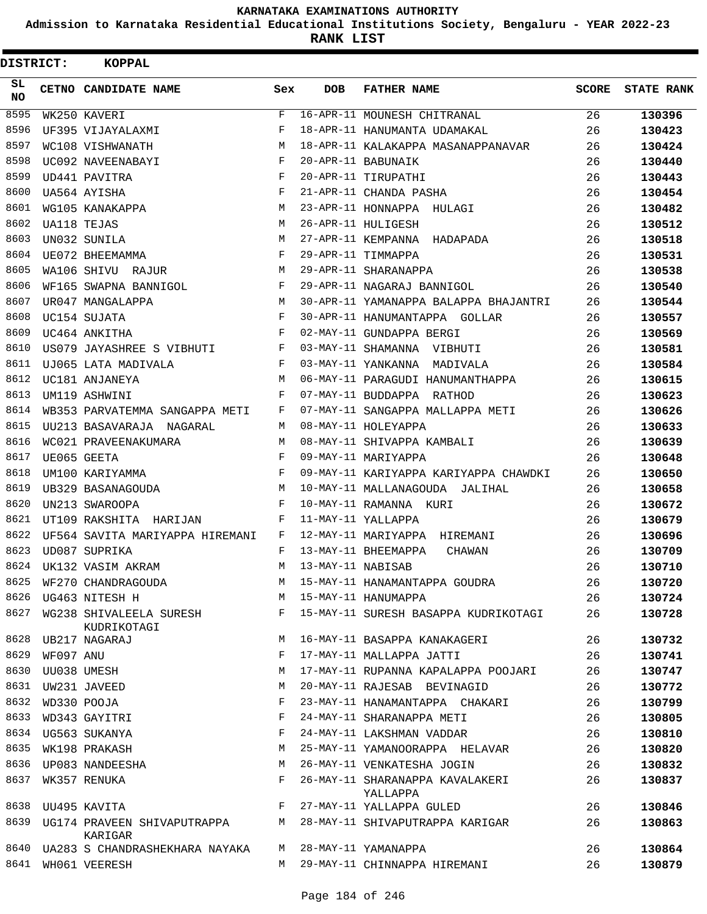KARNATAKA EXAMINATIONS AUTHORITY

Admission to Karnataka Residential Educational Institutions Society, Bengaluru - YEAR 2022-23

**RANK LIST**

**DISTRICT: KOPPAL**

| SL NO | CETNO | CANDIDATE NAME | Sex | DOB | FATHER NAME | SCORE | STATE RANK |
|---|---|---|---|---|---|---|---|
| 8595 | WK250 | KAVERI | F | 16-APR-11 | MOUNESH CHITRANAL | 26 | 130396 |
| 8596 | UF395 | VIJAYALAXMI | F | 18-APR-11 | HANUMANTA UDAMAKAL | 26 | 130423 |
| 8597 | WC108 | VISHWANATH | M | 18-APR-11 | KALAKAPPA MASANAPPANAVAR | 26 | 130424 |
| 8598 | UC092 | NAVEENABAYI | F | 20-APR-11 | BABUNAIK | 26 | 130440 |
| 8599 | UD441 | PAVITRA | F | 20-APR-11 | TIRUPATHI | 26 | 130443 |
| 8600 | UA564 | AYISHA | F | 21-APR-11 | CHANDA PASHA | 26 | 130454 |
| 8601 | WG105 | KANAKAPPA | M | 23-APR-11 | HONNAPPA HULAGI | 26 | 130482 |
| 8602 | UA118 | TEJAS | M | 26-APR-11 | HULIGESH | 26 | 130512 |
| 8603 | UN032 | SUNILA | M | 27-APR-11 | KEMPANNA HADAPADA | 26 | 130518 |
| 8604 | UE072 | BHEEMAMMA | F | 29-APR-11 | TIMMAPPA | 26 | 130531 |
| 8605 | WA106 | SHIVU RAJUR | M | 29-APR-11 | SHARANAPPA | 26 | 130538 |
| 8606 | WF165 | SWAPNA BANNIGOL | F | 29-APR-11 | NAGARAJ BANNIGOL | 26 | 130540 |
| 8607 | UR047 | MANGALAPPA | M | 30-APR-11 | YAMANAPPA BALAPPA BHAJANTRI | 26 | 130544 |
| 8608 | UC154 | SUJATA | F | 30-APR-11 | HANUMANTAPPA GOLLAR | 26 | 130557 |
| 8609 | UC464 | ANKITHA | F | 02-MAY-11 | GUNDAPPA BERGI | 26 | 130569 |
| 8610 | US079 | JAYASHREE S VIBHUTI | F | 03-MAY-11 | SHAMANNA VIBHUTI | 26 | 130581 |
| 8611 | UJ065 | LATA MADIVALA | F | 03-MAY-11 | YANKANNA MADIVALA | 26 | 130584 |
| 8612 | UC181 | ANJANEYA | M | 06-MAY-11 | PARAGUDI HANUMANTHAPPA | 26 | 130615 |
| 8613 | UM119 | ASHWINI | F | 07-MAY-11 | BUDDAPPA RATHOD | 26 | 130623 |
| 8614 | WB353 | PARVATEMMA SANGAPPA METI | F | 07-MAY-11 | SANGAPPA MALLAPPA METI | 26 | 130626 |
| 8615 | UU213 | BASAVARAJA NAGARAL | M | 08-MAY-11 | HOLEYAPPA | 26 | 130633 |
| 8616 | WC021 | PRAVEENAKUMARA | M | 08-MAY-11 | SHIVAPPA KAMBALI | 26 | 130639 |
| 8617 | UE065 | GEETA | F | 09-MAY-11 | MARIYAPPA | 26 | 130648 |
| 8618 | UM100 | KARIYAMMA | F | 09-MAY-11 | KARIYAPPA KARIYAPPA CHAWDKI | 26 | 130650 |
| 8619 | UB329 | BASANAGOUDA | M | 10-MAY-11 | MALLANAGOUDA JALIHAL | 26 | 130658 |
| 8620 | UN213 | SWAROOPA | F | 10-MAY-11 | RAMANNA KURI | 26 | 130672 |
| 8621 | UT109 | RAKSHITA HARIJAN | F | 11-MAY-11 | YALLAPPA | 26 | 130679 |
| 8622 | UF564 | SAVITA MARIYAPPA HIREMANI | F | 12-MAY-11 | MARIYAPPA HIREMANI | 26 | 130696 |
| 8623 | UD087 | SUPRIKA | F | 13-MAY-11 | BHEEMAPPA CHAWAN | 26 | 130709 |
| 8624 | UK132 | VASIM AKRAM | M | 13-MAY-11 | NABISAB | 26 | 130710 |
| 8625 | WF270 | CHANDRAGOUDA | M | 15-MAY-11 | HANAMANTAPPA GOUDRA | 26 | 130720 |
| 8626 | UG463 | NITESH H | M | 15-MAY-11 | HANUMAPPA | 26 | 130724 |
| 8627 | WG238 | SHIVALEELA SURESH KUDRIKOTAGI | F | 15-MAY-11 | SURESH BASAPPA KUDRIKOTAGI | 26 | 130728 |
| 8628 | UB217 | NAGARAJ | M | 16-MAY-11 | BASAPPA KANAKAGERI | 26 | 130732 |
| 8629 | WF097 | ANU | F | 17-MAY-11 | MALLAPPA JATTI | 26 | 130741 |
| 8630 | UU038 | UMESH | M | 17-MAY-11 | RUPANNA KAPALAPPA POOJARI | 26 | 130747 |
| 8631 | UW231 | JAVEED | M | 20-MAY-11 | RAJESAB BEVINAGID | 26 | 130772 |
| 8632 | WD330 | POOJA | F | 23-MAY-11 | HANAMANTAPPA CHAKARI | 26 | 130799 |
| 8633 | WD343 | GAYITRI | F | 24-MAY-11 | SHARANAPPA METI | 26 | 130805 |
| 8634 | UG563 | SUKANYA | F | 24-MAY-11 | LAKSHMAN VADDAR | 26 | 130810 |
| 8635 | WK198 | PRAKASH | M | 25-MAY-11 | YAMANOORAPPA HELAVAR | 26 | 130820 |
| 8636 | UP083 | NANDEESHA | M | 26-MAY-11 | VENKATESHA JOGIN | 26 | 130832 |
| 8637 | WK357 | RENUKA | F | 26-MAY-11 | SHARANAPPA KAVALAKERI YALLAPPA | 26 | 130837 |
| 8638 | UU495 | KAVITA | F | 27-MAY-11 | YALLAPPA GULED | 26 | 130846 |
| 8639 | UG174 | PRAVEEN SHIVAPUTRAPPA KARIGAR | M | 28-MAY-11 | SHIVAPUTRAPPA KARIGAR | 26 | 130863 |
| 8640 | UA283 | S CHANDRASHEKHARA NAYAKA | M | 28-MAY-11 | YAMANAPPA | 26 | 130864 |
| 8641 | WH061 | VEERESH | M | 29-MAY-11 | CHINNAPPA HIREMANI | 26 | 130879 |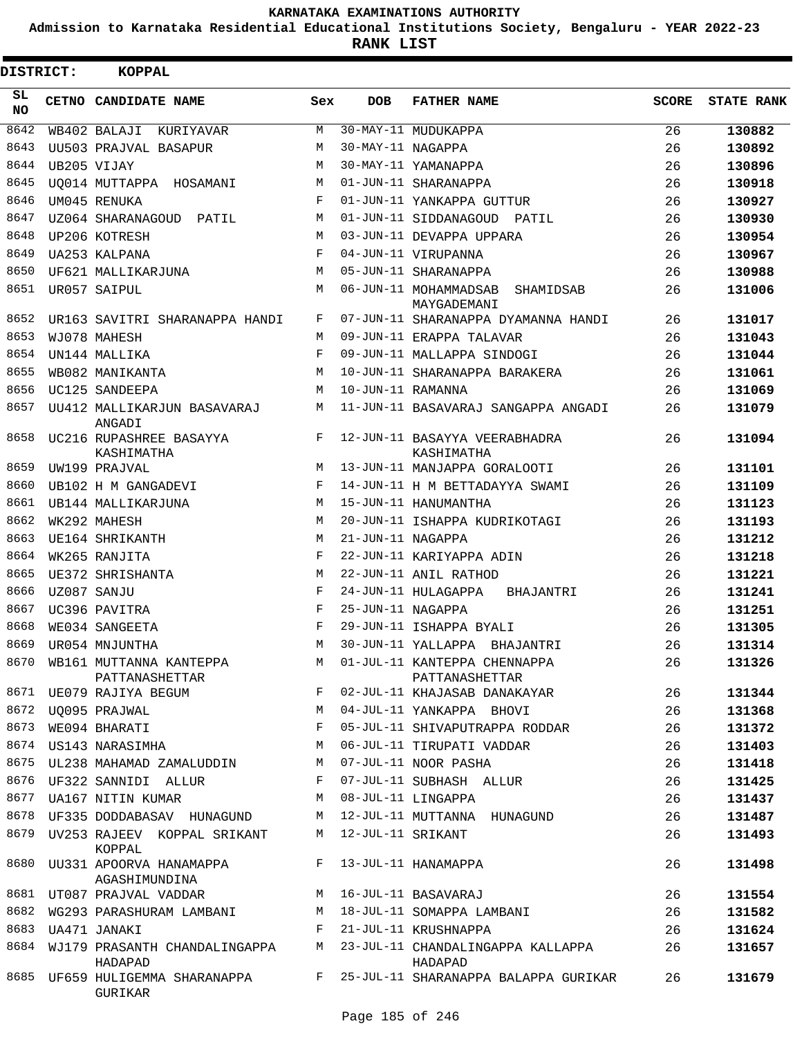# KARNATAKA EXAMINATIONS AUTHORITY

**Admission to Karnataka Residential Educational Institutions Society, Bengaluru - YEAR 2022-23**

**RANK LIST**

**DISTRICT: KOPPAL**

| SL NO | CETNO | CANDIDATE NAME | Sex | DOB | FATHER NAME | SCORE | STATE RANK |
|---|---|---|---|---|---|---|---|
| 8642 | WB402 | BALAJI KURIYAVAR | M | 30-MAY-11 | MUDUKAPPA | 26 | 130882 |
| 8643 | UU503 | PRAJVAL BASAPUR | M | 30-MAY-11 | NAGAPPA | 26 | 130892 |
| 8644 | UB205 | VIJAY | M | 30-MAY-11 | YAMANAPPA | 26 | 130896 |
| 8645 | UQ014 | MUTTAPPA HOSAMANI | M | 01-JUN-11 | SHARANAPPA | 26 | 130918 |
| 8646 | UM045 | RENUKA | F | 01-JUN-11 | YANKAPPA GUTTUR | 26 | 130927 |
| 8647 | UZ064 | SHARANAGOUD PATIL | M | 01-JUN-11 | SIDDANAGOUD PATIL | 26 | 130930 |
| 8648 | UP206 | KOTRESH | M | 03-JUN-11 | DEVAPPA UPPARA | 26 | 130954 |
| 8649 | UA253 | KALPANA | F | 04-JUN-11 | VIRUPANNA | 26 | 130967 |
| 8650 | UF621 | MALLIKARJUNA | M | 05-JUN-11 | SHARANAPPA | 26 | 130988 |
| 8651 | UR057 | SAIPUL | M | 06-JUN-11 | MOHAMMADSAB SHAMIDSAB MAYGADEMANI | 26 | 131006 |
| 8652 | UR163 | SAVITRI SHARANAPPA HANDI | F | 07-JUN-11 | SHARANAPPA DYAMANNA HANDI | 26 | 131017 |
| 8653 | WJ078 | MAHESH | M | 09-JUN-11 | ERAPPA TALAVAR | 26 | 131043 |
| 8654 | UN144 | MALLIKA | F | 09-JUN-11 | MALLAPPA SINDOGI | 26 | 131044 |
| 8655 | WB082 | MANIKANTA | M | 10-JUN-11 | SHARANAPPA BARAKERA | 26 | 131061 |
| 8656 | UC125 | SANDEEPA | M | 10-JUN-11 | RAMANNA | 26 | 131069 |
| 8657 | UU412 | MALLIKARJUN BASAVARAJ ANGADI | M | 11-JUN-11 | BASAVARAJ SANGAPPA ANGADI | 26 | 131079 |
| 8658 | UC216 | RUPASHREE BASAYYA KASHIMATHA | F | 12-JUN-11 | BASAYYA VEERABHADRA KASHIMATHA | 26 | 131094 |
| 8659 | UW199 | PRAJVAL | M | 13-JUN-11 | MANJAPPA GORALOOTI | 26 | 131101 |
| 8660 | UB102 | H M GANGADEVI | F | 14-JUN-11 | H M BETTADAYYA SWAMI | 26 | 131109 |
| 8661 | UB144 | MALLIKARJUNA | M | 15-JUN-11 | HANUMANTHA | 26 | 131123 |
| 8662 | WK292 | MAHESH | M | 20-JUN-11 | ISHAPPA KUDRIKOTAGI | 26 | 131193 |
| 8663 | UE164 | SHRIKANTH | M | 21-JUN-11 | NAGAPPA | 26 | 131212 |
| 8664 | WK265 | RANJITA | F | 22-JUN-11 | KARIYAPPA ADIN | 26 | 131218 |
| 8665 | UE372 | SHRISHANTA | M | 22-JUN-11 | ANIL RATHOD | 26 | 131221 |
| 8666 | UZ087 | SANJU | F | 24-JUN-11 | HULAGAPPA BHAJANTRI | 26 | 131241 |
| 8667 | UC396 | PAVITRA | F | 25-JUN-11 | NAGAPPA | 26 | 131251 |
| 8668 | WE034 | SANGEETA | F | 29-JUN-11 | ISHAPPA BYALI | 26 | 131305 |
| 8669 | UR054 | MNJUNTHA | M | 30-JUN-11 | YALLAPPA BHAJANTRI | 26 | 131314 |
| 8670 | WB161 | MUTTANNA KANTEPPA PATTANASHETTAR | M | 01-JUL-11 | KANTEPPA CHENNAPPA PATTANASHETTAR | 26 | 131326 |
| 8671 | UE079 | RAJIYA BEGUM | F | 02-JUL-11 | KHAJASAB DANAKAYAR | 26 | 131344 |
| 8672 | UQ095 | PRAJWAL | M | 04-JUL-11 | YANKAPPA BHOVI | 26 | 131368 |
| 8673 | WE094 | BHARATI | F | 05-JUL-11 | SHIVAPUTRAPPA RODDAR | 26 | 131372 |
| 8674 | US143 | NARASIMHA | M | 06-JUL-11 | TIRUPATI VADDAR | 26 | 131403 |
| 8675 | UL238 | MAHAMAD ZAMALUDDIN | M | 07-JUL-11 | NOOR PASHA | 26 | 131418 |
| 8676 | UF322 | SANNIDI ALLUR | F | 07-JUL-11 | SUBHASH ALLUR | 26 | 131425 |
| 8677 | UA167 | NITIN KUMAR | M | 08-JUL-11 | LINGAPPA | 26 | 131437 |
| 8678 | UF335 | DODDABASAV HUNAGUND | M | 12-JUL-11 | MUTTANNA HUNAGUND | 26 | 131487 |
| 8679 | UV253 | RAJEEV KOPPAL SRIKANT KOPPAL | M | 12-JUL-11 | SRIKANT | 26 | 131493 |
| 8680 | UU331 | APOORVA HANAMAPPA AGASHIMUNDINA | F | 13-JUL-11 | HANAMAPPA | 26 | 131498 |
| 8681 | UT087 | PRAJVAL VADDAR | M | 16-JUL-11 | BASAVARAJ | 26 | 131554 |
| 8682 | WG293 | PARASHURAM LAMBANI | M | 18-JUL-11 | SOMAPPA LAMBANI | 26 | 131582 |
| 8683 | UA471 | JANAKI | F | 21-JUL-11 | KRUSHNAPPA | 26 | 131624 |
| 8684 | WJ179 | PRASANTH CHANDALINGAPPA HADAPAD | M | 23-JUL-11 | CHANDALINGAPPA KALLAPPA HADAPAD | 26 | 131657 |
| 8685 | UF659 | HULIGEMMA SHARANAPPA GURIKAR | F | 25-JUL-11 | SHARANAPPA BALAPPA GURIKAR | 26 | 131679 |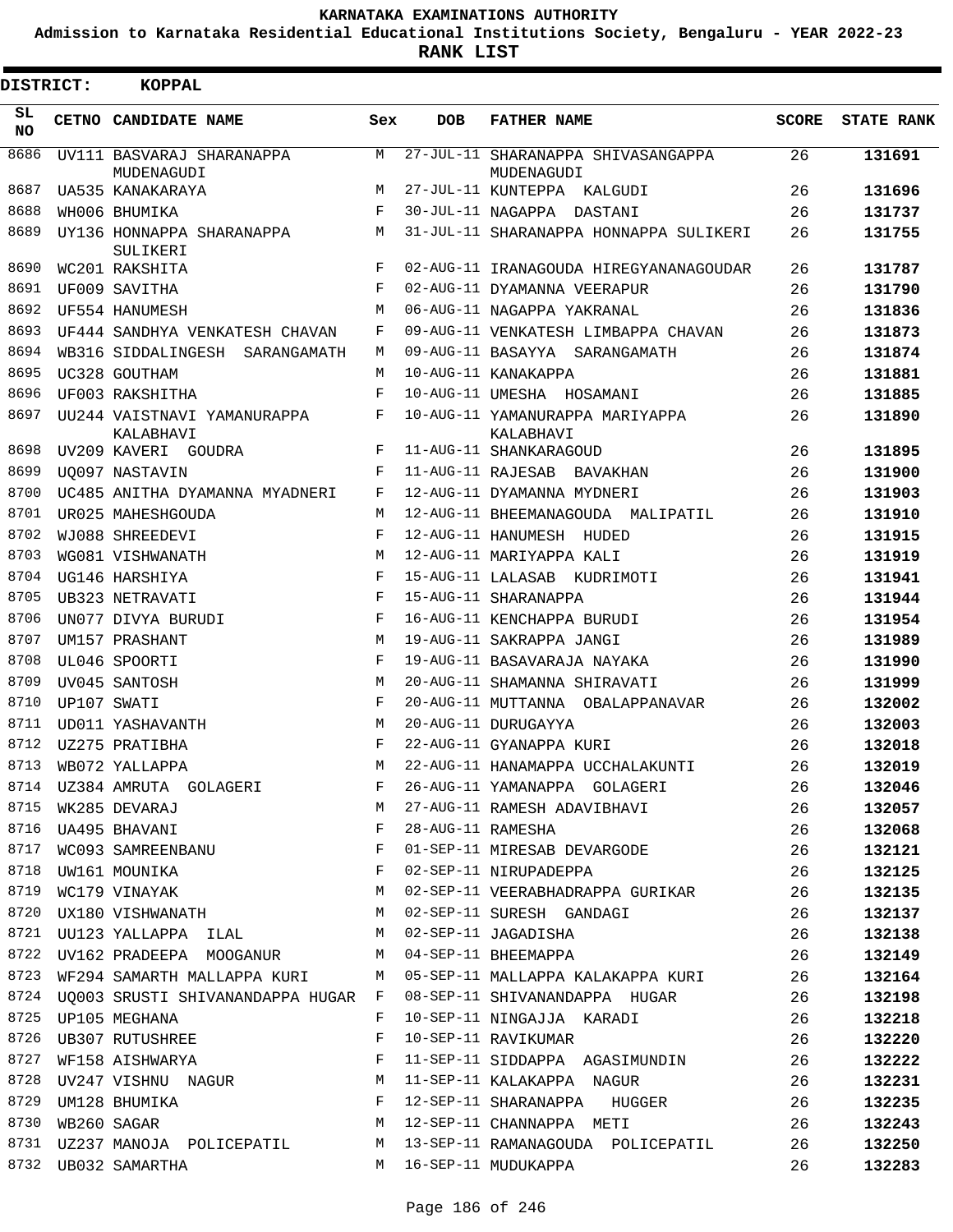KARNATAKA EXAMINATIONS AUTHORITY

Admission to Karnataka Residential Educational Institutions Society, Bengaluru - YEAR 2022-23

**RANK LIST**

**DISTRICT: KOPPAL**

| SL NO | CETNO | CANDIDATE NAME | Sex | DOB | FATHER NAME | SCORE | STATE RANK |
|---|---|---|---|---|---|---|---|
| 8686 | UV111 | BASVARAJ SHARANAPPA MUDENAGUDI | M | 27-JUL-11 | SHARANAPPA SHIVASANGAPPA MUDENAGUDI | 26 | 131691 |
| 8687 | UA535 | KANAKARAYA | M | 27-JUL-11 | KUNTEPPA KALGUDI | 26 | 131696 |
| 8688 | WH006 | BHUMIKA | F | 30-JUL-11 | NAGAPPA DASTANI | 26 | 131737 |
| 8689 | UY136 | HONNAPPA SHARANAPPA SULIKERI | M | 31-JUL-11 | SHARANAPPA HONNAPPA SULIKERI | 26 | 131755 |
| 8690 | WC201 | RAKSHITA | F | 02-AUG-11 | IRANAGOUDA HIREGYANANAGOUDAR | 26 | 131787 |
| 8691 | UF009 | SAVITHA | F | 02-AUG-11 | DYAMANNA VEERAPUR | 26 | 131790 |
| 8692 | UF554 | HANUMESH | M | 06-AUG-11 | NAGAPPA YAKRANAL | 26 | 131836 |
| 8693 | UF444 | SANDHYA VENKATESH CHAVAN | F | 09-AUG-11 | VENKATESH LIMBAPPA CHAVAN | 26 | 131873 |
| 8694 | WB316 | SIDDALINGESH SARANGAMATH | M | 09-AUG-11 | BASAYYA SARANGAMATH | 26 | 131874 |
| 8695 | UC328 | GOUTHAM | M | 10-AUG-11 | KANAKAPPA | 26 | 131881 |
| 8696 | UF003 | RAKSHITHA | F | 10-AUG-11 | UMESHA HOSAMANI | 26 | 131885 |
| 8697 | UU244 | VAISTNAVI YAMANURAPPA KALABHAVI | F | 10-AUG-11 | YAMANURAPPA MARIYAPPA KALABHAVI | 26 | 131890 |
| 8698 | UV209 | KAVERI GOUDRA | F | 11-AUG-11 | SHANKARAGOUD | 26 | 131895 |
| 8699 | UQ097 | NASTAVIN | F | 11-AUG-11 | RAJESAB BAVAKHAN | 26 | 131900 |
| 8700 | UC485 | ANITHA DYAMANNA MYADNERI | F | 12-AUG-11 | DYAMANNA MYDNERI | 26 | 131903 |
| 8701 | UR025 | MAHESHGOUDA | M | 12-AUG-11 | BHEEMANAGOUDA MALIPATIL | 26 | 131910 |
| 8702 | WJ088 | SHREEDEVI | F | 12-AUG-11 | HANUMESH HUDED | 26 | 131915 |
| 8703 | WG081 | VISHWANATH | M | 12-AUG-11 | MARIYAPPA KALI | 26 | 131919 |
| 8704 | UG146 | HARSHIYA | F | 15-AUG-11 | LALASAB KUDRIMOTI | 26 | 131941 |
| 8705 | UB323 | NETRAVATI | F | 15-AUG-11 | SHARANAPPA | 26 | 131944 |
| 8706 | UN077 | DIVYA BURUDI | F | 16-AUG-11 | KENCHAPPA BURUDI | 26 | 131954 |
| 8707 | UM157 | PRASHANT | M | 19-AUG-11 | SAKRAPPA JANGI | 26 | 131989 |
| 8708 | UL046 | SPOORTI | F | 19-AUG-11 | BASAVARAJA NAYAKA | 26 | 131990 |
| 8709 | UV045 | SANTOSH | M | 20-AUG-11 | SHAMANNA SHIRAVATI | 26 | 131999 |
| 8710 | UP107 | SWATI | F | 20-AUG-11 | MUTTANNA OBALAPPANAVAR | 26 | 132002 |
| 8711 | UD011 | YASHAVANTH | M | 20-AUG-11 | DURUGAYYA | 26 | 132003 |
| 8712 | UZ275 | PRATIBHA | F | 22-AUG-11 | GYANAPPA KURI | 26 | 132018 |
| 8713 | WB072 | YALLAPPA | M | 22-AUG-11 | HANAMAPPA UCCHALAKUNTI | 26 | 132019 |
| 8714 | UZ384 | AMRUTA GOLAGERI | F | 26-AUG-11 | YAMANAPPA GOLAGERI | 26 | 132046 |
| 8715 | WK285 | DEVARAJ | M | 27-AUG-11 | RAMESH ADAVIBHAVI | 26 | 132057 |
| 8716 | UA495 | BHAVANI | F | 28-AUG-11 | RAMESHA | 26 | 132068 |
| 8717 | WC093 | SAMREENBANU | F | 01-SEP-11 | MIRESAB DEVARGODE | 26 | 132121 |
| 8718 | UW161 | MOUNIKA | F | 02-SEP-11 | NIRUPADEPPA | 26 | 132125 |
| 8719 | WC179 | VINAYAK | M | 02-SEP-11 | VEERABHADRAPPA GURIKAR | 26 | 132135 |
| 8720 | UX180 | VISHWANATH | M | 02-SEP-11 | SURESH GANDAGI | 26 | 132137 |
| 8721 | UU123 | YALLAPPA ILAL | M | 02-SEP-11 | JAGADISHA | 26 | 132138 |
| 8722 | UV162 | PRADEEPA MOOGANUR | M | 04-SEP-11 | BHEEMAPPA | 26 | 132149 |
| 8723 | WF294 | SAMARTH MALLAPPA KURI | M | 05-SEP-11 | MALLAPPA KALAKAPPA KURI | 26 | 132164 |
| 8724 | UQ003 | SRUSTI SHIVANANDAPPA HUGAR | F | 08-SEP-11 | SHIVANANDAPPA HUGAR | 26 | 132198 |
| 8725 | UP105 | MEGHANA | F | 10-SEP-11 | NINGAJJA KARADI | 26 | 132218 |
| 8726 | UB307 | RUTUSHREE | F | 10-SEP-11 | RAVIKUMAR | 26 | 132220 |
| 8727 | WF158 | AISHWARYA | F | 11-SEP-11 | SIDDAPPA AGASIMUNDIN | 26 | 132222 |
| 8728 | UV247 | VISHNU NAGUR | M | 11-SEP-11 | KALAKAPPA NAGUR | 26 | 132231 |
| 8729 | UM128 | BHUMIKA | F | 12-SEP-11 | SHARANAPPA HUGGER | 26 | 132235 |
| 8730 | WB260 | SAGAR | M | 12-SEP-11 | CHANNAPPA METI | 26 | 132243 |
| 8731 | UZ237 | MANOJA POLICEPATIL | M | 13-SEP-11 | RAMANAGOUDA POLICEPATIL | 26 | 132250 |
| 8732 | UB032 | SAMARTHA | M | 16-SEP-11 | MUDUKAPPA | 26 | 132283 |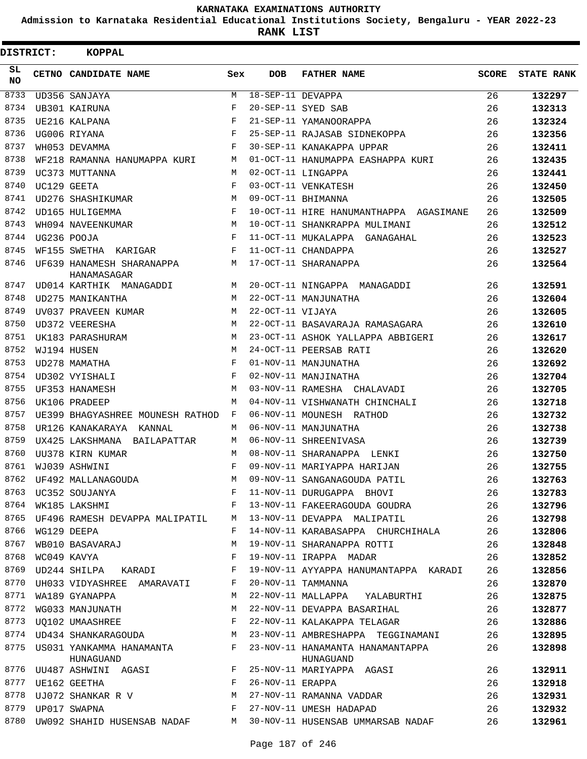KARNATAKA EXAMINATIONS AUTHORITY

Admission to Karnataka Residential Educational Institutions Society, Bengaluru - YEAR 2022-23

**RANK LIST**

**DISTRICT: KOPPAL**

| SL NO | CETNO | CANDIDATE NAME | Sex | DOB | FATHER NAME | SCORE | STATE RANK |
|---|---|---|---|---|---|---|---|
| 8733 | UD356 | SANJAYA | M | 18-SEP-11 | DEVAPPA | 26 | 132297 |
| 8734 | UB301 | KAIRUNA | F | 20-SEP-11 | SYED SAB | 26 | 132313 |
| 8735 | UE216 | KALPANA | F | 21-SEP-11 | YAMANOORAPPA | 26 | 132324 |
| 8736 | UG006 | RIYANA | F | 25-SEP-11 | RAJASAB SIDNEKOPPA | 26 | 132356 |
| 8737 | WH053 | DEVAMMA | F | 30-SEP-11 | KANAKAPPA UPPAR | 26 | 132411 |
| 8738 | WF218 | RAMANNA HANUMAPPA KURI | M | 01-OCT-11 | HANUMAPPA EASHAPPA KURI | 26 | 132435 |
| 8739 | UC373 | MUTTANNA | M | 02-OCT-11 | LINGAPPA | 26 | 132441 |
| 8740 | UC129 | GEETA | F | 03-OCT-11 | VENKATESH | 26 | 132450 |
| 8741 | UD276 | SHASHIKUMAR | M | 09-OCT-11 | BHIMANNA | 26 | 132505 |
| 8742 | UD165 | HULIGEMMA | F | 10-OCT-11 | HIRE HANUMANTHAPPA AGASIMANE | 26 | 132509 |
| 8743 | WH094 | NAVEENKUMAR | M | 10-OCT-11 | SHANKRAPPA MULIMANI | 26 | 132512 |
| 8744 | UG236 | POOJA | F | 11-OCT-11 | MUKALAPPA GANAGAHAL | 26 | 132523 |
| 8745 | WF155 | SWETHA KARIGAR | F | 11-OCT-11 | CHANDAPPA | 26 | 132527 |
| 8746 | UF639 | HANAMESH SHARANAPPA HANAMASAGAR | M | 17-OCT-11 | SHARANAPPA | 26 | 132564 |
| 8747 | UD014 | KARTHIK MANAGADDI | M | 20-OCT-11 | NINGAPPA MANAGADDI | 26 | 132591 |
| 8748 | UD275 | MANIKANTHA | M | 22-OCT-11 | MANJUNATHA | 26 | 132604 |
| 8749 | UV037 | PRAVEEN KUMAR | M | 22-OCT-11 | VIJAYA | 26 | 132605 |
| 8750 | UD372 | VEERESHA | M | 22-OCT-11 | BASAVARAJA RAMASAGARA | 26 | 132610 |
| 8751 | UK183 | PARASHURAM | M | 23-OCT-11 | ASHOK YALLAPPA ABBIGERI | 26 | 132617 |
| 8752 | WJ194 | HUSEN | M | 24-OCT-11 | PEERSAB RATI | 26 | 132620 |
| 8753 | UD278 | MAMATHA | F | 01-NOV-11 | MANJUNATHA | 26 | 132692 |
| 8754 | UD302 | VYISHALI | F | 02-NOV-11 | MANJINATHA | 26 | 132704 |
| 8755 | UF353 | HANAMESH | M | 03-NOV-11 | RAMESHA CHALAVADI | 26 | 132705 |
| 8756 | UK106 | PRADEEP | M | 04-NOV-11 | VISHWANATH CHINCHALI | 26 | 132718 |
| 8757 | UE399 | BHAGYASHREE MOUNESH RATHOD | F | 06-NOV-11 | MOUNESH RATHOD | 26 | 132732 |
| 8758 | UR126 | KANAKARAYA KANNAL | M | 06-NOV-11 | MANJUNATHA | 26 | 132738 |
| 8759 | UX425 | LAKSHMANA BAILAPATTAR | M | 06-NOV-11 | SHREENIVASA | 26 | 132739 |
| 8760 | UU378 | KIRN KUMAR | M | 08-NOV-11 | SHARANAPPA LENKI | 26 | 132750 |
| 8761 | WJ039 | ASHWINI | F | 09-NOV-11 | MARIYAPPA HARIJAN | 26 | 132755 |
| 8762 | UF492 | MALLANAGOUDA | M | 09-NOV-11 | SANGANAGOUDA PATIL | 26 | 132763 |
| 8763 | UC352 | SOUJANYA | F | 11-NOV-11 | DURUGAPPA BHOVI | 26 | 132783 |
| 8764 | WK185 | LAKSHMI | F | 13-NOV-11 | FAKEERAGOUDA GOUDRA | 26 | 132796 |
| 8765 | UF496 | RAMESH DEVAPPA MALIPATIL | M | 13-NOV-11 | DEVAPPA MALIPATIL | 26 | 132798 |
| 8766 | WG129 | DEEPA | F | 14-NOV-11 | KARABASAPPA CHURCHIHALA | 26 | 132806 |
| 8767 | WB010 | BASAVARAJ | M | 19-NOV-11 | SHARANAPPA ROTTI | 26 | 132848 |
| 8768 | WC049 | KAVYA | F | 19-NOV-11 | IRAPPA MADAR | 26 | 132852 |
| 8769 | UD244 | SHILPA KARADI | F | 19-NOV-11 | AYYAPPA HANUMANTAPPA KARADI | 26 | 132856 |
| 8770 | UH033 | VIDYASHREE AMARAVATI | F | 20-NOV-11 | TAMMANNA | 26 | 132870 |
| 8771 | WA189 | GYANAPPA | M | 22-NOV-11 | MALLAPPA YALABURTHI | 26 | 132875 |
| 8772 | WG033 | MANJUNATH | M | 22-NOV-11 | DEVAPPA BASARIHAL | 26 | 132877 |
| 8773 | UQ102 | UMAASHREE | F | 22-NOV-11 | KALAKAPPA TELAGAR | 26 | 132886 |
| 8774 | UD434 | SHANKARAGOUDA | M | 23-NOV-11 | AMBRESHAPPA TEGGINAMANI | 26 | 132895 |
| 8775 | US031 | YANKAMMA HANAMANTA HUNAGUAND | F | 23-NOV-11 | HANAMANTA HANAMANTAPPA HUNAGUAND | 26 | 132898 |
| 8776 | UU487 | ASHWINI AGASI | F | 25-NOV-11 | MARIYAPPA AGASI | 26 | 132911 |
| 8777 | UE162 | GEETHA | F | 26-NOV-11 | ERAPPA | 26 | 132918 |
| 8778 | UJ072 | SHANKAR R V | M | 27-NOV-11 | RAMANNA VADDAR | 26 | 132931 |
| 8779 | UP017 | SWAPNA | F | 27-NOV-11 | UMESH HADAPAD | 26 | 132932 |
| 8780 | UW092 | SHAHID HUSENSAB NADAF | M | 30-NOV-11 | HUSENSAB UMMARSAB NADAF | 26 | 132961 |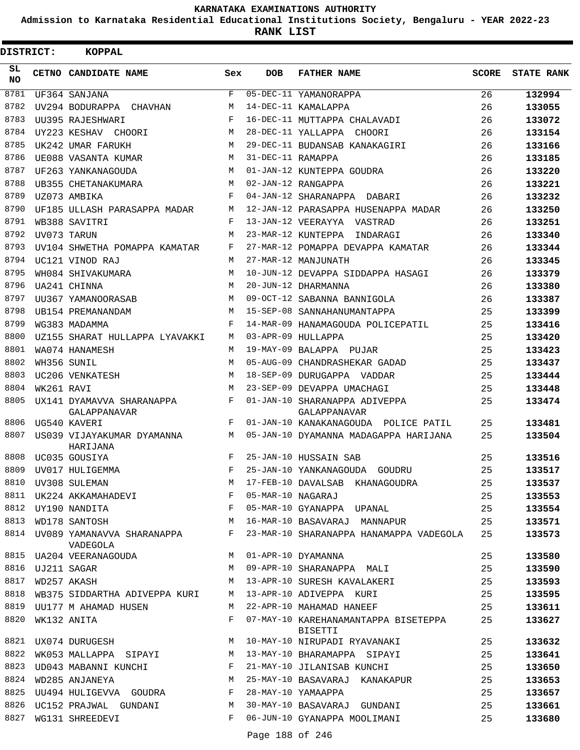# KARNATAKA EXAMINATIONS AUTHORITY

**Admission to Karnataka Residential Educational Institutions Society, Bengaluru - YEAR 2022-23**

**RANK LIST**

**DISTRICT: KOPPAL**

| SL NO | CETNO | CANDIDATE NAME | Sex | DOB | FATHER NAME | SCORE | STATE RANK |
|---|---|---|---|---|---|---|---|
| 8781 | UF364 | SANJANA | F | 05-DEC-11 | YAMANORAPPA | 26 | 132994 |
| 8782 | UV294 | BODURAPPA CHAVHAN | M | 14-DEC-11 | KAMALAPPA | 26 | 133055 |
| 8783 | UU395 | RAJESHWARI | F | 16-DEC-11 | MUTTAPPA CHALAVADI | 26 | 133072 |
| 8784 | UY223 | KESHAV CHOORI | M | 28-DEC-11 | YALLAPPA CHOORI | 26 | 133154 |
| 8785 | UK242 | UMAR FARUKH | M | 29-DEC-11 | BUDANSAB KANAKAGIRI | 26 | 133166 |
| 8786 | UE088 | VASANTA KUMAR | M | 31-DEC-11 | RAMAPPA | 26 | 133185 |
| 8787 | UF263 | YANKANAGOUDA | M | 01-JAN-12 | KUNTEPPA GOUDRA | 26 | 133220 |
| 8788 | UB355 | CHETANAKUMARA | M | 02-JAN-12 | RANGAPPA | 26 | 133221 |
| 8789 | UZ073 | AMBIKA | F | 04-JAN-12 | SHARANAPPA DABARI | 26 | 133232 |
| 8790 | UF185 | ULLASH PARASAPPA MADAR | M | 12-JAN-12 | PARASAPPA HUSENAPPA MADAR | 26 | 133250 |
| 8791 | WB388 | SAVITRI | F | 13-JAN-12 | VEERAYYA VASTRAD | 26 | 133251 |
| 8792 | UV073 | TARUN | M | 23-MAR-12 | KUNTEPPA INDARAGI | 26 | 133340 |
| 8793 | UV104 | SHWETHA POMAPPA KAMATAR | F | 27-MAR-12 | POMAPPA DEVAPPA KAMATAR | 26 | 133344 |
| 8794 | UC121 | VINOD RAJ | M | 27-MAR-12 | MANJUNATH | 26 | 133345 |
| 8795 | WH084 | SHIVAKUMARA | M | 10-JUN-12 | DEVAPPA SIDDAPPA HASAGI | 26 | 133379 |
| 8796 | UA241 | CHINNA | M | 20-JUN-12 | DHARMANNA | 26 | 133380 |
| 8797 | UU367 | YAMANOORASAB | M | 09-OCT-12 | SABANNA BANNIGOLA | 26 | 133387 |
| 8798 | UB154 | PREMANANDAM | M | 15-SEP-08 | SANNAHANUMANTAPPA | 25 | 133399 |
| 8799 | WG383 | MADAMMA | F | 14-MAR-09 | HANAMAGOUDA POLICEPATIL | 25 | 133416 |
| 8800 | UZ155 | SHARAT HULLAPPA LYAVAKKI | M | 03-APR-09 | HULLAPPA | 25 | 133420 |
| 8801 | WA074 | HANAMESH | M | 19-MAY-09 | BALAPPA PUJAR | 25 | 133423 |
| 8802 | WH356 | SUNIL | M | 05-AUG-09 | CHANDRASHEKAR GADAD | 25 | 133437 |
| 8803 | UC206 | VENKATESH | M | 18-SEP-09 | DURUGAPPA VADDAR | 25 | 133444 |
| 8804 | WK261 | RAVI | M | 23-SEP-09 | DEVAPPA UMACHAGI | 25 | 133448 |
| 8805 | UX141 | DYAMAVVA SHARANAPPA GALAPPANAVAR | F | 01-JAN-10 | SHARANAPPA ADIVEPPA GALAPPANAVAR | 25 | 133474 |
| 8806 | UG540 | KAVERI | F | 01-JAN-10 | KANAKANAGOUDA POLICE PATIL | 25 | 133481 |
| 8807 | US039 | VIJAYAKUMAR DYAMANNA HARIJANA | M | 05-JAN-10 | DYAMANNA MADAGAPPA HARIJANA | 25 | 133504 |
| 8808 | UC035 | GOUSIYA | F | 25-JAN-10 | HUSSAIN SAB | 25 | 133516 |
| 8809 | UV017 | HULIGEMMA | F | 25-JAN-10 | YANKANAGOUDA GOUDRU | 25 | 133517 |
| 8810 | UV308 | SULEMAN | M | 17-FEB-10 | DAVALSAB KHANAGOUDRA | 25 | 133537 |
| 8811 | UK224 | AKKAMAHADEVI | F | 05-MAR-10 | NAGARAJ | 25 | 133553 |
| 8812 | UY190 | NANDITA | F | 05-MAR-10 | GYANAPPA UPANAL | 25 | 133554 |
| 8813 | WD178 | SANTOSH | M | 16-MAR-10 | BASAVARAJ MANNAPUR | 25 | 133571 |
| 8814 | UV089 | YAMANAVVA SHARANAPPA VADEGOLA | F | 23-MAR-10 | SHARANAPPA HANAMAPPA VADEGOLA | 25 | 133573 |
| 8815 | UA204 | VEERANAGOUDA | M | 01-APR-10 | DYAMANNA | 25 | 133580 |
| 8816 | UJ211 | SAGAR | M | 09-APR-10 | SHARANAPPA MALI | 25 | 133590 |
| 8817 | WD257 | AKASH | M | 13-APR-10 | SURESH KAVALAKERI | 25 | 133593 |
| 8818 | WB375 | SIDDARTHA ADIVEPPA KURI | M | 13-APR-10 | ADIVEPPA KURI | 25 | 133595 |
| 8819 | UU177 | M AHAMAD HUSEN | M | 22-APR-10 | MAHAMAD HANEEF | 25 | 133611 |
| 8820 | WK132 | ANITA | F | 07-MAY-10 | KAREHANAMANTAPPA BISETEPPA BISETTI | 25 | 133627 |
| 8821 | UX074 | DURUGESH | M | 10-MAY-10 | NIRUPADI RYAVANAKI | 25 | 133632 |
| 8822 | WK053 | MALLAPPA SIPAYI | M | 13-MAY-10 | BHARAMAPPA SIPAYI | 25 | 133641 |
| 8823 | UD043 | MABANNI KUNCHI | F | 21-MAY-10 | JILANISAB KUNCHI | 25 | 133650 |
| 8824 | WD285 | ANJANEYA | M | 25-MAY-10 | BASAVARAJ KANAKAPUR | 25 | 133653 |
| 8825 | UU494 | HULIGEVVA GOUDRA | F | 28-MAY-10 | YAMAAPPA | 25 | 133657 |
| 8826 | UC152 | PRAJWAL GUNDANI | M | 30-MAY-10 | BASAVARAJ GUNDANI | 25 | 133661 |
| 8827 | WG131 | SHREEDEVI | F | 06-JUN-10 | GYANAPPA MOOLIMANI | 25 | 133680 |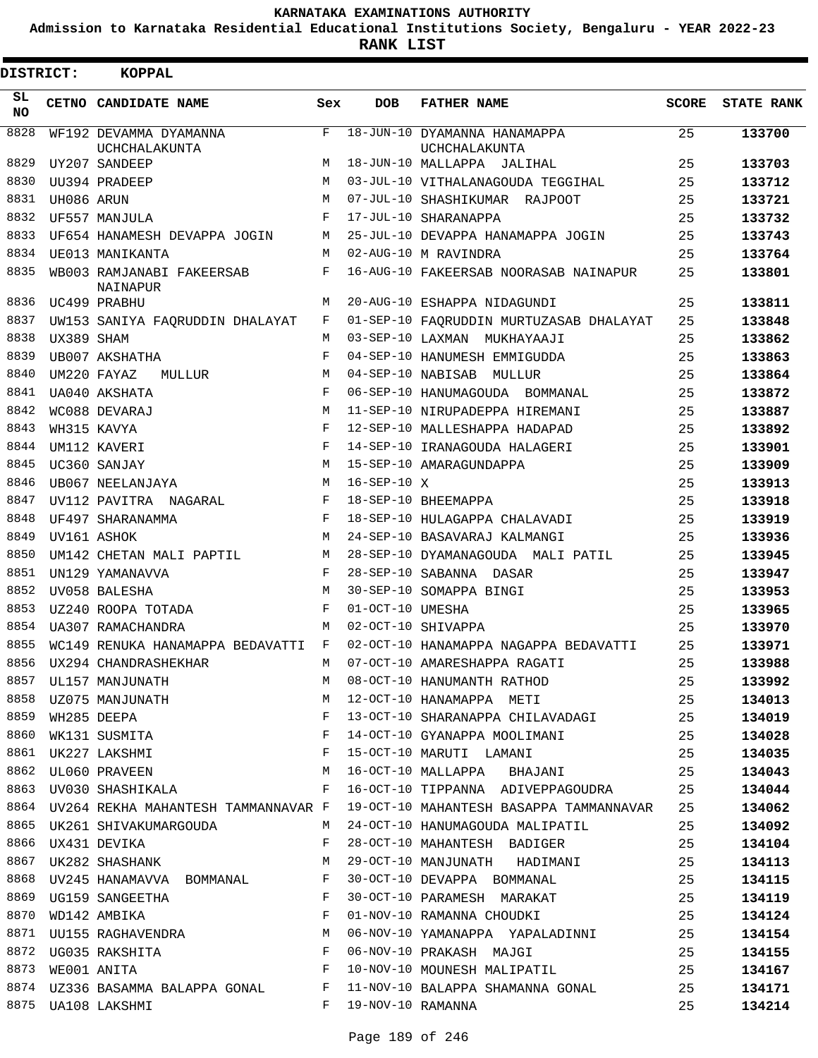# KARNATAKA EXAMINATIONS AUTHORITY

**Admission to Karnataka Residential Educational Institutions Society, Bengaluru - YEAR 2022-23**

**RANK LIST**

**DISTRICT: KOPPAL**

| SL NO | CETNO | CANDIDATE NAME | Sex | DOB | FATHER NAME | SCORE | STATE RANK |
|---|---|---|---|---|---|---|---|
| 8828 | WF192 | DEVAMMA DYAMANNA UCHCHALAKUNTA | F | 18-JUN-10 | DYAMANNA HANAMAPPA UCHCHALAKUNTA | 25 | **133700** |
| 8829 | UY207 | SANDEEP | M | 18-JUN-10 | MALLAPPA JALIHAL | 25 | **133703** |
| 8830 | UU394 | PRADEEP | M | 03-JUL-10 | VITHALANAGOUDA TEGGIHAL | 25 | **133712** |
| 8831 | UH086 | ARUN | M | 07-JUL-10 | SHASHIKUMAR RAJPOOT | 25 | **133721** |
| 8832 | UF557 | MANJULA | F | 17-JUL-10 | SHARANAPPA | 25 | **133732** |
| 8833 | UF654 | HANAMESH DEVAPPA JOGIN | M | 25-JUL-10 | DEVAPPA HANAMAPPA JOGIN | 25 | **133743** |
| 8834 | UE013 | MANIKANTA | M | 02-AUG-10 | M RAVINDRA | 25 | **133764** |
| 8835 | WB003 | RAMJANABI FAKEERSAB NAINAPUR | F | 16-AUG-10 | FAKEERSAB NOORASAB NAINAPUR | 25 | **133801** |
| 8836 | UC499 | PRABHU | M | 20-AUG-10 | ESHAPPA NIDAGUNDI | 25 | **133811** |
| 8837 | UW153 | SANIYA FAQRUDDIN DHALAYAT | F | 01-SEP-10 | FAQRUDDIN MURTUZASAB DHALAYAT | 25 | **133848** |
| 8838 | UX389 | SHAM | M | 03-SEP-10 | LAXMAN MUKHAYAAJI | 25 | **133862** |
| 8839 | UB007 | AKSHATHA | F | 04-SEP-10 | HANUMESH EMMIGUDDA | 25 | **133863** |
| 8840 | UM220 | FAYAZ MULLUR | M | 04-SEP-10 | NABISAB MULLUR | 25 | **133864** |
| 8841 | UA040 | AKSHATA | F | 06-SEP-10 | HANUMAGOUDA BOMMANAL | 25 | **133872** |
| 8842 | WC088 | DEVARAJ | M | 11-SEP-10 | NIRUPADEPPA HIREMANI | 25 | **133887** |
| 8843 | WH315 | KAVYA | F | 12-SEP-10 | MALLESHAPPA HADAPAD | 25 | **133892** |
| 8844 | UM112 | KAVERI | F | 14-SEP-10 | IRANAGOUDA HALAGERI | 25 | **133901** |
| 8845 | UC360 | SANJAY | M | 15-SEP-10 | AMARAGUNDAPPA | 25 | **133909** |
| 8846 | UB067 | NEELANJAYA | M | 16-SEP-10 | X | 25 | **133913** |
| 8847 | UV112 | PAVITRA NAGARAL | F | 18-SEP-10 | BHEEMAPPA | 25 | **133918** |
| 8848 | UF497 | SHARANAMMA | F | 18-SEP-10 | HULAGAPPA CHALAVADI | 25 | **133919** |
| 8849 | UV161 | ASHOK | M | 24-SEP-10 | BASAVARAJ KALMANGI | 25 | **133936** |
| 8850 | UM142 | CHETAN MALI PAPTIL | M | 28-SEP-10 | DYAMANAGOUDA MALI PATIL | 25 | **133945** |
| 8851 | UN129 | YAMANAVVA | F | 28-SEP-10 | SABANNA DASAR | 25 | **133947** |
| 8852 | UV058 | BALESHA | M | 30-SEP-10 | SOMAPPA BINGI | 25 | **133953** |
| 8853 | UZ240 | ROOPA TOTADA | F | 01-OCT-10 | UMESHA | 25 | **133965** |
| 8854 | UA307 | RAMACHANDRA | M | 02-OCT-10 | SHIVAPPA | 25 | **133970** |
| 8855 | WC149 | RENUKA HANAMAPPA BEDAVATTI | F | 02-OCT-10 | HANAMAPPA NAGAPPA BEDAVATTI | 25 | **133971** |
| 8856 | UX294 | CHANDRASHEKHAR | M | 07-OCT-10 | AMARESHAPPA RAGATI | 25 | **133988** |
| 8857 | UL157 | MANJUNATH | M | 08-OCT-10 | HANUMANTH RATHOD | 25 | **133992** |
| 8858 | UZ075 | MANJUNATH | M | 12-OCT-10 | HANAMAPPA METI | 25 | **134013** |
| 8859 | WH285 | DEEPA | F | 13-OCT-10 | SHARANAPPA CHILAVADAGI | 25 | **134019** |
| 8860 | WK131 | SUSMITA | F | 14-OCT-10 | GYANAPPA MOOLIMANI | 25 | **134028** |
| 8861 | UK227 | LAKSHMI | F | 15-OCT-10 | MARUTI LAMANI | 25 | **134035** |
| 8862 | UL060 | PRAVEEN | M | 16-OCT-10 | MALLAPPA BHAJANI | 25 | **134043** |
| 8863 | UV030 | SHASHIKALA | F | 16-OCT-10 | TIPPANNA ADIVEPPAGOUDRA | 25 | **134044** |
| 8864 | UV264 | REKHA MAHANTESH TAMMANNAVAR | F | 19-OCT-10 | MAHANTESH BASAPPA TAMMANNAVAR | 25 | **134062** |
| 8865 | UK261 | SHIVAKUMARGOUDA | M | 24-OCT-10 | HANUMAGOUDA MALIPATIL | 25 | **134092** |
| 8866 | UX431 | DEVIKA | F | 28-OCT-10 | MAHANTESH BADIGER | 25 | **134104** |
| 8867 | UK282 | SHASHANK | M | 29-OCT-10 | MANJUNATH HADIMANI | 25 | **134113** |
| 8868 | UV245 | HANAMAVVA BOMMANAL | F | 30-OCT-10 | DEVAPPA BOMMANAL | 25 | **134115** |
| 8869 | UG159 | SANGEETHA | F | 30-OCT-10 | PARAMESH MARAKAT | 25 | **134119** |
| 8870 | WD142 | AMBIKA | F | 01-NOV-10 | RAMANNA CHOUDKI | 25 | **134124** |
| 8871 | UU155 | RAGHAVENDRA | M | 06-NOV-10 | YAMANAPPA YAPALADINNI | 25 | **134154** |
| 8872 | UG035 | RAKSHITA | F | 06-NOV-10 | PRAKASH MAJGI | 25 | **134155** |
| 8873 | WE001 | ANITA | F | 10-NOV-10 | MOUNESH MALIPATIL | 25 | **134167** |
| 8874 | UZ336 | BASAMMA BALAPPA GONAL | F | 11-NOV-10 | BALAPPA SHAMANNA GONAL | 25 | **134171** |
| 8875 | UA108 | LAKSHMI | F | 19-NOV-10 | RAMANNA | 25 | **134214** |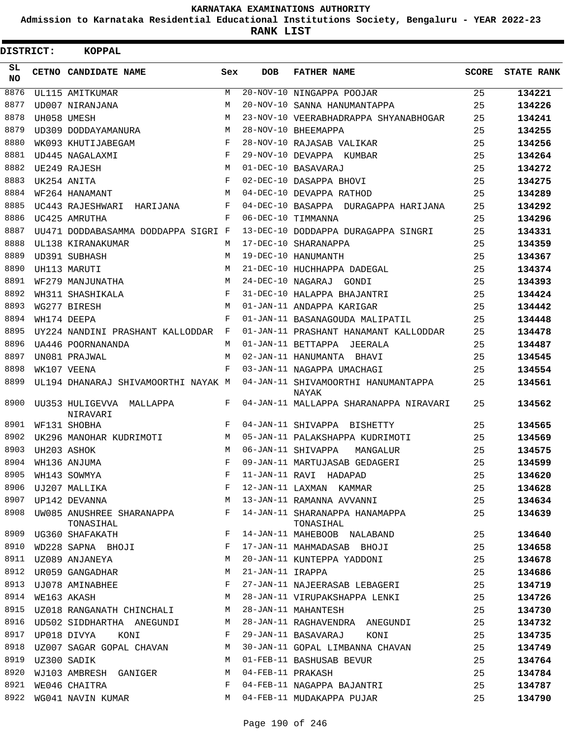# KARNATAKA EXAMINATIONS AUTHORITY

**Admission to Karnataka Residential Educational Institutions Society, Bengaluru - YEAR 2022-23**

**RANK LIST**

**DISTRICT: KOPPAL**

| SL NO | CETNO | CANDIDATE NAME | Sex | DOB | FATHER NAME | SCORE | STATE RANK |
|---|---|---|---|---|---|---|---|
| 8876 | UL115 | AMITKUMAR | M | 20-NOV-10 | NINGAPPA POOJAR | 25 | 134221 |
| 8877 | UD007 | NIRANJANA | M | 20-NOV-10 | SANNA HANUMANTAPPA | 25 | 134226 |
| 8878 | UH058 | UMESH | M | 23-NOV-10 | VEERABHADRAPPA SHYANABHOGAR | 25 | 134241 |
| 8879 | UD309 | DODDAYAMANURA | M | 28-NOV-10 | BHEEMAPPA | 25 | 134255 |
| 8880 | WK093 | KHUTIJABEGAM | F | 28-NOV-10 | RAJASAB VALIKAR | 25 | 134256 |
| 8881 | UD445 | NAGALAXMI | F | 29-NOV-10 | DEVAPPA KUMBAR | 25 | 134264 |
| 8882 | UE249 | RAJESH | M | 01-DEC-10 | BASAVARAJ | 25 | 134272 |
| 8883 | UK254 | ANITA | F | 02-DEC-10 | DASAPPA BHOVI | 25 | 134275 |
| 8884 | WF264 | HANAMANT | M | 04-DEC-10 | DEVAPPA RATHOD | 25 | 134289 |
| 8885 | UC443 | RAJESHWARI HARIJANA | F | 04-DEC-10 | BASAPPA DURAGAPPA HARIJANA | 25 | 134292 |
| 8886 | UC425 | AMRUTHA | F | 06-DEC-10 | TIMMANNA | 25 | 134296 |
| 8887 | UU471 | DODDABASAMMA DODDAPPA SIGRI | F | 13-DEC-10 | DODDAPPA DURAGAPPA SINGRI | 25 | 134331 |
| 8888 | UL138 | KIRANAKUMAR | M | 17-DEC-10 | SHARANAPPA | 25 | 134359 |
| 8889 | UD391 | SUBHASH | M | 19-DEC-10 | HANUMANTH | 25 | 134367 |
| 8890 | UH113 | MARUTI | M | 21-DEC-10 | HUCHHAPPA DADEGAL | 25 | 134374 |
| 8891 | WF279 | MANJUNATHA | M | 24-DEC-10 | NAGARAJ GONDI | 25 | 134393 |
| 8892 | WH311 | SHASHIKALA | F | 31-DEC-10 | HALAPPA BHAJANTRI | 25 | 134424 |
| 8893 | WG277 | BIRESH | M | 01-JAN-11 | ANDAPPA KARIGAR | 25 | 134442 |
| 8894 | WH174 | DEEPA | F | 01-JAN-11 | BASANAGOUDA MALIPATIL | 25 | 134448 |
| 8895 | UY224 | NANDINI PRASHANT KALLODDAR | F | 01-JAN-11 | PRASHANT HANAMANT KALLODDAR | 25 | 134478 |
| 8896 | UA446 | POORNANANDA | M | 01-JAN-11 | BETTAPPA JEERALA | 25 | 134487 |
| 8897 | UN081 | PRAJWAL | M | 02-JAN-11 | HANUMANTA BHAVI | 25 | 134545 |
| 8898 | WK107 | VEENA | F | 03-JAN-11 | NAGAPPA UMACHAGI | 25 | 134554 |
| 8899 | UL194 | DHANARAJ SHIVAMOORTHI NAYAK | M | 04-JAN-11 | SHIVAMOORTHI HANUMANTAPPA NAYAK | 25 | 134561 |
| 8900 | UU353 | HULIGEVVA MALLAPPA NIRAVARI | F | 04-JAN-11 | MALLAPPA SHARANAPPA NIRAVARI | 25 | 134562 |
| 8901 | WF131 | SHOBHA | F | 04-JAN-11 | SHIVAPPA BISHETTY | 25 | 134565 |
| 8902 | UK296 | MANOHAR KUDRIMOTI | M | 05-JAN-11 | PALAKSHAPPA KUDRIMOTI | 25 | 134569 |
| 8903 | UH203 | ASHOK | M | 06-JAN-11 | SHIVAPPA MANGALUR | 25 | 134575 |
| 8904 | WH136 | ANJUMA | F | 09-JAN-11 | MARTUJASAB GEDAGERI | 25 | 134599 |
| 8905 | WH143 | SOWMYA | F | 11-JAN-11 | RAVI HADAPAD | 25 | 134620 |
| 8906 | UJ207 | MALLIKA | F | 12-JAN-11 | LAXMAN KAMMAR | 25 | 134628 |
| 8907 | UP142 | DEVANNA | M | 13-JAN-11 | RAMANNA AVVANNI | 25 | 134634 |
| 8908 | UW085 | ANUSHREE SHARANAPPA TONASIHAL | F | 14-JAN-11 | SHARANAPPA HANAMAPPA TONASIHAL | 25 | 134639 |
| 8909 | UG360 | SHAFAKATH | F | 14-JAN-11 | MAHEBOOB NALABAND | 25 | 134640 |
| 8910 | WD228 | SAPNA BHOJI | F | 17-JAN-11 | MAHMADASAB BHOJI | 25 | 134658 |
| 8911 | UZ089 | ANJANEYA | M | 20-JAN-11 | KUNTEPPA YADDONI | 25 | 134678 |
| 8912 | UR059 | GANGADHAR | M | 21-JAN-11 | IRAPPA | 25 | 134686 |
| 8913 | UJ078 | AMINABHEE | F | 27-JAN-11 | NAJEERASAB LEBAGERI | 25 | 134719 |
| 8914 | WE163 | AKASH | M | 28-JAN-11 | VIRUPAKSHAPPA LENKI | 25 | 134726 |
| 8915 | UZ018 | RANGANATH CHINCHALI | M | 28-JAN-11 | MAHANTESH | 25 | 134730 |
| 8916 | UD502 | SIDDHARTHA ANEGUNDI | M | 28-JAN-11 | RAGHAVENDRA ANEGUNDI | 25 | 134732 |
| 8917 | UP018 | DIVYA KONI | F | 29-JAN-11 | BASAVARAJ KONI | 25 | 134735 |
| 8918 | UZ007 | SAGAR GOPAL CHAVAN | M | 30-JAN-11 | GOPAL LIMBANNA CHAVAN | 25 | 134749 |
| 8919 | UZ300 | SADIK | M | 01-FEB-11 | BASHUSAB BEVUR | 25 | 134764 |
| 8920 | WJ103 | AMBRESH GANIGER | M | 04-FEB-11 | PRAKASH | 25 | 134784 |
| 8921 | WE046 | CHAITRA | F | 04-FEB-11 | NAGAPPA BAJANTRI | 25 | 134787 |
| 8922 | WG041 | NAVIN KUMAR | M | 04-FEB-11 | MUDAKAPPA PUJAR | 25 | 134790 |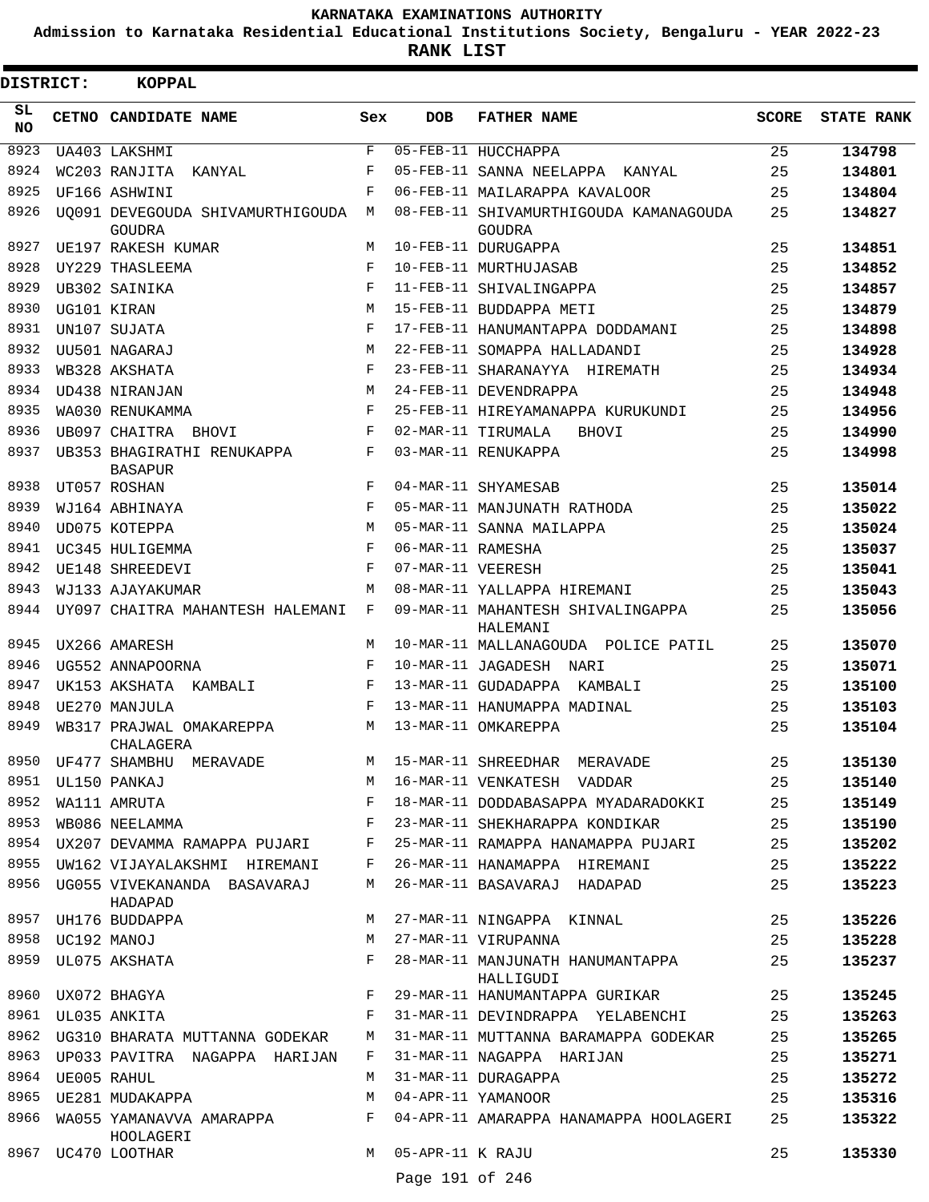KARNATAKA EXAMINATIONS AUTHORITY

Admission to Karnataka Residential Educational Institutions Society, Bengaluru - YEAR 2022-23

**RANK LIST**

**DISTRICT: KOPPAL**

| SL NO | CETNO | CANDIDATE NAME | Sex | DOB | FATHER NAME | SCORE | STATE RANK |
|---|---|---|---|---|---|---|---|
| 8923 | UA403 | LAKSHMI | F | 05-FEB-11 | HUCCHAPPA | 25 | 134798 |
| 8924 | WC203 | RANJITA KANYAL | F | 05-FEB-11 | SANNA NEELAPPA KANYAL | 25 | 134801 |
| 8925 | UF166 | ASHWINI | F | 06-FEB-11 | MAILARAPPA KAVALOOR | 25 | 134804 |
| 8926 | UQ091 | DEVEGOUDA SHIVAMURTHIGOUDA GOUDRA | M | 08-FEB-11 | SHIVAMURTHIGOUDA KAMANAGOUDA GOUDRA | 25 | 134827 |
| 8927 | UE197 | RAKESH KUMAR | M | 10-FEB-11 | DURUGAPPA | 25 | 134851 |
| 8928 | UY229 | THASLEEMA | F | 10-FEB-11 | MURTHUJASAB | 25 | 134852 |
| 8929 | UB302 | SAINIKA | F | 11-FEB-11 | SHIVALINGAPPA | 25 | 134857 |
| 8930 | UG101 | KIRAN | M | 15-FEB-11 | BUDDAPPA METI | 25 | 134879 |
| 8931 | UN107 | SUJATA | F | 17-FEB-11 | HANUMANTAPPA DODDAMANI | 25 | 134898 |
| 8932 | UU501 | NAGARAJ | M | 22-FEB-11 | SOMAPPA HALLADANDI | 25 | 134928 |
| 8933 | WB328 | AKSHATA | F | 23-FEB-11 | SHARANAYYA HIREMATH | 25 | 134934 |
| 8934 | UD438 | NIRANJAN | M | 24-FEB-11 | DEVENDRAPPA | 25 | 134948 |
| 8935 | WA030 | RENUKAMMA | F | 25-FEB-11 | HIREYAMANAPPA KURUKUNDI | 25 | 134956 |
| 8936 | UB097 | CHAITRA BHOVI | F | 02-MAR-11 | TIRUMALA BHOVI | 25 | 134990 |
| 8937 | UB353 | BHAGIRATHI RENUKAPPA BASAPUR | F | 03-MAR-11 | RENUKAPPA | 25 | 134998 |
| 8938 | UT057 | ROSHAN | F | 04-MAR-11 | SHYAMESAB | 25 | 135014 |
| 8939 | WJ164 | ABHINAYA | F | 05-MAR-11 | MANJUNATH RATHODA | 25 | 135022 |
| 8940 | UD075 | KOTEPPA | M | 05-MAR-11 | SANNA MAILAPPA | 25 | 135024 |
| 8941 | UC345 | HULIGEMMA | F | 06-MAR-11 | RAMESHA | 25 | 135037 |
| 8942 | UE148 | SHREEDEVI | F | 07-MAR-11 | VEERESH | 25 | 135041 |
| 8943 | WJ133 | AJAYAKUMAR | M | 08-MAR-11 | YALLAPPA HIREMANI | 25 | 135043 |
| 8944 | UY097 | CHAITRA MAHANTESH HALEMANI | F | 09-MAR-11 | MAHANTESH SHIVALINGAPPA HALEMANI | 25 | 135056 |
| 8945 | UX266 | AMARESH | M | 10-MAR-11 | MALLANAGOUDA POLICE PATIL | 25 | 135070 |
| 8946 | UG552 | ANNAPOORNA | F | 10-MAR-11 | JAGADESH NARI | 25 | 135071 |
| 8947 | UK153 | AKSHATA KAMBALI | F | 13-MAR-11 | GUDADAPPA KAMBALI | 25 | 135100 |
| 8948 | UE270 | MANJULA | F | 13-MAR-11 | HANUMAPPA MADINAL | 25 | 135103 |
| 8949 | WB317 | PRAJWAL OMAKAREPPA CHALAGERA | M | 13-MAR-11 | OMKAREPPA | 25 | 135104 |
| 8950 | UF477 | SHAMBHU MERAVADE | M | 15-MAR-11 | SHREEDHAR MERAVADE | 25 | 135130 |
| 8951 | UL150 | PANKAJ | M | 16-MAR-11 | VENKATESH VADDAR | 25 | 135140 |
| 8952 | WA111 | AMRUTA | F | 18-MAR-11 | DODDABASAPPA MYADARADOKKI | 25 | 135149 |
| 8953 | WB086 | NEELAMMA | F | 23-MAR-11 | SHEKHARAPPA KONDIKAR | 25 | 135190 |
| 8954 | UX207 | DEVAMMA RAMAPPA PUJARI | F | 25-MAR-11 | RAMAPPA HANAMAPPA PUJARI | 25 | 135202 |
| 8955 | UW162 | VIJAYALAKSHMI HIREMANI | F | 26-MAR-11 | HANAMAPPA HIREMANI | 25 | 135222 |
| 8956 | UG055 | VIVEKANANDA BASAVARAJ HADAPAD | M | 26-MAR-11 | BASAVARAJ HADAPAD | 25 | 135223 |
| 8957 | UH176 | BUDDAPPA | M | 27-MAR-11 | NINGAPPA KINNAL | 25 | 135226 |
| 8958 | UC192 | MANOJ | M | 27-MAR-11 | VIRUPANNA | 25 | 135228 |
| 8959 | UL075 | AKSHATA | F | 28-MAR-11 | MANJUNATH HANUMANTAPPA HALLIGUDI | 25 | 135237 |
| 8960 | UX072 | BHAGYA | F | 29-MAR-11 | HANUMANTAPPA GURIKAR | 25 | 135245 |
| 8961 | UL035 | ANKITA | F | 31-MAR-11 | DEVINDRAPPA YELABENCHI | 25 | 135263 |
| 8962 | UG310 | BHARATA MUTTANNA GODEKAR | M | 31-MAR-11 | MUTTANNA BARAMAPPA GODEKAR | 25 | 135265 |
| 8963 | UP033 | PAVITRA NAGAPPA HARIJAN | F | 31-MAR-11 | NAGAPPA HARIJAN | 25 | 135271 |
| 8964 | UE005 | RAHUL | M | 31-MAR-11 | DURAGAPPA | 25 | 135272 |
| 8965 | UE281 | MUDAKAPPA | M | 04-APR-11 | YAMANOOR | 25 | 135316 |
| 8966 | WA055 | YAMANAVVA AMARAPPA HOOLAGERI | F | 04-APR-11 | AMARAPPA HANAMAPPA HOOLAGERI | 25 | 135322 |
| 8967 | UC470 | LOOTHAR | M | 05-APR-11 | K RAJU | 25 | 135330 |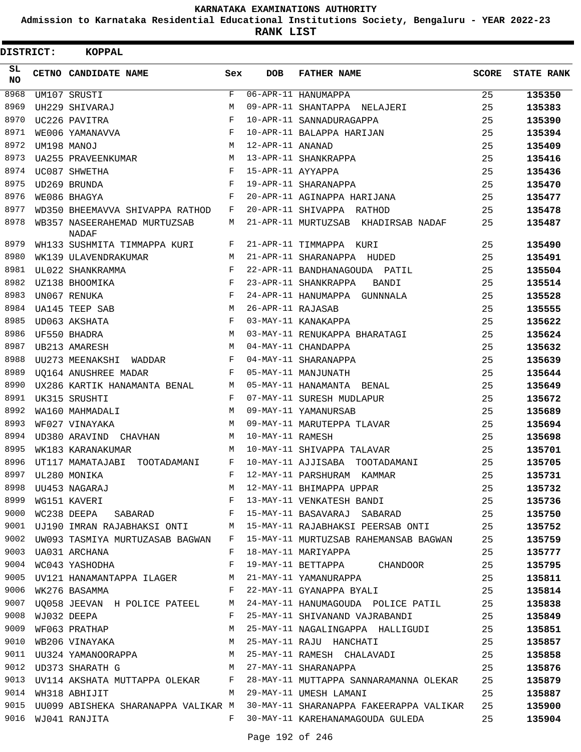# KARNATAKA EXAMINATIONS AUTHORITY

**Admission to Karnataka Residential Educational Institutions Society, Bengaluru - YEAR 2022-23**

**RANK LIST**

**DISTRICT: KOPPAL**

| SL NO | CETNO | CANDIDATE NAME | Sex | DOB | FATHER NAME | SCORE | STATE RANK |
|---|---|---|---|---|---|---|---|
| 8968 | UM107 | SRUSTI | F | 06-APR-11 | HANUMAPPA | 25 | 135350 |
| 8969 | UH229 | SHIVARAJ | M | 09-APR-11 | SHANTAPPA NELAJERI | 25 | 135383 |
| 8970 | UC226 | PAVITRA | F | 10-APR-11 | SANNADURAGAPPA | 25 | 135390 |
| 8971 | WE006 | YAMANAVVA | F | 10-APR-11 | BALAPPA HARIJAN | 25 | 135394 |
| 8972 | UM198 | MANOJ | M | 12-APR-11 | ANANAD | 25 | 135409 |
| 8973 | UA255 | PRAVEENKUMAR | M | 13-APR-11 | SHANKRAPPA | 25 | 135416 |
| 8974 | UC087 | SHWETHA | F | 15-APR-11 | AYYAPPA | 25 | 135436 |
| 8975 | UD269 | BRUNDA | F | 19-APR-11 | SHARANAPPA | 25 | 135470 |
| 8976 | WE086 | BHAGYA | F | 20-APR-11 | AGINAPPA HARIJANA | 25 | 135477 |
| 8977 | WD350 | BHEEMAVVA SHIVAPPA RATHOD | F | 20-APR-11 | SHIVAPPA RATHOD | 25 | 135478 |
| 8978 | WB357 | NASEERAHEMAD MURTUZSAB NADAF | M | 21-APR-11 | MURTUZSAB KHADIRSAB NADAF | 25 | 135487 |
| 8979 | WH133 | SUSHMITA TIMMAPPA KURI | F | 21-APR-11 | TIMMAPPA KURI | 25 | 135490 |
| 8980 | WK139 | ULAVENDRAKUMAR | M | 21-APR-11 | SHARANAPPA HUDED | 25 | 135491 |
| 8981 | UL022 | SHANKRAMMA | F | 22-APR-11 | BANDHANAGOUDA PATIL | 25 | 135504 |
| 8982 | UZ138 | BHOOMIKA | F | 23-APR-11 | SHANKRAPPA BANDI | 25 | 135514 |
| 8983 | UN067 | RENUKA | F | 24-APR-11 | HANUMAPPA GUNNNALA | 25 | 135528 |
| 8984 | UA145 | TEEP SAB | M | 26-APR-11 | RAJASAB | 25 | 135555 |
| 8985 | UD063 | AKSHATA | F | 03-MAY-11 | KANAKAPPA | 25 | 135622 |
| 8986 | UF550 | BHADRA | M | 03-MAY-11 | RENUKAPPA BHARATAGI | 25 | 135624 |
| 8987 | UB213 | AMARESH | M | 04-MAY-11 | CHANDAPPA | 25 | 135632 |
| 8988 | UU273 | MEENAKSHI WADDAR | F | 04-MAY-11 | SHARANAPPA | 25 | 135639 |
| 8989 | UQ164 | ANUSHREE MADAR | F | 05-MAY-11 | MANJUNATH | 25 | 135644 |
| 8990 | UX286 | KARTIK HANAMANTA BENAL | M | 05-MAY-11 | HANAMANTA BENAL | 25 | 135649 |
| 8991 | UK315 | SRUSHTI | F | 07-MAY-11 | SURESH MUDLAPUR | 25 | 135672 |
| 8992 | WA160 | MAHMADALI | M | 09-MAY-11 | YAMANURSAB | 25 | 135689 |
| 8993 | WF027 | VINAYAKA | M | 09-MAY-11 | MARUTEPPA TLAVAR | 25 | 135694 |
| 8994 | UD380 | ARAVIND CHAVHAN | M | 10-MAY-11 | RAMESH | 25 | 135698 |
| 8995 | WK183 | KARANAKUMAR | M | 10-MAY-11 | SHIVAPPA TALAVAR | 25 | 135701 |
| 8996 | UT117 | MAMATAJABI TOOTADAMANI | F | 10-MAY-11 | AJJISABA TOOTADAMANI | 25 | 135705 |
| 8997 | UL280 | MONIKA | F | 12-MAY-11 | PARSHURAM KAMMAR | 25 | 135731 |
| 8998 | UU453 | NAGARAJ | M | 12-MAY-11 | BHIMAPPA UPPAR | 25 | 135732 |
| 8999 | WG151 | KAVERI | F | 13-MAY-11 | VENKATESH BANDI | 25 | 135736 |
| 9000 | WC238 | DEEPA SABARAD | F | 15-MAY-11 | BASAVARAJ SABARAD | 25 | 135750 |
| 9001 | UJ190 | IMRAN RAJABHAKSI ONTI | M | 15-MAY-11 | RAJABHAKSI PEERSAB ONTI | 25 | 135752 |
| 9002 | UW093 | TASMIYA MURTUZASAB BAGWAN | F | 15-MAY-11 | MURTUZSAB RAHEMANSAB BAGWAN | 25 | 135759 |
| 9003 | UA031 | ARCHANA | F | 18-MAY-11 | MARIYAPPA | 25 | 135777 |
| 9004 | WC043 | YASHODHA | F | 19-MAY-11 | BETTAPPA CHANDOOR | 25 | 135795 |
| 9005 | UV121 | HANAMANTAPPA ILAGER | M | 21-MAY-11 | YAMANURAPPA | 25 | 135811 |
| 9006 | WK276 | BASAMMA | F | 22-MAY-11 | GYANAPPA BYALI | 25 | 135814 |
| 9007 | UQ058 | JEEVAN H POLICE PATEEL | M | 24-MAY-11 | HANUMAGOUDA POLICE PATIL | 25 | 135838 |
| 9008 | WJ032 | DEEPA | F | 25-MAY-11 | SHIVANAND VAJRABANDI | 25 | 135849 |
| 9009 | WF063 | PRATHAP | M | 25-MAY-11 | NAGALINGAPPA HALLIGUDI | 25 | 135851 |
| 9010 | WB206 | VINAYAKA | M | 25-MAY-11 | RAJU HANCHATI | 25 | 135857 |
| 9011 | UU324 | YAMANOORAPPA | M | 25-MAY-11 | RAMESH CHALAVADI | 25 | 135858 |
| 9012 | UD373 | SHARATH G | M | 27-MAY-11 | SHARANAPPA | 25 | 135876 |
| 9013 | UV114 | AKSHATA MUTTAPPA OLEKAR | F | 28-MAY-11 | MUTTAPPA SANNARAMANNA OLEKAR | 25 | 135879 |
| 9014 | WH318 | ABHIJIT | M | 29-MAY-11 | UMESH LAMANI | 25 | 135887 |
| 9015 | UU099 | ABISHEKA SHARANAPPA VALIKAR | M | 30-MAY-11 | SHARANAPPA FAKEERAPPA VALIKAR | 25 | 135900 |
| 9016 | WJ041 | RANJITA | F | 30-MAY-11 | KAREHANAMAGOUDA GULEDA | 25 | 135904 |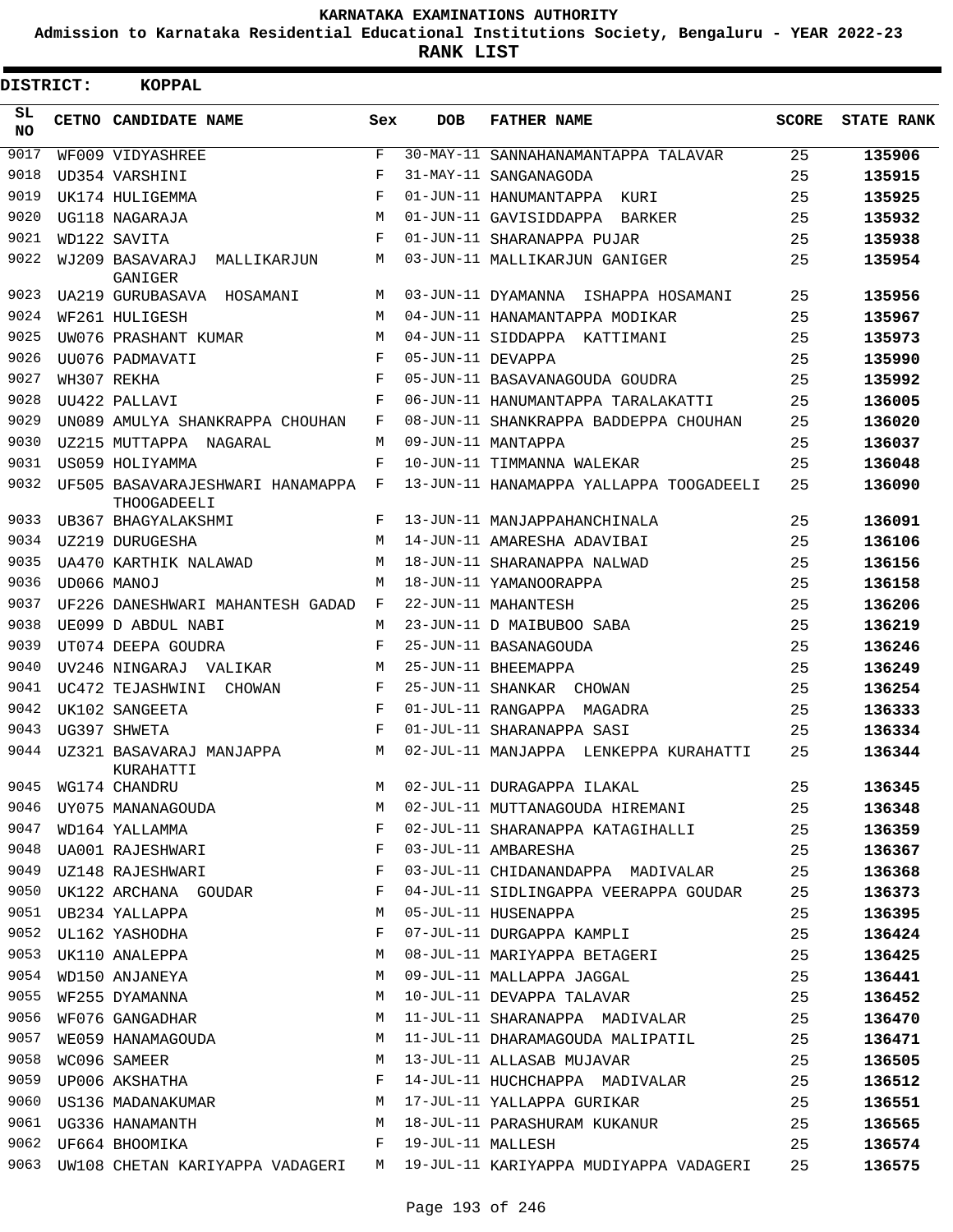KARNATAKA EXAMINATIONS AUTHORITY

Admission to Karnataka Residential Educational Institutions Society, Bengaluru - YEAR 2022-23

**RANK LIST**

**DISTRICT: KOPPAL**

| SL NO | CETNO | CANDIDATE NAME | Sex | DOB | FATHER NAME | SCORE | STATE RANK |
|---|---|---|---|---|---|---|---|
| 9017 | WF009 | VIDYASHREE | F | 30-MAY-11 | SANNAHANAMANTAPPA TALAVAR | 25 | **135906** |
| 9018 | UD354 | VARSHINI | F | 31-MAY-11 | SANGANAGODA | 25 | **135915** |
| 9019 | UK174 | HULIGEMMA | F | 01-JUN-11 | HANUMANTAPPA KURI | 25 | **135925** |
| 9020 | UG118 | NAGARAJA | M | 01-JUN-11 | GAVISIDDAPPA BARKER | 25 | **135932** |
| 9021 | WD122 | SAVITA | F | 01-JUN-11 | SHARANAPPA PUJAR | 25 | **135938** |
| 9022 | WJ209 | BASAVARAJ MALLIKARJUN GANIGER | M | 03-JUN-11 | MALLIKARJUN GANIGER | 25 | **135954** |
| 9023 | UA219 | GURUBASAVA HOSAMANI | M | 03-JUN-11 | DYAMANNA ISHAPPA HOSAMANI | 25 | **135956** |
| 9024 | WF261 | HULIGESH | M | 04-JUN-11 | HANAMANTAPPA MODIKAR | 25 | **135967** |
| 9025 | UW076 | PRASHANT KUMAR | M | 04-JUN-11 | SIDDAPPA KATTIMANI | 25 | **135973** |
| 9026 | UU076 | PADMAVATI | F | 05-JUN-11 | DEVAPPA | 25 | **135990** |
| 9027 | WH307 | REKHA | F | 05-JUN-11 | BASAVANAGOUDA GOUDRA | 25 | **135992** |
| 9028 | UU422 | PALLAVI | F | 06-JUN-11 | HANUMANTAPPA TARALAKATTI | 25 | **136005** |
| 9029 | UN089 | AMULYA SHANKRAPPA CHOUHAN | F | 08-JUN-11 | SHANKRAPPA BADDEPPA CHOUHAN | 25 | **136020** |
| 9030 | UZ215 | MUTTAPPA NAGARAL | M | 09-JUN-11 | MANTAPPA | 25 | **136037** |
| 9031 | US059 | HOLIYAMMA | F | 10-JUN-11 | TIMMANNA WALEKAR | 25 | **136048** |
| 9032 | UF505 | BASAVARAJESHWARI HANAMAPPA THOOGADEELI | F | 13-JUN-11 | HANAMAPPA YALLAPPA TOOGADEELI | 25 | **136090** |
| 9033 | UB367 | BHAGYALAKSHMI | F | 13-JUN-11 | MANJAPPAHANCHINALA | 25 | **136091** |
| 9034 | UZ219 | DURUGESHA | M | 14-JUN-11 | AMARESHA ADAVIBAI | 25 | **136106** |
| 9035 | UA470 | KARTHIK NALAWAD | M | 18-JUN-11 | SHARANAPPA NALWAD | 25 | **136156** |
| 9036 | UD066 | MANOJ | M | 18-JUN-11 | YAMANOORAPPA | 25 | **136158** |
| 9037 | UF226 | DANESHWARI MAHANTESH GADAD | F | 22-JUN-11 | MAHANTESH | 25 | **136206** |
| 9038 | UE099 | D ABDUL NABI | M | 23-JUN-11 | D MAIBUBOO SABA | 25 | **136219** |
| 9039 | UT074 | DEEPA GOUDRA | F | 25-JUN-11 | BASANAGOUDA | 25 | **136246** |
| 9040 | UV246 | NINGARAJ VALIKAR | M | 25-JUN-11 | BHEEMAPPA | 25 | **136249** |
| 9041 | UC472 | TEJASHWINI CHOWAN | F | 25-JUN-11 | SHANKAR CHOWAN | 25 | **136254** |
| 9042 | UK102 | SANGEETA | F | 01-JUL-11 | RANGAPPA MAGADRA | 25 | **136333** |
| 9043 | UG397 | SHWETA | F | 01-JUL-11 | SHARANAPPA SASI | 25 | **136334** |
| 9044 | UZ321 | BASAVARAJ MANJAPPA KURAHATTI | M | 02-JUL-11 | MANJAPPA LENKEPPA KURAHATTI | 25 | **136344** |
| 9045 | WG174 | CHANDRU | M | 02-JUL-11 | DURAGAPPA ILAKAL | 25 | **136345** |
| 9046 | UY075 | MANANAGOUDA | M | 02-JUL-11 | MUTTANAGOUDA HIREMANI | 25 | **136348** |
| 9047 | WD164 | YALLAMMA | F | 02-JUL-11 | SHARANAPPA KATAGIHALLI | 25 | **136359** |
| 9048 | UA001 | RAJESHWARI | F | 03-JUL-11 | AMBARESHA | 25 | **136367** |
| 9049 | UZ148 | RAJESHWARI | F | 03-JUL-11 | CHIDANANDAPPA MADIVALAR | 25 | **136368** |
| 9050 | UK122 | ARCHANA GOUDAR | F | 04-JUL-11 | SIDLINGAPPA VEERAPPA GOUDAR | 25 | **136373** |
| 9051 | UB234 | YALLAPPA | M | 05-JUL-11 | HUSENAPPA | 25 | **136395** |
| 9052 | UL162 | YASHODHA | F | 07-JUL-11 | DURGAPPA KAMPLI | 25 | **136424** |
| 9053 | UK110 | ANALEPPA | M | 08-JUL-11 | MARIYAPPA BETAGERI | 25 | **136425** |
| 9054 | WD150 | ANJANEYA | M | 09-JUL-11 | MALLAPPA JAGGAL | 25 | **136441** |
| 9055 | WF255 | DYAMANNA | M | 10-JUL-11 | DEVAPPA TALAVAR | 25 | **136452** |
| 9056 | WF076 | GANGADHAR | M | 11-JUL-11 | SHARANAPPA MADIVALAR | 25 | **136470** |
| 9057 | WE059 | HANAMAGOUDA | M | 11-JUL-11 | DHARAMAGOUDA MALIPATIL | 25 | **136471** |
| 9058 | WC096 | SAMEER | M | 13-JUL-11 | ALLASAB MUJAVAR | 25 | **136505** |
| 9059 | UP006 | AKSHATHA | F | 14-JUL-11 | HUCHCHAPPA MADIVALAR | 25 | **136512** |
| 9060 | US136 | MADANAKUMAR | M | 17-JUL-11 | YALLAPPA GURIKAR | 25 | **136551** |
| 9061 | UG336 | HANAMANTH | M | 18-JUL-11 | PARASHURAM KUKANUR | 25 | **136565** |
| 9062 | UF664 | BHOOMIKA | F | 19-JUL-11 | MALLESH | 25 | **136574** |
| 9063 | UW108 | CHETAN KARIYAPPA VADAGERI | M | 19-JUL-11 | KARIYAPPA MUDIYAPPA VADAGERI | 25 | **136575** |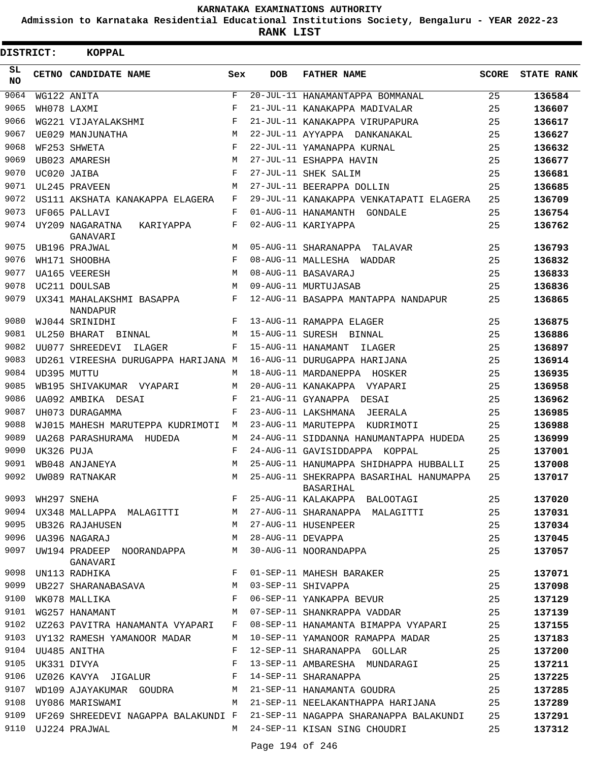KARNATAKA EXAMINATIONS AUTHORITY

Admission to Karnataka Residential Educational Institutions Society, Bengaluru - YEAR 2022-23

**RANK LIST**

**DISTRICT: KOPPAL**

| SL NO | CETNO | CANDIDATE NAME | Sex | DOB | FATHER NAME | SCORE | STATE RANK |
|---|---|---|---|---|---|---|---|
| 9064 | WG122 | ANITA | F | 20-JUL-11 | HANAMANTAPPA BOMMANAL | 25 | 136584 |
| 9065 | WH078 | LAXMI | F | 21-JUL-11 | KANAKAPPA MADIVALAR | 25 | 136607 |
| 9066 | WG221 | VIJAYALAKSHMI | F | 21-JUL-11 | KANAKAPPA VIRUPAPURA | 25 | 136617 |
| 9067 | UE029 | MANJUNATHA | M | 22-JUL-11 | AYYAPPA DANKANAKAL | 25 | 136627 |
| 9068 | WF253 | SHWETA | F | 22-JUL-11 | YAMANAPPA KURNAL | 25 | 136632 |
| 9069 | UB023 | AMARESH | M | 27-JUL-11 | ESHAPPA HAVIN | 25 | 136677 |
| 9070 | UC020 | JAIBA | F | 27-JUL-11 | SHEK SALIM | 25 | 136681 |
| 9071 | UL245 | PRAVEEN | M | 27-JUL-11 | BEERAPPA DOLLIN | 25 | 136685 |
| 9072 | US111 | AKSHATA KANAKAPPA ELAGERA | F | 29-JUL-11 | KANAKAPPA VENKATAPATI ELAGERA | 25 | 136709 |
| 9073 | UF065 | PALLAVI | F | 01-AUG-11 | HANAMANTH GONDALE | 25 | 136754 |
| 9074 | UY209 | NAGARATNA KARIYAPPA GANAVARI | F | 02-AUG-11 | KARIYAPPA | 25 | 136762 |
| 9075 | UB196 | PRAJWAL | M | 05-AUG-11 | SHARANAPPA TALAVAR | 25 | 136793 |
| 9076 | WH171 | SHOOBHA | F | 08-AUG-11 | MALLESHA WADDAR | 25 | 136832 |
| 9077 | UA165 | VEERESH | M | 08-AUG-11 | BASAVARAJ | 25 | 136833 |
| 9078 | UC211 | DOULSAB | M | 09-AUG-11 | MURTUJASAB | 25 | 136836 |
| 9079 | UX341 | MAHALAKSHMI BASAPPA NANDAPUR | F | 12-AUG-11 | BASAPPA MANTAPPA NANDAPUR | 25 | 136865 |
| 9080 | WJ044 | SRINIDHI | F | 13-AUG-11 | RAMAPPA ELAGER | 25 | 136875 |
| 9081 | UL250 | BHARAT BINNAL | M | 15-AUG-11 | SURESH BINNAL | 25 | 136886 |
| 9082 | UU077 | SHREEDEVI ILAGER | F | 15-AUG-11 | HANAMANT ILAGER | 25 | 136897 |
| 9083 | UD261 | VIREESHA DURUGAPPA HARIJANA | M | 16-AUG-11 | DURUGAPPA HARIJANA | 25 | 136914 |
| 9084 | UD395 | MUTTU | M | 18-AUG-11 | MARDANEPPA HOSKER | 25 | 136935 |
| 9085 | WB195 | SHIVAKUMAR VYAPARI | M | 20-AUG-11 | KANAKAPPA VYAPARI | 25 | 136958 |
| 9086 | UA092 | AMBIKA DESAI | F | 21-AUG-11 | GYANAPPA DESAI | 25 | 136962 |
| 9087 | UH073 | DURAGAMMA | F | 23-AUG-11 | LAKSHMANA JEERALA | 25 | 136985 |
| 9088 | WJ015 | MAHESH MARUTEPPA KUDRIMOTI | M | 23-AUG-11 | MARUTEPPA KUDRIMOTI | 25 | 136988 |
| 9089 | UA268 | PARASHURAMA HUDEDA | M | 24-AUG-11 | SIDDANNA HANUMANTAPPA HUDEDA | 25 | 136999 |
| 9090 | UK326 | PUJA | F | 24-AUG-11 | GAVISIDDAPPA KOPPAL | 25 | 137001 |
| 9091 | WB048 | ANJANEYA | M | 25-AUG-11 | HANUMAPPA SHIDHAPPA HUBBALLI | 25 | 137008 |
| 9092 | UW089 | RATNAKAR | M | 25-AUG-11 | SHEKRAPPA BASARIHAL HANUMAPPA BASARIHAL | 25 | 137017 |
| 9093 | WH297 | SNEHA | F | 25-AUG-11 | KALAKAPPA BALOOTAGI | 25 | 137020 |
| 9094 | UX348 | MALLAPPA MALAGITTI | M | 27-AUG-11 | SHARANAPPA MALAGITTI | 25 | 137031 |
| 9095 | UB326 | RAJAHUSEN | M | 27-AUG-11 | HUSENPEER | 25 | 137034 |
| 9096 | UA396 | NAGARAJ | M | 28-AUG-11 | DEVAPPA | 25 | 137045 |
| 9097 | UW194 | PRADEEP NOORANDAPPA GANAVARI | M | 30-AUG-11 | NOORANDAPPA | 25 | 137057 |
| 9098 | UN113 | RADHIKA | F | 01-SEP-11 | MAHESH BARAKER | 25 | 137071 |
| 9099 | UB227 | SHARANABASAVA | M | 03-SEP-11 | SHIVAPPA | 25 | 137098 |
| 9100 | WK078 | MALLIKA | F | 06-SEP-11 | YANKAPPA BEVUR | 25 | 137129 |
| 9101 | WG257 | HANAMANT | M | 07-SEP-11 | SHANKRAPPA VADDAR | 25 | 137139 |
| 9102 | UZ263 | PAVITRA HANAMANTA VYAPARI | F | 08-SEP-11 | HANAMANTA BIMAPPA VYAPARI | 25 | 137155 |
| 9103 | UY132 | RAMESH YAMANOOR MADAR | M | 10-SEP-11 | YAMANOOR RAMAPPA MADAR | 25 | 137183 |
| 9104 | UU485 | ANITHA | F | 12-SEP-11 | SHARANAPPA GOLLAR | 25 | 137200 |
| 9105 | UK331 | DIVYA | F | 13-SEP-11 | AMBARESHA MUNDARAGI | 25 | 137211 |
| 9106 | UZ026 | KAVYA JIGALUR | F | 14-SEP-11 | SHARANAPPA | 25 | 137225 |
| 9107 | WD109 | AJAYAKUMAR GOUDRA | M | 21-SEP-11 | HANAMANTA GOUDRA | 25 | 137285 |
| 9108 | UY086 | MARISWAMI | M | 21-SEP-11 | NEELAKANTHAPPA HARIJANA | 25 | 137289 |
| 9109 | UF269 | SHREEDEVI NAGAPPA BALAKUNDI | F | 21-SEP-11 | NAGAPPA SHARANAPPA BALAKUNDI | 25 | 137291 |
| 9110 | UJ224 | PRAJWAL | M | 24-SEP-11 | KISAN SING CHOUDRI | 25 | 137312 |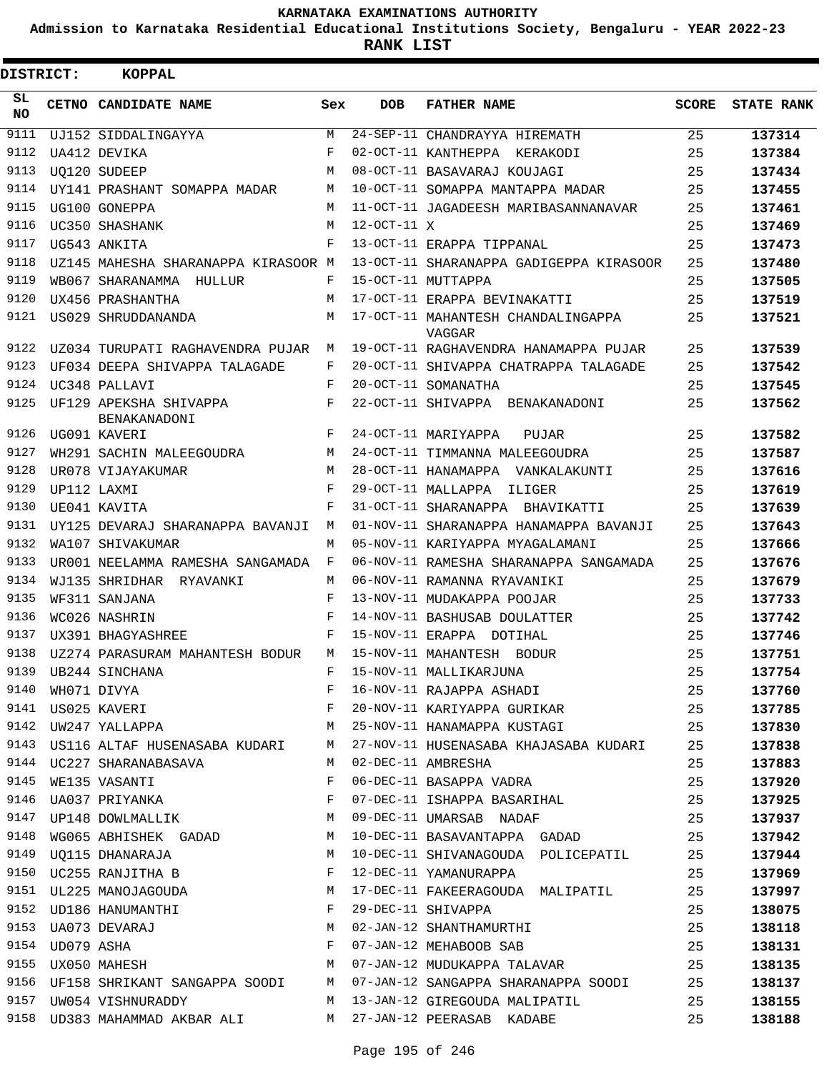KARNATAKA EXAMINATIONS AUTHORITY

Admission to Karnataka Residential Educational Institutions Society, Bengaluru - YEAR 2022-23

**RANK LIST**

**DISTRICT: KOPPAL**

| SL NO | CETNO | CANDIDATE NAME | Sex | DOB | FATHER NAME | SCORE | STATE RANK |
|---|---|---|---|---|---|---|---|
| 9111 | UJ152 | SIDDALINGAYYA | M | 24-SEP-11 | CHANDRAYYA HIREMATH | 25 | **137314** |
| 9112 | UA412 | DEVIKA | F | 02-OCT-11 | KANTHEPPA KERAKODI | 25 | **137384** |
| 9113 | UQ120 | SUDEEP | M | 08-OCT-11 | BASAVARAJ KOUJAGI | 25 | **137434** |
| 9114 | UY141 | PRASHANT SOMAPPA MADAR | M | 10-OCT-11 | SOMAPPA MANTAPPA MADAR | 25 | **137455** |
| 9115 | UG100 | GONEPPA | M | 11-OCT-11 | JAGADEESH MARIBASANNANAVAR | 25 | **137461** |
| 9116 | UC350 | SHASHANK | M | 12-OCT-11 | X | 25 | **137469** |
| 9117 | UG543 | ANKITA | F | 13-OCT-11 | ERAPPA TIPPANAL | 25 | **137473** |
| 9118 | UZ145 | MAHESHA SHARANAPPA KIRASOOR | M | 13-OCT-11 | SHARANAPPA GADIGEPPA KIRASOOR | 25 | **137480** |
| 9119 | WB067 | SHARANAMMA HULLUR | F | 15-OCT-11 | MUTTAPPA | 25 | **137505** |
| 9120 | UX456 | PRASHANTHA | M | 17-OCT-11 | ERAPPA BEVINAKATTI | 25 | **137519** |
| 9121 | US029 | SHRUDDANANDA | M | 17-OCT-11 | MAHANTESH CHANDALINGAPPA VAGGAR | 25 | **137521** |
| 9122 | UZ034 | TURUPATI RAGHAVENDRA PUJAR | M | 19-OCT-11 | RAGHAVENDRA HANAMAPPA PUJAR | 25 | **137539** |
| 9123 | UF034 | DEEPA SHIVAPPA TALAGADE | F | 20-OCT-11 | SHIVAPPA CHATRAPPA TALAGADE | 25 | **137542** |
| 9124 | UC348 | PALLAVI | F | 20-OCT-11 | SOMANATHA | 25 | **137545** |
| 9125 | UF129 | APEKSHA SHIVAPPA BENAKANADONI | F | 22-OCT-11 | SHIVAPPA BENAKANADONI | 25 | **137562** |
| 9126 | UG091 | KAVERI | F | 24-OCT-11 | MARIYAPPA PUJAR | 25 | **137582** |
| 9127 | WH291 | SACHIN MALEEGOUDRA | M | 24-OCT-11 | TIMMANNA MALEEGOUDRA | 25 | **137587** |
| 9128 | UR078 | VIJAYAKUMAR | M | 28-OCT-11 | HANAMAPPA VANKALAKUNTI | 25 | **137616** |
| 9129 | UP112 | LAXMI | F | 29-OCT-11 | MALLAPPA ILIGER | 25 | **137619** |
| 9130 | UE041 | KAVITA | F | 31-OCT-11 | SHARANAPPA BHAVIKATTI | 25 | **137639** |
| 9131 | UY125 | DEVARAJ SHARANAPPA BAVANJI | M | 01-NOV-11 | SHARANAPPA HANAMAPPA BAVANJI | 25 | **137643** |
| 9132 | WA107 | SHIVAKUMAR | M | 05-NOV-11 | KARIYAPPA MYAGALAMANI | 25 | **137666** |
| 9133 | UR001 | NEELAMMA RAMESHA SANGAMADA | F | 06-NOV-11 | RAMESHA SHARANAPPA SANGAMADA | 25 | **137676** |
| 9134 | WJ135 | SHRIDHAR RYAVANKI | M | 06-NOV-11 | RAMANNA RYAVANIKI | 25 | **137679** |
| 9135 | WF311 | SANJANA | F | 13-NOV-11 | MUDAKAPPA POOJAR | 25 | **137733** |
| 9136 | WC026 | NASHRIN | F | 14-NOV-11 | BASHUSAB DOULATTER | 25 | **137742** |
| 9137 | UX391 | BHAGYASHREE | F | 15-NOV-11 | ERAPPA DOTIHAL | 25 | **137746** |
| 9138 | UZ274 | PARASURAM MAHANTESH BODUR | M | 15-NOV-11 | MAHANTESH BODUR | 25 | **137751** |
| 9139 | UB244 | SINCHANA | F | 15-NOV-11 | MALLIKARJUNA | 25 | **137754** |
| 9140 | WH071 | DIVYA | F | 16-NOV-11 | RAJAPPA ASHADI | 25 | **137760** |
| 9141 | US025 | KAVERI | F | 20-NOV-11 | KARIYAPPA GURIKAR | 25 | **137785** |
| 9142 | UW247 | YALLAPPA | M | 25-NOV-11 | HANAMAPPA KUSTAGI | 25 | **137830** |
| 9143 | US116 | ALTAF HUSENASABA KUDARI | M | 27-NOV-11 | HUSENASABA KHAJASABA KUDARI | 25 | **137838** |
| 9144 | UC227 | SHARANABASAVA | M | 02-DEC-11 | AMBRESHA | 25 | **137883** |
| 9145 | WE135 | VASANTI | F | 06-DEC-11 | BASAPPA VADRA | 25 | **137920** |
| 9146 | UA037 | PRIYANKA | F | 07-DEC-11 | ISHAPPA BASARIHAL | 25 | **137925** |
| 9147 | UP148 | DOWLMALLIK | M | 09-DEC-11 | UMARSAB NADAF | 25 | **137937** |
| 9148 | WG065 | ABHISHEK GADAD | M | 10-DEC-11 | BASAVANTAPPA GADAD | 25 | **137942** |
| 9149 | UQ115 | DHANARAJA | M | 10-DEC-11 | SHIVANAGOUDA POLICEPATIL | 25 | **137944** |
| 9150 | UC255 | RANJITHA B | F | 12-DEC-11 | YAMANURAPPA | 25 | **137969** |
| 9151 | UL225 | MANOJAGOUDA | M | 17-DEC-11 | FAKEERAGOUDA MALIPATIL | 25 | **137997** |
| 9152 | UD186 | HANUMANTHI | F | 29-DEC-11 | SHIVAPPA | 25 | **138075** |
| 9153 | UA073 | DEVARAJ | M | 02-JAN-12 | SHANTHAMURTHI | 25 | **138118** |
| 9154 | UD079 | ASHA | F | 07-JAN-12 | MEHABOOB SAB | 25 | **138131** |
| 9155 | UX050 | MAHESH | M | 07-JAN-12 | MUDUKAPPA TALAVAR | 25 | **138135** |
| 9156 | UF158 | SHRIKANT SANGAPPA SOODI | M | 07-JAN-12 | SANGAPPA SHARANAPPA SOODI | 25 | **138137** |
| 9157 | UW054 | VISHNURADDY | M | 13-JAN-12 | GIREGOUDA MALIPATIL | 25 | **138155** |
| 9158 | UD383 | MAHAMMAD AKBAR ALI | M | 27-JAN-12 | PEERASAB KADABE | 25 | **138188** |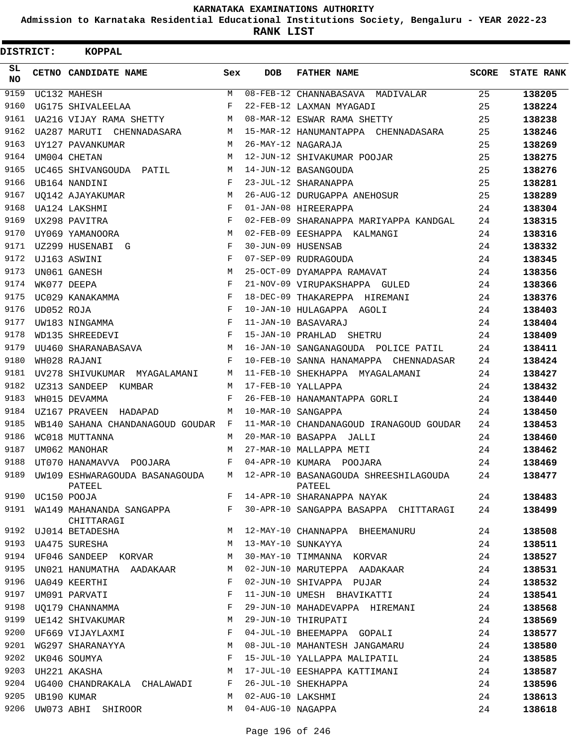KARNATAKA EXAMINATIONS AUTHORITY

**Admission to Karnataka Residential Educational Institutions Society, Bengaluru - YEAR 2022-23**

**RANK LIST**

**DISTRICT: KOPPAL**

| SL NO | CETNO | CANDIDATE NAME | Sex | DOB | FATHER NAME | SCORE | STATE RANK |
|---|---|---|---|---|---|---|---|
| 9159 | UC132 | MAHESH | M | 08-FEB-12 | CHANNABASAVA MADIVALAR | 25 | 138205 |
| 9160 | UG175 | SHIVALEELAA | F | 22-FEB-12 | LAXMAN MYAGADI | 25 | 138224 |
| 9161 | UA216 | VIJAY RAMA SHETTY | M | 08-MAR-12 | ESWAR RAMA SHETTY | 25 | 138238 |
| 9162 | UA287 | MARUTI CHENNADASARA | M | 15-MAR-12 | HANUMANTAPPA CHENNADASARA | 25 | 138246 |
| 9163 | UY127 | PAVANKUMAR | M | 26-MAY-12 | NAGARAJA | 25 | 138269 |
| 9164 | UM004 | CHETAN | M | 12-JUN-12 | SHIVAKUMAR POOJAR | 25 | 138275 |
| 9165 | UC465 | SHIVANGOUDA PATIL | M | 14-JUN-12 | BASANGOUDA | 25 | 138276 |
| 9166 | UB164 | NANDINI | F | 23-JUL-12 | SHARANAPPA | 25 | 138281 |
| 9167 | UQ142 | AJAYAKUMAR | M | 26-AUG-12 | DURUGAPPA ANEHOSUR | 25 | 138289 |
| 9168 | UA124 | LAKSHMI | F | 01-JAN-08 | HIREERAPPA | 24 | 138304 |
| 9169 | UX298 | PAVITRA | F | 02-FEB-09 | SHARANAPPA MARIYAPPA KANDGAL | 24 | 138315 |
| 9170 | UY069 | YAMANOORA | M | 02-FEB-09 | EESHAPPA KALMANGI | 24 | 138316 |
| 9171 | UZ299 | HUSENABI G | F | 30-JUN-09 | HUSENSAB | 24 | 138332 |
| 9172 | UJ163 | ASWINI | F | 07-SEP-09 | RUDRAGOUDA | 24 | 138345 |
| 9173 | UN061 | GANESH | M | 25-OCT-09 | DYAMAPPA RAMAVAT | 24 | 138356 |
| 9174 | WK077 | DEEPA | F | 21-NOV-09 | VIRUPAKSHAPPA GULED | 24 | 138366 |
| 9175 | UC029 | KANAKAMMA | F | 18-DEC-09 | THAKAREPPA HIREMANI | 24 | 138376 |
| 9176 | UD052 | ROJA | F | 10-JAN-10 | HULAGAPPA AGOLI | 24 | 138403 |
| 9177 | UW183 | NINGAMMA | F | 11-JAN-10 | BASAVARAJ | 24 | 138404 |
| 9178 | WD135 | SHREEDEVI | F | 15-JAN-10 | PRAHLAD SHETRU | 24 | 138409 |
| 9179 | UU460 | SHARANABASAVA | M | 16-JAN-10 | SANGANAGOUDA POLICE PATIL | 24 | 138411 |
| 9180 | WH028 | RAJANI | F | 10-FEB-10 | SANNA HANAMAPPA CHENNADASAR | 24 | 138424 |
| 9181 | UV278 | SHIVUKUMAR MYAGALAMANI | M | 11-FEB-10 | SHEKHAPPA MYAGALAMANI | 24 | 138427 |
| 9182 | UZ313 | SANDEEP KUMBAR | M | 17-FEB-10 | YALLAPPA | 24 | 138432 |
| 9183 | WH015 | DEVAMMA | F | 26-FEB-10 | HANAMANTAPPA GORLI | 24 | 138440 |
| 9184 | UZ167 | PRAVEEN HADAPAD | M | 10-MAR-10 | SANGAPPA | 24 | 138450 |
| 9185 | WB140 | SAHANA CHANDANAGOUD GOUDAR | F | 11-MAR-10 | CHANDANAGOUD IRANAGOUD GOUDAR | 24 | 138453 |
| 9186 | WC018 | MUTTANNA | M | 20-MAR-10 | BASAPPA JALLI | 24 | 138460 |
| 9187 | UM062 | MANOHAR | M | 27-MAR-10 | MALLAPPA METI | 24 | 138462 |
| 9188 | UT070 | HANAMAVVA POOJARA | F | 04-APR-10 | KUMARA POOJARA | 24 | 138469 |
| 9189 | UW109 | ESHWARAGOUDA BASANAGOUDA PATEEL | M | 12-APR-10 | BASANAGOUDA SHREESHILAGOUDA PATEEL | 24 | 138477 |
| 9190 | UC150 | POOJA | F | 14-APR-10 | SHARANAPPA NAYAK | 24 | 138483 |
| 9191 | WA149 | MAHANANDA SANGAPPA CHITTARAGI | F | 30-APR-10 | SANGAPPA BASAPPA CHITTARAGI | 24 | 138499 |
| 9192 | UJ014 | BETADESHA | M | 12-MAY-10 | CHANNAPPA BHEEMANURU | 24 | 138508 |
| 9193 | UA475 | SURESHA | M | 13-MAY-10 | SUNKAYYA | 24 | 138511 |
| 9194 | UF046 | SANDEEP KORVAR | M | 30-MAY-10 | TIMMANNA KORVAR | 24 | 138527 |
| 9195 | UN021 | HANUMATHA AADAKAAR | M | 02-JUN-10 | MARUTEPPA AADAKAAR | 24 | 138531 |
| 9196 | UA049 | KEERTHI | F | 02-JUN-10 | SHIVAPPA PUJAR | 24 | 138532 |
| 9197 | UM091 | PARVATI | F | 11-JUN-10 | UMESH BHAVIKATTI | 24 | 138541 |
| 9198 | UQ179 | CHANNAMMA | F | 29-JUN-10 | MAHADEVAPPA HIREMANI | 24 | 138568 |
| 9199 | UE142 | SHIVAKUMAR | M | 29-JUN-10 | THIRUPATI | 24 | 138569 |
| 9200 | UF669 | VIJAYLAXMI | F | 04-JUL-10 | BHEEMAPPA GOPALI | 24 | 138577 |
| 9201 | WG297 | SHARANAYYA | M | 08-JUL-10 | MAHANTESH JANGAMARU | 24 | 138580 |
| 9202 | UK046 | SOUMYA | F | 15-JUL-10 | YALLAPPA MALIPATIL | 24 | 138585 |
| 9203 | UH221 | AKASHA | M | 17-JUL-10 | EESHAPPA KATTIMANI | 24 | 138587 |
| 9204 | UG400 | CHANDRAKALA CHALAWADI | F | 26-JUL-10 | SHEKHAPPA | 24 | 138596 |
| 9205 | UB190 | KUMAR | M | 02-AUG-10 | LAKSHMI | 24 | 138613 |
| 9206 | UW073 | ABHI SHIROOR | M | 04-AUG-10 | NAGAPPA | 24 | 138618 |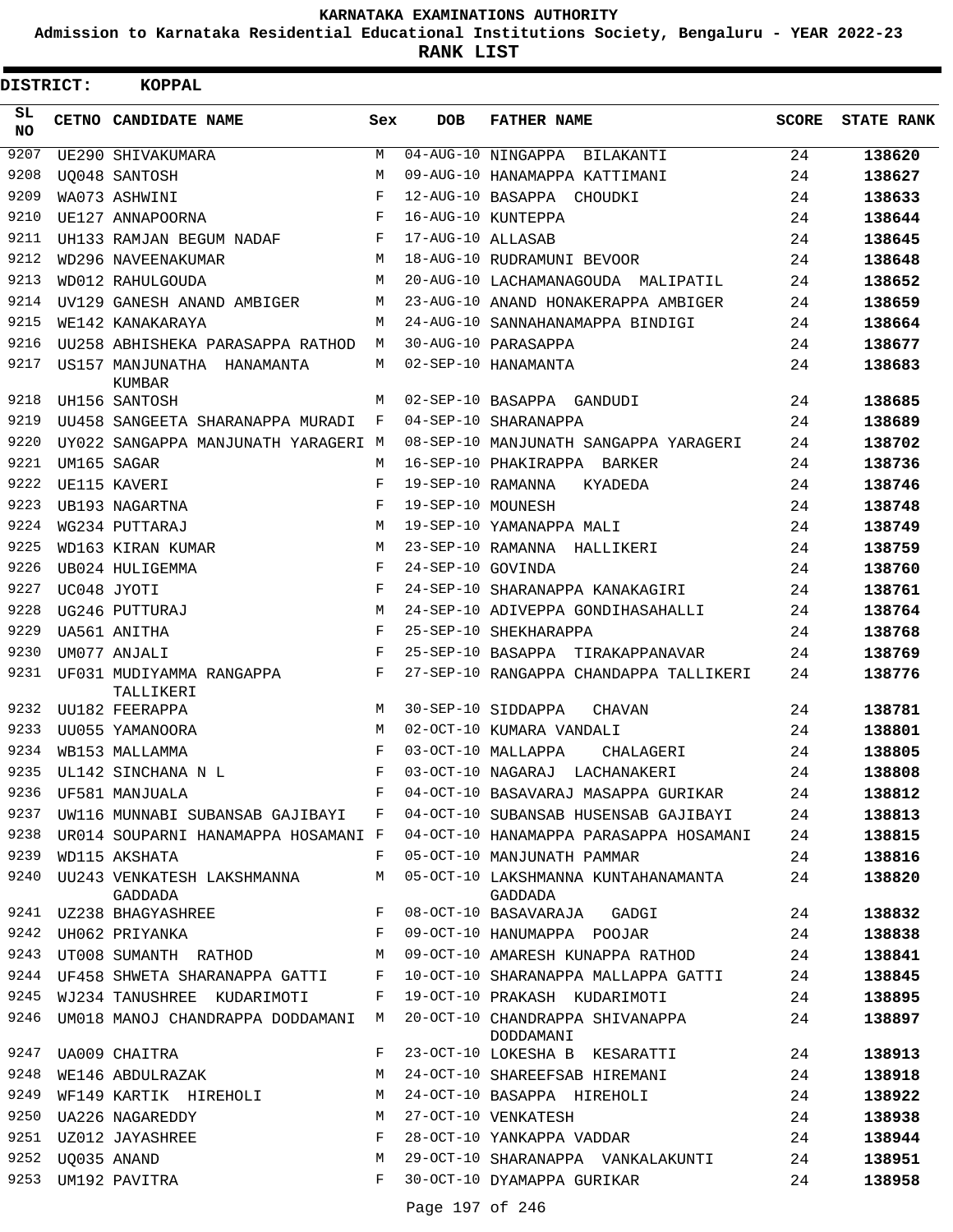KARNATAKA EXAMINATIONS AUTHORITY

Admission to Karnataka Residential Educational Institutions Society, Bengaluru - YEAR 2022-23

**RANK LIST**

**DISTRICT: KOPPAL**

| SL NO | CETNO | CANDIDATE NAME | Sex | DOB | FATHER NAME | SCORE | STATE RANK |
|---|---|---|---|---|---|---|---|
| 9207 | UE290 | SHIVAKUMARA | M | 04-AUG-10 | NINGAPPA BILAKANTI | 24 | 138620 |
| 9208 | UQ048 | SANTOSH | M | 09-AUG-10 | HANAMAPPA KATTIMANI | 24 | 138627 |
| 9209 | WA073 | ASHWINI | F | 12-AUG-10 | BASAPPA CHOUDKI | 24 | 138633 |
| 9210 | UE127 | ANNAPOORNA | F | 16-AUG-10 | KUNTEPPA | 24 | 138644 |
| 9211 | UH133 | RAMJAN BEGUM NADAF | F | 17-AUG-10 | ALLASAB | 24 | 138645 |
| 9212 | WD296 | NAVEENAKUMAR | M | 18-AUG-10 | RUDRAMUNI BEVOOR | 24 | 138648 |
| 9213 | WD012 | RAHULGOUDA | M | 20-AUG-10 | LACHAMANAGOUDA MALIPATIL | 24 | 138652 |
| 9214 | UV129 | GANESH ANAND AMBIGER | M | 23-AUG-10 | ANAND HONAKERAPPA AMBIGER | 24 | 138659 |
| 9215 | WE142 | KANAKARAYA | M | 24-AUG-10 | SANNAHANAMAPPA BINDIGI | 24 | 138664 |
| 9216 | UU258 | ABHISHEKA PARASAPPA RATHOD | M | 30-AUG-10 | PARASAPPA | 24 | 138677 |
| 9217 | US157 | MANJUNATHA HANAMANTA KUMBAR | M | 02-SEP-10 | HANAMANTA | 24 | 138683 |
| 9218 | UH156 | SANTOSH | M | 02-SEP-10 | BASAPPA GANDUDI | 24 | 138685 |
| 9219 | UU458 | SANGEETA SHARANAPPA MURADI | F | 04-SEP-10 | SHARANAPPA | 24 | 138689 |
| 9220 | UY022 | SANGAPPA MANJUNATH YARAGERI | M | 08-SEP-10 | MANJUNATH SANGAPPA YARAGERI | 24 | 138702 |
| 9221 | UM165 | SAGAR | M | 16-SEP-10 | PHAKIRAPPA BARKER | 24 | 138736 |
| 9222 | UE115 | KAVERI | F | 19-SEP-10 | RAMANNA KYADEDA | 24 | 138746 |
| 9223 | UB193 | NAGARTNA | F | 19-SEP-10 | MOUNESH | 24 | 138748 |
| 9224 | WG234 | PUTTARAJ | M | 19-SEP-10 | YAMANAPPA MALI | 24 | 138749 |
| 9225 | WD163 | KIRAN KUMAR | M | 23-SEP-10 | RAMANNA HALLIKERI | 24 | 138759 |
| 9226 | UB024 | HULIGEMMA | F | 24-SEP-10 | GOVINDA | 24 | 138760 |
| 9227 | UC048 | JYOTI | F | 24-SEP-10 | SHARANAPPA KANAKAGIRI | 24 | 138761 |
| 9228 | UG246 | PUTTURAJ | M | 24-SEP-10 | ADIVEPPA GONDIHASAHALLI | 24 | 138764 |
| 9229 | UA561 | ANITHA | F | 25-SEP-10 | SHEKHARAPPA | 24 | 138768 |
| 9230 | UM077 | ANJALI | F | 25-SEP-10 | BASAPPA TIRAKAPPANAVAR | 24 | 138769 |
| 9231 | UF031 | MUDIYAMMA RANGAPPA TALLIKERI | F | 27-SEP-10 | RANGAPPA CHANDAPPA TALLIKERI | 24 | 138776 |
| 9232 | UU182 | FEERAPPA | M | 30-SEP-10 | SIDDAPPA CHAVAN | 24 | 138781 |
| 9233 | UU055 | YAMANOORA | M | 02-OCT-10 | KUMARA VANDALI | 24 | 138801 |
| 9234 | WB153 | MALLAMMA | F | 03-OCT-10 | MALLAPPA CHALAGERI | 24 | 138805 |
| 9235 | UL142 | SINCHANA N L | F | 03-OCT-10 | NAGARAJ LACHANAKERI | 24 | 138808 |
| 9236 | UF581 | MANJUALA | F | 04-OCT-10 | BASAVARAJ MASAPPA GURIKAR | 24 | 138812 |
| 9237 | UW116 | MUNNABI SUBANSAB GAJIBAYI | F | 04-OCT-10 | SUBANSAB HUSENSAB GAJIBAYI | 24 | 138813 |
| 9238 | UR014 | SOUPARNI HANAMAPPA HOSAMANI | F | 04-OCT-10 | HANAMAPPA PARASAPPA HOSAMANI | 24 | 138815 |
| 9239 | WD115 | AKSHATA | F | 05-OCT-10 | MANJUNATH PAMMAR | 24 | 138816 |
| 9240 | UU243 | VENKATESH LAKSHMANNA GADDADA | M | 05-OCT-10 | LAKSHMANNA KUNTAHANAMANTA GADDADA | 24 | 138820 |
| 9241 | UZ238 | BHAGYASHREE | F | 08-OCT-10 | BASAVARAJA GADGI | 24 | 138832 |
| 9242 | UH062 | PRIYANKA | F | 09-OCT-10 | HANUMAPPA POOJAR | 24 | 138838 |
| 9243 | UT008 | SUMANTH RATHOD | M | 09-OCT-10 | AMARESH KUNAPPA RATHOD | 24 | 138841 |
| 9244 | UF458 | SHWETA SHARANAPPA GATTI | F | 10-OCT-10 | SHARANAPPA MALLAPPA GATTI | 24 | 138845 |
| 9245 | WJ234 | TANUSHREE KUDARIMOTI | F | 19-OCT-10 | PRAKASH KUDARIMOTI | 24 | 138895 |
| 9246 | UM018 | MANOJ CHANDRAPPA DODDAMANI | M | 20-OCT-10 | CHANDRAPPA SHIVANAPPA DODDAMANI | 24 | 138897 |
| 9247 | UA009 | CHAITRA | F | 23-OCT-10 | LOKESHA B KESARATTI | 24 | 138913 |
| 9248 | WE146 | ABDULRAZAK | M | 24-OCT-10 | SHAREEFSAB HIREMANI | 24 | 138918 |
| 9249 | WF149 | KARTIK HIREHOLI | M | 24-OCT-10 | BASAPPA HIREHOLI | 24 | 138922 |
| 9250 | UA226 | NAGAREDDY | M | 27-OCT-10 | VENKATESH | 24 | 138938 |
| 9251 | UZ012 | JAYASHREE | F | 28-OCT-10 | YANKAPPA VADDAR | 24 | 138944 |
| 9252 | UQ035 | ANAND | M | 29-OCT-10 | SHARANAPPA VANKALAKUNTI | 24 | 138951 |
| 9253 | UM192 | PAVITRA | F | 30-OCT-10 | DYAMAPPA GURIKAR | 24 | 138958 |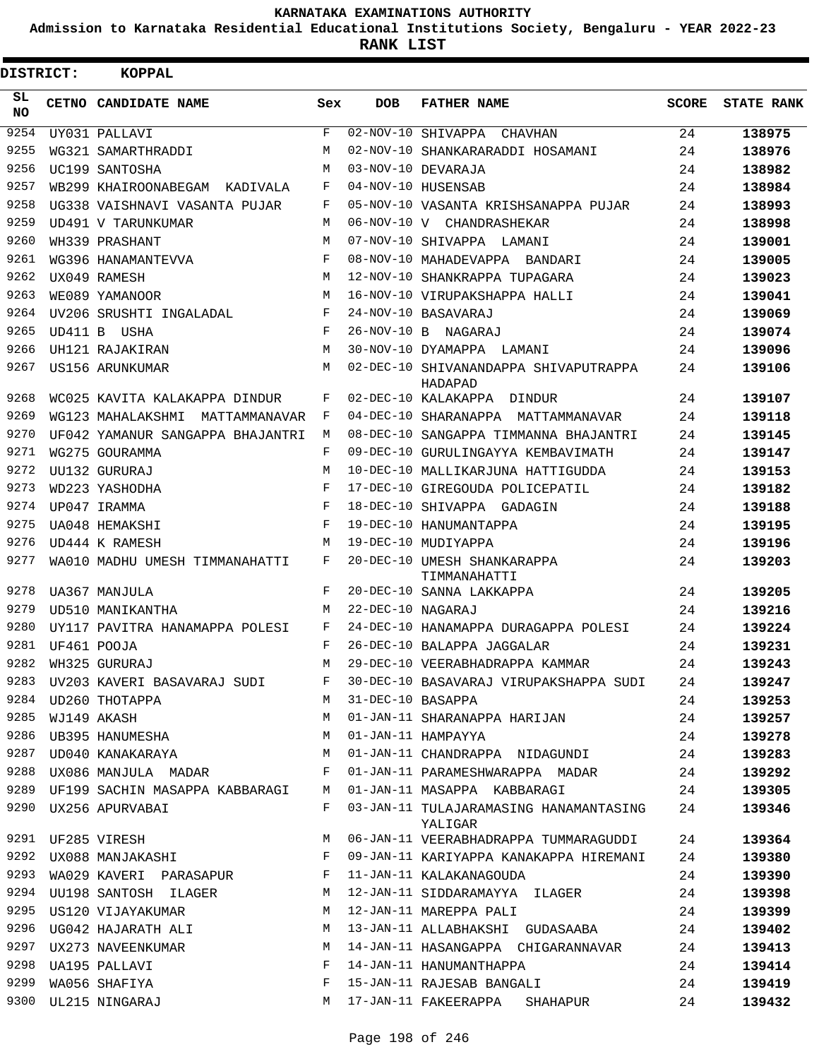**KARNATAKA EXAMINATIONS AUTHORITY**

**Admission to Karnataka Residential Educational Institutions Society, Bengaluru - YEAR 2022-23**

**RANK LIST**

**DISTRICT: KOPPAL**

| SL NO | CETNO | CANDIDATE NAME | Sex | DOB | FATHER NAME | SCORE | STATE RANK |
|---|---|---|---|---|---|---|---|
| 9254 | UY031 | PALLAVI | F | 02-NOV-10 | SHIVAPPA CHAVHAN | 24 | 138975 |
| 9255 | WG321 | SAMARTHRADDI | M | 02-NOV-10 | SHANKARARADDI HOSAMANI | 24 | 138976 |
| 9256 | UC199 | SANTOSHA | M | 03-NOV-10 | DEVARAJA | 24 | 138982 |
| 9257 | WB299 | KHAIROONABEGAM KADIVALA | F | 04-NOV-10 | HUSENSAB | 24 | 138984 |
| 9258 | UG338 | VAISHNAVI VASANTA PUJAR | F | 05-NOV-10 | VASANTA KRISHSANAPPA PUJAR | 24 | 138993 |
| 9259 | UD491 | V TARUNKUMAR | M | 06-NOV-10 | V CHANDRASHEKAR | 24 | 138998 |
| 9260 | WH339 | PRASHANT | M | 07-NOV-10 | SHIVAPPA LAMANI | 24 | 139001 |
| 9261 | WG396 | HANAMANTEVVA | F | 08-NOV-10 | MAHADEVAPPA BANDARI | 24 | 139005 |
| 9262 | UX049 | RAMESH | M | 12-NOV-10 | SHANKRAPPA TUPAGARA | 24 | 139023 |
| 9263 | WE089 | YAMANOOR | M | 16-NOV-10 | VIRUPAKSHAPPA HALLI | 24 | 139041 |
| 9264 | UV206 | SRUSHTI INGALADAL | F | 24-NOV-10 | BASAVARAJ | 24 | 139069 |
| 9265 | UD411 | B USHA | F | 26-NOV-10 | B NAGARAJ | 24 | 139074 |
| 9266 | UH121 | RAJAKIRAN | M | 30-NOV-10 | DYAMAPPA LAMANI | 24 | 139096 |
| 9267 | US156 | ARUNKUMAR | M | 02-DEC-10 | SHIVANANDAPPA SHIVAPUTRAPPA HADAPAD | 24 | 139106 |
| 9268 | WC025 | KAVITA KALAKAPPA DINDUR | F | 02-DEC-10 | KALAKAPPA DINDUR | 24 | 139107 |
| 9269 | WG123 | MAHALAKSHMI MATTAMMANAVAR | F | 04-DEC-10 | SHARANAPPA MATTAMMANAVAR | 24 | 139118 |
| 9270 | UF042 | YAMANUR SANGAPPA BHAJANTRI | M | 08-DEC-10 | SANGAPPA TIMMANNA BHAJANTRI | 24 | 139145 |
| 9271 | WG275 | GOURAMMA | F | 09-DEC-10 | GURULINGAYYA KEMBAVIMATH | 24 | 139147 |
| 9272 | UU132 | GURURAJ | M | 10-DEC-10 | MALLIKARJUNA HATTIGUDDA | 24 | 139153 |
| 9273 | WD223 | YASHODHA | F | 17-DEC-10 | GIREGOUDA POLICEPATIL | 24 | 139182 |
| 9274 | UP047 | IRAMMA | F | 18-DEC-10 | SHIVAPPA GADAGIN | 24 | 139188 |
| 9275 | UA048 | HEMAKSHI | F | 19-DEC-10 | HANUMANTAPPA | 24 | 139195 |
| 9276 | UD444 | K RAMESH | M | 19-DEC-10 | MUDIYAPPA | 24 | 139196 |
| 9277 | WA010 | MADHU UMESH TIMMANAHATTI | F | 20-DEC-10 | UMESH SHANKARAPPA TIMMANAHATTI | 24 | 139203 |
| 9278 | UA367 | MANJULA | F | 20-DEC-10 | SANNA LAKKAPPA | 24 | 139205 |
| 9279 | UD510 | MANIKANTHA | M | 22-DEC-10 | NAGARAJ | 24 | 139216 |
| 9280 | UY117 | PAVITRA HANAMAPPA POLESI | F | 24-DEC-10 | HANAMAPPA DURAGAPPA POLESI | 24 | 139224 |
| 9281 | UF461 | POOJA | F | 26-DEC-10 | BALAPPA JAGGALAR | 24 | 139231 |
| 9282 | WH325 | GURURAJ | M | 29-DEC-10 | VEERABHADRAPPA KAMMAR | 24 | 139243 |
| 9283 | UV203 | KAVERI BASAVARAJ SUDI | F | 30-DEC-10 | BASAVARAJ VIRUPAKSHAPPA SUDI | 24 | 139247 |
| 9284 | UD260 | THOTAPPA | M | 31-DEC-10 | BASAPPA | 24 | 139253 |
| 9285 | WJ149 | AKASH | M | 01-JAN-11 | SHARANAPPA HARIJAN | 24 | 139257 |
| 9286 | UB395 | HANUMESHA | M | 01-JAN-11 | HAMPAYYA | 24 | 139278 |
| 9287 | UD040 | KANAKARAYA | M | 01-JAN-11 | CHANDRAPPA NIDAGUNDI | 24 | 139283 |
| 9288 | UX086 | MANJULA MADAR | F | 01-JAN-11 | PARAMESHWARAPPA MADAR | 24 | 139292 |
| 9289 | UF199 | SACHIN MASAPPA KABBARAGI | M | 01-JAN-11 | MASAPPA KABBARAGI | 24 | 139305 |
| 9290 | UX256 | APURVABAI | F | 03-JAN-11 | TULAJARAMASING HANAMANTASING YALIGAR | 24 | 139346 |
| 9291 | UF285 | VIRESH | M | 06-JAN-11 | VEERABHADRAPPA TUMMARAGUDDI | 24 | 139364 |
| 9292 | UX088 | MANJAKASHI | F | 09-JAN-11 | KARIYAPPA KANAKAPPA HIREMANI | 24 | 139380 |
| 9293 | WA029 | KAVERI PARASAPUR | F | 11-JAN-11 | KALAKANAGOUDA | 24 | 139390 |
| 9294 | UU198 | SANTOSH ILAGER | M | 12-JAN-11 | SIDDARAMAYYA ILAGER | 24 | 139398 |
| 9295 | US120 | VIJAYAKUMAR | M | 12-JAN-11 | MAREPPA PALI | 24 | 139399 |
| 9296 | UG042 | HAJARATH ALI | M | 13-JAN-11 | ALLABHAKSHI GUDASAABA | 24 | 139402 |
| 9297 | UX273 | NAVEENKUMAR | M | 14-JAN-11 | HASANGAPPA CHIGARANNAVAR | 24 | 139413 |
| 9298 | UA195 | PALLAVI | F | 14-JAN-11 | HANUMANTHAPPA | 24 | 139414 |
| 9299 | WA056 | SHAFIYA | F | 15-JAN-11 | RAJESAB BANGALI | 24 | 139419 |
| 9300 | UL215 | NINGARAJ | M | 17-JAN-11 | FAKEERAPPA SHAHAPUR | 24 | 139432 |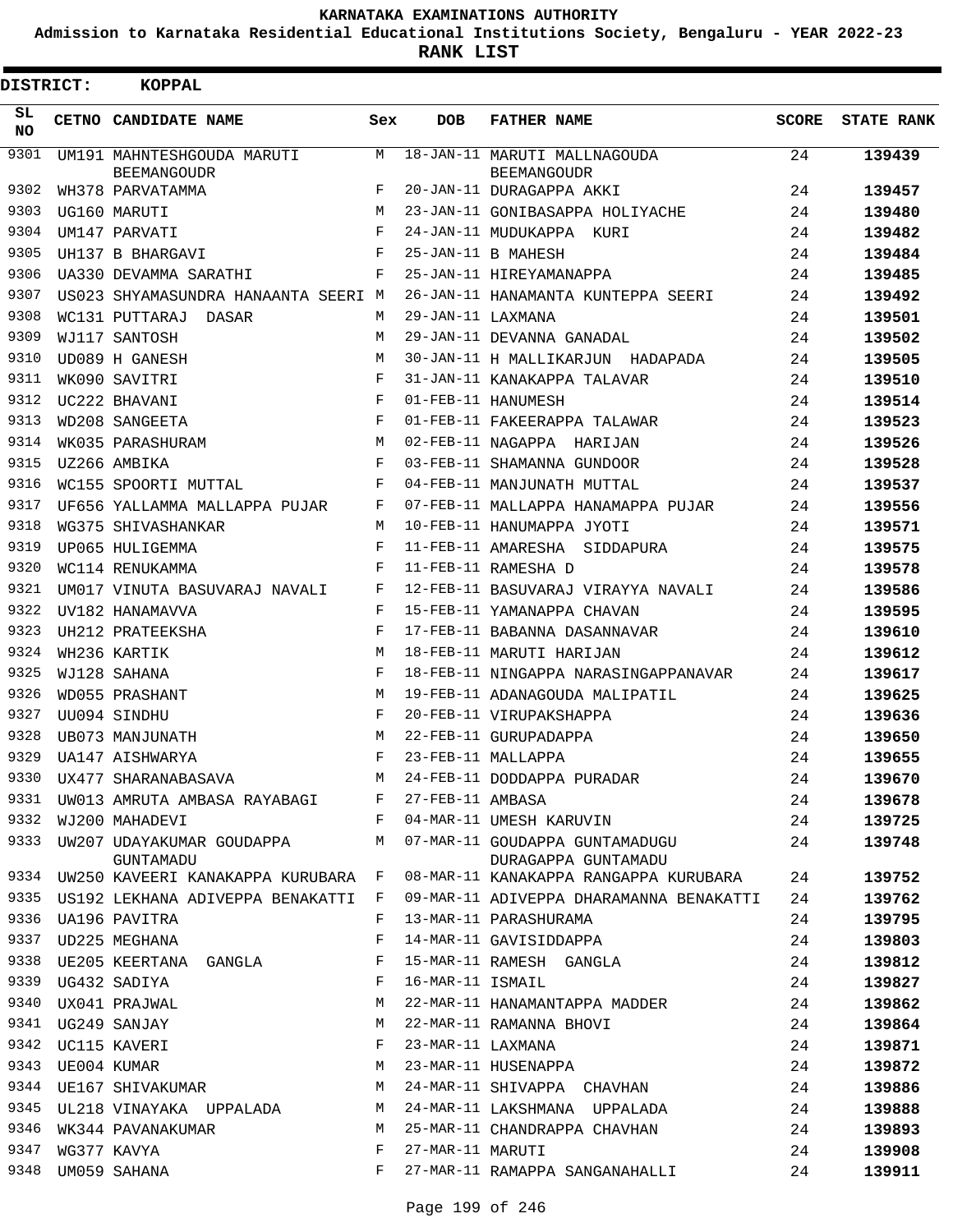KARNATAKA EXAMINATIONS AUTHORITY

Admission to Karnataka Residential Educational Institutions Society, Bengaluru - YEAR 2022-23

**RANK LIST**

**DISTRICT: KOPPAL**

| SL NO | CETNO | CANDIDATE NAME | Sex | DOB | FATHER NAME | SCORE | STATE RANK |
|---|---|---|---|---|---|---|---|
| 9301 | UM191 | MAHNTESHGOUDA MARUTI BEEMANGOUDR | M | 18-JAN-11 | MARUTI MALLNAGOUDA BEEMANGOUDR | 24 | **139439** |
| 9302 | WH378 | PARVATAMMA | F | 20-JAN-11 | DURAGAPPA AKKI | 24 | **139457** |
| 9303 | UG160 | MARUTI | M | 23-JAN-11 | GONIBASAPPA HOLIYACHE | 24 | **139480** |
| 9304 | UM147 | PARVATI | F | 24-JAN-11 | MUDUKAPPA KURI | 24 | **139482** |
| 9305 | UH137 | B BHARGAVI | F | 25-JAN-11 | B MAHESH | 24 | **139484** |
| 9306 | UA330 | DEVAMMA SARATHI | F | 25-JAN-11 | HIREYAMANAPPA | 24 | **139485** |
| 9307 | US023 | SHYAMASUNDRA HANAANTA SEERI | M | 26-JAN-11 | HANAMANTA KUNTEPPA SEERI | 24 | **139492** |
| 9308 | WC131 | PUTTARAJ DASAR | M | 29-JAN-11 | LAXMANA | 24 | **139501** |
| 9309 | WJ117 | SANTOSH | M | 29-JAN-11 | DEVANNA GANADAL | 24 | **139502** |
| 9310 | UD089 | H GANESH | M | 30-JAN-11 | H MALLIKARJUN HADAPADA | 24 | **139505** |
| 9311 | WK090 | SAVITRI | F | 31-JAN-11 | KANAKAPPA TALAVAR | 24 | **139510** |
| 9312 | UC222 | BHAVANI | F | 01-FEB-11 | HANUMESH | 24 | **139514** |
| 9313 | WD208 | SANGEETA | F | 01-FEB-11 | FAKEERAPPA TALAWAR | 24 | **139523** |
| 9314 | WK035 | PARASHURAM | M | 02-FEB-11 | NAGAPPA HARIJAN | 24 | **139526** |
| 9315 | UZ266 | AMBIKA | F | 03-FEB-11 | SHAMANNA GUNDOOR | 24 | **139528** |
| 9316 | WC155 | SPOORTI MUTTAL | F | 04-FEB-11 | MANJUNATH MUTTAL | 24 | **139537** |
| 9317 | UF656 | YALLAMMA MALLAPPA PUJAR | F | 07-FEB-11 | MALLAPPA HANAMAPPA PUJAR | 24 | **139556** |
| 9318 | WG375 | SHIVASHANKAR | M | 10-FEB-11 | HANUMAPPA JYOTI | 24 | **139571** |
| 9319 | UP065 | HULIGEMMA | F | 11-FEB-11 | AMARESHA SIDDAPURA | 24 | **139575** |
| 9320 | WC114 | RENUKAMMA | F | 11-FEB-11 | RAMESHA D | 24 | **139578** |
| 9321 | UM017 | VINUTA BASUVARAJ NAVALI | F | 12-FEB-11 | BASUVARAJ VIRAYYA NAVALI | 24 | **139586** |
| 9322 | UV182 | HANAMAVVA | F | 15-FEB-11 | YAMANAPPA CHAVAN | 24 | **139595** |
| 9323 | UH212 | PRATEEKSHA | F | 17-FEB-11 | BABANNA DASANNAVAR | 24 | **139610** |
| 9324 | WH236 | KARTIK | M | 18-FEB-11 | MARUTI HARIJAN | 24 | **139612** |
| 9325 | WJ128 | SAHANA | F | 18-FEB-11 | NINGAPPA NARASINGAPPANAVAR | 24 | **139617** |
| 9326 | WD055 | PRASHANT | M | 19-FEB-11 | ADANAGOUDA MALIPATIL | 24 | **139625** |
| 9327 | UU094 | SINDHU | F | 20-FEB-11 | VIRUPAKSHAPPA | 24 | **139636** |
| 9328 | UB073 | MANJUNATH | M | 22-FEB-11 | GURUPADAPPA | 24 | **139650** |
| 9329 | UA147 | AISHWARYA | F | 23-FEB-11 | MALLAPPA | 24 | **139655** |
| 9330 | UX477 | SHARANABASAVA | M | 24-FEB-11 | DODDAPPA PURADAR | 24 | **139670** |
| 9331 | UW013 | AMRUTA AMBASA RAYABAGI | F | 27-FEB-11 | AMBASA | 24 | **139678** |
| 9332 | WJ200 | MAHADEVI | F | 04-MAR-11 | UMESH KARUVIN | 24 | **139725** |
| 9333 | UW207 | UDAYAKUMAR GOUDAPPA GUNTAMADU | M | 07-MAR-11 | GOUDAPPA GUNTAMADUGU DURAGAPPA GUNTAMADU | 24 | **139748** |
| 9334 | UW250 | KAVEERI KANAKAPPA KURUBARA | F | 08-MAR-11 | KANAKAPPA RANGAPPA KURUBARA | 24 | **139752** |
| 9335 | US192 | LEKHANA ADIVEPPA BENAKATTI | F | 09-MAR-11 | ADIVEPPA DHARAMANNA BENAKATTI | 24 | **139762** |
| 9336 | UA196 | PAVITRA | F | 13-MAR-11 | PARASHURAMA | 24 | **139795** |
| 9337 | UD225 | MEGHANA | F | 14-MAR-11 | GAVISIDDAPPA | 24 | **139803** |
| 9338 | UE205 | KEERTANA GANGLA | F | 15-MAR-11 | RAMESH GANGLA | 24 | **139812** |
| 9339 | UG432 | SADIYA | F | 16-MAR-11 | ISMAIL | 24 | **139827** |
| 9340 | UX041 | PRAJWAL | M | 22-MAR-11 | HANAMANTAPPA MADDER | 24 | **139862** |
| 9341 | UG249 | SANJAY | M | 22-MAR-11 | RAMANNA BHOVI | 24 | **139864** |
| 9342 | UC115 | KAVERI | F | 23-MAR-11 | LAXMANA | 24 | **139871** |
| 9343 | UE004 | KUMAR | M | 23-MAR-11 | HUSENAPPA | 24 | **139872** |
| 9344 | UE167 | SHIVAKUMAR | M | 24-MAR-11 | SHIVAPPA CHAVHAN | 24 | **139886** |
| 9345 | UL218 | VINAYAKA UPPALADA | M | 24-MAR-11 | LAKSHMANA UPPALADA | 24 | **139888** |
| 9346 | WK344 | PAVANAKUMAR | M | 25-MAR-11 | CHANDRAPPA CHAVHAN | 24 | **139893** |
| 9347 | WG377 | KAVYA | F | 27-MAR-11 | MARUTI | 24 | **139908** |
| 9348 | UM059 | SAHANA | F | 27-MAR-11 | RAMAPPA SANGANAHALLI | 24 | **139911** |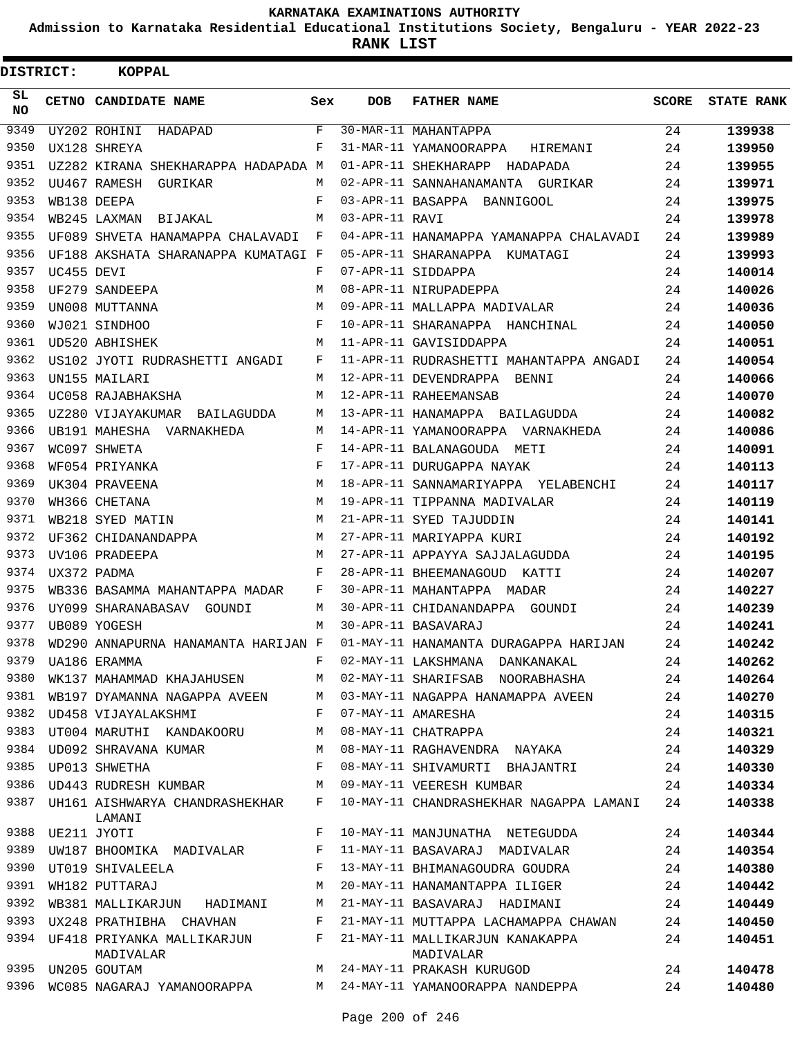KARNATAKA EXAMINATIONS AUTHORITY

Admission to Karnataka Residential Educational Institutions Society, Bengaluru - YEAR 2022-23

**RANK LIST**

**DISTRICT: KOPPAL**

| SL NO | CETNO | CANDIDATE NAME | Sex | DOB | FATHER NAME | SCORE | STATE RANK |
|---|---|---|---|---|---|---|---|
| 9349 | UY202 | ROHINI HADAPAD | F | 30-MAR-11 | MAHANTAPPA | 24 | 139938 |
| 9350 | UX128 | SHREYA | F | 31-MAR-11 | YAMANOORAPPA HIREMANI | 24 | 139950 |
| 9351 | UZ282 | KIRANA SHEKHARAPPA HADAPADA | M | 01-APR-11 | SHEKHARAPP HADAPADA | 24 | 139955 |
| 9352 | UU467 | RAMESH GURIKAR | M | 02-APR-11 | SANNAHANAMANTA GURIKAR | 24 | 139971 |
| 9353 | WB138 | DEEPA | F | 03-APR-11 | BASAPPA BANNIGOOL | 24 | 139975 |
| 9354 | WB245 | LAXMAN BIJAKAL | M | 03-APR-11 | RAVI | 24 | 139978 |
| 9355 | UF089 | SHVETA HANAMAPPA CHALAVADI | F | 04-APR-11 | HANAMAPPA YAMANAPPA CHALAVADI | 24 | 139989 |
| 9356 | UF188 | AKSHATA SHARANAPPA KUMATAGI | F | 05-APR-11 | SHARANAPPA KUMATAGI | 24 | 139993 |
| 9357 | UC455 | DEVI | F | 07-APR-11 | SIDDAPPA | 24 | 140014 |
| 9358 | UF279 | SANDEEPA | M | 08-APR-11 | NIRUPADEPPA | 24 | 140026 |
| 9359 | UN008 | MUTTANNA | M | 09-APR-11 | MALLAPPA MADIVALAR | 24 | 140036 |
| 9360 | WJ021 | SINDHOO | F | 10-APR-11 | SHARANAPPA HANCHINAL | 24 | 140050 |
| 9361 | UD520 | ABHISHEK | M | 11-APR-11 | GAVISIDDAPPA | 24 | 140051 |
| 9362 | US102 | JYOTI RUDRASHETTI ANGADI | F | 11-APR-11 | RUDRASHETTI MAHANTAPPA ANGADI | 24 | 140054 |
| 9363 | UN155 | MAILARI | M | 12-APR-11 | DEVENDRAPPA BENNI | 24 | 140066 |
| 9364 | UC058 | RAJABHAKSHA | M | 12-APR-11 | RAHEEMANSAB | 24 | 140070 |
| 9365 | UZ280 | VIJAYAKUMAR BAILAGUDDA | M | 13-APR-11 | HANAMAPPA BAILAGUDDA | 24 | 140082 |
| 9366 | UB191 | MAHESHA VARNAKHEDA | M | 14-APR-11 | YAMANOORAPPA VARNAKHEDA | 24 | 140086 |
| 9367 | WC097 | SHWETA | F | 14-APR-11 | BALANAGOUDA METI | 24 | 140091 |
| 9368 | WF054 | PRIYANKA | F | 17-APR-11 | DURUGAPPA NAYAK | 24 | 140113 |
| 9369 | UK304 | PRAVEENA | M | 18-APR-11 | SANNAMARIYAPPA YELABENCHI | 24 | 140117 |
| 9370 | WH366 | CHETANA | M | 19-APR-11 | TIPPANNA MADIVALAR | 24 | 140119 |
| 9371 | WB218 | SYED MATIN | M | 21-APR-11 | SYED TAJUDDIN | 24 | 140141 |
| 9372 | UF362 | CHIDANANDAPPA | M | 27-APR-11 | MARIYAPPA KURI | 24 | 140192 |
| 9373 | UV106 | PRADEEPA | M | 27-APR-11 | APPAYYA SAJJALAGUDDA | 24 | 140195 |
| 9374 | UX372 | PADMA | F | 28-APR-11 | BHEEMANAGOUD KATTI | 24 | 140207 |
| 9375 | WB336 | BASAMMA MAHANTAPPA MADAR | F | 30-APR-11 | MAHANTAPPA MADAR | 24 | 140227 |
| 9376 | UY099 | SHARANABASAV GOUNDI | M | 30-APR-11 | CHIDANANDAPPA GOUNDI | 24 | 140239 |
| 9377 | UB089 | YOGESH | M | 30-APR-11 | BASAVARAJ | 24 | 140241 |
| 9378 | WD290 | ANNAPURNA HANAMANTA HARIJAN | F | 01-MAY-11 | HANAMANTA DURAGAPPA HARIJAN | 24 | 140242 |
| 9379 | UA186 | ERAMMA | F | 02-MAY-11 | LAKSHMANA DANKANAKAL | 24 | 140262 |
| 9380 | WK137 | MAHAMMAD KHAJAHUSEN | M | 02-MAY-11 | SHARIFSAB NOORABHASHA | 24 | 140264 |
| 9381 | WB197 | DYAMANNA NAGAPPA AVEEN | M | 03-MAY-11 | NAGAPPA HANAMAPPA AVEEN | 24 | 140270 |
| 9382 | UD458 | VIJAYALAKSHMI | F | 07-MAY-11 | AMARESHA | 24 | 140315 |
| 9383 | UT004 | MARUTHI KANDAKOORU | M | 08-MAY-11 | CHATRAPPA | 24 | 140321 |
| 9384 | UD092 | SHRAVANA KUMAR | M | 08-MAY-11 | RAGHAVENDRA NAYAKA | 24 | 140329 |
| 9385 | UP013 | SHWETHA | F | 08-MAY-11 | SHIVAMURTI BHAJANTRI | 24 | 140330 |
| 9386 | UD443 | RUDRESH KUMBAR | M | 09-MAY-11 | VEERESH KUMBAR | 24 | 140334 |
| 9387 | UH161 | AISHWARYA CHANDRASHEKHAR LAMANI | F | 10-MAY-11 | CHANDRASHEKHAR NAGAPPA LAMANI | 24 | 140338 |
| 9388 | UE211 | JYOTI | F | 10-MAY-11 | MANJUNATHA NETEGUDDA | 24 | 140344 |
| 9389 | UW187 | BHOOMIKA MADIVALAR | F | 11-MAY-11 | BASAVARAJ MADIVALAR | 24 | 140354 |
| 9390 | UT019 | SHIVALEELA | F | 13-MAY-11 | BHIMANAGOUDRA GOUDRA | 24 | 140380 |
| 9391 | WH182 | PUTTARAJ | M | 20-MAY-11 | HANAMANTAPPA ILIGER | 24 | 140442 |
| 9392 | WB381 | MALLIKARJUN HADIMANI | M | 21-MAY-11 | BASAVARAJ HADIMANI | 24 | 140449 |
| 9393 | UX248 | PRATHIBHA CHAVHAN | F | 21-MAY-11 | MUTTAPPA LACHAMAPPA CHAWAN | 24 | 140450 |
| 9394 | UF418 | PRIYANKA MALLIKARJUN MADIVALAR | F | 21-MAY-11 | MALLIKARJUN KANAKAPPA MADIVALAR | 24 | 140451 |
| 9395 | UN205 | GOUTAM | M | 24-MAY-11 | PRAKASH KURUGOD | 24 | 140478 |
| 9396 | WC085 | NAGARAJ YAMANOORAPPA | M | 24-MAY-11 | YAMANOORAPPA NANDEPPA | 24 | 140480 |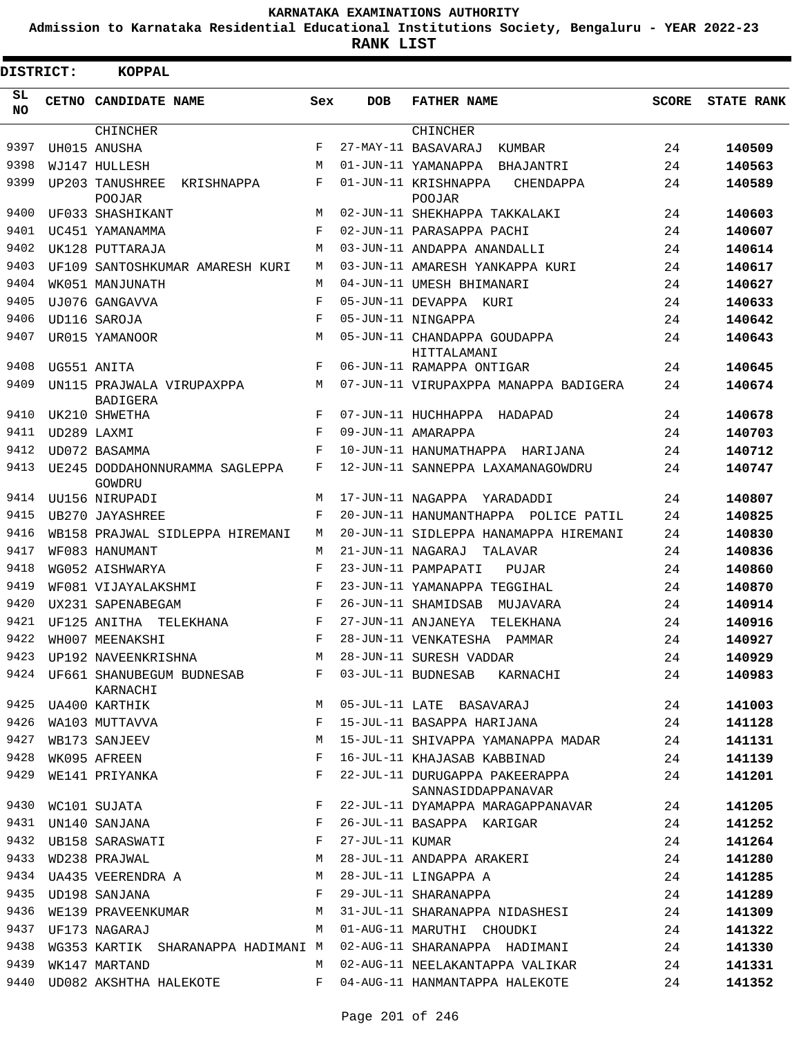**KARNATAKA EXAMINATIONS AUTHORITY**

**Admission to Karnataka Residential Educational Institutions Society, Bengaluru - YEAR 2022-23**

**RANK LIST**

**DISTRICT: KOPPAL**

| SL NO | CETNO | CANDIDATE NAME | Sex | DOB | FATHER NAME | SCORE | STATE RANK |
|---|---|---|---|---|---|---|---|
| | | CHINCHER | | | CHINCHER | | |
| 9397 | UH015 | ANUSHA | F | 27-MAY-11 | BASAVARAJ KUMBAR | 24 | 140509 |
| 9398 | WJ147 | HULLESH | M | 01-JUN-11 | YAMANAPPA BHAJANTRI | 24 | 140563 |
| 9399 | UP203 | TANUSHREE KRISHNAPPA POOJAR | F | 01-JUN-11 | KRISHNAPPA CHENDAPPA POOJAR | 24 | 140589 |
| 9400 | UF033 | SHASHIKANT | M | 02-JUN-11 | SHEKHAPPA TAKKALAKI | 24 | 140603 |
| 9401 | UC451 | YAMANAMMA | F | 02-JUN-11 | PARASAPPA PACHI | 24 | 140607 |
| 9402 | UK128 | PUTTARAJA | M | 03-JUN-11 | ANDAPPA ANANDALLI | 24 | 140614 |
| 9403 | UF109 | SANTOSHKUMAR AMARESH KURI | M | 03-JUN-11 | AMARESH YANKAPPA KURI | 24 | 140617 |
| 9404 | WK051 | MANJUNATH | M | 04-JUN-11 | UMESH BHIMANARI | 24 | 140627 |
| 9405 | UJ076 | GANGAVVA | F | 05-JUN-11 | DEVAPPA KURI | 24 | 140633 |
| 9406 | UD116 | SAROJA | F | 05-JUN-11 | NINGAPPA | 24 | 140642 |
| 9407 | UR015 | YAMANOOR | M | 05-JUN-11 | CHANDAPPA GOUDAPPA HITTALAMANI | 24 | 140643 |
| 9408 | UG551 | ANITA | F | 06-JUN-11 | RAMAPPA ONTIGAR | 24 | 140645 |
| 9409 | UN115 | PRAJWALA VIRUPAXPPA BADIGERA | M | 07-JUN-11 | VIRUPAXPPA MANAPPA BADIGERA | 24 | 140674 |
| 9410 | UK210 | SHWETHA | F | 07-JUN-11 | HUCHHAPPA HADAPAD | 24 | 140678 |
| 9411 | UD289 | LAXMI | F | 09-JUN-11 | AMARAPPA | 24 | 140703 |
| 9412 | UD072 | BASAMMA | F | 10-JUN-11 | HANUMATHAPPA HARIJANA | 24 | 140712 |
| 9413 | UE245 | DODDAHONNURAMMA SAGLEPPA GOWDRU | F | 12-JUN-11 | SANNEPPA LAXAMANAGOWDRU | 24 | 140747 |
| 9414 | UU156 | NIRUPADI | M | 17-JUN-11 | NAGAPPA YARADADDI | 24 | 140807 |
| 9415 | UB270 | JAYASHREE | F | 20-JUN-11 | HANUMANTHAPPA POLICE PATIL | 24 | 140825 |
| 9416 | WB158 | PRAJWAL SIDLEPPA HIREMANI | M | 20-JUN-11 | SIDLEPPA HANAMAPPA HIREMANI | 24 | 140830 |
| 9417 | WF083 | HANUMANT | M | 21-JUN-11 | NAGARAJ TALAVAR | 24 | 140836 |
| 9418 | WG052 | AISHWARYA | F | 23-JUN-11 | PAMPAPATI PUJAR | 24 | 140860 |
| 9419 | WF081 | VIJAYALAKSHMI | F | 23-JUN-11 | YAMANAPPA TEGGIHAL | 24 | 140870 |
| 9420 | UX231 | SAPENABEGAM | F | 26-JUN-11 | SHAMIDSAB MUJAVARA | 24 | 140914 |
| 9421 | UF125 | ANITHA TELEKHANA | F | 27-JUN-11 | ANJANEYA TELEKHANA | 24 | 140916 |
| 9422 | WH007 | MEENAKSHI | F | 28-JUN-11 | VENKATESHA PAMMAR | 24 | 140927 |
| 9423 | UP192 | NAVEENKRISHNA | M | 28-JUN-11 | SURESH VADDAR | 24 | 140929 |
| 9424 | UF661 | SHANUBEGUM BUDNESAB KARNACHI | F | 03-JUL-11 | BUDNESAB KARNACHI | 24 | 140983 |
| 9425 | UA400 | KARTHIK | M | 05-JUL-11 | LATE BASAVARAJ | 24 | 141003 |
| 9426 | WA103 | MUTTAVVA | F | 15-JUL-11 | BASAPPA HARIJANA | 24 | 141128 |
| 9427 | WB173 | SANJEEV | M | 15-JUL-11 | SHIVAPPA YAMANAPPA MADAR | 24 | 141131 |
| 9428 | WK095 | AFREEN | F | 16-JUL-11 | KHAJASAB KABBINAD | 24 | 141139 |
| 9429 | WE141 | PRIYANKA | F | 22-JUL-11 | DURUGAPPA PAKEERAPPA SANNASIDDAPPANAVAR | 24 | 141201 |
| 9430 | WC101 | SUJATA | F | 22-JUL-11 | DYAMAPPA MARAGAPPANAVAR | 24 | 141205 |
| 9431 | UN140 | SANJANA | F | 26-JUL-11 | BASAPPA KARIGAR | 24 | 141252 |
| 9432 | UB158 | SARASWATI | F | 27-JUL-11 | KUMAR | 24 | 141264 |
| 9433 | WD238 | PRAJWAL | M | 28-JUL-11 | ANDAPPA ARAKERI | 24 | 141280 |
| 9434 | UA435 | VEERENDRA A | M | 28-JUL-11 | LINGAPPA A | 24 | 141285 |
| 9435 | UD198 | SANJANA | F | 29-JUL-11 | SHARANAPPA | 24 | 141289 |
| 9436 | WE139 | PRAVEENKUMAR | M | 31-JUL-11 | SHARANAPPA NIDASHESI | 24 | 141309 |
| 9437 | UF173 | NAGARAJ | M | 01-AUG-11 | MARUTHI CHOUDKI | 24 | 141322 |
| 9438 | WG353 | KARTIK SHARANAPPA HADIMANI | M | 02-AUG-11 | SHARANAPPA HADIMANI | 24 | 141330 |
| 9439 | WK147 | MARTAND | M | 02-AUG-11 | NEELAKANTAPPA VALIKAR | 24 | 141331 |
| 9440 | UD082 | AKSHTHA HALEKOTE | F | 04-AUG-11 | HANMANTAPPA HALEKOTE | 24 | 141352 |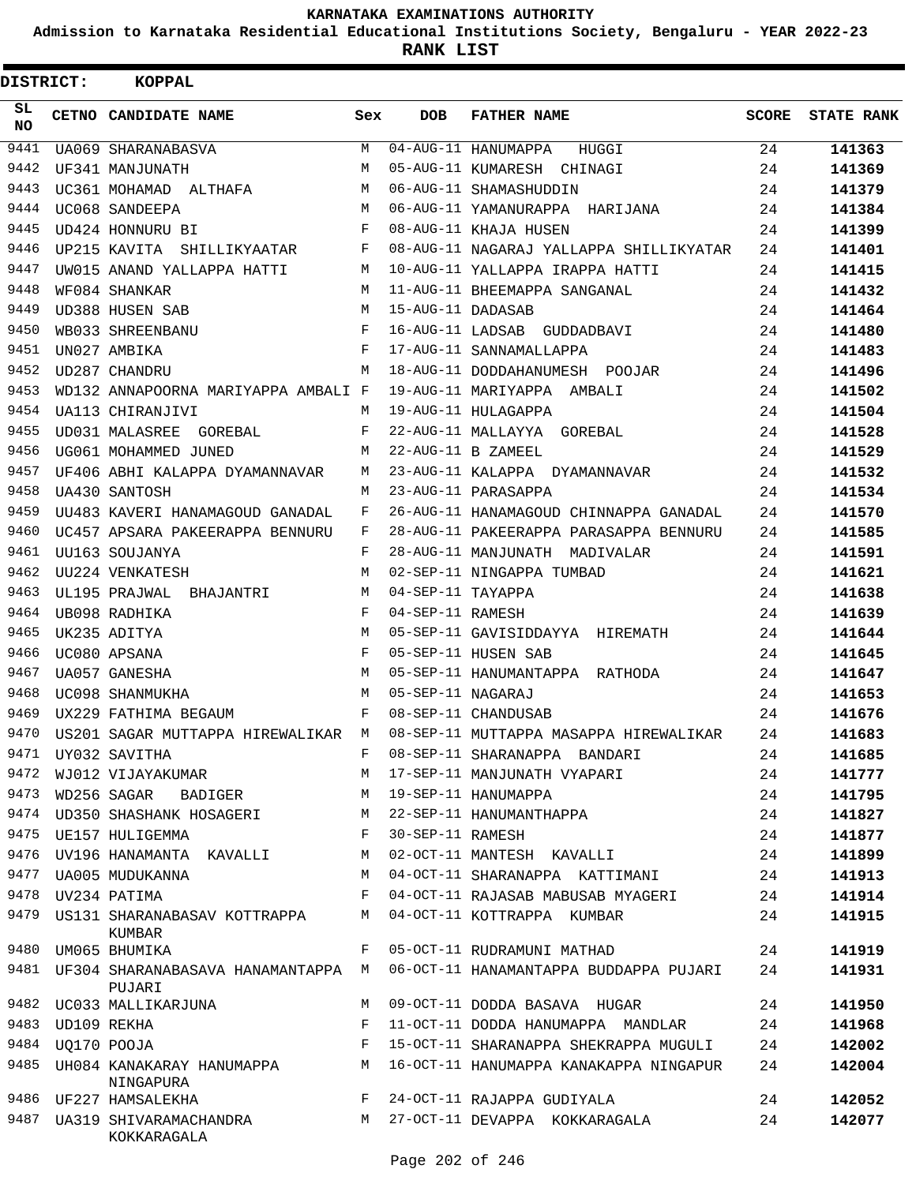# KARNATAKA EXAMINATIONS AUTHORITY

**Admission to Karnataka Residential Educational Institutions Society, Bengaluru - YEAR 2022-23**

**RANK LIST**

**DISTRICT: KOPPAL**

| SL NO | CETNO | CANDIDATE NAME | Sex | DOB | FATHER NAME | SCORE | STATE RANK |
|---|---|---|---|---|---|---|---|
| 9441 | UA069 | SHARANABASVA | M | 04-AUG-11 | HANUMAPPA HUGGI | 24 | 141363 |
| 9442 | UF341 | MANJUNATH | M | 05-AUG-11 | KUMARESH CHINAGI | 24 | 141369 |
| 9443 | UC361 | MOHAMAD ALTHAFA | M | 06-AUG-11 | SHAMASHUDDIN | 24 | 141379 |
| 9444 | UC068 | SANDEEPA | M | 06-AUG-11 | YAMANURAPPA HARIJANA | 24 | 141384 |
| 9445 | UD424 | HONNURU BI | F | 08-AUG-11 | KHAJA HUSEN | 24 | 141399 |
| 9446 | UP215 | KAVITA SHILLIKYAATAR | F | 08-AUG-11 | NAGARAJ YALLAPPA SHILLIKYATAR | 24 | 141401 |
| 9447 | UW015 | ANAND YALLAPPA HATTI | M | 10-AUG-11 | YALLAPPA IRAPPA HATTI | 24 | 141415 |
| 9448 | WF084 | SHANKAR | M | 11-AUG-11 | BHEEMAPPA SANGANAL | 24 | 141432 |
| 9449 | UD388 | HUSEN SAB | M | 15-AUG-11 | DADASAB | 24 | 141464 |
| 9450 | WB033 | SHREENBANU | F | 16-AUG-11 | LADSAB GUDDADBAVI | 24 | 141480 |
| 9451 | UN027 | AMBIKA | F | 17-AUG-11 | SANNAMALLAPPA | 24 | 141483 |
| 9452 | UD287 | CHANDRU | M | 18-AUG-11 | DODDAHANUMESH POOJAR | 24 | 141496 |
| 9453 | WD132 | ANNAPOORNA MARIYAPPA AMBALI | F | 19-AUG-11 | MARIYAPPA AMBALI | 24 | 141502 |
| 9454 | UA113 | CHIRANJIVI | M | 19-AUG-11 | HULAGAPPA | 24 | 141504 |
| 9455 | UD031 | MALASREE GOREBAL | F | 22-AUG-11 | MALLAYYA GOREBAL | 24 | 141528 |
| 9456 | UG061 | MOHAMMED JUNED | M | 22-AUG-11 | B ZAMEEL | 24 | 141529 |
| 9457 | UF406 | ABHI KALAPPA DYAMANNAVAR | M | 23-AUG-11 | KALAPPA DYAMANNAVAR | 24 | 141532 |
| 9458 | UA430 | SANTOSH | M | 23-AUG-11 | PARASAPPA | 24 | 141534 |
| 9459 | UU483 | KAVERI HANAMAGOUD GANADAL | F | 26-AUG-11 | HANAMAGOUD CHINNAPPA GANADAL | 24 | 141570 |
| 9460 | UC457 | APSARA PAKEERAPPA BENNURU | F | 28-AUG-11 | PAKEERAPPA PARASAPPA BENNURU | 24 | 141585 |
| 9461 | UU163 | SOUJANYA | F | 28-AUG-11 | MANJUNATH MADIVALAR | 24 | 141591 |
| 9462 | UU224 | VENKATESH | M | 02-SEP-11 | NINGAPPA TUMBAD | 24 | 141621 |
| 9463 | UL195 | PRAJWAL BHAJANTRI | M | 04-SEP-11 | TAYAPPA | 24 | 141638 |
| 9464 | UB098 | RADHIKA | F | 04-SEP-11 | RAMESH | 24 | 141639 |
| 9465 | UK235 | ADITYA | M | 05-SEP-11 | GAVISIDDAYYA HIREMATH | 24 | 141644 |
| 9466 | UC080 | APSANA | F | 05-SEP-11 | HUSEN SAB | 24 | 141645 |
| 9467 | UA057 | GANESHA | M | 05-SEP-11 | HANUMANTAPPA RATHODA | 24 | 141647 |
| 9468 | UC098 | SHANMUKHA | M | 05-SEP-11 | NAGARAJ | 24 | 141653 |
| 9469 | UX229 | FATHIMA BEGAUM | F | 08-SEP-11 | CHANDUSAB | 24 | 141676 |
| 9470 | US201 | SAGAR MUTTAPPA HIREWALIKAR | M | 08-SEP-11 | MUTTAPPA MASAPPA HIREWALIKAR | 24 | 141683 |
| 9471 | UY032 | SAVITHA | F | 08-SEP-11 | SHARANAPPA BANDARI | 24 | 141685 |
| 9472 | WJ012 | VIJAYAKUMAR | M | 17-SEP-11 | MANJUNATH VYAPARI | 24 | 141777 |
| 9473 | WD256 | SAGAR BADIGER | M | 19-SEP-11 | HANUMAPPA | 24 | 141795 |
| 9474 | UD350 | SHASHANK HOSAGERI | M | 22-SEP-11 | HANUMANTHAPPA | 24 | 141827 |
| 9475 | UE157 | HULIGEMMA | F | 30-SEP-11 | RAMESH | 24 | 141877 |
| 9476 | UV196 | HANAMANTA KAVALLI | M | 02-OCT-11 | MANTESH KAVALLI | 24 | 141899 |
| 9477 | UA005 | MUDUKANNA | M | 04-OCT-11 | SHARANAPPA KATTIMANI | 24 | 141913 |
| 9478 | UV234 | PATIMA | F | 04-OCT-11 | RAJASAB MABUSAB MYAGERI | 24 | 141914 |
| 9479 | US131 | SHARANABASAV KOTTRAPPA KUMBAR | M | 04-OCT-11 | KOTTRAPPA KUMBAR | 24 | 141915 |
| 9480 | UM065 | BHUMIKA | F | 05-OCT-11 | RUDRAMUNI MATHAD | 24 | 141919 |
| 9481 | UF304 | SHARANABASAVA HANAMANTAPPA PUJARI | M | 06-OCT-11 | HANAMANTAPPA BUDDAPPA PUJARI | 24 | 141931 |
| 9482 | UC033 | MALLIKARJUNA | M | 09-OCT-11 | DODDA BASAVA HUGAR | 24 | 141950 |
| 9483 | UD109 | REKHA | F | 11-OCT-11 | DODDA HANUMAPPA MANDLAR | 24 | 141968 |
| 9484 | UQ170 | POOJA | F | 15-OCT-11 | SHARANAPPA SHEKRAPPA MUGULI | 24 | 142002 |
| 9485 | UH084 | KANAKARAY HANUMAPPA NINGAPURA | M | 16-OCT-11 | HANUMAPPA KANAKAPPA NINGAPUR | 24 | 142004 |
| 9486 | UF227 | HAMSALEKHA | F | 24-OCT-11 | RAJAPPA GUDIYALA | 24 | 142052 |
| 9487 | UA319 | SHIVARAMACHANDRA KOKKARAGALA | M | 27-OCT-11 | DEVAPPA KOKKARAGALA | 24 | 142077 |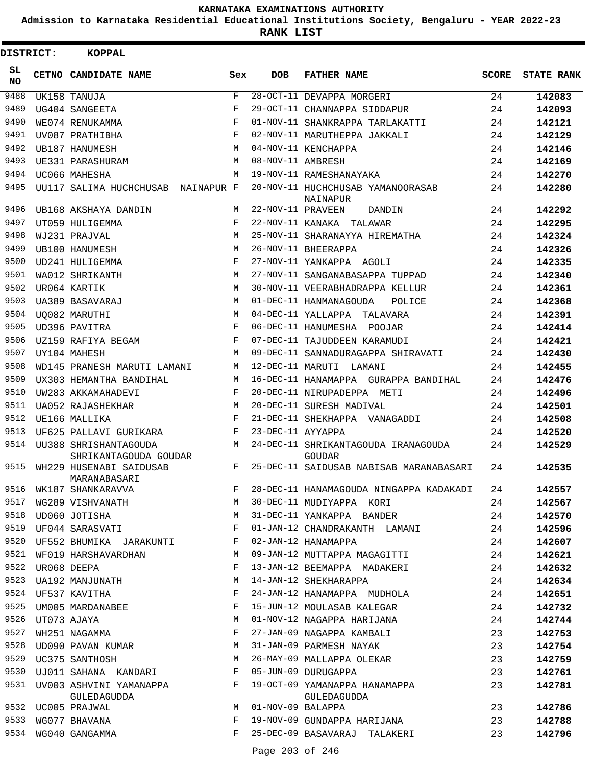**KARNATAKA EXAMINATIONS AUTHORITY**

**Admission to Karnataka Residential Educational Institutions Society, Bengaluru - YEAR 2022-23**

**RANK LIST**

**DISTRICT: KOPPAL**

| SL NO | CETNO | CANDIDATE NAME | Sex | DOB | FATHER NAME | SCORE | STATE RANK |
|---|---|---|---|---|---|---|---|
| 9488 | UK158 | TANUJA | F | 28-OCT-11 | DEVAPPA MORGERI | 24 | 142083 |
| 9489 | UG404 | SANGEETA | F | 29-OCT-11 | CHANNAPPA SIDDAPUR | 24 | 142093 |
| 9490 | WE074 | RENUKAMMA | F | 01-NOV-11 | SHANKRAPPA TARLAKATTI | 24 | 142121 |
| 9491 | UV087 | PRATHIBHA | F | 02-NOV-11 | MARUTHEPPA JAKKALI | 24 | 142129 |
| 9492 | UB187 | HANUMESH | M | 04-NOV-11 | KENCHAPPA | 24 | 142146 |
| 9493 | UE331 | PARASHURAM | M | 08-NOV-11 | AMBRESH | 24 | 142169 |
| 9494 | UC066 | MAHESHA | M | 19-NOV-11 | RAMESHANAYAKA | 24 | 142270 |
| 9495 | UU117 | SALIMA HUCHCHUSAB NAINAPUR | F | 20-NOV-11 | HUCHCHUSAB YAMANOORASAB NAINAPUR | 24 | 142280 |
| 9496 | UB168 | AKSHAYA DANDIN | M | 22-NOV-11 | PRAVEEN DANDIN | 24 | 142292 |
| 9497 | UT059 | HULIGEMMA | F | 22-NOV-11 | KANAKA TALAWAR | 24 | 142295 |
| 9498 | WJ231 | PRAJVAL | M | 25-NOV-11 | SHARANAYYA HIREMATHA | 24 | 142324 |
| 9499 | UB100 | HANUMESH | M | 26-NOV-11 | BHEERAPPA | 24 | 142326 |
| 9500 | UD241 | HULIGEMMA | F | 27-NOV-11 | YANKAPPA AGOLI | 24 | 142335 |
| 9501 | WA012 | SHRIKANTH | M | 27-NOV-11 | SANGANABASAPPA TUPPAD | 24 | 142340 |
| 9502 | UR064 | KARTIK | M | 30-NOV-11 | VEERABHADRAPPA KELLUR | 24 | 142361 |
| 9503 | UA389 | BASAVARAJ | M | 01-DEC-11 | HANMANAGOUDA POLICE | 24 | 142368 |
| 9504 | UQ082 | MARUTHI | M | 04-DEC-11 | YALLAPPA TALAVARA | 24 | 142391 |
| 9505 | UD396 | PAVITRA | F | 06-DEC-11 | HANUMESHA POOJAR | 24 | 142414 |
| 9506 | UZ159 | RAFIYA BEGAM | F | 07-DEC-11 | TAJUDDEEN KARAMUDI | 24 | 142421 |
| 9507 | UY104 | MAHESH | M | 09-DEC-11 | SANNADURAGAPPA SHIRAVATI | 24 | 142430 |
| 9508 | WD145 | PRANESH MARUTI LAMANI | M | 12-DEC-11 | MARUTI LAMANI | 24 | 142455 |
| 9509 | UX303 | HEMANTHA BANDIHAL | M | 16-DEC-11 | HANAMAPPA GURAPPA BANDIHAL | 24 | 142476 |
| 9510 | UW283 | AKKAMAHADEVI | F | 20-DEC-11 | NIRUPADEPPA METI | 24 | 142496 |
| 9511 | UA052 | RAJASHEKHAR | M | 20-DEC-11 | SURESH MADIVAL | 24 | 142501 |
| 9512 | UE166 | MALLIKA | F | 21-DEC-11 | SHEKHAPPA VANAGADDI | 24 | 142508 |
| 9513 | UF625 | PALLAVI GURIKARA | F | 23-DEC-11 | AYYAPPA | 24 | 142520 |
| 9514 | UU388 | SHRISHANTAGOUDA SHRIKANTAGOUDA GOUDAR | M | 24-DEC-11 | SHRIKANTAGOUDA IRANAGOUDA GOUDAR | 24 | 142529 |
| 9515 | WH229 | HUSENABI SAIDUSAB MARANABASARI | F | 25-DEC-11 | SAIDUSAB NABISAB MARANABASARI | 24 | 142535 |
| 9516 | WK187 | SHANKARAVVA | F | 28-DEC-11 | HANAMAGOUDA NINGAPPA KADAKADI | 24 | 142557 |
| 9517 | WG289 | VISHVANATH | M | 30-DEC-11 | MUDIYAPPA KORI | 24 | 142567 |
| 9518 | UD060 | JOTISHA | M | 31-DEC-11 | YANKAPPA BANDER | 24 | 142570 |
| 9519 | UF044 | SARASVATI | F | 01-JAN-12 | CHANDRAKANTH LAMANI | 24 | 142596 |
| 9520 | UF552 | BHUMIKA JARAKUNTI | F | 02-JAN-12 | HANAMAPPA | 24 | 142607 |
| 9521 | WF019 | HARSHAVARDHAN | M | 09-JAN-12 | MUTTAPPA MAGAGITTI | 24 | 142621 |
| 9522 | UR068 | DEEPA | F | 13-JAN-12 | BEEMAPPA MADAKERI | 24 | 142632 |
| 9523 | UA192 | MANJUNATH | M | 14-JAN-12 | SHEKHARAPPA | 24 | 142634 |
| 9524 | UF537 | KAVITHA | F | 24-JAN-12 | HANAMAPPA MUDHOLA | 24 | 142651 |
| 9525 | UM005 | MARDANABEE | F | 15-JUN-12 | MOULASAB KALEGAR | 24 | 142732 |
| 9526 | UT073 | AJAYA | M | 01-NOV-12 | NAGAPPA HARIJANA | 24 | 142744 |
| 9527 | WH251 | NAGAMMA | F | 27-JAN-09 | NAGAPPA KAMBALI | 23 | 142753 |
| 9528 | UD090 | PAVAN KUMAR | M | 31-JAN-09 | PARMESH NAYAK | 23 | 142754 |
| 9529 | UC375 | SANTHOSH | M | 26-MAY-09 | MALLAPPA OLEKAR | 23 | 142759 |
| 9530 | UJ011 | SAHANA KANDARI | F | 05-JUN-09 | DURUGAPPA | 23 | 142761 |
| 9531 | UV003 | ASHVINI YAMANAPPA GULEDAGUDDA | F | 19-OCT-09 | YAMANAPPA HANAMAPPA GULEDAGUDDA | 23 | 142781 |
| 9532 | UC005 | PRAJWAL | M | 01-NOV-09 | BALAPPA | 23 | 142786 |
| 9533 | WG077 | BHAVANA | F | 19-NOV-09 | GUNDAPPA HARIJANA | 23 | 142788 |
| 9534 | WG040 | GANGAMMA | F | 25-DEC-09 | BASAVARAJ TALAKERI | 23 | 142796 |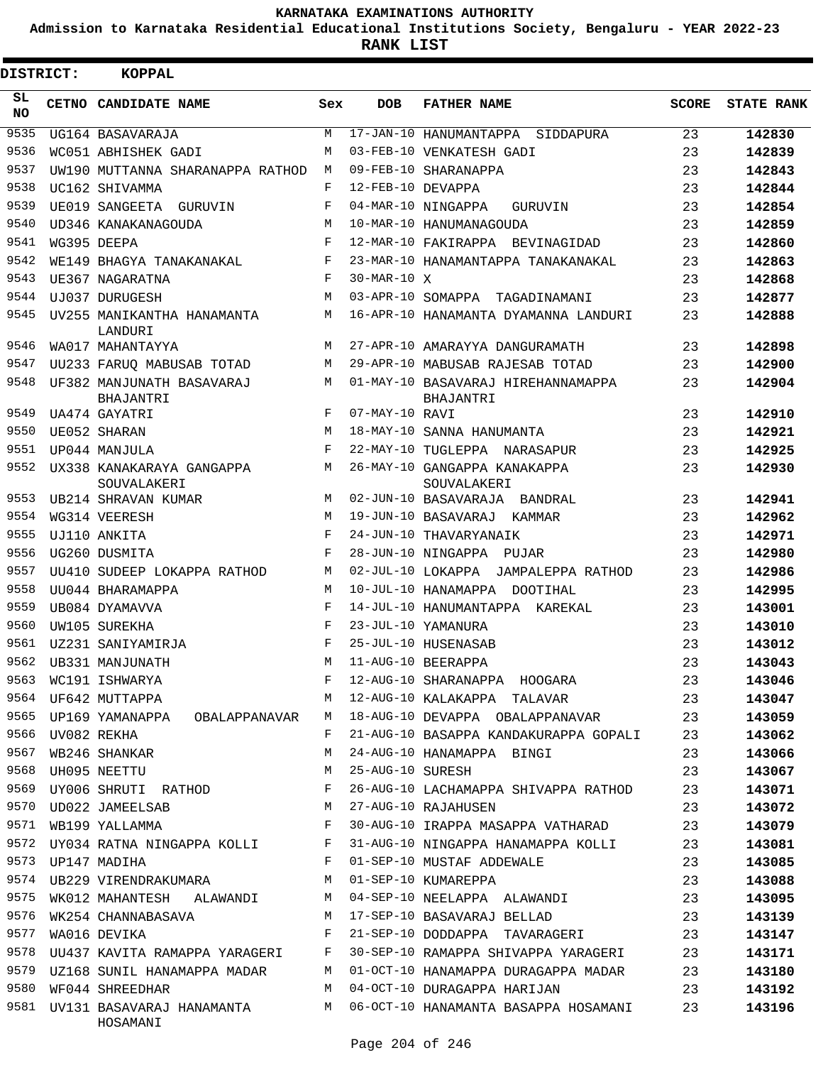# KARNATAKA EXAMINATIONS AUTHORITY

**Admission to Karnataka Residential Educational Institutions Society, Bengaluru - YEAR 2022-23**

**RANK LIST**

**DISTRICT: KOPPAL**

| SL NO | CETNO | CANDIDATE NAME | Sex | DOB | FATHER NAME | SCORE | STATE RANK |
|---|---|---|---|---|---|---|---|
| 9535 | UG164 | BASAVARAJA | M | 17-JAN-10 | HANUMANTAPPA SIDDAPURA | 23 | **142830** |
| 9536 | WC051 | ABHISHEK GADI | M | 03-FEB-10 | VENKATESH GADI | 23 | **142839** |
| 9537 | UW190 | MUTTANNA SHARANAPPA RATHOD | M | 09-FEB-10 | SHARANAPPA | 23 | **142843** |
| 9538 | UC162 | SHIVAMMA | F | 12-FEB-10 | DEVAPPA | 23 | **142844** |
| 9539 | UE019 | SANGEETA GURUVIN | F | 04-MAR-10 | NINGAPPA GURUVIN | 23 | **142854** |
| 9540 | UD346 | KANAKANAGOUDA | M | 10-MAR-10 | HANUMANAGOUDA | 23 | **142859** |
| 9541 | WG395 | DEEPA | F | 12-MAR-10 | FAKIRAPPA BEVINAGIDAD | 23 | **142860** |
| 9542 | WE149 | BHAGYA TANAKANAKAL | F | 23-MAR-10 | HANAMANTAPPA TANAKANAKAL | 23 | **142863** |
| 9543 | UE367 | NAGARATNA | F | 30-MAR-10 | X | 23 | **142868** |
| 9544 | UJ037 | DURUGESH | M | 03-APR-10 | SOMAPPA TAGADINAMANI | 23 | **142877** |
| 9545 | UV255 | MANIKANTHA HANAMANTA LANDURI | M | 16-APR-10 | HANAMANTA DYAMANNA LANDURI | 23 | **142888** |
| 9546 | WA017 | MAHANTAYYA | M | 27-APR-10 | AMARAYYA DANGURAMATH | 23 | **142898** |
| 9547 | UU233 | FARUQ MABUSAB TOTAD | M | 29-APR-10 | MABUSAB RAJESAB TOTAD | 23 | **142900** |
| 9548 | UF382 | MANJUNATH BASAVARAJ BHAJANTRI | M | 01-MAY-10 | BASAVARAJ HIREHANNAMAPPA BHAJANTRI | 23 | **142904** |
| 9549 | UA474 | GAYATRI | F | 07-MAY-10 | RAVI | 23 | **142910** |
| 9550 | UE052 | SHARAN | M | 18-MAY-10 | SANNA HANUMANTA | 23 | **142921** |
| 9551 | UP044 | MANJULA | F | 22-MAY-10 | TUGLEPPA NARASAPUR | 23 | **142925** |
| 9552 | UX338 | KANAKARAYA GANGAPPA SOUVALAKERI | M | 26-MAY-10 | GANGAPPA KANAKAPPA SOUVALAKERI | 23 | **142930** |
| 9553 | UB214 | SHRAVAN KUMAR | M | 02-JUN-10 | BASAVARAJA BANDRAL | 23 | **142941** |
| 9554 | WG314 | VEERESH | M | 19-JUN-10 | BASAVARAJ KAMMAR | 23 | **142962** |
| 9555 | UJ110 | ANKITA | F | 24-JUN-10 | THAVARYANAIK | 23 | **142971** |
| 9556 | UG260 | DUSMITA | F | 28-JUN-10 | NINGAPPA PUJAR | 23 | **142980** |
| 9557 | UU410 | SUDEEP LOKAPPA RATHOD | M | 02-JUL-10 | LOKAPPA JAMPALEPPA RATHOD | 23 | **142986** |
| 9558 | UU044 | BHARAMAPPA | M | 10-JUL-10 | HANAMAPPA DOOTIHAL | 23 | **142995** |
| 9559 | UB084 | DYAMAVVA | F | 14-JUL-10 | HANUMANTAPPA KAREKAL | 23 | **143001** |
| 9560 | UW105 | SUREKHA | F | 23-JUL-10 | YAMANURA | 23 | **143010** |
| 9561 | UZ231 | SANIYAMIRJA | F | 25-JUL-10 | HUSENASAB | 23 | **143012** |
| 9562 | UB331 | MANJUNATH | M | 11-AUG-10 | BEERAPPA | 23 | **143043** |
| 9563 | WC191 | ISHWARYA | F | 12-AUG-10 | SHARANAPPA HOOGARA | 23 | **143046** |
| 9564 | UF642 | MUTTAPPA | M | 12-AUG-10 | KALAKAPPA TALAVAR | 23 | **143047** |
| 9565 | UP169 | YAMANAPPA OBALAPPANAVAR | M | 18-AUG-10 | DEVAPPA OBALAPPANAVAR | 23 | **143059** |
| 9566 | UV082 | REKHA | F | 21-AUG-10 | BASAPPA KANDAKURAPPA GOPALI | 23 | **143062** |
| 9567 | WB246 | SHANKAR | M | 24-AUG-10 | HANAMAPPA BINGI | 23 | **143066** |
| 9568 | UH095 | NEETTU | M | 25-AUG-10 | SURESH | 23 | **143067** |
| 9569 | UY006 | SHRUTI RATHOD | F | 26-AUG-10 | LACHAMAPPA SHIVAPPA RATHOD | 23 | **143071** |
| 9570 | UD022 | JAMEELSAB | M | 27-AUG-10 | RAJAHUSEN | 23 | **143072** |
| 9571 | WB199 | YALLAMMA | F | 30-AUG-10 | IRAPPA MASAPPA VATHARAD | 23 | **143079** |
| 9572 | UY034 | RATNA NINGAPPA KOLLI | F | 31-AUG-10 | NINGAPPA HANAMAPPA KOLLI | 23 | **143081** |
| 9573 | UP147 | MADIHA | F | 01-SEP-10 | MUSTAF ADDEWALE | 23 | **143085** |
| 9574 | UB229 | VIRENDRAKUMARA | M | 01-SEP-10 | KUMAREPPA | 23 | **143088** |
| 9575 | WK012 | MAHANTESH ALAWANDI | M | 04-SEP-10 | NEELAPPA ALAWANDI | 23 | **143095** |
| 9576 | WK254 | CHANNABASAVA | M | 17-SEP-10 | BASAVARAJ BELLAD | 23 | **143139** |
| 9577 | WA016 | DEVIKA | F | 21-SEP-10 | DODDAPPA TAVARAGERI | 23 | **143147** |
| 9578 | UU437 | KAVITA RAMAPPA YARAGERI | F | 30-SEP-10 | RAMAPPA SHIVAPPA YARAGERI | 23 | **143171** |
| 9579 | UZ168 | SUNIL HANAMAPPA MADAR | M | 01-OCT-10 | HANAMAPPA DURAGAPPA MADAR | 23 | **143180** |
| 9580 | WF044 | SHREEDHAR | M | 04-OCT-10 | DURAGAPPA HARIJAN | 23 | **143192** |
| 9581 | UV131 | BASAVARAJ HANAMANTA HOSAMANI | M | 06-OCT-10 | HANAMANTA BASAPPA HOSAMANI | 23 | **143196** |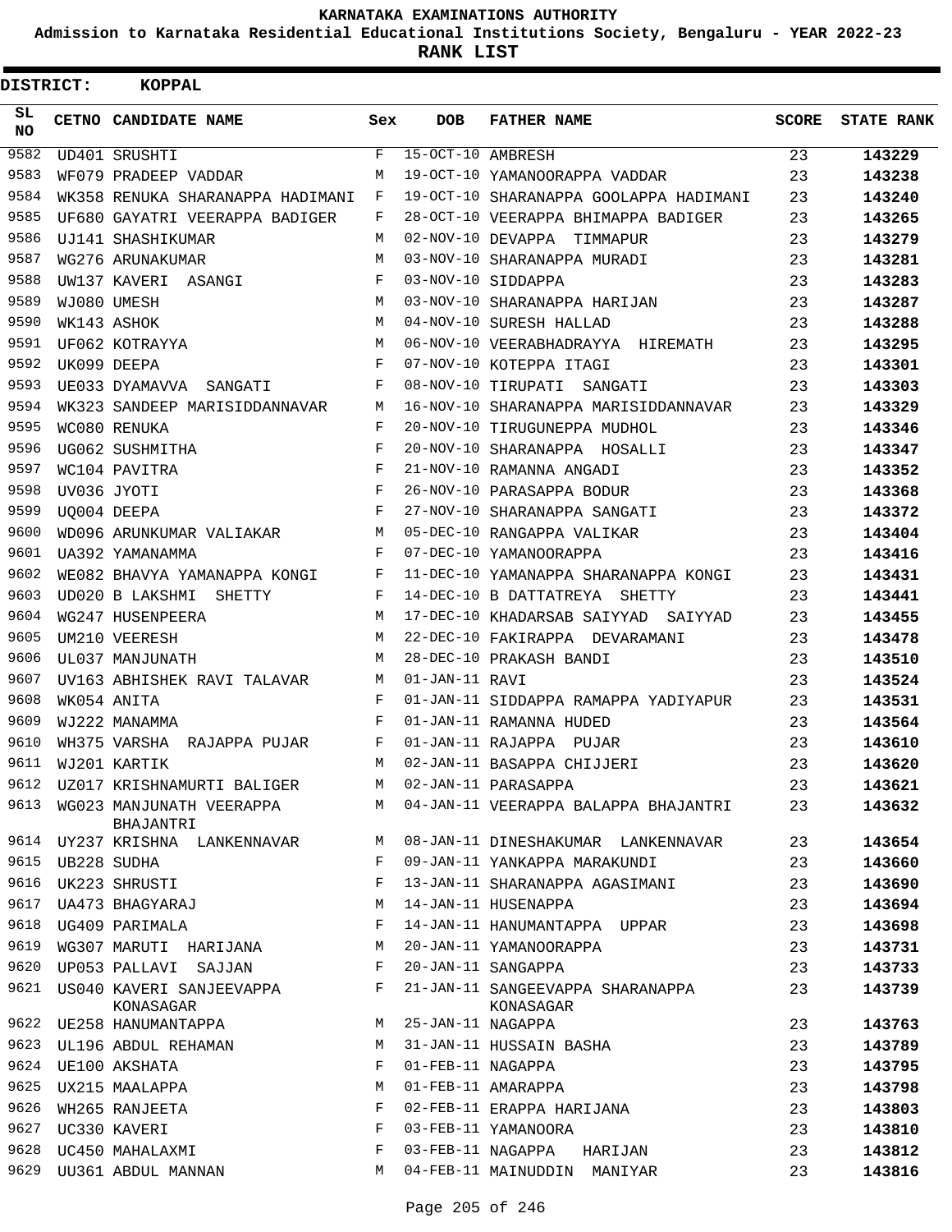KARNATAKA EXAMINATIONS AUTHORITY

Admission to Karnataka Residential Educational Institutions Society, Bengaluru - YEAR 2022-23

**RANK LIST**

**DISTRICT: KOPPAL**

| SL NO | CETNO | CANDIDATE NAME | Sex | DOB | FATHER NAME | SCORE | STATE RANK |
|---|---|---|---|---|---|---|---|
| 9582 | UD401 | SRUSHTI | F | 15-OCT-10 | AMBRESH | 23 | 143229 |
| 9583 | WF079 | PRADEEP VADDAR | M | 19-OCT-10 | YAMANOORAPPA VADDAR | 23 | 143238 |
| 9584 | WK358 | RENUKA SHARANAPPA HADIMANI | F | 19-OCT-10 | SHARANAPPA GOOLAPPA HADIMANI | 23 | 143240 |
| 9585 | UF680 | GAYATRI VEERAPPA BADIGER | F | 28-OCT-10 | VEERAPPA BHIMAPPA BADIGER | 23 | 143265 |
| 9586 | UJ141 | SHASHIKUMAR | M | 02-NOV-10 | DEVAPPA TIMMAPUR | 23 | 143279 |
| 9587 | WG276 | ARUNAKUMAR | M | 03-NOV-10 | SHARANAPPA MURADI | 23 | 143281 |
| 9588 | UW137 | KAVERI ASANGI | F | 03-NOV-10 | SIDDAPPA | 23 | 143283 |
| 9589 | WJ080 | UMESH | M | 03-NOV-10 | SHARANAPPA HARIJAN | 23 | 143287 |
| 9590 | WK143 | ASHOK | M | 04-NOV-10 | SURESH HALLAD | 23 | 143288 |
| 9591 | UF062 | KOTRAYYA | M | 06-NOV-10 | VEERABHADRAYYA HIREMATH | 23 | 143295 |
| 9592 | UK099 | DEEPA | F | 07-NOV-10 | KOTEPPA ITAGI | 23 | 143301 |
| 9593 | UE033 | DYAMAVVA SANGATI | F | 08-NOV-10 | TIRUPATI SANGATI | 23 | 143303 |
| 9594 | WK323 | SANDEEP MARISIDDANNAVAR | M | 16-NOV-10 | SHARANAPPA MARISIDDANNAVAR | 23 | 143329 |
| 9595 | WC080 | RENUKA | F | 20-NOV-10 | TIRUGUNEPPA MUDHOL | 23 | 143346 |
| 9596 | UG062 | SUSHMITHA | F | 20-NOV-10 | SHARANAPPA HOSALLI | 23 | 143347 |
| 9597 | WC104 | PAVITRA | F | 21-NOV-10 | RAMANNA ANGADI | 23 | 143352 |
| 9598 | UV036 | JYOTI | F | 26-NOV-10 | PARASAPPA BODUR | 23 | 143368 |
| 9599 | UQ004 | DEEPA | F | 27-NOV-10 | SHARANAPPA SANGATI | 23 | 143372 |
| 9600 | WD096 | ARUNKUMAR VALIAKAR | M | 05-DEC-10 | RANGAPPA VALIKAR | 23 | 143404 |
| 9601 | UA392 | YAMANAMMA | F | 07-DEC-10 | YAMANOORAPPA | 23 | 143416 |
| 9602 | WE082 | BHAVYA YAMANAPPA KONGI | F | 11-DEC-10 | YAMANAPPA SHARANAPPA KONGI | 23 | 143431 |
| 9603 | UD020 | B LAKSHMI SHETTY | F | 14-DEC-10 | B DATTATREYA SHETTY | 23 | 143441 |
| 9604 | WG247 | HUSENPEERA | M | 17-DEC-10 | KHADARSAB SAIYYAD SAIYYAD | 23 | 143455 |
| 9605 | UM210 | VEERESH | M | 22-DEC-10 | FAKIRAPPA DEVARAMANI | 23 | 143478 |
| 9606 | UL037 | MANJUNATH | M | 28-DEC-10 | PRAKASH BANDI | 23 | 143510 |
| 9607 | UV163 | ABHISHEK RAVI TALAVAR | M | 01-JAN-11 | RAVI | 23 | 143524 |
| 9608 | WK054 | ANITA | F | 01-JAN-11 | SIDDAPPA RAMAPPA YADIYAPUR | 23 | 143531 |
| 9609 | WJ222 | MANAMMA | F | 01-JAN-11 | RAMANNA HUDED | 23 | 143564 |
| 9610 | WH375 | VARSHA RAJAPPA PUJAR | F | 01-JAN-11 | RAJAPPA PUJAR | 23 | 143610 |
| 9611 | WJ201 | KARTIK | M | 02-JAN-11 | BASAPPA CHIJJERI | 23 | 143620 |
| 9612 | UZ017 | KRISHNAMURTI BALIGER | M | 02-JAN-11 | PARASAPPA | 23 | 143621 |
| 9613 | WG023 | MANJUNATH VEERAPPA BHAJANTRI | M | 04-JAN-11 | VEERAPPA BALAPPA BHAJANTRI | 23 | 143632 |
| 9614 | UY237 | KRISHNA LANKENNAVAR | M | 08-JAN-11 | DINESHAKUMAR LANKENNAVAR | 23 | 143654 |
| 9615 | UB228 | SUDHA | F | 09-JAN-11 | YANKAPPA MARAKUNDI | 23 | 143660 |
| 9616 | UK223 | SHRUSTI | F | 13-JAN-11 | SHARANAPPA AGASIMANI | 23 | 143690 |
| 9617 | UA473 | BHAGYARAJ | M | 14-JAN-11 | HUSENAPPA | 23 | 143694 |
| 9618 | UG409 | PARIMALA | F | 14-JAN-11 | HANUMANTAPPA UPPAR | 23 | 143698 |
| 9619 | WG307 | MARUTI HARIJANA | M | 20-JAN-11 | YAMANOORAPPA | 23 | 143731 |
| 9620 | UP053 | PALLAVI SAJJAN | F | 20-JAN-11 | SANGAPPA | 23 | 143733 |
| 9621 | US040 | KAVERI SANJEEVAPPA KONASAGAR | F | 21-JAN-11 | SANGEEVAPPA SHARANAPPA KONASAGAR | 23 | 143739 |
| 9622 | UE258 | HANUMANTAPPA | M | 25-JAN-11 | NAGAPPA | 23 | 143763 |
| 9623 | UL196 | ABDUL REHAMAN | M | 31-JAN-11 | HUSSAIN BASHA | 23 | 143789 |
| 9624 | UE100 | AKSHATA | F | 01-FEB-11 | NAGAPPA | 23 | 143795 |
| 9625 | UX215 | MAALAPPA | M | 01-FEB-11 | AMARAPPA | 23 | 143798 |
| 9626 | WH265 | RANJEETA | F | 02-FEB-11 | ERAPPA HARIJANA | 23 | 143803 |
| 9627 | UC330 | KAVERI | F | 03-FEB-11 | YAMANOORA | 23 | 143810 |
| 9628 | UC450 | MAHALAXMI | F | 03-FEB-11 | NAGAPPA HARIJAN | 23 | 143812 |
| 9629 | UU361 | ABDUL MANNAN | M | 04-FEB-11 | MAINUDDIN MANIYAR | 23 | 143816 |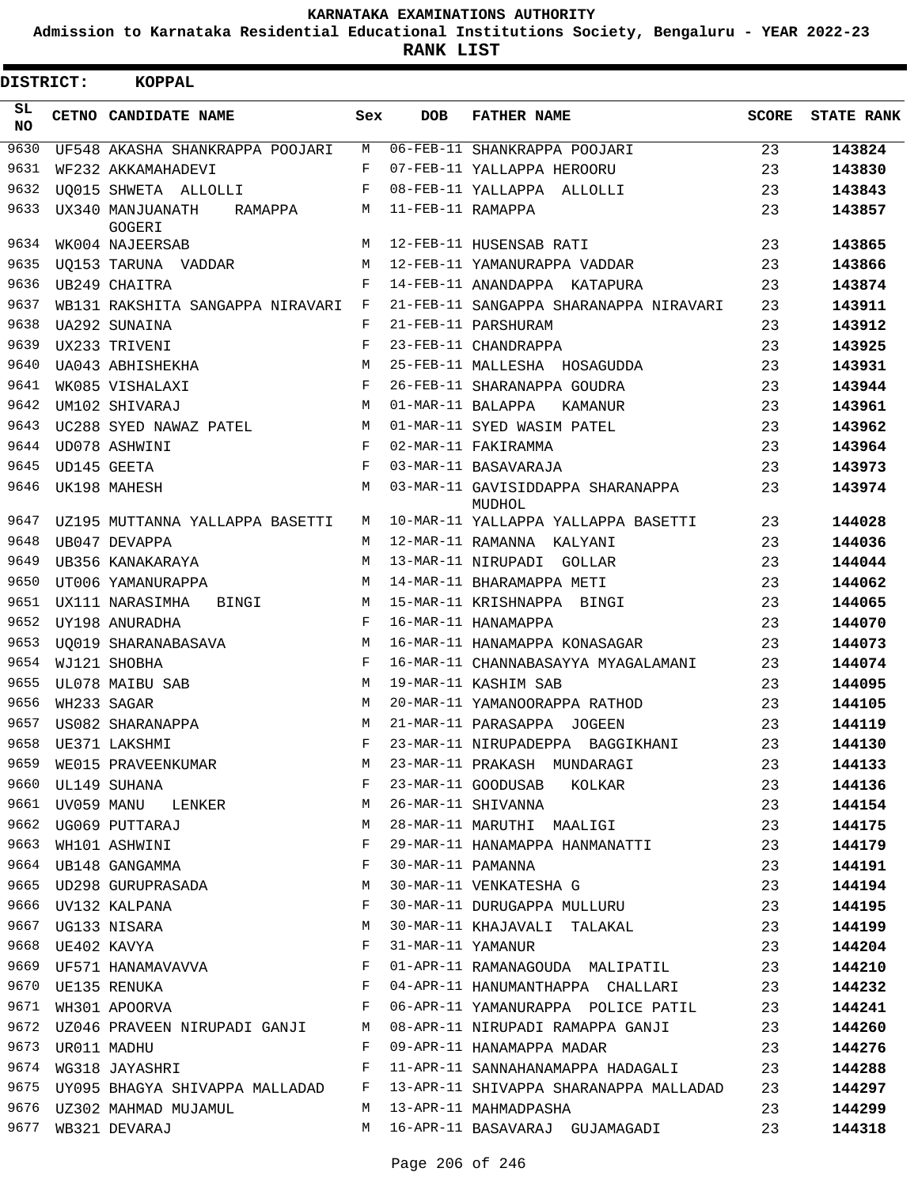KARNATAKA EXAMINATIONS AUTHORITY

Admission to Karnataka Residential Educational Institutions Society, Bengaluru - YEAR 2022-23

**RANK LIST**

**DISTRICT: KOPPAL**

| SL NO | CETNO | CANDIDATE NAME | Sex | DOB | FATHER NAME | SCORE | STATE RANK |
|---|---|---|---|---|---|---|---|
| 9630 | UF548 | AKASHA SHANKRAPPA POOJARI | M | 06-FEB-11 | SHANKRAPPA POOJARI | 23 | **143824** |
| 9631 | WF232 | AKKAMAHADEVI | F | 07-FEB-11 | YALLAPPA HEROORU | 23 | **143830** |
| 9632 | UQ015 | SHWETA ALLOLLI | F | 08-FEB-11 | YALLAPPA ALLOLLI | 23 | **143843** |
| 9633 | UX340 | MANJUANATH RAMAPPA GOGERI | M | 11-FEB-11 | RAMAPPA | 23 | **143857** |
| 9634 | WK004 | NAJEERSAB | M | 12-FEB-11 | HUSENSAB RATI | 23 | **143865** |
| 9635 | UQ153 | TARUNA VADDAR | M | 12-FEB-11 | YAMANURAPPA VADDAR | 23 | **143866** |
| 9636 | UB249 | CHAITRA | F | 14-FEB-11 | ANANDAPPA KATAPURA | 23 | **143874** |
| 9637 | WB131 | RAKSHITA SANGAPPA NIRAVARI | F | 21-FEB-11 | SANGAPPA SHARANAPPA NIRAVARI | 23 | **143911** |
| 9638 | UA292 | SUNAINA | F | 21-FEB-11 | PARSHURAM | 23 | **143912** |
| 9639 | UX233 | TRIVENI | F | 23-FEB-11 | CHANDRAPPA | 23 | **143925** |
| 9640 | UA043 | ABHISHEKHA | M | 25-FEB-11 | MALLESHA HOSAGUDDA | 23 | **143931** |
| 9641 | WK085 | VISHALAXI | F | 26-FEB-11 | SHARANAPPA GOUDRA | 23 | **143944** |
| 9642 | UM102 | SHIVARAJ | M | 01-MAR-11 | BALAPPA KAMANUR | 23 | **143961** |
| 9643 | UC288 | SYED NAWAZ PATEL | M | 01-MAR-11 | SYED WASIM PATEL | 23 | **143962** |
| 9644 | UD078 | ASHWINI | F | 02-MAR-11 | FAKIRAMMA | 23 | **143964** |
| 9645 | UD145 | GEETA | F | 03-MAR-11 | BASAVARAJA | 23 | **143973** |
| 9646 | UK198 | MAHESH | M | 03-MAR-11 | GAVISIDDAPPA SHARANAPPA MUDHOL | 23 | **143974** |
| 9647 | UZ195 | MUTTANNA YALLAPPA BASETTI | M | 10-MAR-11 | YALLAPPA YALLAPPA BASETTI | 23 | **144028** |
| 9648 | UB047 | DEVAPPA | M | 12-MAR-11 | RAMANNA KALYANI | 23 | **144036** |
| 9649 | UB356 | KANAKARAYA | M | 13-MAR-11 | NIRUPADI GOLLAR | 23 | **144044** |
| 9650 | UT006 | YAMANURAPPA | M | 14-MAR-11 | BHARAMAPPA METI | 23 | **144062** |
| 9651 | UX111 | NARASIMHA BINGI | M | 15-MAR-11 | KRISHNAPPA BINGI | 23 | **144065** |
| 9652 | UY198 | ANURADHA | F | 16-MAR-11 | HANAMAPPA | 23 | **144070** |
| 9653 | UQ019 | SHARANABASAVA | M | 16-MAR-11 | HANAMAPPA KONASAGAR | 23 | **144073** |
| 9654 | WJ121 | SHOBHA | F | 16-MAR-11 | CHANNABASAYYA MYAGALAMANI | 23 | **144074** |
| 9655 | UL078 | MAIBU SAB | M | 19-MAR-11 | KASHIM SAB | 23 | **144095** |
| 9656 | WH233 | SAGAR | M | 20-MAR-11 | YAMANOORAPPA RATHOD | 23 | **144105** |
| 9657 | US082 | SHARANAPPA | M | 21-MAR-11 | PARASAPPA JOGEEN | 23 | **144119** |
| 9658 | UE371 | LAKSHMI | F | 23-MAR-11 | NIRUPADEPPA BAGGIKHANI | 23 | **144130** |
| 9659 | WE015 | PRAVEENKUMAR | M | 23-MAR-11 | PRAKASH MUNDARAGI | 23 | **144133** |
| 9660 | UL149 | SUHANA | F | 23-MAR-11 | GOODUSAB KOLKAR | 23 | **144136** |
| 9661 | UV059 | MANU LENKER | M | 26-MAR-11 | SHIVANNA | 23 | **144154** |
| 9662 | UG069 | PUTTARAJ | M | 28-MAR-11 | MARUTHI MAALIGI | 23 | **144175** |
| 9663 | WH101 | ASHWINI | F | 29-MAR-11 | HANAMAPPA HANMANATTI | 23 | **144179** |
| 9664 | UB148 | GANGAMMA | F | 30-MAR-11 | PAMANNA | 23 | **144191** |
| 9665 | UD298 | GURUPRASADA | M | 30-MAR-11 | VENKATESHA G | 23 | **144194** |
| 9666 | UV132 | KALPANA | F | 30-MAR-11 | DURUGAPPA MULLURU | 23 | **144195** |
| 9667 | UG133 | NISARA | M | 30-MAR-11 | KHAJAVALI TALAKAL | 23 | **144199** |
| 9668 | UE402 | KAVYA | F | 31-MAR-11 | YAMANUR | 23 | **144204** |
| 9669 | UF571 | HANAMAVAVVA | F | 01-APR-11 | RAMANAGOUDA MALIPATIL | 23 | **144210** |
| 9670 | UE135 | RENUKA | F | 04-APR-11 | HANUMANTHAPPA CHALLARI | 23 | **144232** |
| 9671 | WH301 | APOORVA | F | 06-APR-11 | YAMANURAPPA POLICE PATIL | 23 | **144241** |
| 9672 | UZ046 | PRAVEEN NIRUPADI GANJI | M | 08-APR-11 | NIRUPADI RAMAPPA GANJI | 23 | **144260** |
| 9673 | UR011 | MADHU | F | 09-APR-11 | HANAMAPPA MADAR | 23 | **144276** |
| 9674 | WG318 | JAYASHRI | F | 11-APR-11 | SANNAHANAMAPPA HADAGALI | 23 | **144288** |
| 9675 | UY095 | BHAGYA SHIVAPPA MALLADAD | F | 13-APR-11 | SHIVAPPA SHARANAPPA MALLADAD | 23 | **144297** |
| 9676 | UZ302 | MAHMAD MUJAMUL | M | 13-APR-11 | MAHMADPASHA | 23 | **144299** |
| 9677 | WB321 | DEVARAJ | M | 16-APR-11 | BASAVARAJ GUJAMAGADI | 23 | **144318** |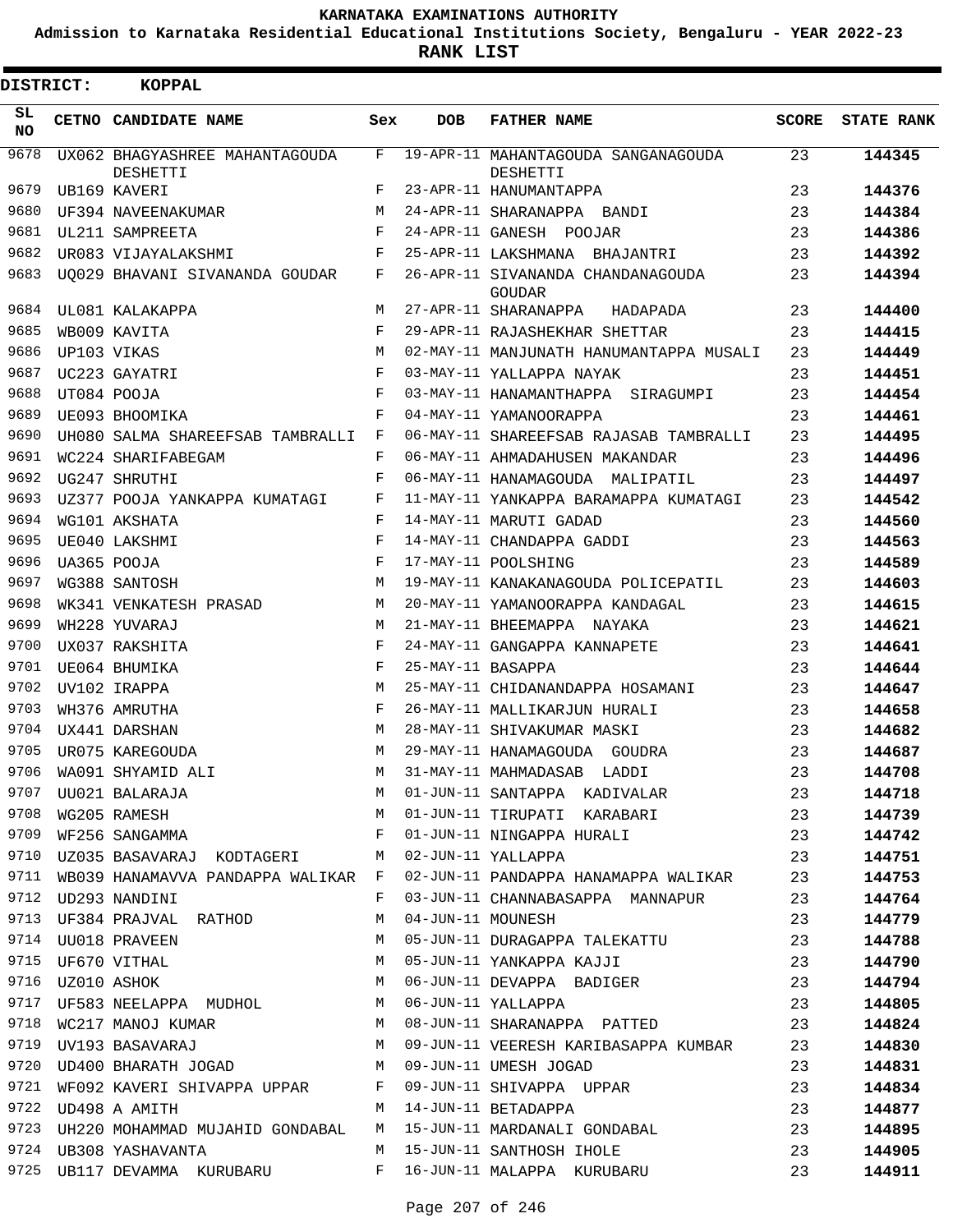# KARNATAKA EXAMINATIONS AUTHORITY

**Admission to Karnataka Residential Educational Institutions Society, Bengaluru - YEAR 2022-23**

**RANK LIST**

**DISTRICT: KOPPAL**

| SL NO | CETNO | CANDIDATE NAME | Sex | DOB | FATHER NAME | SCORE | STATE RANK |
|---|---|---|---|---|---|---|---|
| 9678 | UX062 | BHAGYASHREE MAHANTAGOUDA DESHETTI | F | 19-APR-11 | MAHANTAGOUDA SANGANAGOUDA DESHETTI | 23 | 144345 |
| 9679 | UB169 | KAVERI | F | 23-APR-11 | HANUMANTAPPA | 23 | 144376 |
| 9680 | UF394 | NAVEENAKUMAR | M | 24-APR-11 | SHARANAPPA BANDI | 23 | 144384 |
| 9681 | UL211 | SAMPREETA | F | 24-APR-11 | GANESH POOJAR | 23 | 144386 |
| 9682 | UR083 | VIJAYALAKSHMI | F | 25-APR-11 | LAKSHMANA BHAJANTRI | 23 | 144392 |
| 9683 | UQ029 | BHAVANI SIVANANDA GOUDAR | F | 26-APR-11 | SIVANANDA CHANDANAGOUDA GOUDAR | 23 | 144394 |
| 9684 | UL081 | KALAKAPPA | M | 27-APR-11 | SHARANAPPA HADAPADA | 23 | 144400 |
| 9685 | WB009 | KAVITA | F | 29-APR-11 | RAJASHEKHAR SHETTAR | 23 | 144415 |
| 9686 | UP103 | VIKAS | M | 02-MAY-11 | MANJUNATH HANUMANTAPPA MUSALI | 23 | 144449 |
| 9687 | UC223 | GAYATRI | F | 03-MAY-11 | YALLAPPA NAYAK | 23 | 144451 |
| 9688 | UT084 | POOJA | F | 03-MAY-11 | HANAMANTHAPPA SIRAGUMPI | 23 | 144454 |
| 9689 | UE093 | BHOOMIKA | F | 04-MAY-11 | YAMANOORAPPA | 23 | 144461 |
| 9690 | UH080 | SALMA SHAREEFSAB TAMBRALLI | F | 06-MAY-11 | SHAREEFSAB RAJASAB TAMBRALLI | 23 | 144495 |
| 9691 | WC224 | SHARIFABEGAM | F | 06-MAY-11 | AHMADAHUSEN MAKANDAR | 23 | 144496 |
| 9692 | UG247 | SHRUTHI | F | 06-MAY-11 | HANAMAGOUDA MALIPATIL | 23 | 144497 |
| 9693 | UZ377 | POOJA YANKAPPA KUMATAGI | F | 11-MAY-11 | YANKAPPA BARAMAPPA KUMATAGI | 23 | 144542 |
| 9694 | WG101 | AKSHATA | F | 14-MAY-11 | MARUTI GADAD | 23 | 144560 |
| 9695 | UE040 | LAKSHMI | F | 14-MAY-11 | CHANDAPPA GADDI | 23 | 144563 |
| 9696 | UA365 | POOJA | F | 17-MAY-11 | POOLSHING | 23 | 144589 |
| 9697 | WG388 | SANTOSH | M | 19-MAY-11 | KANAKANAGOUDA POLICEPATIL | 23 | 144603 |
| 9698 | WK341 | VENKATESH PRASAD | M | 20-MAY-11 | YAMANOORAPPA KANDAGAL | 23 | 144615 |
| 9699 | WH228 | YUVARAJ | M | 21-MAY-11 | BHEEMAPPA NAYAKA | 23 | 144621 |
| 9700 | UX037 | RAKSHITA | F | 24-MAY-11 | GANGAPPA KANNAPETE | 23 | 144641 |
| 9701 | UE064 | BHUMIKA | F | 25-MAY-11 | BASAPPA | 23 | 144644 |
| 9702 | UV102 | IRAPPA | M | 25-MAY-11 | CHIDANANDAPPA HOSAMANI | 23 | 144647 |
| 9703 | WH376 | AMRUTHA | F | 26-MAY-11 | MALLIKARJUN HURALI | 23 | 144658 |
| 9704 | UX441 | DARSHAN | M | 28-MAY-11 | SHIVAKUMAR MASKI | 23 | 144682 |
| 9705 | UR075 | KAREGOUDA | M | 29-MAY-11 | HANAMAGOUDA GOUDRA | 23 | 144687 |
| 9706 | WA091 | SHYAMID ALI | M | 31-MAY-11 | MAHMADASAB LADDI | 23 | 144708 |
| 9707 | UU021 | BALARAJA | M | 01-JUN-11 | SANTAPPA KADIVALAR | 23 | 144718 |
| 9708 | WG205 | RAMESH | M | 01-JUN-11 | TIRUPATI KARABARI | 23 | 144739 |
| 9709 | WF256 | SANGAMMA | F | 01-JUN-11 | NINGAPPA HURALI | 23 | 144742 |
| 9710 | UZ035 | BASAVARAJ KODTAGERI | M | 02-JUN-11 | YALLAPPA | 23 | 144751 |
| 9711 | WB039 | HANAMAVVA PANDAPPA WALIKAR | F | 02-JUN-11 | PANDAPPA HANAMAPPA WALIKAR | 23 | 144753 |
| 9712 | UD293 | NANDINI | F | 03-JUN-11 | CHANNABASAPPA MANNAPUR | 23 | 144764 |
| 9713 | UF384 | PRAJVAL RATHOD | M | 04-JUN-11 | MOUNESH | 23 | 144779 |
| 9714 | UU018 | PRAVEEN | M | 05-JUN-11 | DURAGAPPA TALEKATTU | 23 | 144788 |
| 9715 | UF670 | VITHAL | M | 05-JUN-11 | YANKAPPA KAJJI | 23 | 144790 |
| 9716 | UZ010 | ASHOK | M | 06-JUN-11 | DEVAPPA BADIGER | 23 | 144794 |
| 9717 | UF583 | NEELAPPA MUDHOL | M | 06-JUN-11 | YALLAPPA | 23 | 144805 |
| 9718 | WC217 | MANOJ KUMAR | M | 08-JUN-11 | SHARANAPPA PATTED | 23 | 144824 |
| 9719 | UV193 | BASAVARAJ | M | 09-JUN-11 | VEERESH KARIBASAPPA KUMBAR | 23 | 144830 |
| 9720 | UD400 | BHARATH JOGAD | M | 09-JUN-11 | UMESH JOGAD | 23 | 144831 |
| 9721 | WF092 | KAVERI SHIVAPPA UPPAR | F | 09-JUN-11 | SHIVAPPA UPPAR | 23 | 144834 |
| 9722 | UD498 | A AMITH | M | 14-JUN-11 | BETADAPPA | 23 | 144877 |
| 9723 | UH220 | MOHAMMAD MUJAHID GONDABAL | M | 15-JUN-11 | MARDANALI GONDABAL | 23 | 144895 |
| 9724 | UB308 | YASHAVANTA | M | 15-JUN-11 | SANTHOSH IHOLE | 23 | 144905 |
| 9725 | UB117 | DEVAMMA KURUBARU | F | 16-JUN-11 | MALAPPA KURUBARU | 23 | 144911 |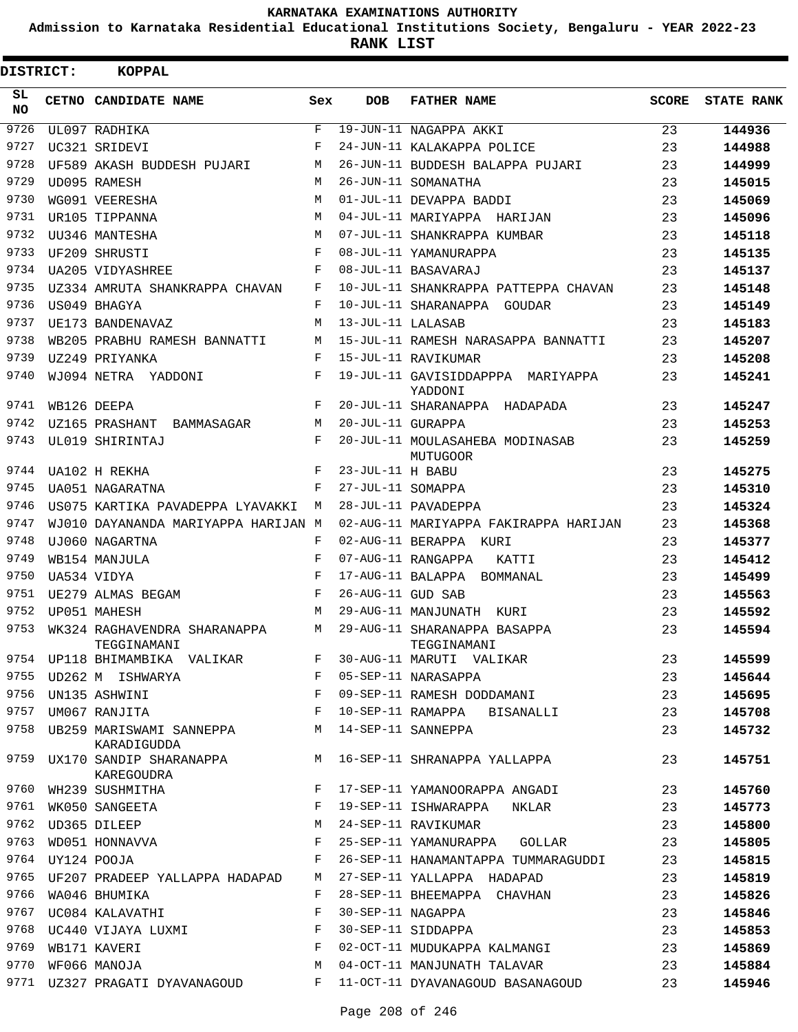KARNATAKA EXAMINATIONS AUTHORITY

Admission to Karnataka Residential Educational Institutions Society, Bengaluru - YEAR 2022-23

**RANK LIST**

**DISTRICT: KOPPAL**

| SL NO | CETNO | CANDIDATE NAME | Sex | DOB | FATHER NAME | SCORE | STATE RANK |
|---|---|---|---|---|---|---|---|
| 9726 | UL097 | RADHIKA | F | 19-JUN-11 | NAGAPPA AKKI | 23 | **144936** |
| 9727 | UC321 | SRIDEVI | F | 24-JUN-11 | KALAKAPPA POLICE | 23 | **144988** |
| 9728 | UF589 | AKASH BUDDESH PUJARI | M | 26-JUN-11 | BUDDESH BALAPPA PUJARI | 23 | **144999** |
| 9729 | UD095 | RAMESH | M | 26-JUN-11 | SOMANATHA | 23 | **145015** |
| 9730 | WG091 | VEERESHA | M | 01-JUL-11 | DEVAPPA BADDI | 23 | **145069** |
| 9731 | UR105 | TIPPANNA | M | 04-JUL-11 | MARIYAPPA HARIJAN | 23 | **145096** |
| 9732 | UU346 | MANTESHA | M | 07-JUL-11 | SHANKRAPPA KUMBAR | 23 | **145118** |
| 9733 | UF209 | SHRUSTI | F | 08-JUL-11 | YAMANURAPPA | 23 | **145135** |
| 9734 | UA205 | VIDYASHREE | F | 08-JUL-11 | BASAVARAJ | 23 | **145137** |
| 9735 | UZ334 | AMRUTA SHANKRAPPA CHAVAN | F | 10-JUL-11 | SHANKRAPPA PATTEPPA CHAVAN | 23 | **145148** |
| 9736 | US049 | BHAGYA | F | 10-JUL-11 | SHARANAPPA GOUDAR | 23 | **145149** |
| 9737 | UE173 | BANDENAVAZ | M | 13-JUL-11 | LALASAB | 23 | **145183** |
| 9738 | WB205 | PRABHU RAMESH BANNATTI | M | 15-JUL-11 | RAMESH NARASAPPA BANNATTI | 23 | **145207** |
| 9739 | UZ249 | PRIYANKA | F | 15-JUL-11 | RAVIKUMAR | 23 | **145208** |
| 9740 | WJ094 | NETRA YADDONI | F | 19-JUL-11 | GAVISIDDAPPPA MARIYAPPA YADDONI | 23 | **145241** |
| 9741 | WB126 | DEEPA | F | 20-JUL-11 | SHARANAPPA HADAPADA | 23 | **145247** |
| 9742 | UZ165 | PRASHANT BAMMASAGAR | M | 20-JUL-11 | GURAPPA | 23 | **145253** |
| 9743 | UL019 | SHIRINTAJ | F | 20-JUL-11 | MOULASAHEBA MODINASAB MUTUGOOR | 23 | **145259** |
| 9744 | UA102 | H REKHA | F | 23-JUL-11 | H BABU | 23 | **145275** |
| 9745 | UA051 | NAGARATNA | F | 27-JUL-11 | SOMAPPA | 23 | **145310** |
| 9746 | US075 | KARTIKA PAVADEPPA LYAVAKKI | M | 28-JUL-11 | PAVADEPPA | 23 | **145324** |
| 9747 | WJ010 | DAYANANDA MARIYAPPA HARIJAN | M | 02-AUG-11 | MARIYAPPA FAKIRAPPA HARIJAN | 23 | **145368** |
| 9748 | UJ060 | NAGARTNA | F | 02-AUG-11 | BERAPPA KURI | 23 | **145377** |
| 9749 | WB154 | MANJULA | F | 07-AUG-11 | RANGAPPA KATTI | 23 | **145412** |
| 9750 | UA534 | VIDYA | F | 17-AUG-11 | BALAPPA BOMMANAL | 23 | **145499** |
| 9751 | UE279 | ALMAS BEGAM | F | 26-AUG-11 | GUD SAB | 23 | **145563** |
| 9752 | UP051 | MAHESH | M | 29-AUG-11 | MANJUNATH KURI | 23 | **145592** |
| 9753 | WK324 | RAGHAVENDRA SHARANAPPA TEGGINAMANI | M | 29-AUG-11 | SHARANAPPA BASAPPA TEGGINAMANI | 23 | **145594** |
| 9754 | UP118 | BHIMAMBIKA VALIKAR | F | 30-AUG-11 | MARUTI VALIKAR | 23 | **145599** |
| 9755 | UD262 | M ISHWARYA | F | 05-SEP-11 | NARASAPPA | 23 | **145644** |
| 9756 | UN135 | ASHWINI | F | 09-SEP-11 | RAMESH DODDAMANI | 23 | **145695** |
| 9757 | UM067 | RANJITA | F | 10-SEP-11 | RAMAPPA BISANALLI | 23 | **145708** |
| 9758 | UB259 | MARISWAMI SANNEPPA KARADIGUDDA | M | 14-SEP-11 | SANNEPPA | 23 | **145732** |
| 9759 | UX170 | SANDIP SHARANAPPA KAREGOUDRA | M | 16-SEP-11 | SHRANAPPA YALLAPPA | 23 | **145751** |
| 9760 | WH239 | SUSHMITHA | F | 17-SEP-11 | YAMANOORAPPA ANGADI | 23 | **145760** |
| 9761 | WK050 | SANGEETA | F | 19-SEP-11 | ISHWARAPPA NKLAR | 23 | **145773** |
| 9762 | UD365 | DILEEP | M | 24-SEP-11 | RAVIKUMAR | 23 | **145800** |
| 9763 | WD051 | HONNAVVA | F | 25-SEP-11 | YAMANURAPPA GOLLAR | 23 | **145805** |
| 9764 | UY124 | POOJA | F | 26-SEP-11 | HANAMANTAPPA TUMMARAGUDDI | 23 | **145815** |
| 9765 | UF207 | PRADEEP YALLAPPA HADAPAD | M | 27-SEP-11 | YALLAPPA HADAPAD | 23 | **145819** |
| 9766 | WA046 | BHUMIKA | F | 28-SEP-11 | BHEEMAPPA CHAVHAN | 23 | **145826** |
| 9767 | UC084 | KALAVATHI | F | 30-SEP-11 | NAGAPPA | 23 | **145846** |
| 9768 | UC440 | VIJAYA LUXMI | F | 30-SEP-11 | SIDDAPPA | 23 | **145853** |
| 9769 | WB171 | KAVERI | F | 02-OCT-11 | MUDUKAPPA KALMANGI | 23 | **145869** |
| 9770 | WF066 | MANOJA | M | 04-OCT-11 | MANJUNATH TALAVAR | 23 | **145884** |
| 9771 | UZ327 | PRAGATI DYAVANAGOUD | F | 11-OCT-11 | DYAVANAGOUD BASANAGOUD | 23 | **145946** |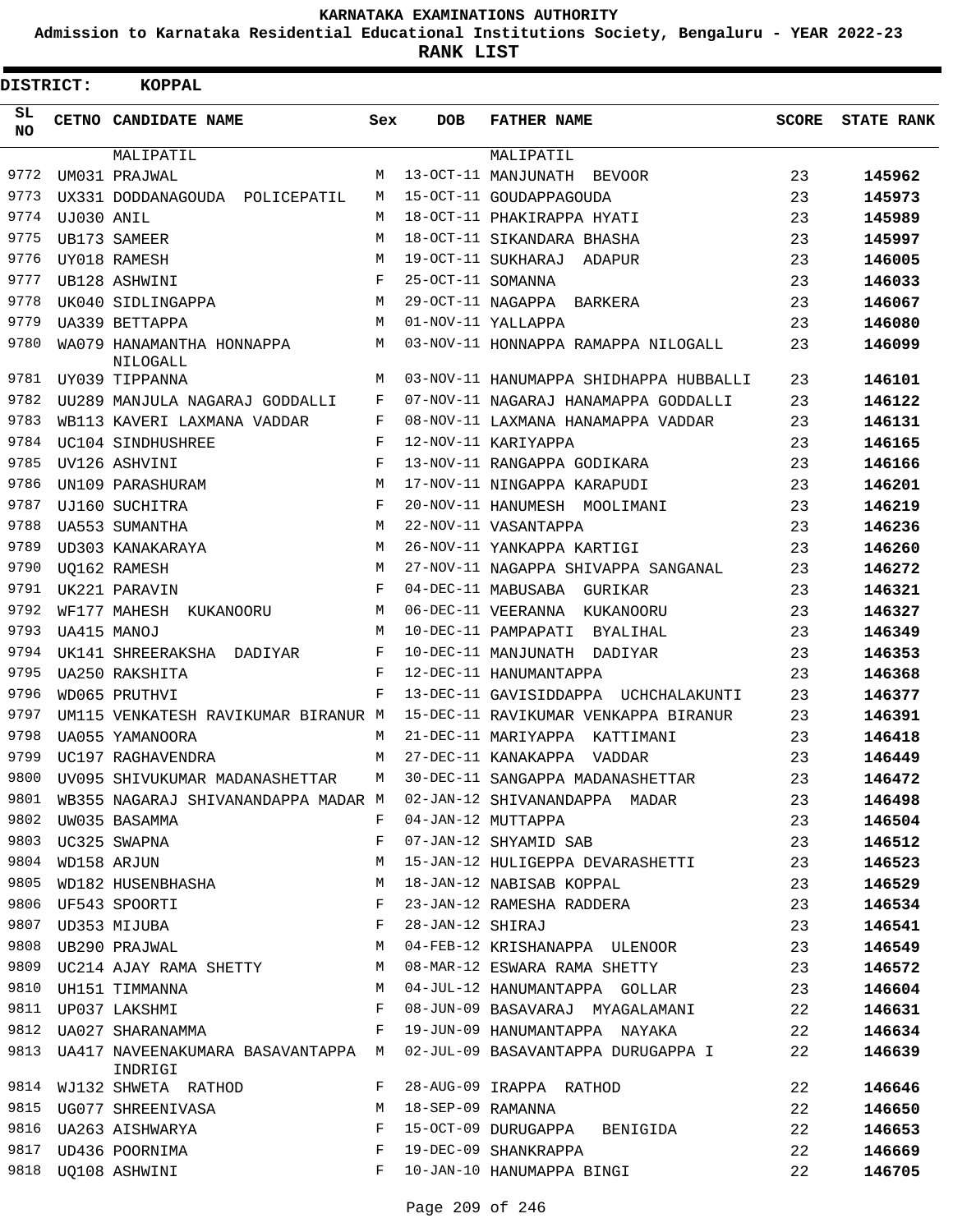KARNATAKA EXAMINATIONS AUTHORITY

Admission to Karnataka Residential Educational Institutions Society, Bengaluru - YEAR 2022-23

**RANK LIST**

**DISTRICT: KOPPAL**

| SL NO | CETNO | CANDIDATE NAME | Sex | DOB | FATHER NAME | SCORE | STATE RANK |
|---|---|---|---|---|---|---|---|
| | | MALIPATIL | | | MALIPATIL | | |
| 9772 | UM031 | PRAJWAL | M | 13-OCT-11 | MANJUNATH BEVOOR | 23 | **145962** |
| 9773 | UX331 | DODDANAGOUDA POLICEPATIL | M | 15-OCT-11 | GOUDAPPAGOUDA | 23 | **145973** |
| 9774 | UJ030 | ANIL | M | 18-OCT-11 | PHAKIRAPPA HYATI | 23 | **145989** |
| 9775 | UB173 | SAMEER | M | 18-OCT-11 | SIKANDARA BHASHA | 23 | **145997** |
| 9776 | UY018 | RAMESH | M | 19-OCT-11 | SUKHARAJ ADAPUR | 23 | **146005** |
| 9777 | UB128 | ASHWINI | F | 25-OCT-11 | SOMANNA | 23 | **146033** |
| 9778 | UK040 | SIDLINGAPPA | M | 29-OCT-11 | NAGAPPA BARKERA | 23 | **146067** |
| 9779 | UA339 | BETTAPPA | M | 01-NOV-11 | YALLAPPA | 23 | **146080** |
| 9780 | WA079 | HANAMANTHA HONNAPPA NILOGALL | M | 03-NOV-11 | HONNAPPA RAMAPPA NILOGALL | 23 | **146099** |
| 9781 | UY039 | TIPPANNA | M | 03-NOV-11 | HANUMAPPA SHIDHAPPA HUBBALLI | 23 | **146101** |
| 9782 | UU289 | MANJULA NAGARAJ GODDALLI | F | 07-NOV-11 | NAGARAJ HANAMAPPA GODDALLI | 23 | **146122** |
| 9783 | WB113 | KAVERI LAXMANA VADDAR | F | 08-NOV-11 | LAXMANA HANAMAPPA VADDAR | 23 | **146131** |
| 9784 | UC104 | SINDHUSHREE | F | 12-NOV-11 | KARIYAPPA | 23 | **146165** |
| 9785 | UV126 | ASHVINI | F | 13-NOV-11 | RANGAPPA GODIKARA | 23 | **146166** |
| 9786 | UN109 | PARASHURAM | M | 17-NOV-11 | NINGAPPA KARAPUDI | 23 | **146201** |
| 9787 | UJ160 | SUCHITRA | F | 20-NOV-11 | HANUMESH MOOLIMANI | 23 | **146219** |
| 9788 | UA553 | SUMANTHA | M | 22-NOV-11 | VASANTAPPA | 23 | **146236** |
| 9789 | UD303 | KANAKARAYA | M | 26-NOV-11 | YANKAPPA KARTIGI | 23 | **146260** |
| 9790 | UQ162 | RAMESH | M | 27-NOV-11 | NAGAPPA SHIVAPPA SANGANAL | 23 | **146272** |
| 9791 | UK221 | PARAVIN | F | 04-DEC-11 | MABUSABA GURIKAR | 23 | **146321** |
| 9792 | WF177 | MAHESH KUKANOORU | M | 06-DEC-11 | VEERANNA KUKANOORU | 23 | **146327** |
| 9793 | UA415 | MANOJ | M | 10-DEC-11 | PAMPAPATI BYALIHAL | 23 | **146349** |
| 9794 | UK141 | SHREERAKSHA DADIYAR | F | 10-DEC-11 | MANJUNATH DADIYAR | 23 | **146353** |
| 9795 | UA250 | RAKSHITA | F | 12-DEC-11 | HANUMANTAPPA | 23 | **146368** |
| 9796 | WD065 | PRUTHVI | F | 13-DEC-11 | GAVISIDDAPPA UCHCHALAKUNTI | 23 | **146377** |
| 9797 | UM115 | VENKATESH RAVIKUMAR BIRANUR | M | 15-DEC-11 | RAVIKUMAR VENKAPPA BIRANUR | 23 | **146391** |
| 9798 | UA055 | YAMANOORA | M | 21-DEC-11 | MARIYAPPA KATTIMANI | 23 | **146418** |
| 9799 | UC197 | RAGHAVENDRA | M | 27-DEC-11 | KANAKAPPA VADDAR | 23 | **146449** |
| 9800 | UV095 | SHIVUKUMAR MADANASHETTAR | M | 30-DEC-11 | SANGAPPA MADANASHETTAR | 23 | **146472** |
| 9801 | WB355 | NAGARAJ SHIVANANDAPPA MADAR | M | 02-JAN-12 | SHIVANANDAPPA MADAR | 23 | **146498** |
| 9802 | UW035 | BASAMMA | F | 04-JAN-12 | MUTTAPPA | 23 | **146504** |
| 9803 | UC325 | SWAPNA | F | 07-JAN-12 | SHYAMID SAB | 23 | **146512** |
| 9804 | WD158 | ARJUN | M | 15-JAN-12 | HULIGEPPA DEVARASHETTI | 23 | **146523** |
| 9805 | WD182 | HUSENBHASHA | M | 18-JAN-12 | NABISAB KOPPAL | 23 | **146529** |
| 9806 | UF543 | SPOORTI | F | 23-JAN-12 | RAMESHA RADDERA | 23 | **146534** |
| 9807 | UD353 | MIJUBA | F | 28-JAN-12 | SHIRAJ | 23 | **146541** |
| 9808 | UB290 | PRAJWAL | M | 04-FEB-12 | KRISHANAPPA ULENOOR | 23 | **146549** |
| 9809 | UC214 | AJAY RAMA SHETTY | M | 08-MAR-12 | ESWARA RAMA SHETTY | 23 | **146572** |
| 9810 | UH151 | TIMMANNA | M | 04-JUL-12 | HANUMANTAPPA GOLLAR | 23 | **146604** |
| 9811 | UP037 | LAKSHMI | F | 08-JUN-09 | BASAVARAJ MYAGALAMANI | 22 | **146631** |
| 9812 | UA027 | SHARANAMMA | F | 19-JUN-09 | HANUMANTAPPA NAYAKA | 22 | **146634** |
| 9813 | UA417 | NAVEENAKUMARA BASAVANTAPPA INDRIGI | M | 02-JUL-09 | BASAVANTAPPA DURUGAPPA I | 22 | **146639** |
| 9814 | WJ132 | SHWETA RATHOD | F | 28-AUG-09 | IRAPPA RATHOD | 22 | **146646** |
| 9815 | UG077 | SHREENIVASA | M | 18-SEP-09 | RAMANNA | 22 | **146650** |
| 9816 | UA263 | AISHWARYA | F | 15-OCT-09 | DURUGAPPA BENIGIDA | 22 | **146653** |
| 9817 | UD436 | POORNIMA | F | 19-DEC-09 | SHANKRAPPA | 22 | **146669** |
| 9818 | UQ108 | ASHWINI | F | 10-JAN-10 | HANUMAPPA BINGI | 22 | **146705** |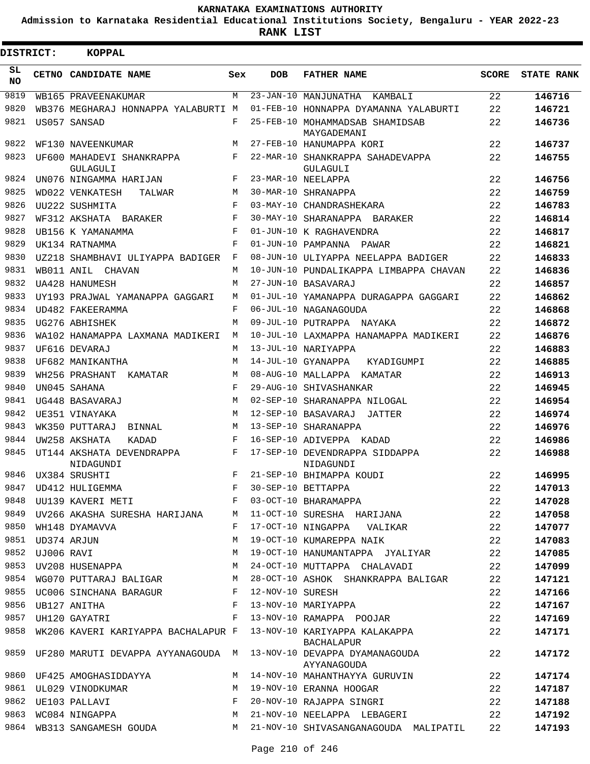# KARNATAKA EXAMINATIONS AUTHORITY

**Admission to Karnataka Residential Educational Institutions Society, Bengaluru - YEAR 2022-23**

**RANK LIST**

**DISTRICT: KOPPAL**

| SL NO | CETNO | CANDIDATE NAME | Sex | DOB | FATHER NAME | SCORE | STATE RANK |
|---|---|---|---|---|---|---|---|
| 9819 | WB165 | PRAVEENAKUMAR | M | 23-JAN-10 | MANJUNATHA KAMBALI | 22 | 146716 |
| 9820 | WB376 | MEGHARAJ HONNAPPA YALABURTI | M | 01-FEB-10 | HONNAPPA DYAMANNA YALABURTI | 22 | 146721 |
| 9821 | US057 | SANSAD | F | 25-FEB-10 | MOHAMMADSAB SHAMIDSAB MAYGADEMANI | 22 | 146736 |
| 9822 | WF130 | NAVEENKUMAR | M | 27-FEB-10 | HANUMAPPA KORI | 22 | 146737 |
| 9823 | UF600 | MAHADEVI SHANKRAPPA GULAGULI | F | 22-MAR-10 | SHANKRAPPA SAHADEVAPPA GULAGULI | 22 | 146755 |
| 9824 | UN076 | NINGAMMA HARIJAN | F | 23-MAR-10 | NEELAPPA | 22 | 146756 |
| 9825 | WD022 | VENKATESH TALWAR | M | 30-MAR-10 | SHRANAPPA | 22 | 146759 |
| 9826 | UU222 | SUSHMITA | F | 03-MAY-10 | CHANDRASHEKARA | 22 | 146783 |
| 9827 | WF312 | AKSHATA BARAKER | F | 30-MAY-10 | SHARANAPPA BARAKER | 22 | 146814 |
| 9828 | UB156 | K YAMANAMMA | F | 01-JUN-10 | K RAGHAVENDRA | 22 | 146817 |
| 9829 | UK134 | RATNAMMA | F | 01-JUN-10 | PAMPANNA PAWAR | 22 | 146821 |
| 9830 | UZ218 | SHAMBHAVI ULIYAPPA BADIGER | F | 08-JUN-10 | ULIYAPPA NEELAPPA BADIGER | 22 | 146833 |
| 9831 | WB011 | ANIL CHAVAN | M | 10-JUN-10 | PUNDALIKAPPA LIMBAPPA CHAVAN | 22 | 146836 |
| 9832 | UA428 | HANUMESH | M | 27-JUN-10 | BASAVARAJ | 22 | 146857 |
| 9833 | UY193 | PRAJWAL YAMANAPPA GAGGARI | M | 01-JUL-10 | YAMANAPPA DURAGAPPA GAGGARI | 22 | 146862 |
| 9834 | UD482 | FAKEERAMMA | F | 06-JUL-10 | NAGANAGOUDA | 22 | 146868 |
| 9835 | UG276 | ABHISHEK | M | 09-JUL-10 | PUTRAPPA NAYAKA | 22 | 146872 |
| 9836 | WA102 | HANAMAPPA LAXMANA MADIKERI | M | 10-JUL-10 | LAXMAPPA HANAMAPPA MADIKERI | 22 | 146876 |
| 9837 | UF616 | DEVARAJ | M | 13-JUL-10 | NARIYAPPA | 22 | 146883 |
| 9838 | UF682 | MANIKANTHA | M | 14-JUL-10 | GYANAPPA KYADIGUMPI | 22 | 146885 |
| 9839 | WH256 | PRASHANT KAMATAR | M | 08-AUG-10 | MALLAPPA KAMATAR | 22 | 146913 |
| 9840 | UN045 | SAHANA | F | 29-AUG-10 | SHIVASHANKAR | 22 | 146945 |
| 9841 | UG448 | BASAVARAJ | M | 02-SEP-10 | SHARANAPPA NILOGAL | 22 | 146954 |
| 9842 | UE351 | VINAYAKA | M | 12-SEP-10 | BASAVARAJ JATTER | 22 | 146974 |
| 9843 | WK350 | PUTTARAJ BINNAL | M | 13-SEP-10 | SHARANAPPA | 22 | 146976 |
| 9844 | UW258 | AKSHATA KADAD | F | 16-SEP-10 | ADIVEPPA KADAD | 22 | 146986 |
| 9845 | UT144 | AKSHATA DEVENDRAPPA NIDAGUNDI | F | 17-SEP-10 | DEVENDRAPPA SIDDAPPA NIDAGUNDI | 22 | 146988 |
| 9846 | UX384 | SRUSHTI | F | 21-SEP-10 | BHIMAPPA KOUDI | 22 | 146995 |
| 9847 | UD412 | HULIGEMMA | F | 30-SEP-10 | BETTAPPA | 22 | 147013 |
| 9848 | UU139 | KAVERI METI | F | 03-OCT-10 | BHARAMAPPA | 22 | 147028 |
| 9849 | UV266 | AKASHA SURESHA HARIJANA | M | 11-OCT-10 | SURESHA HARIJANA | 22 | 147058 |
| 9850 | WH148 | DYAMAVVA | F | 17-OCT-10 | NINGAPPA VALIKAR | 22 | 147077 |
| 9851 | UD374 | ARJUN | M | 19-OCT-10 | KUMAREPPA NAIK | 22 | 147083 |
| 9852 | UJ006 | RAVI | M | 19-OCT-10 | HANUMANTAPPA JYALIYAR | 22 | 147085 |
| 9853 | UV208 | HUSENAPPA | M | 24-OCT-10 | MUTTAPPA CHALAVADI | 22 | 147099 |
| 9854 | WG070 | PUTTARAJ BALIGAR | M | 28-OCT-10 | ASHOK SHANKRAPPA BALIGAR | 22 | 147121 |
| 9855 | UC006 | SINCHANA BARAGUR | F | 12-NOV-10 | SURESH | 22 | 147166 |
| 9856 | UB127 | ANITHA | F | 13-NOV-10 | MARIYAPPA | 22 | 147167 |
| 9857 | UH120 | GAYATRI | F | 13-NOV-10 | RAMAPPA POOJAR | 22 | 147169 |
| 9858 | WK206 | KAVERI KARIYAPPA BACHALAPUR | F | 13-NOV-10 | KARIYAPPA KALAKAPPA BACHALAPUR | 22 | 147171 |
| 9859 | UF280 | MARUTI DEVAPPA AYYANAGOUDA | M | 13-NOV-10 | DEVAPPA DYAMANAGOUDA AYYANAGOUDA | 22 | 147172 |
| 9860 | UF425 | AMOGHASIDDAYYA | M | 14-NOV-10 | MAHANTHAYYA GURUVIN | 22 | 147174 |
| 9861 | UL029 | VINODKUMAR | M | 19-NOV-10 | ERANNA HOOGAR | 22 | 147187 |
| 9862 | UE103 | PALLAVI | F | 20-NOV-10 | RAJAPPA SINGRI | 22 | 147188 |
| 9863 | WC084 | NINGAPPA | M | 21-NOV-10 | NEELAPPA LEBAGERI | 22 | 147192 |
| 9864 | WB313 | SANGAMESH GOUDA | M | 21-NOV-10 | SHIVASANGANAGOUDA MALIPATIL | 22 | 147193 |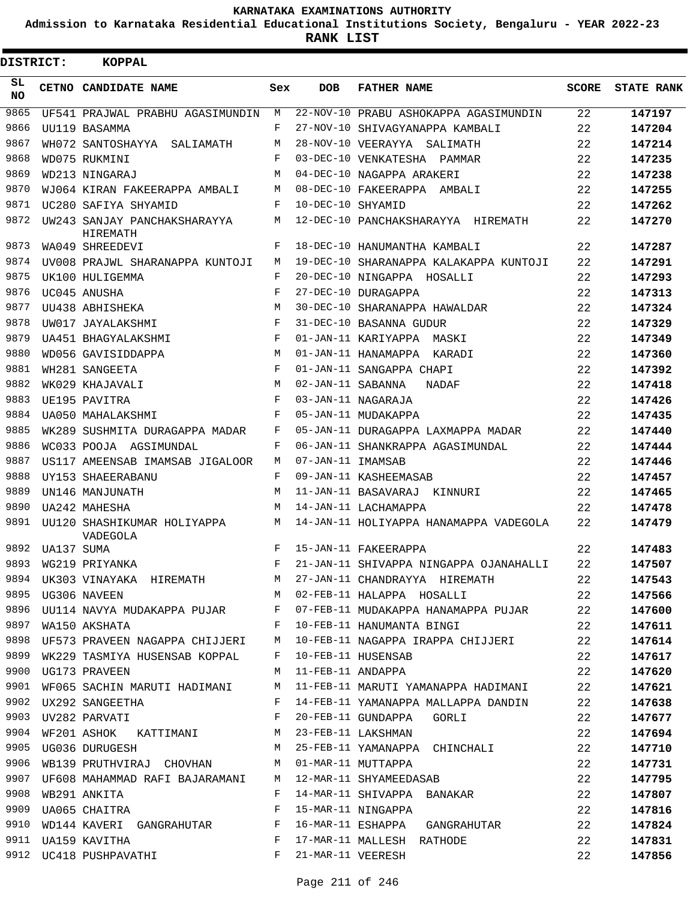# KARNATAKA EXAMINATIONS AUTHORITY

**Admission to Karnataka Residential Educational Institutions Society, Bengaluru - YEAR 2022-23**

**RANK LIST**

**DISTRICT: KOPPAL**

| SL NO | CETNO | CANDIDATE NAME | Sex | DOB | FATHER NAME | SCORE | STATE RANK |
|---|---|---|---|---|---|---|---|
| 9865 | UF541 | PRAJWAL PRABHU AGASIMUNDIN | M | 22-NOV-10 | PRABU ASHOKAPPA AGASIMUNDIN | 22 | 147197 |
| 9866 | UU119 | BASAMMA | F | 27-NOV-10 | SHIVAGYANAPPA KAMBALI | 22 | 147204 |
| 9867 | WH072 | SANTOSHAYYA SALIAMATH | M | 28-NOV-10 | VEERAYYA SALIMATH | 22 | 147214 |
| 9868 | WD075 | RUKMINI | F | 03-DEC-10 | VENKATESHA PAMMAR | 22 | 147235 |
| 9869 | WD213 | NINGARAJ | M | 04-DEC-10 | NAGAPPA ARAKERI | 22 | 147238 |
| 9870 | WJ064 | KIRAN FAKEERAPPA AMBALI | M | 08-DEC-10 | FAKEERAPPA AMBALI | 22 | 147255 |
| 9871 | UC280 | SAFIYA SHYAMID | F | 10-DEC-10 | SHYAMID | 22 | 147262 |
| 9872 | UW243 | SANJAY PANCHAKSHARAYYA HIREMATH | M | 12-DEC-10 | PANCHAKSHARAYYA HIREMATH | 22 | 147270 |
| 9873 | WA049 | SHREEDEVI | F | 18-DEC-10 | HANUMANTHA KAMBALI | 22 | 147287 |
| 9874 | UV008 | PRAJWL SHARANAPPA KUNTOJI | M | 19-DEC-10 | SHARANAPPA KALAKAPPA KUNTOJI | 22 | 147291 |
| 9875 | UK100 | HULIGEMMA | F | 20-DEC-10 | NINGAPPA HOSALLI | 22 | 147293 |
| 9876 | UC045 | ANUSHA | F | 27-DEC-10 | DURAGAPPA | 22 | 147313 |
| 9877 | UU438 | ABHISHEKA | M | 30-DEC-10 | SHARANAPPA HAWALDAR | 22 | 147324 |
| 9878 | UW017 | JAYALAKSHMI | F | 31-DEC-10 | BASANNA GUDUR | 22 | 147329 |
| 9879 | UA451 | BHAGYALAKSHMI | F | 01-JAN-11 | KARIYAPPA MASKI | 22 | 147349 |
| 9880 | WD056 | GAVISIDDAPPA | M | 01-JAN-11 | HANAMAPPA KARADI | 22 | 147360 |
| 9881 | WH281 | SANGEETA | F | 01-JAN-11 | SANGAPPA CHAPI | 22 | 147392 |
| 9882 | WK029 | KHAJAVALI | M | 02-JAN-11 | SABANNA NADAF | 22 | 147418 |
| 9883 | UE195 | PAVITRA | F | 03-JAN-11 | NAGARAJA | 22 | 147426 |
| 9884 | UA050 | MAHALAKSHMI | F | 05-JAN-11 | MUDAKAPPA | 22 | 147435 |
| 9885 | WK289 | SUSHMITA DURAGAPPA MADAR | F | 05-JAN-11 | DURAGAPPA LAXMAPPA MADAR | 22 | 147440 |
| 9886 | WC033 | POOJA AGSIMUNDAL | F | 06-JAN-11 | SHANKRAPPA AGASIMUNDAL | 22 | 147444 |
| 9887 | US117 | AMEENSAB IMAMSAB JIGALOOR | M | 07-JAN-11 | IMAMSAB | 22 | 147446 |
| 9888 | UY153 | SHAEERABANU | F | 09-JAN-11 | KASHEEMASAB | 22 | 147457 |
| 9889 | UN146 | MANJUNATH | M | 11-JAN-11 | BASAVARAJ KINNURI | 22 | 147465 |
| 9890 | UA242 | MAHESHA | M | 14-JAN-11 | LACHAMAPPA | 22 | 147478 |
| 9891 | UU120 | SHASHIKUMAR HOLIYAPPA VADEGOLA | M | 14-JAN-11 | HOLIYAPPA HANAMAPPA VADEGOLA | 22 | 147479 |
| 9892 | UA137 | SUMA | F | 15-JAN-11 | FAKEERAPPA | 22 | 147483 |
| 9893 | WG219 | PRIYANKA | F | 21-JAN-11 | SHIVAPPA NINGAPPA OJANAHALLI | 22 | 147507 |
| 9894 | UK303 | VINAYAKA HIREMATH | M | 27-JAN-11 | CHANDRAYYA HIREMATH | 22 | 147543 |
| 9895 | UG306 | NAVEEN | M | 02-FEB-11 | HALAPPA HOSALLI | 22 | 147566 |
| 9896 | UU114 | NAVYA MUDAKAPPA PUJAR | F | 07-FEB-11 | MUDAKAPPA HANAMAPPA PUJAR | 22 | 147600 |
| 9897 | WA150 | AKSHATA | F | 10-FEB-11 | HANUMANTA BINGI | 22 | 147611 |
| 9898 | UF573 | PRAVEEN NAGAPPA CHIJJERI | M | 10-FEB-11 | NAGAPPA IRAPPA CHIJJERI | 22 | 147614 |
| 9899 | WK229 | TASMIYA HUSENSAB KOPPAL | F | 10-FEB-11 | HUSENSAB | 22 | 147617 |
| 9900 | UG173 | PRAVEEN | M | 11-FEB-11 | ANDAPPA | 22 | 147620 |
| 9901 | WF065 | SACHIN MARUTI HADIMANI | M | 11-FEB-11 | MARUTI YAMANAPPA HADIMANI | 22 | 147621 |
| 9902 | UX292 | SANGEETHA | F | 14-FEB-11 | YAMANAPPA MALLAPPA DANDIN | 22 | 147638 |
| 9903 | UV282 | PARVATI | F | 20-FEB-11 | GUNDAPPA GORLI | 22 | 147677 |
| 9904 | WF201 | ASHOK KATTIMANI | M | 23-FEB-11 | LAKSHMAN | 22 | 147694 |
| 9905 | UG036 | DURUGESH | M | 25-FEB-11 | YAMANAPPA CHINCHALI | 22 | 147710 |
| 9906 | WB139 | PRUTHVIRAJ CHOVHAN | M | 01-MAR-11 | MUTTAPPA | 22 | 147731 |
| 9907 | UF608 | MAHAMMAD RAFI BAJARAMANI | M | 12-MAR-11 | SHYAMEEDASAB | 22 | 147795 |
| 9908 | WB291 | ANKITA | F | 14-MAR-11 | SHIVAPPA BANAKAR | 22 | 147807 |
| 9909 | UA065 | CHAITRA | F | 15-MAR-11 | NINGAPPA | 22 | 147816 |
| 9910 | WD144 | KAVERI GANGRAHUTAR | F | 16-MAR-11 | ESHAPPA GANGRAHUTAR | 22 | 147824 |
| 9911 | UA159 | KAVITHA | F | 17-MAR-11 | MALLESH RATHODE | 22 | 147831 |
| 9912 | UC418 | PUSHPAVATHI | F | 21-MAR-11 | VEERESH | 22 | 147856 |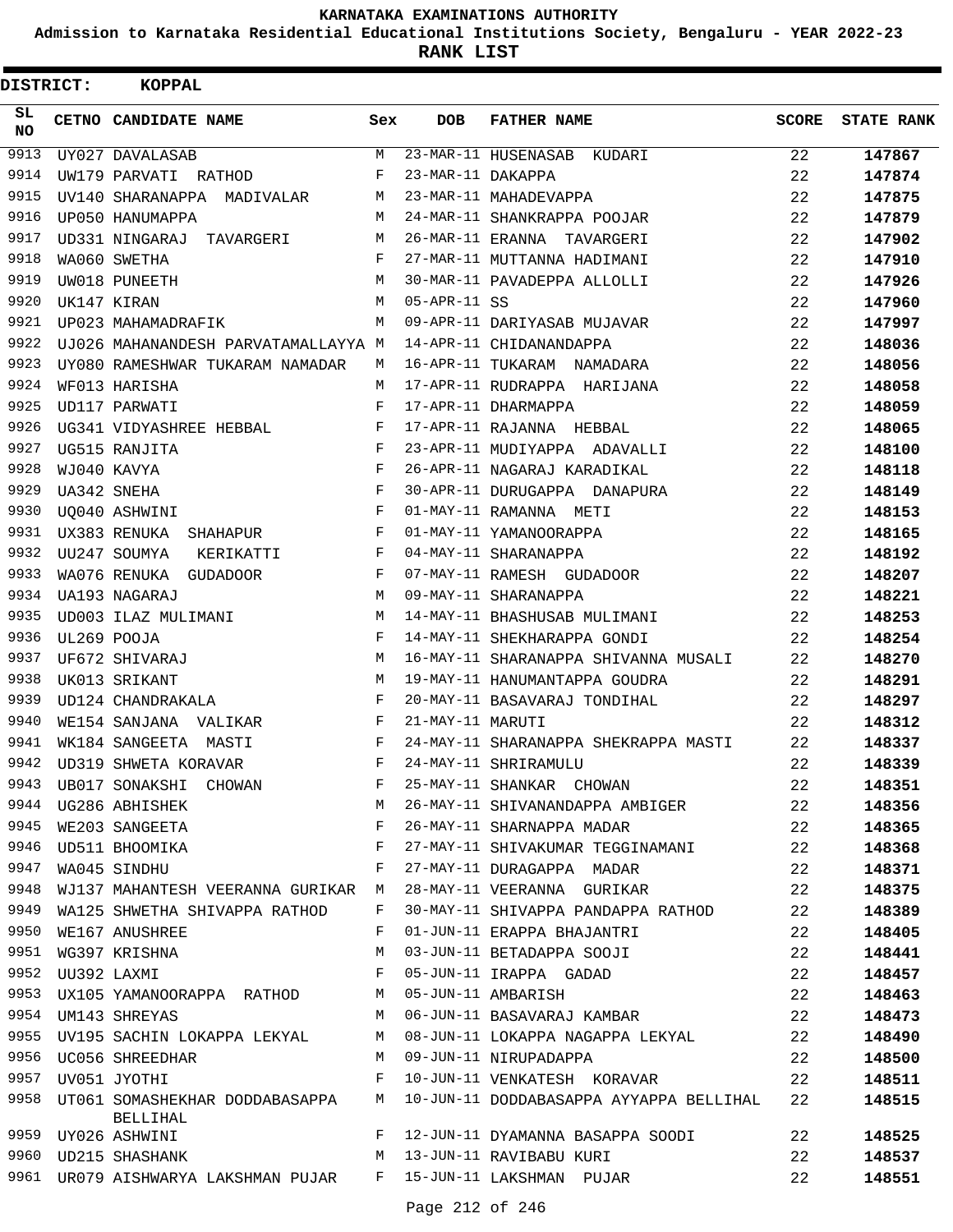KARNATAKA EXAMINATIONS AUTHORITY

Admission to Karnataka Residential Educational Institutions Society, Bengaluru - YEAR 2022-23

**RANK LIST**

**DISTRICT: KOPPAL**

| SL NO | CETNO | CANDIDATE NAME | Sex | DOB | FATHER NAME | SCORE | STATE RANK |
|---|---|---|---|---|---|---|---|
| 9913 | UY027 | DAVALASAB | M | 23-MAR-11 | HUSENASAB KUDARI | 22 | 147867 |
| 9914 | UW179 | PARVATI RATHOD | F | 23-MAR-11 | DAKAPPA | 22 | 147874 |
| 9915 | UV140 | SHARANAPPA MADIVALAR | M | 23-MAR-11 | MAHADEVAPPA | 22 | 147875 |
| 9916 | UP050 | HANUMAPPA | M | 24-MAR-11 | SHANKRAPPA POOJAR | 22 | 147879 |
| 9917 | UD331 | NINGARAJ TAVARGERI | M | 26-MAR-11 | ERANNA TAVARGERI | 22 | 147902 |
| 9918 | WA060 | SWETHA | F | 27-MAR-11 | MUTTANNA HADIMANI | 22 | 147910 |
| 9919 | UW018 | PUNEETH | M | 30-MAR-11 | PAVADEPPA ALLOLLI | 22 | 147926 |
| 9920 | UK147 | KIRAN | M | 05-APR-11 | SS | 22 | 147960 |
| 9921 | UP023 | MAHAMADRAFIK | M | 09-APR-11 | DARIYASAB MUJAVAR | 22 | 147997 |
| 9922 | UJ026 | MAHANANDESH PARVATAMALLAYYA | M | 14-APR-11 | CHIDANANDAPPA | 22 | 148036 |
| 9923 | UY080 | RAMESHWAR TUKARAM NAMADAR | M | 16-APR-11 | TUKARAM NAMADARA | 22 | 148056 |
| 9924 | WF013 | HARISHA | M | 17-APR-11 | RUDRAPPA HARIJANA | 22 | 148058 |
| 9925 | UD117 | PARWATI | F | 17-APR-11 | DHARMAPPA | 22 | 148059 |
| 9926 | UG341 | VIDYASHREE HEBBAL | F | 17-APR-11 | RAJANNA HEBBAL | 22 | 148065 |
| 9927 | UG515 | RANJITA | F | 23-APR-11 | MUDIYAPPA ADAVALLI | 22 | 148100 |
| 9928 | WJ040 | KAVYA | F | 26-APR-11 | NAGARAJ KARADIKAL | 22 | 148118 |
| 9929 | UA342 | SNEHA | F | 30-APR-11 | DURUGAPPA DANAPURA | 22 | 148149 |
| 9930 | UQ040 | ASHWINI | F | 01-MAY-11 | RAMANNA METI | 22 | 148153 |
| 9931 | UX383 | RENUKA SHAHAPUR | F | 01-MAY-11 | YAMANOORAPPA | 22 | 148165 |
| 9932 | UU247 | SOUMYA KERIKATTI | F | 04-MAY-11 | SHARANAPPA | 22 | 148192 |
| 9933 | WA076 | RENUKA GUDADOOR | F | 07-MAY-11 | RAMESH GUDADOOR | 22 | 148207 |
| 9934 | UA193 | NAGARAJ | M | 09-MAY-11 | SHARANAPPA | 22 | 148221 |
| 9935 | UD003 | ILAZ MULIMANI | M | 14-MAY-11 | BHASHUSAB MULIMANI | 22 | 148253 |
| 9936 | UL269 | POOJA | F | 14-MAY-11 | SHEKHARAPPA GONDI | 22 | 148254 |
| 9937 | UF672 | SHIVARAJ | M | 16-MAY-11 | SHARANAPPA SHIVANNA MUSALI | 22 | 148270 |
| 9938 | UK013 | SRIKANT | M | 19-MAY-11 | HANUMANTAPPA GOUDRA | 22 | 148291 |
| 9939 | UD124 | CHANDRAKALA | F | 20-MAY-11 | BASAVARAJ TONDIHAL | 22 | 148297 |
| 9940 | WE154 | SANJANA VALIKAR | F | 21-MAY-11 | MARUTI | 22 | 148312 |
| 9941 | WK184 | SANGEETA MASTI | F | 24-MAY-11 | SHARANAPPA SHEKRAPPA MASTI | 22 | 148337 |
| 9942 | UD319 | SHWETA KORAVAR | F | 24-MAY-11 | SHRIRAMULU | 22 | 148339 |
| 9943 | UB017 | SONAKSHI CHOWAN | F | 25-MAY-11 | SHANKAR CHOWAN | 22 | 148351 |
| 9944 | UG286 | ABHISHEK | M | 26-MAY-11 | SHIVANANDAPPA AMBIGER | 22 | 148356 |
| 9945 | WE203 | SANGEETA | F | 26-MAY-11 | SHARNAPPA MADAR | 22 | 148365 |
| 9946 | UD511 | BHOOMIKA | F | 27-MAY-11 | SHIVAKUMAR TEGGINAMANI | 22 | 148368 |
| 9947 | WA045 | SINDHU | F | 27-MAY-11 | DURAGAPPA MADAR | 22 | 148371 |
| 9948 | WJ137 | MAHANTESH VEERANNA GURIKAR | M | 28-MAY-11 | VEERANNA GURIKAR | 22 | 148375 |
| 9949 | WA125 | SHWETHA SHIVAPPA RATHOD | F | 30-MAY-11 | SHIVAPPA PANDAPPA RATHOD | 22 | 148389 |
| 9950 | WE167 | ANUSHREE | F | 01-JUN-11 | ERAPPA BHAJANTRI | 22 | 148405 |
| 9951 | WG397 | KRISHNA | M | 03-JUN-11 | BETADAPPA SOOJI | 22 | 148441 |
| 9952 | UU392 | LAXMI | F | 05-JUN-11 | IRAPPA GADAD | 22 | 148457 |
| 9953 | UX105 | YAMANOORAPPA RATHOD | M | 05-JUN-11 | AMBARISH | 22 | 148463 |
| 9954 | UM143 | SHREYAS | M | 06-JUN-11 | BASAVARAJ KAMBAR | 22 | 148473 |
| 9955 | UV195 | SACHIN LOKAPPA LEKYAL | M | 08-JUN-11 | LOKAPPA NAGAPPA LEKYAL | 22 | 148490 |
| 9956 | UC056 | SHREEDHAR | M | 09-JUN-11 | NIRUPADAPPA | 22 | 148500 |
| 9957 | UV051 | JYOTHI | F | 10-JUN-11 | VENKATESH KORAVAR | 22 | 148511 |
| 9958 | UT061 | SOMASHEKHAR DODDABASAPPA BELLIHAL | M | 10-JUN-11 | DODDABASAPPA AYYAPPA BELLIHAL | 22 | 148515 |
| 9959 | UY026 | ASHWINI | F | 12-JUN-11 | DYAMANNA BASAPPA SOODI | 22 | 148525 |
| 9960 | UD215 | SHASHANK | M | 13-JUN-11 | RAVIBABU KURI | 22 | 148537 |
| 9961 | UR079 | AISHWARYA LAKSHMAN PUJAR | F | 15-JUN-11 | LAKSHMAN PUJAR | 22 | 148551 |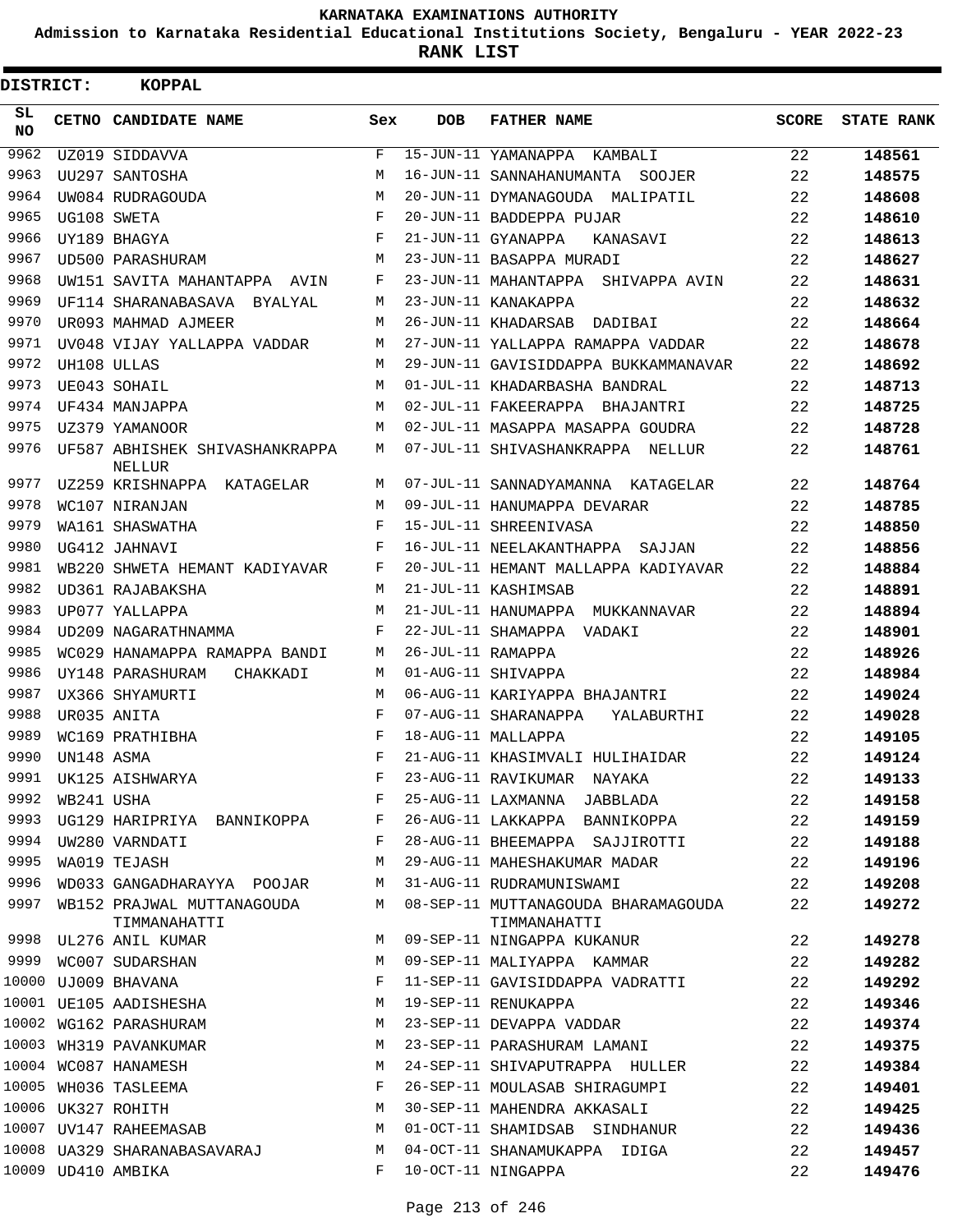KARNATAKA EXAMINATIONS AUTHORITY

Admission to Karnataka Residential Educational Institutions Society, Bengaluru - YEAR 2022-23

**RANK LIST**

**DISTRICT: KOPPAL**

| SL NO | CETNO | CANDIDATE NAME | Sex | DOB | FATHER NAME | SCORE | STATE RANK |
|---|---|---|---|---|---|---|---|
| 9962 | UZ019 | SIDDAVVA | F | 15-JUN-11 | YAMANAPPA KAMBALI | 22 | 148561 |
| 9963 | UU297 | SANTOSHA | M | 16-JUN-11 | SANNAHANUMANTA SOOJER | 22 | 148575 |
| 9964 | UW084 | RUDRAGOUDA | M | 20-JUN-11 | DYMANAGOUDA MALIPATIL | 22 | 148608 |
| 9965 | UG108 | SWETA | F | 20-JUN-11 | BADDEPPA PUJAR | 22 | 148610 |
| 9966 | UY189 | BHAGYA | F | 21-JUN-11 | GYANAPPA KANASAVI | 22 | 148613 |
| 9967 | UD500 | PARASHURAM | M | 23-JUN-11 | BASAPPA MURADI | 22 | 148627 |
| 9968 | UW151 | SAVITA MAHANTAPPA AVIN | F | 23-JUN-11 | MAHANTAPPA SHIVAPPA AVIN | 22 | 148631 |
| 9969 | UF114 | SHARANABASAVA BYALYAL | M | 23-JUN-11 | KANAKAPPA | 22 | 148632 |
| 9970 | UR093 | MAHMAD AJMEER | M | 26-JUN-11 | KHADARSAB DADIBAI | 22 | 148664 |
| 9971 | UV048 | VIJAY YALLAPPA VADDAR | M | 27-JUN-11 | YALLAPPA RAMAPPA VADDAR | 22 | 148678 |
| 9972 | UH108 | ULLAS | M | 29-JUN-11 | GAVISIDDAPPA BUKKAMMANAVAR | 22 | 148692 |
| 9973 | UE043 | SOHAIL | M | 01-JUL-11 | KHADARBASHA BANDRAL | 22 | 148713 |
| 9974 | UF434 | MANJAPPA | M | 02-JUL-11 | FAKEERAPPA BHAJANTRI | 22 | 148725 |
| 9975 | UZ379 | YAMANOOR | M | 02-JUL-11 | MASAPPA MASAPPA GOUDRA | 22 | 148728 |
| 9976 | UF587 | ABHISHEK SHIVASHANKRAPPA NELLUR | M | 07-JUL-11 | SHIVASHANKRAPPA NELLUR | 22 | 148761 |
| 9977 | UZ259 | KRISHNAPPA KATAGELAR | M | 07-JUL-11 | SANNADYAMANNA KATAGELAR | 22 | 148764 |
| 9978 | WC107 | NIRANJAN | M | 09-JUL-11 | HANUMAPPA DEVARAR | 22 | 148785 |
| 9979 | WA161 | SHASWATHA | F | 15-JUL-11 | SHREENIVASA | 22 | 148850 |
| 9980 | UG412 | JAHNAVI | F | 16-JUL-11 | NEELAKANTHAPPA SAJJAN | 22 | 148856 |
| 9981 | WB220 | SHWETA HEMANT KADIYAVAR | F | 20-JUL-11 | HEMANT MALLAPPA KADIYAVAR | 22 | 148884 |
| 9982 | UD361 | RAJABAKSHA | M | 21-JUL-11 | KASHIMSAB | 22 | 148891 |
| 9983 | UP077 | YALLAPPA | M | 21-JUL-11 | HANUMAPPA MUKKANNAVAR | 22 | 148894 |
| 9984 | UD209 | NAGARATHNAMMA | F | 22-JUL-11 | SHAMAPPA VADAKI | 22 | 148901 |
| 9985 | WC029 | HANAMAPPA RAMAPPA BANDI | M | 26-JUL-11 | RAMAPPA | 22 | 148926 |
| 9986 | UY148 | PARASHURAM CHAKKADI | M | 01-AUG-11 | SHIVAPPA | 22 | 148984 |
| 9987 | UX366 | SHYAMURTI | M | 06-AUG-11 | KARIYAPPA BHAJANTRI | 22 | 149024 |
| 9988 | UR035 | ANITA | F | 07-AUG-11 | SHARANAPPA YALABURTHI | 22 | 149028 |
| 9989 | WC169 | PRATHIBHA | F | 18-AUG-11 | MALLAPPA | 22 | 149105 |
| 9990 | UN148 | ASMA | F | 21-AUG-11 | KHASIMVALI HULIHAIDAR | 22 | 149124 |
| 9991 | UK125 | AISHWARYA | F | 23-AUG-11 | RAVIKUMAR NAYAKA | 22 | 149133 |
| 9992 | WB241 | USHA | F | 25-AUG-11 | LAXMANNA JABBLADA | 22 | 149158 |
| 9993 | UG129 | HARIPRIYA BANNIKOPPA | F | 26-AUG-11 | LAKKAPPA BANNIKOPPA | 22 | 149159 |
| 9994 | UW280 | VARNDATI | F | 28-AUG-11 | BHEEMAPPA SAJJIROTTI | 22 | 149188 |
| 9995 | WA019 | TEJASH | M | 29-AUG-11 | MAHESHAKUMAR MADAR | 22 | 149196 |
| 9996 | WD033 | GANGADHARAYYA POOJAR | M | 31-AUG-11 | RUDRAMUNISWAMI | 22 | 149208 |
| 9997 | WB152 | PRAJWAL MUTTANAGOUDA TIMMANAHATTI | M | 08-SEP-11 | MUTTANAGOUDA BHARAMAGOUDA TIMMANAHATTI | 22 | 149272 |
| 9998 | UL276 | ANIL KUMAR | M | 09-SEP-11 | NINGAPPA KUKANUR | 22 | 149278 |
| 9999 | WC007 | SUDARSHAN | M | 09-SEP-11 | MALIYAPPA KAMMAR | 22 | 149282 |
| 10000 | UJ009 | BHAVANA | F | 11-SEP-11 | GAVISIDDAPPA VADRATTI | 22 | 149292 |
| 10001 | UE105 | AADISHESHA | M | 19-SEP-11 | RENUKAPPA | 22 | 149346 |
| 10002 | WG162 | PARASHURAM | M | 23-SEP-11 | DEVAPPA VADDAR | 22 | 149374 |
| 10003 | WH319 | PAVANKUMAR | M | 23-SEP-11 | PARASHURAM LAMANI | 22 | 149375 |
| 10004 | WC087 | HANAMESH | M | 24-SEP-11 | SHIVAPUTRAPPA HULLER | 22 | 149384 |
| 10005 | WH036 | TASLEEMA | F | 26-SEP-11 | MOULASAB SHIRAGUMPI | 22 | 149401 |
| 10006 | UK327 | ROHITH | M | 30-SEP-11 | MAHENDRA AKKASALI | 22 | 149425 |
| 10007 | UV147 | RAHEEMASAB | M | 01-OCT-11 | SHAMIDSAB SINDHANUR | 22 | 149436 |
| 10008 | UA329 | SHARANABASAVARAJ | M | 04-OCT-11 | SHANAMUKAPPA IDIGA | 22 | 149457 |
| 10009 | UD410 | AMBIKA | F | 10-OCT-11 | NINGAPPA | 22 | 149476 |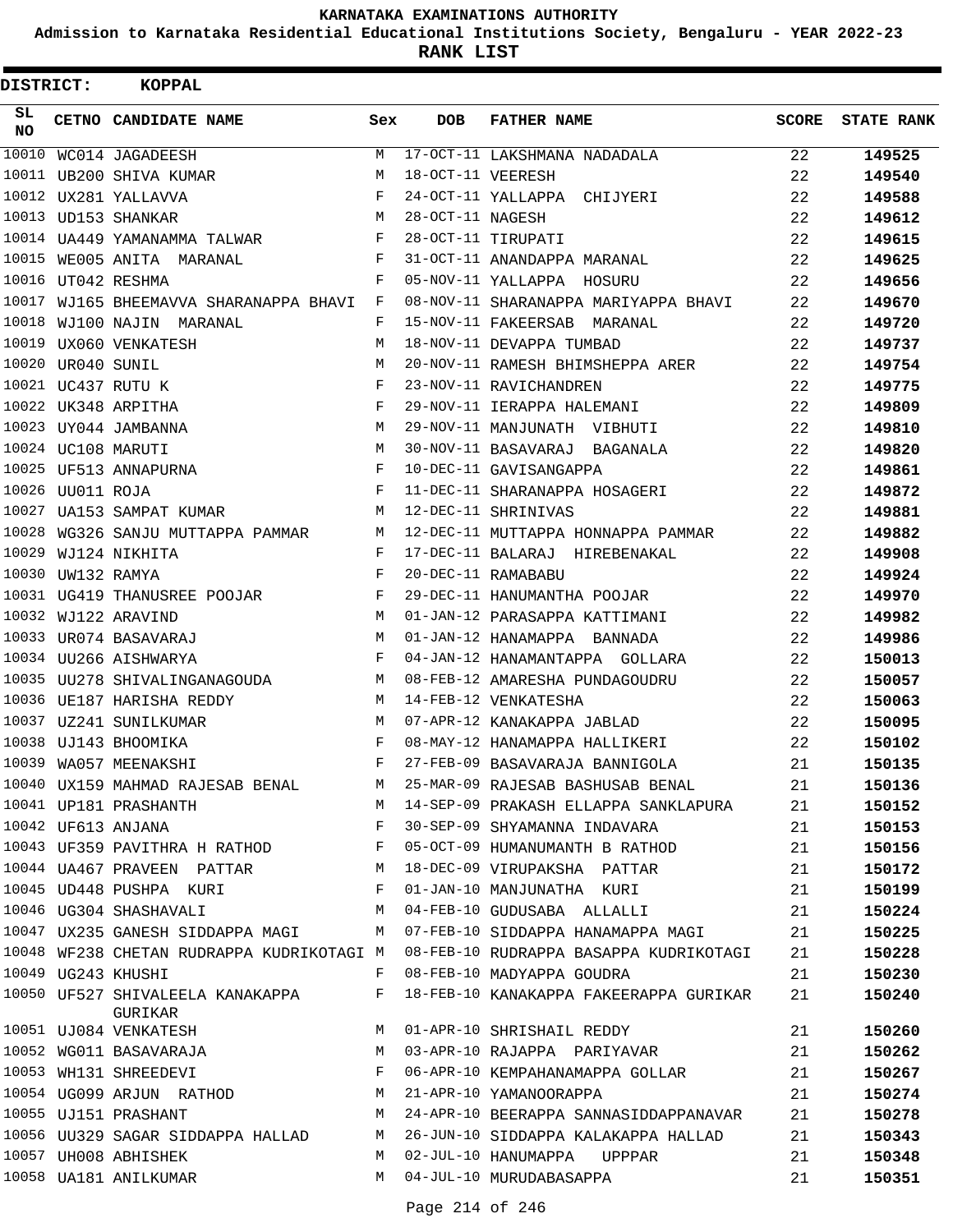# KARNATAKA EXAMINATIONS AUTHORITY

**Admission to Karnataka Residential Educational Institutions Society, Bengaluru - YEAR 2022-23**

**RANK LIST**

**DISTRICT: KOPPAL**

| SL NO | CETNO | CANDIDATE NAME | Sex | DOB | FATHER NAME | SCORE | STATE RANK |
|---|---|---|---|---|---|---|---|
| 10010 | WC014 | JAGADEESH | M | 17-OCT-11 | LAKSHMANA NADADALA | 22 | 149525 |
| 10011 | UB200 | SHIVA KUMAR | M | 18-OCT-11 | VEERESH | 22 | 149540 |
| 10012 | UX281 | YALLAVVA | F | 24-OCT-11 | YALLAPPA CHIJYERI | 22 | 149588 |
| 10013 | UD153 | SHANKAR | M | 28-OCT-11 | NAGESH | 22 | 149612 |
| 10014 | UA449 | YAMANAMMA TALWAR | F | 28-OCT-11 | TIRUPATI | 22 | 149615 |
| 10015 | WE005 | ANITA MARANAL | F | 31-OCT-11 | ANANDAPPA MARANAL | 22 | 149625 |
| 10016 | UT042 | RESHMA | F | 05-NOV-11 | YALLAPPA HOSURU | 22 | 149656 |
| 10017 | WJ165 | BHEEMAVVA SHARANAPPA BHAVI | F | 08-NOV-11 | SHARANAPPA MARIYAPPA BHAVI | 22 | 149670 |
| 10018 | WJ100 | NAJIN MARANAL | F | 15-NOV-11 | FAKEERSAB MARANAL | 22 | 149720 |
| 10019 | UX060 | VENKATESH | M | 18-NOV-11 | DEVAPPA TUMBAD | 22 | 149737 |
| 10020 | UR040 | SUNIL | M | 20-NOV-11 | RAMESH BHIMSHEPPA ARER | 22 | 149754 |
| 10021 | UC437 | RUTU K | F | 23-NOV-11 | RAVICHANDREN | 22 | 149775 |
| 10022 | UK348 | ARPITHA | F | 29-NOV-11 | IERAPPA HALEMANI | 22 | 149809 |
| 10023 | UY044 | JAMBANNA | M | 29-NOV-11 | MANJUNATH VIBHUTI | 22 | 149810 |
| 10024 | UC108 | MARUTI | M | 30-NOV-11 | BASAVARAJ BAGANALA | 22 | 149820 |
| 10025 | UF513 | ANNAPURNA | F | 10-DEC-11 | GAVISANGAPPA | 22 | 149861 |
| 10026 | UU011 | ROJA | F | 11-DEC-11 | SHARANAPPA HOSAGERI | 22 | 149872 |
| 10027 | UA153 | SAMPAT KUMAR | M | 12-DEC-11 | SHRINIVAS | 22 | 149881 |
| 10028 | WG326 | SANJU MUTTAPPA PAMMAR | M | 12-DEC-11 | MUTTAPPA HONNAPPA PAMMAR | 22 | 149882 |
| 10029 | WJ124 | NIKHITA | F | 17-DEC-11 | BALARAJ HIREBENAKAL | 22 | 149908 |
| 10030 | UW132 | RAMYA | F | 20-DEC-11 | RAMABABU | 22 | 149924 |
| 10031 | UG419 | THANUSREE POOJAR | F | 29-DEC-11 | HANUMANTHA POOJAR | 22 | 149970 |
| 10032 | WJ122 | ARAVIND | M | 01-JAN-12 | PARASAPPA KATTIMANI | 22 | 149982 |
| 10033 | UR074 | BASAVARAJ | M | 01-JAN-12 | HANAMAPPA BANNADA | 22 | 149986 |
| 10034 | UU266 | AISHWARYA | F | 04-JAN-12 | HANAMANTAPPA GOLLARA | 22 | 150013 |
| 10035 | UU278 | SHIVALINGANAGOUDA | M | 08-FEB-12 | AMARESHA PUNDAGOUDRU | 22 | 150057 |
| 10036 | UE187 | HARISHA REDDY | M | 14-FEB-12 | VENKATESHA | 22 | 150063 |
| 10037 | UZ241 | SUNILKUMAR | M | 07-APR-12 | KANAKAPPA JABLAD | 22 | 150095 |
| 10038 | UJ143 | BHOOMIKA | F | 08-MAY-12 | HANAMAPPA HALLIKERI | 22 | 150102 |
| 10039 | WA057 | MEENAKSHI | F | 27-FEB-09 | BASAVARAJA BANNIGOLA | 21 | 150135 |
| 10040 | UX159 | MAHMAD RAJESAB BENAL | M | 25-MAR-09 | RAJESAB BASHUSAB BENAL | 21 | 150136 |
| 10041 | UP181 | PRASHANTH | M | 14-SEP-09 | PRAKASH ELLAPPA SANKLAPURA | 21 | 150152 |
| 10042 | UF613 | ANJANA | F | 30-SEP-09 | SHYAMANNA INDAVARA | 21 | 150153 |
| 10043 | UF359 | PAVITHRA H RATHOD | F | 05-OCT-09 | HUMANUMANTH B RATHOD | 21 | 150156 |
| 10044 | UA467 | PRAVEEN PATTAR | M | 18-DEC-09 | VIRUPAKSHA PATTAR | 21 | 150172 |
| 10045 | UD448 | PUSHPA KURI | F | 01-JAN-10 | MANJUNATHA KURI | 21 | 150199 |
| 10046 | UG304 | SHASHAVALI | M | 04-FEB-10 | GUDUSABA ALLALLI | 21 | 150224 |
| 10047 | UX235 | GANESH SIDDAPPA MAGI | M | 07-FEB-10 | SIDDAPPA HANAMAPPA MAGI | 21 | 150225 |
| 10048 | WF238 | CHETAN RUDRAPPA KUDRIKOTAGI | M | 08-FEB-10 | RUDRAPPA BASAPPA KUDRIKOTAGI | 21 | 150228 |
| 10049 | UG243 | KHUSHI | F | 08-FEB-10 | MADYAPPA GOUDRA | 21 | 150230 |
| 10050 | UF527 | SHIVALEELA KANAKAPPA GURIKAR | F | 18-FEB-10 | KANAKAPPA FAKEERAPPA GURIKAR | 21 | 150240 |
| 10051 | UJ084 | VENKATESH | M | 01-APR-10 | SHRISHAIL REDDY | 21 | 150260 |
| 10052 | WG011 | BASAVARAJA | M | 03-APR-10 | RAJAPPA PARIYAVAR | 21 | 150262 |
| 10053 | WH131 | SHREEDEVI | F | 06-APR-10 | KEMPAHANAMAPPA GOLLAR | 21 | 150267 |
| 10054 | UG099 | ARJUN RATHOD | M | 21-APR-10 | YAMANOORAPPA | 21 | 150274 |
| 10055 | UJ151 | PRASHANT | M | 24-APR-10 | BEERAPPA SANNASIDDAPPANAVAR | 21 | 150278 |
| 10056 | UU329 | SAGAR SIDDAPPA HALLAD | M | 26-JUN-10 | SIDDAPPA KALAKAPPA HALLAD | 21 | 150343 |
| 10057 | UH008 | ABHISHEK | M | 02-JUL-10 | HANUMAPPA UPPPAR | 21 | 150348 |
| 10058 | UA181 | ANILKUMAR | M | 04-JUL-10 | MURUDABASAPPA | 21 | 150351 |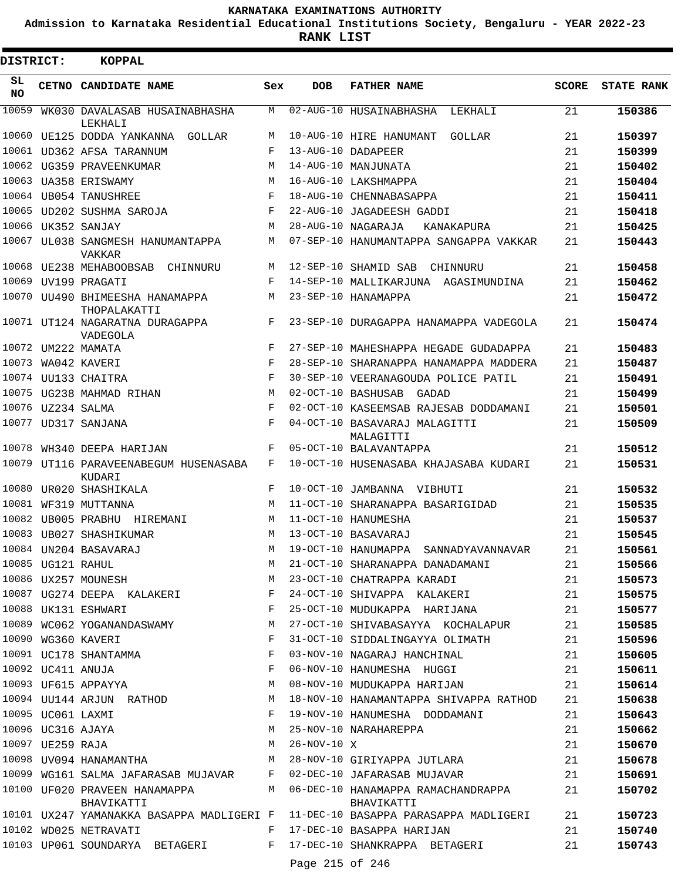**KARNATAKA EXAMINATIONS AUTHORITY**

**Admission to Karnataka Residential Educational Institutions Society, Bengaluru - YEAR 2022-23**

**RANK LIST**

**DISTRICT: KOPPAL**

| SL NO | CETNO | CANDIDATE NAME | Sex | DOB | FATHER NAME | SCORE | STATE RANK |
|---|---|---|---|---|---|---|---|
| 10059 | WK030 | DAVALASAB HUSAINABHASHA LEKHALI | M | 02-AUG-10 | HUSAINABHASHA LEKHALI | 21 | **150386** |
| 10060 | UE125 | DODDA YANKANNA GOLLAR | M | 10-AUG-10 | HIRE HANUMANT GOLLAR | 21 | **150397** |
| 10061 | UD362 | AFSA TARANNUM | F | 13-AUG-10 | DADAPEER | 21 | **150399** |
| 10062 | UG359 | PRAVEENKUMAR | M | 14-AUG-10 | MANJUNATA | 21 | **150402** |
| 10063 | UA358 | ERISWAMY | M | 16-AUG-10 | LAKSHMAPPA | 21 | **150404** |
| 10064 | UB054 | TANUSHREE | F | 18-AUG-10 | CHENNABASAPPA | 21 | **150411** |
| 10065 | UD202 | SUSHMA SAROJA | F | 22-AUG-10 | JAGADEESH GADDI | 21 | **150418** |
| 10066 | UK352 | SANJAY | M | 28-AUG-10 | NAGARAJA KANAKAPURA | 21 | **150425** |
| 10067 | UL038 | SANGMESH HANUMANTAPPA VAKKAR | M | 07-SEP-10 | HANUMANTAPPA SANGAPPA VAKKAR | 21 | **150443** |
| 10068 | UE238 | MEHABOOBSAB CHINNURU | M | 12-SEP-10 | SHAMID SAB CHINNURU | 21 | **150458** |
| 10069 | UV199 | PRAGATI | F | 14-SEP-10 | MALLIKARJUNA AGASIMUNDINA | 21 | **150462** |
| 10070 | UU490 | BHIMEESHA HANAMAPPA THOPALAKATTI | M | 23-SEP-10 | HANAMAPPA | 21 | **150472** |
| 10071 | UT124 | NAGARATNA DURAGAPPA VADEGOLA | F | 23-SEP-10 | DURAGAPPA HANAMAPPA VADEGOLA | 21 | **150474** |
| 10072 | UM222 | MAMATA | F | 27-SEP-10 | MAHESHAPPA HEGADE GUDADAPPA | 21 | **150483** |
| 10073 | WA042 | KAVERI | F | 28-SEP-10 | SHARANAPPA HANAMAPPA MADDERA | 21 | **150487** |
| 10074 | UU133 | CHAITRA | F | 30-SEP-10 | VEERANAGOUDA POLICE PATIL | 21 | **150491** |
| 10075 | UG238 | MAHMAD RIHAN | M | 02-OCT-10 | BASHUSAB GADAD | 21 | **150499** |
| 10076 | UZ234 | SALMA | F | 02-OCT-10 | KASEEMSAB RAJESAB DODDAMANI | 21 | **150501** |
| 10077 | UD317 | SANJANA | F | 04-OCT-10 | BASAVARAJ MALAGITTI MALAGITTI | 21 | **150509** |
| 10078 | WH340 | DEEPA HARIJAN | F | 05-OCT-10 | BALAVANTAPPA | 21 | **150512** |
| 10079 | UT116 | PARAVEENABEGUM HUSENASABA KUDARI | F | 10-OCT-10 | HUSENASABA KHAJASABA KUDARI | 21 | **150531** |
| 10080 | UR020 | SHASHIKALA | F | 10-OCT-10 | JAMBANNA VIBHUTI | 21 | **150532** |
| 10081 | WF319 | MUTTANNA | M | 11-OCT-10 | SHARANAPPA BASARIGIDAD | 21 | **150535** |
| 10082 | UB005 | PRABHU HIREMANI | M | 11-OCT-10 | HANUMESHA | 21 | **150537** |
| 10083 | UB027 | SHASHIKUMAR | M | 13-OCT-10 | BASAVARAJ | 21 | **150545** |
| 10084 | UN204 | BASAVARAJ | M | 19-OCT-10 | HANUMAPPA SANNADYAVANNAVAR | 21 | **150561** |
| 10085 | UG121 | RAHUL | M | 21-OCT-10 | SHARANAPPA DANADAMANI | 21 | **150566** |
| 10086 | UX257 | MOUNESH | M | 23-OCT-10 | CHATRAPPA KARADI | 21 | **150573** |
| 10087 | UG274 | DEEPA KALAKERI | F | 24-OCT-10 | SHIVAPPA KALAKERI | 21 | **150575** |
| 10088 | UK131 | ESHWARI | F | 25-OCT-10 | MUDUKAPPA HARIJANA | 21 | **150577** |
| 10089 | WC062 | YOGANANDASWAMY | M | 27-OCT-10 | SHIVABASAYYA KOCHALAPUR | 21 | **150585** |
| 10090 | WG360 | KAVERI | F | 31-OCT-10 | SIDDALINGAYYA OLIMATH | 21 | **150596** |
| 10091 | UC178 | SHANTAMMA | F | 03-NOV-10 | NAGARAJ HANCHINAL | 21 | **150605** |
| 10092 | UC411 | ANUJA | F | 06-NOV-10 | HANUMESHA HUGGI | 21 | **150611** |
| 10093 | UF615 | APPAYYA | M | 08-NOV-10 | MUDUKAPPA HARIJAN | 21 | **150614** |
| 10094 | UU144 | ARJUN RATHOD | M | 18-NOV-10 | HANAMANTAPPA SHIVAPPA RATHOD | 21 | **150638** |
| 10095 | UC061 | LAXMI | F | 19-NOV-10 | HANUMESHA DODDAMANI | 21 | **150643** |
| 10096 | UC316 | AJAYA | M | 25-NOV-10 | NARAHAREPPA | 21 | **150662** |
| 10097 | UE259 | RAJA | M | 26-NOV-10 | X | 21 | **150670** |
| 10098 | UV094 | HANAMANTHA | M | 28-NOV-10 | GIRIYAPPA JUTLARA | 21 | **150678** |
| 10099 | WG161 | SALMA JAFARASAB MUJAVAR | F | 02-DEC-10 | JAFARASAB MUJAVAR | 21 | **150691** |
| 10100 | UF020 | PRAVEEN HANAMAPPA BHAVIKATTI | M | 06-DEC-10 | HANAMAPPA RAMACHANDRAPPA BHAVIKATTI | 21 | **150702** |
| 10101 | UX247 | YAMANAKKA BASAPPA MADLIGERI | F | 11-DEC-10 | BASAPPA PARASAPPA MADLIGERI | 21 | **150723** |
| 10102 | WD025 | NETRAVATI | F | 17-DEC-10 | BASAPPA HARIJAN | 21 | **150740** |
| 10103 | UP061 | SOUNDARYA BETAGERI | F | 17-DEC-10 | SHANKRAPPA BETAGERI | 21 | **150743** |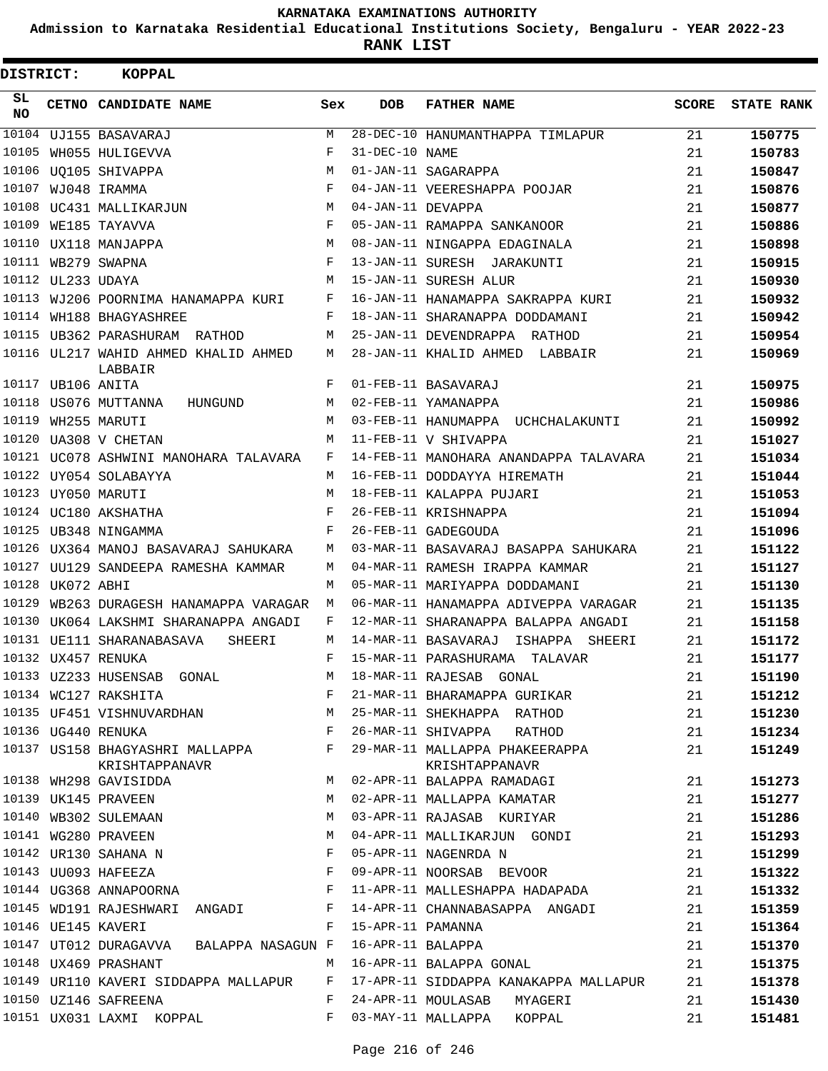**KARNATAKA EXAMINATIONS AUTHORITY**

**Admission to Karnataka Residential Educational Institutions Society, Bengaluru - YEAR 2022-23**

**RANK LIST**

**DISTRICT: KOPPAL**

| SL NO | CETNO | CANDIDATE NAME | Sex | DOB | FATHER NAME | SCORE | STATE RANK |
|---|---|---|---|---|---|---|---|
| 10104 | UJ155 | BASAVARAJ | M | 28-DEC-10 | HANUMANTHAPPA TIMLAPUR | 21 | 150775 |
| 10105 | WH055 | HULIGEVVA | F | 31-DEC-10 | NAME | 21 | 150783 |
| 10106 | UQ105 | SHIVAPPA | M | 01-JAN-11 | SAGARAPPA | 21 | 150847 |
| 10107 | WJ048 | IRAMMA | F | 04-JAN-11 | VEERESHAPPA POOJAR | 21 | 150876 |
| 10108 | UC431 | MALLIKARJUN | M | 04-JAN-11 | DEVAPPA | 21 | 150877 |
| 10109 | WE185 | TAYAVVA | F | 05-JAN-11 | RAMAPPA SANKANOOR | 21 | 150886 |
| 10110 | UX118 | MANJAPPA | M | 08-JAN-11 | NINGAPPA EDAGINALA | 21 | 150898 |
| 10111 | WB279 | SWAPNA | F | 13-JAN-11 | SURESH JARAKUNTI | 21 | 150915 |
| 10112 | UL233 | UDAYA | M | 15-JAN-11 | SURESH ALUR | 21 | 150930 |
| 10113 | WJ206 | POORNIMA HANAMAPPA KURI | F | 16-JAN-11 | HANAMAPPA SAKRAPPA KURI | 21 | 150932 |
| 10114 | WH188 | BHAGYASHREE | F | 18-JAN-11 | SHARANAPPA DODDAMANI | 21 | 150942 |
| 10115 | UB362 | PARASHURAM RATHOD | M | 25-JAN-11 | DEVENDRAPPA RATHOD | 21 | 150954 |
| 10116 | UL217 | WAHID AHMED KHALID AHMED LABBAIR | M | 28-JAN-11 | KHALID AHMED LABBAIR | 21 | 150969 |
| 10117 | UB106 | ANITA | F | 01-FEB-11 | BASAVARAJ | 21 | 150975 |
| 10118 | US076 | MUTTANNA HUNGUND | M | 02-FEB-11 | YAMANAPPA | 21 | 150986 |
| 10119 | WH255 | MARUTI | M | 03-FEB-11 | HANUMAPPA UCHCHALAKUNTI | 21 | 150992 |
| 10120 | UA308 | V CHETAN | M | 11-FEB-11 | V SHIVAPPA | 21 | 151027 |
| 10121 | UC078 | ASHWINI MANOHARA TALAVARA | F | 14-FEB-11 | MANOHARA ANANDAPPA TALAVARA | 21 | 151034 |
| 10122 | UY054 | SOLABAYYA | M | 16-FEB-11 | DODDAYYA HIREMATH | 21 | 151044 |
| 10123 | UY050 | MARUTI | M | 18-FEB-11 | KALAPPA PUJARI | 21 | 151053 |
| 10124 | UC180 | AKSHATHA | F | 26-FEB-11 | KRISHNAPPA | 21 | 151094 |
| 10125 | UB348 | NINGAMMA | F | 26-FEB-11 | GADEGOUDA | 21 | 151096 |
| 10126 | UX364 | MANOJ BASAVARAJ SAHUKARA | M | 03-MAR-11 | BASAVARAJ BASAPPA SAHUKARA | 21 | 151122 |
| 10127 | UU129 | SANDEEPA RAMESHA KAMMAR | M | 04-MAR-11 | RAMESH IRAPPA KAMMAR | 21 | 151127 |
| 10128 | UK072 | ABHI | M | 05-MAR-11 | MARIYAPPA DODDAMANI | 21 | 151130 |
| 10129 | WB263 | DURAGESH HANAMAPPA VARAGAR | M | 06-MAR-11 | HANAMAPPA ADIVEPPA VARAGAR | 21 | 151135 |
| 10130 | UK064 | LAKSHMI SHARANAPPA ANGADI | F | 12-MAR-11 | SHARANAPPA BALAPPA ANGADI | 21 | 151158 |
| 10131 | UE111 | SHARANABASAVA SHEERI | M | 14-MAR-11 | BASAVARAJ ISHAPPA SHEERI | 21 | 151172 |
| 10132 | UX457 | RENUKA | F | 15-MAR-11 | PARASHURAMA TALAVAR | 21 | 151177 |
| 10133 | UZ233 | HUSENSAB GONAL | M | 18-MAR-11 | RAJESAB GONAL | 21 | 151190 |
| 10134 | WC127 | RAKSHITA | F | 21-MAR-11 | BHARAMAPPA GURIKAR | 21 | 151212 |
| 10135 | UF451 | VISHNUVARDHAN | M | 25-MAR-11 | SHEKHAPPA RATHOD | 21 | 151230 |
| 10136 | UG440 | RENUKA | F | 26-MAR-11 | SHIVAPPA RATHOD | 21 | 151234 |
| 10137 | US158 | BHAGYASHRI MALLAPPA KRISHTAPPANAVR | F | 29-MAR-11 | MALLAPPA PHAKEERAPPA KRISHTAPPANAVR | 21 | 151249 |
| 10138 | WH298 | GAVISIDDA | M | 02-APR-11 | BALAPPA RAMADAGI | 21 | 151273 |
| 10139 | UK145 | PRAVEEN | M | 02-APR-11 | MALLAPPA KAMATAR | 21 | 151277 |
| 10140 | WB302 | SULEMAAN | M | 03-APR-11 | RAJASAB KURIYAR | 21 | 151286 |
| 10141 | WG280 | PRAVEEN | M | 04-APR-11 | MALLIKARJUN GONDI | 21 | 151293 |
| 10142 | UR130 | SAHANA N | F | 05-APR-11 | NAGENRDA N | 21 | 151299 |
| 10143 | UU093 | HAFEEZA | F | 09-APR-11 | NOORSAB BEVOOR | 21 | 151322 |
| 10144 | UG368 | ANNAPOORNA | F | 11-APR-11 | MALLESHAPPA HADAPADA | 21 | 151332 |
| 10145 | WD191 | RAJESHWARI ANGADI | F | 14-APR-11 | CHANNABASAPPA ANGADI | 21 | 151359 |
| 10146 | UE145 | KAVERI | F | 15-APR-11 | PAMANNA | 21 | 151364 |
| 10147 | UT012 | DURAGAVVA BALAPPA NASAGUN | F | 16-APR-11 | BALAPPA | 21 | 151370 |
| 10148 | UX469 | PRASHANT | M | 16-APR-11 | BALAPPA GONAL | 21 | 151375 |
| 10149 | UR110 | KAVERI SIDDAPPA MALLAPUR | F | 17-APR-11 | SIDDAPPA KANAKAPPA MALLAPUR | 21 | 151378 |
| 10150 | UZ146 | SAFREENA | F | 24-APR-11 | MOULASAB MYAGERI | 21 | 151430 |
| 10151 | UX031 | LAXMI KOPPAL | F | 03-MAY-11 | MALLAPPA KOPPAL | 21 | 151481 |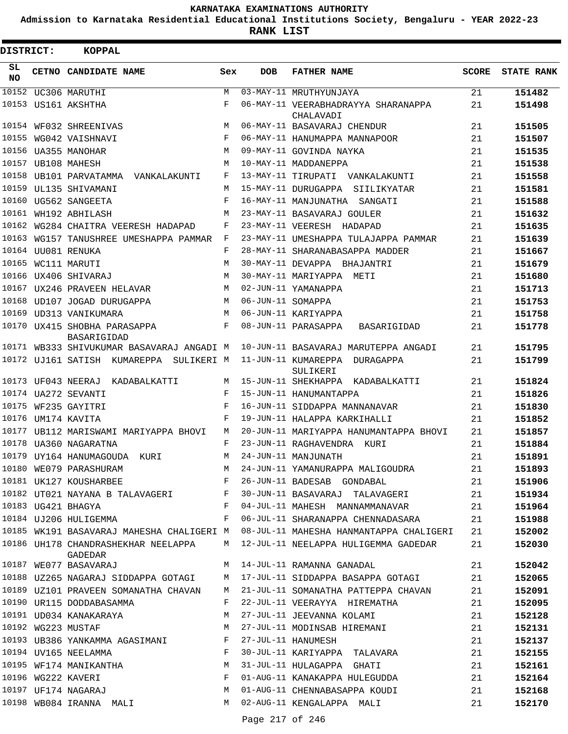# KARNATAKA EXAMINATIONS AUTHORITY

**Admission to Karnataka Residential Educational Institutions Society, Bengaluru - YEAR 2022-23**

**RANK LIST**

**DISTRICT: KOPPAL**

| SL NO | CETNO | CANDIDATE NAME | Sex | DOB | FATHER NAME | SCORE | STATE RANK |
|---|---|---|---|---|---|---|---|
| 10152 | UC306 | MARUTHI | M | 03-MAY-11 | MRUTHYUNJAYA | 21 | 151482 |
| 10153 | US161 | AKSHTHA | F | 06-MAY-11 | VEERABHADRAYYA SHARANAPPA CHALAVADI | 21 | 151498 |
| 10154 | WF032 | SHREENIVAS | M | 06-MAY-11 | BASAVARAJ CHENDUR | 21 | 151505 |
| 10155 | WG042 | VAISHNAVI | F | 06-MAY-11 | HANUMAPPA MANNAPOOR | 21 | 151507 |
| 10156 | UA355 | MANOHAR | M | 09-MAY-11 | GOVINDA NAYKA | 21 | 151535 |
| 10157 | UB108 | MAHESH | M | 10-MAY-11 | MADDANEPPA | 21 | 151538 |
| 10158 | UB101 | PARVATAMMA VANKALAKUNTI | F | 13-MAY-11 | TIRUPATI VANKALAKUNTI | 21 | 151558 |
| 10159 | UL135 | SHIVAMANI | M | 15-MAY-11 | DURUGAPPA SIILIKYATAR | 21 | 151581 |
| 10160 | UG562 | SANGEETA | F | 16-MAY-11 | MANJUNATHA SANGATI | 21 | 151588 |
| 10161 | WH192 | ABHILASH | M | 23-MAY-11 | BASAVARAJ GOULER | 21 | 151632 |
| 10162 | WG284 | CHAITRA VEERESH HADAPAD | F | 23-MAY-11 | VEERESH HADAPAD | 21 | 151635 |
| 10163 | WG157 | TANUSHREE UMESHAPPA PAMMAR | F | 23-MAY-11 | UMESHAPPA TULAJAPPA PAMMAR | 21 | 151639 |
| 10164 | UU081 | RENUKA | F | 28-MAY-11 | SHARANABASAPPA MADDER | 21 | 151667 |
| 10165 | WC111 | MARUTI | M | 30-MAY-11 | DEVAPPA BHAJANTRI | 21 | 151679 |
| 10166 | UX406 | SHIVARAJ | M | 30-MAY-11 | MARIYAPPA METI | 21 | 151680 |
| 10167 | UX246 | PRAVEEN HELAVAR | M | 02-JUN-11 | YAMANAPPA | 21 | 151713 |
| 10168 | UD107 | JOGAD DURUGAPPA | M | 06-JUN-11 | SOMAPPA | 21 | 151753 |
| 10169 | UD313 | VANIKUMARA | M | 06-JUN-11 | KARIYAPPA | 21 | 151758 |
| 10170 | UX415 | SHOBHA PARASAPPA BASARIGIDAD | F | 08-JUN-11 | PARASAPPA BASARIGIDAD | 21 | 151778 |
| 10171 | WB333 | SHIVUKUMAR BASAVARAJ ANGADI | M | 10-JUN-11 | BASAVARAJ MARUTEPPA ANGADI | 21 | 151795 |
| 10172 | UJ161 | SATISH KUMAREPPA SULIKERI | M | 11-JUN-11 | KUMAREPPA DURAGAPPA SULIKERI | 21 | 151799 |
| 10173 | UF043 | NEERAJ KADABALKATTI | M | 15-JUN-11 | SHEKHAPPA KADABALKATTI | 21 | 151824 |
| 10174 | UA272 | SEVANTI | F | 15-JUN-11 | HANUMANTAPPA | 21 | 151826 |
| 10175 | WF235 | GAYITRI | F | 16-JUN-11 | SIDDAPPA MANNANAVAR | 21 | 151830 |
| 10176 | UM174 | KAVITA | F | 19-JUN-11 | HALAPPA KARKIHALLI | 21 | 151852 |
| 10177 | UB112 | MARISWAMI MARIYAPPA BHOVI | M | 20-JUN-11 | MARIYAPPA HANUMANTAPPA BHOVI | 21 | 151857 |
| 10178 | UA360 | NAGARATNA | F | 23-JUN-11 | RAGHAVENDRA KURI | 21 | 151884 |
| 10179 | UY164 | HANUMAGOUDA KURI | M | 24-JUN-11 | MANJUNATH | 21 | 151891 |
| 10180 | WE079 | PARASHURAM | M | 24-JUN-11 | YAMANURAPPA MALIGOUDRA | 21 | 151893 |
| 10181 | UK127 | KOUSHARBEE | F | 26-JUN-11 | BADESAB GONDABAL | 21 | 151906 |
| 10182 | UT021 | NAYANA B TALAVAGERI | F | 30-JUN-11 | BASAVARAJ TALAVAGERI | 21 | 151934 |
| 10183 | UG421 | BHAGYA | F | 04-JUL-11 | MAHESH MANNAMMANAVAR | 21 | 151964 |
| 10184 | UJ206 | HULIGEMMA | F | 06-JUL-11 | SHARANAPPA CHENNADASARA | 21 | 151988 |
| 10185 | WK191 | BASAVARAJ MAHESHA CHALIGERI | M | 08-JUL-11 | MAHESHA HANMANTAPPA CHALIGERI | 21 | 152002 |
| 10186 | UH178 | CHANDRASHEKHAR NEELAPPA GADEDAR | M | 12-JUL-11 | NEELAPPA HULIGEMMA GADEDAR | 21 | 152030 |
| 10187 | WE077 | BASAVARAJ | M | 14-JUL-11 | RAMANNA GANADAL | 21 | 152042 |
| 10188 | UZ265 | NAGARAJ SIDDAPPA GOTAGI | M | 17-JUL-11 | SIDDAPPA BASAPPA GOTAGI | 21 | 152065 |
| 10189 | UZ101 | PRAVEEN SOMANATHA CHAVAN | M | 21-JUL-11 | SOMANATHA PATTEPPA CHAVAN | 21 | 152091 |
| 10190 | UR115 | DODDABASAMMA | F | 22-JUL-11 | VEERAYYA HIREMATHA | 21 | 152095 |
| 10191 | UD034 | KANAKARAYA | M | 27-JUL-11 | JEEVANNA KOLAMI | 21 | 152128 |
| 10192 | WG223 | MUSTAF | M | 27-JUL-11 | MODINSAB HIREMANI | 21 | 152131 |
| 10193 | UB386 | YANKAMMA AGASIMANI | F | 27-JUL-11 | HANUMESH | 21 | 152137 |
| 10194 | UV165 | NEELAMMA | F | 30-JUL-11 | KARIYAPPA TALAVARA | 21 | 152155 |
| 10195 | WF174 | MANIKANTHA | M | 31-JUL-11 | HULAGAPPA GHATI | 21 | 152161 |
| 10196 | WG222 | KAVERI | F | 01-AUG-11 | KANAKAPPA HULEGUDDA | 21 | 152164 |
| 10197 | UF174 | NAGARAJ | M | 01-AUG-11 | CHENNABASAPPA KOUDI | 21 | 152168 |
| 10198 | WB084 | IRANNA MALI | M | 02-AUG-11 | KENGALAPPA MALI | 21 | 152170 |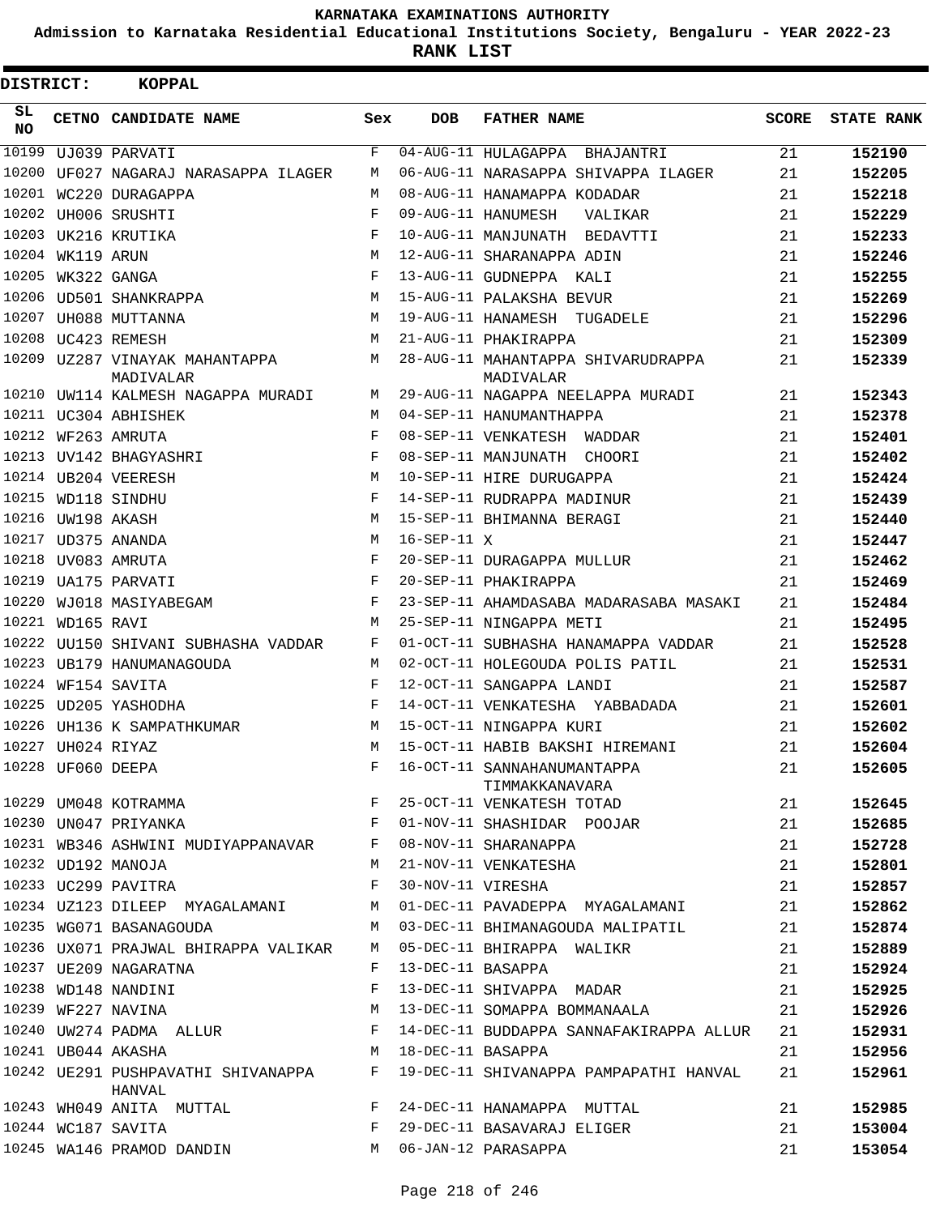# KARNATAKA EXAMINATIONS AUTHORITY

**Admission to Karnataka Residential Educational Institutions Society, Bengaluru - YEAR 2022-23**

**RANK LIST**

**DISTRICT: KOPPAL**

| SL NO | CETNO | CANDIDATE NAME | Sex | DOB | FATHER NAME | SCORE | STATE RANK |
|---|---|---|---|---|---|---|---|
| 10199 | UJ039 | PARVATI | F | 04-AUG-11 | HULAGAPPA BHAJANTRI | 21 | 152190 |
| 10200 | UF027 | NAGARAJ NARASAPPA ILAGER | M | 06-AUG-11 | NARASAPPA SHIVAPPA ILAGER | 21 | 152205 |
| 10201 | WC220 | DURAGAPPA | M | 08-AUG-11 | HANAMAPPA KODADAR | 21 | 152218 |
| 10202 | UH006 | SRUSHTI | F | 09-AUG-11 | HANUMESH VALIKAR | 21 | 152229 |
| 10203 | UK216 | KRUTIKA | F | 10-AUG-11 | MANJUNATH BEDAVTTI | 21 | 152233 |
| 10204 | WK119 | ARUN | M | 12-AUG-11 | SHARANAPPA ADIN | 21 | 152246 |
| 10205 | WK322 | GANGA | F | 13-AUG-11 | GUDNEPPA KALI | 21 | 152255 |
| 10206 | UD501 | SHANKRAPPA | M | 15-AUG-11 | PALAKSHA BEVUR | 21 | 152269 |
| 10207 | UH088 | MUTTANNA | M | 19-AUG-11 | HANAMESH TUGADELE | 21 | 152296 |
| 10208 | UC423 | REMESH | M | 21-AUG-11 | PHAKIRAPPA | 21 | 152309 |
| 10209 | UZ287 | VINAYAK MAHANTAPPA MADIVALAR | M | 28-AUG-11 | MAHANTAPPA SHIVARUDRAPPA MADIVALAR | 21 | 152339 |
| 10210 | UW114 | KALMESH NAGAPPA MURADI | M | 29-AUG-11 | NAGAPPA NEELAPPA MURADI | 21 | 152343 |
| 10211 | UC304 | ABHISHEK | M | 04-SEP-11 | HANUMANTHAPPA | 21 | 152378 |
| 10212 | WF263 | AMRUTA | F | 08-SEP-11 | VENKATESH WADDAR | 21 | 152401 |
| 10213 | UV142 | BHAGYASHRI | F | 08-SEP-11 | MANJUNATH CHOORI | 21 | 152402 |
| 10214 | UB204 | VEERESH | M | 10-SEP-11 | HIRE DURUGAPPA | 21 | 152424 |
| 10215 | WD118 | SINDHU | F | 14-SEP-11 | RUDRAPPA MADINUR | 21 | 152439 |
| 10216 | UW198 | AKASH | M | 15-SEP-11 | BHIMANNA BERAGI | 21 | 152440 |
| 10217 | UD375 | ANANDA | M | 16-SEP-11 | X | 21 | 152447 |
| 10218 | UV083 | AMRUTA | F | 20-SEP-11 | DURAGAPPA MULLUR | 21 | 152462 |
| 10219 | UA175 | PARVATI | F | 20-SEP-11 | PHAKIRAPPA | 21 | 152469 |
| 10220 | WJ018 | MASIYABEGAM | F | 23-SEP-11 | AHAMDASABA MADARASABA MASAKI | 21 | 152484 |
| 10221 | WD165 | RAVI | M | 25-SEP-11 | NINGAPPA METI | 21 | 152495 |
| 10222 | UU150 | SHIVANI SUBHASHA VADDAR | F | 01-OCT-11 | SUBHASHA HANAMAPPA VADDAR | 21 | 152528 |
| 10223 | UB179 | HANUMANAGOUDA | M | 02-OCT-11 | HOLEGOUDA POLIS PATIL | 21 | 152531 |
| 10224 | WF154 | SAVITA | F | 12-OCT-11 | SANGAPPA LANDI | 21 | 152587 |
| 10225 | UD205 | YASHODHA | F | 14-OCT-11 | VENKATESHA YABBADADA | 21 | 152601 |
| 10226 | UH136 | K SAMPATHKUMAR | M | 15-OCT-11 | NINGAPPA KURI | 21 | 152602 |
| 10227 | UH024 | RIYAZ | M | 15-OCT-11 | HABIB BAKSHI HIREMANI | 21 | 152604 |
| 10228 | UF060 | DEEPA | F | 16-OCT-11 | SANNAHANUMANTAPPA TIMMAKKANAVARA | 21 | 152605 |
| 10229 | UM048 | KOTRAMMA | F | 25-OCT-11 | VENKATESH TOTAD | 21 | 152645 |
| 10230 | UN047 | PRIYANKA | F | 01-NOV-11 | SHASHIDAR POOJAR | 21 | 152685 |
| 10231 | WB346 | ASHWINI MUDIYAPPANAVAR | F | 08-NOV-11 | SHARANAPPA | 21 | 152728 |
| 10232 | UD192 | MANOJA | M | 21-NOV-11 | VENKATESHA | 21 | 152801 |
| 10233 | UC299 | PAVITRA | F | 30-NOV-11 | VIRESHA | 21 | 152857 |
| 10234 | UZ123 | DILEEP MYAGALAMANI | M | 01-DEC-11 | PAVADEPPA MYAGALAMANI | 21 | 152862 |
| 10235 | WG071 | BASANAGOUDA | M | 03-DEC-11 | BHIMANAGOUDA MALIPATIL | 21 | 152874 |
| 10236 | UX071 | PRAJWAL BHIRAPPA VALIKAR | M | 05-DEC-11 | BHIRAPPA WALIKR | 21 | 152889 |
| 10237 | UE209 | NAGARATNA | F | 13-DEC-11 | BASAPPA | 21 | 152924 |
| 10238 | WD148 | NANDINI | F | 13-DEC-11 | SHIVAPPA MADAR | 21 | 152925 |
| 10239 | WF227 | NAVINA | M | 13-DEC-11 | SOMAPPA BOMMANAALA | 21 | 152926 |
| 10240 | UW274 | PADMA ALLUR | F | 14-DEC-11 | BUDDAPPA SANNAFAKIRAPPA ALLUR | 21 | 152931 |
| 10241 | UB044 | AKASHA | M | 18-DEC-11 | BASAPPA | 21 | 152956 |
| 10242 | UE291 | PUSHPAVATHI SHIVANAPPA HANVAL | F | 19-DEC-11 | SHIVANAPPA PAMPAPATHI HANVAL | 21 | 152961 |
| 10243 | WH049 | ANITA MUTTAL | F | 24-DEC-11 | HANAMAPPA MUTTAL | 21 | 152985 |
| 10244 | WC187 | SAVITA | F | 29-DEC-11 | BASAVARAJ ELIGER | 21 | 153004 |
| 10245 | WA146 | PRAMOD DANDIN | M | 06-JAN-12 | PARASAPPA | 21 | 153054 |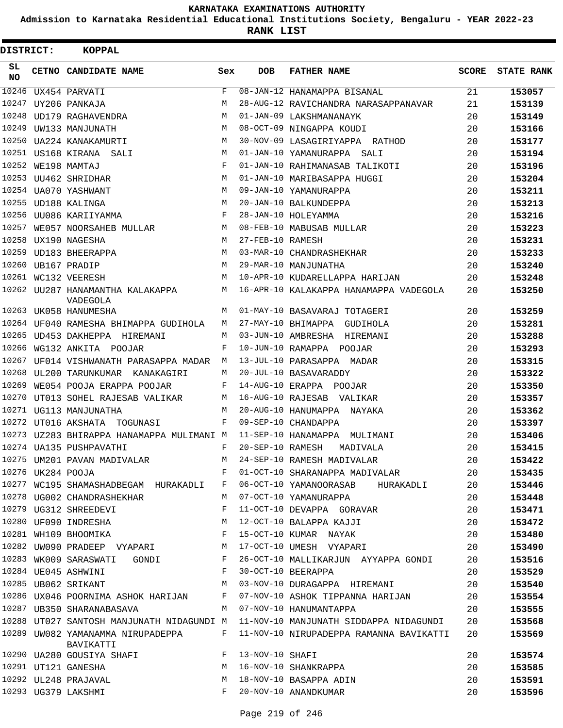# KARNATAKA EXAMINATIONS AUTHORITY

**Admission to Karnataka Residential Educational Institutions Society, Bengaluru - YEAR 2022-23**

**RANK LIST**

**DISTRICT: KOPPAL**

| SL NO | CETNO | CANDIDATE NAME | Sex | DOB | FATHER NAME | SCORE | STATE RANK |
|---|---|---|---|---|---|---|---|
| 10246 | UX454 | PARVATI | F | 08-JAN-12 | HANAMAPPA BISANAL | 21 | 153057 |
| 10247 | UY206 | PANKAJA | M | 28-AUG-12 | RAVICHANDRA NARASAPPANAVAR | 21 | 153139 |
| 10248 | UD179 | RAGHAVENDRA | M | 01-JAN-09 | LAKSHMANANAYK | 20 | 153149 |
| 10249 | UW133 | MANJUNATH | M | 08-OCT-09 | NINGAPPA KOUDI | 20 | 153166 |
| 10250 | UA224 | KANAKAMURTI | M | 30-NOV-09 | LASAGIRIYAPPA RATHOD | 20 | 153177 |
| 10251 | US168 | KIRANA SALI | M | 01-JAN-10 | YAMANURAPPA SALI | 20 | 153194 |
| 10252 | WE198 | MAMTAJ | F | 01-JAN-10 | RAHIMANASAB TALIKOTI | 20 | 153196 |
| 10253 | UU462 | SHRIDHAR | M | 01-JAN-10 | MARIBASAPPA HUGGI | 20 | 153204 |
| 10254 | UA070 | YASHWANT | M | 09-JAN-10 | YAMANURAPPA | 20 | 153211 |
| 10255 | UD188 | KALINGA | M | 20-JAN-10 | BALKUNDEPPA | 20 | 153213 |
| 10256 | UU086 | KARIIYAMMA | F | 28-JAN-10 | HOLEYAMMA | 20 | 153216 |
| 10257 | WE057 | NOORSAHEB MULLAR | M | 08-FEB-10 | MABUSAB MULLAR | 20 | 153223 |
| 10258 | UX190 | NAGESHA | M | 27-FEB-10 | RAMESH | 20 | 153231 |
| 10259 | UD183 | BHEERAPPA | M | 03-MAR-10 | CHANDRASHEKHAR | 20 | 153233 |
| 10260 | UB167 | PRADIP | M | 29-MAR-10 | MANJUNATHA | 20 | 153240 |
| 10261 | WC132 | VEERESH | M | 10-APR-10 | KUDARELLAPPA HARIJAN | 20 | 153248 |
| 10262 | UU287 | HANAMANTHA KALAKAPPA VADEGOLA | M | 16-APR-10 | KALAKAPPA HANAMAPPA VADEGOLA | 20 | 153250 |
| 10263 | UK058 | HANUMESHA | M | 01-MAY-10 | BASAVARAJ TOTAGERI | 20 | 153259 |
| 10264 | UF040 | RAMESHA BHIMAPPA GUDIHOLA | M | 27-MAY-10 | BHIMAPPA GUDIHOLA | 20 | 153281 |
| 10265 | UD453 | DAKHEPPA HIREMANI | M | 03-JUN-10 | AMBRESHA HIREMANI | 20 | 153288 |
| 10266 | WG132 | ANKITA POOJAR | F | 10-JUN-10 | RAMAPPA POOJAR | 20 | 153293 |
| 10267 | UF014 | VISHWANATH PARASAPPA MADAR | M | 13-JUL-10 | PARASAPPA MADAR | 20 | 153315 |
| 10268 | UL200 | TARUNKUMAR KANAKAGIRI | M | 20-JUL-10 | BASAVARADDY | 20 | 153322 |
| 10269 | WE054 | POOJA ERAPPA POOJAR | F | 14-AUG-10 | ERAPPA POOJAR | 20 | 153350 |
| 10270 | UT013 | SOHEL RAJESAB VALIKAR | M | 16-AUG-10 | RAJESAB VALIKAR | 20 | 153357 |
| 10271 | UG113 | MANJUNATHA | M | 20-AUG-10 | HANUMAPPA NAYAKA | 20 | 153362 |
| 10272 | UT016 | AKSHATA TOGUNASI | F | 09-SEP-10 | CHANDAPPA | 20 | 153397 |
| 10273 | UZ283 | BHIRAPPA HANAMAPPA MULIMANI | M | 11-SEP-10 | HANAMAPPA MULIMANI | 20 | 153406 |
| 10274 | UA135 | PUSHPAVATHI | F | 20-SEP-10 | RAMESH MADIVALA | 20 | 153415 |
| 10275 | UM201 | PAVAN MADIVALAR | M | 24-SEP-10 | RAMESH MADIVALAR | 20 | 153422 |
| 10276 | UK284 | POOJA | F | 01-OCT-10 | SHARANAPPA MADIVALAR | 20 | 153435 |
| 10277 | WC195 | SHAMASHADBEGAM HURAKADLI | F | 06-OCT-10 | YAMANOORASAB HURAKADLI | 20 | 153446 |
| 10278 | UG002 | CHANDRASHEKHAR | M | 07-OCT-10 | YAMANURAPPA | 20 | 153448 |
| 10279 | UG312 | SHREEDEVI | F | 11-OCT-10 | DEVAPPA GORAVAR | 20 | 153471 |
| 10280 | UF090 | INDRESHA | M | 12-OCT-10 | BALAPPA KAJJI | 20 | 153472 |
| 10281 | WH109 | BHOOMIKA | F | 15-OCT-10 | KUMAR NAYAK | 20 | 153480 |
| 10282 | UW090 | PRADEEP VYAPARI | M | 17-OCT-10 | UMESH VYAPARI | 20 | 153490 |
| 10283 | WK009 | SARASWATI GONDI | F | 26-OCT-10 | MALLIKARJUN AYYAPPA GONDI | 20 | 153516 |
| 10284 | UE045 | ASHWINI | F | 30-OCT-10 | BEERAPPA | 20 | 153529 |
| 10285 | UB062 | SRIKANT | M | 03-NOV-10 | DURAGAPPA HIREMANI | 20 | 153540 |
| 10286 | UX046 | POORNIMA ASHOK HARIJAN | F | 07-NOV-10 | ASHOK TIPPANNA HARIJAN | 20 | 153554 |
| 10287 | UB350 | SHARANABASAVA | M | 07-NOV-10 | HANUMANTAPPA | 20 | 153555 |
| 10288 | UT027 | SANTOSH MANJUNATH NIDAGUNDI | M | 11-NOV-10 | MANJUNATH SIDDAPPA NIDAGUNDI | 20 | 153568 |
| 10289 | UW082 | YAMANAMMA NIRUPADEPPA BAVIKATTI | F | 11-NOV-10 | NIRUPADEPPA RAMANNA BAVIKATTI | 20 | 153569 |
| 10290 | UA280 | GOUSIYA SHAFI | F | 13-NOV-10 | SHAFI | 20 | 153574 |
| 10291 | UT121 | GANESHA | M | 16-NOV-10 | SHANKRAPPA | 20 | 153585 |
| 10292 | UL248 | PRAJAVAL | M | 18-NOV-10 | BASAPPA ADIN | 20 | 153591 |
| 10293 | UG379 | LAKSHMI | F | 20-NOV-10 | ANANDKUMAR | 20 | 153596 |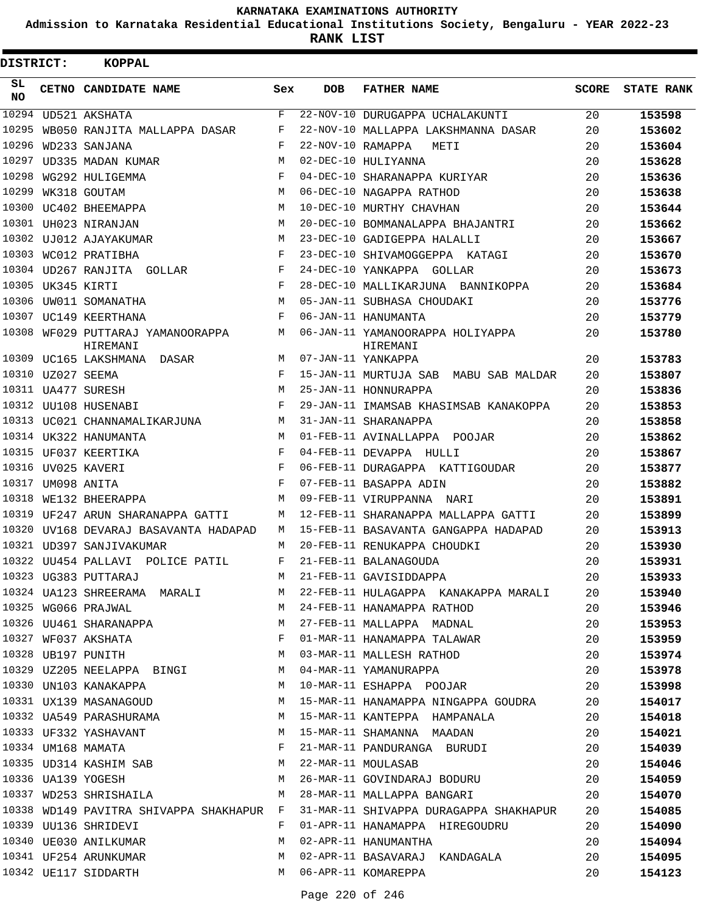# KARNATAKA EXAMINATIONS AUTHORITY

**Admission to Karnataka Residential Educational Institutions Society, Bengaluru - YEAR 2022-23**

**RANK LIST**

**DISTRICT: KOPPAL**

| SL NO | CETNO | CANDIDATE NAME | Sex | DOB | FATHER NAME | SCORE | STATE RANK |
|---|---|---|---|---|---|---|---|
| 10294 | UD521 | AKSHATA | F | 22-NOV-10 | DURUGAPPA UCHALAKUNTI | 20 | 153598 |
| 10295 | WB050 | RANJITA MALLAPPA DASAR | F | 22-NOV-10 | MALLAPPA LAKSHMANNA DASAR | 20 | 153602 |
| 10296 | WD233 | SANJANA | F | 22-NOV-10 | RAMAPPA METI | 20 | 153604 |
| 10297 | UD335 | MADAN KUMAR | M | 02-DEC-10 | HULIYANNA | 20 | 153628 |
| 10298 | WG292 | HULIGEMMA | F | 04-DEC-10 | SHARANAPPA KURIYAR | 20 | 153636 |
| 10299 | WK318 | GOUTAM | M | 06-DEC-10 | NAGAPPA RATHOD | 20 | 153638 |
| 10300 | UC402 | BHEEMAPPA | M | 10-DEC-10 | MURTHY CHAVHAN | 20 | 153644 |
| 10301 | UH023 | NIRANJAN | M | 20-DEC-10 | BOMMANALAPPA BHAJANTRI | 20 | 153662 |
| 10302 | UJ012 | AJAYAKUMAR | M | 23-DEC-10 | GADIGEPPA HALALLI | 20 | 153667 |
| 10303 | WC012 | PRATIBHA | F | 23-DEC-10 | SHIVAMOGGEPPA KATAGI | 20 | 153670 |
| 10304 | UD267 | RANJITA GOLLAR | F | 24-DEC-10 | YANKAPPA GOLLAR | 20 | 153673 |
| 10305 | UK345 | KIRTI | F | 28-DEC-10 | MALLIKARJUNA BANNIKOPPA | 20 | 153684 |
| 10306 | UW011 | SOMANATHA | M | 05-JAN-11 | SUBHASA CHOUDAKI | 20 | 153776 |
| 10307 | UC149 | KEERTHANA | F | 06-JAN-11 | HANUMANTA | 20 | 153779 |
| 10308 | WF029 | PUTTARAJ YAMANOORAPPA HIREMANI | M | 06-JAN-11 | YAMANOORAPPA HOLIYAPPA HIREMANI | 20 | 153780 |
| 10309 | UC165 | LAKSHMANA DASAR | M | 07-JAN-11 | YANKAPPA | 20 | 153783 |
| 10310 | UZ027 | SEEMA | F | 15-JAN-11 | MURTUJA SAB MABU SAB MALDAR | 20 | 153807 |
| 10311 | UA477 | SURESH | M | 25-JAN-11 | HONNURAPPA | 20 | 153836 |
| 10312 | UU108 | HUSENABI | F | 29-JAN-11 | IMAMSAB KHASIMSAB KANAKOPPA | 20 | 153853 |
| 10313 | UC021 | CHANNAMALIKARJUNA | M | 31-JAN-11 | SHARANAPPA | 20 | 153858 |
| 10314 | UK322 | HANUMANTA | M | 01-FEB-11 | AVINALLAPPA POOJAR | 20 | 153862 |
| 10315 | UF037 | KEERTIKA | F | 04-FEB-11 | DEVAPPA HULLI | 20 | 153867 |
| 10316 | UV025 | KAVERI | F | 06-FEB-11 | DURAGAPPA KATTIGOUDAR | 20 | 153877 |
| 10317 | UM098 | ANITA | F | 07-FEB-11 | BASAPPA ADIN | 20 | 153882 |
| 10318 | WE132 | BHEERAPPA | M | 09-FEB-11 | VIRUPPANNA NARI | 20 | 153891 |
| 10319 | UF247 | ARUN SHARANAPPA GATTI | M | 12-FEB-11 | SHARANAPPA MALLAPPA GATTI | 20 | 153899 |
| 10320 | UV168 | DEVARAJ BASAVANTA HADAPAD | M | 15-FEB-11 | BASAVANTA GANGAPPA HADAPAD | 20 | 153913 |
| 10321 | UD397 | SANJIVAKUMAR | M | 20-FEB-11 | RENUKAPPA CHOUDKI | 20 | 153930 |
| 10322 | UU454 | PALLAVI POLICE PATIL | F | 21-FEB-11 | BALANAGOUDA | 20 | 153931 |
| 10323 | UG383 | PUTTARAJ | M | 21-FEB-11 | GAVISIDDAPPA | 20 | 153933 |
| 10324 | UA123 | SHREERAMA MARALI | M | 22-FEB-11 | HULAGAPPA KANAKAPPA MARALI | 20 | 153940 |
| 10325 | WG066 | PRAJWAL | M | 24-FEB-11 | HANAMAPPA RATHOD | 20 | 153946 |
| 10326 | UU461 | SHARANAPPA | M | 27-FEB-11 | MALLAPPA MADNAL | 20 | 153953 |
| 10327 | WF037 | AKSHATA | F | 01-MAR-11 | HANAMAPPA TALAWAR | 20 | 153959 |
| 10328 | UB197 | PUNITH | M | 03-MAR-11 | MALLESH RATHOD | 20 | 153974 |
| 10329 | UZ205 | NEELAPPA BINGI | M | 04-MAR-11 | YAMANURAPPA | 20 | 153978 |
| 10330 | UN103 | KANAKAPPA | M | 10-MAR-11 | ESHAPPA POOJAR | 20 | 153998 |
| 10331 | UX139 | MASANAGOUD | M | 15-MAR-11 | HANAMAPPA NINGAPPA GOUDRA | 20 | 154017 |
| 10332 | UA549 | PARASHURAMA | M | 15-MAR-11 | KANTEPPA HAMPANALA | 20 | 154018 |
| 10333 | UF332 | YASHAVANT | M | 15-MAR-11 | SHAMANNA MAADAN | 20 | 154021 |
| 10334 | UM168 | MAMATA | F | 21-MAR-11 | PANDURANGA BURUDI | 20 | 154039 |
| 10335 | UD314 | KASHIM SAB | M | 22-MAR-11 | MOULASAB | 20 | 154046 |
| 10336 | UA139 | YOGESH | M | 26-MAR-11 | GOVINDARAJ BODURU | 20 | 154059 |
| 10337 | WD253 | SHRISHAILA | M | 28-MAR-11 | MALLAPPA BANGARI | 20 | 154070 |
| 10338 | WD149 | PAVITRA SHIVAPPA SHAKHAPUR | F | 31-MAR-11 | SHIVAPPA DURAGAPPA SHAKHAPUR | 20 | 154085 |
| 10339 | UU136 | SHRIDEVI | F | 01-APR-11 | HANAMAPPA HIREGOUDRU | 20 | 154090 |
| 10340 | UE030 | ANILKUMAR | M | 02-APR-11 | HANUMANTHA | 20 | 154094 |
| 10341 | UF254 | ARUNKUMAR | M | 02-APR-11 | BASAVARAJ KANDAGALA | 20 | 154095 |
| 10342 | UE117 | SIDDARTH | M | 06-APR-11 | KOMAREPPA | 20 | 154123 |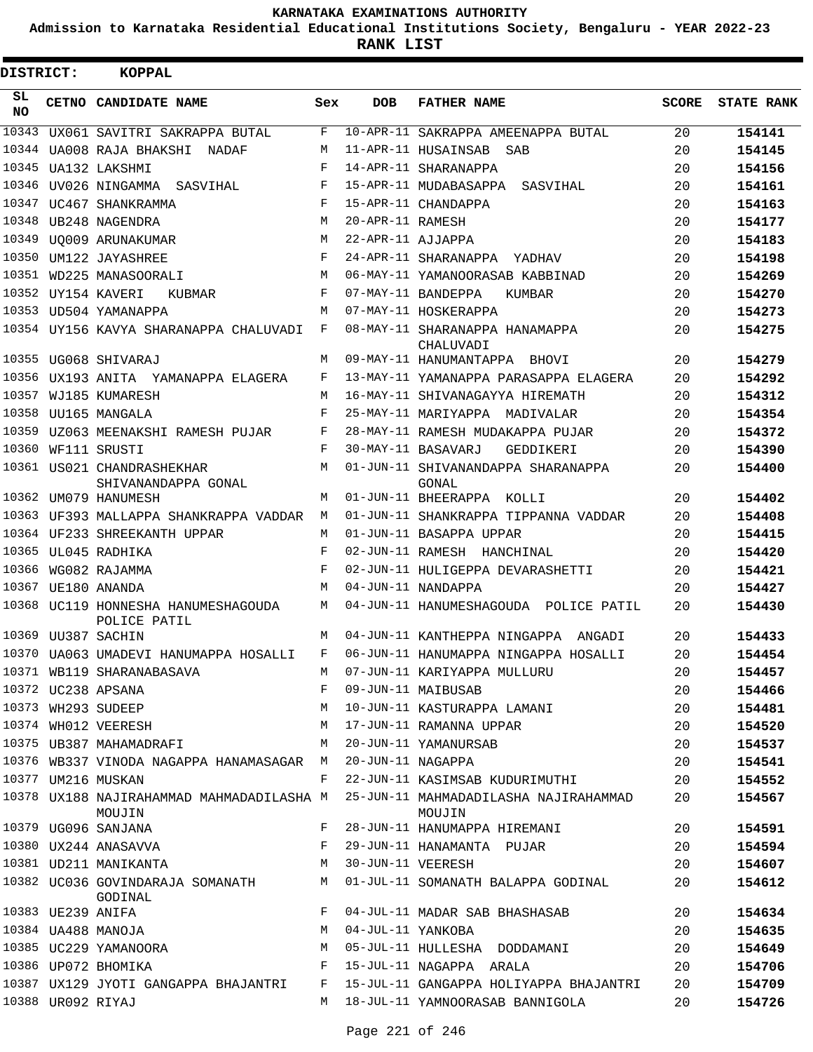KARNATAKA EXAMINATIONS AUTHORITY

Admission to Karnataka Residential Educational Institutions Society, Bengaluru - YEAR 2022-23

**RANK LIST**

**DISTRICT: KOPPAL**

| SL NO | CETNO | CANDIDATE NAME | Sex | DOB | FATHER NAME | SCORE | STATE RANK |
|---|---|---|---|---|---|---|---|
| 10343 | UX061 | SAVITRI SAKRAPPA BUTAL | F | 10-APR-11 | SAKRAPPA AMEENAPPA BUTAL | 20 | 154141 |
| 10344 | UA008 | RAJA BHAKSHI NADAF | M | 11-APR-11 | HUSAINSAB SAB | 20 | 154145 |
| 10345 | UA132 | LAKSHMI | F | 14-APR-11 | SHARANAPPA | 20 | 154156 |
| 10346 | UV026 | NINGAMMA SASVIHAL | F | 15-APR-11 | MUDABASAPPA SASVIHAL | 20 | 154161 |
| 10347 | UC467 | SHANKRAMMA | F | 15-APR-11 | CHANDAPPA | 20 | 154163 |
| 10348 | UB248 | NAGENDRA | M | 20-APR-11 | RAMESH | 20 | 154177 |
| 10349 | UQ009 | ARUNAKUMAR | M | 22-APR-11 | AJJAPPA | 20 | 154183 |
| 10350 | UM122 | JAYASHREE | F | 24-APR-11 | SHARANAPPA YADHAV | 20 | 154198 |
| 10351 | WD225 | MANASOORALI | M | 06-MAY-11 | YAMANOORASAB KABBINAD | 20 | 154269 |
| 10352 | UY154 | KAVERI KUBMAR | F | 07-MAY-11 | BANDEPPA KUMBAR | 20 | 154270 |
| 10353 | UD504 | YAMANAPPA | M | 07-MAY-11 | HOSKERAPPA | 20 | 154273 |
| 10354 | UY156 | KAVYA SHARANAPPA CHALUVADI | F | 08-MAY-11 | SHARANAPPA HANAMAPPA CHALUVADI | 20 | 154275 |
| 10355 | UG068 | SHIVARAJ | M | 09-MAY-11 | HANUMANTAPPA BHOVI | 20 | 154279 |
| 10356 | UX193 | ANITA YAMANAPPA ELAGERA | F | 13-MAY-11 | YAMANAPPA PARASAPPA ELAGERA | 20 | 154292 |
| 10357 | WJ185 | KUMARESH | M | 16-MAY-11 | SHIVANAGAYYA HIREMATH | 20 | 154312 |
| 10358 | UU165 | MANGALA | F | 25-MAY-11 | MARIYAPPA MADIVALAR | 20 | 154354 |
| 10359 | UZ063 | MEENAKSHI RAMESH PUJAR | F | 28-MAY-11 | RAMESH MUDAKAPPA PUJAR | 20 | 154372 |
| 10360 | WF111 | SRUSTI | F | 30-MAY-11 | BASAVARJ GEDDIKERI | 20 | 154390 |
| 10361 | US021 | CHANDRASHEKHAR SHIVANANDAPPA GONAL | M | 01-JUN-11 | SHIVANANDAPPA SHARANAPPA GONAL | 20 | 154400 |
| 10362 | UM079 | HANUMESH | M | 01-JUN-11 | BHEERAPPA KOLLI | 20 | 154402 |
| 10363 | UF393 | MALLAPPA SHANKRAPPA VADDAR | M | 01-JUN-11 | SHANKRAPPA TIPPANNA VADDAR | 20 | 154408 |
| 10364 | UF233 | SHREEKANTH UPPAR | M | 01-JUN-11 | BASAPPA UPPAR | 20 | 154415 |
| 10365 | UL045 | RADHIKA | F | 02-JUN-11 | RAMESH HANCHINAL | 20 | 154420 |
| 10366 | WG082 | RAJAMMA | F | 02-JUN-11 | HULIGEPPA DEVARASHETTI | 20 | 154421 |
| 10367 | UE180 | ANANDA | M | 04-JUN-11 | NANDAPPA | 20 | 154427 |
| 10368 | UC119 | HONNESHA HANUMESHAGOUDA POLICE PATIL | M | 04-JUN-11 | HANUMESHAGOUDA POLICE PATIL | 20 | 154430 |
| 10369 | UU387 | SACHIN | M | 04-JUN-11 | KANTHEPPA NINGAPPA ANGADI | 20 | 154433 |
| 10370 | UA063 | UMADEVI HANUMAPPA HOSALLI | F | 06-JUN-11 | HANUMAPPA NINGAPPA HOSALLI | 20 | 154454 |
| 10371 | WB119 | SHARANABASAVA | M | 07-JUN-11 | KARIYAPPA MULLURU | 20 | 154457 |
| 10372 | UC238 | APSANA | F | 09-JUN-11 | MAIBUSAB | 20 | 154466 |
| 10373 | WH293 | SUDEEP | M | 10-JUN-11 | KASTURAPPA LAMANI | 20 | 154481 |
| 10374 | WH012 | VEERESH | M | 17-JUN-11 | RAMANNA UPPAR | 20 | 154520 |
| 10375 | UB387 | MAHAMADRAFI | M | 20-JUN-11 | YAMANURSAB | 20 | 154537 |
| 10376 | WB337 | VINODA NAGAPPA HANAMASAGAR | M | 20-JUN-11 | NAGAPPA | 20 | 154541 |
| 10377 | UM216 | MUSKAN | F | 22-JUN-11 | KASIMSAB KUDURIMUTHI | 20 | 154552 |
| 10378 | UX188 | NAJIRAHAMMAD MAHMADADILASHA MOUJIN | M | 25-JUN-11 | MAHMADADILASHA NAJIRAHAMMAD MOUJIN | 20 | 154567 |
| 10379 | UG096 | SANJANA | F | 28-JUN-11 | HANUMAPPA HIREMANI | 20 | 154591 |
| 10380 | UX244 | ANASAVVA | F | 29-JUN-11 | HANAMANTA PUJAR | 20 | 154594 |
| 10381 | UD211 | MANIKANTA | M | 30-JUN-11 | VEERESH | 20 | 154607 |
| 10382 | UC036 | GOVINDARAJA SOMANATH GODINAL | M | 01-JUL-11 | SOMANATH BALAPPA GODINAL | 20 | 154612 |
| 10383 | UE239 | ANIFA | F | 04-JUL-11 | MADAR SAB BHASHASAB | 20 | 154634 |
| 10384 | UA488 | MANOJA | M | 04-JUL-11 | YANKOBA | 20 | 154635 |
| 10385 | UC229 | YAMANOORA | M | 05-JUL-11 | HULLESHA DODDAMANI | 20 | 154649 |
| 10386 | UP072 | BHOMIKA | F | 15-JUL-11 | NAGAPPA ARALA | 20 | 154706 |
| 10387 | UX129 | JYOTI GANGAPPA BHAJANTRI | F | 15-JUL-11 | GANGAPPA HOLIYAPPA BHAJANTRI | 20 | 154709 |
| 10388 | UR092 | RIYAJ | M | 18-JUL-11 | YAMNOORASAB BANNIGOLA | 20 | 154726 |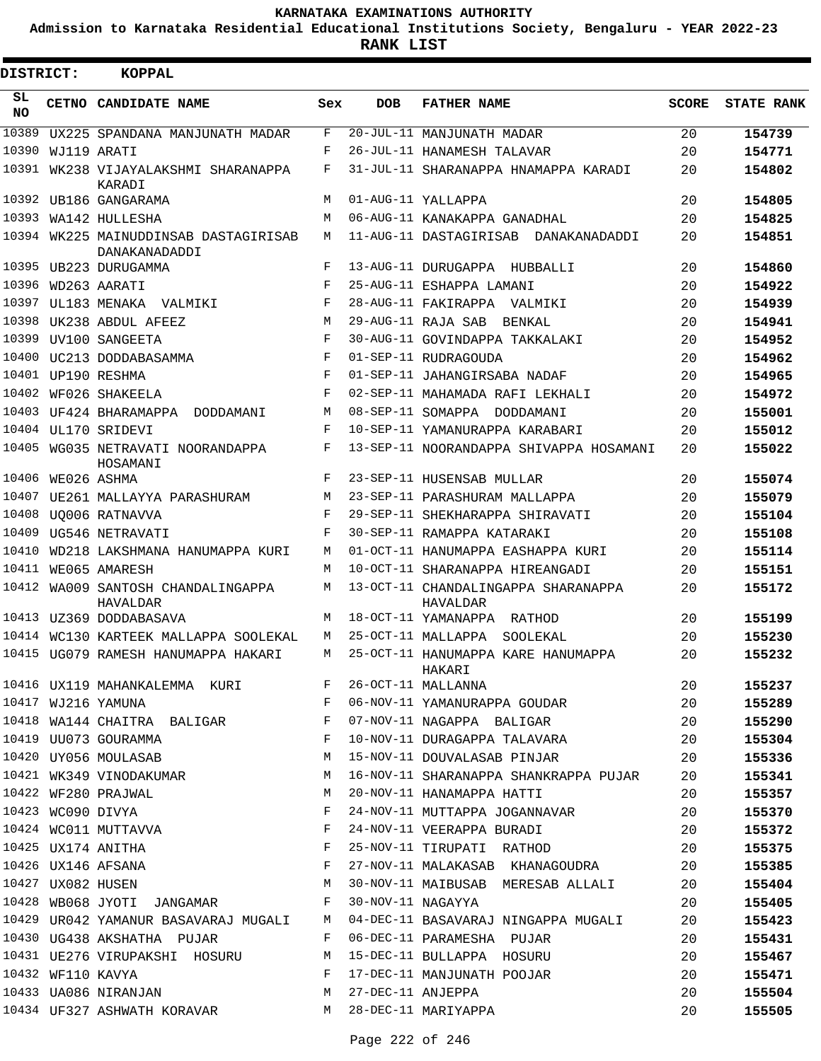# KARNATAKA EXAMINATIONS AUTHORITY

**Admission to Karnataka Residential Educational Institutions Society, Bengaluru - YEAR 2022-23**

**RANK LIST**

**DISTRICT: KOPPAL**

| SL NO | CETNO | CANDIDATE NAME | Sex | DOB | FATHER NAME | SCORE | STATE RANK |
|---|---|---|---|---|---|---|---|
| 10389 | UX225 | SPANDANA MANJUNATH MADAR | F | 20-JUL-11 | MANJUNATH MADAR | 20 | 154739 |
| 10390 | WJ119 | ARATI | F | 26-JUL-11 | HANAMESH TALAVAR | 20 | 154771 |
| 10391 | WK238 | VIJAYALAKSHMI SHARANAPPA KARADI | F | 31-JUL-11 | SHARANAPPA HNAMAPPA KARADI | 20 | 154802 |
| 10392 | UB186 | GANGARAMA | M | 01-AUG-11 | YALLAPPA | 20 | 154805 |
| 10393 | WA142 | HULLESHA | M | 06-AUG-11 | KANAKAPPA GANADHAL | 20 | 154825 |
| 10394 | WK225 | MAINUDDINSAB DASTAGIRISAB DANAKANADADDI | M | 11-AUG-11 | DASTAGIRISAB DANAKANADADDI | 20 | 154851 |
| 10395 | UB223 | DURUGAMMA | F | 13-AUG-11 | DURUGAPPA HUBBALLI | 20 | 154860 |
| 10396 | WD263 | AARATI | F | 25-AUG-11 | ESHAPPA LAMANI | 20 | 154922 |
| 10397 | UL183 | MENAKA VALMIKI | F | 28-AUG-11 | FAKIRAPPA VALMIKI | 20 | 154939 |
| 10398 | UK238 | ABDUL AFEEZ | M | 29-AUG-11 | RAJA SAB BENKAL | 20 | 154941 |
| 10399 | UV100 | SANGEETA | F | 30-AUG-11 | GOVINDAPPA TAKKALAKI | 20 | 154952 |
| 10400 | UC213 | DODDABASAMMA | F | 01-SEP-11 | RUDRAGOUDA | 20 | 154962 |
| 10401 | UP190 | RESHMA | F | 01-SEP-11 | JAHANGIRSABA NADAF | 20 | 154965 |
| 10402 | WF026 | SHAKEELA | F | 02-SEP-11 | MAHAMADA RAFI LEKHALI | 20 | 154972 |
| 10403 | UF424 | BHARAMAPPA DODDAMANI | M | 08-SEP-11 | SOMAPPA DODDAMANI | 20 | 155001 |
| 10404 | UL170 | SRIDEVI | F | 10-SEP-11 | YAMANURAPPA KARABARI | 20 | 155012 |
| 10405 | WG035 | NETRAVATI NOORANDAPPA HOSAMANI | F | 13-SEP-11 | NOORANDAPPA SHIVAPPA HOSAMANI | 20 | 155022 |
| 10406 | WE026 | ASHMA | F | 23-SEP-11 | HUSENSAB MULLAR | 20 | 155074 |
| 10407 | UE261 | MALLAYYA PARASHURAM | M | 23-SEP-11 | PARASHURAM MALLAPPA | 20 | 155079 |
| 10408 | UQ006 | RATNAVVA | F | 29-SEP-11 | SHEKHARAPPA SHIRAVATI | 20 | 155104 |
| 10409 | UG546 | NETRAVATI | F | 30-SEP-11 | RAMAPPA KATARAKI | 20 | 155108 |
| 10410 | WD218 | LAKSHMANA HANUMAPPA KURI | M | 01-OCT-11 | HANUMAPPA EASHAPPA KURI | 20 | 155114 |
| 10411 | WE065 | AMARESH | M | 10-OCT-11 | SHARANAPPA HIREANGADI | 20 | 155151 |
| 10412 | WA009 | SANTOSH CHANDALINGAPPA HAVALDAR | M | 13-OCT-11 | CHANDALINGAPPA SHARANAPPA HAVALDAR | 20 | 155172 |
| 10413 | UZ369 | DODDABASAVA | M | 18-OCT-11 | YAMANAPPA RATHOD | 20 | 155199 |
| 10414 | WC130 | KARTEEK MALLAPPA SOOLEKAL | M | 25-OCT-11 | MALLAPPA SOOLEKAL | 20 | 155230 |
| 10415 | UG079 | RAMESH HANUMAPPA HAKARI | M | 25-OCT-11 | HANUMAPPA KARE HANUMAPPA HAKARI | 20 | 155232 |
| 10416 | UX119 | MAHANKALEMMA KURI | F | 26-OCT-11 | MALLANNA | 20 | 155237 |
| 10417 | WJ216 | YAMUNA | F | 06-NOV-11 | YAMANURAPPA GOUDAR | 20 | 155289 |
| 10418 | WA144 | CHAITRA BALIGAR | F | 07-NOV-11 | NAGAPPA BALIGAR | 20 | 155290 |
| 10419 | UU073 | GOURAMMA | F | 10-NOV-11 | DURAGAPPA TALAVARA | 20 | 155304 |
| 10420 | UY056 | MOULASAB | M | 15-NOV-11 | DOUVALASAB PINJAR | 20 | 155336 |
| 10421 | WK349 | VINODAKUMAR | M | 16-NOV-11 | SHARANAPPA SHANKRAPPA PUJAR | 20 | 155341 |
| 10422 | WF280 | PRAJWAL | M | 20-NOV-11 | HANAMAPPA HATTI | 20 | 155357 |
| 10423 | WC090 | DIVYA | F | 24-NOV-11 | MUTTAPPA JOGANNAVAR | 20 | 155370 |
| 10424 | WC011 | MUTTAVVA | F | 24-NOV-11 | VEERAPPA BURADI | 20 | 155372 |
| 10425 | UX174 | ANITHA | F | 25-NOV-11 | TIRUPATI RATHOD | 20 | 155375 |
| 10426 | UX146 | AFSANA | F | 27-NOV-11 | MALAKASAB KHANAGOUDRA | 20 | 155385 |
| 10427 | UX082 | HUSEN | M | 30-NOV-11 | MAIBUSAB MERESAB ALLALI | 20 | 155404 |
| 10428 | WB068 | JYOTI JANGAMAR | F | 30-NOV-11 | NAGAYYA | 20 | 155405 |
| 10429 | UR042 | YAMANUR BASAVARAJ MUGALI | M | 04-DEC-11 | BASAVARAJ NINGAPPA MUGALI | 20 | 155423 |
| 10430 | UG438 | AKSHATHA PUJAR | F | 06-DEC-11 | PARAMESHA PUJAR | 20 | 155431 |
| 10431 | UE276 | VIRUPAKSHI HOSURU | M | 15-DEC-11 | BULLAPPA HOSURU | 20 | 155467 |
| 10432 | WF110 | KAVYA | F | 17-DEC-11 | MANJUNATH POOJAR | 20 | 155471 |
| 10433 | UA086 | NIRANJAN | M | 27-DEC-11 | ANJEPPA | 20 | 155504 |
| 10434 | UF327 | ASHWATH KORAVAR | M | 28-DEC-11 | MARIYAPPA | 20 | 155505 |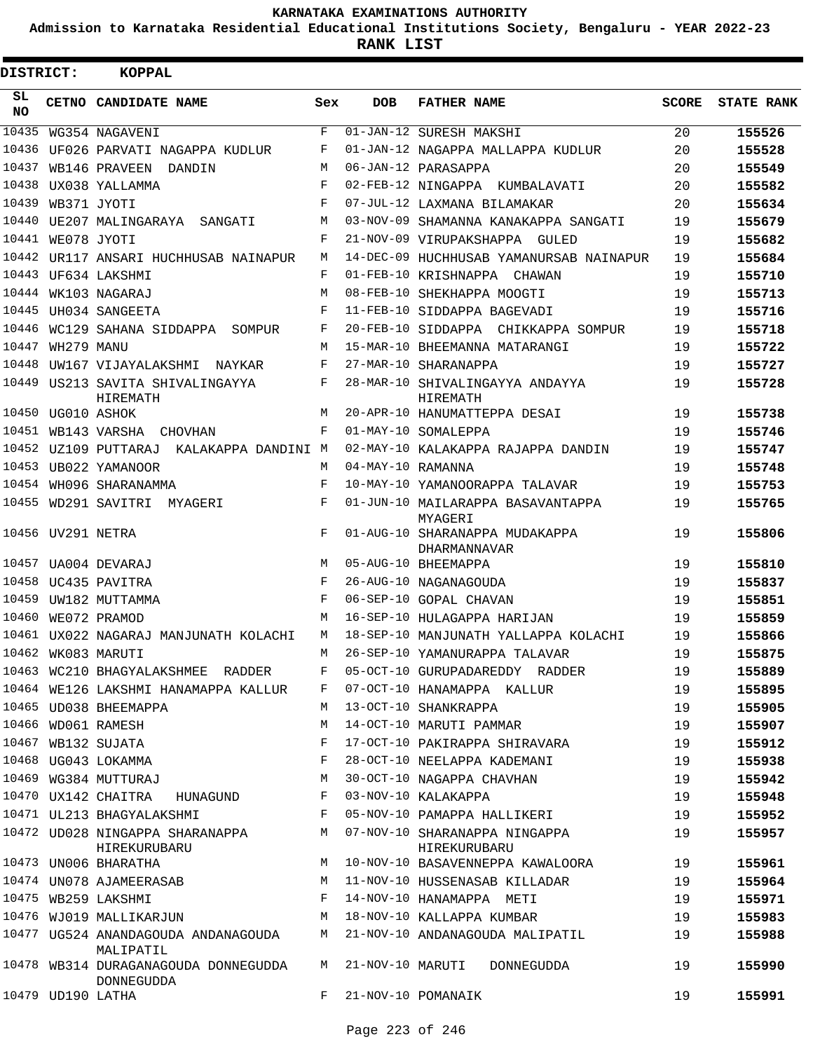KARNATAKA EXAMINATIONS AUTHORITY

Admission to Karnataka Residential Educational Institutions Society, Bengaluru - YEAR 2022-23

**RANK LIST**

**DISTRICT: KOPPAL**

| SL NO | CETNO | CANDIDATE NAME | Sex | DOB | FATHER NAME | SCORE | STATE RANK |
|---|---|---|---|---|---|---|---|
| 10435 | WG354 | NAGAVENI | F | 01-JAN-12 | SURESH MAKSHI | 20 | 155526 |
| 10436 | UF026 | PARVATI NAGAPPA KUDLUR | F | 01-JAN-12 | NAGAPPA MALLAPPA KUDLUR | 20 | 155528 |
| 10437 | WB146 | PRAVEEN DANDIN | M | 06-JAN-12 | PARASAPPA | 20 | 155549 |
| 10438 | UX038 | YALLAMMA | F | 02-FEB-12 | NINGAPPA KUMBALAVATI | 20 | 155582 |
| 10439 | WB371 | JYOTI | F | 07-JUL-12 | LAXMANA BILAMAKAR | 20 | 155634 |
| 10440 | UE207 | MALINGARAYA SANGATI | M | 03-NOV-09 | SHAMANNA KANAKAPPA SANGATI | 19 | 155679 |
| 10441 | WE078 | JYOTI | F | 21-NOV-09 | VIRUPAKSHAPPA GULED | 19 | 155682 |
| 10442 | UR117 | ANSARI HUCHHUSAB NAINAPUR | M | 14-DEC-09 | HUCHHUSAB YAMANURSAB NAINAPUR | 19 | 155684 |
| 10443 | UF634 | LAKSHMI | F | 01-FEB-10 | KRISHNAPPA CHAWAN | 19 | 155710 |
| 10444 | WK103 | NAGARAJ | M | 08-FEB-10 | SHEKHAPPA MOOGTI | 19 | 155713 |
| 10445 | UH034 | SANGEETA | F | 11-FEB-10 | SIDDAPPA BAGEVADI | 19 | 155716 |
| 10446 | WC129 | SAHANA SIDDAPPA SOMPUR | F | 20-FEB-10 | SIDDAPPA CHIKKAPPA SOMPUR | 19 | 155718 |
| 10447 | WH279 | MANU | M | 15-MAR-10 | BHEEMANNA MATARANGI | 19 | 155722 |
| 10448 | UW167 | VIJAYALAKSHMI NAYKAR | F | 27-MAR-10 | SHARANAPPA | 19 | 155727 |
| 10449 | US213 | SAVITA SHIVALINGAYYA HIREMATH | F | 28-MAR-10 | SHIVALINGAYYA ANDAYYA HIREMATH | 19 | 155728 |
| 10450 | UG010 | ASHOK | M | 20-APR-10 | HANUMATTEPPA DESAI | 19 | 155738 |
| 10451 | WB143 | VARSHA CHOVHAN | F | 01-MAY-10 | SOMALEPPA | 19 | 155746 |
| 10452 | UZ109 | PUTTARAJ KALAKAPPA DANDINI | M | 02-MAY-10 | KALAKAPPA RAJAPPA DANDIN | 19 | 155747 |
| 10453 | UB022 | YAMANOOR | M | 04-MAY-10 | RAMANNA | 19 | 155748 |
| 10454 | WH096 | SHARANAMMA | F | 10-MAY-10 | YAMANOORAPPA TALAVAR | 19 | 155753 |
| 10455 | WD291 | SAVITRI MYAGERI | F | 01-JUN-10 | MAILARAPPA BASAVANTAPPA MYAGERI | 19 | 155765 |
| 10456 | UV291 | NETRA | F | 01-AUG-10 | SHARANAPPA MUDAKAPPA DHARMANNAVAR | 19 | 155806 |
| 10457 | UA004 | DEVARAJ | M | 05-AUG-10 | BHEEMAPPA | 19 | 155810 |
| 10458 | UC435 | PAVITRA | F | 26-AUG-10 | NAGANAGOUDA | 19 | 155837 |
| 10459 | UW182 | MUTTAMMA | F | 06-SEP-10 | GOPAL CHAVAN | 19 | 155851 |
| 10460 | WE072 | PRAMOD | M | 16-SEP-10 | HULAGAPPA HARIJAN | 19 | 155859 |
| 10461 | UX022 | NAGARAJ MANJUNATH KOLACHI | M | 18-SEP-10 | MANJUNATH YALLAPPA KOLACHI | 19 | 155866 |
| 10462 | WK083 | MARUTI | M | 26-SEP-10 | YAMANURAPPA TALAVAR | 19 | 155875 |
| 10463 | WC210 | BHAGYALAKSHMEE RADDER | F | 05-OCT-10 | GURUPADAREDDY RADDER | 19 | 155889 |
| 10464 | WE126 | LAKSHMI HANAMAPPA KALLUR | F | 07-OCT-10 | HANAMAPPA KALLUR | 19 | 155895 |
| 10465 | UD038 | BHEEMAPPA | M | 13-OCT-10 | SHANKRAPPA | 19 | 155905 |
| 10466 | WD061 | RAMESH | M | 14-OCT-10 | MARUTI PAMMAR | 19 | 155907 |
| 10467 | WB132 | SUJATA | F | 17-OCT-10 | PAKIRAPPA SHIRAVARA | 19 | 155912 |
| 10468 | UG043 | LOKAMMA | F | 28-OCT-10 | NEELAPPA KADEMANI | 19 | 155938 |
| 10469 | WG384 | MUTTURAJ | M | 30-OCT-10 | NAGAPPA CHAVHAN | 19 | 155942 |
| 10470 | UX142 | CHAITRA HUNAGUND | F | 03-NOV-10 | KALAKAPPA | 19 | 155948 |
| 10471 | UL213 | BHAGYALAKSHMI | F | 05-NOV-10 | PAMAPPA HALLIKERI | 19 | 155952 |
| 10472 | UD028 | NINGAPPA SHARANAPPA HIREKURUBARU | M | 07-NOV-10 | SHARANAPPA NINGAPPA HIREKURUBARU | 19 | 155957 |
| 10473 | UN006 | BHARATHA | M | 10-NOV-10 | BASAVENNEPPA KAWALOORA | 19 | 155961 |
| 10474 | UN078 | AJAMEERASAB | M | 11-NOV-10 | HUSSENASAB KILLADAR | 19 | 155964 |
| 10475 | WB259 | LAKSHMI | F | 14-NOV-10 | HANAMAPPA METI | 19 | 155971 |
| 10476 | WJ019 | MALLIKARJUN | M | 18-NOV-10 | KALLAPPA KUMBAR | 19 | 155983 |
| 10477 | UG524 | ANANDAGOUDA ANDANAGOUDA MALIPATIL | M | 21-NOV-10 | ANDANAGOUDA MALIPATIL | 19 | 155988 |
| 10478 | WB314 | DURAGANAGOUDA DONNEGUDDA DONNEGUDDA | M | 21-NOV-10 | MARUTI DONNEGUDDA | 19 | 155990 |
| 10479 | UD190 | LATHA | F | 21-NOV-10 | POMANAIK | 19 | 155991 |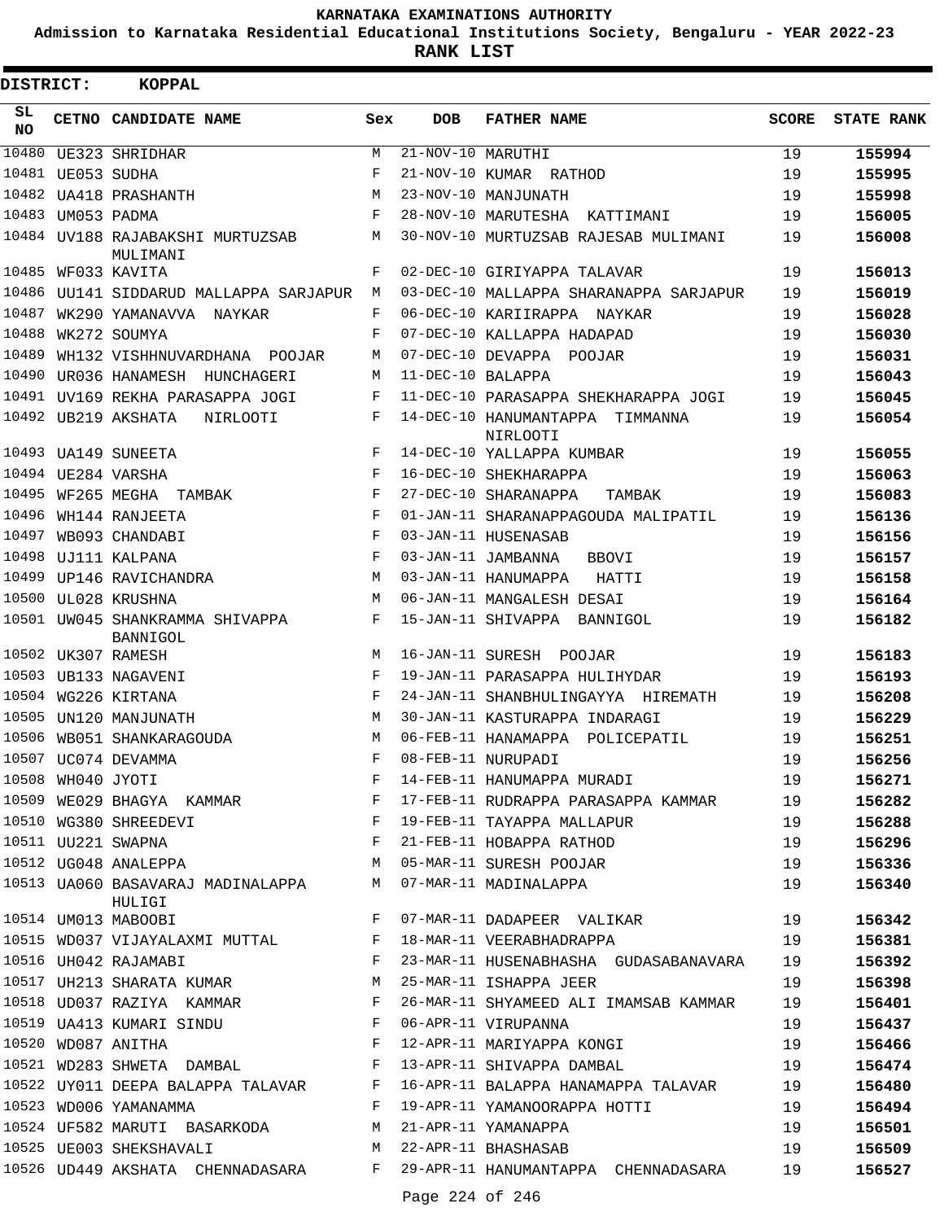KARNATAKA EXAMINATIONS AUTHORITY

Admission to Karnataka Residential Educational Institutions Society, Bengaluru - YEAR 2022-23

**RANK LIST**

**DISTRICT: KOPPAL**

| SL NO | CETNO | CANDIDATE NAME | Sex | DOB | FATHER NAME | SCORE | STATE RANK |
|---|---|---|---|---|---|---|---|
| 10480 | UE323 | SHRIDHAR | M | 21-NOV-10 | MARUTHI | 19 | 155994 |
| 10481 | UE053 | SUDHA | F | 21-NOV-10 | KUMAR RATHOD | 19 | 155995 |
| 10482 | UA418 | PRASHANTH | M | 23-NOV-10 | MANJUNATH | 19 | 155998 |
| 10483 | UM053 | PADMA | F | 28-NOV-10 | MARUTESHA KATTIMANI | 19 | 156005 |
| 10484 | UV188 | RAJABAKSHI MURTUZSAB MULIMANI | M | 30-NOV-10 | MURTUZSAB RAJESAB MULIMANI | 19 | 156008 |
| 10485 | WF033 | KAVITA | F | 02-DEC-10 | GIRIYAPPA TALAVAR | 19 | 156013 |
| 10486 | UU141 | SIDDARUD MALLAPPA SARJAPUR | M | 03-DEC-10 | MALLAPPA SHARANAPPA SARJAPUR | 19 | 156019 |
| 10487 | WK290 | YAMANAVVA NAYKAR | F | 06-DEC-10 | KARIIRAPPA NAYKAR | 19 | 156028 |
| 10488 | WK272 | SOUMYA | F | 07-DEC-10 | KALLAPPA HADAPAD | 19 | 156030 |
| 10489 | WH132 | VISHHNUVARDHANA POOJAR | M | 07-DEC-10 | DEVAPPA POOJAR | 19 | 156031 |
| 10490 | UR036 | HANAMESH HUNCHAGERI | M | 11-DEC-10 | BALAPPA | 19 | 156043 |
| 10491 | UV169 | REKHA PARASAPPA JOGI | F | 11-DEC-10 | PARASAPPA SHEKHARAPPA JOGI | 19 | 156045 |
| 10492 | UB219 | AKSHATA NIRLOOTI | F | 14-DEC-10 | HANUMANTAPPA TIMMANNA NIRLOOTI | 19 | 156054 |
| 10493 | UA149 | SUNEETA | F | 14-DEC-10 | YALLAPPA KUMBAR | 19 | 156055 |
| 10494 | UE284 | VARSHA | F | 16-DEC-10 | SHEKHARAPPA | 19 | 156063 |
| 10495 | WF265 | MEGHA TAMBAK | F | 27-DEC-10 | SHARANAPPA TAMBAK | 19 | 156083 |
| 10496 | WH144 | RANJEETA | F | 01-JAN-11 | SHARANAPPAGOUDA MALIPATIL | 19 | 156136 |
| 10497 | WB093 | CHANDABI | F | 03-JAN-11 | HUSENASAB | 19 | 156156 |
| 10498 | UJ111 | KALPANA | F | 03-JAN-11 | JAMBANNA BBOVI | 19 | 156157 |
| 10499 | UP146 | RAVICHANDRA | M | 03-JAN-11 | HANUMAPPA HATTI | 19 | 156158 |
| 10500 | UL028 | KRUSHNA | M | 06-JAN-11 | MANGALESH DESAI | 19 | 156164 |
| 10501 | UW045 | SHANKRAMMA SHIVAPPA BANNIGOL | F | 15-JAN-11 | SHIVAPPA BANNIGOL | 19 | 156182 |
| 10502 | UK307 | RAMESH | M | 16-JAN-11 | SURESH POOJAR | 19 | 156183 |
| 10503 | UB133 | NAGAVENI | F | 19-JAN-11 | PARASAPPA HULIHYDAR | 19 | 156193 |
| 10504 | WG226 | KIRTANA | F | 24-JAN-11 | SHANBHULINGAYYA HIREMATH | 19 | 156208 |
| 10505 | UN120 | MANJUNATH | M | 30-JAN-11 | KASTURAPPA INDARAGI | 19 | 156229 |
| 10506 | WB051 | SHANKARAGOUDA | M | 06-FEB-11 | HANAMAPPA POLICEPATIL | 19 | 156251 |
| 10507 | UC074 | DEVAMMA | F | 08-FEB-11 | NURUPADI | 19 | 156256 |
| 10508 | WH040 | JYOTI | F | 14-FEB-11 | HANUMAPPA MURADI | 19 | 156271 |
| 10509 | WE029 | BHAGYA KAMMAR | F | 17-FEB-11 | RUDRAPPA PARASAPPA KAMMAR | 19 | 156282 |
| 10510 | WG380 | SHREEDEVI | F | 19-FEB-11 | TAYAPPA MALLAPUR | 19 | 156288 |
| 10511 | UU221 | SWAPNA | F | 21-FEB-11 | HOBAPPA RATHOD | 19 | 156296 |
| 10512 | UG048 | ANALEPPA | M | 05-MAR-11 | SURESH POOJAR | 19 | 156336 |
| 10513 | UA060 | BASAVARAJ MADINALAPPA HULIGI | M | 07-MAR-11 | MADINALAPPA | 19 | 156340 |
| 10514 | UM013 | MABOOBI | F | 07-MAR-11 | DADAPEER VALIKAR | 19 | 156342 |
| 10515 | WD037 | VIJAYALAXMI MUTTAL | F | 18-MAR-11 | VEERABHADRAPPA | 19 | 156381 |
| 10516 | UH042 | RAJAMABI | F | 23-MAR-11 | HUSENABHASHA GUDASABANAVARA | 19 | 156392 |
| 10517 | UH213 | SHARATA KUMAR | M | 25-MAR-11 | ISHAPPA JEER | 19 | 156398 |
| 10518 | UD037 | RAZIYA KAMMAR | F | 26-MAR-11 | SHYAMEED ALI IMAMSAB KAMMAR | 19 | 156401 |
| 10519 | UA413 | KUMARI SINDU | F | 06-APR-11 | VIRUPANNA | 19 | 156437 |
| 10520 | WD087 | ANITHA | F | 12-APR-11 | MARIYAPPA KONGI | 19 | 156466 |
| 10521 | WD283 | SHWETA DAMBAL | F | 13-APR-11 | SHIVAPPA DAMBAL | 19 | 156474 |
| 10522 | UY011 | DEEPA BALAPPA TALAVAR | F | 16-APR-11 | BALAPPA HANAMAPPA TALAVAR | 19 | 156480 |
| 10523 | WD006 | YAMANAMMA | F | 19-APR-11 | YAMANOORAPPA HOTTI | 19 | 156494 |
| 10524 | UF582 | MARUTI BASARKODA | M | 21-APR-11 | YAMANAPPA | 19 | 156501 |
| 10525 | UE003 | SHEKSHAVALI | M | 22-APR-11 | BHASHASAB | 19 | 156509 |
| 10526 | UD449 | AKSHATA CHENNADASARA | F | 29-APR-11 | HANUMANTAPPA CHENNADASARA | 19 | 156527 |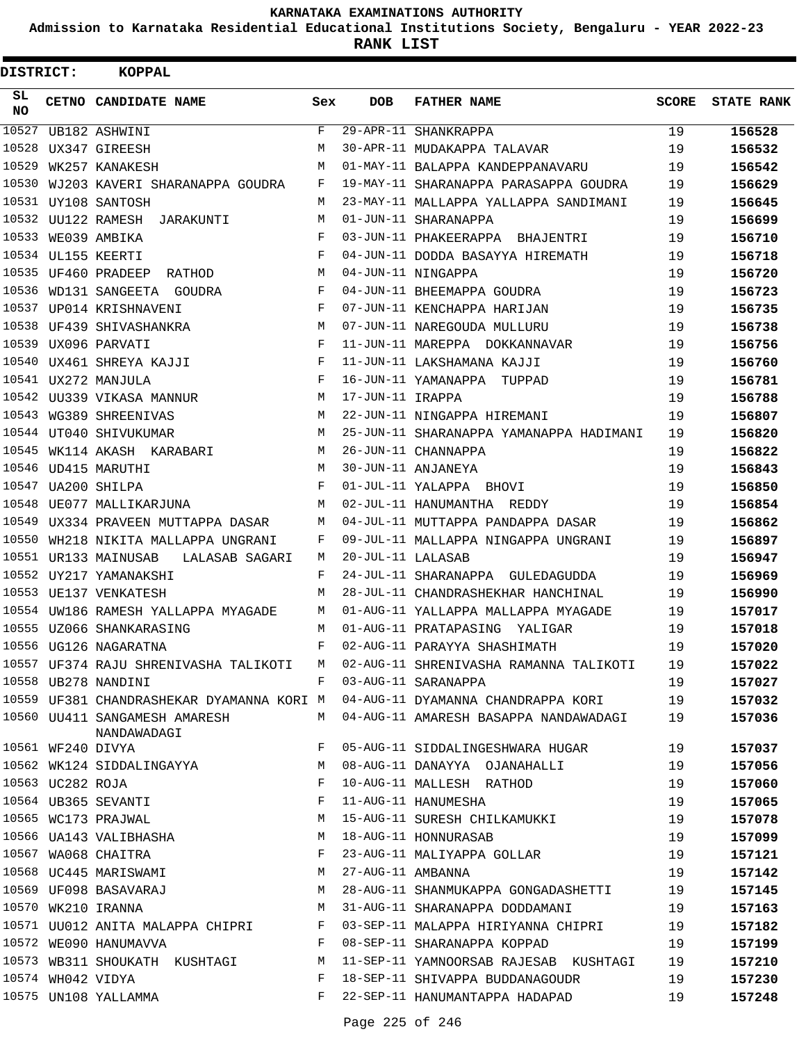# KARNATAKA EXAMINATIONS AUTHORITY

**Admission to Karnataka Residential Educational Institutions Society, Bengaluru - YEAR 2022-23**

**RANK LIST**

**DISTRICT: KOPPAL**

| SL NO | CETNO | CANDIDATE NAME | Sex | DOB | FATHER NAME | SCORE | STATE RANK |
|---|---|---|---|---|---|---|---|
| 10527 | UB182 | ASHWINI | F | 29-APR-11 | SHANKRAPPA | 19 | 156528 |
| 10528 | UX347 | GIREESH | M | 30-APR-11 | MUDAKAPPA TALAVAR | 19 | 156532 |
| 10529 | WK257 | KANAKESH | M | 01-MAY-11 | BALAPPA KANDEPPANAVARU | 19 | 156542 |
| 10530 | WJ203 | KAVERI SHARANAPPA GOUDRA | F | 19-MAY-11 | SHARANAPPA PARASAPPA GOUDRA | 19 | 156629 |
| 10531 | UY108 | SANTOSH | M | 23-MAY-11 | MALLAPPA YALLAPPA SANDIMANI | 19 | 156645 |
| 10532 | UU122 | RAMESH JARAKUNTI | M | 01-JUN-11 | SHARANAPPA | 19 | 156699 |
| 10533 | WE039 | AMBIKA | F | 03-JUN-11 | PHAKEERAPPA BHAJENTRI | 19 | 156710 |
| 10534 | UL155 | KEERTI | F | 04-JUN-11 | DODDA BASAYYA HIREMATH | 19 | 156718 |
| 10535 | UF460 | PRADEEP RATHOD | M | 04-JUN-11 | NINGAPPA | 19 | 156720 |
| 10536 | WD131 | SANGEETA GOUDRA | F | 04-JUN-11 | BHEEMAPPA GOUDRA | 19 | 156723 |
| 10537 | UP014 | KRISHNAVENI | F | 07-JUN-11 | KENCHAPPA HARIJAN | 19 | 156735 |
| 10538 | UF439 | SHIVASHANKRA | M | 07-JUN-11 | NAREGOUDA MULLURU | 19 | 156738 |
| 10539 | UX096 | PARVATI | F | 11-JUN-11 | MAREPPA DOKKANNAVAR | 19 | 156756 |
| 10540 | UX461 | SHREYA KAJJI | F | 11-JUN-11 | LAKSHAMANA KAJJI | 19 | 156760 |
| 10541 | UX272 | MANJULA | F | 16-JUN-11 | YAMANAPPA TUPPAD | 19 | 156781 |
| 10542 | UU339 | VIKASA MANNUR | M | 17-JUN-11 | IRAPPA | 19 | 156788 |
| 10543 | WG389 | SHREENIVAS | M | 22-JUN-11 | NINGAPPA HIREMANI | 19 | 156807 |
| 10544 | UT040 | SHIVUKUMAR | M | 25-JUN-11 | SHARANAPPA YAMANAPPA HADIMANI | 19 | 156820 |
| 10545 | WK114 | AKASH KARABARI | M | 26-JUN-11 | CHANNAPPA | 19 | 156822 |
| 10546 | UD415 | MARUTHI | M | 30-JUN-11 | ANJANEYA | 19 | 156843 |
| 10547 | UA200 | SHILPA | F | 01-JUL-11 | YALAPPA BHOVI | 19 | 156850 |
| 10548 | UE077 | MALLIKARJUNA | M | 02-JUL-11 | HANUMANTHA REDDY | 19 | 156854 |
| 10549 | UX334 | PRAVEEN MUTTAPPA DASAR | M | 04-JUL-11 | MUTTAPPA PANDAPPA DASAR | 19 | 156862 |
| 10550 | WH218 | NIKITA MALLAPPA UNGRANI | F | 09-JUL-11 | MALLAPPA NINGAPPA UNGRANI | 19 | 156897 |
| 10551 | UR133 | MAINUSAB LALASAB SAGARI | M | 20-JUL-11 | LALASAB | 19 | 156947 |
| 10552 | UY217 | YAMANAKSHI | F | 24-JUL-11 | SHARANAPPA GULEDAGUDDA | 19 | 156969 |
| 10553 | UE137 | VENKATESH | M | 28-JUL-11 | CHANDRASHEKHAR HANCHINAL | 19 | 156990 |
| 10554 | UW186 | RAMESH YALLAPPA MYAGADE | M | 01-AUG-11 | YALLAPPA MALLAPPA MYAGADE | 19 | 157017 |
| 10555 | UZ066 | SHANKARASING | M | 01-AUG-11 | PRATAPASING YALIGAR | 19 | 157018 |
| 10556 | UG126 | NAGARATNA | F | 02-AUG-11 | PARAYYA SHASHIMATH | 19 | 157020 |
| 10557 | UF374 | RAJU SHRENIVASHA TALIKOTI | M | 02-AUG-11 | SHRENIVASHA RAMANNA TALIKOTI | 19 | 157022 |
| 10558 | UB278 | NANDINI | F | 03-AUG-11 | SARANAPPA | 19 | 157027 |
| 10559 | UF381 | CHANDRASHEKAR DYAMANNA KORI | M | 04-AUG-11 | DYAMANNA CHANDRAPPA KORI | 19 | 157032 |
| 10560 | UU411 | SANGAMESH AMARESH NANDAWADAGI | M | 04-AUG-11 | AMARESH BASAPPA NANDAWADAGI | 19 | 157036 |
| 10561 | WF240 | DIVYA | F | 05-AUG-11 | SIDDALINGESHWARA HUGAR | 19 | 157037 |
| 10562 | WK124 | SIDDALINGAYYA | M | 08-AUG-11 | DANAYYA OJANAHALLI | 19 | 157056 |
| 10563 | UC282 | ROJA | F | 10-AUG-11 | MALLESH RATHOD | 19 | 157060 |
| 10564 | UB365 | SEVANTI | F | 11-AUG-11 | HANUMESHA | 19 | 157065 |
| 10565 | WC173 | PRAJWAL | M | 15-AUG-11 | SURESH CHILKAMUKKI | 19 | 157078 |
| 10566 | UA143 | VALIBHASHA | M | 18-AUG-11 | HONNURASAB | 19 | 157099 |
| 10567 | WA068 | CHAITRA | F | 23-AUG-11 | MALIYAPPA GOLLAR | 19 | 157121 |
| 10568 | UC445 | MARISWAMI | M | 27-AUG-11 | AMBANNA | 19 | 157142 |
| 10569 | UF098 | BASAVARAJ | M | 28-AUG-11 | SHANMUKAPPA GONGADASHETTI | 19 | 157145 |
| 10570 | WK210 | IRANNA | M | 31-AUG-11 | SHARANAPPA DODDAMANI | 19 | 157163 |
| 10571 | UU012 | ANITA MALAPPA CHIPRI | F | 03-SEP-11 | MALAPPA HIRIYANNA CHIPRI | 19 | 157182 |
| 10572 | WE090 | HANUMAVVA | F | 08-SEP-11 | SHARANAPPA KOPPAD | 19 | 157199 |
| 10573 | WB311 | SHOUKATH KUSHTAGI | M | 11-SEP-11 | YAMNOORSAB RAJESAB KUSHTAGI | 19 | 157210 |
| 10574 | WH042 | VIDYA | F | 18-SEP-11 | SHIVAPPA BUDDANAGOUDR | 19 | 157230 |
| 10575 | UN108 | YALLAMMA | F | 22-SEP-11 | HANUMANTAPPA HADAPAD | 19 | 157248 |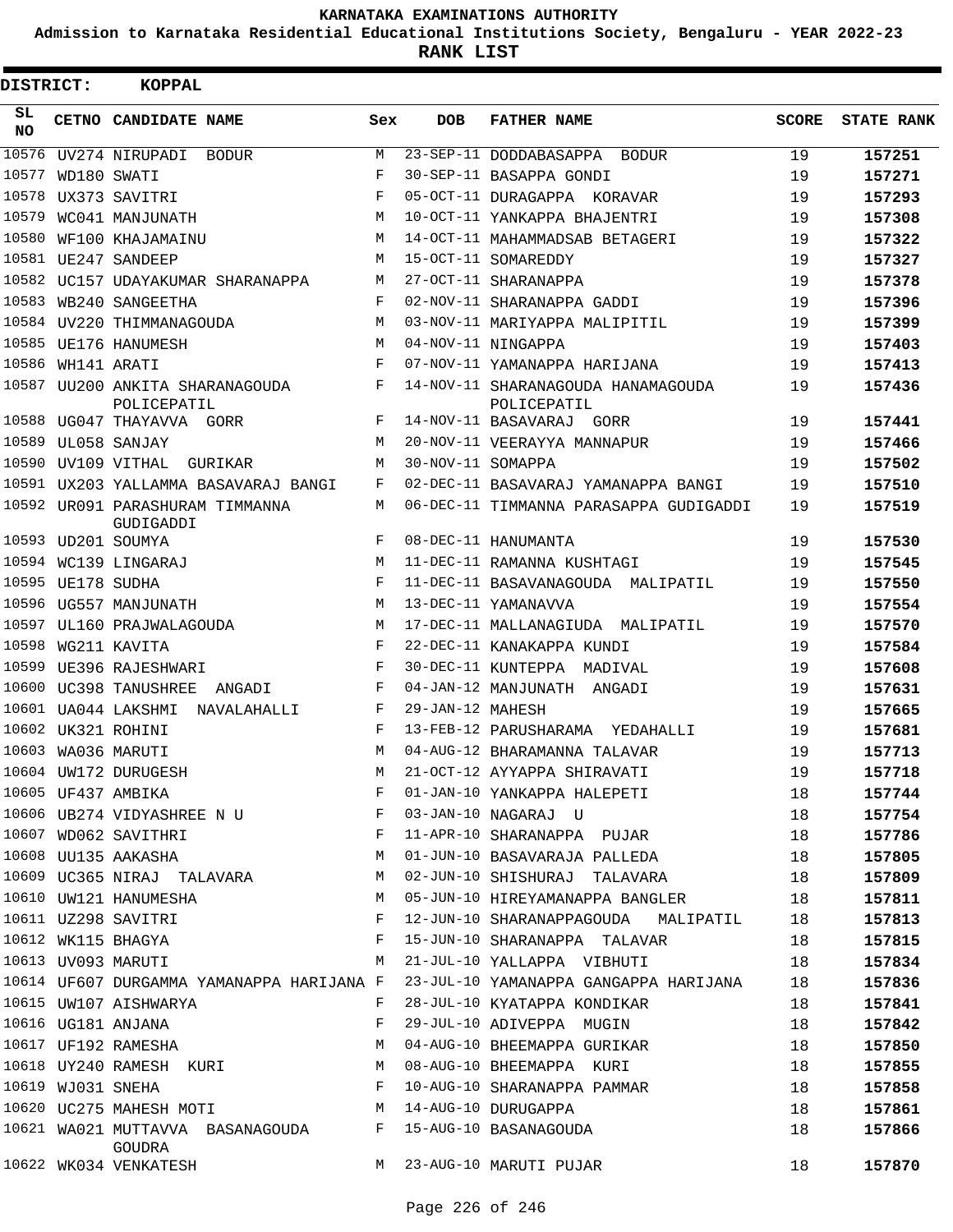KARNATAKA EXAMINATIONS AUTHORITY

Admission to Karnataka Residential Educational Institutions Society, Bengaluru - YEAR 2022-23

**RANK LIST**

**DISTRICT: KOPPAL**

| SL NO | CETNO | CANDIDATE NAME | Sex | DOB | FATHER NAME | SCORE | STATE RANK |
|---|---|---|---|---|---|---|---|
| 10576 | UV274 | NIRUPADI BODUR | M | 23-SEP-11 | DODDABASAPPA BODUR | 19 | 157251 |
| 10577 | WD180 | SWATI | F | 30-SEP-11 | BASAPPA GONDI | 19 | 157271 |
| 10578 | UX373 | SAVITRI | F | 05-OCT-11 | DURAGAPPA KORAVAR | 19 | 157293 |
| 10579 | WC041 | MANJUNATH | M | 10-OCT-11 | YANKAPPA BHAJENTRI | 19 | 157308 |
| 10580 | WF100 | KHAJAMAINU | M | 14-OCT-11 | MAHAMMADSAB BETAGERI | 19 | 157322 |
| 10581 | UE247 | SANDEEP | M | 15-OCT-11 | SOMAREDDY | 19 | 157327 |
| 10582 | UC157 | UDAYAKUMAR SHARANAPPA | M | 27-OCT-11 | SHARANAPPA | 19 | 157378 |
| 10583 | WB240 | SANGEETHA | F | 02-NOV-11 | SHARANAPPA GADDI | 19 | 157396 |
| 10584 | UV220 | THIMMANAGOUDA | M | 03-NOV-11 | MARIYAPPA MALIPITIL | 19 | 157399 |
| 10585 | UE176 | HANUMESH | M | 04-NOV-11 | NINGAPPA | 19 | 157403 |
| 10586 | WH141 | ARATI | F | 07-NOV-11 | YAMANAPPA HARIJANA | 19 | 157413 |
| 10587 | UU200 | ANKITA SHARANAGOUDA POLICEPATIL | F | 14-NOV-11 | SHARANAGOUDA HANAMAGOUDA POLICEPATIL | 19 | 157436 |
| 10588 | UG047 | THAYAVVA GORR | F | 14-NOV-11 | BASAVARAJ GORR | 19 | 157441 |
| 10589 | UL058 | SANJAY | M | 20-NOV-11 | VEERAYYA MANNAPUR | 19 | 157466 |
| 10590 | UV109 | VITHAL GURIKAR | M | 30-NOV-11 | SOMAPPA | 19 | 157502 |
| 10591 | UX203 | YALLAMMA BASAVARAJ BANGI | F | 02-DEC-11 | BASAVARAJ YAMANAPPA BANGI | 19 | 157510 |
| 10592 | UR091 | PARASHURAM TIMMANNA GUDIGADDI | M | 06-DEC-11 | TIMMANNA PARASAPPA GUDIGADDI | 19 | 157519 |
| 10593 | UD201 | SOUMYA | F | 08-DEC-11 | HANUMANTA | 19 | 157530 |
| 10594 | WC139 | LINGARAJ | M | 11-DEC-11 | RAMANNA KUSHTAGI | 19 | 157545 |
| 10595 | UE178 | SUDHA | F | 11-DEC-11 | BASAVANAGOUDA MALIPATIL | 19 | 157550 |
| 10596 | UG557 | MANJUNATH | M | 13-DEC-11 | YAMANAVVA | 19 | 157554 |
| 10597 | UL160 | PRAJWALAGOUDA | M | 17-DEC-11 | MALLANAGIUDA MALIPATIL | 19 | 157570 |
| 10598 | WG211 | KAVITA | F | 22-DEC-11 | KANAKAPPA KUNDI | 19 | 157584 |
| 10599 | UE396 | RAJESHWARI | F | 30-DEC-11 | KUNTEPPA MADIVAL | 19 | 157608 |
| 10600 | UC398 | TANUSHREE ANGADI | F | 04-JAN-12 | MANJUNATH ANGADI | 19 | 157631 |
| 10601 | UA044 | LAKSHMI NAVALAHALLI | F | 29-JAN-12 | MAHESH | 19 | 157665 |
| 10602 | UK321 | ROHINI | F | 13-FEB-12 | PARUSHARAMA YEDAHALLI | 19 | 157681 |
| 10603 | WA036 | MARUTI | M | 04-AUG-12 | BHARAMANNA TALAVAR | 19 | 157713 |
| 10604 | UW172 | DURUGESH | M | 21-OCT-12 | AYYAPPA SHIRAVATI | 19 | 157718 |
| 10605 | UF437 | AMBIKA | F | 01-JAN-10 | YANKAPPA HALEPETI | 18 | 157744 |
| 10606 | UB274 | VIDYASHREE N U | F | 03-JAN-10 | NAGARAJ U | 18 | 157754 |
| 10607 | WD062 | SAVITHRI | F | 11-APR-10 | SHARANAPPA PUJAR | 18 | 157786 |
| 10608 | UU135 | AAKASHA | M | 01-JUN-10 | BASAVARAJA PALLEDA | 18 | 157805 |
| 10609 | UC365 | NIRAJ TALAVARA | M | 02-JUN-10 | SHISHURAJ TALAVARA | 18 | 157809 |
| 10610 | UW121 | HANUMESHA | M | 05-JUN-10 | HIREYAMANAPPA BANGLER | 18 | 157811 |
| 10611 | UZ298 | SAVITRI | F | 12-JUN-10 | SHARANAPPAGOUDA MALIPATIL | 18 | 157813 |
| 10612 | WK115 | BHAGYA | F | 15-JUN-10 | SHARANAPPA TALAVAR | 18 | 157815 |
| 10613 | UV093 | MARUTI | M | 21-JUL-10 | YALLAPPA VIBHUTI | 18 | 157834 |
| 10614 | UF607 | DURGAMMA YAMANAPPA HARIJANA | F | 23-JUL-10 | YAMANAPPA GANGAPPA HARIJANA | 18 | 157836 |
| 10615 | UW107 | AISHWARYA | F | 28-JUL-10 | KYATAPPA KONDIKAR | 18 | 157841 |
| 10616 | UG181 | ANJANA | F | 29-JUL-10 | ADIVEPPA MUGIN | 18 | 157842 |
| 10617 | UF192 | RAMESHA | M | 04-AUG-10 | BHEEMAPPA GURIKAR | 18 | 157850 |
| 10618 | UY240 | RAMESH KURI | M | 08-AUG-10 | BHEEMAPPA KURI | 18 | 157855 |
| 10619 | WJ031 | SNEHA | F | 10-AUG-10 | SHARANAPPA PAMMAR | 18 | 157858 |
| 10620 | UC275 | MAHESH MOTI | M | 14-AUG-10 | DURUGAPPA | 18 | 157861 |
| 10621 | WA021 | MUTTAVVA BASANAGOUDA GOUDRA | F | 15-AUG-10 | BASANAGOUDA | 18 | 157866 |
| 10622 | WK034 | VENKATESH | M | 23-AUG-10 | MARUTI PUJAR | 18 | 157870 |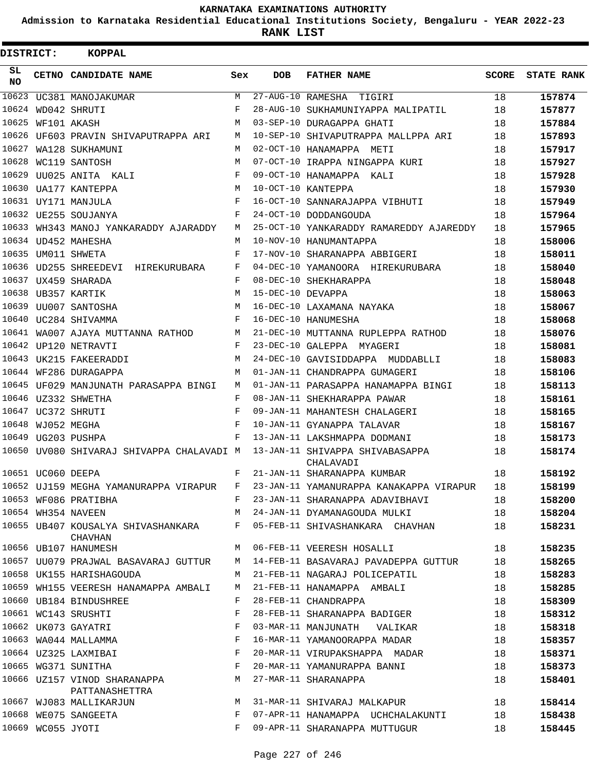KARNATAKA EXAMINATIONS AUTHORITY

Admission to Karnataka Residential Educational Institutions Society, Bengaluru - YEAR 2022-23

**RANK LIST**

**DISTRICT: KOPPAL**

| SL NO | CETNO | CANDIDATE NAME | Sex | DOB | FATHER NAME | SCORE | STATE RANK |
|---|---|---|---|---|---|---|---|
| 10623 | UC381 | MANOJAKUMAR | M | 27-AUG-10 | RAMESHA TIGIRI | 18 | 157874 |
| 10624 | WD042 | SHRUTI | F | 28-AUG-10 | SUKHAMUNIYAPPA MALIPATIL | 18 | 157877 |
| 10625 | WF101 | AKASH | M | 03-SEP-10 | DURAGAPPA GHATI | 18 | 157884 |
| 10626 | UF603 | PRAVIN SHIVAPUTRAPPA ARI | M | 10-SEP-10 | SHIVAPUTRAPPA MALLPPA ARI | 18 | 157893 |
| 10627 | WA128 | SUKHAMUNI | M | 02-OCT-10 | HANAMAPPA METI | 18 | 157917 |
| 10628 | WC119 | SANTOSH | M | 07-OCT-10 | IRAPPA NINGAPPA KURI | 18 | 157927 |
| 10629 | UU025 | ANITA KALI | F | 09-OCT-10 | HANAMAPPA KALI | 18 | 157928 |
| 10630 | UA177 | KANTEPPA | M | 10-OCT-10 | KANTEPPA | 18 | 157930 |
| 10631 | UY171 | MANJULA | F | 16-OCT-10 | SANNARAJAPPA VIBHUTI | 18 | 157949 |
| 10632 | UE255 | SOUJANYA | F | 24-OCT-10 | DODDANGOUDA | 18 | 157964 |
| 10633 | WH343 | MANOJ YANKARADDY AJARADDY | M | 25-OCT-10 | YANKARADDY RAMAREDDY AJAREDDY | 18 | 157965 |
| 10634 | UD452 | MAHESHA | M | 10-NOV-10 | HANUMANTAPPA | 18 | 158006 |
| 10635 | UM011 | SHWETA | F | 17-NOV-10 | SHARANAPPA ABBIGERI | 18 | 158011 |
| 10636 | UD255 | SHREEDEVI HIREKURUBARA | F | 04-DEC-10 | YAMANOORA HIREKURUBARA | 18 | 158040 |
| 10637 | UX459 | SHARADA | F | 08-DEC-10 | SHEKHARAPPA | 18 | 158048 |
| 10638 | UB357 | KARTIK | M | 15-DEC-10 | DEVAPPA | 18 | 158063 |
| 10639 | UU007 | SANTOSHA | M | 16-DEC-10 | LAXAMANA NAYAKA | 18 | 158067 |
| 10640 | UC284 | SHIVAMMA | F | 16-DEC-10 | HANUMESHA | 18 | 158068 |
| 10641 | WA007 | AJAYA MUTTANNA RATHOD | M | 21-DEC-10 | MUTTANNA RUPLEPPA RATHOD | 18 | 158076 |
| 10642 | UP120 | NETRAVTI | F | 23-DEC-10 | GALEPPA MYAGERI | 18 | 158081 |
| 10643 | UK215 | FAKEERADDI | M | 24-DEC-10 | GAVISIDDAPPA MUDDABLLI | 18 | 158083 |
| 10644 | WF286 | DURAGAPPA | M | 01-JAN-11 | CHANDRAPPA GUMAGERI | 18 | 158106 |
| 10645 | UF029 | MANJUNATH PARASAPPA BINGI | M | 01-JAN-11 | PARASAPPA HANAMAPPA BINGI | 18 | 158113 |
| 10646 | UZ332 | SHWETHA | F | 08-JAN-11 | SHEKHARAPPA PAWAR | 18 | 158161 |
| 10647 | UC372 | SHRUTI | F | 09-JAN-11 | MAHANTESH CHALAGERI | 18 | 158165 |
| 10648 | WJ052 | MEGHA | F | 10-JAN-11 | GYANAPPA TALAVAR | 18 | 158167 |
| 10649 | UG203 | PUSHPA | F | 13-JAN-11 | LAKSHMAPPA DODMANI | 18 | 158173 |
| 10650 | UV080 | SHIVARAJ SHIVAPPA CHALAVADI | M | 13-JAN-11 | SHIVAPPA SHIVABASAPPA CHALAVADI | 18 | 158174 |
| 10651 | UC060 | DEEPA | F | 21-JAN-11 | SHARANAPPA KUMBAR | 18 | 158192 |
| 10652 | UJ159 | MEGHA YAMANURAPPA VIRAPUR | F | 23-JAN-11 | YAMANURAPPA KANAKAPPA VIRAPUR | 18 | 158199 |
| 10653 | WF086 | PRATIBHA | F | 23-JAN-11 | SHARANAPPA ADAVIBHAVI | 18 | 158200 |
| 10654 | WH354 | NAVEEN | M | 24-JAN-11 | DYAMANAGOUDA MULKI | 18 | 158204 |
| 10655 | UB407 | KOUSALYA SHIVASHANKARA CHAVHAN | F | 05-FEB-11 | SHIVASHANKARA CHAVHAN | 18 | 158231 |
| 10656 | UB107 | HANUMESH | M | 06-FEB-11 | VEERESH HOSALLI | 18 | 158235 |
| 10657 | UU079 | PRAJWAL BASAVARAJ GUTTUR | M | 14-FEB-11 | BASAVARAJ PAVADEPPA GUTTUR | 18 | 158265 |
| 10658 | UK155 | HARISHAGOUDA | M | 21-FEB-11 | NAGARAJ POLICEPATIL | 18 | 158283 |
| 10659 | WH155 | VEERESH HANAMAPPA AMBALI | M | 21-FEB-11 | HANAMAPPA AMBALI | 18 | 158285 |
| 10660 | UB184 | BINDUSHREE | F | 28-FEB-11 | CHANDRAPPA | 18 | 158309 |
| 10661 | WC143 | SRUSHTI | F | 28-FEB-11 | SHARANAPPA BADIGER | 18 | 158312 |
| 10662 | UK073 | GAYATRI | F | 03-MAR-11 | MANJUNATH VALIKAR | 18 | 158318 |
| 10663 | WA044 | MALLAMMA | F | 16-MAR-11 | YAMANOORAPPA MADAR | 18 | 158357 |
| 10664 | UZ325 | LAXMIBAI | F | 20-MAR-11 | VIRUPAKSHAPPA MADAR | 18 | 158371 |
| 10665 | WG371 | SUNITHA | F | 20-MAR-11 | YAMANURAPPA BANNI | 18 | 158373 |
| 10666 | UZ157 | VINOD SHARANAPPA PATTANASHETTRA | M | 27-MAR-11 | SHARANAPPA | 18 | 158401 |
| 10667 | WJ083 | MALLIKARJUN | M | 31-MAR-11 | SHIVARAJ MALKAPUR | 18 | 158414 |
| 10668 | WE075 | SANGEETA | F | 07-APR-11 | HANAMAPPA UCHCHALAKUNTI | 18 | 158438 |
| 10669 | WC055 | JYOTI | F | 09-APR-11 | SHARANAPPA MUTTUGUR | 18 | 158445 |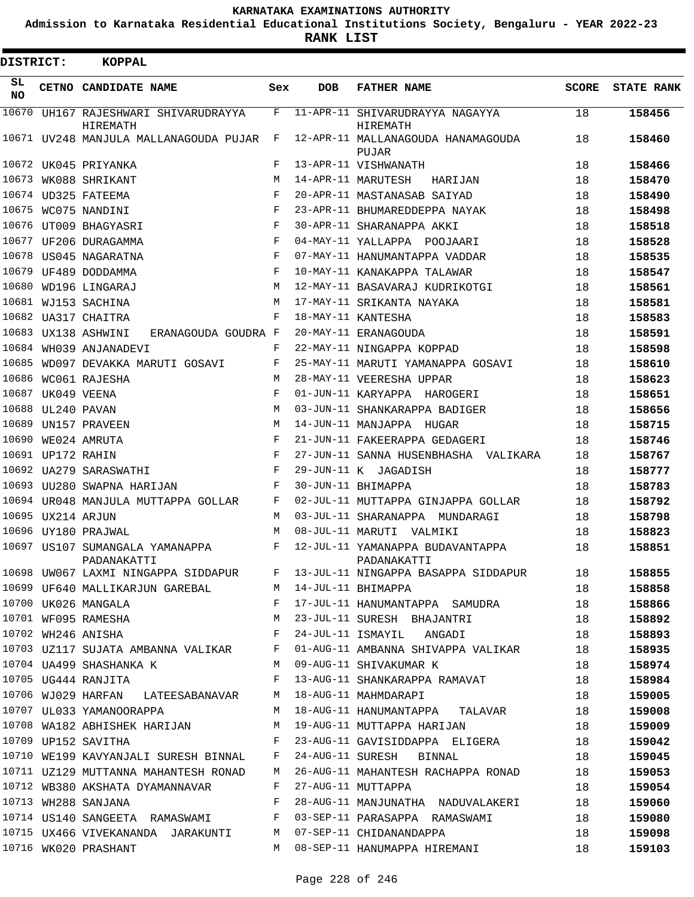KARNATAKA EXAMINATIONS AUTHORITY

Admission to Karnataka Residential Educational Institutions Society, Bengaluru - YEAR 2022-23

**RANK LIST**

**DISTRICT: KOPPAL**

| SL NO | CETNO | CANDIDATE NAME | Sex | DOB | FATHER NAME | SCORE | STATE RANK |
|---|---|---|---|---|---|---|---|
| 10670 | UH167 | RAJESHWARI SHIVARUDRAYYA HIREMATH | F | 11-APR-11 | SHIVARUDRAYYA NAGAYYA HIREMATH | 18 | **158456** |
| 10671 | UV248 | MANJULA MALLANAGOUDA PUJAR | F | 12-APR-11 | MALLANAGOUDA HANAMAGOUDA PUJAR | 18 | **158460** |
| 10672 | UK045 | PRIYANKA | F | 13-APR-11 | VISHWANATH | 18 | **158466** |
| 10673 | WK088 | SHRIKANT | M | 14-APR-11 | MARUTESH HARIJAN | 18 | **158470** |
| 10674 | UD325 | FATEEMA | F | 20-APR-11 | MASTANASAB SAIYAD | 18 | **158490** |
| 10675 | WC075 | NANDINI | F | 23-APR-11 | BHUMAREDDEPPA NAYAK | 18 | **158498** |
| 10676 | UT009 | BHAGYASRI | F | 30-APR-11 | SHARANAPPA AKKI | 18 | **158518** |
| 10677 | UF206 | DURAGAMMA | F | 04-MAY-11 | YALLAPPA POOJAARI | 18 | **158528** |
| 10678 | US045 | NAGARATNA | F | 07-MAY-11 | HANUMANTAPPA VADDAR | 18 | **158535** |
| 10679 | UF489 | DODDAMMA | F | 10-MAY-11 | KANAKAPPA TALAWAR | 18 | **158547** |
| 10680 | WD196 | LINGARAJ | M | 12-MAY-11 | BASAVARAJ KUDRIKOTGI | 18 | **158561** |
| 10681 | WJ153 | SACHINA | M | 17-MAY-11 | SRIKANTA NAYAKA | 18 | **158581** |
| 10682 | UA317 | CHAITRA | F | 18-MAY-11 | KANTESHA | 18 | **158583** |
| 10683 | UX138 | ASHWINI ERANAGOUDA GOUDRA | F | 20-MAY-11 | ERANAGOUDA | 18 | **158591** |
| 10684 | WH039 | ANJANADEVI | F | 22-MAY-11 | NINGAPPA KOPPAD | 18 | **158598** |
| 10685 | WD097 | DEVAKKA MARUTI GOSAVI | F | 25-MAY-11 | MARUTI YAMANAPPA GOSAVI | 18 | **158610** |
| 10686 | WC061 | RAJESHA | M | 28-MAY-11 | VEERESHA UPPAR | 18 | **158623** |
| 10687 | UK049 | VEENA | F | 01-JUN-11 | KARYAPPA HAROGERI | 18 | **158651** |
| 10688 | UL240 | PAVAN | M | 03-JUN-11 | SHANKARAPPA BADIGER | 18 | **158656** |
| 10689 | UN157 | PRAVEEN | M | 14-JUN-11 | MANJAPPA HUGAR | 18 | **158715** |
| 10690 | WE024 | AMRUTA | F | 21-JUN-11 | FAKEERAPPA GEDAGERI | 18 | **158746** |
| 10691 | UP172 | RAHIN | F | 27-JUN-11 | SANNA HUSENBHASHA VALIKARA | 18 | **158767** |
| 10692 | UA279 | SARASWATHI | F | 29-JUN-11 | K JAGADISH | 18 | **158777** |
| 10693 | UU280 | SWAPNA HARIJAN | F | 30-JUN-11 | BHIMAPPA | 18 | **158783** |
| 10694 | UR048 | MANJULA MUTTAPPA GOLLAR | F | 02-JUL-11 | MUTTAPPA GINJAPPA GOLLAR | 18 | **158792** |
| 10695 | UX214 | ARJUN | M | 03-JUL-11 | SHARANAPPA MUNDARAGI | 18 | **158798** |
| 10696 | UY180 | PRAJWAL | M | 08-JUL-11 | MARUTI VALMIKI | 18 | **158823** |
| 10697 | US107 | SUMANGALA YAMANAPPA PADANAKATTI | F | 12-JUL-11 | YAMANAPPA BUDAVANTAPPA PADANAKATTI | 18 | **158851** |
| 10698 | UW067 | LAXMI NINGAPPA SIDDAPUR | F | 13-JUL-11 | NINGAPPA BASAPPA SIDDAPUR | 18 | **158855** |
| 10699 | UF640 | MALLIKARJUN GAREBAL | M | 14-JUL-11 | BHIMAPPA | 18 | **158858** |
| 10700 | UK026 | MANGALA | F | 17-JUL-11 | HANUMANTAPPA SAMUDRA | 18 | **158866** |
| 10701 | WF095 | RAMESHA | M | 23-JUL-11 | SURESH BHAJANTRI | 18 | **158892** |
| 10702 | WH246 | ANISHA | F | 24-JUL-11 | ISMAYIL ANGADI | 18 | **158893** |
| 10703 | UZ117 | SUJATA AMBANNA VALIKAR | F | 01-AUG-11 | AMBANNA SHIVAPPA VALIKAR | 18 | **158935** |
| 10704 | UA499 | SHASHANKA K | M | 09-AUG-11 | SHIVAKUMAR K | 18 | **158974** |
| 10705 | UG444 | RANJITA | F | 13-AUG-11 | SHANKARAPPA RAMAVAT | 18 | **158984** |
| 10706 | WJ029 | HARFAN LATEESABANAVAR | M | 18-AUG-11 | MAHMDARAPI | 18 | **159005** |
| 10707 | UL033 | YAMANOORAPPA | M | 18-AUG-11 | HANUMANTAPPA TALAVAR | 18 | **159008** |
| 10708 | WA182 | ABHISHEK HARIJAN | M | 19-AUG-11 | MUTTAPPA HARIJAN | 18 | **159009** |
| 10709 | UP152 | SAVITHA | F | 23-AUG-11 | GAVISIDDAPPA ELIGERA | 18 | **159042** |
| 10710 | WE199 | KAVYANJALI SURESH BINNAL | F | 24-AUG-11 | SURESH BINNAL | 18 | **159045** |
| 10711 | UZ129 | MUTTANNA MAHANTESH RONAD | M | 26-AUG-11 | MAHANTESH RACHAPPA RONAD | 18 | **159053** |
| 10712 | WB380 | AKSHATA DYAMANNAVAR | F | 27-AUG-11 | MUTTAPPA | 18 | **159054** |
| 10713 | WH288 | SANJANA | F | 28-AUG-11 | MANJUNATHA NADUVALAKERI | 18 | **159060** |
| 10714 | US140 | SANGEETA RAMASWAMI | F | 03-SEP-11 | PARASAPPA RAMASWAMI | 18 | **159080** |
| 10715 | UX466 | VIVEKANANDA JARAKUNTI | M | 07-SEP-11 | CHIDANANDAPPA | 18 | **159098** |
| 10716 | WK020 | PRASHANT | M | 08-SEP-11 | HANUMAPPA HIREMANI | 18 | **159103** |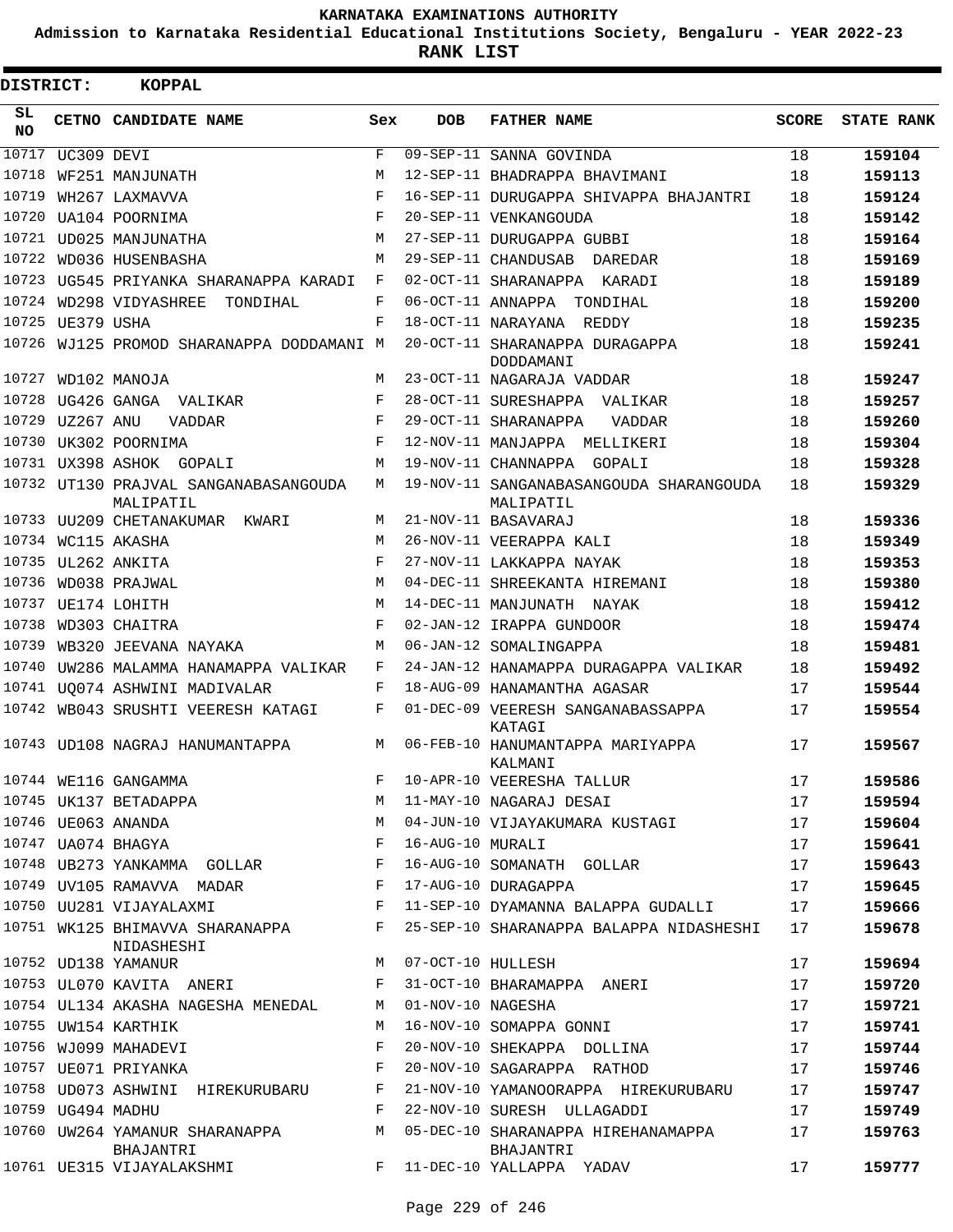KARNATAKA EXAMINATIONS AUTHORITY

Admission to Karnataka Residential Educational Institutions Society, Bengaluru - YEAR 2022-23

**RANK LIST**

**DISTRICT: KOPPAL**

| SL NO | CETNO | CANDIDATE NAME | Sex | DOB | FATHER NAME | SCORE | STATE RANK |
|---|---|---|---|---|---|---|---|
| 10717 | UC309 | DEVI | F | 09-SEP-11 | SANNA GOVINDA | 18 | 159104 |
| 10718 | WF251 | MANJUNATH | M | 12-SEP-11 | BHADRAPPA BHAVIMANI | 18 | 159113 |
| 10719 | WH267 | LAXMAVVA | F | 16-SEP-11 | DURUGAPPA SHIVAPPA BHAJANTRI | 18 | 159124 |
| 10720 | UA104 | POORNIMA | F | 20-SEP-11 | VENKANGOUDA | 18 | 159142 |
| 10721 | UD025 | MANJUNATHA | M | 27-SEP-11 | DURUGAPPA GUBBI | 18 | 159164 |
| 10722 | WD036 | HUSENBASHA | M | 29-SEP-11 | CHANDUSAB DAREDAR | 18 | 159169 |
| 10723 | UG545 | PRIYANKA SHARANAPPA KARADI | F | 02-OCT-11 | SHARANAPPA KARADI | 18 | 159189 |
| 10724 | WD298 | VIDYASHREE TONDIHAL | F | 06-OCT-11 | ANNAPPA TONDIHAL | 18 | 159200 |
| 10725 | UE379 | USHA | F | 18-OCT-11 | NARAYANA REDDY | 18 | 159235 |
| 10726 | WJ125 | PROMOD SHARANAPPA DODDAMANI | M | 20-OCT-11 | SHARANAPPA DURAGAPPA DODDAMANI | 18 | 159241 |
| 10727 | WD102 | MANOJA | M | 23-OCT-11 | NAGARAJA VADDAR | 18 | 159247 |
| 10728 | UG426 | GANGA VALIKAR | F | 28-OCT-11 | SURESHAPPA VALIKAR | 18 | 159257 |
| 10729 | UZ267 | ANU VADDAR | F | 29-OCT-11 | SHARANAPPA VADDAR | 18 | 159260 |
| 10730 | UK302 | POORNIMA | F | 12-NOV-11 | MANJAPPA MELLIKERI | 18 | 159304 |
| 10731 | UX398 | ASHOK GOPALI | M | 19-NOV-11 | CHANNAPPA GOPALI | 18 | 159328 |
| 10732 | UT130 | PRAJVAL SANGANABASANGOUDA MALIPATIL | M | 19-NOV-11 | SANGANABASANGOUDA SHARANGOUDA MALIPATIL | 18 | 159329 |
| 10733 | UU209 | CHETANAKUMAR KWARI | M | 21-NOV-11 | BASAVARAJ | 18 | 159336 |
| 10734 | WC115 | AKASHA | M | 26-NOV-11 | VEERAPPA KALI | 18 | 159349 |
| 10735 | UL262 | ANKITA | F | 27-NOV-11 | LAKKAPPA NAYAK | 18 | 159353 |
| 10736 | WD038 | PRAJWAL | M | 04-DEC-11 | SHREEKANTA HIREMANI | 18 | 159380 |
| 10737 | UE174 | LOHITH | M | 14-DEC-11 | MANJUNATH NAYAK | 18 | 159412 |
| 10738 | WD303 | CHAITRA | F | 02-JAN-12 | IRAPPA GUNDOOR | 18 | 159474 |
| 10739 | WB320 | JEEVANA NAYAKA | M | 06-JAN-12 | SOMALINGAPPA | 18 | 159481 |
| 10740 | UW286 | MALAMMA HANAMAPPA VALIKAR | F | 24-JAN-12 | HANAMAPPA DURAGAPPA VALIKAR | 18 | 159492 |
| 10741 | UQ074 | ASHWINI MADIVALAR | F | 18-AUG-09 | HANAMANTHA AGASAR | 17 | 159544 |
| 10742 | WB043 | SRUSHTI VEERESH KATAGI | F | 01-DEC-09 | VEERESH SANGANABASSAPPA KATAGI | 17 | 159554 |
| 10743 | UD108 | NAGRAJ HANUMANTAPPA | M | 06-FEB-10 | HANUMANTAPPA MARIYAPPA KALMANI | 17 | 159567 |
| 10744 | WE116 | GANGAMMA | F | 10-APR-10 | VEERESHA TALLUR | 17 | 159586 |
| 10745 | UK137 | BETADAPPA | M | 11-MAY-10 | NAGARAJ DESAI | 17 | 159594 |
| 10746 | UE063 | ANANDA | M | 04-JUN-10 | VIJAYAKUMARA KUSTAGI | 17 | 159604 |
| 10747 | UA074 | BHAGYA | F | 16-AUG-10 | MURALI | 17 | 159641 |
| 10748 | UB273 | YANKAMMA GOLLAR | F | 16-AUG-10 | SOMANATH GOLLAR | 17 | 159643 |
| 10749 | UV105 | RAMAVVA MADAR | F | 17-AUG-10 | DURAGAPPA | 17 | 159645 |
| 10750 | UU281 | VIJAYALAXMI | F | 11-SEP-10 | DYAMANNA BALAPPA GUDALLI | 17 | 159666 |
| 10751 | WK125 | BHIMAVVA SHARANAPPA NIDASHESHI | F | 25-SEP-10 | SHARANAPPA BALAPPA NIDASHESHI | 17 | 159678 |
| 10752 | UD138 | YAMANUR | M | 07-OCT-10 | HULLESH | 17 | 159694 |
| 10753 | UL070 | KAVITA ANERI | F | 31-OCT-10 | BHARAMAPPA ANERI | 17 | 159720 |
| 10754 | UL134 | AKASHA NAGESHA MENEDAL | M | 01-NOV-10 | NAGESHA | 17 | 159721 |
| 10755 | UW154 | KARTHIK | M | 16-NOV-10 | SOMAPPA GONNI | 17 | 159741 |
| 10756 | WJ099 | MAHADEVI | F | 20-NOV-10 | SHEKAPPA DOLLINA | 17 | 159744 |
| 10757 | UE071 | PRIYANKA | F | 20-NOV-10 | SAGARAPPA RATHOD | 17 | 159746 |
| 10758 | UD073 | ASHWINI HIREKURUBARU | F | 21-NOV-10 | YAMANOORAPPA HIREKURUBARU | 17 | 159747 |
| 10759 | UG494 | MADHU | F | 22-NOV-10 | SURESH ULLAGADDI | 17 | 159749 |
| 10760 | UW264 | YAMANUR SHARANAPPA BHAJANTRI | M | 05-DEC-10 | SHARANAPPA HIREHANAMAPPA BHAJANTRI | 17 | 159763 |
| 10761 | UE315 | VIJAYALAKSHMI | F | 11-DEC-10 | YALLAPPA YADAV | 17 | 159777 |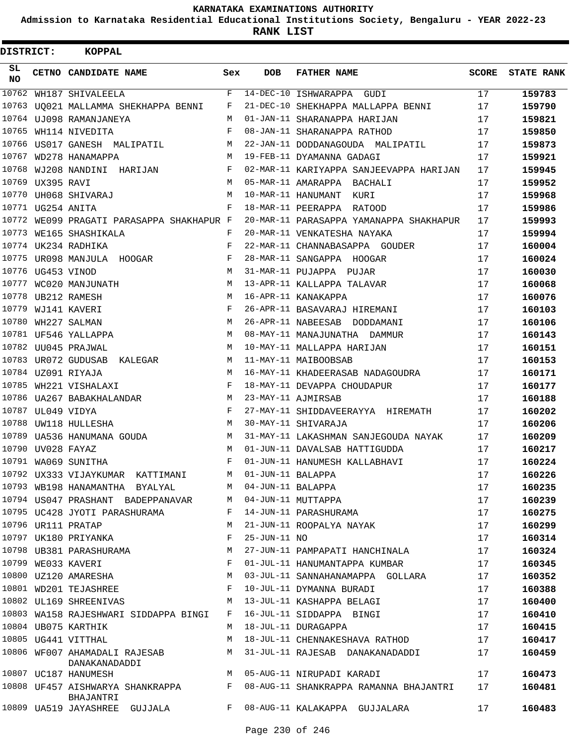# KARNATAKA EXAMINATIONS AUTHORITY

**Admission to Karnataka Residential Educational Institutions Society, Bengaluru - YEAR 2022-23**

**RANK LIST**

**DISTRICT: KOPPAL**

| SL NO | CETNO | CANDIDATE NAME | Sex | DOB | FATHER NAME | SCORE | STATE RANK |
|---|---|---|---|---|---|---|---|
| 10762 | WH187 | SHIVALEELA | F | 14-DEC-10 | ISHWARAPPA GUDI | 17 | 159783 |
| 10763 | UQ021 | MALLAMMA SHEKHAPPA BENNI | F | 21-DEC-10 | SHEKHAPPA MALLAPPA BENNI | 17 | 159790 |
| 10764 | UJ098 | RAMANJANEYA | M | 01-JAN-11 | SHARANAPPA HARIJAN | 17 | 159821 |
| 10765 | WH114 | NIVEDITA | F | 08-JAN-11 | SHARANAPPA RATHOD | 17 | 159850 |
| 10766 | US017 | GANESH MALIPATIL | M | 22-JAN-11 | DODDANAGOUDA MALIPATIL | 17 | 159873 |
| 10767 | WD278 | HANAMAPPA | M | 19-FEB-11 | DYAMANNA GADAGI | 17 | 159921 |
| 10768 | WJ208 | NANDINI HARIJAN | F | 02-MAR-11 | KARIYAPPA SANJEEVAPPA HARIJAN | 17 | 159945 |
| 10769 | UX395 | RAVI | M | 05-MAR-11 | AMARAPPA BACHALI | 17 | 159952 |
| 10770 | UH068 | SHIVARAJ | M | 10-MAR-11 | HANUMANT KURI | 17 | 159968 |
| 10771 | UG254 | ANITA | F | 18-MAR-11 | PEERAPPA RATOOD | 17 | 159986 |
| 10772 | WE099 | PRAGATI PARASAPPA SHAKHAPUR | F | 20-MAR-11 | PARASAPPA YAMANAPPA SHAKHAPUR | 17 | 159993 |
| 10773 | WE165 | SHASHIKALA | F | 20-MAR-11 | VENKATESHA NAYAKA | 17 | 159994 |
| 10774 | UK234 | RADHIKA | F | 22-MAR-11 | CHANNABASAPPA GOUDER | 17 | 160004 |
| 10775 | UR098 | MANJULA HOOGAR | F | 28-MAR-11 | SANGAPPA HOOGAR | 17 | 160024 |
| 10776 | UG453 | VINOD | M | 31-MAR-11 | PUJAPPA PUJAR | 17 | 160030 |
| 10777 | WC020 | MANJUNATH | M | 13-APR-11 | KALLAPPA TALAVAR | 17 | 160068 |
| 10778 | UB212 | RAMESH | M | 16-APR-11 | KANAKAPPA | 17 | 160076 |
| 10779 | WJ141 | KAVERI | F | 26-APR-11 | BASAVARAJ HIREMANI | 17 | 160103 |
| 10780 | WH227 | SALMAN | M | 26-APR-11 | NABEESAB DODDAMANI | 17 | 160106 |
| 10781 | UF546 | YALLAPPA | M | 08-MAY-11 | MANAJUNATHA DAMMUR | 17 | 160143 |
| 10782 | UU045 | PRAJWAL | M | 10-MAY-11 | MALLAPPA HARIJAN | 17 | 160151 |
| 10783 | UR072 | GUDUSAB KALEGAR | M | 11-MAY-11 | MAIBOOBSAB | 17 | 160153 |
| 10784 | UZ091 | RIYAJA | M | 16-MAY-11 | KHADEERASAB NADAGOUDRA | 17 | 160171 |
| 10785 | WH221 | VISHALAXI | F | 18-MAY-11 | DEVAPPA CHOUDAPUR | 17 | 160177 |
| 10786 | UA267 | BABAKHALANDAR | M | 23-MAY-11 | AJMIRSAB | 17 | 160188 |
| 10787 | UL049 | VIDYA | F | 27-MAY-11 | SHIDDAVEERAYYA HIREMATH | 17 | 160202 |
| 10788 | UW118 | HULLESHA | M | 30-MAY-11 | SHIVARAJA | 17 | 160206 |
| 10789 | UA536 | HANUMANA GOUDA | M | 31-MAY-11 | LAKASHMAN SANJEGOUDA NAYAK | 17 | 160209 |
| 10790 | UV028 | FAYAZ | M | 01-JUN-11 | DAVALSAB HATTIGUDDA | 17 | 160217 |
| 10791 | WA069 | SUNITHA | F | 01-JUN-11 | HANUMESH KALLABHAVI | 17 | 160224 |
| 10792 | UX333 | VIJAYKUMAR KATTIMANI | M | 01-JUN-11 | BALAPPA | 17 | 160226 |
| 10793 | WB198 | HANAMANTHA BYALYAL | M | 04-JUN-11 | BALAPPA | 17 | 160235 |
| 10794 | US047 | PRASHANT BADEPPANAVAR | M | 04-JUN-11 | MUTTAPPA | 17 | 160239 |
| 10795 | UC428 | JYOTI PARASHURAMA | F | 14-JUN-11 | PARASHURAMA | 17 | 160275 |
| 10796 | UR111 | PRATAP | M | 21-JUN-11 | ROOPALYA NAYAK | 17 | 160299 |
| 10797 | UK180 | PRIYANKA | F | 25-JUN-11 | NO | 17 | 160314 |
| 10798 | UB381 | PARASHURAMA | M | 27-JUN-11 | PAMPAPATI HANCHINALA | 17 | 160324 |
| 10799 | WE033 | KAVERI | F | 01-JUL-11 | HANUMANTAPPA KUMBAR | 17 | 160345 |
| 10800 | UZ120 | AMARESHA | M | 03-JUL-11 | SANNAHANAMAPPA GOLLARA | 17 | 160352 |
| 10801 | WD201 | TEJASHREE | F | 10-JUL-11 | DYMANNA BURADI | 17 | 160388 |
| 10802 | UL169 | SHREENIVAS | M | 13-JUL-11 | KASHAPPA BELAGI | 17 | 160400 |
| 10803 | WA158 | RAJESHWARI SIDDAPPA BINGI | F | 16-JUL-11 | SIDDAPPA BINGI | 17 | 160410 |
| 10804 | UB075 | KARTHIK | M | 18-JUL-11 | DURAGAPPA | 17 | 160415 |
| 10805 | UG441 | VITTHAL | M | 18-JUL-11 | CHENNAKESHAVA RATHOD | 17 | 160417 |
| 10806 | WF007 | AHAMADALI RAJESAB DANAKANADADDI | M | 31-JUL-11 | RAJESAB DANAKANADADDI | 17 | 160459 |
| 10807 | UC187 | HANUMESH | M | 05-AUG-11 | NIRUPADI KARADI | 17 | 160473 |
| 10808 | UF457 | AISHWARYA SHANKRAPPA BHAJANTRI | F | 08-AUG-11 | SHANKRAPPA RAMANNA BHAJANTRI | 17 | 160481 |
| 10809 | UA519 | JAYASHREE GUJJALA | F | 08-AUG-11 | KALAKAPPA GUJJALARA | 17 | 160483 |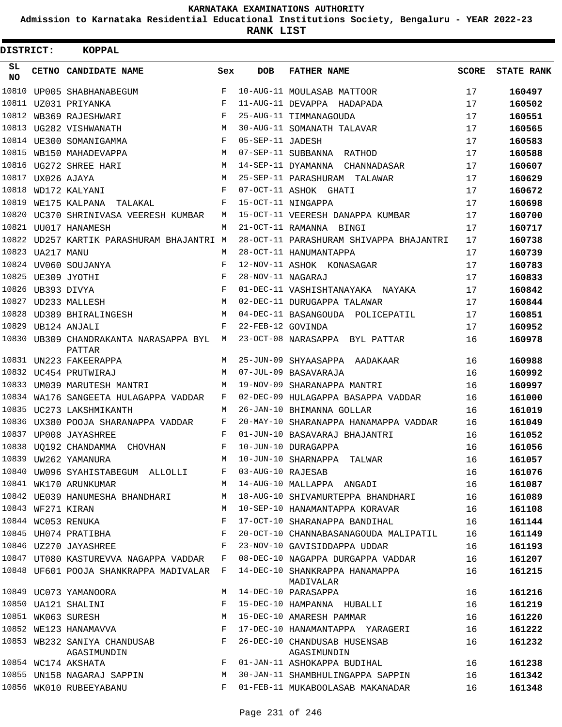# KARNATAKA EXAMINATIONS AUTHORITY

**Admission to Karnataka Residential Educational Institutions Society, Bengaluru - YEAR 2022-23**

**RANK LIST**

**DISTRICT: KOPPAL**

| SL NO | CETNO | CANDIDATE NAME | Sex | DOB | FATHER NAME | SCORE | STATE RANK |
|---|---|---|---|---|---|---|---|
| 10810 | UP005 | SHABHANABEGUM | F | 10-AUG-11 | MOULASAB MATTOOR | 17 | 160497 |
| 10811 | UZ031 | PRIYANKA | F | 11-AUG-11 | DEVAPPA HADAPADA | 17 | 160502 |
| 10812 | WB369 | RAJESHWARI | F | 25-AUG-11 | TIMMANAGOUDA | 17 | 160551 |
| 10813 | UG282 | VISHWANATH | M | 30-AUG-11 | SOMANATH TALAVAR | 17 | 160565 |
| 10814 | UE300 | SOMANIGAMMA | F | 05-SEP-11 | JADESH | 17 | 160583 |
| 10815 | WB150 | MAHADEVAPPA | M | 07-SEP-11 | SUBBANNA RATHOD | 17 | 160588 |
| 10816 | UG272 | SHREE HARI | M | 14-SEP-11 | DYAMANNA CHANNADASAR | 17 | 160607 |
| 10817 | UX026 | AJAYA | M | 25-SEP-11 | PARASHURAM TALAWAR | 17 | 160629 |
| 10818 | WD172 | KALYANI | F | 07-OCT-11 | ASHOK GHATI | 17 | 160672 |
| 10819 | WE175 | KALPANA TALAKAL | F | 15-OCT-11 | NINGAPPA | 17 | 160698 |
| 10820 | UC370 | SHRINIVASA VEERESH KUMBAR | M | 15-OCT-11 | VEERESH DANAPPA KUMBAR | 17 | 160700 |
| 10821 | UU017 | HANAMESH | M | 21-OCT-11 | RAMANNA BINGI | 17 | 160717 |
| 10822 | UD257 | KARTIK PARASHURAM BHAJANTRI | M | 28-OCT-11 | PARASHURAM SHIVAPPA BHAJANTRI | 17 | 160738 |
| 10823 | UA217 | MANU | M | 28-OCT-11 | HANUMANTAPPA | 17 | 160739 |
| 10824 | UV060 | SOUJANYA | F | 12-NOV-11 | ASHOK KONASAGAR | 17 | 160783 |
| 10825 | UE309 | JYOTHI | F | 28-NOV-11 | NAGARAJ | 17 | 160833 |
| 10826 | UB393 | DIVYA | F | 01-DEC-11 | VASHISHTANAYAKA NAYAKA | 17 | 160842 |
| 10827 | UD233 | MALLESH | M | 02-DEC-11 | DURUGAPPA TALAWAR | 17 | 160844 |
| 10828 | UD389 | BHIRALINGESH | M | 04-DEC-11 | BASANGOUDA POLICEPATIL | 17 | 160851 |
| 10829 | UB124 | ANJALI | F | 22-FEB-12 | GOVINDA | 17 | 160952 |
| 10830 | UB309 | CHANDRAKANTA NARASAPPA BYL PATTAR | M | 23-OCT-08 | NARASAPPA BYL PATTAR | 16 | 160978 |
| 10831 | UN223 | FAKEERAPPA | M | 25-JUN-09 | SHYAASAPPA AADAKAAR | 16 | 160988 |
| 10832 | UC454 | PRUTWIRAJ | M | 07-JUL-09 | BASAVARAJA | 16 | 160992 |
| 10833 | UM039 | MARUTESH MANTRI | M | 19-NOV-09 | SHARANAPPA MANTRI | 16 | 160997 |
| 10834 | WA176 | SANGEETA HULAGAPPA VADDAR | F | 02-DEC-09 | HULAGAPPA BASAPPA VADDAR | 16 | 161000 |
| 10835 | UC273 | LAKSHMIKANTH | M | 26-JAN-10 | BHIMANNA GOLLAR | 16 | 161019 |
| 10836 | UX380 | POOJA SHARANAPPA VADDAR | F | 20-MAY-10 | SHARANAPPA HANAMAPPA VADDAR | 16 | 161049 |
| 10837 | UP008 | JAYASHREE | F | 01-JUN-10 | BASAVARAJ BHAJANTRI | 16 | 161052 |
| 10838 | UQ192 | CHANDAMMA CHOVHAN | F | 10-JUN-10 | DURAGAPPA | 16 | 161056 |
| 10839 | UW262 | YAMANURA | M | 10-JUN-10 | SHARNAPPA TALWAR | 16 | 161057 |
| 10840 | UW096 | SYAHISTABEGUM ALLOLLI | F | 03-AUG-10 | RAJESAB | 16 | 161076 |
| 10841 | WK170 | ARUNKUMAR | M | 14-AUG-10 | MALLAPPA ANGADI | 16 | 161087 |
| 10842 | UE039 | HANUMESHA BHANDHARI | M | 18-AUG-10 | SHIVAMURTEPPA BHANDHARI | 16 | 161089 |
| 10843 | WF271 | KIRAN | M | 10-SEP-10 | HANAMANTAPPA KORAVAR | 16 | 161108 |
| 10844 | WC053 | RENUKA | F | 17-OCT-10 | SHARANAPPA BANDIHAL | 16 | 161144 |
| 10845 | UH074 | PRATIBHA | F | 20-OCT-10 | CHANNABASANAGOUDA MALIPATIL | 16 | 161149 |
| 10846 | UZ270 | JAYASHREE | F | 23-NOV-10 | GAVISIDDAPPA UDDAR | 16 | 161193 |
| 10847 | UT080 | KASTUREVVA NAGAPPA VADDAR | F | 08-DEC-10 | NAGAPPA DURGAPPA VADDAR | 16 | 161207 |
| 10848 | UF601 | POOJA SHANKRAPPA MADIVALAR | F | 14-DEC-10 | SHANKRAPPA HANAMAPPA MADIVALAR | 16 | 161215 |
| 10849 | UC073 | YAMANOORA | M | 14-DEC-10 | PARASAPPA | 16 | 161216 |
| 10850 | UA121 | SHALINI | F | 15-DEC-10 | HAMPANNA HUBALLI | 16 | 161219 |
| 10851 | WK063 | SURESH | M | 15-DEC-10 | AMARESH PAMMAR | 16 | 161220 |
| 10852 | WE123 | HANAMAVVA | F | 17-DEC-10 | HANAMANTAPPA YARAGERI | 16 | 161222 |
| 10853 | WB232 | SANIYA CHANDUSAB AGASIMUNDIN | F | 26-DEC-10 | CHANDUSAB HUSENSAB AGASIMUNDIN | 16 | 161232 |
| 10854 | WC174 | AKSHATA | F | 01-JAN-11 | ASHOKAPPA BUDIHAL | 16 | 161238 |
| 10855 | UN158 | NAGARAJ SAPPIN | M | 30-JAN-11 | SHAMBHULINGAPPA SAPPIN | 16 | 161342 |
| 10856 | WK010 | RUBEEYABANU | F | 01-FEB-11 | MUKABOOLASAB MAKANADAR | 16 | 161348 |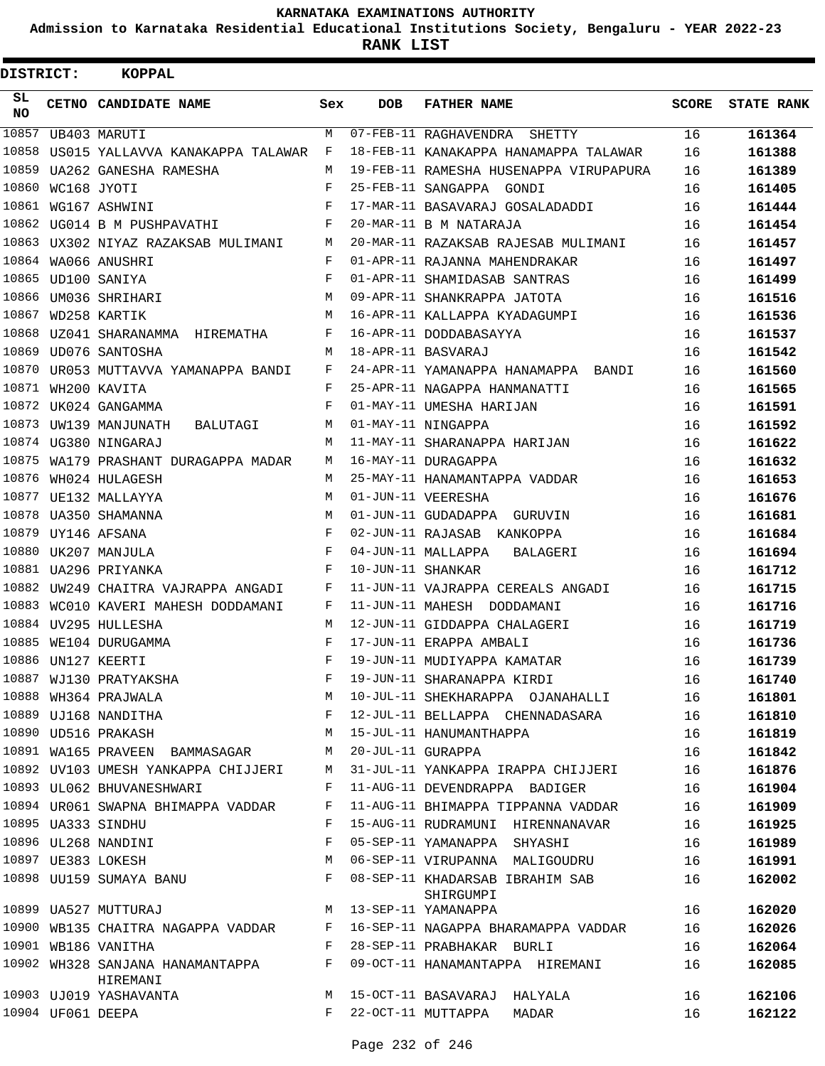**KARNATAKA EXAMINATIONS AUTHORITY**

**Admission to Karnataka Residential Educational Institutions Society, Bengaluru - YEAR 2022-23**

**RANK LIST**

**DISTRICT: KOPPAL**

| SL NO | CETNO | CANDIDATE NAME | Sex | DOB | FATHER NAME | SCORE | STATE RANK |
|---|---|---|---|---|---|---|---|
| 10857 | UB403 | MARUTI | M | 07-FEB-11 | RAGHAVENDRA SHETTY | 16 | 161364 |
| 10858 | US015 | YALLAVVA KANAKAPPA TALAWAR | F | 18-FEB-11 | KANAKAPPA HANAMAPPA TALAWAR | 16 | 161388 |
| 10859 | UA262 | GANESHA RAMESHA | M | 19-FEB-11 | RAMESHA HUSENAPPA VIRUPAPURA | 16 | 161389 |
| 10860 | WC168 | JYOTI | F | 25-FEB-11 | SANGAPPA GONDI | 16 | 161405 |
| 10861 | WG167 | ASHWINI | F | 17-MAR-11 | BASAVARAJ GOSALADADDI | 16 | 161444 |
| 10862 | UG014 | B M PUSHPAVATHI | F | 20-MAR-11 | B M NATARAJA | 16 | 161454 |
| 10863 | UX302 | NIYAZ RAZAKSAB MULIMANI | M | 20-MAR-11 | RAZAKSAB RAJESAB MULIMANI | 16 | 161457 |
| 10864 | WA066 | ANUSHRI | F | 01-APR-11 | RAJANNA MAHENDRAKAR | 16 | 161497 |
| 10865 | UD100 | SANIYA | F | 01-APR-11 | SHAMIDASAB SANTRAS | 16 | 161499 |
| 10866 | UM036 | SHRIHARI | M | 09-APR-11 | SHANKRAPPA JATOTA | 16 | 161516 |
| 10867 | WD258 | KARTIK | M | 16-APR-11 | KALLAPPA KYADAGUMPI | 16 | 161536 |
| 10868 | UZ041 | SHARANAMMA HIREMATHA | F | 16-APR-11 | DODDABASAYYA | 16 | 161537 |
| 10869 | UD076 | SANTOSHA | M | 18-APR-11 | BASVARAJ | 16 | 161542 |
| 10870 | UR053 | MUTTAVVA YAMANAPPA BANDI | F | 24-APR-11 | YAMANAPPA HANAMAPPA BANDI | 16 | 161560 |
| 10871 | WH200 | KAVITA | F | 25-APR-11 | NAGAPPA HANMANATTI | 16 | 161565 |
| 10872 | UK024 | GANGAMMA | F | 01-MAY-11 | UMESHA HARIJAN | 16 | 161591 |
| 10873 | UW139 | MANJUNATH BALUTAGI | M | 01-MAY-11 | NINGAPPA | 16 | 161592 |
| 10874 | UG380 | NINGARAJ | M | 11-MAY-11 | SHARANAPPA HARIJAN | 16 | 161622 |
| 10875 | WA179 | PRASHANT DURAGAPPA MADAR | M | 16-MAY-11 | DURAGAPPA | 16 | 161632 |
| 10876 | WH024 | HULAGESH | M | 25-MAY-11 | HANAMANTAPPA VADDAR | 16 | 161653 |
| 10877 | UE132 | MALLAYYA | M | 01-JUN-11 | VEERESHA | 16 | 161676 |
| 10878 | UA350 | SHAMANNA | M | 01-JUN-11 | GUDADAPPA GURUVIN | 16 | 161681 |
| 10879 | UY146 | AFSANA | F | 02-JUN-11 | RAJASAB KANKOPPA | 16 | 161684 |
| 10880 | UK207 | MANJULA | F | 04-JUN-11 | MALLAPPA BALAGERI | 16 | 161694 |
| 10881 | UA296 | PRIYANKA | F | 10-JUN-11 | SHANKAR | 16 | 161712 |
| 10882 | UW249 | CHAITRA VAJRAPPA ANGADI | F | 11-JUN-11 | VAJRAPPA CEREALS ANGADI | 16 | 161715 |
| 10883 | WC010 | KAVERI MAHESH DODDAMANI | F | 11-JUN-11 | MAHESH DODDAMANI | 16 | 161716 |
| 10884 | UV295 | HULLESHA | M | 12-JUN-11 | GIDDAPPA CHALAGERI | 16 | 161719 |
| 10885 | WE104 | DURUGAMMA | F | 17-JUN-11 | ERAPPA AMBALI | 16 | 161736 |
| 10886 | UN127 | KEERTI | F | 19-JUN-11 | MUDIYAPPA KAMATAR | 16 | 161739 |
| 10887 | WJ130 | PRATYAKSHA | F | 19-JUN-11 | SHARANAPPA KIRDI | 16 | 161740 |
| 10888 | WH364 | PRAJWALA | M | 10-JUL-11 | SHEKHARAPPA OJANAHALLI | 16 | 161801 |
| 10889 | UJ168 | NANDITHA | F | 12-JUL-11 | BELLAPPA CHENNADASARA | 16 | 161810 |
| 10890 | UD516 | PRAKASH | M | 15-JUL-11 | HANUMANTHAPPA | 16 | 161819 |
| 10891 | WA165 | PRAVEEN BAMMASAGAR | M | 20-JUL-11 | GURAPPA | 16 | 161842 |
| 10892 | UV103 | UMESH YANKAPPA CHIJJERI | M | 31-JUL-11 | YANKAPPA IRAPPA CHIJJERI | 16 | 161876 |
| 10893 | UL062 | BHUVANESHWARI | F | 11-AUG-11 | DEVENDRAPPA BADIGER | 16 | 161904 |
| 10894 | UR061 | SWAPNA BHIMAPPA VADDAR | F | 11-AUG-11 | BHIMAPPA TIPPANNA VADDAR | 16 | 161909 |
| 10895 | UA333 | SINDHU | F | 15-AUG-11 | RUDRAMUNI HIRENNANAVAR | 16 | 161925 |
| 10896 | UL268 | NANDINI | F | 05-SEP-11 | YAMANAPPA SHYASHI | 16 | 161989 |
| 10897 | UE383 | LOKESH | M | 06-SEP-11 | VIRUPANNA MALIGOUDRU | 16 | 161991 |
| 10898 | UU159 | SUMAYA BANU | F | 08-SEP-11 | KHADARSAB IBRAHIM SAB SHIRGUMPI | 16 | 162002 |
| 10899 | UA527 | MUTTURAJ | M | 13-SEP-11 | YAMANAPPA | 16 | 162020 |
| 10900 | WB135 | CHAITRA NAGAPPA VADDAR | F | 16-SEP-11 | NAGAPPA BHARAMAPPA VADDAR | 16 | 162026 |
| 10901 | WB186 | VANITHA | F | 28-SEP-11 | PRABHAKAR BURLI | 16 | 162064 |
| 10902 | WH328 | SANJANA HANAMANTAPPA HIREMANI | F | 09-OCT-11 | HANAMANTAPPA HIREMANI | 16 | 162085 |
| 10903 | UJ019 | YASHAVANTA | M | 15-OCT-11 | BASAVARAJ HALYALA | 16 | 162106 |
| 10904 | UF061 | DEEPA | F | 22-OCT-11 | MUTTAPPA MADAR | 16 | 162122 |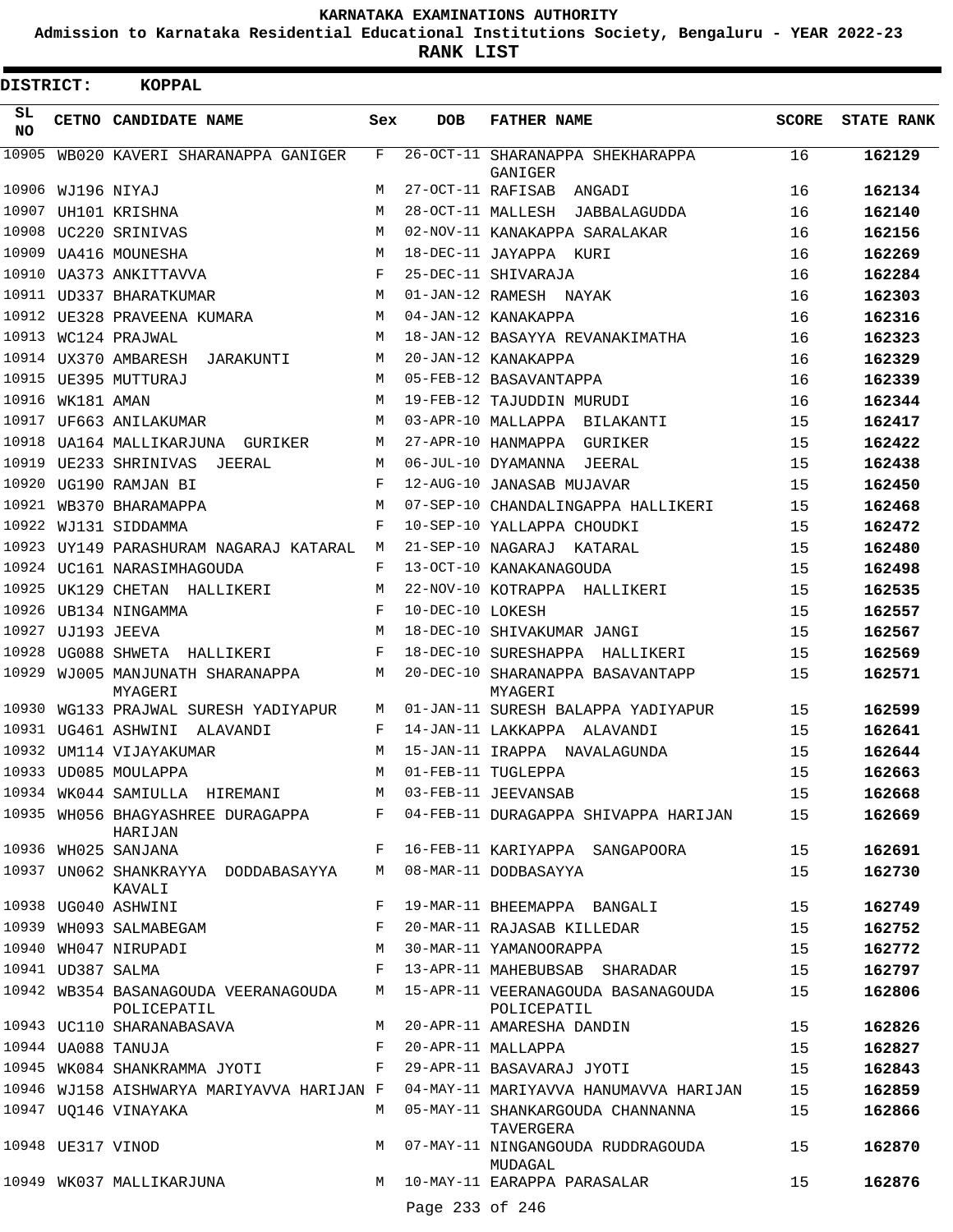# KARNATAKA EXAMINATIONS AUTHORITY

**Admission to Karnataka Residential Educational Institutions Society, Bengaluru - YEAR 2022-23**

**RANK LIST**

**DISTRICT: KOPPAL**

| SL NO | CETNO | CANDIDATE NAME | Sex | DOB | FATHER NAME | SCORE | STATE RANK |
|---|---|---|---|---|---|---|---|
| 10905 | WB020 | KAVERI SHARANAPPA GANIGER | F | 26-OCT-11 | SHARANAPPA SHEKHARAPPA GANIGER | 16 | **162129** |
| 10906 | WJ196 | NIYAJ | M | 27-OCT-11 | RAFISAB ANGADI | 16 | **162134** |
| 10907 | UH101 | KRISHNA | M | 28-OCT-11 | MALLESH JABBALAGUDDA | 16 | **162140** |
| 10908 | UC220 | SRINIVAS | M | 02-NOV-11 | KANAKAPPA SARALAKAR | 16 | **162156** |
| 10909 | UA416 | MOUNESHA | M | 18-DEC-11 | JAYAPPA KURI | 16 | **162269** |
| 10910 | UA373 | ANKITTAVVA | F | 25-DEC-11 | SHIVARAJA | 16 | **162284** |
| 10911 | UD337 | BHARATKUMAR | M | 01-JAN-12 | RAMESH NAYAK | 16 | **162303** |
| 10912 | UE328 | PRAVEENA KUMARA | M | 04-JAN-12 | KANAKAPPA | 16 | **162316** |
| 10913 | WC124 | PRAJWAL | M | 18-JAN-12 | BASAYYA REVANAKIMATHA | 16 | **162323** |
| 10914 | UX370 | AMBARESH JARAKUNTI | M | 20-JAN-12 | KANAKAPPA | 16 | **162329** |
| 10915 | UE395 | MUTTURAJ | M | 05-FEB-12 | BASAVANTAPPA | 16 | **162339** |
| 10916 | WK181 | AMAN | M | 19-FEB-12 | TAJUDDIN MURUDI | 16 | **162344** |
| 10917 | UF663 | ANILAKUMAR | M | 03-APR-10 | MALLAPPA BILAKANTI | 15 | **162417** |
| 10918 | UA164 | MALLIKARJUNA GURIKER | M | 27-APR-10 | HANMAPPA GURIKER | 15 | **162422** |
| 10919 | UE233 | SHRINIVAS JEERAL | M | 06-JUL-10 | DYAMANNA JEERAL | 15 | **162438** |
| 10920 | UG190 | RAMJAN BI | F | 12-AUG-10 | JANASAB MUJAVAR | 15 | **162450** |
| 10921 | WB370 | BHARAMAPPA | M | 07-SEP-10 | CHANDALINGAPPA HALLIKERI | 15 | **162468** |
| 10922 | WJ131 | SIDDAMMA | F | 10-SEP-10 | YALLAPPA CHOUDKI | 15 | **162472** |
| 10923 | UY149 | PARASHURAM NAGARAJ KATARAL | M | 21-SEP-10 | NAGARAJ KATARAL | 15 | **162480** |
| 10924 | UC161 | NARASIMHAGOUDA | F | 13-OCT-10 | KANAKANAGOUDA | 15 | **162498** |
| 10925 | UK129 | CHETAN HALLIKERI | M | 22-NOV-10 | KOTRAPPA HALLIKERI | 15 | **162535** |
| 10926 | UB134 | NINGAMMA | F | 10-DEC-10 | LOKESH | 15 | **162557** |
| 10927 | UJ193 | JEEVA | M | 18-DEC-10 | SHIVAKUMAR JANGI | 15 | **162567** |
| 10928 | UG088 | SHWETA HALLIKERI | F | 18-DEC-10 | SURESHAPPA HALLIKERI | 15 | **162569** |
| 10929 | WJ005 | MANJUNATH SHARANAPPA MYAGERI | M | 20-DEC-10 | SHARANAPPA BASAVANTAPP MYAGERI | 15 | **162571** |
| 10930 | WG133 | PRAJWAL SURESH YADIYAPUR | M | 01-JAN-11 | SURESH BALAPPA YADIYAPUR | 15 | **162599** |
| 10931 | UG461 | ASHWINI ALAVANDI | F | 14-JAN-11 | LAKKAPPA ALAVANDI | 15 | **162641** |
| 10932 | UM114 | VIJAYAKUMAR | M | 15-JAN-11 | IRAPPA NAVALAGUNDA | 15 | **162644** |
| 10933 | UD085 | MOULAPPA | M | 01-FEB-11 | TUGLEPPA | 15 | **162663** |
| 10934 | WK044 | SAMIULLA HIREMANI | M | 03-FEB-11 | JEEVANSAB | 15 | **162668** |
| 10935 | WH056 | BHAGYASHREE DURAGAPPA HARIJAN | F | 04-FEB-11 | DURAGAPPA SHIVAPPA HARIJAN | 15 | **162669** |
| 10936 | WH025 | SANJANA | F | 16-FEB-11 | KARIYAPPA SANGAPOORA | 15 | **162691** |
| 10937 | UN062 | SHANKRAYYA DODDABASAYYA KAVALI | M | 08-MAR-11 | DODBASAYYA | 15 | **162730** |
| 10938 | UG040 | ASHWINI | F | 19-MAR-11 | BHEEMAPPA BANGALI | 15 | **162749** |
| 10939 | WH093 | SALMABEGAM | F | 20-MAR-11 | RAJASAB KILLEDAR | 15 | **162752** |
| 10940 | WH047 | NIRUPADI | M | 30-MAR-11 | YAMANOORAPPA | 15 | **162772** |
| 10941 | UD387 | SALMA | F | 13-APR-11 | MAHEBUBSAB SHARADAR | 15 | **162797** |
| 10942 | WB354 | BASANAGOUDA VEERANAGOUDA POLICEPATIL | M | 15-APR-11 | VEERANAGOUDA BASANAGOUDA POLICEPATIL | 15 | **162806** |
| 10943 | UC110 | SHARANABASAVA | M | 20-APR-11 | AMARESHA DANDIN | 15 | **162826** |
| 10944 | UA088 | TANUJA | F | 20-APR-11 | MALLAPPA | 15 | **162827** |
| 10945 | WK084 | SHANKRAMMA JYOTI | F | 29-APR-11 | BASAVARAJ JYOTI | 15 | **162843** |
| 10946 | WJ158 | AISHWARYA MARIYAVVA HARIJAN | F | 04-MAY-11 | MARIYAVVA HANUMAVVA HARIJAN | 15 | **162859** |
| 10947 | UQ146 | VINAYAKA | M | 05-MAY-11 | SHANKARGOUDA CHANNANNA TAVERGERA | 15 | **162866** |
| 10948 | UE317 | VINOD | M | 07-MAY-11 | NINGANGOUDA RUDDRAGOUDA MUDAGAL | 15 | **162870** |
| 10949 | WK037 | MALLIKARJUNA | M | 10-MAY-11 | EARAPPA PARASALAR | 15 | **162876** |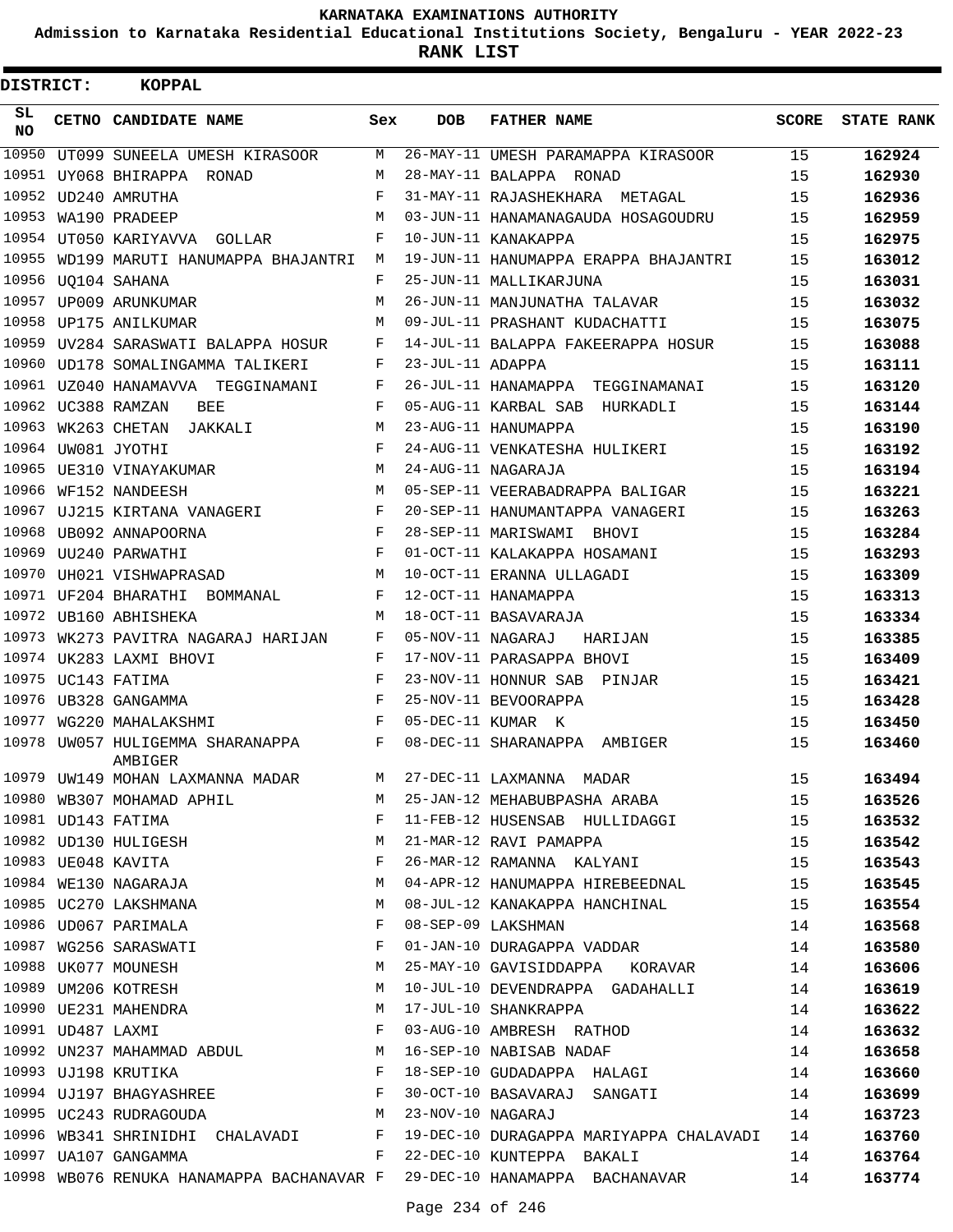# KARNATAKA EXAMINATIONS AUTHORITY

**Admission to Karnataka Residential Educational Institutions Society, Bengaluru - YEAR 2022-23**

**RANK LIST**

**DISTRICT: KOPPAL**

| SL NO | CETNO | CANDIDATE NAME | Sex | DOB | FATHER NAME | SCORE | STATE RANK |
|---|---|---|---|---|---|---|---|
| 10950 | UT099 | SUNEELA UMESH KIRASOOR | M | 26-MAY-11 | UMESH PARAMAPPA KIRASOOR | 15 | 162924 |
| 10951 | UY068 | BHIRAPPA RONAD | M | 28-MAY-11 | BALAPPA RONAD | 15 | 162930 |
| 10952 | UD240 | AMRUTHA | F | 31-MAY-11 | RAJASHEKHARA METAGAL | 15 | 162936 |
| 10953 | WA190 | PRADEEP | M | 03-JUN-11 | HANAMANAGAUDA HOSAGOUDRU | 15 | 162959 |
| 10954 | UT050 | KARIYAVVA GOLLAR | F | 10-JUN-11 | KANAKAPPA | 15 | 162975 |
| 10955 | WD199 | MARUTI HANUMAPPA BHAJANTRI | M | 19-JUN-11 | HANUMAPPA ERAPPA BHAJANTRI | 15 | 163012 |
| 10956 | UQ104 | SAHANA | F | 25-JUN-11 | MALLIKARJUNA | 15 | 163031 |
| 10957 | UP009 | ARUNKUMAR | M | 26-JUN-11 | MANJUNATHA TALAVAR | 15 | 163032 |
| 10958 | UP175 | ANILKUMAR | M | 09-JUL-11 | PRASHANT KUDACHATTI | 15 | 163075 |
| 10959 | UV284 | SARASWATI BALAPPA HOSUR | F | 14-JUL-11 | BALAPPA FAKEERAPPA HOSUR | 15 | 163088 |
| 10960 | UD178 | SOMALINGAMMA TALIKERI | F | 23-JUL-11 | ADAPPA | 15 | 163111 |
| 10961 | UZ040 | HANAMAVVA TEGGINAMANI | F | 26-JUL-11 | HANAMAPPA TEGGINAMANAI | 15 | 163120 |
| 10962 | UC388 | RAMZAN BEE | F | 05-AUG-11 | KARBAL SAB HURKADLI | 15 | 163144 |
| 10963 | WK263 | CHETAN JAKKALI | M | 23-AUG-11 | HANUMAPPA | 15 | 163190 |
| 10964 | UW081 | JYOTHI | F | 24-AUG-11 | VENKATESHA HULIKERI | 15 | 163192 |
| 10965 | UE310 | VINAYAKUMAR | M | 24-AUG-11 | NAGARAJA | 15 | 163194 |
| 10966 | WF152 | NANDEESH | M | 05-SEP-11 | VEERABADRAPPA BALIGAR | 15 | 163221 |
| 10967 | UJ215 | KIRTANA VANAGERI | F | 20-SEP-11 | HANUMANTAPPA VANAGERI | 15 | 163263 |
| 10968 | UB092 | ANNAPOORNA | F | 28-SEP-11 | MARISWAMI BHOVI | 15 | 163284 |
| 10969 | UU240 | PARWATHI | F | 01-OCT-11 | KALAKAPPA HOSAMANI | 15 | 163293 |
| 10970 | UH021 | VISHWAPRASAD | M | 10-OCT-11 | ERANNA ULLAGADI | 15 | 163309 |
| 10971 | UF204 | BHARATHI BOMMANAL | F | 12-OCT-11 | HANAMAPPA | 15 | 163313 |
| 10972 | UB160 | ABHISHEKA | M | 18-OCT-11 | BASAVARAJA | 15 | 163334 |
| 10973 | WK273 | PAVITRA NAGARAJ HARIJAN | F | 05-NOV-11 | NAGARAJ HARIJAN | 15 | 163385 |
| 10974 | UK283 | LAXMI BHOVI | F | 17-NOV-11 | PARASAPPA BHOVI | 15 | 163409 |
| 10975 | UC143 | FATIMA | F | 23-NOV-11 | HONNUR SAB PINJAR | 15 | 163421 |
| 10976 | UB328 | GANGAMMA | F | 25-NOV-11 | BEVOORAPPA | 15 | 163428 |
| 10977 | WG220 | MAHALAKSHMI | F | 05-DEC-11 | KUMAR K | 15 | 163450 |
| 10978 | UW057 | HULIGEMMA SHARANAPPA AMBIGER | F | 08-DEC-11 | SHARANAPPA AMBIGER | 15 | 163460 |
| 10979 | UW149 | MOHAN LAXMANNA MADAR | M | 27-DEC-11 | LAXMANNA MADAR | 15 | 163494 |
| 10980 | WB307 | MOHAMAD APHIL | M | 25-JAN-12 | MEHABUBPASHA ARABA | 15 | 163526 |
| 10981 | UD143 | FATIMA | F | 11-FEB-12 | HUSENSAB HULLIDAGGI | 15 | 163532 |
| 10982 | UD130 | HULIGESH | M | 21-MAR-12 | RAVI PAMAPPA | 15 | 163542 |
| 10983 | UE048 | KAVITA | F | 26-MAR-12 | RAMANNA KALYANI | 15 | 163543 |
| 10984 | WE130 | NAGARAJA | M | 04-APR-12 | HANUMAPPA HIREBEEDNAL | 15 | 163545 |
| 10985 | UC270 | LAKSHMANA | M | 08-JUL-12 | KANAKAPPA HANCHINAL | 15 | 163554 |
| 10986 | UD067 | PARIMALA | F | 08-SEP-09 | LAKSHMAN | 14 | 163568 |
| 10987 | WG256 | SARASWATI | F | 01-JAN-10 | DURAGAPPA VADDAR | 14 | 163580 |
| 10988 | UK077 | MOUNESH | M | 25-MAY-10 | GAVISIDDAPPA KORAVAR | 14 | 163606 |
| 10989 | UM206 | KOTRESH | M | 10-JUL-10 | DEVENDRAPPA GADAHALLI | 14 | 163619 |
| 10990 | UE231 | MAHENDRA | M | 17-JUL-10 | SHANKRAPPA | 14 | 163622 |
| 10991 | UD487 | LAXMI | F | 03-AUG-10 | AMBRESH RATHOD | 14 | 163632 |
| 10992 | UN237 | MAHAMMAD ABDUL | M | 16-SEP-10 | NABISAB NADAF | 14 | 163658 |
| 10993 | UJ198 | KRUTIKA | F | 18-SEP-10 | GUDADAPPA HALAGI | 14 | 163660 |
| 10994 | UJ197 | BHAGYASHREE | F | 30-OCT-10 | BASAVARAJ SANGATI | 14 | 163699 |
| 10995 | UC243 | RUDRAGOUDA | M | 23-NOV-10 | NAGARAJ | 14 | 163723 |
| 10996 | WB341 | SHRINIDHI CHALAVADI | F | 19-DEC-10 | DURAGAPPA MARIYAPPA CHALAVADI | 14 | 163760 |
| 10997 | UA107 | GANGAMMA | F | 22-DEC-10 | KUNTEPPA BAKALI | 14 | 163764 |
| 10998 | WB076 | RENUKA HANAMAPPA BACHANAVAR | F | 29-DEC-10 | HANAMAPPA BACHANAVAR | 14 | 163774 |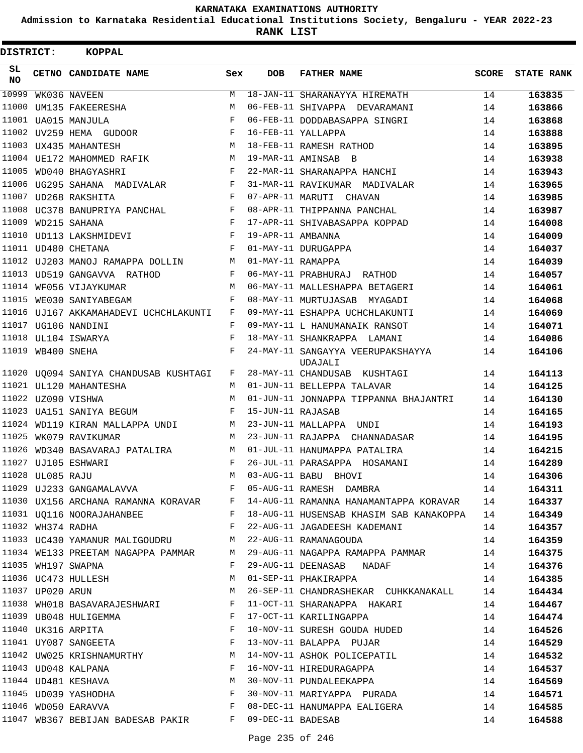KARNATAKA EXAMINATIONS AUTHORITY

Admission to Karnataka Residential Educational Institutions Society, Bengaluru - YEAR 2022-23

**RANK LIST**

**DISTRICT: KOPPAL**

| SL NO | CETNO | CANDIDATE NAME | Sex | DOB | FATHER NAME | SCORE | STATE RANK |
|---|---|---|---|---|---|---|---|
| 10999 | WK036 | NAVEEN | M | 18-JAN-11 | SHARANAYYA HIREMATH | 14 | **163835** |
| 11000 | UM135 | FAKEERESHA | M | 06-FEB-11 | SHIVAPPA DEVARAMANI | 14 | **163866** |
| 11001 | UA015 | MANJULA | F | 06-FEB-11 | DODDABASAPPA SINGRI | 14 | **163868** |
| 11002 | UV259 | HEMA GUDOOR | F | 16-FEB-11 | YALLAPPA | 14 | **163888** |
| 11003 | UX435 | MAHANTESH | M | 18-FEB-11 | RAMESH RATHOD | 14 | **163895** |
| 11004 | UE172 | MAHOMMED RAFIK | M | 19-MAR-11 | AMINSAB B | 14 | **163938** |
| 11005 | WD040 | BHAGYASHRI | F | 22-MAR-11 | SHARANAPPA HANCHI | 14 | **163943** |
| 11006 | UG295 | SAHANA MADIVALAR | F | 31-MAR-11 | RAVIKUMAR MADIVALAR | 14 | **163965** |
| 11007 | UD268 | RAKSHITA | F | 07-APR-11 | MARUTI CHAVAN | 14 | **163985** |
| 11008 | UC378 | BANUPRIYA PANCHAL | F | 08-APR-11 | THIPPANNA PANCHAL | 14 | **163987** |
| 11009 | WD215 | SAHANA | F | 17-APR-11 | SHIVABASAPPA KOPPAD | 14 | **164008** |
| 11010 | UD113 | LAKSHMIDEVI | F | 19-APR-11 | AMBANNA | 14 | **164009** |
| 11011 | UD480 | CHETANA | F | 01-MAY-11 | DURUGAPPA | 14 | **164037** |
| 11012 | UJ203 | MANOJ RAMAPPA DOLLIN | M | 01-MAY-11 | RAMAPPA | 14 | **164039** |
| 11013 | UD519 | GANGAVVA RATHOD | F | 06-MAY-11 | PRABHURAJ RATHOD | 14 | **164057** |
| 11014 | WF056 | VIJAYKUMAR | M | 06-MAY-11 | MALLESHAPPA BETAGERI | 14 | **164061** |
| 11015 | WE030 | SANIYABEGAM | F | 08-MAY-11 | MURTUJASAB MYAGADI | 14 | **164068** |
| 11016 | UJ167 | AKKAMAHADEVI UCHCHLAKUNTI | F | 09-MAY-11 | ESHAPPA UCHCHLAKUNTI | 14 | **164069** |
| 11017 | UG106 | NANDINI | F | 09-MAY-11 | L HANUMANAIK RANSOT | 14 | **164071** |
| 11018 | UL104 | ISWARYA | F | 18-MAY-11 | SHANKRAPPA LAMANI | 14 | **164086** |
| 11019 | WB400 | SNEHA | F | 24-MAY-11 | SANGAYYA VEERUPAKSHAYYA UDAJALI | 14 | **164106** |
| 11020 | UQ094 | SANIYA CHANDUSAB KUSHTAGI | F | 28-MAY-11 | CHANDUSAB KUSHTAGI | 14 | **164113** |
| 11021 | UL120 | MAHANTESHA | M | 01-JUN-11 | BELLEPPA TALAVAR | 14 | **164125** |
| 11022 | UZ090 | VISHWA | M | 01-JUN-11 | JONNAPPA TIPPANNA BHAJANTRI | 14 | **164130** |
| 11023 | UA151 | SANIYA BEGUM | F | 15-JUN-11 | RAJASAB | 14 | **164165** |
| 11024 | WD119 | KIRAN MALLAPPA UNDI | M | 23-JUN-11 | MALLAPPA UNDI | 14 | **164193** |
| 11025 | WK079 | RAVIKUMAR | M | 23-JUN-11 | RAJAPPA CHANNADASAR | 14 | **164195** |
| 11026 | WD340 | BASAVARAJ PATALIRA | M | 01-JUL-11 | HANUMAPPA PATALIRA | 14 | **164215** |
| 11027 | UJ105 | ESHWARI | F | 26-JUL-11 | PARASAPPA HOSAMANI | 14 | **164289** |
| 11028 | UL085 | RAJU | M | 03-AUG-11 | BABU BHOVI | 14 | **164306** |
| 11029 | UJ233 | GANGAMALAVVA | F | 05-AUG-11 | RAMESH DAMBRA | 14 | **164311** |
| 11030 | UX156 | ARCHANA RAMANNA KORAVAR | F | 14-AUG-11 | RAMANNA HANAMANTAPPA KORAVAR | 14 | **164337** |
| 11031 | UQ116 | NOORAJAHANBEE | F | 18-AUG-11 | HUSENSAB KHASIM SAB KANAKOPPA | 14 | **164349** |
| 11032 | WH374 | RADHA | F | 22-AUG-11 | JAGADEESH KADEMANI | 14 | **164357** |
| 11033 | UC430 | YAMANUR MALIGOUDRU | M | 22-AUG-11 | RAMANAGOUDA | 14 | **164359** |
| 11034 | WE133 | PREETAM NAGAPPA PAMMAR | M | 29-AUG-11 | NAGAPPA RAMAPPA PAMMAR | 14 | **164375** |
| 11035 | WH197 | SWAPNA | F | 29-AUG-11 | DEENASAB NADAF | 14 | **164376** |
| 11036 | UC473 | HULLESH | M | 01-SEP-11 | PHAKIRAPPA | 14 | **164385** |
| 11037 | UP020 | ARUN | M | 26-SEP-11 | CHANDRASHEKAR CUHKKANAKALL | 14 | **164434** |
| 11038 | WH018 | BASAVARAJESHWARI | F | 11-OCT-11 | SHARANAPPA HAKARI | 14 | **164467** |
| 11039 | UB048 | HULIGEMMA | F | 17-OCT-11 | KARILINGAPPA | 14 | **164474** |
| 11040 | UK316 | ARPITA | F | 10-NOV-11 | SURESH GOUDA HUDED | 14 | **164526** |
| 11041 | UY087 | SANGEETA | F | 13-NOV-11 | BALAPPA PUJAR | 14 | **164529** |
| 11042 | UW025 | KRISHNAMURTHY | M | 14-NOV-11 | ASHOK POLICEPATIL | 14 | **164532** |
| 11043 | UD048 | KALPANA | F | 16-NOV-11 | HIREDURAGAPPA | 14 | **164537** |
| 11044 | UD481 | KESHAVA | M | 30-NOV-11 | PUNDALEEKAPPA | 14 | **164569** |
| 11045 | UD039 | YASHODHA | F | 30-NOV-11 | MARIYAPPA PURADA | 14 | **164571** |
| 11046 | WD050 | EARAVVA | F | 08-DEC-11 | HANUMAPPA EALIGERA | 14 | **164585** |
| 11047 | WB367 | BEBIJAN BADESAB PAKIR | F | 09-DEC-11 | BADESAB | 14 | **164588** |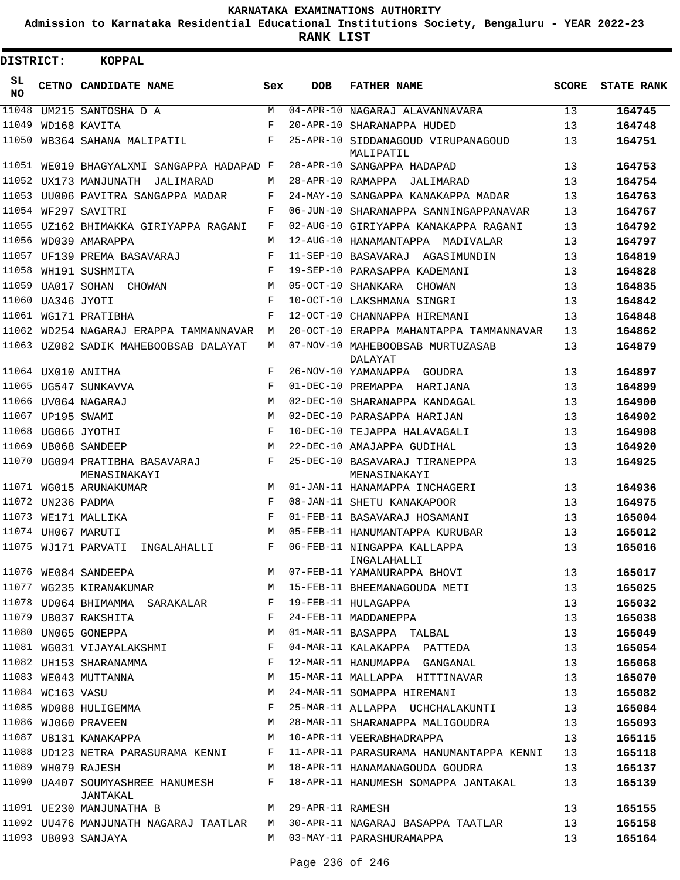KARNATAKA EXAMINATIONS AUTHORITY

Admission to Karnataka Residential Educational Institutions Society, Bengaluru - YEAR 2022-23

**RANK LIST**

**DISTRICT: KOPPAL**

| SL NO | CETNO | CANDIDATE NAME | Sex | DOB | FATHER NAME | SCORE | STATE RANK |
|---|---|---|---|---|---|---|---|
| 11048 | UM215 | SANTOSHA D A | M | 04-APR-10 | NAGARAJ ALAVANNAVARA | 13 | 164745 |
| 11049 | WD168 | KAVITA | F | 20-APR-10 | SHARANAPPA HUDED | 13 | 164748 |
| 11050 | WB364 | SAHANA MALIPATIL | F | 25-APR-10 | SIDDANAGOUD VIRUPANAGOUD MALIPATIL | 13 | 164751 |
| 11051 | WE019 | BHAGYALXMI SANGAPPA HADAPAD | F | 28-APR-10 | SANGAPPA HADAPAD | 13 | 164753 |
| 11052 | UX173 | MANJUNATH JALIMARAD | M | 28-APR-10 | RAMAPPA JALIMARAD | 13 | 164754 |
| 11053 | UU006 | PAVITRA SANGAPPA MADAR | F | 24-MAY-10 | SANGAPPA KANAKAPPA MADAR | 13 | 164763 |
| 11054 | WF297 | SAVITRI | F | 06-JUN-10 | SHARANAPPA SANNINGAPPANAVAR | 13 | 164767 |
| 11055 | UZ162 | BHIMAKKA GIRIYAPPA RAGANI | F | 02-AUG-10 | GIRIYAPPA KANAKAPPA RAGANI | 13 | 164792 |
| 11056 | WD039 | AMARAPPA | M | 12-AUG-10 | HANAMANTAPPA MADIVALAR | 13 | 164797 |
| 11057 | UF139 | PREMA BASAVARAJ | F | 11-SEP-10 | BASAVARAJ AGASIMUNDIN | 13 | 164819 |
| 11058 | WH191 | SUSHMITA | F | 19-SEP-10 | PARASAPPA KADEMANI | 13 | 164828 |
| 11059 | UA017 | SOHAN CHOWAN | M | 05-OCT-10 | SHANKARA CHOWAN | 13 | 164835 |
| 11060 | UA346 | JYOTI | F | 10-OCT-10 | LAKSHMANA SINGRI | 13 | 164842 |
| 11061 | WG171 | PRATIBHA | F | 12-OCT-10 | CHANNAPPA HIREMANI | 13 | 164848 |
| 11062 | WD254 | NAGARAJ ERAPPA TAMMANNAVAR | M | 20-OCT-10 | ERAPPA MAHANTAPPA TAMMANNAVAR | 13 | 164862 |
| 11063 | UZ082 | SADIK MAHEBOOBSAB DALAYAT | M | 07-NOV-10 | MAHEBOOBSAB MURTUZASAB DALAYAT | 13 | 164879 |
| 11064 | UX010 | ANITHA | F | 26-NOV-10 | YAMANAPPA GOUDRA | 13 | 164897 |
| 11065 | UG547 | SUNKAVVA | F | 01-DEC-10 | PREMAPPA HARIJANA | 13 | 164899 |
| 11066 | UV064 | NAGARAJ | M | 02-DEC-10 | SHARANAPPA KANDAGAL | 13 | 164900 |
| 11067 | UP195 | SWAMI | M | 02-DEC-10 | PARASAPPA HARIJAN | 13 | 164902 |
| 11068 | UG066 | JYOTHI | F | 10-DEC-10 | TEJAPPA HALAVAGALI | 13 | 164908 |
| 11069 | UB068 | SANDEEP | M | 22-DEC-10 | AMAJAPPA GUDIHAL | 13 | 164920 |
| 11070 | UG094 | PRATIBHA BASAVARAJ MENASINAKAYI | F | 25-DEC-10 | BASAVARAJ TIRANEPPA MENASINAKAYI | 13 | 164925 |
| 11071 | WG015 | ARUNAKUMAR | M | 01-JAN-11 | HANAMAPPA INCHAGERI | 13 | 164936 |
| 11072 | UN236 | PADMA | F | 08-JAN-11 | SHETU KANAKAPOOR | 13 | 164975 |
| 11073 | WE171 | MALLIKA | F | 01-FEB-11 | BASAVARAJ HOSAMANI | 13 | 165004 |
| 11074 | UH067 | MARUTI | M | 05-FEB-11 | HANUMANTAPPA KURUBAR | 13 | 165012 |
| 11075 | WJ171 | PARVATI INGALAHALLI | F | 06-FEB-11 | NINGAPPA KALLAPPA INGALAHALLI | 13 | 165016 |
| 11076 | WE084 | SANDEEPA | M | 07-FEB-11 | YAMANURAPPA BHOVI | 13 | 165017 |
| 11077 | WG235 | KIRANAKUMAR | M | 15-FEB-11 | BHEEMANAGOUDA METI | 13 | 165025 |
| 11078 | UD064 | BHIMAMMA SARAKALAR | F | 19-FEB-11 | HULAGAPPA | 13 | 165032 |
| 11079 | UB037 | RAKSHITA | F | 24-FEB-11 | MADDANEPPA | 13 | 165038 |
| 11080 | UN065 | GONEPPA | M | 01-MAR-11 | BASAPPA TALBAL | 13 | 165049 |
| 11081 | WG031 | VIJAYALAKSHMI | F | 04-MAR-11 | KALAKAPPA PATTEDA | 13 | 165054 |
| 11082 | UH153 | SHARANAMMA | F | 12-MAR-11 | HANUMAPPA GANGANAL | 13 | 165068 |
| 11083 | WE043 | MUTTANNA | M | 15-MAR-11 | MALLAPPA HITTINAVAR | 13 | 165070 |
| 11084 | WC163 | VASU | M | 24-MAR-11 | SOMAPPA HIREMANI | 13 | 165082 |
| 11085 | WD088 | HULIGEMMA | F | 25-MAR-11 | ALLAPPA UCHCHALAKUNTI | 13 | 165084 |
| 11086 | WJ060 | PRAVEEN | M | 28-MAR-11 | SHARANAPPA MALIGOUDRA | 13 | 165093 |
| 11087 | UB131 | KANAKAPPA | M | 10-APR-11 | VEERABHADRAPPA | 13 | 165115 |
| 11088 | UD123 | NETRA PARASURAMA KENNI | F | 11-APR-11 | PARASURAMA HANUMANTAPPA KENNI | 13 | 165118 |
| 11089 | WH079 | RAJESH | M | 18-APR-11 | HANAMANAGOUDA GOUDRA | 13 | 165137 |
| 11090 | UA407 | SOUMYASHREE HANUMESH JANTAKAL | F | 18-APR-11 | HANUMESH SOMAPPA JANTAKAL | 13 | 165139 |
| 11091 | UE230 | MANJUNATHA B | M | 29-APR-11 | RAMESH | 13 | 165155 |
| 11092 | UU476 | MANJUNATH NAGARAJ TAATLAR | M | 30-APR-11 | NAGARAJ BASAPPA TAATLAR | 13 | 165158 |
| 11093 | UB093 | SANJAYA | M | 03-MAY-11 | PARASHURAMAPPA | 13 | 165164 |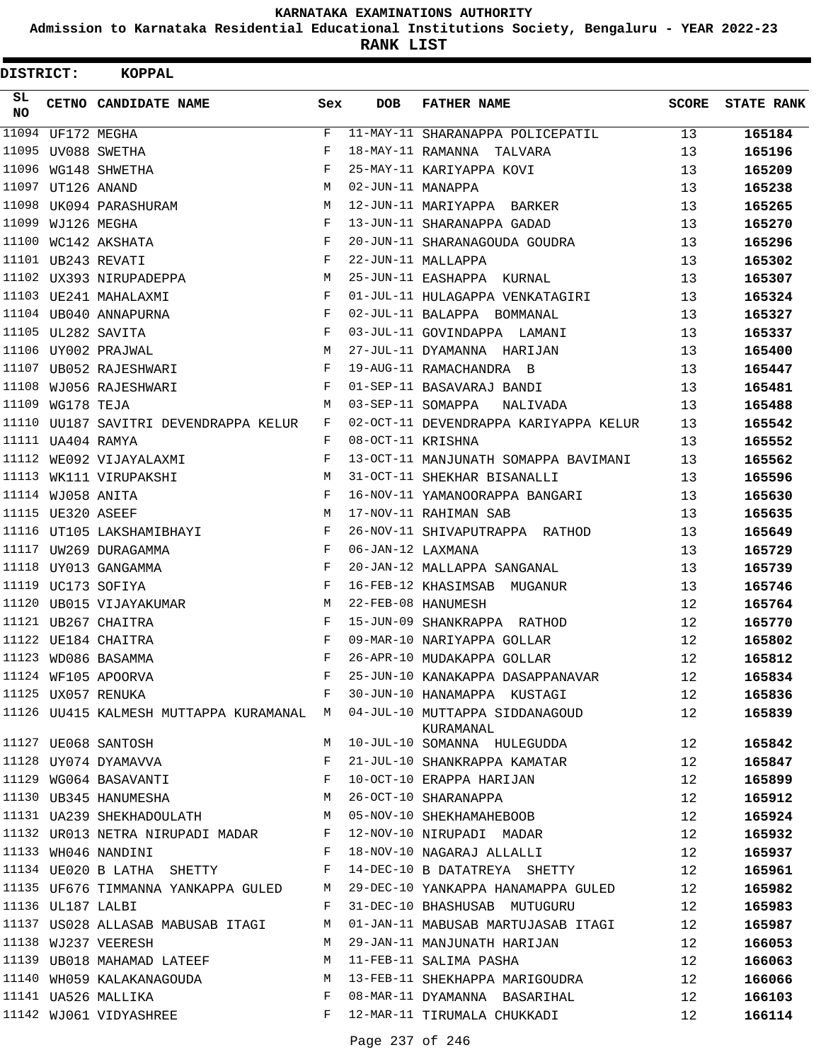KARNATAKA EXAMINATIONS AUTHORITY

Admission to Karnataka Residential Educational Institutions Society, Bengaluru - YEAR 2022-23

**RANK LIST**

**DISTRICT: KOPPAL**

| SL NO | CETNO | CANDIDATE NAME | Sex | DOB | FATHER NAME | SCORE | STATE RANK |
|---|---|---|---|---|---|---|---|
| 11094 | UF172 | MEGHA | F | 11-MAY-11 | SHARANAPPA POLICEPATIL | 13 | **165184** |
| 11095 | UV088 | SWETHA | F | 18-MAY-11 | RAMANNA TALVARA | 13 | **165196** |
| 11096 | WG148 | SHWETHA | F | 25-MAY-11 | KARIYAPPA KOVI | 13 | **165209** |
| 11097 | UT126 | ANAND | M | 02-JUN-11 | MANAPPA | 13 | **165238** |
| 11098 | UK094 | PARASHURAM | M | 12-JUN-11 | MARIYAPPA BARKER | 13 | **165265** |
| 11099 | WJ126 | MEGHA | F | 13-JUN-11 | SHARANAPPA GADAD | 13 | **165270** |
| 11100 | WC142 | AKSHATA | F | 20-JUN-11 | SHARANAGOUDA GOUDRA | 13 | **165296** |
| 11101 | UB243 | REVATI | F | 22-JUN-11 | MALLAPPA | 13 | **165302** |
| 11102 | UX393 | NIRUPADEPPA | M | 25-JUN-11 | EASHAPPA KURNAL | 13 | **165307** |
| 11103 | UE241 | MAHALAXMI | F | 01-JUL-11 | HULAGAPPA VENKATAGIRI | 13 | **165324** |
| 11104 | UB040 | ANNAPURNA | F | 02-JUL-11 | BALAPPA BOMMANAL | 13 | **165327** |
| 11105 | UL282 | SAVITA | F | 03-JUL-11 | GOVINDAPPA LAMANI | 13 | **165337** |
| 11106 | UY002 | PRAJWAL | M | 27-JUL-11 | DYAMANNA HARIJAN | 13 | **165400** |
| 11107 | UB052 | RAJESHWARI | F | 19-AUG-11 | RAMACHANDRA B | 13 | **165447** |
| 11108 | WJ056 | RAJESHWARI | F | 01-SEP-11 | BASAVARAJ BANDI | 13 | **165481** |
| 11109 | WG178 | TEJA | M | 03-SEP-11 | SOMAPPA NALIVADA | 13 | **165488** |
| 11110 | UU187 | SAVITRI DEVENDRAPPA KELUR | F | 02-OCT-11 | DEVENDRAPPA KARIYAPPA KELUR | 13 | **165542** |
| 11111 | UA404 | RAMYA | F | 08-OCT-11 | KRISHNA | 13 | **165552** |
| 11112 | WE092 | VIJAYALAXMI | F | 13-OCT-11 | MANJUNATH SOMAPPA BAVIMANI | 13 | **165562** |
| 11113 | WK111 | VIRUPAKSHI | M | 31-OCT-11 | SHEKHAR BISANALLI | 13 | **165596** |
| 11114 | WJ058 | ANITA | F | 16-NOV-11 | YAMANOORAPPA BANGARI | 13 | **165630** |
| 11115 | UE320 | ASEEF | M | 17-NOV-11 | RAHIMAN SAB | 13 | **165635** |
| 11116 | UT105 | LAKSHAMIBHAYI | F | 26-NOV-11 | SHIVAPUTRAPPA RATHOD | 13 | **165649** |
| 11117 | UW269 | DURAGAMMA | F | 06-JAN-12 | LAXMANA | 13 | **165729** |
| 11118 | UY013 | GANGAMMA | F | 20-JAN-12 | MALLAPPA SANGANAL | 13 | **165739** |
| 11119 | UC173 | SOFIYA | F | 16-FEB-12 | KHASIMSAB MUGANUR | 13 | **165746** |
| 11120 | UB015 | VIJAYAKUMAR | M | 22-FEB-08 | HANUMESH | 12 | **165764** |
| 11121 | UB267 | CHAITRA | F | 15-JUN-09 | SHANKRAPPA RATHOD | 12 | **165770** |
| 11122 | UE184 | CHAITRA | F | 09-MAR-10 | NARIYAPPA GOLLAR | 12 | **165802** |
| 11123 | WD086 | BASAMMA | F | 26-APR-10 | MUDAKAPPA GOLLAR | 12 | **165812** |
| 11124 | WF105 | APOORVA | F | 25-JUN-10 | KANAKAPPA DASAPPANAVAR | 12 | **165834** |
| 11125 | UX057 | RENUKA | F | 30-JUN-10 | HANAMAPPA KUSTAGI | 12 | **165836** |
| 11126 | UU415 | KALMESH MUTTAPPA KURAMANAL | M | 04-JUL-10 | MUTTAPPA SIDDANAGOUD KURAMANAL | 12 | **165839** |
| 11127 | UE068 | SANTOSH | M | 10-JUL-10 | SOMANNA HULEGUDDA | 12 | **165842** |
| 11128 | UY074 | DYAMAVVA | F | 21-JUL-10 | SHANKRAPPA KAMATAR | 12 | **165847** |
| 11129 | WG064 | BASAVANTI | F | 10-OCT-10 | ERAPPA HARIJAN | 12 | **165899** |
| 11130 | UB345 | HANUMESHA | M | 26-OCT-10 | SHARANAPPA | 12 | **165912** |
| 11131 | UA239 | SHEKHADOULATH | M | 05-NOV-10 | SHEKHAMAHEBOOB | 12 | **165924** |
| 11132 | UR013 | NETRA NIRUPADI MADAR | F | 12-NOV-10 | NIRUPADI MADAR | 12 | **165932** |
| 11133 | WH046 | NANDINI | F | 18-NOV-10 | NAGARAJ ALLALLI | 12 | **165937** |
| 11134 | UE020 | B LATHA SHETTY | F | 14-DEC-10 | B DATATREYA SHETTY | 12 | **165961** |
| 11135 | UF676 | TIMMANNA YANKAPPA GULED | M | 29-DEC-10 | YANKAPPA HANAMAPPA GULED | 12 | **165982** |
| 11136 | UL187 | LALBI | F | 31-DEC-10 | BHASHUSAB MUTUGURU | 12 | **165983** |
| 11137 | US028 | ALLASAB MABUSAB ITAGI | M | 01-JAN-11 | MABUSAB MARTUJASAB ITAGI | 12 | **165987** |
| 11138 | WJ237 | VEERESH | M | 29-JAN-11 | MANJUNATH HARIJAN | 12 | **166053** |
| 11139 | UB018 | MAHAMAD LATEEF | M | 11-FEB-11 | SALIMA PASHA | 12 | **166063** |
| 11140 | WH059 | KALAKANAGOUDA | M | 13-FEB-11 | SHEKHAPPA MARIGOUDRA | 12 | **166066** |
| 11141 | UA526 | MALLIKA | F | 08-MAR-11 | DYAMANNA BASARIHAL | 12 | **166103** |
| 11142 | WJ061 | VIDYASHREE | F | 12-MAR-11 | TIRUMALA CHUKKADI | 12 | **166114** |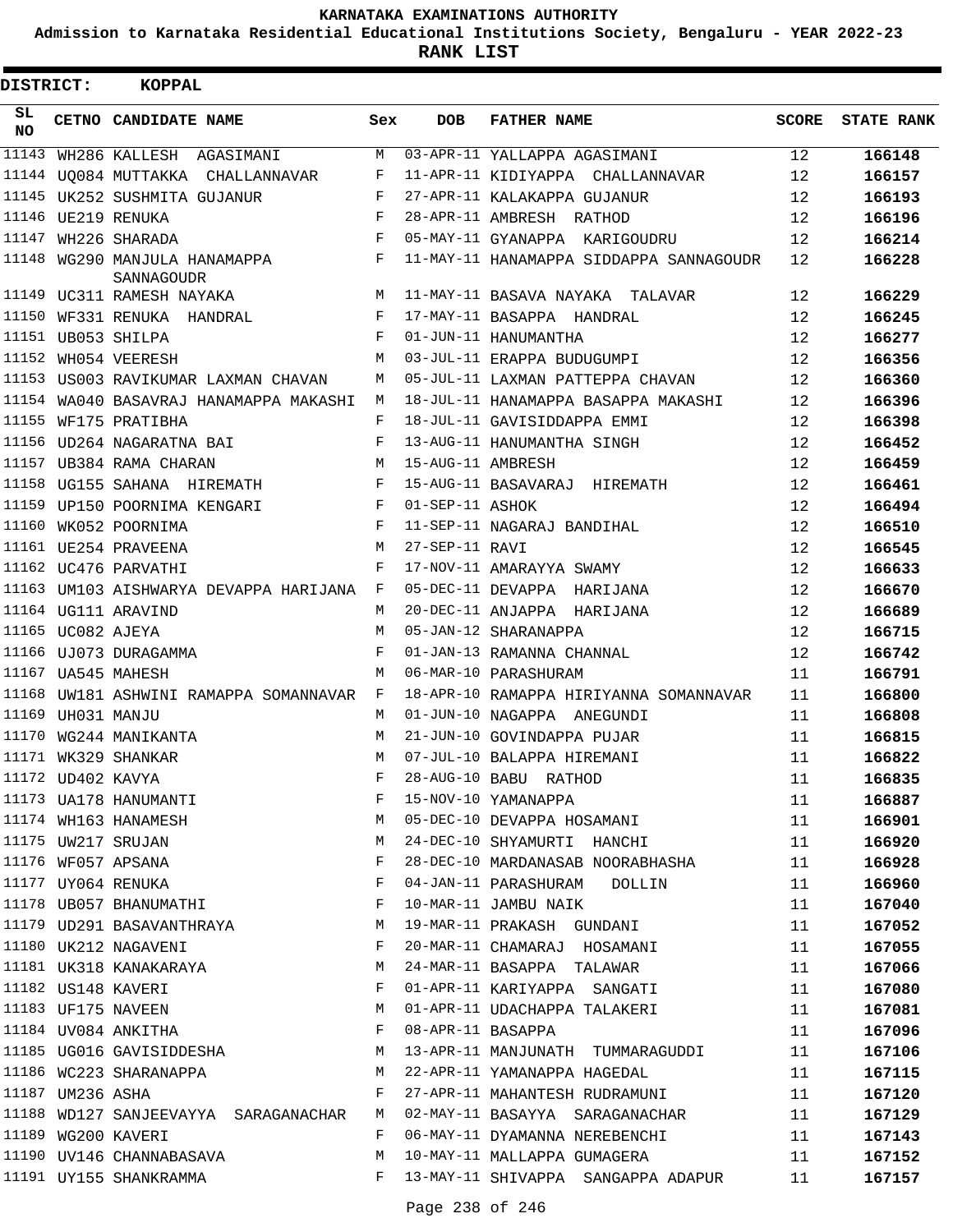KARNATAKA EXAMINATIONS AUTHORITY

Admission to Karnataka Residential Educational Institutions Society, Bengaluru - YEAR 2022-23

**RANK LIST**

**DISTRICT: KOPPAL**

| SL NO | CETNO | CANDIDATE NAME | Sex | DOB | FATHER NAME | SCORE | STATE RANK |
|---|---|---|---|---|---|---|---|
| 11143 | WH286 | KALLESH AGASIMANI | M | 03-APR-11 | YALLAPPA AGASIMANI | 12 | 166148 |
| 11144 | UQ084 | MUTTAKKA CHALLANNAVAR | F | 11-APR-11 | KIDIYAPPA CHALLANNAVAR | 12 | 166157 |
| 11145 | UK252 | SUSHMITA GUJANUR | F | 27-APR-11 | KALAKAPPA GUJANUR | 12 | 166193 |
| 11146 | UE219 | RENUKA | F | 28-APR-11 | AMBRESH RATHOD | 12 | 166196 |
| 11147 | WH226 | SHARADA | F | 05-MAY-11 | GYANAPPA KARIGOUDRU | 12 | 166214 |
| 11148 | WG290 | MANJULA HANAMAPPA SANNAGOUDR | F | 11-MAY-11 | HANAMAPPA SIDDAPPA SANNAGOUDR | 12 | 166228 |
| 11149 | UC311 | RAMESH NAYAKA | M | 11-MAY-11 | BASAVA NAYAKA TALAVAR | 12 | 166229 |
| 11150 | WF331 | RENUKA HANDRAL | F | 17-MAY-11 | BASAPPA HANDRAL | 12 | 166245 |
| 11151 | UB053 | SHILPA | F | 01-JUN-11 | HANUMANTHA | 12 | 166277 |
| 11152 | WH054 | VEERESH | M | 03-JUL-11 | ERAPPA BUDUGUMPI | 12 | 166356 |
| 11153 | US003 | RAVIKUMAR LAXMAN CHAVAN | M | 05-JUL-11 | LAXMAN PATTEPPA CHAVAN | 12 | 166360 |
| 11154 | WA040 | BASAVRAJ HANAMAPPA MAKASHI | M | 18-JUL-11 | HANAMAPPA BASAPPA MAKASHI | 12 | 166396 |
| 11155 | WF175 | PRATIBHA | F | 18-JUL-11 | GAVISIDDAPPA EMMI | 12 | 166398 |
| 11156 | UD264 | NAGARATNA BAI | F | 13-AUG-11 | HANUMANTHA SINGH | 12 | 166452 |
| 11157 | UB384 | RAMA CHARAN | M | 15-AUG-11 | AMBRESH | 12 | 166459 |
| 11158 | UG155 | SAHANA HIREMATH | F | 15-AUG-11 | BASAVARAJ HIREMATH | 12 | 166461 |
| 11159 | UP150 | POORNIMA KENGARI | F | 01-SEP-11 | ASHOK | 12 | 166494 |
| 11160 | WK052 | POORNIMA | F | 11-SEP-11 | NAGARAJ BANDIHAL | 12 | 166510 |
| 11161 | UE254 | PRAVEENA | M | 27-SEP-11 | RAVI | 12 | 166545 |
| 11162 | UC476 | PARVATHI | F | 17-NOV-11 | AMARAYYA SWAMY | 12 | 166633 |
| 11163 | UM103 | AISHWARYA DEVAPPA HARIJANA | F | 05-DEC-11 | DEVAPPA HARIJANA | 12 | 166670 |
| 11164 | UG111 | ARAVIND | M | 20-DEC-11 | ANJAPPA HARIJANA | 12 | 166689 |
| 11165 | UC082 | AJEYA | M | 05-JAN-12 | SHARANAPPA | 12 | 166715 |
| 11166 | UJ073 | DURAGAMMA | F | 01-JAN-13 | RAMANNA CHANNAL | 12 | 166742 |
| 11167 | UA545 | MAHESH | M | 06-MAR-10 | PARASHURAM | 11 | 166791 |
| 11168 | UW181 | ASHWINI RAMAPPA SOMANNAVAR | F | 18-APR-10 | RAMAPPA HIRIYANNA SOMANNAVAR | 11 | 166800 |
| 11169 | UH031 | MANJU | M | 01-JUN-10 | NAGAPPA ANEGUNDI | 11 | 166808 |
| 11170 | WG244 | MANIKANTA | M | 21-JUN-10 | GOVINDAPPA PUJAR | 11 | 166815 |
| 11171 | WK329 | SHANKAR | M | 07-JUL-10 | BALAPPA HIREMANI | 11 | 166822 |
| 11172 | UD402 | KAVYA | F | 28-AUG-10 | BABU RATHOD | 11 | 166835 |
| 11173 | UA178 | HANUMANTI | F | 15-NOV-10 | YAMANAPPA | 11 | 166887 |
| 11174 | WH163 | HANAMESH | M | 05-DEC-10 | DEVAPPA HOSAMANI | 11 | 166901 |
| 11175 | UW217 | SRUJAN | M | 24-DEC-10 | SHYAMURTI HANCHI | 11 | 166920 |
| 11176 | WF057 | APSANA | F | 28-DEC-10 | MARDANASAB NOORABHASHA | 11 | 166928 |
| 11177 | UY064 | RENUKA | F | 04-JAN-11 | PARASHURAM DOLLIN | 11 | 166960 |
| 11178 | UB057 | BHANUMATHI | F | 10-MAR-11 | JAMBU NAIK | 11 | 167040 |
| 11179 | UD291 | BASAVANTHRAYA | M | 19-MAR-11 | PRAKASH GUNDANI | 11 | 167052 |
| 11180 | UK212 | NAGAVENI | F | 20-MAR-11 | CHAMARAJ HOSAMANI | 11 | 167055 |
| 11181 | UK318 | KANAKARAYA | M | 24-MAR-11 | BASAPPA TALAWAR | 11 | 167066 |
| 11182 | US148 | KAVERI | F | 01-APR-11 | KARIYAPPA SANGATI | 11 | 167080 |
| 11183 | UF175 | NAVEEN | M | 01-APR-11 | UDACHAPPA TALAKERI | 11 | 167081 |
| 11184 | UV084 | ANKITHA | F | 08-APR-11 | BASAPPA | 11 | 167096 |
| 11185 | UG016 | GAVISIDDESHA | M | 13-APR-11 | MANJUNATH TUMMARAGUDDI | 11 | 167106 |
| 11186 | WC223 | SHARANAPPA | M | 22-APR-11 | YAMANAPPA HAGEDAL | 11 | 167115 |
| 11187 | UM236 | ASHA | F | 27-APR-11 | MAHANTESH RUDRAMUNI | 11 | 167120 |
| 11188 | WD127 | SANJEEVAYYA SARAGANACHAR | M | 02-MAY-11 | BASAYYA SARAGANACHAR | 11 | 167129 |
| 11189 | WG200 | KAVERI | F | 06-MAY-11 | DYAMANNA NEREBENCHI | 11 | 167143 |
| 11190 | UV146 | CHANNABASAVA | M | 10-MAY-11 | MALLAPPA GUMAGERA | 11 | 167152 |
| 11191 | UY155 | SHANKRAMMA | F | 13-MAY-11 | SHIVAPPA SANGAPPA ADAPUR | 11 | 167157 |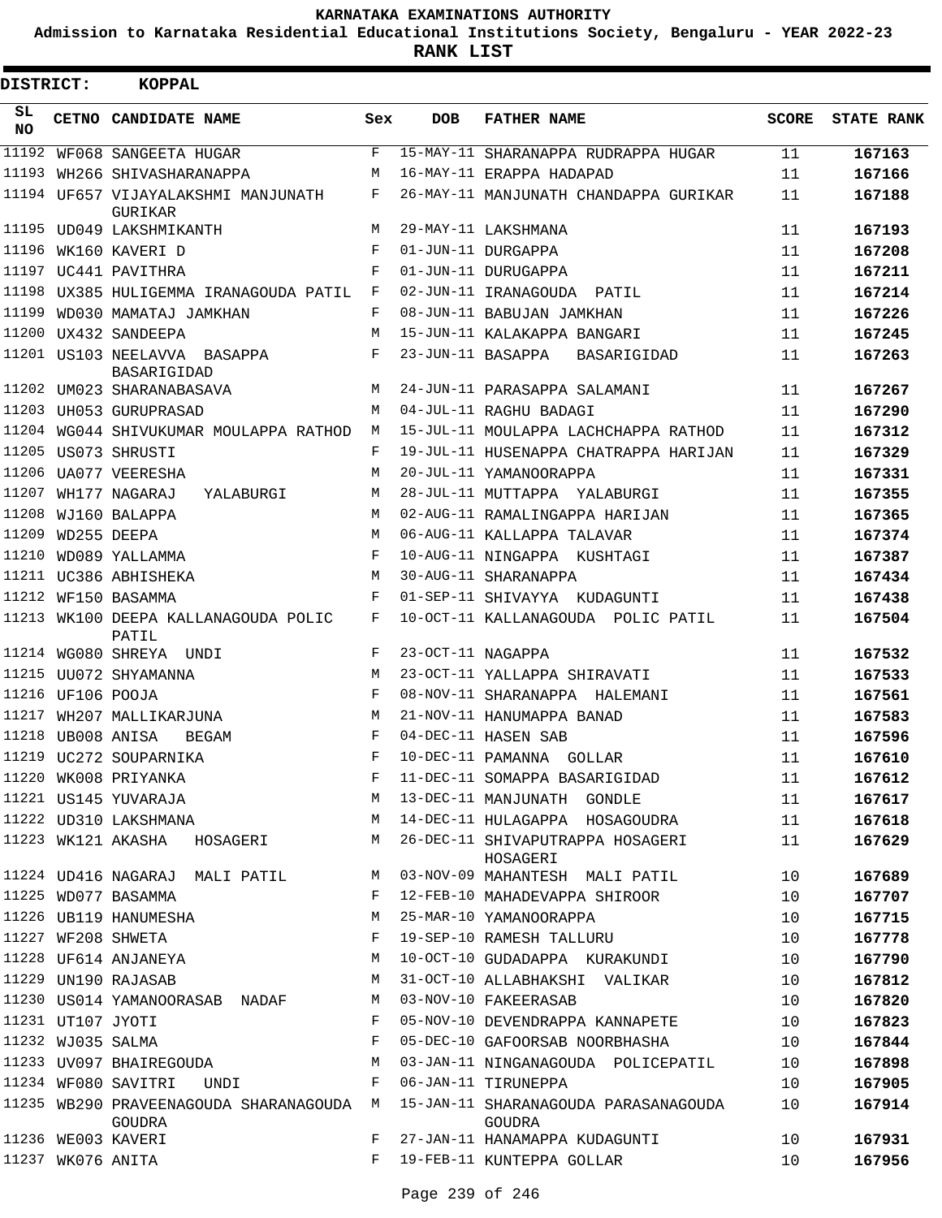KARNATAKA EXAMINATIONS AUTHORITY

Admission to Karnataka Residential Educational Institutions Society, Bengaluru - YEAR 2022-23

**RANK LIST**

**DISTRICT: KOPPAL**

| SL NO | CETNO | CANDIDATE NAME | Sex | DOB | FATHER NAME | SCORE | STATE RANK |
|---|---|---|---|---|---|---|---|
| 11192 | WF068 | SANGEETA HUGAR | F | 15-MAY-11 | SHARANAPPA RUDRAPPA HUGAR | 11 | **167163** |
| 11193 | WH266 | SHIVASHARANAPPA | M | 16-MAY-11 | ERAPPA HADAPAD | 11 | **167166** |
| 11194 | UF657 | VIJAYALAKSHMI MANJUNATH GURIKAR | F | 26-MAY-11 | MANJUNATH CHANDAPPA GURIKAR | 11 | **167188** |
| 11195 | UD049 | LAKSHMIKANTH | M | 29-MAY-11 | LAKSHMANA | 11 | **167193** |
| 11196 | WK160 | KAVERI D | F | 01-JUN-11 | DURGAPPA | 11 | **167208** |
| 11197 | UC441 | PAVITHRA | F | 01-JUN-11 | DURUGAPPA | 11 | **167211** |
| 11198 | UX385 | HULIGEMMA IRANAGOUDA PATIL | F | 02-JUN-11 | IRANAGOUDA PATIL | 11 | **167214** |
| 11199 | WD030 | MAMATAJ JAMKHAN | F | 08-JUN-11 | BABUJAN JAMKHAN | 11 | **167226** |
| 11200 | UX432 | SANDEEPA | M | 15-JUN-11 | KALAKAPPA BANGARI | 11 | **167245** |
| 11201 | US103 | NEELAVVA BASAPPA BASARIGIDAD | F | 23-JUN-11 | BASAPPA BASARIGIDAD | 11 | **167263** |
| 11202 | UM023 | SHARANABASAVA | M | 24-JUN-11 | PARASAPPA SALAMANI | 11 | **167267** |
| 11203 | UH053 | GURUPRASAD | M | 04-JUL-11 | RAGHU BADAGI | 11 | **167290** |
| 11204 | WG044 | SHIVUKUMAR MOULAPPA RATHOD | M | 15-JUL-11 | MOULAPPA LACHCHAPPA RATHOD | 11 | **167312** |
| 11205 | US073 | SHRUSTI | F | 19-JUL-11 | HUSENAPPA CHATRAPPA HARIJAN | 11 | **167329** |
| 11206 | UA077 | VEERESHA | M | 20-JUL-11 | YAMANOORAPPA | 11 | **167331** |
| 11207 | WH177 | NAGARAJ YALABURGI | M | 28-JUL-11 | MUTTAPPA YALABURGI | 11 | **167355** |
| 11208 | WJ160 | BALAPPA | M | 02-AUG-11 | RAMALINGAPPA HARIJAN | 11 | **167365** |
| 11209 | WD255 | DEEPA | M | 06-AUG-11 | KALLAPPA TALAVAR | 11 | **167374** |
| 11210 | WD089 | YALLAMMA | F | 10-AUG-11 | NINGAPPA KUSHTAGI | 11 | **167387** |
| 11211 | UC386 | ABHISHEKA | M | 30-AUG-11 | SHARANAPPA | 11 | **167434** |
| 11212 | WF150 | BASAMMA | F | 01-SEP-11 | SHIVAYYA KUDAGUNTI | 11 | **167438** |
| 11213 | WK100 | DEEPA KALLANAGOUDA POLIC PATIL | F | 10-OCT-11 | KALLANAGOUDA POLIC PATIL | 11 | **167504** |
| 11214 | WG080 | SHREYA UNDI | F | 23-OCT-11 | NAGAPPA | 11 | **167532** |
| 11215 | UU072 | SHYAMANNA | M | 23-OCT-11 | YALLAPPA SHIRAVATI | 11 | **167533** |
| 11216 | UF106 | POOJA | F | 08-NOV-11 | SHARANAPPA HALEMANI | 11 | **167561** |
| 11217 | WH207 | MALLIKARJUNA | M | 21-NOV-11 | HANUMAPPA BANAD | 11 | **167583** |
| 11218 | UB008 | ANISA BEGAM | F | 04-DEC-11 | HASEN SAB | 11 | **167596** |
| 11219 | UC272 | SOUPARNIKA | F | 10-DEC-11 | PAMANNA GOLLAR | 11 | **167610** |
| 11220 | WK008 | PRIYANKA | F | 11-DEC-11 | SOMAPPA BASARIGIDAD | 11 | **167612** |
| 11221 | US145 | YUVARAJA | M | 13-DEC-11 | MANJUNATH GONDLE | 11 | **167617** |
| 11222 | UD310 | LAKSHMANA | M | 14-DEC-11 | HULAGAPPA HOSAGOUDRA | 11 | **167618** |
| 11223 | WK121 | AKASHA HOSAGERI | M | 26-DEC-11 | SHIVAPUTRAPPA HOSAGERI HOSAGERI | 11 | **167629** |
| 11224 | UD416 | NAGARAJ MALI PATIL | M | 03-NOV-09 | MAHANTESH MALI PATIL | 10 | **167689** |
| 11225 | WD077 | BASAMMA | F | 12-FEB-10 | MAHADEVAPPA SHIROOR | 10 | **167707** |
| 11226 | UB119 | HANUMESHA | M | 25-MAR-10 | YAMANOORAPPA | 10 | **167715** |
| 11227 | WF208 | SHWETA | F | 19-SEP-10 | RAMESH TALLURU | 10 | **167778** |
| 11228 | UF614 | ANJANEYA | M | 10-OCT-10 | GUDADAPPA KURAKUNDI | 10 | **167790** |
| 11229 | UN190 | RAJASAB | M | 31-OCT-10 | ALLABHAKSHI VALIKAR | 10 | **167812** |
| 11230 | US014 | YAMANOORASAB NADAF | M | 03-NOV-10 | FAKEERASAB | 10 | **167820** |
| 11231 | UT107 | JYOTI | F | 05-NOV-10 | DEVENDRAPPA KANNAPETE | 10 | **167823** |
| 11232 | WJ035 | SALMA | F | 05-DEC-10 | GAFOORSAB NOORBHASHA | 10 | **167844** |
| 11233 | UV097 | BHAIREGOUDA | M | 03-JAN-11 | NINGANAGOUDA POLICEPATIL | 10 | **167898** |
| 11234 | WF080 | SAVITRI UNDI | F | 06-JAN-11 | TIRUNEPPA | 10 | **167905** |
| 11235 | WB290 | PRAVEENAGOUDA SHARANAGOUDA GOUDRA | M | 15-JAN-11 | SHARANAGOUDA PARASANAGOUDA GOUDRA | 10 | **167914** |
| 11236 | WE003 | KAVERI | F | 27-JAN-11 | HANAMAPPA KUDAGUNTI | 10 | **167931** |
| 11237 | WK076 | ANITA | F | 19-FEB-11 | KUNTEPPA GOLLAR | 10 | **167956** |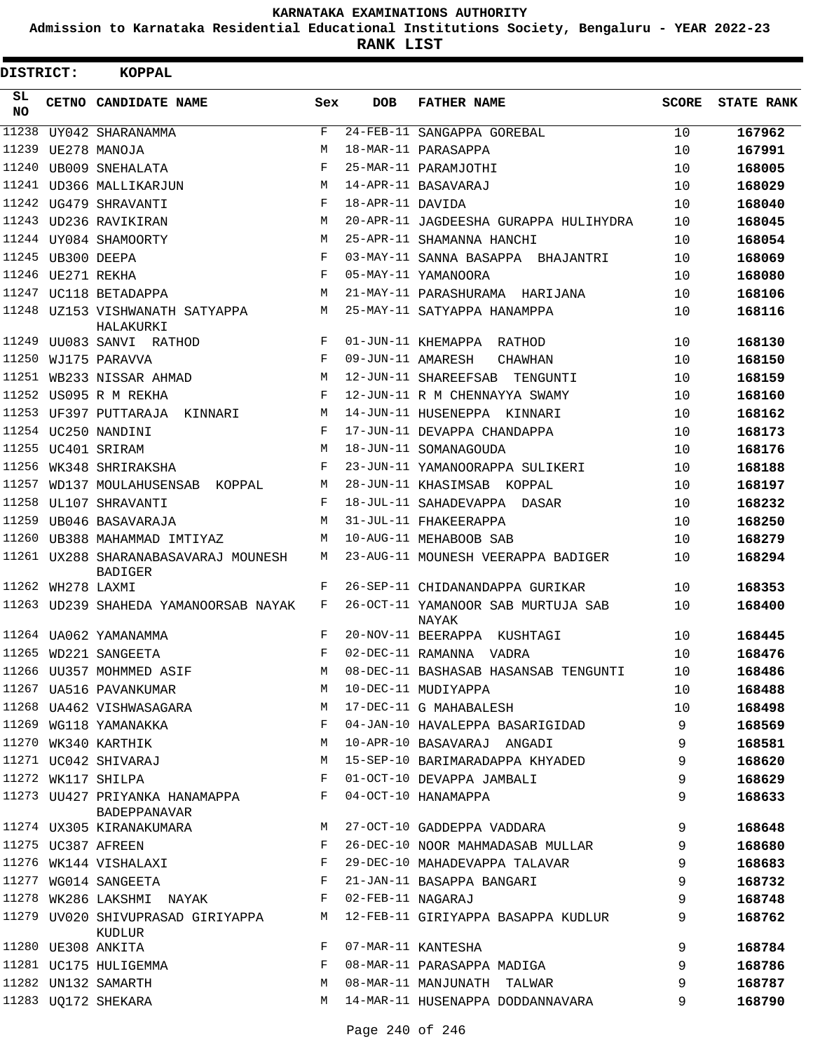**KARNATAKA EXAMINATIONS AUTHORITY**

**Admission to Karnataka Residential Educational Institutions Society, Bengaluru - YEAR 2022-23**

**RANK LIST**

**DISTRICT: KOPPAL**

| SL NO | CETNO | CANDIDATE NAME | Sex | DOB | FATHER NAME | SCORE | STATE RANK |
|---|---|---|---|---|---|---|---|
| 11238 | UY042 | SHARANAMMA | F | 24-FEB-11 | SANGAPPA GOREBAL | 10 | 167962 |
| 11239 | UE278 | MANOJA | M | 18-MAR-11 | PARASAPPA | 10 | 167991 |
| 11240 | UB009 | SNEHALATA | F | 25-MAR-11 | PARAMJOTHI | 10 | 168005 |
| 11241 | UD366 | MALLIKARJUN | M | 14-APR-11 | BASAVARAJ | 10 | 168029 |
| 11242 | UG479 | SHRAVANTI | F | 18-APR-11 | DAVIDA | 10 | 168040 |
| 11243 | UD236 | RAVIKIRAN | M | 20-APR-11 | JAGDEESHA GURAPPA HULIHYDRA | 10 | 168045 |
| 11244 | UY084 | SHAMOORTY | M | 25-APR-11 | SHAMANNA HANCHI | 10 | 168054 |
| 11245 | UB300 | DEEPA | F | 03-MAY-11 | SANNA BASAPPA BHAJANTRI | 10 | 168069 |
| 11246 | UE271 | REKHA | F | 05-MAY-11 | YAMANOORA | 10 | 168080 |
| 11247 | UC118 | BETADAPPA | M | 21-MAY-11 | PARASHURAMA HARIJANA | 10 | 168106 |
| 11248 | UZ153 | VISHWANATH SATYAPPA HALAKURKI | M | 25-MAY-11 | SATYAPPA HANAMPPA | 10 | 168116 |
| 11249 | UU083 | SANVI RATHOD | F | 01-JUN-11 | KHEMAPPA RATHOD | 10 | 168130 |
| 11250 | WJ175 | PARAVVA | F | 09-JUN-11 | AMARESH CHAWHAN | 10 | 168150 |
| 11251 | WB233 | NISSAR AHMAD | M | 12-JUN-11 | SHAREEFSAB TENGUNTI | 10 | 168159 |
| 11252 | US095 | R M REKHA | F | 12-JUN-11 | R M CHENNAYYA SWAMY | 10 | 168160 |
| 11253 | UF397 | PUTTARAJA KINNARI | M | 14-JUN-11 | HUSENEPPA KINNARI | 10 | 168162 |
| 11254 | UC250 | NANDINI | F | 17-JUN-11 | DEVAPPA CHANDAPPA | 10 | 168173 |
| 11255 | UC401 | SRIRAM | M | 18-JUN-11 | SOMANAGOUDA | 10 | 168176 |
| 11256 | WK348 | SHRIRAKSHA | F | 23-JUN-11 | YAMANOORAPPA SULIKERI | 10 | 168188 |
| 11257 | WD137 | MOULAHUSENSAB KOPPAL | M | 28-JUN-11 | KHASIMSAB KOPPAL | 10 | 168197 |
| 11258 | UL107 | SHRAVANTI | F | 18-JUL-11 | SAHADEVAPPA DASAR | 10 | 168232 |
| 11259 | UB046 | BASAVARAJA | M | 31-JUL-11 | FHAKEERAPPA | 10 | 168250 |
| 11260 | UB388 | MAHAMMAD IMTIYAZ | M | 10-AUG-11 | MEHABOOB SAB | 10 | 168279 |
| 11261 | UX288 | SHARANABASAVARAJ MOUNESH BADIGER | M | 23-AUG-11 | MOUNESH VEERAPPA BADIGER | 10 | 168294 |
| 11262 | WH278 | LAXMI | F | 26-SEP-11 | CHIDANANDAPPA GURIKAR | 10 | 168353 |
| 11263 | UD239 | SHAHEDA YAMANOORSAB NAYAK | F | 26-OCT-11 | YAMANOOR SAB MURTUJA SAB NAYAK | 10 | 168400 |
| 11264 | UA062 | YAMANAMMA | F | 20-NOV-11 | BEERAPPA KUSHTAGI | 10 | 168445 |
| 11265 | WD221 | SANGEETA | F | 02-DEC-11 | RAMANNA VADRA | 10 | 168476 |
| 11266 | UU357 | MOHMMED ASIF | M | 08-DEC-11 | BASHASAB HASANSAB TENGUNTI | 10 | 168486 |
| 11267 | UA516 | PAVANKUMAR | M | 10-DEC-11 | MUDIYAPPA | 10 | 168488 |
| 11268 | UA462 | VISHWASAGARA | M | 17-DEC-11 | G MAHABALESH | 10 | 168498 |
| 11269 | WG118 | YAMANAKKA | F | 04-JAN-10 | HAVALEPPA BASARIGIDAD | 9 | 168569 |
| 11270 | WK340 | KARTHIK | M | 10-APR-10 | BASAVARAJ ANGADI | 9 | 168581 |
| 11271 | UC042 | SHIVARAJ | M | 15-SEP-10 | BARIMARADAPPA KHYADED | 9 | 168620 |
| 11272 | WK117 | SHILPA | F | 01-OCT-10 | DEVAPPA JAMBALI | 9 | 168629 |
| 11273 | UU427 | PRIYANKA HANAMAPPA BADEPPANAVAR | F | 04-OCT-10 | HANAMAPPA | 9 | 168633 |
| 11274 | UX305 | KIRANAKUMARA | M | 27-OCT-10 | GADDEPPA VADDARA | 9 | 168648 |
| 11275 | UC387 | AFREEN | F | 26-DEC-10 | NOOR MAHMADASAB MULLAR | 9 | 168680 |
| 11276 | WK144 | VISHALAXI | F | 29-DEC-10 | MAHADEVAPPA TALAVAR | 9 | 168683 |
| 11277 | WG014 | SANGEETA | F | 21-JAN-11 | BASAPPA BANGARI | 9 | 168732 |
| 11278 | WK286 | LAKSHMI NAYAK | F | 02-FEB-11 | NAGARAJ | 9 | 168748 |
| 11279 | UV020 | SHIVUPRASAD GIRIYAPPA KUDLUR | M | 12-FEB-11 | GIRIYAPPA BASAPPA KUDLUR | 9 | 168762 |
| 11280 | UE308 | ANKITA | F | 07-MAR-11 | KANTESHA | 9 | 168784 |
| 11281 | UC175 | HULIGEMMA | F | 08-MAR-11 | PARASAPPA MADIGA | 9 | 168786 |
| 11282 | UN132 | SAMARTH | M | 08-MAR-11 | MANJUNATH TALWAR | 9 | 168787 |
| 11283 | UQ172 | SHEKARA | M | 14-MAR-11 | HUSENAPPA DODDANNAVARA | 9 | 168790 |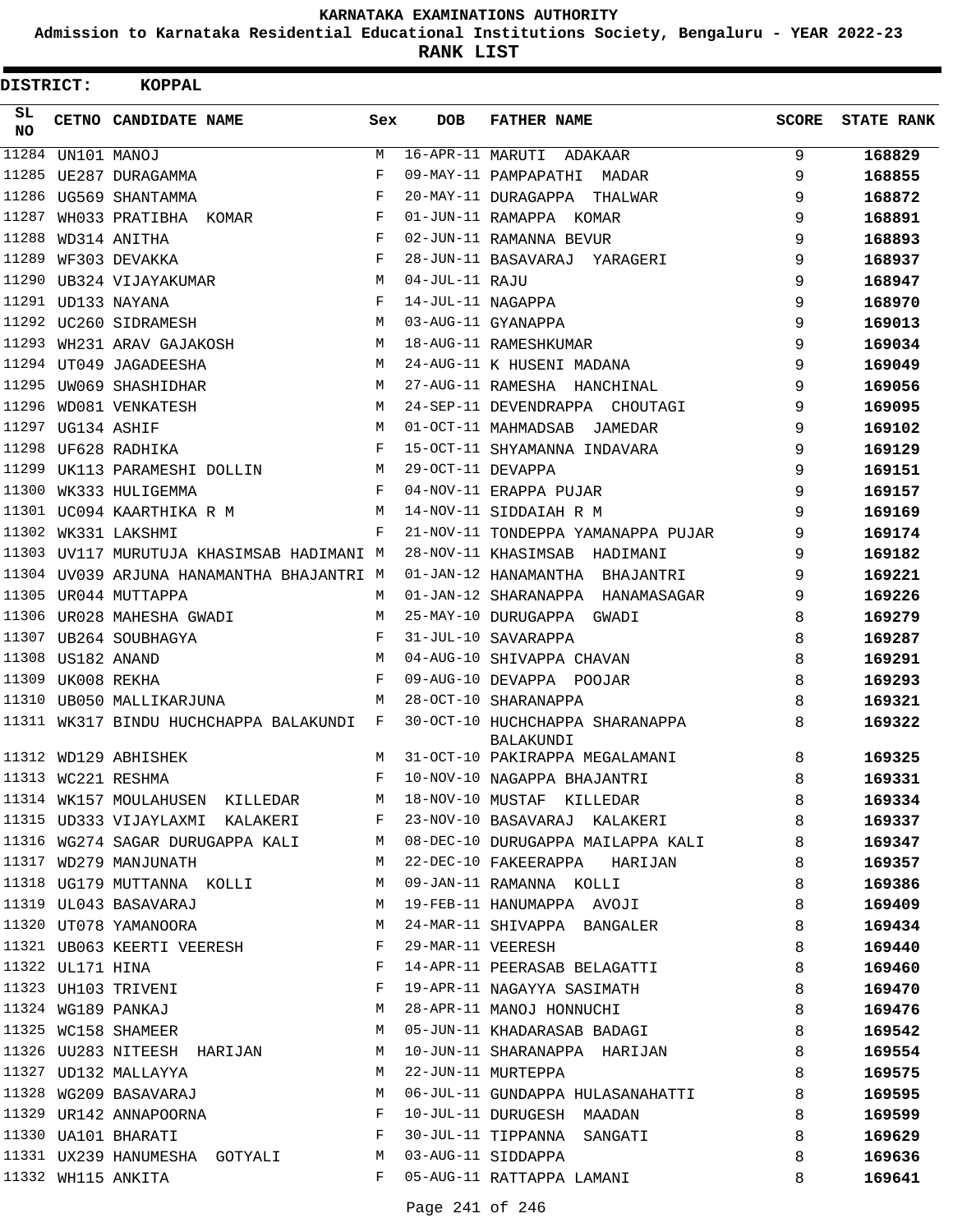# KARNATAKA EXAMINATIONS AUTHORITY

**Admission to Karnataka Residential Educational Institutions Society, Bengaluru - YEAR 2022-23**

**RANK LIST**

**DISTRICT: KOPPAL**

| SL NO | CETNO | CANDIDATE NAME | Sex | DOB | FATHER NAME | SCORE | STATE RANK |
|---|---|---|---|---|---|---|---|
| 11284 | UN101 | MANOJ | M | 16-APR-11 | MARUTI ADAKAAR | 9 | 168829 |
| 11285 | UE287 | DURAGAMMA | F | 09-MAY-11 | PAMPAPATHI MADAR | 9 | 168855 |
| 11286 | UG569 | SHANTAMMA | F | 20-MAY-11 | DURAGAPPA THALWAR | 9 | 168872 |
| 11287 | WH033 | PRATIBHA KOMAR | F | 01-JUN-11 | RAMAPPA KOMAR | 9 | 168891 |
| 11288 | WD314 | ANITHA | F | 02-JUN-11 | RAMANNA BEVUR | 9 | 168893 |
| 11289 | WF303 | DEVAKKA | F | 28-JUN-11 | BASAVARAJ YARAGERI | 9 | 168937 |
| 11290 | UB324 | VIJAYAKUMAR | M | 04-JUL-11 | RAJU | 9 | 168947 |
| 11291 | UD133 | NAYANA | F | 14-JUL-11 | NAGAPPA | 9 | 168970 |
| 11292 | UC260 | SIDRAMESH | M | 03-AUG-11 | GYANAPPA | 9 | 169013 |
| 11293 | WH231 | ARAV GAJAKOSH | M | 18-AUG-11 | RAMESHKUMAR | 9 | 169034 |
| 11294 | UT049 | JAGADEESHA | M | 24-AUG-11 | K HUSENI MADANA | 9 | 169049 |
| 11295 | UW069 | SHASHIDHAR | M | 27-AUG-11 | RAMESHA HANCHINAL | 9 | 169056 |
| 11296 | WD081 | VENKATESH | M | 24-SEP-11 | DEVENDRAPPA CHOUTAGI | 9 | 169095 |
| 11297 | UG134 | ASHIF | M | 01-OCT-11 | MAHMADSAB JAMEDAR | 9 | 169102 |
| 11298 | UF628 | RADHIKA | F | 15-OCT-11 | SHYAMANNA INDAVARA | 9 | 169129 |
| 11299 | UK113 | PARAMESHI DOLLIN | M | 29-OCT-11 | DEVAPPA | 9 | 169151 |
| 11300 | WK333 | HULIGEMMA | F | 04-NOV-11 | ERAPPA PUJAR | 9 | 169157 |
| 11301 | UC094 | KAARTHIKA R M | M | 14-NOV-11 | SIDDAIAH R M | 9 | 169169 |
| 11302 | WK331 | LAKSHMI | F | 21-NOV-11 | TONDEPPA YAMANAPPA PUJAR | 9 | 169174 |
| 11303 | UV117 | MURUTUJA KHASIMSAB HADIMANI | M | 28-NOV-11 | KHASIMSAB HADIMANI | 9 | 169182 |
| 11304 | UV039 | ARJUNA HANAMANTHA BHAJANTRI | M | 01-JAN-12 | HANAMANTHA BHAJANTRI | 9 | 169221 |
| 11305 | UR044 | MUTTAPPA | M | 01-JAN-12 | SHARANAPPA HANAMASAGAR | 9 | 169226 |
| 11306 | UR028 | MAHESHA GWADI | M | 25-MAY-10 | DURUGAPPA GWADI | 8 | 169279 |
| 11307 | UB264 | SOUBHAGYA | F | 31-JUL-10 | SAVARAPPA | 8 | 169287 |
| 11308 | US182 | ANAND | M | 04-AUG-10 | SHIVAPPA CHAVAN | 8 | 169291 |
| 11309 | UK008 | REKHA | F | 09-AUG-10 | DEVAPPA POOJAR | 8 | 169293 |
| 11310 | UB050 | MALLIKARJUNA | M | 28-OCT-10 | SHARANAPPA | 8 | 169321 |
| 11311 | WK317 | BINDU HUCHCHAPPA BALAKUNDI | F | 30-OCT-10 | HUCHCHAPPA SHARANAPPA BALAKUNDI | 8 | 169322 |
| 11312 | WD129 | ABHISHEK | M | 31-OCT-10 | PAKIRAPPA MEGALAMANI | 8 | 169325 |
| 11313 | WC221 | RESHMA | F | 10-NOV-10 | NAGAPPA BHAJANTRI | 8 | 169331 |
| 11314 | WK157 | MOULAHUSEN KILLEDAR | M | 18-NOV-10 | MUSTAF KILLEDAR | 8 | 169334 |
| 11315 | UD333 | VIJAYLAXMI KALAKERI | F | 23-NOV-10 | BASAVARAJ KALAKERI | 8 | 169337 |
| 11316 | WG274 | SAGAR DURUGAPPA KALI | M | 08-DEC-10 | DURUGAPPA MAILAPPA KALI | 8 | 169347 |
| 11317 | WD279 | MANJUNATH | M | 22-DEC-10 | FAKEERAPPA HARIJAN | 8 | 169357 |
| 11318 | UG179 | MUTTANNA KOLLI | M | 09-JAN-11 | RAMANNA KOLLI | 8 | 169386 |
| 11319 | UL043 | BASAVARAJ | M | 19-FEB-11 | HANUMAPPA AVOJI | 8 | 169409 |
| 11320 | UT078 | YAMANOORA | M | 24-MAR-11 | SHIVAPPA BANGALER | 8 | 169434 |
| 11321 | UB063 | KEERTI VEERESH | F | 29-MAR-11 | VEERESH | 8 | 169440 |
| 11322 | UL171 | HINA | F | 14-APR-11 | PEERASAB BELAGATTI | 8 | 169460 |
| 11323 | UH103 | TRIVENI | F | 19-APR-11 | NAGAYYA SASIMATH | 8 | 169470 |
| 11324 | WG189 | PANKAJ | M | 28-APR-11 | MANOJ HONNUCHI | 8 | 169476 |
| 11325 | WC158 | SHAMEER | M | 05-JUN-11 | KHADARASAB BADAGI | 8 | 169542 |
| 11326 | UU283 | NITEESH HARIJAN | M | 10-JUN-11 | SHARANAPPA HARIJAN | 8 | 169554 |
| 11327 | UD132 | MALLAYYA | M | 22-JUN-11 | MURTEPPA | 8 | 169575 |
| 11328 | WG209 | BASAVARAJ | M | 06-JUL-11 | GUNDAPPA HULASANAHATTI | 8 | 169595 |
| 11329 | UR142 | ANNAPOORNA | F | 10-JUL-11 | DURUGESH MAADAN | 8 | 169599 |
| 11330 | UA101 | BHARATI | F | 30-JUL-11 | TIPPANNA SANGATI | 8 | 169629 |
| 11331 | UX239 | HANUMESHA GOTYALI | M | 03-AUG-11 | SIDDAPPA | 8 | 169636 |
| 11332 | WH115 | ANKITA | F | 05-AUG-11 | RATTAPPA LAMANI | 8 | 169641 |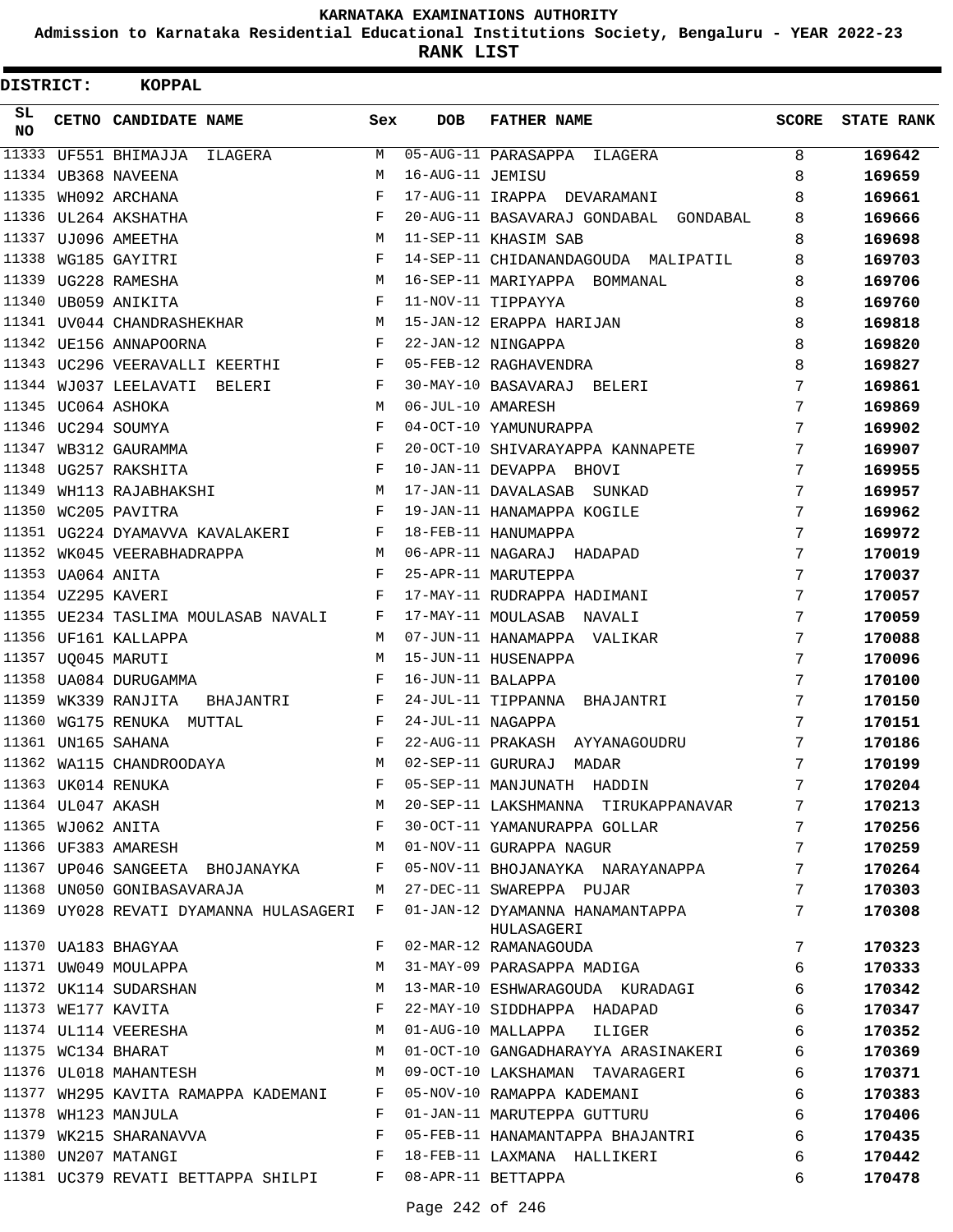# KARNATAKA EXAMINATIONS AUTHORITY

**Admission to Karnataka Residential Educational Institutions Society, Bengaluru - YEAR 2022-23**

**RANK LIST**

**DISTRICT: KOPPAL**

| SL NO | CETNO | CANDIDATE NAME | Sex | DOB | FATHER NAME | SCORE | STATE RANK |
|---|---|---|---|---|---|---|---|
| 11333 | UF551 | BHIMAJJA ILAGERA | M | 05-AUG-11 | PARASAPPA ILAGERA | 8 | 169642 |
| 11334 | UB368 | NAVEENA | M | 16-AUG-11 | JEMISU | 8 | 169659 |
| 11335 | WH092 | ARCHANA | F | 17-AUG-11 | IRAPPA DEVARAMANI | 8 | 169661 |
| 11336 | UL264 | AKSHATHA | F | 20-AUG-11 | BASAVARAJ GONDABAL GONDABAL | 8 | 169666 |
| 11337 | UJ096 | AMEETHA | M | 11-SEP-11 | KHASIM SAB | 8 | 169698 |
| 11338 | WG185 | GAYITRI | F | 14-SEP-11 | CHIDANANDAGOUDA MALIPATIL | 8 | 169703 |
| 11339 | UG228 | RAMESHA | M | 16-SEP-11 | MARIYAPPA BOMMANAL | 8 | 169706 |
| 11340 | UB059 | ANIKITA | F | 11-NOV-11 | TIPPAYYA | 8 | 169760 |
| 11341 | UV044 | CHANDRASHEKHAR | M | 15-JAN-12 | ERAPPA HARIJAN | 8 | 169818 |
| 11342 | UE156 | ANNAPOORNA | F | 22-JAN-12 | NINGAPPA | 8 | 169820 |
| 11343 | UC296 | VEERAVALLI KEERTHI | F | 05-FEB-12 | RAGHAVENDRA | 8 | 169827 |
| 11344 | WJ037 | LEELAVATI BELERI | F | 30-MAY-10 | BASAVARAJ BELERI | 7 | 169861 |
| 11345 | UC064 | ASHOKA | M | 06-JUL-10 | AMARESH | 7 | 169869 |
| 11346 | UC294 | SOUMYA | F | 04-OCT-10 | YAMUNURAPPA | 7 | 169902 |
| 11347 | WB312 | GAURAMMA | F | 20-OCT-10 | SHIVARAYAPPA KANNAPETE | 7 | 169907 |
| 11348 | UG257 | RAKSHITA | F | 10-JAN-11 | DEVAPPA BHOVI | 7 | 169955 |
| 11349 | WH113 | RAJABHAKSHI | M | 17-JAN-11 | DAVALASAB SUNKAD | 7 | 169957 |
| 11350 | WC205 | PAVITRA | F | 19-JAN-11 | HANAMAPPA KOGILE | 7 | 169962 |
| 11351 | UG224 | DYAMAVVA KAVALAKERI | F | 18-FEB-11 | HANUMAPPA | 7 | 169972 |
| 11352 | WK045 | VEERABHADRAPPA | M | 06-APR-11 | NAGARAJ HADAPAD | 7 | 170019 |
| 11353 | UA064 | ANITA | F | 25-APR-11 | MARUTEPPA | 7 | 170037 |
| 11354 | UZ295 | KAVERI | F | 17-MAY-11 | RUDRAPPA HADIMANI | 7 | 170057 |
| 11355 | UE234 | TASLIMA MOULASAB NAVALI | F | 17-MAY-11 | MOULASAB NAVALI | 7 | 170059 |
| 11356 | UF161 | KALLAPPA | M | 07-JUN-11 | HANAMAPPA VALIKAR | 7 | 170088 |
| 11357 | UQ045 | MARUTI | M | 15-JUN-11 | HUSENAPPA | 7 | 170096 |
| 11358 | UA084 | DURUGAMMA | F | 16-JUN-11 | BALAPPA | 7 | 170100 |
| 11359 | WK339 | RANJITA BHAJANTRI | F | 24-JUL-11 | TIPPANNA BHAJANTRI | 7 | 170150 |
| 11360 | WG175 | RENUKA MUTTAL | F | 24-JUL-11 | NAGAPPA | 7 | 170151 |
| 11361 | UN165 | SAHANA | F | 22-AUG-11 | PRAKASH AYYANAGOUDRU | 7 | 170186 |
| 11362 | WA115 | CHANDROODAYA | M | 02-SEP-11 | GURURAJ MADAR | 7 | 170199 |
| 11363 | UK014 | RENUKA | F | 05-SEP-11 | MANJUNATH HADDIN | 7 | 170204 |
| 11364 | UL047 | AKASH | M | 20-SEP-11 | LAKSHMANNA TIRUKAPPANAVAR | 7 | 170213 |
| 11365 | WJ062 | ANITA | F | 30-OCT-11 | YAMANURAPPA GOLLAR | 7 | 170256 |
| 11366 | UF383 | AMARESH | M | 01-NOV-11 | GURAPPA NAGUR | 7 | 170259 |
| 11367 | UP046 | SANGEETA BHOJANAYKA | F | 05-NOV-11 | BHOJANAYKA NARAYANAPPA | 7 | 170264 |
| 11368 | UN050 | GONIBASAVARAJA | M | 27-DEC-11 | SWAREPPA PUJAR | 7 | 170303 |
| 11369 | UY028 | REVATI DYAMANNA HULASAGERI | F | 01-JAN-12 | DYAMANNA HANAMANTAPPA HULASAGERI | 7 | 170308 |
| 11370 | UA183 | BHAGYAA | F | 02-MAR-12 | RAMANAGOUDA | 7 | 170323 |
| 11371 | UW049 | MOULAPPA | M | 31-MAY-09 | PARASAPPA MADIGA | 6 | 170333 |
| 11372 | UK114 | SUDARSHAN | M | 13-MAR-10 | ESHWARAGOUDA KURADAGI | 6 | 170342 |
| 11373 | WE177 | KAVITA | F | 22-MAY-10 | SIDDHAPPA HADAPAD | 6 | 170347 |
| 11374 | UL114 | VEERESHA | M | 01-AUG-10 | MALLAPPA ILIGER | 6 | 170352 |
| 11375 | WC134 | BHARAT | M | 01-OCT-10 | GANGADHARAYYA ARASINAKERI | 6 | 170369 |
| 11376 | UL018 | MAHANTESH | M | 09-OCT-10 | LAKSHAMAN TAVARAGERI | 6 | 170371 |
| 11377 | WH295 | KAVITA RAMAPPA KADEMANI | F | 05-NOV-10 | RAMAPPA KADEMANI | 6 | 170383 |
| 11378 | WH123 | MANJULA | F | 01-JAN-11 | MARUTEPPA GUTTURU | 6 | 170406 |
| 11379 | WK215 | SHARANAVVA | F | 05-FEB-11 | HANAMANTAPPA BHAJANTRI | 6 | 170435 |
| 11380 | UN207 | MATANGI | F | 18-FEB-11 | LAXMANA HALLIKERI | 6 | 170442 |
| 11381 | UC379 | REVATI BETTAPPA SHILPI | F | 08-APR-11 | BETTAPPA | 6 | 170478 |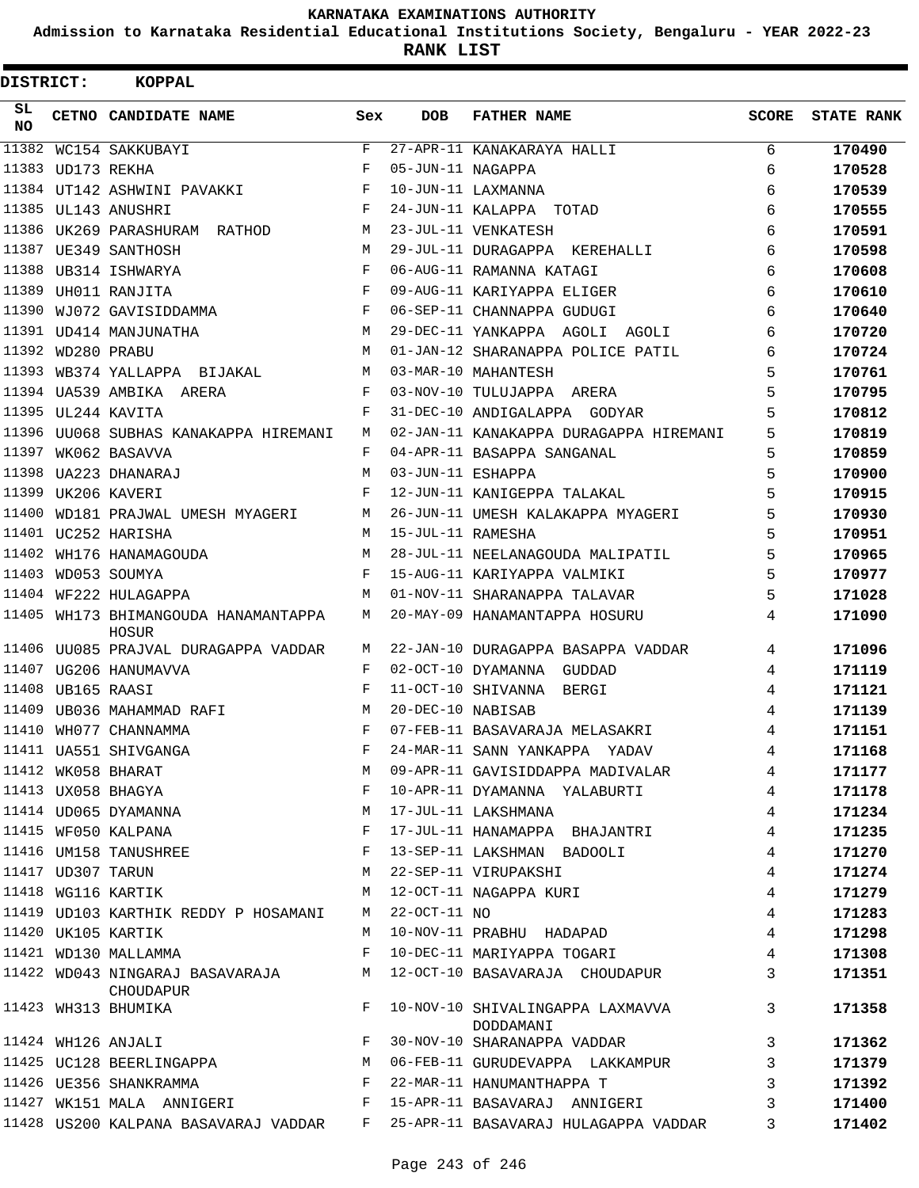KARNATAKA EXAMINATIONS AUTHORITY

Admission to Karnataka Residential Educational Institutions Society, Bengaluru - YEAR 2022-23

**RANK LIST**

**DISTRICT: KOPPAL**

| SL NO | CETNO | CANDIDATE NAME | Sex | DOB | FATHER NAME | SCORE | STATE RANK |
|---|---|---|---|---|---|---|---|
| 11382 | WC154 | SAKKUBAYI | F | 27-APR-11 | KANAKARAYA HALLI | 6 | 170490 |
| 11383 | UD173 | REKHA | F | 05-JUN-11 | NAGAPPA | 6 | 170528 |
| 11384 | UT142 | ASHWINI PAVAKKI | F | 10-JUN-11 | LAXMANNA | 6 | 170539 |
| 11385 | UL143 | ANUSHRI | F | 24-JUN-11 | KALAPPA TOTAD | 6 | 170555 |
| 11386 | UK269 | PARASHURAM RATHOD | M | 23-JUL-11 | VENKATESH | 6 | 170591 |
| 11387 | UE349 | SANTHOSH | M | 29-JUL-11 | DURAGAPPA KEREHALLI | 6 | 170598 |
| 11388 | UB314 | ISHWARYA | F | 06-AUG-11 | RAMANNA KATAGI | 6 | 170608 |
| 11389 | UH011 | RANJITA | F | 09-AUG-11 | KARIYAPPA ELIGER | 6 | 170610 |
| 11390 | WJ072 | GAVISIDDAMMA | F | 06-SEP-11 | CHANNAPPA GUDUGI | 6 | 170640 |
| 11391 | UD414 | MANJUNATHA | M | 29-DEC-11 | YANKAPPA AGOLI AGOLI | 6 | 170720 |
| 11392 | WD280 | PRABU | M | 01-JAN-12 | SHARANAPPA POLICE PATIL | 6 | 170724 |
| 11393 | WB374 | YALLAPPA BIJAKAL | M | 03-MAR-10 | MAHANTESH | 5 | 170761 |
| 11394 | UA539 | AMBIKA ARERA | F | 03-NOV-10 | TULUJAPPA ARERA | 5 | 170795 |
| 11395 | UL244 | KAVITA | F | 31-DEC-10 | ANDIGALAPPA GODYAR | 5 | 170812 |
| 11396 | UU068 | SUBHAS KANAKAPPA HIREMANI | M | 02-JAN-11 | KANAKAPPA DURAGAPPA HIREMANI | 5 | 170819 |
| 11397 | WK062 | BASAVVA | F | 04-APR-11 | BASAPPA SANGANAL | 5 | 170859 |
| 11398 | UA223 | DHANARAJ | M | 03-JUN-11 | ESHAPPA | 5 | 170900 |
| 11399 | UK206 | KAVERI | F | 12-JUN-11 | KANIGEPPA TALAKAL | 5 | 170915 |
| 11400 | WD181 | PRAJWAL UMESH MYAGERI | M | 26-JUN-11 | UMESH KALAKAPPA MYAGERI | 5 | 170930 |
| 11401 | UC252 | HARISHA | M | 15-JUL-11 | RAMESHA | 5 | 170951 |
| 11402 | WH176 | HANAMAGOUDA | M | 28-JUL-11 | NEELANAGOUDA MALIPATIL | 5 | 170965 |
| 11403 | WD053 | SOUMYA | F | 15-AUG-11 | KARIYAPPA VALMIKI | 5 | 170977 |
| 11404 | WF222 | HULAGAPPA | M | 01-NOV-11 | SHARANAPPA TALAVAR | 5 | 171028 |
| 11405 | WH173 | BHIMANGOUDA HANAMANTAPPA HOSUR | M | 20-MAY-09 | HANAMANTAPPA HOSURU | 4 | 171090 |
| 11406 | UU085 | PRAJVAL DURAGAPPA VADDAR | M | 22-JAN-10 | DURAGAPPA BASAPPA VADDAR | 4 | 171096 |
| 11407 | UG206 | HANUMAVVA | F | 02-OCT-10 | DYAMANNA GUDDAD | 4 | 171119 |
| 11408 | UB165 | RAASI | F | 11-OCT-10 | SHIVANNA BERGI | 4 | 171121 |
| 11409 | UB036 | MAHAMMAD RAFI | M | 20-DEC-10 | NABISAB | 4 | 171139 |
| 11410 | WH077 | CHANNAMMA | F | 07-FEB-11 | BASAVARAJA MELASAKRI | 4 | 171151 |
| 11411 | UA551 | SHIVGANGA | F | 24-MAR-11 | SANN YANKAPPA YADAV | 4 | 171168 |
| 11412 | WK058 | BHARAT | M | 09-APR-11 | GAVISIDDAPPA MADIVALAR | 4 | 171177 |
| 11413 | UX058 | BHAGYA | F | 10-APR-11 | DYAMANNA YALABURTI | 4 | 171178 |
| 11414 | UD065 | DYAMANNA | M | 17-JUL-11 | LAKSHMANA | 4 | 171234 |
| 11415 | WF050 | KALPANA | F | 17-JUL-11 | HANAMAPPA BHAJANTRI | 4 | 171235 |
| 11416 | UM158 | TANUSHREE | F | 13-SEP-11 | LAKSHMAN BADOOLI | 4 | 171270 |
| 11417 | UD307 | TARUN | M | 22-SEP-11 | VIRUPAKSHI | 4 | 171274 |
| 11418 | WG116 | KARTIK | M | 12-OCT-11 | NAGAPPA KURI | 4 | 171279 |
| 11419 | UD103 | KARTHIK REDDY P HOSAMANI | M | 22-OCT-11 | NO | 4 | 171283 |
| 11420 | UK105 | KARTIK | M | 10-NOV-11 | PRABHU HADAPAD | 4 | 171298 |
| 11421 | WD130 | MALLAMMA | F | 10-DEC-11 | MARIYAPPA TOGARI | 4 | 171308 |
| 11422 | WD043 | NINGARAJ BASAVARAJA CHOUDAPUR | M | 12-OCT-10 | BASAVARAJA CHOUDAPUR | 3 | 171351 |
| 11423 | WH313 | BHUMIKA | F | 10-NOV-10 | SHIVALINGAPPA LAXMAVVA DODDAMANI | 3 | 171358 |
| 11424 | WH126 | ANJALI | F | 30-NOV-10 | SHARANAPPA VADDAR | 3 | 171362 |
| 11425 | UC128 | BEERLINGAPPA | M | 06-FEB-11 | GURUDEVAPPA LAKKAMPUR | 3 | 171379 |
| 11426 | UE356 | SHANKRAMMA | F | 22-MAR-11 | HANUMANTHAPPA T | 3 | 171392 |
| 11427 | WK151 | MALA ANNIGERI | F | 15-APR-11 | BASAVARAJ ANNIGERI | 3 | 171400 |
| 11428 | US200 | KALPANA BASAVARAJ VADDAR | F | 25-APR-11 | BASAVARAJ HULAGAPPA VADDAR | 3 | 171402 |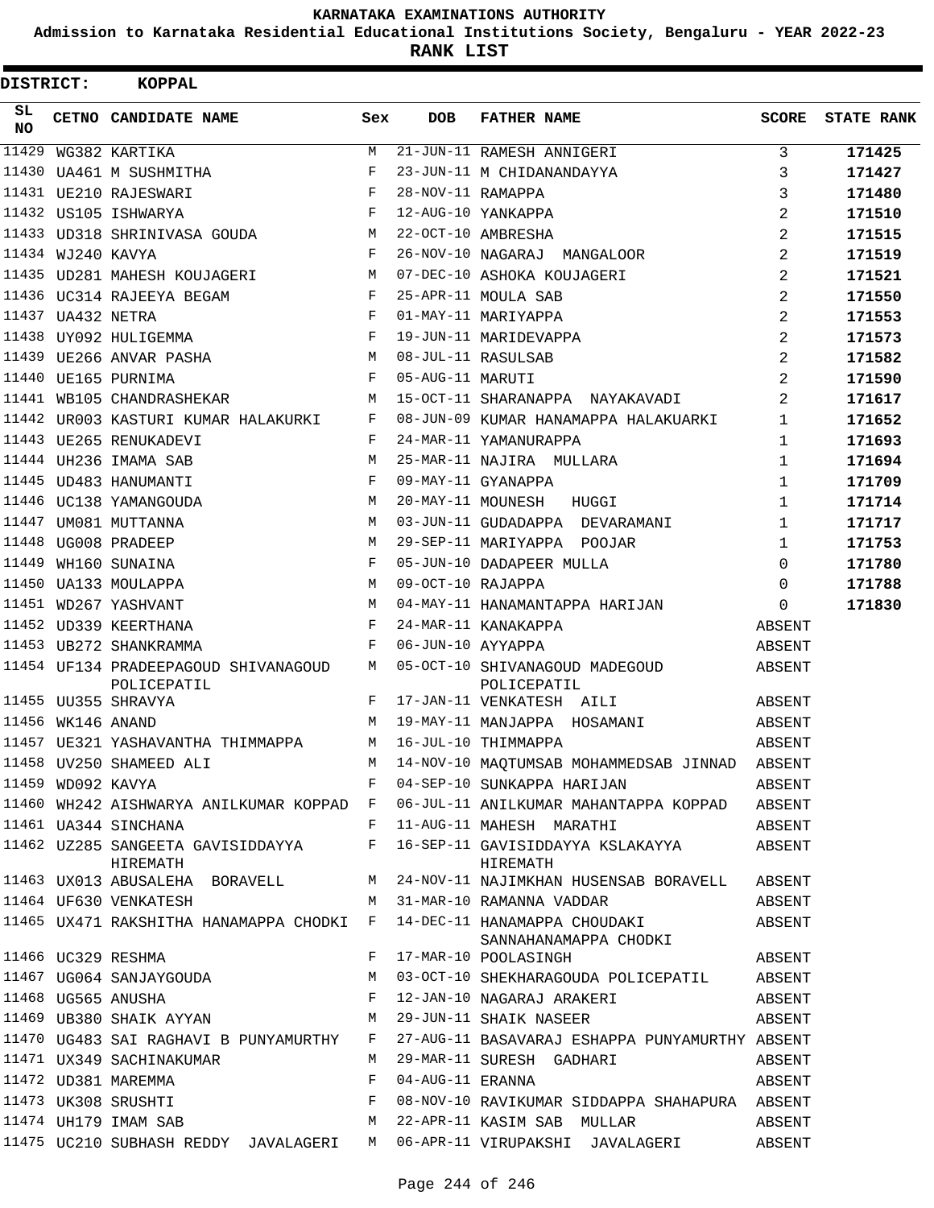# KARNATAKA EXAMINATIONS AUTHORITY

**Admission to Karnataka Residential Educational Institutions Society, Bengaluru - YEAR 2022-23**

**RANK LIST**

**DISTRICT: KOPPAL**

| SL NO | CETNO | CANDIDATE NAME | Sex | DOB | FATHER NAME | SCORE | STATE RANK |
|---|---|---|---|---|---|---|---|
| 11429 | WG382 | KARTIKA | M | 21-JUN-11 | RAMESH ANNIGERI | 3 | 171425 |
| 11430 | UA461 | M SUSHMITHA | F | 23-JUN-11 | M CHIDANANDAYYA | 3 | 171427 |
| 11431 | UE210 | RAJESWARI | F | 28-NOV-11 | RAMAPPA | 3 | 171480 |
| 11432 | US105 | ISHWARYA | F | 12-AUG-10 | YANKAPPA | 2 | 171510 |
| 11433 | UD318 | SHRINIVASA GOUDA | M | 22-OCT-10 | AMBRESHA | 2 | 171515 |
| 11434 | WJ240 | KAVYA | F | 26-NOV-10 | NAGARAJ MANGALOOR | 2 | 171519 |
| 11435 | UD281 | MAHESH KOUJAGERI | M | 07-DEC-10 | ASHOKA KOUJAGERI | 2 | 171521 |
| 11436 | UC314 | RAJEEYA BEGAM | F | 25-APR-11 | MOULA SAB | 2 | 171550 |
| 11437 | UA432 | NETRA | F | 01-MAY-11 | MARIYAPPA | 2 | 171553 |
| 11438 | UY092 | HULIGEMMA | F | 19-JUN-11 | MARIDEVAPPA | 2 | 171573 |
| 11439 | UE266 | ANVAR PASHA | M | 08-JUL-11 | RASULSAB | 2 | 171582 |
| 11440 | UE165 | PURNIMA | F | 05-AUG-11 | MARUTI | 2 | 171590 |
| 11441 | WB105 | CHANDRASHEKAR | M | 15-OCT-11 | SHARANAPPA NAYAKAVADI | 2 | 171617 |
| 11442 | UR003 | KASTURI KUMAR HALAKURKI | F | 08-JUN-09 | KUMAR HANAMAPPA HALAKUARKI | 1 | 171652 |
| 11443 | UE265 | RENUKADEVI | F | 24-MAR-11 | YAMANURAPPA | 1 | 171693 |
| 11444 | UH236 | IMAMA SAB | M | 25-MAR-11 | NAJIRA MULLARA | 1 | 171694 |
| 11445 | UD483 | HANUMANTI | F | 09-MAY-11 | GYANAPPA | 1 | 171709 |
| 11446 | UC138 | YAMANGOUDA | M | 20-MAY-11 | MOUNESH HUGGI | 1 | 171714 |
| 11447 | UM081 | MUTTANNA | M | 03-JUN-11 | GUDADAPPA DEVARAMANI | 1 | 171717 |
| 11448 | UG008 | PRADEEP | M | 29-SEP-11 | MARIYAPPA POOJAR | 1 | 171753 |
| 11449 | WH160 | SUNAINA | F | 05-JUN-10 | DADAPEER MULLA | 0 | 171780 |
| 11450 | UA133 | MOULAPPA | M | 09-OCT-10 | RAJAPPA | 0 | 171788 |
| 11451 | WD267 | YASHVANT | M | 04-MAY-11 | HANAMANTAPPA HARIJAN | 0 | 171830 |
| 11452 | UD339 | KEERTHANA | F | 24-MAR-11 | KANAKAPPA | ABSENT | |
| 11453 | UB272 | SHANKRAMMA | F | 06-JUN-10 | AYYAPPA | ABSENT | |
| 11454 | UF134 | PRADEEPAGOUD SHIVANAGOUD POLICEPATIL | M | 05-OCT-10 | SHIVANAGOUD MADEGOUD POLICEPATIL | ABSENT | |
| 11455 | UU355 | SHRAVYA | F | 17-JAN-11 | VENKATESH AILI | ABSENT | |
| 11456 | WK146 | ANAND | M | 19-MAY-11 | MANJAPPA HOSAMANI | ABSENT | |
| 11457 | UE321 | YASHAVANTHA THIMMAPPA | M | 16-JUL-10 | THIMMAPPA | ABSENT | |
| 11458 | UV250 | SHAMEED ALI | M | 14-NOV-10 | MAQTUMSAB MOHAMMEDSAB JINNAD | ABSENT | |
| 11459 | WD092 | KAVYA | F | 04-SEP-10 | SUNKAPPA HARIJAN | ABSENT | |
| 11460 | WH242 | AISHWARYA ANILKUMAR KOPPAD | F | 06-JUL-11 | ANILKUMAR MAHANTAPPA KOPPAD | ABSENT | |
| 11461 | UA344 | SINCHANA | F | 11-AUG-11 | MAHESH MARATHI | ABSENT | |
| 11462 | UZ285 | SANGEETA GAVISIDDAYYA HIREMATH | F | 16-SEP-11 | GAVISIDDAYYA KSLAKAYYA HIREMATH | ABSENT | |
| 11463 | UX013 | ABUSALEHA BORAVELL | M | 24-NOV-11 | NAJIMKHAN HUSENSAB BORAVELL | ABSENT | |
| 11464 | UF630 | VENKATESH | M | 31-MAR-10 | RAMANNA VADDAR | ABSENT | |
| 11465 | UX471 | RAKSHITHA HANAMAPPA CHODKI | F | 14-DEC-11 | HANAMAPPA CHOUDAKI SANNAHANAMAPPA CHODKI | ABSENT | |
| 11466 | UC329 | RESHMA | F | 17-MAR-10 | POOLASINGH | ABSENT | |
| 11467 | UG064 | SANJAYGOUDA | M | 03-OCT-10 | SHEKHARAGOUDA POLICEPATIL | ABSENT | |
| 11468 | UG565 | ANUSHA | F | 12-JAN-10 | NAGARAJ ARAKERI | ABSENT | |
| 11469 | UB380 | SHAIK AYYAN | M | 29-JUN-11 | SHAIK NASEER | ABSENT | |
| 11470 | UG483 | SAI RAGHAVI B PUNYAMURTHY | F | 27-AUG-11 | BASAVARAJ ESHAPPA PUNYAMURTHY | ABSENT | |
| 11471 | UX349 | SACHINAKUMAR | M | 29-MAR-11 | SURESH GADHARI | ABSENT | |
| 11472 | UD381 | MAREMMA | F | 04-AUG-11 | ERANNA | ABSENT | |
| 11473 | UK308 | SRUSHTI | F | 08-NOV-10 | RAVIKUMAR SIDDAPPA SHAHAPURA | ABSENT | |
| 11474 | UH179 | IMAM SAB | M | 22-APR-11 | KASIM SAB MULLAR | ABSENT | |
| 11475 | UC210 | SUBHASH REDDY JAVALAGERI | M | 06-APR-11 | VIRUPAKSHI JAVALAGERI | ABSENT | |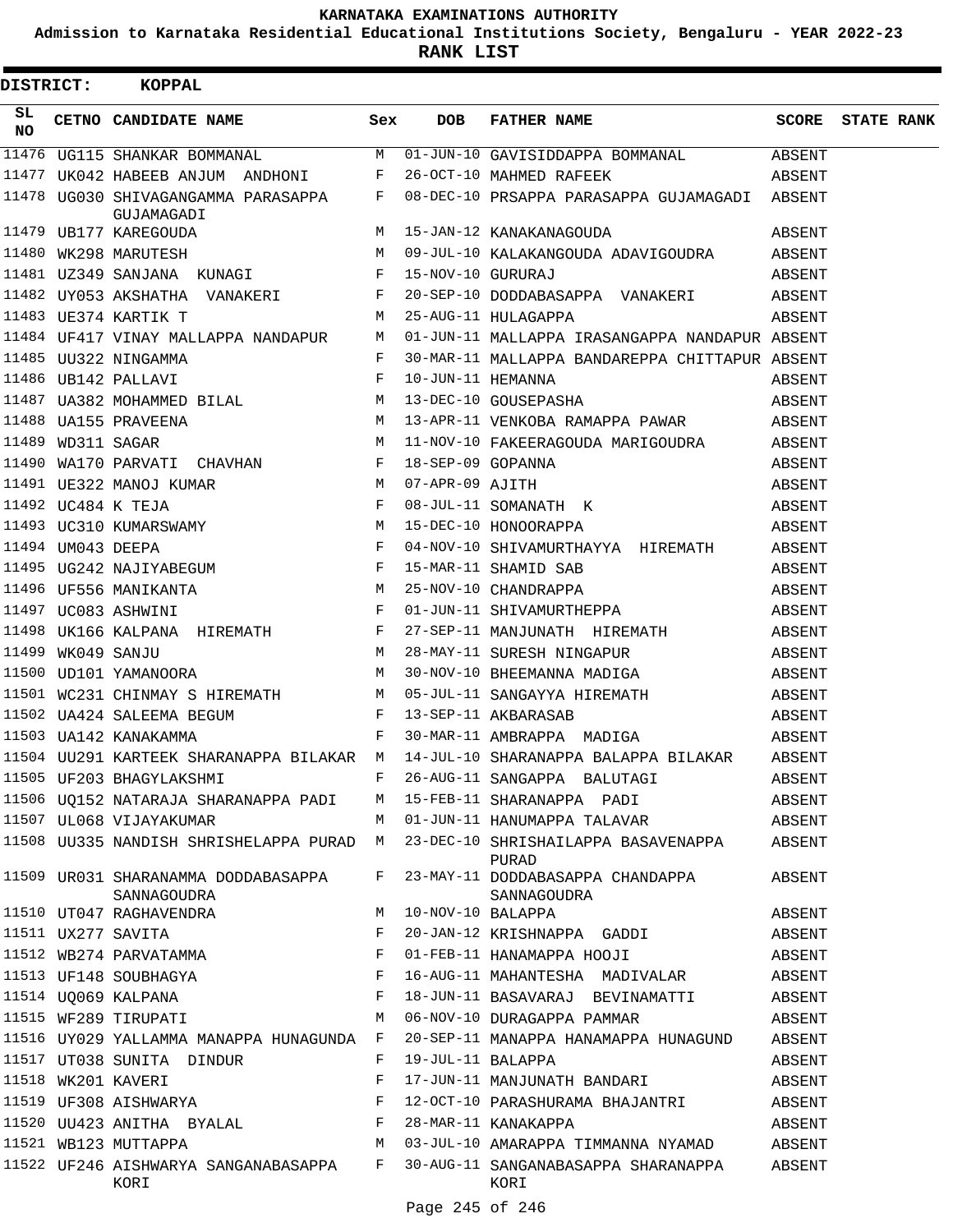KARNATAKA EXAMINATIONS AUTHORITY

Admission to Karnataka Residential Educational Institutions Society, Bengaluru - YEAR 2022-23

**RANK LIST**

**DISTRICT: KOPPAL**

| SL NO | CETNO | CANDIDATE NAME | Sex | DOB | FATHER NAME | SCORE | STATE RANK |
|---|---|---|---|---|---|---|---|
| 11476 | UG115 | SHANKAR BOMMANAL | M | 01-JUN-10 | GAVISIDDAPPA BOMMANAL | ABSENT | |
| 11477 | UK042 | HABEEB ANJUM ANDHONI | F | 26-OCT-10 | MAHMED RAFEEK | ABSENT | |
| 11478 | UG030 | SHIVAGANGAMMA PARASAPPA GUJAMAGADI | F | 08-DEC-10 | PRSAPPA PARASAPPA GUJAMAGADI | ABSENT | |
| 11479 | UB177 | KAREGOUDA | M | 15-JAN-12 | KANAKANAGOUDA | ABSENT | |
| 11480 | WK298 | MARUTESH | M | 09-JUL-10 | KALAKANGOUDA ADAVIGOUDRA | ABSENT | |
| 11481 | UZ349 | SANJANA KUNAGI | F | 15-NOV-10 | GURURAJ | ABSENT | |
| 11482 | UY053 | AKSHATHA VANAKERI | F | 20-SEP-10 | DODDABASAPPA VANAKERI | ABSENT | |
| 11483 | UE374 | KARTIK T | M | 25-AUG-11 | HULAGAPPA | ABSENT | |
| 11484 | UF417 | VINAY MALLAPPA NANDAPUR | M | 01-JUN-11 | MALLAPPA IRASANGAPPA NANDAPUR | ABSENT | |
| 11485 | UU322 | NINGAMMA | F | 30-MAR-11 | MALLAPPA BANDAREPPA CHITTAPUR | ABSENT | |
| 11486 | UB142 | PALLAVI | F | 10-JUN-11 | HEMANNA | ABSENT | |
| 11487 | UA382 | MOHAMMED BILAL | M | 13-DEC-10 | GOUSEPASHA | ABSENT | |
| 11488 | UA155 | PRAVEENA | M | 13-APR-11 | VENKOBA RAMAPPA PAWAR | ABSENT | |
| 11489 | WD311 | SAGAR | M | 11-NOV-10 | FAKEERAGOUDA MARIGOUDRA | ABSENT | |
| 11490 | WA170 | PARVATI CHAVHAN | F | 18-SEP-09 | GOPANNA | ABSENT | |
| 11491 | UE322 | MANOJ KUMAR | M | 07-APR-09 | AJITH | ABSENT | |
| 11492 | UC484 | K TEJA | F | 08-JUL-11 | SOMANATH K | ABSENT | |
| 11493 | UC310 | KUMARSWAMY | M | 15-DEC-10 | HONOORAPPA | ABSENT | |
| 11494 | UM043 | DEEPA | F | 04-NOV-10 | SHIVAMURTHAYYA HIREMATH | ABSENT | |
| 11495 | UG242 | NAJIYABEGUM | F | 15-MAR-11 | SHAMID SAB | ABSENT | |
| 11496 | UF556 | MANIKANTA | M | 25-NOV-10 | CHANDRAPPA | ABSENT | |
| 11497 | UC083 | ASHWINI | F | 01-JUN-11 | SHIVAMURTHEPPA | ABSENT | |
| 11498 | UK166 | KALPANA HIREMATH | F | 27-SEP-11 | MANJUNATH HIREMATH | ABSENT | |
| 11499 | WK049 | SANJU | M | 28-MAY-11 | SURESH NINGAPUR | ABSENT | |
| 11500 | UD101 | YAMANOORA | M | 30-NOV-10 | BHEEMANNA MADIGA | ABSENT | |
| 11501 | WC231 | CHINMAY S HIREMATH | M | 05-JUL-11 | SANGAYYA HIREMATH | ABSENT | |
| 11502 | UA424 | SALEEMA BEGUM | F | 13-SEP-11 | AKBARASAB | ABSENT | |
| 11503 | UA142 | KANAKAMMA | F | 30-MAR-11 | AMBRAPPA MADIGA | ABSENT | |
| 11504 | UU291 | KARTEEK SHARANAPPA BILAKAR | M | 14-JUL-10 | SHARANAPPA BALAPPA BILAKAR | ABSENT | |
| 11505 | UF203 | BHAGYLAKSHMI | F | 26-AUG-11 | SANGAPPA BALUTAGI | ABSENT | |
| 11506 | UQ152 | NATARAJA SHARANAPPA PADI | M | 15-FEB-11 | SHARANAPPA PADI | ABSENT | |
| 11507 | UL068 | VIJAYAKUMAR | M | 01-JUN-11 | HANUMAPPA TALAVAR | ABSENT | |
| 11508 | UU335 | NANDISH SHRISHELAPPA PURAD | M | 23-DEC-10 | SHRISHAILAPPA BASAVENAPPA PURAD | ABSENT | |
| 11509 | UR031 | SHARANAMMA DODDABASAPPA SANNAGOUDRA | F | 23-MAY-11 | DODDABASAPPA CHANDAPPA SANNAGOUDRA | ABSENT | |
| 11510 | UT047 | RAGHAVENDRA | M | 10-NOV-10 | BALAPPA | ABSENT | |
| 11511 | UX277 | SAVITA | F | 20-JAN-12 | KRISHNAPPA GADDI | ABSENT | |
| 11512 | WB274 | PARVATAMMA | F | 01-FEB-11 | HANAMAPPA HOOJI | ABSENT | |
| 11513 | UF148 | SOUBHAGYA | F | 16-AUG-11 | MAHANTESHA MADIVALAR | ABSENT | |
| 11514 | UQ069 | KALPANA | F | 18-JUN-11 | BASAVARAJ BEVINAMATTI | ABSENT | |
| 11515 | WF289 | TIRUPATI | M | 06-NOV-10 | DURAGAPPA PAMMAR | ABSENT | |
| 11516 | UY029 | YALLAMMA MANAPPA HUNAGUNDA | F | 20-SEP-11 | MANAPPA HANAMAPPA HUNAGUND | ABSENT | |
| 11517 | UT038 | SUNITA DINDUR | F | 19-JUL-11 | BALAPPA | ABSENT | |
| 11518 | WK201 | KAVERI | F | 17-JUN-11 | MANJUNATH BANDARI | ABSENT | |
| 11519 | UF308 | AISHWARYA | F | 12-OCT-10 | PARASHURAMA BHAJANTRI | ABSENT | |
| 11520 | UU423 | ANITHA BYALAL | F | 28-MAR-11 | KANAKAPPA | ABSENT | |
| 11521 | WB123 | MUTTAPPA | M | 03-JUL-10 | AMARAPPA TIMMANNA NYAMAD | ABSENT | |
| 11522 | UF246 | AISHWARYA SANGANABASAPPA KORI | F | 30-AUG-11 | SANGANABASAPPA SHARANAPPA KORI | ABSENT | |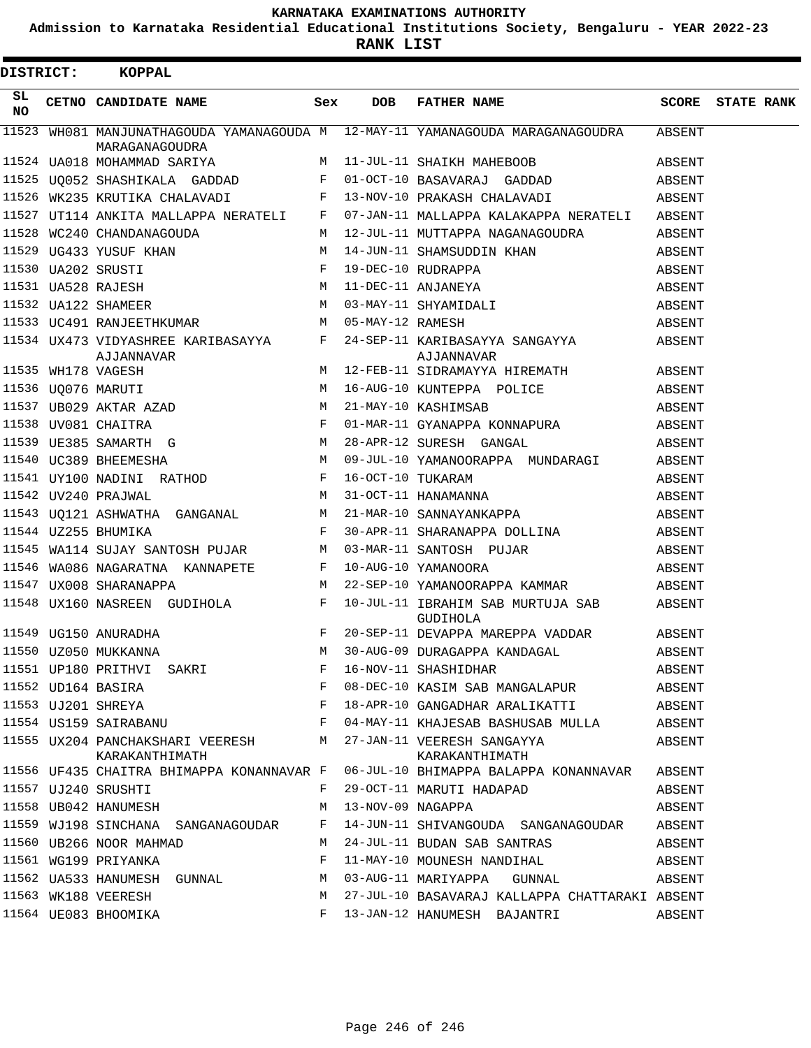# KARNATAKA EXAMINATIONS AUTHORITY

**Admission to Karnataka Residential Educational Institutions Society, Bengaluru - YEAR 2022-23**

**RANK LIST**

**DISTRICT: KOPPAL**

| SL NO | CETNO | CANDIDATE NAME | Sex | DOB | FATHER NAME | SCORE | STATE RANK |
|---|---|---|---|---|---|---|---|
| 11523 | WH081 | MANJUNATHAGOUDA YAMANAGOUDA MARAGANAGOUDRA | M | 12-MAY-11 | YAMANAGOUDA MARAGANAGOUDRA | ABSENT | |
| 11524 | UA018 | MOHAMMAD SARIYA | M | 11-JUL-11 | SHAIKH MAHEBOOB | ABSENT | |
| 11525 | UQ052 | SHASHIKALA GADDAD | F | 01-OCT-10 | BASAVARAJ GADDAD | ABSENT | |
| 11526 | WK235 | KRUTIKA CHALAVADI | F | 13-NOV-10 | PRAKASH CHALAVADI | ABSENT | |
| 11527 | UT114 | ANKITA MALLAPPA NERATELI | F | 07-JAN-11 | MALLAPPA KALAKAPPA NERATELI | ABSENT | |
| 11528 | WC240 | CHANDANAGOUDA | M | 12-JUL-11 | MUTTAPPA NAGANAGOUDRA | ABSENT | |
| 11529 | UG433 | YUSUF KHAN | M | 14-JUN-11 | SHAMSUDDIN KHAN | ABSENT | |
| 11530 | UA202 | SRUSTI | F | 19-DEC-10 | RUDRAPPA | ABSENT | |
| 11531 | UA528 | RAJESH | M | 11-DEC-11 | ANJANEYA | ABSENT | |
| 11532 | UA122 | SHAMEER | M | 03-MAY-11 | SHYAMIDALI | ABSENT | |
| 11533 | UC491 | RANJEETHKUMAR | M | 05-MAY-12 | RAMESH | ABSENT | |
| 11534 | UX473 | VIDYASHREE KARIBASAYYA AJJANNAVAR | F | 24-SEP-11 | KARIBASAYYA SANGAYYA AJJANNAVAR | ABSENT | |
| 11535 | WH178 | VAGESH | M | 12-FEB-11 | SIDRAMAYYA HIREMATH | ABSENT | |
| 11536 | UQ076 | MARUTI | M | 16-AUG-10 | KUNTEPPA POLICE | ABSENT | |
| 11537 | UB029 | AKTAR AZAD | M | 21-MAY-10 | KASHIMSAB | ABSENT | |
| 11538 | UV081 | CHAITRA | F | 01-MAR-11 | GYANAPPA KONNAPURA | ABSENT | |
| 11539 | UE385 | SAMARTH G | M | 28-APR-12 | SURESH GANGAL | ABSENT | |
| 11540 | UC389 | BHEEMESHA | M | 09-JUL-10 | YAMANOORAPPA MUNDARAGI | ABSENT | |
| 11541 | UY100 | NADINI RATHOD | F | 16-OCT-10 | TUKARAM | ABSENT | |
| 11542 | UV240 | PRAJWAL | M | 31-OCT-11 | HANAMANNA | ABSENT | |
| 11543 | UQ121 | ASHWATHA GANGANAL | M | 21-MAR-10 | SANNAYANKAPPA | ABSENT | |
| 11544 | UZ255 | BHUMIKA | F | 30-APR-11 | SHARANAPPA DOLLINA | ABSENT | |
| 11545 | WA114 | SUJAY SANTOSH PUJAR | M | 03-MAR-11 | SANTOSH PUJAR | ABSENT | |
| 11546 | WA086 | NAGARATNA KANNAPETE | F | 10-AUG-10 | YAMANOORA | ABSENT | |
| 11547 | UX008 | SHARANAPPA | M | 22-SEP-10 | YAMANOORAPPA KAMMAR | ABSENT | |
| 11548 | UX160 | NASREEN GUDIHOLA | F | 10-JUL-11 | IBRAHIM SAB MURTUJA SAB GUDIHOLA | ABSENT | |
| 11549 | UG150 | ANURADHA | F | 20-SEP-11 | DEVAPPA MAREPPA VADDAR | ABSENT | |
| 11550 | UZ050 | MUKKANNA | M | 30-AUG-09 | DURAGAPPA KANDAGAL | ABSENT | |
| 11551 | UP180 | PRITHVI SAKRI | F | 16-NOV-11 | SHASHIDHAR | ABSENT | |
| 11552 | UD164 | BASIRA | F | 08-DEC-10 | KASIM SAB MANGALAPUR | ABSENT | |
| 11553 | UJ201 | SHREYA | F | 18-APR-10 | GANGADHAR ARALIKATTI | ABSENT | |
| 11554 | US159 | SAIRABANU | F | 04-MAY-11 | KHAJESAB BASHUSAB MULLA | ABSENT | |
| 11555 | UX204 | PANCHAKSHARI VEERESH KARAKANTHIMATH | M | 27-JAN-11 | VEERESH SANGAYYA KARAKANTHIMATH | ABSENT | |
| 11556 | UF435 | CHAITRA BHIMAPPA KONANNAVAR | F | 06-JUL-10 | BHIMAPPA BALAPPA KONANNAVAR | ABSENT | |
| 11557 | UJ240 | SRUSHTI | F | 29-OCT-11 | MARUTI HADAPAD | ABSENT | |
| 11558 | UB042 | HANUMESH | M | 13-NOV-09 | NAGAPPA | ABSENT | |
| 11559 | WJ198 | SINCHANA SANGANAGOUDAR | F | 14-JUN-11 | SHIVANGOUDA SANGANAGOUDAR | ABSENT | |
| 11560 | UB266 | NOOR MAHMAD | M | 24-JUL-11 | BUDAN SAB SANTRAS | ABSENT | |
| 11561 | WG199 | PRIYANKA | F | 11-MAY-10 | MOUNESH NANDIHAL | ABSENT | |
| 11562 | UA533 | HANUMESH GUNNAL | M | 03-AUG-11 | MARIYAPPA GUNNAL | ABSENT | |
| 11563 | WK188 | VEERESH | M | 27-JUL-10 | BASAVARAJ KALLAPPA CHATTARAKI | ABSENT | |
| 11564 | UE083 | BHOOMIKA | F | 13-JAN-12 | HANUMESH BAJANTRI | ABSENT | |